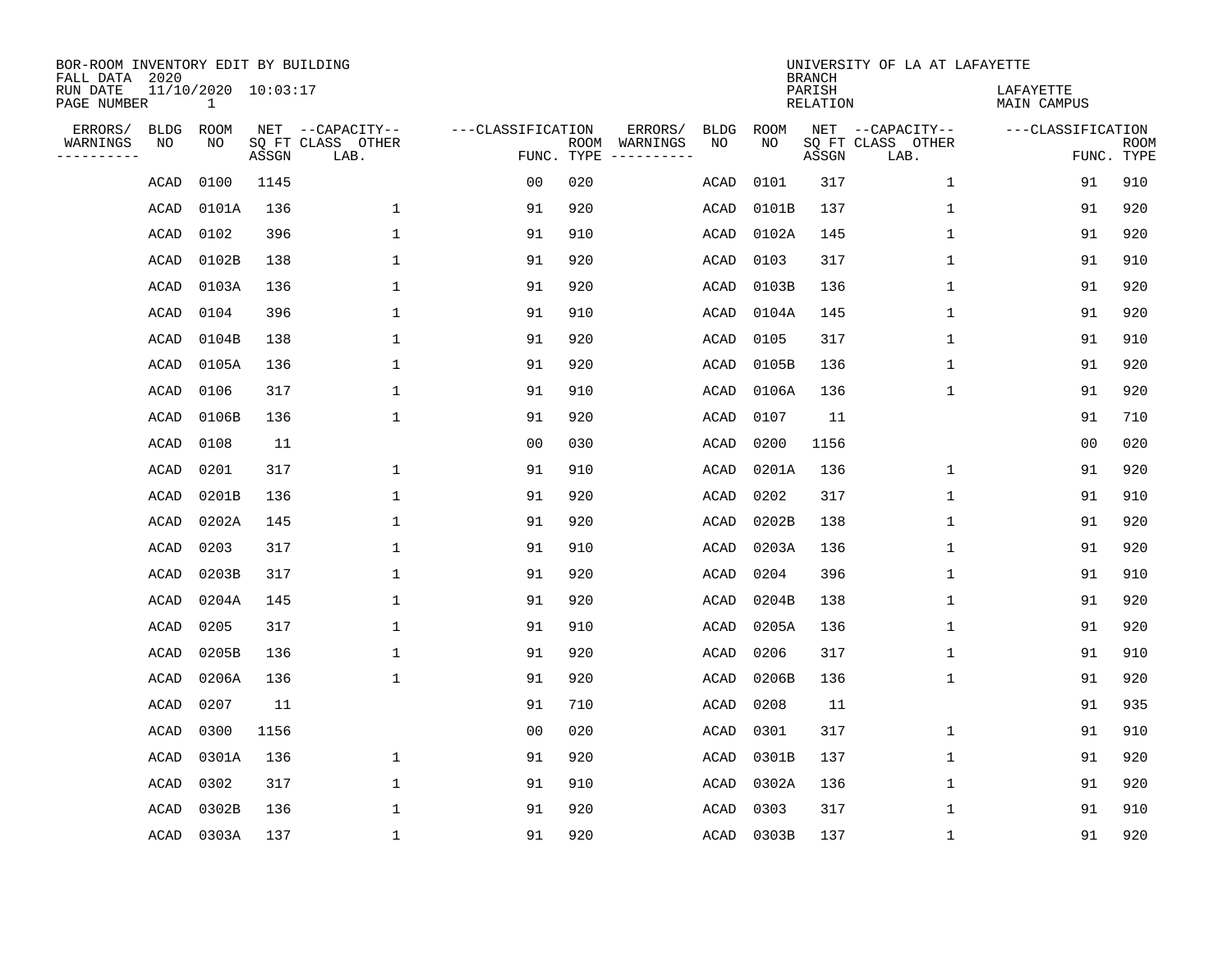BOR-ROOM INVENTORY EDIT BY BUILDING
FALL DATA 2020
RUN DATE 11/10/2020 10:03:17
PAGE NUMBER 1

UNIVERSITY OF LA AT LAFAYETTE
BRANCH
PARISH LAFAYETTE
RELATION MAIN CAMPUS

| ERRORS/ WARNINGS | BLDG NO | ROOM NO | NET SQ FT ASSGN | CAPACITY CLASS LAB. | CAPACITY OTHER | CLASSIFICATION FUNC. | ROOM TYPE | ERRORS/ WARNINGS | BLDG NO | ROOM NO | NET SQ FT ASSGN | CAPACITY CLASS LAB. | CAPACITY OTHER | CLASSIFICATION FUNC. | ROOM TYPE |
|---|---|---|---|---|---|---|---|---|---|---|---|---|---|---|---|
| | ACAD | 0100 | 1145 | | | 00 | 020 | | ACAD | 0101 | 317 | | 1 | 91 | 910 |
| | ACAD | 0101A | 136 | | 1 | 91 | 920 | | ACAD | 0101B | 137 | | 1 | 91 | 920 |
| | ACAD | 0102 | 396 | | 1 | 91 | 910 | | ACAD | 0102A | 145 | | 1 | 91 | 920 |
| | ACAD | 0102B | 138 | | 1 | 91 | 920 | | ACAD | 0103 | 317 | | 1 | 91 | 910 |
| | ACAD | 0103A | 136 | | 1 | 91 | 920 | | ACAD | 0103B | 136 | | 1 | 91 | 920 |
| | ACAD | 0104 | 396 | | 1 | 91 | 910 | | ACAD | 0104A | 145 | | 1 | 91 | 920 |
| | ACAD | 0104B | 138 | | 1 | 91 | 920 | | ACAD | 0105 | 317 | | 1 | 91 | 910 |
| | ACAD | 0105A | 136 | | 1 | 91 | 920 | | ACAD | 0105B | 136 | | 1 | 91 | 920 |
| | ACAD | 0106 | 317 | | 1 | 91 | 910 | | ACAD | 0106A | 136 | | 1 | 91 | 920 |
| | ACAD | 0106B | 136 | | 1 | 91 | 920 | | ACAD | 0107 | 11 | | | 91 | 710 |
| | ACAD | 0108 | 11 | | | 00 | 030 | | ACAD | 0200 | 1156 | | | 00 | 020 |
| | ACAD | 0201 | 317 | | 1 | 91 | 910 | | ACAD | 0201A | 136 | | 1 | 91 | 920 |
| | ACAD | 0201B | 136 | | 1 | 91 | 920 | | ACAD | 0202 | 317 | | 1 | 91 | 910 |
| | ACAD | 0202A | 145 | | 1 | 91 | 920 | | ACAD | 0202B | 138 | | 1 | 91 | 920 |
| | ACAD | 0203 | 317 | | 1 | 91 | 910 | | ACAD | 0203A | 136 | | 1 | 91 | 920 |
| | ACAD | 0203B | 317 | | 1 | 91 | 920 | | ACAD | 0204 | 396 | | 1 | 91 | 910 |
| | ACAD | 0204A | 145 | | 1 | 91 | 920 | | ACAD | 0204B | 138 | | 1 | 91 | 920 |
| | ACAD | 0205 | 317 | | 1 | 91 | 910 | | ACAD | 0205A | 136 | | 1 | 91 | 920 |
| | ACAD | 0205B | 136 | | 1 | 91 | 920 | | ACAD | 0206 | 317 | | 1 | 91 | 910 |
| | ACAD | 0206A | 136 | | 1 | 91 | 920 | | ACAD | 0206B | 136 | | 1 | 91 | 920 |
| | ACAD | 0207 | 11 | | | 91 | 710 | | ACAD | 0208 | 11 | | | 91 | 935 |
| | ACAD | 0300 | 1156 | | | 00 | 020 | | ACAD | 0301 | 317 | | 1 | 91 | 910 |
| | ACAD | 0301A | 136 | | 1 | 91 | 920 | | ACAD | 0301B | 137 | | 1 | 91 | 920 |
| | ACAD | 0302 | 317 | | 1 | 91 | 910 | | ACAD | 0302A | 136 | | 1 | 91 | 920 |
| | ACAD | 0302B | 136 | | 1 | 91 | 920 | | ACAD | 0303 | 317 | | 1 | 91 | 910 |
| | ACAD | 0303A | 137 | | 1 | 91 | 920 | | ACAD | 0303B | 137 | | 1 | 91 | 920 |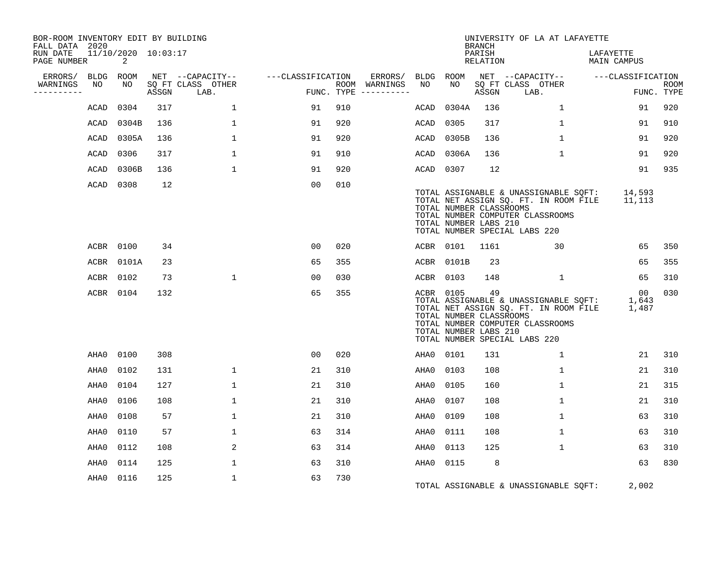BOR-ROOM INVENTORY EDIT BY BUILDING
FALL DATA 2020
RUN DATE 11/10/2020 10:03:17

UNIVERSITY OF LA AT LAFAYETTE
BRANCH
PARISH LAFAYETTE
RELATION MAIN CAMPUS

| ERRORS/ WARNINGS | BLDG NO | ROOM NO | NET SQ FT ASSGN | CAPACITY CLASS LAB. | CAPACITY OTHER | CLASSIFICATION FUNC. | ROOM TYPE | ERRORS/ WARNINGS | BLDG NO | ROOM NO | NET SQ FT ASSGN | CAPACITY CLASS LAB. | CAPACITY OTHER | CLASSIFICATION FUNC. | ROOM TYPE |
|---|---|---|---|---|---|---|---|---|---|---|---|---|---|---|---|
| | ACAD | 0304 | 317 | | 1 | 91 | 910 | | ACAD | 0304A | 136 | | 1 | 91 | 920 |
| | ACAD | 0304B | 136 | | 1 | 91 | 920 | | ACAD | 0305 | 317 | | 1 | 91 | 910 |
| | ACAD | 0305A | 136 | | 1 | 91 | 920 | | ACAD | 0305B | 136 | | 1 | 91 | 920 |
| | ACAD | 0306 | 317 | | 1 | 91 | 910 | | ACAD | 0306A | 136 | | 1 | 91 | 920 |
| | ACAD | 0306B | 136 | | 1 | 91 | 920 | | ACAD | 0307 | 12 | | | 91 | 935 |
| | ACAD | 0308 | 12 | | | 00 | 010 | | | | | | | | |

TOTAL ASSIGNABLE & UNASSIGNABLE SQFT: 14,593
TOTAL NET ASSIGN SQ. FT. IN ROOM FILE 11,113
TOTAL NUMBER CLASSROOMS
TOTAL NUMBER COMPUTER CLASSROOMS
TOTAL NUMBER LABS 210
TOTAL NUMBER SPECIAL LABS 220

| ERRORS/ WARNINGS | BLDG NO | ROOM NO | NET SQ FT ASSGN | CAPACITY CLASS LAB. | CAPACITY OTHER | CLASSIFICATION FUNC. | ROOM TYPE | ERRORS/ WARNINGS | BLDG NO | ROOM NO | NET SQ FT ASSGN | CAPACITY CLASS LAB. | CAPACITY OTHER | CLASSIFICATION FUNC. | ROOM TYPE |
|---|---|---|---|---|---|---|---|---|---|---|---|---|---|---|---|
| | ACBR | 0100 | 34 | | | 00 | 020 | | ACBR | 0101 | 1161 | | 30 | 65 | 350 |
| | ACBR | 0101A | 23 | | | 65 | 355 | | ACBR | 0101B | 23 | | | 65 | 355 |
| | ACBR | 0102 | 73 | | 1 | 00 | 030 | | ACBR | 0103 | 148 | | 1 | 65 | 310 |
| | ACBR | 0104 | 132 | | | 65 | 355 | | ACBR | 0105 | 49 | | | 00 | 030 |

TOTAL ASSIGNABLE & UNASSIGNABLE SQFT: 1,643
TOTAL NET ASSIGN SQ. FT. IN ROOM FILE 1,487
TOTAL NUMBER CLASSROOMS
TOTAL NUMBER COMPUTER CLASSROOMS
TOTAL NUMBER LABS 210
TOTAL NUMBER SPECIAL LABS 220

| ERRORS/ WARNINGS | BLDG NO | ROOM NO | NET SQ FT ASSGN | CAPACITY CLASS LAB. | CAPACITY OTHER | CLASSIFICATION FUNC. | ROOM TYPE | ERRORS/ WARNINGS | BLDG NO | ROOM NO | NET SQ FT ASSGN | CAPACITY CLASS LAB. | CAPACITY OTHER | CLASSIFICATION FUNC. | ROOM TYPE |
|---|---|---|---|---|---|---|---|---|---|---|---|---|---|---|---|
| | AHA0 | 0100 | 308 | | | 00 | 020 | | AHA0 | 0101 | 131 | | 1 | 21 | 310 |
| | AHA0 | 0102 | 131 | | 1 | 21 | 310 | | AHA0 | 0103 | 108 | | 1 | 21 | 310 |
| | AHA0 | 0104 | 127 | | 1 | 21 | 310 | | AHA0 | 0105 | 160 | | 1 | 21 | 315 |
| | AHA0 | 0106 | 108 | | 1 | 21 | 310 | | AHA0 | 0107 | 108 | | 1 | 21 | 310 |
| | AHA0 | 0108 | 57 | | 1 | 21 | 310 | | AHA0 | 0109 | 108 | | 1 | 63 | 310 |
| | AHA0 | 0110 | 57 | | 1 | 63 | 314 | | AHA0 | 0111 | 108 | | 1 | 63 | 310 |
| | AHA0 | 0112 | 108 | | 2 | 63 | 314 | | AHA0 | 0113 | 125 | | 1 | 63 | 310 |
| | AHA0 | 0114 | 125 | | 1 | 63 | 310 | | AHA0 | 0115 | 8 | | | 63 | 830 |
| | AHA0 | 0116 | 125 | | 1 | 63 | 730 | | | | | | | | |

TOTAL ASSIGNABLE & UNASSIGNABLE SQFT: 2,002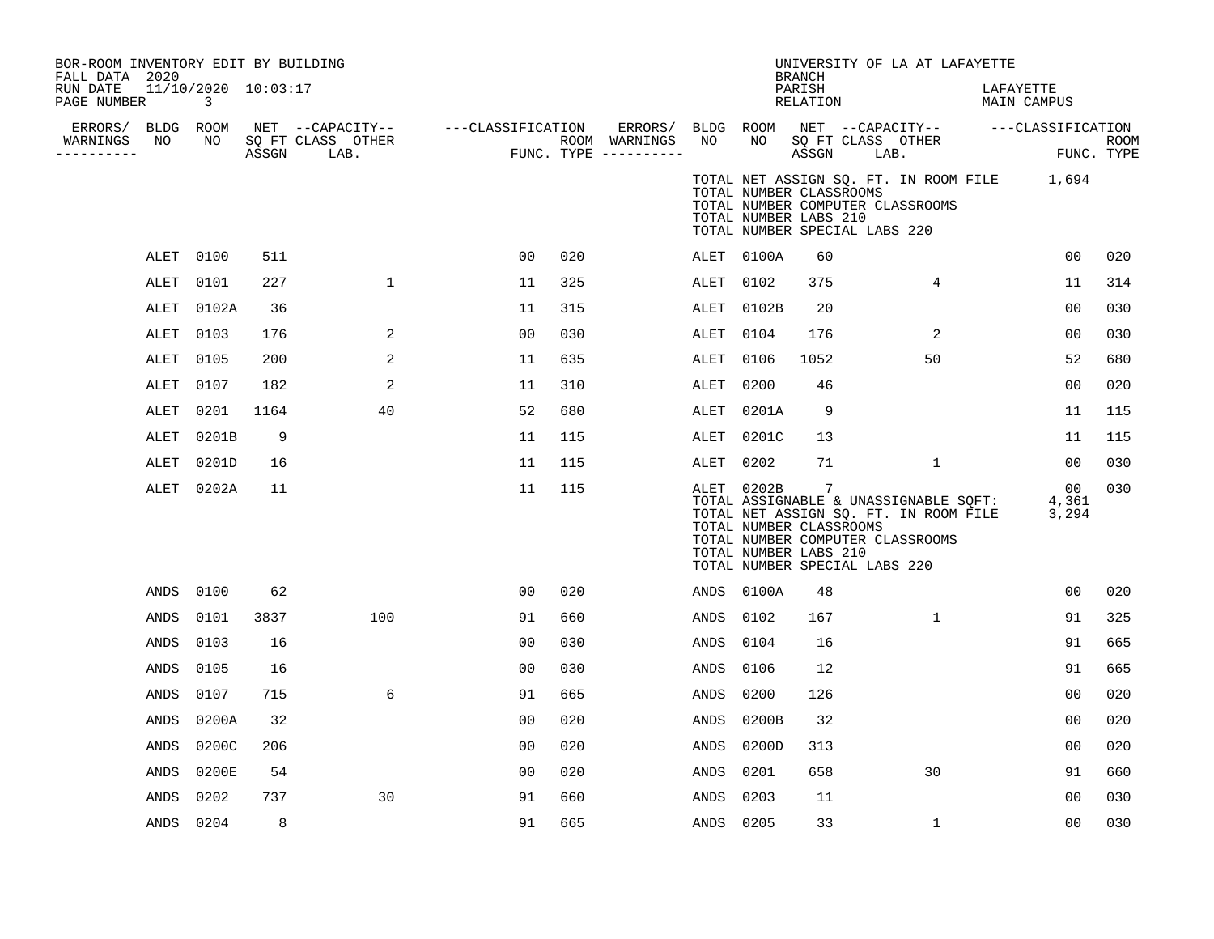BOR-ROOM INVENTORY EDIT BY BUILDING
FALL DATA 2020
RUN DATE 11/10/2020 10:03:17

UNIVERSITY OF LA AT LAFAYETTE
BRANCH
PARISH LAFAYETTE
RELATION MAIN CAMPUS

| ERRORS/ WARNINGS | BLDG NO | ROOM NO | NET SQ FT ASSGN | CAPACITY CLASS LAB. | CAPACITY OTHER | CLASSIFICATION FUNC. | ROOM TYPE | ERRORS/ WARNINGS | BLDG NO | ROOM NO | NET SQ FT ASSGN | CAPACITY CLASS LAB. | CAPACITY OTHER | CLASSIFICATION FUNC. | ROOM TYPE |
|---|---|---|---|---|---|---|---|---|---|---|---|---|---|---|---|
| | | | | | | | | | TOTAL NET ASSIGN SQ. FT. IN ROOM FILE | | | | | 1,694 | |
| | | | | | | | | | TOTAL NUMBER CLASSROOMS | | | | | | |
| | | | | | | | | | TOTAL NUMBER COMPUTER CLASSROOMS | | | | | | |
| | | | | | | | | | TOTAL NUMBER LABS 210 | | | | | | |
| | | | | | | | | | TOTAL NUMBER SPECIAL LABS 220 | | | | | | |
| | ALET | 0100 | 511 | | | 00 | 020 | | ALET | 0100A | 60 | | | 00 | 020 |
| | ALET | 0101 | 227 | | 1 | 11 | 325 | | ALET | 0102 | 375 | | 4 | 11 | 314 |
| | ALET | 0102A | 36 | | | 11 | 315 | | ALET | 0102B | 20 | | | 00 | 030 |
| | ALET | 0103 | 176 | | 2 | 00 | 030 | | ALET | 0104 | 176 | | 2 | 00 | 030 |
| | ALET | 0105 | 200 | | 2 | 11 | 635 | | ALET | 0106 | 1052 | | 50 | 52 | 680 |
| | ALET | 0107 | 182 | | 2 | 11 | 310 | | ALET | 0200 | 46 | | | 00 | 020 |
| | ALET | 0201 | 1164 | | 40 | 52 | 680 | | ALET | 0201A | 9 | | | 11 | 115 |
| | ALET | 0201B | 9 | | | 11 | 115 | | ALET | 0201C | 13 | | | 11 | 115 |
| | ALET | 0201D | 16 | | | 11 | 115 | | ALET | 0202 | 71 | | 1 | 00 | 030 |
| | ALET | 0202A | 11 | | | 11 | 115 | | ALET | 0202B | 7 | | | 00 | 030 |
| | | | | | | | | | TOTAL ASSIGNABLE & UNASSIGNABLE SQFT: | | | | | 4,361 | |
| | | | | | | | | | TOTAL NET ASSIGN SQ. FT. IN ROOM FILE | | | | | 3,294 | |
| | | | | | | | | | TOTAL NUMBER CLASSROOMS | | | | | | |
| | | | | | | | | | TOTAL NUMBER COMPUTER CLASSROOMS | | | | | | |
| | | | | | | | | | TOTAL NUMBER LABS 210 | | | | | | |
| | | | | | | | | | TOTAL NUMBER SPECIAL LABS 220 | | | | | | |
| | ANDS | 0100 | 62 | | | 00 | 020 | | ANDS | 0100A | 48 | | | 00 | 020 |
| | ANDS | 0101 | 3837 | | 100 | 91 | 660 | | ANDS | 0102 | 167 | | 1 | 91 | 325 |
| | ANDS | 0103 | 16 | | | 00 | 030 | | ANDS | 0104 | 16 | | | 91 | 665 |
| | ANDS | 0105 | 16 | | | 00 | 030 | | ANDS | 0106 | 12 | | | 91 | 665 |
| | ANDS | 0107 | 715 | | 6 | 91 | 665 | | ANDS | 0200 | 126 | | | 00 | 020 |
| | ANDS | 0200A | 32 | | | 00 | 020 | | ANDS | 0200B | 32 | | | 00 | 020 |
| | ANDS | 0200C | 206 | | | 00 | 020 | | ANDS | 0200D | 313 | | | 00 | 020 |
| | ANDS | 0200E | 54 | | | 00 | 020 | | ANDS | 0201 | 658 | | 30 | 91 | 660 |
| | ANDS | 0202 | 737 | | 30 | 91 | 660 | | ANDS | 0203 | 11 | | | 00 | 030 |
| | ANDS | 0204 | 8 | | | 91 | 665 | | ANDS | 0205 | 33 | | 1 | 00 | 030 |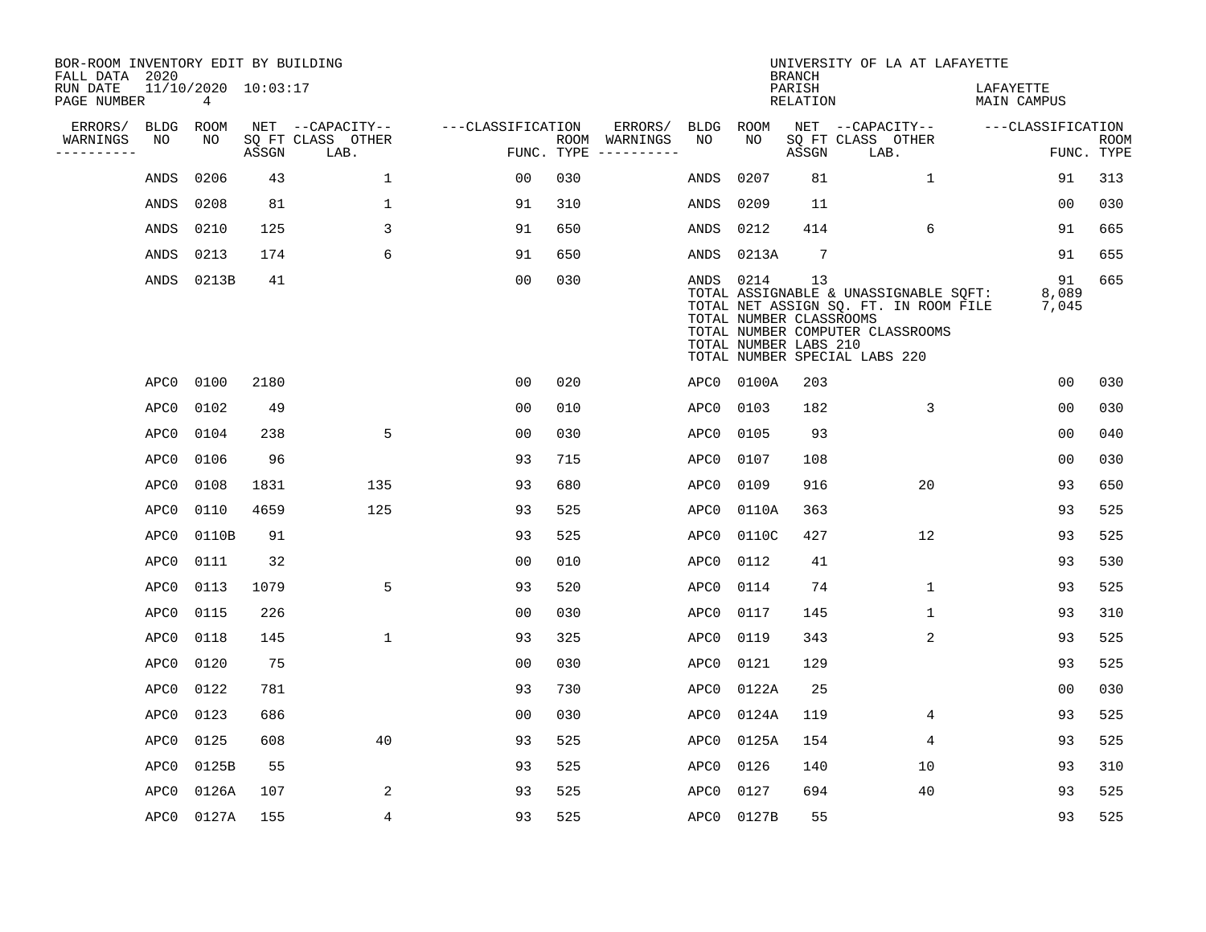BOR-ROOM INVENTORY EDIT BY BUILDING
FALL DATA 2020
RUN DATE 11/10/2020 10:03:17
PAGE NUMBER 4

UNIVERSITY OF LA AT LAFAYETTE
BRANCH
PARISH LAFAYETTE
RELATION MAIN CAMPUS

| ERRORS/ WARNINGS | BLDG NO | ROOM NO | NET SQ FT ASSGN | CAPACITY CLASS LAB. | OTHER | CLASSIFICATION FUNC. | ROOM TYPE | ERRORS/ WARNINGS | BLDG NO | ROOM NO | NET SQ FT ASSGN | CAPACITY CLASS LAB. | OTHER | CLASSIFICATION FUNC. | ROOM TYPE |
|---|---|---|---|---|---|---|---|---|---|---|---|---|---|---|---|
| | ANDS | 0206 | 43 | | 1 | 00 | 030 | | ANDS | 0207 | 81 | | 1 | 91 | 313 |
| | ANDS | 0208 | 81 | | 1 | 91 | 310 | | ANDS | 0209 | 11 | | | 00 | 030 |
| | ANDS | 0210 | 125 | | 3 | 91 | 650 | | ANDS | 0212 | 414 | | 6 | 91 | 665 |
| | ANDS | 0213 | 174 | | 6 | 91 | 650 | | ANDS | 0213A | 7 | | | 91 | 655 |
| | ANDS | 0213B | 41 | | | 00 | 030 | | ANDS | 0214 | 13 | | | 91 | 665 |

TOTAL ASSIGNABLE & UNASSIGNABLE SQFT: 8,089
TOTAL NET ASSIGN SQ. FT. IN ROOM FILE 7,045
TOTAL NUMBER CLASSROOMS
TOTAL NUMBER COMPUTER CLASSROOMS
TOTAL NUMBER LABS 210
TOTAL NUMBER SPECIAL LABS 220

| ERRORS/ WARNINGS | BLDG NO | ROOM NO | NET SQ FT ASSGN | CAPACITY CLASS LAB. | OTHER | CLASSIFICATION FUNC. | ROOM TYPE | ERRORS/ WARNINGS | BLDG NO | ROOM NO | NET SQ FT ASSGN | CAPACITY CLASS LAB. | OTHER | CLASSIFICATION FUNC. | ROOM TYPE |
|---|---|---|---|---|---|---|---|---|---|---|---|---|---|---|---|
| | APC0 | 0100 | 2180 | | | 00 | 020 | | APC0 | 0100A | 203 | | | 00 | 030 |
| | APC0 | 0102 | 49 | | | 00 | 010 | | APC0 | 0103 | 182 | | 3 | 00 | 030 |
| | APC0 | 0104 | 238 | | 5 | 00 | 030 | | APC0 | 0105 | 93 | | | 00 | 040 |
| | APC0 | 0106 | 96 | | | 93 | 715 | | APC0 | 0107 | 108 | | | 00 | 030 |
| | APC0 | 0108 | 1831 | | 135 | 93 | 680 | | APC0 | 0109 | 916 | | 20 | 93 | 650 |
| | APC0 | 0110 | 4659 | | 125 | 93 | 525 | | APC0 | 0110A | 363 | | | 93 | 525 |
| | APC0 | 0110B | 91 | | | 93 | 525 | | APC0 | 0110C | 427 | | 12 | 93 | 525 |
| | APC0 | 0111 | 32 | | | 00 | 010 | | APC0 | 0112 | 41 | | | 93 | 530 |
| | APC0 | 0113 | 1079 | | 5 | 93 | 520 | | APC0 | 0114 | 74 | | 1 | 93 | 525 |
| | APC0 | 0115 | 226 | | | 00 | 030 | | APC0 | 0117 | 145 | | 1 | 93 | 310 |
| | APC0 | 0118 | 145 | | 1 | 93 | 325 | | APC0 | 0119 | 343 | | 2 | 93 | 525 |
| | APC0 | 0120 | 75 | | | 00 | 030 | | APC0 | 0121 | 129 | | | 93 | 525 |
| | APC0 | 0122 | 781 | | | 93 | 730 | | APC0 | 0122A | 25 | | | 00 | 030 |
| | APC0 | 0123 | 686 | | | 00 | 030 | | APC0 | 0124A | 119 | | 4 | 93 | 525 |
| | APC0 | 0125 | 608 | | 40 | 93 | 525 | | APC0 | 0125A | 154 | | 4 | 93 | 525 |
| | APC0 | 0125B | 55 | | | 93 | 525 | | APC0 | 0126 | 140 | | 10 | 93 | 310 |
| | APC0 | 0126A | 107 | | 2 | 93 | 525 | | APC0 | 0127 | 694 | | 40 | 93 | 525 |
| | APC0 | 0127A | 155 | | 4 | 93 | 525 | | APC0 | 0127B | 55 | | | 93 | 525 |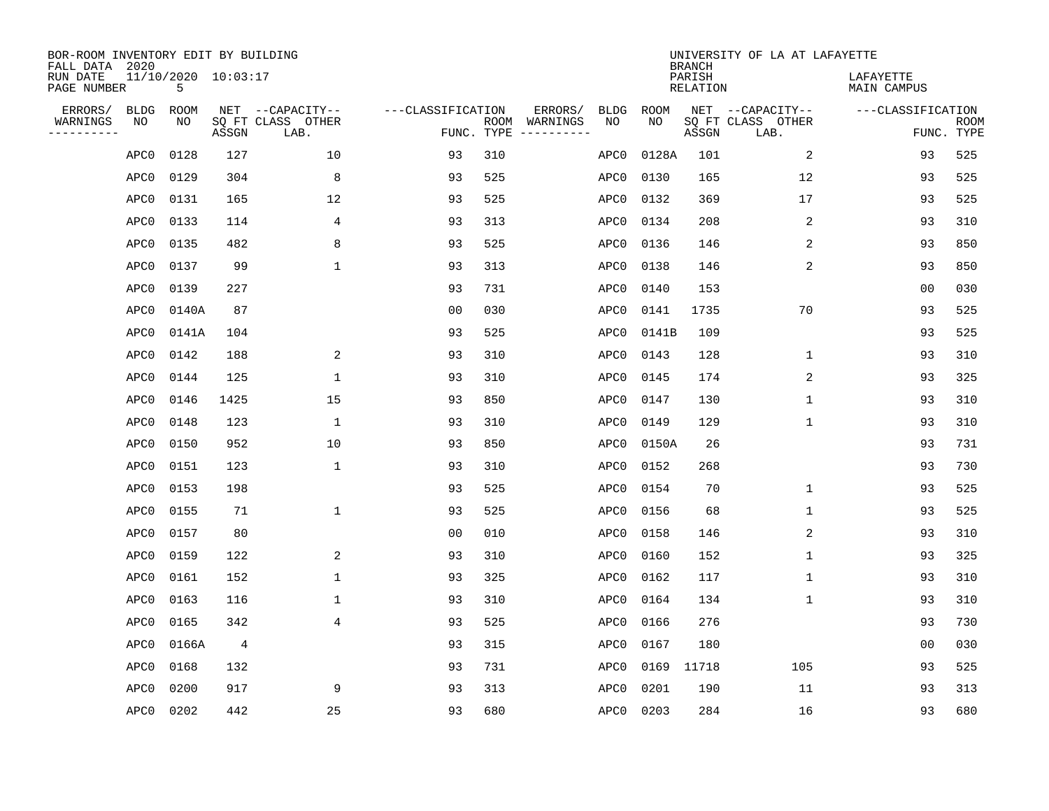BOR-ROOM INVENTORY EDIT BY BUILDING
FALL DATA 2020
RUN DATE 11/10/2020 10:03:17
PAGE NUMBER 5

UNIVERSITY OF LA AT LAFAYETTE
BRANCH
PARISH LAFAYETTE
RELATION MAIN CAMPUS

| ERRORS/ WARNINGS | BLDG NO | ROOM NO | NET SQ FT ASSGN | CAPACITY CLASS LAB. | CAPACITY OTHER | CLASSIFICATION FUNC. | ROOM TYPE | ERRORS/ WARNINGS | BLDG NO | ROOM NO | NET SQ FT ASSGN | CAPACITY CLASS LAB. | CAPACITY OTHER | CLASSIFICATION FUNC. | ROOM TYPE |
|---|---|---|---|---|---|---|---|---|---|---|---|---|---|---|---|
| | APC0 | 0128 | 127 | | 10 | 93 | 310 | | APC0 | 0128A | 101 | | 2 | 93 | 525 |
| | APC0 | 0129 | 304 | | 8 | 93 | 525 | | APC0 | 0130 | 165 | | 12 | 93 | 525 |
| | APC0 | 0131 | 165 | | 12 | 93 | 525 | | APC0 | 0132 | 369 | | 17 | 93 | 525 |
| | APC0 | 0133 | 114 | | 4 | 93 | 313 | | APC0 | 0134 | 208 | | 2 | 93 | 310 |
| | APC0 | 0135 | 482 | | 8 | 93 | 525 | | APC0 | 0136 | 146 | | 2 | 93 | 850 |
| | APC0 | 0137 | 99 | | 1 | 93 | 313 | | APC0 | 0138 | 146 | | 2 | 93 | 850 |
| | APC0 | 0139 | 227 | | | 93 | 731 | | APC0 | 0140 | 153 | | | 00 | 030 |
| | APC0 | 0140A | 87 | | | 00 | 030 | | APC0 | 0141 | 1735 | | 70 | 93 | 525 |
| | APC0 | 0141A | 104 | | | 93 | 525 | | APC0 | 0141B | 109 | | | 93 | 525 |
| | APC0 | 0142 | 188 | | 2 | 93 | 310 | | APC0 | 0143 | 128 | | 1 | 93 | 310 |
| | APC0 | 0144 | 125 | | 1 | 93 | 310 | | APC0 | 0145 | 174 | | 2 | 93 | 325 |
| | APC0 | 0146 | 1425 | | 15 | 93 | 850 | | APC0 | 0147 | 130 | | 1 | 93 | 310 |
| | APC0 | 0148 | 123 | | 1 | 93 | 310 | | APC0 | 0149 | 129 | | 1 | 93 | 310 |
| | APC0 | 0150 | 952 | | 10 | 93 | 850 | | APC0 | 0150A | 26 | | | 93 | 731 |
| | APC0 | 0151 | 123 | | 1 | 93 | 310 | | APC0 | 0152 | 268 | | | 93 | 730 |
| | APC0 | 0153 | 198 | | | 93 | 525 | | APC0 | 0154 | 70 | | 1 | 93 | 525 |
| | APC0 | 0155 | 71 | | 1 | 93 | 525 | | APC0 | 0156 | 68 | | 1 | 93 | 525 |
| | APC0 | 0157 | 80 | | | 00 | 010 | | APC0 | 0158 | 146 | | 2 | 93 | 310 |
| | APC0 | 0159 | 122 | | 2 | 93 | 310 | | APC0 | 0160 | 152 | | 1 | 93 | 325 |
| | APC0 | 0161 | 152 | | 1 | 93 | 325 | | APC0 | 0162 | 117 | | 1 | 93 | 310 |
| | APC0 | 0163 | 116 | | 1 | 93 | 310 | | APC0 | 0164 | 134 | | 1 | 93 | 310 |
| | APC0 | 0165 | 342 | | 4 | 93 | 525 | | APC0 | 0166 | 276 | | | 93 | 730 |
| | APC0 | 0166A | 4 | | | 93 | 315 | | APC0 | 0167 | 180 | | | 00 | 030 |
| | APC0 | 0168 | 132 | | | 93 | 731 | | APC0 | 0169 | 11718 | | 105 | 93 | 525 |
| | APC0 | 0200 | 917 | | 9 | 93 | 313 | | APC0 | 0201 | 190 | | 11 | 93 | 313 |
| | APC0 | 0202 | 442 | | 25 | 93 | 680 | | APC0 | 0203 | 284 | | 16 | 93 | 680 |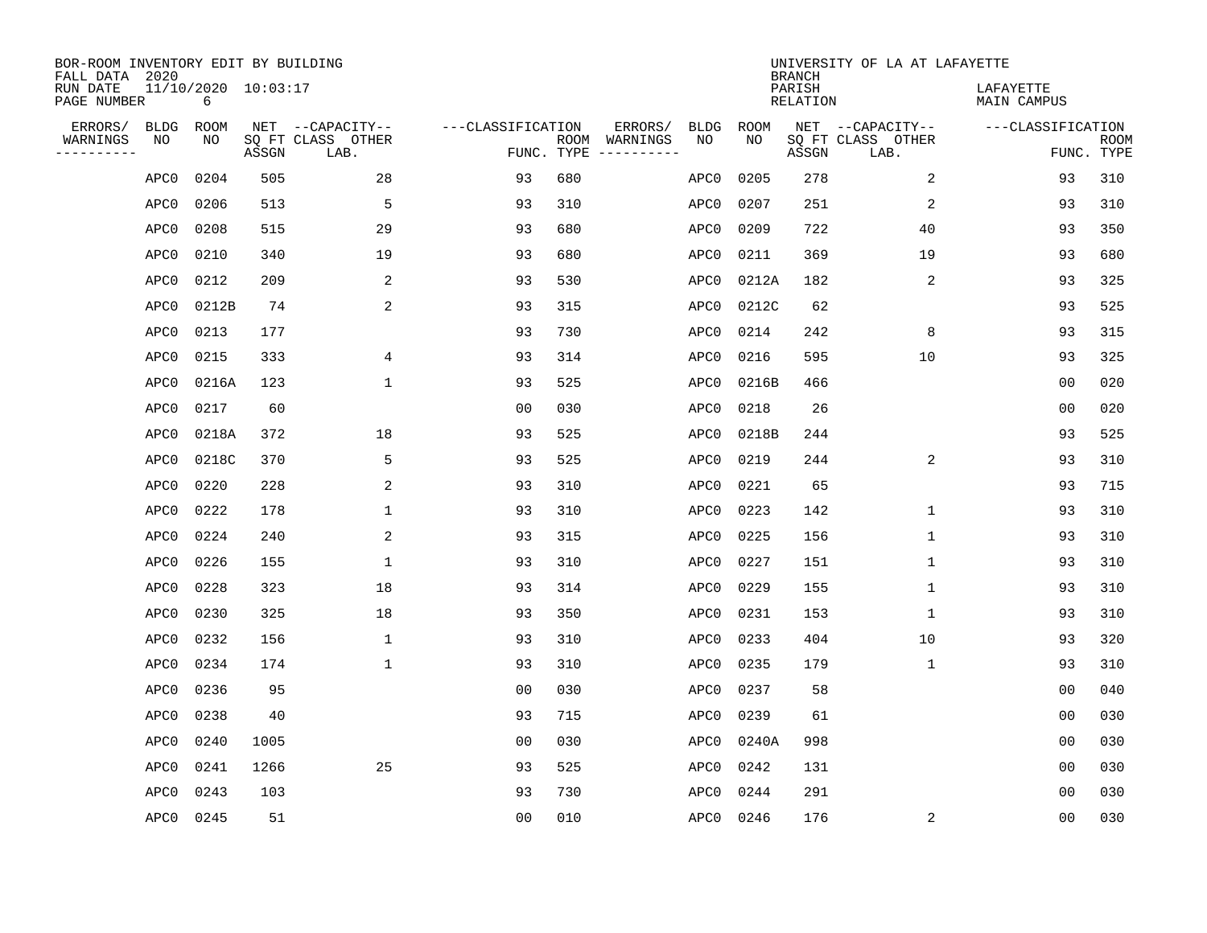BOR-ROOM INVENTORY EDIT BY BUILDING
FALL DATA 2020
RUN DATE 11/10/2020 10:03:17

UNIVERSITY OF LA AT LAFAYETTE
BRANCH
PARISH LAFAYETTE
RELATION MAIN CAMPUS

| ERRORS/ WARNINGS | BLDG NO | ROOM NO | NET SQ FT ASSGN | CAPACITY CLASS LAB. | CAPACITY OTHER | CLASSIFICATION FUNC. | ROOM TYPE | ERRORS/ WARNINGS | BLDG NO | ROOM NO | NET SQ FT ASSGN | CAPACITY CLASS LAB. | CAPACITY OTHER | CLASSIFICATION FUNC. | ROOM TYPE |
|---|---|---|---|---|---|---|---|---|---|---|---|---|---|---|---|
| | APC0 | 0204 | 505 | | 28 | 93 | 680 | | APC0 | 0205 | 278 | | 2 | 93 | 310 |
| | APC0 | 0206 | 513 | | 5 | 93 | 310 | | APC0 | 0207 | 251 | | 2 | 93 | 310 |
| | APC0 | 0208 | 515 | | 29 | 93 | 680 | | APC0 | 0209 | 722 | | 40 | 93 | 350 |
| | APC0 | 0210 | 340 | | 19 | 93 | 680 | | APC0 | 0211 | 369 | | 19 | 93 | 680 |
| | APC0 | 0212 | 209 | | 2 | 93 | 530 | | APC0 | 0212A | 182 | | 2 | 93 | 325 |
| | APC0 | 0212B | 74 | | 2 | 93 | 315 | | APC0 | 0212C | 62 | | | 93 | 525 |
| | APC0 | 0213 | 177 | | | 93 | 730 | | APC0 | 0214 | 242 | | 8 | 93 | 315 |
| | APC0 | 0215 | 333 | | 4 | 93 | 314 | | APC0 | 0216 | 595 | | 10 | 93 | 325 |
| | APC0 | 0216A | 123 | | 1 | 93 | 525 | | APC0 | 0216B | 466 | | | 00 | 020 |
| | APC0 | 0217 | 60 | | | 00 | 030 | | APC0 | 0218 | 26 | | | 00 | 020 |
| | APC0 | 0218A | 372 | | 18 | 93 | 525 | | APC0 | 0218B | 244 | | | 93 | 525 |
| | APC0 | 0218C | 370 | | 5 | 93 | 525 | | APC0 | 0219 | 244 | | 2 | 93 | 310 |
| | APC0 | 0220 | 228 | | 2 | 93 | 310 | | APC0 | 0221 | 65 | | | 93 | 715 |
| | APC0 | 0222 | 178 | | 1 | 93 | 310 | | APC0 | 0223 | 142 | | 1 | 93 | 310 |
| | APC0 | 0224 | 240 | | 2 | 93 | 315 | | APC0 | 0225 | 156 | | 1 | 93 | 310 |
| | APC0 | 0226 | 155 | | 1 | 93 | 310 | | APC0 | 0227 | 151 | | 1 | 93 | 310 |
| | APC0 | 0228 | 323 | | 18 | 93 | 314 | | APC0 | 0229 | 155 | | 1 | 93 | 310 |
| | APC0 | 0230 | 325 | | 18 | 93 | 350 | | APC0 | 0231 | 153 | | 1 | 93 | 310 |
| | APC0 | 0232 | 156 | | 1 | 93 | 310 | | APC0 | 0233 | 404 | | 10 | 93 | 320 |
| | APC0 | 0234 | 174 | | 1 | 93 | 310 | | APC0 | 0235 | 179 | | 1 | 93 | 310 |
| | APC0 | 0236 | 95 | | | 00 | 030 | | APC0 | 0237 | 58 | | | 00 | 040 |
| | APC0 | 0238 | 40 | | | 93 | 715 | | APC0 | 0239 | 61 | | | 00 | 030 |
| | APC0 | 0240 | 1005 | | | 00 | 030 | | APC0 | 0240A | 998 | | | 00 | 030 |
| | APC0 | 0241 | 1266 | | 25 | 93 | 525 | | APC0 | 0242 | 131 | | | 00 | 030 |
| | APC0 | 0243 | 103 | | | 93 | 730 | | APC0 | 0244 | 291 | | | 00 | 030 |
| | APC0 | 0245 | 51 | | | 00 | 010 | | APC0 | 0246 | 176 | | 2 | 00 | 030 |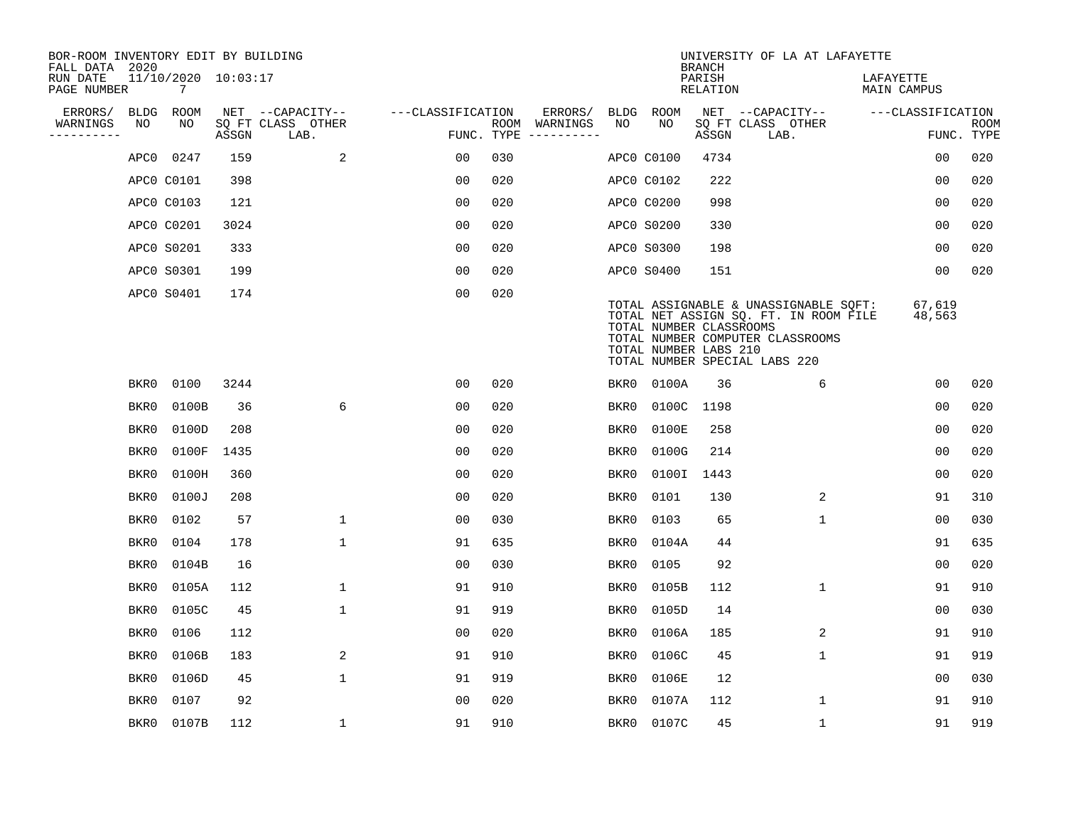BOR-ROOM INVENTORY EDIT BY BUILDING
FALL DATA 2020
RUN DATE 11/10/2020 10:03:17
PAGE NUMBER 7

UNIVERSITY OF LA AT LAFAYETTE
BRANCH
PARISH LAFAYETTE
RELATION MAIN CAMPUS

| ERRORS/ WARNINGS | BLDG NO | ROOM NO | NET SQ FT ASSGN | CAPACITY CLASS LAB. | CAPACITY OTHER | CLASSIFICATION FUNC. | ROOM TYPE | ERRORS/ WARNINGS | BLDG NO | ROOM NO | NET SQ FT ASSGN | CAPACITY CLASS LAB. | CAPACITY OTHER | CLASSIFICATION FUNC. | ROOM TYPE |
|---|---|---|---|---|---|---|---|---|---|---|---|---|---|---|---|
| | APC0 | 0247 | 159 | | 2 | 00 | 030 | | APC0 | C0100 | 4734 | | | 00 | 020 |
| | APC0 | C0101 | 398 | | | 00 | 020 | | APC0 | C0102 | 222 | | | 00 | 020 |
| | APC0 | C0103 | 121 | | | 00 | 020 | | APC0 | C0200 | 998 | | | 00 | 020 |
| | APC0 | C0201 | 3024 | | | 00 | 020 | | APC0 | S0200 | 330 | | | 00 | 020 |
| | APC0 | S0201 | 333 | | | 00 | 020 | | APC0 | S0300 | 198 | | | 00 | 020 |
| | APC0 | S0301 | 199 | | | 00 | 020 | | APC0 | S0400 | 151 | | | 00 | 020 |
| | APC0 | S0401 | 174 | | | 00 | 020 | | | | | | | | |

TOTAL ASSIGNABLE & UNASSIGNABLE SQFT: 67,619
TOTAL NET ASSIGN SQ. FT. IN ROOM FILE 48,563
TOTAL NUMBER CLASSROOMS
TOTAL NUMBER COMPUTER CLASSROOMS
TOTAL NUMBER LABS 210
TOTAL NUMBER SPECIAL LABS 220

| ERRORS/ WARNINGS | BLDG NO | ROOM NO | NET SQ FT ASSGN | CAPACITY CLASS LAB. | CAPACITY OTHER | CLASSIFICATION FUNC. | ROOM TYPE | ERRORS/ WARNINGS | BLDG NO | ROOM NO | NET SQ FT ASSGN | CAPACITY CLASS LAB. | CAPACITY OTHER | CLASSIFICATION FUNC. | ROOM TYPE |
|---|---|---|---|---|---|---|---|---|---|---|---|---|---|---|---|
| | BKR0 | 0100 | 3244 | | | 00 | 020 | | BKR0 | 0100A | 36 | | 6 | 00 | 020 |
| | BKR0 | 0100B | 36 | | 6 | 00 | 020 | | BKR0 | 0100C | 1198 | | | 00 | 020 |
| | BKR0 | 0100D | 208 | | | 00 | 020 | | BKR0 | 0100E | 258 | | | 00 | 020 |
| | BKR0 | 0100F | 1435 | | | 00 | 020 | | BKR0 | 0100G | 214 | | | 00 | 020 |
| | BKR0 | 0100H | 360 | | | 00 | 020 | | BKR0 | 0100I | 1443 | | | 00 | 020 |
| | BKR0 | 0100J | 208 | | | 00 | 020 | | BKR0 | 0101 | 130 | | 2 | 91 | 310 |
| | BKR0 | 0102 | 57 | | 1 | 00 | 030 | | BKR0 | 0103 | 65 | | 1 | 00 | 030 |
| | BKR0 | 0104 | 178 | | 1 | 91 | 635 | | BKR0 | 0104A | 44 | | | 91 | 635 |
| | BKR0 | 0104B | 16 | | | 00 | 030 | | BKR0 | 0105 | 92 | | | 00 | 020 |
| | BKR0 | 0105A | 112 | | 1 | 91 | 910 | | BKR0 | 0105B | 112 | | 1 | 91 | 910 |
| | BKR0 | 0105C | 45 | | 1 | 91 | 919 | | BKR0 | 0105D | 14 | | | 00 | 030 |
| | BKR0 | 0106 | 112 | | | 00 | 020 | | BKR0 | 0106A | 185 | | 2 | 91 | 910 |
| | BKR0 | 0106B | 183 | | 2 | 91 | 910 | | BKR0 | 0106C | 45 | | 1 | 91 | 919 |
| | BKR0 | 0106D | 45 | | 1 | 91 | 919 | | BKR0 | 0106E | 12 | | | 00 | 030 |
| | BKR0 | 0107 | 92 | | | 00 | 020 | | BKR0 | 0107A | 112 | | 1 | 91 | 910 |
| | BKR0 | 0107B | 112 | | 1 | 91 | 910 | | BKR0 | 0107C | 45 | | 1 | 91 | 919 |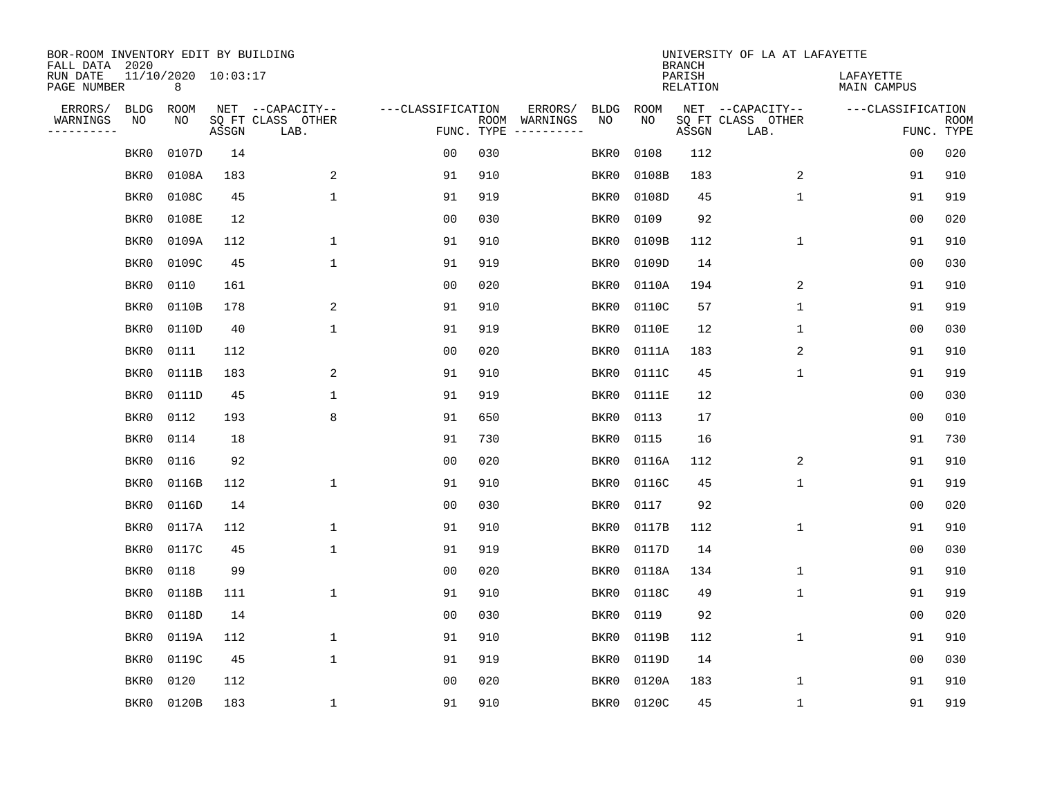BOR-ROOM INVENTORY EDIT BY BUILDING
FALL DATA 2020
RUN DATE 11/10/2020 10:03:17
PAGE NUMBER 8

UNIVERSITY OF LA AT LAFAYETTE
BRANCH
PARISH LAFAYETTE
RELATION MAIN CAMPUS

| ERRORS/ WARNINGS | BLDG NO | ROOM NO | NET SQ FT ASSGN | CAPACITY CLASS LAB. | CAPACITY OTHER | CLASSIFICATION FUNC. | ROOM TYPE | ERRORS/ WARNINGS | BLDG NO | ROOM NO | NET SQ FT ASSGN | CAPACITY CLASS LAB. | CAPACITY OTHER | CLASSIFICATION FUNC. | ROOM TYPE |
|---|---|---|---|---|---|---|---|---|---|---|---|---|---|---|---|
| | BKR0 | 0107D | 14 | | | 00 | 030 | | BKR0 | 0108 | 112 | | | 00 | 020 |
| | BKR0 | 0108A | 183 | | 2 | 91 | 910 | | BKR0 | 0108B | 183 | | 2 | 91 | 910 |
| | BKR0 | 0108C | 45 | | 1 | 91 | 919 | | BKR0 | 0108D | 45 | | 1 | 91 | 919 |
| | BKR0 | 0108E | 12 | | | 00 | 030 | | BKR0 | 0109 | 92 | | | 00 | 020 |
| | BKR0 | 0109A | 112 | | 1 | 91 | 910 | | BKR0 | 0109B | 112 | | 1 | 91 | 910 |
| | BKR0 | 0109C | 45 | | 1 | 91 | 919 | | BKR0 | 0109D | 14 | | | 00 | 030 |
| | BKR0 | 0110 | 161 | | | 00 | 020 | | BKR0 | 0110A | 194 | | 2 | 91 | 910 |
| | BKR0 | 0110B | 178 | | 2 | 91 | 910 | | BKR0 | 0110C | 57 | | 1 | 91 | 919 |
| | BKR0 | 0110D | 40 | | 1 | 91 | 919 | | BKR0 | 0110E | 12 | | 1 | 00 | 030 |
| | BKR0 | 0111 | 112 | | | 00 | 020 | | BKR0 | 0111A | 183 | | 2 | 91 | 910 |
| | BKR0 | 0111B | 183 | | 2 | 91 | 910 | | BKR0 | 0111C | 45 | | 1 | 91 | 919 |
| | BKR0 | 0111D | 45 | | 1 | 91 | 919 | | BKR0 | 0111E | 12 | | | 00 | 030 |
| | BKR0 | 0112 | 193 | | 8 | 91 | 650 | | BKR0 | 0113 | 17 | | | 00 | 010 |
| | BKR0 | 0114 | 18 | | | 91 | 730 | | BKR0 | 0115 | 16 | | | 91 | 730 |
| | BKR0 | 0116 | 92 | | | 00 | 020 | | BKR0 | 0116A | 112 | | 2 | 91 | 910 |
| | BKR0 | 0116B | 112 | | 1 | 91 | 910 | | BKR0 | 0116C | 45 | | 1 | 91 | 919 |
| | BKR0 | 0116D | 14 | | | 00 | 030 | | BKR0 | 0117 | 92 | | | 00 | 020 |
| | BKR0 | 0117A | 112 | | 1 | 91 | 910 | | BKR0 | 0117B | 112 | | 1 | 91 | 910 |
| | BKR0 | 0117C | 45 | | 1 | 91 | 919 | | BKR0 | 0117D | 14 | | | 00 | 030 |
| | BKR0 | 0118 | 99 | | | 00 | 020 | | BKR0 | 0118A | 134 | | 1 | 91 | 910 |
| | BKR0 | 0118B | 111 | | 1 | 91 | 910 | | BKR0 | 0118C | 49 | | 1 | 91 | 919 |
| | BKR0 | 0118D | 14 | | | 00 | 030 | | BKR0 | 0119 | 92 | | | 00 | 020 |
| | BKR0 | 0119A | 112 | | 1 | 91 | 910 | | BKR0 | 0119B | 112 | | 1 | 91 | 910 |
| | BKR0 | 0119C | 45 | | 1 | 91 | 919 | | BKR0 | 0119D | 14 | | | 00 | 030 |
| | BKR0 | 0120 | 112 | | | 00 | 020 | | BKR0 | 0120A | 183 | | 1 | 91 | 910 |
| | BKR0 | 0120B | 183 | | 1 | 91 | 910 | | BKR0 | 0120C | 45 | | 1 | 91 | 919 |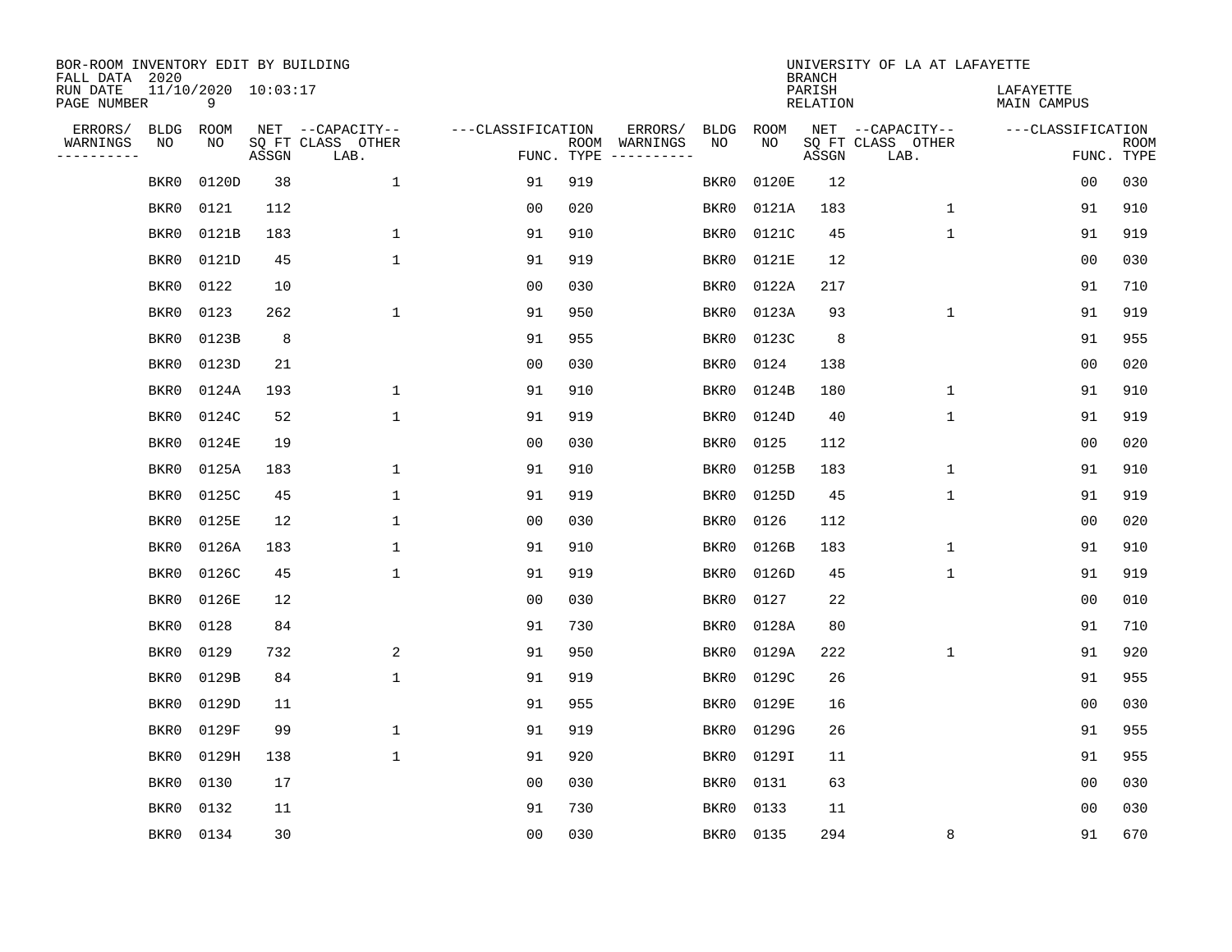BOR-ROOM INVENTORY EDIT BY BUILDING
FALL DATA 2020
RUN DATE 11/10/2020 10:03:17
PAGE NUMBER 9

UNIVERSITY OF LA AT LAFAYETTE
BRANCH
PARISH LAFAYETTE
RELATION MAIN CAMPUS

| ERRORS/ WARNINGS | BLDG NO | ROOM NO | NET SQ FT ASSGN | CAPACITY-- CLASS | OTHER LAB. | FUNC. | ROOM TYPE | ERRORS/ WARNINGS | BLDG NO | ROOM NO | NET SQ FT ASSGN | CAPACITY-- CLASS | OTHER LAB. | FUNC. | ROOM TYPE |
|---|---|---|---|---|---|---|---|---|---|---|---|---|---|---|---|
| | BKR0 | 0120D | 38 | | 1 | 91 | 919 | | BKR0 | 0120E | 12 | | | 00 | 030 |
| | BKR0 | 0121 | 112 | | | 00 | 020 | | BKR0 | 0121A | 183 | | 1 | 91 | 910 |
| | BKR0 | 0121B | 183 | | 1 | 91 | 910 | | BKR0 | 0121C | 45 | | 1 | 91 | 919 |
| | BKR0 | 0121D | 45 | | 1 | 91 | 919 | | BKR0 | 0121E | 12 | | | 00 | 030 |
| | BKR0 | 0122 | 10 | | | 00 | 030 | | BKR0 | 0122A | 217 | | | 91 | 710 |
| | BKR0 | 0123 | 262 | | 1 | 91 | 950 | | BKR0 | 0123A | 93 | | 1 | 91 | 919 |
| | BKR0 | 0123B | 8 | | | 91 | 955 | | BKR0 | 0123C | 8 | | | 91 | 955 |
| | BKR0 | 0123D | 21 | | | 00 | 030 | | BKR0 | 0124 | 138 | | | 00 | 020 |
| | BKR0 | 0124A | 193 | | 1 | 91 | 910 | | BKR0 | 0124B | 180 | | 1 | 91 | 910 |
| | BKR0 | 0124C | 52 | | 1 | 91 | 919 | | BKR0 | 0124D | 40 | | 1 | 91 | 919 |
| | BKR0 | 0124E | 19 | | | 00 | 030 | | BKR0 | 0125 | 112 | | | 00 | 020 |
| | BKR0 | 0125A | 183 | | 1 | 91 | 910 | | BKR0 | 0125B | 183 | | 1 | 91 | 910 |
| | BKR0 | 0125C | 45 | | 1 | 91 | 919 | | BKR0 | 0125D | 45 | | 1 | 91 | 919 |
| | BKR0 | 0125E | 12 | | 1 | 00 | 030 | | BKR0 | 0126 | 112 | | | 00 | 020 |
| | BKR0 | 0126A | 183 | | 1 | 91 | 910 | | BKR0 | 0126B | 183 | | 1 | 91 | 910 |
| | BKR0 | 0126C | 45 | | 1 | 91 | 919 | | BKR0 | 0126D | 45 | | 1 | 91 | 919 |
| | BKR0 | 0126E | 12 | | | 00 | 030 | | BKR0 | 0127 | 22 | | | 00 | 010 |
| | BKR0 | 0128 | 84 | | | 91 | 730 | | BKR0 | 0128A | 80 | | | 91 | 710 |
| | BKR0 | 0129 | 732 | | 2 | 91 | 950 | | BKR0 | 0129A | 222 | | 1 | 91 | 920 |
| | BKR0 | 0129B | 84 | | 1 | 91 | 919 | | BKR0 | 0129C | 26 | | | 91 | 955 |
| | BKR0 | 0129D | 11 | | | 91 | 955 | | BKR0 | 0129E | 16 | | | 00 | 030 |
| | BKR0 | 0129F | 99 | | 1 | 91 | 919 | | BKR0 | 0129G | 26 | | | 91 | 955 |
| | BKR0 | 0129H | 138 | | 1 | 91 | 920 | | BKR0 | 0129I | 11 | | | 91 | 955 |
| | BKR0 | 0130 | 17 | | | 00 | 030 | | BKR0 | 0131 | 63 | | | 00 | 030 |
| | BKR0 | 0132 | 11 | | | 91 | 730 | | BKR0 | 0133 | 11 | | | 00 | 030 |
| | BKR0 | 0134 | 30 | | | 00 | 030 | | BKR0 | 0135 | 294 | | 8 | 91 | 670 |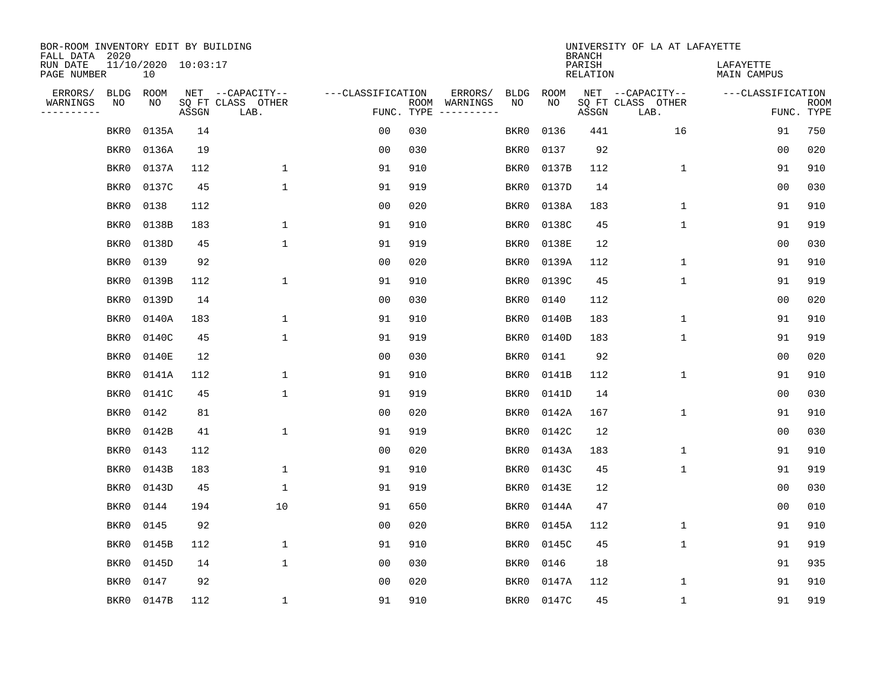BOR-ROOM INVENTORY EDIT BY BUILDING
FALL DATA 2020
RUN DATE 11/10/2020 10:03:17
PAGE NUMBER 10

UNIVERSITY OF LA AT LAFAYETTE
BRANCH
PARISH LAFAYETTE
RELATION MAIN CAMPUS

| ERRORS/ WARNINGS | BLDG NO | ROOM NO | NET SQ FT ASSGN | CAPACITY CLASS LAB. | CAPACITY OTHER | CLASSIFICATION FUNC. | ROOM TYPE | ERRORS/ WARNINGS | BLDG NO | ROOM NO | NET SQ FT ASSGN | CAPACITY CLASS LAB. | CAPACITY OTHER | CLASSIFICATION FUNC. | ROOM TYPE |
|---|---|---|---|---|---|---|---|---|---|---|---|---|---|---|---|
| | BKR0 | 0135A | 14 | | | 00 | 030 | | BKR0 | 0136 | 441 | | 16 | 91 | 750 |
| | BKR0 | 0136A | 19 | | | 00 | 030 | | BKR0 | 0137 | 92 | | | 00 | 020 |
| | BKR0 | 0137A | 112 | | 1 | 91 | 910 | | BKR0 | 0137B | 112 | | 1 | 91 | 910 |
| | BKR0 | 0137C | 45 | | 1 | 91 | 919 | | BKR0 | 0137D | 14 | | | 00 | 030 |
| | BKR0 | 0138 | 112 | | | 00 | 020 | | BKR0 | 0138A | 183 | | 1 | 91 | 910 |
| | BKR0 | 0138B | 183 | | 1 | 91 | 910 | | BKR0 | 0138C | 45 | | 1 | 91 | 919 |
| | BKR0 | 0138D | 45 | | 1 | 91 | 919 | | BKR0 | 0138E | 12 | | | 00 | 030 |
| | BKR0 | 0139 | 92 | | | 00 | 020 | | BKR0 | 0139A | 112 | | 1 | 91 | 910 |
| | BKR0 | 0139B | 112 | | 1 | 91 | 910 | | BKR0 | 0139C | 45 | | 1 | 91 | 919 |
| | BKR0 | 0139D | 14 | | | 00 | 030 | | BKR0 | 0140 | 112 | | | 00 | 020 |
| | BKR0 | 0140A | 183 | | 1 | 91 | 910 | | BKR0 | 0140B | 183 | | 1 | 91 | 910 |
| | BKR0 | 0140C | 45 | | 1 | 91 | 919 | | BKR0 | 0140D | 183 | | 1 | 91 | 919 |
| | BKR0 | 0140E | 12 | | | 00 | 030 | | BKR0 | 0141 | 92 | | | 00 | 020 |
| | BKR0 | 0141A | 112 | | 1 | 91 | 910 | | BKR0 | 0141B | 112 | | 1 | 91 | 910 |
| | BKR0 | 0141C | 45 | | 1 | 91 | 919 | | BKR0 | 0141D | 14 | | | 00 | 030 |
| | BKR0 | 0142 | 81 | | | 00 | 020 | | BKR0 | 0142A | 167 | | 1 | 91 | 910 |
| | BKR0 | 0142B | 41 | | 1 | 91 | 919 | | BKR0 | 0142C | 12 | | | 00 | 030 |
| | BKR0 | 0143 | 112 | | | 00 | 020 | | BKR0 | 0143A | 183 | | 1 | 91 | 910 |
| | BKR0 | 0143B | 183 | | 1 | 91 | 910 | | BKR0 | 0143C | 45 | | 1 | 91 | 919 |
| | BKR0 | 0143D | 45 | | 1 | 91 | 919 | | BKR0 | 0143E | 12 | | | 00 | 030 |
| | BKR0 | 0144 | 194 | | 10 | 91 | 650 | | BKR0 | 0144A | 47 | | | 00 | 010 |
| | BKR0 | 0145 | 92 | | | 00 | 020 | | BKR0 | 0145A | 112 | | 1 | 91 | 910 |
| | BKR0 | 0145B | 112 | | 1 | 91 | 910 | | BKR0 | 0145C | 45 | | 1 | 91 | 919 |
| | BKR0 | 0145D | 14 | | 1 | 00 | 030 | | BKR0 | 0146 | 18 | | | 91 | 935 |
| | BKR0 | 0147 | 92 | | | 00 | 020 | | BKR0 | 0147A | 112 | | 1 | 91 | 910 |
| | BKR0 | 0147B | 112 | | 1 | 91 | 910 | | BKR0 | 0147C | 45 | | 1 | 91 | 919 |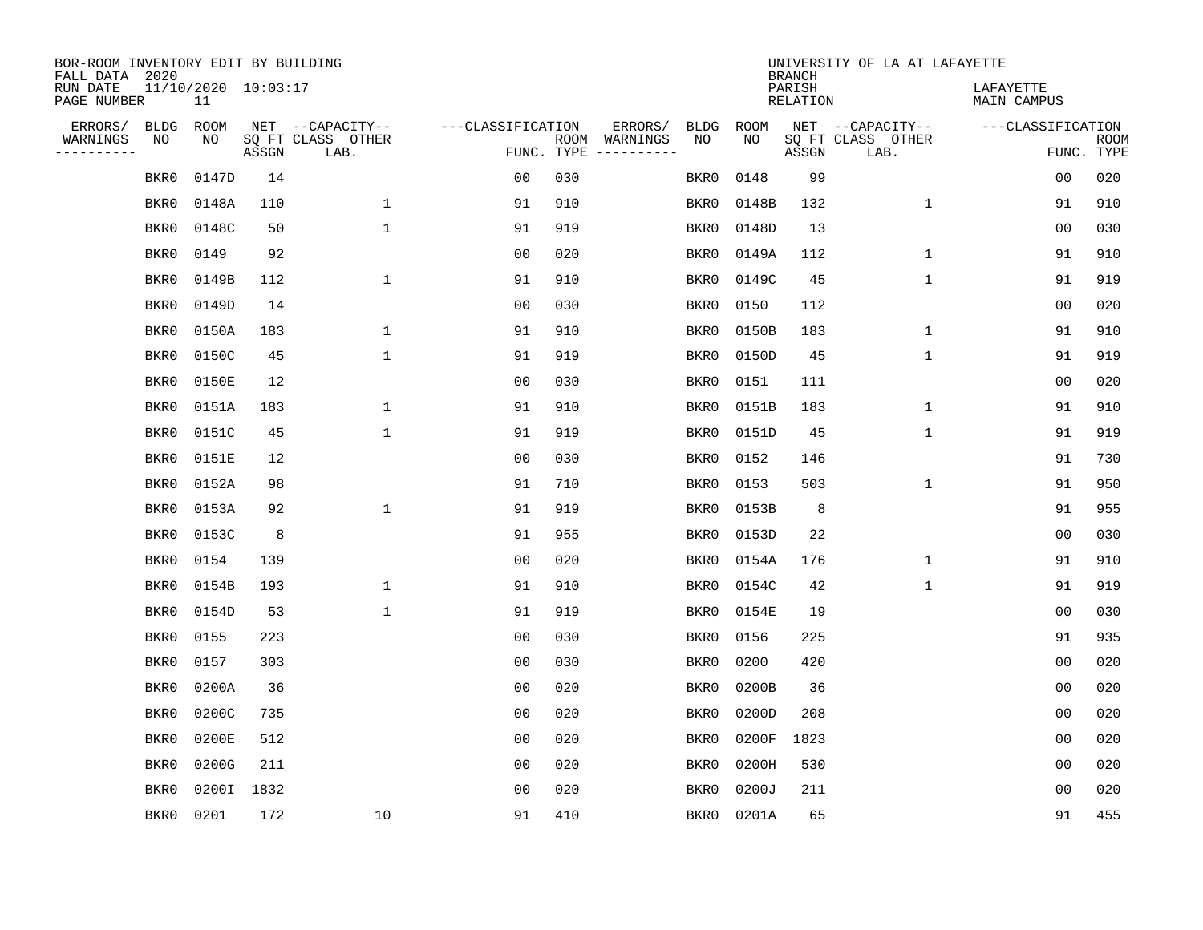BOR-ROOM INVENTORY EDIT BY BUILDING
FALL DATA 2020
RUN DATE 11/10/2020 10:03:17
PAGE NUMBER 11

UNIVERSITY OF LA AT LAFAYETTE
BRANCH
PARISH LAFAYETTE
RELATION MAIN CAMPUS

| ERRORS/ WARNINGS | BLDG NO | ROOM NO | NET SQ FT ASSGN | CAPACITY CLASS LAB. | CAPACITY OTHER | CLASSIFICATION FUNC. | ROOM TYPE | ERRORS/ WARNINGS | BLDG NO | ROOM NO | NET SQ FT ASSGN | CAPACITY CLASS LAB. | CAPACITY OTHER | CLASSIFICATION FUNC. | ROOM TYPE |
|---|---|---|---|---|---|---|---|---|---|---|---|---|---|---|---|
| | BKR0 | 0147D | 14 | | | 00 | 030 | | BKR0 | 0148 | 99 | | | 00 | 020 |
| | BKR0 | 0148A | 110 | | 1 | 91 | 910 | | BKR0 | 0148B | 132 | | 1 | 91 | 910 |
| | BKR0 | 0148C | 50 | | 1 | 91 | 919 | | BKR0 | 0148D | 13 | | | 00 | 030 |
| | BKR0 | 0149 | 92 | | | 00 | 020 | | BKR0 | 0149A | 112 | | 1 | 91 | 910 |
| | BKR0 | 0149B | 112 | | 1 | 91 | 910 | | BKR0 | 0149C | 45 | | 1 | 91 | 919 |
| | BKR0 | 0149D | 14 | | | 00 | 030 | | BKR0 | 0150 | 112 | | | 00 | 020 |
| | BKR0 | 0150A | 183 | | 1 | 91 | 910 | | BKR0 | 0150B | 183 | | 1 | 91 | 910 |
| | BKR0 | 0150C | 45 | | 1 | 91 | 919 | | BKR0 | 0150D | 45 | | 1 | 91 | 919 |
| | BKR0 | 0150E | 12 | | | 00 | 030 | | BKR0 | 0151 | 111 | | | 00 | 020 |
| | BKR0 | 0151A | 183 | | 1 | 91 | 910 | | BKR0 | 0151B | 183 | | 1 | 91 | 910 |
| | BKR0 | 0151C | 45 | | 1 | 91 | 919 | | BKR0 | 0151D | 45 | | 1 | 91 | 919 |
| | BKR0 | 0151E | 12 | | | 00 | 030 | | BKR0 | 0152 | 146 | | | 91 | 730 |
| | BKR0 | 0152A | 98 | | | 91 | 710 | | BKR0 | 0153 | 503 | | 1 | 91 | 950 |
| | BKR0 | 0153A | 92 | | 1 | 91 | 919 | | BKR0 | 0153B | 8 | | | 91 | 955 |
| | BKR0 | 0153C | 8 | | | 91 | 955 | | BKR0 | 0153D | 22 | | | 00 | 030 |
| | BKR0 | 0154 | 139 | | | 00 | 020 | | BKR0 | 0154A | 176 | | 1 | 91 | 910 |
| | BKR0 | 0154B | 193 | | 1 | 91 | 910 | | BKR0 | 0154C | 42 | | 1 | 91 | 919 |
| | BKR0 | 0154D | 53 | | 1 | 91 | 919 | | BKR0 | 0154E | 19 | | | 00 | 030 |
| | BKR0 | 0155 | 223 | | | 00 | 030 | | BKR0 | 0156 | 225 | | | 91 | 935 |
| | BKR0 | 0157 | 303 | | | 00 | 030 | | BKR0 | 0200 | 420 | | | 00 | 020 |
| | BKR0 | 0200A | 36 | | | 00 | 020 | | BKR0 | 0200B | 36 | | | 00 | 020 |
| | BKR0 | 0200C | 735 | | | 00 | 020 | | BKR0 | 0200D | 208 | | | 00 | 020 |
| | BKR0 | 0200E | 512 | | | 00 | 020 | | BKR0 | 0200F | 1823 | | | 00 | 020 |
| | BKR0 | 0200G | 211 | | | 00 | 020 | | BKR0 | 0200H | 530 | | | 00 | 020 |
| | BKR0 | 0200I | 1832 | | | 00 | 020 | | BKR0 | 0200J | 211 | | | 00 | 020 |
| | BKR0 | 0201 | 172 | | 10 | 91 | 410 | | BKR0 | 0201A | 65 | | | 91 | 455 |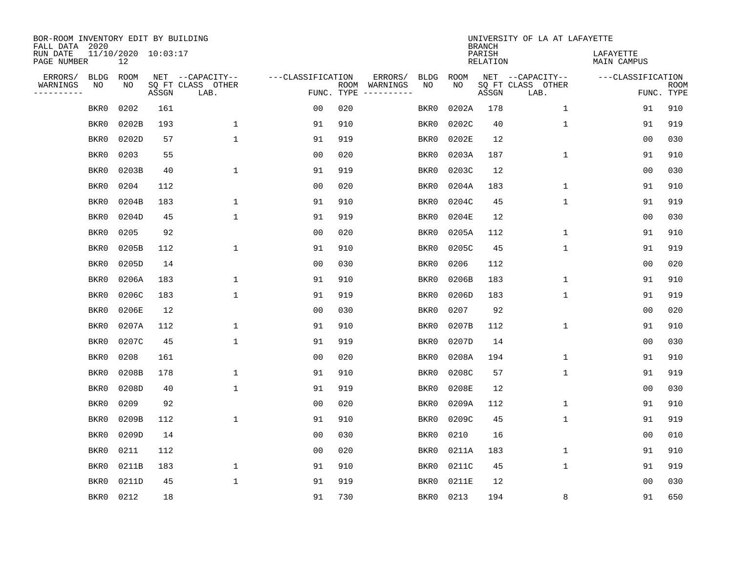BOR-ROOM INVENTORY EDIT BY BUILDING
FALL DATA 2020
RUN DATE 11/10/2020 10:03:17
PAGE NUMBER 12

UNIVERSITY OF LA AT LAFAYETTE
BRANCH
PARISH LAFAYETTE
RELATION MAIN CAMPUS

| ERRORS/ WARNINGS | BLDG NO | ROOM NO | NET SQ FT ASSGN | CAPACITY-- CLASS LAB. | OTHER | CLASSIFICATION FUNC. | ROOM TYPE | ERRORS/ WARNINGS | BLDG NO | ROOM NO | NET SQ FT ASSGN | CAPACITY-- CLASS LAB. | OTHER | CLASSIFICATION FUNC. | ROOM TYPE |
|---|---|---|---|---|---|---|---|---|---|---|---|---|---|---|---|
| | BKR0 | 0202 | 161 | | | 00 | 020 | | BKR0 | 0202A | 178 | | 1 | 91 | 910 |
| | BKR0 | 0202B | 193 | | 1 | 91 | 910 | | BKR0 | 0202C | 40 | | 1 | 91 | 919 |
| | BKR0 | 0202D | 57 | | 1 | 91 | 919 | | BKR0 | 0202E | 12 | | | 00 | 030 |
| | BKR0 | 0203 | 55 | | | 00 | 020 | | BKR0 | 0203A | 187 | | 1 | 91 | 910 |
| | BKR0 | 0203B | 40 | | 1 | 91 | 919 | | BKR0 | 0203C | 12 | | | 00 | 030 |
| | BKR0 | 0204 | 112 | | | 00 | 020 | | BKR0 | 0204A | 183 | | 1 | 91 | 910 |
| | BKR0 | 0204B | 183 | | 1 | 91 | 910 | | BKR0 | 0204C | 45 | | 1 | 91 | 919 |
| | BKR0 | 0204D | 45 | | 1 | 91 | 919 | | BKR0 | 0204E | 12 | | | 00 | 030 |
| | BKR0 | 0205 | 92 | | | 00 | 020 | | BKR0 | 0205A | 112 | | 1 | 91 | 910 |
| | BKR0 | 0205B | 112 | | 1 | 91 | 910 | | BKR0 | 0205C | 45 | | 1 | 91 | 919 |
| | BKR0 | 0205D | 14 | | | 00 | 030 | | BKR0 | 0206 | 112 | | | 00 | 020 |
| | BKR0 | 0206A | 183 | | 1 | 91 | 910 | | BKR0 | 0206B | 183 | | 1 | 91 | 910 |
| | BKR0 | 0206C | 183 | | 1 | 91 | 919 | | BKR0 | 0206D | 183 | | 1 | 91 | 919 |
| | BKR0 | 0206E | 12 | | | 00 | 030 | | BKR0 | 0207 | 92 | | | 00 | 020 |
| | BKR0 | 0207A | 112 | | 1 | 91 | 910 | | BKR0 | 0207B | 112 | | 1 | 91 | 910 |
| | BKR0 | 0207C | 45 | | 1 | 91 | 919 | | BKR0 | 0207D | 14 | | | 00 | 030 |
| | BKR0 | 0208 | 161 | | | 00 | 020 | | BKR0 | 0208A | 194 | | 1 | 91 | 910 |
| | BKR0 | 0208B | 178 | | 1 | 91 | 910 | | BKR0 | 0208C | 57 | | 1 | 91 | 919 |
| | BKR0 | 0208D | 40 | | 1 | 91 | 919 | | BKR0 | 0208E | 12 | | | 00 | 030 |
| | BKR0 | 0209 | 92 | | | 00 | 020 | | BKR0 | 0209A | 112 | | 1 | 91 | 910 |
| | BKR0 | 0209B | 112 | | 1 | 91 | 910 | | BKR0 | 0209C | 45 | | 1 | 91 | 919 |
| | BKR0 | 0209D | 14 | | | 00 | 030 | | BKR0 | 0210 | 16 | | | 00 | 010 |
| | BKR0 | 0211 | 112 | | | 00 | 020 | | BKR0 | 0211A | 183 | | 1 | 91 | 910 |
| | BKR0 | 0211B | 183 | | 1 | 91 | 910 | | BKR0 | 0211C | 45 | | 1 | 91 | 919 |
| | BKR0 | 0211D | 45 | | 1 | 91 | 919 | | BKR0 | 0211E | 12 | | | 00 | 030 |
| | BKR0 | 0212 | 18 | | | 91 | 730 | | BKR0 | 0213 | 194 | | 8 | 91 | 650 |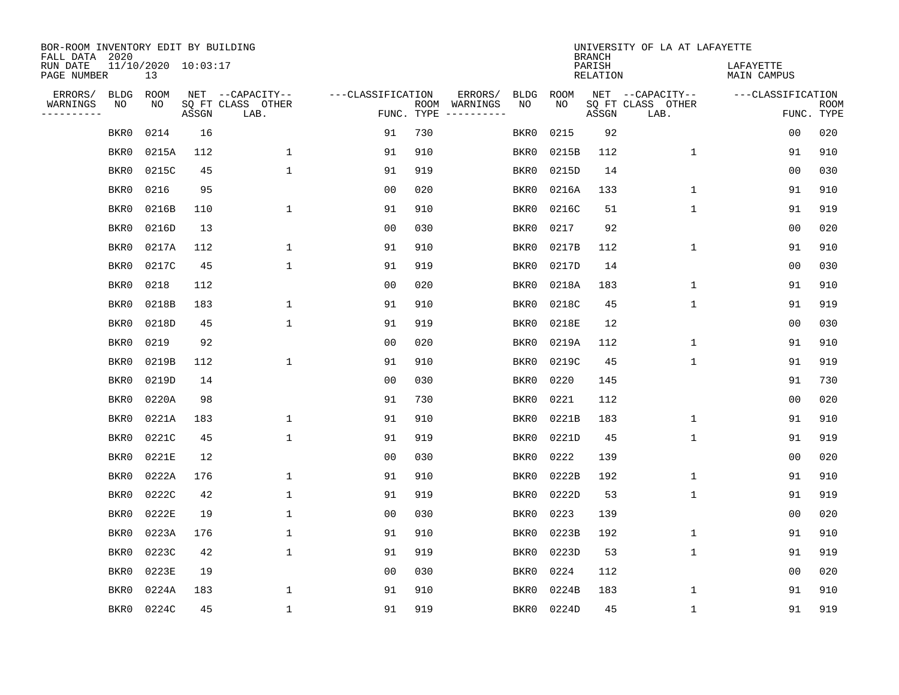BOR-ROOM INVENTORY EDIT BY BUILDING
FALL DATA 2020
RUN DATE 11/10/2020 10:03:17
PAGE NUMBER 13

UNIVERSITY OF LA AT LAFAYETTE
BRANCH
PARISH LAFAYETTE
RELATION MAIN CAMPUS

| ERRORS/ WARNINGS | BLDG NO | ROOM NO | NET ASSGN SQ FT | CAPACITY CLASS LAB. | CAPACITY OTHER | CLASSIFICATION FUNC. | ROOM TYPE | ERRORS/ WARNINGS | BLDG NO | ROOM NO | NET ASSGN SQ FT | CAPACITY CLASS LAB. | CAPACITY OTHER | CLASSIFICATION FUNC. | ROOM TYPE |
|---|---|---|---|---|---|---|---|---|---|---|---|---|---|---|---|
| | BKR0 | 0214 | 16 | | | 91 | 730 | | BKR0 | 0215 | 92 | | | 00 | 020 |
| | BKR0 | 0215A | 112 | | 1 | 91 | 910 | | BKR0 | 0215B | 112 | | 1 | 91 | 910 |
| | BKR0 | 0215C | 45 | | 1 | 91 | 919 | | BKR0 | 0215D | 14 | | | 00 | 030 |
| | BKR0 | 0216 | 95 | | | 00 | 020 | | BKR0 | 0216A | 133 | | 1 | 91 | 910 |
| | BKR0 | 0216B | 110 | | 1 | 91 | 910 | | BKR0 | 0216C | 51 | | 1 | 91 | 919 |
| | BKR0 | 0216D | 13 | | | 00 | 030 | | BKR0 | 0217 | 92 | | | 00 | 020 |
| | BKR0 | 0217A | 112 | | 1 | 91 | 910 | | BKR0 | 0217B | 112 | | 1 | 91 | 910 |
| | BKR0 | 0217C | 45 | | 1 | 91 | 919 | | BKR0 | 0217D | 14 | | | 00 | 030 |
| | BKR0 | 0218 | 112 | | | 00 | 020 | | BKR0 | 0218A | 183 | | 1 | 91 | 910 |
| | BKR0 | 0218B | 183 | | 1 | 91 | 910 | | BKR0 | 0218C | 45 | | 1 | 91 | 919 |
| | BKR0 | 0218D | 45 | | 1 | 91 | 919 | | BKR0 | 0218E | 12 | | | 00 | 030 |
| | BKR0 | 0219 | 92 | | | 00 | 020 | | BKR0 | 0219A | 112 | | 1 | 91 | 910 |
| | BKR0 | 0219B | 112 | | 1 | 91 | 910 | | BKR0 | 0219C | 45 | | 1 | 91 | 919 |
| | BKR0 | 0219D | 14 | | | 00 | 030 | | BKR0 | 0220 | 145 | | | 91 | 730 |
| | BKR0 | 0220A | 98 | | | 91 | 730 | | BKR0 | 0221 | 112 | | | 00 | 020 |
| | BKR0 | 0221A | 183 | | 1 | 91 | 910 | | BKR0 | 0221B | 183 | | 1 | 91 | 910 |
| | BKR0 | 0221C | 45 | | 1 | 91 | 919 | | BKR0 | 0221D | 45 | | 1 | 91 | 919 |
| | BKR0 | 0221E | 12 | | | 00 | 030 | | BKR0 | 0222 | 139 | | | 00 | 020 |
| | BKR0 | 0222A | 176 | | 1 | 91 | 910 | | BKR0 | 0222B | 192 | | 1 | 91 | 910 |
| | BKR0 | 0222C | 42 | | 1 | 91 | 919 | | BKR0 | 0222D | 53 | | 1 | 91 | 919 |
| | BKR0 | 0222E | 19 | | 1 | 00 | 030 | | BKR0 | 0223 | 139 | | | 00 | 020 |
| | BKR0 | 0223A | 176 | | 1 | 91 | 910 | | BKR0 | 0223B | 192 | | 1 | 91 | 910 |
| | BKR0 | 0223C | 42 | | 1 | 91 | 919 | | BKR0 | 0223D | 53 | | 1 | 91 | 919 |
| | BKR0 | 0223E | 19 | | | 00 | 030 | | BKR0 | 0224 | 112 | | | 00 | 020 |
| | BKR0 | 0224A | 183 | | 1 | 91 | 910 | | BKR0 | 0224B | 183 | | 1 | 91 | 910 |
| | BKR0 | 0224C | 45 | | 1 | 91 | 919 | | BKR0 | 0224D | 45 | | 1 | 91 | 919 |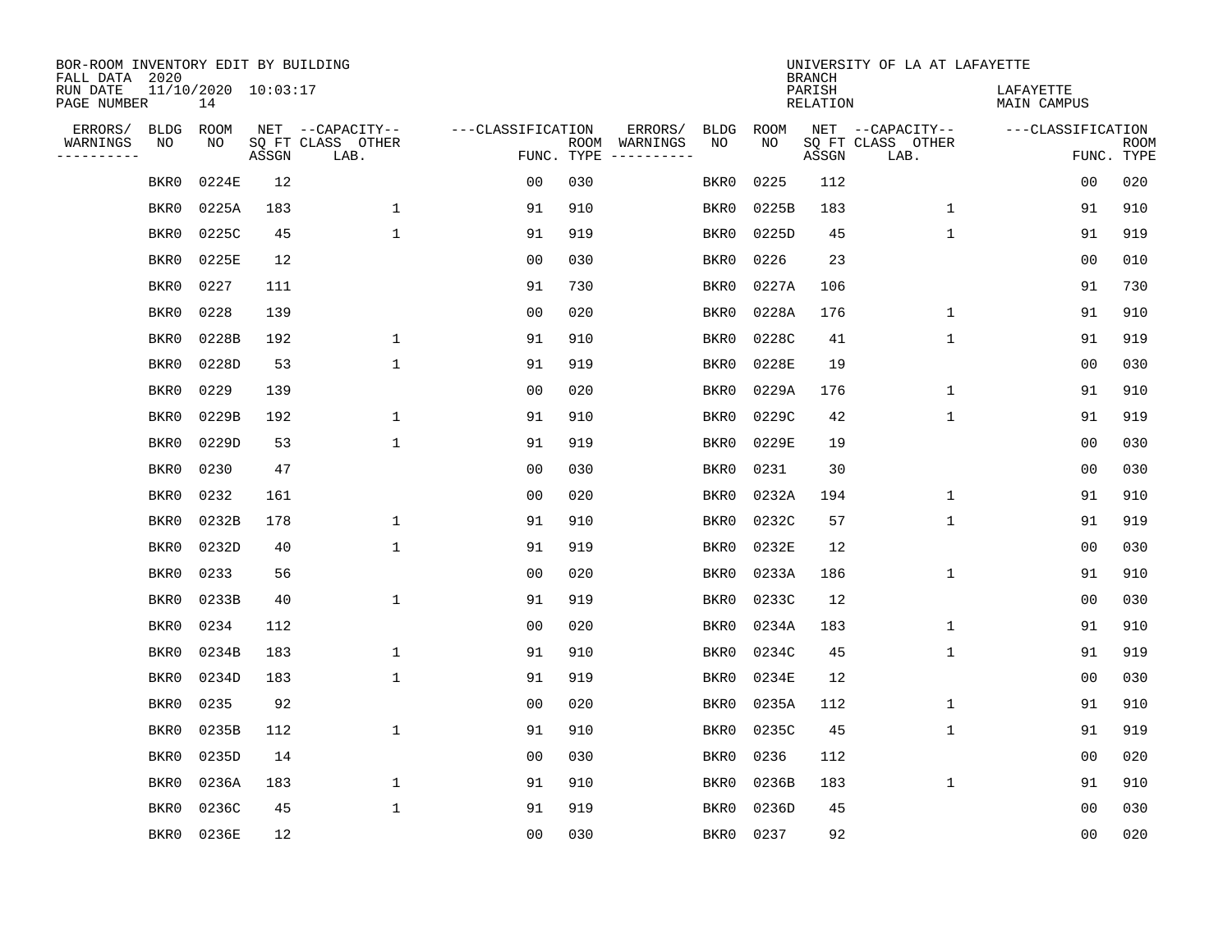BOR-ROOM INVENTORY EDIT BY BUILDING
FALL DATA 2020
RUN DATE 11/10/2020 10:03:17
PAGE NUMBER 14

UNIVERSITY OF LA AT LAFAYETTE
BRANCH
PARISH LAFAYETTE
RELATION MAIN CAMPUS

| ERRORS/ WARNINGS | BLDG NO | ROOM NO | NET SQ FT ASSGN | CAPACITY-- CLASS LAB. | OTHER | CLASSIFICATION FUNC. | ROOM TYPE | ERRORS/ WARNINGS | BLDG NO | ROOM NO | NET SQ FT ASSGN | CAPACITY-- CLASS LAB. | OTHER | CLASSIFICATION FUNC. | ROOM TYPE |
|---|---|---|---|---|---|---|---|---|---|---|---|---|---|---|---|
| | BKR0 | 0224E | 12 | | | 00 | 030 | | BKR0 | 0225 | 112 | | | 00 | 020 |
| | BKR0 | 0225A | 183 | | 1 | 91 | 910 | | BKR0 | 0225B | 183 | | 1 | 91 | 910 |
| | BKR0 | 0225C | 45 | | 1 | 91 | 919 | | BKR0 | 0225D | 45 | | 1 | 91 | 919 |
| | BKR0 | 0225E | 12 | | | 00 | 030 | | BKR0 | 0226 | 23 | | | 00 | 010 |
| | BKR0 | 0227 | 111 | | | 91 | 730 | | BKR0 | 0227A | 106 | | | 91 | 730 |
| | BKR0 | 0228 | 139 | | | 00 | 020 | | BKR0 | 0228A | 176 | | 1 | 91 | 910 |
| | BKR0 | 0228B | 192 | | 1 | 91 | 910 | | BKR0 | 0228C | 41 | | 1 | 91 | 919 |
| | BKR0 | 0228D | 53 | | 1 | 91 | 919 | | BKR0 | 0228E | 19 | | | 00 | 030 |
| | BKR0 | 0229 | 139 | | | 00 | 020 | | BKR0 | 0229A | 176 | | 1 | 91 | 910 |
| | BKR0 | 0229B | 192 | | 1 | 91 | 910 | | BKR0 | 0229C | 42 | | 1 | 91 | 919 |
| | BKR0 | 0229D | 53 | | 1 | 91 | 919 | | BKR0 | 0229E | 19 | | | 00 | 030 |
| | BKR0 | 0230 | 47 | | | 00 | 030 | | BKR0 | 0231 | 30 | | | 00 | 030 |
| | BKR0 | 0232 | 161 | | | 00 | 020 | | BKR0 | 0232A | 194 | | 1 | 91 | 910 |
| | BKR0 | 0232B | 178 | | 1 | 91 | 910 | | BKR0 | 0232C | 57 | | 1 | 91 | 919 |
| | BKR0 | 0232D | 40 | | 1 | 91 | 919 | | BKR0 | 0232E | 12 | | | 00 | 030 |
| | BKR0 | 0233 | 56 | | | 00 | 020 | | BKR0 | 0233A | 186 | | 1 | 91 | 910 |
| | BKR0 | 0233B | 40 | | 1 | 91 | 919 | | BKR0 | 0233C | 12 | | | 00 | 030 |
| | BKR0 | 0234 | 112 | | | 00 | 020 | | BKR0 | 0234A | 183 | | 1 | 91 | 910 |
| | BKR0 | 0234B | 183 | | 1 | 91 | 910 | | BKR0 | 0234C | 45 | | 1 | 91 | 919 |
| | BKR0 | 0234D | 183 | | 1 | 91 | 919 | | BKR0 | 0234E | 12 | | | 00 | 030 |
| | BKR0 | 0235 | 92 | | | 00 | 020 | | BKR0 | 0235A | 112 | | 1 | 91 | 910 |
| | BKR0 | 0235B | 112 | | 1 | 91 | 910 | | BKR0 | 0235C | 45 | | 1 | 91 | 919 |
| | BKR0 | 0235D | 14 | | | 00 | 030 | | BKR0 | 0236 | 112 | | | 00 | 020 |
| | BKR0 | 0236A | 183 | | 1 | 91 | 910 | | BKR0 | 0236B | 183 | | 1 | 91 | 910 |
| | BKR0 | 0236C | 45 | | 1 | 91 | 919 | | BKR0 | 0236D | 45 | | | 00 | 030 |
| | BKR0 | 0236E | 12 | | | 00 | 030 | | BKR0 | 0237 | 92 | | | 00 | 020 |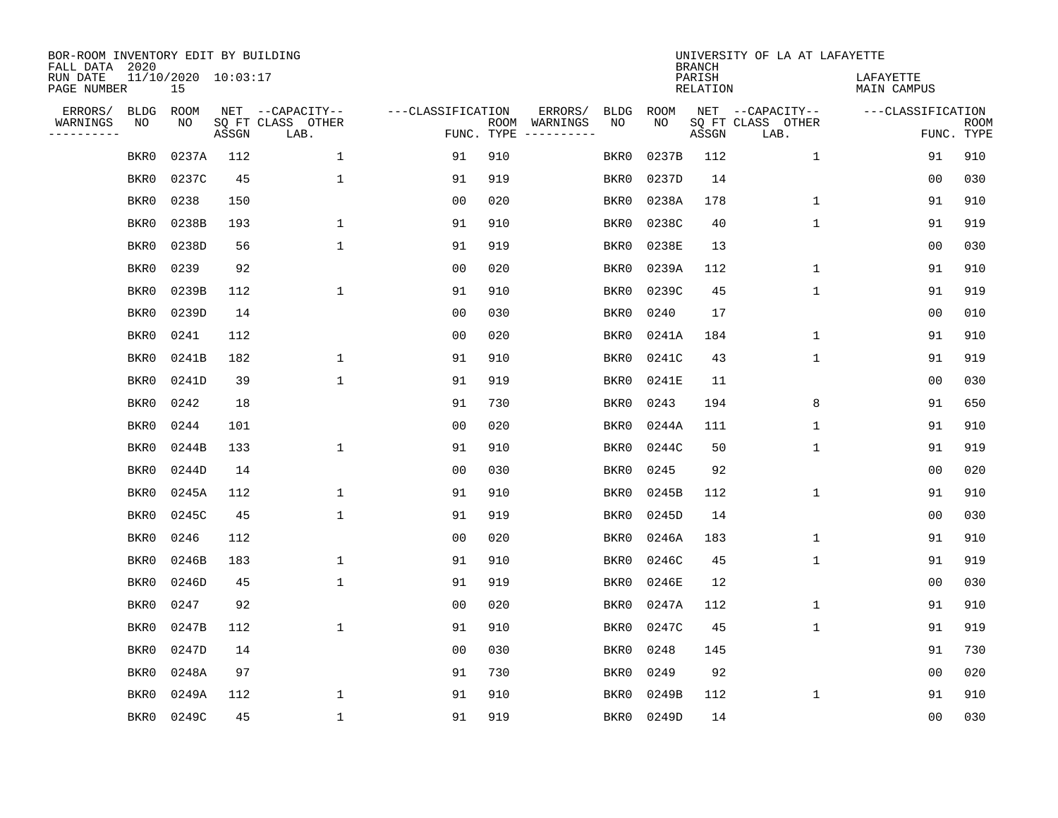BOR-ROOM INVENTORY EDIT BY BUILDING
FALL DATA 2020
RUN DATE 11/10/2020 10:03:17
PAGE NUMBER 15

UNIVERSITY OF LA AT LAFAYETTE
BRANCH
PARISH LAFAYETTE
RELATION MAIN CAMPUS

| ERRORS/ WARNINGS | BLDG NO | ROOM NO | NET SQ FT ASSGN | CAPACITY-- CLASS LAB. | OTHER | ---CLASSIFICATION FUNC. | ROOM TYPE | ERRORS/ WARNINGS | BLDG NO | ROOM NO | NET SQ FT ASSGN | CAPACITY-- CLASS LAB. | OTHER | ---CLASSIFICATION FUNC. | ROOM TYPE |
|---|---|---|---|---|---|---|---|---|---|---|---|---|---|---|---|
| | BKR0 | 0237A | 112 | | 1 | 91 | 910 | | BKR0 | 0237B | 112 | | 1 | 91 | 910 |
| | BKR0 | 0237C | 45 | | 1 | 91 | 919 | | BKR0 | 0237D | 14 | | | 00 | 030 |
| | BKR0 | 0238 | 150 | | | 00 | 020 | | BKR0 | 0238A | 178 | | 1 | 91 | 910 |
| | BKR0 | 0238B | 193 | | 1 | 91 | 910 | | BKR0 | 0238C | 40 | | 1 | 91 | 919 |
| | BKR0 | 0238D | 56 | | 1 | 91 | 919 | | BKR0 | 0238E | 13 | | | 00 | 030 |
| | BKR0 | 0239 | 92 | | | 00 | 020 | | BKR0 | 0239A | 112 | | 1 | 91 | 910 |
| | BKR0 | 0239B | 112 | | 1 | 91 | 910 | | BKR0 | 0239C | 45 | | 1 | 91 | 919 |
| | BKR0 | 0239D | 14 | | | 00 | 030 | | BKR0 | 0240 | 17 | | | 00 | 010 |
| | BKR0 | 0241 | 112 | | | 00 | 020 | | BKR0 | 0241A | 184 | | 1 | 91 | 910 |
| | BKR0 | 0241B | 182 | | 1 | 91 | 910 | | BKR0 | 0241C | 43 | | 1 | 91 | 919 |
| | BKR0 | 0241D | 39 | | 1 | 91 | 919 | | BKR0 | 0241E | 11 | | | 00 | 030 |
| | BKR0 | 0242 | 18 | | | 91 | 730 | | BKR0 | 0243 | 194 | | 8 | 91 | 650 |
| | BKR0 | 0244 | 101 | | | 00 | 020 | | BKR0 | 0244A | 111 | | 1 | 91 | 910 |
| | BKR0 | 0244B | 133 | | 1 | 91 | 910 | | BKR0 | 0244C | 50 | | 1 | 91 | 919 |
| | BKR0 | 0244D | 14 | | | 00 | 030 | | BKR0 | 0245 | 92 | | | 00 | 020 |
| | BKR0 | 0245A | 112 | | 1 | 91 | 910 | | BKR0 | 0245B | 112 | | 1 | 91 | 910 |
| | BKR0 | 0245C | 45 | | 1 | 91 | 919 | | BKR0 | 0245D | 14 | | | 00 | 030 |
| | BKR0 | 0246 | 112 | | | 00 | 020 | | BKR0 | 0246A | 183 | | 1 | 91 | 910 |
| | BKR0 | 0246B | 183 | | 1 | 91 | 910 | | BKR0 | 0246C | 45 | | 1 | 91 | 919 |
| | BKR0 | 0246D | 45 | | 1 | 91 | 919 | | BKR0 | 0246E | 12 | | | 00 | 030 |
| | BKR0 | 0247 | 92 | | | 00 | 020 | | BKR0 | 0247A | 112 | | 1 | 91 | 910 |
| | BKR0 | 0247B | 112 | | 1 | 91 | 910 | | BKR0 | 0247C | 45 | | 1 | 91 | 919 |
| | BKR0 | 0247D | 14 | | | 00 | 030 | | BKR0 | 0248 | 145 | | | 91 | 730 |
| | BKR0 | 0248A | 97 | | | 91 | 730 | | BKR0 | 0249 | 92 | | | 00 | 020 |
| | BKR0 | 0249A | 112 | | 1 | 91 | 910 | | BKR0 | 0249B | 112 | | 1 | 91 | 910 |
| | BKR0 | 0249C | 45 | | 1 | 91 | 919 | | BKR0 | 0249D | 14 | | | 00 | 030 |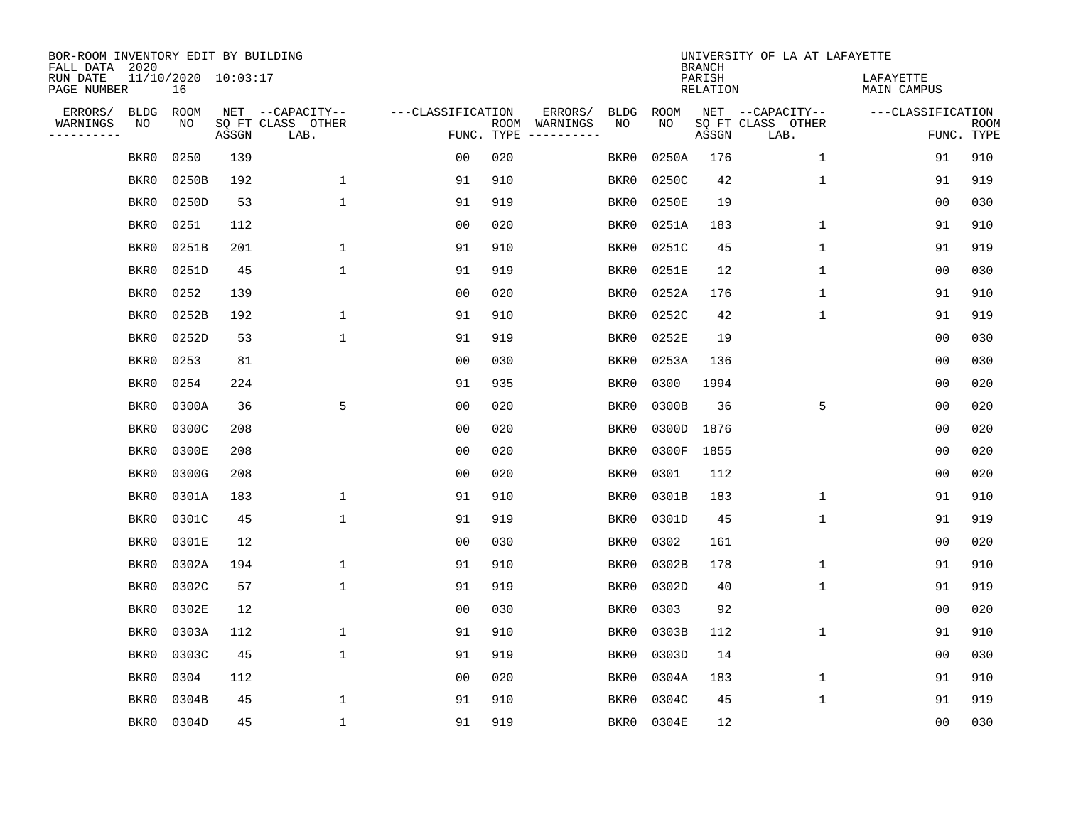BOR-ROOM INVENTORY EDIT BY BUILDING
FALL DATA 2020
RUN DATE 11/10/2020 10:03:17
PAGE NUMBER 16

UNIVERSITY OF LA AT LAFAYETTE
BRANCH
PARISH LAFAYETTE
RELATION MAIN CAMPUS

| ERRORS/ WARNINGS | BLDG NO | ROOM NO | NET SQ FT ASSGN | CAPACITY-- CLASS LAB. | OTHER | CLASSIFICATION FUNC. | ROOM TYPE | ERRORS/ WARNINGS | BLDG NO | ROOM NO | NET SQ FT ASSGN | CAPACITY-- CLASS LAB. | OTHER | CLASSIFICATION FUNC. | ROOM TYPE |
|---|---|---|---|---|---|---|---|---|---|---|---|---|---|---|---|
| | BKR0 | 0250 | 139 | | | 00 | 020 | | BKR0 | 0250A | 176 | | 1 | 91 | 910 |
| | BKR0 | 0250B | 192 | | 1 | 91 | 910 | | BKR0 | 0250C | 42 | | 1 | 91 | 919 |
| | BKR0 | 0250D | 53 | | 1 | 91 | 919 | | BKR0 | 0250E | 19 | | | 00 | 030 |
| | BKR0 | 0251 | 112 | | | 00 | 020 | | BKR0 | 0251A | 183 | | 1 | 91 | 910 |
| | BKR0 | 0251B | 201 | | 1 | 91 | 910 | | BKR0 | 0251C | 45 | | 1 | 91 | 919 |
| | BKR0 | 0251D | 45 | | 1 | 91 | 919 | | BKR0 | 0251E | 12 | | 1 | 00 | 030 |
| | BKR0 | 0252 | 139 | | | 00 | 020 | | BKR0 | 0252A | 176 | | 1 | 91 | 910 |
| | BKR0 | 0252B | 192 | | 1 | 91 | 910 | | BKR0 | 0252C | 42 | | 1 | 91 | 919 |
| | BKR0 | 0252D | 53 | | 1 | 91 | 919 | | BKR0 | 0252E | 19 | | | 00 | 030 |
| | BKR0 | 0253 | 81 | | | 00 | 030 | | BKR0 | 0253A | 136 | | | 00 | 030 |
| | BKR0 | 0254 | 224 | | | 91 | 935 | | BKR0 | 0300 | 1994 | | | 00 | 020 |
| | BKR0 | 0300A | 36 | | 5 | 00 | 020 | | BKR0 | 0300B | 36 | | 5 | 00 | 020 |
| | BKR0 | 0300C | 208 | | | 00 | 020 | | BKR0 | 0300D | 1876 | | | 00 | 020 |
| | BKR0 | 0300E | 208 | | | 00 | 020 | | BKR0 | 0300F | 1855 | | | 00 | 020 |
| | BKR0 | 0300G | 208 | | | 00 | 020 | | BKR0 | 0301 | 112 | | | 00 | 020 |
| | BKR0 | 0301A | 183 | | 1 | 91 | 910 | | BKR0 | 0301B | 183 | | 1 | 91 | 910 |
| | BKR0 | 0301C | 45 | | 1 | 91 | 919 | | BKR0 | 0301D | 45 | | 1 | 91 | 919 |
| | BKR0 | 0301E | 12 | | | 00 | 030 | | BKR0 | 0302 | 161 | | | 00 | 020 |
| | BKR0 | 0302A | 194 | | 1 | 91 | 910 | | BKR0 | 0302B | 178 | | 1 | 91 | 910 |
| | BKR0 | 0302C | 57 | | 1 | 91 | 919 | | BKR0 | 0302D | 40 | | 1 | 91 | 919 |
| | BKR0 | 0302E | 12 | | | 00 | 030 | | BKR0 | 0303 | 92 | | | 00 | 020 |
| | BKR0 | 0303A | 112 | | 1 | 91 | 910 | | BKR0 | 0303B | 112 | | 1 | 91 | 910 |
| | BKR0 | 0303C | 45 | | 1 | 91 | 919 | | BKR0 | 0303D | 14 | | | 00 | 030 |
| | BKR0 | 0304 | 112 | | | 00 | 020 | | BKR0 | 0304A | 183 | | 1 | 91 | 910 |
| | BKR0 | 0304B | 45 | | 1 | 91 | 910 | | BKR0 | 0304C | 45 | | 1 | 91 | 919 |
| | BKR0 | 0304D | 45 | | 1 | 91 | 919 | | BKR0 | 0304E | 12 | | | 00 | 030 |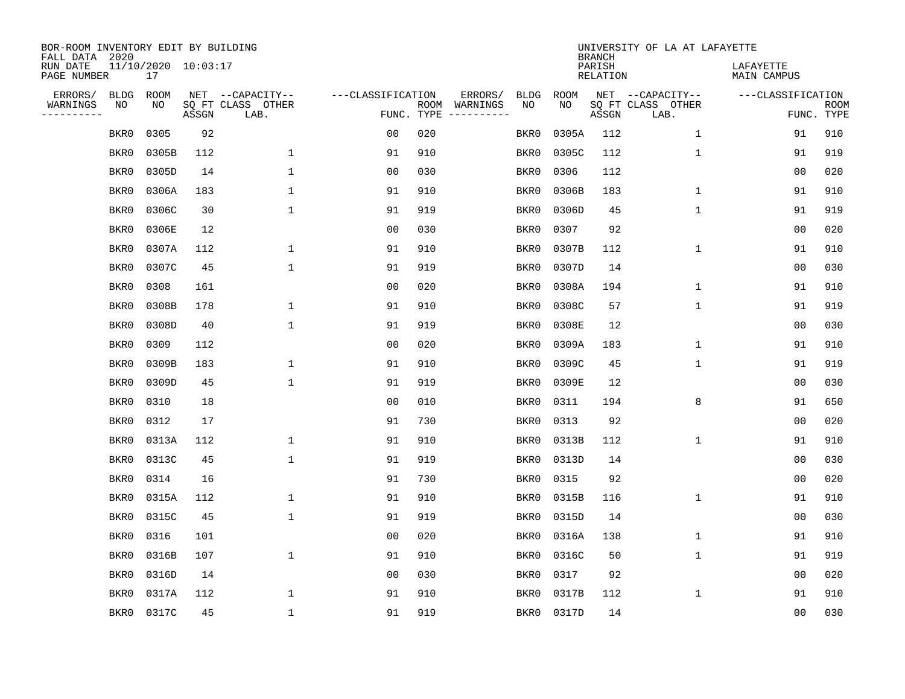BOR-ROOM INVENTORY EDIT BY BUILDING
FALL DATA 2020
RUN DATE 11/10/2020 10:03:17
PAGE NUMBER 17

UNIVERSITY OF LA AT LAFAYETTE
BRANCH
PARISH LAFAYETTE
RELATION MAIN CAMPUS

| ERRORS/ WARNINGS | BLDG NO | ROOM NO | NET SQ FT ASSGN | CAPACITY-- CLASS LAB. | OTHER | FUNC. | ROOM TYPE | ERRORS/ WARNINGS | BLDG NO | ROOM NO | NET SQ FT ASSGN | CAPACITY-- CLASS LAB. | OTHER | FUNC. | ROOM TYPE |
|---|---|---|---|---|---|---|---|---|---|---|---|---|---|---|---|
| | BKR0 | 0305 | 92 | | | 00 | 020 | | BKR0 | 0305A | 112 | | 1 | 91 | 910 |
| | BKR0 | 0305B | 112 | | 1 | 91 | 910 | | BKR0 | 0305C | 112 | | 1 | 91 | 919 |
| | BKR0 | 0305D | 14 | | 1 | 00 | 030 | | BKR0 | 0306 | 112 | | | 00 | 020 |
| | BKR0 | 0306A | 183 | | 1 | 91 | 910 | | BKR0 | 0306B | 183 | | 1 | 91 | 910 |
| | BKR0 | 0306C | 30 | | 1 | 91 | 919 | | BKR0 | 0306D | 45 | | 1 | 91 | 919 |
| | BKR0 | 0306E | 12 | | | 00 | 030 | | BKR0 | 0307 | 92 | | | 00 | 020 |
| | BKR0 | 0307A | 112 | | 1 | 91 | 910 | | BKR0 | 0307B | 112 | | 1 | 91 | 910 |
| | BKR0 | 0307C | 45 | | 1 | 91 | 919 | | BKR0 | 0307D | 14 | | | 00 | 030 |
| | BKR0 | 0308 | 161 | | | 00 | 020 | | BKR0 | 0308A | 194 | | 1 | 91 | 910 |
| | BKR0 | 0308B | 178 | | 1 | 91 | 910 | | BKR0 | 0308C | 57 | | 1 | 91 | 919 |
| | BKR0 | 0308D | 40 | | 1 | 91 | 919 | | BKR0 | 0308E | 12 | | | 00 | 030 |
| | BKR0 | 0309 | 112 | | | 00 | 020 | | BKR0 | 0309A | 183 | | 1 | 91 | 910 |
| | BKR0 | 0309B | 183 | | 1 | 91 | 910 | | BKR0 | 0309C | 45 | | 1 | 91 | 919 |
| | BKR0 | 0309D | 45 | | 1 | 91 | 919 | | BKR0 | 0309E | 12 | | | 00 | 030 |
| | BKR0 | 0310 | 18 | | | 00 | 010 | | BKR0 | 0311 | 194 | | 8 | 91 | 650 |
| | BKR0 | 0312 | 17 | | | 91 | 730 | | BKR0 | 0313 | 92 | | | 00 | 020 |
| | BKR0 | 0313A | 112 | | 1 | 91 | 910 | | BKR0 | 0313B | 112 | | 1 | 91 | 910 |
| | BKR0 | 0313C | 45 | | 1 | 91 | 919 | | BKR0 | 0313D | 14 | | | 00 | 030 |
| | BKR0 | 0314 | 16 | | | 91 | 730 | | BKR0 | 0315 | 92 | | | 00 | 020 |
| | BKR0 | 0315A | 112 | | 1 | 91 | 910 | | BKR0 | 0315B | 116 | | 1 | 91 | 910 |
| | BKR0 | 0315C | 45 | | 1 | 91 | 919 | | BKR0 | 0315D | 14 | | | 00 | 030 |
| | BKR0 | 0316 | 101 | | | 00 | 020 | | BKR0 | 0316A | 138 | | 1 | 91 | 910 |
| | BKR0 | 0316B | 107 | | 1 | 91 | 910 | | BKR0 | 0316C | 50 | | 1 | 91 | 919 |
| | BKR0 | 0316D | 14 | | | 00 | 030 | | BKR0 | 0317 | 92 | | | 00 | 020 |
| | BKR0 | 0317A | 112 | | 1 | 91 | 910 | | BKR0 | 0317B | 112 | | 1 | 91 | 910 |
| | BKR0 | 0317C | 45 | | 1 | 91 | 919 | | BKR0 | 0317D | 14 | | | 00 | 030 |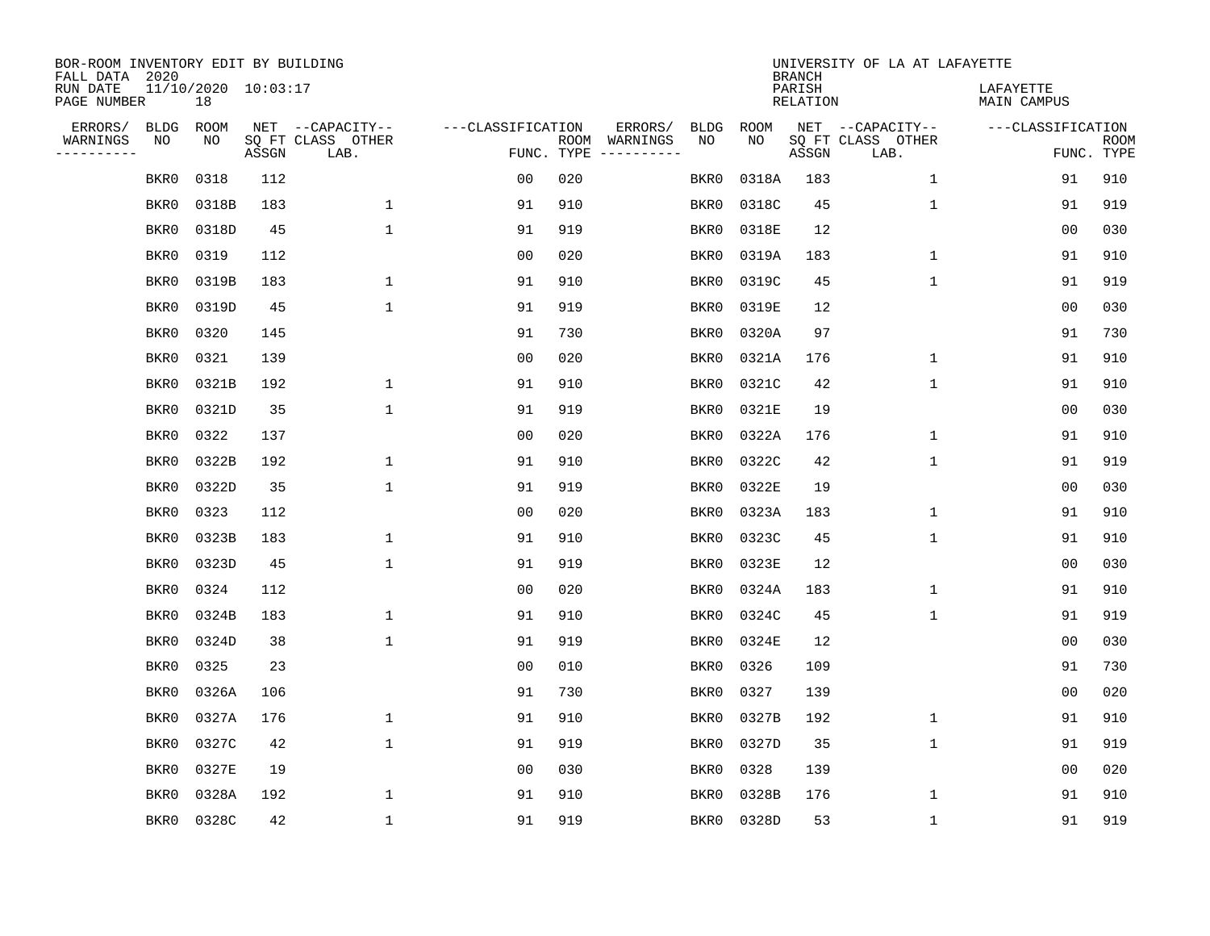BOR-ROOM INVENTORY EDIT BY BUILDING
FALL DATA 2020
RUN DATE 11/10/2020 10:03:17
PAGE NUMBER 18

UNIVERSITY OF LA AT LAFAYETTE
BRANCH
PARISH LAFAYETTE
RELATION MAIN CAMPUS

| ERRORS/ WARNINGS | BLDG NO | ROOM NO | NET SQ FT ASSGN | --CAPACITY-- CLASS LAB. | OTHER | ---CLASSIFICATION FUNC. | ROOM TYPE | ERRORS/ WARNINGS | BLDG NO | ROOM NO | NET SQ FT ASSGN | --CAPACITY-- CLASS LAB. | OTHER | ---CLASSIFICATION FUNC. | ROOM TYPE |
|---|---|---|---|---|---|---|---|---|---|---|---|---|---|---|---|
| | BKR0 | 0318 | 112 | | | 00 | 020 | | BKR0 | 0318A | 183 | | 1 | 91 | 910 |
| | BKR0 | 0318B | 183 | | 1 | 91 | 910 | | BKR0 | 0318C | 45 | | 1 | 91 | 919 |
| | BKR0 | 0318D | 45 | | 1 | 91 | 919 | | BKR0 | 0318E | 12 | | | 00 | 030 |
| | BKR0 | 0319 | 112 | | | 00 | 020 | | BKR0 | 0319A | 183 | | 1 | 91 | 910 |
| | BKR0 | 0319B | 183 | | 1 | 91 | 910 | | BKR0 | 0319C | 45 | | 1 | 91 | 919 |
| | BKR0 | 0319D | 45 | | 1 | 91 | 919 | | BKR0 | 0319E | 12 | | | 00 | 030 |
| | BKR0 | 0320 | 145 | | | 91 | 730 | | BKR0 | 0320A | 97 | | | 91 | 730 |
| | BKR0 | 0321 | 139 | | | 00 | 020 | | BKR0 | 0321A | 176 | | 1 | 91 | 910 |
| | BKR0 | 0321B | 192 | | 1 | 91 | 910 | | BKR0 | 0321C | 42 | | 1 | 91 | 910 |
| | BKR0 | 0321D | 35 | | 1 | 91 | 919 | | BKR0 | 0321E | 19 | | | 00 | 030 |
| | BKR0 | 0322 | 137 | | | 00 | 020 | | BKR0 | 0322A | 176 | | 1 | 91 | 910 |
| | BKR0 | 0322B | 192 | | 1 | 91 | 910 | | BKR0 | 0322C | 42 | | 1 | 91 | 919 |
| | BKR0 | 0322D | 35 | | 1 | 91 | 919 | | BKR0 | 0322E | 19 | | | 00 | 030 |
| | BKR0 | 0323 | 112 | | | 00 | 020 | | BKR0 | 0323A | 183 | | 1 | 91 | 910 |
| | BKR0 | 0323B | 183 | | 1 | 91 | 910 | | BKR0 | 0323C | 45 | | 1 | 91 | 910 |
| | BKR0 | 0323D | 45 | | 1 | 91 | 919 | | BKR0 | 0323E | 12 | | | 00 | 030 |
| | BKR0 | 0324 | 112 | | | 00 | 020 | | BKR0 | 0324A | 183 | | 1 | 91 | 910 |
| | BKR0 | 0324B | 183 | | 1 | 91 | 910 | | BKR0 | 0324C | 45 | | 1 | 91 | 919 |
| | BKR0 | 0324D | 38 | | 1 | 91 | 919 | | BKR0 | 0324E | 12 | | | 00 | 030 |
| | BKR0 | 0325 | 23 | | | 00 | 010 | | BKR0 | 0326 | 109 | | | 91 | 730 |
| | BKR0 | 0326A | 106 | | | 91 | 730 | | BKR0 | 0327 | 139 | | | 00 | 020 |
| | BKR0 | 0327A | 176 | | 1 | 91 | 910 | | BKR0 | 0327B | 192 | | 1 | 91 | 910 |
| | BKR0 | 0327C | 42 | | 1 | 91 | 919 | | BKR0 | 0327D | 35 | | 1 | 91 | 919 |
| | BKR0 | 0327E | 19 | | | 00 | 030 | | BKR0 | 0328 | 139 | | | 00 | 020 |
| | BKR0 | 0328A | 192 | | 1 | 91 | 910 | | BKR0 | 0328B | 176 | | 1 | 91 | 910 |
| | BKR0 | 0328C | 42 | | 1 | 91 | 919 | | BKR0 | 0328D | 53 | | 1 | 91 | 919 |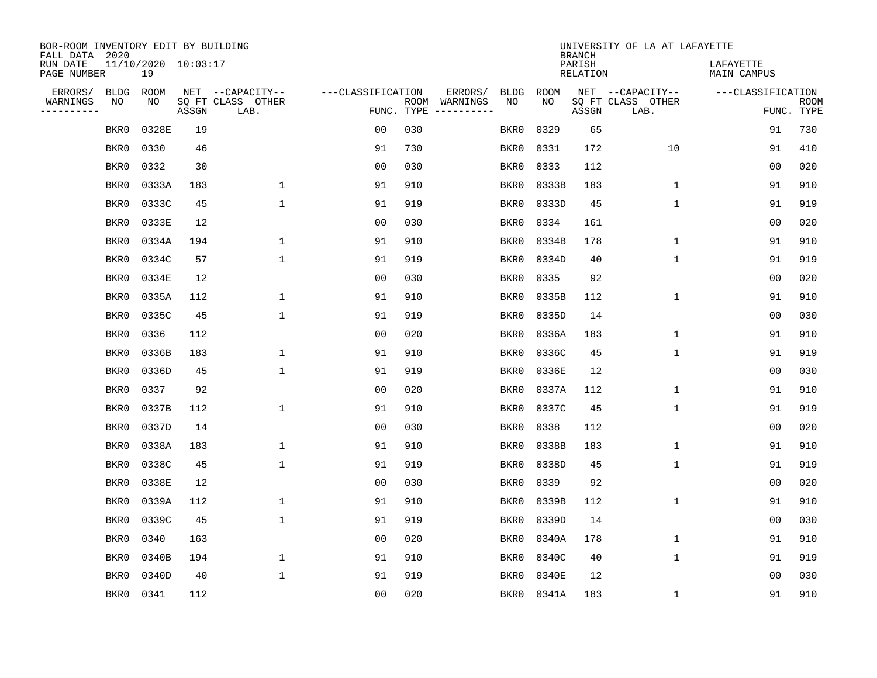BOR-ROOM INVENTORY EDIT BY BUILDING
FALL DATA 2020
RUN DATE 11/10/2020 10:03:17
PAGE NUMBER 19

UNIVERSITY OF LA AT LAFAYETTE
BRANCH
PARISH LAFAYETTE
RELATION MAIN CAMPUS

| ERRORS/ WARNINGS | BLDG NO | ROOM NO | NET SQ FT ASSGN | CAPACITY CLASS LAB. | CAPACITY OTHER | CLASSIFICATION FUNC. | ROOM TYPE | ERRORS/ WARNINGS | BLDG NO | ROOM NO | NET SQ FT ASSGN | CAPACITY CLASS LAB. | CAPACITY OTHER | CLASSIFICATION FUNC. | ROOM TYPE |
|---|---|---|---|---|---|---|---|---|---|---|---|---|---|---|---|
| | BKR0 | 0328E | 19 | | | 00 | 030 | | BKR0 | 0329 | 65 | | | 91 | 730 |
| | BKR0 | 0330 | 46 | | | 91 | 730 | | BKR0 | 0331 | 172 | | 10 | 91 | 410 |
| | BKR0 | 0332 | 30 | | | 00 | 030 | | BKR0 | 0333 | 112 | | | 00 | 020 |
| | BKR0 | 0333A | 183 | | 1 | 91 | 910 | | BKR0 | 0333B | 183 | | 1 | 91 | 910 |
| | BKR0 | 0333C | 45 | | 1 | 91 | 919 | | BKR0 | 0333D | 45 | | 1 | 91 | 919 |
| | BKR0 | 0333E | 12 | | | 00 | 030 | | BKR0 | 0334 | 161 | | | 00 | 020 |
| | BKR0 | 0334A | 194 | | 1 | 91 | 910 | | BKR0 | 0334B | 178 | | 1 | 91 | 910 |
| | BKR0 | 0334C | 57 | | 1 | 91 | 919 | | BKR0 | 0334D | 40 | | 1 | 91 | 919 |
| | BKR0 | 0334E | 12 | | | 00 | 030 | | BKR0 | 0335 | 92 | | | 00 | 020 |
| | BKR0 | 0335A | 112 | | 1 | 91 | 910 | | BKR0 | 0335B | 112 | | 1 | 91 | 910 |
| | BKR0 | 0335C | 45 | | 1 | 91 | 919 | | BKR0 | 0335D | 14 | | | 00 | 030 |
| | BKR0 | 0336 | 112 | | | 00 | 020 | | BKR0 | 0336A | 183 | | 1 | 91 | 910 |
| | BKR0 | 0336B | 183 | | 1 | 91 | 910 | | BKR0 | 0336C | 45 | | 1 | 91 | 919 |
| | BKR0 | 0336D | 45 | | 1 | 91 | 919 | | BKR0 | 0336E | 12 | | | 00 | 030 |
| | BKR0 | 0337 | 92 | | | 00 | 020 | | BKR0 | 0337A | 112 | | 1 | 91 | 910 |
| | BKR0 | 0337B | 112 | | 1 | 91 | 910 | | BKR0 | 0337C | 45 | | 1 | 91 | 919 |
| | BKR0 | 0337D | 14 | | | 00 | 030 | | BKR0 | 0338 | 112 | | | 00 | 020 |
| | BKR0 | 0338A | 183 | | 1 | 91 | 910 | | BKR0 | 0338B | 183 | | 1 | 91 | 910 |
| | BKR0 | 0338C | 45 | | 1 | 91 | 919 | | BKR0 | 0338D | 45 | | 1 | 91 | 919 |
| | BKR0 | 0338E | 12 | | | 00 | 030 | | BKR0 | 0339 | 92 | | | 00 | 020 |
| | BKR0 | 0339A | 112 | | 1 | 91 | 910 | | BKR0 | 0339B | 112 | | 1 | 91 | 910 |
| | BKR0 | 0339C | 45 | | 1 | 91 | 919 | | BKR0 | 0339D | 14 | | | 00 | 030 |
| | BKR0 | 0340 | 163 | | | 00 | 020 | | BKR0 | 0340A | 178 | | 1 | 91 | 910 |
| | BKR0 | 0340B | 194 | | 1 | 91 | 910 | | BKR0 | 0340C | 40 | | 1 | 91 | 919 |
| | BKR0 | 0340D | 40 | | 1 | 91 | 919 | | BKR0 | 0340E | 12 | | | 00 | 030 |
| | BKR0 | 0341 | 112 | | | 00 | 020 | | BKR0 | 0341A | 183 | | 1 | 91 | 910 |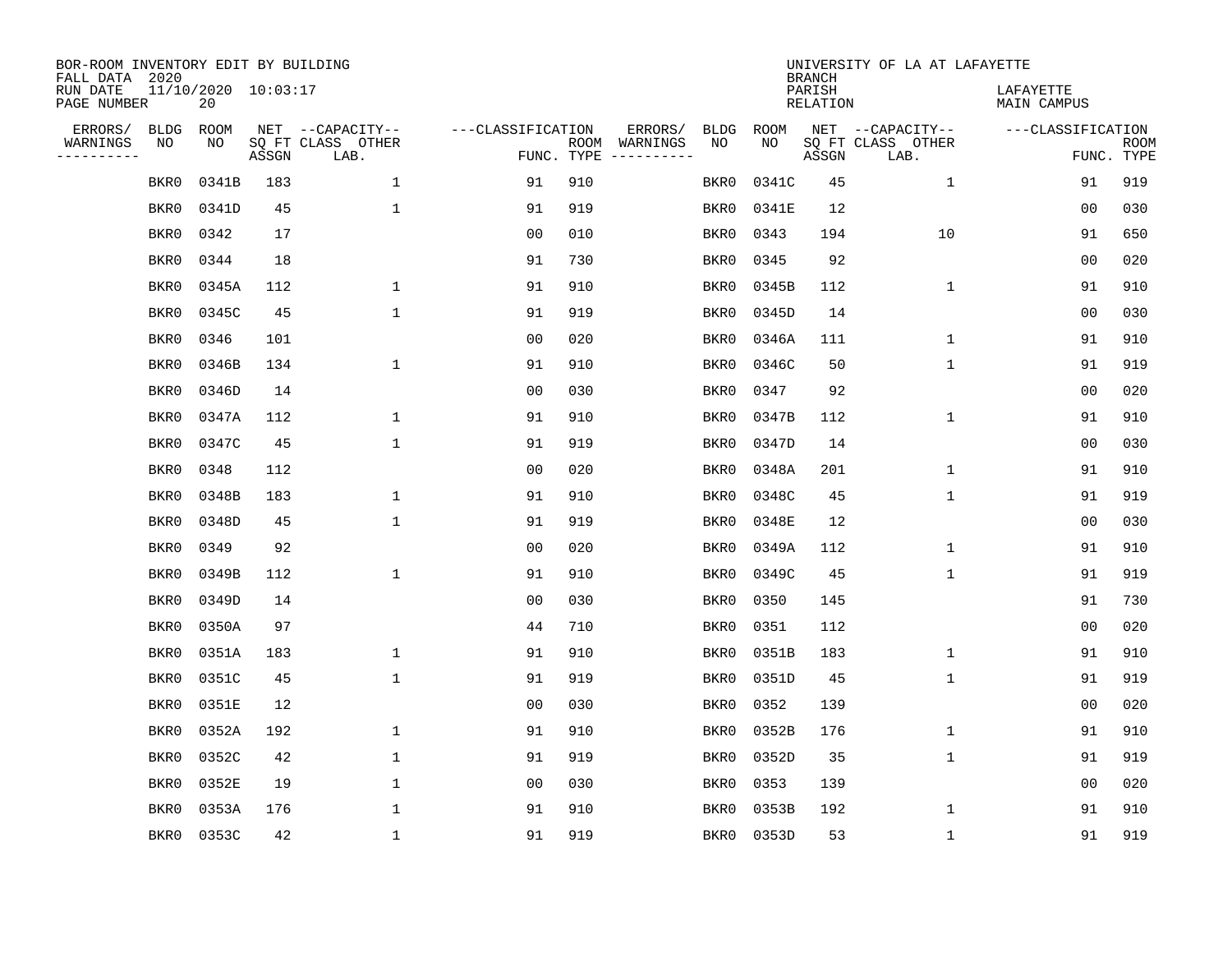BOR-ROOM INVENTORY EDIT BY BUILDING
FALL DATA 2020
RUN DATE 11/10/2020 10:03:17
PAGE NUMBER 20

UNIVERSITY OF LA AT LAFAYETTE
BRANCH
PARISH LAFAYETTE
RELATION MAIN CAMPUS

| ERRORS/ WARNINGS | BLDG NO | ROOM NO | NET SQ FT ASSGN | CAPACITY CLASS LAB. | OTHER | CLASSIFICATION FUNC. | ROOM TYPE | ERRORS/ WARNINGS | BLDG NO | ROOM NO | NET SQ FT ASSGN | CAPACITY CLASS LAB. | OTHER | CLASSIFICATION FUNC. | ROOM TYPE |
|---|---|---|---|---|---|---|---|---|---|---|---|---|---|---|---|
| | BKR0 | 0341B | 183 | | 1 | 91 | 910 | | BKR0 | 0341C | 45 | | 1 | 91 | 919 |
| | BKR0 | 0341D | 45 | | 1 | 91 | 919 | | BKR0 | 0341E | 12 | | | 00 | 030 |
| | BKR0 | 0342 | 17 | | | 00 | 010 | | BKR0 | 0343 | 194 | | 10 | 91 | 650 |
| | BKR0 | 0344 | 18 | | | 91 | 730 | | BKR0 | 0345 | 92 | | | 00 | 020 |
| | BKR0 | 0345A | 112 | | 1 | 91 | 910 | | BKR0 | 0345B | 112 | | 1 | 91 | 910 |
| | BKR0 | 0345C | 45 | | 1 | 91 | 919 | | BKR0 | 0345D | 14 | | | 00 | 030 |
| | BKR0 | 0346 | 101 | | | 00 | 020 | | BKR0 | 0346A | 111 | | 1 | 91 | 910 |
| | BKR0 | 0346B | 134 | | 1 | 91 | 910 | | BKR0 | 0346C | 50 | | 1 | 91 | 919 |
| | BKR0 | 0346D | 14 | | | 00 | 030 | | BKR0 | 0347 | 92 | | | 00 | 020 |
| | BKR0 | 0347A | 112 | | 1 | 91 | 910 | | BKR0 | 0347B | 112 | | 1 | 91 | 910 |
| | BKR0 | 0347C | 45 | | 1 | 91 | 919 | | BKR0 | 0347D | 14 | | | 00 | 030 |
| | BKR0 | 0348 | 112 | | | 00 | 020 | | BKR0 | 0348A | 201 | | 1 | 91 | 910 |
| | BKR0 | 0348B | 183 | | 1 | 91 | 910 | | BKR0 | 0348C | 45 | | 1 | 91 | 919 |
| | BKR0 | 0348D | 45 | | 1 | 91 | 919 | | BKR0 | 0348E | 12 | | | 00 | 030 |
| | BKR0 | 0349 | 92 | | | 00 | 020 | | BKR0 | 0349A | 112 | | 1 | 91 | 910 |
| | BKR0 | 0349B | 112 | | 1 | 91 | 910 | | BKR0 | 0349C | 45 | | 1 | 91 | 919 |
| | BKR0 | 0349D | 14 | | | 00 | 030 | | BKR0 | 0350 | 145 | | | 91 | 730 |
| | BKR0 | 0350A | 97 | | | 44 | 710 | | BKR0 | 0351 | 112 | | | 00 | 020 |
| | BKR0 | 0351A | 183 | | 1 | 91 | 910 | | BKR0 | 0351B | 183 | | 1 | 91 | 910 |
| | BKR0 | 0351C | 45 | | 1 | 91 | 919 | | BKR0 | 0351D | 45 | | 1 | 91 | 919 |
| | BKR0 | 0351E | 12 | | | 00 | 030 | | BKR0 | 0352 | 139 | | | 00 | 020 |
| | BKR0 | 0352A | 192 | | 1 | 91 | 910 | | BKR0 | 0352B | 176 | | 1 | 91 | 910 |
| | BKR0 | 0352C | 42 | | 1 | 91 | 919 | | BKR0 | 0352D | 35 | | 1 | 91 | 919 |
| | BKR0 | 0352E | 19 | | 1 | 00 | 030 | | BKR0 | 0353 | 139 | | | 00 | 020 |
| | BKR0 | 0353A | 176 | | 1 | 91 | 910 | | BKR0 | 0353B | 192 | | 1 | 91 | 910 |
| | BKR0 | 0353C | 42 | | 1 | 91 | 919 | | BKR0 | 0353D | 53 | | 1 | 91 | 919 |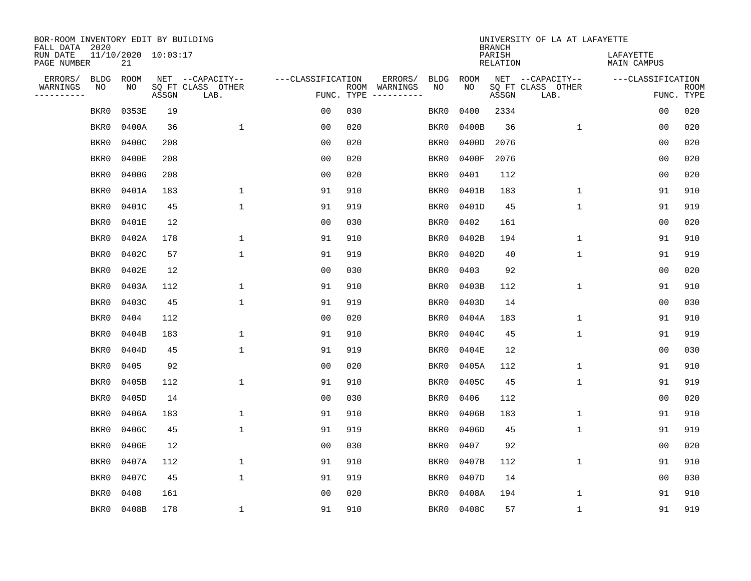BOR-ROOM INVENTORY EDIT BY BUILDING
FALL DATA 2020
RUN DATE 11/10/2020 10:03:17
PAGE NUMBER 21

UNIVERSITY OF LA AT LAFAYETTE
BRANCH
PARISH LAFAYETTE
RELATION MAIN CAMPUS

| ERRORS/ WARNINGS | BLDG NO | ROOM NO | NET SQ FT ASSGN | CAPACITY CLASS LAB. | CAPACITY OTHER | CLASSIFICATION FUNC. | ROOM TYPE | ERRORS/ WARNINGS | BLDG NO | ROOM NO | NET SQ FT ASSGN | CAPACITY CLASS LAB. | CAPACITY OTHER | CLASSIFICATION FUNC. | ROOM TYPE |
|---|---|---|---|---|---|---|---|---|---|---|---|---|---|---|---|
| | BKR0 | 0353E | 19 | | | 00 | 030 | | BKR0 | 0400 | 2334 | | | 00 | 020 |
| | BKR0 | 0400A | 36 | | 1 | 00 | 020 | | BKR0 | 0400B | 36 | | 1 | 00 | 020 |
| | BKR0 | 0400C | 208 | | | 00 | 020 | | BKR0 | 0400D | 2076 | | | 00 | 020 |
| | BKR0 | 0400E | 208 | | | 00 | 020 | | BKR0 | 0400F | 2076 | | | 00 | 020 |
| | BKR0 | 0400G | 208 | | | 00 | 020 | | BKR0 | 0401 | 112 | | | 00 | 020 |
| | BKR0 | 0401A | 183 | | 1 | 91 | 910 | | BKR0 | 0401B | 183 | | 1 | 91 | 910 |
| | BKR0 | 0401C | 45 | | 1 | 91 | 919 | | BKR0 | 0401D | 45 | | 1 | 91 | 919 |
| | BKR0 | 0401E | 12 | | | 00 | 030 | | BKR0 | 0402 | 161 | | | 00 | 020 |
| | BKR0 | 0402A | 178 | | 1 | 91 | 910 | | BKR0 | 0402B | 194 | | 1 | 91 | 910 |
| | BKR0 | 0402C | 57 | | 1 | 91 | 919 | | BKR0 | 0402D | 40 | | 1 | 91 | 919 |
| | BKR0 | 0402E | 12 | | | 00 | 030 | | BKR0 | 0403 | 92 | | | 00 | 020 |
| | BKR0 | 0403A | 112 | | 1 | 91 | 910 | | BKR0 | 0403B | 112 | | 1 | 91 | 910 |
| | BKR0 | 0403C | 45 | | 1 | 91 | 919 | | BKR0 | 0403D | 14 | | | 00 | 030 |
| | BKR0 | 0404 | 112 | | | 00 | 020 | | BKR0 | 0404A | 183 | | 1 | 91 | 910 |
| | BKR0 | 0404B | 183 | | 1 | 91 | 910 | | BKR0 | 0404C | 45 | | 1 | 91 | 919 |
| | BKR0 | 0404D | 45 | | 1 | 91 | 919 | | BKR0 | 0404E | 12 | | | 00 | 030 |
| | BKR0 | 0405 | 92 | | | 00 | 020 | | BKR0 | 0405A | 112 | | 1 | 91 | 910 |
| | BKR0 | 0405B | 112 | | 1 | 91 | 910 | | BKR0 | 0405C | 45 | | 1 | 91 | 919 |
| | BKR0 | 0405D | 14 | | | 00 | 030 | | BKR0 | 0406 | 112 | | | 00 | 020 |
| | BKR0 | 0406A | 183 | | 1 | 91 | 910 | | BKR0 | 0406B | 183 | | 1 | 91 | 910 |
| | BKR0 | 0406C | 45 | | 1 | 91 | 919 | | BKR0 | 0406D | 45 | | 1 | 91 | 919 |
| | BKR0 | 0406E | 12 | | | 00 | 030 | | BKR0 | 0407 | 92 | | | 00 | 020 |
| | BKR0 | 0407A | 112 | | 1 | 91 | 910 | | BKR0 | 0407B | 112 | | 1 | 91 | 910 |
| | BKR0 | 0407C | 45 | | 1 | 91 | 919 | | BKR0 | 0407D | 14 | | | 00 | 030 |
| | BKR0 | 0408 | 161 | | | 00 | 020 | | BKR0 | 0408A | 194 | | 1 | 91 | 910 |
| | BKR0 | 0408B | 178 | | 1 | 91 | 910 | | BKR0 | 0408C | 57 | | 1 | 91 | 919 |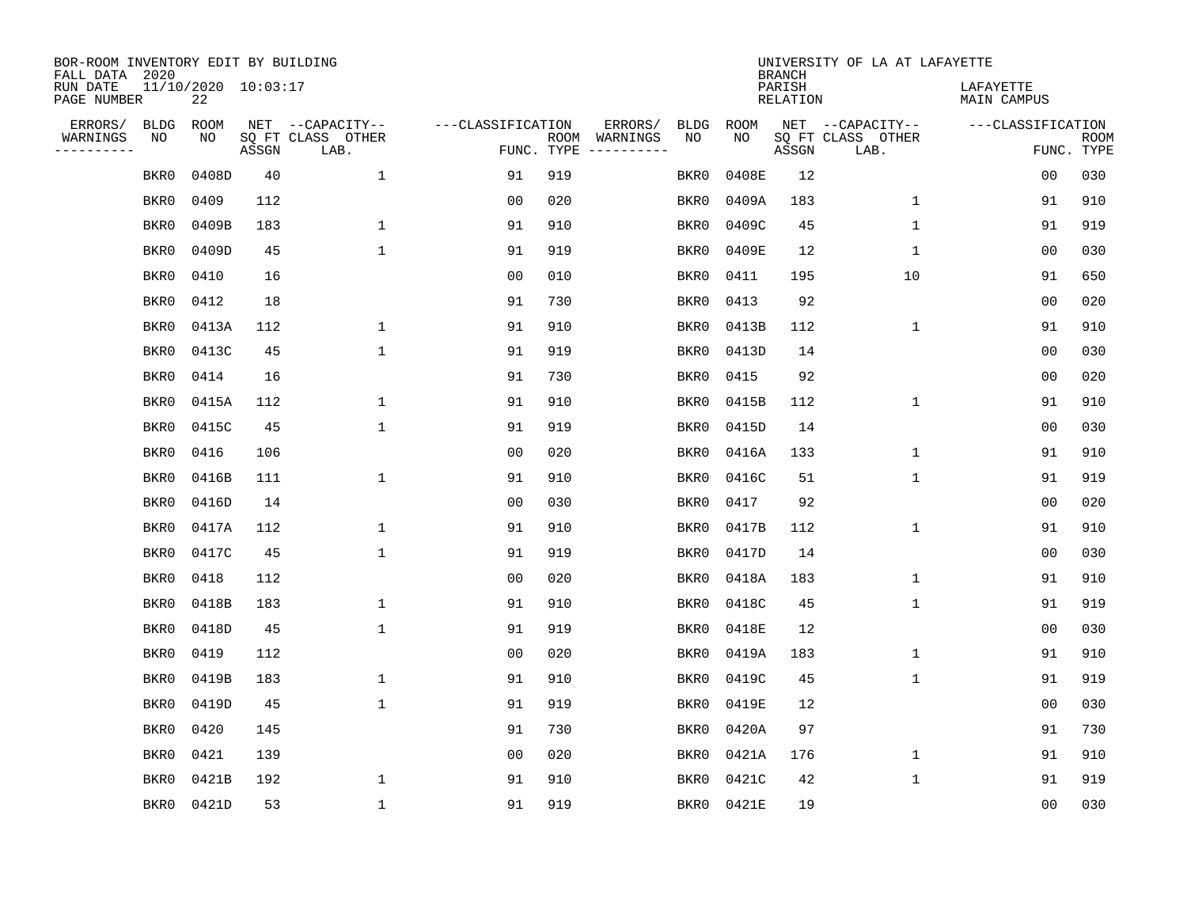BOR-ROOM INVENTORY EDIT BY BUILDING
FALL DATA 2020
RUN DATE 11/10/2020 10:03:17
PAGE NUMBER 22

UNIVERSITY OF LA AT LAFAYETTE
BRANCH
PARISH LAFAYETTE
RELATION MAIN CAMPUS

| ERRORS/ WARNINGS | BLDG NO | ROOM NO | NET SQ FT ASSGN | CAPACITY-- CLASS LAB. | OTHER | FUNC. | ROOM TYPE | ERRORS/ WARNINGS | BLDG NO | ROOM NO | NET SQ FT ASSGN | CAPACITY-- CLASS LAB. | OTHER | FUNC. | ROOM TYPE |
|---|---|---|---|---|---|---|---|---|---|---|---|---|---|---|---|
| | BKR0 | 0408D | 40 | | 1 | 91 | 919 | | BKR0 | 0408E | 12 | | | 00 | 030 |
| | BKR0 | 0409 | 112 | | | 00 | 020 | | BKR0 | 0409A | 183 | | 1 | 91 | 910 |
| | BKR0 | 0409B | 183 | | 1 | 91 | 910 | | BKR0 | 0409C | 45 | | 1 | 91 | 919 |
| | BKR0 | 0409D | 45 | | 1 | 91 | 919 | | BKR0 | 0409E | 12 | | 1 | 00 | 030 |
| | BKR0 | 0410 | 16 | | | 00 | 010 | | BKR0 | 0411 | 195 | | 10 | 91 | 650 |
| | BKR0 | 0412 | 18 | | | 91 | 730 | | BKR0 | 0413 | 92 | | | 00 | 020 |
| | BKR0 | 0413A | 112 | | 1 | 91 | 910 | | BKR0 | 0413B | 112 | | 1 | 91 | 910 |
| | BKR0 | 0413C | 45 | | 1 | 91 | 919 | | BKR0 | 0413D | 14 | | | 00 | 030 |
| | BKR0 | 0414 | 16 | | | 91 | 730 | | BKR0 | 0415 | 92 | | | 00 | 020 |
| | BKR0 | 0415A | 112 | | 1 | 91 | 910 | | BKR0 | 0415B | 112 | | 1 | 91 | 910 |
| | BKR0 | 0415C | 45 | | 1 | 91 | 919 | | BKR0 | 0415D | 14 | | | 00 | 030 |
| | BKR0 | 0416 | 106 | | | 00 | 020 | | BKR0 | 0416A | 133 | | 1 | 91 | 910 |
| | BKR0 | 0416B | 111 | | 1 | 91 | 910 | | BKR0 | 0416C | 51 | | 1 | 91 | 919 |
| | BKR0 | 0416D | 14 | | | 00 | 030 | | BKR0 | 0417 | 92 | | | 00 | 020 |
| | BKR0 | 0417A | 112 | | 1 | 91 | 910 | | BKR0 | 0417B | 112 | | 1 | 91 | 910 |
| | BKR0 | 0417C | 45 | | 1 | 91 | 919 | | BKR0 | 0417D | 14 | | | 00 | 030 |
| | BKR0 | 0418 | 112 | | | 00 | 020 | | BKR0 | 0418A | 183 | | 1 | 91 | 910 |
| | BKR0 | 0418B | 183 | | 1 | 91 | 910 | | BKR0 | 0418C | 45 | | 1 | 91 | 919 |
| | BKR0 | 0418D | 45 | | 1 | 91 | 919 | | BKR0 | 0418E | 12 | | | 00 | 030 |
| | BKR0 | 0419 | 112 | | | 00 | 020 | | BKR0 | 0419A | 183 | | 1 | 91 | 910 |
| | BKR0 | 0419B | 183 | | 1 | 91 | 910 | | BKR0 | 0419C | 45 | | 1 | 91 | 919 |
| | BKR0 | 0419D | 45 | | 1 | 91 | 919 | | BKR0 | 0419E | 12 | | | 00 | 030 |
| | BKR0 | 0420 | 145 | | | 91 | 730 | | BKR0 | 0420A | 97 | | | 91 | 730 |
| | BKR0 | 0421 | 139 | | | 00 | 020 | | BKR0 | 0421A | 176 | | 1 | 91 | 910 |
| | BKR0 | 0421B | 192 | | 1 | 91 | 910 | | BKR0 | 0421C | 42 | | 1 | 91 | 919 |
| | BKR0 | 0421D | 53 | | 1 | 91 | 919 | | BKR0 | 0421E | 19 | | | 00 | 030 |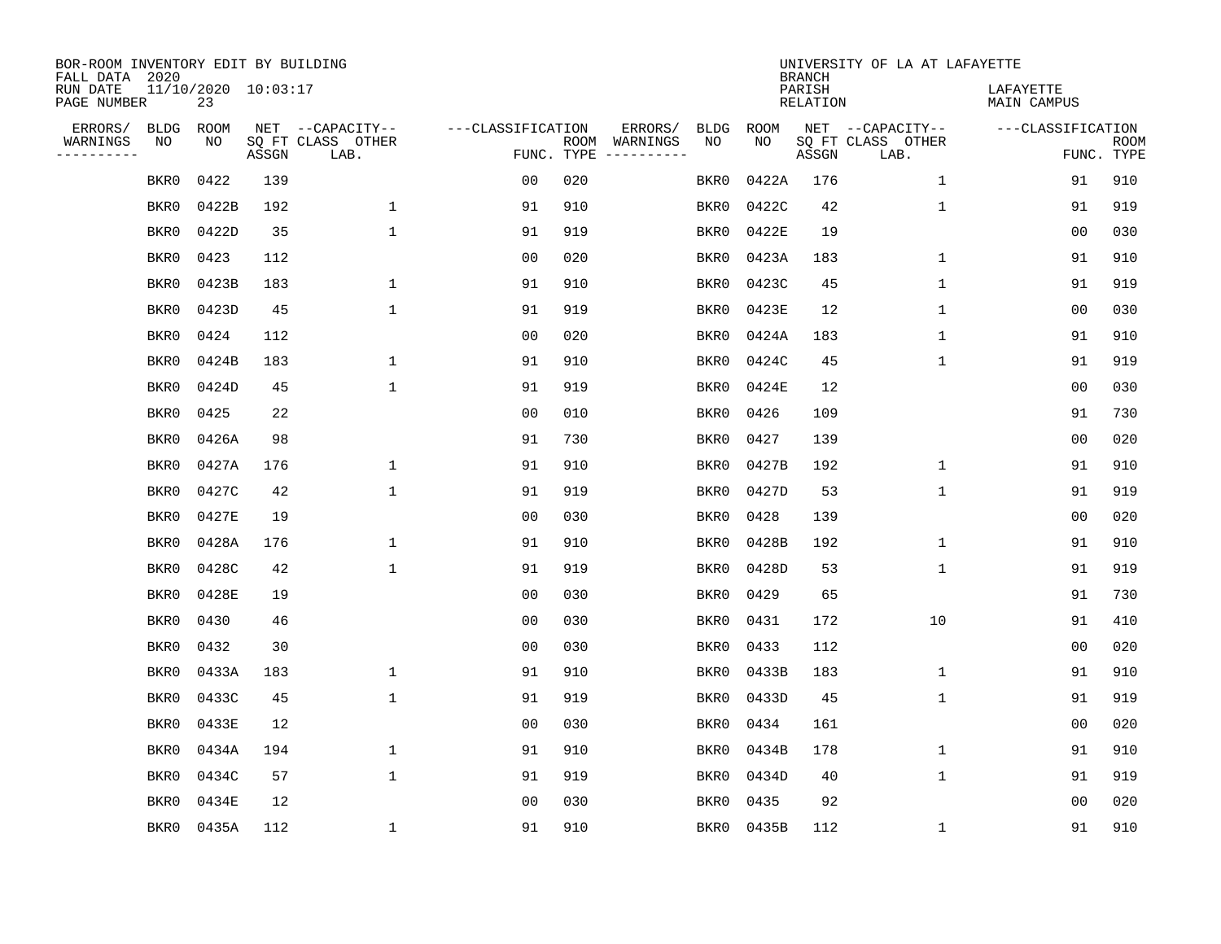BOR-ROOM INVENTORY EDIT BY BUILDING
FALL DATA 2020
RUN DATE 11/10/2020 10:03:17
PAGE NUMBER 23

UNIVERSITY OF LA AT LAFAYETTE
BRANCH
PARISH LAFAYETTE
RELATION MAIN CAMPUS

| ERRORS/ WARNINGS | BLDG NO | ROOM NO | NET SQ FT ASSGN | CAPACITY-- CLASS LAB. | OTHER | CLASSIFICATION FUNC. | ROOM TYPE | ERRORS/ WARNINGS | BLDG NO | ROOM NO | NET SQ FT ASSGN | CAPACITY-- CLASS LAB. | OTHER | CLASSIFICATION FUNC. | ROOM TYPE |
|---|---|---|---|---|---|---|---|---|---|---|---|---|---|---|---|
| | BKR0 | 0422 | 139 | | | 00 | 020 | | BKR0 | 0422A | 176 | | 1 | 91 | 910 |
| | BKR0 | 0422B | 192 | | 1 | 91 | 910 | | BKR0 | 0422C | 42 | | 1 | 91 | 919 |
| | BKR0 | 0422D | 35 | | 1 | 91 | 919 | | BKR0 | 0422E | 19 | | | 00 | 030 |
| | BKR0 | 0423 | 112 | | | 00 | 020 | | BKR0 | 0423A | 183 | | 1 | 91 | 910 |
| | BKR0 | 0423B | 183 | | 1 | 91 | 910 | | BKR0 | 0423C | 45 | | 1 | 91 | 919 |
| | BKR0 | 0423D | 45 | | 1 | 91 | 919 | | BKR0 | 0423E | 12 | | 1 | 00 | 030 |
| | BKR0 | 0424 | 112 | | | 00 | 020 | | BKR0 | 0424A | 183 | | 1 | 91 | 910 |
| | BKR0 | 0424B | 183 | | 1 | 91 | 910 | | BKR0 | 0424C | 45 | | 1 | 91 | 919 |
| | BKR0 | 0424D | 45 | | 1 | 91 | 919 | | BKR0 | 0424E | 12 | | | 00 | 030 |
| | BKR0 | 0425 | 22 | | | 00 | 010 | | BKR0 | 0426 | 109 | | | 91 | 730 |
| | BKR0 | 0426A | 98 | | | 91 | 730 | | BKR0 | 0427 | 139 | | | 00 | 020 |
| | BKR0 | 0427A | 176 | | 1 | 91 | 910 | | BKR0 | 0427B | 192 | | 1 | 91 | 910 |
| | BKR0 | 0427C | 42 | | 1 | 91 | 919 | | BKR0 | 0427D | 53 | | 1 | 91 | 919 |
| | BKR0 | 0427E | 19 | | | 00 | 030 | | BKR0 | 0428 | 139 | | | 00 | 020 |
| | BKR0 | 0428A | 176 | | 1 | 91 | 910 | | BKR0 | 0428B | 192 | | 1 | 91 | 910 |
| | BKR0 | 0428C | 42 | | 1 | 91 | 919 | | BKR0 | 0428D | 53 | | 1 | 91 | 919 |
| | BKR0 | 0428E | 19 | | | 00 | 030 | | BKR0 | 0429 | 65 | | | 91 | 730 |
| | BKR0 | 0430 | 46 | | | 00 | 030 | | BKR0 | 0431 | 172 | | 10 | 91 | 410 |
| | BKR0 | 0432 | 30 | | | 00 | 030 | | BKR0 | 0433 | 112 | | | 00 | 020 |
| | BKR0 | 0433A | 183 | | 1 | 91 | 910 | | BKR0 | 0433B | 183 | | 1 | 91 | 910 |
| | BKR0 | 0433C | 45 | | 1 | 91 | 919 | | BKR0 | 0433D | 45 | | 1 | 91 | 919 |
| | BKR0 | 0433E | 12 | | | 00 | 030 | | BKR0 | 0434 | 161 | | | 00 | 020 |
| | BKR0 | 0434A | 194 | | 1 | 91 | 910 | | BKR0 | 0434B | 178 | | 1 | 91 | 910 |
| | BKR0 | 0434C | 57 | | 1 | 91 | 919 | | BKR0 | 0434D | 40 | | 1 | 91 | 919 |
| | BKR0 | 0434E | 12 | | | 00 | 030 | | BKR0 | 0435 | 92 | | | 00 | 020 |
| | BKR0 | 0435A | 112 | | 1 | 91 | 910 | | BKR0 | 0435B | 112 | | 1 | 91 | 910 |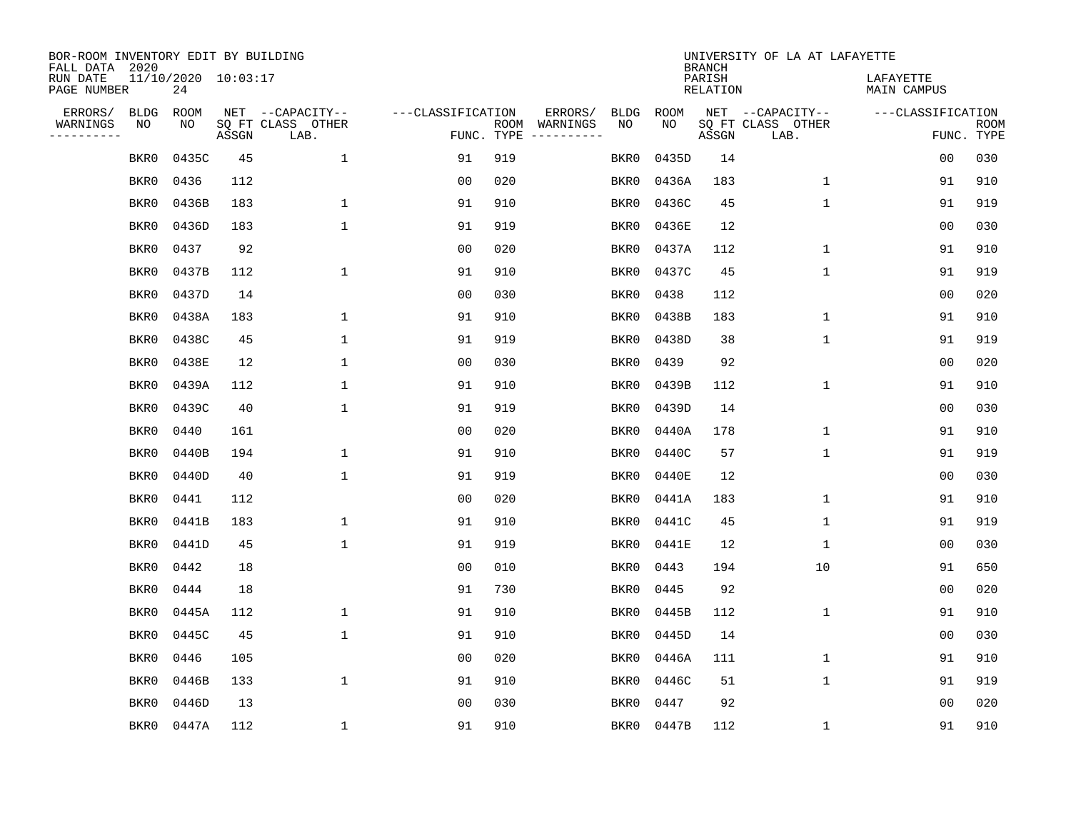BOR-ROOM INVENTORY EDIT BY BUILDING
FALL DATA 2020
RUN DATE 11/10/2020 10:03:17
PAGE NUMBER 24

UNIVERSITY OF LA AT LAFAYETTE
BRANCH
PARISH LAFAYETTE
RELATION MAIN CAMPUS

| ERRORS/ WARNINGS | BLDG NO | ROOM NO | NET SQ FT ASSGN | --CAPACITY-- CLASS LAB. | OTHER | ---CLASSIFICATION FUNC. | ROOM TYPE | ERRORS/ WARNINGS | BLDG NO | ROOM NO | NET SQ FT ASSGN | --CAPACITY-- CLASS LAB. | OTHER | ---CLASSIFICATION FUNC. | ROOM TYPE |
|---|---|---|---|---|---|---|---|---|---|---|---|---|---|---|---|
| | BKR0 | 0435C | 45 | | 1 | 91 | 919 | | BKR0 | 0435D | 14 | | | 00 | 030 |
| | BKR0 | 0436 | 112 | | | 00 | 020 | | BKR0 | 0436A | 183 | | 1 | 91 | 910 |
| | BKR0 | 0436B | 183 | | 1 | 91 | 910 | | BKR0 | 0436C | 45 | | 1 | 91 | 919 |
| | BKR0 | 0436D | 183 | | 1 | 91 | 919 | | BKR0 | 0436E | 12 | | | 00 | 030 |
| | BKR0 | 0437 | 92 | | | 00 | 020 | | BKR0 | 0437A | 112 | | 1 | 91 | 910 |
| | BKR0 | 0437B | 112 | | 1 | 91 | 910 | | BKR0 | 0437C | 45 | | 1 | 91 | 919 |
| | BKR0 | 0437D | 14 | | | 00 | 030 | | BKR0 | 0438 | 112 | | | 00 | 020 |
| | BKR0 | 0438A | 183 | | 1 | 91 | 910 | | BKR0 | 0438B | 183 | | 1 | 91 | 910 |
| | BKR0 | 0438C | 45 | | 1 | 91 | 919 | | BKR0 | 0438D | 38 | | 1 | 91 | 919 |
| | BKR0 | 0438E | 12 | | 1 | 00 | 030 | | BKR0 | 0439 | 92 | | | 00 | 020 |
| | BKR0 | 0439A | 112 | | 1 | 91 | 910 | | BKR0 | 0439B | 112 | | 1 | 91 | 910 |
| | BKR0 | 0439C | 40 | | 1 | 91 | 919 | | BKR0 | 0439D | 14 | | | 00 | 030 |
| | BKR0 | 0440 | 161 | | | 00 | 020 | | BKR0 | 0440A | 178 | | 1 | 91 | 910 |
| | BKR0 | 0440B | 194 | | 1 | 91 | 910 | | BKR0 | 0440C | 57 | | 1 | 91 | 919 |
| | BKR0 | 0440D | 40 | | 1 | 91 | 919 | | BKR0 | 0440E | 12 | | | 00 | 030 |
| | BKR0 | 0441 | 112 | | | 00 | 020 | | BKR0 | 0441A | 183 | | 1 | 91 | 910 |
| | BKR0 | 0441B | 183 | | 1 | 91 | 910 | | BKR0 | 0441C | 45 | | 1 | 91 | 919 |
| | BKR0 | 0441D | 45 | | 1 | 91 | 919 | | BKR0 | 0441E | 12 | | 1 | 00 | 030 |
| | BKR0 | 0442 | 18 | | | 00 | 010 | | BKR0 | 0443 | 194 | | 10 | 91 | 650 |
| | BKR0 | 0444 | 18 | | | 91 | 730 | | BKR0 | 0445 | 92 | | | 00 | 020 |
| | BKR0 | 0445A | 112 | | 1 | 91 | 910 | | BKR0 | 0445B | 112 | | 1 | 91 | 910 |
| | BKR0 | 0445C | 45 | | 1 | 91 | 910 | | BKR0 | 0445D | 14 | | | 00 | 030 |
| | BKR0 | 0446 | 105 | | | 00 | 020 | | BKR0 | 0446A | 111 | | 1 | 91 | 910 |
| | BKR0 | 0446B | 133 | | 1 | 91 | 910 | | BKR0 | 0446C | 51 | | 1 | 91 | 919 |
| | BKR0 | 0446D | 13 | | | 00 | 030 | | BKR0 | 0447 | 92 | | | 00 | 020 |
| | BKR0 | 0447A | 112 | | 1 | 91 | 910 | | BKR0 | 0447B | 112 | | 1 | 91 | 910 |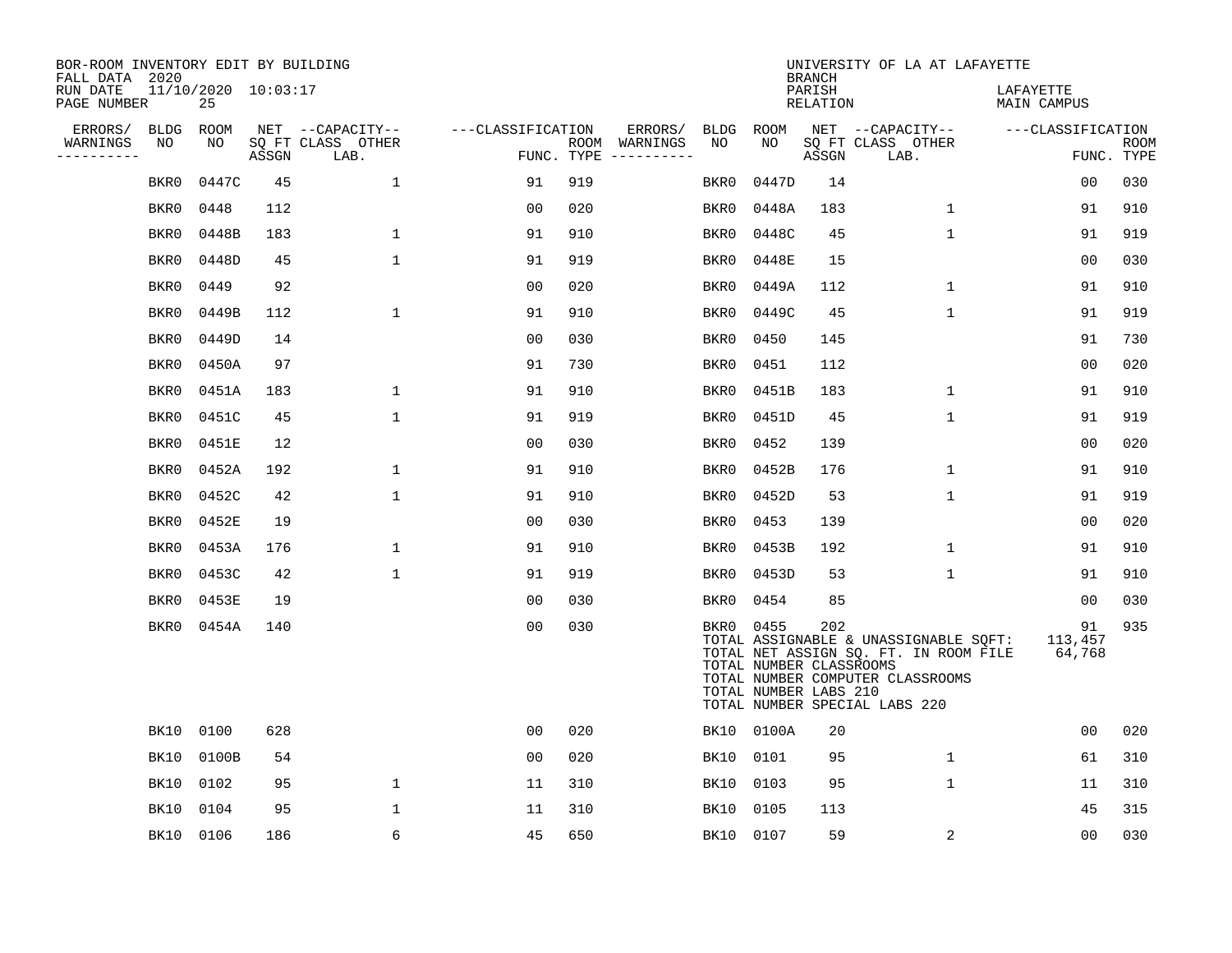BOR-ROOM INVENTORY EDIT BY BUILDING
FALL DATA 2020
RUN DATE 11/10/2020 10:03:17
PAGE NUMBER 25

UNIVERSITY OF LA AT LAFAYETTE
BRANCH
PARISH LAFAYETTE
RELATION MAIN CAMPUS

| ERRORS/ WARNINGS | BLDG NO | ROOM NO | NET ASSGN SQ FT | CAPACITY CLASS | CAPACITY LAB. | CAPACITY OTHER | FUNC. | ROOM TYPE | ERRORS/ WARNINGS | BLDG NO | ROOM NO | NET ASSGN SQ FT | CAPACITY CLASS | CAPACITY LAB. | CAPACITY OTHER | FUNC. | ROOM TYPE |
|---|---|---|---|---|---|---|---|---|---|---|---|---|---|---|---|---|---|
| | BKR0 | 0447C | 45 | | 1 | | 91 | 919 | | BKR0 | 0447D | 14 | | | | 00 | 030 |
| | BKR0 | 0448 | 112 | | | | 00 | 020 | | BKR0 | 0448A | 183 | | 1 | | 91 | 910 |
| | BKR0 | 0448B | 183 | | 1 | | 91 | 910 | | BKR0 | 0448C | 45 | | 1 | | 91 | 919 |
| | BKR0 | 0448D | 45 | | 1 | | 91 | 919 | | BKR0 | 0448E | 15 | | | | 00 | 030 |
| | BKR0 | 0449 | 92 | | | | 00 | 020 | | BKR0 | 0449A | 112 | | 1 | | 91 | 910 |
| | BKR0 | 0449B | 112 | | 1 | | 91 | 910 | | BKR0 | 0449C | 45 | | 1 | | 91 | 919 |
| | BKR0 | 0449D | 14 | | | | 00 | 030 | | BKR0 | 0450 | 145 | | | | 91 | 730 |
| | BKR0 | 0450A | 97 | | | | 91 | 730 | | BKR0 | 0451 | 112 | | | | 00 | 020 |
| | BKR0 | 0451A | 183 | | 1 | | 91 | 910 | | BKR0 | 0451B | 183 | | 1 | | 91 | 910 |
| | BKR0 | 0451C | 45 | | 1 | | 91 | 919 | | BKR0 | 0451D | 45 | | 1 | | 91 | 919 |
| | BKR0 | 0451E | 12 | | | | 00 | 030 | | BKR0 | 0452 | 139 | | | | 00 | 020 |
| | BKR0 | 0452A | 192 | | 1 | | 91 | 910 | | BKR0 | 0452B | 176 | | 1 | | 91 | 910 |
| | BKR0 | 0452C | 42 | | 1 | | 91 | 910 | | BKR0 | 0452D | 53 | | 1 | | 91 | 919 |
| | BKR0 | 0452E | 19 | | | | 00 | 030 | | BKR0 | 0453 | 139 | | | | 00 | 020 |
| | BKR0 | 0453A | 176 | | 1 | | 91 | 910 | | BKR0 | 0453B | 192 | | 1 | | 91 | 910 |
| | BKR0 | 0453C | 42 | | 1 | | 91 | 919 | | BKR0 | 0453D | 53 | | 1 | | 91 | 910 |
| | BKR0 | 0453E | 19 | | | | 00 | 030 | | BKR0 | 0454 | 85 | | | | 00 | 030 |
| | BKR0 | 0454A | 140 | | | | 00 | 030 | | BKR0 | 0455 | 202 | | | | 91 | 935 |

TOTAL ASSIGNABLE & UNASSIGNABLE SQFT: 113,457
TOTAL NET ASSIGN SQ. FT. IN ROOM FILE 64,768
TOTAL NUMBER CLASSROOMS
TOTAL NUMBER COMPUTER CLASSROOMS
TOTAL NUMBER LABS 210
TOTAL NUMBER SPECIAL LABS 220

| ERRORS/ WARNINGS | BLDG NO | ROOM NO | NET ASSGN SQ FT | CAPACITY CLASS | CAPACITY LAB. | CAPACITY OTHER | FUNC. | ROOM TYPE | ERRORS/ WARNINGS | BLDG NO | ROOM NO | NET ASSGN SQ FT | CAPACITY CLASS | CAPACITY LAB. | CAPACITY OTHER | FUNC. | ROOM TYPE |
|---|---|---|---|---|---|---|---|---|---|---|---|---|---|---|---|---|---|
| | BK10 | 0100 | 628 | | | | 00 | 020 | | BK10 | 0100A | 20 | | | | 00 | 020 |
| | BK10 | 0100B | 54 | | | | 00 | 020 | | BK10 | 0101 | 95 | | 1 | | 61 | 310 |
| | BK10 | 0102 | 95 | | 1 | | 11 | 310 | | BK10 | 0103 | 95 | | 1 | | 11 | 310 |
| | BK10 | 0104 | 95 | | 1 | | 11 | 310 | | BK10 | 0105 | 113 | | | | 45 | 315 |
| | BK10 | 0106 | 186 | | 6 | | 45 | 650 | | BK10 | 0107 | 59 | | 2 | | 00 | 030 |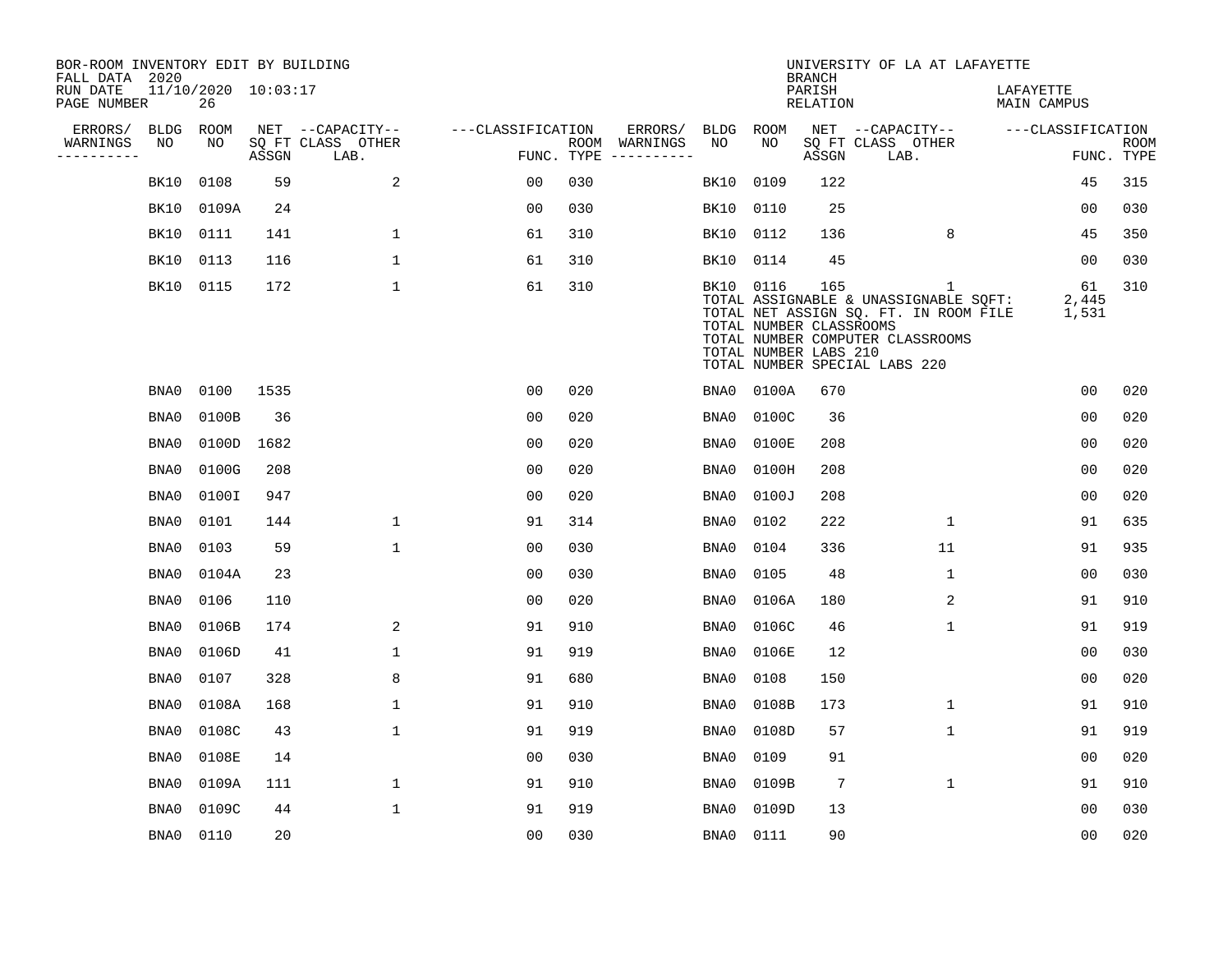BOR-ROOM INVENTORY EDIT BY BUILDING
FALL DATA 2020
RUN DATE 11/10/2020 10:03:17
PAGE NUMBER 26

UNIVERSITY OF LA AT LAFAYETTE
BRANCH
PARISH LAFAYETTE
RELATION MAIN CAMPUS

| ERRORS/ WARNINGS | BLDG NO | ROOM NO | NET SQ FT ASSGN | CAPACITY CLASS LAB. | CAPACITY OTHER | CLASSIFICATION FUNC. | ROOM TYPE | ERRORS/ WARNINGS | BLDG NO | ROOM NO | NET SQ FT ASSGN | CAPACITY CLASS LAB. | CAPACITY OTHER | CLASSIFICATION FUNC. | ROOM TYPE |
|---|---|---|---|---|---|---|---|---|---|---|---|---|---|---|---|
| | BK10 | 0108 | 59 | | 2 | 00 | 030 | | BK10 | 0109 | 122 | | | 45 | 315 |
| | BK10 | 0109A | 24 | | | 00 | 030 | | BK10 | 0110 | 25 | | | 00 | 030 |
| | BK10 | 0111 | 141 | | 1 | 61 | 310 | | BK10 | 0112 | 136 | | 8 | 45 | 350 |
| | BK10 | 0113 | 116 | | 1 | 61 | 310 | | BK10 | 0114 | 45 | | | 00 | 030 |
| | BK10 | 0115 | 172 | | 1 | 61 | 310 | | BK10 | 0116 | 165 | | 1 | 61 | 310 |

TOTAL ASSIGNABLE & UNASSIGNABLE SQFT: 2,445
TOTAL NET ASSIGN SQ. FT. IN ROOM FILE 1,531
TOTAL NUMBER CLASSROOMS
TOTAL NUMBER COMPUTER CLASSROOMS
TOTAL NUMBER LABS 210
TOTAL NUMBER SPECIAL LABS 220

| ERRORS/ WARNINGS | BLDG NO | ROOM NO | NET SQ FT ASSGN | CAPACITY CLASS LAB. | CAPACITY OTHER | CLASSIFICATION FUNC. | ROOM TYPE | ERRORS/ WARNINGS | BLDG NO | ROOM NO | NET SQ FT ASSGN | CAPACITY CLASS LAB. | CAPACITY OTHER | CLASSIFICATION FUNC. | ROOM TYPE |
|---|---|---|---|---|---|---|---|---|---|---|---|---|---|---|---|
| | BNA0 | 0100 | 1535 | | | 00 | 020 | | BNA0 | 0100A | 670 | | | 00 | 020 |
| | BNA0 | 0100B | 36 | | | 00 | 020 | | BNA0 | 0100C | 36 | | | 00 | 020 |
| | BNA0 | 0100D | 1682 | | | 00 | 020 | | BNA0 | 0100E | 208 | | | 00 | 020 |
| | BNA0 | 0100G | 208 | | | 00 | 020 | | BNA0 | 0100H | 208 | | | 00 | 020 |
| | BNA0 | 0100I | 947 | | | 00 | 020 | | BNA0 | 0100J | 208 | | | 00 | 020 |
| | BNA0 | 0101 | 144 | | 1 | 91 | 314 | | BNA0 | 0102 | 222 | | 1 | 91 | 635 |
| | BNA0 | 0103 | 59 | | 1 | 00 | 030 | | BNA0 | 0104 | 336 | | 11 | 91 | 935 |
| | BNA0 | 0104A | 23 | | | 00 | 030 | | BNA0 | 0105 | 48 | | 1 | 00 | 030 |
| | BNA0 | 0106 | 110 | | | 00 | 020 | | BNA0 | 0106A | 180 | | 2 | 91 | 910 |
| | BNA0 | 0106B | 174 | | 2 | 91 | 910 | | BNA0 | 0106C | 46 | | 1 | 91 | 919 |
| | BNA0 | 0106D | 41 | | 1 | 91 | 919 | | BNA0 | 0106E | 12 | | | 00 | 030 |
| | BNA0 | 0107 | 328 | | 8 | 91 | 680 | | BNA0 | 0108 | 150 | | | 00 | 020 |
| | BNA0 | 0108A | 168 | | 1 | 91 | 910 | | BNA0 | 0108B | 173 | | 1 | 91 | 910 |
| | BNA0 | 0108C | 43 | | 1 | 91 | 919 | | BNA0 | 0108D | 57 | | 1 | 91 | 919 |
| | BNA0 | 0108E | 14 | | | 00 | 030 | | BNA0 | 0109 | 91 | | | 00 | 020 |
| | BNA0 | 0109A | 111 | | 1 | 91 | 910 | | BNA0 | 0109B | 7 | | 1 | 91 | 910 |
| | BNA0 | 0109C | 44 | | 1 | 91 | 919 | | BNA0 | 0109D | 13 | | | 00 | 030 |
| | BNA0 | 0110 | 20 | | | 00 | 030 | | BNA0 | 0111 | 90 | | | 00 | 020 |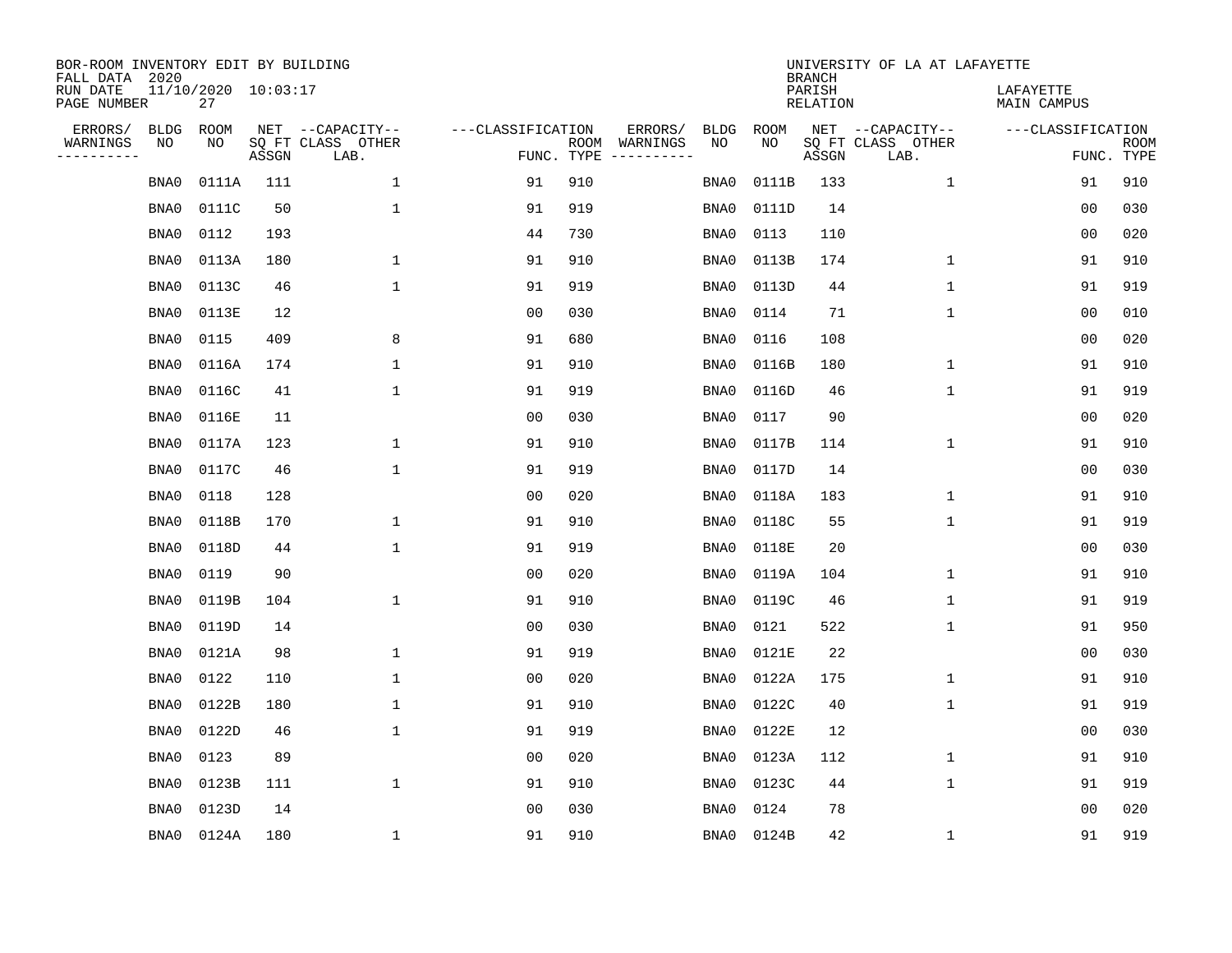BOR-ROOM INVENTORY EDIT BY BUILDING
FALL DATA 2020
RUN DATE 11/10/2020 10:03:17
PAGE NUMBER 27

UNIVERSITY OF LA AT LAFAYETTE
BRANCH
PARISH LAFAYETTE
RELATION MAIN CAMPUS

| ERRORS/ WARNINGS | BLDG NO | ROOM NO | NET SQ FT ASSGN | CAPACITY CLASS LAB. | CAPACITY OTHER | CLASSIFICATION FUNC. | ROOM TYPE | ERRORS/ WARNINGS | BLDG NO | ROOM NO | NET SQ FT ASSGN | CAPACITY CLASS LAB. | CAPACITY OTHER | CLASSIFICATION FUNC. | ROOM TYPE |
|---|---|---|---|---|---|---|---|---|---|---|---|---|---|---|---|
| | BNA0 | 0111A | 111 | | 1 | 91 | 910 | | BNA0 | 0111B | 133 | | 1 | 91 | 910 |
| | BNA0 | 0111C | 50 | | 1 | 91 | 919 | | BNA0 | 0111D | 14 | | | 00 | 030 |
| | BNA0 | 0112 | 193 | | | 44 | 730 | | BNA0 | 0113 | 110 | | | 00 | 020 |
| | BNA0 | 0113A | 180 | | 1 | 91 | 910 | | BNA0 | 0113B | 174 | | 1 | 91 | 910 |
| | BNA0 | 0113C | 46 | | 1 | 91 | 919 | | BNA0 | 0113D | 44 | | 1 | 91 | 919 |
| | BNA0 | 0113E | 12 | | | 00 | 030 | | BNA0 | 0114 | 71 | | 1 | 00 | 010 |
| | BNA0 | 0115 | 409 | | 8 | 91 | 680 | | BNA0 | 0116 | 108 | | | 00 | 020 |
| | BNA0 | 0116A | 174 | | 1 | 91 | 910 | | BNA0 | 0116B | 180 | | 1 | 91 | 910 |
| | BNA0 | 0116C | 41 | | 1 | 91 | 919 | | BNA0 | 0116D | 46 | | 1 | 91 | 919 |
| | BNA0 | 0116E | 11 | | | 00 | 030 | | BNA0 | 0117 | 90 | | | 00 | 020 |
| | BNA0 | 0117A | 123 | | 1 | 91 | 910 | | BNA0 | 0117B | 114 | | 1 | 91 | 910 |
| | BNA0 | 0117C | 46 | | 1 | 91 | 919 | | BNA0 | 0117D | 14 | | | 00 | 030 |
| | BNA0 | 0118 | 128 | | | 00 | 020 | | BNA0 | 0118A | 183 | | 1 | 91 | 910 |
| | BNA0 | 0118B | 170 | | 1 | 91 | 910 | | BNA0 | 0118C | 55 | | 1 | 91 | 919 |
| | BNA0 | 0118D | 44 | | 1 | 91 | 919 | | BNA0 | 0118E | 20 | | | 00 | 030 |
| | BNA0 | 0119 | 90 | | | 00 | 020 | | BNA0 | 0119A | 104 | | 1 | 91 | 910 |
| | BNA0 | 0119B | 104 | | 1 | 91 | 910 | | BNA0 | 0119C | 46 | | 1 | 91 | 919 |
| | BNA0 | 0119D | 14 | | | 00 | 030 | | BNA0 | 0121 | 522 | | 1 | 91 | 950 |
| | BNA0 | 0121A | 98 | | 1 | 91 | 919 | | BNA0 | 0121E | 22 | | | 00 | 030 |
| | BNA0 | 0122 | 110 | | 1 | 00 | 020 | | BNA0 | 0122A | 175 | | 1 | 91 | 910 |
| | BNA0 | 0122B | 180 | | 1 | 91 | 910 | | BNA0 | 0122C | 40 | | 1 | 91 | 919 |
| | BNA0 | 0122D | 46 | | 1 | 91 | 919 | | BNA0 | 0122E | 12 | | | 00 | 030 |
| | BNA0 | 0123 | 89 | | | 00 | 020 | | BNA0 | 0123A | 112 | | 1 | 91 | 910 |
| | BNA0 | 0123B | 111 | | 1 | 91 | 910 | | BNA0 | 0123C | 44 | | 1 | 91 | 919 |
| | BNA0 | 0123D | 14 | | | 00 | 030 | | BNA0 | 0124 | 78 | | | 00 | 020 |
| | BNA0 | 0124A | 180 | | 1 | 91 | 910 | | BNA0 | 0124B | 42 | | 1 | 91 | 919 |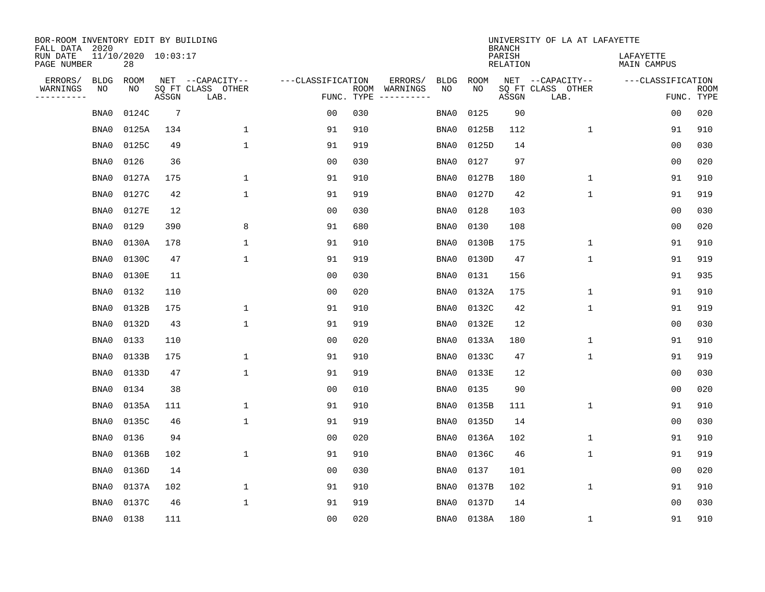BOR-ROOM INVENTORY EDIT BY BUILDING
FALL DATA 2020
RUN DATE 11/10/2020 10:03:17
PAGE NUMBER 28

UNIVERSITY OF LA AT LAFAYETTE
BRANCH
PARISH LAFAYETTE
RELATION MAIN CAMPUS

| ERRORS/ WARNINGS | BLDG NO | ROOM NO | NET SQ FT ASSGN | --CAPACITY-- CLASS LAB. | OTHER | ---CLASSIFICATION FUNC. | ROOM TYPE | ERRORS/ WARNINGS | BLDG NO | ROOM NO | NET SQ FT ASSGN | --CAPACITY-- CLASS LAB. | OTHER | ---CLASSIFICATION FUNC. | ROOM TYPE |
|---|---|---|---|---|---|---|---|---|---|---|---|---|---|---|---|
| | BNA0 | 0124C | 7 | | | 00 | 030 | | BNA0 | 0125 | 90 | | | 00 | 020 |
| | BNA0 | 0125A | 134 | | 1 | 91 | 910 | | BNA0 | 0125B | 112 | | 1 | 91 | 910 |
| | BNA0 | 0125C | 49 | | 1 | 91 | 919 | | BNA0 | 0125D | 14 | | | 00 | 030 |
| | BNA0 | 0126 | 36 | | | 00 | 030 | | BNA0 | 0127 | 97 | | | 00 | 020 |
| | BNA0 | 0127A | 175 | | 1 | 91 | 910 | | BNA0 | 0127B | 180 | | 1 | 91 | 910 |
| | BNA0 | 0127C | 42 | | 1 | 91 | 919 | | BNA0 | 0127D | 42 | | 1 | 91 | 919 |
| | BNA0 | 0127E | 12 | | | 00 | 030 | | BNA0 | 0128 | 103 | | | 00 | 030 |
| | BNA0 | 0129 | 390 | | 8 | 91 | 680 | | BNA0 | 0130 | 108 | | | 00 | 020 |
| | BNA0 | 0130A | 178 | | 1 | 91 | 910 | | BNA0 | 0130B | 175 | | 1 | 91 | 910 |
| | BNA0 | 0130C | 47 | | 1 | 91 | 919 | | BNA0 | 0130D | 47 | | 1 | 91 | 919 |
| | BNA0 | 0130E | 11 | | | 00 | 030 | | BNA0 | 0131 | 156 | | | 91 | 935 |
| | BNA0 | 0132 | 110 | | | 00 | 020 | | BNA0 | 0132A | 175 | | 1 | 91 | 910 |
| | BNA0 | 0132B | 175 | | 1 | 91 | 910 | | BNA0 | 0132C | 42 | | 1 | 91 | 919 |
| | BNA0 | 0132D | 43 | | 1 | 91 | 919 | | BNA0 | 0132E | 12 | | | 00 | 030 |
| | BNA0 | 0133 | 110 | | | 00 | 020 | | BNA0 | 0133A | 180 | | 1 | 91 | 910 |
| | BNA0 | 0133B | 175 | | 1 | 91 | 910 | | BNA0 | 0133C | 47 | | 1 | 91 | 919 |
| | BNA0 | 0133D | 47 | | 1 | 91 | 919 | | BNA0 | 0133E | 12 | | | 00 | 030 |
| | BNA0 | 0134 | 38 | | | 00 | 010 | | BNA0 | 0135 | 90 | | | 00 | 020 |
| | BNA0 | 0135A | 111 | | 1 | 91 | 910 | | BNA0 | 0135B | 111 | | 1 | 91 | 910 |
| | BNA0 | 0135C | 46 | | 1 | 91 | 919 | | BNA0 | 0135D | 14 | | | 00 | 030 |
| | BNA0 | 0136 | 94 | | | 00 | 020 | | BNA0 | 0136A | 102 | | 1 | 91 | 910 |
| | BNA0 | 0136B | 102 | | 1 | 91 | 910 | | BNA0 | 0136C | 46 | | 1 | 91 | 919 |
| | BNA0 | 0136D | 14 | | | 00 | 030 | | BNA0 | 0137 | 101 | | | 00 | 020 |
| | BNA0 | 0137A | 102 | | 1 | 91 | 910 | | BNA0 | 0137B | 102 | | 1 | 91 | 910 |
| | BNA0 | 0137C | 46 | | 1 | 91 | 919 | | BNA0 | 0137D | 14 | | | 00 | 030 |
| | BNA0 | 0138 | 111 | | | 00 | 020 | | BNA0 | 0138A | 180 | | 1 | 91 | 910 |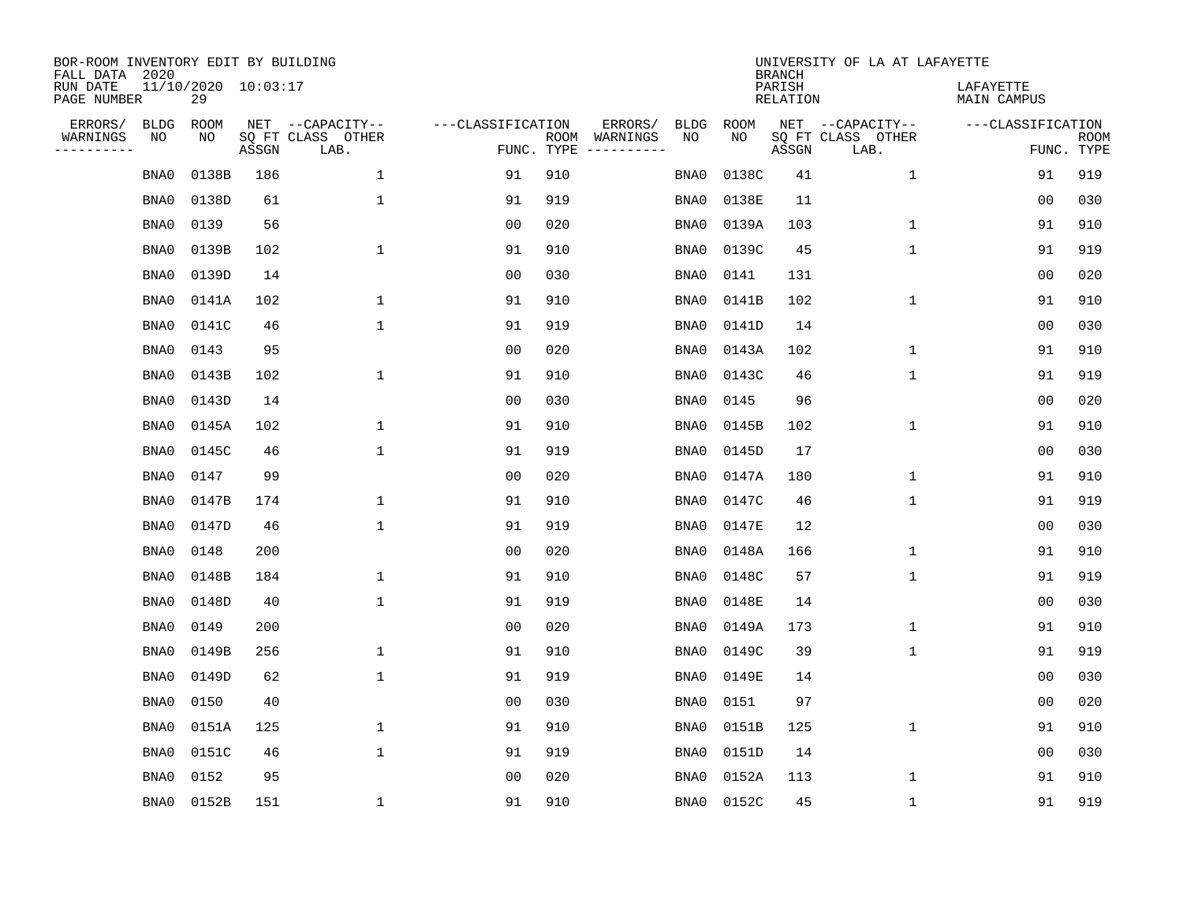BOR-ROOM INVENTORY EDIT BY BUILDING
FALL DATA 2020
RUN DATE 11/10/2020 10:03:17
PAGE NUMBER 29

UNIVERSITY OF LA AT LAFAYETTE
BRANCH
PARISH LAFAYETTE
RELATION MAIN CAMPUS

| ERRORS/ WARNINGS | BLDG NO | ROOM NO | NET SQ FT ASSGN | CAPACITY-- CLASS LAB. | OTHER | ---CLASSIFICATION FUNC. | ROOM TYPE | ERRORS/ WARNINGS | BLDG NO | ROOM NO | NET SQ FT ASSGN | CAPACITY-- CLASS LAB. | OTHER | ---CLASSIFICATION FUNC. | ROOM TYPE |
|---|---|---|---|---|---|---|---|---|---|---|---|---|---|---|---|
| | BNA0 | 0138B | 186 | | 1 | 91 | 910 | | BNA0 | 0138C | 41 | | 1 | 91 | 919 |
| | BNA0 | 0138D | 61 | | 1 | 91 | 919 | | BNA0 | 0138E | 11 | | | 00 | 030 |
| | BNA0 | 0139 | 56 | | | 00 | 020 | | BNA0 | 0139A | 103 | | 1 | 91 | 910 |
| | BNA0 | 0139B | 102 | | 1 | 91 | 910 | | BNA0 | 0139C | 45 | | 1 | 91 | 919 |
| | BNA0 | 0139D | 14 | | | 00 | 030 | | BNA0 | 0141 | 131 | | | 00 | 020 |
| | BNA0 | 0141A | 102 | | 1 | 91 | 910 | | BNA0 | 0141B | 102 | | 1 | 91 | 910 |
| | BNA0 | 0141C | 46 | | 1 | 91 | 919 | | BNA0 | 0141D | 14 | | | 00 | 030 |
| | BNA0 | 0143 | 95 | | | 00 | 020 | | BNA0 | 0143A | 102 | | 1 | 91 | 910 |
| | BNA0 | 0143B | 102 | | 1 | 91 | 910 | | BNA0 | 0143C | 46 | | 1 | 91 | 919 |
| | BNA0 | 0143D | 14 | | | 00 | 030 | | BNA0 | 0145 | 96 | | | 00 | 020 |
| | BNA0 | 0145A | 102 | | 1 | 91 | 910 | | BNA0 | 0145B | 102 | | 1 | 91 | 910 |
| | BNA0 | 0145C | 46 | | 1 | 91 | 919 | | BNA0 | 0145D | 17 | | | 00 | 030 |
| | BNA0 | 0147 | 99 | | | 00 | 020 | | BNA0 | 0147A | 180 | | 1 | 91 | 910 |
| | BNA0 | 0147B | 174 | | 1 | 91 | 910 | | BNA0 | 0147C | 46 | | 1 | 91 | 919 |
| | BNA0 | 0147D | 46 | | 1 | 91 | 919 | | BNA0 | 0147E | 12 | | | 00 | 030 |
| | BNA0 | 0148 | 200 | | | 00 | 020 | | BNA0 | 0148A | 166 | | 1 | 91 | 910 |
| | BNA0 | 0148B | 184 | | 1 | 91 | 910 | | BNA0 | 0148C | 57 | | 1 | 91 | 919 |
| | BNA0 | 0148D | 40 | | 1 | 91 | 919 | | BNA0 | 0148E | 14 | | | 00 | 030 |
| | BNA0 | 0149 | 200 | | | 00 | 020 | | BNA0 | 0149A | 173 | | 1 | 91 | 910 |
| | BNA0 | 0149B | 256 | | 1 | 91 | 910 | | BNA0 | 0149C | 39 | | 1 | 91 | 919 |
| | BNA0 | 0149D | 62 | | 1 | 91 | 919 | | BNA0 | 0149E | 14 | | | 00 | 030 |
| | BNA0 | 0150 | 40 | | | 00 | 030 | | BNA0 | 0151 | 97 | | | 00 | 020 |
| | BNA0 | 0151A | 125 | | 1 | 91 | 910 | | BNA0 | 0151B | 125 | | 1 | 91 | 910 |
| | BNA0 | 0151C | 46 | | 1 | 91 | 919 | | BNA0 | 0151D | 14 | | | 00 | 030 |
| | BNA0 | 0152 | 95 | | | 00 | 020 | | BNA0 | 0152A | 113 | | 1 | 91 | 910 |
| | BNA0 | 0152B | 151 | | 1 | 91 | 910 | | BNA0 | 0152C | 45 | | 1 | 91 | 919 |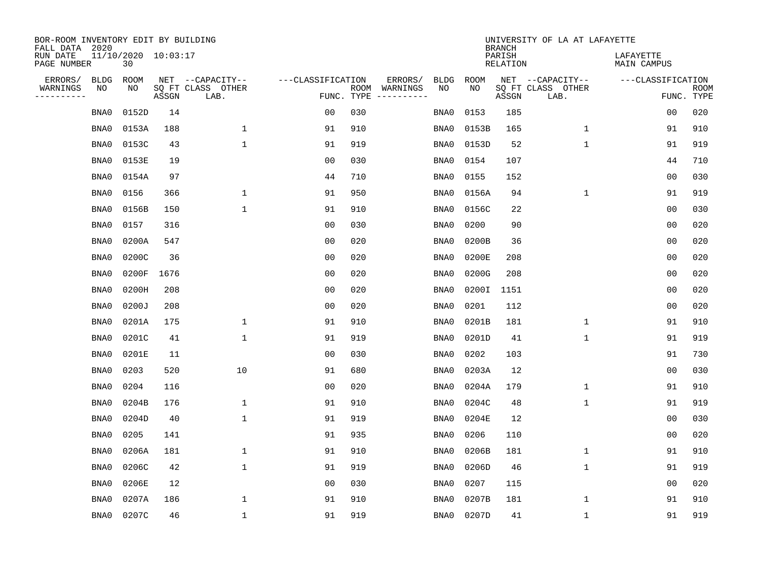BOR-ROOM INVENTORY EDIT BY BUILDING
FALL DATA 2020
RUN DATE 11/10/2020 10:03:17
PAGE NUMBER 30

UNIVERSITY OF LA AT LAFAYETTE
BRANCH
PARISH LAFAYETTE
RELATION MAIN CAMPUS

| ERRORS/ WARNINGS | BLDG NO | ROOM NO | NET SQ FT ASSGN | CAPACITY CLASS LAB. | CAPACITY OTHER | CLASSIFICATION FUNC. | ROOM TYPE | ERRORS/ WARNINGS | BLDG NO | ROOM NO | NET SQ FT ASSGN | CAPACITY CLASS LAB. | CAPACITY OTHER | CLASSIFICATION FUNC. | ROOM TYPE |
|---|---|---|---|---|---|---|---|---|---|---|---|---|---|---|---|
| | BNA0 | 0152D | 14 | | | 00 | 030 | | BNA0 | 0153 | 185 | | | 00 | 020 |
| | BNA0 | 0153A | 188 | | 1 | 91 | 910 | | BNA0 | 0153B | 165 | | 1 | 91 | 910 |
| | BNA0 | 0153C | 43 | | 1 | 91 | 919 | | BNA0 | 0153D | 52 | | 1 | 91 | 919 |
| | BNA0 | 0153E | 19 | | | 00 | 030 | | BNA0 | 0154 | 107 | | | 44 | 710 |
| | BNA0 | 0154A | 97 | | | 44 | 710 | | BNA0 | 0155 | 152 | | | 00 | 030 |
| | BNA0 | 0156 | 366 | | 1 | 91 | 950 | | BNA0 | 0156A | 94 | | 1 | 91 | 919 |
| | BNA0 | 0156B | 150 | | 1 | 91 | 910 | | BNA0 | 0156C | 22 | | | 00 | 030 |
| | BNA0 | 0157 | 316 | | | 00 | 030 | | BNA0 | 0200 | 90 | | | 00 | 020 |
| | BNA0 | 0200A | 547 | | | 00 | 020 | | BNA0 | 0200B | 36 | | | 00 | 020 |
| | BNA0 | 0200C | 36 | | | 00 | 020 | | BNA0 | 0200E | 208 | | | 00 | 020 |
| | BNA0 | 0200F | 1676 | | | 00 | 020 | | BNA0 | 0200G | 208 | | | 00 | 020 |
| | BNA0 | 0200H | 208 | | | 00 | 020 | | BNA0 | 0200I | 1151 | | | 00 | 020 |
| | BNA0 | 0200J | 208 | | | 00 | 020 | | BNA0 | 0201 | 112 | | | 00 | 020 |
| | BNA0 | 0201A | 175 | | 1 | 91 | 910 | | BNA0 | 0201B | 181 | | 1 | 91 | 910 |
| | BNA0 | 0201C | 41 | | 1 | 91 | 919 | | BNA0 | 0201D | 41 | | 1 | 91 | 919 |
| | BNA0 | 0201E | 11 | | | 00 | 030 | | BNA0 | 0202 | 103 | | | 91 | 730 |
| | BNA0 | 0203 | 520 | | 10 | 91 | 680 | | BNA0 | 0203A | 12 | | | 00 | 030 |
| | BNA0 | 0204 | 116 | | | 00 | 020 | | BNA0 | 0204A | 179 | | 1 | 91 | 910 |
| | BNA0 | 0204B | 176 | | 1 | 91 | 910 | | BNA0 | 0204C | 48 | | 1 | 91 | 919 |
| | BNA0 | 0204D | 40 | | 1 | 91 | 919 | | BNA0 | 0204E | 12 | | | 00 | 030 |
| | BNA0 | 0205 | 141 | | | 91 | 935 | | BNA0 | 0206 | 110 | | | 00 | 020 |
| | BNA0 | 0206A | 181 | | 1 | 91 | 910 | | BNA0 | 0206B | 181 | | 1 | 91 | 910 |
| | BNA0 | 0206C | 42 | | 1 | 91 | 919 | | BNA0 | 0206D | 46 | | 1 | 91 | 919 |
| | BNA0 | 0206E | 12 | | | 00 | 030 | | BNA0 | 0207 | 115 | | | 00 | 020 |
| | BNA0 | 0207A | 186 | | 1 | 91 | 910 | | BNA0 | 0207B | 181 | | 1 | 91 | 910 |
| | BNA0 | 0207C | 46 | | 1 | 91 | 919 | | BNA0 | 0207D | 41 | | 1 | 91 | 919 |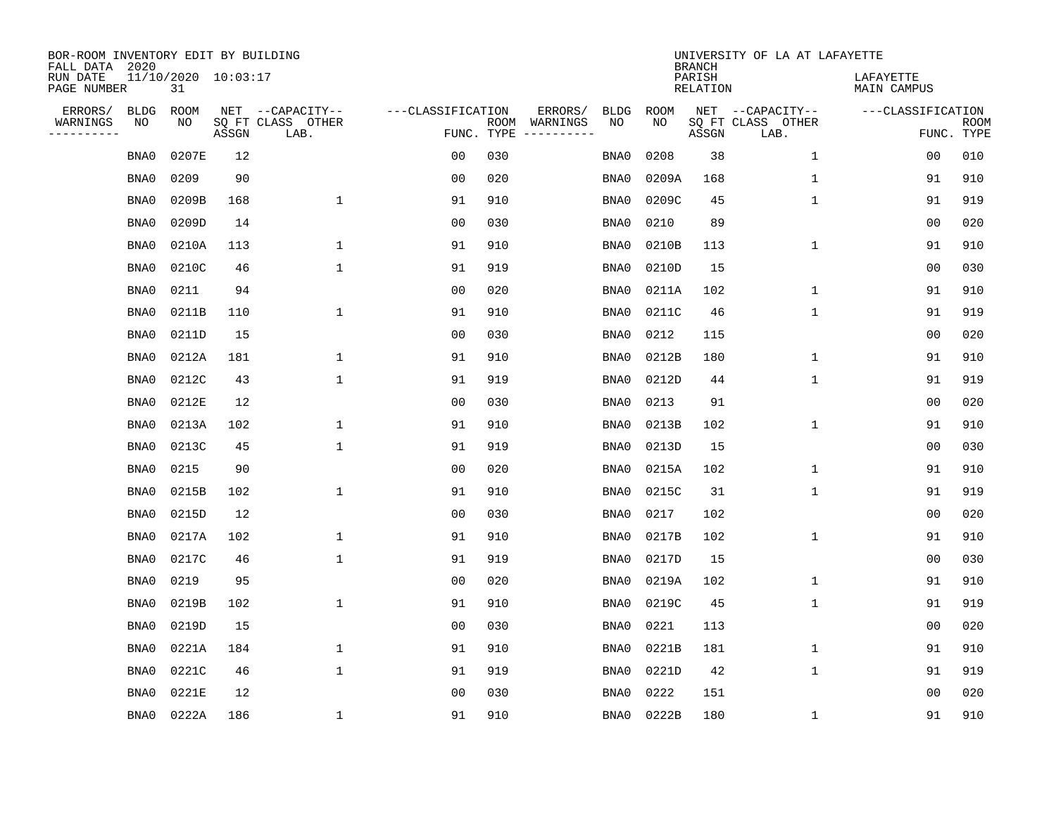BOR-ROOM INVENTORY EDIT BY BUILDING
FALL DATA 2020
RUN DATE 11/10/2020 10:03:17
PAGE NUMBER 31

UNIVERSITY OF LA AT LAFAYETTE
BRANCH
PARISH LAFAYETTE
RELATION MAIN CAMPUS

| ERRORS/ WARNINGS | BLDG NO | ROOM NO | NET SQ FT ASSGN | CAPACITY CLASS LAB. | CAPACITY OTHER | CLASSIFICATION FUNC. | ROOM TYPE | ERRORS/ WARNINGS | BLDG NO | ROOM NO | NET SQ FT ASSGN | CAPACITY CLASS LAB. | CAPACITY OTHER | CLASSIFICATION FUNC. | ROOM TYPE |
|---|---|---|---|---|---|---|---|---|---|---|---|---|---|---|---|
| | BNA0 | 0207E | 12 | | | 00 | 030 | | BNA0 | 0208 | 38 | | 1 | 00 | 010 |
| | BNA0 | 0209 | 90 | | | 00 | 020 | | BNA0 | 0209A | 168 | | 1 | 91 | 910 |
| | BNA0 | 0209B | 168 | | 1 | 91 | 910 | | BNA0 | 0209C | 45 | | 1 | 91 | 919 |
| | BNA0 | 0209D | 14 | | | 00 | 030 | | BNA0 | 0210 | 89 | | | 00 | 020 |
| | BNA0 | 0210A | 113 | | 1 | 91 | 910 | | BNA0 | 0210B | 113 | | 1 | 91 | 910 |
| | BNA0 | 0210C | 46 | | 1 | 91 | 919 | | BNA0 | 0210D | 15 | | | 00 | 030 |
| | BNA0 | 0211 | 94 | | | 00 | 020 | | BNA0 | 0211A | 102 | | 1 | 91 | 910 |
| | BNA0 | 0211B | 110 | | 1 | 91 | 910 | | BNA0 | 0211C | 46 | | 1 | 91 | 919 |
| | BNA0 | 0211D | 15 | | | 00 | 030 | | BNA0 | 0212 | 115 | | | 00 | 020 |
| | BNA0 | 0212A | 181 | | 1 | 91 | 910 | | BNA0 | 0212B | 180 | | 1 | 91 | 910 |
| | BNA0 | 0212C | 43 | | 1 | 91 | 919 | | BNA0 | 0212D | 44 | | 1 | 91 | 919 |
| | BNA0 | 0212E | 12 | | | 00 | 030 | | BNA0 | 0213 | 91 | | | 00 | 020 |
| | BNA0 | 0213A | 102 | | 1 | 91 | 910 | | BNA0 | 0213B | 102 | | 1 | 91 | 910 |
| | BNA0 | 0213C | 45 | | 1 | 91 | 919 | | BNA0 | 0213D | 15 | | | 00 | 030 |
| | BNA0 | 0215 | 90 | | | 00 | 020 | | BNA0 | 0215A | 102 | | 1 | 91 | 910 |
| | BNA0 | 0215B | 102 | | 1 | 91 | 910 | | BNA0 | 0215C | 31 | | 1 | 91 | 919 |
| | BNA0 | 0215D | 12 | | | 00 | 030 | | BNA0 | 0217 | 102 | | | 00 | 020 |
| | BNA0 | 0217A | 102 | | 1 | 91 | 910 | | BNA0 | 0217B | 102 | | 1 | 91 | 910 |
| | BNA0 | 0217C | 46 | | 1 | 91 | 919 | | BNA0 | 0217D | 15 | | | 00 | 030 |
| | BNA0 | 0219 | 95 | | | 00 | 020 | | BNA0 | 0219A | 102 | | 1 | 91 | 910 |
| | BNA0 | 0219B | 102 | | 1 | 91 | 910 | | BNA0 | 0219C | 45 | | 1 | 91 | 919 |
| | BNA0 | 0219D | 15 | | | 00 | 030 | | BNA0 | 0221 | 113 | | | 00 | 020 |
| | BNA0 | 0221A | 184 | | 1 | 91 | 910 | | BNA0 | 0221B | 181 | | 1 | 91 | 910 |
| | BNA0 | 0221C | 46 | | 1 | 91 | 919 | | BNA0 | 0221D | 42 | | 1 | 91 | 919 |
| | BNA0 | 0221E | 12 | | | 00 | 030 | | BNA0 | 0222 | 151 | | | 00 | 020 |
| | BNA0 | 0222A | 186 | | 1 | 91 | 910 | | BNA0 | 0222B | 180 | | 1 | 91 | 910 |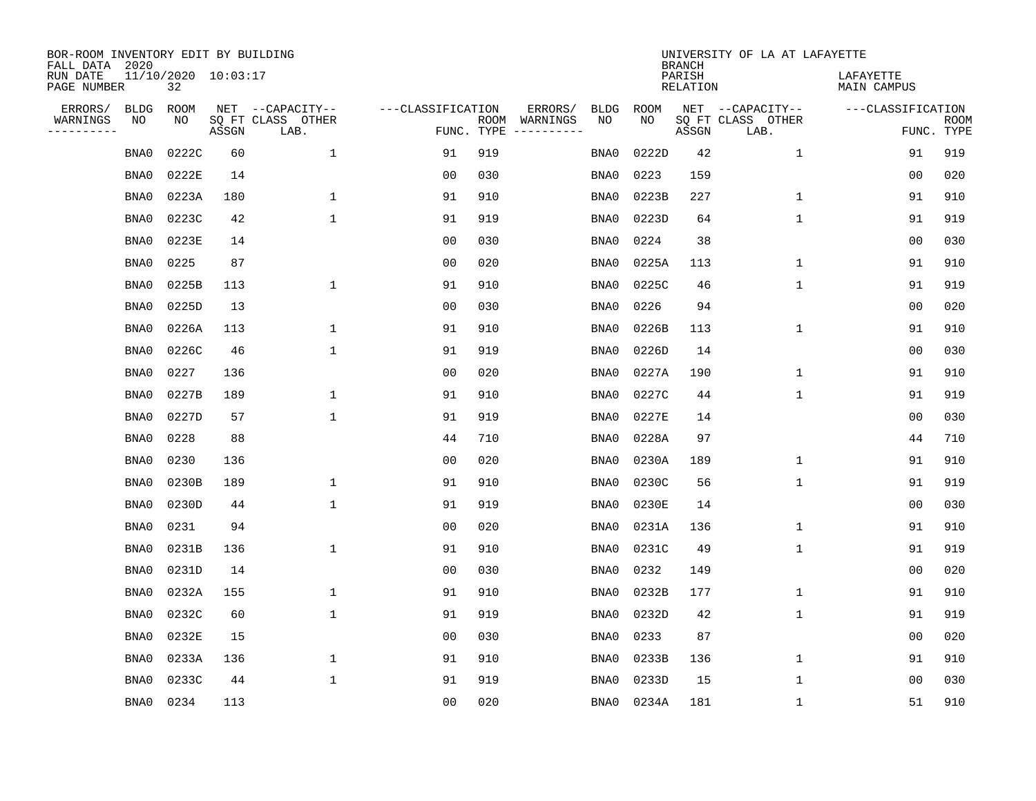BOR-ROOM INVENTORY EDIT BY BUILDING
FALL DATA 2020
RUN DATE 11/10/2020 10:03:17
PAGE NUMBER 32

UNIVERSITY OF LA AT LAFAYETTE
BRANCH
PARISH LAFAYETTE
RELATION MAIN CAMPUS

| ERRORS/ WARNINGS | BLDG NO | ROOM NO | NET SQ FT ASSGN | CAPACITY CLASS LAB. | CAPACITY OTHER | CLASSIFICATION FUNC. | ROOM TYPE | ERRORS/ WARNINGS | BLDG NO | ROOM NO | NET SQ FT ASSGN | CAPACITY CLASS LAB. | CAPACITY OTHER | CLASSIFICATION FUNC. | ROOM TYPE |
|---|---|---|---|---|---|---|---|---|---|---|---|---|---|---|---|
| | BNA0 | 0222C | 60 | | 1 | 91 | 919 | | BNA0 | 0222D | 42 | | 1 | 91 | 919 |
| | BNA0 | 0222E | 14 | | | 00 | 030 | | BNA0 | 0223 | 159 | | | 00 | 020 |
| | BNA0 | 0223A | 180 | | 1 | 91 | 910 | | BNA0 | 0223B | 227 | | 1 | 91 | 910 |
| | BNA0 | 0223C | 42 | | 1 | 91 | 919 | | BNA0 | 0223D | 64 | | 1 | 91 | 919 |
| | BNA0 | 0223E | 14 | | | 00 | 030 | | BNA0 | 0224 | 38 | | | 00 | 030 |
| | BNA0 | 0225 | 87 | | | 00 | 020 | | BNA0 | 0225A | 113 | | 1 | 91 | 910 |
| | BNA0 | 0225B | 113 | | 1 | 91 | 910 | | BNA0 | 0225C | 46 | | 1 | 91 | 919 |
| | BNA0 | 0225D | 13 | | | 00 | 030 | | BNA0 | 0226 | 94 | | | 00 | 020 |
| | BNA0 | 0226A | 113 | | 1 | 91 | 910 | | BNA0 | 0226B | 113 | | 1 | 91 | 910 |
| | BNA0 | 0226C | 46 | | 1 | 91 | 919 | | BNA0 | 0226D | 14 | | | 00 | 030 |
| | BNA0 | 0227 | 136 | | | 00 | 020 | | BNA0 | 0227A | 190 | | 1 | 91 | 910 |
| | BNA0 | 0227B | 189 | | 1 | 91 | 910 | | BNA0 | 0227C | 44 | | 1 | 91 | 919 |
| | BNA0 | 0227D | 57 | | 1 | 91 | 919 | | BNA0 | 0227E | 14 | | | 00 | 030 |
| | BNA0 | 0228 | 88 | | | 44 | 710 | | BNA0 | 0228A | 97 | | | 44 | 710 |
| | BNA0 | 0230 | 136 | | | 00 | 020 | | BNA0 | 0230A | 189 | | 1 | 91 | 910 |
| | BNA0 | 0230B | 189 | | 1 | 91 | 910 | | BNA0 | 0230C | 56 | | 1 | 91 | 919 |
| | BNA0 | 0230D | 44 | | 1 | 91 | 919 | | BNA0 | 0230E | 14 | | | 00 | 030 |
| | BNA0 | 0231 | 94 | | | 00 | 020 | | BNA0 | 0231A | 136 | | 1 | 91 | 910 |
| | BNA0 | 0231B | 136 | | 1 | 91 | 910 | | BNA0 | 0231C | 49 | | 1 | 91 | 919 |
| | BNA0 | 0231D | 14 | | | 00 | 030 | | BNA0 | 0232 | 149 | | | 00 | 020 |
| | BNA0 | 0232A | 155 | | 1 | 91 | 910 | | BNA0 | 0232B | 177 | | 1 | 91 | 910 |
| | BNA0 | 0232C | 60 | | 1 | 91 | 919 | | BNA0 | 0232D | 42 | | 1 | 91 | 919 |
| | BNA0 | 0232E | 15 | | | 00 | 030 | | BNA0 | 0233 | 87 | | | 00 | 020 |
| | BNA0 | 0233A | 136 | | 1 | 91 | 910 | | BNA0 | 0233B | 136 | | 1 | 91 | 910 |
| | BNA0 | 0233C | 44 | | 1 | 91 | 919 | | BNA0 | 0233D | 15 | | 1 | 00 | 030 |
| | BNA0 | 0234 | 113 | | | 00 | 020 | | BNA0 | 0234A | 181 | | 1 | 51 | 910 |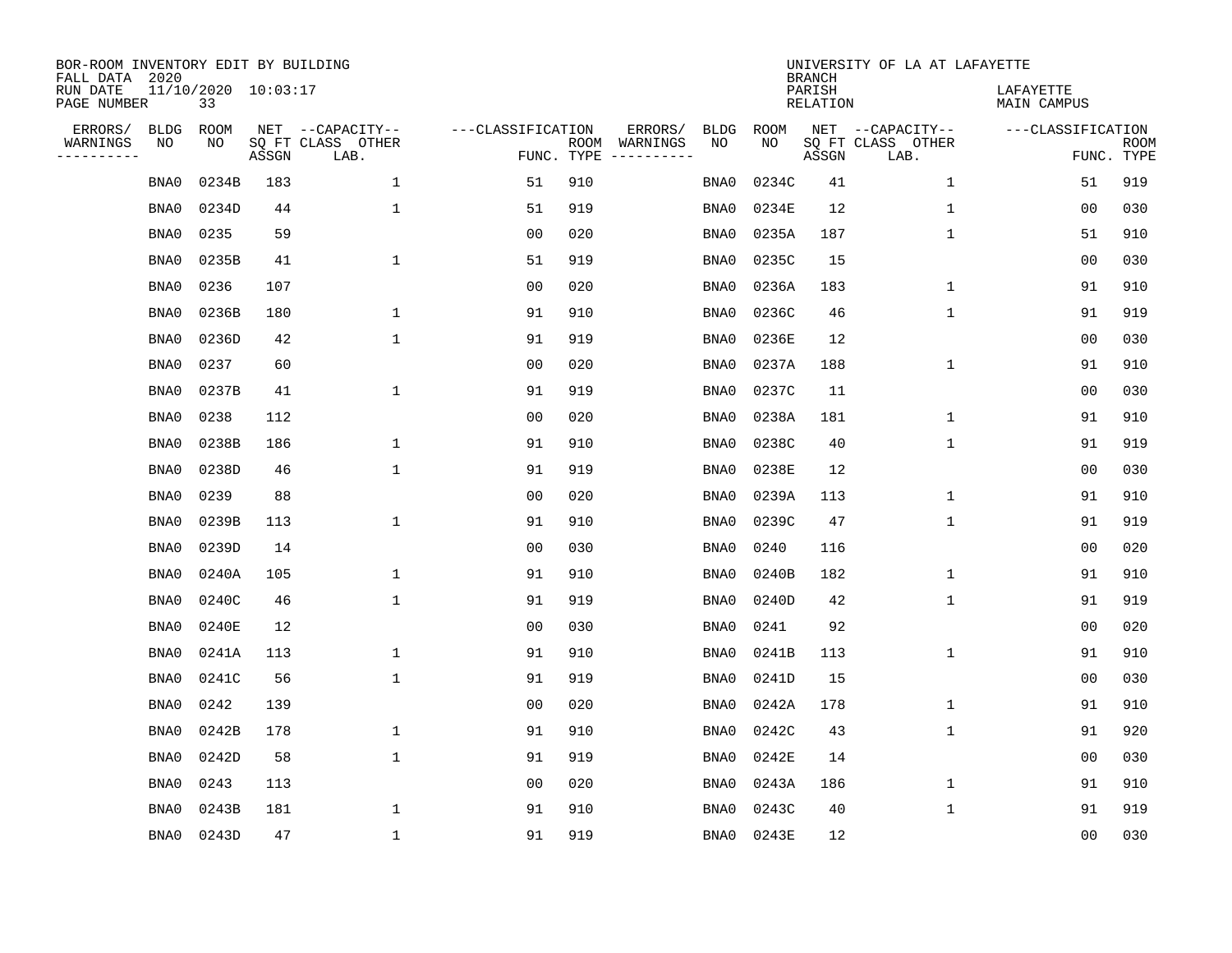BOR-ROOM INVENTORY EDIT BY BUILDING
FALL DATA 2020
RUN DATE 11/10/2020 10:03:17
PAGE NUMBER 33

UNIVERSITY OF LA AT LAFAYETTE
BRANCH
PARISH LAFAYETTE
RELATION MAIN CAMPUS

| ERRORS/ WARNINGS | BLDG NO | ROOM NO | NET SQ FT ASSGN | CAPACITY-- CLASS LAB. | OTHER | CLASSIFICATION FUNC. | ROOM TYPE | ERRORS/ WARNINGS | BLDG NO | ROOM NO | NET SQ FT ASSGN | CAPACITY-- CLASS LAB. | OTHER | CLASSIFICATION FUNC. | ROOM TYPE |
|---|---|---|---|---|---|---|---|---|---|---|---|---|---|---|---|
| | BNA0 | 0234B | 183 | | 1 | 51 | 910 | | BNA0 | 0234C | 41 | | 1 | 51 | 919 |
| | BNA0 | 0234D | 44 | | 1 | 51 | 919 | | BNA0 | 0234E | 12 | | 1 | 00 | 030 |
| | BNA0 | 0235 | 59 | | | 00 | 020 | | BNA0 | 0235A | 187 | | 1 | 51 | 910 |
| | BNA0 | 0235B | 41 | | 1 | 51 | 919 | | BNA0 | 0235C | 15 | | | 00 | 030 |
| | BNA0 | 0236 | 107 | | | 00 | 020 | | BNA0 | 0236A | 183 | | 1 | 91 | 910 |
| | BNA0 | 0236B | 180 | | 1 | 91 | 910 | | BNA0 | 0236C | 46 | | 1 | 91 | 919 |
| | BNA0 | 0236D | 42 | | 1 | 91 | 919 | | BNA0 | 0236E | 12 | | | 00 | 030 |
| | BNA0 | 0237 | 60 | | | 00 | 020 | | BNA0 | 0237A | 188 | | 1 | 91 | 910 |
| | BNA0 | 0237B | 41 | | 1 | 91 | 919 | | BNA0 | 0237C | 11 | | | 00 | 030 |
| | BNA0 | 0238 | 112 | | | 00 | 020 | | BNA0 | 0238A | 181 | | 1 | 91 | 910 |
| | BNA0 | 0238B | 186 | | 1 | 91 | 910 | | BNA0 | 0238C | 40 | | 1 | 91 | 919 |
| | BNA0 | 0238D | 46 | | 1 | 91 | 919 | | BNA0 | 0238E | 12 | | | 00 | 030 |
| | BNA0 | 0239 | 88 | | | 00 | 020 | | BNA0 | 0239A | 113 | | 1 | 91 | 910 |
| | BNA0 | 0239B | 113 | | 1 | 91 | 910 | | BNA0 | 0239C | 47 | | 1 | 91 | 919 |
| | BNA0 | 0239D | 14 | | | 00 | 030 | | BNA0 | 0240 | 116 | | | 00 | 020 |
| | BNA0 | 0240A | 105 | | 1 | 91 | 910 | | BNA0 | 0240B | 182 | | 1 | 91 | 910 |
| | BNA0 | 0240C | 46 | | 1 | 91 | 919 | | BNA0 | 0240D | 42 | | 1 | 91 | 919 |
| | BNA0 | 0240E | 12 | | | 00 | 030 | | BNA0 | 0241 | 92 | | | 00 | 020 |
| | BNA0 | 0241A | 113 | | 1 | 91 | 910 | | BNA0 | 0241B | 113 | | 1 | 91 | 910 |
| | BNA0 | 0241C | 56 | | 1 | 91 | 919 | | BNA0 | 0241D | 15 | | | 00 | 030 |
| | BNA0 | 0242 | 139 | | | 00 | 020 | | BNA0 | 0242A | 178 | | 1 | 91 | 910 |
| | BNA0 | 0242B | 178 | | 1 | 91 | 910 | | BNA0 | 0242C | 43 | | 1 | 91 | 920 |
| | BNA0 | 0242D | 58 | | 1 | 91 | 919 | | BNA0 | 0242E | 14 | | | 00 | 030 |
| | BNA0 | 0243 | 113 | | | 00 | 020 | | BNA0 | 0243A | 186 | | 1 | 91 | 910 |
| | BNA0 | 0243B | 181 | | 1 | 91 | 910 | | BNA0 | 0243C | 40 | | 1 | 91 | 919 |
| | BNA0 | 0243D | 47 | | 1 | 91 | 919 | | BNA0 | 0243E | 12 | | | 00 | 030 |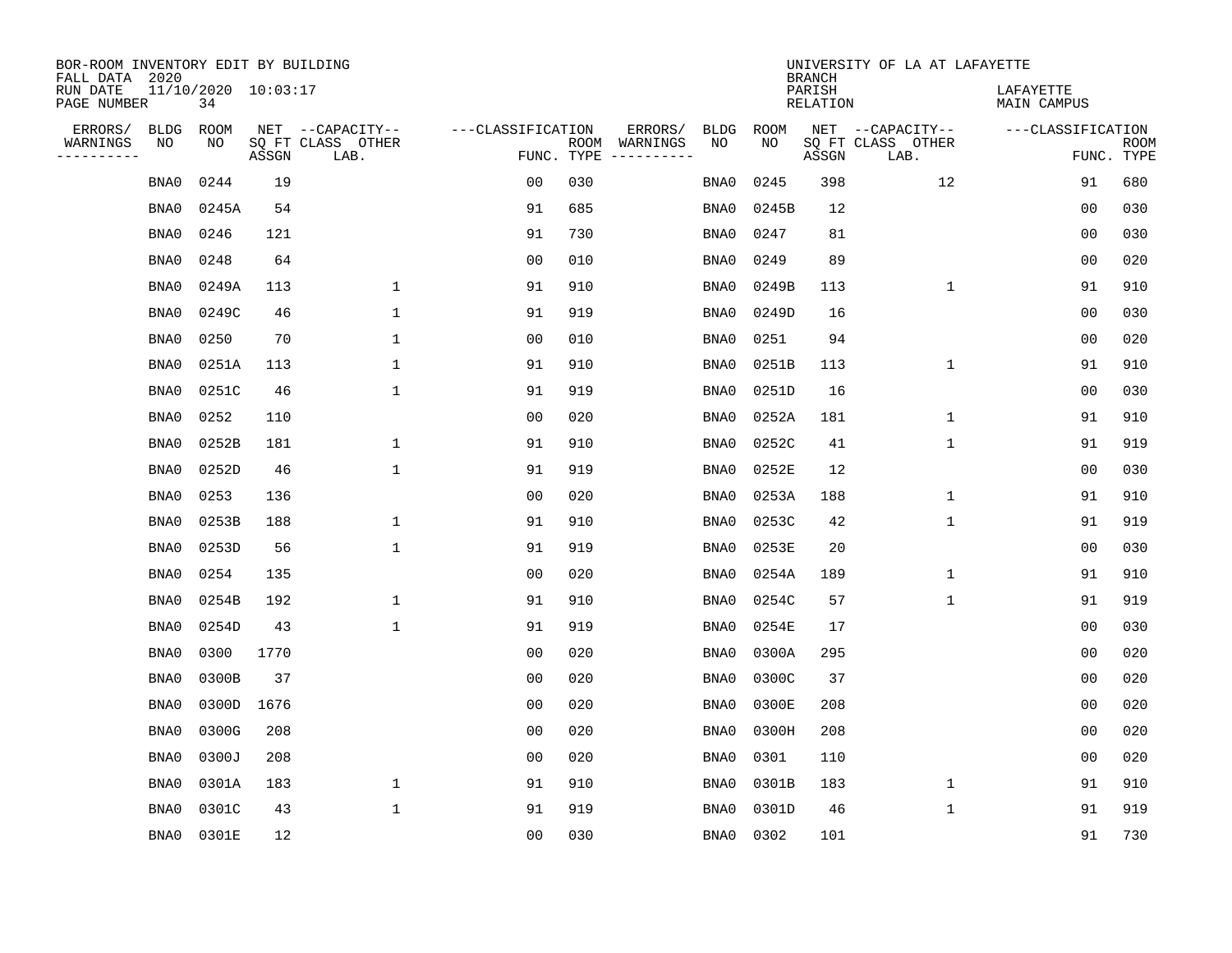BOR-ROOM INVENTORY EDIT BY BUILDING
FALL DATA 2020
RUN DATE 11/10/2020 10:03:17
PAGE NUMBER 34

UNIVERSITY OF LA AT LAFAYETTE
BRANCH
PARISH LAFAYETTE
RELATION MAIN CAMPUS

| ERRORS/ WARNINGS | BLDG NO | ROOM NO | NET SQ FT ASSGN | CAPACITY-- CLASS LAB. | OTHER | FUNC. | ROOM TYPE | ERRORS/ WARNINGS | BLDG NO | ROOM NO | NET SQ FT ASSGN | CAPACITY-- CLASS LAB. | OTHER | FUNC. | ROOM TYPE |
|---|---|---|---|---|---|---|---|---|---|---|---|---|---|---|---|
| | BNA0 | 0244 | 19 | | | 00 | 030 | | BNA0 | 0245 | 398 | | 12 | 91 | 680 |
| | BNA0 | 0245A | 54 | | | 91 | 685 | | BNA0 | 0245B | 12 | | | 00 | 030 |
| | BNA0 | 0246 | 121 | | | 91 | 730 | | BNA0 | 0247 | 81 | | | 00 | 030 |
| | BNA0 | 0248 | 64 | | | 00 | 010 | | BNA0 | 0249 | 89 | | | 00 | 020 |
| | BNA0 | 0249A | 113 | | 1 | 91 | 910 | | BNA0 | 0249B | 113 | | 1 | 91 | 910 |
| | BNA0 | 0249C | 46 | | 1 | 91 | 919 | | BNA0 | 0249D | 16 | | | 00 | 030 |
| | BNA0 | 0250 | 70 | | 1 | 00 | 010 | | BNA0 | 0251 | 94 | | | 00 | 020 |
| | BNA0 | 0251A | 113 | | 1 | 91 | 910 | | BNA0 | 0251B | 113 | | 1 | 91 | 910 |
| | BNA0 | 0251C | 46 | | 1 | 91 | 919 | | BNA0 | 0251D | 16 | | | 00 | 030 |
| | BNA0 | 0252 | 110 | | | 00 | 020 | | BNA0 | 0252A | 181 | | 1 | 91 | 910 |
| | BNA0 | 0252B | 181 | | 1 | 91 | 910 | | BNA0 | 0252C | 41 | | 1 | 91 | 919 |
| | BNA0 | 0252D | 46 | | 1 | 91 | 919 | | BNA0 | 0252E | 12 | | | 00 | 030 |
| | BNA0 | 0253 | 136 | | | 00 | 020 | | BNA0 | 0253A | 188 | | 1 | 91 | 910 |
| | BNA0 | 0253B | 188 | | 1 | 91 | 910 | | BNA0 | 0253C | 42 | | 1 | 91 | 919 |
| | BNA0 | 0253D | 56 | | 1 | 91 | 919 | | BNA0 | 0253E | 20 | | | 00 | 030 |
| | BNA0 | 0254 | 135 | | | 00 | 020 | | BNA0 | 0254A | 189 | | 1 | 91 | 910 |
| | BNA0 | 0254B | 192 | | 1 | 91 | 910 | | BNA0 | 0254C | 57 | | 1 | 91 | 919 |
| | BNA0 | 0254D | 43 | | 1 | 91 | 919 | | BNA0 | 0254E | 17 | | | 00 | 030 |
| | BNA0 | 0300 | 1770 | | | 00 | 020 | | BNA0 | 0300A | 295 | | | 00 | 020 |
| | BNA0 | 0300B | 37 | | | 00 | 020 | | BNA0 | 0300C | 37 | | | 00 | 020 |
| | BNA0 | 0300D | 1676 | | | 00 | 020 | | BNA0 | 0300E | 208 | | | 00 | 020 |
| | BNA0 | 0300G | 208 | | | 00 | 020 | | BNA0 | 0300H | 208 | | | 00 | 020 |
| | BNA0 | 0300J | 208 | | | 00 | 020 | | BNA0 | 0301 | 110 | | | 00 | 020 |
| | BNA0 | 0301A | 183 | | 1 | 91 | 910 | | BNA0 | 0301B | 183 | | 1 | 91 | 910 |
| | BNA0 | 0301C | 43 | | 1 | 91 | 919 | | BNA0 | 0301D | 46 | | 1 | 91 | 919 |
| | BNA0 | 0301E | 12 | | | 00 | 030 | | BNA0 | 0302 | 101 | | | 91 | 730 |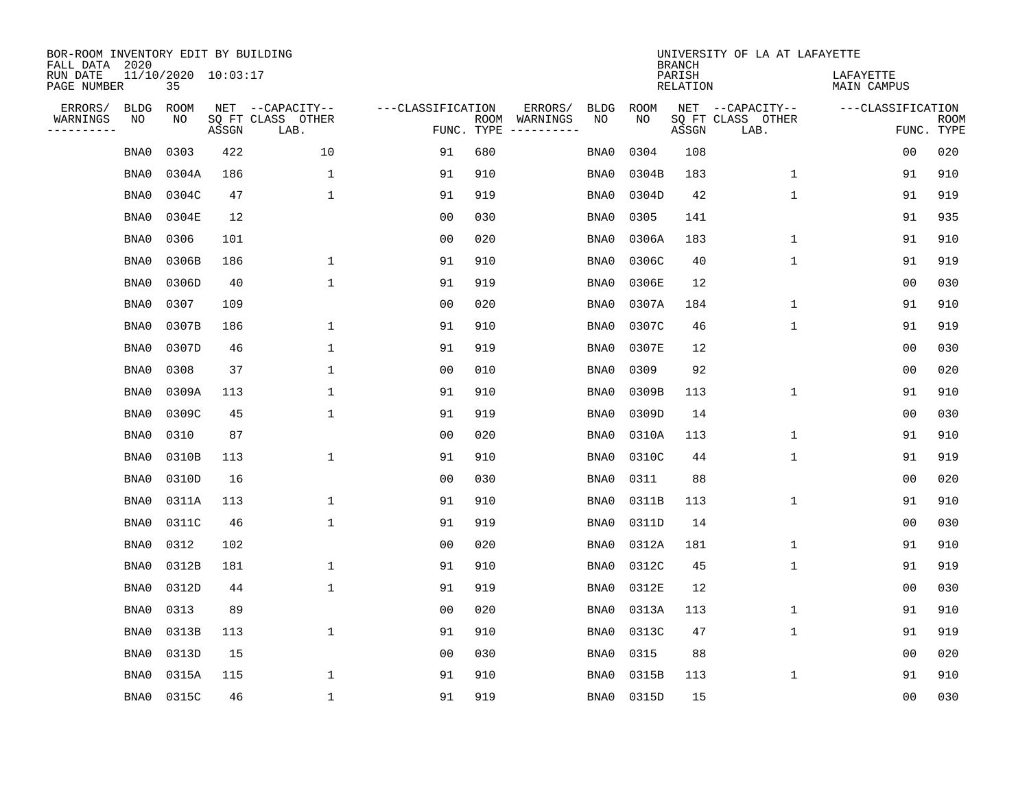BOR-ROOM INVENTORY EDIT BY BUILDING
FALL DATA 2020
RUN DATE 11/10/2020 10:03:17
PAGE NUMBER 35

UNIVERSITY OF LA AT LAFAYETTE
BRANCH
PARISH LAFAYETTE
RELATION MAIN CAMPUS

| ERRORS/ WARNINGS | BLDG NO | ROOM NO | NET SQ FT ASSGN | --CAPACITY-- CLASS LAB. | OTHER | ---CLASSIFICATION FUNC. | ROOM TYPE | ERRORS/ WARNINGS | BLDG NO | ROOM NO | NET SQ FT ASSGN | --CAPACITY-- CLASS LAB. | OTHER | ---CLASSIFICATION FUNC. | ROOM TYPE |
|---|---|---|---|---|---|---|---|---|---|---|---|---|---|---|---|
| | BNA0 | 0303 | 422 | | 10 | 91 | 680 | | BNA0 | 0304 | 108 | | | 00 | 020 |
| | BNA0 | 0304A | 186 | | 1 | 91 | 910 | | BNA0 | 0304B | 183 | | 1 | 91 | 910 |
| | BNA0 | 0304C | 47 | | 1 | 91 | 919 | | BNA0 | 0304D | 42 | | 1 | 91 | 919 |
| | BNA0 | 0304E | 12 | | | 00 | 030 | | BNA0 | 0305 | 141 | | | 91 | 935 |
| | BNA0 | 0306 | 101 | | | 00 | 020 | | BNA0 | 0306A | 183 | | 1 | 91 | 910 |
| | BNA0 | 0306B | 186 | | 1 | 91 | 910 | | BNA0 | 0306C | 40 | | 1 | 91 | 919 |
| | BNA0 | 0306D | 40 | | 1 | 91 | 919 | | BNA0 | 0306E | 12 | | | 00 | 030 |
| | BNA0 | 0307 | 109 | | | 00 | 020 | | BNA0 | 0307A | 184 | | 1 | 91 | 910 |
| | BNA0 | 0307B | 186 | | 1 | 91 | 910 | | BNA0 | 0307C | 46 | | 1 | 91 | 919 |
| | BNA0 | 0307D | 46 | | 1 | 91 | 919 | | BNA0 | 0307E | 12 | | | 00 | 030 |
| | BNA0 | 0308 | 37 | | 1 | 00 | 010 | | BNA0 | 0309 | 92 | | | 00 | 020 |
| | BNA0 | 0309A | 113 | | 1 | 91 | 910 | | BNA0 | 0309B | 113 | | 1 | 91 | 910 |
| | BNA0 | 0309C | 45 | | 1 | 91 | 919 | | BNA0 | 0309D | 14 | | | 00 | 030 |
| | BNA0 | 0310 | 87 | | | 00 | 020 | | BNA0 | 0310A | 113 | | 1 | 91 | 910 |
| | BNA0 | 0310B | 113 | | 1 | 91 | 910 | | BNA0 | 0310C | 44 | | 1 | 91 | 919 |
| | BNA0 | 0310D | 16 | | | 00 | 030 | | BNA0 | 0311 | 88 | | | 00 | 020 |
| | BNA0 | 0311A | 113 | | 1 | 91 | 910 | | BNA0 | 0311B | 113 | | 1 | 91 | 910 |
| | BNA0 | 0311C | 46 | | 1 | 91 | 919 | | BNA0 | 0311D | 14 | | | 00 | 030 |
| | BNA0 | 0312 | 102 | | | 00 | 020 | | BNA0 | 0312A | 181 | | 1 | 91 | 910 |
| | BNA0 | 0312B | 181 | | 1 | 91 | 910 | | BNA0 | 0312C | 45 | | 1 | 91 | 919 |
| | BNA0 | 0312D | 44 | | 1 | 91 | 919 | | BNA0 | 0312E | 12 | | | 00 | 030 |
| | BNA0 | 0313 | 89 | | | 00 | 020 | | BNA0 | 0313A | 113 | | 1 | 91 | 910 |
| | BNA0 | 0313B | 113 | | 1 | 91 | 910 | | BNA0 | 0313C | 47 | | 1 | 91 | 919 |
| | BNA0 | 0313D | 15 | | | 00 | 030 | | BNA0 | 0315 | 88 | | | 00 | 020 |
| | BNA0 | 0315A | 115 | | 1 | 91 | 910 | | BNA0 | 0315B | 113 | | 1 | 91 | 910 |
| | BNA0 | 0315C | 46 | | 1 | 91 | 919 | | BNA0 | 0315D | 15 | | | 00 | 030 |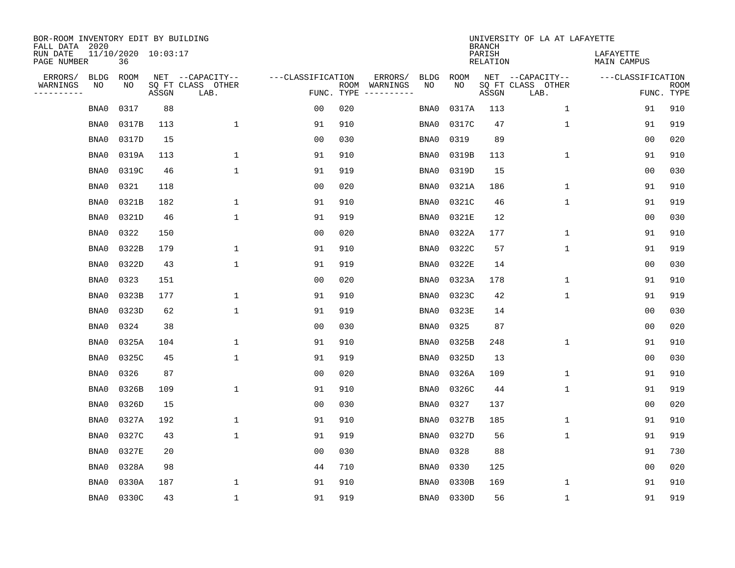BOR-ROOM INVENTORY EDIT BY BUILDING
FALL DATA 2020
RUN DATE 11/10/2020 10:03:17
PAGE NUMBER 36

UNIVERSITY OF LA AT LAFAYETTE
BRANCH
PARISH LAFAYETTE
RELATION MAIN CAMPUS

| ERRORS/ WARNINGS | BLDG NO | ROOM NO | NET SQ FT ASSGN | CAPACITY-- CLASS LAB. | OTHER | FUNC. | ROOM TYPE | ERRORS/ WARNINGS | BLDG NO | ROOM NO | NET SQ FT ASSGN | CAPACITY-- CLASS LAB. | OTHER | FUNC. | ROOM TYPE |
|---|---|---|---|---|---|---|---|---|---|---|---|---|---|---|---|
| | BNA0 | 0317 | 88 | | | 00 | 020 | | BNA0 | 0317A | 113 | | 1 | 91 | 910 |
| | BNA0 | 0317B | 113 | | 1 | 91 | 910 | | BNA0 | 0317C | 47 | | 1 | 91 | 919 |
| | BNA0 | 0317D | 15 | | | 00 | 030 | | BNA0 | 0319 | 89 | | | 00 | 020 |
| | BNA0 | 0319A | 113 | | 1 | 91 | 910 | | BNA0 | 0319B | 113 | | 1 | 91 | 910 |
| | BNA0 | 0319C | 46 | | 1 | 91 | 919 | | BNA0 | 0319D | 15 | | | 00 | 030 |
| | BNA0 | 0321 | 118 | | | 00 | 020 | | BNA0 | 0321A | 186 | | 1 | 91 | 910 |
| | BNA0 | 0321B | 182 | | 1 | 91 | 910 | | BNA0 | 0321C | 46 | | 1 | 91 | 919 |
| | BNA0 | 0321D | 46 | | 1 | 91 | 919 | | BNA0 | 0321E | 12 | | | 00 | 030 |
| | BNA0 | 0322 | 150 | | | 00 | 020 | | BNA0 | 0322A | 177 | | 1 | 91 | 910 |
| | BNA0 | 0322B | 179 | | 1 | 91 | 910 | | BNA0 | 0322C | 57 | | 1 | 91 | 919 |
| | BNA0 | 0322D | 43 | | 1 | 91 | 919 | | BNA0 | 0322E | 14 | | | 00 | 030 |
| | BNA0 | 0323 | 151 | | | 00 | 020 | | BNA0 | 0323A | 178 | | 1 | 91 | 910 |
| | BNA0 | 0323B | 177 | | 1 | 91 | 910 | | BNA0 | 0323C | 42 | | 1 | 91 | 919 |
| | BNA0 | 0323D | 62 | | 1 | 91 | 919 | | BNA0 | 0323E | 14 | | | 00 | 030 |
| | BNA0 | 0324 | 38 | | | 00 | 030 | | BNA0 | 0325 | 87 | | | 00 | 020 |
| | BNA0 | 0325A | 104 | | 1 | 91 | 910 | | BNA0 | 0325B | 248 | | 1 | 91 | 910 |
| | BNA0 | 0325C | 45 | | 1 | 91 | 919 | | BNA0 | 0325D | 13 | | | 00 | 030 |
| | BNA0 | 0326 | 87 | | | 00 | 020 | | BNA0 | 0326A | 109 | | 1 | 91 | 910 |
| | BNA0 | 0326B | 109 | | 1 | 91 | 910 | | BNA0 | 0326C | 44 | | 1 | 91 | 919 |
| | BNA0 | 0326D | 15 | | | 00 | 030 | | BNA0 | 0327 | 137 | | | 00 | 020 |
| | BNA0 | 0327A | 192 | | 1 | 91 | 910 | | BNA0 | 0327B | 185 | | 1 | 91 | 910 |
| | BNA0 | 0327C | 43 | | 1 | 91 | 919 | | BNA0 | 0327D | 56 | | 1 | 91 | 919 |
| | BNA0 | 0327E | 20 | | | 00 | 030 | | BNA0 | 0328 | 88 | | | 91 | 730 |
| | BNA0 | 0328A | 98 | | | 44 | 710 | | BNA0 | 0330 | 125 | | | 00 | 020 |
| | BNA0 | 0330A | 187 | | 1 | 91 | 910 | | BNA0 | 0330B | 169 | | 1 | 91 | 910 |
| | BNA0 | 0330C | 43 | | 1 | 91 | 919 | | BNA0 | 0330D | 56 | | 1 | 91 | 919 |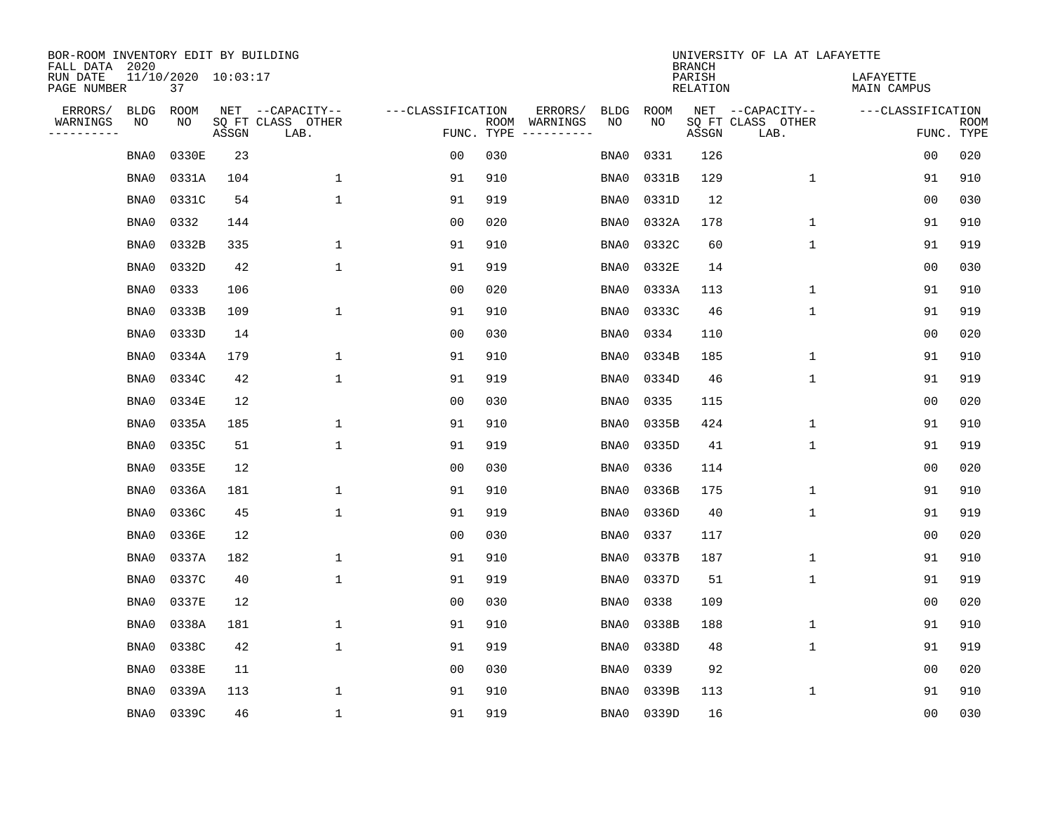BOR-ROOM INVENTORY EDIT BY BUILDING
FALL DATA 2020
RUN DATE 11/10/2020 10:03:17
PAGE NUMBER 37

UNIVERSITY OF LA AT LAFAYETTE
BRANCH
PARISH LAFAYETTE
RELATION MAIN CAMPUS

| ERRORS/ WARNINGS | BLDG NO | ROOM NO | NET SQ FT ASSGN | --CAPACITY-- CLASS LAB. | OTHER | ---CLASSIFICATION FUNC. | ROOM TYPE | ERRORS/ WARNINGS | BLDG NO | ROOM NO | NET SQ FT ASSGN | --CAPACITY-- CLASS LAB. | OTHER | ---CLASSIFICATION FUNC. | ROOM TYPE |
|---|---|---|---|---|---|---|---|---|---|---|---|---|---|---|---|
| | BNA0 | 0330E | 23 | | | 00 | 030 | | BNA0 | 0331 | 126 | | | 00 | 020 |
| | BNA0 | 0331A | 104 | | 1 | 91 | 910 | | BNA0 | 0331B | 129 | | 1 | 91 | 910 |
| | BNA0 | 0331C | 54 | | 1 | 91 | 919 | | BNA0 | 0331D | 12 | | | 00 | 030 |
| | BNA0 | 0332 | 144 | | | 00 | 020 | | BNA0 | 0332A | 178 | | 1 | 91 | 910 |
| | BNA0 | 0332B | 335 | | 1 | 91 | 910 | | BNA0 | 0332C | 60 | | 1 | 91 | 919 |
| | BNA0 | 0332D | 42 | | 1 | 91 | 919 | | BNA0 | 0332E | 14 | | | 00 | 030 |
| | BNA0 | 0333 | 106 | | | 00 | 020 | | BNA0 | 0333A | 113 | | 1 | 91 | 910 |
| | BNA0 | 0333B | 109 | | 1 | 91 | 910 | | BNA0 | 0333C | 46 | | 1 | 91 | 919 |
| | BNA0 | 0333D | 14 | | | 00 | 030 | | BNA0 | 0334 | 110 | | | 00 | 020 |
| | BNA0 | 0334A | 179 | | 1 | 91 | 910 | | BNA0 | 0334B | 185 | | 1 | 91 | 910 |
| | BNA0 | 0334C | 42 | | 1 | 91 | 919 | | BNA0 | 0334D | 46 | | 1 | 91 | 919 |
| | BNA0 | 0334E | 12 | | | 00 | 030 | | BNA0 | 0335 | 115 | | | 00 | 020 |
| | BNA0 | 0335A | 185 | | 1 | 91 | 910 | | BNA0 | 0335B | 424 | | 1 | 91 | 910 |
| | BNA0 | 0335C | 51 | | 1 | 91 | 919 | | BNA0 | 0335D | 41 | | 1 | 91 | 919 |
| | BNA0 | 0335E | 12 | | | 00 | 030 | | BNA0 | 0336 | 114 | | | 00 | 020 |
| | BNA0 | 0336A | 181 | | 1 | 91 | 910 | | BNA0 | 0336B | 175 | | 1 | 91 | 910 |
| | BNA0 | 0336C | 45 | | 1 | 91 | 919 | | BNA0 | 0336D | 40 | | 1 | 91 | 919 |
| | BNA0 | 0336E | 12 | | | 00 | 030 | | BNA0 | 0337 | 117 | | | 00 | 020 |
| | BNA0 | 0337A | 182 | | 1 | 91 | 910 | | BNA0 | 0337B | 187 | | 1 | 91 | 910 |
| | BNA0 | 0337C | 40 | | 1 | 91 | 919 | | BNA0 | 0337D | 51 | | 1 | 91 | 919 |
| | BNA0 | 0337E | 12 | | | 00 | 030 | | BNA0 | 0338 | 109 | | | 00 | 020 |
| | BNA0 | 0338A | 181 | | 1 | 91 | 910 | | BNA0 | 0338B | 188 | | 1 | 91 | 910 |
| | BNA0 | 0338C | 42 | | 1 | 91 | 919 | | BNA0 | 0338D | 48 | | 1 | 91 | 919 |
| | BNA0 | 0338E | 11 | | | 00 | 030 | | BNA0 | 0339 | 92 | | | 00 | 020 |
| | BNA0 | 0339A | 113 | | 1 | 91 | 910 | | BNA0 | 0339B | 113 | | 1 | 91 | 910 |
| | BNA0 | 0339C | 46 | | 1 | 91 | 919 | | BNA0 | 0339D | 16 | | | 00 | 030 |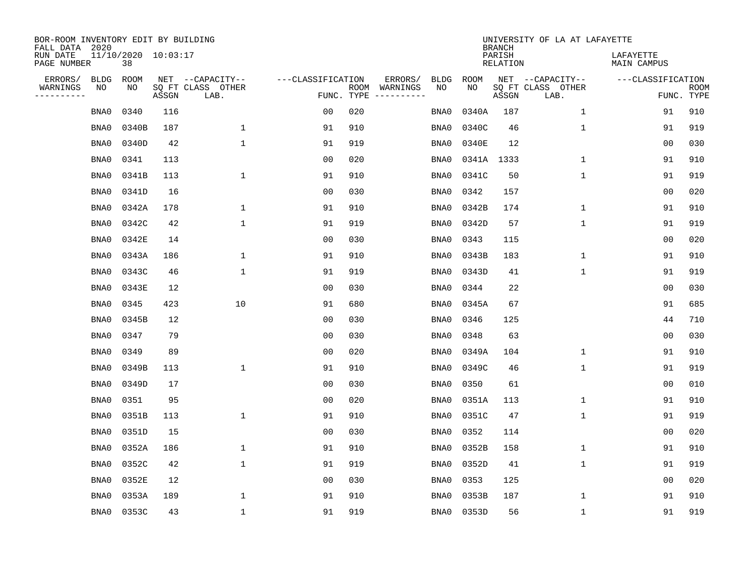BOR-ROOM INVENTORY EDIT BY BUILDING
FALL DATA 2020
RUN DATE 11/10/2020 10:03:17
PAGE NUMBER 38

UNIVERSITY OF LA AT LAFAYETTE
BRANCH
PARISH LAFAYETTE
RELATION MAIN CAMPUS

| ERRORS/ WARNINGS | BLDG NO | ROOM NO | NET SQ FT ASSGN | --CAPACITY-- CLASS LAB. | OTHER | ---CLASSIFICATION FUNC. | ROOM TYPE | ERRORS/ WARNINGS | BLDG NO | ROOM NO | NET SQ FT ASSGN | --CAPACITY-- CLASS LAB. | OTHER | ---CLASSIFICATION FUNC. | ROOM TYPE |
|---|---|---|---|---|---|---|---|---|---|---|---|---|---|---|---|
| | BNA0 | 0340 | 116 | | | 00 | 020 | | BNA0 | 0340A | 187 | | 1 | 91 | 910 |
| | BNA0 | 0340B | 187 | | 1 | 91 | 910 | | BNA0 | 0340C | 46 | | 1 | 91 | 919 |
| | BNA0 | 0340D | 42 | | 1 | 91 | 919 | | BNA0 | 0340E | 12 | | | 00 | 030 |
| | BNA0 | 0341 | 113 | | | 00 | 020 | | BNA0 | 0341A | 1333 | | 1 | 91 | 910 |
| | BNA0 | 0341B | 113 | | 1 | 91 | 910 | | BNA0 | 0341C | 50 | | 1 | 91 | 919 |
| | BNA0 | 0341D | 16 | | | 00 | 030 | | BNA0 | 0342 | 157 | | | 00 | 020 |
| | BNA0 | 0342A | 178 | | 1 | 91 | 910 | | BNA0 | 0342B | 174 | | 1 | 91 | 910 |
| | BNA0 | 0342C | 42 | | 1 | 91 | 919 | | BNA0 | 0342D | 57 | | 1 | 91 | 919 |
| | BNA0 | 0342E | 14 | | | 00 | 030 | | BNA0 | 0343 | 115 | | | 00 | 020 |
| | BNA0 | 0343A | 186 | | 1 | 91 | 910 | | BNA0 | 0343B | 183 | | 1 | 91 | 910 |
| | BNA0 | 0343C | 46 | | 1 | 91 | 919 | | BNA0 | 0343D | 41 | | 1 | 91 | 919 |
| | BNA0 | 0343E | 12 | | | 00 | 030 | | BNA0 | 0344 | 22 | | | 00 | 030 |
| | BNA0 | 0345 | 423 | | 10 | 91 | 680 | | BNA0 | 0345A | 67 | | | 91 | 685 |
| | BNA0 | 0345B | 12 | | | 00 | 030 | | BNA0 | 0346 | 125 | | | 44 | 710 |
| | BNA0 | 0347 | 79 | | | 00 | 030 | | BNA0 | 0348 | 63 | | | 00 | 030 |
| | BNA0 | 0349 | 89 | | | 00 | 020 | | BNA0 | 0349A | 104 | | 1 | 91 | 910 |
| | BNA0 | 0349B | 113 | | 1 | 91 | 910 | | BNA0 | 0349C | 46 | | 1 | 91 | 919 |
| | BNA0 | 0349D | 17 | | | 00 | 030 | | BNA0 | 0350 | 61 | | | 00 | 010 |
| | BNA0 | 0351 | 95 | | | 00 | 020 | | BNA0 | 0351A | 113 | | 1 | 91 | 910 |
| | BNA0 | 0351B | 113 | | 1 | 91 | 910 | | BNA0 | 0351C | 47 | | 1 | 91 | 919 |
| | BNA0 | 0351D | 15 | | | 00 | 030 | | BNA0 | 0352 | 114 | | | 00 | 020 |
| | BNA0 | 0352A | 186 | | 1 | 91 | 910 | | BNA0 | 0352B | 158 | | 1 | 91 | 910 |
| | BNA0 | 0352C | 42 | | 1 | 91 | 919 | | BNA0 | 0352D | 41 | | 1 | 91 | 919 |
| | BNA0 | 0352E | 12 | | | 00 | 030 | | BNA0 | 0353 | 125 | | | 00 | 020 |
| | BNA0 | 0353A | 189 | | 1 | 91 | 910 | | BNA0 | 0353B | 187 | | 1 | 91 | 910 |
| | BNA0 | 0353C | 43 | | 1 | 91 | 919 | | BNA0 | 0353D | 56 | | 1 | 91 | 919 |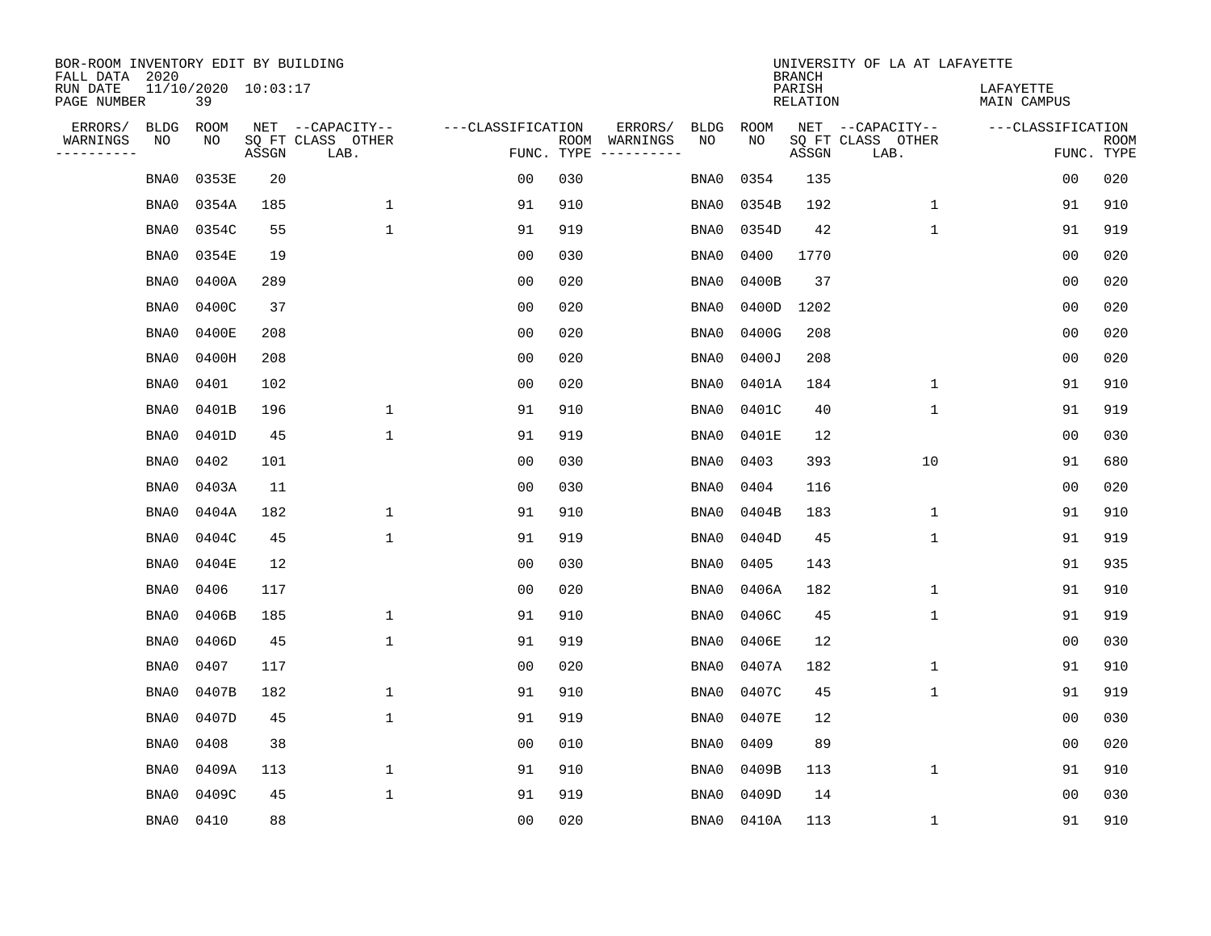BOR-ROOM INVENTORY EDIT BY BUILDING
FALL DATA 2020
RUN DATE 11/10/2020 10:03:17
PAGE NUMBER 39

UNIVERSITY OF LA AT LAFAYETTE
BRANCH
PARISH LAFAYETTE
RELATION MAIN CAMPUS

| ERRORS/ WARNINGS | BLDG NO | ROOM NO | NET SQ FT ASSGN | CAPACITY-- CLASS LAB. | OTHER | FUNC. | ROOM TYPE | ERRORS/ WARNINGS | BLDG NO | ROOM NO | NET SQ FT ASSGN | CAPACITY-- CLASS LAB. | OTHER | FUNC. | ROOM TYPE |
|---|---|---|---|---|---|---|---|---|---|---|---|---|---|---|---|
| | BNA0 | 0353E | 20 | | | 00 | 030 | | BNA0 | 0354 | 135 | | | 00 | 020 |
| | BNA0 | 0354A | 185 | | 1 | 91 | 910 | | BNA0 | 0354B | 192 | | 1 | 91 | 910 |
| | BNA0 | 0354C | 55 | | 1 | 91 | 919 | | BNA0 | 0354D | 42 | | 1 | 91 | 919 |
| | BNA0 | 0354E | 19 | | | 00 | 030 | | BNA0 | 0400 | 1770 | | | 00 | 020 |
| | BNA0 | 0400A | 289 | | | 00 | 020 | | BNA0 | 0400B | 37 | | | 00 | 020 |
| | BNA0 | 0400C | 37 | | | 00 | 020 | | BNA0 | 0400D | 1202 | | | 00 | 020 |
| | BNA0 | 0400E | 208 | | | 00 | 020 | | BNA0 | 0400G | 208 | | | 00 | 020 |
| | BNA0 | 0400H | 208 | | | 00 | 020 | | BNA0 | 0400J | 208 | | | 00 | 020 |
| | BNA0 | 0401 | 102 | | | 00 | 020 | | BNA0 | 0401A | 184 | | 1 | 91 | 910 |
| | BNA0 | 0401B | 196 | | 1 | 91 | 910 | | BNA0 | 0401C | 40 | | 1 | 91 | 919 |
| | BNA0 | 0401D | 45 | | 1 | 91 | 919 | | BNA0 | 0401E | 12 | | | 00 | 030 |
| | BNA0 | 0402 | 101 | | | 00 | 030 | | BNA0 | 0403 | 393 | | 10 | 91 | 680 |
| | BNA0 | 0403A | 11 | | | 00 | 030 | | BNA0 | 0404 | 116 | | | 00 | 020 |
| | BNA0 | 0404A | 182 | | 1 | 91 | 910 | | BNA0 | 0404B | 183 | | 1 | 91 | 910 |
| | BNA0 | 0404C | 45 | | 1 | 91 | 919 | | BNA0 | 0404D | 45 | | 1 | 91 | 919 |
| | BNA0 | 0404E | 12 | | | 00 | 030 | | BNA0 | 0405 | 143 | | | 91 | 935 |
| | BNA0 | 0406 | 117 | | | 00 | 020 | | BNA0 | 0406A | 182 | | 1 | 91 | 910 |
| | BNA0 | 0406B | 185 | | 1 | 91 | 910 | | BNA0 | 0406C | 45 | | 1 | 91 | 919 |
| | BNA0 | 0406D | 45 | | 1 | 91 | 919 | | BNA0 | 0406E | 12 | | | 00 | 030 |
| | BNA0 | 0407 | 117 | | | 00 | 020 | | BNA0 | 0407A | 182 | | 1 | 91 | 910 |
| | BNA0 | 0407B | 182 | | 1 | 91 | 910 | | BNA0 | 0407C | 45 | | 1 | 91 | 919 |
| | BNA0 | 0407D | 45 | | 1 | 91 | 919 | | BNA0 | 0407E | 12 | | | 00 | 030 |
| | BNA0 | 0408 | 38 | | | 00 | 010 | | BNA0 | 0409 | 89 | | | 00 | 020 |
| | BNA0 | 0409A | 113 | | 1 | 91 | 910 | | BNA0 | 0409B | 113 | | 1 | 91 | 910 |
| | BNA0 | 0409C | 45 | | 1 | 91 | 919 | | BNA0 | 0409D | 14 | | | 00 | 030 |
| | BNA0 | 0410 | 88 | | | 00 | 020 | | BNA0 | 0410A | 113 | | 1 | 91 | 910 |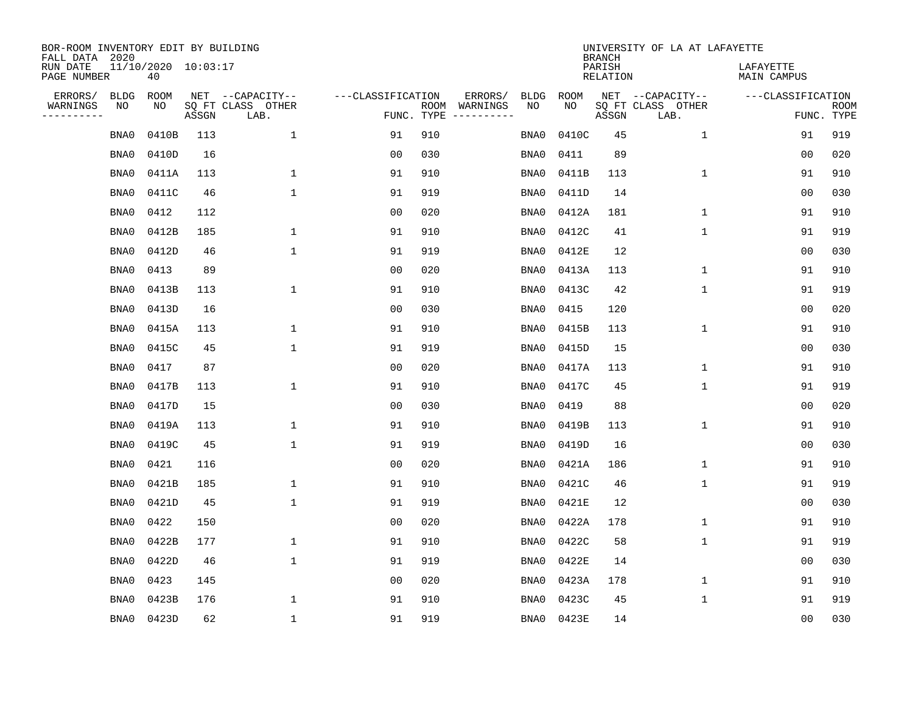BOR-ROOM INVENTORY EDIT BY BUILDING
FALL DATA 2020
RUN DATE 11/10/2020 10:03:17
PAGE NUMBER 40

UNIVERSITY OF LA AT LAFAYETTE
BRANCH
PARISH LAFAYETTE
RELATION MAIN CAMPUS

| ERRORS/ WARNINGS | BLDG NO | ROOM NO | NET SQ FT ASSGN | --CAPACITY-- CLASS LAB. | OTHER | ---CLASSIFICATION FUNC. | ROOM TYPE | ERRORS/ WARNINGS | BLDG NO | ROOM NO | NET SQ FT ASSGN | --CAPACITY-- CLASS LAB. | OTHER | ---CLASSIFICATION FUNC. | ROOM TYPE |
|---|---|---|---|---|---|---|---|---|---|---|---|---|---|---|---|
| | BNA0 | 0410B | 113 | | 1 | 91 | 910 | | BNA0 | 0410C | 45 | | 1 | 91 | 919 |
| | BNA0 | 0410D | 16 | | | 00 | 030 | | BNA0 | 0411 | 89 | | | 00 | 020 |
| | BNA0 | 0411A | 113 | | 1 | 91 | 910 | | BNA0 | 0411B | 113 | | 1 | 91 | 910 |
| | BNA0 | 0411C | 46 | | 1 | 91 | 919 | | BNA0 | 0411D | 14 | | | 00 | 030 |
| | BNA0 | 0412 | 112 | | | 00 | 020 | | BNA0 | 0412A | 181 | | 1 | 91 | 910 |
| | BNA0 | 0412B | 185 | | 1 | 91 | 910 | | BNA0 | 0412C | 41 | | 1 | 91 | 919 |
| | BNA0 | 0412D | 46 | | 1 | 91 | 919 | | BNA0 | 0412E | 12 | | | 00 | 030 |
| | BNA0 | 0413 | 89 | | | 00 | 020 | | BNA0 | 0413A | 113 | | 1 | 91 | 910 |
| | BNA0 | 0413B | 113 | | 1 | 91 | 910 | | BNA0 | 0413C | 42 | | 1 | 91 | 919 |
| | BNA0 | 0413D | 16 | | | 00 | 030 | | BNA0 | 0415 | 120 | | | 00 | 020 |
| | BNA0 | 0415A | 113 | | 1 | 91 | 910 | | BNA0 | 0415B | 113 | | 1 | 91 | 910 |
| | BNA0 | 0415C | 45 | | 1 | 91 | 919 | | BNA0 | 0415D | 15 | | | 00 | 030 |
| | BNA0 | 0417 | 87 | | | 00 | 020 | | BNA0 | 0417A | 113 | | 1 | 91 | 910 |
| | BNA0 | 0417B | 113 | | 1 | 91 | 910 | | BNA0 | 0417C | 45 | | 1 | 91 | 919 |
| | BNA0 | 0417D | 15 | | | 00 | 030 | | BNA0 | 0419 | 88 | | | 00 | 020 |
| | BNA0 | 0419A | 113 | | 1 | 91 | 910 | | BNA0 | 0419B | 113 | | 1 | 91 | 910 |
| | BNA0 | 0419C | 45 | | 1 | 91 | 919 | | BNA0 | 0419D | 16 | | | 00 | 030 |
| | BNA0 | 0421 | 116 | | | 00 | 020 | | BNA0 | 0421A | 186 | | 1 | 91 | 910 |
| | BNA0 | 0421B | 185 | | 1 | 91 | 910 | | BNA0 | 0421C | 46 | | 1 | 91 | 919 |
| | BNA0 | 0421D | 45 | | 1 | 91 | 919 | | BNA0 | 0421E | 12 | | | 00 | 030 |
| | BNA0 | 0422 | 150 | | | 00 | 020 | | BNA0 | 0422A | 178 | | 1 | 91 | 910 |
| | BNA0 | 0422B | 177 | | 1 | 91 | 910 | | BNA0 | 0422C | 58 | | 1 | 91 | 919 |
| | BNA0 | 0422D | 46 | | 1 | 91 | 919 | | BNA0 | 0422E | 14 | | | 00 | 030 |
| | BNA0 | 0423 | 145 | | | 00 | 020 | | BNA0 | 0423A | 178 | | 1 | 91 | 910 |
| | BNA0 | 0423B | 176 | | 1 | 91 | 910 | | BNA0 | 0423C | 45 | | 1 | 91 | 919 |
| | BNA0 | 0423D | 62 | | 1 | 91 | 919 | | BNA0 | 0423E | 14 | | | 00 | 030 |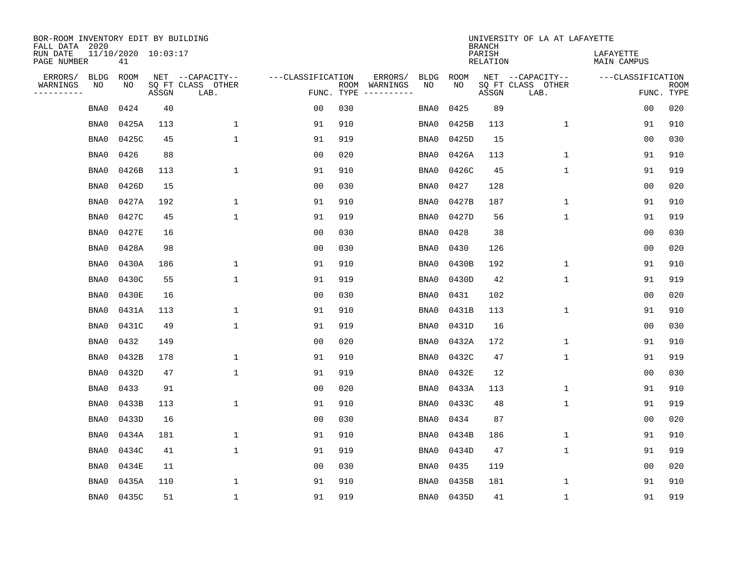BOR-ROOM INVENTORY EDIT BY BUILDING
FALL DATA 2020
RUN DATE 11/10/2020 10:03:17
PAGE NUMBER 41

UNIVERSITY OF LA AT LAFAYETTE
BRANCH
PARISH LAFAYETTE
RELATION MAIN CAMPUS

| ERRORS/ WARNINGS | BLDG NO | ROOM NO | NET SQ FT ASSGN | CAPACITY-- CLASS LAB. | OTHER | FUNC. | ROOM TYPE | ERRORS/ WARNINGS | BLDG NO | ROOM NO | NET SQ FT ASSGN | CAPACITY-- CLASS LAB. | OTHER | FUNC. | ROOM TYPE |
|---|---|---|---|---|---|---|---|---|---|---|---|---|---|---|---|
| | BNA0 | 0424 | 40 | | | 00 | 030 | | BNA0 | 0425 | 89 | | | 00 | 020 |
| | BNA0 | 0425A | 113 | | 1 | 91 | 910 | | BNA0 | 0425B | 113 | | 1 | 91 | 910 |
| | BNA0 | 0425C | 45 | | 1 | 91 | 919 | | BNA0 | 0425D | 15 | | | 00 | 030 |
| | BNA0 | 0426 | 88 | | | 00 | 020 | | BNA0 | 0426A | 113 | | 1 | 91 | 910 |
| | BNA0 | 0426B | 113 | | 1 | 91 | 910 | | BNA0 | 0426C | 45 | | 1 | 91 | 919 |
| | BNA0 | 0426D | 15 | | | 00 | 030 | | BNA0 | 0427 | 128 | | | 00 | 020 |
| | BNA0 | 0427A | 192 | | 1 | 91 | 910 | | BNA0 | 0427B | 187 | | 1 | 91 | 910 |
| | BNA0 | 0427C | 45 | | 1 | 91 | 919 | | BNA0 | 0427D | 56 | | 1 | 91 | 919 |
| | BNA0 | 0427E | 16 | | | 00 | 030 | | BNA0 | 0428 | 38 | | | 00 | 030 |
| | BNA0 | 0428A | 98 | | | 00 | 030 | | BNA0 | 0430 | 126 | | | 00 | 020 |
| | BNA0 | 0430A | 186 | | 1 | 91 | 910 | | BNA0 | 0430B | 192 | | 1 | 91 | 910 |
| | BNA0 | 0430C | 55 | | 1 | 91 | 919 | | BNA0 | 0430D | 42 | | 1 | 91 | 919 |
| | BNA0 | 0430E | 16 | | | 00 | 030 | | BNA0 | 0431 | 102 | | | 00 | 020 |
| | BNA0 | 0431A | 113 | | 1 | 91 | 910 | | BNA0 | 0431B | 113 | | 1 | 91 | 910 |
| | BNA0 | 0431C | 49 | | 1 | 91 | 919 | | BNA0 | 0431D | 16 | | | 00 | 030 |
| | BNA0 | 0432 | 149 | | | 00 | 020 | | BNA0 | 0432A | 172 | | 1 | 91 | 910 |
| | BNA0 | 0432B | 178 | | 1 | 91 | 910 | | BNA0 | 0432C | 47 | | 1 | 91 | 919 |
| | BNA0 | 0432D | 47 | | 1 | 91 | 919 | | BNA0 | 0432E | 12 | | | 00 | 030 |
| | BNA0 | 0433 | 91 | | | 00 | 020 | | BNA0 | 0433A | 113 | | 1 | 91 | 910 |
| | BNA0 | 0433B | 113 | | 1 | 91 | 910 | | BNA0 | 0433C | 48 | | 1 | 91 | 919 |
| | BNA0 | 0433D | 16 | | | 00 | 030 | | BNA0 | 0434 | 87 | | | 00 | 020 |
| | BNA0 | 0434A | 181 | | 1 | 91 | 910 | | BNA0 | 0434B | 186 | | 1 | 91 | 910 |
| | BNA0 | 0434C | 41 | | 1 | 91 | 919 | | BNA0 | 0434D | 47 | | 1 | 91 | 919 |
| | BNA0 | 0434E | 11 | | | 00 | 030 | | BNA0 | 0435 | 119 | | | 00 | 020 |
| | BNA0 | 0435A | 110 | | 1 | 91 | 910 | | BNA0 | 0435B | 181 | | 1 | 91 | 910 |
| | BNA0 | 0435C | 51 | | 1 | 91 | 919 | | BNA0 | 0435D | 41 | | 1 | 91 | 919 |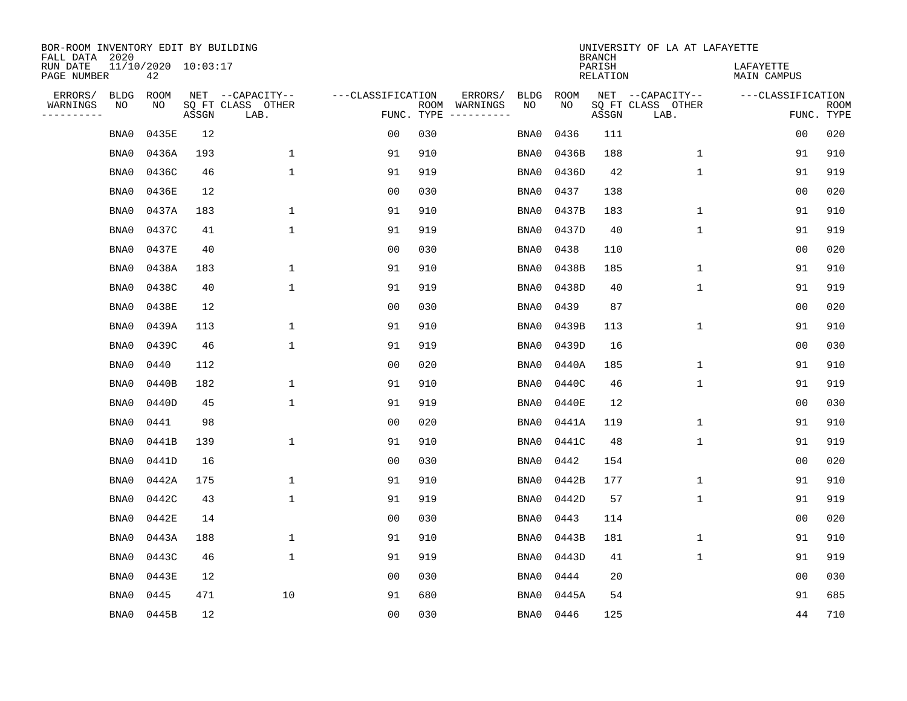BOR-ROOM INVENTORY EDIT BY BUILDING
FALL DATA 2020
RUN DATE 11/10/2020 10:03:17
PAGE NUMBER 42

UNIVERSITY OF LA AT LAFAYETTE
BRANCH
PARISH LAFAYETTE
RELATION MAIN CAMPUS

| ERRORS/ WARNINGS | BLDG NO | ROOM NO | NET SQ FT ASSGN | --CAPACITY-- CLASS LAB. | OTHER | ---CLASSIFICATION FUNC. | ROOM TYPE | ERRORS/ WARNINGS | BLDG NO | ROOM NO | NET SQ FT ASSGN | --CAPACITY-- CLASS LAB. | OTHER | ---CLASSIFICATION FUNC. | ROOM TYPE |
|---|---|---|---|---|---|---|---|---|---|---|---|---|---|---|---|
| | BNA0 | 0435E | 12 | | | 00 | 030 | | BNA0 | 0436 | 111 | | | 00 | 020 |
| | BNA0 | 0436A | 193 | | 1 | 91 | 910 | | BNA0 | 0436B | 188 | | 1 | 91 | 910 |
| | BNA0 | 0436C | 46 | | 1 | 91 | 919 | | BNA0 | 0436D | 42 | | 1 | 91 | 919 |
| | BNA0 | 0436E | 12 | | | 00 | 030 | | BNA0 | 0437 | 138 | | | 00 | 020 |
| | BNA0 | 0437A | 183 | | 1 | 91 | 910 | | BNA0 | 0437B | 183 | | 1 | 91 | 910 |
| | BNA0 | 0437C | 41 | | 1 | 91 | 919 | | BNA0 | 0437D | 40 | | 1 | 91 | 919 |
| | BNA0 | 0437E | 40 | | | 00 | 030 | | BNA0 | 0438 | 110 | | | 00 | 020 |
| | BNA0 | 0438A | 183 | | 1 | 91 | 910 | | BNA0 | 0438B | 185 | | 1 | 91 | 910 |
| | BNA0 | 0438C | 40 | | 1 | 91 | 919 | | BNA0 | 0438D | 40 | | 1 | 91 | 919 |
| | BNA0 | 0438E | 12 | | | 00 | 030 | | BNA0 | 0439 | 87 | | | 00 | 020 |
| | BNA0 | 0439A | 113 | | 1 | 91 | 910 | | BNA0 | 0439B | 113 | | 1 | 91 | 910 |
| | BNA0 | 0439C | 46 | | 1 | 91 | 919 | | BNA0 | 0439D | 16 | | | 00 | 030 |
| | BNA0 | 0440 | 112 | | | 00 | 020 | | BNA0 | 0440A | 185 | | 1 | 91 | 910 |
| | BNA0 | 0440B | 182 | | 1 | 91 | 910 | | BNA0 | 0440C | 46 | | 1 | 91 | 919 |
| | BNA0 | 0440D | 45 | | 1 | 91 | 919 | | BNA0 | 0440E | 12 | | | 00 | 030 |
| | BNA0 | 0441 | 98 | | | 00 | 020 | | BNA0 | 0441A | 119 | | 1 | 91 | 910 |
| | BNA0 | 0441B | 139 | | 1 | 91 | 910 | | BNA0 | 0441C | 48 | | 1 | 91 | 919 |
| | BNA0 | 0441D | 16 | | | 00 | 030 | | BNA0 | 0442 | 154 | | | 00 | 020 |
| | BNA0 | 0442A | 175 | | 1 | 91 | 910 | | BNA0 | 0442B | 177 | | 1 | 91 | 910 |
| | BNA0 | 0442C | 43 | | 1 | 91 | 919 | | BNA0 | 0442D | 57 | | 1 | 91 | 919 |
| | BNA0 | 0442E | 14 | | | 00 | 030 | | BNA0 | 0443 | 114 | | | 00 | 020 |
| | BNA0 | 0443A | 188 | | 1 | 91 | 910 | | BNA0 | 0443B | 181 | | 1 | 91 | 910 |
| | BNA0 | 0443C | 46 | | 1 | 91 | 919 | | BNA0 | 0443D | 41 | | 1 | 91 | 919 |
| | BNA0 | 0443E | 12 | | | 00 | 030 | | BNA0 | 0444 | 20 | | | 00 | 030 |
| | BNA0 | 0445 | 471 | | 10 | 91 | 680 | | BNA0 | 0445A | 54 | | | 91 | 685 |
| | BNA0 | 0445B | 12 | | | 00 | 030 | | BNA0 | 0446 | 125 | | | 44 | 710 |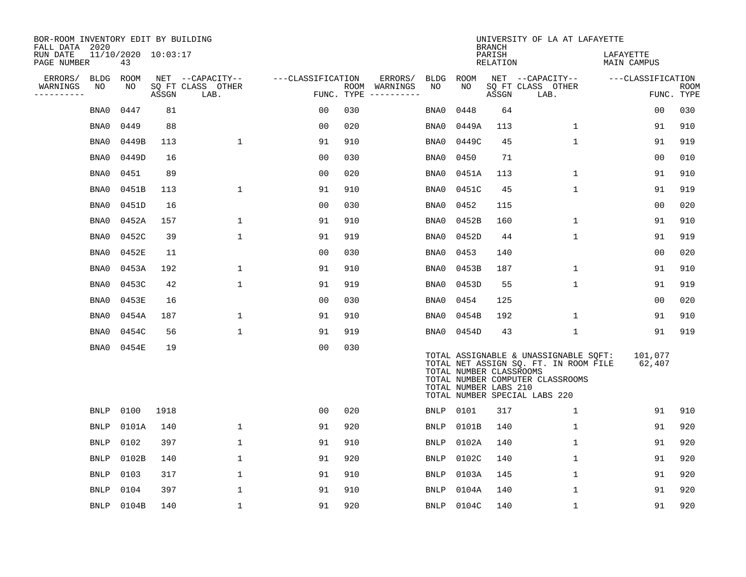BOR-ROOM INVENTORY EDIT BY BUILDING
FALL DATA 2020
RUN DATE 11/10/2020 10:03:17
PAGE NUMBER 43

UNIVERSITY OF LA AT LAFAYETTE
BRANCH
PARISH LAFAYETTE
RELATION MAIN CAMPUS

| ERRORS/ WARNINGS | BLDG NO | ROOM NO | NET SQ FT ASSGN | CAPACITY-- CLASS LAB. | OTHER | CLASSIFICATION FUNC. | ROOM TYPE | ERRORS/ WARNINGS | BLDG NO | ROOM NO | NET SQ FT ASSGN | CAPACITY-- CLASS LAB. | OTHER | CLASSIFICATION FUNC. | ROOM TYPE |
|---|---|---|---|---|---|---|---|---|---|---|---|---|---|---|---|
| | BNA0 | 0447 | 81 | | | 00 | 030 | | BNA0 | 0448 | 64 | | | 00 | 030 |
| | BNA0 | 0449 | 88 | | | 00 | 020 | | BNA0 | 0449A | 113 | | 1 | 91 | 910 |
| | BNA0 | 0449B | 113 | | 1 | 91 | 910 | | BNA0 | 0449C | 45 | | 1 | 91 | 919 |
| | BNA0 | 0449D | 16 | | | 00 | 030 | | BNA0 | 0450 | 71 | | | 00 | 010 |
| | BNA0 | 0451 | 89 | | | 00 | 020 | | BNA0 | 0451A | 113 | | 1 | 91 | 910 |
| | BNA0 | 0451B | 113 | | 1 | 91 | 910 | | BNA0 | 0451C | 45 | | 1 | 91 | 919 |
| | BNA0 | 0451D | 16 | | | 00 | 030 | | BNA0 | 0452 | 115 | | | 00 | 020 |
| | BNA0 | 0452A | 157 | | 1 | 91 | 910 | | BNA0 | 0452B | 160 | | 1 | 91 | 910 |
| | BNA0 | 0452C | 39 | | 1 | 91 | 919 | | BNA0 | 0452D | 44 | | 1 | 91 | 919 |
| | BNA0 | 0452E | 11 | | | 00 | 030 | | BNA0 | 0453 | 140 | | | 00 | 020 |
| | BNA0 | 0453A | 192 | | 1 | 91 | 910 | | BNA0 | 0453B | 187 | | 1 | 91 | 910 |
| | BNA0 | 0453C | 42 | | 1 | 91 | 919 | | BNA0 | 0453D | 55 | | 1 | 91 | 919 |
| | BNA0 | 0453E | 16 | | | 00 | 030 | | BNA0 | 0454 | 125 | | | 00 | 020 |
| | BNA0 | 0454A | 187 | | 1 | 91 | 910 | | BNA0 | 0454B | 192 | | 1 | 91 | 910 |
| | BNA0 | 0454C | 56 | | 1 | 91 | 919 | | BNA0 | 0454D | 43 | | 1 | 91 | 919 |
| | BNA0 | 0454E | 19 | | | 00 | 030 | | | | | | | | |

TOTAL ASSIGNABLE & UNASSIGNABLE SQFT: 101,077
TOTAL NET ASSIGN SQ. FT. IN ROOM FILE 62,407
TOTAL NUMBER CLASSROOMS
TOTAL NUMBER COMPUTER CLASSROOMS
TOTAL NUMBER LABS 210
TOTAL NUMBER SPECIAL LABS 220

| ERRORS/ WARNINGS | BLDG NO | ROOM NO | NET SQ FT ASSGN | CAPACITY-- CLASS LAB. | OTHER | CLASSIFICATION FUNC. | ROOM TYPE | ERRORS/ WARNINGS | BLDG NO | ROOM NO | NET SQ FT ASSGN | CAPACITY-- CLASS LAB. | OTHER | CLASSIFICATION FUNC. | ROOM TYPE |
|---|---|---|---|---|---|---|---|---|---|---|---|---|---|---|---|
| | BNLP | 0100 | 1918 | | | 00 | 020 | | BNLP | 0101 | 317 | | 1 | 91 | 910 |
| | BNLP | 0101A | 140 | | 1 | 91 | 920 | | BNLP | 0101B | 140 | | 1 | 91 | 920 |
| | BNLP | 0102 | 397 | | 1 | 91 | 910 | | BNLP | 0102A | 140 | | 1 | 91 | 920 |
| | BNLP | 0102B | 140 | | 1 | 91 | 920 | | BNLP | 0102C | 140 | | 1 | 91 | 920 |
| | BNLP | 0103 | 317 | | 1 | 91 | 910 | | BNLP | 0103A | 145 | | 1 | 91 | 920 |
| | BNLP | 0104 | 397 | | 1 | 91 | 910 | | BNLP | 0104A | 140 | | 1 | 91 | 920 |
| | BNLP | 0104B | 140 | | 1 | 91 | 920 | | BNLP | 0104C | 140 | | 1 | 91 | 920 |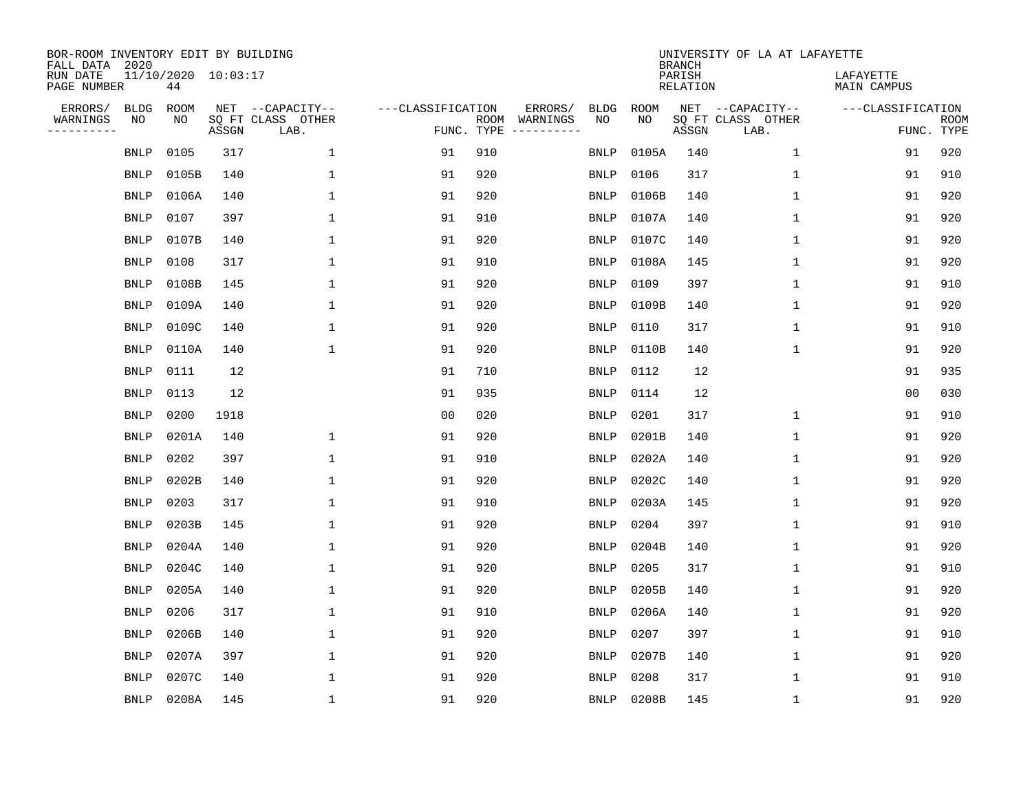BOR-ROOM INVENTORY EDIT BY BUILDING
FALL DATA 2020
RUN DATE 11/10/2020 10:03:17
PAGE NUMBER 44

UNIVERSITY OF LA AT LAFAYETTE
BRANCH
PARISH LAFAYETTE
RELATION MAIN CAMPUS

| ERRORS/ WARNINGS | BLDG NO | ROOM NO | NET SQ FT ASSGN | --CAPACITY-- CLASS LAB. | OTHER | ---CLASSIFICATION FUNC. | ROOM TYPE | ERRORS/ WARNINGS | BLDG NO | ROOM NO | NET SQ FT ASSGN | --CAPACITY-- CLASS LAB. | OTHER | ---CLASSIFICATION FUNC. | ROOM TYPE |
|---|---|---|---|---|---|---|---|---|---|---|---|---|---|---|---|
| | BNLP | 0105 | 317 | | 1 | 91 | 910 | | BNLP | 0105A | 140 | | 1 | 91 | 920 |
| | BNLP | 0105B | 140 | | 1 | 91 | 920 | | BNLP | 0106 | 317 | | 1 | 91 | 910 |
| | BNLP | 0106A | 140 | | 1 | 91 | 920 | | BNLP | 0106B | 140 | | 1 | 91 | 920 |
| | BNLP | 0107 | 397 | | 1 | 91 | 910 | | BNLP | 0107A | 140 | | 1 | 91 | 920 |
| | BNLP | 0107B | 140 | | 1 | 91 | 920 | | BNLP | 0107C | 140 | | 1 | 91 | 920 |
| | BNLP | 0108 | 317 | | 1 | 91 | 910 | | BNLP | 0108A | 145 | | 1 | 91 | 920 |
| | BNLP | 0108B | 145 | | 1 | 91 | 920 | | BNLP | 0109 | 397 | | 1 | 91 | 910 |
| | BNLP | 0109A | 140 | | 1 | 91 | 920 | | BNLP | 0109B | 140 | | 1 | 91 | 920 |
| | BNLP | 0109C | 140 | | 1 | 91 | 920 | | BNLP | 0110 | 317 | | 1 | 91 | 910 |
| | BNLP | 0110A | 140 | | 1 | 91 | 920 | | BNLP | 0110B | 140 | | 1 | 91 | 920 |
| | BNLP | 0111 | 12 | | | 91 | 710 | | BNLP | 0112 | 12 | | | 91 | 935 |
| | BNLP | 0113 | 12 | | | 91 | 935 | | BNLP | 0114 | 12 | | | 00 | 030 |
| | BNLP | 0200 | 1918 | | | 00 | 020 | | BNLP | 0201 | 317 | | 1 | 91 | 910 |
| | BNLP | 0201A | 140 | | 1 | 91 | 920 | | BNLP | 0201B | 140 | | 1 | 91 | 920 |
| | BNLP | 0202 | 397 | | 1 | 91 | 910 | | BNLP | 0202A | 140 | | 1 | 91 | 920 |
| | BNLP | 0202B | 140 | | 1 | 91 | 920 | | BNLP | 0202C | 140 | | 1 | 91 | 920 |
| | BNLP | 0203 | 317 | | 1 | 91 | 910 | | BNLP | 0203A | 145 | | 1 | 91 | 920 |
| | BNLP | 0203B | 145 | | 1 | 91 | 920 | | BNLP | 0204 | 397 | | 1 | 91 | 910 |
| | BNLP | 0204A | 140 | | 1 | 91 | 920 | | BNLP | 0204B | 140 | | 1 | 91 | 920 |
| | BNLP | 0204C | 140 | | 1 | 91 | 920 | | BNLP | 0205 | 317 | | 1 | 91 | 910 |
| | BNLP | 0205A | 140 | | 1 | 91 | 920 | | BNLP | 0205B | 140 | | 1 | 91 | 920 |
| | BNLP | 0206 | 317 | | 1 | 91 | 910 | | BNLP | 0206A | 140 | | 1 | 91 | 920 |
| | BNLP | 0206B | 140 | | 1 | 91 | 920 | | BNLP | 0207 | 397 | | 1 | 91 | 910 |
| | BNLP | 0207A | 397 | | 1 | 91 | 920 | | BNLP | 0207B | 140 | | 1 | 91 | 920 |
| | BNLP | 0207C | 140 | | 1 | 91 | 920 | | BNLP | 0208 | 317 | | 1 | 91 | 910 |
| | BNLP | 0208A | 145 | | 1 | 91 | 920 | | BNLP | 0208B | 145 | | 1 | 91 | 920 |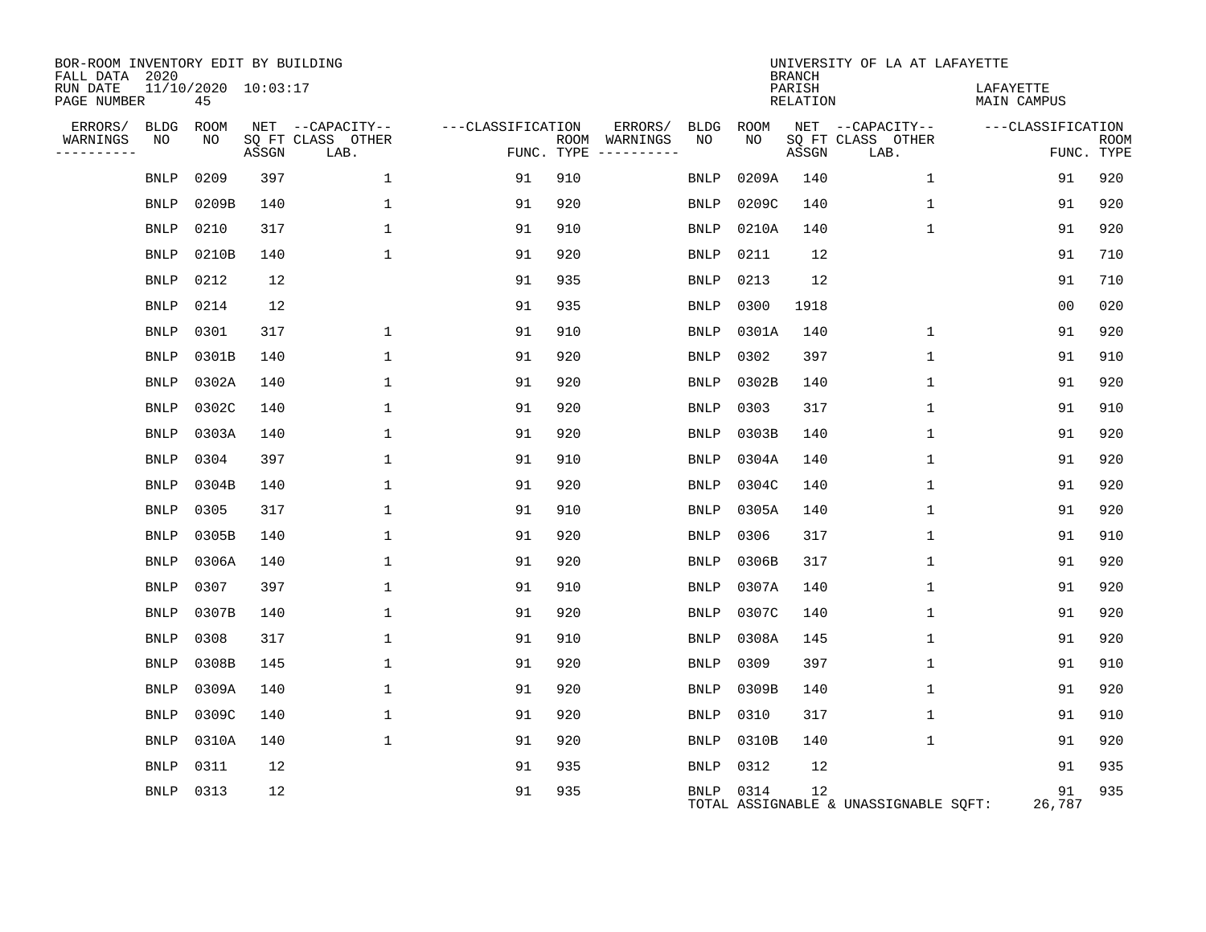BOR-ROOM INVENTORY EDIT BY BUILDING
FALL DATA 2020
RUN DATE 11/10/2020 10:03:17
PAGE NUMBER 45

UNIVERSITY OF LA AT LAFAYETTE
BRANCH
PARISH LAFAYETTE
RELATION MAIN CAMPUS

| ERRORS/ WARNINGS | BLDG NO | ROOM NO | NET SQ FT ASSGN | CAPACITY-- CLASS LAB. | OTHER | FUNC. | ROOM TYPE | ERRORS/ WARNINGS | BLDG NO | ROOM NO | NET SQ FT ASSGN | CAPACITY-- CLASS LAB. | OTHER | FUNC. | ROOM TYPE |
|---|---|---|---|---|---|---|---|---|---|---|---|---|---|---|---|
| | BNLP | 0209 | 397 | | 1 | 91 | 910 | | BNLP | 0209A | 140 | | 1 | 91 | 920 |
| | BNLP | 0209B | 140 | | 1 | 91 | 920 | | BNLP | 0209C | 140 | | 1 | 91 | 920 |
| | BNLP | 0210 | 317 | | 1 | 91 | 910 | | BNLP | 0210A | 140 | | 1 | 91 | 920 |
| | BNLP | 0210B | 140 | | 1 | 91 | 920 | | BNLP | 0211 | 12 | | | 91 | 710 |
| | BNLP | 0212 | 12 | | | 91 | 935 | | BNLP | 0213 | 12 | | | 91 | 710 |
| | BNLP | 0214 | 12 | | | 91 | 935 | | BNLP | 0300 | 1918 | | | 00 | 020 |
| | BNLP | 0301 | 317 | | 1 | 91 | 910 | | BNLP | 0301A | 140 | | 1 | 91 | 920 |
| | BNLP | 0301B | 140 | | 1 | 91 | 920 | | BNLP | 0302 | 397 | | 1 | 91 | 910 |
| | BNLP | 0302A | 140 | | 1 | 91 | 920 | | BNLP | 0302B | 140 | | 1 | 91 | 920 |
| | BNLP | 0302C | 140 | | 1 | 91 | 920 | | BNLP | 0303 | 317 | | 1 | 91 | 910 |
| | BNLP | 0303A | 140 | | 1 | 91 | 920 | | BNLP | 0303B | 140 | | 1 | 91 | 920 |
| | BNLP | 0304 | 397 | | 1 | 91 | 910 | | BNLP | 0304A | 140 | | 1 | 91 | 920 |
| | BNLP | 0304B | 140 | | 1 | 91 | 920 | | BNLP | 0304C | 140 | | 1 | 91 | 920 |
| | BNLP | 0305 | 317 | | 1 | 91 | 910 | | BNLP | 0305A | 140 | | 1 | 91 | 920 |
| | BNLP | 0305B | 140 | | 1 | 91 | 920 | | BNLP | 0306 | 317 | | 1 | 91 | 910 |
| | BNLP | 0306A | 140 | | 1 | 91 | 920 | | BNLP | 0306B | 317 | | 1 | 91 | 920 |
| | BNLP | 0307 | 397 | | 1 | 91 | 910 | | BNLP | 0307A | 140 | | 1 | 91 | 920 |
| | BNLP | 0307B | 140 | | 1 | 91 | 920 | | BNLP | 0307C | 140 | | 1 | 91 | 920 |
| | BNLP | 0308 | 317 | | 1 | 91 | 910 | | BNLP | 0308A | 145 | | 1 | 91 | 920 |
| | BNLP | 0308B | 145 | | 1 | 91 | 920 | | BNLP | 0309 | 397 | | 1 | 91 | 910 |
| | BNLP | 0309A | 140 | | 1 | 91 | 920 | | BNLP | 0309B | 140 | | 1 | 91 | 920 |
| | BNLP | 0309C | 140 | | 1 | 91 | 920 | | BNLP | 0310 | 317 | | 1 | 91 | 910 |
| | BNLP | 0310A | 140 | | 1 | 91 | 920 | | BNLP | 0310B | 140 | | 1 | 91 | 920 |
| | BNLP | 0311 | 12 | | | 91 | 935 | | BNLP | 0312 | 12 | | | 91 | 935 |
| | BNLP | 0313 | 12 | | | 91 | 935 | | BNLP | 0314 | 12 | | | 91 | 935 |

TOTAL ASSIGNABLE & UNASSIGNABLE SQFT: 26,787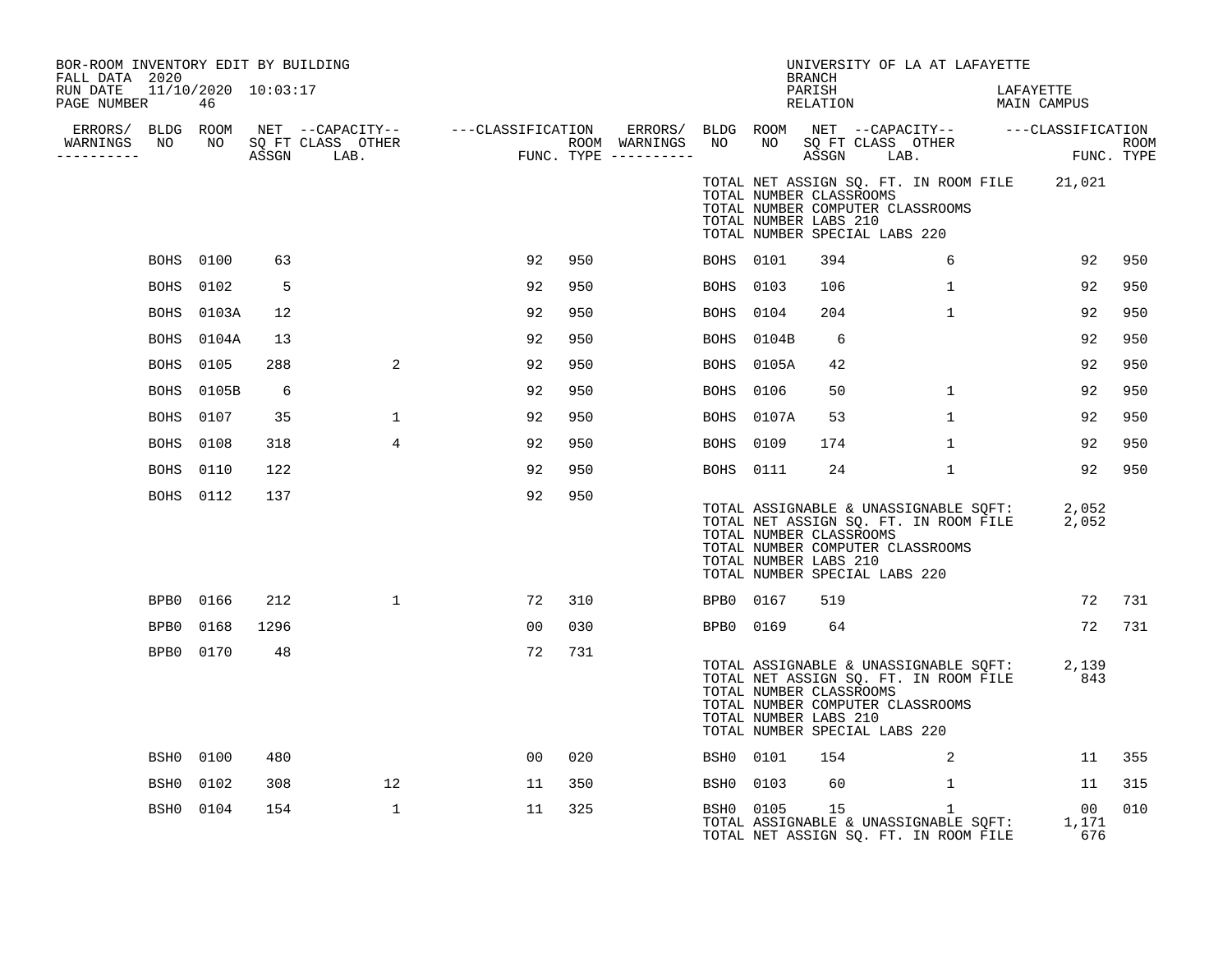BOR-ROOM INVENTORY EDIT BY BUILDING
FALL DATA 2020
RUN DATE 11/10/2020 10:03:17
PAGE NUMBER 46

UNIVERSITY OF LA AT LAFAYETTE
BRANCH
PARISH LAFAYETTE
RELATION MAIN CAMPUS

| ERRORS/ WARNINGS | BLDG NO | ROOM NO | NET SQ FT ASSGN | CAPACITY CLASS LAB. | CAPACITY OTHER | CLASSIFICATION FUNC. | ROOM TYPE | ERRORS/ WARNINGS | BLDG NO | ROOM NO | NET SQ FT ASSGN | CAPACITY CLASS LAB. | CAPACITY OTHER | CLASSIFICATION FUNC. | ROOM TYPE |
|---|---|---|---|---|---|---|---|---|---|---|---|---|---|---|---|
| | | | | | | | | | | | | | | | |

TOTAL NET ASSIGN SQ. FT. IN ROOM FILE 21,021
TOTAL NUMBER CLASSROOMS
TOTAL NUMBER COMPUTER CLASSROOMS
TOTAL NUMBER LABS 210
TOTAL NUMBER SPECIAL LABS 220

| ERRORS/ WARNINGS | BLDG NO | ROOM NO | NET SQ FT ASSGN | CAPACITY CLASS LAB. | CAPACITY OTHER | CLASSIFICATION FUNC. | ROOM TYPE | ERRORS/ WARNINGS | BLDG NO | ROOM NO | NET SQ FT ASSGN | CAPACITY CLASS LAB. | CAPACITY OTHER | CLASSIFICATION FUNC. | ROOM TYPE |
|---|---|---|---|---|---|---|---|---|---|---|---|---|---|---|---|
| | BOHS | 0100 | 63 | | | 92 | 950 | | BOHS | 0101 | 394 | | 6 | 92 | 950 |
| | BOHS | 0102 | 5 | | | 92 | 950 | | BOHS | 0103 | 106 | | 1 | 92 | 950 |
| | BOHS | 0103A | 12 | | | 92 | 950 | | BOHS | 0104 | 204 | | 1 | 92 | 950 |
| | BOHS | 0104A | 13 | | | 92 | 950 | | BOHS | 0104B | 6 | | | 92 | 950 |
| | BOHS | 0105 | 288 | | 2 | 92 | 950 | | BOHS | 0105A | 42 | | | 92 | 950 |
| | BOHS | 0105B | 6 | | | 92 | 950 | | BOHS | 0106 | 50 | | 1 | 92 | 950 |
| | BOHS | 0107 | 35 | | 1 | 92 | 950 | | BOHS | 0107A | 53 | | 1 | 92 | 950 |
| | BOHS | 0108 | 318 | | 4 | 92 | 950 | | BOHS | 0109 | 174 | | 1 | 92 | 950 |
| | BOHS | 0110 | 122 | | | 92 | 950 | | BOHS | 0111 | 24 | | 1 | 92 | 950 |
| | BOHS | 0112 | 137 | | | 92 | 950 | | | | | | | | |

TOTAL ASSIGNABLE & UNASSIGNABLE SQFT: 2,052
TOTAL NET ASSIGN SQ. FT. IN ROOM FILE 2,052
TOTAL NUMBER CLASSROOMS
TOTAL NUMBER COMPUTER CLASSROOMS
TOTAL NUMBER LABS 210
TOTAL NUMBER SPECIAL LABS 220

| ERRORS/ WARNINGS | BLDG NO | ROOM NO | NET SQ FT ASSGN | CAPACITY CLASS LAB. | CAPACITY OTHER | CLASSIFICATION FUNC. | ROOM TYPE | ERRORS/ WARNINGS | BLDG NO | ROOM NO | NET SQ FT ASSGN | CAPACITY CLASS LAB. | CAPACITY OTHER | CLASSIFICATION FUNC. | ROOM TYPE |
|---|---|---|---|---|---|---|---|---|---|---|---|---|---|---|---|
| | BPB0 | 0166 | 212 | | 1 | 72 | 310 | | BPB0 | 0167 | 519 | | | 72 | 731 |
| | BPB0 | 0168 | 1296 | | | 00 | 030 | | BPB0 | 0169 | 64 | | | 72 | 731 |
| | BPB0 | 0170 | 48 | | | 72 | 731 | | | | | | | | |

TOTAL ASSIGNABLE & UNASSIGNABLE SQFT: 2,139
TOTAL NET ASSIGN SQ. FT. IN ROOM FILE 843
TOTAL NUMBER CLASSROOMS
TOTAL NUMBER COMPUTER CLASSROOMS
TOTAL NUMBER LABS 210
TOTAL NUMBER SPECIAL LABS 220

| ERRORS/ WARNINGS | BLDG NO | ROOM NO | NET SQ FT ASSGN | CAPACITY CLASS LAB. | CAPACITY OTHER | CLASSIFICATION FUNC. | ROOM TYPE | ERRORS/ WARNINGS | BLDG NO | ROOM NO | NET SQ FT ASSGN | CAPACITY CLASS LAB. | CAPACITY OTHER | CLASSIFICATION FUNC. | ROOM TYPE |
|---|---|---|---|---|---|---|---|---|---|---|---|---|---|---|---|
| | BSH0 | 0100 | 480 | | | 00 | 020 | | BSH0 | 0101 | 154 | | 2 | 11 | 355 |
| | BSH0 | 0102 | 308 | | 12 | 11 | 350 | | BSH0 | 0103 | 60 | | 1 | 11 | 315 |
| | BSH0 | 0104 | 154 | | 1 | 11 | 325 | | BSH0 | 0105 | 15 | | 1 | 00 | 010 |

TOTAL ASSIGNABLE & UNASSIGNABLE SQFT: 1,171
TOTAL NET ASSIGN SQ. FT. IN ROOM FILE 676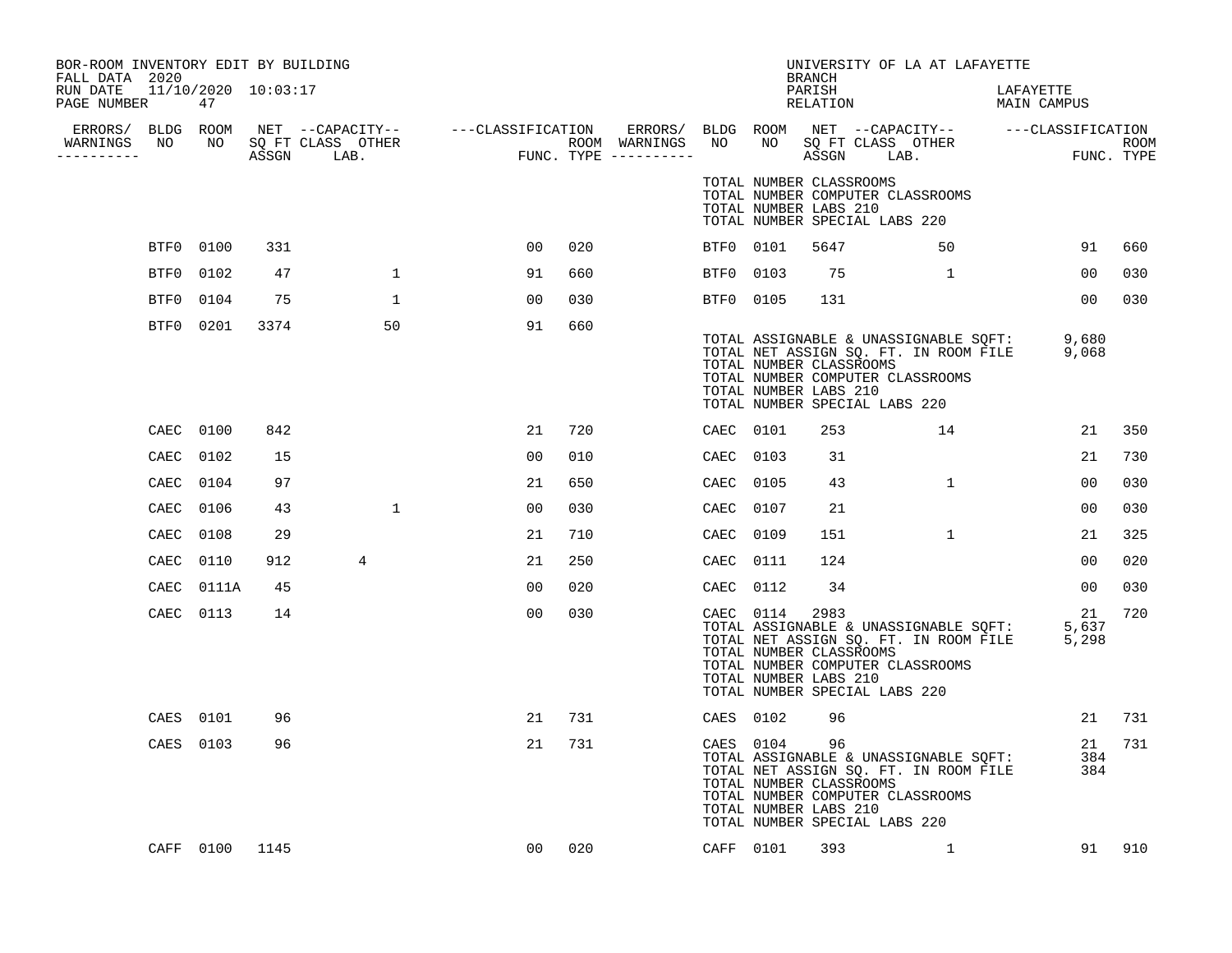BOR-ROOM INVENTORY EDIT BY BUILDING
FALL DATA 2020
RUN DATE 11/10/2020 10:03:17

UNIVERSITY OF LA AT LAFAYETTE
BRANCH
PARISH LAFAYETTE
RELATION MAIN CAMPUS

| ERRORS/ WARNINGS | BLDG NO | ROOM NO | NET SQ FT ASSGN | CAPACITY CLASS | CAPACITY LAB. | CAPACITY OTHER | CLASSIFICATION FUNC. | ROOM TYPE | ERRORS/ WARNINGS | BLDG NO | ROOM NO | NET SQ FT ASSGN | CAPACITY CLASS | CAPACITY LAB. | CAPACITY OTHER | CLASSIFICATION FUNC. | ROOM TYPE |
|---|---|---|---|---|---|---|---|---|---|---|---|---|---|---|---|---|---|
| | | | | | | | | | | TOTAL NUMBER CLASSROOMS | | | | | | | |
| | | | | | | | | | | TOTAL NUMBER COMPUTER CLASSROOMS | | | | | | | |
| | | | | | | | | | | TOTAL NUMBER LABS 210 | | | | | | | |
| | | | | | | | | | | TOTAL NUMBER SPECIAL LABS 220 | | | | | | | |
| | BTF0 | 0100 | 331 | | | | 00 | 020 | | BTF0 | 0101 | 5647 | | | 50 | 91 | 660 |
| | BTF0 | 0102 | 47 | | | 1 | 91 | 660 | | BTF0 | 0103 | 75 | | | 1 | 00 | 030 |
| | BTF0 | 0104 | 75 | | | 1 | 00 | 030 | | BTF0 | 0105 | 131 | | | | 00 | 030 |
| | BTF0 | 0201 | 3374 | | | 50 | 91 | 660 | | | | | | | | | |
| | | | | | | | | | | TOTAL ASSIGNABLE & UNASSIGNABLE SQFT: | | | | | | 9,680 | |
| | | | | | | | | | | TOTAL NET ASSIGN SQ. FT. IN ROOM FILE | | | | | | 9,068 | |
| | | | | | | | | | | TOTAL NUMBER CLASSROOMS | | | | | | | |
| | | | | | | | | | | TOTAL NUMBER COMPUTER CLASSROOMS | | | | | | | |
| | | | | | | | | | | TOTAL NUMBER LABS 210 | | | | | | | |
| | | | | | | | | | | TOTAL NUMBER SPECIAL LABS 220 | | | | | | | |
| | CAEC | 0100 | 842 | | | | 21 | 720 | | CAEC | 0101 | 253 | | | 14 | 21 | 350 |
| | CAEC | 0102 | 15 | | | | 00 | 010 | | CAEC | 0103 | 31 | | | | 21 | 730 |
| | CAEC | 0104 | 97 | | | | 21 | 650 | | CAEC | 0105 | 43 | | | 1 | 00 | 030 |
| | CAEC | 0106 | 43 | | | 1 | 00 | 030 | | CAEC | 0107 | 21 | | | | 00 | 030 |
| | CAEC | 0108 | 29 | | | | 21 | 710 | | CAEC | 0109 | 151 | | | 1 | 21 | 325 |
| | CAEC | 0110 | 912 | | 4 | | 21 | 250 | | CAEC | 0111 | 124 | | | | 00 | 020 |
| | CAEC | 0111A | 45 | | | | 00 | 020 | | CAEC | 0112 | 34 | | | | 00 | 030 |
| | CAEC | 0113 | 14 | | | | 00 | 030 | | CAEC | 0114 | 2983 | | | | 21 | 720 |
| | | | | | | | | | | TOTAL ASSIGNABLE & UNASSIGNABLE SQFT: | | | | | | 5,637 | |
| | | | | | | | | | | TOTAL NET ASSIGN SQ. FT. IN ROOM FILE | | | | | | 5,298 | |
| | | | | | | | | | | TOTAL NUMBER CLASSROOMS | | | | | | | |
| | | | | | | | | | | TOTAL NUMBER COMPUTER CLASSROOMS | | | | | | | |
| | | | | | | | | | | TOTAL NUMBER LABS 210 | | | | | | | |
| | | | | | | | | | | TOTAL NUMBER SPECIAL LABS 220 | | | | | | | |
| | CAES | 0101 | 96 | | | | 21 | 731 | | CAES | 0102 | 96 | | | | 21 | 731 |
| | CAES | 0103 | 96 | | | | 21 | 731 | | CAES | 0104 | 96 | | | | 21 | 731 |
| | | | | | | | | | | TOTAL ASSIGNABLE & UNASSIGNABLE SQFT: | | | | | | 384 | |
| | | | | | | | | | | TOTAL NET ASSIGN SQ. FT. IN ROOM FILE | | | | | | 384 | |
| | | | | | | | | | | TOTAL NUMBER CLASSROOMS | | | | | | | |
| | | | | | | | | | | TOTAL NUMBER COMPUTER CLASSROOMS | | | | | | | |
| | | | | | | | | | | TOTAL NUMBER LABS 210 | | | | | | | |
| | | | | | | | | | | TOTAL NUMBER SPECIAL LABS 220 | | | | | | | |
| | CAFF | 0100 | 1145 | | | | 00 | 020 | | CAFF | 0101 | 393 | | | 1 | 91 | 910 |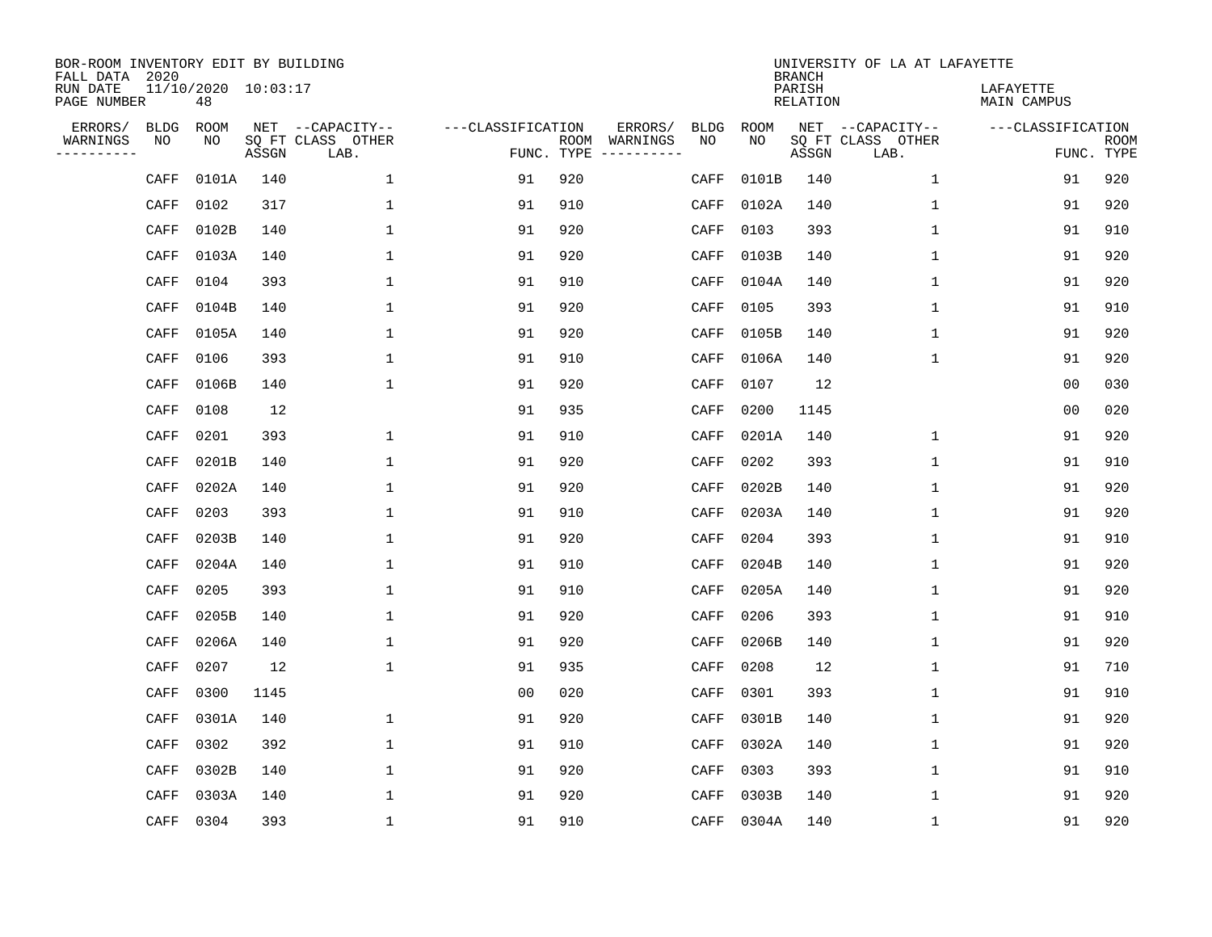BOR-ROOM INVENTORY EDIT BY BUILDING
FALL DATA 2020
RUN DATE 11/10/2020 10:03:17
PAGE NUMBER 48

UNIVERSITY OF LA AT LAFAYETTE
BRANCH
PARISH LAFAYETTE
RELATION MAIN CAMPUS

| ERRORS/ WARNINGS | BLDG NO | ROOM NO | NET SQ FT ASSGN | --CAPACITY-- CLASS LAB. | OTHER | ---CLASSIFICATION FUNC. | ROOM TYPE | ERRORS/ WARNINGS | BLDG NO | ROOM NO | NET SQ FT ASSGN | --CAPACITY-- CLASS LAB. | OTHER | ---CLASSIFICATION FUNC. | ROOM TYPE |
|---|---|---|---|---|---|---|---|---|---|---|---|---|---|---|---|
| | CAFF | 0101A | 140 | | 1 | 91 | 920 | | CAFF | 0101B | 140 | | 1 | 91 | 920 |
| | CAFF | 0102 | 317 | | 1 | 91 | 910 | | CAFF | 0102A | 140 | | 1 | 91 | 920 |
| | CAFF | 0102B | 140 | | 1 | 91 | 920 | | CAFF | 0103 | 393 | | 1 | 91 | 910 |
| | CAFF | 0103A | 140 | | 1 | 91 | 920 | | CAFF | 0103B | 140 | | 1 | 91 | 920 |
| | CAFF | 0104 | 393 | | 1 | 91 | 910 | | CAFF | 0104A | 140 | | 1 | 91 | 920 |
| | CAFF | 0104B | 140 | | 1 | 91 | 920 | | CAFF | 0105 | 393 | | 1 | 91 | 910 |
| | CAFF | 0105A | 140 | | 1 | 91 | 920 | | CAFF | 0105B | 140 | | 1 | 91 | 920 |
| | CAFF | 0106 | 393 | | 1 | 91 | 910 | | CAFF | 0106A | 140 | | 1 | 91 | 920 |
| | CAFF | 0106B | 140 | | 1 | 91 | 920 | | CAFF | 0107 | 12 | | | 00 | 030 |
| | CAFF | 0108 | 12 | | | 91 | 935 | | CAFF | 0200 | 1145 | | | 00 | 020 |
| | CAFF | 0201 | 393 | | 1 | 91 | 910 | | CAFF | 0201A | 140 | | 1 | 91 | 920 |
| | CAFF | 0201B | 140 | | 1 | 91 | 920 | | CAFF | 0202 | 393 | | 1 | 91 | 910 |
| | CAFF | 0202A | 140 | | 1 | 91 | 920 | | CAFF | 0202B | 140 | | 1 | 91 | 920 |
| | CAFF | 0203 | 393 | | 1 | 91 | 910 | | CAFF | 0203A | 140 | | 1 | 91 | 920 |
| | CAFF | 0203B | 140 | | 1 | 91 | 920 | | CAFF | 0204 | 393 | | 1 | 91 | 910 |
| | CAFF | 0204A | 140 | | 1 | 91 | 910 | | CAFF | 0204B | 140 | | 1 | 91 | 920 |
| | CAFF | 0205 | 393 | | 1 | 91 | 910 | | CAFF | 0205A | 140 | | 1 | 91 | 920 |
| | CAFF | 0205B | 140 | | 1 | 91 | 920 | | CAFF | 0206 | 393 | | 1 | 91 | 910 |
| | CAFF | 0206A | 140 | | 1 | 91 | 920 | | CAFF | 0206B | 140 | | 1 | 91 | 920 |
| | CAFF | 0207 | 12 | | 1 | 91 | 935 | | CAFF | 0208 | 12 | | 1 | 91 | 710 |
| | CAFF | 0300 | 1145 | | | 00 | 020 | | CAFF | 0301 | 393 | | 1 | 91 | 910 |
| | CAFF | 0301A | 140 | | 1 | 91 | 920 | | CAFF | 0301B | 140 | | 1 | 91 | 920 |
| | CAFF | 0302 | 392 | | 1 | 91 | 910 | | CAFF | 0302A | 140 | | 1 | 91 | 920 |
| | CAFF | 0302B | 140 | | 1 | 91 | 920 | | CAFF | 0303 | 393 | | 1 | 91 | 910 |
| | CAFF | 0303A | 140 | | 1 | 91 | 920 | | CAFF | 0303B | 140 | | 1 | 91 | 920 |
| | CAFF | 0304 | 393 | | 1 | 91 | 910 | | CAFF | 0304A | 140 | | 1 | 91 | 920 |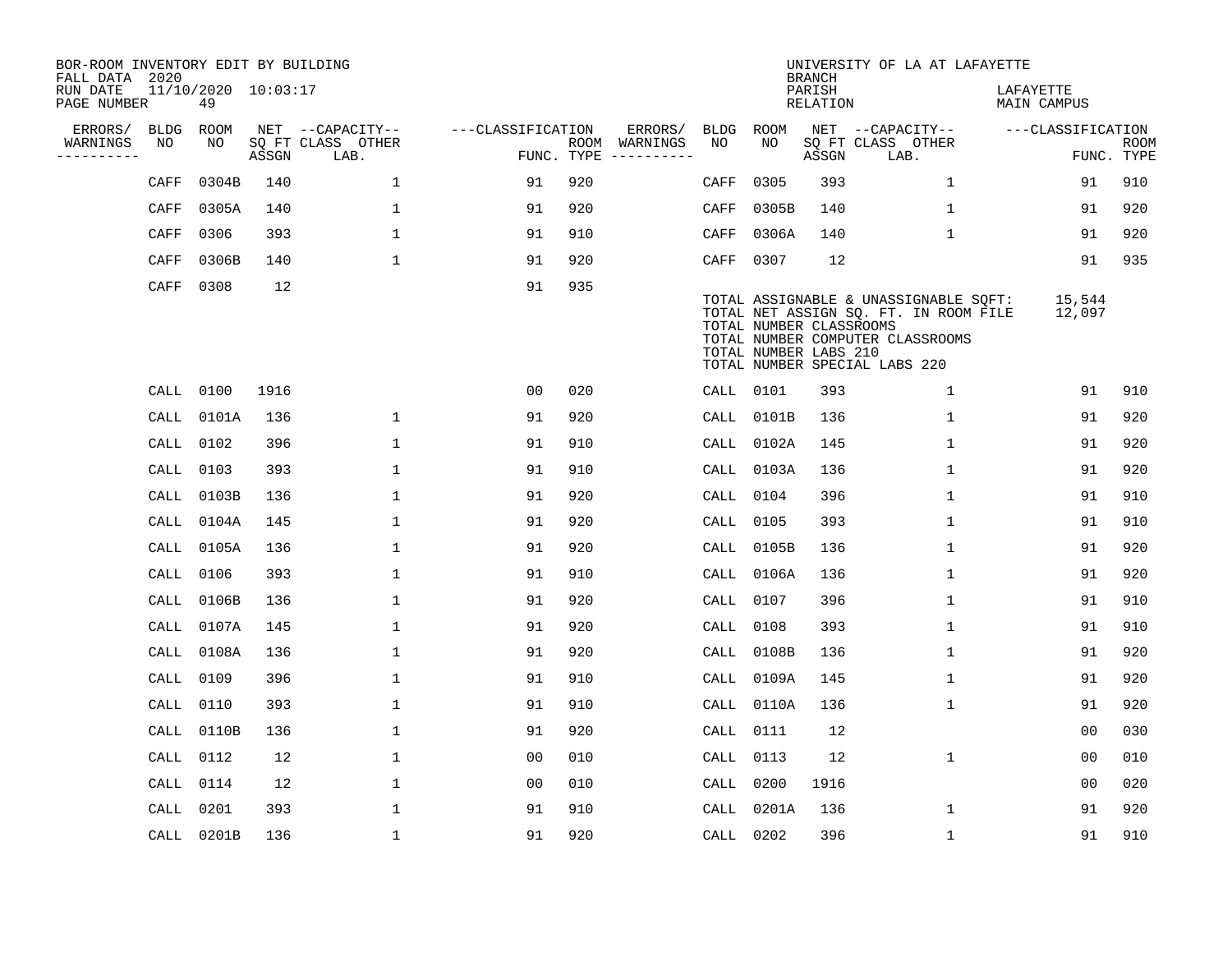BOR-ROOM INVENTORY EDIT BY BUILDING
FALL DATA 2020
RUN DATE 11/10/2020 10:03:17
PAGE NUMBER 49

UNIVERSITY OF LA AT LAFAYETTE
BRANCH
PARISH LAFAYETTE
RELATION MAIN CAMPUS

| ERRORS/ WARNINGS | BLDG NO | ROOM NO | NET ASSGN SQ FT | CAPACITY CLASS LAB. | CAPACITY OTHER | CLASSIFICATION FUNC. | ROOM TYPE | ERRORS/ WARNINGS | BLDG NO | ROOM NO | NET ASSGN SQ FT | CAPACITY CLASS LAB. | CAPACITY OTHER | CLASSIFICATION FUNC. | ROOM TYPE |
|---|---|---|---|---|---|---|---|---|---|---|---|---|---|---|---|
| | CAFF | 0304B | 140 | | 1 | 91 | 920 | | CAFF | 0305 | 393 | | 1 | 91 | 910 |
| | CAFF | 0305A | 140 | | 1 | 91 | 920 | | CAFF | 0305B | 140 | | 1 | 91 | 920 |
| | CAFF | 0306 | 393 | | 1 | 91 | 910 | | CAFF | 0306A | 140 | | 1 | 91 | 920 |
| | CAFF | 0306B | 140 | | 1 | 91 | 920 | | CAFF | 0307 | 12 | | | 91 | 935 |
| | CAFF | 0308 | 12 | | | 91 | 935 | | | | | | | | |

TOTAL ASSIGNABLE & UNASSIGNABLE SQFT: 15,544
TOTAL NET ASSIGN SQ. FT. IN ROOM FILE 12,097
TOTAL NUMBER CLASSROOMS
TOTAL NUMBER COMPUTER CLASSROOMS
TOTAL NUMBER LABS 210
TOTAL NUMBER SPECIAL LABS 220

| ERRORS/ WARNINGS | BLDG NO | ROOM NO | NET ASSGN SQ FT | CAPACITY CLASS LAB. | CAPACITY OTHER | CLASSIFICATION FUNC. | ROOM TYPE | ERRORS/ WARNINGS | BLDG NO | ROOM NO | NET ASSGN SQ FT | CAPACITY CLASS LAB. | CAPACITY OTHER | CLASSIFICATION FUNC. | ROOM TYPE |
|---|---|---|---|---|---|---|---|---|---|---|---|---|---|---|---|
| | CALL | 0100 | 1916 | | | 00 | 020 | | CALL | 0101 | 393 | | 1 | 91 | 910 |
| | CALL | 0101A | 136 | | 1 | 91 | 920 | | CALL | 0101B | 136 | | 1 | 91 | 920 |
| | CALL | 0102 | 396 | | 1 | 91 | 910 | | CALL | 0102A | 145 | | 1 | 91 | 920 |
| | CALL | 0103 | 393 | | 1 | 91 | 910 | | CALL | 0103A | 136 | | 1 | 91 | 920 |
| | CALL | 0103B | 136 | | 1 | 91 | 920 | | CALL | 0104 | 396 | | 1 | 91 | 910 |
| | CALL | 0104A | 145 | | 1 | 91 | 920 | | CALL | 0105 | 393 | | 1 | 91 | 910 |
| | CALL | 0105A | 136 | | 1 | 91 | 920 | | CALL | 0105B | 136 | | 1 | 91 | 920 |
| | CALL | 0106 | 393 | | 1 | 91 | 910 | | CALL | 0106A | 136 | | 1 | 91 | 920 |
| | CALL | 0106B | 136 | | 1 | 91 | 920 | | CALL | 0107 | 396 | | 1 | 91 | 910 |
| | CALL | 0107A | 145 | | 1 | 91 | 920 | | CALL | 0108 | 393 | | 1 | 91 | 910 |
| | CALL | 0108A | 136 | | 1 | 91 | 920 | | CALL | 0108B | 136 | | 1 | 91 | 920 |
| | CALL | 0109 | 396 | | 1 | 91 | 910 | | CALL | 0109A | 145 | | 1 | 91 | 920 |
| | CALL | 0110 | 393 | | 1 | 91 | 910 | | CALL | 0110A | 136 | | 1 | 91 | 920 |
| | CALL | 0110B | 136 | | 1 | 91 | 920 | | CALL | 0111 | 12 | | | 00 | 030 |
| | CALL | 0112 | 12 | | 1 | 00 | 010 | | CALL | 0113 | 12 | | 1 | 00 | 010 |
| | CALL | 0114 | 12 | | 1 | 00 | 010 | | CALL | 0200 | 1916 | | | 00 | 020 |
| | CALL | 0201 | 393 | | 1 | 91 | 910 | | CALL | 0201A | 136 | | 1 | 91 | 920 |
| | CALL | 0201B | 136 | | 1 | 91 | 920 | | CALL | 0202 | 396 | | 1 | 91 | 910 |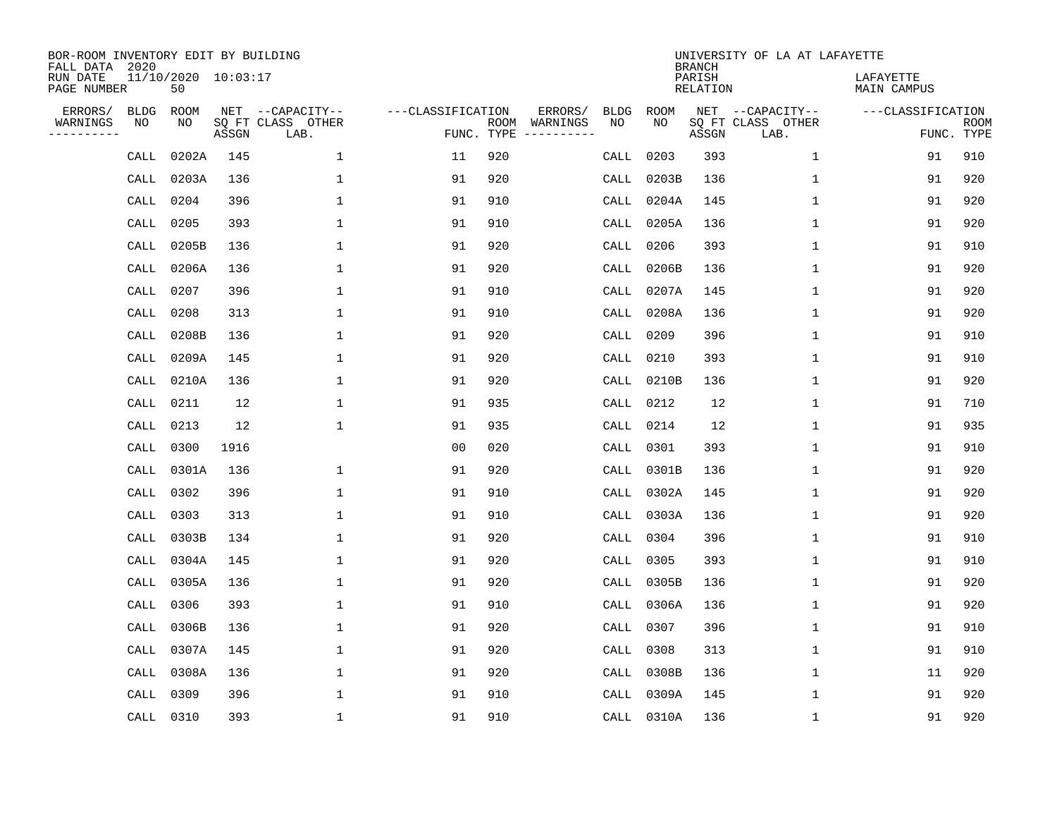BOR-ROOM INVENTORY EDIT BY BUILDING
FALL DATA 2020
RUN DATE 11/10/2020 10:03:17
PAGE NUMBER 50

UNIVERSITY OF LA AT LAFAYETTE
BRANCH
PARISH LAFAYETTE
RELATION MAIN CAMPUS

| ERRORS/ WARNINGS | BLDG NO | ROOM NO | NET SQ FT ASSGN | --CAPACITY-- CLASS LAB. | OTHER | ---CLASSIFICATION FUNC. | ROOM TYPE | ERRORS/ WARNINGS | BLDG NO | ROOM NO | NET SQ FT ASSGN | --CAPACITY-- CLASS LAB. | OTHER | ---CLASSIFICATION FUNC. | ROOM TYPE |
|---|---|---|---|---|---|---|---|---|---|---|---|---|---|---|---|
| | CALL | 0202A | 145 | | 1 | 11 | 920 | | CALL | 0203 | 393 | | 1 | 91 | 910 |
| | CALL | 0203A | 136 | | 1 | 91 | 920 | | CALL | 0203B | 136 | | 1 | 91 | 920 |
| | CALL | 0204 | 396 | | 1 | 91 | 910 | | CALL | 0204A | 145 | | 1 | 91 | 920 |
| | CALL | 0205 | 393 | | 1 | 91 | 910 | | CALL | 0205A | 136 | | 1 | 91 | 920 |
| | CALL | 0205B | 136 | | 1 | 91 | 920 | | CALL | 0206 | 393 | | 1 | 91 | 910 |
| | CALL | 0206A | 136 | | 1 | 91 | 920 | | CALL | 0206B | 136 | | 1 | 91 | 920 |
| | CALL | 0207 | 396 | | 1 | 91 | 910 | | CALL | 0207A | 145 | | 1 | 91 | 920 |
| | CALL | 0208 | 313 | | 1 | 91 | 910 | | CALL | 0208A | 136 | | 1 | 91 | 920 |
| | CALL | 0208B | 136 | | 1 | 91 | 920 | | CALL | 0209 | 396 | | 1 | 91 | 910 |
| | CALL | 0209A | 145 | | 1 | 91 | 920 | | CALL | 0210 | 393 | | 1 | 91 | 910 |
| | CALL | 0210A | 136 | | 1 | 91 | 920 | | CALL | 0210B | 136 | | 1 | 91 | 920 |
| | CALL | 0211 | 12 | | 1 | 91 | 935 | | CALL | 0212 | 12 | | 1 | 91 | 710 |
| | CALL | 0213 | 12 | | 1 | 91 | 935 | | CALL | 0214 | 12 | | 1 | 91 | 935 |
| | CALL | 0300 | 1916 | | | 00 | 020 | | CALL | 0301 | 393 | | 1 | 91 | 910 |
| | CALL | 0301A | 136 | | 1 | 91 | 920 | | CALL | 0301B | 136 | | 1 | 91 | 920 |
| | CALL | 0302 | 396 | | 1 | 91 | 910 | | CALL | 0302A | 145 | | 1 | 91 | 920 |
| | CALL | 0303 | 313 | | 1 | 91 | 910 | | CALL | 0303A | 136 | | 1 | 91 | 920 |
| | CALL | 0303B | 134 | | 1 | 91 | 920 | | CALL | 0304 | 396 | | 1 | 91 | 910 |
| | CALL | 0304A | 145 | | 1 | 91 | 920 | | CALL | 0305 | 393 | | 1 | 91 | 910 |
| | CALL | 0305A | 136 | | 1 | 91 | 920 | | CALL | 0305B | 136 | | 1 | 91 | 920 |
| | CALL | 0306 | 393 | | 1 | 91 | 910 | | CALL | 0306A | 136 | | 1 | 91 | 920 |
| | CALL | 0306B | 136 | | 1 | 91 | 920 | | CALL | 0307 | 396 | | 1 | 91 | 910 |
| | CALL | 0307A | 145 | | 1 | 91 | 920 | | CALL | 0308 | 313 | | 1 | 91 | 910 |
| | CALL | 0308A | 136 | | 1 | 91 | 920 | | CALL | 0308B | 136 | | 1 | 11 | 920 |
| | CALL | 0309 | 396 | | 1 | 91 | 910 | | CALL | 0309A | 145 | | 1 | 91 | 920 |
| | CALL | 0310 | 393 | | 1 | 91 | 910 | | CALL | 0310A | 136 | | 1 | 91 | 920 |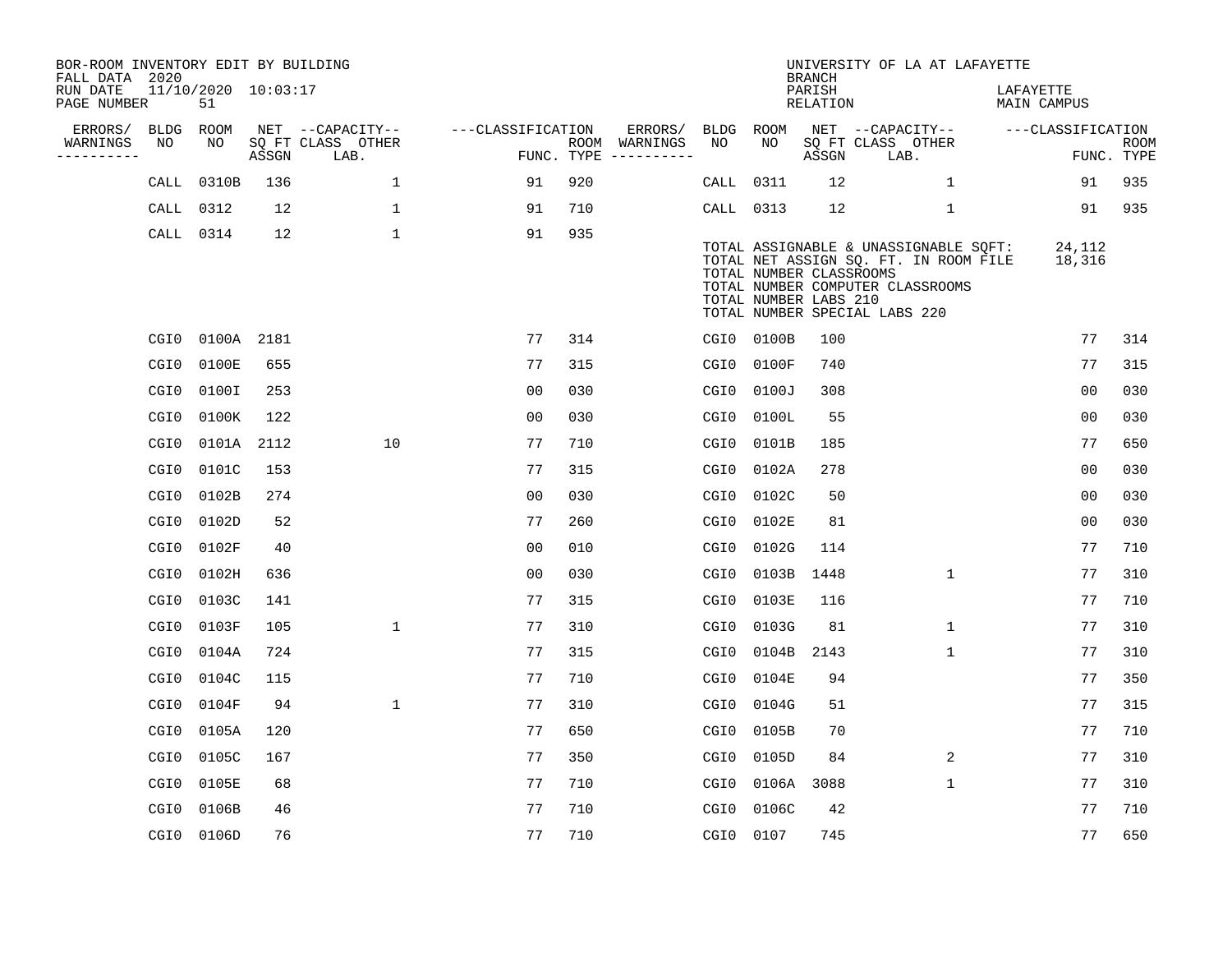BOR-ROOM INVENTORY EDIT BY BUILDING
FALL DATA 2020
RUN DATE 11/10/2020 10:03:17
PAGE NUMBER 51

UNIVERSITY OF LA AT LAFAYETTE
BRANCH
PARISH LAFAYETTE
RELATION MAIN CAMPUS

| ERRORS/ WARNINGS | BLDG NO | ROOM NO | NET SQ FT ASSGN | CAPACITY CLASS LAB. | CAPACITY OTHER | CLASSIFICATION FUNC. | ROOM TYPE | ERRORS/ WARNINGS | BLDG NO | ROOM NO | NET SQ FT ASSGN | CAPACITY CLASS LAB. | CAPACITY OTHER | CLASSIFICATION FUNC. | ROOM TYPE |
|---|---|---|---|---|---|---|---|---|---|---|---|---|---|---|---|
| | CALL | 0310B | 136 | | 1 | 91 | 920 | | CALL | 0311 | 12 | | 1 | 91 | 935 |
| | CALL | 0312 | 12 | | 1 | 91 | 710 | | CALL | 0313 | 12 | | 1 | 91 | 935 |
| | CALL | 0314 | 12 | | 1 | 91 | 935 | | | | | | | | |

TOTAL ASSIGNABLE & UNASSIGNABLE SQFT: 24,112
TOTAL NET ASSIGN SQ. FT. IN ROOM FILE 18,316
TOTAL NUMBER CLASSROOMS
TOTAL NUMBER COMPUTER CLASSROOMS
TOTAL NUMBER LABS 210
TOTAL NUMBER SPECIAL LABS 220

| ERRORS/ WARNINGS | BLDG NO | ROOM NO | NET SQ FT ASSGN | CAPACITY CLASS LAB. | CAPACITY OTHER | CLASSIFICATION FUNC. | ROOM TYPE | ERRORS/ WARNINGS | BLDG NO | ROOM NO | NET SQ FT ASSGN | CAPACITY CLASS LAB. | CAPACITY OTHER | CLASSIFICATION FUNC. | ROOM TYPE |
|---|---|---|---|---|---|---|---|---|---|---|---|---|---|---|---|
| | CGI0 | 0100A | 2181 | | | 77 | 314 | | CGI0 | 0100B | 100 | | | 77 | 314 |
| | CGI0 | 0100E | 655 | | | 77 | 315 | | CGI0 | 0100F | 740 | | | 77 | 315 |
| | CGI0 | 0100I | 253 | | | 00 | 030 | | CGI0 | 0100J | 308 | | | 00 | 030 |
| | CGI0 | 0100K | 122 | | | 00 | 030 | | CGI0 | 0100L | 55 | | | 00 | 030 |
| | CGI0 | 0101A | 2112 | | 10 | 77 | 710 | | CGI0 | 0101B | 185 | | | 77 | 650 |
| | CGI0 | 0101C | 153 | | | 77 | 315 | | CGI0 | 0102A | 278 | | | 00 | 030 |
| | CGI0 | 0102B | 274 | | | 00 | 030 | | CGI0 | 0102C | 50 | | | 00 | 030 |
| | CGI0 | 0102D | 52 | | | 77 | 260 | | CGI0 | 0102E | 81 | | | 00 | 030 |
| | CGI0 | 0102F | 40 | | | 00 | 010 | | CGI0 | 0102G | 114 | | | 77 | 710 |
| | CGI0 | 0102H | 636 | | | 00 | 030 | | CGI0 | 0103B | 1448 | | 1 | 77 | 310 |
| | CGI0 | 0103C | 141 | | | 77 | 315 | | CGI0 | 0103E | 116 | | | 77 | 710 |
| | CGI0 | 0103F | 105 | | 1 | 77 | 310 | | CGI0 | 0103G | 81 | | 1 | 77 | 310 |
| | CGI0 | 0104A | 724 | | | 77 | 315 | | CGI0 | 0104B | 2143 | | 1 | 77 | 310 |
| | CGI0 | 0104C | 115 | | | 77 | 710 | | CGI0 | 0104E | 94 | | | 77 | 350 |
| | CGI0 | 0104F | 94 | | 1 | 77 | 310 | | CGI0 | 0104G | 51 | | | 77 | 315 |
| | CGI0 | 0105A | 120 | | | 77 | 650 | | CGI0 | 0105B | 70 | | | 77 | 710 |
| | CGI0 | 0105C | 167 | | | 77 | 350 | | CGI0 | 0105D | 84 | | 2 | 77 | 310 |
| | CGI0 | 0105E | 68 | | | 77 | 710 | | CGI0 | 0106A | 3088 | | 1 | 77 | 310 |
| | CGI0 | 0106B | 46 | | | 77 | 710 | | CGI0 | 0106C | 42 | | | 77 | 710 |
| | CGI0 | 0106D | 76 | | | 77 | 710 | | CGI0 | 0107 | 745 | | | 77 | 650 |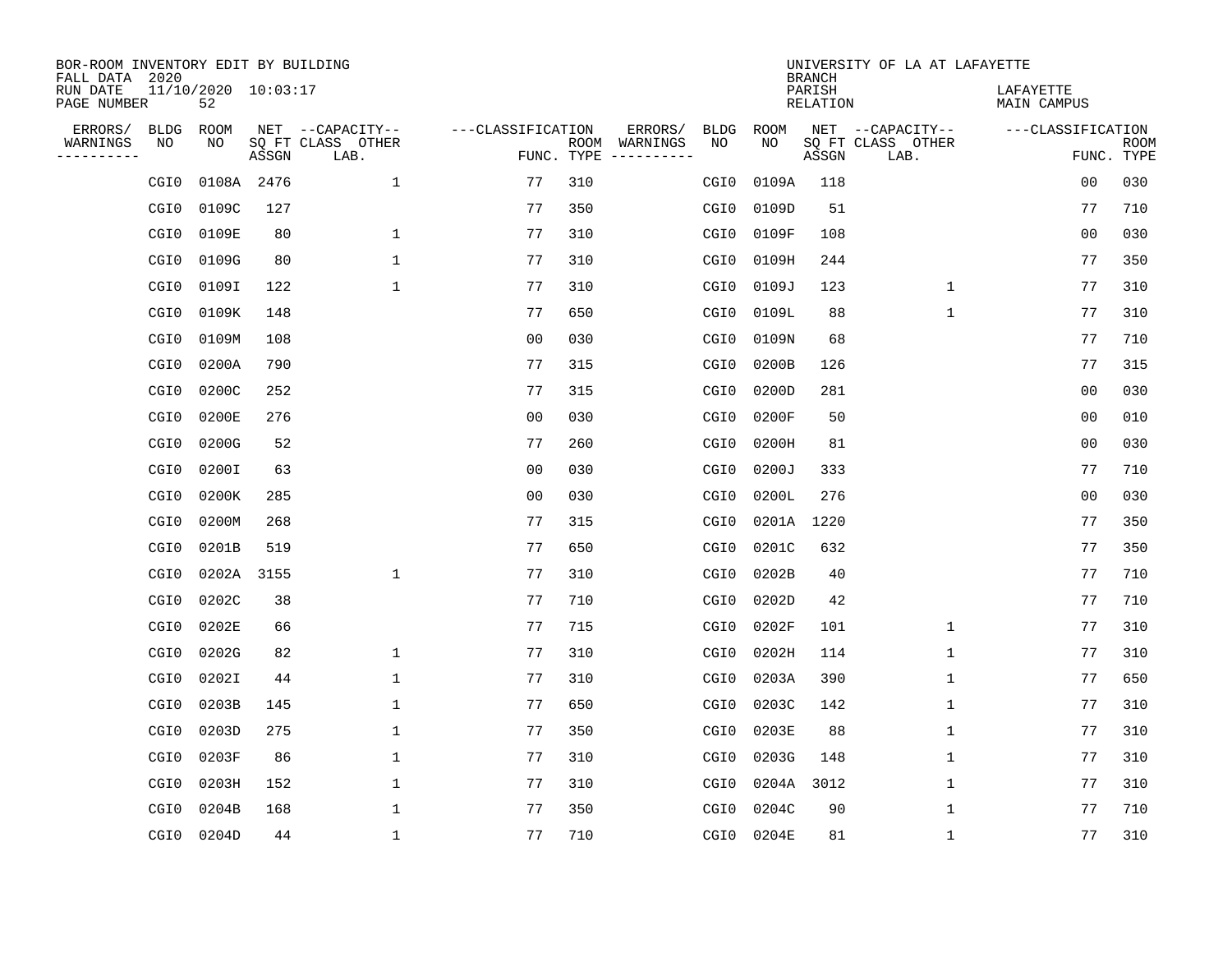BOR-ROOM INVENTORY EDIT BY BUILDING
FALL DATA 2020
RUN DATE 11/10/2020 10:03:17
PAGE NUMBER 52

UNIVERSITY OF LA AT LAFAYETTE
BRANCH
PARISH LAFAYETTE
RELATION MAIN CAMPUS

| ERRORS/ WARNINGS | BLDG NO | ROOM NO | NET SQ FT ASSGN | CAPACITY CLASS LAB. | CAPACITY OTHER | CLASSIFICATION FUNC. | ROOM TYPE | ERRORS/ WARNINGS | BLDG NO | ROOM NO | NET SQ FT ASSGN | CAPACITY CLASS LAB. | CAPACITY OTHER | CLASSIFICATION FUNC. | ROOM TYPE |
|---|---|---|---|---|---|---|---|---|---|---|---|---|---|---|---|
| | CGI0 | 0108A | 2476 | | 1 | 77 | 310 | | CGI0 | 0109A | 118 | | | 00 | 030 |
| | CGI0 | 0109C | 127 | | | 77 | 350 | | CGI0 | 0109D | 51 | | | 77 | 710 |
| | CGI0 | 0109E | 80 | | 1 | 77 | 310 | | CGI0 | 0109F | 108 | | | 00 | 030 |
| | CGI0 | 0109G | 80 | | 1 | 77 | 310 | | CGI0 | 0109H | 244 | | | 77 | 350 |
| | CGI0 | 0109I | 122 | | 1 | 77 | 310 | | CGI0 | 0109J | 123 | | 1 | 77 | 310 |
| | CGI0 | 0109K | 148 | | | 77 | 650 | | CGI0 | 0109L | 88 | | 1 | 77 | 310 |
| | CGI0 | 0109M | 108 | | | 00 | 030 | | CGI0 | 0109N | 68 | | | 77 | 710 |
| | CGI0 | 0200A | 790 | | | 77 | 315 | | CGI0 | 0200B | 126 | | | 77 | 315 |
| | CGI0 | 0200C | 252 | | | 77 | 315 | | CGI0 | 0200D | 281 | | | 00 | 030 |
| | CGI0 | 0200E | 276 | | | 00 | 030 | | CGI0 | 0200F | 50 | | | 00 | 010 |
| | CGI0 | 0200G | 52 | | | 77 | 260 | | CGI0 | 0200H | 81 | | | 00 | 030 |
| | CGI0 | 0200I | 63 | | | 00 | 030 | | CGI0 | 0200J | 333 | | | 77 | 710 |
| | CGI0 | 0200K | 285 | | | 00 | 030 | | CGI0 | 0200L | 276 | | | 00 | 030 |
| | CGI0 | 0200M | 268 | | | 77 | 315 | | CGI0 | 0201A | 1220 | | | 77 | 350 |
| | CGI0 | 0201B | 519 | | | 77 | 650 | | CGI0 | 0201C | 632 | | | 77 | 350 |
| | CGI0 | 0202A | 3155 | | 1 | 77 | 310 | | CGI0 | 0202B | 40 | | | 77 | 710 |
| | CGI0 | 0202C | 38 | | | 77 | 710 | | CGI0 | 0202D | 42 | | | 77 | 710 |
| | CGI0 | 0202E | 66 | | | 77 | 715 | | CGI0 | 0202F | 101 | | 1 | 77 | 310 |
| | CGI0 | 0202G | 82 | | 1 | 77 | 310 | | CGI0 | 0202H | 114 | | 1 | 77 | 310 |
| | CGI0 | 0202I | 44 | | 1 | 77 | 310 | | CGI0 | 0203A | 390 | | 1 | 77 | 650 |
| | CGI0 | 0203B | 145 | | 1 | 77 | 650 | | CGI0 | 0203C | 142 | | 1 | 77 | 310 |
| | CGI0 | 0203D | 275 | | 1 | 77 | 350 | | CGI0 | 0203E | 88 | | 1 | 77 | 310 |
| | CGI0 | 0203F | 86 | | 1 | 77 | 310 | | CGI0 | 0203G | 148 | | 1 | 77 | 310 |
| | CGI0 | 0203H | 152 | | 1 | 77 | 310 | | CGI0 | 0204A | 3012 | | 1 | 77 | 310 |
| | CGI0 | 0204B | 168 | | 1 | 77 | 350 | | CGI0 | 0204C | 90 | | 1 | 77 | 710 |
| | CGI0 | 0204D | 44 | | 1 | 77 | 710 | | CGI0 | 0204E | 81 | | 1 | 77 | 310 |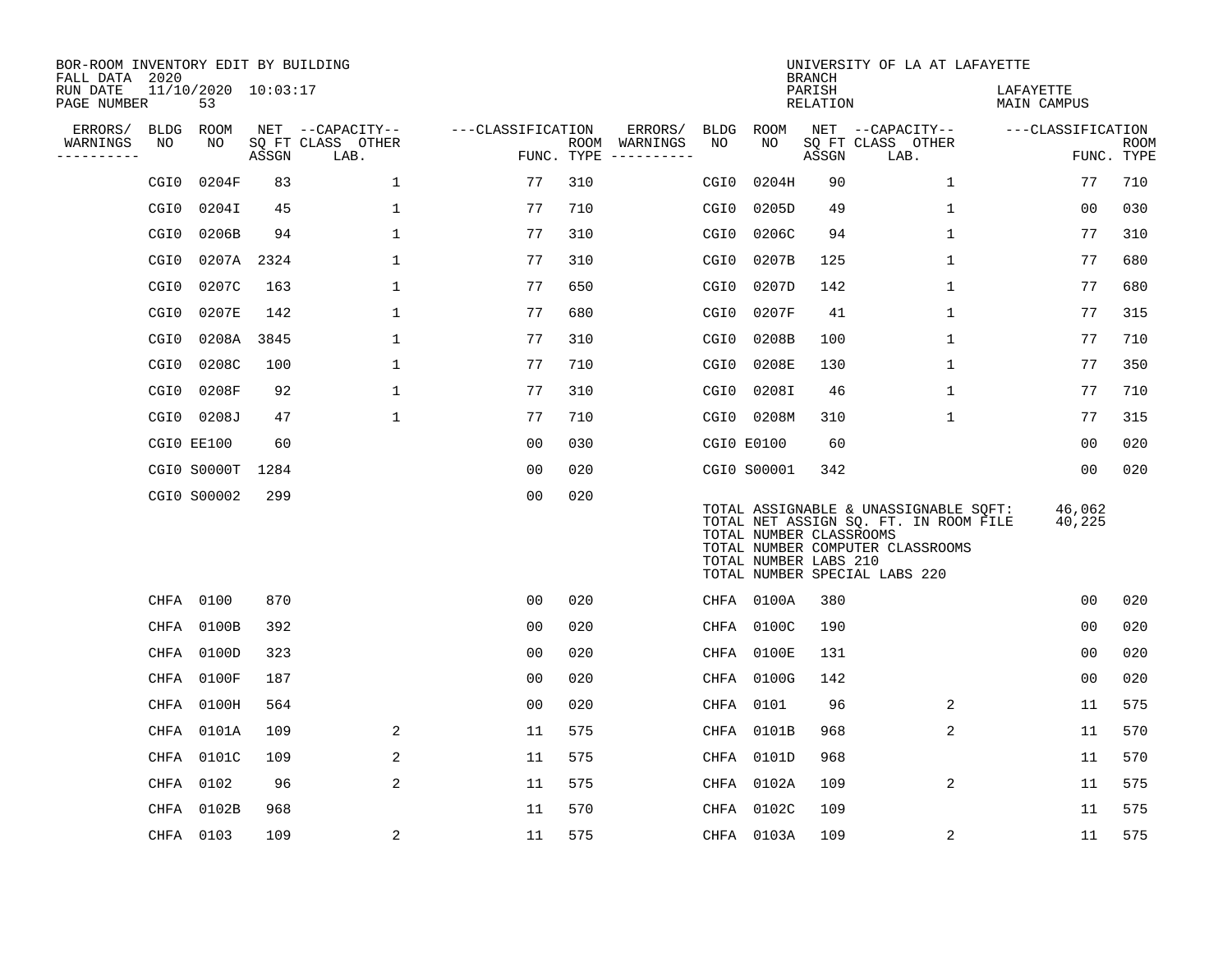BOR-ROOM INVENTORY EDIT BY BUILDING
FALL DATA 2020
RUN DATE 11/10/2020 10:03:17
PAGE NUMBER 53

UNIVERSITY OF LA AT LAFAYETTE
BRANCH
PARISH LAFAYETTE
RELATION MAIN CAMPUS

| ERRORS/ WARNINGS | BLDG NO | ROOM NO | NET SQ FT ASSGN | CAPACITY CLASS LAB. | CAPACITY OTHER | CLASSIFICATION FUNC. | ROOM TYPE | ERRORS/ WARNINGS | BLDG NO | ROOM NO | NET SQ FT ASSGN | CAPACITY CLASS LAB. | CAPACITY OTHER | CLASSIFICATION FUNC. | ROOM TYPE |
|---|---|---|---|---|---|---|---|---|---|---|---|---|---|---|---|
| | CGI0 | 0204F | 83 | | 1 | 77 | 310 | | CGI0 | 0204H | 90 | | 1 | 77 | 710 |
| | CGI0 | 0204I | 45 | | 1 | 77 | 710 | | CGI0 | 0205D | 49 | | 1 | 00 | 030 |
| | CGI0 | 0206B | 94 | | 1 | 77 | 310 | | CGI0 | 0206C | 94 | | 1 | 77 | 310 |
| | CGI0 | 0207A | 2324 | | 1 | 77 | 310 | | CGI0 | 0207B | 125 | | 1 | 77 | 680 |
| | CGI0 | 0207C | 163 | | 1 | 77 | 650 | | CGI0 | 0207D | 142 | | 1 | 77 | 680 |
| | CGI0 | 0207E | 142 | | 1 | 77 | 680 | | CGI0 | 0207F | 41 | | 1 | 77 | 315 |
| | CGI0 | 0208A | 3845 | | 1 | 77 | 310 | | CGI0 | 0208B | 100 | | 1 | 77 | 710 |
| | CGI0 | 0208C | 100 | | 1 | 77 | 710 | | CGI0 | 0208E | 130 | | 1 | 77 | 350 |
| | CGI0 | 0208F | 92 | | 1 | 77 | 310 | | CGI0 | 0208I | 46 | | 1 | 77 | 710 |
| | CGI0 | 0208J | 47 | | 1 | 77 | 710 | | CGI0 | 0208M | 310 | | 1 | 77 | 315 |
| | CGI0 | EE100 | 60 | | | 00 | 030 | | CGI0 | E0100 | 60 | | | 00 | 020 |
| | CGI0 | S0000T | 1284 | | | 00 | 020 | | CGI0 | S00001 | 342 | | | 00 | 020 |
| | CGI0 | S00002 | 299 | | | 00 | 020 | | | | | | | | |

TOTAL ASSIGNABLE & UNASSIGNABLE SQFT: 46,062
TOTAL NET ASSIGN SQ. FT. IN ROOM FILE 40,225
TOTAL NUMBER CLASSROOMS
TOTAL NUMBER COMPUTER CLASSROOMS
TOTAL NUMBER LABS 210
TOTAL NUMBER SPECIAL LABS 220

| ERRORS/ WARNINGS | BLDG NO | ROOM NO | NET SQ FT ASSGN | CAPACITY CLASS LAB. | CAPACITY OTHER | CLASSIFICATION FUNC. | ROOM TYPE | ERRORS/ WARNINGS | BLDG NO | ROOM NO | NET SQ FT ASSGN | CAPACITY CLASS LAB. | CAPACITY OTHER | CLASSIFICATION FUNC. | ROOM TYPE |
|---|---|---|---|---|---|---|---|---|---|---|---|---|---|---|---|
| | CHFA | 0100 | 870 | | | 00 | 020 | | CHFA | 0100A | 380 | | | 00 | 020 |
| | CHFA | 0100B | 392 | | | 00 | 020 | | CHFA | 0100C | 190 | | | 00 | 020 |
| | CHFA | 0100D | 323 | | | 00 | 020 | | CHFA | 0100E | 131 | | | 00 | 020 |
| | CHFA | 0100F | 187 | | | 00 | 020 | | CHFA | 0100G | 142 | | | 00 | 020 |
| | CHFA | 0100H | 564 | | | 00 | 020 | | CHFA | 0101 | 96 | | 2 | 11 | 575 |
| | CHFA | 0101A | 109 | | 2 | 11 | 575 | | CHFA | 0101B | 968 | | 2 | 11 | 570 |
| | CHFA | 0101C | 109 | | 2 | 11 | 575 | | CHFA | 0101D | 968 | | | 11 | 570 |
| | CHFA | 0102 | 96 | | 2 | 11 | 575 | | CHFA | 0102A | 109 | | 2 | 11 | 575 |
| | CHFA | 0102B | 968 | | | 11 | 570 | | CHFA | 0102C | 109 | | | 11 | 575 |
| | CHFA | 0103 | 109 | | 2 | 11 | 575 | | CHFA | 0103A | 109 | | 2 | 11 | 575 |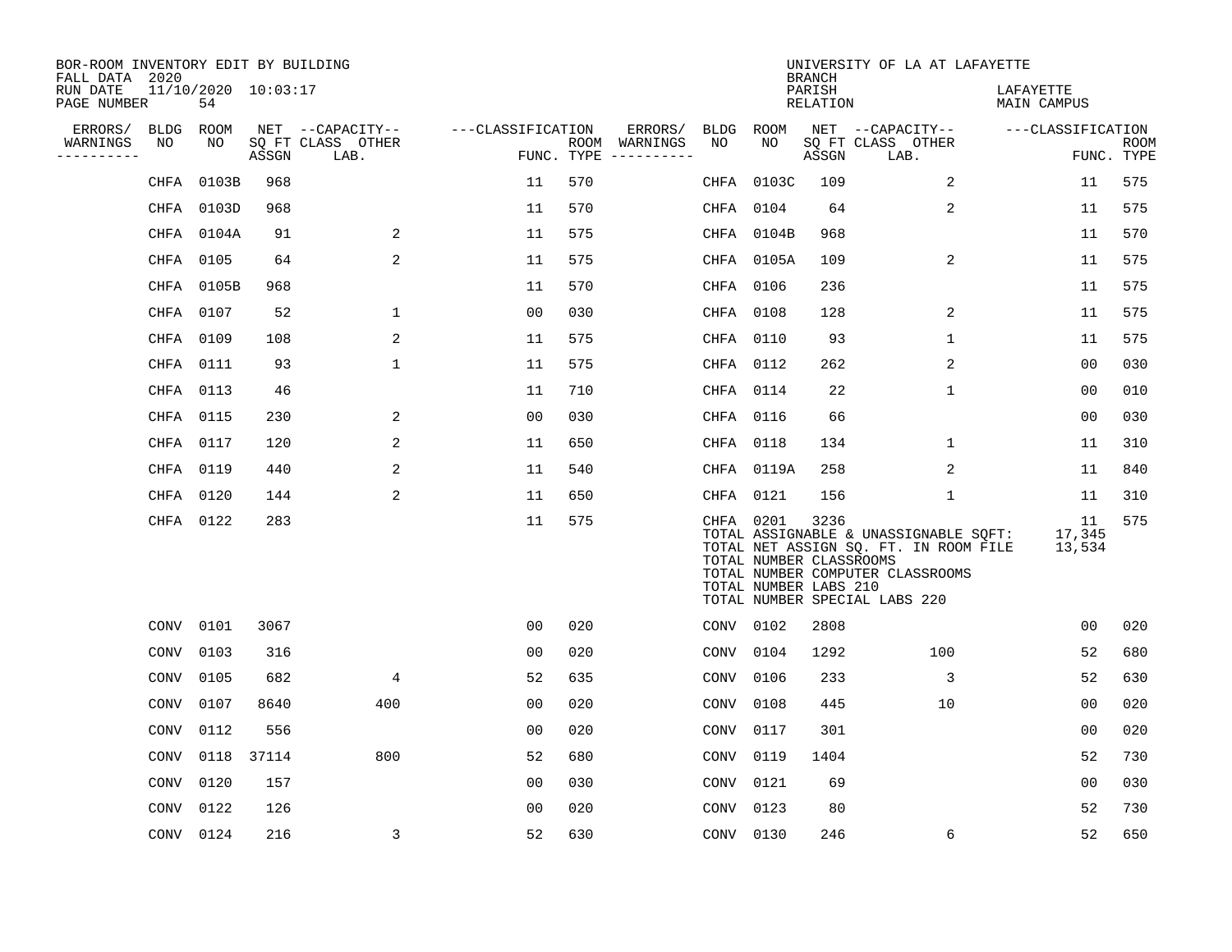BOR-ROOM INVENTORY EDIT BY BUILDING
FALL DATA 2020
RUN DATE 11/10/2020 10:03:17
PAGE NUMBER 54

UNIVERSITY OF LA AT LAFAYETTE
BRANCH
PARISH LAFAYETTE
RELATION MAIN CAMPUS

| ERRORS/ WARNINGS | BLDG NO | ROOM NO | NET SQ FT ASSGN | CAPACITY CLASS LAB. | CAPACITY OTHER | CLASSIFICATION FUNC. | ROOM TYPE | ERRORS/ WARNINGS | BLDG NO | ROOM NO | NET SQ FT ASSGN | CAPACITY CLASS LAB. | CAPACITY OTHER | CLASSIFICATION FUNC. | ROOM TYPE |
|---|---|---|---|---|---|---|---|---|---|---|---|---|---|---|---|
| | CHFA | 0103B | 968 | | | 11 | 570 | | CHFA | 0103C | 109 | | 2 | 11 | 575 |
| | CHFA | 0103D | 968 | | | 11 | 570 | | CHFA | 0104 | 64 | | 2 | 11 | 575 |
| | CHFA | 0104A | 91 | | 2 | 11 | 575 | | CHFA | 0104B | 968 | | | 11 | 570 |
| | CHFA | 0105 | 64 | | 2 | 11 | 575 | | CHFA | 0105A | 109 | | 2 | 11 | 575 |
| | CHFA | 0105B | 968 | | | 11 | 570 | | CHFA | 0106 | 236 | | | 11 | 575 |
| | CHFA | 0107 | 52 | | 1 | 00 | 030 | | CHFA | 0108 | 128 | | 2 | 11 | 575 |
| | CHFA | 0109 | 108 | | 2 | 11 | 575 | | CHFA | 0110 | 93 | | 1 | 11 | 575 |
| | CHFA | 0111 | 93 | | 1 | 11 | 575 | | CHFA | 0112 | 262 | | 2 | 00 | 030 |
| | CHFA | 0113 | 46 | | | 11 | 710 | | CHFA | 0114 | 22 | | 1 | 00 | 010 |
| | CHFA | 0115 | 230 | | 2 | 00 | 030 | | CHFA | 0116 | 66 | | | 00 | 030 |
| | CHFA | 0117 | 120 | | 2 | 11 | 650 | | CHFA | 0118 | 134 | | 1 | 11 | 310 |
| | CHFA | 0119 | 440 | | 2 | 11 | 540 | | CHFA | 0119A | 258 | | 2 | 11 | 840 |
| | CHFA | 0120 | 144 | | 2 | 11 | 650 | | CHFA | 0121 | 156 | | 1 | 11 | 310 |
| | CHFA | 0122 | 283 | | | 11 | 575 | | CHFA | 0201 | 3236 | | | 11 | 575 |

TOTAL ASSIGNABLE & UNASSIGNABLE SQFT: 17,345
TOTAL NET ASSIGN SQ. FT. IN ROOM FILE 13,534
TOTAL NUMBER CLASSROOMS
TOTAL NUMBER COMPUTER CLASSROOMS
TOTAL NUMBER LABS 210
TOTAL NUMBER SPECIAL LABS 220

| ERRORS/ WARNINGS | BLDG NO | ROOM NO | NET SQ FT ASSGN | CAPACITY CLASS LAB. | CAPACITY OTHER | CLASSIFICATION FUNC. | ROOM TYPE | ERRORS/ WARNINGS | BLDG NO | ROOM NO | NET SQ FT ASSGN | CAPACITY CLASS LAB. | CAPACITY OTHER | CLASSIFICATION FUNC. | ROOM TYPE |
|---|---|---|---|---|---|---|---|---|---|---|---|---|---|---|---|
| | CONV | 0101 | 3067 | | | 00 | 020 | | CONV | 0102 | 2808 | | | 00 | 020 |
| | CONV | 0103 | 316 | | | 00 | 020 | | CONV | 0104 | 1292 | | 100 | 52 | 680 |
| | CONV | 0105 | 682 | | 4 | 52 | 635 | | CONV | 0106 | 233 | | 3 | 52 | 630 |
| | CONV | 0107 | 8640 | | 400 | 00 | 020 | | CONV | 0108 | 445 | | 10 | 00 | 020 |
| | CONV | 0112 | 556 | | | 00 | 020 | | CONV | 0117 | 301 | | | 00 | 020 |
| | CONV | 0118 | 37114 | | 800 | 52 | 680 | | CONV | 0119 | 1404 | | | 52 | 730 |
| | CONV | 0120 | 157 | | | 00 | 030 | | CONV | 0121 | 69 | | | 00 | 030 |
| | CONV | 0122 | 126 | | | 00 | 020 | | CONV | 0123 | 80 | | | 52 | 730 |
| | CONV | 0124 | 216 | | 3 | 52 | 630 | | CONV | 0130 | 246 | | 6 | 52 | 650 |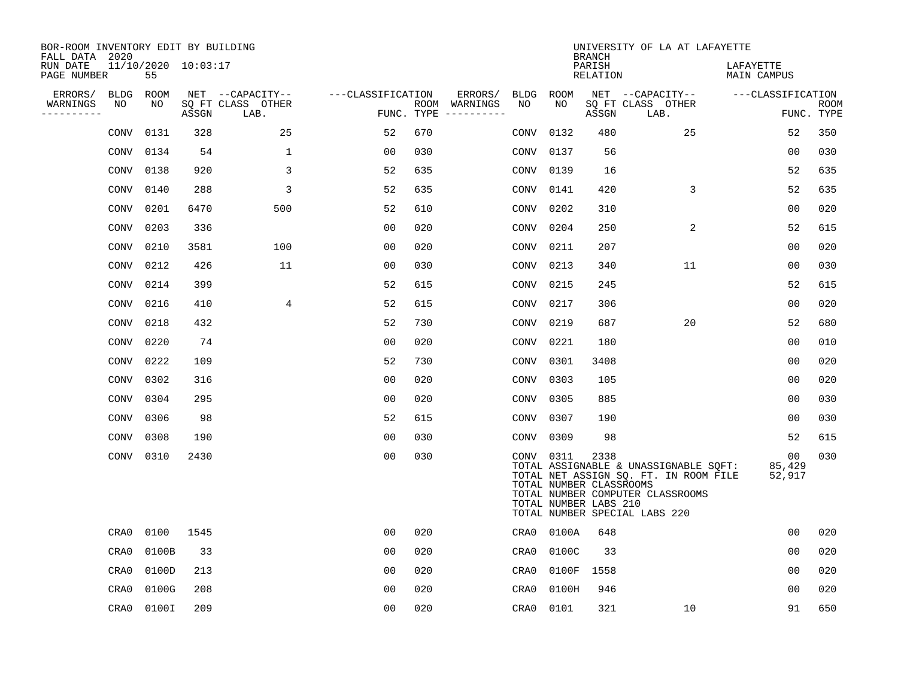BOR-ROOM INVENTORY EDIT BY BUILDING
FALL DATA 2020
RUN DATE 11/10/2020 10:03:17
PAGE NUMBER 55

UNIVERSITY OF LA AT LAFAYETTE
BRANCH
PARISH LAFAYETTE
RELATION MAIN CAMPUS

| ERRORS/ WARNINGS | BLDG NO | ROOM NO | NET SQ FT ASSGN | CAPACITY CLASS | CAPACITY OTHER LAB. | CLASSIFICATION FUNC. | ROOM TYPE | ERRORS/ WARNINGS | BLDG NO | ROOM NO | NET SQ FT ASSGN | CAPACITY CLASS | CAPACITY OTHER LAB. | CLASSIFICATION FUNC. | ROOM TYPE |
|---|---|---|---|---|---|---|---|---|---|---|---|---|---|---|---|
| | CONV | 0131 | 328 | | 25 | 52 | 670 | | CONV | 0132 | 480 | | 25 | 52 | 350 |
| | CONV | 0134 | 54 | | 1 | 00 | 030 | | CONV | 0137 | 56 | | | 00 | 030 |
| | CONV | 0138 | 920 | | 3 | 52 | 635 | | CONV | 0139 | 16 | | | 52 | 635 |
| | CONV | 0140 | 288 | | 3 | 52 | 635 | | CONV | 0141 | 420 | | 3 | 52 | 635 |
| | CONV | 0201 | 6470 | | 500 | 52 | 610 | | CONV | 0202 | 310 | | | 00 | 020 |
| | CONV | 0203 | 336 | | | 00 | 020 | | CONV | 0204 | 250 | | 2 | 52 | 615 |
| | CONV | 0210 | 3581 | | 100 | 00 | 020 | | CONV | 0211 | 207 | | | 00 | 020 |
| | CONV | 0212 | 426 | | 11 | 00 | 030 | | CONV | 0213 | 340 | | 11 | 00 | 030 |
| | CONV | 0214 | 399 | | | 52 | 615 | | CONV | 0215 | 245 | | | 52 | 615 |
| | CONV | 0216 | 410 | | 4 | 52 | 615 | | CONV | 0217 | 306 | | | 00 | 020 |
| | CONV | 0218 | 432 | | | 52 | 730 | | CONV | 0219 | 687 | | 20 | 52 | 680 |
| | CONV | 0220 | 74 | | | 00 | 020 | | CONV | 0221 | 180 | | | 00 | 010 |
| | CONV | 0222 | 109 | | | 52 | 730 | | CONV | 0301 | 3408 | | | 00 | 020 |
| | CONV | 0302 | 316 | | | 00 | 020 | | CONV | 0303 | 105 | | | 00 | 020 |
| | CONV | 0304 | 295 | | | 00 | 020 | | CONV | 0305 | 885 | | | 00 | 030 |
| | CONV | 0306 | 98 | | | 52 | 615 | | CONV | 0307 | 190 | | | 00 | 030 |
| | CONV | 0308 | 190 | | | 00 | 030 | | CONV | 0309 | 98 | | | 52 | 615 |
| | CONV | 0310 | 2430 | | | 00 | 030 | | CONV | 0311 | 2338 | | | 00 | 030 |

TOTAL ASSIGNABLE & UNASSIGNABLE SQFT: 85,429
TOTAL NET ASSIGN SQ. FT. IN ROOM FILE 52,917
TOTAL NUMBER CLASSROOMS
TOTAL NUMBER COMPUTER CLASSROOMS
TOTAL NUMBER LABS 210
TOTAL NUMBER SPECIAL LABS 220

| ERRORS/ WARNINGS | BLDG NO | ROOM NO | NET SQ FT ASSGN | CAPACITY CLASS | CAPACITY OTHER LAB. | CLASSIFICATION FUNC. | ROOM TYPE | ERRORS/ WARNINGS | BLDG NO | ROOM NO | NET SQ FT ASSGN | CAPACITY CLASS | CAPACITY OTHER LAB. | CLASSIFICATION FUNC. | ROOM TYPE |
|---|---|---|---|---|---|---|---|---|---|---|---|---|---|---|---|
| | CRA0 | 0100 | 1545 | | | 00 | 020 | | CRA0 | 0100A | 648 | | | 00 | 020 |
| | CRA0 | 0100B | 33 | | | 00 | 020 | | CRA0 | 0100C | 33 | | | 00 | 020 |
| | CRA0 | 0100D | 213 | | | 00 | 020 | | CRA0 | 0100F | 1558 | | | 00 | 020 |
| | CRA0 | 0100G | 208 | | | 00 | 020 | | CRA0 | 0100H | 946 | | | 00 | 020 |
| | CRA0 | 0100I | 209 | | | 00 | 020 | | CRA0 | 0101 | 321 | | 10 | 91 | 650 |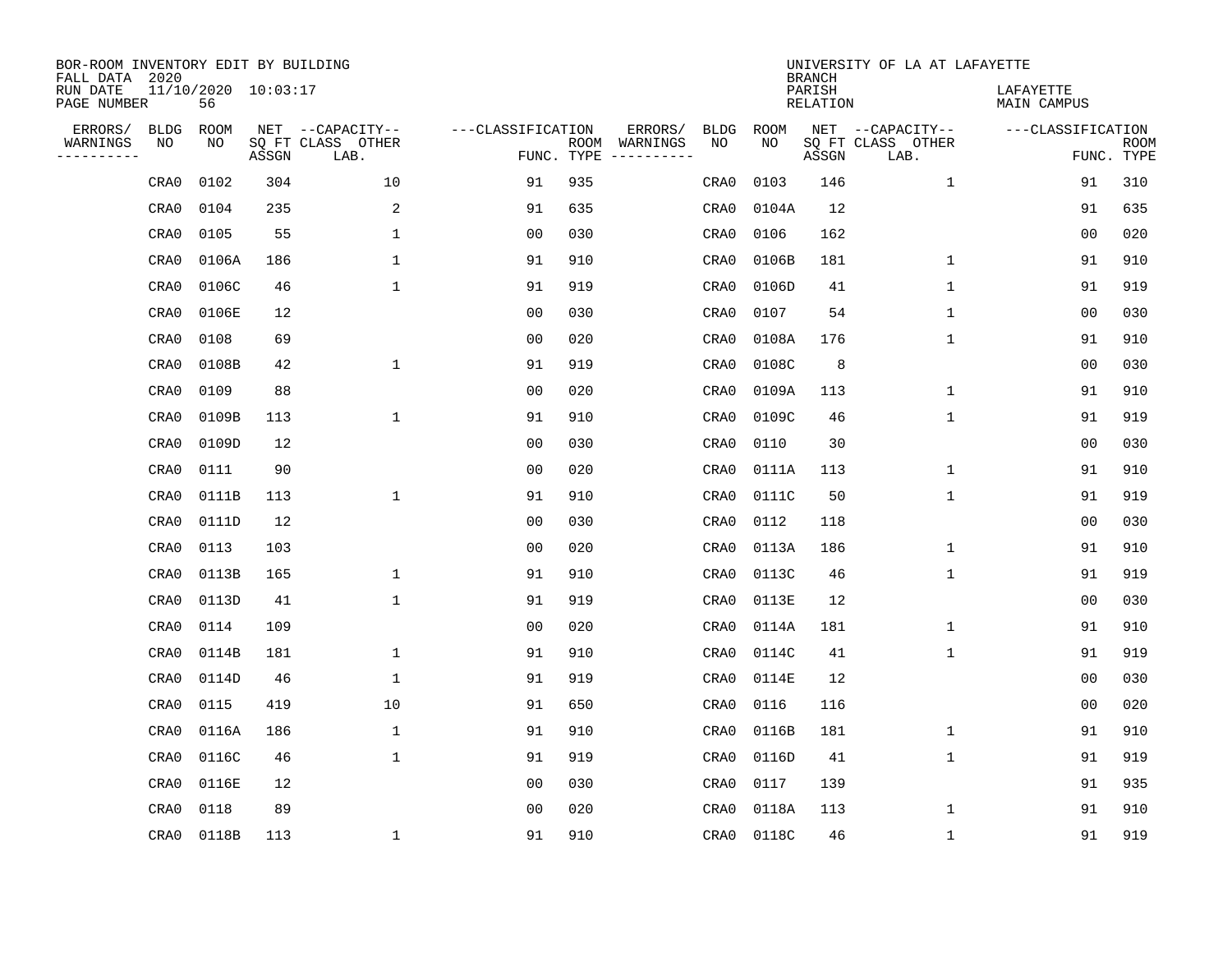BOR-ROOM INVENTORY EDIT BY BUILDING
FALL DATA 2020
RUN DATE 11/10/2020 10:03:17
PAGE NUMBER 56

UNIVERSITY OF LA AT LAFAYETTE
BRANCH
PARISH LAFAYETTE
RELATION MAIN CAMPUS

| ERRORS/ WARNINGS | BLDG NO | ROOM NO | NET SQ FT ASSGN | CAPACITY-- CLASS LAB. | OTHER | FUNC. | ROOM TYPE | ERRORS/ WARNINGS | BLDG NO | ROOM NO | NET SQ FT ASSGN | CAPACITY-- CLASS LAB. | OTHER | FUNC. | ROOM TYPE |
|---|---|---|---|---|---|---|---|---|---|---|---|---|---|---|---|
| | CRA0 | 0102 | 304 | | 10 | 91 | 935 | | CRA0 | 0103 | 146 | | 1 | 91 | 310 |
| | CRA0 | 0104 | 235 | | 2 | 91 | 635 | | CRA0 | 0104A | 12 | | | 91 | 635 |
| | CRA0 | 0105 | 55 | | 1 | 00 | 030 | | CRA0 | 0106 | 162 | | | 00 | 020 |
| | CRA0 | 0106A | 186 | | 1 | 91 | 910 | | CRA0 | 0106B | 181 | | 1 | 91 | 910 |
| | CRA0 | 0106C | 46 | | 1 | 91 | 919 | | CRA0 | 0106D | 41 | | 1 | 91 | 919 |
| | CRA0 | 0106E | 12 | | | 00 | 030 | | CRA0 | 0107 | 54 | | 1 | 00 | 030 |
| | CRA0 | 0108 | 69 | | | 00 | 020 | | CRA0 | 0108A | 176 | | 1 | 91 | 910 |
| | CRA0 | 0108B | 42 | | 1 | 91 | 919 | | CRA0 | 0108C | 8 | | | 00 | 030 |
| | CRA0 | 0109 | 88 | | | 00 | 020 | | CRA0 | 0109A | 113 | | 1 | 91 | 910 |
| | CRA0 | 0109B | 113 | | 1 | 91 | 910 | | CRA0 | 0109C | 46 | | 1 | 91 | 919 |
| | CRA0 | 0109D | 12 | | | 00 | 030 | | CRA0 | 0110 | 30 | | | 00 | 030 |
| | CRA0 | 0111 | 90 | | | 00 | 020 | | CRA0 | 0111A | 113 | | 1 | 91 | 910 |
| | CRA0 | 0111B | 113 | | 1 | 91 | 910 | | CRA0 | 0111C | 50 | | 1 | 91 | 919 |
| | CRA0 | 0111D | 12 | | | 00 | 030 | | CRA0 | 0112 | 118 | | | 00 | 030 |
| | CRA0 | 0113 | 103 | | | 00 | 020 | | CRA0 | 0113A | 186 | | 1 | 91 | 910 |
| | CRA0 | 0113B | 165 | | 1 | 91 | 910 | | CRA0 | 0113C | 46 | | 1 | 91 | 919 |
| | CRA0 | 0113D | 41 | | 1 | 91 | 919 | | CRA0 | 0113E | 12 | | | 00 | 030 |
| | CRA0 | 0114 | 109 | | | 00 | 020 | | CRA0 | 0114A | 181 | | 1 | 91 | 910 |
| | CRA0 | 0114B | 181 | | 1 | 91 | 910 | | CRA0 | 0114C | 41 | | 1 | 91 | 919 |
| | CRA0 | 0114D | 46 | | 1 | 91 | 919 | | CRA0 | 0114E | 12 | | | 00 | 030 |
| | CRA0 | 0115 | 419 | | 10 | 91 | 650 | | CRA0 | 0116 | 116 | | | 00 | 020 |
| | CRA0 | 0116A | 186 | | 1 | 91 | 910 | | CRA0 | 0116B | 181 | | 1 | 91 | 910 |
| | CRA0 | 0116C | 46 | | 1 | 91 | 919 | | CRA0 | 0116D | 41 | | 1 | 91 | 919 |
| | CRA0 | 0116E | 12 | | | 00 | 030 | | CRA0 | 0117 | 139 | | | 91 | 935 |
| | CRA0 | 0118 | 89 | | | 00 | 020 | | CRA0 | 0118A | 113 | | 1 | 91 | 910 |
| | CRA0 | 0118B | 113 | | 1 | 91 | 910 | | CRA0 | 0118C | 46 | | 1 | 91 | 919 |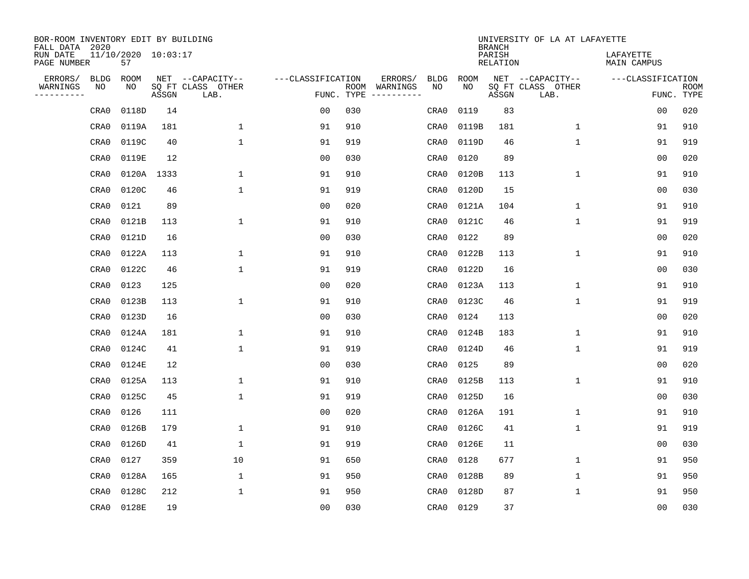BOR-ROOM INVENTORY EDIT BY BUILDING
FALL DATA 2020
RUN DATE 11/10/2020 10:03:17
PAGE NUMBER 57

UNIVERSITY OF LA AT LAFAYETTE
BRANCH
PARISH LAFAYETTE
RELATION MAIN CAMPUS

| ERRORS/ WARNINGS | BLDG NO | ROOM NO | NET SQ FT ASSGN | CAPACITY CLASS LAB. | CAPACITY OTHER | CLASSIFICATION FUNC. | ROOM TYPE | ERRORS/ WARNINGS | BLDG NO | ROOM NO | NET SQ FT ASSGN | CAPACITY CLASS LAB. | CAPACITY OTHER | CLASSIFICATION FUNC. | ROOM TYPE |
|---|---|---|---|---|---|---|---|---|---|---|---|---|---|---|---|
| | CRA0 | 0118D | 14 | | | 00 | 030 | | CRA0 | 0119 | 83 | | | 00 | 020 |
| | CRA0 | 0119A | 181 | | 1 | 91 | 910 | | CRA0 | 0119B | 181 | | 1 | 91 | 910 |
| | CRA0 | 0119C | 40 | | 1 | 91 | 919 | | CRA0 | 0119D | 46 | | 1 | 91 | 919 |
| | CRA0 | 0119E | 12 | | | 00 | 030 | | CRA0 | 0120 | 89 | | | 00 | 020 |
| | CRA0 | 0120A | 1333 | | 1 | 91 | 910 | | CRA0 | 0120B | 113 | | 1 | 91 | 910 |
| | CRA0 | 0120C | 46 | | 1 | 91 | 919 | | CRA0 | 0120D | 15 | | | 00 | 030 |
| | CRA0 | 0121 | 89 | | | 00 | 020 | | CRA0 | 0121A | 104 | | 1 | 91 | 910 |
| | CRA0 | 0121B | 113 | | 1 | 91 | 910 | | CRA0 | 0121C | 46 | | 1 | 91 | 919 |
| | CRA0 | 0121D | 16 | | | 00 | 030 | | CRA0 | 0122 | 89 | | | 00 | 020 |
| | CRA0 | 0122A | 113 | | 1 | 91 | 910 | | CRA0 | 0122B | 113 | | 1 | 91 | 910 |
| | CRA0 | 0122C | 46 | | 1 | 91 | 919 | | CRA0 | 0122D | 16 | | | 00 | 030 |
| | CRA0 | 0123 | 125 | | | 00 | 020 | | CRA0 | 0123A | 113 | | 1 | 91 | 910 |
| | CRA0 | 0123B | 113 | | 1 | 91 | 910 | | CRA0 | 0123C | 46 | | 1 | 91 | 919 |
| | CRA0 | 0123D | 16 | | | 00 | 030 | | CRA0 | 0124 | 113 | | | 00 | 020 |
| | CRA0 | 0124A | 181 | | 1 | 91 | 910 | | CRA0 | 0124B | 183 | | 1 | 91 | 910 |
| | CRA0 | 0124C | 41 | | 1 | 91 | 919 | | CRA0 | 0124D | 46 | | 1 | 91 | 919 |
| | CRA0 | 0124E | 12 | | | 00 | 030 | | CRA0 | 0125 | 89 | | | 00 | 020 |
| | CRA0 | 0125A | 113 | | 1 | 91 | 910 | | CRA0 | 0125B | 113 | | 1 | 91 | 910 |
| | CRA0 | 0125C | 45 | | 1 | 91 | 919 | | CRA0 | 0125D | 16 | | | 00 | 030 |
| | CRA0 | 0126 | 111 | | | 00 | 020 | | CRA0 | 0126A | 191 | | 1 | 91 | 910 |
| | CRA0 | 0126B | 179 | | 1 | 91 | 910 | | CRA0 | 0126C | 41 | | 1 | 91 | 919 |
| | CRA0 | 0126D | 41 | | 1 | 91 | 919 | | CRA0 | 0126E | 11 | | | 00 | 030 |
| | CRA0 | 0127 | 359 | | 10 | 91 | 650 | | CRA0 | 0128 | 677 | | 1 | 91 | 950 |
| | CRA0 | 0128A | 165 | | 1 | 91 | 950 | | CRA0 | 0128B | 89 | | 1 | 91 | 950 |
| | CRA0 | 0128C | 212 | | 1 | 91 | 950 | | CRA0 | 0128D | 87 | | 1 | 91 | 950 |
| | CRA0 | 0128E | 19 | | | 00 | 030 | | CRA0 | 0129 | 37 | | | 00 | 030 |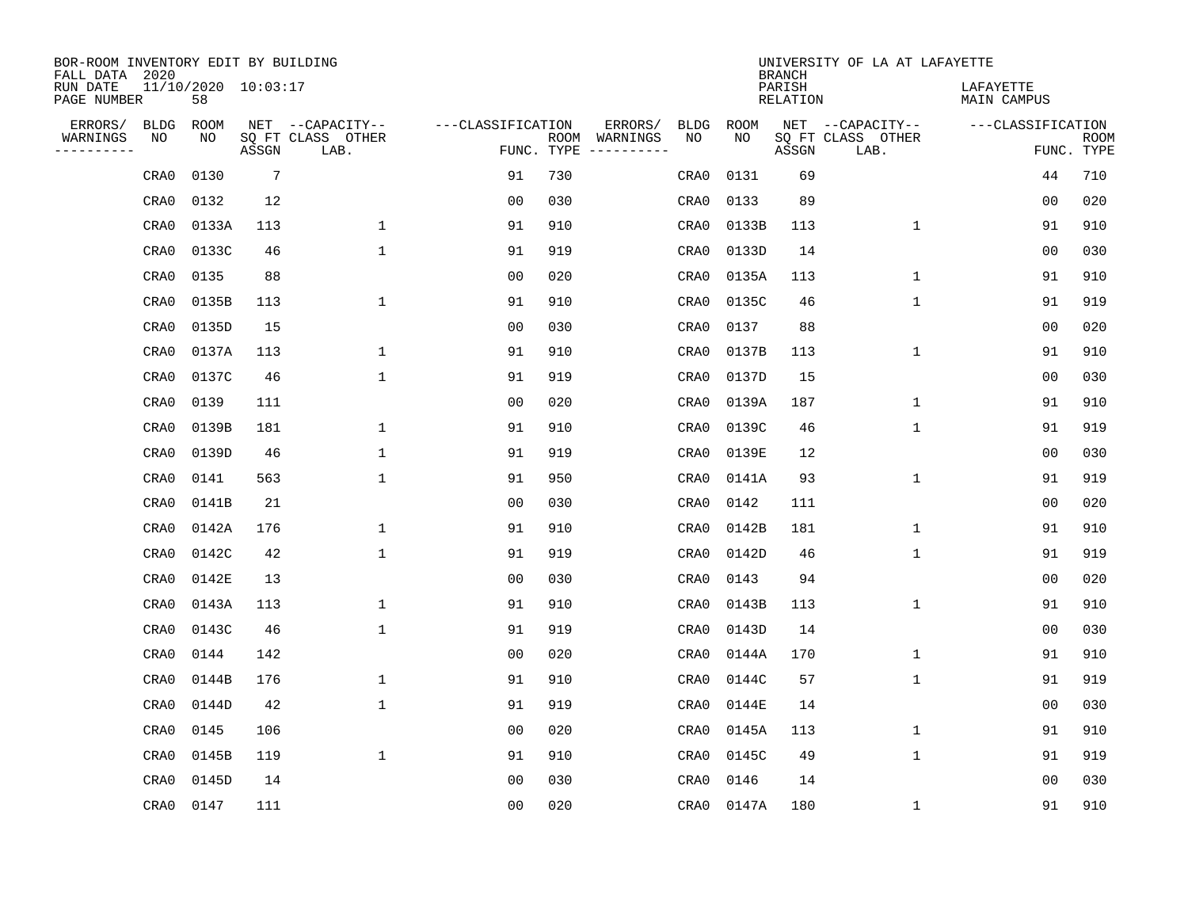BOR-ROOM INVENTORY EDIT BY BUILDING
FALL DATA 2020
RUN DATE 11/10/2020 10:03:17
PAGE NUMBER 58

UNIVERSITY OF LA AT LAFAYETTE
BRANCH
PARISH LAFAYETTE
RELATION MAIN CAMPUS

| ERRORS/ WARNINGS | BLDG NO | ROOM NO | NET SQ FT ASSGN | CAPACITY CLASS LAB. | CAPACITY OTHER | CLASSIFICATION FUNC. | ROOM TYPE | ERRORS/ WARNINGS | BLDG NO | ROOM NO | NET SQ FT ASSGN | CAPACITY CLASS LAB. | CAPACITY OTHER | CLASSIFICATION FUNC. | ROOM TYPE |
|---|---|---|---|---|---|---|---|---|---|---|---|---|---|---|---|
| | CRA0 | 0130 | 7 | | | 91 | 730 | | CRA0 | 0131 | 69 | | | 44 | 710 |
| | CRA0 | 0132 | 12 | | | 00 | 030 | | CRA0 | 0133 | 89 | | | 00 | 020 |
| | CRA0 | 0133A | 113 | | 1 | 91 | 910 | | CRA0 | 0133B | 113 | | 1 | 91 | 910 |
| | CRA0 | 0133C | 46 | | 1 | 91 | 919 | | CRA0 | 0133D | 14 | | | 00 | 030 |
| | CRA0 | 0135 | 88 | | | 00 | 020 | | CRA0 | 0135A | 113 | | 1 | 91 | 910 |
| | CRA0 | 0135B | 113 | | 1 | 91 | 910 | | CRA0 | 0135C | 46 | | 1 | 91 | 919 |
| | CRA0 | 0135D | 15 | | | 00 | 030 | | CRA0 | 0137 | 88 | | | 00 | 020 |
| | CRA0 | 0137A | 113 | | 1 | 91 | 910 | | CRA0 | 0137B | 113 | | 1 | 91 | 910 |
| | CRA0 | 0137C | 46 | | 1 | 91 | 919 | | CRA0 | 0137D | 15 | | | 00 | 030 |
| | CRA0 | 0139 | 111 | | | 00 | 020 | | CRA0 | 0139A | 187 | | 1 | 91 | 910 |
| | CRA0 | 0139B | 181 | | 1 | 91 | 910 | | CRA0 | 0139C | 46 | | 1 | 91 | 919 |
| | CRA0 | 0139D | 46 | | 1 | 91 | 919 | | CRA0 | 0139E | 12 | | | 00 | 030 |
| | CRA0 | 0141 | 563 | | 1 | 91 | 950 | | CRA0 | 0141A | 93 | | 1 | 91 | 919 |
| | CRA0 | 0141B | 21 | | | 00 | 030 | | CRA0 | 0142 | 111 | | | 00 | 020 |
| | CRA0 | 0142A | 176 | | 1 | 91 | 910 | | CRA0 | 0142B | 181 | | 1 | 91 | 910 |
| | CRA0 | 0142C | 42 | | 1 | 91 | 919 | | CRA0 | 0142D | 46 | | 1 | 91 | 919 |
| | CRA0 | 0142E | 13 | | | 00 | 030 | | CRA0 | 0143 | 94 | | | 00 | 020 |
| | CRA0 | 0143A | 113 | | 1 | 91 | 910 | | CRA0 | 0143B | 113 | | 1 | 91 | 910 |
| | CRA0 | 0143C | 46 | | 1 | 91 | 919 | | CRA0 | 0143D | 14 | | | 00 | 030 |
| | CRA0 | 0144 | 142 | | | 00 | 020 | | CRA0 | 0144A | 170 | | 1 | 91 | 910 |
| | CRA0 | 0144B | 176 | | 1 | 91 | 910 | | CRA0 | 0144C | 57 | | 1 | 91 | 919 |
| | CRA0 | 0144D | 42 | | 1 | 91 | 919 | | CRA0 | 0144E | 14 | | | 00 | 030 |
| | CRA0 | 0145 | 106 | | | 00 | 020 | | CRA0 | 0145A | 113 | | 1 | 91 | 910 |
| | CRA0 | 0145B | 119 | | 1 | 91 | 910 | | CRA0 | 0145C | 49 | | 1 | 91 | 919 |
| | CRA0 | 0145D | 14 | | | 00 | 030 | | CRA0 | 0146 | 14 | | | 00 | 030 |
| | CRA0 | 0147 | 111 | | | 00 | 020 | | CRA0 | 0147A | 180 | | 1 | 91 | 910 |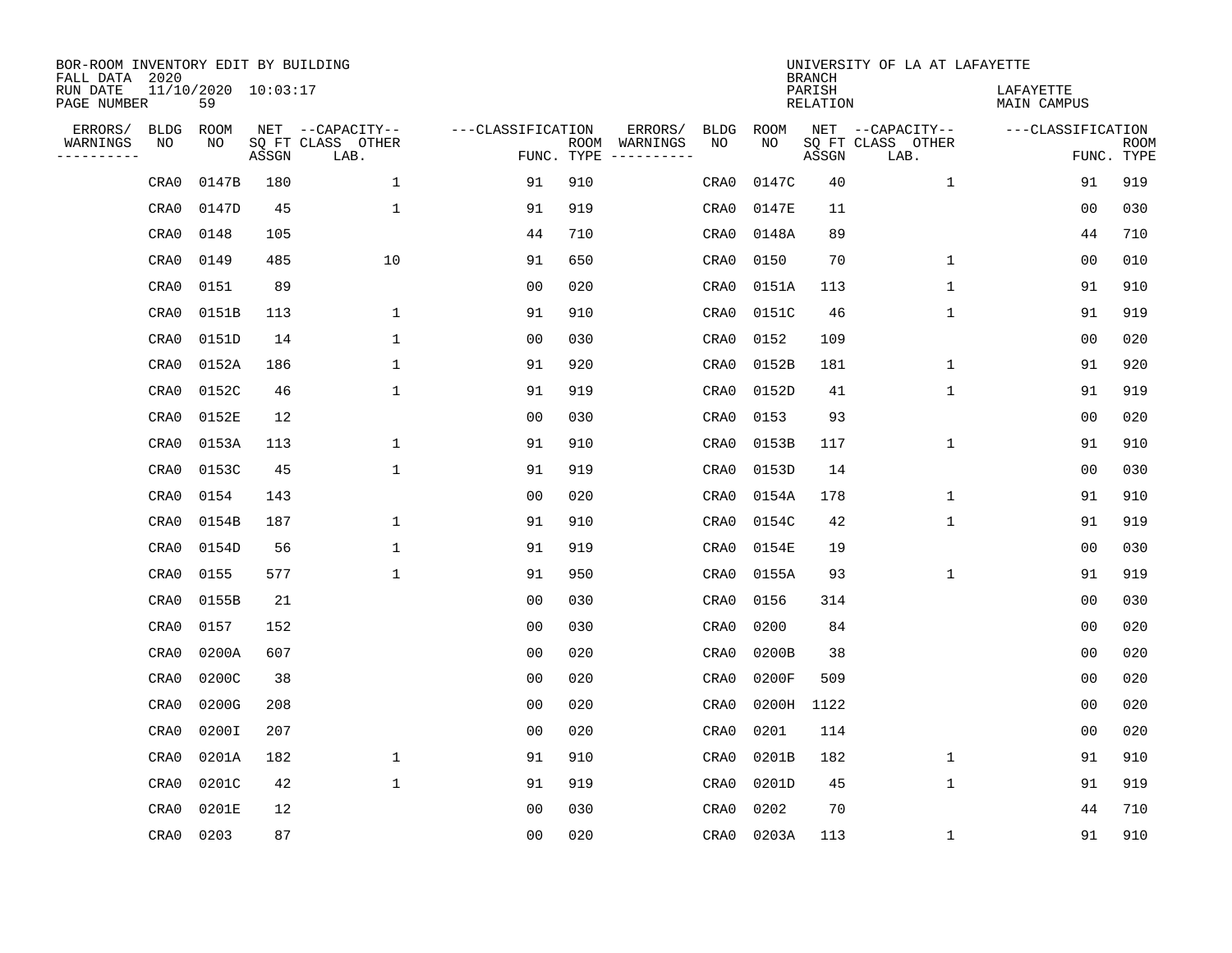BOR-ROOM INVENTORY EDIT BY BUILDING
FALL DATA 2020
RUN DATE 11/10/2020 10:03:17
PAGE NUMBER 59

UNIVERSITY OF LA AT LAFAYETTE
BRANCH
PARISH LAFAYETTE
RELATION MAIN CAMPUS

| ERRORS/ WARNINGS | BLDG NO | ROOM NO | NET SQ FT ASSGN | CAPACITY CLASS LAB. | CAPACITY OTHER | CLASSIFICATION FUNC. | ROOM TYPE | ERRORS/ WARNINGS | BLDG NO | ROOM NO | NET SQ FT ASSGN | CAPACITY CLASS LAB. | CAPACITY OTHER | CLASSIFICATION FUNC. | ROOM TYPE |
|---|---|---|---|---|---|---|---|---|---|---|---|---|---|---|---|
| | CRA0 | 0147B | 180 | | 1 | 91 | 910 | | CRA0 | 0147C | 40 | | 1 | 91 | 919 |
| | CRA0 | 0147D | 45 | | 1 | 91 | 919 | | CRA0 | 0147E | 11 | | | 00 | 030 |
| | CRA0 | 0148 | 105 | | | 44 | 710 | | CRA0 | 0148A | 89 | | | 44 | 710 |
| | CRA0 | 0149 | 485 | | 10 | 91 | 650 | | CRA0 | 0150 | 70 | | 1 | 00 | 010 |
| | CRA0 | 0151 | 89 | | | 00 | 020 | | CRA0 | 0151A | 113 | | 1 | 91 | 910 |
| | CRA0 | 0151B | 113 | | 1 | 91 | 910 | | CRA0 | 0151C | 46 | | 1 | 91 | 919 |
| | CRA0 | 0151D | 14 | | 1 | 00 | 030 | | CRA0 | 0152 | 109 | | | 00 | 020 |
| | CRA0 | 0152A | 186 | | 1 | 91 | 920 | | CRA0 | 0152B | 181 | | 1 | 91 | 920 |
| | CRA0 | 0152C | 46 | | 1 | 91 | 919 | | CRA0 | 0152D | 41 | | 1 | 91 | 919 |
| | CRA0 | 0152E | 12 | | | 00 | 030 | | CRA0 | 0153 | 93 | | | 00 | 020 |
| | CRA0 | 0153A | 113 | | 1 | 91 | 910 | | CRA0 | 0153B | 117 | | 1 | 91 | 910 |
| | CRA0 | 0153C | 45 | | 1 | 91 | 919 | | CRA0 | 0153D | 14 | | | 00 | 030 |
| | CRA0 | 0154 | 143 | | | 00 | 020 | | CRA0 | 0154A | 178 | | 1 | 91 | 910 |
| | CRA0 | 0154B | 187 | | 1 | 91 | 910 | | CRA0 | 0154C | 42 | | 1 | 91 | 919 |
| | CRA0 | 0154D | 56 | | 1 | 91 | 919 | | CRA0 | 0154E | 19 | | | 00 | 030 |
| | CRA0 | 0155 | 577 | | 1 | 91 | 950 | | CRA0 | 0155A | 93 | | 1 | 91 | 919 |
| | CRA0 | 0155B | 21 | | | 00 | 030 | | CRA0 | 0156 | 314 | | | 00 | 030 |
| | CRA0 | 0157 | 152 | | | 00 | 030 | | CRA0 | 0200 | 84 | | | 00 | 020 |
| | CRA0 | 0200A | 607 | | | 00 | 020 | | CRA0 | 0200B | 38 | | | 00 | 020 |
| | CRA0 | 0200C | 38 | | | 00 | 020 | | CRA0 | 0200F | 509 | | | 00 | 020 |
| | CRA0 | 0200G | 208 | | | 00 | 020 | | CRA0 | 0200H | 1122 | | | 00 | 020 |
| | CRA0 | 0200I | 207 | | | 00 | 020 | | CRA0 | 0201 | 114 | | | 00 | 020 |
| | CRA0 | 0201A | 182 | | 1 | 91 | 910 | | CRA0 | 0201B | 182 | | 1 | 91 | 910 |
| | CRA0 | 0201C | 42 | | 1 | 91 | 919 | | CRA0 | 0201D | 45 | | 1 | 91 | 919 |
| | CRA0 | 0201E | 12 | | | 00 | 030 | | CRA0 | 0202 | 70 | | | 44 | 710 |
| | CRA0 | 0203 | 87 | | | 00 | 020 | | CRA0 | 0203A | 113 | | 1 | 91 | 910 |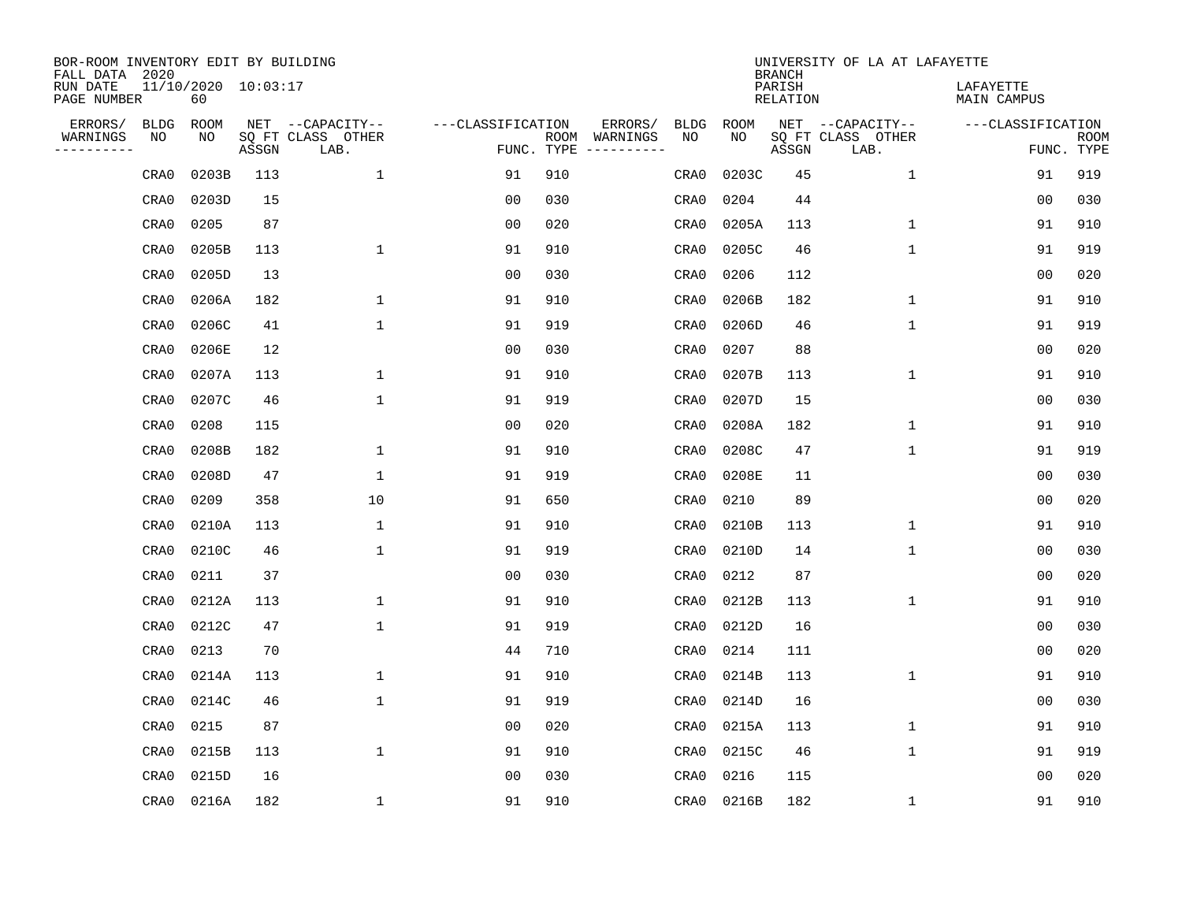BOR-ROOM INVENTORY EDIT BY BUILDING
FALL DATA 2020
RUN DATE 11/10/2020 10:03:17
PAGE NUMBER 60

UNIVERSITY OF LA AT LAFAYETTE
BRANCH
PARISH LAFAYETTE
RELATION MAIN CAMPUS

| ERRORS/ WARNINGS | BLDG NO | ROOM NO | NET SQ FT ASSGN | CAPACITY-- CLASS LAB. | OTHER | ---CLASSIFICATION FUNC. | ROOM TYPE | ERRORS/ WARNINGS | BLDG NO | ROOM NO | NET SQ FT ASSGN | CAPACITY-- CLASS LAB. | OTHER | ---CLASSIFICATION FUNC. | ROOM TYPE |
|---|---|---|---|---|---|---|---|---|---|---|---|---|---|---|---|
| | CRA0 | 0203B | 113 | | 1 | 91 | 910 | | CRA0 | 0203C | 45 | | 1 | 91 | 919 |
| | CRA0 | 0203D | 15 | | | 00 | 030 | | CRA0 | 0204 | 44 | | | 00 | 030 |
| | CRA0 | 0205 | 87 | | | 00 | 020 | | CRA0 | 0205A | 113 | | 1 | 91 | 910 |
| | CRA0 | 0205B | 113 | | 1 | 91 | 910 | | CRA0 | 0205C | 46 | | 1 | 91 | 919 |
| | CRA0 | 0205D | 13 | | | 00 | 030 | | CRA0 | 0206 | 112 | | | 00 | 020 |
| | CRA0 | 0206A | 182 | | 1 | 91 | 910 | | CRA0 | 0206B | 182 | | 1 | 91 | 910 |
| | CRA0 | 0206C | 41 | | 1 | 91 | 919 | | CRA0 | 0206D | 46 | | 1 | 91 | 919 |
| | CRA0 | 0206E | 12 | | | 00 | 030 | | CRA0 | 0207 | 88 | | | 00 | 020 |
| | CRA0 | 0207A | 113 | | 1 | 91 | 910 | | CRA0 | 0207B | 113 | | 1 | 91 | 910 |
| | CRA0 | 0207C | 46 | | 1 | 91 | 919 | | CRA0 | 0207D | 15 | | | 00 | 030 |
| | CRA0 | 0208 | 115 | | | 00 | 020 | | CRA0 | 0208A | 182 | | 1 | 91 | 910 |
| | CRA0 | 0208B | 182 | | 1 | 91 | 910 | | CRA0 | 0208C | 47 | | 1 | 91 | 919 |
| | CRA0 | 0208D | 47 | | 1 | 91 | 919 | | CRA0 | 0208E | 11 | | | 00 | 030 |
| | CRA0 | 0209 | 358 | | 10 | 91 | 650 | | CRA0 | 0210 | 89 | | | 00 | 020 |
| | CRA0 | 0210A | 113 | | 1 | 91 | 910 | | CRA0 | 0210B | 113 | | 1 | 91 | 910 |
| | CRA0 | 0210C | 46 | | 1 | 91 | 919 | | CRA0 | 0210D | 14 | | 1 | 00 | 030 |
| | CRA0 | 0211 | 37 | | | 00 | 030 | | CRA0 | 0212 | 87 | | | 00 | 020 |
| | CRA0 | 0212A | 113 | | 1 | 91 | 910 | | CRA0 | 0212B | 113 | | 1 | 91 | 910 |
| | CRA0 | 0212C | 47 | | 1 | 91 | 919 | | CRA0 | 0212D | 16 | | | 00 | 030 |
| | CRA0 | 0213 | 70 | | | 44 | 710 | | CRA0 | 0214 | 111 | | | 00 | 020 |
| | CRA0 | 0214A | 113 | | 1 | 91 | 910 | | CRA0 | 0214B | 113 | | 1 | 91 | 910 |
| | CRA0 | 0214C | 46 | | 1 | 91 | 919 | | CRA0 | 0214D | 16 | | | 00 | 030 |
| | CRA0 | 0215 | 87 | | | 00 | 020 | | CRA0 | 0215A | 113 | | 1 | 91 | 910 |
| | CRA0 | 0215B | 113 | | 1 | 91 | 910 | | CRA0 | 0215C | 46 | | 1 | 91 | 919 |
| | CRA0 | 0215D | 16 | | | 00 | 030 | | CRA0 | 0216 | 115 | | | 00 | 020 |
| | CRA0 | 0216A | 182 | | 1 | 91 | 910 | | CRA0 | 0216B | 182 | | 1 | 91 | 910 |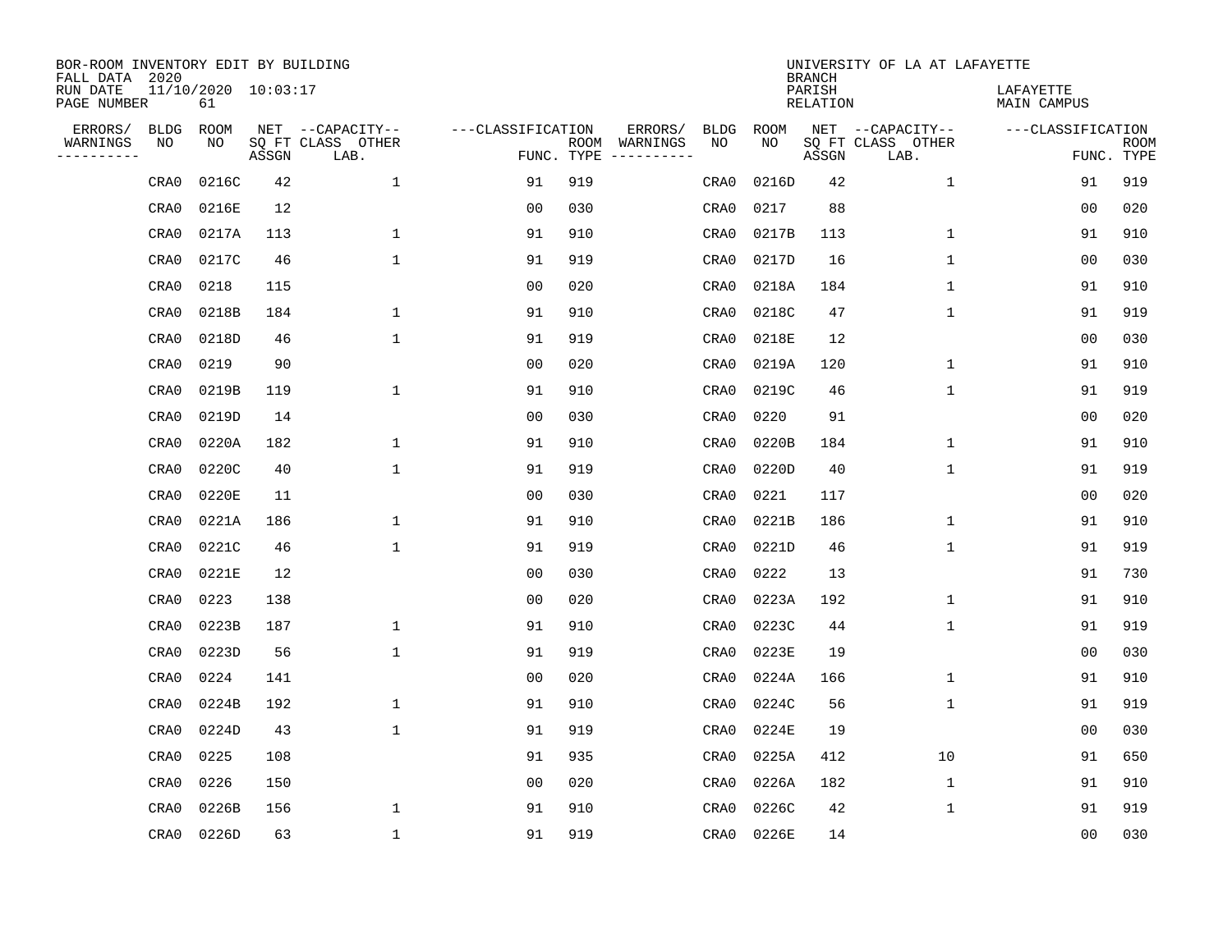BOR-ROOM INVENTORY EDIT BY BUILDING
FALL DATA 2020
RUN DATE 11/10/2020 10:03:17
PAGE NUMBER 61

UNIVERSITY OF LA AT LAFAYETTE
BRANCH
PARISH LAFAYETTE
RELATION MAIN CAMPUS

| ERRORS/ WARNINGS | BLDG NO | ROOM NO | NET SQ FT ASSGN | --CAPACITY-- CLASS LAB. | OTHER | ---CLASSIFICATION FUNC. | ROOM TYPE | ERRORS/ WARNINGS | BLDG NO | ROOM NO | NET SQ FT ASSGN | --CAPACITY-- CLASS LAB. | OTHER | ---CLASSIFICATION FUNC. | ROOM TYPE |
|---|---|---|---|---|---|---|---|---|---|---|---|---|---|---|---|
| | CRA0 | 0216C | 42 | | 1 | 91 | 919 | | CRA0 | 0216D | 42 | | 1 | 91 | 919 |
| | CRA0 | 0216E | 12 | | | 00 | 030 | | CRA0 | 0217 | 88 | | | 00 | 020 |
| | CRA0 | 0217A | 113 | | 1 | 91 | 910 | | CRA0 | 0217B | 113 | | 1 | 91 | 910 |
| | CRA0 | 0217C | 46 | | 1 | 91 | 919 | | CRA0 | 0217D | 16 | | 1 | 00 | 030 |
| | CRA0 | 0218 | 115 | | | 00 | 020 | | CRA0 | 0218A | 184 | | 1 | 91 | 910 |
| | CRA0 | 0218B | 184 | | 1 | 91 | 910 | | CRA0 | 0218C | 47 | | 1 | 91 | 919 |
| | CRA0 | 0218D | 46 | | 1 | 91 | 919 | | CRA0 | 0218E | 12 | | | 00 | 030 |
| | CRA0 | 0219 | 90 | | | 00 | 020 | | CRA0 | 0219A | 120 | | 1 | 91 | 910 |
| | CRA0 | 0219B | 119 | | 1 | 91 | 910 | | CRA0 | 0219C | 46 | | 1 | 91 | 919 |
| | CRA0 | 0219D | 14 | | | 00 | 030 | | CRA0 | 0220 | 91 | | | 00 | 020 |
| | CRA0 | 0220A | 182 | | 1 | 91 | 910 | | CRA0 | 0220B | 184 | | 1 | 91 | 910 |
| | CRA0 | 0220C | 40 | | 1 | 91 | 919 | | CRA0 | 0220D | 40 | | 1 | 91 | 919 |
| | CRA0 | 0220E | 11 | | | 00 | 030 | | CRA0 | 0221 | 117 | | | 00 | 020 |
| | CRA0 | 0221A | 186 | | 1 | 91 | 910 | | CRA0 | 0221B | 186 | | 1 | 91 | 910 |
| | CRA0 | 0221C | 46 | | 1 | 91 | 919 | | CRA0 | 0221D | 46 | | 1 | 91 | 919 |
| | CRA0 | 0221E | 12 | | | 00 | 030 | | CRA0 | 0222 | 13 | | | 91 | 730 |
| | CRA0 | 0223 | 138 | | | 00 | 020 | | CRA0 | 0223A | 192 | | 1 | 91 | 910 |
| | CRA0 | 0223B | 187 | | 1 | 91 | 910 | | CRA0 | 0223C | 44 | | 1 | 91 | 919 |
| | CRA0 | 0223D | 56 | | 1 | 91 | 919 | | CRA0 | 0223E | 19 | | | 00 | 030 |
| | CRA0 | 0224 | 141 | | | 00 | 020 | | CRA0 | 0224A | 166 | | 1 | 91 | 910 |
| | CRA0 | 0224B | 192 | | 1 | 91 | 910 | | CRA0 | 0224C | 56 | | 1 | 91 | 919 |
| | CRA0 | 0224D | 43 | | 1 | 91 | 919 | | CRA0 | 0224E | 19 | | | 00 | 030 |
| | CRA0 | 0225 | 108 | | | 91 | 935 | | CRA0 | 0225A | 412 | | 10 | 91 | 650 |
| | CRA0 | 0226 | 150 | | | 00 | 020 | | CRA0 | 0226A | 182 | | 1 | 91 | 910 |
| | CRA0 | 0226B | 156 | | 1 | 91 | 910 | | CRA0 | 0226C | 42 | | 1 | 91 | 919 |
| | CRA0 | 0226D | 63 | | 1 | 91 | 919 | | CRA0 | 0226E | 14 | | | 00 | 030 |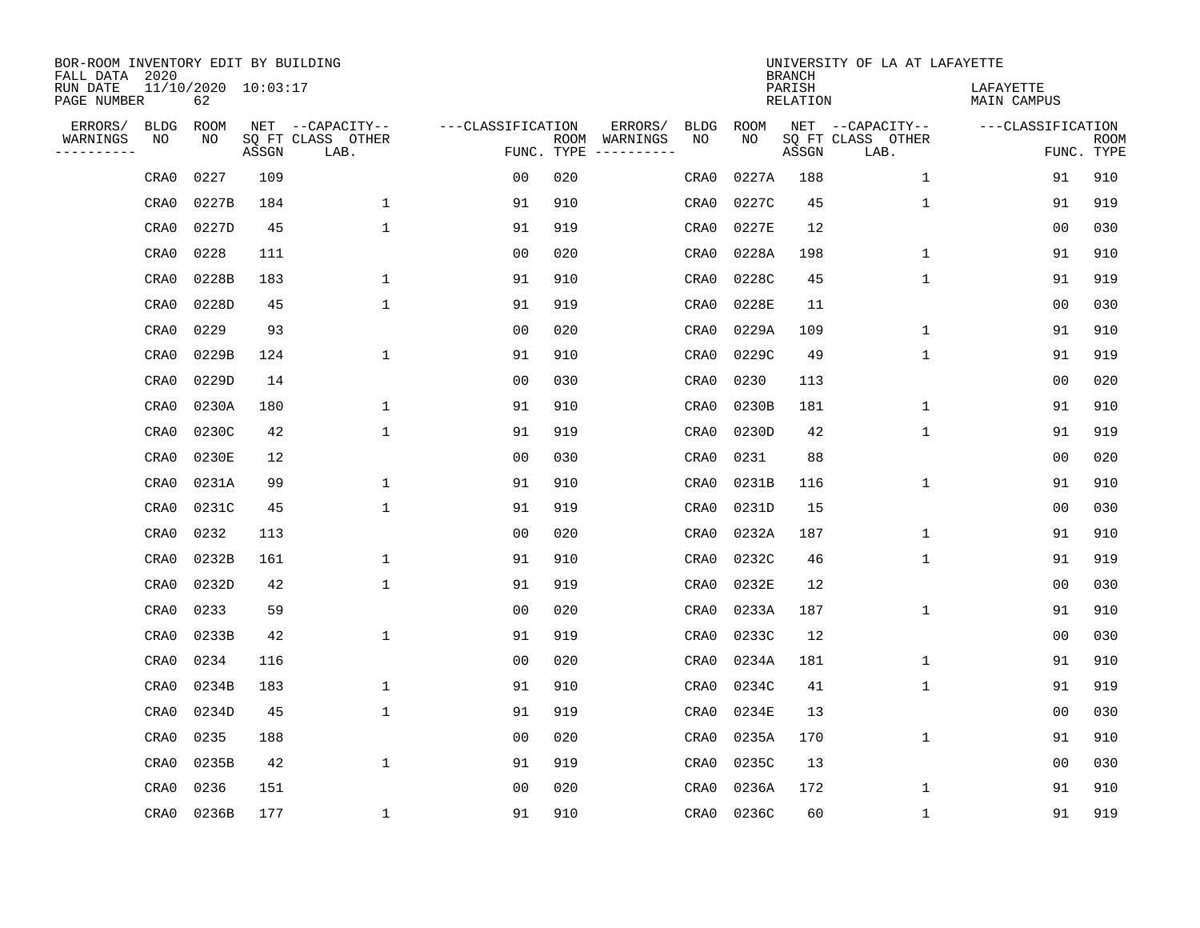BOR-ROOM INVENTORY EDIT BY BUILDING
FALL DATA 2020
RUN DATE 11/10/2020 10:03:17
PAGE NUMBER 62

UNIVERSITY OF LA AT LAFAYETTE
BRANCH
PARISH LAFAYETTE
RELATION MAIN CAMPUS

| ERRORS/ WARNINGS | BLDG NO | ROOM NO | NET SQ FT ASSGN | CAPACITY CLASS LAB. | CAPACITY OTHER | CLASSIFICATION FUNC. | ROOM TYPE | ERRORS/ WARNINGS | BLDG NO | ROOM NO | NET SQ FT ASSGN | CAPACITY CLASS LAB. | CAPACITY OTHER | CLASSIFICATION FUNC. | ROOM TYPE |
|---|---|---|---|---|---|---|---|---|---|---|---|---|---|---|---|
| | CRA0 | 0227 | 109 | | | 00 | 020 | | CRA0 | 0227A | 188 | | 1 | 91 | 910 |
| | CRA0 | 0227B | 184 | | 1 | 91 | 910 | | CRA0 | 0227C | 45 | | 1 | 91 | 919 |
| | CRA0 | 0227D | 45 | | 1 | 91 | 919 | | CRA0 | 0227E | 12 | | | 00 | 030 |
| | CRA0 | 0228 | 111 | | | 00 | 020 | | CRA0 | 0228A | 198 | | 1 | 91 | 910 |
| | CRA0 | 0228B | 183 | | 1 | 91 | 910 | | CRA0 | 0228C | 45 | | 1 | 91 | 919 |
| | CRA0 | 0228D | 45 | | 1 | 91 | 919 | | CRA0 | 0228E | 11 | | | 00 | 030 |
| | CRA0 | 0229 | 93 | | | 00 | 020 | | CRA0 | 0229A | 109 | | 1 | 91 | 910 |
| | CRA0 | 0229B | 124 | | 1 | 91 | 910 | | CRA0 | 0229C | 49 | | 1 | 91 | 919 |
| | CRA0 | 0229D | 14 | | | 00 | 030 | | CRA0 | 0230 | 113 | | | 00 | 020 |
| | CRA0 | 0230A | 180 | | 1 | 91 | 910 | | CRA0 | 0230B | 181 | | 1 | 91 | 910 |
| | CRA0 | 0230C | 42 | | 1 | 91 | 919 | | CRA0 | 0230D | 42 | | 1 | 91 | 919 |
| | CRA0 | 0230E | 12 | | | 00 | 030 | | CRA0 | 0231 | 88 | | | 00 | 020 |
| | CRA0 | 0231A | 99 | | 1 | 91 | 910 | | CRA0 | 0231B | 116 | | 1 | 91 | 910 |
| | CRA0 | 0231C | 45 | | 1 | 91 | 919 | | CRA0 | 0231D | 15 | | | 00 | 030 |
| | CRA0 | 0232 | 113 | | | 00 | 020 | | CRA0 | 0232A | 187 | | 1 | 91 | 910 |
| | CRA0 | 0232B | 161 | | 1 | 91 | 910 | | CRA0 | 0232C | 46 | | 1 | 91 | 919 |
| | CRA0 | 0232D | 42 | | 1 | 91 | 919 | | CRA0 | 0232E | 12 | | | 00 | 030 |
| | CRA0 | 0233 | 59 | | | 00 | 020 | | CRA0 | 0233A | 187 | | 1 | 91 | 910 |
| | CRA0 | 0233B | 42 | | 1 | 91 | 919 | | CRA0 | 0233C | 12 | | | 00 | 030 |
| | CRA0 | 0234 | 116 | | | 00 | 020 | | CRA0 | 0234A | 181 | | 1 | 91 | 910 |
| | CRA0 | 0234B | 183 | | 1 | 91 | 910 | | CRA0 | 0234C | 41 | | 1 | 91 | 919 |
| | CRA0 | 0234D | 45 | | 1 | 91 | 919 | | CRA0 | 0234E | 13 | | | 00 | 030 |
| | CRA0 | 0235 | 188 | | | 00 | 020 | | CRA0 | 0235A | 170 | | 1 | 91 | 910 |
| | CRA0 | 0235B | 42 | | 1 | 91 | 919 | | CRA0 | 0235C | 13 | | | 00 | 030 |
| | CRA0 | 0236 | 151 | | | 00 | 020 | | CRA0 | 0236A | 172 | | 1 | 91 | 910 |
| | CRA0 | 0236B | 177 | | 1 | 91 | 910 | | CRA0 | 0236C | 60 | | 1 | 91 | 919 |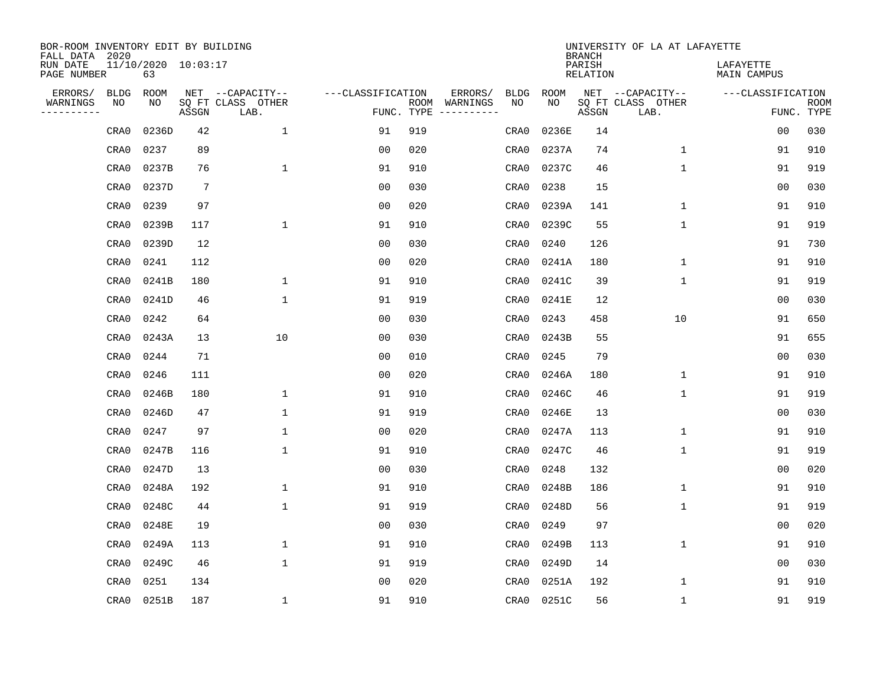BOR-ROOM INVENTORY EDIT BY BUILDING
FALL DATA 2020
RUN DATE 11/10/2020 10:03:17
PAGE NUMBER 63

UNIVERSITY OF LA AT LAFAYETTE
BRANCH
PARISH LAFAYETTE
RELATION MAIN CAMPUS

| ERRORS/ WARNINGS | BLDG NO | ROOM NO | NET SQ FT ASSGN | CAPACITY CLASS LAB. | CAPACITY OTHER | CLASSIFICATION FUNC. | ROOM TYPE | ERRORS/ WARNINGS | BLDG NO | ROOM NO | NET SQ FT ASSGN | CAPACITY CLASS LAB. | CAPACITY OTHER | CLASSIFICATION FUNC. | ROOM TYPE |
|---|---|---|---|---|---|---|---|---|---|---|---|---|---|---|---|
| | CRA0 | 0236D | 42 | | 1 | 91 | 919 | | CRA0 | 0236E | 14 | | | 00 | 030 |
| | CRA0 | 0237 | 89 | | | 00 | 020 | | CRA0 | 0237A | 74 | | 1 | 91 | 910 |
| | CRA0 | 0237B | 76 | | 1 | 91 | 910 | | CRA0 | 0237C | 46 | | 1 | 91 | 919 |
| | CRA0 | 0237D | 7 | | | 00 | 030 | | CRA0 | 0238 | 15 | | | 00 | 030 |
| | CRA0 | 0239 | 97 | | | 00 | 020 | | CRA0 | 0239A | 141 | | 1 | 91 | 910 |
| | CRA0 | 0239B | 117 | | 1 | 91 | 910 | | CRA0 | 0239C | 55 | | 1 | 91 | 919 |
| | CRA0 | 0239D | 12 | | | 00 | 030 | | CRA0 | 0240 | 126 | | | 91 | 730 |
| | CRA0 | 0241 | 112 | | | 00 | 020 | | CRA0 | 0241A | 180 | | 1 | 91 | 910 |
| | CRA0 | 0241B | 180 | | 1 | 91 | 910 | | CRA0 | 0241C | 39 | | 1 | 91 | 919 |
| | CRA0 | 0241D | 46 | | 1 | 91 | 919 | | CRA0 | 0241E | 12 | | | 00 | 030 |
| | CRA0 | 0242 | 64 | | | 00 | 030 | | CRA0 | 0243 | 458 | | 10 | 91 | 650 |
| | CRA0 | 0243A | 13 | | 10 | 00 | 030 | | CRA0 | 0243B | 55 | | | 91 | 655 |
| | CRA0 | 0244 | 71 | | | 00 | 010 | | CRA0 | 0245 | 79 | | | 00 | 030 |
| | CRA0 | 0246 | 111 | | | 00 | 020 | | CRA0 | 0246A | 180 | | 1 | 91 | 910 |
| | CRA0 | 0246B | 180 | | 1 | 91 | 910 | | CRA0 | 0246C | 46 | | 1 | 91 | 919 |
| | CRA0 | 0246D | 47 | | 1 | 91 | 919 | | CRA0 | 0246E | 13 | | | 00 | 030 |
| | CRA0 | 0247 | 97 | | 1 | 00 | 020 | | CRA0 | 0247A | 113 | | 1 | 91 | 910 |
| | CRA0 | 0247B | 116 | | 1 | 91 | 910 | | CRA0 | 0247C | 46 | | 1 | 91 | 919 |
| | CRA0 | 0247D | 13 | | | 00 | 030 | | CRA0 | 0248 | 132 | | | 00 | 020 |
| | CRA0 | 0248A | 192 | | 1 | 91 | 910 | | CRA0 | 0248B | 186 | | 1 | 91 | 910 |
| | CRA0 | 0248C | 44 | | 1 | 91 | 919 | | CRA0 | 0248D | 56 | | 1 | 91 | 919 |
| | CRA0 | 0248E | 19 | | | 00 | 030 | | CRA0 | 0249 | 97 | | | 00 | 020 |
| | CRA0 | 0249A | 113 | | 1 | 91 | 910 | | CRA0 | 0249B | 113 | | 1 | 91 | 910 |
| | CRA0 | 0249C | 46 | | 1 | 91 | 919 | | CRA0 | 0249D | 14 | | | 00 | 030 |
| | CRA0 | 0251 | 134 | | | 00 | 020 | | CRA0 | 0251A | 192 | | 1 | 91 | 910 |
| | CRA0 | 0251B | 187 | | 1 | 91 | 910 | | CRA0 | 0251C | 56 | | 1 | 91 | 919 |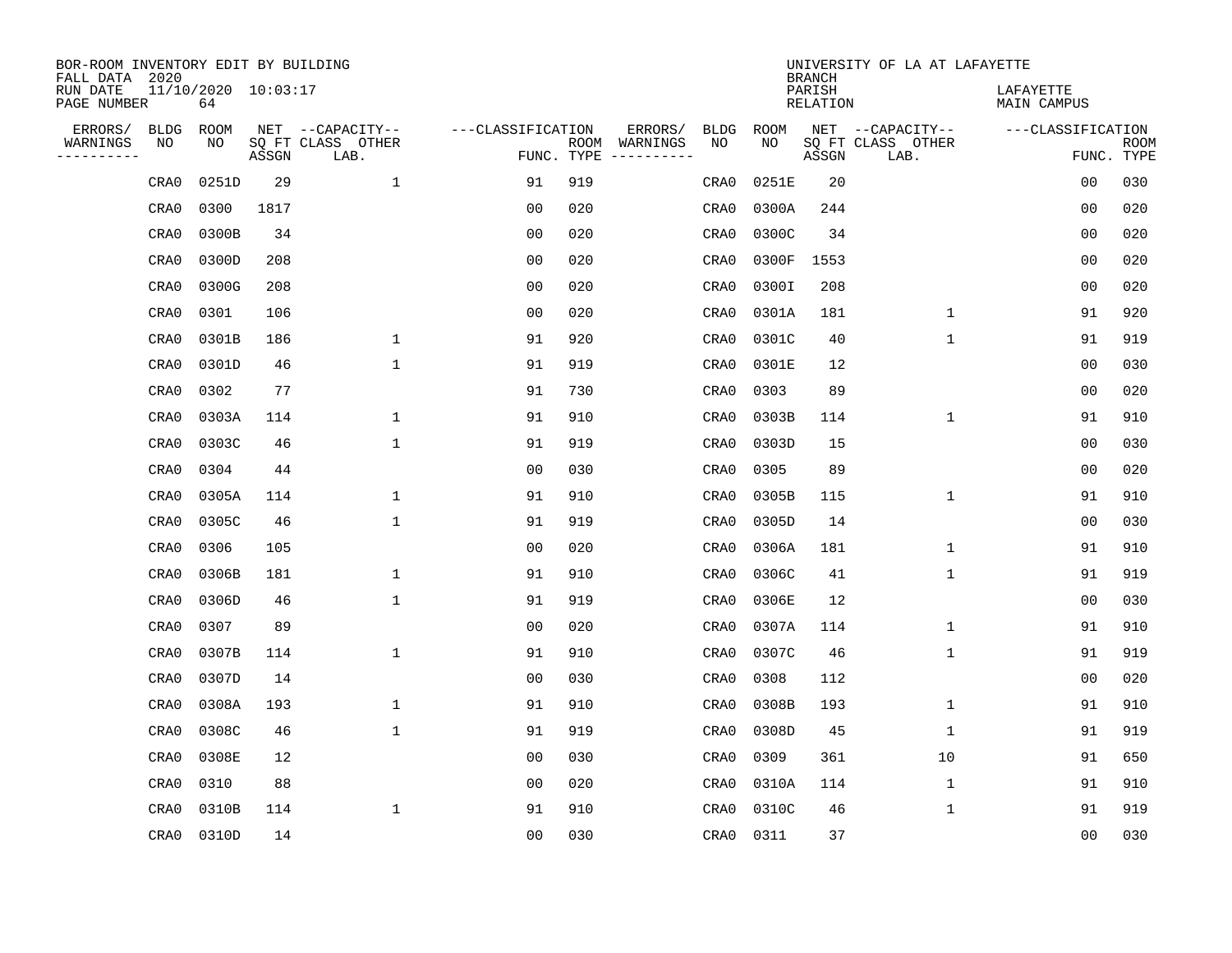BOR-ROOM INVENTORY EDIT BY BUILDING
FALL DATA 2020
RUN DATE 11/10/2020 10:03:17
PAGE NUMBER 64

UNIVERSITY OF LA AT LAFAYETTE
BRANCH
PARISH LAFAYETTE
RELATION MAIN CAMPUS

| ERRORS/ WARNINGS | BLDG NO | ROOM NO | NET SQ FT ASSGN | CAPACITY CLASS LAB. | CAPACITY OTHER | CLASSIFICATION FUNC. | ROOM TYPE | ERRORS/ WARNINGS | BLDG NO | ROOM NO | NET SQ FT ASSGN | CAPACITY CLASS LAB. | CAPACITY OTHER | CLASSIFICATION FUNC. | ROOM TYPE |
|---|---|---|---|---|---|---|---|---|---|---|---|---|---|---|---|
| | CRA0 | 0251D | 29 | | 1 | 91 | 919 | | CRA0 | 0251E | 20 | | | 00 | 030 |
| | CRA0 | 0300 | 1817 | | | 00 | 020 | | CRA0 | 0300A | 244 | | | 00 | 020 |
| | CRA0 | 0300B | 34 | | | 00 | 020 | | CRA0 | 0300C | 34 | | | 00 | 020 |
| | CRA0 | 0300D | 208 | | | 00 | 020 | | CRA0 | 0300F | 1553 | | | 00 | 020 |
| | CRA0 | 0300G | 208 | | | 00 | 020 | | CRA0 | 0300I | 208 | | | 00 | 020 |
| | CRA0 | 0301 | 106 | | | 00 | 020 | | CRA0 | 0301A | 181 | | 1 | 91 | 920 |
| | CRA0 | 0301B | 186 | | 1 | 91 | 920 | | CRA0 | 0301C | 40 | | 1 | 91 | 919 |
| | CRA0 | 0301D | 46 | | 1 | 91 | 919 | | CRA0 | 0301E | 12 | | | 00 | 030 |
| | CRA0 | 0302 | 77 | | | 91 | 730 | | CRA0 | 0303 | 89 | | | 00 | 020 |
| | CRA0 | 0303A | 114 | | 1 | 91 | 910 | | CRA0 | 0303B | 114 | | 1 | 91 | 910 |
| | CRA0 | 0303C | 46 | | 1 | 91 | 919 | | CRA0 | 0303D | 15 | | | 00 | 030 |
| | CRA0 | 0304 | 44 | | | 00 | 030 | | CRA0 | 0305 | 89 | | | 00 | 020 |
| | CRA0 | 0305A | 114 | | 1 | 91 | 910 | | CRA0 | 0305B | 115 | | 1 | 91 | 910 |
| | CRA0 | 0305C | 46 | | 1 | 91 | 919 | | CRA0 | 0305D | 14 | | | 00 | 030 |
| | CRA0 | 0306 | 105 | | | 00 | 020 | | CRA0 | 0306A | 181 | | 1 | 91 | 910 |
| | CRA0 | 0306B | 181 | | 1 | 91 | 910 | | CRA0 | 0306C | 41 | | 1 | 91 | 919 |
| | CRA0 | 0306D | 46 | | 1 | 91 | 919 | | CRA0 | 0306E | 12 | | | 00 | 030 |
| | CRA0 | 0307 | 89 | | | 00 | 020 | | CRA0 | 0307A | 114 | | 1 | 91 | 910 |
| | CRA0 | 0307B | 114 | | 1 | 91 | 910 | | CRA0 | 0307C | 46 | | 1 | 91 | 919 |
| | CRA0 | 0307D | 14 | | | 00 | 030 | | CRA0 | 0308 | 112 | | | 00 | 020 |
| | CRA0 | 0308A | 193 | | 1 | 91 | 910 | | CRA0 | 0308B | 193 | | 1 | 91 | 910 |
| | CRA0 | 0308C | 46 | | 1 | 91 | 919 | | CRA0 | 0308D | 45 | | 1 | 91 | 919 |
| | CRA0 | 0308E | 12 | | | 00 | 030 | | CRA0 | 0309 | 361 | | 10 | 91 | 650 |
| | CRA0 | 0310 | 88 | | | 00 | 020 | | CRA0 | 0310A | 114 | | 1 | 91 | 910 |
| | CRA0 | 0310B | 114 | | 1 | 91 | 910 | | CRA0 | 0310C | 46 | | 1 | 91 | 919 |
| | CRA0 | 0310D | 14 | | | 00 | 030 | | CRA0 | 0311 | 37 | | | 00 | 030 |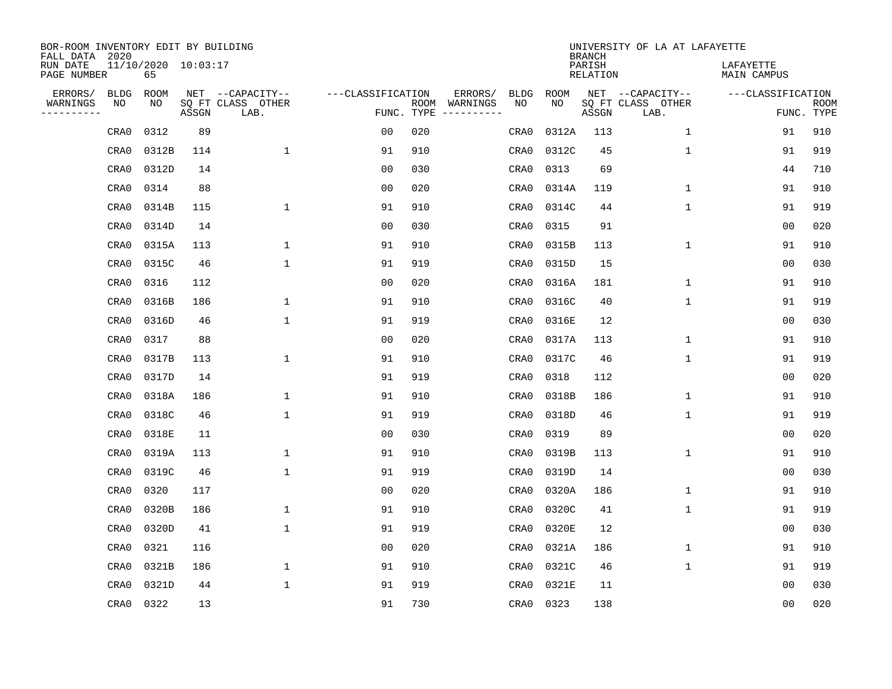BOR-ROOM INVENTORY EDIT BY BUILDING
FALL DATA 2020
RUN DATE 11/10/2020 10:03:17
PAGE NUMBER 65

UNIVERSITY OF LA AT LAFAYETTE
BRANCH
PARISH LAFAYETTE
RELATION MAIN CAMPUS

| ERRORS/ WARNINGS | BLDG NO | ROOM NO | NET SQ FT ASSGN | CAPACITY-- CLASS LAB. | OTHER | CLASSIFICATION FUNC. | ROOM TYPE | ERRORS/ WARNINGS | BLDG NO | ROOM NO | NET SQ FT ASSGN | CAPACITY-- CLASS LAB. | OTHER | CLASSIFICATION FUNC. | ROOM TYPE |
|---|---|---|---|---|---|---|---|---|---|---|---|---|---|---|---|
| | CRA0 | 0312 | 89 | | | 00 | 020 | | CRA0 | 0312A | 113 | | 1 | 91 | 910 |
| | CRA0 | 0312B | 114 | | 1 | 91 | 910 | | CRA0 | 0312C | 45 | | 1 | 91 | 919 |
| | CRA0 | 0312D | 14 | | | 00 | 030 | | CRA0 | 0313 | 69 | | | 44 | 710 |
| | CRA0 | 0314 | 88 | | | 00 | 020 | | CRA0 | 0314A | 119 | | 1 | 91 | 910 |
| | CRA0 | 0314B | 115 | | 1 | 91 | 910 | | CRA0 | 0314C | 44 | | 1 | 91 | 919 |
| | CRA0 | 0314D | 14 | | | 00 | 030 | | CRA0 | 0315 | 91 | | | 00 | 020 |
| | CRA0 | 0315A | 113 | | 1 | 91 | 910 | | CRA0 | 0315B | 113 | | 1 | 91 | 910 |
| | CRA0 | 0315C | 46 | | 1 | 91 | 919 | | CRA0 | 0315D | 15 | | | 00 | 030 |
| | CRA0 | 0316 | 112 | | | 00 | 020 | | CRA0 | 0316A | 181 | | 1 | 91 | 910 |
| | CRA0 | 0316B | 186 | | 1 | 91 | 910 | | CRA0 | 0316C | 40 | | 1 | 91 | 919 |
| | CRA0 | 0316D | 46 | | 1 | 91 | 919 | | CRA0 | 0316E | 12 | | | 00 | 030 |
| | CRA0 | 0317 | 88 | | | 00 | 020 | | CRA0 | 0317A | 113 | | 1 | 91 | 910 |
| | CRA0 | 0317B | 113 | | 1 | 91 | 910 | | CRA0 | 0317C | 46 | | 1 | 91 | 919 |
| | CRA0 | 0317D | 14 | | | 91 | 919 | | CRA0 | 0318 | 112 | | | 00 | 020 |
| | CRA0 | 0318A | 186 | | 1 | 91 | 910 | | CRA0 | 0318B | 186 | | 1 | 91 | 910 |
| | CRA0 | 0318C | 46 | | 1 | 91 | 919 | | CRA0 | 0318D | 46 | | 1 | 91 | 919 |
| | CRA0 | 0318E | 11 | | | 00 | 030 | | CRA0 | 0319 | 89 | | | 00 | 020 |
| | CRA0 | 0319A | 113 | | 1 | 91 | 910 | | CRA0 | 0319B | 113 | | 1 | 91 | 910 |
| | CRA0 | 0319C | 46 | | 1 | 91 | 919 | | CRA0 | 0319D | 14 | | | 00 | 030 |
| | CRA0 | 0320 | 117 | | | 00 | 020 | | CRA0 | 0320A | 186 | | 1 | 91 | 910 |
| | CRA0 | 0320B | 186 | | 1 | 91 | 910 | | CRA0 | 0320C | 41 | | 1 | 91 | 919 |
| | CRA0 | 0320D | 41 | | 1 | 91 | 919 | | CRA0 | 0320E | 12 | | | 00 | 030 |
| | CRA0 | 0321 | 116 | | | 00 | 020 | | CRA0 | 0321A | 186 | | 1 | 91 | 910 |
| | CRA0 | 0321B | 186 | | 1 | 91 | 910 | | CRA0 | 0321C | 46 | | 1 | 91 | 919 |
| | CRA0 | 0321D | 44 | | 1 | 91 | 919 | | CRA0 | 0321E | 11 | | | 00 | 030 |
| | CRA0 | 0322 | 13 | | | 91 | 730 | | CRA0 | 0323 | 138 | | | 00 | 020 |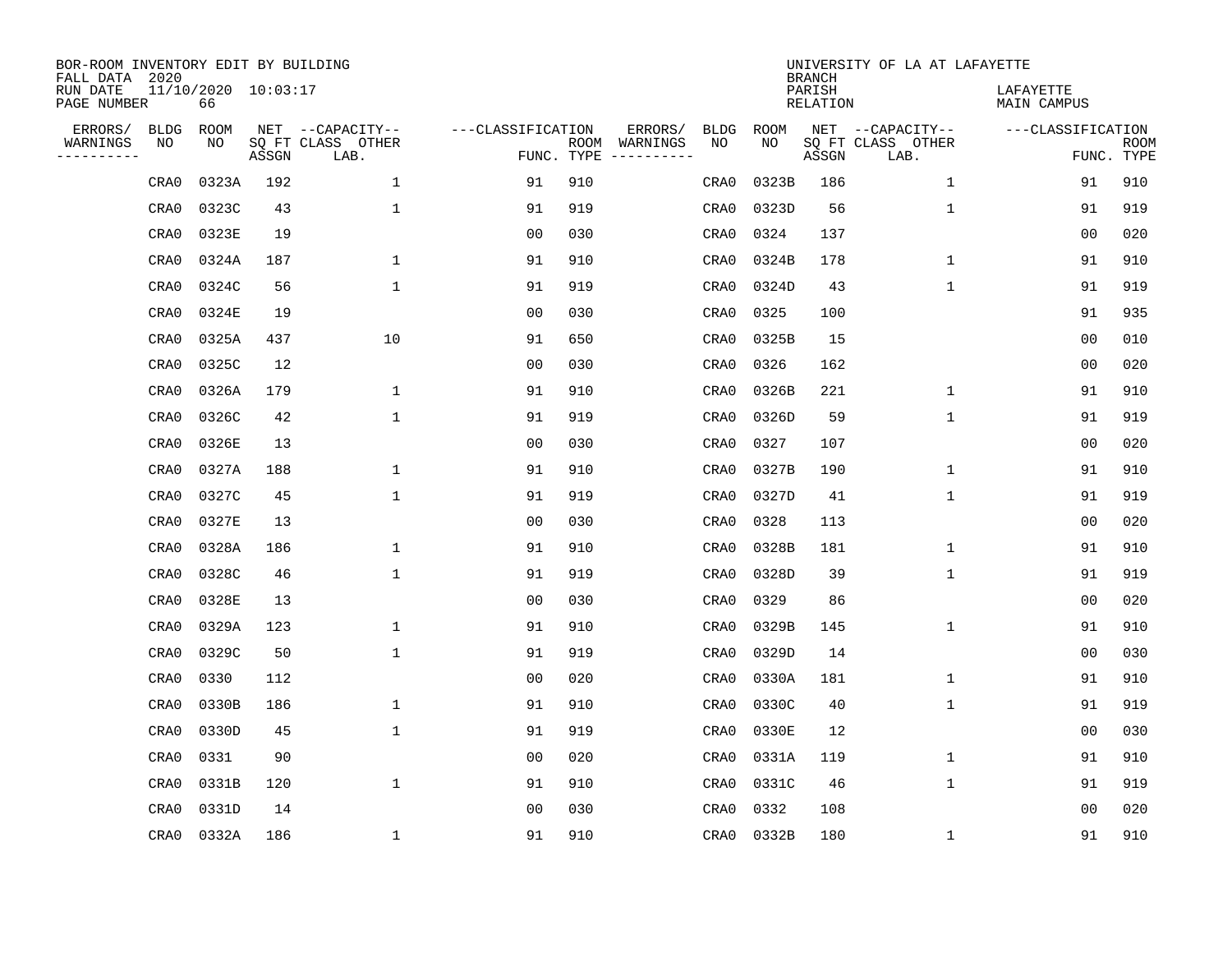BOR-ROOM INVENTORY EDIT BY BUILDING
FALL DATA 2020
RUN DATE 11/10/2020 10:03:17
PAGE NUMBER 66

UNIVERSITY OF LA AT LAFAYETTE
BRANCH
PARISH LAFAYETTE
RELATION MAIN CAMPUS

| ERRORS/ WARNINGS | BLDG NO | ROOM NO | NET SQ FT ASSGN | --CAPACITY-- CLASS LAB. | OTHER | ---CLASSIFICATION FUNC. | ROOM TYPE | ERRORS/ WARNINGS | BLDG NO | ROOM NO | NET SQ FT ASSGN | --CAPACITY-- CLASS LAB. | OTHER | ---CLASSIFICATION FUNC. | ROOM TYPE |
|---|---|---|---|---|---|---|---|---|---|---|---|---|---|---|---|
| | CRA0 | 0323A | 192 | | 1 | 91 | 910 | | CRA0 | 0323B | 186 | | 1 | 91 | 910 |
| | CRA0 | 0323C | 43 | | 1 | 91 | 919 | | CRA0 | 0323D | 56 | | 1 | 91 | 919 |
| | CRA0 | 0323E | 19 | | | 00 | 030 | | CRA0 | 0324 | 137 | | | 00 | 020 |
| | CRA0 | 0324A | 187 | | 1 | 91 | 910 | | CRA0 | 0324B | 178 | | 1 | 91 | 910 |
| | CRA0 | 0324C | 56 | | 1 | 91 | 919 | | CRA0 | 0324D | 43 | | 1 | 91 | 919 |
| | CRA0 | 0324E | 19 | | | 00 | 030 | | CRA0 | 0325 | 100 | | | 91 | 935 |
| | CRA0 | 0325A | 437 | | 10 | 91 | 650 | | CRA0 | 0325B | 15 | | | 00 | 010 |
| | CRA0 | 0325C | 12 | | | 00 | 030 | | CRA0 | 0326 | 162 | | | 00 | 020 |
| | CRA0 | 0326A | 179 | | 1 | 91 | 910 | | CRA0 | 0326B | 221 | | 1 | 91 | 910 |
| | CRA0 | 0326C | 42 | | 1 | 91 | 919 | | CRA0 | 0326D | 59 | | 1 | 91 | 919 |
| | CRA0 | 0326E | 13 | | | 00 | 030 | | CRA0 | 0327 | 107 | | | 00 | 020 |
| | CRA0 | 0327A | 188 | | 1 | 91 | 910 | | CRA0 | 0327B | 190 | | 1 | 91 | 910 |
| | CRA0 | 0327C | 45 | | 1 | 91 | 919 | | CRA0 | 0327D | 41 | | 1 | 91 | 919 |
| | CRA0 | 0327E | 13 | | | 00 | 030 | | CRA0 | 0328 | 113 | | | 00 | 020 |
| | CRA0 | 0328A | 186 | | 1 | 91 | 910 | | CRA0 | 0328B | 181 | | 1 | 91 | 910 |
| | CRA0 | 0328C | 46 | | 1 | 91 | 919 | | CRA0 | 0328D | 39 | | 1 | 91 | 919 |
| | CRA0 | 0328E | 13 | | | 00 | 030 | | CRA0 | 0329 | 86 | | | 00 | 020 |
| | CRA0 | 0329A | 123 | | 1 | 91 | 910 | | CRA0 | 0329B | 145 | | 1 | 91 | 910 |
| | CRA0 | 0329C | 50 | | 1 | 91 | 919 | | CRA0 | 0329D | 14 | | | 00 | 030 |
| | CRA0 | 0330 | 112 | | | 00 | 020 | | CRA0 | 0330A | 181 | | 1 | 91 | 910 |
| | CRA0 | 0330B | 186 | | 1 | 91 | 910 | | CRA0 | 0330C | 40 | | 1 | 91 | 919 |
| | CRA0 | 0330D | 45 | | 1 | 91 | 919 | | CRA0 | 0330E | 12 | | | 00 | 030 |
| | CRA0 | 0331 | 90 | | | 00 | 020 | | CRA0 | 0331A | 119 | | 1 | 91 | 910 |
| | CRA0 | 0331B | 120 | | 1 | 91 | 910 | | CRA0 | 0331C | 46 | | 1 | 91 | 919 |
| | CRA0 | 0331D | 14 | | | 00 | 030 | | CRA0 | 0332 | 108 | | | 00 | 020 |
| | CRA0 | 0332A | 186 | | 1 | 91 | 910 | | CRA0 | 0332B | 180 | | 1 | 91 | 910 |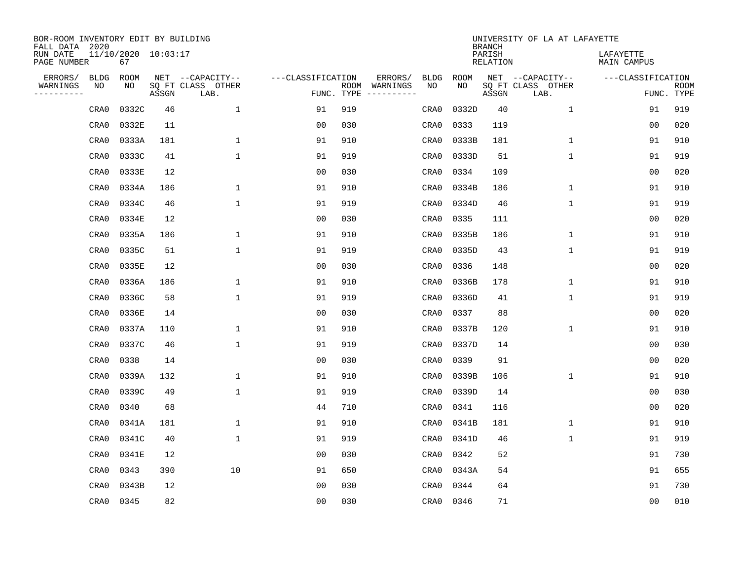BOR-ROOM INVENTORY EDIT BY BUILDING
FALL DATA 2020
RUN DATE 11/10/2020 10:03:17
PAGE NUMBER 67

UNIVERSITY OF LA AT LAFAYETTE
BRANCH
PARISH LAFAYETTE
RELATION MAIN CAMPUS

| ERRORS/ WARNINGS | BLDG NO | ROOM NO | NET SQ FT ASSGN | CAPACITY-- CLASS LAB. | OTHER | FUNC. | ROOM TYPE | ERRORS/ WARNINGS | BLDG NO | ROOM NO | NET SQ FT ASSGN | CAPACITY-- CLASS LAB. | OTHER | FUNC. | ROOM TYPE |
|---|---|---|---|---|---|---|---|---|---|---|---|---|---|---|---|
| | CRA0 | 0332C | 46 | | 1 | 91 | 919 | | CRA0 | 0332D | 40 | | 1 | 91 | 919 |
| | CRA0 | 0332E | 11 | | | 00 | 030 | | CRA0 | 0333 | 119 | | | 00 | 020 |
| | CRA0 | 0333A | 181 | | 1 | 91 | 910 | | CRA0 | 0333B | 181 | | 1 | 91 | 910 |
| | CRA0 | 0333C | 41 | | 1 | 91 | 919 | | CRA0 | 0333D | 51 | | 1 | 91 | 919 |
| | CRA0 | 0333E | 12 | | | 00 | 030 | | CRA0 | 0334 | 109 | | | 00 | 020 |
| | CRA0 | 0334A | 186 | | 1 | 91 | 910 | | CRA0 | 0334B | 186 | | 1 | 91 | 910 |
| | CRA0 | 0334C | 46 | | 1 | 91 | 919 | | CRA0 | 0334D | 46 | | 1 | 91 | 919 |
| | CRA0 | 0334E | 12 | | | 00 | 030 | | CRA0 | 0335 | 111 | | | 00 | 020 |
| | CRA0 | 0335A | 186 | | 1 | 91 | 910 | | CRA0 | 0335B | 186 | | 1 | 91 | 910 |
| | CRA0 | 0335C | 51 | | 1 | 91 | 919 | | CRA0 | 0335D | 43 | | 1 | 91 | 919 |
| | CRA0 | 0335E | 12 | | | 00 | 030 | | CRA0 | 0336 | 148 | | | 00 | 020 |
| | CRA0 | 0336A | 186 | | 1 | 91 | 910 | | CRA0 | 0336B | 178 | | 1 | 91 | 910 |
| | CRA0 | 0336C | 58 | | 1 | 91 | 919 | | CRA0 | 0336D | 41 | | 1 | 91 | 919 |
| | CRA0 | 0336E | 14 | | | 00 | 030 | | CRA0 | 0337 | 88 | | | 00 | 020 |
| | CRA0 | 0337A | 110 | | 1 | 91 | 910 | | CRA0 | 0337B | 120 | | 1 | 91 | 910 |
| | CRA0 | 0337C | 46 | | 1 | 91 | 919 | | CRA0 | 0337D | 14 | | | 00 | 030 |
| | CRA0 | 0338 | 14 | | | 00 | 030 | | CRA0 | 0339 | 91 | | | 00 | 020 |
| | CRA0 | 0339A | 132 | | 1 | 91 | 910 | | CRA0 | 0339B | 106 | | 1 | 91 | 910 |
| | CRA0 | 0339C | 49 | | 1 | 91 | 919 | | CRA0 | 0339D | 14 | | | 00 | 030 |
| | CRA0 | 0340 | 68 | | | 44 | 710 | | CRA0 | 0341 | 116 | | | 00 | 020 |
| | CRA0 | 0341A | 181 | | 1 | 91 | 910 | | CRA0 | 0341B | 181 | | 1 | 91 | 910 |
| | CRA0 | 0341C | 40 | | 1 | 91 | 919 | | CRA0 | 0341D | 46 | | 1 | 91 | 919 |
| | CRA0 | 0341E | 12 | | | 00 | 030 | | CRA0 | 0342 | 52 | | | 91 | 730 |
| | CRA0 | 0343 | 390 | | 10 | 91 | 650 | | CRA0 | 0343A | 54 | | | 91 | 655 |
| | CRA0 | 0343B | 12 | | | 00 | 030 | | CRA0 | 0344 | 64 | | | 91 | 730 |
| | CRA0 | 0345 | 82 | | | 00 | 030 | | CRA0 | 0346 | 71 | | | 00 | 010 |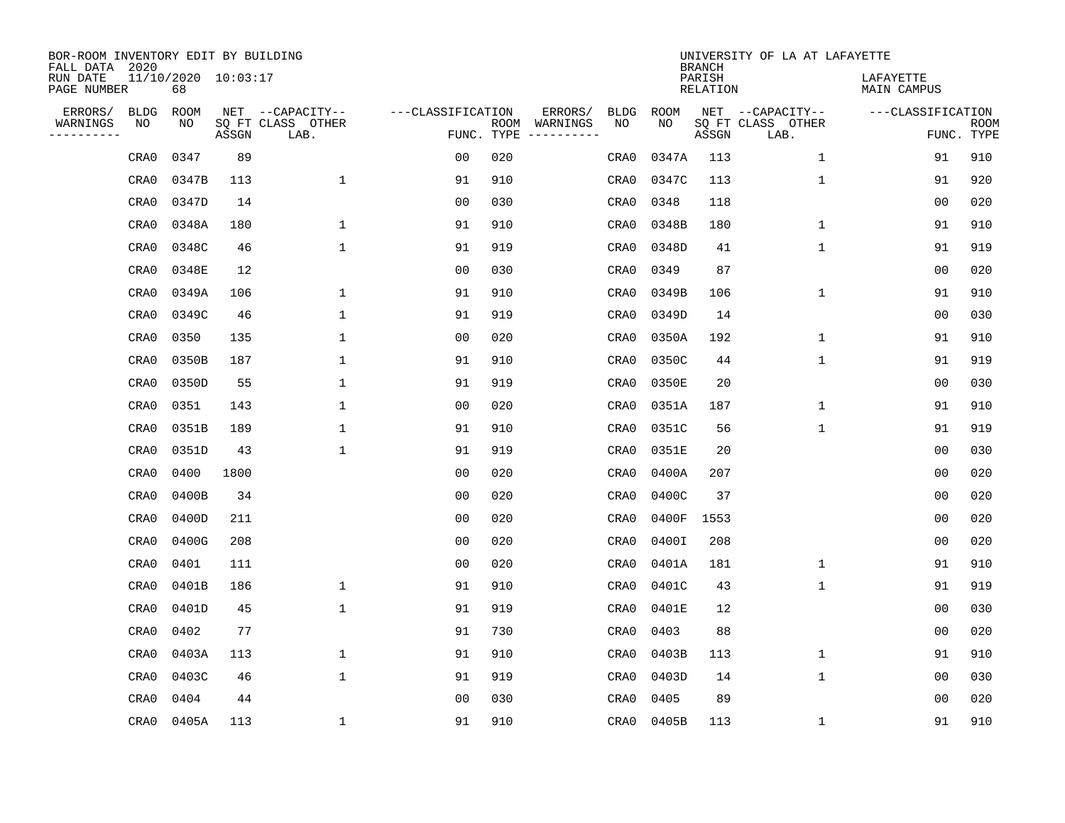BOR-ROOM INVENTORY EDIT BY BUILDING
FALL DATA 2020
RUN DATE 11/10/2020 10:03:17
PAGE NUMBER 68

UNIVERSITY OF LA AT LAFAYETTE
BRANCH
PARISH LAFAYETTE
RELATION MAIN CAMPUS

| ERRORS/ WARNINGS | BLDG NO | ROOM NO | NET SQ FT ASSGN | CAPACITY-- CLASS LAB. | OTHER | CLASSIFICATION FUNC. | ROOM TYPE | ERRORS/ WARNINGS | BLDG NO | ROOM NO | NET SQ FT ASSGN | CAPACITY-- CLASS LAB. | OTHER | CLASSIFICATION FUNC. | ROOM TYPE |
|---|---|---|---|---|---|---|---|---|---|---|---|---|---|---|---|
| | CRA0 | 0347 | 89 | | | 00 | 020 | | CRA0 | 0347A | 113 | | 1 | 91 | 910 |
| | CRA0 | 0347B | 113 | | 1 | 91 | 910 | | CRA0 | 0347C | 113 | | 1 | 91 | 920 |
| | CRA0 | 0347D | 14 | | | 00 | 030 | | CRA0 | 0348 | 118 | | | 00 | 020 |
| | CRA0 | 0348A | 180 | | 1 | 91 | 910 | | CRA0 | 0348B | 180 | | 1 | 91 | 910 |
| | CRA0 | 0348C | 46 | | 1 | 91 | 919 | | CRA0 | 0348D | 41 | | 1 | 91 | 919 |
| | CRA0 | 0348E | 12 | | | 00 | 030 | | CRA0 | 0349 | 87 | | | 00 | 020 |
| | CRA0 | 0349A | 106 | | 1 | 91 | 910 | | CRA0 | 0349B | 106 | | 1 | 91 | 910 |
| | CRA0 | 0349C | 46 | | 1 | 91 | 919 | | CRA0 | 0349D | 14 | | | 00 | 030 |
| | CRA0 | 0350 | 135 | | 1 | 00 | 020 | | CRA0 | 0350A | 192 | | 1 | 91 | 910 |
| | CRA0 | 0350B | 187 | | 1 | 91 | 910 | | CRA0 | 0350C | 44 | | 1 | 91 | 919 |
| | CRA0 | 0350D | 55 | | 1 | 91 | 919 | | CRA0 | 0350E | 20 | | | 00 | 030 |
| | CRA0 | 0351 | 143 | | 1 | 00 | 020 | | CRA0 | 0351A | 187 | | 1 | 91 | 910 |
| | CRA0 | 0351B | 189 | | 1 | 91 | 910 | | CRA0 | 0351C | 56 | | 1 | 91 | 919 |
| | CRA0 | 0351D | 43 | | 1 | 91 | 919 | | CRA0 | 0351E | 20 | | | 00 | 030 |
| | CRA0 | 0400 | 1800 | | | 00 | 020 | | CRA0 | 0400A | 207 | | | 00 | 020 |
| | CRA0 | 0400B | 34 | | | 00 | 020 | | CRA0 | 0400C | 37 | | | 00 | 020 |
| | CRA0 | 0400D | 211 | | | 00 | 020 | | CRA0 | 0400F | 1553 | | | 00 | 020 |
| | CRA0 | 0400G | 208 | | | 00 | 020 | | CRA0 | 0400I | 208 | | | 00 | 020 |
| | CRA0 | 0401 | 111 | | | 00 | 020 | | CRA0 | 0401A | 181 | | 1 | 91 | 910 |
| | CRA0 | 0401B | 186 | | 1 | 91 | 910 | | CRA0 | 0401C | 43 | | 1 | 91 | 919 |
| | CRA0 | 0401D | 45 | | 1 | 91 | 919 | | CRA0 | 0401E | 12 | | | 00 | 030 |
| | CRA0 | 0402 | 77 | | | 91 | 730 | | CRA0 | 0403 | 88 | | | 00 | 020 |
| | CRA0 | 0403A | 113 | | 1 | 91 | 910 | | CRA0 | 0403B | 113 | | 1 | 91 | 910 |
| | CRA0 | 0403C | 46 | | 1 | 91 | 919 | | CRA0 | 0403D | 14 | | 1 | 00 | 030 |
| | CRA0 | 0404 | 44 | | | 00 | 030 | | CRA0 | 0405 | 89 | | | 00 | 020 |
| | CRA0 | 0405A | 113 | | 1 | 91 | 910 | | CRA0 | 0405B | 113 | | 1 | 91 | 910 |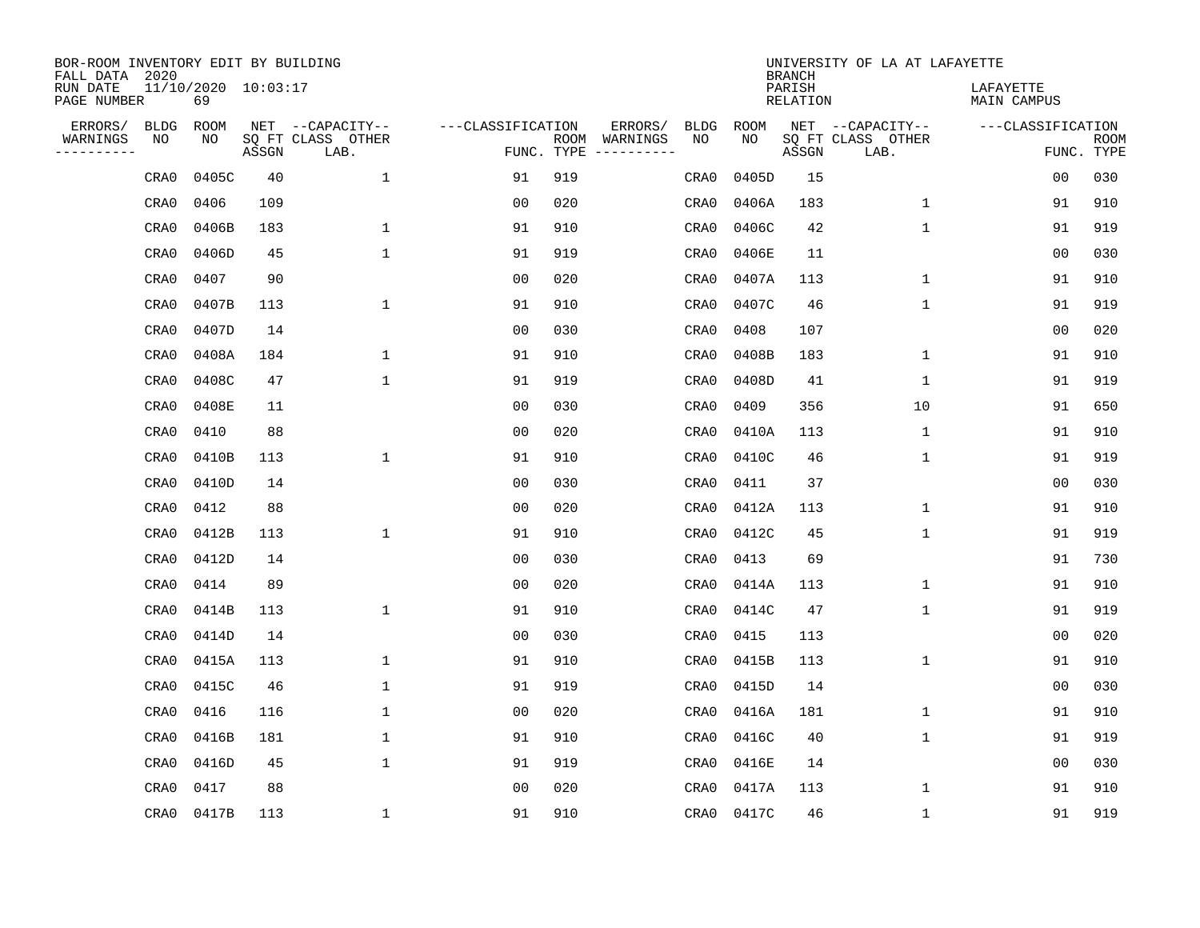BOR-ROOM INVENTORY EDIT BY BUILDING
FALL DATA 2020
RUN DATE 11/10/2020 10:03:17
PAGE NUMBER 69

UNIVERSITY OF LA AT LAFAYETTE
BRANCH
PARISH LAFAYETTE
RELATION MAIN CAMPUS

| ERRORS/ WARNINGS | BLDG NO | ROOM NO | NET SQ FT ASSGN | CAPACITY-- CLASS LAB. | OTHER | CLASSIFICATION FUNC. | ROOM TYPE | ERRORS/ WARNINGS | BLDG NO | ROOM NO | NET SQ FT ASSGN | CAPACITY-- CLASS LAB. | OTHER | CLASSIFICATION FUNC. | ROOM TYPE |
|---|---|---|---|---|---|---|---|---|---|---|---|---|---|---|---|
| | CRA0 | 0405C | 40 | | 1 | 91 | 919 | | CRA0 | 0405D | 15 | | | 00 | 030 |
| | CRA0 | 0406 | 109 | | | 00 | 020 | | CRA0 | 0406A | 183 | | 1 | 91 | 910 |
| | CRA0 | 0406B | 183 | | 1 | 91 | 910 | | CRA0 | 0406C | 42 | | 1 | 91 | 919 |
| | CRA0 | 0406D | 45 | | 1 | 91 | 919 | | CRA0 | 0406E | 11 | | | 00 | 030 |
| | CRA0 | 0407 | 90 | | | 00 | 020 | | CRA0 | 0407A | 113 | | 1 | 91 | 910 |
| | CRA0 | 0407B | 113 | | 1 | 91 | 910 | | CRA0 | 0407C | 46 | | 1 | 91 | 919 |
| | CRA0 | 0407D | 14 | | | 00 | 030 | | CRA0 | 0408 | 107 | | | 00 | 020 |
| | CRA0 | 0408A | 184 | | 1 | 91 | 910 | | CRA0 | 0408B | 183 | | 1 | 91 | 910 |
| | CRA0 | 0408C | 47 | | 1 | 91 | 919 | | CRA0 | 0408D | 41 | | 1 | 91 | 919 |
| | CRA0 | 0408E | 11 | | | 00 | 030 | | CRA0 | 0409 | 356 | | 10 | 91 | 650 |
| | CRA0 | 0410 | 88 | | | 00 | 020 | | CRA0 | 0410A | 113 | | 1 | 91 | 910 |
| | CRA0 | 0410B | 113 | | 1 | 91 | 910 | | CRA0 | 0410C | 46 | | 1 | 91 | 919 |
| | CRA0 | 0410D | 14 | | | 00 | 030 | | CRA0 | 0411 | 37 | | | 00 | 030 |
| | CRA0 | 0412 | 88 | | | 00 | 020 | | CRA0 | 0412A | 113 | | 1 | 91 | 910 |
| | CRA0 | 0412B | 113 | | 1 | 91 | 910 | | CRA0 | 0412C | 45 | | 1 | 91 | 919 |
| | CRA0 | 0412D | 14 | | | 00 | 030 | | CRA0 | 0413 | 69 | | | 91 | 730 |
| | CRA0 | 0414 | 89 | | | 00 | 020 | | CRA0 | 0414A | 113 | | 1 | 91 | 910 |
| | CRA0 | 0414B | 113 | | 1 | 91 | 910 | | CRA0 | 0414C | 47 | | 1 | 91 | 919 |
| | CRA0 | 0414D | 14 | | | 00 | 030 | | CRA0 | 0415 | 113 | | | 00 | 020 |
| | CRA0 | 0415A | 113 | | 1 | 91 | 910 | | CRA0 | 0415B | 113 | | 1 | 91 | 910 |
| | CRA0 | 0415C | 46 | | 1 | 91 | 919 | | CRA0 | 0415D | 14 | | | 00 | 030 |
| | CRA0 | 0416 | 116 | | 1 | 00 | 020 | | CRA0 | 0416A | 181 | | 1 | 91 | 910 |
| | CRA0 | 0416B | 181 | | 1 | 91 | 910 | | CRA0 | 0416C | 40 | | 1 | 91 | 919 |
| | CRA0 | 0416D | 45 | | 1 | 91 | 919 | | CRA0 | 0416E | 14 | | | 00 | 030 |
| | CRA0 | 0417 | 88 | | | 00 | 020 | | CRA0 | 0417A | 113 | | 1 | 91 | 910 |
| | CRA0 | 0417B | 113 | | 1 | 91 | 910 | | CRA0 | 0417C | 46 | | 1 | 91 | 919 |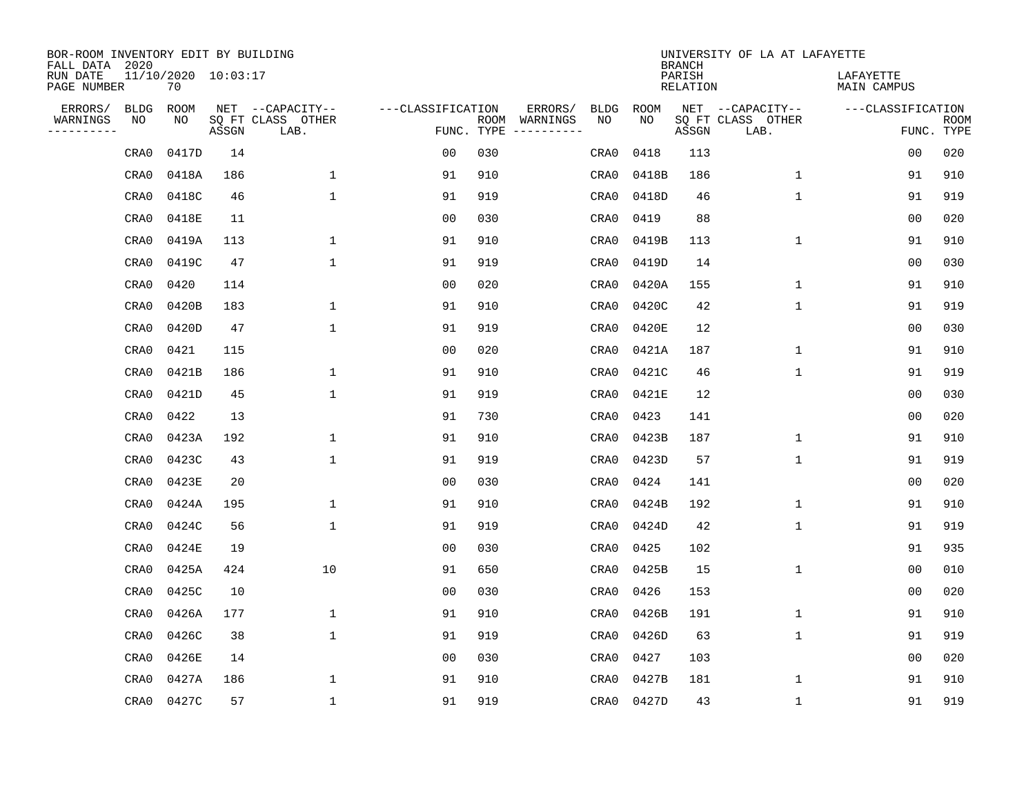BOR-ROOM INVENTORY EDIT BY BUILDING
FALL DATA 2020
RUN DATE 11/10/2020 10:03:17
PAGE NUMBER 70

UNIVERSITY OF LA AT LAFAYETTE
BRANCH
PARISH LAFAYETTE
RELATION MAIN CAMPUS

| ERRORS/ WARNINGS | BLDG NO | ROOM NO | NET SQ FT ASSGN | CAPACITY-- CLASS LAB. | OTHER | CLASSIFICATION FUNC. | ROOM TYPE | ERRORS/ WARNINGS | BLDG NO | ROOM NO | NET SQ FT ASSGN | CAPACITY-- CLASS LAB. | OTHER | CLASSIFICATION FUNC. | ROOM TYPE |
|---|---|---|---|---|---|---|---|---|---|---|---|---|---|---|---|
| | CRA0 | 0417D | 14 | | | 00 | 030 | | CRA0 | 0418 | 113 | | | 00 | 020 |
| | CRA0 | 0418A | 186 | | 1 | 91 | 910 | | CRA0 | 0418B | 186 | | 1 | 91 | 910 |
| | CRA0 | 0418C | 46 | | 1 | 91 | 919 | | CRA0 | 0418D | 46 | | 1 | 91 | 919 |
| | CRA0 | 0418E | 11 | | | 00 | 030 | | CRA0 | 0419 | 88 | | | 00 | 020 |
| | CRA0 | 0419A | 113 | | 1 | 91 | 910 | | CRA0 | 0419B | 113 | | 1 | 91 | 910 |
| | CRA0 | 0419C | 47 | | 1 | 91 | 919 | | CRA0 | 0419D | 14 | | | 00 | 030 |
| | CRA0 | 0420 | 114 | | | 00 | 020 | | CRA0 | 0420A | 155 | | 1 | 91 | 910 |
| | CRA0 | 0420B | 183 | | 1 | 91 | 910 | | CRA0 | 0420C | 42 | | 1 | 91 | 919 |
| | CRA0 | 0420D | 47 | | 1 | 91 | 919 | | CRA0 | 0420E | 12 | | | 00 | 030 |
| | CRA0 | 0421 | 115 | | | 00 | 020 | | CRA0 | 0421A | 187 | | 1 | 91 | 910 |
| | CRA0 | 0421B | 186 | | 1 | 91 | 910 | | CRA0 | 0421C | 46 | | 1 | 91 | 919 |
| | CRA0 | 0421D | 45 | | 1 | 91 | 919 | | CRA0 | 0421E | 12 | | | 00 | 030 |
| | CRA0 | 0422 | 13 | | | 91 | 730 | | CRA0 | 0423 | 141 | | | 00 | 020 |
| | CRA0 | 0423A | 192 | | 1 | 91 | 910 | | CRA0 | 0423B | 187 | | 1 | 91 | 910 |
| | CRA0 | 0423C | 43 | | 1 | 91 | 919 | | CRA0 | 0423D | 57 | | 1 | 91 | 919 |
| | CRA0 | 0423E | 20 | | | 00 | 030 | | CRA0 | 0424 | 141 | | | 00 | 020 |
| | CRA0 | 0424A | 195 | | 1 | 91 | 910 | | CRA0 | 0424B | 192 | | 1 | 91 | 910 |
| | CRA0 | 0424C | 56 | | 1 | 91 | 919 | | CRA0 | 0424D | 42 | | 1 | 91 | 919 |
| | CRA0 | 0424E | 19 | | | 00 | 030 | | CRA0 | 0425 | 102 | | | 91 | 935 |
| | CRA0 | 0425A | 424 | | 10 | 91 | 650 | | CRA0 | 0425B | 15 | | 1 | 00 | 010 |
| | CRA0 | 0425C | 10 | | | 00 | 030 | | CRA0 | 0426 | 153 | | | 00 | 020 |
| | CRA0 | 0426A | 177 | | 1 | 91 | 910 | | CRA0 | 0426B | 191 | | 1 | 91 | 910 |
| | CRA0 | 0426C | 38 | | 1 | 91 | 919 | | CRA0 | 0426D | 63 | | 1 | 91 | 919 |
| | CRA0 | 0426E | 14 | | | 00 | 030 | | CRA0 | 0427 | 103 | | | 00 | 020 |
| | CRA0 | 0427A | 186 | | 1 | 91 | 910 | | CRA0 | 0427B | 181 | | 1 | 91 | 910 |
| | CRA0 | 0427C | 57 | | 1 | 91 | 919 | | CRA0 | 0427D | 43 | | 1 | 91 | 919 |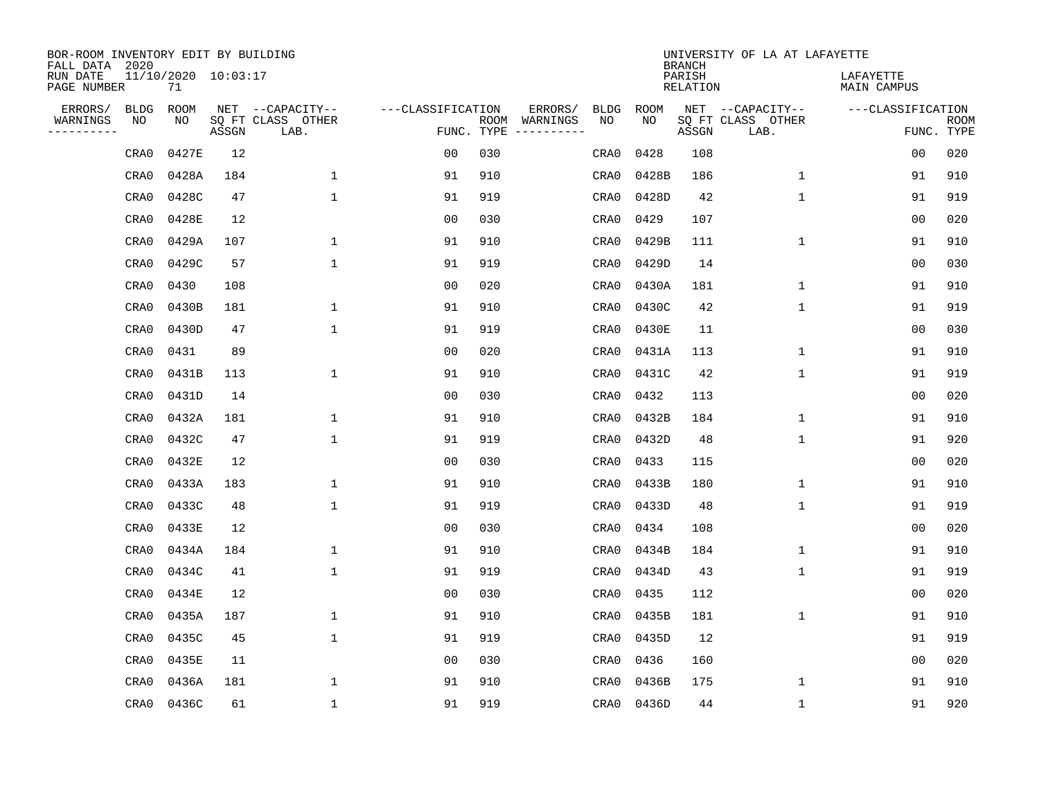BOR-ROOM INVENTORY EDIT BY BUILDING
FALL DATA 2020
RUN DATE 11/10/2020 10:03:17
PAGE NUMBER 71

UNIVERSITY OF LA AT LAFAYETTE
BRANCH
PARISH LAFAYETTE
RELATION MAIN CAMPUS

| ERRORS/ WARNINGS | BLDG NO | ROOM NO | NET SQ FT ASSGN | CAPACITY-- CLASS LAB. | OTHER | ---CLASSIFICATION FUNC. | ROOM TYPE | ERRORS/ WARNINGS | BLDG NO | ROOM NO | NET SQ FT ASSGN | CAPACITY-- CLASS LAB. | OTHER | ---CLASSIFICATION FUNC. | ROOM TYPE |
|---|---|---|---|---|---|---|---|---|---|---|---|---|---|---|---|
| | CRA0 | 0427E | 12 | | | 00 | 030 | | CRA0 | 0428 | 108 | | | 00 | 020 |
| | CRA0 | 0428A | 184 | | 1 | 91 | 910 | | CRA0 | 0428B | 186 | | 1 | 91 | 910 |
| | CRA0 | 0428C | 47 | | 1 | 91 | 919 | | CRA0 | 0428D | 42 | | 1 | 91 | 919 |
| | CRA0 | 0428E | 12 | | | 00 | 030 | | CRA0 | 0429 | 107 | | | 00 | 020 |
| | CRA0 | 0429A | 107 | | 1 | 91 | 910 | | CRA0 | 0429B | 111 | | 1 | 91 | 910 |
| | CRA0 | 0429C | 57 | | 1 | 91 | 919 | | CRA0 | 0429D | 14 | | | 00 | 030 |
| | CRA0 | 0430 | 108 | | | 00 | 020 | | CRA0 | 0430A | 181 | | 1 | 91 | 910 |
| | CRA0 | 0430B | 181 | | 1 | 91 | 910 | | CRA0 | 0430C | 42 | | 1 | 91 | 919 |
| | CRA0 | 0430D | 47 | | 1 | 91 | 919 | | CRA0 | 0430E | 11 | | | 00 | 030 |
| | CRA0 | 0431 | 89 | | | 00 | 020 | | CRA0 | 0431A | 113 | | 1 | 91 | 910 |
| | CRA0 | 0431B | 113 | | 1 | 91 | 910 | | CRA0 | 0431C | 42 | | 1 | 91 | 919 |
| | CRA0 | 0431D | 14 | | | 00 | 030 | | CRA0 | 0432 | 113 | | | 00 | 020 |
| | CRA0 | 0432A | 181 | | 1 | 91 | 910 | | CRA0 | 0432B | 184 | | 1 | 91 | 910 |
| | CRA0 | 0432C | 47 | | 1 | 91 | 919 | | CRA0 | 0432D | 48 | | 1 | 91 | 920 |
| | CRA0 | 0432E | 12 | | | 00 | 030 | | CRA0 | 0433 | 115 | | | 00 | 020 |
| | CRA0 | 0433A | 183 | | 1 | 91 | 910 | | CRA0 | 0433B | 180 | | 1 | 91 | 910 |
| | CRA0 | 0433C | 48 | | 1 | 91 | 919 | | CRA0 | 0433D | 48 | | 1 | 91 | 919 |
| | CRA0 | 0433E | 12 | | | 00 | 030 | | CRA0 | 0434 | 108 | | | 00 | 020 |
| | CRA0 | 0434A | 184 | | 1 | 91 | 910 | | CRA0 | 0434B | 184 | | 1 | 91 | 910 |
| | CRA0 | 0434C | 41 | | 1 | 91 | 919 | | CRA0 | 0434D | 43 | | 1 | 91 | 919 |
| | CRA0 | 0434E | 12 | | | 00 | 030 | | CRA0 | 0435 | 112 | | | 00 | 020 |
| | CRA0 | 0435A | 187 | | 1 | 91 | 910 | | CRA0 | 0435B | 181 | | 1 | 91 | 910 |
| | CRA0 | 0435C | 45 | | 1 | 91 | 919 | | CRA0 | 0435D | 12 | | | 91 | 919 |
| | CRA0 | 0435E | 11 | | | 00 | 030 | | CRA0 | 0436 | 160 | | | 00 | 020 |
| | CRA0 | 0436A | 181 | | 1 | 91 | 910 | | CRA0 | 0436B | 175 | | 1 | 91 | 910 |
| | CRA0 | 0436C | 61 | | 1 | 91 | 919 | | CRA0 | 0436D | 44 | | 1 | 91 | 920 |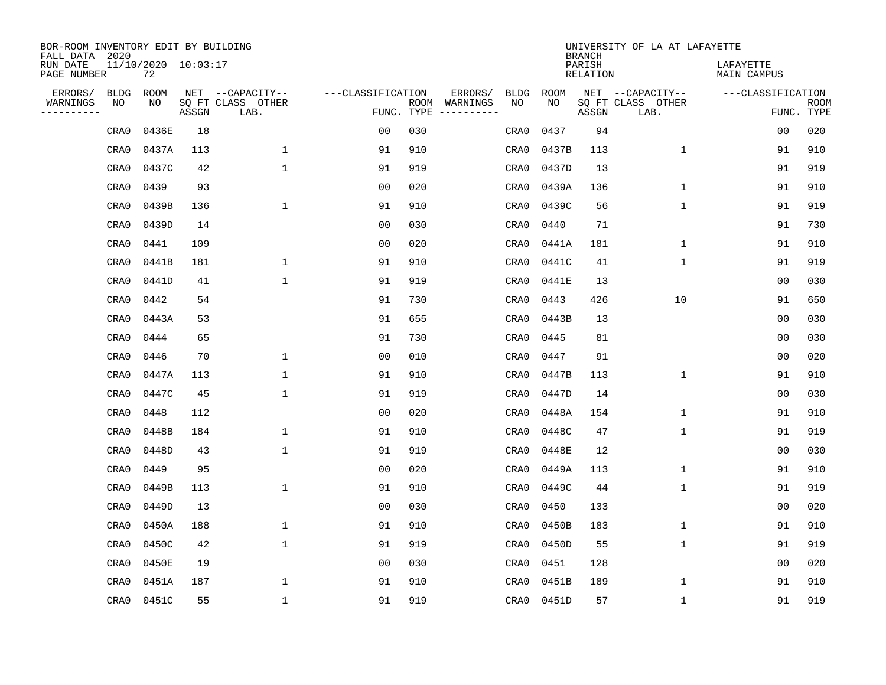BOR-ROOM INVENTORY EDIT BY BUILDING
FALL DATA 2020
RUN DATE 11/10/2020 10:03:17
PAGE NUMBER 72

UNIVERSITY OF LA AT LAFAYETTE
BRANCH
PARISH LAFAYETTE
RELATION MAIN CAMPUS

| ERRORS/ WARNINGS | BLDG NO | ROOM NO | NET SQ FT ASSGN | CAPACITY CLASS LAB. | CAPACITY OTHER | CLASSIFICATION FUNC. | ROOM TYPE | ERRORS/ WARNINGS | BLDG NO | ROOM NO | NET SQ FT ASSGN | CAPACITY CLASS LAB. | CAPACITY OTHER | CLASSIFICATION FUNC. | ROOM TYPE |
|---|---|---|---|---|---|---|---|---|---|---|---|---|---|---|---|
| | CRA0 | 0436E | 18 | | | 00 | 030 | | CRA0 | 0437 | 94 | | | 00 | 020 |
| | CRA0 | 0437A | 113 | | 1 | 91 | 910 | | CRA0 | 0437B | 113 | | 1 | 91 | 910 |
| | CRA0 | 0437C | 42 | | 1 | 91 | 919 | | CRA0 | 0437D | 13 | | | 91 | 919 |
| | CRA0 | 0439 | 93 | | | 00 | 020 | | CRA0 | 0439A | 136 | | 1 | 91 | 910 |
| | CRA0 | 0439B | 136 | | 1 | 91 | 910 | | CRA0 | 0439C | 56 | | 1 | 91 | 919 |
| | CRA0 | 0439D | 14 | | | 00 | 030 | | CRA0 | 0440 | 71 | | | 91 | 730 |
| | CRA0 | 0441 | 109 | | | 00 | 020 | | CRA0 | 0441A | 181 | | 1 | 91 | 910 |
| | CRA0 | 0441B | 181 | | 1 | 91 | 910 | | CRA0 | 0441C | 41 | | 1 | 91 | 919 |
| | CRA0 | 0441D | 41 | | 1 | 91 | 919 | | CRA0 | 0441E | 13 | | | 00 | 030 |
| | CRA0 | 0442 | 54 | | | 91 | 730 | | CRA0 | 0443 | 426 | | 10 | 91 | 650 |
| | CRA0 | 0443A | 53 | | | 91 | 655 | | CRA0 | 0443B | 13 | | | 00 | 030 |
| | CRA0 | 0444 | 65 | | | 91 | 730 | | CRA0 | 0445 | 81 | | | 00 | 030 |
| | CRA0 | 0446 | 70 | | 1 | 00 | 010 | | CRA0 | 0447 | 91 | | | 00 | 020 |
| | CRA0 | 0447A | 113 | | 1 | 91 | 910 | | CRA0 | 0447B | 113 | | 1 | 91 | 910 |
| | CRA0 | 0447C | 45 | | 1 | 91 | 919 | | CRA0 | 0447D | 14 | | | 00 | 030 |
| | CRA0 | 0448 | 112 | | | 00 | 020 | | CRA0 | 0448A | 154 | | 1 | 91 | 910 |
| | CRA0 | 0448B | 184 | | 1 | 91 | 910 | | CRA0 | 0448C | 47 | | 1 | 91 | 919 |
| | CRA0 | 0448D | 43 | | 1 | 91 | 919 | | CRA0 | 0448E | 12 | | | 00 | 030 |
| | CRA0 | 0449 | 95 | | | 00 | 020 | | CRA0 | 0449A | 113 | | 1 | 91 | 910 |
| | CRA0 | 0449B | 113 | | 1 | 91 | 910 | | CRA0 | 0449C | 44 | | 1 | 91 | 919 |
| | CRA0 | 0449D | 13 | | | 00 | 030 | | CRA0 | 0450 | 133 | | | 00 | 020 |
| | CRA0 | 0450A | 188 | | 1 | 91 | 910 | | CRA0 | 0450B | 183 | | 1 | 91 | 910 |
| | CRA0 | 0450C | 42 | | 1 | 91 | 919 | | CRA0 | 0450D | 55 | | 1 | 91 | 919 |
| | CRA0 | 0450E | 19 | | | 00 | 030 | | CRA0 | 0451 | 128 | | | 00 | 020 |
| | CRA0 | 0451A | 187 | | 1 | 91 | 910 | | CRA0 | 0451B | 189 | | 1 | 91 | 910 |
| | CRA0 | 0451C | 55 | | 1 | 91 | 919 | | CRA0 | 0451D | 57 | | 1 | 91 | 919 |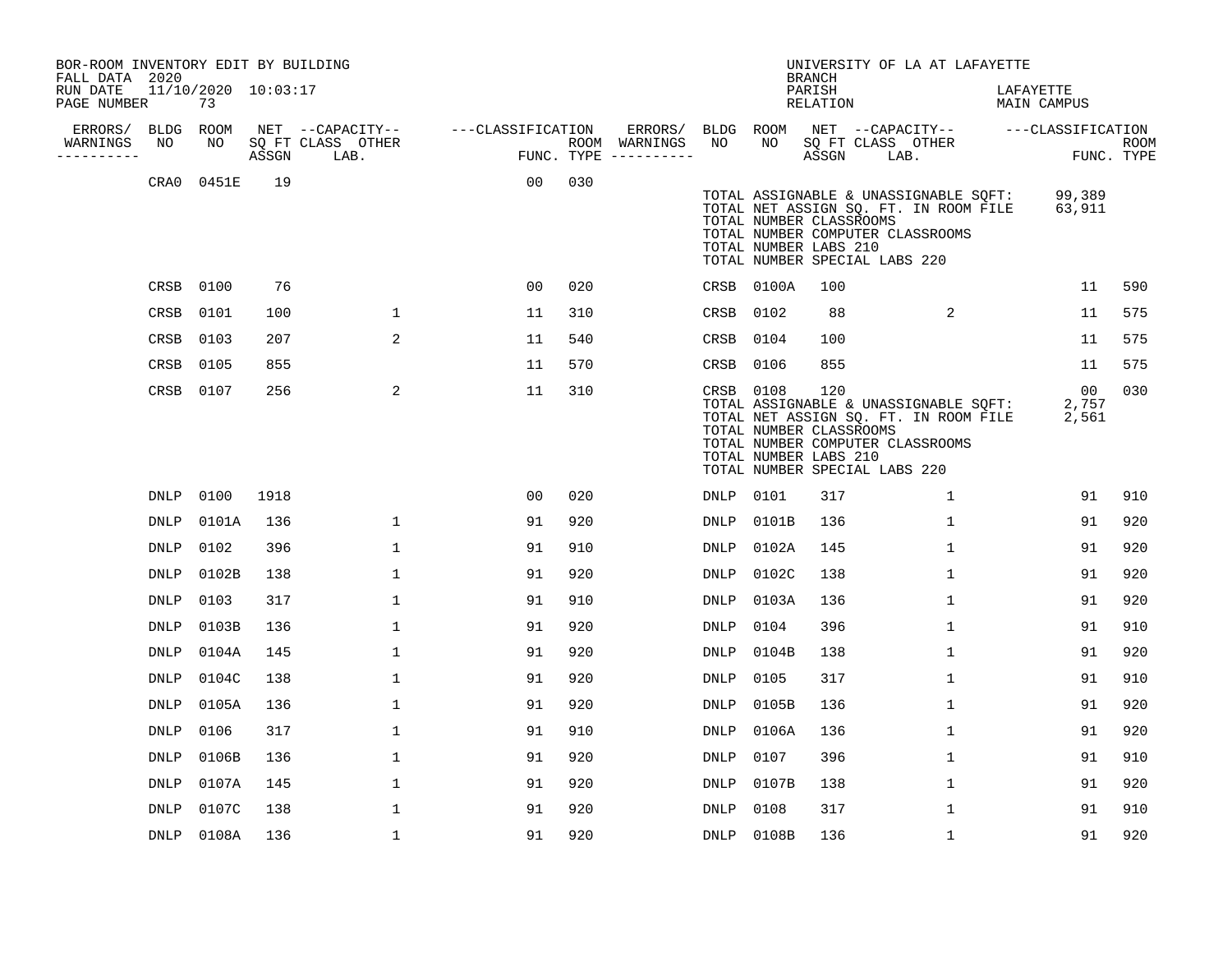BOR-ROOM INVENTORY EDIT BY BUILDING
FALL DATA 2020
RUN DATE 11/10/2020 10:03:17
PAGE NUMBER 73

UNIVERSITY OF LA AT LAFAYETTE
BRANCH
PARISH LAFAYETTE
RELATION MAIN CAMPUS

| ERRORS/ WARNINGS | BLDG NO | ROOM NO | NET SQ FT ASSGN | CAPACITY CLASS | OTHER LAB. | CLASSIFICATION FUNC. | ROOM TYPE | ERRORS/ WARNINGS | BLDG NO | ROOM NO | NET SQ FT ASSGN | CAPACITY CLASS | OTHER LAB. | CLASSIFICATION FUNC. | ROOM TYPE |
|---|---|---|---|---|---|---|---|---|---|---|---|---|---|---|---|
| | CRA0 | 0451E | 19 | | | 00 | 030 | | | | | | | | |

TOTAL ASSIGNABLE & UNASSIGNABLE SQFT: 99,389
TOTAL NET ASSIGN SQ. FT. IN ROOM FILE 63,911
TOTAL NUMBER CLASSROOMS
TOTAL NUMBER COMPUTER CLASSROOMS
TOTAL NUMBER LABS 210
TOTAL NUMBER SPECIAL LABS 220

| ERRORS/ WARNINGS | BLDG NO | ROOM NO | NET SQ FT ASSGN | CAPACITY CLASS | OTHER LAB. | CLASSIFICATION FUNC. | ROOM TYPE | ERRORS/ WARNINGS | BLDG NO | ROOM NO | NET SQ FT ASSGN | CAPACITY CLASS | OTHER LAB. | CLASSIFICATION FUNC. | ROOM TYPE |
|---|---|---|---|---|---|---|---|---|---|---|---|---|---|---|---|
| | CRSB | 0100 | 76 | | | 00 | 020 | | CRSB | 0100A | 100 | | | 11 | 590 |
| | CRSB | 0101 | 100 | | 1 | 11 | 310 | | CRSB | 0102 | 88 | | 2 | 11 | 575 |
| | CRSB | 0103 | 207 | | 2 | 11 | 540 | | CRSB | 0104 | 100 | | | 11 | 575 |
| | CRSB | 0105 | 855 | | | 11 | 570 | | CRSB | 0106 | 855 | | | 11 | 575 |
| | CRSB | 0107 | 256 | | 2 | 11 | 310 | | CRSB | 0108 | 120 | | | 00 | 030 |

TOTAL ASSIGNABLE & UNASSIGNABLE SQFT: 2,757
TOTAL NET ASSIGN SQ. FT. IN ROOM FILE 2,561
TOTAL NUMBER CLASSROOMS
TOTAL NUMBER COMPUTER CLASSROOMS
TOTAL NUMBER LABS 210
TOTAL NUMBER SPECIAL LABS 220

| ERRORS/ WARNINGS | BLDG NO | ROOM NO | NET SQ FT ASSGN | CAPACITY CLASS | OTHER LAB. | CLASSIFICATION FUNC. | ROOM TYPE | ERRORS/ WARNINGS | BLDG NO | ROOM NO | NET SQ FT ASSGN | CAPACITY CLASS | OTHER LAB. | CLASSIFICATION FUNC. | ROOM TYPE |
|---|---|---|---|---|---|---|---|---|---|---|---|---|---|---|---|
| | DNLP | 0100 | 1918 | | | 00 | 020 | | DNLP | 0101 | 317 | | 1 | 91 | 910 |
| | DNLP | 0101A | 136 | | 1 | 91 | 920 | | DNLP | 0101B | 136 | | 1 | 91 | 920 |
| | DNLP | 0102 | 396 | | 1 | 91 | 910 | | DNLP | 0102A | 145 | | 1 | 91 | 920 |
| | DNLP | 0102B | 138 | | 1 | 91 | 920 | | DNLP | 0102C | 138 | | 1 | 91 | 920 |
| | DNLP | 0103 | 317 | | 1 | 91 | 910 | | DNLP | 0103A | 136 | | 1 | 91 | 920 |
| | DNLP | 0103B | 136 | | 1 | 91 | 920 | | DNLP | 0104 | 396 | | 1 | 91 | 910 |
| | DNLP | 0104A | 145 | | 1 | 91 | 920 | | DNLP | 0104B | 138 | | 1 | 91 | 920 |
| | DNLP | 0104C | 138 | | 1 | 91 | 920 | | DNLP | 0105 | 317 | | 1 | 91 | 910 |
| | DNLP | 0105A | 136 | | 1 | 91 | 920 | | DNLP | 0105B | 136 | | 1 | 91 | 920 |
| | DNLP | 0106 | 317 | | 1 | 91 | 910 | | DNLP | 0106A | 136 | | 1 | 91 | 920 |
| | DNLP | 0106B | 136 | | 1 | 91 | 920 | | DNLP | 0107 | 396 | | 1 | 91 | 910 |
| | DNLP | 0107A | 145 | | 1 | 91 | 920 | | DNLP | 0107B | 138 | | 1 | 91 | 920 |
| | DNLP | 0107C | 138 | | 1 | 91 | 920 | | DNLP | 0108 | 317 | | 1 | 91 | 910 |
| | DNLP | 0108A | 136 | | 1 | 91 | 920 | | DNLP | 0108B | 136 | | 1 | 91 | 920 |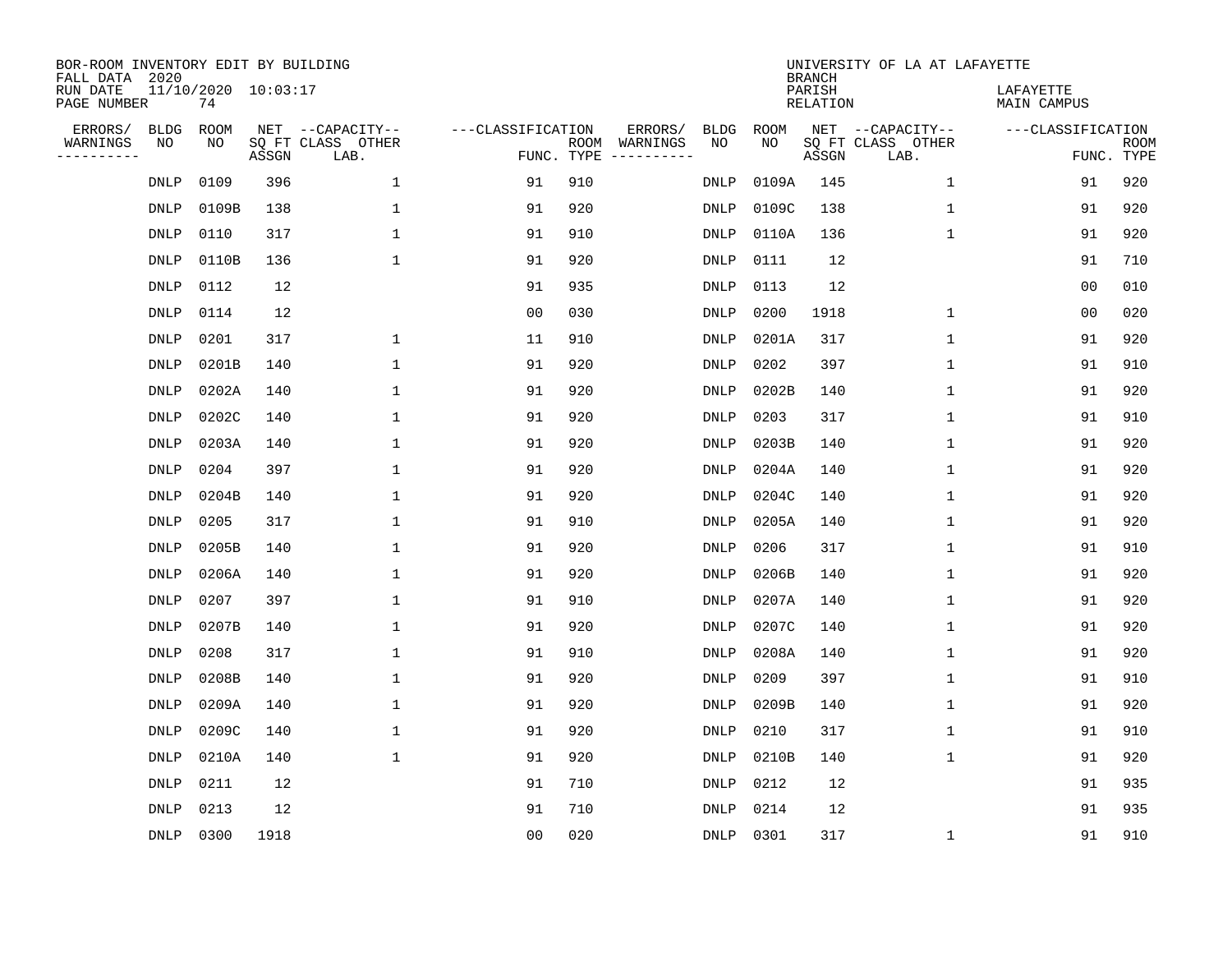BOR-ROOM INVENTORY EDIT BY BUILDING
FALL DATA 2020
RUN DATE 11/10/2020 10:03:17
PAGE NUMBER 74

UNIVERSITY OF LA AT LAFAYETTE
BRANCH
PARISH LAFAYETTE
RELATION MAIN CAMPUS

| ERRORS/ WARNINGS | BLDG NO | ROOM NO | NET SQ FT ASSGN | CAPACITY CLASS LAB. | CAPACITY OTHER | CLASSIFICATION FUNC. | ROOM TYPE | ERRORS/ WARNINGS | BLDG NO | ROOM NO | NET SQ FT ASSGN | CAPACITY CLASS LAB. | CAPACITY OTHER | CLASSIFICATION FUNC. | ROOM TYPE |
|---|---|---|---|---|---|---|---|---|---|---|---|---|---|---|---|
| | DNLP | 0109 | 396 | | 1 | 91 | 910 | | DNLP | 0109A | 145 | | 1 | 91 | 920 |
| | DNLP | 0109B | 138 | | 1 | 91 | 920 | | DNLP | 0109C | 138 | | 1 | 91 | 920 |
| | DNLP | 0110 | 317 | | 1 | 91 | 910 | | DNLP | 0110A | 136 | | 1 | 91 | 920 |
| | DNLP | 0110B | 136 | | 1 | 91 | 920 | | DNLP | 0111 | 12 | | | 91 | 710 |
| | DNLP | 0112 | 12 | | | 91 | 935 | | DNLP | 0113 | 12 | | | 00 | 010 |
| | DNLP | 0114 | 12 | | | 00 | 030 | | DNLP | 0200 | 1918 | | 1 | 00 | 020 |
| | DNLP | 0201 | 317 | | 1 | 11 | 910 | | DNLP | 0201A | 317 | | 1 | 91 | 920 |
| | DNLP | 0201B | 140 | | 1 | 91 | 920 | | DNLP | 0202 | 397 | | 1 | 91 | 910 |
| | DNLP | 0202A | 140 | | 1 | 91 | 920 | | DNLP | 0202B | 140 | | 1 | 91 | 920 |
| | DNLP | 0202C | 140 | | 1 | 91 | 920 | | DNLP | 0203 | 317 | | 1 | 91 | 910 |
| | DNLP | 0203A | 140 | | 1 | 91 | 920 | | DNLP | 0203B | 140 | | 1 | 91 | 920 |
| | DNLP | 0204 | 397 | | 1 | 91 | 920 | | DNLP | 0204A | 140 | | 1 | 91 | 920 |
| | DNLP | 0204B | 140 | | 1 | 91 | 920 | | DNLP | 0204C | 140 | | 1 | 91 | 920 |
| | DNLP | 0205 | 317 | | 1 | 91 | 910 | | DNLP | 0205A | 140 | | 1 | 91 | 920 |
| | DNLP | 0205B | 140 | | 1 | 91 | 920 | | DNLP | 0206 | 317 | | 1 | 91 | 910 |
| | DNLP | 0206A | 140 | | 1 | 91 | 920 | | DNLP | 0206B | 140 | | 1 | 91 | 920 |
| | DNLP | 0207 | 397 | | 1 | 91 | 910 | | DNLP | 0207A | 140 | | 1 | 91 | 920 |
| | DNLP | 0207B | 140 | | 1 | 91 | 920 | | DNLP | 0207C | 140 | | 1 | 91 | 920 |
| | DNLP | 0208 | 317 | | 1 | 91 | 910 | | DNLP | 0208A | 140 | | 1 | 91 | 920 |
| | DNLP | 0208B | 140 | | 1 | 91 | 920 | | DNLP | 0209 | 397 | | 1 | 91 | 910 |
| | DNLP | 0209A | 140 | | 1 | 91 | 920 | | DNLP | 0209B | 140 | | 1 | 91 | 920 |
| | DNLP | 0209C | 140 | | 1 | 91 | 920 | | DNLP | 0210 | 317 | | 1 | 91 | 910 |
| | DNLP | 0210A | 140 | | 1 | 91 | 920 | | DNLP | 0210B | 140 | | 1 | 91 | 920 |
| | DNLP | 0211 | 12 | | | 91 | 710 | | DNLP | 0212 | 12 | | | 91 | 935 |
| | DNLP | 0213 | 12 | | | 91 | 710 | | DNLP | 0214 | 12 | | | 91 | 935 |
| | DNLP | 0300 | 1918 | | | 00 | 020 | | DNLP | 0301 | 317 | | 1 | 91 | 910 |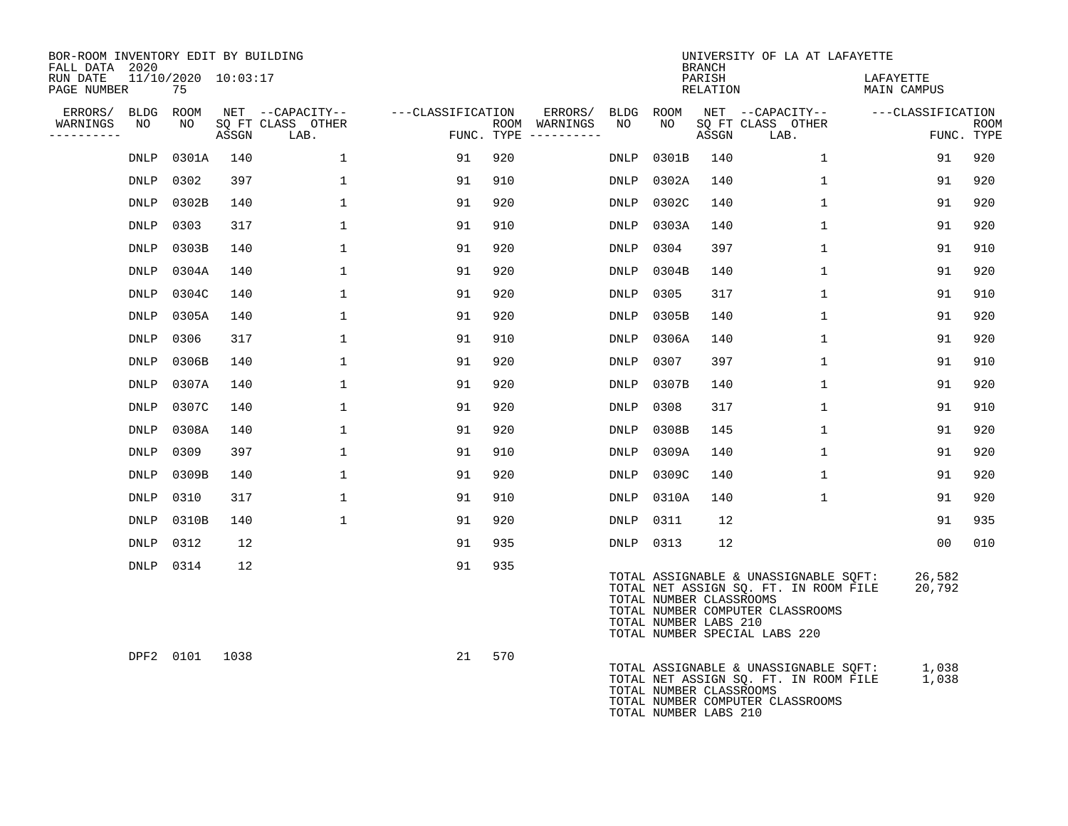BOR-ROOM INVENTORY EDIT BY BUILDING
FALL DATA 2020
RUN DATE 11/10/2020 10:03:17
PAGE NUMBER 75

UNIVERSITY OF LA AT LAFAYETTE
BRANCH
PARISH LAFAYETTE
RELATION MAIN CAMPUS

| ERRORS/ WARNINGS | BLDG NO | ROOM NO | NET SQ FT ASSGN | CAPACITY CLASS | CAPACITY OTHER LAB. | CLASSIFICATION FUNC. | ROOM TYPE | ERRORS/ WARNINGS | BLDG NO | ROOM NO | NET SQ FT ASSGN | CAPACITY CLASS | CAPACITY OTHER LAB. | CLASSIFICATION FUNC. | ROOM TYPE |
|---|---|---|---|---|---|---|---|---|---|---|---|---|---|---|---|
| | DNLP | 0301A | 140 | | 1 | 91 | 920 | | DNLP | 0301B | 140 | | 1 | 91 | 920 |
| | DNLP | 0302 | 397 | | 1 | 91 | 910 | | DNLP | 0302A | 140 | | 1 | 91 | 920 |
| | DNLP | 0302B | 140 | | 1 | 91 | 920 | | DNLP | 0302C | 140 | | 1 | 91 | 920 |
| | DNLP | 0303 | 317 | | 1 | 91 | 910 | | DNLP | 0303A | 140 | | 1 | 91 | 920 |
| | DNLP | 0303B | 140 | | 1 | 91 | 920 | | DNLP | 0304 | 397 | | 1 | 91 | 910 |
| | DNLP | 0304A | 140 | | 1 | 91 | 920 | | DNLP | 0304B | 140 | | 1 | 91 | 920 |
| | DNLP | 0304C | 140 | | 1 | 91 | 920 | | DNLP | 0305 | 317 | | 1 | 91 | 910 |
| | DNLP | 0305A | 140 | | 1 | 91 | 920 | | DNLP | 0305B | 140 | | 1 | 91 | 920 |
| | DNLP | 0306 | 317 | | 1 | 91 | 910 | | DNLP | 0306A | 140 | | 1 | 91 | 920 |
| | DNLP | 0306B | 140 | | 1 | 91 | 920 | | DNLP | 0307 | 397 | | 1 | 91 | 910 |
| | DNLP | 0307A | 140 | | 1 | 91 | 920 | | DNLP | 0307B | 140 | | 1 | 91 | 920 |
| | DNLP | 0307C | 140 | | 1 | 91 | 920 | | DNLP | 0308 | 317 | | 1 | 91 | 910 |
| | DNLP | 0308A | 140 | | 1 | 91 | 920 | | DNLP | 0308B | 145 | | 1 | 91 | 920 |
| | DNLP | 0309 | 397 | | 1 | 91 | 910 | | DNLP | 0309A | 140 | | 1 | 91 | 920 |
| | DNLP | 0309B | 140 | | 1 | 91 | 920 | | DNLP | 0309C | 140 | | 1 | 91 | 920 |
| | DNLP | 0310 | 317 | | 1 | 91 | 910 | | DNLP | 0310A | 140 | | 1 | 91 | 920 |
| | DNLP | 0310B | 140 | | 1 | 91 | 920 | | DNLP | 0311 | 12 | | | 91 | 935 |
| | DNLP | 0312 | 12 | | | 91 | 935 | | DNLP | 0313 | 12 | | | 00 | 010 |
| | DNLP | 0314 | 12 | | | 91 | 935 | | | | | | | | |

TOTAL ASSIGNABLE & UNASSIGNABLE SQFT: 26,582
TOTAL NET ASSIGN SQ. FT. IN ROOM FILE 20,792
TOTAL NUMBER CLASSROOMS
TOTAL NUMBER COMPUTER CLASSROOMS
TOTAL NUMBER LABS 210
TOTAL NUMBER SPECIAL LABS 220

| ERRORS/ WARNINGS | BLDG NO | ROOM NO | NET SQ FT ASSGN | CAPACITY CLASS | CAPACITY OTHER LAB. | CLASSIFICATION FUNC. | ROOM TYPE |
|---|---|---|---|---|---|---|---|
| | DPF2 | 0101 | 1038 | | | 21 | 570 |

TOTAL ASSIGNABLE & UNASSIGNABLE SQFT: 1,038
TOTAL NET ASSIGN SQ. FT. IN ROOM FILE 1,038
TOTAL NUMBER CLASSROOMS
TOTAL NUMBER COMPUTER CLASSROOMS
TOTAL NUMBER LABS 210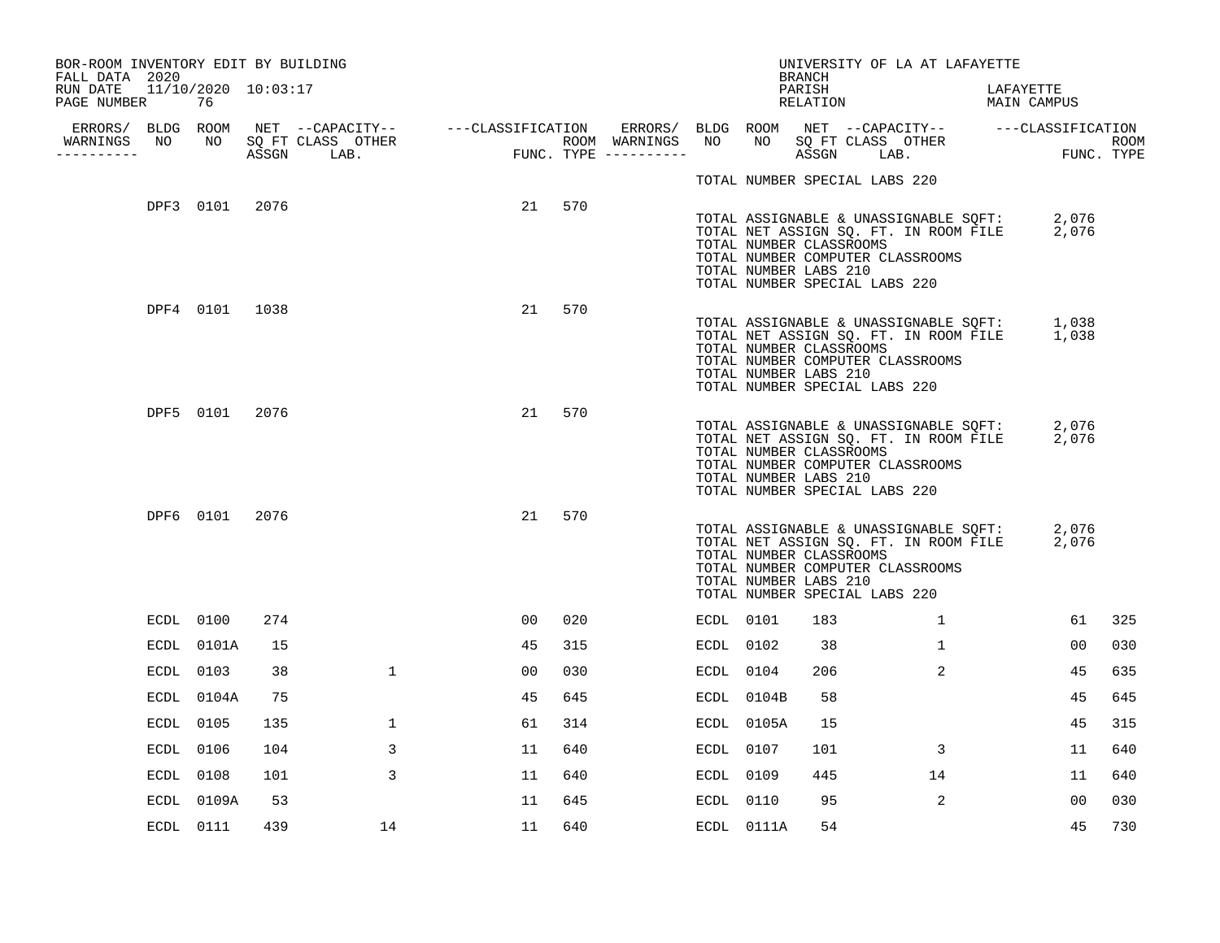BOR-ROOM INVENTORY EDIT BY BUILDING
FALL DATA 2020
RUN DATE 11/10/2020 10:03:17
PAGE NUMBER 76

UNIVERSITY OF LA AT LAFAYETTE
BRANCH
PARISH LAFAYETTE
RELATION MAIN CAMPUS

TOTAL NUMBER SPECIAL LABS 220

| ERRORS/ WARNINGS | BLDG NO | ROOM NO | NET SQ FT ASSGN | CAPACITY CLASS | CAPACITY OTHER LAB. | CLASSIFICATION FUNC. | ROOM TYPE |
|---|---|---|---|---|---|---|---|
| | DPF3 | 0101 | 2076 | | | 21 | 570 |

TOTAL ASSIGNABLE & UNASSIGNABLE SQFT: 2,076
TOTAL NET ASSIGN SQ. FT. IN ROOM FILE 2,076
TOTAL NUMBER CLASSROOMS
TOTAL NUMBER COMPUTER CLASSROOMS
TOTAL NUMBER LABS 210
TOTAL NUMBER SPECIAL LABS 220

| ERRORS/ WARNINGS | BLDG NO | ROOM NO | NET SQ FT ASSGN | CAPACITY CLASS | CAPACITY OTHER LAB. | CLASSIFICATION FUNC. | ROOM TYPE |
|---|---|---|---|---|---|---|---|
| | DPF4 | 0101 | 1038 | | | 21 | 570 |

TOTAL ASSIGNABLE & UNASSIGNABLE SQFT: 1,038
TOTAL NET ASSIGN SQ. FT. IN ROOM FILE 1,038
TOTAL NUMBER CLASSROOMS
TOTAL NUMBER COMPUTER CLASSROOMS
TOTAL NUMBER LABS 210
TOTAL NUMBER SPECIAL LABS 220

| ERRORS/ WARNINGS | BLDG NO | ROOM NO | NET SQ FT ASSGN | CAPACITY CLASS | CAPACITY OTHER LAB. | CLASSIFICATION FUNC. | ROOM TYPE |
|---|---|---|---|---|---|---|---|
| | DPF5 | 0101 | 2076 | | | 21 | 570 |

TOTAL ASSIGNABLE & UNASSIGNABLE SQFT: 2,076
TOTAL NET ASSIGN SQ. FT. IN ROOM FILE 2,076
TOTAL NUMBER CLASSROOMS
TOTAL NUMBER COMPUTER CLASSROOMS
TOTAL NUMBER LABS 210
TOTAL NUMBER SPECIAL LABS 220

| ERRORS/ WARNINGS | BLDG NO | ROOM NO | NET SQ FT ASSGN | CAPACITY CLASS | CAPACITY OTHER LAB. | CLASSIFICATION FUNC. | ROOM TYPE |
|---|---|---|---|---|---|---|---|
| | DPF6 | 0101 | 2076 | | | 21 | 570 |

TOTAL ASSIGNABLE & UNASSIGNABLE SQFT: 2,076
TOTAL NET ASSIGN SQ. FT. IN ROOM FILE 2,076
TOTAL NUMBER CLASSROOMS
TOTAL NUMBER COMPUTER CLASSROOMS
TOTAL NUMBER LABS 210
TOTAL NUMBER SPECIAL LABS 220

| ERRORS/ WARNINGS | BLDG NO | ROOM NO | NET SQ FT ASSGN | CAPACITY CLASS | CAPACITY OTHER LAB. | CLASSIFICATION FUNC. | ROOM TYPE | ERRORS/ WARNINGS | BLDG NO | ROOM NO | NET SQ FT ASSGN | CAPACITY CLASS | CAPACITY OTHER LAB. | CLASSIFICATION FUNC. | ROOM TYPE |
|---|---|---|---|---|---|---|---|---|---|---|---|---|---|---|---|
| | ECDL | 0100 | 274 | | | 00 | 020 | | ECDL | 0101 | 183 | | 1 | 61 | 325 |
| | ECDL | 0101A | 15 | | | 45 | 315 | | ECDL | 0102 | 38 | | 1 | 00 | 030 |
| | ECDL | 0103 | 38 | | 1 | 00 | 030 | | ECDL | 0104 | 206 | | 2 | 45 | 635 |
| | ECDL | 0104A | 75 | | | 45 | 645 | | ECDL | 0104B | 58 | | | 45 | 645 |
| | ECDL | 0105 | 135 | | 1 | 61 | 314 | | ECDL | 0105A | 15 | | | 45 | 315 |
| | ECDL | 0106 | 104 | | 3 | 11 | 640 | | ECDL | 0107 | 101 | | 3 | 11 | 640 |
| | ECDL | 0108 | 101 | | 3 | 11 | 640 | | ECDL | 0109 | 445 | | 14 | 11 | 640 |
| | ECDL | 0109A | 53 | | | 11 | 645 | | ECDL | 0110 | 95 | | 2 | 00 | 030 |
| | ECDL | 0111 | 439 | | 14 | 11 | 640 | | ECDL | 0111A | 54 | | | 45 | 730 |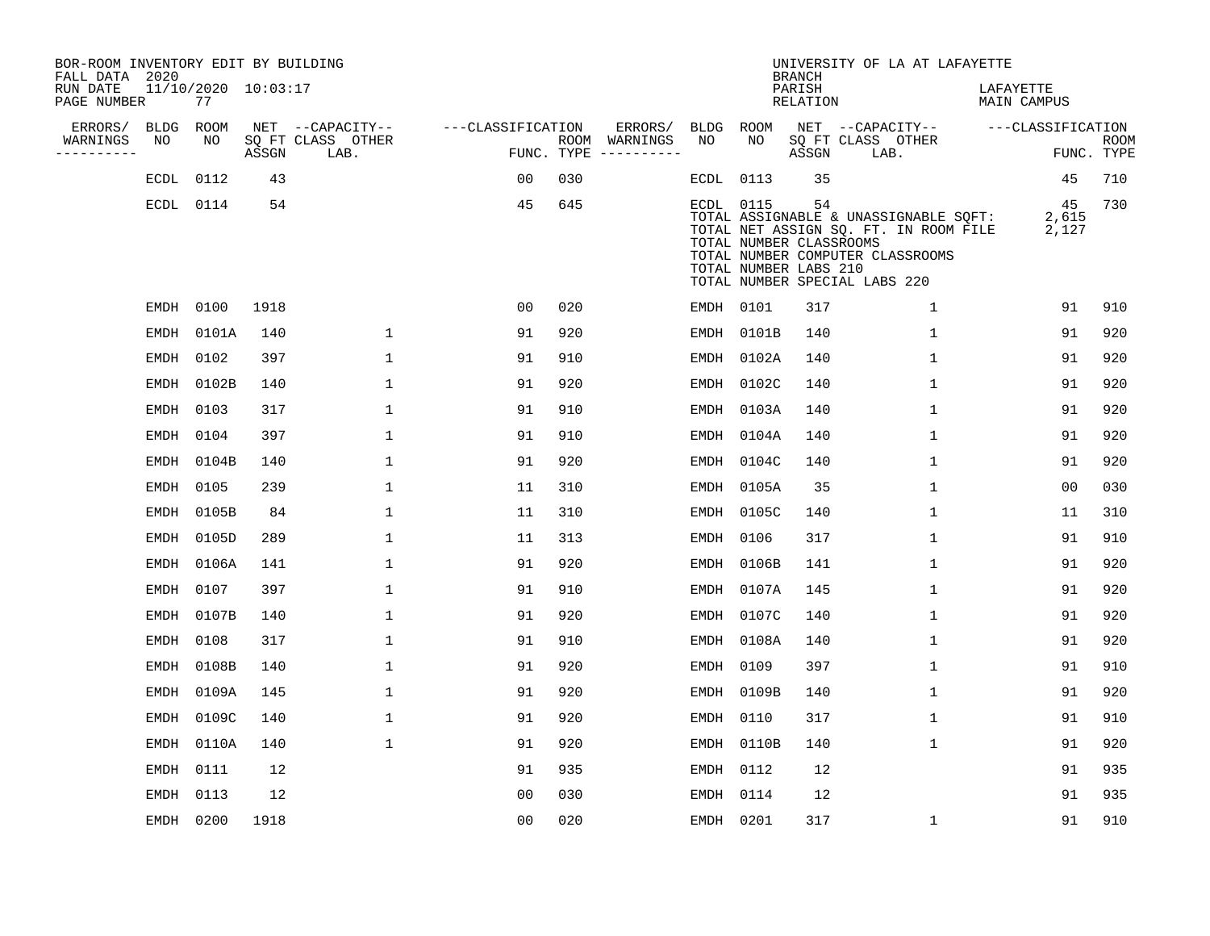BOR-ROOM INVENTORY EDIT BY BUILDING
FALL DATA 2020
RUN DATE 11/10/2020 10:03:17
PAGE NUMBER 77

UNIVERSITY OF LA AT LAFAYETTE
BRANCH
PARISH LAFAYETTE
RELATION MAIN CAMPUS

| ERRORS/ WARNINGS | BLDG NO | ROOM NO | NET SQ FT ASSGN | CAPACITY CLASS LAB. | CAPACITY OTHER | CLASSIFICATION FUNC. | ROOM TYPE | ERRORS/ WARNINGS | BLDG NO | ROOM NO | NET SQ FT ASSGN | CAPACITY CLASS LAB. | CAPACITY OTHER | CLASSIFICATION FUNC. | ROOM TYPE |
|---|---|---|---|---|---|---|---|---|---|---|---|---|---|---|---|
| | ECDL | 0112 | 43 | | | 00 | 030 | | ECDL | 0113 | 35 | | | 45 | 710 |
| | ECDL | 0114 | 54 | | | 45 | 645 | | ECDL | 0115 | 54 | | | 45 | 730 |

TOTAL ASSIGNABLE & UNASSIGNABLE SQFT: 2,615
TOTAL NET ASSIGN SQ. FT. IN ROOM FILE 2,127
TOTAL NUMBER CLASSROOMS
TOTAL NUMBER COMPUTER CLASSROOMS
TOTAL NUMBER LABS 210
TOTAL NUMBER SPECIAL LABS 220

| ERRORS/ WARNINGS | BLDG NO | ROOM NO | NET SQ FT ASSGN | CAPACITY CLASS LAB. | CAPACITY OTHER | CLASSIFICATION FUNC. | ROOM TYPE | ERRORS/ WARNINGS | BLDG NO | ROOM NO | NET SQ FT ASSGN | CAPACITY CLASS LAB. | CAPACITY OTHER | CLASSIFICATION FUNC. | ROOM TYPE |
|---|---|---|---|---|---|---|---|---|---|---|---|---|---|---|---|
| | EMDH | 0100 | 1918 | | | 00 | 020 | | EMDH | 0101 | 317 | | 1 | 91 | 910 |
| | EMDH | 0101A | 140 | | 1 | 91 | 920 | | EMDH | 0101B | 140 | | 1 | 91 | 920 |
| | EMDH | 0102 | 397 | | 1 | 91 | 910 | | EMDH | 0102A | 140 | | 1 | 91 | 920 |
| | EMDH | 0102B | 140 | | 1 | 91 | 920 | | EMDH | 0102C | 140 | | 1 | 91 | 920 |
| | EMDH | 0103 | 317 | | 1 | 91 | 910 | | EMDH | 0103A | 140 | | 1 | 91 | 920 |
| | EMDH | 0104 | 397 | | 1 | 91 | 910 | | EMDH | 0104A | 140 | | 1 | 91 | 920 |
| | EMDH | 0104B | 140 | | 1 | 91 | 920 | | EMDH | 0104C | 140 | | 1 | 91 | 920 |
| | EMDH | 0105 | 239 | | 1 | 11 | 310 | | EMDH | 0105A | 35 | | 1 | 00 | 030 |
| | EMDH | 0105B | 84 | | 1 | 11 | 310 | | EMDH | 0105C | 140 | | 1 | 11 | 310 |
| | EMDH | 0105D | 289 | | 1 | 11 | 313 | | EMDH | 0106 | 317 | | 1 | 91 | 910 |
| | EMDH | 0106A | 141 | | 1 | 91 | 920 | | EMDH | 0106B | 141 | | 1 | 91 | 920 |
| | EMDH | 0107 | 397 | | 1 | 91 | 910 | | EMDH | 0107A | 145 | | 1 | 91 | 920 |
| | EMDH | 0107B | 140 | | 1 | 91 | 920 | | EMDH | 0107C | 140 | | 1 | 91 | 920 |
| | EMDH | 0108 | 317 | | 1 | 91 | 910 | | EMDH | 0108A | 140 | | 1 | 91 | 920 |
| | EMDH | 0108B | 140 | | 1 | 91 | 920 | | EMDH | 0109 | 397 | | 1 | 91 | 910 |
| | EMDH | 0109A | 145 | | 1 | 91 | 920 | | EMDH | 0109B | 140 | | 1 | 91 | 920 |
| | EMDH | 0109C | 140 | | 1 | 91 | 920 | | EMDH | 0110 | 317 | | 1 | 91 | 910 |
| | EMDH | 0110A | 140 | | 1 | 91 | 920 | | EMDH | 0110B | 140 | | 1 | 91 | 920 |
| | EMDH | 0111 | 12 | | | 91 | 935 | | EMDH | 0112 | 12 | | | 91 | 935 |
| | EMDH | 0113 | 12 | | | 00 | 030 | | EMDH | 0114 | 12 | | | 91 | 935 |
| | EMDH | 0200 | 1918 | | | 00 | 020 | | EMDH | 0201 | 317 | | 1 | 91 | 910 |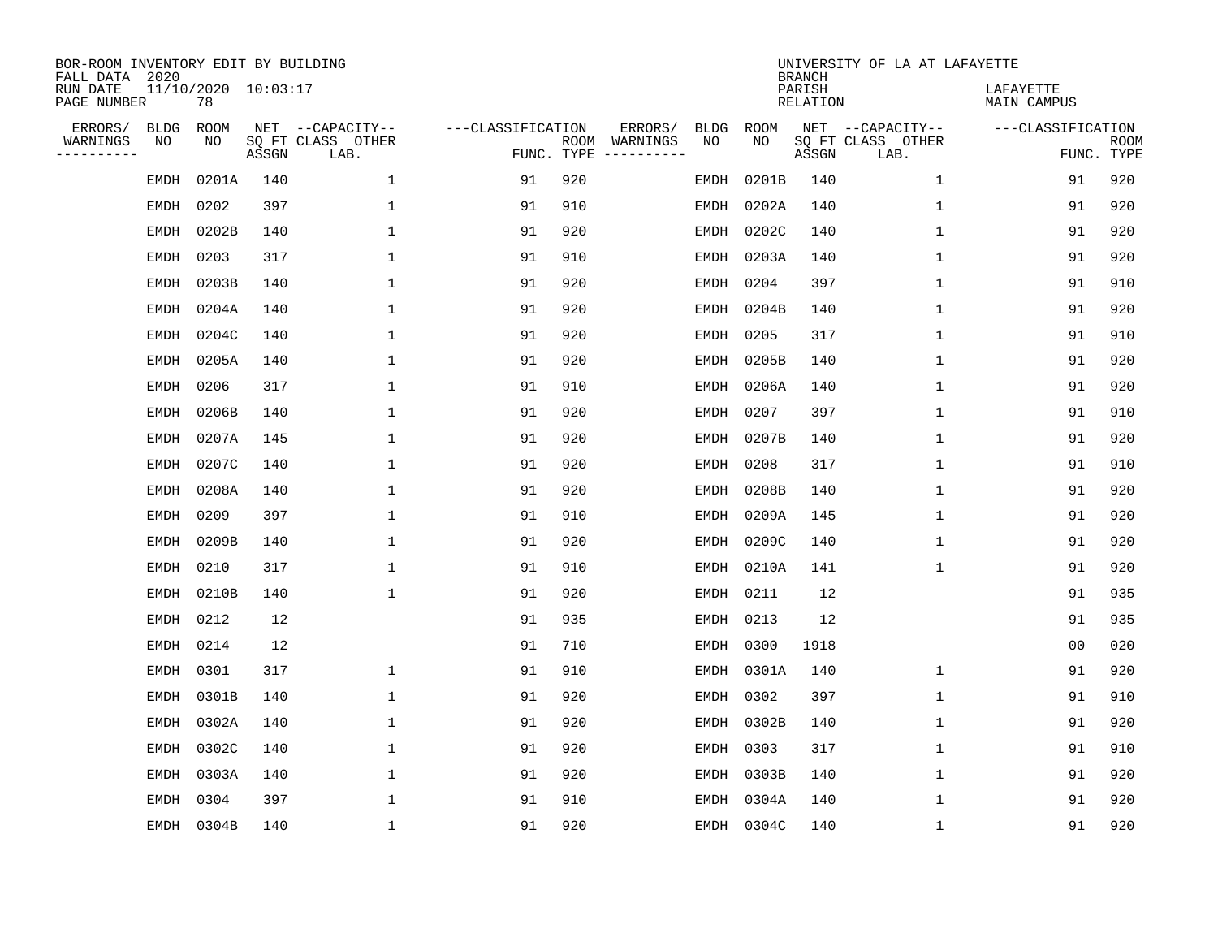BOR-ROOM INVENTORY EDIT BY BUILDING
FALL DATA 2020
RUN DATE 11/10/2020 10:03:17
PAGE NUMBER 78

UNIVERSITY OF LA AT LAFAYETTE
BRANCH
PARISH LAFAYETTE
RELATION MAIN CAMPUS

| ERRORS/ WARNINGS | BLDG NO | ROOM NO | NET SQ FT ASSGN | --CAPACITY-- CLASS LAB. | OTHER | ---CLASSIFICATION FUNC. | ROOM TYPE | ERRORS/ WARNINGS | BLDG NO | ROOM NO | NET SQ FT ASSGN | --CAPACITY-- CLASS LAB. | OTHER | ---CLASSIFICATION FUNC. | ROOM TYPE |
|---|---|---|---|---|---|---|---|---|---|---|---|---|---|---|---|
| | EMDH | 0201A | 140 | | 1 | 91 | 920 | | EMDH | 0201B | 140 | | 1 | 91 | 920 |
| | EMDH | 0202 | 397 | | 1 | 91 | 910 | | EMDH | 0202A | 140 | | 1 | 91 | 920 |
| | EMDH | 0202B | 140 | | 1 | 91 | 920 | | EMDH | 0202C | 140 | | 1 | 91 | 920 |
| | EMDH | 0203 | 317 | | 1 | 91 | 910 | | EMDH | 0203A | 140 | | 1 | 91 | 920 |
| | EMDH | 0203B | 140 | | 1 | 91 | 920 | | EMDH | 0204 | 397 | | 1 | 91 | 910 |
| | EMDH | 0204A | 140 | | 1 | 91 | 920 | | EMDH | 0204B | 140 | | 1 | 91 | 920 |
| | EMDH | 0204C | 140 | | 1 | 91 | 920 | | EMDH | 0205 | 317 | | 1 | 91 | 910 |
| | EMDH | 0205A | 140 | | 1 | 91 | 920 | | EMDH | 0205B | 140 | | 1 | 91 | 920 |
| | EMDH | 0206 | 317 | | 1 | 91 | 910 | | EMDH | 0206A | 140 | | 1 | 91 | 920 |
| | EMDH | 0206B | 140 | | 1 | 91 | 920 | | EMDH | 0207 | 397 | | 1 | 91 | 910 |
| | EMDH | 0207A | 145 | | 1 | 91 | 920 | | EMDH | 0207B | 140 | | 1 | 91 | 920 |
| | EMDH | 0207C | 140 | | 1 | 91 | 920 | | EMDH | 0208 | 317 | | 1 | 91 | 910 |
| | EMDH | 0208A | 140 | | 1 | 91 | 920 | | EMDH | 0208B | 140 | | 1 | 91 | 920 |
| | EMDH | 0209 | 397 | | 1 | 91 | 910 | | EMDH | 0209A | 145 | | 1 | 91 | 920 |
| | EMDH | 0209B | 140 | | 1 | 91 | 920 | | EMDH | 0209C | 140 | | 1 | 91 | 920 |
| | EMDH | 0210 | 317 | | 1 | 91 | 910 | | EMDH | 0210A | 141 | | 1 | 91 | 920 |
| | EMDH | 0210B | 140 | | 1 | 91 | 920 | | EMDH | 0211 | 12 | | | 91 | 935 |
| | EMDH | 0212 | 12 | | | 91 | 935 | | EMDH | 0213 | 12 | | | 91 | 935 |
| | EMDH | 0214 | 12 | | | 91 | 710 | | EMDH | 0300 | 1918 | | | 00 | 020 |
| | EMDH | 0301 | 317 | | 1 | 91 | 910 | | EMDH | 0301A | 140 | | 1 | 91 | 920 |
| | EMDH | 0301B | 140 | | 1 | 91 | 920 | | EMDH | 0302 | 397 | | 1 | 91 | 910 |
| | EMDH | 0302A | 140 | | 1 | 91 | 920 | | EMDH | 0302B | 140 | | 1 | 91 | 920 |
| | EMDH | 0302C | 140 | | 1 | 91 | 920 | | EMDH | 0303 | 317 | | 1 | 91 | 910 |
| | EMDH | 0303A | 140 | | 1 | 91 | 920 | | EMDH | 0303B | 140 | | 1 | 91 | 920 |
| | EMDH | 0304 | 397 | | 1 | 91 | 910 | | EMDH | 0304A | 140 | | 1 | 91 | 920 |
| | EMDH | 0304B | 140 | | 1 | 91 | 920 | | EMDH | 0304C | 140 | | 1 | 91 | 920 |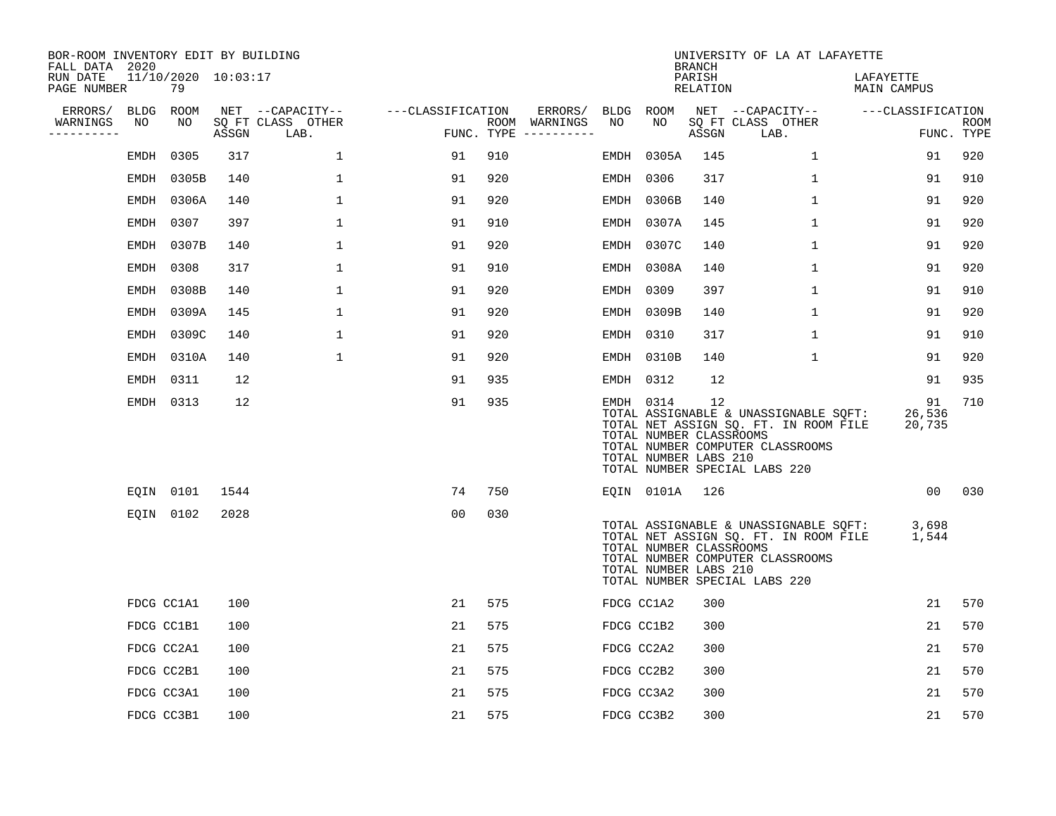BOR-ROOM INVENTORY EDIT BY BUILDING
FALL DATA 2020
RUN DATE 11/10/2020 10:03:17
PAGE NUMBER 79

UNIVERSITY OF LA AT LAFAYETTE
BRANCH
PARISH LAFAYETTE
RELATION MAIN CAMPUS

| ERRORS/ WARNINGS | BLDG NO | ROOM NO | NET SQ FT ASSGN | CAPACITY CLASS LAB. | CAPACITY OTHER | CLASSIFICATION FUNC. | ROOM TYPE | ERRORS/ WARNINGS | BLDG NO | ROOM NO | NET SQ FT ASSGN | CAPACITY CLASS LAB. | CAPACITY OTHER | CLASSIFICATION FUNC. | ROOM TYPE |
|---|---|---|---|---|---|---|---|---|---|---|---|---|---|---|---|
| | EMDH | 0305 | 317 | | 1 | 91 | 910 | | EMDH | 0305A | 145 | | 1 | 91 | 920 |
| | EMDH | 0305B | 140 | | 1 | 91 | 920 | | EMDH | 0306 | 317 | | 1 | 91 | 910 |
| | EMDH | 0306A | 140 | | 1 | 91 | 920 | | EMDH | 0306B | 140 | | 1 | 91 | 920 |
| | EMDH | 0307 | 397 | | 1 | 91 | 910 | | EMDH | 0307A | 145 | | 1 | 91 | 920 |
| | EMDH | 0307B | 140 | | 1 | 91 | 920 | | EMDH | 0307C | 140 | | 1 | 91 | 920 |
| | EMDH | 0308 | 317 | | 1 | 91 | 910 | | EMDH | 0308A | 140 | | 1 | 91 | 920 |
| | EMDH | 0308B | 140 | | 1 | 91 | 920 | | EMDH | 0309 | 397 | | 1 | 91 | 910 |
| | EMDH | 0309A | 145 | | 1 | 91 | 920 | | EMDH | 0309B | 140 | | 1 | 91 | 920 |
| | EMDH | 0309C | 140 | | 1 | 91 | 920 | | EMDH | 0310 | 317 | | 1 | 91 | 910 |
| | EMDH | 0310A | 140 | | 1 | 91 | 920 | | EMDH | 0310B | 140 | | 1 | 91 | 920 |
| | EMDH | 0311 | 12 | | | 91 | 935 | | EMDH | 0312 | 12 | | | 91 | 935 |
| | EMDH | 0313 | 12 | | | 91 | 935 | | EMDH | 0314 | 12 | | | 91 | 710 |

TOTAL ASSIGNABLE & UNASSIGNABLE SQFT: 26,536
TOTAL NET ASSIGN SQ. FT. IN ROOM FILE 20,735
TOTAL NUMBER CLASSROOMS
TOTAL NUMBER COMPUTER CLASSROOMS
TOTAL NUMBER LABS 210
TOTAL NUMBER SPECIAL LABS 220

| ERRORS/ WARNINGS | BLDG NO | ROOM NO | NET SQ FT ASSGN | CAPACITY CLASS LAB. | CAPACITY OTHER | CLASSIFICATION FUNC. | ROOM TYPE | ERRORS/ WARNINGS | BLDG NO | ROOM NO | NET SQ FT ASSGN | CAPACITY CLASS LAB. | CAPACITY OTHER | CLASSIFICATION FUNC. | ROOM TYPE |
|---|---|---|---|---|---|---|---|---|---|---|---|---|---|---|---|
| | EQIN | 0101 | 1544 | | | 74 | 750 | | EQIN | 0101A | 126 | | | 00 | 030 |
| | EQIN | 0102 | 2028 | | | 00 | 030 | | | | | | | | |

TOTAL ASSIGNABLE & UNASSIGNABLE SQFT: 3,698
TOTAL NET ASSIGN SQ. FT. IN ROOM FILE 1,544
TOTAL NUMBER CLASSROOMS
TOTAL NUMBER COMPUTER CLASSROOMS
TOTAL NUMBER LABS 210
TOTAL NUMBER SPECIAL LABS 220

| ERRORS/ WARNINGS | BLDG NO | ROOM NO | NET SQ FT ASSGN | CAPACITY CLASS LAB. | CAPACITY OTHER | CLASSIFICATION FUNC. | ROOM TYPE | ERRORS/ WARNINGS | BLDG NO | ROOM NO | NET SQ FT ASSGN | CAPACITY CLASS LAB. | CAPACITY OTHER | CLASSIFICATION FUNC. | ROOM TYPE |
|---|---|---|---|---|---|---|---|---|---|---|---|---|---|---|---|
| | FDCG | CC1A1 | 100 | | | 21 | 575 | | FDCG | CC1A2 | 300 | | | 21 | 570 |
| | FDCG | CC1B1 | 100 | | | 21 | 575 | | FDCG | CC1B2 | 300 | | | 21 | 570 |
| | FDCG | CC2A1 | 100 | | | 21 | 575 | | FDCG | CC2A2 | 300 | | | 21 | 570 |
| | FDCG | CC2B1 | 100 | | | 21 | 575 | | FDCG | CC2B2 | 300 | | | 21 | 570 |
| | FDCG | CC3A1 | 100 | | | 21 | 575 | | FDCG | CC3A2 | 300 | | | 21 | 570 |
| | FDCG | CC3B1 | 100 | | | 21 | 575 | | FDCG | CC3B2 | 300 | | | 21 | 570 |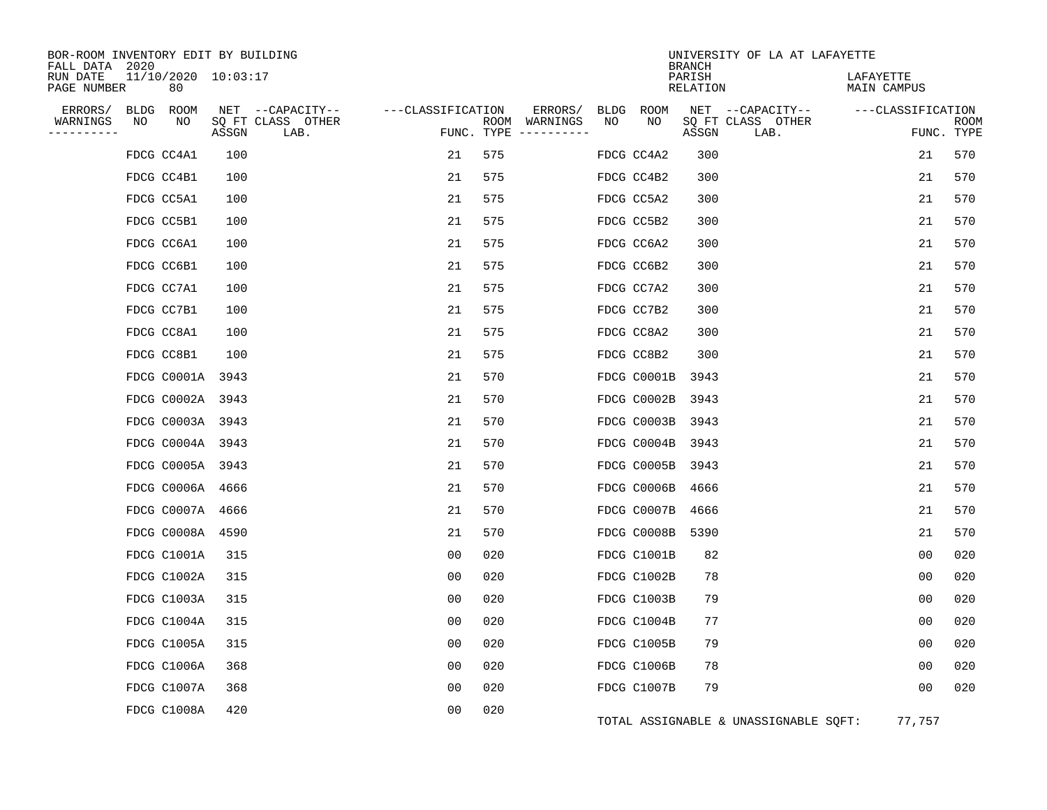BOR-ROOM INVENTORY EDIT BY BUILDING
FALL DATA 2020
RUN DATE 11/10/2020 10:03:17
PAGE NUMBER 80

UNIVERSITY OF LA AT LAFAYETTE
BRANCH
PARISH LAFAYETTE
RELATION MAIN CAMPUS

| ERRORS/ WARNINGS | BLDG NO | ROOM NO | NET SQ FT ASSGN | CAPACITY CLASS | CAPACITY OTHER LAB. | CLASSIFICATION FUNC. | ROOM TYPE | ERRORS/ WARNINGS | BLDG NO | ROOM NO | NET SQ FT ASSGN | CAPACITY CLASS | CAPACITY OTHER LAB. | CLASSIFICATION FUNC. | ROOM TYPE |
|---|---|---|---|---|---|---|---|---|---|---|---|---|---|---|---|
| | FDCG | CC4A1 | 100 | | | 21 | 575 | | FDCG | CC4A2 | 300 | | | 21 | 570 |
| | FDCG | CC4B1 | 100 | | | 21 | 575 | | FDCG | CC4B2 | 300 | | | 21 | 570 |
| | FDCG | CC5A1 | 100 | | | 21 | 575 | | FDCG | CC5A2 | 300 | | | 21 | 570 |
| | FDCG | CC5B1 | 100 | | | 21 | 575 | | FDCG | CC5B2 | 300 | | | 21 | 570 |
| | FDCG | CC6A1 | 100 | | | 21 | 575 | | FDCG | CC6A2 | 300 | | | 21 | 570 |
| | FDCG | CC6B1 | 100 | | | 21 | 575 | | FDCG | CC6B2 | 300 | | | 21 | 570 |
| | FDCG | CC7A1 | 100 | | | 21 | 575 | | FDCG | CC7A2 | 300 | | | 21 | 570 |
| | FDCG | CC7B1 | 100 | | | 21 | 575 | | FDCG | CC7B2 | 300 | | | 21 | 570 |
| | FDCG | CC8A1 | 100 | | | 21 | 575 | | FDCG | CC8A2 | 300 | | | 21 | 570 |
| | FDCG | CC8B1 | 100 | | | 21 | 575 | | FDCG | CC8B2 | 300 | | | 21 | 570 |
| | FDCG | C0001A | 3943 | | | 21 | 570 | | FDCG | C0001B | 3943 | | | 21 | 570 |
| | FDCG | C0002A | 3943 | | | 21 | 570 | | FDCG | C0002B | 3943 | | | 21 | 570 |
| | FDCG | C0003A | 3943 | | | 21 | 570 | | FDCG | C0003B | 3943 | | | 21 | 570 |
| | FDCG | C0004A | 3943 | | | 21 | 570 | | FDCG | C0004B | 3943 | | | 21 | 570 |
| | FDCG | C0005A | 3943 | | | 21 | 570 | | FDCG | C0005B | 3943 | | | 21 | 570 |
| | FDCG | C0006A | 4666 | | | 21 | 570 | | FDCG | C0006B | 4666 | | | 21 | 570 |
| | FDCG | C0007A | 4666 | | | 21 | 570 | | FDCG | C0007B | 4666 | | | 21 | 570 |
| | FDCG | C0008A | 4590 | | | 21 | 570 | | FDCG | C0008B | 5390 | | | 21 | 570 |
| | FDCG | C1001A | 315 | | | 00 | 020 | | FDCG | C1001B | 82 | | | 00 | 020 |
| | FDCG | C1002A | 315 | | | 00 | 020 | | FDCG | C1002B | 78 | | | 00 | 020 |
| | FDCG | C1003A | 315 | | | 00 | 020 | | FDCG | C1003B | 79 | | | 00 | 020 |
| | FDCG | C1004A | 315 | | | 00 | 020 | | FDCG | C1004B | 77 | | | 00 | 020 |
| | FDCG | C1005A | 315 | | | 00 | 020 | | FDCG | C1005B | 79 | | | 00 | 020 |
| | FDCG | C1006A | 368 | | | 00 | 020 | | FDCG | C1006B | 78 | | | 00 | 020 |
| | FDCG | C1007A | 368 | | | 00 | 020 | | FDCG | C1007B | 79 | | | 00 | 020 |
| | FDCG | C1008A | 420 | | | 00 | 020 | | | | | | | | |

TOTAL ASSIGNABLE & UNASSIGNABLE SQFT: 77,757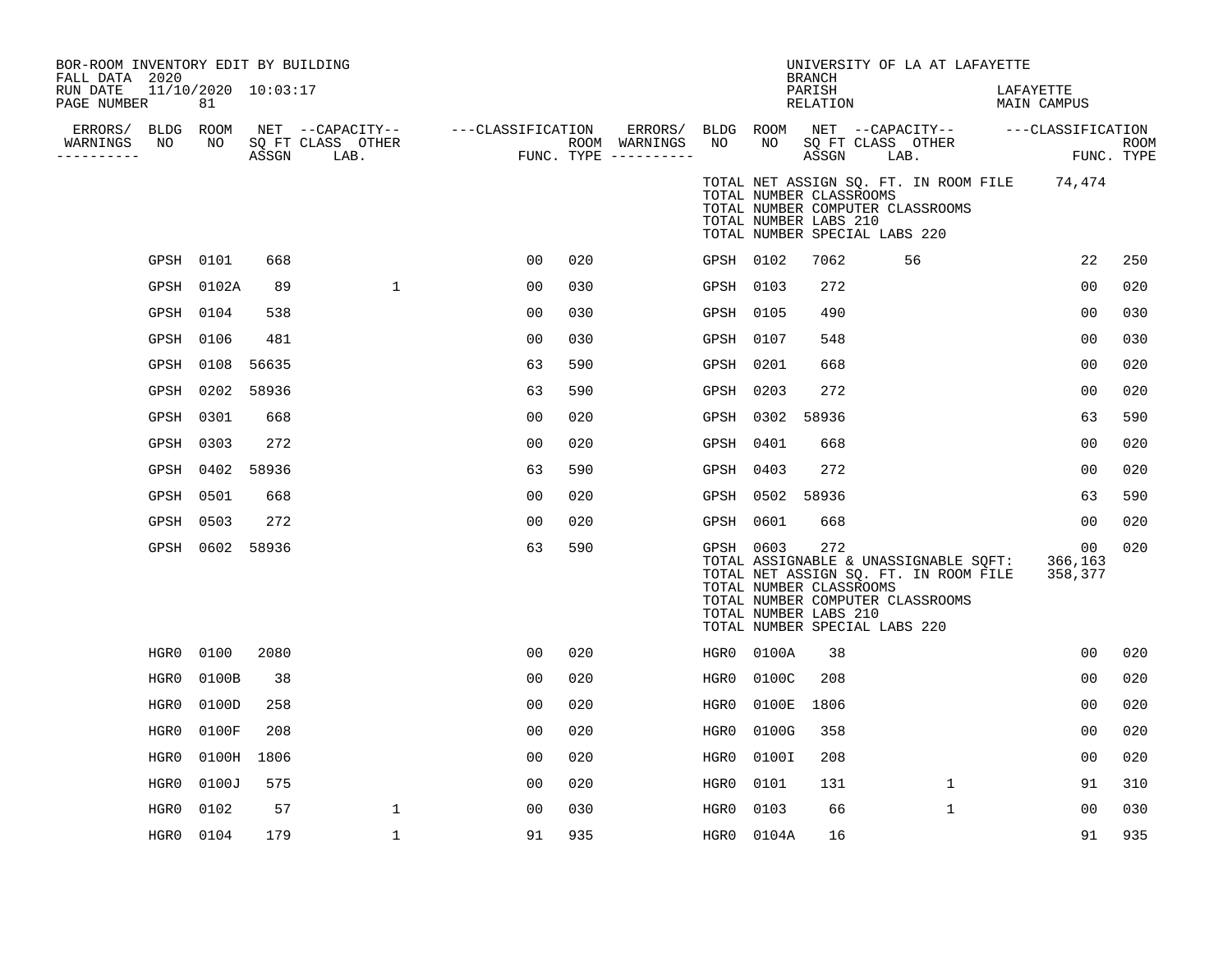BOR-ROOM INVENTORY EDIT BY BUILDING
FALL DATA 2020
RUN DATE 11/10/2020 10:03:17
PAGE NUMBER 81

UNIVERSITY OF LA AT LAFAYETTE
BRANCH
PARISH LAFAYETTE
RELATION MAIN CAMPUS

| ERRORS/ WARNINGS | BLDG NO | ROOM NO | NET SQ FT ASSGN | CAPACITY CLASS | OTHER LAB. | CLASSIFICATION FUNC. | ROOM TYPE | ERRORS/ WARNINGS | BLDG NO | ROOM NO | NET SQ FT ASSGN | CAPACITY CLASS | OTHER LAB. | CLASSIFICATION FUNC. | ROOM TYPE |
|---|---|---|---|---|---|---|---|---|---|---|---|---|---|---|---|
| | | | | | | | | | TOTAL NET ASSIGN SQ. FT. IN ROOM FILE | | | | | 74,474 | |
| | | | | | | | | | TOTAL NUMBER CLASSROOMS | | | | | | |
| | | | | | | | | | TOTAL NUMBER COMPUTER CLASSROOMS | | | | | | |
| | | | | | | | | | TOTAL NUMBER LABS 210 | | | | | | |
| | | | | | | | | | TOTAL NUMBER SPECIAL LABS 220 | | | | | | |
| | GPSH | 0101 | 668 | | | 00 | 020 | | GPSH | 0102 | 7062 | 56 | | 22 | 250 |
| | GPSH | 0102A | 89 | | 1 | 00 | 030 | | GPSH | 0103 | 272 | | | 00 | 020 |
| | GPSH | 0104 | 538 | | | 00 | 030 | | GPSH | 0105 | 490 | | | 00 | 030 |
| | GPSH | 0106 | 481 | | | 00 | 030 | | GPSH | 0107 | 548 | | | 00 | 030 |
| | GPSH | 0108 | 56635 | | | 63 | 590 | | GPSH | 0201 | 668 | | | 00 | 020 |
| | GPSH | 0202 | 58936 | | | 63 | 590 | | GPSH | 0203 | 272 | | | 00 | 020 |
| | GPSH | 0301 | 668 | | | 00 | 020 | | GPSH | 0302 | 58936 | | | 63 | 590 |
| | GPSH | 0303 | 272 | | | 00 | 020 | | GPSH | 0401 | 668 | | | 00 | 020 |
| | GPSH | 0402 | 58936 | | | 63 | 590 | | GPSH | 0403 | 272 | | | 00 | 020 |
| | GPSH | 0501 | 668 | | | 00 | 020 | | GPSH | 0502 | 58936 | | | 63 | 590 |
| | GPSH | 0503 | 272 | | | 00 | 020 | | GPSH | 0601 | 668 | | | 00 | 020 |
| | GPSH | 0602 | 58936 | | | 63 | 590 | | GPSH | 0603 | 272 | | | 00 | 020 |
| | | | | | | | | | TOTAL ASSIGNABLE & UNASSIGNABLE SQFT: | | | | | 366,163 | |
| | | | | | | | | | TOTAL NET ASSIGN SQ. FT. IN ROOM FILE | | | | | 358,377 | |
| | | | | | | | | | TOTAL NUMBER CLASSROOMS | | | | | | |
| | | | | | | | | | TOTAL NUMBER COMPUTER CLASSROOMS | | | | | | |
| | | | | | | | | | TOTAL NUMBER LABS 210 | | | | | | |
| | | | | | | | | | TOTAL NUMBER SPECIAL LABS 220 | | | | | | |
| | HGR0 | 0100 | 2080 | | | 00 | 020 | | HGR0 | 0100A | 38 | | | 00 | 020 |
| | HGR0 | 0100B | 38 | | | 00 | 020 | | HGR0 | 0100C | 208 | | | 00 | 020 |
| | HGR0 | 0100D | 258 | | | 00 | 020 | | HGR0 | 0100E | 1806 | | | 00 | 020 |
| | HGR0 | 0100F | 208 | | | 00 | 020 | | HGR0 | 0100G | 358 | | | 00 | 020 |
| | HGR0 | 0100H | 1806 | | | 00 | 020 | | HGR0 | 0100I | 208 | | | 00 | 020 |
| | HGR0 | 0100J | 575 | | | 00 | 020 | | HGR0 | 0101 | 131 | | 1 | 91 | 310 |
| | HGR0 | 0102 | 57 | | 1 | 00 | 030 | | HGR0 | 0103 | 66 | | 1 | 00 | 030 |
| | HGR0 | 0104 | 179 | | 1 | 91 | 935 | | HGR0 | 0104A | 16 | | | 91 | 935 |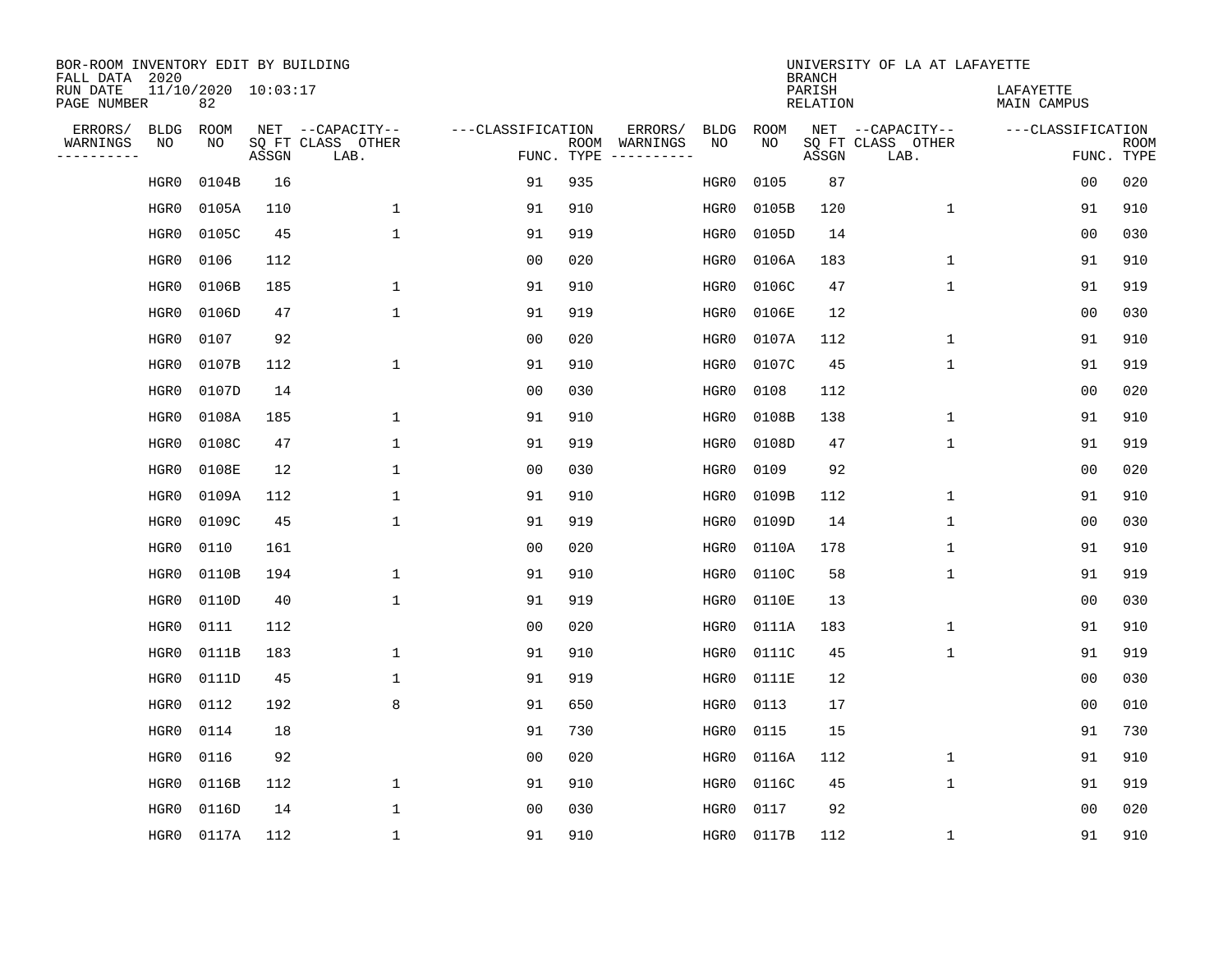BOR-ROOM INVENTORY EDIT BY BUILDING
FALL DATA 2020
RUN DATE 11/10/2020 10:03:17
PAGE NUMBER 82

UNIVERSITY OF LA AT LAFAYETTE
BRANCH
PARISH LAFAYETTE
RELATION MAIN CAMPUS

| ERRORS/ WARNINGS | BLDG NO | ROOM NO | NET SQ FT ASSGN | --CAPACITY-- CLASS LAB. | OTHER | ---CLASSIFICATION FUNC. | ROOM TYPE | ERRORS/ WARNINGS | BLDG NO | ROOM NO | NET SQ FT ASSGN | --CAPACITY-- CLASS LAB. | OTHER | ---CLASSIFICATION FUNC. | ROOM TYPE |
|---|---|---|---|---|---|---|---|---|---|---|---|---|---|---|---|
| | HGR0 | 0104B | 16 | | | 91 | 935 | | HGR0 | 0105 | 87 | | | 00 | 020 |
| | HGR0 | 0105A | 110 | | 1 | 91 | 910 | | HGR0 | 0105B | 120 | | 1 | 91 | 910 |
| | HGR0 | 0105C | 45 | | 1 | 91 | 919 | | HGR0 | 0105D | 14 | | | 00 | 030 |
| | HGR0 | 0106 | 112 | | | 00 | 020 | | HGR0 | 0106A | 183 | | 1 | 91 | 910 |
| | HGR0 | 0106B | 185 | | 1 | 91 | 910 | | HGR0 | 0106C | 47 | | 1 | 91 | 919 |
| | HGR0 | 0106D | 47 | | 1 | 91 | 919 | | HGR0 | 0106E | 12 | | | 00 | 030 |
| | HGR0 | 0107 | 92 | | | 00 | 020 | | HGR0 | 0107A | 112 | | 1 | 91 | 910 |
| | HGR0 | 0107B | 112 | | 1 | 91 | 910 | | HGR0 | 0107C | 45 | | 1 | 91 | 919 |
| | HGR0 | 0107D | 14 | | | 00 | 030 | | HGR0 | 0108 | 112 | | | 00 | 020 |
| | HGR0 | 0108A | 185 | | 1 | 91 | 910 | | HGR0 | 0108B | 138 | | 1 | 91 | 910 |
| | HGR0 | 0108C | 47 | | 1 | 91 | 919 | | HGR0 | 0108D | 47 | | 1 | 91 | 919 |
| | HGR0 | 0108E | 12 | | 1 | 00 | 030 | | HGR0 | 0109 | 92 | | | 00 | 020 |
| | HGR0 | 0109A | 112 | | 1 | 91 | 910 | | HGR0 | 0109B | 112 | | 1 | 91 | 910 |
| | HGR0 | 0109C | 45 | | 1 | 91 | 919 | | HGR0 | 0109D | 14 | | 1 | 00 | 030 |
| | HGR0 | 0110 | 161 | | | 00 | 020 | | HGR0 | 0110A | 178 | | 1 | 91 | 910 |
| | HGR0 | 0110B | 194 | | 1 | 91 | 910 | | HGR0 | 0110C | 58 | | 1 | 91 | 919 |
| | HGR0 | 0110D | 40 | | 1 | 91 | 919 | | HGR0 | 0110E | 13 | | | 00 | 030 |
| | HGR0 | 0111 | 112 | | | 00 | 020 | | HGR0 | 0111A | 183 | | 1 | 91 | 910 |
| | HGR0 | 0111B | 183 | | 1 | 91 | 910 | | HGR0 | 0111C | 45 | | 1 | 91 | 919 |
| | HGR0 | 0111D | 45 | | 1 | 91 | 919 | | HGR0 | 0111E | 12 | | | 00 | 030 |
| | HGR0 | 0112 | 192 | | 8 | 91 | 650 | | HGR0 | 0113 | 17 | | | 00 | 010 |
| | HGR0 | 0114 | 18 | | | 91 | 730 | | HGR0 | 0115 | 15 | | | 91 | 730 |
| | HGR0 | 0116 | 92 | | | 00 | 020 | | HGR0 | 0116A | 112 | | 1 | 91 | 910 |
| | HGR0 | 0116B | 112 | | 1 | 91 | 910 | | HGR0 | 0116C | 45 | | 1 | 91 | 919 |
| | HGR0 | 0116D | 14 | | 1 | 00 | 030 | | HGR0 | 0117 | 92 | | | 00 | 020 |
| | HGR0 | 0117A | 112 | | 1 | 91 | 910 | | HGR0 | 0117B | 112 | | 1 | 91 | 910 |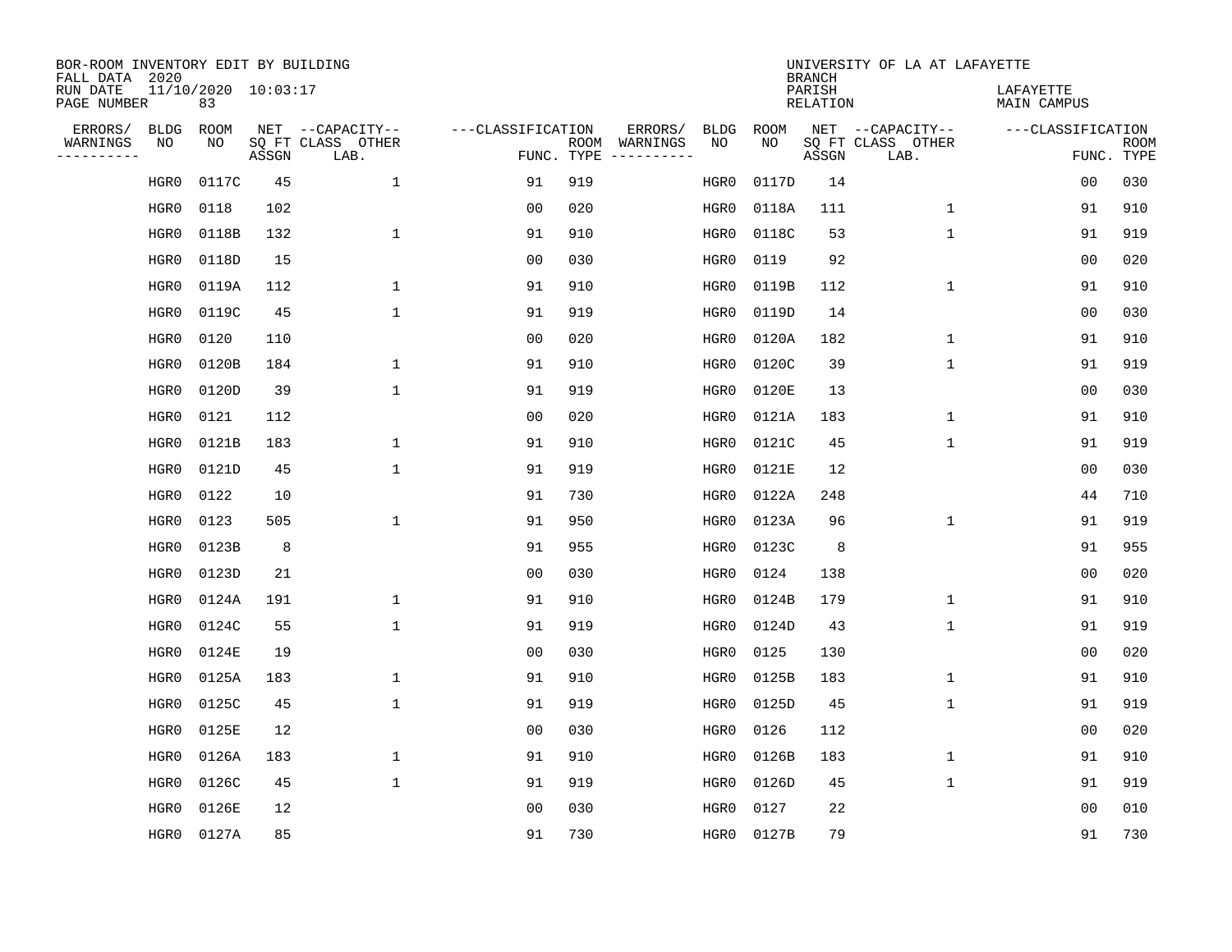BOR-ROOM INVENTORY EDIT BY BUILDING
FALL DATA 2020
RUN DATE 11/10/2020 10:03:17
PAGE NUMBER 83

UNIVERSITY OF LA AT LAFAYETTE
BRANCH
PARISH LAFAYETTE
RELATION MAIN CAMPUS

| ERRORS/ WARNINGS | BLDG NO | ROOM NO | NET SQ FT ASSGN | CAPACITY CLASS LAB. | CAPACITY OTHER | CLASSIFICATION FUNC. | ROOM TYPE | ERRORS/ WARNINGS | BLDG NO | ROOM NO | NET SQ FT ASSGN | CAPACITY CLASS LAB. | CAPACITY OTHER | CLASSIFICATION FUNC. | ROOM TYPE |
|---|---|---|---|---|---|---|---|---|---|---|---|---|---|---|---|
| | HGR0 | 0117C | 45 | | 1 | 91 | 919 | | HGR0 | 0117D | 14 | | | 00 | 030 |
| | HGR0 | 0118 | 102 | | | 00 | 020 | | HGR0 | 0118A | 111 | | 1 | 91 | 910 |
| | HGR0 | 0118B | 132 | | 1 | 91 | 910 | | HGR0 | 0118C | 53 | | 1 | 91 | 919 |
| | HGR0 | 0118D | 15 | | | 00 | 030 | | HGR0 | 0119 | 92 | | | 00 | 020 |
| | HGR0 | 0119A | 112 | | 1 | 91 | 910 | | HGR0 | 0119B | 112 | | 1 | 91 | 910 |
| | HGR0 | 0119C | 45 | | 1 | 91 | 919 | | HGR0 | 0119D | 14 | | | 00 | 030 |
| | HGR0 | 0120 | 110 | | | 00 | 020 | | HGR0 | 0120A | 182 | | 1 | 91 | 910 |
| | HGR0 | 0120B | 184 | | 1 | 91 | 910 | | HGR0 | 0120C | 39 | | 1 | 91 | 919 |
| | HGR0 | 0120D | 39 | | 1 | 91 | 919 | | HGR0 | 0120E | 13 | | | 00 | 030 |
| | HGR0 | 0121 | 112 | | | 00 | 020 | | HGR0 | 0121A | 183 | | 1 | 91 | 910 |
| | HGR0 | 0121B | 183 | | 1 | 91 | 910 | | HGR0 | 0121C | 45 | | 1 | 91 | 919 |
| | HGR0 | 0121D | 45 | | 1 | 91 | 919 | | HGR0 | 0121E | 12 | | | 00 | 030 |
| | HGR0 | 0122 | 10 | | | 91 | 730 | | HGR0 | 0122A | 248 | | | 44 | 710 |
| | HGR0 | 0123 | 505 | | 1 | 91 | 950 | | HGR0 | 0123A | 96 | | 1 | 91 | 919 |
| | HGR0 | 0123B | 8 | | | 91 | 955 | | HGR0 | 0123C | 8 | | | 91 | 955 |
| | HGR0 | 0123D | 21 | | | 00 | 030 | | HGR0 | 0124 | 138 | | | 00 | 020 |
| | HGR0 | 0124A | 191 | | 1 | 91 | 910 | | HGR0 | 0124B | 179 | | 1 | 91 | 910 |
| | HGR0 | 0124C | 55 | | 1 | 91 | 919 | | HGR0 | 0124D | 43 | | 1 | 91 | 919 |
| | HGR0 | 0124E | 19 | | | 00 | 030 | | HGR0 | 0125 | 130 | | | 00 | 020 |
| | HGR0 | 0125A | 183 | | 1 | 91 | 910 | | HGR0 | 0125B | 183 | | 1 | 91 | 910 |
| | HGR0 | 0125C | 45 | | 1 | 91 | 919 | | HGR0 | 0125D | 45 | | 1 | 91 | 919 |
| | HGR0 | 0125E | 12 | | | 00 | 030 | | HGR0 | 0126 | 112 | | | 00 | 020 |
| | HGR0 | 0126A | 183 | | 1 | 91 | 910 | | HGR0 | 0126B | 183 | | 1 | 91 | 910 |
| | HGR0 | 0126C | 45 | | 1 | 91 | 919 | | HGR0 | 0126D | 45 | | 1 | 91 | 919 |
| | HGR0 | 0126E | 12 | | | 00 | 030 | | HGR0 | 0127 | 22 | | | 00 | 010 |
| | HGR0 | 0127A | 85 | | | 91 | 730 | | HGR0 | 0127B | 79 | | | 91 | 730 |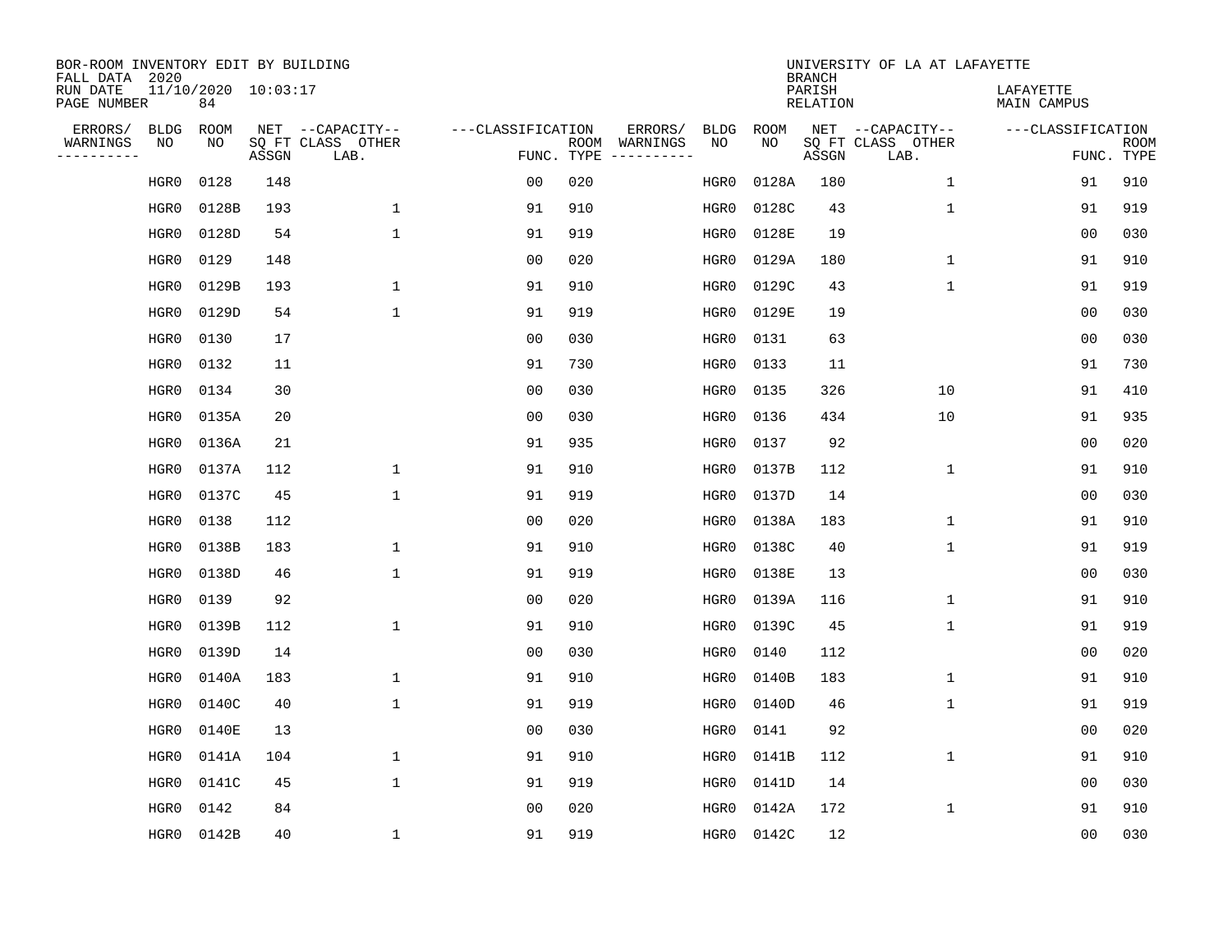BOR-ROOM INVENTORY EDIT BY BUILDING
FALL DATA 2020
RUN DATE 11/10/2020 10:03:17
PAGE NUMBER 84

UNIVERSITY OF LA AT LAFAYETTE
BRANCH
PARISH LAFAYETTE
RELATION MAIN CAMPUS

| ERRORS/ WARNINGS | BLDG NO | ROOM NO | NET SQ FT ASSGN | CAPACITY CLASS LAB. | CAPACITY OTHER | CLASSIFICATION FUNC. | ROOM TYPE | ERRORS/ WARNINGS | BLDG NO | ROOM NO | NET SQ FT ASSGN | CAPACITY CLASS LAB. | CAPACITY OTHER | CLASSIFICATION FUNC. | ROOM TYPE |
|---|---|---|---|---|---|---|---|---|---|---|---|---|---|---|---|
| | HGR0 | 0128 | 148 | | | 00 | 020 | | HGR0 | 0128A | 180 | | 1 | 91 | 910 |
| | HGR0 | 0128B | 193 | | 1 | 91 | 910 | | HGR0 | 0128C | 43 | | 1 | 91 | 919 |
| | HGR0 | 0128D | 54 | | 1 | 91 | 919 | | HGR0 | 0128E | 19 | | | 00 | 030 |
| | HGR0 | 0129 | 148 | | | 00 | 020 | | HGR0 | 0129A | 180 | | 1 | 91 | 910 |
| | HGR0 | 0129B | 193 | | 1 | 91 | 910 | | HGR0 | 0129C | 43 | | 1 | 91 | 919 |
| | HGR0 | 0129D | 54 | | 1 | 91 | 919 | | HGR0 | 0129E | 19 | | | 00 | 030 |
| | HGR0 | 0130 | 17 | | | 00 | 030 | | HGR0 | 0131 | 63 | | | 00 | 030 |
| | HGR0 | 0132 | 11 | | | 91 | 730 | | HGR0 | 0133 | 11 | | | 91 | 730 |
| | HGR0 | 0134 | 30 | | | 00 | 030 | | HGR0 | 0135 | 326 | | 10 | 91 | 410 |
| | HGR0 | 0135A | 20 | | | 00 | 030 | | HGR0 | 0136 | 434 | | 10 | 91 | 935 |
| | HGR0 | 0136A | 21 | | | 91 | 935 | | HGR0 | 0137 | 92 | | | 00 | 020 |
| | HGR0 | 0137A | 112 | | 1 | 91 | 910 | | HGR0 | 0137B | 112 | | 1 | 91 | 910 |
| | HGR0 | 0137C | 45 | | 1 | 91 | 919 | | HGR0 | 0137D | 14 | | | 00 | 030 |
| | HGR0 | 0138 | 112 | | | 00 | 020 | | HGR0 | 0138A | 183 | | 1 | 91 | 910 |
| | HGR0 | 0138B | 183 | | 1 | 91 | 910 | | HGR0 | 0138C | 40 | | 1 | 91 | 919 |
| | HGR0 | 0138D | 46 | | 1 | 91 | 919 | | HGR0 | 0138E | 13 | | | 00 | 030 |
| | HGR0 | 0139 | 92 | | | 00 | 020 | | HGR0 | 0139A | 116 | | 1 | 91 | 910 |
| | HGR0 | 0139B | 112 | | 1 | 91 | 910 | | HGR0 | 0139C | 45 | | 1 | 91 | 919 |
| | HGR0 | 0139D | 14 | | | 00 | 030 | | HGR0 | 0140 | 112 | | | 00 | 020 |
| | HGR0 | 0140A | 183 | | 1 | 91 | 910 | | HGR0 | 0140B | 183 | | 1 | 91 | 910 |
| | HGR0 | 0140C | 40 | | 1 | 91 | 919 | | HGR0 | 0140D | 46 | | 1 | 91 | 919 |
| | HGR0 | 0140E | 13 | | | 00 | 030 | | HGR0 | 0141 | 92 | | | 00 | 020 |
| | HGR0 | 0141A | 104 | | 1 | 91 | 910 | | HGR0 | 0141B | 112 | | 1 | 91 | 910 |
| | HGR0 | 0141C | 45 | | 1 | 91 | 919 | | HGR0 | 0141D | 14 | | | 00 | 030 |
| | HGR0 | 0142 | 84 | | | 00 | 020 | | HGR0 | 0142A | 172 | | 1 | 91 | 910 |
| | HGR0 | 0142B | 40 | | 1 | 91 | 919 | | HGR0 | 0142C | 12 | | | 00 | 030 |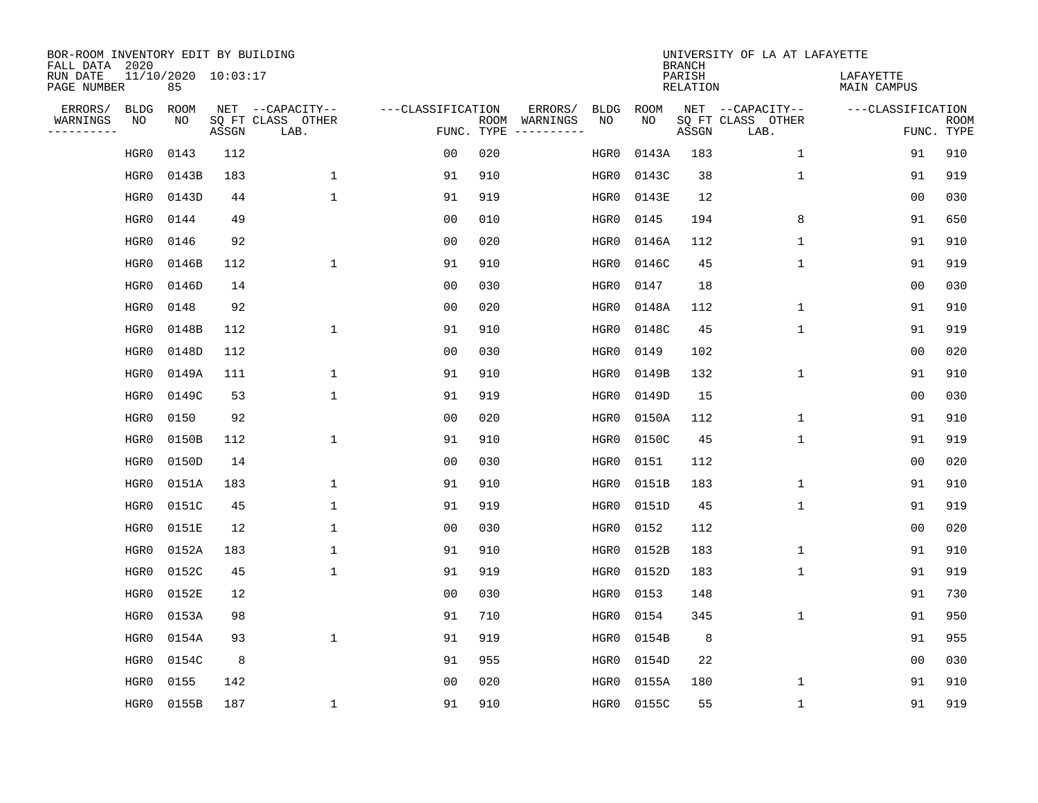BOR-ROOM INVENTORY EDIT BY BUILDING
FALL DATA 2020
RUN DATE 11/10/2020 10:03:17
PAGE NUMBER 85

UNIVERSITY OF LA AT LAFAYETTE
BRANCH
PARISH LAFAYETTE
RELATION MAIN CAMPUS

| ERRORS/ WARNINGS | BLDG NO | ROOM NO | NET SQ FT ASSGN | CAPACITY CLASS LAB. | CAPACITY OTHER | CLASSIFICATION FUNC. | ROOM TYPE | ERRORS/ WARNINGS | BLDG NO | ROOM NO | NET SQ FT ASSGN | CAPACITY CLASS LAB. | CAPACITY OTHER | CLASSIFICATION FUNC. | ROOM TYPE |
|---|---|---|---|---|---|---|---|---|---|---|---|---|---|---|---|
| | HGR0 | 0143 | 112 | | | 00 | 020 | | HGR0 | 0143A | 183 | | 1 | 91 | 910 |
| | HGR0 | 0143B | 183 | | 1 | 91 | 910 | | HGR0 | 0143C | 38 | | 1 | 91 | 919 |
| | HGR0 | 0143D | 44 | | 1 | 91 | 919 | | HGR0 | 0143E | 12 | | | 00 | 030 |
| | HGR0 | 0144 | 49 | | | 00 | 010 | | HGR0 | 0145 | 194 | | 8 | 91 | 650 |
| | HGR0 | 0146 | 92 | | | 00 | 020 | | HGR0 | 0146A | 112 | | 1 | 91 | 910 |
| | HGR0 | 0146B | 112 | | 1 | 91 | 910 | | HGR0 | 0146C | 45 | | 1 | 91 | 919 |
| | HGR0 | 0146D | 14 | | | 00 | 030 | | HGR0 | 0147 | 18 | | | 00 | 030 |
| | HGR0 | 0148 | 92 | | | 00 | 020 | | HGR0 | 0148A | 112 | | 1 | 91 | 910 |
| | HGR0 | 0148B | 112 | | 1 | 91 | 910 | | HGR0 | 0148C | 45 | | 1 | 91 | 919 |
| | HGR0 | 0148D | 112 | | | 00 | 030 | | HGR0 | 0149 | 102 | | | 00 | 020 |
| | HGR0 | 0149A | 111 | | 1 | 91 | 910 | | HGR0 | 0149B | 132 | | 1 | 91 | 910 |
| | HGR0 | 0149C | 53 | | 1 | 91 | 919 | | HGR0 | 0149D | 15 | | | 00 | 030 |
| | HGR0 | 0150 | 92 | | | 00 | 020 | | HGR0 | 0150A | 112 | | 1 | 91 | 910 |
| | HGR0 | 0150B | 112 | | 1 | 91 | 910 | | HGR0 | 0150C | 45 | | 1 | 91 | 919 |
| | HGR0 | 0150D | 14 | | | 00 | 030 | | HGR0 | 0151 | 112 | | | 00 | 020 |
| | HGR0 | 0151A | 183 | | 1 | 91 | 910 | | HGR0 | 0151B | 183 | | 1 | 91 | 910 |
| | HGR0 | 0151C | 45 | | 1 | 91 | 919 | | HGR0 | 0151D | 45 | | 1 | 91 | 919 |
| | HGR0 | 0151E | 12 | | 1 | 00 | 030 | | HGR0 | 0152 | 112 | | | 00 | 020 |
| | HGR0 | 0152A | 183 | | 1 | 91 | 910 | | HGR0 | 0152B | 183 | | 1 | 91 | 910 |
| | HGR0 | 0152C | 45 | | 1 | 91 | 919 | | HGR0 | 0152D | 183 | | 1 | 91 | 919 |
| | HGR0 | 0152E | 12 | | | 00 | 030 | | HGR0 | 0153 | 148 | | | 91 | 730 |
| | HGR0 | 0153A | 98 | | | 91 | 710 | | HGR0 | 0154 | 345 | | 1 | 91 | 950 |
| | HGR0 | 0154A | 93 | | 1 | 91 | 919 | | HGR0 | 0154B | 8 | | | 91 | 955 |
| | HGR0 | 0154C | 8 | | | 91 | 955 | | HGR0 | 0154D | 22 | | | 00 | 030 |
| | HGR0 | 0155 | 142 | | | 00 | 020 | | HGR0 | 0155A | 180 | | 1 | 91 | 910 |
| | HGR0 | 0155B | 187 | | 1 | 91 | 910 | | HGR0 | 0155C | 55 | | 1 | 91 | 919 |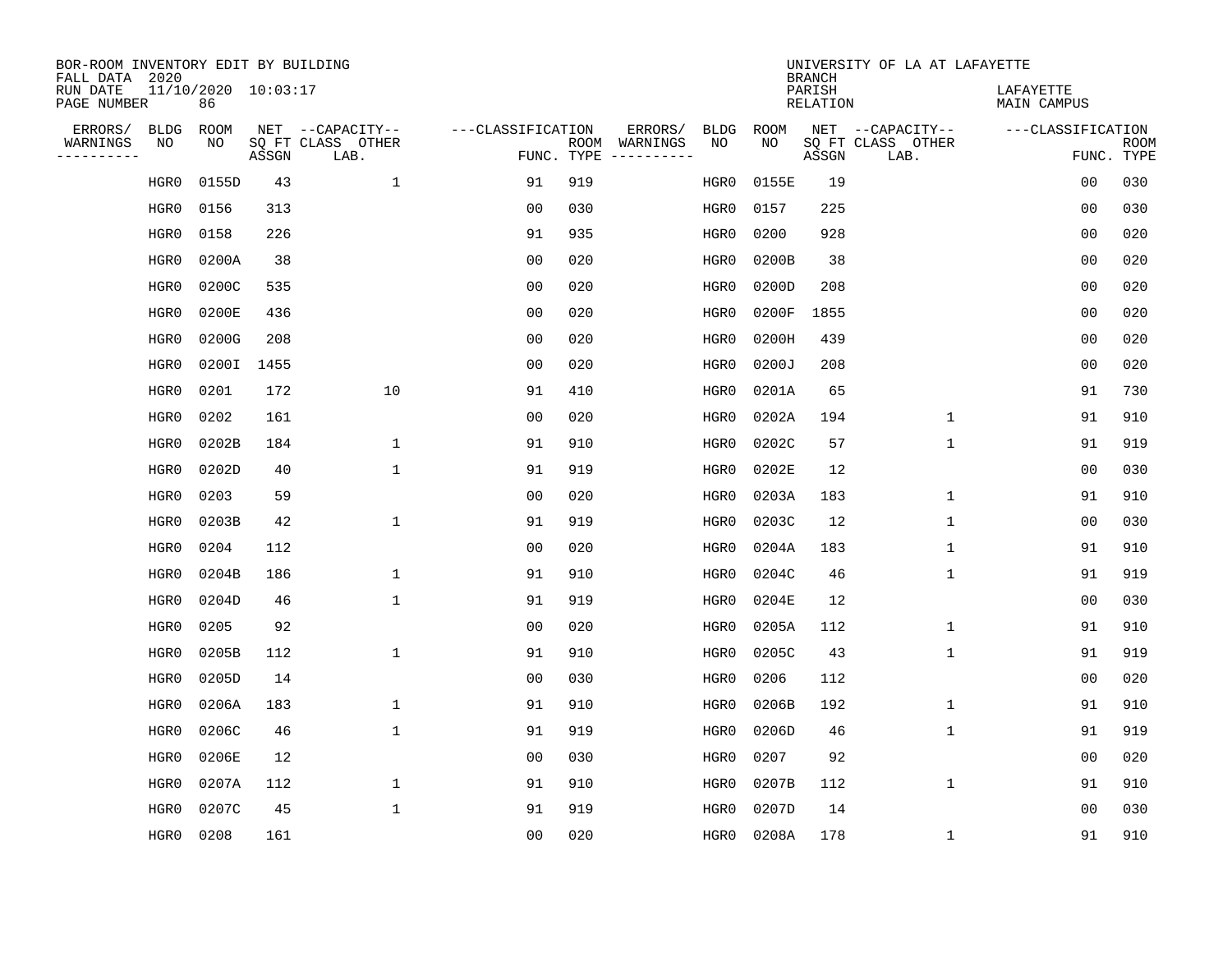BOR-ROOM INVENTORY EDIT BY BUILDING
FALL DATA 2020
RUN DATE 11/10/2020 10:03:17
PAGE NUMBER 86

UNIVERSITY OF LA AT LAFAYETTE
BRANCH
PARISH LAFAYETTE
RELATION MAIN CAMPUS

| ERRORS/ WARNINGS | BLDG NO | ROOM NO | NET SQ FT ASSGN | CAPACITY-- CLASS LAB. | OTHER | CLASSIFICATION FUNC. | ROOM TYPE | ERRORS/ WARNINGS | BLDG NO | ROOM NO | NET SQ FT ASSGN | CAPACITY-- CLASS LAB. | OTHER | CLASSIFICATION FUNC. | ROOM TYPE |
|---|---|---|---|---|---|---|---|---|---|---|---|---|---|---|---|
| | HGR0 | 0155D | 43 | | 1 | 91 | 919 | | HGR0 | 0155E | 19 | | | 00 | 030 |
| | HGR0 | 0156 | 313 | | | 00 | 030 | | HGR0 | 0157 | 225 | | | 00 | 030 |
| | HGR0 | 0158 | 226 | | | 91 | 935 | | HGR0 | 0200 | 928 | | | 00 | 020 |
| | HGR0 | 0200A | 38 | | | 00 | 020 | | HGR0 | 0200B | 38 | | | 00 | 020 |
| | HGR0 | 0200C | 535 | | | 00 | 020 | | HGR0 | 0200D | 208 | | | 00 | 020 |
| | HGR0 | 0200E | 436 | | | 00 | 020 | | HGR0 | 0200F | 1855 | | | 00 | 020 |
| | HGR0 | 0200G | 208 | | | 00 | 020 | | HGR0 | 0200H | 439 | | | 00 | 020 |
| | HGR0 | 0200I | 1455 | | | 00 | 020 | | HGR0 | 0200J | 208 | | | 00 | 020 |
| | HGR0 | 0201 | 172 | | 10 | 91 | 410 | | HGR0 | 0201A | 65 | | | 91 | 730 |
| | HGR0 | 0202 | 161 | | | 00 | 020 | | HGR0 | 0202A | 194 | | 1 | 91 | 910 |
| | HGR0 | 0202B | 184 | | 1 | 91 | 910 | | HGR0 | 0202C | 57 | | 1 | 91 | 919 |
| | HGR0 | 0202D | 40 | | 1 | 91 | 919 | | HGR0 | 0202E | 12 | | | 00 | 030 |
| | HGR0 | 0203 | 59 | | | 00 | 020 | | HGR0 | 0203A | 183 | | 1 | 91 | 910 |
| | HGR0 | 0203B | 42 | | 1 | 91 | 919 | | HGR0 | 0203C | 12 | | 1 | 00 | 030 |
| | HGR0 | 0204 | 112 | | | 00 | 020 | | HGR0 | 0204A | 183 | | 1 | 91 | 910 |
| | HGR0 | 0204B | 186 | | 1 | 91 | 910 | | HGR0 | 0204C | 46 | | 1 | 91 | 919 |
| | HGR0 | 0204D | 46 | | 1 | 91 | 919 | | HGR0 | 0204E | 12 | | | 00 | 030 |
| | HGR0 | 0205 | 92 | | | 00 | 020 | | HGR0 | 0205A | 112 | | 1 | 91 | 910 |
| | HGR0 | 0205B | 112 | | 1 | 91 | 910 | | HGR0 | 0205C | 43 | | 1 | 91 | 919 |
| | HGR0 | 0205D | 14 | | | 00 | 030 | | HGR0 | 0206 | 112 | | | 00 | 020 |
| | HGR0 | 0206A | 183 | | 1 | 91 | 910 | | HGR0 | 0206B | 192 | | 1 | 91 | 910 |
| | HGR0 | 0206C | 46 | | 1 | 91 | 919 | | HGR0 | 0206D | 46 | | 1 | 91 | 919 |
| | HGR0 | 0206E | 12 | | | 00 | 030 | | HGR0 | 0207 | 92 | | | 00 | 020 |
| | HGR0 | 0207A | 112 | | 1 | 91 | 910 | | HGR0 | 0207B | 112 | | 1 | 91 | 910 |
| | HGR0 | 0207C | 45 | | 1 | 91 | 919 | | HGR0 | 0207D | 14 | | | 00 | 030 |
| | HGR0 | 0208 | 161 | | | 00 | 020 | | HGR0 | 0208A | 178 | | 1 | 91 | 910 |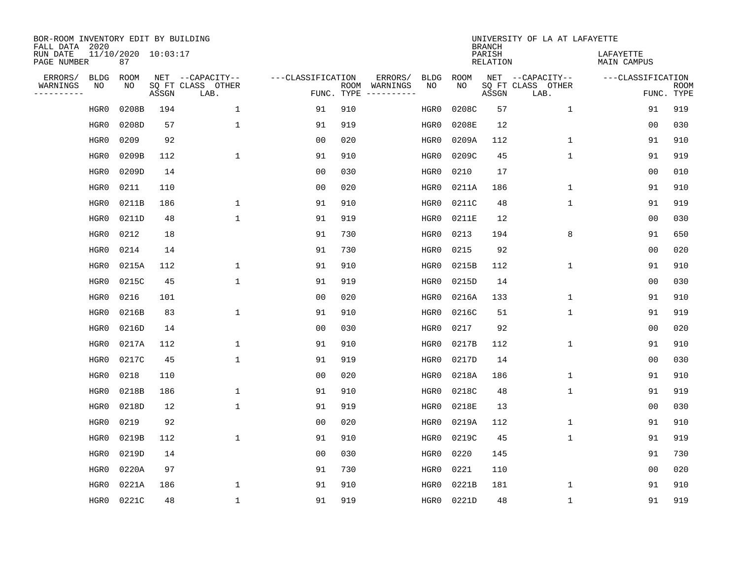BOR-ROOM INVENTORY EDIT BY BUILDING
FALL DATA 2020
RUN DATE 11/10/2020 10:03:17
PAGE NUMBER 87

UNIVERSITY OF LA AT LAFAYETTE
BRANCH
PARISH LAFAYETTE
RELATION MAIN CAMPUS

| ERRORS/ WARNINGS | BLDG NO | ROOM NO | NET SQ FT ASSGN | CAPACITY CLASS LAB. | CAPACITY OTHER | CLASSIFICATION FUNC. | ROOM TYPE | ERRORS/ WARNINGS | BLDG NO | ROOM NO | NET SQ FT ASSGN | CAPACITY CLASS LAB. | CAPACITY OTHER | CLASSIFICATION FUNC. | ROOM TYPE |
|---|---|---|---|---|---|---|---|---|---|---|---|---|---|---|---|
| | HGR0 | 0208B | 194 | | 1 | 91 | 910 | | HGR0 | 0208C | 57 | | 1 | 91 | 919 |
| | HGR0 | 0208D | 57 | | 1 | 91 | 919 | | HGR0 | 0208E | 12 | | | 00 | 030 |
| | HGR0 | 0209 | 92 | | | 00 | 020 | | HGR0 | 0209A | 112 | | 1 | 91 | 910 |
| | HGR0 | 0209B | 112 | | 1 | 91 | 910 | | HGR0 | 0209C | 45 | | 1 | 91 | 919 |
| | HGR0 | 0209D | 14 | | | 00 | 030 | | HGR0 | 0210 | 17 | | | 00 | 010 |
| | HGR0 | 0211 | 110 | | | 00 | 020 | | HGR0 | 0211A | 186 | | 1 | 91 | 910 |
| | HGR0 | 0211B | 186 | | 1 | 91 | 910 | | HGR0 | 0211C | 48 | | 1 | 91 | 919 |
| | HGR0 | 0211D | 48 | | 1 | 91 | 919 | | HGR0 | 0211E | 12 | | | 00 | 030 |
| | HGR0 | 0212 | 18 | | | 91 | 730 | | HGR0 | 0213 | 194 | | 8 | 91 | 650 |
| | HGR0 | 0214 | 14 | | | 91 | 730 | | HGR0 | 0215 | 92 | | | 00 | 020 |
| | HGR0 | 0215A | 112 | | 1 | 91 | 910 | | HGR0 | 0215B | 112 | | 1 | 91 | 910 |
| | HGR0 | 0215C | 45 | | 1 | 91 | 919 | | HGR0 | 0215D | 14 | | | 00 | 030 |
| | HGR0 | 0216 | 101 | | | 00 | 020 | | HGR0 | 0216A | 133 | | 1 | 91 | 910 |
| | HGR0 | 0216B | 83 | | 1 | 91 | 910 | | HGR0 | 0216C | 51 | | 1 | 91 | 919 |
| | HGR0 | 0216D | 14 | | | 00 | 030 | | HGR0 | 0217 | 92 | | | 00 | 020 |
| | HGR0 | 0217A | 112 | | 1 | 91 | 910 | | HGR0 | 0217B | 112 | | 1 | 91 | 910 |
| | HGR0 | 0217C | 45 | | 1 | 91 | 919 | | HGR0 | 0217D | 14 | | | 00 | 030 |
| | HGR0 | 0218 | 110 | | | 00 | 020 | | HGR0 | 0218A | 186 | | 1 | 91 | 910 |
| | HGR0 | 0218B | 186 | | 1 | 91 | 910 | | HGR0 | 0218C | 48 | | 1 | 91 | 919 |
| | HGR0 | 0218D | 12 | | 1 | 91 | 919 | | HGR0 | 0218E | 13 | | | 00 | 030 |
| | HGR0 | 0219 | 92 | | | 00 | 020 | | HGR0 | 0219A | 112 | | 1 | 91 | 910 |
| | HGR0 | 0219B | 112 | | 1 | 91 | 910 | | HGR0 | 0219C | 45 | | 1 | 91 | 919 |
| | HGR0 | 0219D | 14 | | | 00 | 030 | | HGR0 | 0220 | 145 | | | 91 | 730 |
| | HGR0 | 0220A | 97 | | | 91 | 730 | | HGR0 | 0221 | 110 | | | 00 | 020 |
| | HGR0 | 0221A | 186 | | 1 | 91 | 910 | | HGR0 | 0221B | 181 | | 1 | 91 | 910 |
| | HGR0 | 0221C | 48 | | 1 | 91 | 919 | | HGR0 | 0221D | 48 | | 1 | 91 | 919 |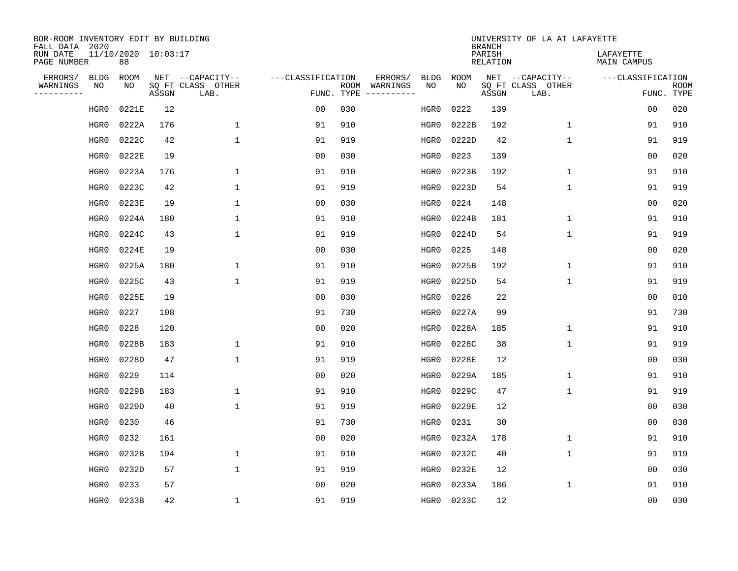BOR-ROOM INVENTORY EDIT BY BUILDING
FALL DATA 2020
RUN DATE 11/10/2020 10:03:17
PAGE NUMBER 88

UNIVERSITY OF LA AT LAFAYETTE
BRANCH
PARISH LAFAYETTE
RELATION MAIN CAMPUS

| ERRORS/ WARNINGS | BLDG NO | ROOM NO | NET SQ FT ASSGN | CAPACITY-- CLASS LAB. | OTHER | ---CLASSIFICATION FUNC. | ROOM TYPE | ERRORS/ WARNINGS | BLDG NO | ROOM NO | NET SQ FT ASSGN | CAPACITY-- CLASS LAB. | OTHER | ---CLASSIFICATION FUNC. | ROOM TYPE |
|---|---|---|---|---|---|---|---|---|---|---|---|---|---|---|---|
| | HGR0 | 0221E | 12 | | | 00 | 030 | | HGR0 | 0222 | 139 | | | 00 | 020 |
| | HGR0 | 0222A | 176 | | 1 | 91 | 910 | | HGR0 | 0222B | 192 | | 1 | 91 | 910 |
| | HGR0 | 0222C | 42 | | 1 | 91 | 919 | | HGR0 | 0222D | 42 | | 1 | 91 | 919 |
| | HGR0 | 0222E | 19 | | | 00 | 030 | | HGR0 | 0223 | 139 | | | 00 | 020 |
| | HGR0 | 0223A | 176 | | 1 | 91 | 910 | | HGR0 | 0223B | 192 | | 1 | 91 | 910 |
| | HGR0 | 0223C | 42 | | 1 | 91 | 919 | | HGR0 | 0223D | 54 | | 1 | 91 | 919 |
| | HGR0 | 0223E | 19 | | 1 | 00 | 030 | | HGR0 | 0224 | 148 | | | 00 | 020 |
| | HGR0 | 0224A | 180 | | 1 | 91 | 910 | | HGR0 | 0224B | 181 | | 1 | 91 | 910 |
| | HGR0 | 0224C | 43 | | 1 | 91 | 919 | | HGR0 | 0224D | 54 | | 1 | 91 | 919 |
| | HGR0 | 0224E | 19 | | | 00 | 030 | | HGR0 | 0225 | 148 | | | 00 | 020 |
| | HGR0 | 0225A | 180 | | 1 | 91 | 910 | | HGR0 | 0225B | 192 | | 1 | 91 | 910 |
| | HGR0 | 0225C | 43 | | 1 | 91 | 919 | | HGR0 | 0225D | 54 | | 1 | 91 | 919 |
| | HGR0 | 0225E | 19 | | | 00 | 030 | | HGR0 | 0226 | 22 | | | 00 | 010 |
| | HGR0 | 0227 | 108 | | | 91 | 730 | | HGR0 | 0227A | 99 | | | 91 | 730 |
| | HGR0 | 0228 | 120 | | | 00 | 020 | | HGR0 | 0228A | 185 | | 1 | 91 | 910 |
| | HGR0 | 0228B | 183 | | 1 | 91 | 910 | | HGR0 | 0228C | 38 | | 1 | 91 | 919 |
| | HGR0 | 0228D | 47 | | 1 | 91 | 919 | | HGR0 | 0228E | 12 | | | 00 | 030 |
| | HGR0 | 0229 | 114 | | | 00 | 020 | | HGR0 | 0229A | 185 | | 1 | 91 | 910 |
| | HGR0 | 0229B | 183 | | 1 | 91 | 910 | | HGR0 | 0229C | 47 | | 1 | 91 | 919 |
| | HGR0 | 0229D | 40 | | 1 | 91 | 919 | | HGR0 | 0229E | 12 | | | 00 | 030 |
| | HGR0 | 0230 | 46 | | | 91 | 730 | | HGR0 | 0231 | 30 | | | 00 | 030 |
| | HGR0 | 0232 | 161 | | | 00 | 020 | | HGR0 | 0232A | 178 | | 1 | 91 | 910 |
| | HGR0 | 0232B | 194 | | 1 | 91 | 910 | | HGR0 | 0232C | 40 | | 1 | 91 | 919 |
| | HGR0 | 0232D | 57 | | 1 | 91 | 919 | | HGR0 | 0232E | 12 | | | 00 | 030 |
| | HGR0 | 0233 | 57 | | | 00 | 020 | | HGR0 | 0233A | 186 | | 1 | 91 | 910 |
| | HGR0 | 0233B | 42 | | 1 | 91 | 919 | | HGR0 | 0233C | 12 | | | 00 | 030 |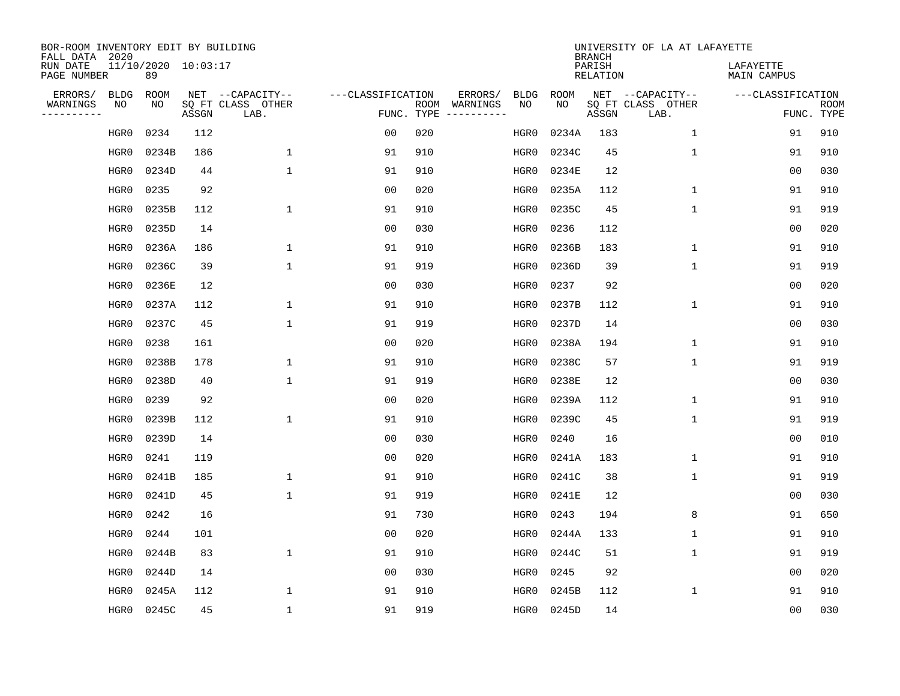BOR-ROOM INVENTORY EDIT BY BUILDING
FALL DATA 2020
RUN DATE 11/10/2020 10:03:17
PAGE NUMBER 89

UNIVERSITY OF LA AT LAFAYETTE
BRANCH
PARISH LAFAYETTE
RELATION MAIN CAMPUS

| ERRORS/ WARNINGS | BLDG NO | ROOM NO | NET SQ FT ASSGN | CAPACITY-- CLASS LAB. | OTHER | FUNC. | ROOM TYPE | ERRORS/ WARNINGS | BLDG NO | ROOM NO | NET SQ FT ASSGN | CAPACITY-- CLASS LAB. | OTHER | FUNC. | ROOM TYPE |
|---|---|---|---|---|---|---|---|---|---|---|---|---|---|---|---|
| | HGR0 | 0234 | 112 | | | 00 | 020 | | HGR0 | 0234A | 183 | | 1 | 91 | 910 |
| | HGR0 | 0234B | 186 | | 1 | 91 | 910 | | HGR0 | 0234C | 45 | | 1 | 91 | 910 |
| | HGR0 | 0234D | 44 | | 1 | 91 | 910 | | HGR0 | 0234E | 12 | | | 00 | 030 |
| | HGR0 | 0235 | 92 | | | 00 | 020 | | HGR0 | 0235A | 112 | | 1 | 91 | 910 |
| | HGR0 | 0235B | 112 | | 1 | 91 | 910 | | HGR0 | 0235C | 45 | | 1 | 91 | 919 |
| | HGR0 | 0235D | 14 | | | 00 | 030 | | HGR0 | 0236 | 112 | | | 00 | 020 |
| | HGR0 | 0236A | 186 | | 1 | 91 | 910 | | HGR0 | 0236B | 183 | | 1 | 91 | 910 |
| | HGR0 | 0236C | 39 | | 1 | 91 | 919 | | HGR0 | 0236D | 39 | | 1 | 91 | 919 |
| | HGR0 | 0236E | 12 | | | 00 | 030 | | HGR0 | 0237 | 92 | | | 00 | 020 |
| | HGR0 | 0237A | 112 | | 1 | 91 | 910 | | HGR0 | 0237B | 112 | | 1 | 91 | 910 |
| | HGR0 | 0237C | 45 | | 1 | 91 | 919 | | HGR0 | 0237D | 14 | | | 00 | 030 |
| | HGR0 | 0238 | 161 | | | 00 | 020 | | HGR0 | 0238A | 194 | | 1 | 91 | 910 |
| | HGR0 | 0238B | 178 | | 1 | 91 | 910 | | HGR0 | 0238C | 57 | | 1 | 91 | 919 |
| | HGR0 | 0238D | 40 | | 1 | 91 | 919 | | HGR0 | 0238E | 12 | | | 00 | 030 |
| | HGR0 | 0239 | 92 | | | 00 | 020 | | HGR0 | 0239A | 112 | | 1 | 91 | 910 |
| | HGR0 | 0239B | 112 | | 1 | 91 | 910 | | HGR0 | 0239C | 45 | | 1 | 91 | 919 |
| | HGR0 | 0239D | 14 | | | 00 | 030 | | HGR0 | 0240 | 16 | | | 00 | 010 |
| | HGR0 | 0241 | 119 | | | 00 | 020 | | HGR0 | 0241A | 183 | | 1 | 91 | 910 |
| | HGR0 | 0241B | 185 | | 1 | 91 | 910 | | HGR0 | 0241C | 38 | | 1 | 91 | 919 |
| | HGR0 | 0241D | 45 | | 1 | 91 | 919 | | HGR0 | 0241E | 12 | | | 00 | 030 |
| | HGR0 | 0242 | 16 | | | 91 | 730 | | HGR0 | 0243 | 194 | | 8 | 91 | 650 |
| | HGR0 | 0244 | 101 | | | 00 | 020 | | HGR0 | 0244A | 133 | | 1 | 91 | 910 |
| | HGR0 | 0244B | 83 | | 1 | 91 | 910 | | HGR0 | 0244C | 51 | | 1 | 91 | 919 |
| | HGR0 | 0244D | 14 | | | 00 | 030 | | HGR0 | 0245 | 92 | | | 00 | 020 |
| | HGR0 | 0245A | 112 | | 1 | 91 | 910 | | HGR0 | 0245B | 112 | | 1 | 91 | 910 |
| | HGR0 | 0245C | 45 | | 1 | 91 | 919 | | HGR0 | 0245D | 14 | | | 00 | 030 |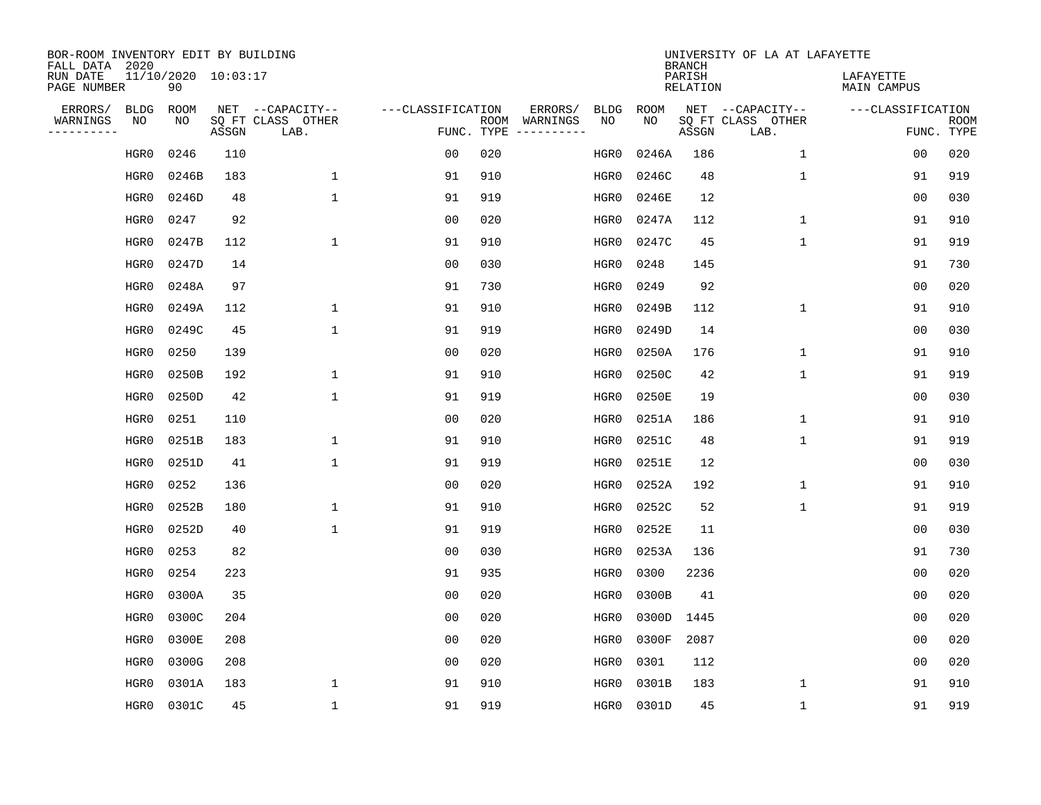BOR-ROOM INVENTORY EDIT BY BUILDING
FALL DATA 2020
RUN DATE 11/10/2020 10:03:17
PAGE NUMBER 90

UNIVERSITY OF LA AT LAFAYETTE
BRANCH
PARISH LAFAYETTE
RELATION MAIN CAMPUS

| ERRORS/ WARNINGS | BLDG NO | ROOM NO | NET SQ FT ASSGN | CAPACITY CLASS LAB. | CAPACITY OTHER | CLASSIFICATION FUNC. | ROOM TYPE | ERRORS/ WARNINGS | BLDG NO | ROOM NO | NET SQ FT ASSGN | CAPACITY CLASS LAB. | CAPACITY OTHER | CLASSIFICATION FUNC. | ROOM TYPE |
|---|---|---|---|---|---|---|---|---|---|---|---|---|---|---|---|
| | HGR0 | 0246 | 110 | | | 00 | 020 | | HGR0 | 0246A | 186 | | 1 | 00 | 020 |
| | HGR0 | 0246B | 183 | | 1 | 91 | 910 | | HGR0 | 0246C | 48 | | 1 | 91 | 919 |
| | HGR0 | 0246D | 48 | | 1 | 91 | 919 | | HGR0 | 0246E | 12 | | | 00 | 030 |
| | HGR0 | 0247 | 92 | | | 00 | 020 | | HGR0 | 0247A | 112 | | 1 | 91 | 910 |
| | HGR0 | 0247B | 112 | | 1 | 91 | 910 | | HGR0 | 0247C | 45 | | 1 | 91 | 919 |
| | HGR0 | 0247D | 14 | | | 00 | 030 | | HGR0 | 0248 | 145 | | | 91 | 730 |
| | HGR0 | 0248A | 97 | | | 91 | 730 | | HGR0 | 0249 | 92 | | | 00 | 020 |
| | HGR0 | 0249A | 112 | | 1 | 91 | 910 | | HGR0 | 0249B | 112 | | 1 | 91 | 910 |
| | HGR0 | 0249C | 45 | | 1 | 91 | 919 | | HGR0 | 0249D | 14 | | | 00 | 030 |
| | HGR0 | 0250 | 139 | | | 00 | 020 | | HGR0 | 0250A | 176 | | 1 | 91 | 910 |
| | HGR0 | 0250B | 192 | | 1 | 91 | 910 | | HGR0 | 0250C | 42 | | 1 | 91 | 919 |
| | HGR0 | 0250D | 42 | | 1 | 91 | 919 | | HGR0 | 0250E | 19 | | | 00 | 030 |
| | HGR0 | 0251 | 110 | | | 00 | 020 | | HGR0 | 0251A | 186 | | 1 | 91 | 910 |
| | HGR0 | 0251B | 183 | | 1 | 91 | 910 | | HGR0 | 0251C | 48 | | 1 | 91 | 919 |
| | HGR0 | 0251D | 41 | | 1 | 91 | 919 | | HGR0 | 0251E | 12 | | | 00 | 030 |
| | HGR0 | 0252 | 136 | | | 00 | 020 | | HGR0 | 0252A | 192 | | 1 | 91 | 910 |
| | HGR0 | 0252B | 180 | | 1 | 91 | 910 | | HGR0 | 0252C | 52 | | 1 | 91 | 919 |
| | HGR0 | 0252D | 40 | | 1 | 91 | 919 | | HGR0 | 0252E | 11 | | | 00 | 030 |
| | HGR0 | 0253 | 82 | | | 00 | 030 | | HGR0 | 0253A | 136 | | | 91 | 730 |
| | HGR0 | 0254 | 223 | | | 91 | 935 | | HGR0 | 0300 | 2236 | | | 00 | 020 |
| | HGR0 | 0300A | 35 | | | 00 | 020 | | HGR0 | 0300B | 41 | | | 00 | 020 |
| | HGR0 | 0300C | 204 | | | 00 | 020 | | HGR0 | 0300D | 1445 | | | 00 | 020 |
| | HGR0 | 0300E | 208 | | | 00 | 020 | | HGR0 | 0300F | 2087 | | | 00 | 020 |
| | HGR0 | 0300G | 208 | | | 00 | 020 | | HGR0 | 0301 | 112 | | | 00 | 020 |
| | HGR0 | 0301A | 183 | | 1 | 91 | 910 | | HGR0 | 0301B | 183 | | 1 | 91 | 910 |
| | HGR0 | 0301C | 45 | | 1 | 91 | 919 | | HGR0 | 0301D | 45 | | 1 | 91 | 919 |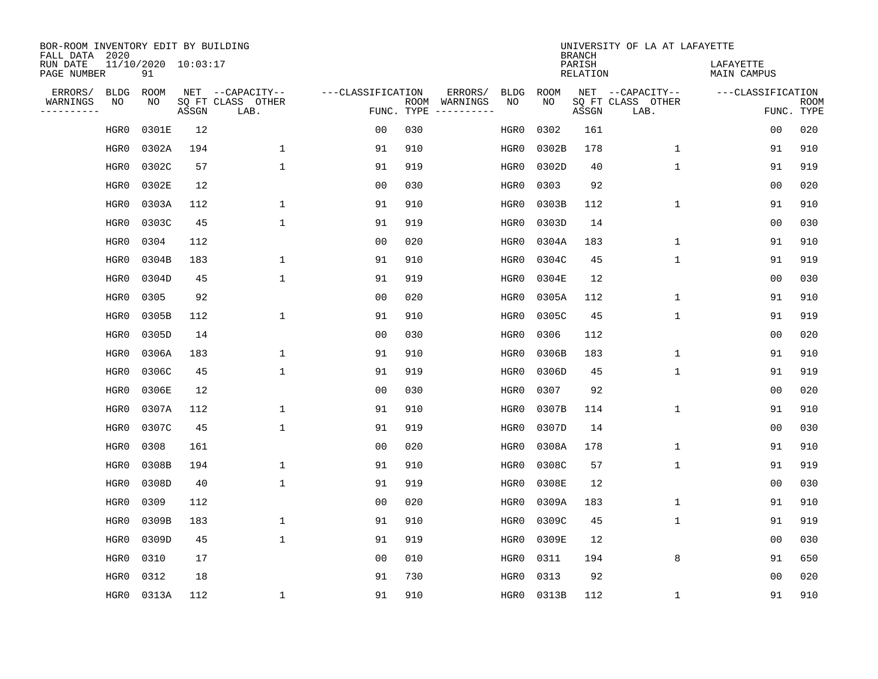BOR-ROOM INVENTORY EDIT BY BUILDING
FALL DATA 2020
RUN DATE 11/10/2020 10:03:17
PAGE NUMBER 91

UNIVERSITY OF LA AT LAFAYETTE
BRANCH
PARISH LAFAYETTE
RELATION MAIN CAMPUS

| ERRORS/ WARNINGS | BLDG NO | ROOM NO | NET SQ FT ASSGN | CAPACITY-- CLASS LAB. | OTHER | FUNC. | ROOM TYPE | ERRORS/ WARNINGS | BLDG NO | ROOM NO | NET SQ FT ASSGN | CAPACITY-- CLASS LAB. | OTHER | FUNC. | ROOM TYPE |
|---|---|---|---|---|---|---|---|---|---|---|---|---|---|---|---|
| | HGR0 | 0301E | 12 | | | 00 | 030 | | HGR0 | 0302 | 161 | | | 00 | 020 |
| | HGR0 | 0302A | 194 | | 1 | 91 | 910 | | HGR0 | 0302B | 178 | | 1 | 91 | 910 |
| | HGR0 | 0302C | 57 | | 1 | 91 | 919 | | HGR0 | 0302D | 40 | | 1 | 91 | 919 |
| | HGR0 | 0302E | 12 | | | 00 | 030 | | HGR0 | 0303 | 92 | | | 00 | 020 |
| | HGR0 | 0303A | 112 | | 1 | 91 | 910 | | HGR0 | 0303B | 112 | | 1 | 91 | 910 |
| | HGR0 | 0303C | 45 | | 1 | 91 | 919 | | HGR0 | 0303D | 14 | | | 00 | 030 |
| | HGR0 | 0304 | 112 | | | 00 | 020 | | HGR0 | 0304A | 183 | | 1 | 91 | 910 |
| | HGR0 | 0304B | 183 | | 1 | 91 | 910 | | HGR0 | 0304C | 45 | | 1 | 91 | 919 |
| | HGR0 | 0304D | 45 | | 1 | 91 | 919 | | HGR0 | 0304E | 12 | | | 00 | 030 |
| | HGR0 | 0305 | 92 | | | 00 | 020 | | HGR0 | 0305A | 112 | | 1 | 91 | 910 |
| | HGR0 | 0305B | 112 | | 1 | 91 | 910 | | HGR0 | 0305C | 45 | | 1 | 91 | 919 |
| | HGR0 | 0305D | 14 | | | 00 | 030 | | HGR0 | 0306 | 112 | | | 00 | 020 |
| | HGR0 | 0306A | 183 | | 1 | 91 | 910 | | HGR0 | 0306B | 183 | | 1 | 91 | 910 |
| | HGR0 | 0306C | 45 | | 1 | 91 | 919 | | HGR0 | 0306D | 45 | | 1 | 91 | 919 |
| | HGR0 | 0306E | 12 | | | 00 | 030 | | HGR0 | 0307 | 92 | | | 00 | 020 |
| | HGR0 | 0307A | 112 | | 1 | 91 | 910 | | HGR0 | 0307B | 114 | | 1 | 91 | 910 |
| | HGR0 | 0307C | 45 | | 1 | 91 | 919 | | HGR0 | 0307D | 14 | | | 00 | 030 |
| | HGR0 | 0308 | 161 | | | 00 | 020 | | HGR0 | 0308A | 178 | | 1 | 91 | 910 |
| | HGR0 | 0308B | 194 | | 1 | 91 | 910 | | HGR0 | 0308C | 57 | | 1 | 91 | 919 |
| | HGR0 | 0308D | 40 | | 1 | 91 | 919 | | HGR0 | 0308E | 12 | | | 00 | 030 |
| | HGR0 | 0309 | 112 | | | 00 | 020 | | HGR0 | 0309A | 183 | | 1 | 91 | 910 |
| | HGR0 | 0309B | 183 | | 1 | 91 | 910 | | HGR0 | 0309C | 45 | | 1 | 91 | 919 |
| | HGR0 | 0309D | 45 | | 1 | 91 | 919 | | HGR0 | 0309E | 12 | | | 00 | 030 |
| | HGR0 | 0310 | 17 | | | 00 | 010 | | HGR0 | 0311 | 194 | | 8 | 91 | 650 |
| | HGR0 | 0312 | 18 | | | 91 | 730 | | HGR0 | 0313 | 92 | | | 00 | 020 |
| | HGR0 | 0313A | 112 | | 1 | 91 | 910 | | HGR0 | 0313B | 112 | | 1 | 91 | 910 |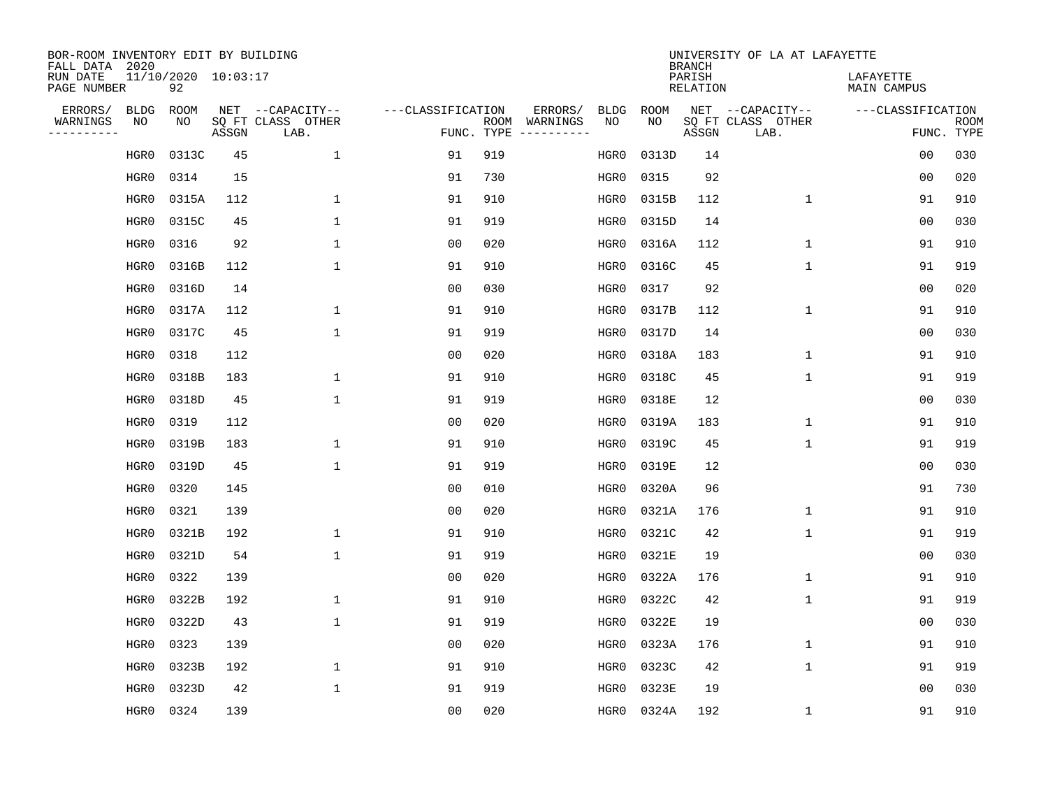BOR-ROOM INVENTORY EDIT BY BUILDING
FALL DATA 2020
RUN DATE 11/10/2020 10:03:17
PAGE NUMBER 92

UNIVERSITY OF LA AT LAFAYETTE
BRANCH
PARISH LAFAYETTE
RELATION MAIN CAMPUS

| ERRORS/ WARNINGS | BLDG NO | ROOM NO | NET SQ FT ASSGN | CAPACITY CLASS LAB. | CAPACITY OTHER | CLASSIFICATION FUNC. | ROOM TYPE | ERRORS/ WARNINGS | BLDG NO | ROOM NO | NET SQ FT ASSGN | CAPACITY CLASS LAB. | CAPACITY OTHER | CLASSIFICATION FUNC. | ROOM TYPE |
|---|---|---|---|---|---|---|---|---|---|---|---|---|---|---|---|
| | HGR0 | 0313C | 45 | | 1 | 91 | 919 | | HGR0 | 0313D | 14 | | | 00 | 030 |
| | HGR0 | 0314 | 15 | | | 91 | 730 | | HGR0 | 0315 | 92 | | | 00 | 020 |
| | HGR0 | 0315A | 112 | | 1 | 91 | 910 | | HGR0 | 0315B | 112 | | 1 | 91 | 910 |
| | HGR0 | 0315C | 45 | | 1 | 91 | 919 | | HGR0 | 0315D | 14 | | | 00 | 030 |
| | HGR0 | 0316 | 92 | | 1 | 00 | 020 | | HGR0 | 0316A | 112 | | 1 | 91 | 910 |
| | HGR0 | 0316B | 112 | | 1 | 91 | 910 | | HGR0 | 0316C | 45 | | 1 | 91 | 919 |
| | HGR0 | 0316D | 14 | | | 00 | 030 | | HGR0 | 0317 | 92 | | | 00 | 020 |
| | HGR0 | 0317A | 112 | | 1 | 91 | 910 | | HGR0 | 0317B | 112 | | 1 | 91 | 910 |
| | HGR0 | 0317C | 45 | | 1 | 91 | 919 | | HGR0 | 0317D | 14 | | | 00 | 030 |
| | HGR0 | 0318 | 112 | | | 00 | 020 | | HGR0 | 0318A | 183 | | 1 | 91 | 910 |
| | HGR0 | 0318B | 183 | | 1 | 91 | 910 | | HGR0 | 0318C | 45 | | 1 | 91 | 919 |
| | HGR0 | 0318D | 45 | | 1 | 91 | 919 | | HGR0 | 0318E | 12 | | | 00 | 030 |
| | HGR0 | 0319 | 112 | | | 00 | 020 | | HGR0 | 0319A | 183 | | 1 | 91 | 910 |
| | HGR0 | 0319B | 183 | | 1 | 91 | 910 | | HGR0 | 0319C | 45 | | 1 | 91 | 919 |
| | HGR0 | 0319D | 45 | | 1 | 91 | 919 | | HGR0 | 0319E | 12 | | | 00 | 030 |
| | HGR0 | 0320 | 145 | | | 00 | 010 | | HGR0 | 0320A | 96 | | | 91 | 730 |
| | HGR0 | 0321 | 139 | | | 00 | 020 | | HGR0 | 0321A | 176 | | 1 | 91 | 910 |
| | HGR0 | 0321B | 192 | | 1 | 91 | 910 | | HGR0 | 0321C | 42 | | 1 | 91 | 919 |
| | HGR0 | 0321D | 54 | | 1 | 91 | 919 | | HGR0 | 0321E | 19 | | | 00 | 030 |
| | HGR0 | 0322 | 139 | | | 00 | 020 | | HGR0 | 0322A | 176 | | 1 | 91 | 910 |
| | HGR0 | 0322B | 192 | | 1 | 91 | 910 | | HGR0 | 0322C | 42 | | 1 | 91 | 919 |
| | HGR0 | 0322D | 43 | | 1 | 91 | 919 | | HGR0 | 0322E | 19 | | | 00 | 030 |
| | HGR0 | 0323 | 139 | | | 00 | 020 | | HGR0 | 0323A | 176 | | 1 | 91 | 910 |
| | HGR0 | 0323B | 192 | | 1 | 91 | 910 | | HGR0 | 0323C | 42 | | 1 | 91 | 919 |
| | HGR0 | 0323D | 42 | | 1 | 91 | 919 | | HGR0 | 0323E | 19 | | | 00 | 030 |
| | HGR0 | 0324 | 139 | | | 00 | 020 | | HGR0 | 0324A | 192 | | 1 | 91 | 910 |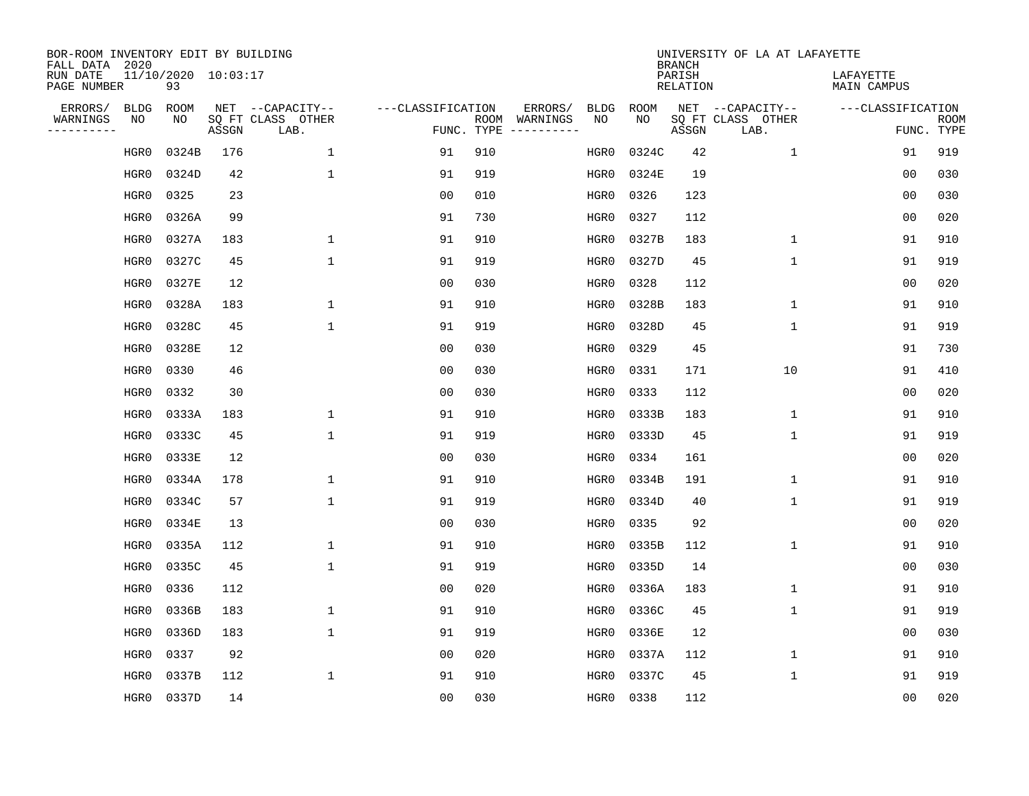BOR-ROOM INVENTORY EDIT BY BUILDING
FALL DATA 2020
RUN DATE 11/10/2020 10:03:17
PAGE NUMBER 93

UNIVERSITY OF LA AT LAFAYETTE
BRANCH
PARISH LAFAYETTE
RELATION MAIN CAMPUS

| ERRORS/ WARNINGS | BLDG NO | ROOM NO | NET SQ FT ASSGN | CAPACITY-- CLASS LAB. | OTHER | CLASSIFICATION FUNC. | ROOM TYPE | ERRORS/ WARNINGS | BLDG NO | ROOM NO | NET SQ FT ASSGN | CAPACITY-- CLASS LAB. | OTHER | CLASSIFICATION FUNC. | ROOM TYPE |
|---|---|---|---|---|---|---|---|---|---|---|---|---|---|---|---|
| | HGR0 | 0324B | 176 | | 1 | 91 | 910 | | HGR0 | 0324C | 42 | | 1 | 91 | 919 |
| | HGR0 | 0324D | 42 | | 1 | 91 | 919 | | HGR0 | 0324E | 19 | | | 00 | 030 |
| | HGR0 | 0325 | 23 | | | 00 | 010 | | HGR0 | 0326 | 123 | | | 00 | 030 |
| | HGR0 | 0326A | 99 | | | 91 | 730 | | HGR0 | 0327 | 112 | | | 00 | 020 |
| | HGR0 | 0327A | 183 | | 1 | 91 | 910 | | HGR0 | 0327B | 183 | | 1 | 91 | 910 |
| | HGR0 | 0327C | 45 | | 1 | 91 | 919 | | HGR0 | 0327D | 45 | | 1 | 91 | 919 |
| | HGR0 | 0327E | 12 | | | 00 | 030 | | HGR0 | 0328 | 112 | | | 00 | 020 |
| | HGR0 | 0328A | 183 | | 1 | 91 | 910 | | HGR0 | 0328B | 183 | | 1 | 91 | 910 |
| | HGR0 | 0328C | 45 | | 1 | 91 | 919 | | HGR0 | 0328D | 45 | | 1 | 91 | 919 |
| | HGR0 | 0328E | 12 | | | 00 | 030 | | HGR0 | 0329 | 45 | | | 91 | 730 |
| | HGR0 | 0330 | 46 | | | 00 | 030 | | HGR0 | 0331 | 171 | | 10 | 91 | 410 |
| | HGR0 | 0332 | 30 | | | 00 | 030 | | HGR0 | 0333 | 112 | | | 00 | 020 |
| | HGR0 | 0333A | 183 | | 1 | 91 | 910 | | HGR0 | 0333B | 183 | | 1 | 91 | 910 |
| | HGR0 | 0333C | 45 | | 1 | 91 | 919 | | HGR0 | 0333D | 45 | | 1 | 91 | 919 |
| | HGR0 | 0333E | 12 | | | 00 | 030 | | HGR0 | 0334 | 161 | | | 00 | 020 |
| | HGR0 | 0334A | 178 | | 1 | 91 | 910 | | HGR0 | 0334B | 191 | | 1 | 91 | 910 |
| | HGR0 | 0334C | 57 | | 1 | 91 | 919 | | HGR0 | 0334D | 40 | | 1 | 91 | 919 |
| | HGR0 | 0334E | 13 | | | 00 | 030 | | HGR0 | 0335 | 92 | | | 00 | 020 |
| | HGR0 | 0335A | 112 | | 1 | 91 | 910 | | HGR0 | 0335B | 112 | | 1 | 91 | 910 |
| | HGR0 | 0335C | 45 | | 1 | 91 | 919 | | HGR0 | 0335D | 14 | | | 00 | 030 |
| | HGR0 | 0336 | 112 | | | 00 | 020 | | HGR0 | 0336A | 183 | | 1 | 91 | 910 |
| | HGR0 | 0336B | 183 | | 1 | 91 | 910 | | HGR0 | 0336C | 45 | | 1 | 91 | 919 |
| | HGR0 | 0336D | 183 | | 1 | 91 | 919 | | HGR0 | 0336E | 12 | | | 00 | 030 |
| | HGR0 | 0337 | 92 | | | 00 | 020 | | HGR0 | 0337A | 112 | | 1 | 91 | 910 |
| | HGR0 | 0337B | 112 | | 1 | 91 | 910 | | HGR0 | 0337C | 45 | | 1 | 91 | 919 |
| | HGR0 | 0337D | 14 | | | 00 | 030 | | HGR0 | 0338 | 112 | | | 00 | 020 |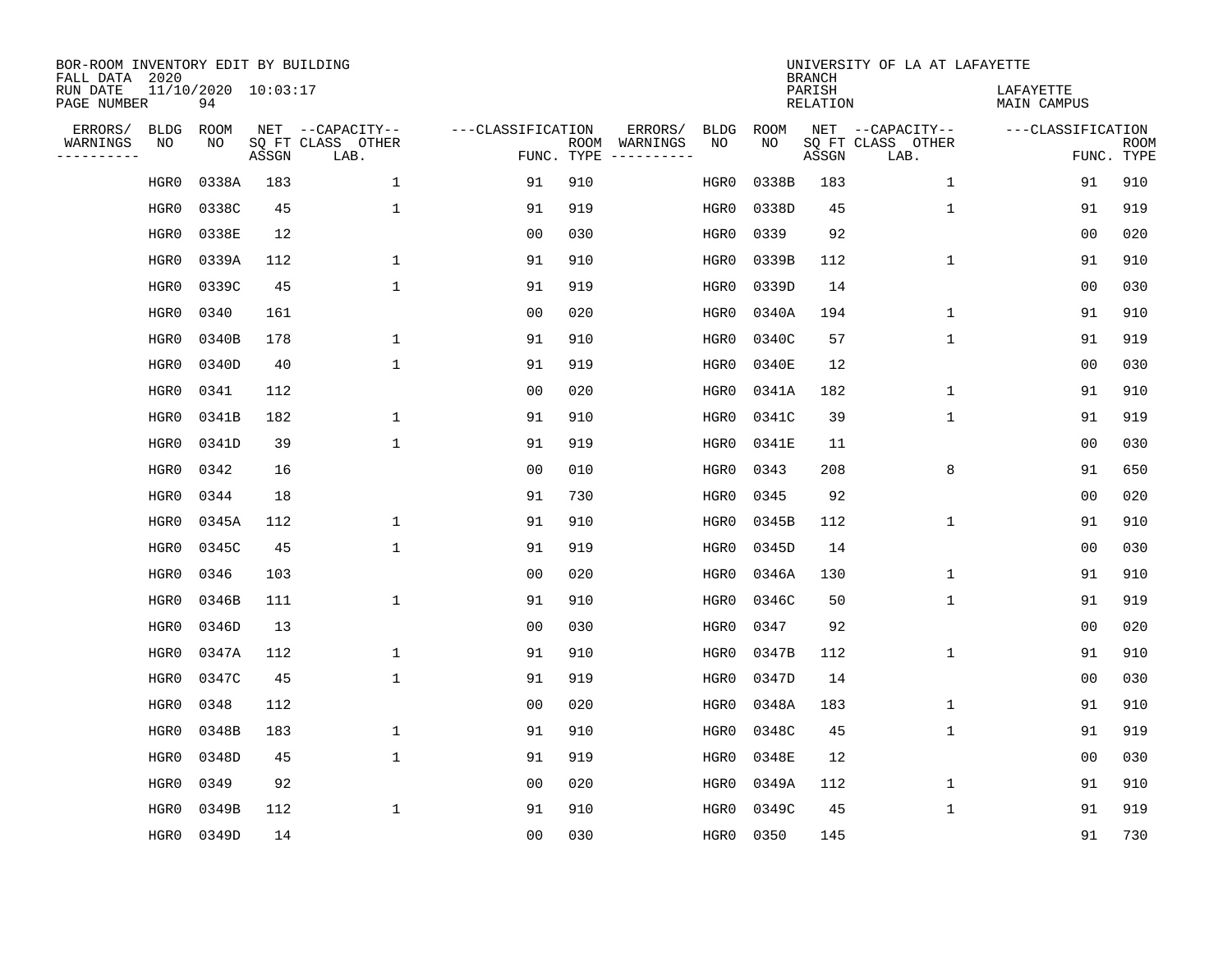BOR-ROOM INVENTORY EDIT BY BUILDING
FALL DATA 2020
RUN DATE 11/10/2020 10:03:17
PAGE NUMBER 94

UNIVERSITY OF LA AT LAFAYETTE
BRANCH
PARISH LAFAYETTE
RELATION MAIN CAMPUS

| ERRORS/ WARNINGS | BLDG NO | ROOM NO | NET SQ FT ASSGN | CAPACITY CLASS LAB. | CAPACITY OTHER | CLASSIFICATION FUNC. | ROOM TYPE | ERRORS/ WARNINGS | BLDG NO | ROOM NO | NET SQ FT ASSGN | CAPACITY CLASS LAB. | CAPACITY OTHER | CLASSIFICATION FUNC. | ROOM TYPE |
|---|---|---|---|---|---|---|---|---|---|---|---|---|---|---|---|
| | HGR0 | 0338A | 183 | | 1 | 91 | 910 | | HGR0 | 0338B | 183 | | 1 | 91 | 910 |
| | HGR0 | 0338C | 45 | | 1 | 91 | 919 | | HGR0 | 0338D | 45 | | 1 | 91 | 919 |
| | HGR0 | 0338E | 12 | | | 00 | 030 | | HGR0 | 0339 | 92 | | | 00 | 020 |
| | HGR0 | 0339A | 112 | | 1 | 91 | 910 | | HGR0 | 0339B | 112 | | 1 | 91 | 910 |
| | HGR0 | 0339C | 45 | | 1 | 91 | 919 | | HGR0 | 0339D | 14 | | | 00 | 030 |
| | HGR0 | 0340 | 161 | | | 00 | 020 | | HGR0 | 0340A | 194 | | 1 | 91 | 910 |
| | HGR0 | 0340B | 178 | | 1 | 91 | 910 | | HGR0 | 0340C | 57 | | 1 | 91 | 919 |
| | HGR0 | 0340D | 40 | | 1 | 91 | 919 | | HGR0 | 0340E | 12 | | | 00 | 030 |
| | HGR0 | 0341 | 112 | | | 00 | 020 | | HGR0 | 0341A | 182 | | 1 | 91 | 910 |
| | HGR0 | 0341B | 182 | | 1 | 91 | 910 | | HGR0 | 0341C | 39 | | 1 | 91 | 919 |
| | HGR0 | 0341D | 39 | | 1 | 91 | 919 | | HGR0 | 0341E | 11 | | | 00 | 030 |
| | HGR0 | 0342 | 16 | | | 00 | 010 | | HGR0 | 0343 | 208 | | 8 | 91 | 650 |
| | HGR0 | 0344 | 18 | | | 91 | 730 | | HGR0 | 0345 | 92 | | | 00 | 020 |
| | HGR0 | 0345A | 112 | | 1 | 91 | 910 | | HGR0 | 0345B | 112 | | 1 | 91 | 910 |
| | HGR0 | 0345C | 45 | | 1 | 91 | 919 | | HGR0 | 0345D | 14 | | | 00 | 030 |
| | HGR0 | 0346 | 103 | | | 00 | 020 | | HGR0 | 0346A | 130 | | 1 | 91 | 910 |
| | HGR0 | 0346B | 111 | | 1 | 91 | 910 | | HGR0 | 0346C | 50 | | 1 | 91 | 919 |
| | HGR0 | 0346D | 13 | | | 00 | 030 | | HGR0 | 0347 | 92 | | | 00 | 020 |
| | HGR0 | 0347A | 112 | | 1 | 91 | 910 | | HGR0 | 0347B | 112 | | 1 | 91 | 910 |
| | HGR0 | 0347C | 45 | | 1 | 91 | 919 | | HGR0 | 0347D | 14 | | | 00 | 030 |
| | HGR0 | 0348 | 112 | | | 00 | 020 | | HGR0 | 0348A | 183 | | 1 | 91 | 910 |
| | HGR0 | 0348B | 183 | | 1 | 91 | 910 | | HGR0 | 0348C | 45 | | 1 | 91 | 919 |
| | HGR0 | 0348D | 45 | | 1 | 91 | 919 | | HGR0 | 0348E | 12 | | | 00 | 030 |
| | HGR0 | 0349 | 92 | | | 00 | 020 | | HGR0 | 0349A | 112 | | 1 | 91 | 910 |
| | HGR0 | 0349B | 112 | | 1 | 91 | 910 | | HGR0 | 0349C | 45 | | 1 | 91 | 919 |
| | HGR0 | 0349D | 14 | | | 00 | 030 | | HGR0 | 0350 | 145 | | | 91 | 730 |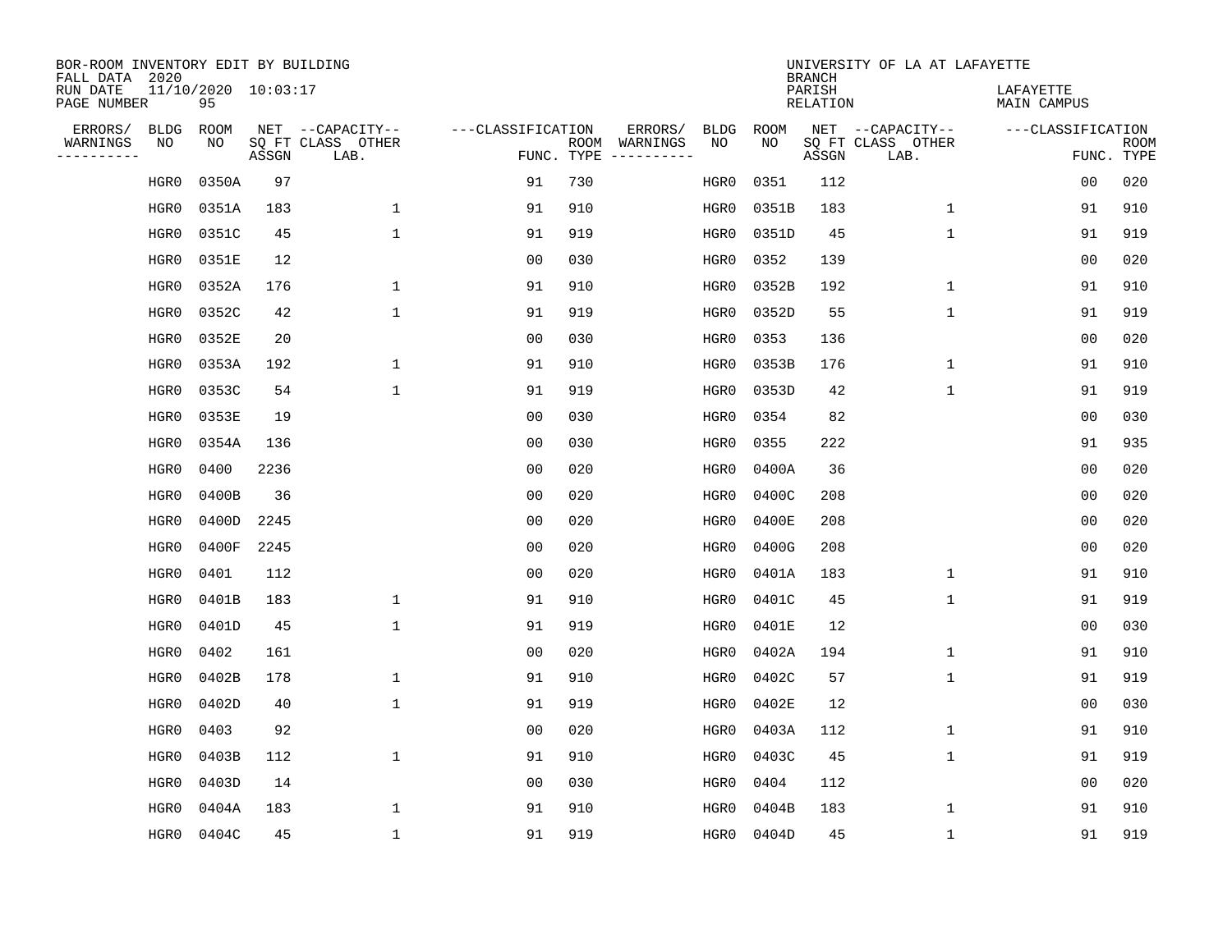BOR-ROOM INVENTORY EDIT BY BUILDING
FALL DATA 2020
RUN DATE 11/10/2020 10:03:17
PAGE NUMBER 95

UNIVERSITY OF LA AT LAFAYETTE
BRANCH
PARISH LAFAYETTE
RELATION MAIN CAMPUS

| ERRORS/ WARNINGS | BLDG NO | ROOM NO | NET SQ FT ASSGN | CAPACITY CLASS LAB. | CAPACITY OTHER | CLASSIFICATION FUNC. | ROOM TYPE | ERRORS/ WARNINGS | BLDG NO | ROOM NO | NET SQ FT ASSGN | CAPACITY CLASS LAB. | CAPACITY OTHER | CLASSIFICATION FUNC. | ROOM TYPE |
|---|---|---|---|---|---|---|---|---|---|---|---|---|---|---|---|
| | HGR0 | 0350A | 97 | | | 91 | 730 | | HGR0 | 0351 | 112 | | | 00 | 020 |
| | HGR0 | 0351A | 183 | | 1 | 91 | 910 | | HGR0 | 0351B | 183 | | 1 | 91 | 910 |
| | HGR0 | 0351C | 45 | | 1 | 91 | 919 | | HGR0 | 0351D | 45 | | 1 | 91 | 919 |
| | HGR0 | 0351E | 12 | | | 00 | 030 | | HGR0 | 0352 | 139 | | | 00 | 020 |
| | HGR0 | 0352A | 176 | | 1 | 91 | 910 | | HGR0 | 0352B | 192 | | 1 | 91 | 910 |
| | HGR0 | 0352C | 42 | | 1 | 91 | 919 | | HGR0 | 0352D | 55 | | 1 | 91 | 919 |
| | HGR0 | 0352E | 20 | | | 00 | 030 | | HGR0 | 0353 | 136 | | | 00 | 020 |
| | HGR0 | 0353A | 192 | | 1 | 91 | 910 | | HGR0 | 0353B | 176 | | 1 | 91 | 910 |
| | HGR0 | 0353C | 54 | | 1 | 91 | 919 | | HGR0 | 0353D | 42 | | 1 | 91 | 919 |
| | HGR0 | 0353E | 19 | | | 00 | 030 | | HGR0 | 0354 | 82 | | | 00 | 030 |
| | HGR0 | 0354A | 136 | | | 00 | 030 | | HGR0 | 0355 | 222 | | | 91 | 935 |
| | HGR0 | 0400 | 2236 | | | 00 | 020 | | HGR0 | 0400A | 36 | | | 00 | 020 |
| | HGR0 | 0400B | 36 | | | 00 | 020 | | HGR0 | 0400C | 208 | | | 00 | 020 |
| | HGR0 | 0400D | 2245 | | | 00 | 020 | | HGR0 | 0400E | 208 | | | 00 | 020 |
| | HGR0 | 0400F | 2245 | | | 00 | 020 | | HGR0 | 0400G | 208 | | | 00 | 020 |
| | HGR0 | 0401 | 112 | | | 00 | 020 | | HGR0 | 0401A | 183 | | 1 | 91 | 910 |
| | HGR0 | 0401B | 183 | | 1 | 91 | 910 | | HGR0 | 0401C | 45 | | 1 | 91 | 919 |
| | HGR0 | 0401D | 45 | | 1 | 91 | 919 | | HGR0 | 0401E | 12 | | | 00 | 030 |
| | HGR0 | 0402 | 161 | | | 00 | 020 | | HGR0 | 0402A | 194 | | 1 | 91 | 910 |
| | HGR0 | 0402B | 178 | | 1 | 91 | 910 | | HGR0 | 0402C | 57 | | 1 | 91 | 919 |
| | HGR0 | 0402D | 40 | | 1 | 91 | 919 | | HGR0 | 0402E | 12 | | | 00 | 030 |
| | HGR0 | 0403 | 92 | | | 00 | 020 | | HGR0 | 0403A | 112 | | 1 | 91 | 910 |
| | HGR0 | 0403B | 112 | | 1 | 91 | 910 | | HGR0 | 0403C | 45 | | 1 | 91 | 919 |
| | HGR0 | 0403D | 14 | | | 00 | 030 | | HGR0 | 0404 | 112 | | | 00 | 020 |
| | HGR0 | 0404A | 183 | | 1 | 91 | 910 | | HGR0 | 0404B | 183 | | 1 | 91 | 910 |
| | HGR0 | 0404C | 45 | | 1 | 91 | 919 | | HGR0 | 0404D | 45 | | 1 | 91 | 919 |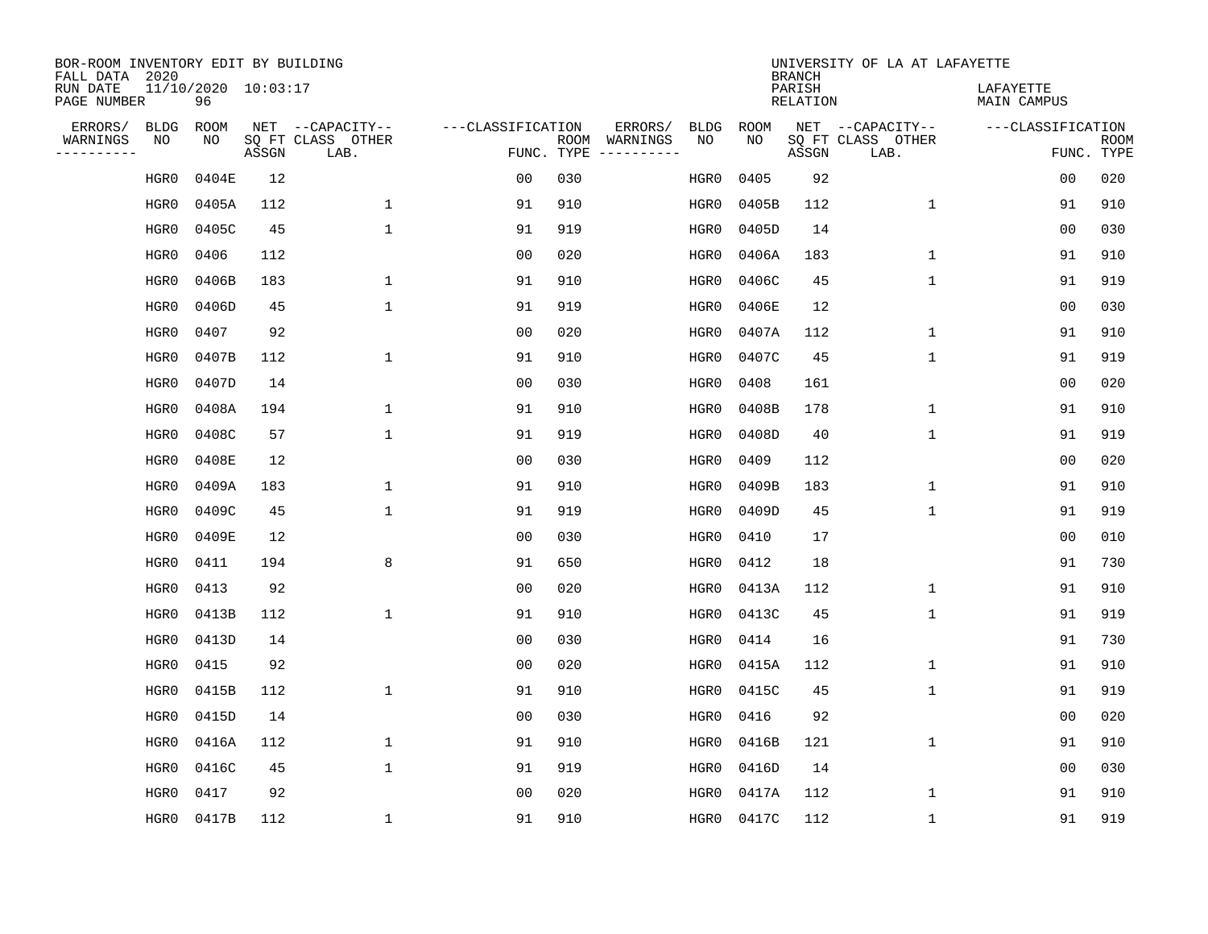BOR-ROOM INVENTORY EDIT BY BUILDING
FALL DATA 2020
RUN DATE 11/10/2020 10:03:17
PAGE NUMBER 96

UNIVERSITY OF LA AT LAFAYETTE
BRANCH
PARISH LAFAYETTE
RELATION MAIN CAMPUS

| ERRORS/ WARNINGS | BLDG NO | ROOM NO | NET SQ FT ASSGN | CAPACITY CLASS LAB. | CAPACITY OTHER | CLASSIFICATION FUNC. | ROOM TYPE | ERRORS/ WARNINGS | BLDG NO | ROOM NO | NET SQ FT ASSGN | CAPACITY CLASS LAB. | CAPACITY OTHER | CLASSIFICATION FUNC. | ROOM TYPE |
|---|---|---|---|---|---|---|---|---|---|---|---|---|---|---|---|
| | HGR0 | 0404E | 12 | | | 00 | 030 | | HGR0 | 0405 | 92 | | | 00 | 020 |
| | HGR0 | 0405A | 112 | | 1 | 91 | 910 | | HGR0 | 0405B | 112 | | 1 | 91 | 910 |
| | HGR0 | 0405C | 45 | | 1 | 91 | 919 | | HGR0 | 0405D | 14 | | | 00 | 030 |
| | HGR0 | 0406 | 112 | | | 00 | 020 | | HGR0 | 0406A | 183 | | 1 | 91 | 910 |
| | HGR0 | 0406B | 183 | | 1 | 91 | 910 | | HGR0 | 0406C | 45 | | 1 | 91 | 919 |
| | HGR0 | 0406D | 45 | | 1 | 91 | 919 | | HGR0 | 0406E | 12 | | | 00 | 030 |
| | HGR0 | 0407 | 92 | | | 00 | 020 | | HGR0 | 0407A | 112 | | 1 | 91 | 910 |
| | HGR0 | 0407B | 112 | | 1 | 91 | 910 | | HGR0 | 0407C | 45 | | 1 | 91 | 919 |
| | HGR0 | 0407D | 14 | | | 00 | 030 | | HGR0 | 0408 | 161 | | | 00 | 020 |
| | HGR0 | 0408A | 194 | | 1 | 91 | 910 | | HGR0 | 0408B | 178 | | 1 | 91 | 910 |
| | HGR0 | 0408C | 57 | | 1 | 91 | 919 | | HGR0 | 0408D | 40 | | 1 | 91 | 919 |
| | HGR0 | 0408E | 12 | | | 00 | 030 | | HGR0 | 0409 | 112 | | | 00 | 020 |
| | HGR0 | 0409A | 183 | | 1 | 91 | 910 | | HGR0 | 0409B | 183 | | 1 | 91 | 910 |
| | HGR0 | 0409C | 45 | | 1 | 91 | 919 | | HGR0 | 0409D | 45 | | 1 | 91 | 919 |
| | HGR0 | 0409E | 12 | | | 00 | 030 | | HGR0 | 0410 | 17 | | | 00 | 010 |
| | HGR0 | 0411 | 194 | | 8 | 91 | 650 | | HGR0 | 0412 | 18 | | | 91 | 730 |
| | HGR0 | 0413 | 92 | | | 00 | 020 | | HGR0 | 0413A | 112 | | 1 | 91 | 910 |
| | HGR0 | 0413B | 112 | | 1 | 91 | 910 | | HGR0 | 0413C | 45 | | 1 | 91 | 919 |
| | HGR0 | 0413D | 14 | | | 00 | 030 | | HGR0 | 0414 | 16 | | | 91 | 730 |
| | HGR0 | 0415 | 92 | | | 00 | 020 | | HGR0 | 0415A | 112 | | 1 | 91 | 910 |
| | HGR0 | 0415B | 112 | | 1 | 91 | 910 | | HGR0 | 0415C | 45 | | 1 | 91 | 919 |
| | HGR0 | 0415D | 14 | | | 00 | 030 | | HGR0 | 0416 | 92 | | | 00 | 020 |
| | HGR0 | 0416A | 112 | | 1 | 91 | 910 | | HGR0 | 0416B | 121 | | 1 | 91 | 910 |
| | HGR0 | 0416C | 45 | | 1 | 91 | 919 | | HGR0 | 0416D | 14 | | | 00 | 030 |
| | HGR0 | 0417 | 92 | | | 00 | 020 | | HGR0 | 0417A | 112 | | 1 | 91 | 910 |
| | HGR0 | 0417B | 112 | | 1 | 91 | 910 | | HGR0 | 0417C | 112 | | 1 | 91 | 919 |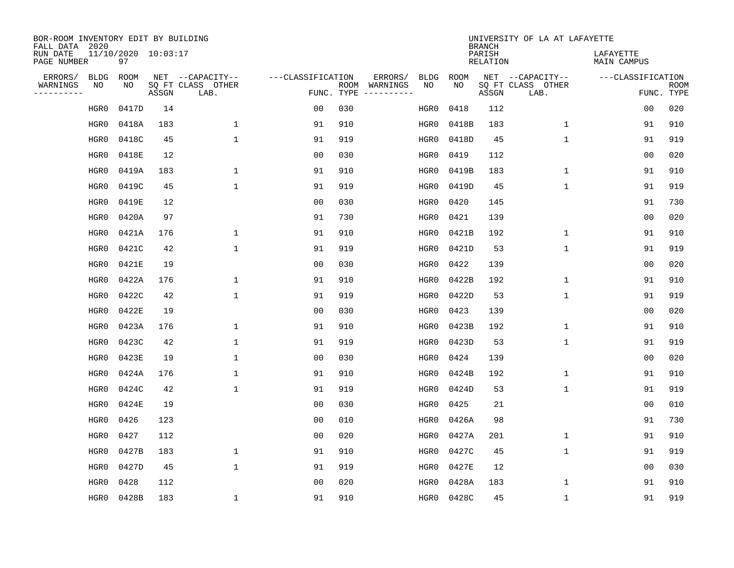BOR-ROOM INVENTORY EDIT BY BUILDING
FALL DATA 2020
RUN DATE 11/10/2020 10:03:17
PAGE NUMBER 97

UNIVERSITY OF LA AT LAFAYETTE
BRANCH
PARISH LAFAYETTE
RELATION MAIN CAMPUS

| ERRORS/ WARNINGS | BLDG NO | ROOM NO | NET SQ FT ASSGN | CAPACITY CLASS LAB. | CAPACITY OTHER | CLASSIFICATION FUNC. | ROOM TYPE | ERRORS/ WARNINGS | BLDG NO | ROOM NO | NET SQ FT ASSGN | CAPACITY CLASS LAB. | CAPACITY OTHER | CLASSIFICATION FUNC. | ROOM TYPE |
|---|---|---|---|---|---|---|---|---|---|---|---|---|---|---|---|
| | HGR0 | 0417D | 14 | | | 00 | 030 | | HGR0 | 0418 | 112 | | | 00 | 020 |
| | HGR0 | 0418A | 183 | | 1 | 91 | 910 | | HGR0 | 0418B | 183 | | 1 | 91 | 910 |
| | HGR0 | 0418C | 45 | | 1 | 91 | 919 | | HGR0 | 0418D | 45 | | 1 | 91 | 919 |
| | HGR0 | 0418E | 12 | | | 00 | 030 | | HGR0 | 0419 | 112 | | | 00 | 020 |
| | HGR0 | 0419A | 183 | | 1 | 91 | 910 | | HGR0 | 0419B | 183 | | 1 | 91 | 910 |
| | HGR0 | 0419C | 45 | | 1 | 91 | 919 | | HGR0 | 0419D | 45 | | 1 | 91 | 919 |
| | HGR0 | 0419E | 12 | | | 00 | 030 | | HGR0 | 0420 | 145 | | | 91 | 730 |
| | HGR0 | 0420A | 97 | | | 91 | 730 | | HGR0 | 0421 | 139 | | | 00 | 020 |
| | HGR0 | 0421A | 176 | | 1 | 91 | 910 | | HGR0 | 0421B | 192 | | 1 | 91 | 910 |
| | HGR0 | 0421C | 42 | | 1 | 91 | 919 | | HGR0 | 0421D | 53 | | 1 | 91 | 919 |
| | HGR0 | 0421E | 19 | | | 00 | 030 | | HGR0 | 0422 | 139 | | | 00 | 020 |
| | HGR0 | 0422A | 176 | | 1 | 91 | 910 | | HGR0 | 0422B | 192 | | 1 | 91 | 910 |
| | HGR0 | 0422C | 42 | | 1 | 91 | 919 | | HGR0 | 0422D | 53 | | 1 | 91 | 919 |
| | HGR0 | 0422E | 19 | | | 00 | 030 | | HGR0 | 0423 | 139 | | | 00 | 020 |
| | HGR0 | 0423A | 176 | | 1 | 91 | 910 | | HGR0 | 0423B | 192 | | 1 | 91 | 910 |
| | HGR0 | 0423C | 42 | | 1 | 91 | 919 | | HGR0 | 0423D | 53 | | 1 | 91 | 919 |
| | HGR0 | 0423E | 19 | | 1 | 00 | 030 | | HGR0 | 0424 | 139 | | | 00 | 020 |
| | HGR0 | 0424A | 176 | | 1 | 91 | 910 | | HGR0 | 0424B | 192 | | 1 | 91 | 910 |
| | HGR0 | 0424C | 42 | | 1 | 91 | 919 | | HGR0 | 0424D | 53 | | 1 | 91 | 919 |
| | HGR0 | 0424E | 19 | | | 00 | 030 | | HGR0 | 0425 | 21 | | | 00 | 010 |
| | HGR0 | 0426 | 123 | | | 00 | 010 | | HGR0 | 0426A | 98 | | | 91 | 730 |
| | HGR0 | 0427 | 112 | | | 00 | 020 | | HGR0 | 0427A | 201 | | 1 | 91 | 910 |
| | HGR0 | 0427B | 183 | | 1 | 91 | 910 | | HGR0 | 0427C | 45 | | 1 | 91 | 919 |
| | HGR0 | 0427D | 45 | | 1 | 91 | 919 | | HGR0 | 0427E | 12 | | | 00 | 030 |
| | HGR0 | 0428 | 112 | | | 00 | 020 | | HGR0 | 0428A | 183 | | 1 | 91 | 910 |
| | HGR0 | 0428B | 183 | | 1 | 91 | 910 | | HGR0 | 0428C | 45 | | 1 | 91 | 919 |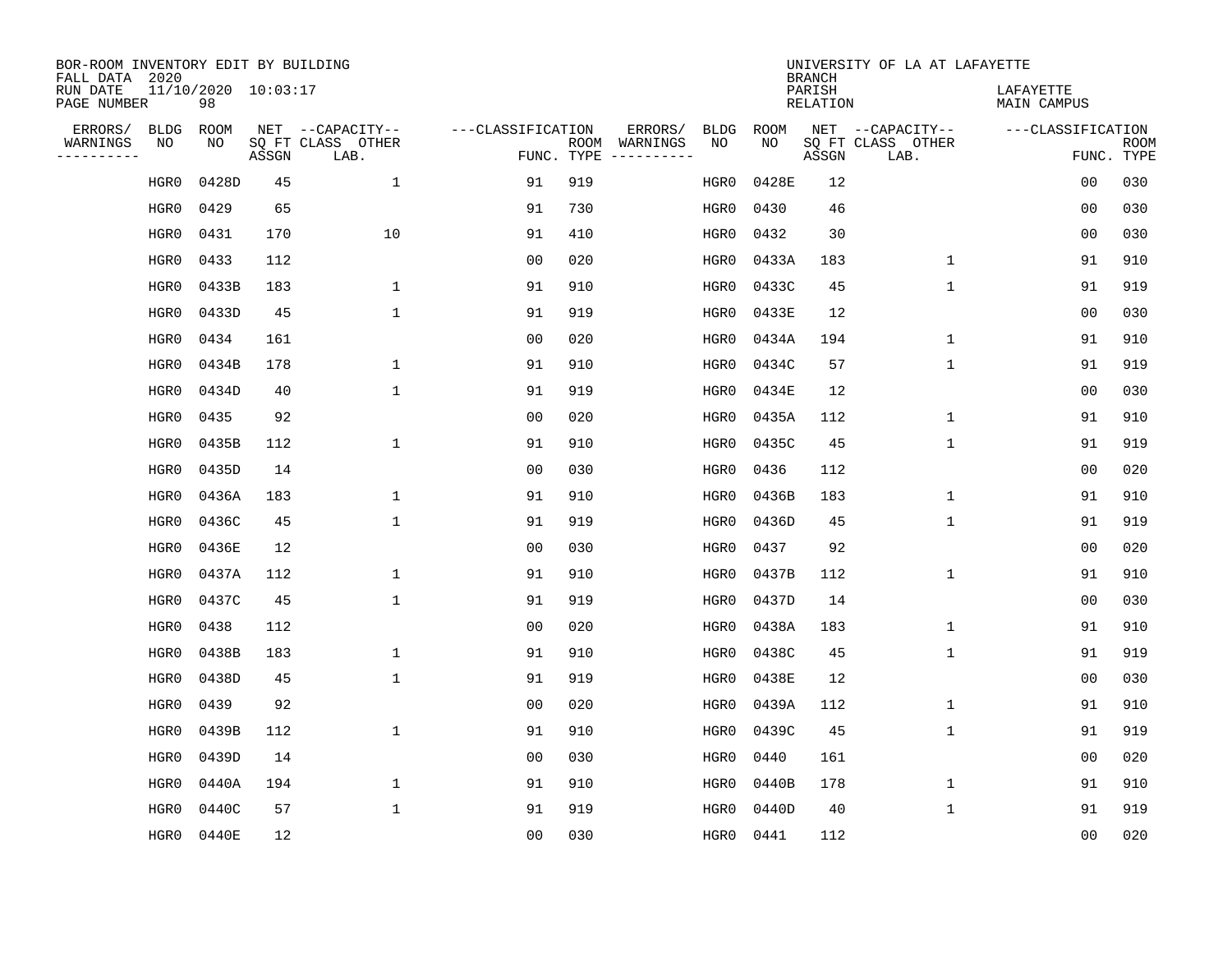BOR-ROOM INVENTORY EDIT BY BUILDING
FALL DATA 2020
RUN DATE 11/10/2020 10:03:17
PAGE NUMBER 98

UNIVERSITY OF LA AT LAFAYETTE
BRANCH
PARISH LAFAYETTE
RELATION MAIN CAMPUS

| ERRORS/ WARNINGS | BLDG NO | ROOM NO | NET SQ FT ASSGN | CAPACITY-- CLASS LAB. | OTHER | FUNC. | ROOM TYPE | ERRORS/ WARNINGS | BLDG NO | ROOM NO | NET SQ FT ASSGN | CAPACITY-- CLASS LAB. | OTHER | FUNC. | ROOM TYPE |
|---|---|---|---|---|---|---|---|---|---|---|---|---|---|---|---|
| | HGR0 | 0428D | 45 | | 1 | 91 | 919 | | HGR0 | 0428E | 12 | | | 00 | 030 |
| | HGR0 | 0429 | 65 | | | 91 | 730 | | HGR0 | 0430 | 46 | | | 00 | 030 |
| | HGR0 | 0431 | 170 | | 10 | 91 | 410 | | HGR0 | 0432 | 30 | | | 00 | 030 |
| | HGR0 | 0433 | 112 | | | 00 | 020 | | HGR0 | 0433A | 183 | | 1 | 91 | 910 |
| | HGR0 | 0433B | 183 | | 1 | 91 | 910 | | HGR0 | 0433C | 45 | | 1 | 91 | 919 |
| | HGR0 | 0433D | 45 | | 1 | 91 | 919 | | HGR0 | 0433E | 12 | | | 00 | 030 |
| | HGR0 | 0434 | 161 | | | 00 | 020 | | HGR0 | 0434A | 194 | | 1 | 91 | 910 |
| | HGR0 | 0434B | 178 | | 1 | 91 | 910 | | HGR0 | 0434C | 57 | | 1 | 91 | 919 |
| | HGR0 | 0434D | 40 | | 1 | 91 | 919 | | HGR0 | 0434E | 12 | | | 00 | 030 |
| | HGR0 | 0435 | 92 | | | 00 | 020 | | HGR0 | 0435A | 112 | | 1 | 91 | 910 |
| | HGR0 | 0435B | 112 | | 1 | 91 | 910 | | HGR0 | 0435C | 45 | | 1 | 91 | 919 |
| | HGR0 | 0435D | 14 | | | 00 | 030 | | HGR0 | 0436 | 112 | | | 00 | 020 |
| | HGR0 | 0436A | 183 | | 1 | 91 | 910 | | HGR0 | 0436B | 183 | | 1 | 91 | 910 |
| | HGR0 | 0436C | 45 | | 1 | 91 | 919 | | HGR0 | 0436D | 45 | | 1 | 91 | 919 |
| | HGR0 | 0436E | 12 | | | 00 | 030 | | HGR0 | 0437 | 92 | | | 00 | 020 |
| | HGR0 | 0437A | 112 | | 1 | 91 | 910 | | HGR0 | 0437B | 112 | | 1 | 91 | 910 |
| | HGR0 | 0437C | 45 | | 1 | 91 | 919 | | HGR0 | 0437D | 14 | | | 00 | 030 |
| | HGR0 | 0438 | 112 | | | 00 | 020 | | HGR0 | 0438A | 183 | | 1 | 91 | 910 |
| | HGR0 | 0438B | 183 | | 1 | 91 | 910 | | HGR0 | 0438C | 45 | | 1 | 91 | 919 |
| | HGR0 | 0438D | 45 | | 1 | 91 | 919 | | HGR0 | 0438E | 12 | | | 00 | 030 |
| | HGR0 | 0439 | 92 | | | 00 | 020 | | HGR0 | 0439A | 112 | | 1 | 91 | 910 |
| | HGR0 | 0439B | 112 | | 1 | 91 | 910 | | HGR0 | 0439C | 45 | | 1 | 91 | 919 |
| | HGR0 | 0439D | 14 | | | 00 | 030 | | HGR0 | 0440 | 161 | | | 00 | 020 |
| | HGR0 | 0440A | 194 | | 1 | 91 | 910 | | HGR0 | 0440B | 178 | | 1 | 91 | 910 |
| | HGR0 | 0440C | 57 | | 1 | 91 | 919 | | HGR0 | 0440D | 40 | | 1 | 91 | 919 |
| | HGR0 | 0440E | 12 | | | 00 | 030 | | HGR0 | 0441 | 112 | | | 00 | 020 |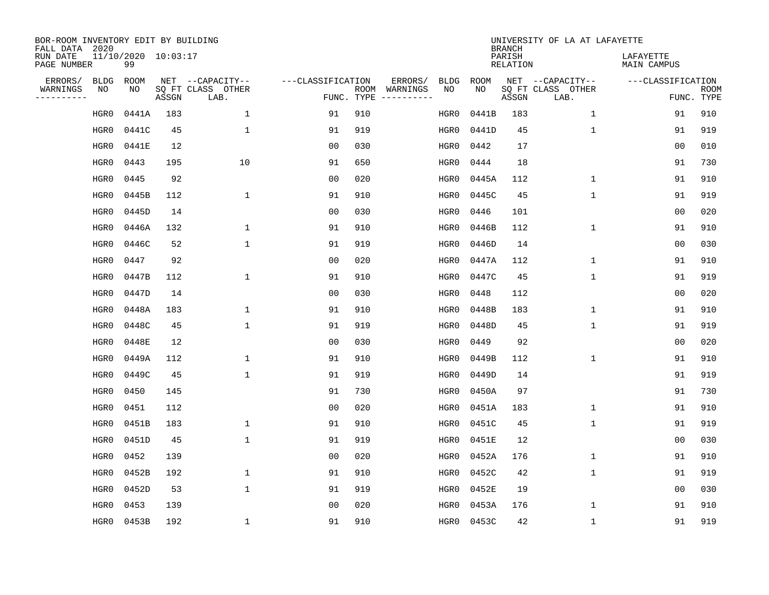BOR-ROOM INVENTORY EDIT BY BUILDING
FALL DATA 2020
RUN DATE 11/10/2020 10:03:17
PAGE NUMBER 99

UNIVERSITY OF LA AT LAFAYETTE
BRANCH
PARISH LAFAYETTE
RELATION MAIN CAMPUS

| ERRORS/ WARNINGS | BLDG NO | ROOM NO | NET SQ FT ASSGN | CAPACITY CLASS LAB. | CAPACITY OTHER | CLASSIFICATION FUNC. | ROOM TYPE | ERRORS/ WARNINGS | BLDG NO | ROOM NO | NET SQ FT ASSGN | CAPACITY CLASS LAB. | CAPACITY OTHER | CLASSIFICATION FUNC. | ROOM TYPE |
|---|---|---|---|---|---|---|---|---|---|---|---|---|---|---|---|
| | HGR0 | 0441A | 183 | | 1 | 91 | 910 | | HGR0 | 0441B | 183 | | 1 | 91 | 910 |
| | HGR0 | 0441C | 45 | | 1 | 91 | 919 | | HGR0 | 0441D | 45 | | 1 | 91 | 919 |
| | HGR0 | 0441E | 12 | | | 00 | 030 | | HGR0 | 0442 | 17 | | | 00 | 010 |
| | HGR0 | 0443 | 195 | | 10 | 91 | 650 | | HGR0 | 0444 | 18 | | | 91 | 730 |
| | HGR0 | 0445 | 92 | | | 00 | 020 | | HGR0 | 0445A | 112 | | 1 | 91 | 910 |
| | HGR0 | 0445B | 112 | | 1 | 91 | 910 | | HGR0 | 0445C | 45 | | 1 | 91 | 919 |
| | HGR0 | 0445D | 14 | | | 00 | 030 | | HGR0 | 0446 | 101 | | | 00 | 020 |
| | HGR0 | 0446A | 132 | | 1 | 91 | 910 | | HGR0 | 0446B | 112 | | 1 | 91 | 910 |
| | HGR0 | 0446C | 52 | | 1 | 91 | 919 | | HGR0 | 0446D | 14 | | | 00 | 030 |
| | HGR0 | 0447 | 92 | | | 00 | 020 | | HGR0 | 0447A | 112 | | 1 | 91 | 910 |
| | HGR0 | 0447B | 112 | | 1 | 91 | 910 | | HGR0 | 0447C | 45 | | 1 | 91 | 919 |
| | HGR0 | 0447D | 14 | | | 00 | 030 | | HGR0 | 0448 | 112 | | | 00 | 020 |
| | HGR0 | 0448A | 183 | | 1 | 91 | 910 | | HGR0 | 0448B | 183 | | 1 | 91 | 910 |
| | HGR0 | 0448C | 45 | | 1 | 91 | 919 | | HGR0 | 0448D | 45 | | 1 | 91 | 919 |
| | HGR0 | 0448E | 12 | | | 00 | 030 | | HGR0 | 0449 | 92 | | | 00 | 020 |
| | HGR0 | 0449A | 112 | | 1 | 91 | 910 | | HGR0 | 0449B | 112 | | 1 | 91 | 910 |
| | HGR0 | 0449C | 45 | | 1 | 91 | 919 | | HGR0 | 0449D | 14 | | | 91 | 919 |
| | HGR0 | 0450 | 145 | | | 91 | 730 | | HGR0 | 0450A | 97 | | | 91 | 730 |
| | HGR0 | 0451 | 112 | | | 00 | 020 | | HGR0 | 0451A | 183 | | 1 | 91 | 910 |
| | HGR0 | 0451B | 183 | | 1 | 91 | 910 | | HGR0 | 0451C | 45 | | 1 | 91 | 919 |
| | HGR0 | 0451D | 45 | | 1 | 91 | 919 | | HGR0 | 0451E | 12 | | | 00 | 030 |
| | HGR0 | 0452 | 139 | | | 00 | 020 | | HGR0 | 0452A | 176 | | 1 | 91 | 910 |
| | HGR0 | 0452B | 192 | | 1 | 91 | 910 | | HGR0 | 0452C | 42 | | 1 | 91 | 919 |
| | HGR0 | 0452D | 53 | | 1 | 91 | 919 | | HGR0 | 0452E | 19 | | | 00 | 030 |
| | HGR0 | 0453 | 139 | | | 00 | 020 | | HGR0 | 0453A | 176 | | 1 | 91 | 910 |
| | HGR0 | 0453B | 192 | | 1 | 91 | 910 | | HGR0 | 0453C | 42 | | 1 | 91 | 919 |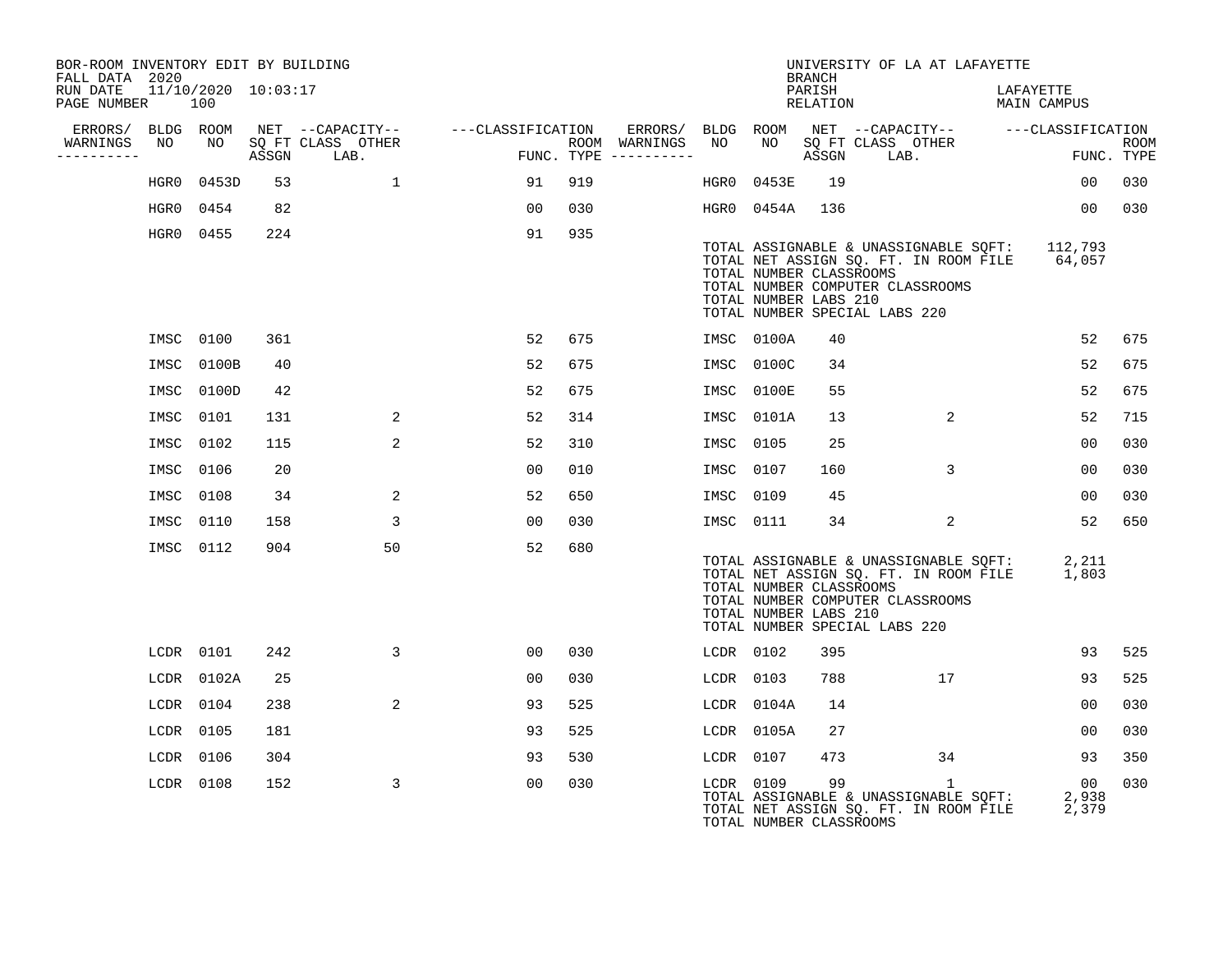BOR-ROOM INVENTORY EDIT BY BUILDING
FALL DATA 2020
RUN DATE 11/10/2020 10:03:17

UNIVERSITY OF LA AT LAFAYETTE
BRANCH
PARISH LAFAYETTE
RELATION MAIN CAMPUS

| ERRORS/ WARNINGS | BLDG NO | ROOM NO | NET SQ FT ASSGN | CAPACITY CLASS LAB. | CAPACITY OTHER | CLASSIFICATION FUNC. | ROOM TYPE | ERRORS/ WARNINGS | BLDG NO | ROOM NO | NET SQ FT ASSGN | CAPACITY CLASS LAB. | CAPACITY OTHER | CLASSIFICATION FUNC. | ROOM TYPE |
|---|---|---|---|---|---|---|---|---|---|---|---|---|---|---|---|
| | HGR0 | 0453D | 53 | | 1 | 91 | 919 | | HGR0 | 0453E | 19 | | | 00 | 030 |
| | HGR0 | 0454 | 82 | | | 00 | 030 | | HGR0 | 0454A | 136 | | | 00 | 030 |
| | HGR0 | 0455 | 224 | | | 91 | 935 | | | | | | | | |

TOTAL ASSIGNABLE & UNASSIGNABLE SQFT: 112,793
TOTAL NET ASSIGN SQ. FT. IN ROOM FILE 64,057
TOTAL NUMBER CLASSROOMS
TOTAL NUMBER COMPUTER CLASSROOMS
TOTAL NUMBER LABS 210
TOTAL NUMBER SPECIAL LABS 220

| ERRORS/ WARNINGS | BLDG NO | ROOM NO | NET SQ FT ASSGN | CAPACITY CLASS LAB. | CAPACITY OTHER | CLASSIFICATION FUNC. | ROOM TYPE | ERRORS/ WARNINGS | BLDG NO | ROOM NO | NET SQ FT ASSGN | CAPACITY CLASS LAB. | CAPACITY OTHER | CLASSIFICATION FUNC. | ROOM TYPE |
|---|---|---|---|---|---|---|---|---|---|---|---|---|---|---|---|
| | IMSC | 0100 | 361 | | | 52 | 675 | | IMSC | 0100A | 40 | | | 52 | 675 |
| | IMSC | 0100B | 40 | | | 52 | 675 | | IMSC | 0100C | 34 | | | 52 | 675 |
| | IMSC | 0100D | 42 | | | 52 | 675 | | IMSC | 0100E | 55 | | | 52 | 675 |
| | IMSC | 0101 | 131 | | 2 | 52 | 314 | | IMSC | 0101A | 13 | | 2 | 52 | 715 |
| | IMSC | 0102 | 115 | | 2 | 52 | 310 | | IMSC | 0105 | 25 | | | 00 | 030 |
| | IMSC | 0106 | 20 | | | 00 | 010 | | IMSC | 0107 | 160 | | 3 | 00 | 030 |
| | IMSC | 0108 | 34 | | 2 | 52 | 650 | | IMSC | 0109 | 45 | | | 00 | 030 |
| | IMSC | 0110 | 158 | | 3 | 00 | 030 | | IMSC | 0111 | 34 | | 2 | 52 | 650 |
| | IMSC | 0112 | 904 | | 50 | 52 | 680 | | | | | | | | |

TOTAL ASSIGNABLE & UNASSIGNABLE SQFT: 2,211
TOTAL NET ASSIGN SQ. FT. IN ROOM FILE 1,803
TOTAL NUMBER CLASSROOMS
TOTAL NUMBER COMPUTER CLASSROOMS
TOTAL NUMBER LABS 210
TOTAL NUMBER SPECIAL LABS 220

| ERRORS/ WARNINGS | BLDG NO | ROOM NO | NET SQ FT ASSGN | CAPACITY CLASS LAB. | CAPACITY OTHER | CLASSIFICATION FUNC. | ROOM TYPE | ERRORS/ WARNINGS | BLDG NO | ROOM NO | NET SQ FT ASSGN | CAPACITY CLASS LAB. | CAPACITY OTHER | CLASSIFICATION FUNC. | ROOM TYPE |
|---|---|---|---|---|---|---|---|---|---|---|---|---|---|---|---|
| | LCDR | 0101 | 242 | | 3 | 00 | 030 | | LCDR | 0102 | 395 | | | 93 | 525 |
| | LCDR | 0102A | 25 | | | 00 | 030 | | LCDR | 0103 | 788 | | 17 | 93 | 525 |
| | LCDR | 0104 | 238 | | 2 | 93 | 525 | | LCDR | 0104A | 14 | | | 00 | 030 |
| | LCDR | 0105 | 181 | | | 93 | 525 | | LCDR | 0105A | 27 | | | 00 | 030 |
| | LCDR | 0106 | 304 | | | 93 | 530 | | LCDR | 0107 | 473 | | 34 | 93 | 350 |
| | LCDR | 0108 | 152 | | 3 | 00 | 030 | | LCDR | 0109 | 99 | | 1 | 00 | 030 |

TOTAL ASSIGNABLE & UNASSIGNABLE SQFT: 2,938
TOTAL NET ASSIGN SQ. FT. IN ROOM FILE 2,379
TOTAL NUMBER CLASSROOMS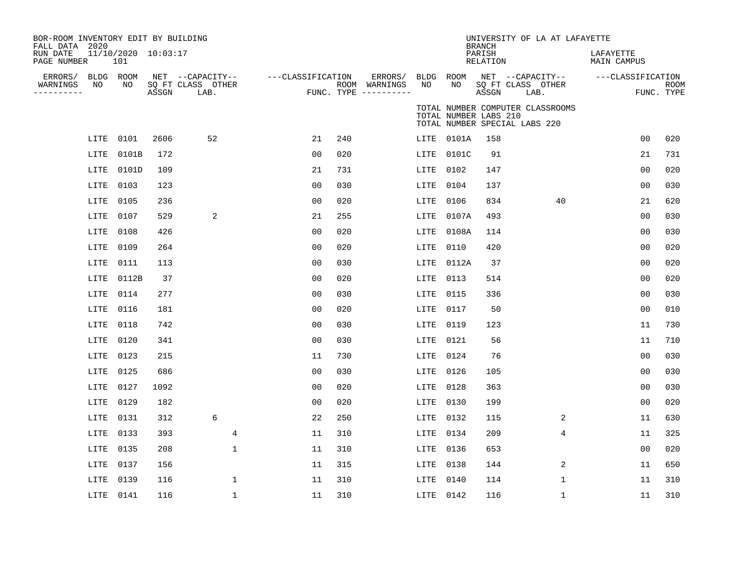BOR-ROOM INVENTORY EDIT BY BUILDING
FALL DATA 2020
RUN DATE 11/10/2020 10:03:17
PAGE NUMBER 101

UNIVERSITY OF LA AT LAFAYETTE
BRANCH
PARISH LAFAYETTE
RELATION MAIN CAMPUS

TOTAL NUMBER COMPUTER CLASSROOMS
TOTAL NUMBER LABS 210
TOTAL NUMBER SPECIAL LABS 220

| ERRORS/ WARNINGS | BLDG NO | ROOM NO | NET SQ FT ASSGN | CAPACITY CLASS LAB. | CAPACITY OTHER | CLASSIFICATION FUNC. | ROOM TYPE | ERRORS/ WARNINGS | BLDG NO | ROOM NO | NET SQ FT ASSGN | CAPACITY CLASS LAB. | CAPACITY OTHER | CLASSIFICATION FUNC. | ROOM TYPE |
|---|---|---|---|---|---|---|---|---|---|---|---|---|---|---|---|
| | LITE | 0101 | 2606 | 52 | | 21 | 240 | | LITE | 0101A | 158 | | | 00 | 020 |
| | LITE | 0101B | 172 | | | 00 | 020 | | LITE | 0101C | 91 | | | 21 | 731 |
| | LITE | 0101D | 109 | | | 21 | 731 | | LITE | 0102 | 147 | | | 00 | 020 |
| | LITE | 0103 | 123 | | | 00 | 030 | | LITE | 0104 | 137 | | | 00 | 030 |
| | LITE | 0105 | 236 | | | 00 | 020 | | LITE | 0106 | 834 | | 40 | 21 | 620 |
| | LITE | 0107 | 529 | 2 | | 21 | 255 | | LITE | 0107A | 493 | | | 00 | 030 |
| | LITE | 0108 | 426 | | | 00 | 020 | | LITE | 0108A | 114 | | | 00 | 030 |
| | LITE | 0109 | 264 | | | 00 | 020 | | LITE | 0110 | 420 | | | 00 | 020 |
| | LITE | 0111 | 113 | | | 00 | 030 | | LITE | 0112A | 37 | | | 00 | 020 |
| | LITE | 0112B | 37 | | | 00 | 020 | | LITE | 0113 | 514 | | | 00 | 020 |
| | LITE | 0114 | 277 | | | 00 | 030 | | LITE | 0115 | 336 | | | 00 | 030 |
| | LITE | 0116 | 181 | | | 00 | 020 | | LITE | 0117 | 50 | | | 00 | 010 |
| | LITE | 0118 | 742 | | | 00 | 030 | | LITE | 0119 | 123 | | | 11 | 730 |
| | LITE | 0120 | 341 | | | 00 | 030 | | LITE | 0121 | 56 | | | 11 | 710 |
| | LITE | 0123 | 215 | | | 11 | 730 | | LITE | 0124 | 76 | | | 00 | 030 |
| | LITE | 0125 | 686 | | | 00 | 030 | | LITE | 0126 | 105 | | | 00 | 030 |
| | LITE | 0127 | 1092 | | | 00 | 020 | | LITE | 0128 | 363 | | | 00 | 030 |
| | LITE | 0129 | 182 | | | 00 | 020 | | LITE | 0130 | 199 | | | 00 | 020 |
| | LITE | 0131 | 312 | 6 | | 22 | 250 | | LITE | 0132 | 115 | | 2 | 11 | 630 |
| | LITE | 0133 | 393 | | 4 | 11 | 310 | | LITE | 0134 | 209 | | 4 | 11 | 325 |
| | LITE | 0135 | 208 | | 1 | 11 | 310 | | LITE | 0136 | 653 | | | 00 | 020 |
| | LITE | 0137 | 156 | | | 11 | 315 | | LITE | 0138 | 144 | | 2 | 11 | 650 |
| | LITE | 0139 | 116 | | 1 | 11 | 310 | | LITE | 0140 | 114 | | 1 | 11 | 310 |
| | LITE | 0141 | 116 | | 1 | 11 | 310 | | LITE | 0142 | 116 | | 1 | 11 | 310 |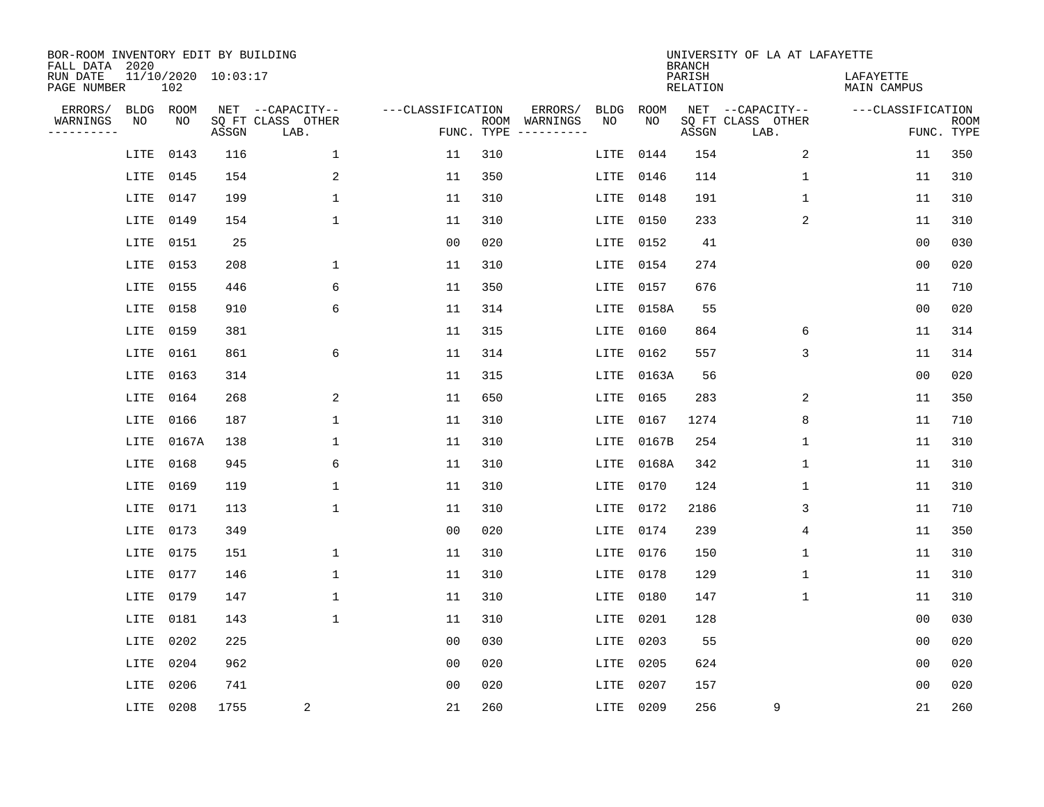BOR-ROOM INVENTORY EDIT BY BUILDING
FALL DATA 2020
RUN DATE 11/10/2020 10:03:17
PAGE NUMBER 102

UNIVERSITY OF LA AT LAFAYETTE
BRANCH
PARISH LAFAYETTE
RELATION MAIN CAMPUS

| ERRORS/ WARNINGS | BLDG NO | ROOM NO | NET SQ FT ASSGN | CAPACITY CLASS LAB. | CAPACITY OTHER | CLASSIFICATION FUNC. | ROOM TYPE | ERRORS/ WARNINGS | BLDG NO | ROOM NO | NET SQ FT ASSGN | CAPACITY CLASS LAB. | CAPACITY OTHER | CLASSIFICATION FUNC. | ROOM TYPE |
|---|---|---|---|---|---|---|---|---|---|---|---|---|---|---|---|
| | LITE | 0143 | 116 | | 1 | 11 | 310 | | LITE | 0144 | 154 | | 2 | 11 | 350 |
| | LITE | 0145 | 154 | | 2 | 11 | 350 | | LITE | 0146 | 114 | | 1 | 11 | 310 |
| | LITE | 0147 | 199 | | 1 | 11 | 310 | | LITE | 0148 | 191 | | 1 | 11 | 310 |
| | LITE | 0149 | 154 | | 1 | 11 | 310 | | LITE | 0150 | 233 | | 2 | 11 | 310 |
| | LITE | 0151 | 25 | | | 00 | 020 | | LITE | 0152 | 41 | | | 00 | 030 |
| | LITE | 0153 | 208 | | 1 | 11 | 310 | | LITE | 0154 | 274 | | | 00 | 020 |
| | LITE | 0155 | 446 | | 6 | 11 | 350 | | LITE | 0157 | 676 | | | 11 | 710 |
| | LITE | 0158 | 910 | | 6 | 11 | 314 | | LITE | 0158A | 55 | | | 00 | 020 |
| | LITE | 0159 | 381 | | | 11 | 315 | | LITE | 0160 | 864 | | 6 | 11 | 314 |
| | LITE | 0161 | 861 | | 6 | 11 | 314 | | LITE | 0162 | 557 | | 3 | 11 | 314 |
| | LITE | 0163 | 314 | | | 11 | 315 | | LITE | 0163A | 56 | | | 00 | 020 |
| | LITE | 0164 | 268 | | 2 | 11 | 650 | | LITE | 0165 | 283 | | 2 | 11 | 350 |
| | LITE | 0166 | 187 | | 1 | 11 | 310 | | LITE | 0167 | 1274 | | 8 | 11 | 710 |
| | LITE | 0167A | 138 | | 1 | 11 | 310 | | LITE | 0167B | 254 | | 1 | 11 | 310 |
| | LITE | 0168 | 945 | | 6 | 11 | 310 | | LITE | 0168A | 342 | | 1 | 11 | 310 |
| | LITE | 0169 | 119 | | 1 | 11 | 310 | | LITE | 0170 | 124 | | 1 | 11 | 310 |
| | LITE | 0171 | 113 | | 1 | 11 | 310 | | LITE | 0172 | 2186 | | 3 | 11 | 710 |
| | LITE | 0173 | 349 | | | 00 | 020 | | LITE | 0174 | 239 | | 4 | 11 | 350 |
| | LITE | 0175 | 151 | | 1 | 11 | 310 | | LITE | 0176 | 150 | | 1 | 11 | 310 |
| | LITE | 0177 | 146 | | 1 | 11 | 310 | | LITE | 0178 | 129 | | 1 | 11 | 310 |
| | LITE | 0179 | 147 | | 1 | 11 | 310 | | LITE | 0180 | 147 | | 1 | 11 | 310 |
| | LITE | 0181 | 143 | | 1 | 11 | 310 | | LITE | 0201 | 128 | | | 00 | 030 |
| | LITE | 0202 | 225 | | | 00 | 030 | | LITE | 0203 | 55 | | | 00 | 020 |
| | LITE | 0204 | 962 | | | 00 | 020 | | LITE | 0205 | 624 | | | 00 | 020 |
| | LITE | 0206 | 741 | | | 00 | 020 | | LITE | 0207 | 157 | | | 00 | 020 |
| | LITE | 0208 | 1755 | 2 | | 21 | 260 | | LITE | 0209 | 256 | 9 | | 21 | 260 |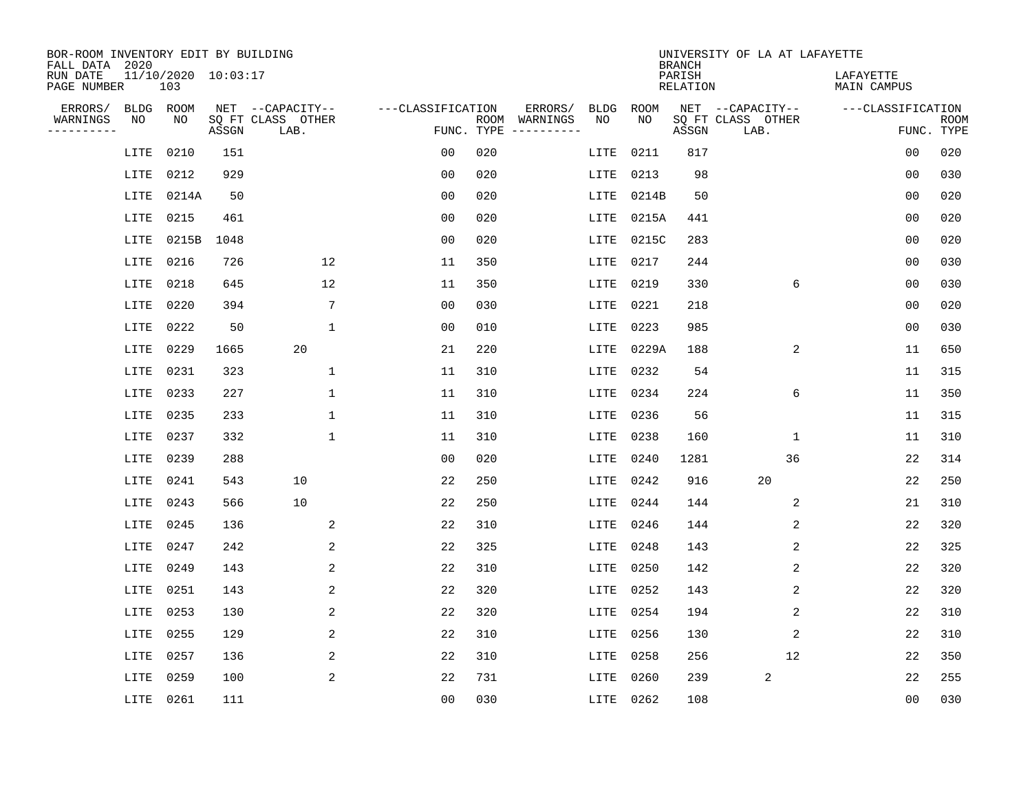BOR-ROOM INVENTORY EDIT BY BUILDING
FALL DATA 2020
RUN DATE 11/10/2020 10:03:17
PAGE NUMBER 103

UNIVERSITY OF LA AT LAFAYETTE
BRANCH
PARISH LAFAYETTE
RELATION MAIN CAMPUS

| ERRORS/ WARNINGS | BLDG NO | ROOM NO | NET SQ FT ASSGN | CAPACITY CLASS LAB. | CAPACITY OTHER | FUNC. | ROOM TYPE | ERRORS/ WARNINGS | BLDG NO | ROOM NO | NET SQ FT ASSGN | CAPACITY CLASS LAB. | CAPACITY OTHER | FUNC. | ROOM TYPE |
|---|---|---|---|---|---|---|---|---|---|---|---|---|---|---|---|
| | LITE | 0210 | 151 | | | 00 | 020 | | LITE | 0211 | 817 | | | 00 | 020 |
| | LITE | 0212 | 929 | | | 00 | 020 | | LITE | 0213 | 98 | | | 00 | 030 |
| | LITE | 0214A | 50 | | | 00 | 020 | | LITE | 0214B | 50 | | | 00 | 020 |
| | LITE | 0215 | 461 | | | 00 | 020 | | LITE | 0215A | 441 | | | 00 | 020 |
| | LITE | 0215B | 1048 | | | 00 | 020 | | LITE | 0215C | 283 | | | 00 | 020 |
| | LITE | 0216 | 726 | | 12 | 11 | 350 | | LITE | 0217 | 244 | | | 00 | 030 |
| | LITE | 0218 | 645 | | 12 | 11 | 350 | | LITE | 0219 | 330 | | 6 | 00 | 030 |
| | LITE | 0220 | 394 | | 7 | 00 | 030 | | LITE | 0221 | 218 | | | 00 | 020 |
| | LITE | 0222 | 50 | | 1 | 00 | 010 | | LITE | 0223 | 985 | | | 00 | 030 |
| | LITE | 0229 | 1665 | 20 | | 21 | 220 | | LITE | 0229A | 188 | | 2 | 11 | 650 |
| | LITE | 0231 | 323 | | 1 | 11 | 310 | | LITE | 0232 | 54 | | | 11 | 315 |
| | LITE | 0233 | 227 | | 1 | 11 | 310 | | LITE | 0234 | 224 | | 6 | 11 | 350 |
| | LITE | 0235 | 233 | | 1 | 11 | 310 | | LITE | 0236 | 56 | | | 11 | 315 |
| | LITE | 0237 | 332 | | 1 | 11 | 310 | | LITE | 0238 | 160 | | 1 | 11 | 310 |
| | LITE | 0239 | 288 | | | 00 | 020 | | LITE | 0240 | 1281 | | 36 | 22 | 314 |
| | LITE | 0241 | 543 | 10 | | 22 | 250 | | LITE | 0242 | 916 | 20 | | 22 | 250 |
| | LITE | 0243 | 566 | 10 | | 22 | 250 | | LITE | 0244 | 144 | | 2 | 21 | 310 |
| | LITE | 0245 | 136 | | 2 | 22 | 310 | | LITE | 0246 | 144 | | 2 | 22 | 320 |
| | LITE | 0247 | 242 | | 2 | 22 | 325 | | LITE | 0248 | 143 | | 2 | 22 | 325 |
| | LITE | 0249 | 143 | | 2 | 22 | 310 | | LITE | 0250 | 142 | | 2 | 22 | 320 |
| | LITE | 0251 | 143 | | 2 | 22 | 320 | | LITE | 0252 | 143 | | 2 | 22 | 320 |
| | LITE | 0253 | 130 | | 2 | 22 | 320 | | LITE | 0254 | 194 | | 2 | 22 | 310 |
| | LITE | 0255 | 129 | | 2 | 22 | 310 | | LITE | 0256 | 130 | | 2 | 22 | 310 |
| | LITE | 0257 | 136 | | 2 | 22 | 310 | | LITE | 0258 | 256 | | 12 | 22 | 350 |
| | LITE | 0259 | 100 | | 2 | 22 | 731 | | LITE | 0260 | 239 | 2 | | 22 | 255 |
| | LITE | 0261 | 111 | | | 00 | 030 | | LITE | 0262 | 108 | | | 00 | 030 |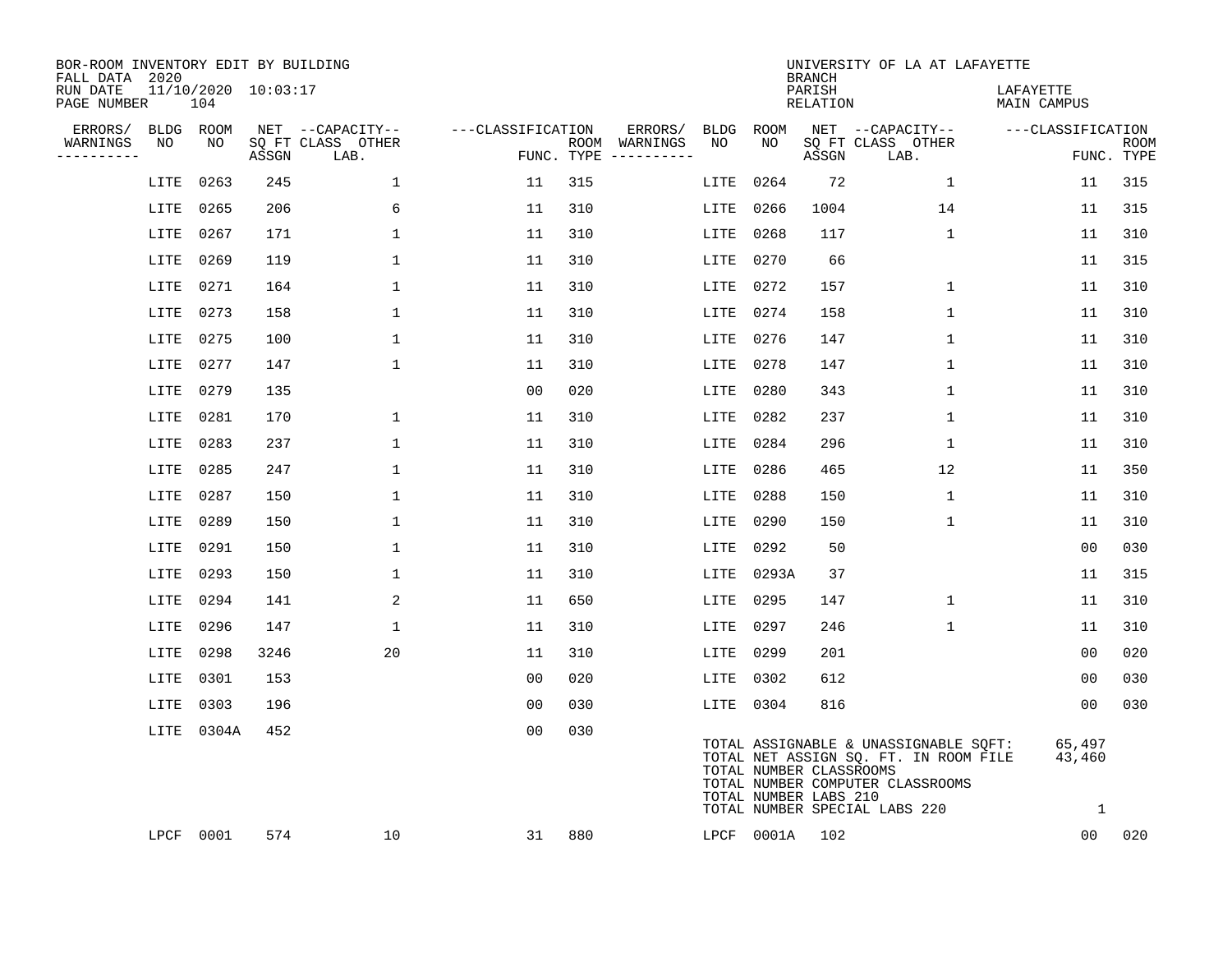BOR-ROOM INVENTORY EDIT BY BUILDING
FALL DATA 2020
RUN DATE 11/10/2020 10:03:17
PAGE NUMBER 104

UNIVERSITY OF LA AT LAFAYETTE
BRANCH
PARISH LAFAYETTE
RELATION MAIN CAMPUS

| ERRORS/ WARNINGS | BLDG NO | ROOM NO | NET SQ FT ASSGN | --CAPACITY-- CLASS LAB. | OTHER | ---CLASSIFICATION FUNC. | ROOM TYPE | ERRORS/ WARNINGS | BLDG NO | ROOM NO | NET SQ FT ASSGN | --CAPACITY-- CLASS LAB. | OTHER | ---CLASSIFICATION FUNC. | ROOM TYPE |
|---|---|---|---|---|---|---|---|---|---|---|---|---|---|---|---|
| | LITE | 0263 | 245 | | 1 | 11 | 315 | | LITE | 0264 | 72 | | 1 | 11 | 315 |
| | LITE | 0265 | 206 | | 6 | 11 | 310 | | LITE | 0266 | 1004 | | 14 | 11 | 315 |
| | LITE | 0267 | 171 | | 1 | 11 | 310 | | LITE | 0268 | 117 | | 1 | 11 | 310 |
| | LITE | 0269 | 119 | | 1 | 11 | 310 | | LITE | 0270 | 66 | | | 11 | 315 |
| | LITE | 0271 | 164 | | 1 | 11 | 310 | | LITE | 0272 | 157 | | 1 | 11 | 310 |
| | LITE | 0273 | 158 | | 1 | 11 | 310 | | LITE | 0274 | 158 | | 1 | 11 | 310 |
| | LITE | 0275 | 100 | | 1 | 11 | 310 | | LITE | 0276 | 147 | | 1 | 11 | 310 |
| | LITE | 0277 | 147 | | 1 | 11 | 310 | | LITE | 0278 | 147 | | 1 | 11 | 310 |
| | LITE | 0279 | 135 | | | 00 | 020 | | LITE | 0280 | 343 | | 1 | 11 | 310 |
| | LITE | 0281 | 170 | | 1 | 11 | 310 | | LITE | 0282 | 237 | | 1 | 11 | 310 |
| | LITE | 0283 | 237 | | 1 | 11 | 310 | | LITE | 0284 | 296 | | 1 | 11 | 310 |
| | LITE | 0285 | 247 | | 1 | 11 | 310 | | LITE | 0286 | 465 | | 12 | 11 | 350 |
| | LITE | 0287 | 150 | | 1 | 11 | 310 | | LITE | 0288 | 150 | | 1 | 11 | 310 |
| | LITE | 0289 | 150 | | 1 | 11 | 310 | | LITE | 0290 | 150 | | 1 | 11 | 310 |
| | LITE | 0291 | 150 | | 1 | 11 | 310 | | LITE | 0292 | 50 | | | 00 | 030 |
| | LITE | 0293 | 150 | | 1 | 11 | 310 | | LITE | 0293A | 37 | | | 11 | 315 |
| | LITE | 0294 | 141 | | 2 | 11 | 650 | | LITE | 0295 | 147 | | 1 | 11 | 310 |
| | LITE | 0296 | 147 | | 1 | 11 | 310 | | LITE | 0297 | 246 | | 1 | 11 | 310 |
| | LITE | 0298 | 3246 | | 20 | 11 | 310 | | LITE | 0299 | 201 | | | 00 | 020 |
| | LITE | 0301 | 153 | | | 00 | 020 | | LITE | 0302 | 612 | | | 00 | 030 |
| | LITE | 0303 | 196 | | | 00 | 030 | | LITE | 0304 | 816 | | | 00 | 030 |
| | LITE | 0304A | 452 | | | 00 | 030 | | | | | | | | |

TOTAL ASSIGNABLE & UNASSIGNABLE SQFT: 65,497
TOTAL NET ASSIGN SQ. FT. IN ROOM FILE 43,460
TOTAL NUMBER CLASSROOMS
TOTAL NUMBER COMPUTER CLASSROOMS
TOTAL NUMBER LABS 210
TOTAL NUMBER SPECIAL LABS 220 1

| ERRORS/ WARNINGS | BLDG NO | ROOM NO | NET SQ FT ASSGN | --CAPACITY-- CLASS LAB. | OTHER | ---CLASSIFICATION FUNC. | ROOM TYPE | ERRORS/ WARNINGS | BLDG NO | ROOM NO | NET SQ FT ASSGN | --CAPACITY-- CLASS LAB. | OTHER | ---CLASSIFICATION FUNC. | ROOM TYPE |
|---|---|---|---|---|---|---|---|---|---|---|---|---|---|---|---|
| | LPCF | 0001 | 574 | | 10 | 31 | 880 | | LPCF | 0001A | 102 | | | 00 | 020 |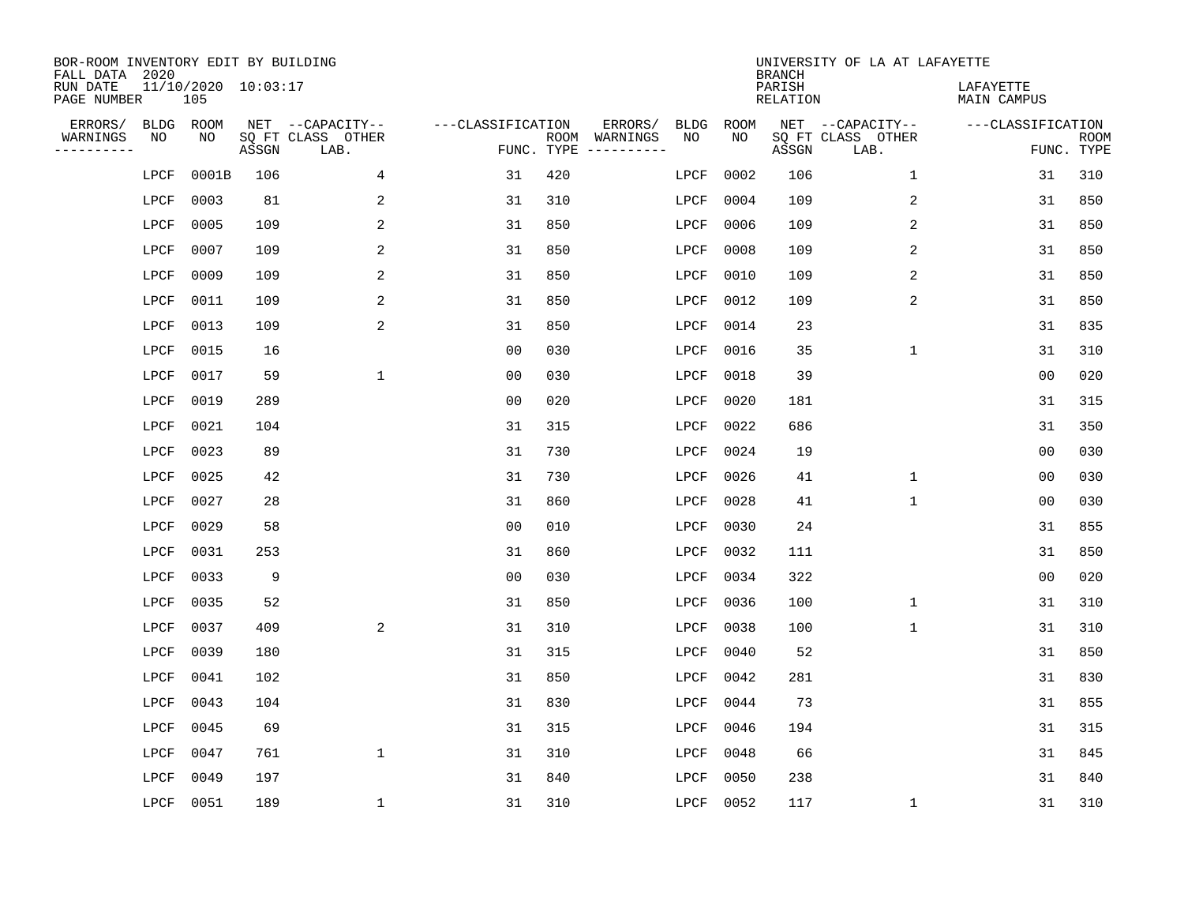BOR-ROOM INVENTORY EDIT BY BUILDING
FALL DATA 2020
RUN DATE 11/10/2020 10:03:17
PAGE NUMBER 105

UNIVERSITY OF LA AT LAFAYETTE
BRANCH
PARISH LAFAYETTE
RELATION MAIN CAMPUS

| ERRORS/ WARNINGS | BLDG NO | ROOM NO | NET SQ FT ASSGN | CAPACITY CLASS LAB. | CAPACITY OTHER | CLASSIFICATION FUNC. | ROOM TYPE | ERRORS/ WARNINGS | BLDG NO | ROOM NO | NET SQ FT ASSGN | CAPACITY CLASS LAB. | CAPACITY OTHER | CLASSIFICATION FUNC. | ROOM TYPE |
|---|---|---|---|---|---|---|---|---|---|---|---|---|---|---|---|
| | LPCF | 0001B | 106 | | 4 | 31 | 420 | | LPCF | 0002 | 106 | | 1 | 31 | 310 |
| | LPCF | 0003 | 81 | | 2 | 31 | 310 | | LPCF | 0004 | 109 | | 2 | 31 | 850 |
| | LPCF | 0005 | 109 | | 2 | 31 | 850 | | LPCF | 0006 | 109 | | 2 | 31 | 850 |
| | LPCF | 0007 | 109 | | 2 | 31 | 850 | | LPCF | 0008 | 109 | | 2 | 31 | 850 |
| | LPCF | 0009 | 109 | | 2 | 31 | 850 | | LPCF | 0010 | 109 | | 2 | 31 | 850 |
| | LPCF | 0011 | 109 | | 2 | 31 | 850 | | LPCF | 0012 | 109 | | 2 | 31 | 850 |
| | LPCF | 0013 | 109 | | 2 | 31 | 850 | | LPCF | 0014 | 23 | | | 31 | 835 |
| | LPCF | 0015 | 16 | | | 00 | 030 | | LPCF | 0016 | 35 | | 1 | 31 | 310 |
| | LPCF | 0017 | 59 | | 1 | 00 | 030 | | LPCF | 0018 | 39 | | | 00 | 020 |
| | LPCF | 0019 | 289 | | | 00 | 020 | | LPCF | 0020 | 181 | | | 31 | 315 |
| | LPCF | 0021 | 104 | | | 31 | 315 | | LPCF | 0022 | 686 | | | 31 | 350 |
| | LPCF | 0023 | 89 | | | 31 | 730 | | LPCF | 0024 | 19 | | | 00 | 030 |
| | LPCF | 0025 | 42 | | | 31 | 730 | | LPCF | 0026 | 41 | | 1 | 00 | 030 |
| | LPCF | 0027 | 28 | | | 31 | 860 | | LPCF | 0028 | 41 | | 1 | 00 | 030 |
| | LPCF | 0029 | 58 | | | 00 | 010 | | LPCF | 0030 | 24 | | | 31 | 855 |
| | LPCF | 0031 | 253 | | | 31 | 860 | | LPCF | 0032 | 111 | | | 31 | 850 |
| | LPCF | 0033 | 9 | | | 00 | 030 | | LPCF | 0034 | 322 | | | 00 | 020 |
| | LPCF | 0035 | 52 | | | 31 | 850 | | LPCF | 0036 | 100 | | 1 | 31 | 310 |
| | LPCF | 0037 | 409 | | 2 | 31 | 310 | | LPCF | 0038 | 100 | | 1 | 31 | 310 |
| | LPCF | 0039 | 180 | | | 31 | 315 | | LPCF | 0040 | 52 | | | 31 | 850 |
| | LPCF | 0041 | 102 | | | 31 | 850 | | LPCF | 0042 | 281 | | | 31 | 830 |
| | LPCF | 0043 | 104 | | | 31 | 830 | | LPCF | 0044 | 73 | | | 31 | 855 |
| | LPCF | 0045 | 69 | | | 31 | 315 | | LPCF | 0046 | 194 | | | 31 | 315 |
| | LPCF | 0047 | 761 | | 1 | 31 | 310 | | LPCF | 0048 | 66 | | | 31 | 845 |
| | LPCF | 0049 | 197 | | | 31 | 840 | | LPCF | 0050 | 238 | | | 31 | 840 |
| | LPCF | 0051 | 189 | | 1 | 31 | 310 | | LPCF | 0052 | 117 | | 1 | 31 | 310 |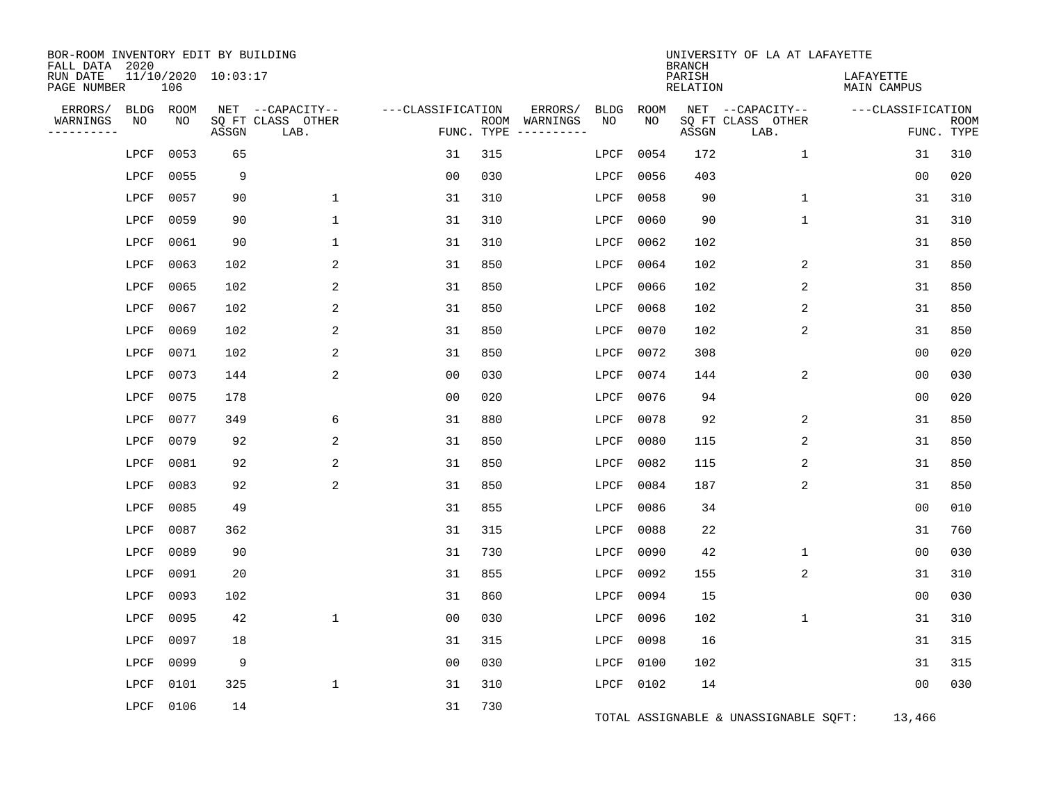BOR-ROOM INVENTORY EDIT BY BUILDING
FALL DATA 2020
RUN DATE 11/10/2020 10:03:17
PAGE NUMBER 106

UNIVERSITY OF LA AT LAFAYETTE
BRANCH
PARISH LAFAYETTE
RELATION MAIN CAMPUS

| ERRORS/ WARNINGS | BLDG NO | ROOM NO | NET SQ FT ASSGN | CAPACITY CLASS LAB. | CAPACITY OTHER | CLASSIFICATION FUNC. | ROOM TYPE | ERRORS/ WARNINGS | BLDG NO | ROOM NO | NET SQ FT ASSGN | CAPACITY CLASS LAB. | CAPACITY OTHER | CLASSIFICATION FUNC. | ROOM TYPE |
|---|---|---|---|---|---|---|---|---|---|---|---|---|---|---|---|
| | LPCF | 0053 | 65 | | | 31 | 315 | | LPCF | 0054 | 172 | | 1 | 31 | 310 |
| | LPCF | 0055 | 9 | | | 00 | 030 | | LPCF | 0056 | 403 | | | 00 | 020 |
| | LPCF | 0057 | 90 | | 1 | 31 | 310 | | LPCF | 0058 | 90 | | 1 | 31 | 310 |
| | LPCF | 0059 | 90 | | 1 | 31 | 310 | | LPCF | 0060 | 90 | | 1 | 31 | 310 |
| | LPCF | 0061 | 90 | | 1 | 31 | 310 | | LPCF | 0062 | 102 | | | 31 | 850 |
| | LPCF | 0063 | 102 | | 2 | 31 | 850 | | LPCF | 0064 | 102 | | 2 | 31 | 850 |
| | LPCF | 0065 | 102 | | 2 | 31 | 850 | | LPCF | 0066 | 102 | | 2 | 31 | 850 |
| | LPCF | 0067 | 102 | | 2 | 31 | 850 | | LPCF | 0068 | 102 | | 2 | 31 | 850 |
| | LPCF | 0069 | 102 | | 2 | 31 | 850 | | LPCF | 0070 | 102 | | 2 | 31 | 850 |
| | LPCF | 0071 | 102 | | 2 | 31 | 850 | | LPCF | 0072 | 308 | | | 00 | 020 |
| | LPCF | 0073 | 144 | | 2 | 00 | 030 | | LPCF | 0074 | 144 | | 2 | 00 | 030 |
| | LPCF | 0075 | 178 | | | 00 | 020 | | LPCF | 0076 | 94 | | | 00 | 020 |
| | LPCF | 0077 | 349 | | 6 | 31 | 880 | | LPCF | 0078 | 92 | | 2 | 31 | 850 |
| | LPCF | 0079 | 92 | | 2 | 31 | 850 | | LPCF | 0080 | 115 | | 2 | 31 | 850 |
| | LPCF | 0081 | 92 | | 2 | 31 | 850 | | LPCF | 0082 | 115 | | 2 | 31 | 850 |
| | LPCF | 0083 | 92 | | 2 | 31 | 850 | | LPCF | 0084 | 187 | | 2 | 31 | 850 |
| | LPCF | 0085 | 49 | | | 31 | 855 | | LPCF | 0086 | 34 | | | 00 | 010 |
| | LPCF | 0087 | 362 | | | 31 | 315 | | LPCF | 0088 | 22 | | | 31 | 760 |
| | LPCF | 0089 | 90 | | | 31 | 730 | | LPCF | 0090 | 42 | | 1 | 00 | 030 |
| | LPCF | 0091 | 20 | | | 31 | 855 | | LPCF | 0092 | 155 | | 2 | 31 | 310 |
| | LPCF | 0093 | 102 | | | 31 | 860 | | LPCF | 0094 | 15 | | | 00 | 030 |
| | LPCF | 0095 | 42 | | 1 | 00 | 030 | | LPCF | 0096 | 102 | | 1 | 31 | 310 |
| | LPCF | 0097 | 18 | | | 31 | 315 | | LPCF | 0098 | 16 | | | 31 | 315 |
| | LPCF | 0099 | 9 | | | 00 | 030 | | LPCF | 0100 | 102 | | | 31 | 315 |
| | LPCF | 0101 | 325 | | 1 | 31 | 310 | | LPCF | 0102 | 14 | | | 00 | 030 |
| | LPCF | 0106 | 14 | | | 31 | 730 | | | | | | | | |

TOTAL ASSIGNABLE & UNASSIGNABLE SQFT: 13,466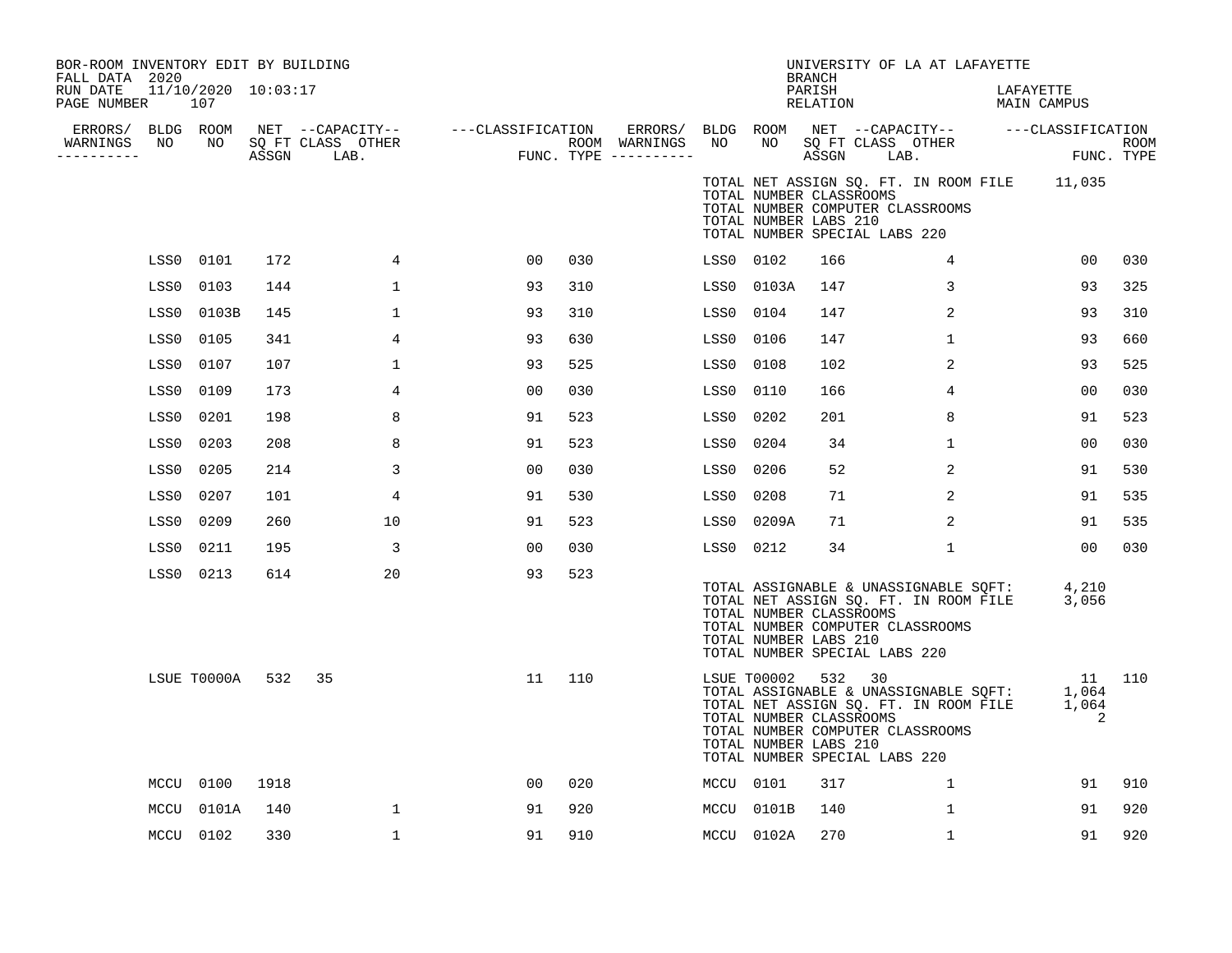BOR-ROOM INVENTORY EDIT BY BUILDING
FALL DATA 2020
RUN DATE 11/10/2020 10:03:17

UNIVERSITY OF LA AT LAFAYETTE
BRANCH
PARISH LAFAYETTE
RELATION MAIN CAMPUS

| ERRORS/ WARNINGS | BLDG NO | ROOM NO | NET SQ FT ASSGN | CAPACITY CLASS | CAPACITY LAB. | CAPACITY OTHER | CLASSIFICATION FUNC. | ROOM TYPE | ERRORS/ WARNINGS | BLDG NO | ROOM NO | NET SQ FT ASSGN | CAPACITY CLASS | CAPACITY LAB. | CAPACITY OTHER | CLASSIFICATION FUNC. | ROOM TYPE |
|---|---|---|---|---|---|---|---|---|---|---|---|---|---|---|---|---|---|
| | | | | | | | | | | TOTAL NET ASSIGN SQ. FT. IN ROOM FILE | | | | | | 11,035 | |
| | | | | | | | | | | TOTAL NUMBER CLASSROOMS | | | | | | | |
| | | | | | | | | | | TOTAL NUMBER COMPUTER CLASSROOMS | | | | | | | |
| | | | | | | | | | | TOTAL NUMBER LABS 210 | | | | | | | |
| | | | | | | | | | | TOTAL NUMBER SPECIAL LABS 220 | | | | | | | |
| | LSS0 | 0101 | 172 | | | 4 | 00 | 030 | | LSS0 | 0102 | 166 | | | 4 | 00 | 030 |
| | LSS0 | 0103 | 144 | | | 1 | 93 | 310 | | LSS0 | 0103A | 147 | | | 3 | 93 | 325 |
| | LSS0 | 0103B | 145 | | | 1 | 93 | 310 | | LSS0 | 0104 | 147 | | | 2 | 93 | 310 |
| | LSS0 | 0105 | 341 | | | 4 | 93 | 630 | | LSS0 | 0106 | 147 | | | 1 | 93 | 660 |
| | LSS0 | 0107 | 107 | | | 1 | 93 | 525 | | LSS0 | 0108 | 102 | | | 2 | 93 | 525 |
| | LSS0 | 0109 | 173 | | | 4 | 00 | 030 | | LSS0 | 0110 | 166 | | | 4 | 00 | 030 |
| | LSS0 | 0201 | 198 | | | 8 | 91 | 523 | | LSS0 | 0202 | 201 | | | 8 | 91 | 523 |
| | LSS0 | 0203 | 208 | | | 8 | 91 | 523 | | LSS0 | 0204 | 34 | | | 1 | 00 | 030 |
| | LSS0 | 0205 | 214 | | | 3 | 00 | 030 | | LSS0 | 0206 | 52 | | | 2 | 91 | 530 |
| | LSS0 | 0207 | 101 | | | 4 | 91 | 530 | | LSS0 | 0208 | 71 | | | 2 | 91 | 535 |
| | LSS0 | 0209 | 260 | | | 10 | 91 | 523 | | LSS0 | 0209A | 71 | | | 2 | 91 | 535 |
| | LSS0 | 0211 | 195 | | | 3 | 00 | 030 | | LSS0 | 0212 | 34 | | | 1 | 00 | 030 |
| | LSS0 | 0213 | 614 | | | 20 | 93 | 523 | | | | | | | | | |
| | | | | | | | | | | TOTAL ASSIGNABLE & UNASSIGNABLE SQFT: | | | | | | 4,210 | |
| | | | | | | | | | | TOTAL NET ASSIGN SQ. FT. IN ROOM FILE | | | | | | 3,056 | |
| | | | | | | | | | | TOTAL NUMBER CLASSROOMS | | | | | | | |
| | | | | | | | | | | TOTAL NUMBER COMPUTER CLASSROOMS | | | | | | | |
| | | | | | | | | | | TOTAL NUMBER LABS 210 | | | | | | | |
| | | | | | | | | | | TOTAL NUMBER SPECIAL LABS 220 | | | | | | | |
| | LSUE | T0000A | 532 | 35 | | | 11 | 110 | | LSUE | T00002 | 532 | 30 | | | 11 | 110 |
| | | | | | | | | | | TOTAL ASSIGNABLE & UNASSIGNABLE SQFT: | | | | | | 1,064 | |
| | | | | | | | | | | TOTAL NET ASSIGN SQ. FT. IN ROOM FILE | | | | | | 1,064 | |
| | | | | | | | | | | TOTAL NUMBER CLASSROOMS | | | | | | 2 | |
| | | | | | | | | | | TOTAL NUMBER COMPUTER CLASSROOMS | | | | | | | |
| | | | | | | | | | | TOTAL NUMBER LABS 210 | | | | | | | |
| | | | | | | | | | | TOTAL NUMBER SPECIAL LABS 220 | | | | | | | |
| | MCCU | 0100 | 1918 | | | | 00 | 020 | | MCCU | 0101 | 317 | | | 1 | 91 | 910 |
| | MCCU | 0101A | 140 | | | 1 | 91 | 920 | | MCCU | 0101B | 140 | | | 1 | 91 | 920 |
| | MCCU | 0102 | 330 | | | 1 | 91 | 910 | | MCCU | 0102A | 270 | | | 1 | 91 | 920 |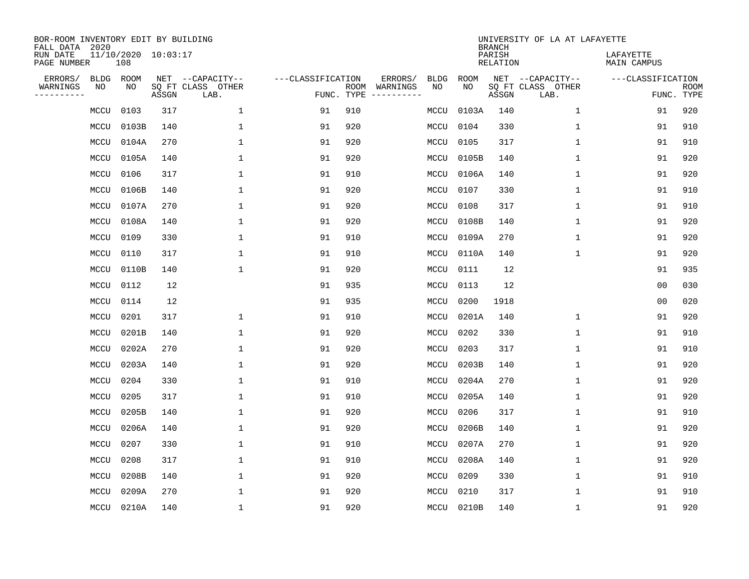BOR-ROOM INVENTORY EDIT BY BUILDING
FALL DATA 2020
RUN DATE 11/10/2020 10:03:17
PAGE NUMBER 108

UNIVERSITY OF LA AT LAFAYETTE
BRANCH
PARISH LAFAYETTE
RELATION MAIN CAMPUS

| ERRORS/ WARNINGS | BLDG NO | ROOM NO | NET SQ FT ASSGN | --CAPACITY-- CLASS LAB. | OTHER | ---CLASSIFICATION FUNC. | ROOM TYPE | ERRORS/ WARNINGS | BLDG NO | ROOM NO | NET SQ FT ASSGN | --CAPACITY-- CLASS LAB. | OTHER | ---CLASSIFICATION FUNC. | ROOM TYPE |
|---|---|---|---|---|---|---|---|---|---|---|---|---|---|---|---|
| | MCCU | 0103 | 317 | | 1 | 91 | 910 | | MCCU | 0103A | 140 | | 1 | 91 | 920 |
| | MCCU | 0103B | 140 | | 1 | 91 | 920 | | MCCU | 0104 | 330 | | 1 | 91 | 910 |
| | MCCU | 0104A | 270 | | 1 | 91 | 920 | | MCCU | 0105 | 317 | | 1 | 91 | 910 |
| | MCCU | 0105A | 140 | | 1 | 91 | 920 | | MCCU | 0105B | 140 | | 1 | 91 | 920 |
| | MCCU | 0106 | 317 | | 1 | 91 | 910 | | MCCU | 0106A | 140 | | 1 | 91 | 920 |
| | MCCU | 0106B | 140 | | 1 | 91 | 920 | | MCCU | 0107 | 330 | | 1 | 91 | 910 |
| | MCCU | 0107A | 270 | | 1 | 91 | 920 | | MCCU | 0108 | 317 | | 1 | 91 | 910 |
| | MCCU | 0108A | 140 | | 1 | 91 | 920 | | MCCU | 0108B | 140 | | 1 | 91 | 920 |
| | MCCU | 0109 | 330 | | 1 | 91 | 910 | | MCCU | 0109A | 270 | | 1 | 91 | 920 |
| | MCCU | 0110 | 317 | | 1 | 91 | 910 | | MCCU | 0110A | 140 | | 1 | 91 | 920 |
| | MCCU | 0110B | 140 | | 1 | 91 | 920 | | MCCU | 0111 | 12 | | | 91 | 935 |
| | MCCU | 0112 | 12 | | | 91 | 935 | | MCCU | 0113 | 12 | | | 00 | 030 |
| | MCCU | 0114 | 12 | | | 91 | 935 | | MCCU | 0200 | 1918 | | | 00 | 020 |
| | MCCU | 0201 | 317 | | 1 | 91 | 910 | | MCCU | 0201A | 140 | | 1 | 91 | 920 |
| | MCCU | 0201B | 140 | | 1 | 91 | 920 | | MCCU | 0202 | 330 | | 1 | 91 | 910 |
| | MCCU | 0202A | 270 | | 1 | 91 | 920 | | MCCU | 0203 | 317 | | 1 | 91 | 910 |
| | MCCU | 0203A | 140 | | 1 | 91 | 920 | | MCCU | 0203B | 140 | | 1 | 91 | 920 |
| | MCCU | 0204 | 330 | | 1 | 91 | 910 | | MCCU | 0204A | 270 | | 1 | 91 | 920 |
| | MCCU | 0205 | 317 | | 1 | 91 | 910 | | MCCU | 0205A | 140 | | 1 | 91 | 920 |
| | MCCU | 0205B | 140 | | 1 | 91 | 920 | | MCCU | 0206 | 317 | | 1 | 91 | 910 |
| | MCCU | 0206A | 140 | | 1 | 91 | 920 | | MCCU | 0206B | 140 | | 1 | 91 | 920 |
| | MCCU | 0207 | 330 | | 1 | 91 | 910 | | MCCU | 0207A | 270 | | 1 | 91 | 920 |
| | MCCU | 0208 | 317 | | 1 | 91 | 910 | | MCCU | 0208A | 140 | | 1 | 91 | 920 |
| | MCCU | 0208B | 140 | | 1 | 91 | 920 | | MCCU | 0209 | 330 | | 1 | 91 | 910 |
| | MCCU | 0209A | 270 | | 1 | 91 | 920 | | MCCU | 0210 | 317 | | 1 | 91 | 910 |
| | MCCU | 0210A | 140 | | 1 | 91 | 920 | | MCCU | 0210B | 140 | | 1 | 91 | 920 |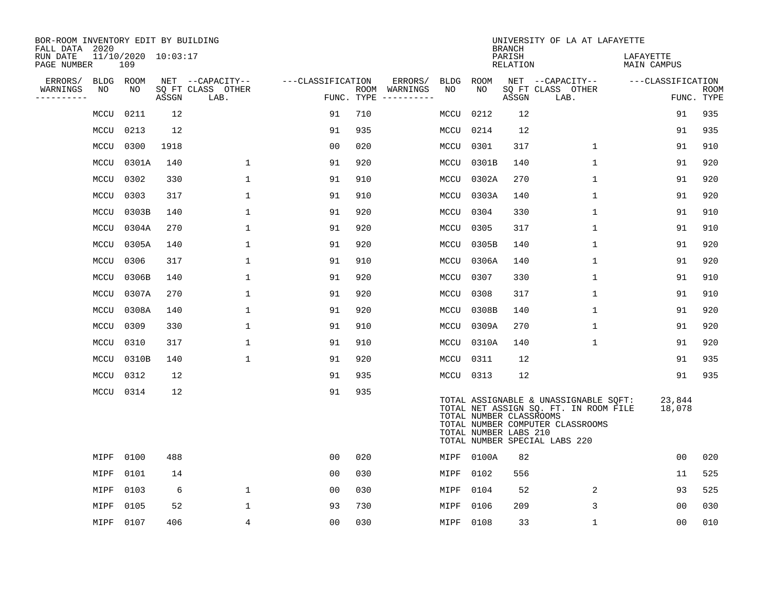BOR-ROOM INVENTORY EDIT BY BUILDING
FALL DATA 2020
RUN DATE 11/10/2020 10:03:17
PAGE NUMBER 109

UNIVERSITY OF LA AT LAFAYETTE
BRANCH
PARISH LAFAYETTE
RELATION MAIN CAMPUS

| ERRORS/ WARNINGS | BLDG NO | ROOM NO | NET SQ FT ASSGN | CAPACITY CLASS | CAPACITY OTHER LAB. | FUNC. | ROOM TYPE | ERRORS/ WARNINGS | BLDG NO | ROOM NO | NET SQ FT ASSGN | CAPACITY CLASS | CAPACITY OTHER LAB. | FUNC. | ROOM TYPE |
|---|---|---|---|---|---|---|---|---|---|---|---|---|---|---|---|
| | MCCU | 0211 | 12 | | | 91 | 710 | | MCCU | 0212 | 12 | | | 91 | 935 |
| | MCCU | 0213 | 12 | | | 91 | 935 | | MCCU | 0214 | 12 | | | 91 | 935 |
| | MCCU | 0300 | 1918 | | | 00 | 020 | | MCCU | 0301 | 317 | | 1 | 91 | 910 |
| | MCCU | 0301A | 140 | | 1 | 91 | 920 | | MCCU | 0301B | 140 | | 1 | 91 | 920 |
| | MCCU | 0302 | 330 | | 1 | 91 | 910 | | MCCU | 0302A | 270 | | 1 | 91 | 920 |
| | MCCU | 0303 | 317 | | 1 | 91 | 910 | | MCCU | 0303A | 140 | | 1 | 91 | 920 |
| | MCCU | 0303B | 140 | | 1 | 91 | 920 | | MCCU | 0304 | 330 | | 1 | 91 | 910 |
| | MCCU | 0304A | 270 | | 1 | 91 | 920 | | MCCU | 0305 | 317 | | 1 | 91 | 910 |
| | MCCU | 0305A | 140 | | 1 | 91 | 920 | | MCCU | 0305B | 140 | | 1 | 91 | 920 |
| | MCCU | 0306 | 317 | | 1 | 91 | 910 | | MCCU | 0306A | 140 | | 1 | 91 | 920 |
| | MCCU | 0306B | 140 | | 1 | 91 | 920 | | MCCU | 0307 | 330 | | 1 | 91 | 910 |
| | MCCU | 0307A | 270 | | 1 | 91 | 920 | | MCCU | 0308 | 317 | | 1 | 91 | 910 |
| | MCCU | 0308A | 140 | | 1 | 91 | 920 | | MCCU | 0308B | 140 | | 1 | 91 | 920 |
| | MCCU | 0309 | 330 | | 1 | 91 | 910 | | MCCU | 0309A | 270 | | 1 | 91 | 920 |
| | MCCU | 0310 | 317 | | 1 | 91 | 910 | | MCCU | 0310A | 140 | | 1 | 91 | 920 |
| | MCCU | 0310B | 140 | | 1 | 91 | 920 | | MCCU | 0311 | 12 | | | 91 | 935 |
| | MCCU | 0312 | 12 | | | 91 | 935 | | MCCU | 0313 | 12 | | | 91 | 935 |
| | MCCU | 0314 | 12 | | | 91 | 935 | | | | | | | | |

TOTAL ASSIGNABLE & UNASSIGNABLE SQFT: 23,844
TOTAL NET ASSIGN SQ. FT. IN ROOM FILE 18,078
TOTAL NUMBER CLASSROOMS
TOTAL NUMBER COMPUTER CLASSROOMS
TOTAL NUMBER LABS 210
TOTAL NUMBER SPECIAL LABS 220

| ERRORS/ WARNINGS | BLDG NO | ROOM NO | NET SQ FT ASSGN | CAPACITY CLASS | CAPACITY OTHER LAB. | FUNC. | ROOM TYPE | ERRORS/ WARNINGS | BLDG NO | ROOM NO | NET SQ FT ASSGN | CAPACITY CLASS | CAPACITY OTHER LAB. | FUNC. | ROOM TYPE |
|---|---|---|---|---|---|---|---|---|---|---|---|---|---|---|---|
| | MIPF | 0100 | 488 | | | 00 | 020 | | MIPF | 0100A | 82 | | | 00 | 020 |
| | MIPF | 0101 | 14 | | | 00 | 030 | | MIPF | 0102 | 556 | | | 11 | 525 |
| | MIPF | 0103 | 6 | | 1 | 00 | 030 | | MIPF | 0104 | 52 | | 2 | 93 | 525 |
| | MIPF | 0105 | 52 | | 1 | 93 | 730 | | MIPF | 0106 | 209 | | 3 | 00 | 030 |
| | MIPF | 0107 | 406 | | 4 | 00 | 030 | | MIPF | 0108 | 33 | | 1 | 00 | 010 |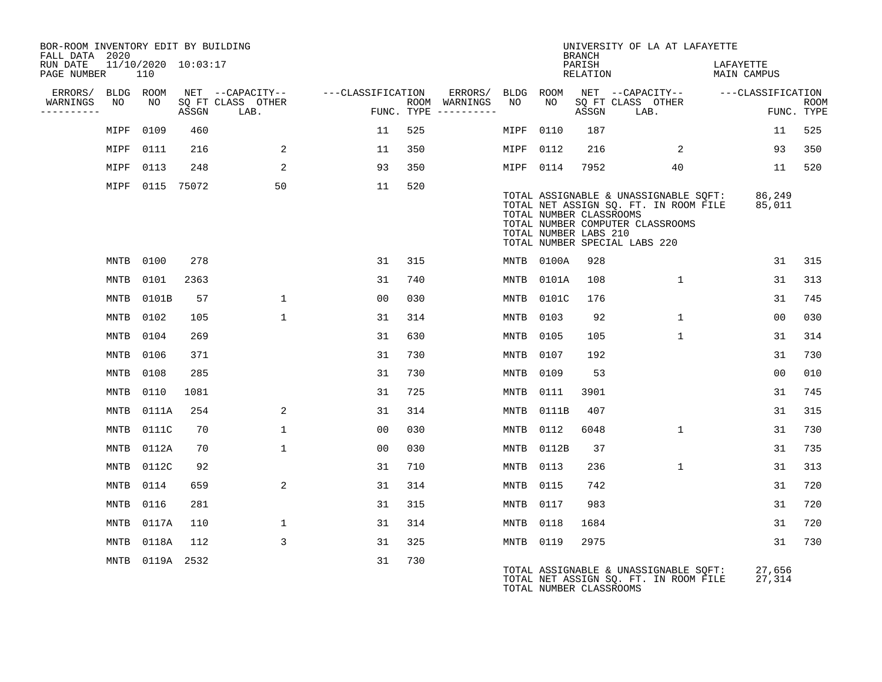BOR-ROOM INVENTORY EDIT BY BUILDING
FALL DATA 2020
RUN DATE 11/10/2020 10:03:17
PAGE NUMBER 110

UNIVERSITY OF LA AT LAFAYETTE
BRANCH
PARISH LAFAYETTE
RELATION MAIN CAMPUS

| ERRORS/ WARNINGS | BLDG NO | ROOM NO | NET SQ FT ASSGN | CAPACITY CLASS LAB. | CAPACITY OTHER | CLASSIFICATION FUNC. | ROOM TYPE | ERRORS/ WARNINGS | BLDG NO | ROOM NO | NET SQ FT ASSGN | CAPACITY CLASS LAB. | CAPACITY OTHER | CLASSIFICATION FUNC. | ROOM TYPE |
|---|---|---|---|---|---|---|---|---|---|---|---|---|---|---|---|
| | MIPF | 0109 | 460 | | | 11 | 525 | | MIPF | 0110 | 187 | | | 11 | 525 |
| | MIPF | 0111 | 216 | | 2 | 11 | 350 | | MIPF | 0112 | 216 | | 2 | 93 | 350 |
| | MIPF | 0113 | 248 | | 2 | 93 | 350 | | MIPF | 0114 | 7952 | | 40 | 11 | 520 |
| | MIPF | 0115 | 75072 | | 50 | 11 | 520 | | | | | | | | |

TOTAL ASSIGNABLE & UNASSIGNABLE SQFT: 86,249
TOTAL NET ASSIGN SQ. FT. IN ROOM FILE 85,011
TOTAL NUMBER CLASSROOMS
TOTAL NUMBER COMPUTER CLASSROOMS
TOTAL NUMBER LABS 210
TOTAL NUMBER SPECIAL LABS 220

| ERRORS/ WARNINGS | BLDG NO | ROOM NO | NET SQ FT ASSGN | CAPACITY CLASS LAB. | CAPACITY OTHER | CLASSIFICATION FUNC. | ROOM TYPE | ERRORS/ WARNINGS | BLDG NO | ROOM NO | NET SQ FT ASSGN | CAPACITY CLASS LAB. | CAPACITY OTHER | CLASSIFICATION FUNC. | ROOM TYPE |
|---|---|---|---|---|---|---|---|---|---|---|---|---|---|---|---|
| | MNTB | 0100 | 278 | | | 31 | 315 | | MNTB | 0100A | 928 | | | 31 | 315 |
| | MNTB | 0101 | 2363 | | | 31 | 740 | | MNTB | 0101A | 108 | | 1 | 31 | 313 |
| | MNTB | 0101B | 57 | | 1 | 00 | 030 | | MNTB | 0101C | 176 | | | 31 | 745 |
| | MNTB | 0102 | 105 | | 1 | 31 | 314 | | MNTB | 0103 | 92 | | 1 | 00 | 030 |
| | MNTB | 0104 | 269 | | | 31 | 630 | | MNTB | 0105 | 105 | | 1 | 31 | 314 |
| | MNTB | 0106 | 371 | | | 31 | 730 | | MNTB | 0107 | 192 | | | 31 | 730 |
| | MNTB | 0108 | 285 | | | 31 | 730 | | MNTB | 0109 | 53 | | | 00 | 010 |
| | MNTB | 0110 | 1081 | | | 31 | 725 | | MNTB | 0111 | 3901 | | | 31 | 745 |
| | MNTB | 0111A | 254 | | 2 | 31 | 314 | | MNTB | 0111B | 407 | | | 31 | 315 |
| | MNTB | 0111C | 70 | | 1 | 00 | 030 | | MNTB | 0112 | 6048 | | 1 | 31 | 730 |
| | MNTB | 0112A | 70 | | 1 | 00 | 030 | | MNTB | 0112B | 37 | | | 31 | 735 |
| | MNTB | 0112C | 92 | | | 31 | 710 | | MNTB | 0113 | 236 | | 1 | 31 | 313 |
| | MNTB | 0114 | 659 | | 2 | 31 | 314 | | MNTB | 0115 | 742 | | | 31 | 720 |
| | MNTB | 0116 | 281 | | | 31 | 315 | | MNTB | 0117 | 983 | | | 31 | 720 |
| | MNTB | 0117A | 110 | | 1 | 31 | 314 | | MNTB | 0118 | 1684 | | | 31 | 720 |
| | MNTB | 0118A | 112 | | 3 | 31 | 325 | | MNTB | 0119 | 2975 | | | 31 | 730 |
| | MNTB | 0119A | 2532 | | | 31 | 730 | | | | | | | | |

TOTAL ASSIGNABLE & UNASSIGNABLE SQFT: 27,656
TOTAL NET ASSIGN SQ. FT. IN ROOM FILE 27,314
TOTAL NUMBER CLASSROOMS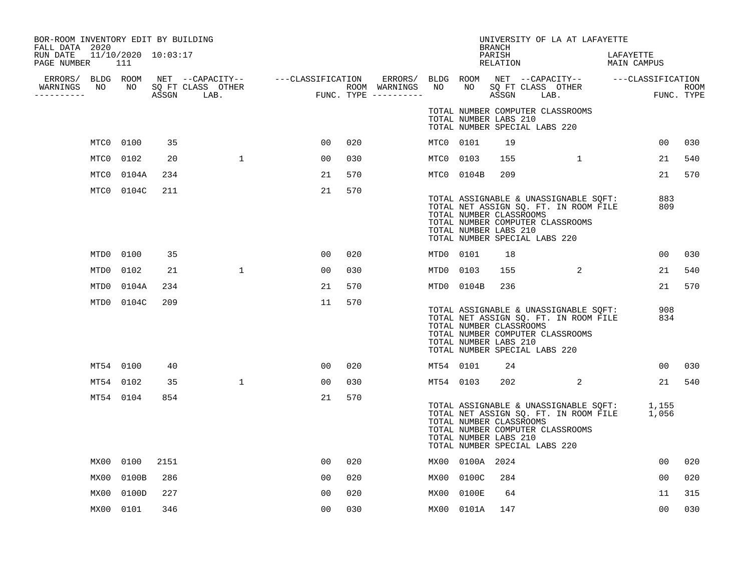BOR-ROOM INVENTORY EDIT BY BUILDING
FALL DATA 2020
RUN DATE 11/10/2020 10:03:17
PAGE NUMBER 111

UNIVERSITY OF LA AT LAFAYETTE
BRANCH
PARISH LAFAYETTE
RELATION MAIN CAMPUS

| ERRORS/ WARNINGS | BLDG NO | ROOM NO | NET SQ FT ASSGN | CAPACITY CLASS LAB. | CAPACITY OTHER | CLASSIFICATION FUNC. | ROOM TYPE | ERRORS/ WARNINGS | BLDG NO | ROOM NO | NET SQ FT ASSGN | CAPACITY CLASS LAB. | CAPACITY OTHER | CLASSIFICATION FUNC. | ROOM TYPE |
|---|---|---|---|---|---|---|---|---|---|---|---|---|---|---|---|
| | | | | | | | | | TOTAL NUMBER COMPUTER CLASSROOMS | | | | | | |
| | | | | | | | | | TOTAL NUMBER LABS 210 | | | | | | |
| | | | | | | | | | TOTAL NUMBER SPECIAL LABS 220 | | | | | | |
| | MTC0 | 0100 | 35 | | | 00 | 020 | | MTC0 | 0101 | 19 | | | 00 | 030 |
| | MTC0 | 0102 | 20 | | 1 | 00 | 030 | | MTC0 | 0103 | 155 | | 1 | 21 | 540 |
| | MTC0 | 0104A | 234 | | | 21 | 570 | | MTC0 | 0104B | 209 | | | 21 | 570 |
| | MTC0 | 0104C | 211 | | | 21 | 570 | | | | | | | | |
| | | | | | | | | | TOTAL ASSIGNABLE & UNASSIGNABLE SQFT: | | | | | 883 | |
| | | | | | | | | | TOTAL NET ASSIGN SQ. FT. IN ROOM FILE | | | | | 809 | |
| | | | | | | | | | TOTAL NUMBER CLASSROOMS | | | | | | |
| | | | | | | | | | TOTAL NUMBER COMPUTER CLASSROOMS | | | | | | |
| | | | | | | | | | TOTAL NUMBER LABS 210 | | | | | | |
| | | | | | | | | | TOTAL NUMBER SPECIAL LABS 220 | | | | | | |
| | MTD0 | 0100 | 35 | | | 00 | 020 | | MTD0 | 0101 | 18 | | | 00 | 030 |
| | MTD0 | 0102 | 21 | | 1 | 00 | 030 | | MTD0 | 0103 | 155 | | 2 | 21 | 540 |
| | MTD0 | 0104A | 234 | | | 21 | 570 | | MTD0 | 0104B | 236 | | | 21 | 570 |
| | MTD0 | 0104C | 209 | | | 11 | 570 | | | | | | | | |
| | | | | | | | | | TOTAL ASSIGNABLE & UNASSIGNABLE SQFT: | | | | | 908 | |
| | | | | | | | | | TOTAL NET ASSIGN SQ. FT. IN ROOM FILE | | | | | 834 | |
| | | | | | | | | | TOTAL NUMBER CLASSROOMS | | | | | | |
| | | | | | | | | | TOTAL NUMBER COMPUTER CLASSROOMS | | | | | | |
| | | | | | | | | | TOTAL NUMBER LABS 210 | | | | | | |
| | | | | | | | | | TOTAL NUMBER SPECIAL LABS 220 | | | | | | |
| | MT54 | 0100 | 40 | | | 00 | 020 | | MT54 | 0101 | 24 | | | 00 | 030 |
| | MT54 | 0102 | 35 | | 1 | 00 | 030 | | MT54 | 0103 | 202 | | 2 | 21 | 540 |
| | MT54 | 0104 | 854 | | | 21 | 570 | | | | | | | | |
| | | | | | | | | | TOTAL ASSIGNABLE & UNASSIGNABLE SQFT: | | | | | 1,155 | |
| | | | | | | | | | TOTAL NET ASSIGN SQ. FT. IN ROOM FILE | | | | | 1,056 | |
| | | | | | | | | | TOTAL NUMBER CLASSROOMS | | | | | | |
| | | | | | | | | | TOTAL NUMBER COMPUTER CLASSROOMS | | | | | | |
| | | | | | | | | | TOTAL NUMBER LABS 210 | | | | | | |
| | | | | | | | | | TOTAL NUMBER SPECIAL LABS 220 | | | | | | |
| | MX00 | 0100 | 2151 | | | 00 | 020 | | MX00 | 0100A | 2024 | | | 00 | 020 |
| | MX00 | 0100B | 286 | | | 00 | 020 | | MX00 | 0100C | 284 | | | 00 | 020 |
| | MX00 | 0100D | 227 | | | 00 | 020 | | MX00 | 0100E | 64 | | | 11 | 315 |
| | MX00 | 0101 | 346 | | | 00 | 030 | | MX00 | 0101A | 147 | | | 00 | 030 |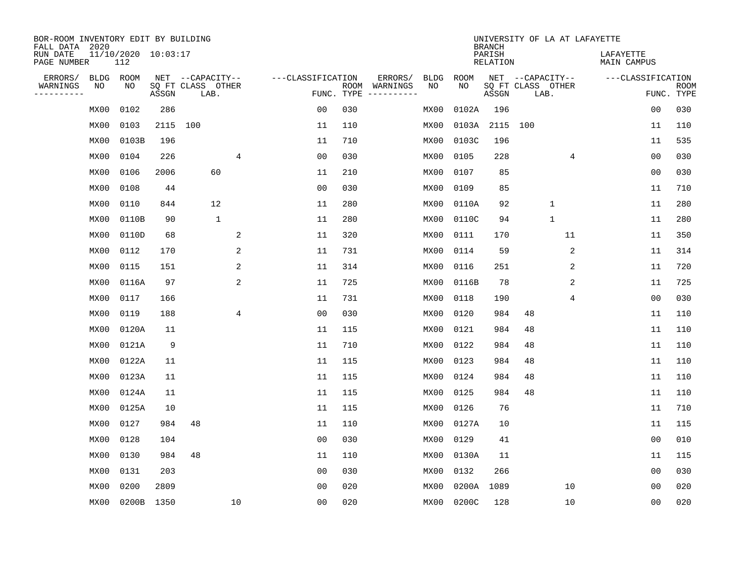BOR-ROOM INVENTORY EDIT BY BUILDING
FALL DATA 2020
RUN DATE 11/10/2020 10:03:17
PAGE NUMBER 112

UNIVERSITY OF LA AT LAFAYETTE
BRANCH
PARISH LAFAYETTE
RELATION MAIN CAMPUS

| ERRORS/ WARNINGS | BLDG NO | ROOM NO | NET SQ FT ASSGN | CAPACITY CLASS | CAPACITY LAB. | CAPACITY OTHER | CLASSIFICATION FUNC. | ROOM TYPE | ERRORS/ WARNINGS | BLDG NO | ROOM NO | NET SQ FT ASSGN | CAPACITY CLASS | CAPACITY LAB. | CAPACITY OTHER | CLASSIFICATION FUNC. | ROOM TYPE |
|---|---|---|---|---|---|---|---|---|---|---|---|---|---|---|---|---|---|
| | MX00 | 0102 | 286 | | | | 00 | 030 | | MX00 | 0102A | 196 | | | | 00 | 030 |
| | MX00 | 0103 | 2115 | 100 | | | 11 | 110 | | MX00 | 0103A | 2115 | 100 | | | 11 | 110 |
| | MX00 | 0103B | 196 | | | | 11 | 710 | | MX00 | 0103C | 196 | | | | 11 | 535 |
| | MX00 | 0104 | 226 | | | 4 | 00 | 030 | | MX00 | 0105 | 228 | | | 4 | 00 | 030 |
| | MX00 | 0106 | 2006 | | 60 | | 11 | 210 | | MX00 | 0107 | 85 | | | | 00 | 030 |
| | MX00 | 0108 | 44 | | | | 00 | 030 | | MX00 | 0109 | 85 | | | | 11 | 710 |
| | MX00 | 0110 | 844 | | 12 | | 11 | 280 | | MX00 | 0110A | 92 | | 1 | | 11 | 280 |
| | MX00 | 0110B | 90 | | 1 | | 11 | 280 | | MX00 | 0110C | 94 | | 1 | | 11 | 280 |
| | MX00 | 0110D | 68 | | | 2 | 11 | 320 | | MX00 | 0111 | 170 | | | 11 | 11 | 350 |
| | MX00 | 0112 | 170 | | | 2 | 11 | 731 | | MX00 | 0114 | 59 | | | 2 | 11 | 314 |
| | MX00 | 0115 | 151 | | | 2 | 11 | 314 | | MX00 | 0116 | 251 | | | 2 | 11 | 720 |
| | MX00 | 0116A | 97 | | | 2 | 11 | 725 | | MX00 | 0116B | 78 | | | 2 | 11 | 725 |
| | MX00 | 0117 | 166 | | | | 11 | 731 | | MX00 | 0118 | 190 | | | 4 | 00 | 030 |
| | MX00 | 0119 | 188 | | | 4 | 00 | 030 | | MX00 | 0120 | 984 | 48 | | | 11 | 110 |
| | MX00 | 0120A | 11 | | | | 11 | 115 | | MX00 | 0121 | 984 | 48 | | | 11 | 110 |
| | MX00 | 0121A | 9 | | | | 11 | 710 | | MX00 | 0122 | 984 | 48 | | | 11 | 110 |
| | MX00 | 0122A | 11 | | | | 11 | 115 | | MX00 | 0123 | 984 | 48 | | | 11 | 110 |
| | MX00 | 0123A | 11 | | | | 11 | 115 | | MX00 | 0124 | 984 | 48 | | | 11 | 110 |
| | MX00 | 0124A | 11 | | | | 11 | 115 | | MX00 | 0125 | 984 | 48 | | | 11 | 110 |
| | MX00 | 0125A | 10 | | | | 11 | 115 | | MX00 | 0126 | 76 | | | | 11 | 710 |
| | MX00 | 0127 | 984 | 48 | | | 11 | 110 | | MX00 | 0127A | 10 | | | | 11 | 115 |
| | MX00 | 0128 | 104 | | | | 00 | 030 | | MX00 | 0129 | 41 | | | | 00 | 010 |
| | MX00 | 0130 | 984 | 48 | | | 11 | 110 | | MX00 | 0130A | 11 | | | | 11 | 115 |
| | MX00 | 0131 | 203 | | | | 00 | 030 | | MX00 | 0132 | 266 | | | | 00 | 030 |
| | MX00 | 0200 | 2809 | | | | 00 | 020 | | MX00 | 0200A | 1089 | | | 10 | 00 | 020 |
| | MX00 | 0200B | 1350 | | | 10 | 00 | 020 | | MX00 | 0200C | 128 | | | 10 | 00 | 020 |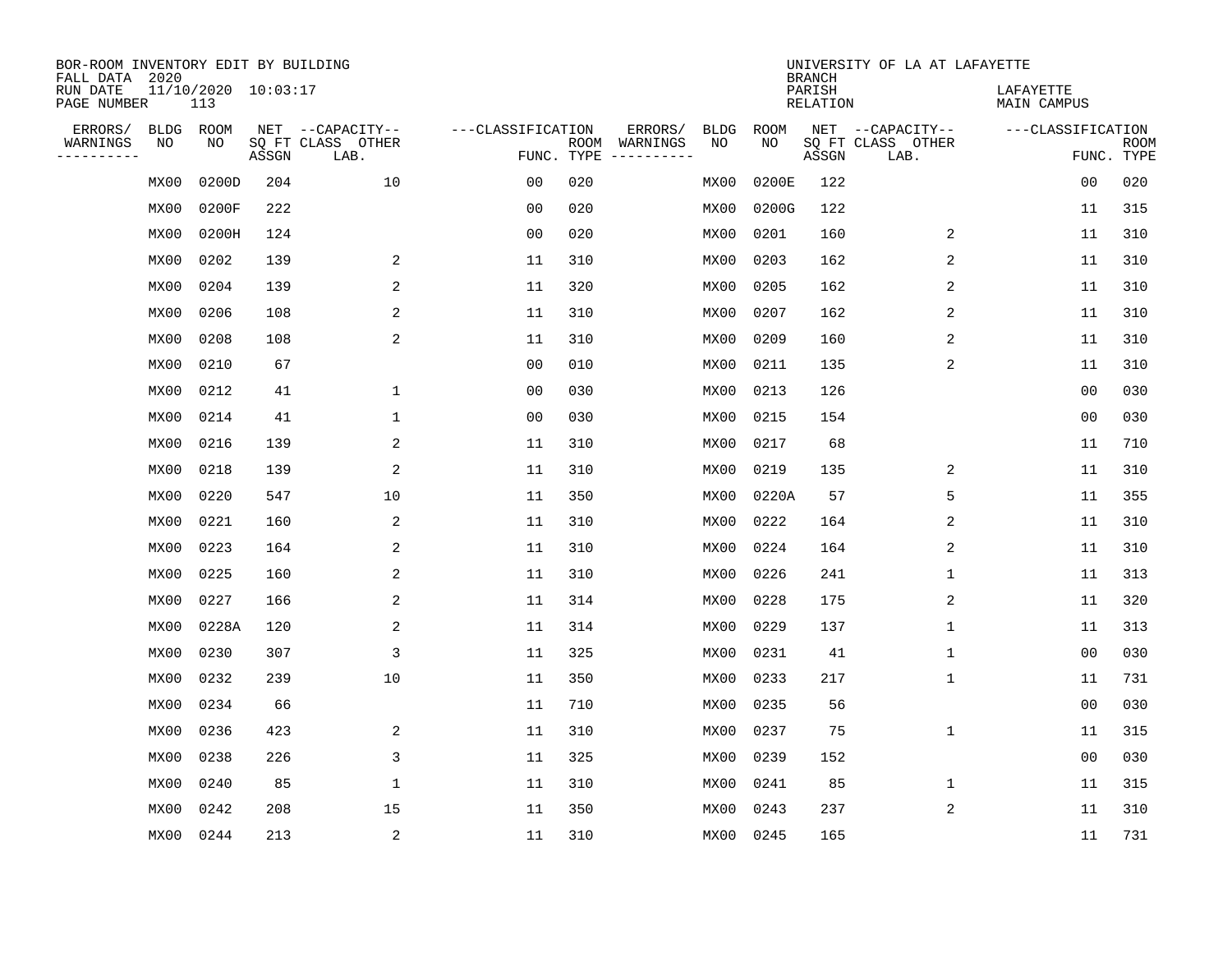BOR-ROOM INVENTORY EDIT BY BUILDING
FALL DATA 2020
RUN DATE 11/10/2020 10:03:17
PAGE NUMBER 113

UNIVERSITY OF LA AT LAFAYETTE
BRANCH
PARISH LAFAYETTE
RELATION MAIN CAMPUS

| ERRORS/ WARNINGS | BLDG NO | ROOM NO | NET SQ FT ASSGN | CAPACITY-- CLASS LAB. | OTHER | FUNC. | ROOM TYPE | ERRORS/ WARNINGS | BLDG NO | ROOM NO | NET SQ FT ASSGN | CAPACITY-- CLASS LAB. | OTHER | FUNC. | ROOM TYPE |
|---|---|---|---|---|---|---|---|---|---|---|---|---|---|---|---|
| | MX00 | 0200D | 204 | | 10 | 00 | 020 | | MX00 | 0200E | 122 | | | 00 | 020 |
| | MX00 | 0200F | 222 | | | 00 | 020 | | MX00 | 0200G | 122 | | | 11 | 315 |
| | MX00 | 0200H | 124 | | | 00 | 020 | | MX00 | 0201 | 160 | | 2 | 11 | 310 |
| | MX00 | 0202 | 139 | | 2 | 11 | 310 | | MX00 | 0203 | 162 | | 2 | 11 | 310 |
| | MX00 | 0204 | 139 | | 2 | 11 | 320 | | MX00 | 0205 | 162 | | 2 | 11 | 310 |
| | MX00 | 0206 | 108 | | 2 | 11 | 310 | | MX00 | 0207 | 162 | | 2 | 11 | 310 |
| | MX00 | 0208 | 108 | | 2 | 11 | 310 | | MX00 | 0209 | 160 | | 2 | 11 | 310 |
| | MX00 | 0210 | 67 | | | 00 | 010 | | MX00 | 0211 | 135 | | 2 | 11 | 310 |
| | MX00 | 0212 | 41 | | 1 | 00 | 030 | | MX00 | 0213 | 126 | | | 00 | 030 |
| | MX00 | 0214 | 41 | | 1 | 00 | 030 | | MX00 | 0215 | 154 | | | 00 | 030 |
| | MX00 | 0216 | 139 | | 2 | 11 | 310 | | MX00 | 0217 | 68 | | | 11 | 710 |
| | MX00 | 0218 | 139 | | 2 | 11 | 310 | | MX00 | 0219 | 135 | | 2 | 11 | 310 |
| | MX00 | 0220 | 547 | | 10 | 11 | 350 | | MX00 | 0220A | 57 | | 5 | 11 | 355 |
| | MX00 | 0221 | 160 | | 2 | 11 | 310 | | MX00 | 0222 | 164 | | 2 | 11 | 310 |
| | MX00 | 0223 | 164 | | 2 | 11 | 310 | | MX00 | 0224 | 164 | | 2 | 11 | 310 |
| | MX00 | 0225 | 160 | | 2 | 11 | 310 | | MX00 | 0226 | 241 | | 1 | 11 | 313 |
| | MX00 | 0227 | 166 | | 2 | 11 | 314 | | MX00 | 0228 | 175 | | 2 | 11 | 320 |
| | MX00 | 0228A | 120 | | 2 | 11 | 314 | | MX00 | 0229 | 137 | | 1 | 11 | 313 |
| | MX00 | 0230 | 307 | | 3 | 11 | 325 | | MX00 | 0231 | 41 | | 1 | 00 | 030 |
| | MX00 | 0232 | 239 | | 10 | 11 | 350 | | MX00 | 0233 | 217 | | 1 | 11 | 731 |
| | MX00 | 0234 | 66 | | | 11 | 710 | | MX00 | 0235 | 56 | | | 00 | 030 |
| | MX00 | 0236 | 423 | | 2 | 11 | 310 | | MX00 | 0237 | 75 | | 1 | 11 | 315 |
| | MX00 | 0238 | 226 | | 3 | 11 | 325 | | MX00 | 0239 | 152 | | | 00 | 030 |
| | MX00 | 0240 | 85 | | 1 | 11 | 310 | | MX00 | 0241 | 85 | | 1 | 11 | 315 |
| | MX00 | 0242 | 208 | | 15 | 11 | 350 | | MX00 | 0243 | 237 | | 2 | 11 | 310 |
| | MX00 | 0244 | 213 | | 2 | 11 | 310 | | MX00 | 0245 | 165 | | | 11 | 731 |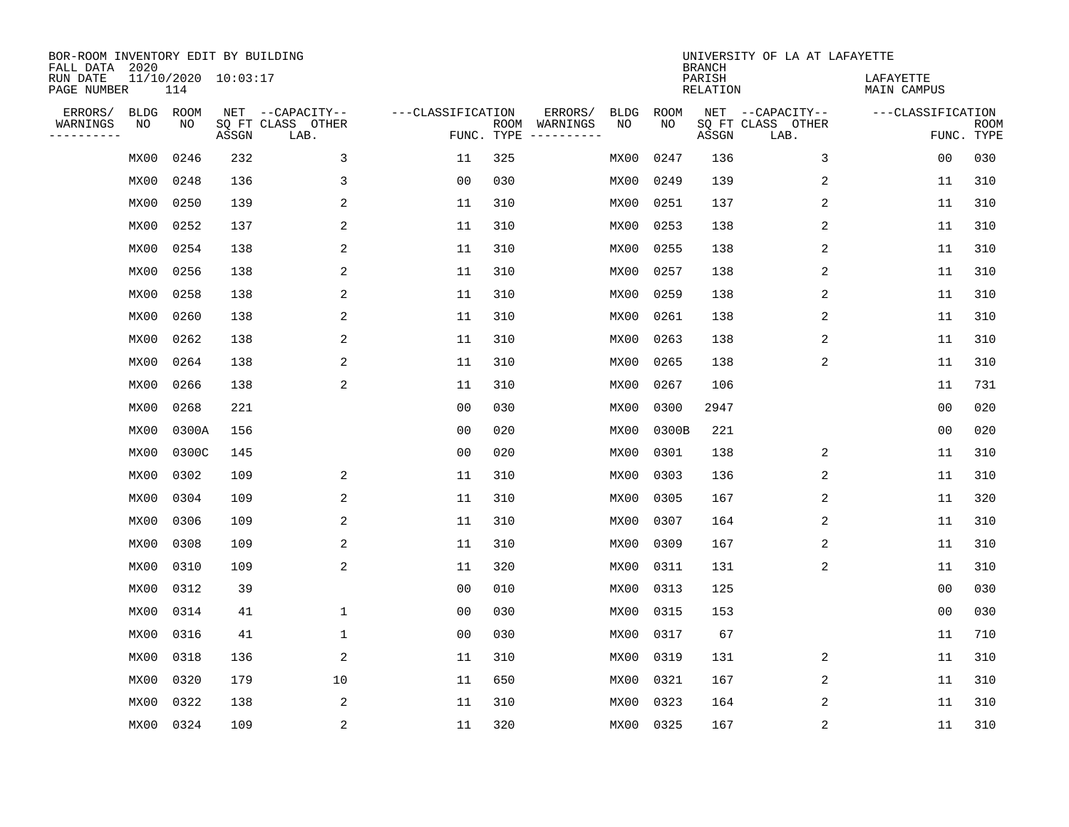BOR-ROOM INVENTORY EDIT BY BUILDING
FALL DATA 2020
RUN DATE 11/10/2020 10:03:17
PAGE NUMBER 114

UNIVERSITY OF LA AT LAFAYETTE
BRANCH
PARISH LAFAYETTE
RELATION MAIN CAMPUS

| ERRORS/ WARNINGS | BLDG NO | ROOM NO | NET SQ FT ASSGN | --CAPACITY-- CLASS LAB. | OTHER | ---CLASSIFICATION FUNC. | ROOM TYPE | ERRORS/ WARNINGS | BLDG NO | ROOM NO | NET SQ FT ASSGN | --CAPACITY-- CLASS LAB. | OTHER | ---CLASSIFICATION FUNC. | ROOM TYPE |
|---|---|---|---|---|---|---|---|---|---|---|---|---|---|---|---|
| | MX00 | 0246 | 232 | | 3 | 11 | 325 | | MX00 | 0247 | 136 | | 3 | 00 | 030 |
| | MX00 | 0248 | 136 | | 3 | 00 | 030 | | MX00 | 0249 | 139 | | 2 | 11 | 310 |
| | MX00 | 0250 | 139 | | 2 | 11 | 310 | | MX00 | 0251 | 137 | | 2 | 11 | 310 |
| | MX00 | 0252 | 137 | | 2 | 11 | 310 | | MX00 | 0253 | 138 | | 2 | 11 | 310 |
| | MX00 | 0254 | 138 | | 2 | 11 | 310 | | MX00 | 0255 | 138 | | 2 | 11 | 310 |
| | MX00 | 0256 | 138 | | 2 | 11 | 310 | | MX00 | 0257 | 138 | | 2 | 11 | 310 |
| | MX00 | 0258 | 138 | | 2 | 11 | 310 | | MX00 | 0259 | 138 | | 2 | 11 | 310 |
| | MX00 | 0260 | 138 | | 2 | 11 | 310 | | MX00 | 0261 | 138 | | 2 | 11 | 310 |
| | MX00 | 0262 | 138 | | 2 | 11 | 310 | | MX00 | 0263 | 138 | | 2 | 11 | 310 |
| | MX00 | 0264 | 138 | | 2 | 11 | 310 | | MX00 | 0265 | 138 | | 2 | 11 | 310 |
| | MX00 | 0266 | 138 | | 2 | 11 | 310 | | MX00 | 0267 | 106 | | | 11 | 731 |
| | MX00 | 0268 | 221 | | | 00 | 030 | | MX00 | 0300 | 2947 | | | 00 | 020 |
| | MX00 | 0300A | 156 | | | 00 | 020 | | MX00 | 0300B | 221 | | | 00 | 020 |
| | MX00 | 0300C | 145 | | | 00 | 020 | | MX00 | 0301 | 138 | | 2 | 11 | 310 |
| | MX00 | 0302 | 109 | | 2 | 11 | 310 | | MX00 | 0303 | 136 | | 2 | 11 | 310 |
| | MX00 | 0304 | 109 | | 2 | 11 | 310 | | MX00 | 0305 | 167 | | 2 | 11 | 320 |
| | MX00 | 0306 | 109 | | 2 | 11 | 310 | | MX00 | 0307 | 164 | | 2 | 11 | 310 |
| | MX00 | 0308 | 109 | | 2 | 11 | 310 | | MX00 | 0309 | 167 | | 2 | 11 | 310 |
| | MX00 | 0310 | 109 | | 2 | 11 | 320 | | MX00 | 0311 | 131 | | 2 | 11 | 310 |
| | MX00 | 0312 | 39 | | | 00 | 010 | | MX00 | 0313 | 125 | | | 00 | 030 |
| | MX00 | 0314 | 41 | | 1 | 00 | 030 | | MX00 | 0315 | 153 | | | 00 | 030 |
| | MX00 | 0316 | 41 | | 1 | 00 | 030 | | MX00 | 0317 | 67 | | | 11 | 710 |
| | MX00 | 0318 | 136 | | 2 | 11 | 310 | | MX00 | 0319 | 131 | | 2 | 11 | 310 |
| | MX00 | 0320 | 179 | | 10 | 11 | 650 | | MX00 | 0321 | 167 | | 2 | 11 | 310 |
| | MX00 | 0322 | 138 | | 2 | 11 | 310 | | MX00 | 0323 | 164 | | 2 | 11 | 310 |
| | MX00 | 0324 | 109 | | 2 | 11 | 320 | | MX00 | 0325 | 167 | | 2 | 11 | 310 |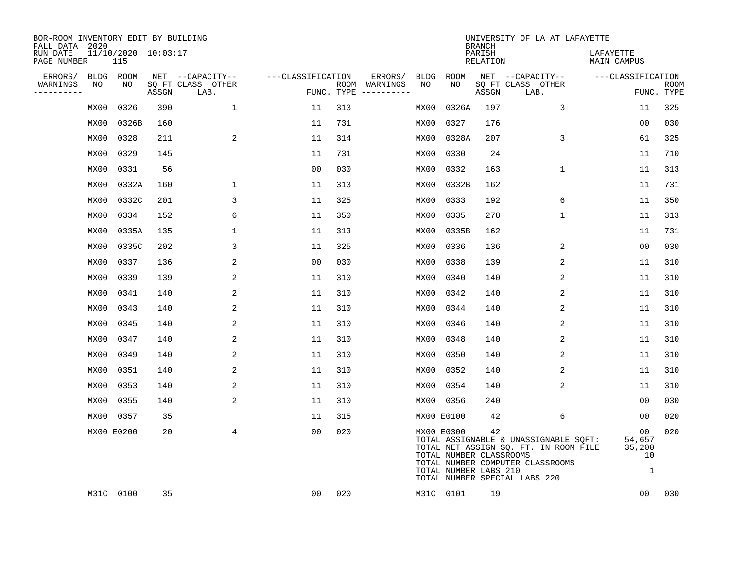BOR-ROOM INVENTORY EDIT BY BUILDING
FALL DATA 2020
RUN DATE 11/10/2020 10:03:17
PAGE NUMBER 115

UNIVERSITY OF LA AT LAFAYETTE
BRANCH
PARISH LAFAYETTE
RELATION MAIN CAMPUS

| ERRORS/ WARNINGS | BLDG NO | ROOM NO | NET SQ FT ASSGN | CAPACITY CLASS LAB. | CAPACITY OTHER | CLASSIFICATION FUNC. | ROOM TYPE | ERRORS/ WARNINGS | BLDG NO | ROOM NO | NET SQ FT ASSGN | CAPACITY CLASS LAB. | CAPACITY OTHER | CLASSIFICATION FUNC. | ROOM TYPE |
|---|---|---|---|---|---|---|---|---|---|---|---|---|---|---|---|
| | MX00 | 0326 | 390 | | 1 | 11 | 313 | | MX00 | 0326A | 197 | | 3 | 11 | 325 |
| | MX00 | 0326B | 160 | | | 11 | 731 | | MX00 | 0327 | 176 | | | 00 | 030 |
| | MX00 | 0328 | 211 | | 2 | 11 | 314 | | MX00 | 0328A | 207 | | 3 | 61 | 325 |
| | MX00 | 0329 | 145 | | | 11 | 731 | | MX00 | 0330 | 24 | | | 11 | 710 |
| | MX00 | 0331 | 56 | | | 00 | 030 | | MX00 | 0332 | 163 | | 1 | 11 | 313 |
| | MX00 | 0332A | 160 | | 1 | 11 | 313 | | MX00 | 0332B | 162 | | | 11 | 731 |
| | MX00 | 0332C | 201 | | 3 | 11 | 325 | | MX00 | 0333 | 192 | | 6 | 11 | 350 |
| | MX00 | 0334 | 152 | | 6 | 11 | 350 | | MX00 | 0335 | 278 | | 1 | 11 | 313 |
| | MX00 | 0335A | 135 | | 1 | 11 | 313 | | MX00 | 0335B | 162 | | | 11 | 731 |
| | MX00 | 0335C | 202 | | 3 | 11 | 325 | | MX00 | 0336 | 136 | | 2 | 00 | 030 |
| | MX00 | 0337 | 136 | | 2 | 00 | 030 | | MX00 | 0338 | 139 | | 2 | 11 | 310 |
| | MX00 | 0339 | 139 | | 2 | 11 | 310 | | MX00 | 0340 | 140 | | 2 | 11 | 310 |
| | MX00 | 0341 | 140 | | 2 | 11 | 310 | | MX00 | 0342 | 140 | | 2 | 11 | 310 |
| | MX00 | 0343 | 140 | | 2 | 11 | 310 | | MX00 | 0344 | 140 | | 2 | 11 | 310 |
| | MX00 | 0345 | 140 | | 2 | 11 | 310 | | MX00 | 0346 | 140 | | 2 | 11 | 310 |
| | MX00 | 0347 | 140 | | 2 | 11 | 310 | | MX00 | 0348 | 140 | | 2 | 11 | 310 |
| | MX00 | 0349 | 140 | | 2 | 11 | 310 | | MX00 | 0350 | 140 | | 2 | 11 | 310 |
| | MX00 | 0351 | 140 | | 2 | 11 | 310 | | MX00 | 0352 | 140 | | 2 | 11 | 310 |
| | MX00 | 0353 | 140 | | 2 | 11 | 310 | | MX00 | 0354 | 140 | | 2 | 11 | 310 |
| | MX00 | 0355 | 140 | | 2 | 11 | 310 | | MX00 | 0356 | 240 | | | 00 | 030 |
| | MX00 | 0357 | 35 | | | 11 | 315 | | MX00 | E0100 | 42 | | 6 | 00 | 020 |
| | MX00 | E0200 | 20 | | 4 | 00 | 020 | | MX00 | E0300 | 42 | | | 00 | 020 |
| | M31C | 0100 | 35 | | | 00 | 020 | | M31C | 0101 | 19 | | | 00 | 030 |

TOTAL ASSIGNABLE & UNASSIGNABLE SQFT: 54,657
TOTAL NET ASSIGN SQ. FT. IN ROOM FILE 35,200
TOTAL NUMBER CLASSROOMS 10
TOTAL NUMBER COMPUTER CLASSROOMS
TOTAL NUMBER LABS 210 1
TOTAL NUMBER SPECIAL LABS 220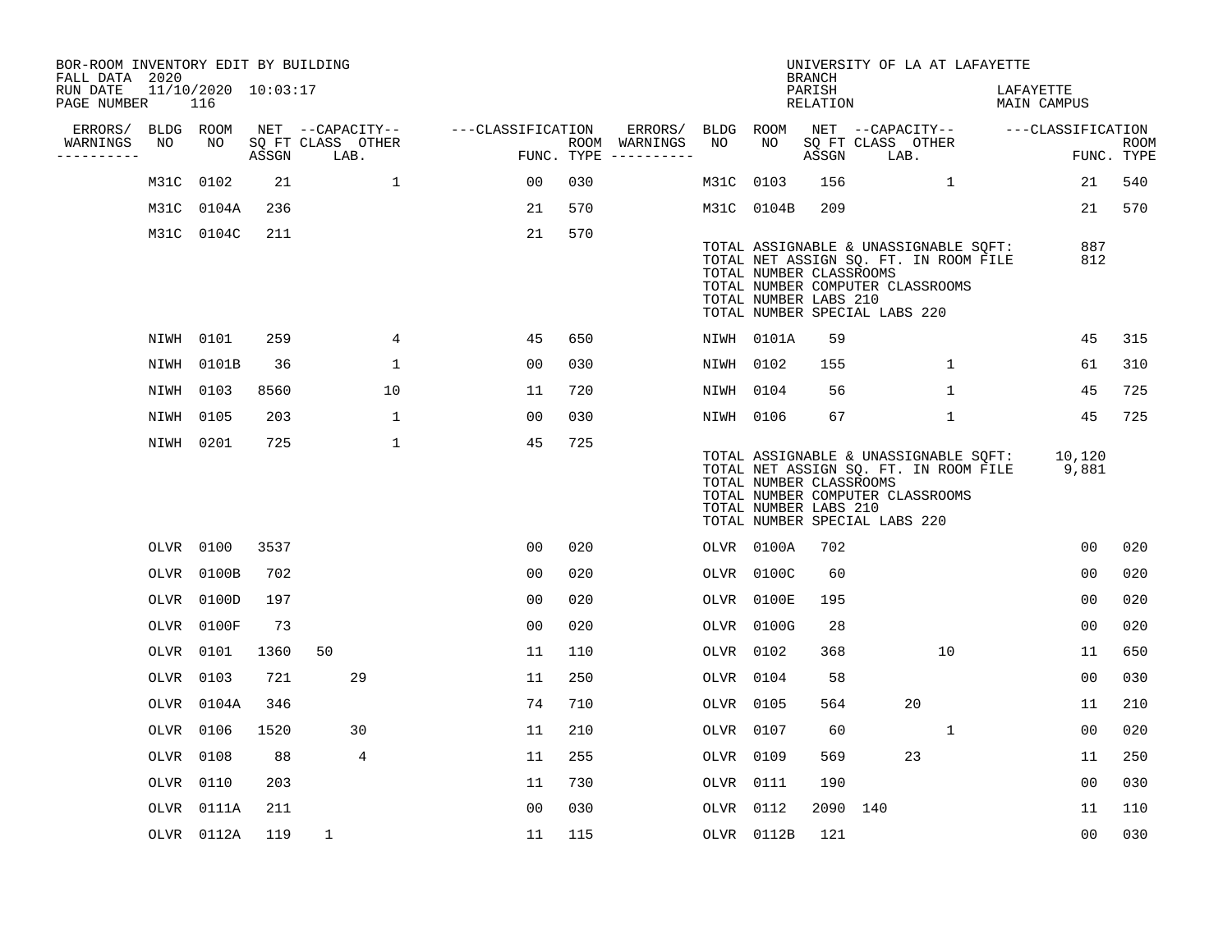BOR-ROOM INVENTORY EDIT BY BUILDING
FALL DATA 2020
RUN DATE 11/10/2020 10:03:17
PAGE NUMBER 116

UNIVERSITY OF LA AT LAFAYETTE
BRANCH
PARISH LAFAYETTE
RELATION MAIN CAMPUS

| ERRORS/ WARNINGS | BLDG NO | ROOM NO | NET SQ FT ASSGN | CAPACITY CLASS | CAPACITY LAB. | CAPACITY OTHER | CLASSIFICATION FUNC. | ROOM TYPE | ERRORS/ WARNINGS | BLDG NO | ROOM NO | NET SQ FT ASSGN | CAPACITY CLASS | CAPACITY LAB. | CAPACITY OTHER | CLASSIFICATION FUNC. | ROOM TYPE |
|---|---|---|---|---|---|---|---|---|---|---|---|---|---|---|---|---|---|
| | M31C | 0102 | 21 | | | 1 | 00 | 030 | | M31C | 0103 | 156 | | | 1 | 21 | 540 |
| | M31C | 0104A | 236 | | | | 21 | 570 | | M31C | 0104B | 209 | | | | 21 | 570 |
| | M31C | 0104C | 211 | | | | 21 | 570 | | | | | | | | | |

TOTAL ASSIGNABLE & UNASSIGNABLE SQFT: 887
TOTAL NET ASSIGN SQ. FT. IN ROOM FILE 812
TOTAL NUMBER CLASSROOMS
TOTAL NUMBER COMPUTER CLASSROOMS
TOTAL NUMBER LABS 210
TOTAL NUMBER SPECIAL LABS 220

| ERRORS/ WARNINGS | BLDG NO | ROOM NO | NET SQ FT ASSGN | CAPACITY CLASS | CAPACITY LAB. | CAPACITY OTHER | CLASSIFICATION FUNC. | ROOM TYPE | ERRORS/ WARNINGS | BLDG NO | ROOM NO | NET SQ FT ASSGN | CAPACITY CLASS | CAPACITY LAB. | CAPACITY OTHER | CLASSIFICATION FUNC. | ROOM TYPE |
|---|---|---|---|---|---|---|---|---|---|---|---|---|---|---|---|---|---|
| | NIWH | 0101 | 259 | | | 4 | 45 | 650 | | NIWH | 0101A | 59 | | | | 45 | 315 |
| | NIWH | 0101B | 36 | | | 1 | 00 | 030 | | NIWH | 0102 | 155 | | | 1 | 61 | 310 |
| | NIWH | 0103 | 8560 | | | 10 | 11 | 720 | | NIWH | 0104 | 56 | | | 1 | 45 | 725 |
| | NIWH | 0105 | 203 | | | 1 | 00 | 030 | | NIWH | 0106 | 67 | | | 1 | 45 | 725 |
| | NIWH | 0201 | 725 | | | 1 | 45 | 725 | | | | | | | | | |

TOTAL ASSIGNABLE & UNASSIGNABLE SQFT: 10,120
TOTAL NET ASSIGN SQ. FT. IN ROOM FILE 9,881
TOTAL NUMBER CLASSROOMS
TOTAL NUMBER COMPUTER CLASSROOMS
TOTAL NUMBER LABS 210
TOTAL NUMBER SPECIAL LABS 220

| ERRORS/ WARNINGS | BLDG NO | ROOM NO | NET SQ FT ASSGN | CAPACITY CLASS | CAPACITY LAB. | CAPACITY OTHER | CLASSIFICATION FUNC. | ROOM TYPE | ERRORS/ WARNINGS | BLDG NO | ROOM NO | NET SQ FT ASSGN | CAPACITY CLASS | CAPACITY LAB. | CAPACITY OTHER | CLASSIFICATION FUNC. | ROOM TYPE |
|---|---|---|---|---|---|---|---|---|---|---|---|---|---|---|---|---|---|
| | OLVR | 0100 | 3537 | | | | 00 | 020 | | OLVR | 0100A | 702 | | | | 00 | 020 |
| | OLVR | 0100B | 702 | | | | 00 | 020 | | OLVR | 0100C | 60 | | | | 00 | 020 |
| | OLVR | 0100D | 197 | | | | 00 | 020 | | OLVR | 0100E | 195 | | | | 00 | 020 |
| | OLVR | 0100F | 73 | | | | 00 | 020 | | OLVR | 0100G | 28 | | | | 00 | 020 |
| | OLVR | 0101 | 1360 | 50 | | | 11 | 110 | | OLVR | 0102 | 368 | | | 10 | 11 | 650 |
| | OLVR | 0103 | 721 | | 29 | | 11 | 250 | | OLVR | 0104 | 58 | | | | 00 | 030 |
| | OLVR | 0104A | 346 | | | | 74 | 710 | | OLVR | 0105 | 564 | | 20 | | 11 | 210 |
| | OLVR | 0106 | 1520 | | 30 | | 11 | 210 | | OLVR | 0107 | 60 | | | 1 | 00 | 020 |
| | OLVR | 0108 | 88 | | 4 | | 11 | 255 | | OLVR | 0109 | 569 | | 23 | | 11 | 250 |
| | OLVR | 0110 | 203 | | | | 11 | 730 | | OLVR | 0111 | 190 | | | | 00 | 030 |
| | OLVR | 0111A | 211 | | | | 00 | 030 | | OLVR | 0112 | 2090 | 140 | | | 11 | 110 |
| | OLVR | 0112A | 119 | 1 | | | 11 | 115 | | OLVR | 0112B | 121 | | | | 00 | 030 |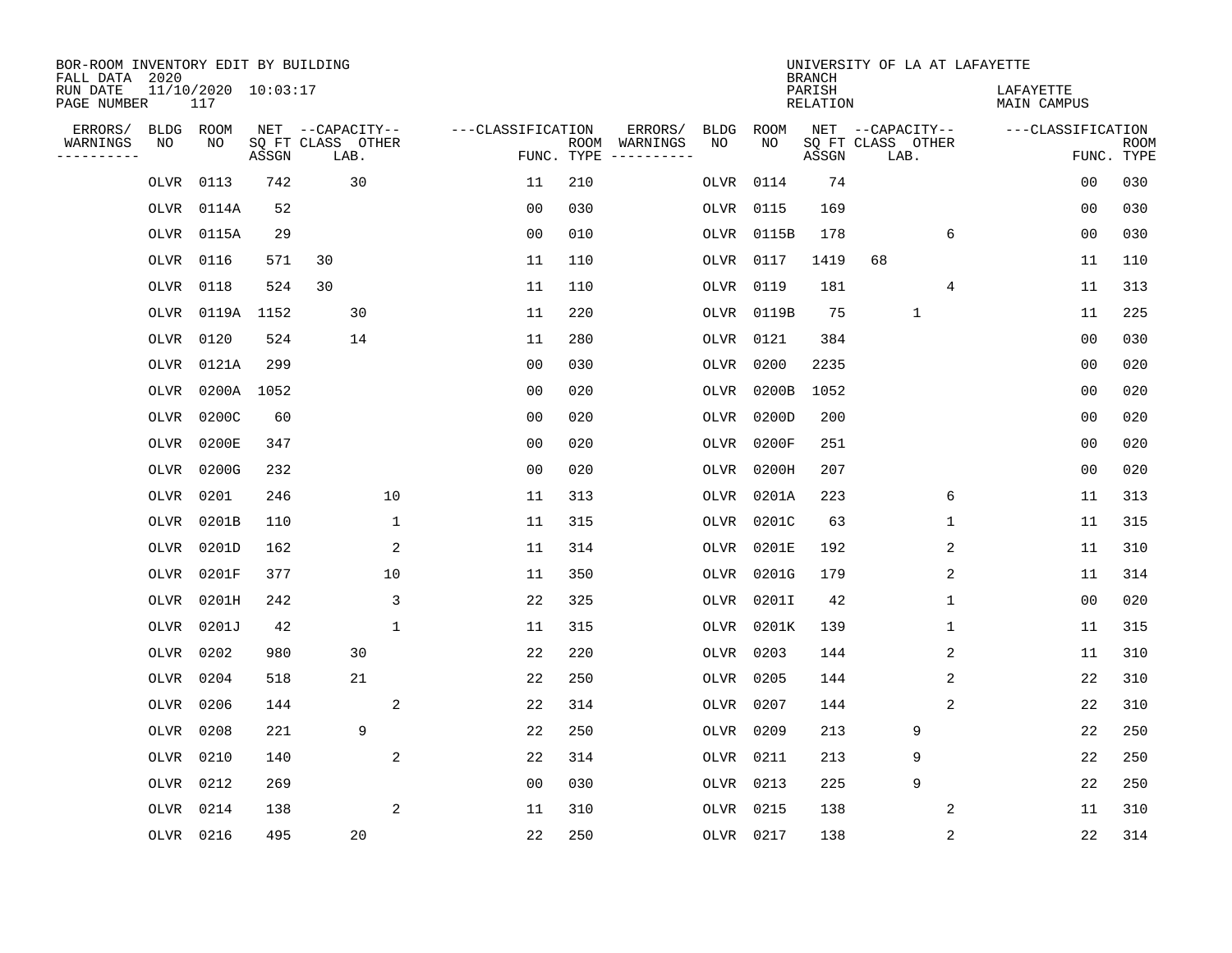BOR-ROOM INVENTORY EDIT BY BUILDING
FALL DATA 2020
RUN DATE 11/10/2020 10:03:17
PAGE NUMBER 117

UNIVERSITY OF LA AT LAFAYETTE
BRANCH
PARISH LAFAYETTE
RELATION MAIN CAMPUS

| ERRORS/ WARNINGS | BLDG NO | ROOM NO | NET SQ FT ASSGN | CAPACITY CLASS | CAPACITY LAB. | CAPACITY OTHER | CLASSIFICATION FUNC. | ROOM TYPE | ERRORS/ WARNINGS | BLDG NO | ROOM NO | NET SQ FT ASSGN | CAPACITY CLASS | CAPACITY LAB. | CAPACITY OTHER | CLASSIFICATION FUNC. | ROOM TYPE |
|---|---|---|---|---|---|---|---|---|---|---|---|---|---|---|---|---|---|
| | OLVR | 0113 | 742 | | 30 | | 11 | 210 | | OLVR | 0114 | 74 | | | | 00 | 030 |
| | OLVR | 0114A | 52 | | | | 00 | 030 | | OLVR | 0115 | 169 | | | | 00 | 030 |
| | OLVR | 0115A | 29 | | | | 00 | 010 | | OLVR | 0115B | 178 | | | 6 | 00 | 030 |
| | OLVR | 0116 | 571 | 30 | | | 11 | 110 | | OLVR | 0117 | 1419 | 68 | | | 11 | 110 |
| | OLVR | 0118 | 524 | 30 | | | 11 | 110 | | OLVR | 0119 | 181 | | | 4 | 11 | 313 |
| | OLVR | 0119A | 1152 | | 30 | | 11 | 220 | | OLVR | 0119B | 75 | | 1 | | 11 | 225 |
| | OLVR | 0120 | 524 | | 14 | | 11 | 280 | | OLVR | 0121 | 384 | | | | 00 | 030 |
| | OLVR | 0121A | 299 | | | | 00 | 030 | | OLVR | 0200 | 2235 | | | | 00 | 020 |
| | OLVR | 0200A | 1052 | | | | 00 | 020 | | OLVR | 0200B | 1052 | | | | 00 | 020 |
| | OLVR | 0200C | 60 | | | | 00 | 020 | | OLVR | 0200D | 200 | | | | 00 | 020 |
| | OLVR | 0200E | 347 | | | | 00 | 020 | | OLVR | 0200F | 251 | | | | 00 | 020 |
| | OLVR | 0200G | 232 | | | | 00 | 020 | | OLVR | 0200H | 207 | | | | 00 | 020 |
| | OLVR | 0201 | 246 | | | 10 | 11 | 313 | | OLVR | 0201A | 223 | | | 6 | 11 | 313 |
| | OLVR | 0201B | 110 | | | 1 | 11 | 315 | | OLVR | 0201C | 63 | | | 1 | 11 | 315 |
| | OLVR | 0201D | 162 | | | 2 | 11 | 314 | | OLVR | 0201E | 192 | | | 2 | 11 | 310 |
| | OLVR | 0201F | 377 | | | 10 | 11 | 350 | | OLVR | 0201G | 179 | | | 2 | 11 | 314 |
| | OLVR | 0201H | 242 | | | 3 | 22 | 325 | | OLVR | 0201I | 42 | | | 1 | 00 | 020 |
| | OLVR | 0201J | 42 | | | 1 | 11 | 315 | | OLVR | 0201K | 139 | | | 1 | 11 | 315 |
| | OLVR | 0202 | 980 | | 30 | | 22 | 220 | | OLVR | 0203 | 144 | | | 2 | 11 | 310 |
| | OLVR | 0204 | 518 | | 21 | | 22 | 250 | | OLVR | 0205 | 144 | | | 2 | 22 | 310 |
| | OLVR | 0206 | 144 | | | 2 | 22 | 314 | | OLVR | 0207 | 144 | | | 2 | 22 | 310 |
| | OLVR | 0208 | 221 | | 9 | | 22 | 250 | | OLVR | 0209 | 213 | | 9 | | 22 | 250 |
| | OLVR | 0210 | 140 | | | 2 | 22 | 314 | | OLVR | 0211 | 213 | | 9 | | 22 | 250 |
| | OLVR | 0212 | 269 | | | | 00 | 030 | | OLVR | 0213 | 225 | | 9 | | 22 | 250 |
| | OLVR | 0214 | 138 | | | 2 | 11 | 310 | | OLVR | 0215 | 138 | | | 2 | 11 | 310 |
| | OLVR | 0216 | 495 | | 20 | | 22 | 250 | | OLVR | 0217 | 138 | | | 2 | 22 | 314 |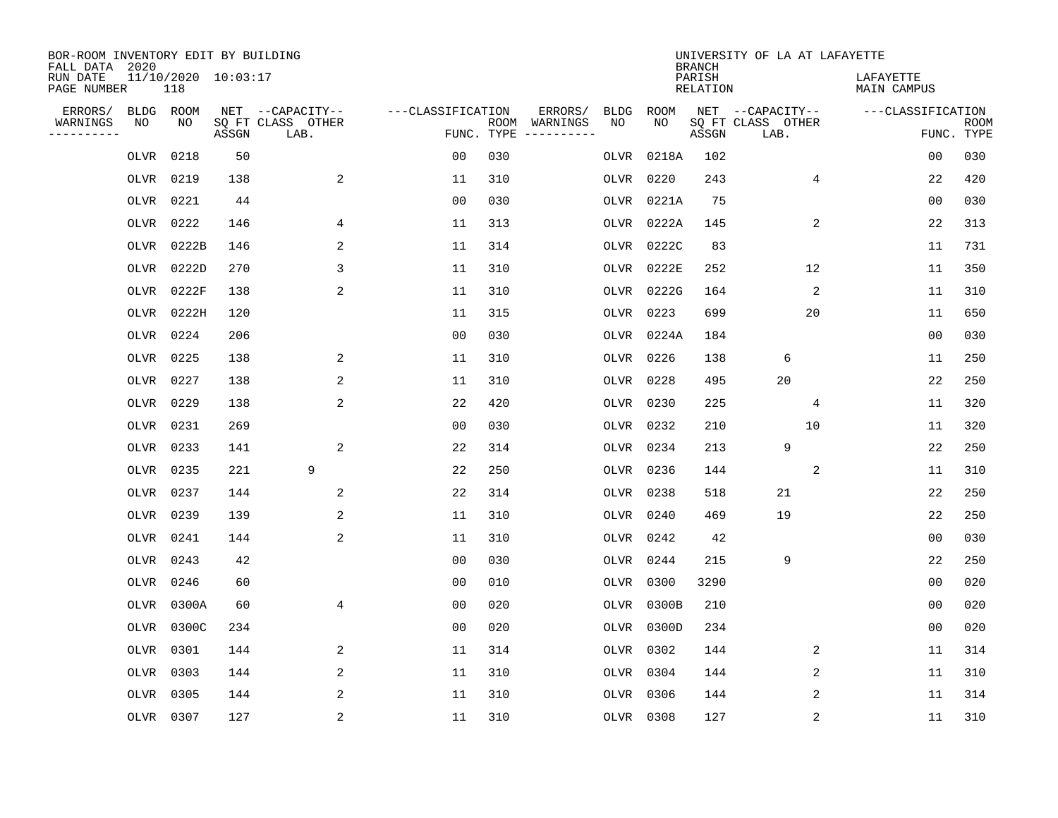BOR-ROOM INVENTORY EDIT BY BUILDING
FALL DATA 2020
RUN DATE 11/10/2020 10:03:17
PAGE NUMBER 118

UNIVERSITY OF LA AT LAFAYETTE
BRANCH
PARISH LAFAYETTE
RELATION MAIN CAMPUS

| ERRORS/ WARNINGS | BLDG NO | ROOM NO | NET SQ FT ASSGN | CAPACITY CLASS LAB. | CAPACITY OTHER | CLASSIFICATION FUNC. | ROOM TYPE | ERRORS/ WARNINGS | BLDG NO | ROOM NO | NET SQ FT ASSGN | CAPACITY CLASS LAB. | CAPACITY OTHER | CLASSIFICATION FUNC. | ROOM TYPE |
|---|---|---|---|---|---|---|---|---|---|---|---|---|---|---|---|
| | OLVR | 0218 | 50 | | | 00 | 030 | | OLVR | 0218A | 102 | | | 00 | 030 |
| | OLVR | 0219 | 138 | | 2 | 11 | 310 | | OLVR | 0220 | 243 | | 4 | 22 | 420 |
| | OLVR | 0221 | 44 | | | 00 | 030 | | OLVR | 0221A | 75 | | | 00 | 030 |
| | OLVR | 0222 | 146 | | 4 | 11 | 313 | | OLVR | 0222A | 145 | | 2 | 22 | 313 |
| | OLVR | 0222B | 146 | | 2 | 11 | 314 | | OLVR | 0222C | 83 | | | 11 | 731 |
| | OLVR | 0222D | 270 | | 3 | 11 | 310 | | OLVR | 0222E | 252 | | 12 | 11 | 350 |
| | OLVR | 0222F | 138 | | 2 | 11 | 310 | | OLVR | 0222G | 164 | | 2 | 11 | 310 |
| | OLVR | 0222H | 120 | | | 11 | 315 | | OLVR | 0223 | 699 | | 20 | 11 | 650 |
| | OLVR | 0224 | 206 | | | 00 | 030 | | OLVR | 0224A | 184 | | | 00 | 030 |
| | OLVR | 0225 | 138 | | 2 | 11 | 310 | | OLVR | 0226 | 138 | 6 | | 11 | 250 |
| | OLVR | 0227 | 138 | | 2 | 11 | 310 | | OLVR | 0228 | 495 | 20 | | 22 | 250 |
| | OLVR | 0229 | 138 | | 2 | 22 | 420 | | OLVR | 0230 | 225 | | 4 | 11 | 320 |
| | OLVR | 0231 | 269 | | | 00 | 030 | | OLVR | 0232 | 210 | | 10 | 11 | 320 |
| | OLVR | 0233 | 141 | | 2 | 22 | 314 | | OLVR | 0234 | 213 | 9 | | 22 | 250 |
| | OLVR | 0235 | 221 | 9 | | 22 | 250 | | OLVR | 0236 | 144 | | 2 | 11 | 310 |
| | OLVR | 0237 | 144 | | 2 | 22 | 314 | | OLVR | 0238 | 518 | 21 | | 22 | 250 |
| | OLVR | 0239 | 139 | | 2 | 11 | 310 | | OLVR | 0240 | 469 | 19 | | 22 | 250 |
| | OLVR | 0241 | 144 | | 2 | 11 | 310 | | OLVR | 0242 | 42 | | | 00 | 030 |
| | OLVR | 0243 | 42 | | | 00 | 030 | | OLVR | 0244 | 215 | 9 | | 22 | 250 |
| | OLVR | 0246 | 60 | | | 00 | 010 | | OLVR | 0300 | 3290 | | | 00 | 020 |
| | OLVR | 0300A | 60 | | 4 | 00 | 020 | | OLVR | 0300B | 210 | | | 00 | 020 |
| | OLVR | 0300C | 234 | | | 00 | 020 | | OLVR | 0300D | 234 | | | 00 | 020 |
| | OLVR | 0301 | 144 | | 2 | 11 | 314 | | OLVR | 0302 | 144 | | 2 | 11 | 314 |
| | OLVR | 0303 | 144 | | 2 | 11 | 310 | | OLVR | 0304 | 144 | | 2 | 11 | 310 |
| | OLVR | 0305 | 144 | | 2 | 11 | 310 | | OLVR | 0306 | 144 | | 2 | 11 | 314 |
| | OLVR | 0307 | 127 | | 2 | 11 | 310 | | OLVR | 0308 | 127 | | 2 | 11 | 310 |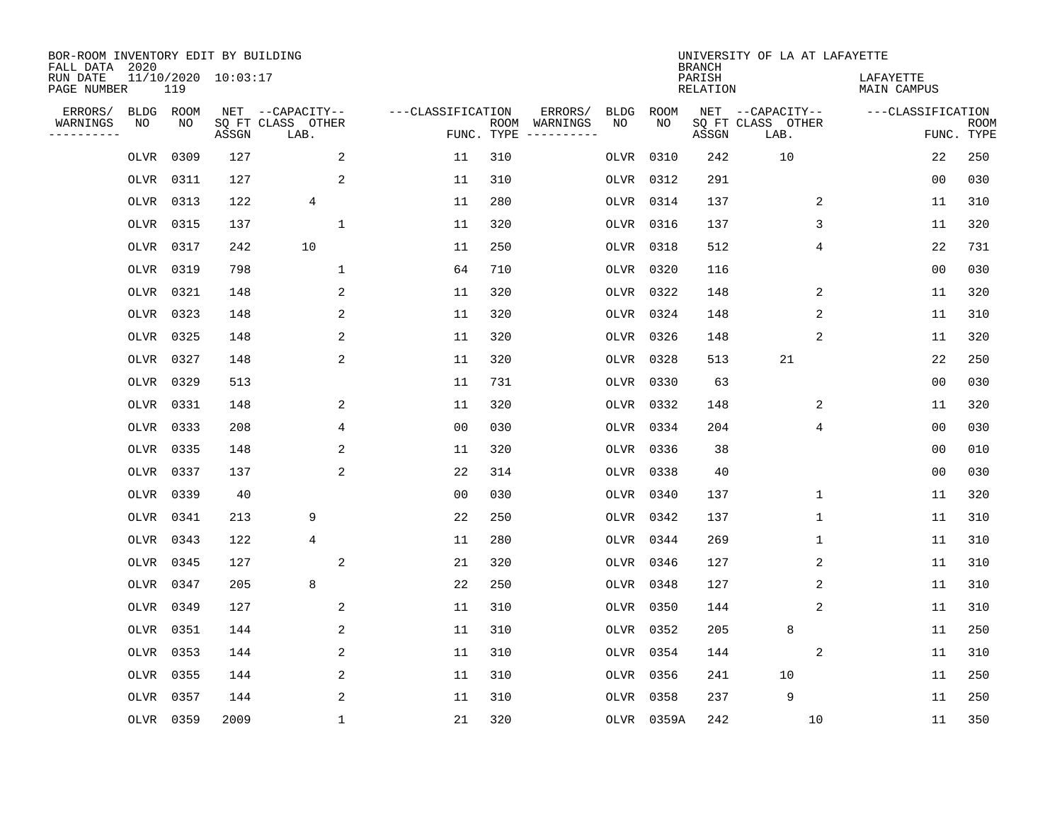BOR-ROOM INVENTORY EDIT BY BUILDING
FALL DATA 2020
RUN DATE 11/10/2020 10:03:17
PAGE NUMBER 119

UNIVERSITY OF LA AT LAFAYETTE
BRANCH
PARISH LAFAYETTE
RELATION MAIN CAMPUS

| ERRORS/ WARNINGS | BLDG NO | ROOM NO | NET SQ FT ASSGN | CAPACITY CLASS LAB. | CAPACITY OTHER | CLASSIFICATION FUNC. | ROOM TYPE | ERRORS/ WARNINGS | BLDG NO | ROOM NO | NET SQ FT ASSGN | CAPACITY CLASS LAB. | CAPACITY OTHER | CLASSIFICATION FUNC. | ROOM TYPE |
|---|---|---|---|---|---|---|---|---|---|---|---|---|---|---|---|
| | OLVR | 0309 | 127 | | 2 | 11 | 310 | | OLVR | 0310 | 242 | 10 | | 22 | 250 |
| | OLVR | 0311 | 127 | | 2 | 11 | 310 | | OLVR | 0312 | 291 | | | 00 | 030 |
| | OLVR | 0313 | 122 | 4 | | 11 | 280 | | OLVR | 0314 | 137 | | 2 | 11 | 310 |
| | OLVR | 0315 | 137 | | 1 | 11 | 320 | | OLVR | 0316 | 137 | | 3 | 11 | 320 |
| | OLVR | 0317 | 242 | 10 | | 11 | 250 | | OLVR | 0318 | 512 | | 4 | 22 | 731 |
| | OLVR | 0319 | 798 | | 1 | 64 | 710 | | OLVR | 0320 | 116 | | | 00 | 030 |
| | OLVR | 0321 | 148 | | 2 | 11 | 320 | | OLVR | 0322 | 148 | | 2 | 11 | 320 |
| | OLVR | 0323 | 148 | | 2 | 11 | 320 | | OLVR | 0324 | 148 | | 2 | 11 | 310 |
| | OLVR | 0325 | 148 | | 2 | 11 | 320 | | OLVR | 0326 | 148 | | 2 | 11 | 320 |
| | OLVR | 0327 | 148 | | 2 | 11 | 320 | | OLVR | 0328 | 513 | 21 | | 22 | 250 |
| | OLVR | 0329 | 513 | | | 11 | 731 | | OLVR | 0330 | 63 | | | 00 | 030 |
| | OLVR | 0331 | 148 | | 2 | 11 | 320 | | OLVR | 0332 | 148 | | 2 | 11 | 320 |
| | OLVR | 0333 | 208 | | 4 | 00 | 030 | | OLVR | 0334 | 204 | | 4 | 00 | 030 |
| | OLVR | 0335 | 148 | | 2 | 11 | 320 | | OLVR | 0336 | 38 | | | 00 | 010 |
| | OLVR | 0337 | 137 | | 2 | 22 | 314 | | OLVR | 0338 | 40 | | | 00 | 030 |
| | OLVR | 0339 | 40 | | | 00 | 030 | | OLVR | 0340 | 137 | | 1 | 11 | 320 |
| | OLVR | 0341 | 213 | 9 | | 22 | 250 | | OLVR | 0342 | 137 | | 1 | 11 | 310 |
| | OLVR | 0343 | 122 | 4 | | 11 | 280 | | OLVR | 0344 | 269 | | 1 | 11 | 310 |
| | OLVR | 0345 | 127 | | 2 | 21 | 320 | | OLVR | 0346 | 127 | | 2 | 11 | 310 |
| | OLVR | 0347 | 205 | 8 | | 22 | 250 | | OLVR | 0348 | 127 | | 2 | 11 | 310 |
| | OLVR | 0349 | 127 | | 2 | 11 | 310 | | OLVR | 0350 | 144 | | 2 | 11 | 310 |
| | OLVR | 0351 | 144 | | 2 | 11 | 310 | | OLVR | 0352 | 205 | 8 | | 11 | 250 |
| | OLVR | 0353 | 144 | | 2 | 11 | 310 | | OLVR | 0354 | 144 | | 2 | 11 | 310 |
| | OLVR | 0355 | 144 | | 2 | 11 | 310 | | OLVR | 0356 | 241 | 10 | | 11 | 250 |
| | OLVR | 0357 | 144 | | 2 | 11 | 310 | | OLVR | 0358 | 237 | 9 | | 11 | 250 |
| | OLVR | 0359 | 2009 | | 1 | 21 | 320 | | OLVR | 0359A | 242 | | 10 | 11 | 350 |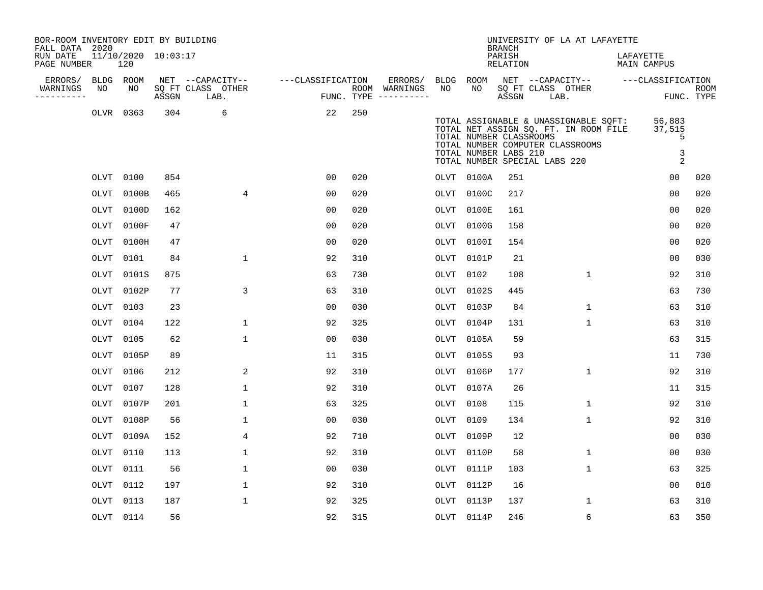BOR-ROOM INVENTORY EDIT BY BUILDING
FALL DATA 2020
RUN DATE 11/10/2020 10:03:17
PAGE NUMBER 120

UNIVERSITY OF LA AT LAFAYETTE
BRANCH
PARISH LAFAYETTE
RELATION MAIN CAMPUS

| ERRORS/ WARNINGS | BLDG NO | ROOM NO | NET SQ FT ASSGN | CAPACITY CLASS LAB. | CAPACITY OTHER | CLASSIFICATION FUNC. | ROOM TYPE | ERRORS/ WARNINGS | BLDG NO | ROOM NO | NET SQ FT ASSGN | CAPACITY CLASS LAB. | CAPACITY OTHER | CLASSIFICATION FUNC. | ROOM TYPE |
|---|---|---|---|---|---|---|---|---|---|---|---|---|---|---|---|
| | OLVR | 0363 | 304 | 6 | | 22 | 250 | | | | | | | | |
| | OLVT | 0100 | 854 | | | 00 | 020 | | OLVT | 0100A | 251 | | | 00 | 020 |
| | OLVT | 0100B | 465 | | 4 | 00 | 020 | | OLVT | 0100C | 217 | | | 00 | 020 |
| | OLVT | 0100D | 162 | | | 00 | 020 | | OLVT | 0100E | 161 | | | 00 | 020 |
| | OLVT | 0100F | 47 | | | 00 | 020 | | OLVT | 0100G | 158 | | | 00 | 020 |
| | OLVT | 0100H | 47 | | | 00 | 020 | | OLVT | 0100I | 154 | | | 00 | 020 |
| | OLVT | 0101 | 84 | | 1 | 92 | 310 | | OLVT | 0101P | 21 | | | 00 | 030 |
| | OLVT | 0101S | 875 | | | 63 | 730 | | OLVT | 0102 | 108 | | 1 | 92 | 310 |
| | OLVT | 0102P | 77 | | 3 | 63 | 310 | | OLVT | 0102S | 445 | | | 63 | 730 |
| | OLVT | 0103 | 23 | | | 00 | 030 | | OLVT | 0103P | 84 | | 1 | 63 | 310 |
| | OLVT | 0104 | 122 | | 1 | 92 | 325 | | OLVT | 0104P | 131 | | 1 | 63 | 310 |
| | OLVT | 0105 | 62 | | 1 | 00 | 030 | | OLVT | 0105A | 59 | | | 63 | 315 |
| | OLVT | 0105P | 89 | | | 11 | 315 | | OLVT | 0105S | 93 | | | 11 | 730 |
| | OLVT | 0106 | 212 | | 2 | 92 | 310 | | OLVT | 0106P | 177 | | 1 | 92 | 310 |
| | OLVT | 0107 | 128 | | 1 | 92 | 310 | | OLVT | 0107A | 26 | | | 11 | 315 |
| | OLVT | 0107P | 201 | | 1 | 63 | 325 | | OLVT | 0108 | 115 | | 1 | 92 | 310 |
| | OLVT | 0108P | 56 | | 1 | 00 | 030 | | OLVT | 0109 | 134 | | 1 | 92 | 310 |
| | OLVT | 0109A | 152 | | 4 | 92 | 710 | | OLVT | 0109P | 12 | | | 00 | 030 |
| | OLVT | 0110 | 113 | | 1 | 92 | 310 | | OLVT | 0110P | 58 | | 1 | 00 | 030 |
| | OLVT | 0111 | 56 | | 1 | 00 | 030 | | OLVT | 0111P | 103 | | 1 | 63 | 325 |
| | OLVT | 0112 | 197 | | 1 | 92 | 310 | | OLVT | 0112P | 16 | | | 00 | 010 |
| | OLVT | 0113 | 187 | | 1 | 92 | 325 | | OLVT | 0113P | 137 | | 1 | 63 | 310 |
| | OLVT | 0114 | 56 | | | 92 | 315 | | OLVT | 0114P | 246 | | 6 | 63 | 350 |

| | |
|---|---|
| TOTAL ASSIGNABLE & UNASSIGNABLE SQFT: | 56,883 |
| TOTAL NET ASSIGN SQ. FT. IN ROOM FILE | 37,515 |
| TOTAL NUMBER CLASSROOMS | 5 |
| TOTAL NUMBER COMPUTER CLASSROOMS | |
| TOTAL NUMBER LABS 210 | 3 |
| TOTAL NUMBER SPECIAL LABS 220 | 2 |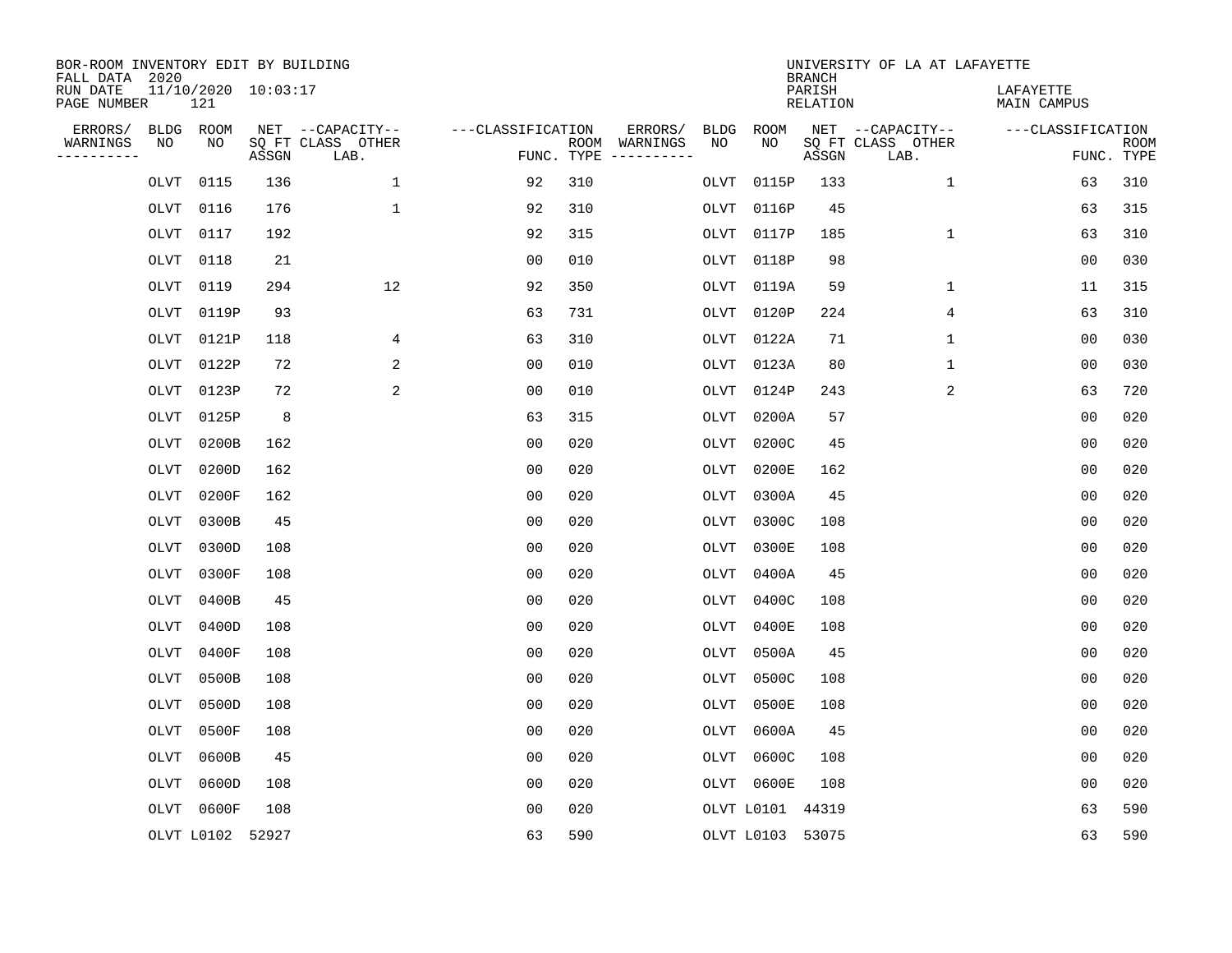BOR-ROOM INVENTORY EDIT BY BUILDING
FALL DATA 2020
RUN DATE 11/10/2020 10:03:17
PAGE NUMBER 121

UNIVERSITY OF LA AT LAFAYETTE
BRANCH
PARISH LAFAYETTE
RELATION MAIN CAMPUS

| ERRORS/ WARNINGS | BLDG NO | ROOM NO | NET SQ FT ASSGN | CAPACITY CLASS LAB. | CAPACITY OTHER | FUNC. | ROOM TYPE | ERRORS/ WARNINGS | BLDG NO | ROOM NO | NET SQ FT ASSGN | CAPACITY CLASS LAB. | CAPACITY OTHER | FUNC. | ROOM TYPE |
|---|---|---|---|---|---|---|---|---|---|---|---|---|---|---|---|
| | OLVT | 0115 | 136 | | 1 | 92 | 310 | | OLVT | 0115P | 133 | | 1 | 63 | 310 |
| | OLVT | 0116 | 176 | | 1 | 92 | 310 | | OLVT | 0116P | 45 | | | 63 | 315 |
| | OLVT | 0117 | 192 | | | 92 | 315 | | OLVT | 0117P | 185 | | 1 | 63 | 310 |
| | OLVT | 0118 | 21 | | | 00 | 010 | | OLVT | 0118P | 98 | | | 00 | 030 |
| | OLVT | 0119 | 294 | | 12 | 92 | 350 | | OLVT | 0119A | 59 | | 1 | 11 | 315 |
| | OLVT | 0119P | 93 | | | 63 | 731 | | OLVT | 0120P | 224 | | 4 | 63 | 310 |
| | OLVT | 0121P | 118 | | 4 | 63 | 310 | | OLVT | 0122A | 71 | | 1 | 00 | 030 |
| | OLVT | 0122P | 72 | | 2 | 00 | 010 | | OLVT | 0123A | 80 | | 1 | 00 | 030 |
| | OLVT | 0123P | 72 | | 2 | 00 | 010 | | OLVT | 0124P | 243 | | 2 | 63 | 720 |
| | OLVT | 0125P | 8 | | | 63 | 315 | | OLVT | 0200A | 57 | | | 00 | 020 |
| | OLVT | 0200B | 162 | | | 00 | 020 | | OLVT | 0200C | 45 | | | 00 | 020 |
| | OLVT | 0200D | 162 | | | 00 | 020 | | OLVT | 0200E | 162 | | | 00 | 020 |
| | OLVT | 0200F | 162 | | | 00 | 020 | | OLVT | 0300A | 45 | | | 00 | 020 |
| | OLVT | 0300B | 45 | | | 00 | 020 | | OLVT | 0300C | 108 | | | 00 | 020 |
| | OLVT | 0300D | 108 | | | 00 | 020 | | OLVT | 0300E | 108 | | | 00 | 020 |
| | OLVT | 0300F | 108 | | | 00 | 020 | | OLVT | 0400A | 45 | | | 00 | 020 |
| | OLVT | 0400B | 45 | | | 00 | 020 | | OLVT | 0400C | 108 | | | 00 | 020 |
| | OLVT | 0400D | 108 | | | 00 | 020 | | OLVT | 0400E | 108 | | | 00 | 020 |
| | OLVT | 0400F | 108 | | | 00 | 020 | | OLVT | 0500A | 45 | | | 00 | 020 |
| | OLVT | 0500B | 108 | | | 00 | 020 | | OLVT | 0500C | 108 | | | 00 | 020 |
| | OLVT | 0500D | 108 | | | 00 | 020 | | OLVT | 0500E | 108 | | | 00 | 020 |
| | OLVT | 0500F | 108 | | | 00 | 020 | | OLVT | 0600A | 45 | | | 00 | 020 |
| | OLVT | 0600B | 45 | | | 00 | 020 | | OLVT | 0600C | 108 | | | 00 | 020 |
| | OLVT | 0600D | 108 | | | 00 | 020 | | OLVT | 0600E | 108 | | | 00 | 020 |
| | OLVT | 0600F | 108 | | | 00 | 020 | | OLVT | L0101 | 44319 | | | 63 | 590 |
| | OLVT | L0102 | 52927 | | | 63 | 590 | | OLVT | L0103 | 53075 | | | 63 | 590 |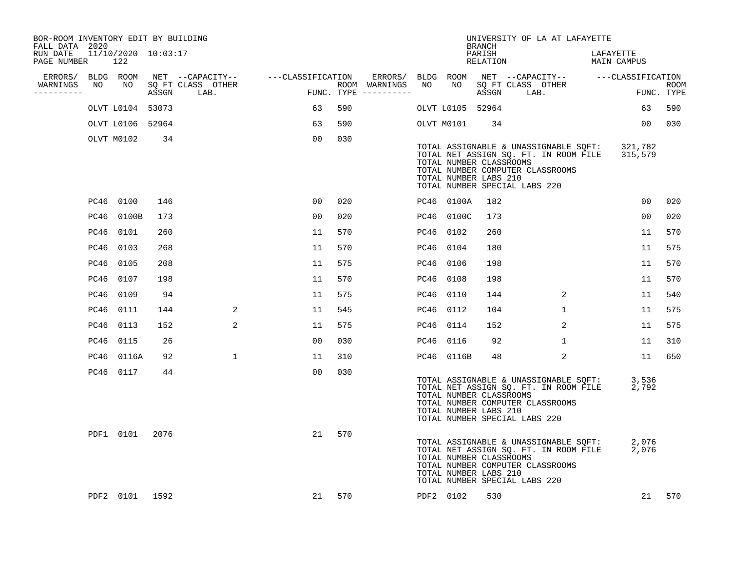BOR-ROOM INVENTORY EDIT BY BUILDING
FALL DATA 2020
RUN DATE 11/10/2020 10:03:17
PAGE NUMBER 122

UNIVERSITY OF LA AT LAFAYETTE
BRANCH
PARISH LAFAYETTE
RELATION MAIN CAMPUS

| ERRORS/ WARNINGS | BLDG NO | ROOM NO | NET SQ FT ASSGN | CAPACITY CLASS LAB. | CAPACITY OTHER | CLASSIFICATION FUNC. | ROOM TYPE | ERRORS/ WARNINGS | BLDG NO | ROOM NO | NET SQ FT ASSGN | CAPACITY CLASS LAB. | CAPACITY OTHER | CLASSIFICATION FUNC. | ROOM TYPE |
|---|---|---|---|---|---|---|---|---|---|---|---|---|---|---|---|
| | OLVT | L0104 | 53073 | | | 63 | 590 | | OLVT | L0105 | 52964 | | | 63 | 590 |
| | OLVT | L0106 | 52964 | | | 63 | 590 | | OLVT | M0101 | 34 | | | 00 | 030 |
| | OLVT | M0102 | 34 | | | 00 | 030 | | | | | | | | |

TOTAL ASSIGNABLE & UNASSIGNABLE SQFT: 321,782
TOTAL NET ASSIGN SQ. FT. IN ROOM FILE 315,579
TOTAL NUMBER CLASSROOMS
TOTAL NUMBER COMPUTER CLASSROOMS
TOTAL NUMBER LABS 210
TOTAL NUMBER SPECIAL LABS 220

| ERRORS/ WARNINGS | BLDG NO | ROOM NO | NET SQ FT ASSGN | CAPACITY CLASS LAB. | CAPACITY OTHER | CLASSIFICATION FUNC. | ROOM TYPE | ERRORS/ WARNINGS | BLDG NO | ROOM NO | NET SQ FT ASSGN | CAPACITY CLASS LAB. | CAPACITY OTHER | CLASSIFICATION FUNC. | ROOM TYPE |
|---|---|---|---|---|---|---|---|---|---|---|---|---|---|---|---|
| | PC46 | 0100 | 146 | | | 00 | 020 | | PC46 | 0100A | 182 | | | 00 | 020 |
| | PC46 | 0100B | 173 | | | 00 | 020 | | PC46 | 0100C | 173 | | | 00 | 020 |
| | PC46 | 0101 | 260 | | | 11 | 570 | | PC46 | 0102 | 260 | | | 11 | 570 |
| | PC46 | 0103 | 268 | | | 11 | 570 | | PC46 | 0104 | 180 | | | 11 | 575 |
| | PC46 | 0105 | 208 | | | 11 | 575 | | PC46 | 0106 | 198 | | | 11 | 570 |
| | PC46 | 0107 | 198 | | | 11 | 570 | | PC46 | 0108 | 198 | | | 11 | 570 |
| | PC46 | 0109 | 94 | | | 11 | 575 | | PC46 | 0110 | 144 | | 2 | 11 | 540 |
| | PC46 | 0111 | 144 | | 2 | 11 | 545 | | PC46 | 0112 | 104 | | 1 | 11 | 575 |
| | PC46 | 0113 | 152 | | 2 | 11 | 575 | | PC46 | 0114 | 152 | | 2 | 11 | 575 |
| | PC46 | 0115 | 26 | | | 00 | 030 | | PC46 | 0116 | 92 | | 1 | 11 | 310 |
| | PC46 | 0116A | 92 | | 1 | 11 | 310 | | PC46 | 0116B | 48 | | 2 | 11 | 650 |
| | PC46 | 0117 | 44 | | | 00 | 030 | | | | | | | | |

TOTAL ASSIGNABLE & UNASSIGNABLE SQFT: 3,536
TOTAL NET ASSIGN SQ. FT. IN ROOM FILE 2,792
TOTAL NUMBER CLASSROOMS
TOTAL NUMBER COMPUTER CLASSROOMS
TOTAL NUMBER LABS 210
TOTAL NUMBER SPECIAL LABS 220

| ERRORS/ WARNINGS | BLDG NO | ROOM NO | NET SQ FT ASSGN | CAPACITY CLASS LAB. | CAPACITY OTHER | CLASSIFICATION FUNC. | ROOM TYPE | ERRORS/ WARNINGS | BLDG NO | ROOM NO | NET SQ FT ASSGN | CAPACITY CLASS LAB. | CAPACITY OTHER | CLASSIFICATION FUNC. | ROOM TYPE |
|---|---|---|---|---|---|---|---|---|---|---|---|---|---|---|---|
| | PDF1 | 0101 | 2076 | | | 21 | 570 | | | | | | | | |

TOTAL ASSIGNABLE & UNASSIGNABLE SQFT: 2,076
TOTAL NET ASSIGN SQ. FT. IN ROOM FILE 2,076
TOTAL NUMBER CLASSROOMS
TOTAL NUMBER COMPUTER CLASSROOMS
TOTAL NUMBER LABS 210
TOTAL NUMBER SPECIAL LABS 220

| ERRORS/ WARNINGS | BLDG NO | ROOM NO | NET SQ FT ASSGN | CAPACITY CLASS LAB. | CAPACITY OTHER | CLASSIFICATION FUNC. | ROOM TYPE | ERRORS/ WARNINGS | BLDG NO | ROOM NO | NET SQ FT ASSGN | CAPACITY CLASS LAB. | CAPACITY OTHER | CLASSIFICATION FUNC. | ROOM TYPE |
|---|---|---|---|---|---|---|---|---|---|---|---|---|---|---|---|
| | PDF2 | 0101 | 1592 | | | 21 | 570 | | PDF2 | 0102 | 530 | | | 21 | 570 |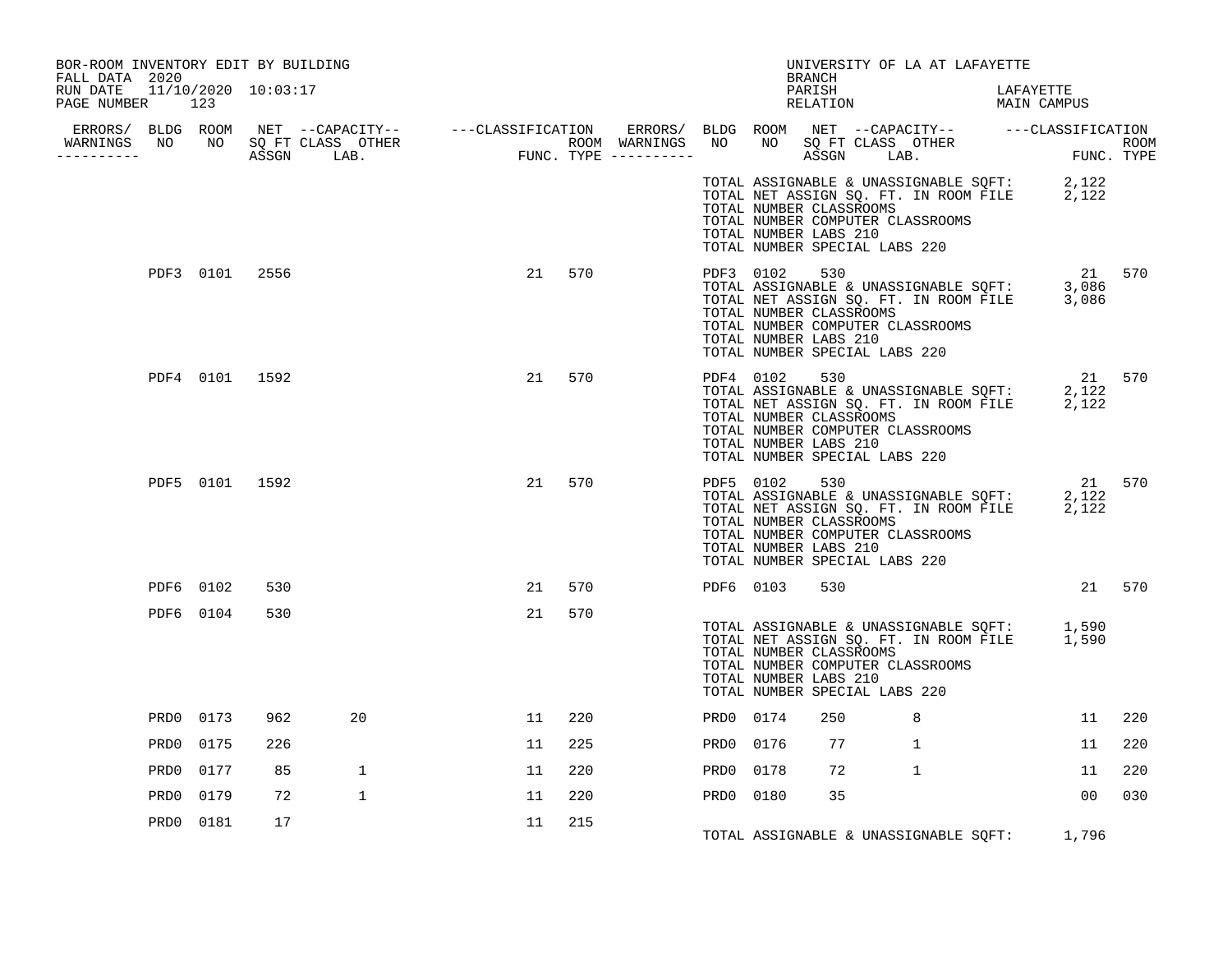BOR-ROOM INVENTORY EDIT BY BUILDING
FALL DATA 2020
RUN DATE 11/10/2020 10:03:17

UNIVERSITY OF LA AT LAFAYETTE
BRANCH
PARISH LAFAYETTE
RELATION MAIN CAMPUS

| ERRORS/ WARNINGS | BLDG NO | ROOM NO | NET SQ FT ASSGN | CAPACITY CLASS | CAPACITY LAB. | CAPACITY OTHER | CLASSIFICATION FUNC. | ROOM TYPE | ERRORS/ WARNINGS | BLDG NO | ROOM NO | NET SQ FT ASSGN | CAPACITY CLASS | CAPACITY LAB. | CAPACITY OTHER | CLASSIFICATION FUNC. | ROOM TYPE |
|---|---|---|---|---|---|---|---|---|---|---|---|---|---|---|---|---|---|
| | | | | | | | | | | | | | | | | | |

TOTAL ASSIGNABLE & UNASSIGNABLE SQFT: 2,122
TOTAL NET ASSIGN SQ. FT. IN ROOM FILE 2,122
TOTAL NUMBER CLASSROOMS
TOTAL NUMBER COMPUTER CLASSROOMS
TOTAL NUMBER LABS 210
TOTAL NUMBER SPECIAL LABS 220

| ERRORS/ WARNINGS | BLDG NO | ROOM NO | NET SQ FT ASSGN | CAPACITY CLASS | CAPACITY LAB. | CAPACITY OTHER | CLASSIFICATION FUNC. | ROOM TYPE | ERRORS/ WARNINGS | BLDG NO | ROOM NO | NET SQ FT ASSGN | CAPACITY CLASS | CAPACITY LAB. | CAPACITY OTHER | CLASSIFICATION FUNC. | ROOM TYPE |
|---|---|---|---|---|---|---|---|---|---|---|---|---|---|---|---|---|---|
| | PDF3 | 0101 | 2556 | | | | 21 | 570 | | PDF3 | 0102 | 530 | | | | 21 | 570 |

TOTAL ASSIGNABLE & UNASSIGNABLE SQFT: 3,086
TOTAL NET ASSIGN SQ. FT. IN ROOM FILE 3,086
TOTAL NUMBER CLASSROOMS
TOTAL NUMBER COMPUTER CLASSROOMS
TOTAL NUMBER LABS 210
TOTAL NUMBER SPECIAL LABS 220

| ERRORS/ WARNINGS | BLDG NO | ROOM NO | NET SQ FT ASSGN | CAPACITY CLASS | CAPACITY LAB. | CAPACITY OTHER | CLASSIFICATION FUNC. | ROOM TYPE | ERRORS/ WARNINGS | BLDG NO | ROOM NO | NET SQ FT ASSGN | CAPACITY CLASS | CAPACITY LAB. | CAPACITY OTHER | CLASSIFICATION FUNC. | ROOM TYPE |
|---|---|---|---|---|---|---|---|---|---|---|---|---|---|---|---|---|---|
| | PDF4 | 0101 | 1592 | | | | 21 | 570 | | PDF4 | 0102 | 530 | | | | 21 | 570 |

TOTAL ASSIGNABLE & UNASSIGNABLE SQFT: 2,122
TOTAL NET ASSIGN SQ. FT. IN ROOM FILE 2,122
TOTAL NUMBER CLASSROOMS
TOTAL NUMBER COMPUTER CLASSROOMS
TOTAL NUMBER LABS 210
TOTAL NUMBER SPECIAL LABS 220

| ERRORS/ WARNINGS | BLDG NO | ROOM NO | NET SQ FT ASSGN | CAPACITY CLASS | CAPACITY LAB. | CAPACITY OTHER | CLASSIFICATION FUNC. | ROOM TYPE | ERRORS/ WARNINGS | BLDG NO | ROOM NO | NET SQ FT ASSGN | CAPACITY CLASS | CAPACITY LAB. | CAPACITY OTHER | CLASSIFICATION FUNC. | ROOM TYPE |
|---|---|---|---|---|---|---|---|---|---|---|---|---|---|---|---|---|---|
| | PDF5 | 0101 | 1592 | | | | 21 | 570 | | PDF5 | 0102 | 530 | | | | 21 | 570 |

TOTAL ASSIGNABLE & UNASSIGNABLE SQFT: 2,122
TOTAL NET ASSIGN SQ. FT. IN ROOM FILE 2,122
TOTAL NUMBER CLASSROOMS
TOTAL NUMBER COMPUTER CLASSROOMS
TOTAL NUMBER LABS 210
TOTAL NUMBER SPECIAL LABS 220

| ERRORS/ WARNINGS | BLDG NO | ROOM NO | NET SQ FT ASSGN | CAPACITY CLASS | CAPACITY LAB. | CAPACITY OTHER | CLASSIFICATION FUNC. | ROOM TYPE | ERRORS/ WARNINGS | BLDG NO | ROOM NO | NET SQ FT ASSGN | CAPACITY CLASS | CAPACITY LAB. | CAPACITY OTHER | CLASSIFICATION FUNC. | ROOM TYPE |
|---|---|---|---|---|---|---|---|---|---|---|---|---|---|---|---|---|---|
| | PDF6 | 0102 | 530 | | | | 21 | 570 | | PDF6 | 0103 | 530 | | | | 21 | 570 |
| | PDF6 | 0104 | 530 | | | | 21 | 570 | | | | | | | | | |

TOTAL ASSIGNABLE & UNASSIGNABLE SQFT: 1,590
TOTAL NET ASSIGN SQ. FT. IN ROOM FILE 1,590
TOTAL NUMBER CLASSROOMS
TOTAL NUMBER COMPUTER CLASSROOMS
TOTAL NUMBER LABS 210
TOTAL NUMBER SPECIAL LABS 220

| ERRORS/ WARNINGS | BLDG NO | ROOM NO | NET SQ FT ASSGN | CAPACITY CLASS | CAPACITY LAB. | CAPACITY OTHER | CLASSIFICATION FUNC. | ROOM TYPE | ERRORS/ WARNINGS | BLDG NO | ROOM NO | NET SQ FT ASSGN | CAPACITY CLASS | CAPACITY LAB. | CAPACITY OTHER | CLASSIFICATION FUNC. | ROOM TYPE |
|---|---|---|---|---|---|---|---|---|---|---|---|---|---|---|---|---|---|
| | PRD0 | 0173 | 962 | | 20 | | 11 | 220 | | PRD0 | 0174 | 250 | | 8 | | 11 | 220 |
| | PRD0 | 0175 | 226 | | | | 11 | 225 | | PRD0 | 0176 | 77 | | 1 | | 11 | 220 |
| | PRD0 | 0177 | 85 | | 1 | | 11 | 220 | | PRD0 | 0178 | 72 | | 1 | | 11 | 220 |
| | PRD0 | 0179 | 72 | | 1 | | 11 | 220 | | PRD0 | 0180 | 35 | | | | 00 | 030 |
| | PRD0 | 0181 | 17 | | | | 11 | 215 | | | | | | | | | |

TOTAL ASSIGNABLE & UNASSIGNABLE SQFT: 1,796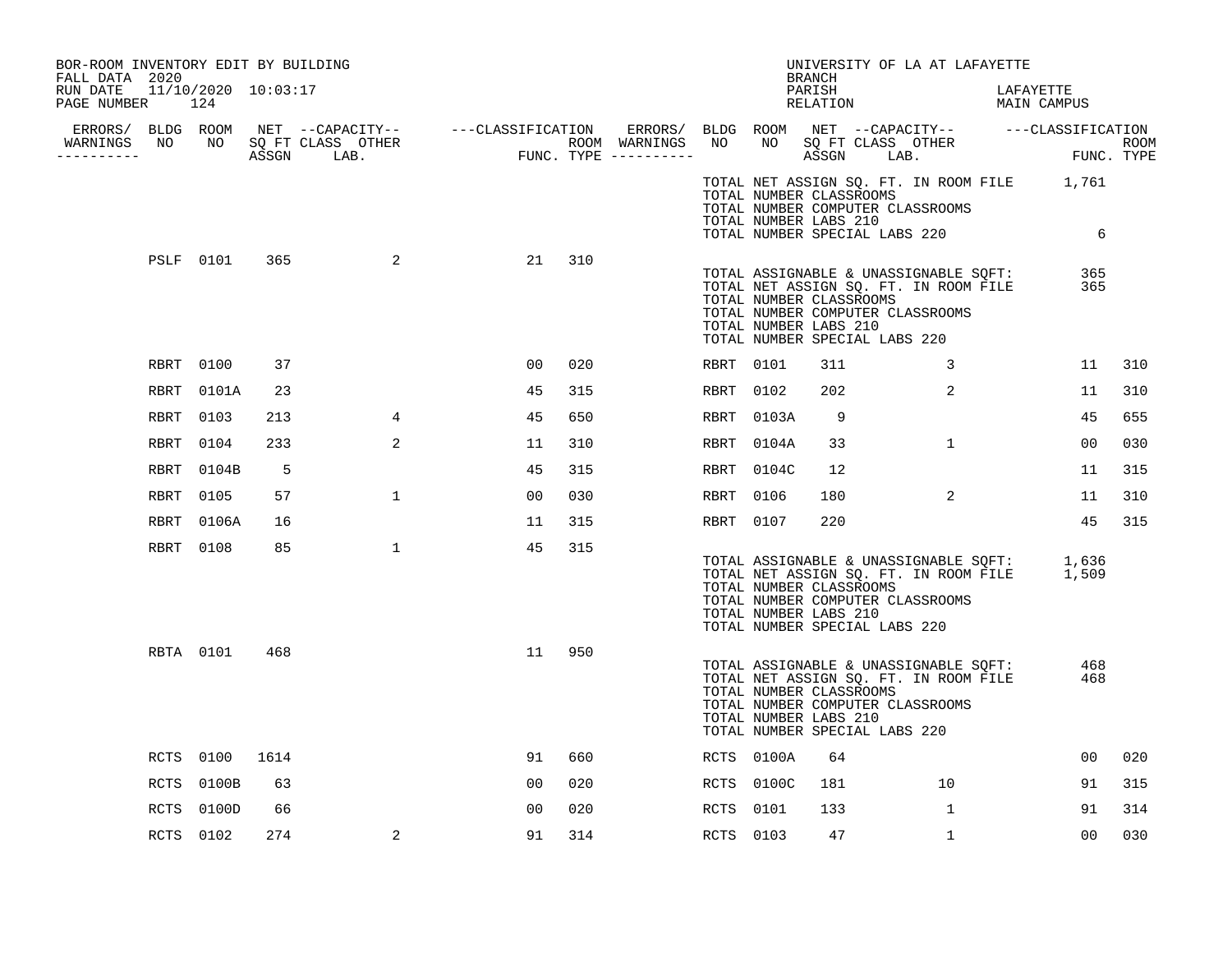BOR-ROOM INVENTORY EDIT BY BUILDING
FALL DATA 2020
RUN DATE 11/10/2020 10:03:17

UNIVERSITY OF LA AT LAFAYETTE
BRANCH
PARISH LAFAYETTE
RELATION MAIN CAMPUS

| ERRORS/ WARNINGS | BLDG NO | ROOM NO | NET SQ FT ASSGN | CAPACITY CLASS LAB. | CAPACITY OTHER | CLASSIFICATION FUNC. | ROOM TYPE | ERRORS/ WARNINGS | BLDG NO | ROOM NO | NET SQ FT ASSGN | CAPACITY CLASS LAB. | CAPACITY OTHER | CLASSIFICATION FUNC. | ROOM TYPE |
|---|---|---|---|---|---|---|---|---|---|---|---|---|---|---|---|
| | | | | | | | | | | | | | | | |

TOTAL NET ASSIGN SQ. FT. IN ROOM FILE 1,761
TOTAL NUMBER CLASSROOMS
TOTAL NUMBER COMPUTER CLASSROOMS
TOTAL NUMBER LABS 210
TOTAL NUMBER SPECIAL LABS 220 6

| ERRORS/ WARNINGS | BLDG NO | ROOM NO | NET SQ FT ASSGN | CAPACITY CLASS LAB. | CAPACITY OTHER | CLASSIFICATION FUNC. | ROOM TYPE | ERRORS/ WARNINGS | BLDG NO | ROOM NO | NET SQ FT ASSGN | CAPACITY CLASS LAB. | CAPACITY OTHER | CLASSIFICATION FUNC. | ROOM TYPE |
|---|---|---|---|---|---|---|---|---|---|---|---|---|---|---|---|
| | PSLF | 0101 | 365 | | 2 | 21 | 310 | | | | | | | | |

TOTAL ASSIGNABLE & UNASSIGNABLE SQFT: 365
TOTAL NET ASSIGN SQ. FT. IN ROOM FILE 365
TOTAL NUMBER CLASSROOMS
TOTAL NUMBER COMPUTER CLASSROOMS
TOTAL NUMBER LABS 210
TOTAL NUMBER SPECIAL LABS 220

| ERRORS/ WARNINGS | BLDG NO | ROOM NO | NET SQ FT ASSGN | CAPACITY CLASS LAB. | CAPACITY OTHER | CLASSIFICATION FUNC. | ROOM TYPE | ERRORS/ WARNINGS | BLDG NO | ROOM NO | NET SQ FT ASSGN | CAPACITY CLASS LAB. | CAPACITY OTHER | CLASSIFICATION FUNC. | ROOM TYPE |
|---|---|---|---|---|---|---|---|---|---|---|---|---|---|---|---|
| | RBRT | 0100 | 37 | | | 00 | 020 | | RBRT | 0101 | 311 | | 3 | 11 | 310 |
| | RBRT | 0101A | 23 | | | 45 | 315 | | RBRT | 0102 | 202 | | 2 | 11 | 310 |
| | RBRT | 0103 | 213 | | 4 | 45 | 650 | | RBRT | 0103A | 9 | | | 45 | 655 |
| | RBRT | 0104 | 233 | | 2 | 11 | 310 | | RBRT | 0104A | 33 | | 1 | 00 | 030 |
| | RBRT | 0104B | 5 | | | 45 | 315 | | RBRT | 0104C | 12 | | | 11 | 315 |
| | RBRT | 0105 | 57 | | 1 | 00 | 030 | | RBRT | 0106 | 180 | | 2 | 11 | 310 |
| | RBRT | 0106A | 16 | | | 11 | 315 | | RBRT | 0107 | 220 | | | 45 | 315 |
| | RBRT | 0108 | 85 | | 1 | 45 | 315 | | | | | | | | |

TOTAL ASSIGNABLE & UNASSIGNABLE SQFT: 1,636
TOTAL NET ASSIGN SQ. FT. IN ROOM FILE 1,509
TOTAL NUMBER CLASSROOMS
TOTAL NUMBER COMPUTER CLASSROOMS
TOTAL NUMBER LABS 210
TOTAL NUMBER SPECIAL LABS 220

| ERRORS/ WARNINGS | BLDG NO | ROOM NO | NET SQ FT ASSGN | CAPACITY CLASS LAB. | CAPACITY OTHER | CLASSIFICATION FUNC. | ROOM TYPE | ERRORS/ WARNINGS | BLDG NO | ROOM NO | NET SQ FT ASSGN | CAPACITY CLASS LAB. | CAPACITY OTHER | CLASSIFICATION FUNC. | ROOM TYPE |
|---|---|---|---|---|---|---|---|---|---|---|---|---|---|---|---|
| | RBTA | 0101 | 468 | | | 11 | 950 | | | | | | | | |

TOTAL ASSIGNABLE & UNASSIGNABLE SQFT: 468
TOTAL NET ASSIGN SQ. FT. IN ROOM FILE 468
TOTAL NUMBER CLASSROOMS
TOTAL NUMBER COMPUTER CLASSROOMS
TOTAL NUMBER LABS 210
TOTAL NUMBER SPECIAL LABS 220

| ERRORS/ WARNINGS | BLDG NO | ROOM NO | NET SQ FT ASSGN | CAPACITY CLASS LAB. | CAPACITY OTHER | CLASSIFICATION FUNC. | ROOM TYPE | ERRORS/ WARNINGS | BLDG NO | ROOM NO | NET SQ FT ASSGN | CAPACITY CLASS LAB. | CAPACITY OTHER | CLASSIFICATION FUNC. | ROOM TYPE |
|---|---|---|---|---|---|---|---|---|---|---|---|---|---|---|---|
| | RCTS | 0100 | 1614 | | | 91 | 660 | | RCTS | 0100A | 64 | | | 00 | 020 |
| | RCTS | 0100B | 63 | | | 00 | 020 | | RCTS | 0100C | 181 | | 10 | 91 | 315 |
| | RCTS | 0100D | 66 | | | 00 | 020 | | RCTS | 0101 | 133 | | 1 | 91 | 314 |
| | RCTS | 0102 | 274 | | 2 | 91 | 314 | | RCTS | 0103 | 47 | | 1 | 00 | 030 |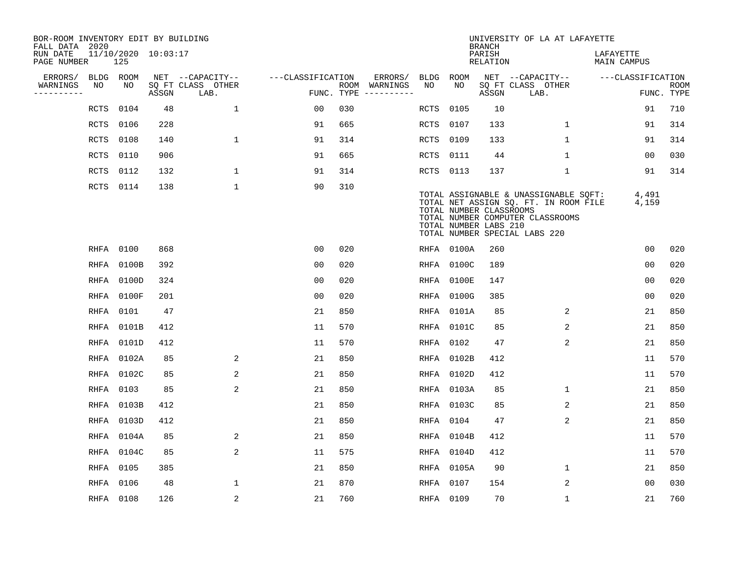BOR-ROOM INVENTORY EDIT BY BUILDING
FALL DATA 2020
RUN DATE 11/10/2020 10:03:17
PAGE NUMBER 125

UNIVERSITY OF LA AT LAFAYETTE
BRANCH
PARISH LAFAYETTE
RELATION MAIN CAMPUS

| ERRORS/ WARNINGS | BLDG NO | ROOM NO | NET SQ FT ASSGN | CAPACITY CLASS | OTHER LAB. | CLASSIFICATION FUNC. | ROOM TYPE | ERRORS/ WARNINGS | BLDG NO | ROOM NO | NET SQ FT ASSGN | CAPACITY CLASS | OTHER LAB. | CLASSIFICATION FUNC. | ROOM TYPE |
|---|---|---|---|---|---|---|---|---|---|---|---|---|---|---|---|
| | RCTS | 0104 | 48 | | 1 | 00 | 030 | | RCTS | 0105 | 10 | | | 91 | 710 |
| | RCTS | 0106 | 228 | | | 91 | 665 | | RCTS | 0107 | 133 | | 1 | 91 | 314 |
| | RCTS | 0108 | 140 | | 1 | 91 | 314 | | RCTS | 0109 | 133 | | 1 | 91 | 314 |
| | RCTS | 0110 | 906 | | | 91 | 665 | | RCTS | 0111 | 44 | | 1 | 00 | 030 |
| | RCTS | 0112 | 132 | | 1 | 91 | 314 | | RCTS | 0113 | 137 | | 1 | 91 | 314 |
| | RCTS | 0114 | 138 | | 1 | 90 | 310 | | | | | | | | |

TOTAL ASSIGNABLE & UNASSIGNABLE SQFT: 4,491
TOTAL NET ASSIGN SQ. FT. IN ROOM FILE 4,159
TOTAL NUMBER CLASSROOMS
TOTAL NUMBER COMPUTER CLASSROOMS
TOTAL NUMBER LABS 210
TOTAL NUMBER SPECIAL LABS 220

| ERRORS/ WARNINGS | BLDG NO | ROOM NO | NET SQ FT ASSGN | CAPACITY CLASS | OTHER LAB. | CLASSIFICATION FUNC. | ROOM TYPE | ERRORS/ WARNINGS | BLDG NO | ROOM NO | NET SQ FT ASSGN | CAPACITY CLASS | OTHER LAB. | CLASSIFICATION FUNC. | ROOM TYPE |
|---|---|---|---|---|---|---|---|---|---|---|---|---|---|---|---|
| | RHFA | 0100 | 868 | | | 00 | 020 | | RHFA | 0100A | 260 | | | 00 | 020 |
| | RHFA | 0100B | 392 | | | 00 | 020 | | RHFA | 0100C | 189 | | | 00 | 020 |
| | RHFA | 0100D | 324 | | | 00 | 020 | | RHFA | 0100E | 147 | | | 00 | 020 |
| | RHFA | 0100F | 201 | | | 00 | 020 | | RHFA | 0100G | 385 | | | 00 | 020 |
| | RHFA | 0101 | 47 | | | 21 | 850 | | RHFA | 0101A | 85 | | 2 | 21 | 850 |
| | RHFA | 0101B | 412 | | | 11 | 570 | | RHFA | 0101C | 85 | | 2 | 21 | 850 |
| | RHFA | 0101D | 412 | | | 11 | 570 | | RHFA | 0102 | 47 | | 2 | 21 | 850 |
| | RHFA | 0102A | 85 | | 2 | 21 | 850 | | RHFA | 0102B | 412 | | | 11 | 570 |
| | RHFA | 0102C | 85 | | 2 | 21 | 850 | | RHFA | 0102D | 412 | | | 11 | 570 |
| | RHFA | 0103 | 85 | | 2 | 21 | 850 | | RHFA | 0103A | 85 | | 1 | 21 | 850 |
| | RHFA | 0103B | 412 | | | 21 | 850 | | RHFA | 0103C | 85 | | 2 | 21 | 850 |
| | RHFA | 0103D | 412 | | | 21 | 850 | | RHFA | 0104 | 47 | | 2 | 21 | 850 |
| | RHFA | 0104A | 85 | | 2 | 21 | 850 | | RHFA | 0104B | 412 | | | 11 | 570 |
| | RHFA | 0104C | 85 | | 2 | 11 | 575 | | RHFA | 0104D | 412 | | | 11 | 570 |
| | RHFA | 0105 | 385 | | | 21 | 850 | | RHFA | 0105A | 90 | | 1 | 21 | 850 |
| | RHFA | 0106 | 48 | | 1 | 21 | 870 | | RHFA | 0107 | 154 | | 2 | 00 | 030 |
| | RHFA | 0108 | 126 | | 2 | 21 | 760 | | RHFA | 0109 | 70 | | 1 | 21 | 760 |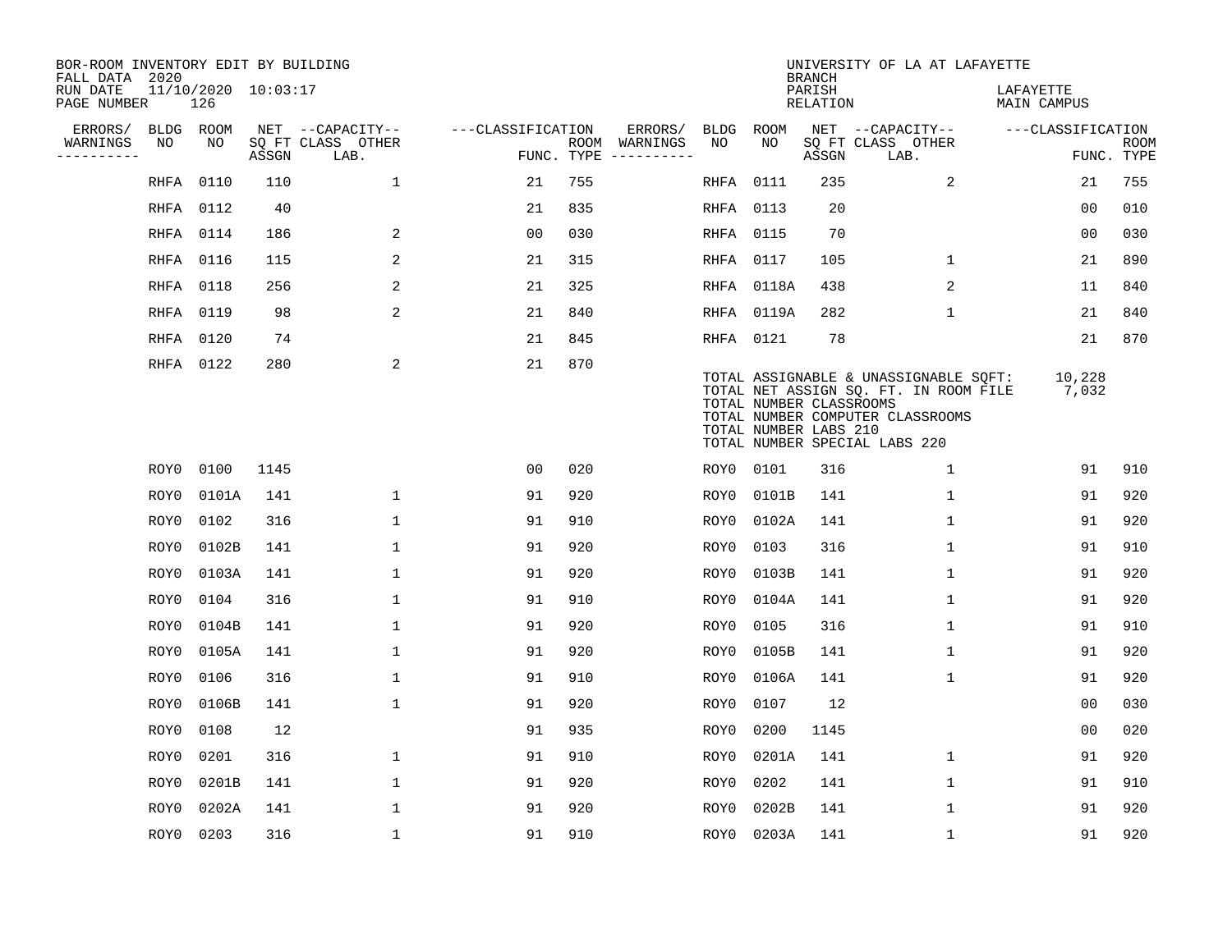BOR-ROOM INVENTORY EDIT BY BUILDING
FALL DATA 2020
RUN DATE 11/10/2020 10:03:17
PAGE NUMBER 126

UNIVERSITY OF LA AT LAFAYETTE
BRANCH
PARISH LAFAYETTE
RELATION MAIN CAMPUS

| ERRORS/ WARNINGS | BLDG NO | ROOM NO | NET SQ FT ASSGN | CAPACITY CLASS LAB. | CAPACITY OTHER | CLASSIFICATION FUNC. | ROOM TYPE | ERRORS/ WARNINGS | BLDG NO | ROOM NO | NET SQ FT ASSGN | CAPACITY CLASS LAB. | CAPACITY OTHER | CLASSIFICATION FUNC. | ROOM TYPE |
|---|---|---|---|---|---|---|---|---|---|---|---|---|---|---|---|
| | RHFA | 0110 | 110 | | 1 | 21 | 755 | | RHFA | 0111 | 235 | | 2 | 21 | 755 |
| | RHFA | 0112 | 40 | | | 21 | 835 | | RHFA | 0113 | 20 | | | 00 | 010 |
| | RHFA | 0114 | 186 | | 2 | 00 | 030 | | RHFA | 0115 | 70 | | | 00 | 030 |
| | RHFA | 0116 | 115 | | 2 | 21 | 315 | | RHFA | 0117 | 105 | | 1 | 21 | 890 |
| | RHFA | 0118 | 256 | | 2 | 21 | 325 | | RHFA | 0118A | 438 | | 2 | 11 | 840 |
| | RHFA | 0119 | 98 | | 2 | 21 | 840 | | RHFA | 0119A | 282 | | 1 | 21 | 840 |
| | RHFA | 0120 | 74 | | | 21 | 845 | | RHFA | 0121 | 78 | | | 21 | 870 |
| | RHFA | 0122 | 280 | | 2 | 21 | 870 | | | | | | | | |

TOTAL ASSIGNABLE & UNASSIGNABLE SQFT: 10,228
TOTAL NET ASSIGN SQ. FT. IN ROOM FILE 7,032
TOTAL NUMBER CLASSROOMS
TOTAL NUMBER COMPUTER CLASSROOMS
TOTAL NUMBER LABS 210
TOTAL NUMBER SPECIAL LABS 220

| ERRORS/ WARNINGS | BLDG NO | ROOM NO | NET SQ FT ASSGN | CAPACITY CLASS LAB. | CAPACITY OTHER | CLASSIFICATION FUNC. | ROOM TYPE | ERRORS/ WARNINGS | BLDG NO | ROOM NO | NET SQ FT ASSGN | CAPACITY CLASS LAB. | CAPACITY OTHER | CLASSIFICATION FUNC. | ROOM TYPE |
|---|---|---|---|---|---|---|---|---|---|---|---|---|---|---|---|
| | ROY0 | 0100 | 1145 | | | 00 | 020 | | ROY0 | 0101 | 316 | | 1 | 91 | 910 |
| | ROY0 | 0101A | 141 | | 1 | 91 | 920 | | ROY0 | 0101B | 141 | | 1 | 91 | 920 |
| | ROY0 | 0102 | 316 | | 1 | 91 | 910 | | ROY0 | 0102A | 141 | | 1 | 91 | 920 |
| | ROY0 | 0102B | 141 | | 1 | 91 | 920 | | ROY0 | 0103 | 316 | | 1 | 91 | 910 |
| | ROY0 | 0103A | 141 | | 1 | 91 | 920 | | ROY0 | 0103B | 141 | | 1 | 91 | 920 |
| | ROY0 | 0104 | 316 | | 1 | 91 | 910 | | ROY0 | 0104A | 141 | | 1 | 91 | 920 |
| | ROY0 | 0104B | 141 | | 1 | 91 | 920 | | ROY0 | 0105 | 316 | | 1 | 91 | 910 |
| | ROY0 | 0105A | 141 | | 1 | 91 | 920 | | ROY0 | 0105B | 141 | | 1 | 91 | 920 |
| | ROY0 | 0106 | 316 | | 1 | 91 | 910 | | ROY0 | 0106A | 141 | | 1 | 91 | 920 |
| | ROY0 | 0106B | 141 | | 1 | 91 | 920 | | ROY0 | 0107 | 12 | | | 00 | 030 |
| | ROY0 | 0108 | 12 | | | 91 | 935 | | ROY0 | 0200 | 1145 | | | 00 | 020 |
| | ROY0 | 0201 | 316 | | 1 | 91 | 910 | | ROY0 | 0201A | 141 | | 1 | 91 | 920 |
| | ROY0 | 0201B | 141 | | 1 | 91 | 920 | | ROY0 | 0202 | 141 | | 1 | 91 | 910 |
| | ROY0 | 0202A | 141 | | 1 | 91 | 920 | | ROY0 | 0202B | 141 | | 1 | 91 | 920 |
| | ROY0 | 0203 | 316 | | 1 | 91 | 910 | | ROY0 | 0203A | 141 | | 1 | 91 | 920 |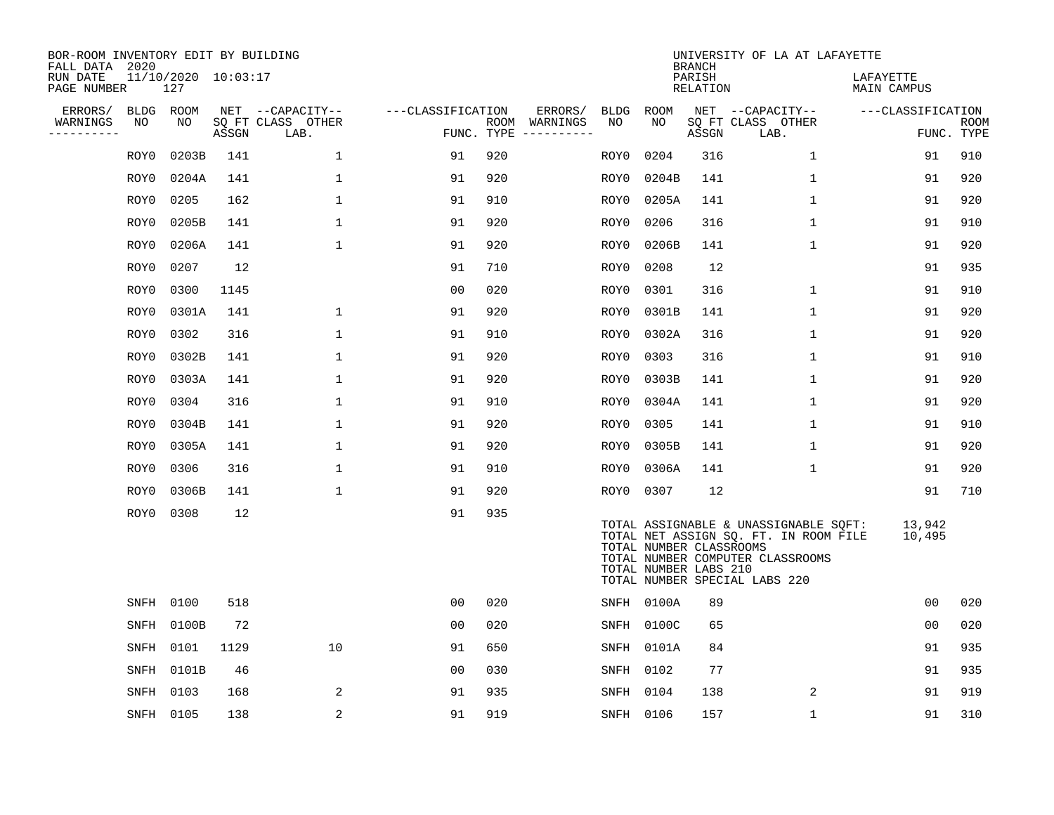BOR-ROOM INVENTORY EDIT BY BUILDING
FALL DATA 2020
RUN DATE 11/10/2020 10:03:17
PAGE NUMBER 127

UNIVERSITY OF LA AT LAFAYETTE
BRANCH
PARISH LAFAYETTE
RELATION MAIN CAMPUS

| ERRORS/ WARNINGS | BLDG NO | ROOM NO | NET SQ FT ASSGN | CAPACITY CLASS LAB. | CAPACITY OTHER | CLASSIFICATION FUNC. | ROOM TYPE | ERRORS/ WARNINGS | BLDG NO | ROOM NO | NET SQ FT ASSGN | CAPACITY CLASS LAB. | CAPACITY OTHER | CLASSIFICATION FUNC. | ROOM TYPE |
|---|---|---|---|---|---|---|---|---|---|---|---|---|---|---|---|
| | ROY0 | 0203B | 141 | | 1 | 91 | 920 | | ROY0 | 0204 | 316 | | 1 | 91 | 910 |
| | ROY0 | 0204A | 141 | | 1 | 91 | 920 | | ROY0 | 0204B | 141 | | 1 | 91 | 920 |
| | ROY0 | 0205 | 162 | | 1 | 91 | 910 | | ROY0 | 0205A | 141 | | 1 | 91 | 920 |
| | ROY0 | 0205B | 141 | | 1 | 91 | 920 | | ROY0 | 0206 | 316 | | 1 | 91 | 910 |
| | ROY0 | 0206A | 141 | | 1 | 91 | 920 | | ROY0 | 0206B | 141 | | 1 | 91 | 920 |
| | ROY0 | 0207 | 12 | | | 91 | 710 | | ROY0 | 0208 | 12 | | | 91 | 935 |
| | ROY0 | 0300 | 1145 | | | 00 | 020 | | ROY0 | 0301 | 316 | | 1 | 91 | 910 |
| | ROY0 | 0301A | 141 | | 1 | 91 | 920 | | ROY0 | 0301B | 141 | | 1 | 91 | 920 |
| | ROY0 | 0302 | 316 | | 1 | 91 | 910 | | ROY0 | 0302A | 316 | | 1 | 91 | 920 |
| | ROY0 | 0302B | 141 | | 1 | 91 | 920 | | ROY0 | 0303 | 316 | | 1 | 91 | 910 |
| | ROY0 | 0303A | 141 | | 1 | 91 | 920 | | ROY0 | 0303B | 141 | | 1 | 91 | 920 |
| | ROY0 | 0304 | 316 | | 1 | 91 | 910 | | ROY0 | 0304A | 141 | | 1 | 91 | 920 |
| | ROY0 | 0304B | 141 | | 1 | 91 | 920 | | ROY0 | 0305 | 141 | | 1 | 91 | 910 |
| | ROY0 | 0305A | 141 | | 1 | 91 | 920 | | ROY0 | 0305B | 141 | | 1 | 91 | 920 |
| | ROY0 | 0306 | 316 | | 1 | 91 | 910 | | ROY0 | 0306A | 141 | | 1 | 91 | 920 |
| | ROY0 | 0306B | 141 | | 1 | 91 | 920 | | ROY0 | 0307 | 12 | | | 91 | 710 |
| | ROY0 | 0308 | 12 | | | 91 | 935 | | | | | | | | |

TOTAL ASSIGNABLE & UNASSIGNABLE SQFT: 13,942
TOTAL NET ASSIGN SQ. FT. IN ROOM FILE 10,495
TOTAL NUMBER CLASSROOMS
TOTAL NUMBER COMPUTER CLASSROOMS
TOTAL NUMBER LABS 210
TOTAL NUMBER SPECIAL LABS 220

| ERRORS/ WARNINGS | BLDG NO | ROOM NO | NET SQ FT ASSGN | CAPACITY CLASS LAB. | CAPACITY OTHER | CLASSIFICATION FUNC. | ROOM TYPE | ERRORS/ WARNINGS | BLDG NO | ROOM NO | NET SQ FT ASSGN | CAPACITY CLASS LAB. | CAPACITY OTHER | CLASSIFICATION FUNC. | ROOM TYPE |
|---|---|---|---|---|---|---|---|---|---|---|---|---|---|---|---|
| | SNFH | 0100 | 518 | | | 00 | 020 | | SNFH | 0100A | 89 | | | 00 | 020 |
| | SNFH | 0100B | 72 | | | 00 | 020 | | SNFH | 0100C | 65 | | | 00 | 020 |
| | SNFH | 0101 | 1129 | | 10 | 91 | 650 | | SNFH | 0101A | 84 | | | 91 | 935 |
| | SNFH | 0101B | 46 | | | 00 | 030 | | SNFH | 0102 | 77 | | | 91 | 935 |
| | SNFH | 0103 | 168 | | 2 | 91 | 935 | | SNFH | 0104 | 138 | | 2 | 91 | 919 |
| | SNFH | 0105 | 138 | | 2 | 91 | 919 | | SNFH | 0106 | 157 | | 1 | 91 | 310 |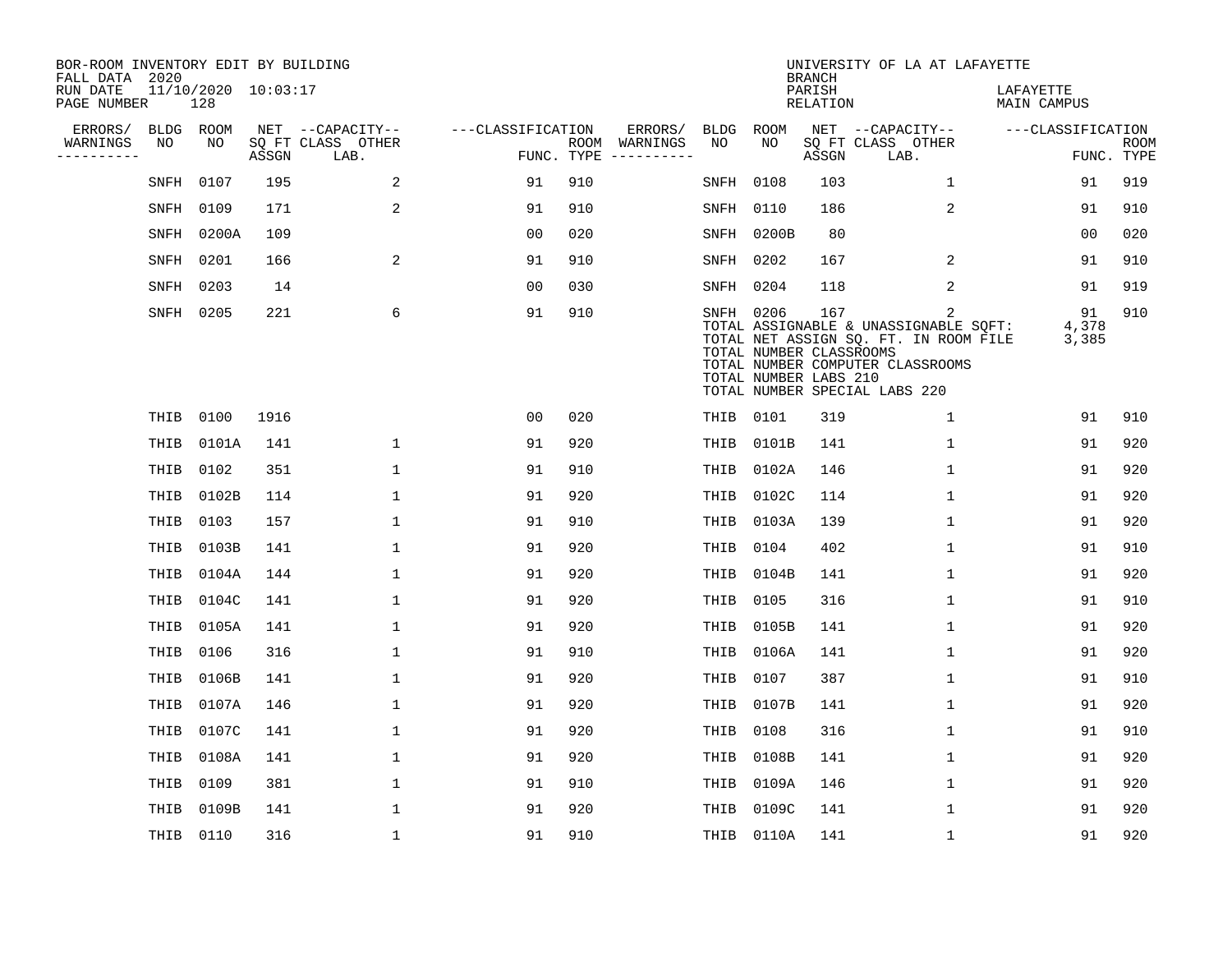BOR-ROOM INVENTORY EDIT BY BUILDING
FALL DATA 2020
RUN DATE 11/10/2020 10:03:17
PAGE NUMBER 128

UNIVERSITY OF LA AT LAFAYETTE
BRANCH
PARISH LAFAYETTE
RELATION MAIN CAMPUS

| ERRORS/ WARNINGS | BLDG NO | ROOM NO | NET SQ FT ASSGN | CAPACITY CLASS LAB. | CAPACITY OTHER | CLASSIFICATION FUNC. | ROOM TYPE | ERRORS/ WARNINGS | BLDG NO | ROOM NO | NET SQ FT ASSGN | CAPACITY CLASS LAB. | CAPACITY OTHER | CLASSIFICATION FUNC. | ROOM TYPE |
|---|---|---|---|---|---|---|---|---|---|---|---|---|---|---|---|
| | SNFH | 0107 | 195 | | 2 | 91 | 910 | | SNFH | 0108 | 103 | | 1 | 91 | 919 |
| | SNFH | 0109 | 171 | | 2 | 91 | 910 | | SNFH | 0110 | 186 | | 2 | 91 | 910 |
| | SNFH | 0200A | 109 | | | 00 | 020 | | SNFH | 0200B | 80 | | | 00 | 020 |
| | SNFH | 0201 | 166 | | 2 | 91 | 910 | | SNFH | 0202 | 167 | | 2 | 91 | 910 |
| | SNFH | 0203 | 14 | | | 00 | 030 | | SNFH | 0204 | 118 | | 2 | 91 | 919 |
| | SNFH | 0205 | 221 | | 6 | 91 | 910 | | SNFH | 0206 | 167 | | 2 | 91 | 910 |

TOTAL ASSIGNABLE & UNASSIGNABLE SQFT: 4,378
TOTAL NET ASSIGN SQ. FT. IN ROOM FILE 3,385
TOTAL NUMBER CLASSROOMS
TOTAL NUMBER COMPUTER CLASSROOMS
TOTAL NUMBER LABS 210
TOTAL NUMBER SPECIAL LABS 220

| ERRORS/ WARNINGS | BLDG NO | ROOM NO | NET SQ FT ASSGN | CAPACITY CLASS LAB. | CAPACITY OTHER | CLASSIFICATION FUNC. | ROOM TYPE | ERRORS/ WARNINGS | BLDG NO | ROOM NO | NET SQ FT ASSGN | CAPACITY CLASS LAB. | CAPACITY OTHER | CLASSIFICATION FUNC. | ROOM TYPE |
|---|---|---|---|---|---|---|---|---|---|---|---|---|---|---|---|
| | THIB | 0100 | 1916 | | | 00 | 020 | | THIB | 0101 | 319 | | 1 | 91 | 910 |
| | THIB | 0101A | 141 | | 1 | 91 | 920 | | THIB | 0101B | 141 | | 1 | 91 | 920 |
| | THIB | 0102 | 351 | | 1 | 91 | 910 | | THIB | 0102A | 146 | | 1 | 91 | 920 |
| | THIB | 0102B | 114 | | 1 | 91 | 920 | | THIB | 0102C | 114 | | 1 | 91 | 920 |
| | THIB | 0103 | 157 | | 1 | 91 | 910 | | THIB | 0103A | 139 | | 1 | 91 | 920 |
| | THIB | 0103B | 141 | | 1 | 91 | 920 | | THIB | 0104 | 402 | | 1 | 91 | 910 |
| | THIB | 0104A | 144 | | 1 | 91 | 920 | | THIB | 0104B | 141 | | 1 | 91 | 920 |
| | THIB | 0104C | 141 | | 1 | 91 | 920 | | THIB | 0105 | 316 | | 1 | 91 | 910 |
| | THIB | 0105A | 141 | | 1 | 91 | 920 | | THIB | 0105B | 141 | | 1 | 91 | 920 |
| | THIB | 0106 | 316 | | 1 | 91 | 910 | | THIB | 0106A | 141 | | 1 | 91 | 920 |
| | THIB | 0106B | 141 | | 1 | 91 | 920 | | THIB | 0107 | 387 | | 1 | 91 | 910 |
| | THIB | 0107A | 146 | | 1 | 91 | 920 | | THIB | 0107B | 141 | | 1 | 91 | 920 |
| | THIB | 0107C | 141 | | 1 | 91 | 920 | | THIB | 0108 | 316 | | 1 | 91 | 910 |
| | THIB | 0108A | 141 | | 1 | 91 | 920 | | THIB | 0108B | 141 | | 1 | 91 | 920 |
| | THIB | 0109 | 381 | | 1 | 91 | 910 | | THIB | 0109A | 146 | | 1 | 91 | 920 |
| | THIB | 0109B | 141 | | 1 | 91 | 920 | | THIB | 0109C | 141 | | 1 | 91 | 920 |
| | THIB | 0110 | 316 | | 1 | 91 | 910 | | THIB | 0110A | 141 | | 1 | 91 | 920 |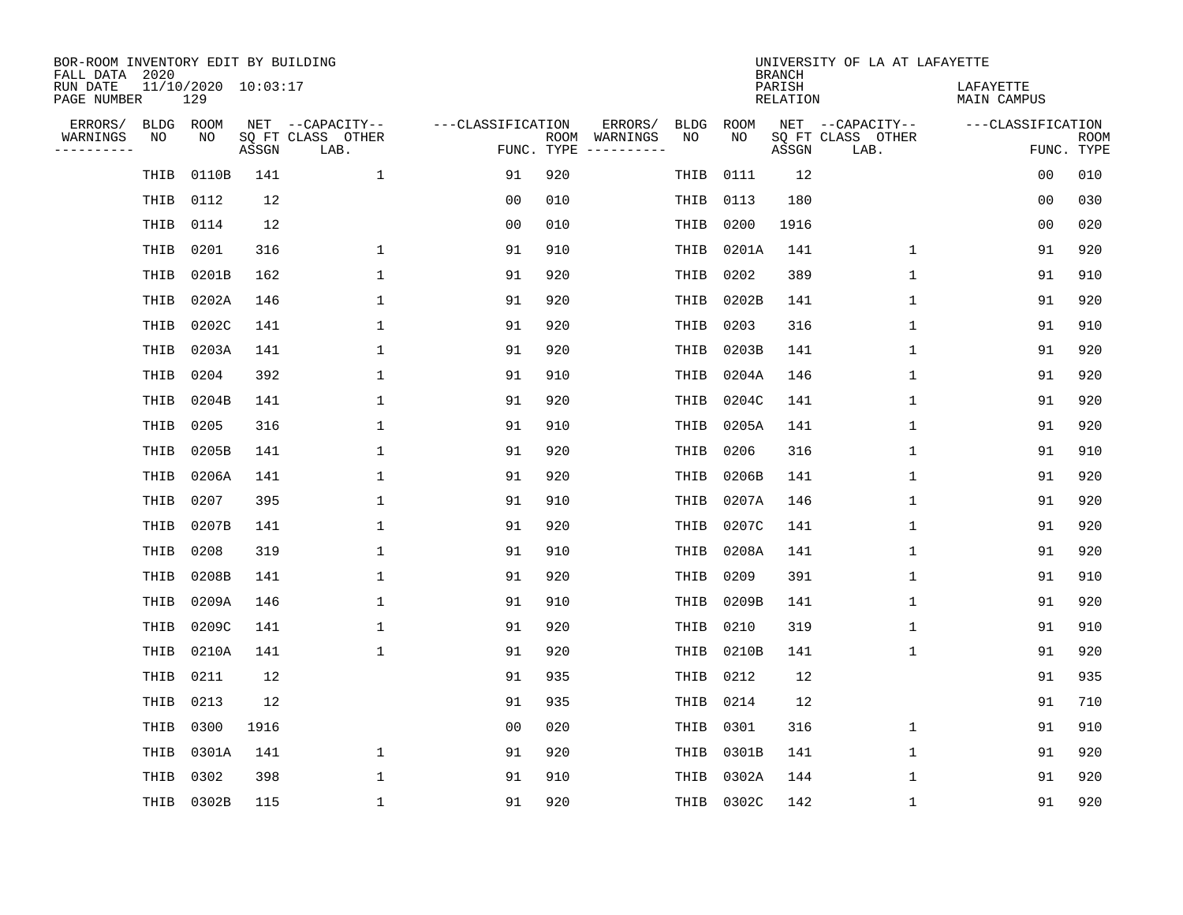BOR-ROOM INVENTORY EDIT BY BUILDING
FALL DATA 2020
RUN DATE 11/10/2020 10:03:17
PAGE NUMBER 129

UNIVERSITY OF LA AT LAFAYETTE
BRANCH
PARISH
RELATION

LAFAYETTE
MAIN CAMPUS

| ERRORS/ WARNINGS | BLDG NO | ROOM NO | NET SQ FT ASSGN | CAPACITY CLASS | CAPACITY OTHER LAB. | FUNC. | ROOM TYPE | ERRORS/ WARNINGS | BLDG NO | ROOM NO | NET SQ FT ASSGN | CAPACITY CLASS | CAPACITY OTHER LAB. | FUNC. | ROOM TYPE |
|---|---|---|---|---|---|---|---|---|---|---|---|---|---|---|---|
| | THIB | 0110B | 141 | | 1 | 91 | 920 | | THIB | 0111 | 12 | | | 00 | 010 |
| | THIB | 0112 | 12 | | | 00 | 010 | | THIB | 0113 | 180 | | | 00 | 030 |
| | THIB | 0114 | 12 | | | 00 | 010 | | THIB | 0200 | 1916 | | | 00 | 020 |
| | THIB | 0201 | 316 | | 1 | 91 | 910 | | THIB | 0201A | 141 | | 1 | 91 | 920 |
| | THIB | 0201B | 162 | | 1 | 91 | 920 | | THIB | 0202 | 389 | | 1 | 91 | 910 |
| | THIB | 0202A | 146 | | 1 | 91 | 920 | | THIB | 0202B | 141 | | 1 | 91 | 920 |
| | THIB | 0202C | 141 | | 1 | 91 | 920 | | THIB | 0203 | 316 | | 1 | 91 | 910 |
| | THIB | 0203A | 141 | | 1 | 91 | 920 | | THIB | 0203B | 141 | | 1 | 91 | 920 |
| | THIB | 0204 | 392 | | 1 | 91 | 910 | | THIB | 0204A | 146 | | 1 | 91 | 920 |
| | THIB | 0204B | 141 | | 1 | 91 | 920 | | THIB | 0204C | 141 | | 1 | 91 | 920 |
| | THIB | 0205 | 316 | | 1 | 91 | 910 | | THIB | 0205A | 141 | | 1 | 91 | 920 |
| | THIB | 0205B | 141 | | 1 | 91 | 920 | | THIB | 0206 | 316 | | 1 | 91 | 910 |
| | THIB | 0206A | 141 | | 1 | 91 | 920 | | THIB | 0206B | 141 | | 1 | 91 | 920 |
| | THIB | 0207 | 395 | | 1 | 91 | 910 | | THIB | 0207A | 146 | | 1 | 91 | 920 |
| | THIB | 0207B | 141 | | 1 | 91 | 920 | | THIB | 0207C | 141 | | 1 | 91 | 920 |
| | THIB | 0208 | 319 | | 1 | 91 | 910 | | THIB | 0208A | 141 | | 1 | 91 | 920 |
| | THIB | 0208B | 141 | | 1 | 91 | 920 | | THIB | 0209 | 391 | | 1 | 91 | 910 |
| | THIB | 0209A | 146 | | 1 | 91 | 910 | | THIB | 0209B | 141 | | 1 | 91 | 920 |
| | THIB | 0209C | 141 | | 1 | 91 | 920 | | THIB | 0210 | 319 | | 1 | 91 | 910 |
| | THIB | 0210A | 141 | | 1 | 91 | 920 | | THIB | 0210B | 141 | | 1 | 91 | 920 |
| | THIB | 0211 | 12 | | | 91 | 935 | | THIB | 0212 | 12 | | | 91 | 935 |
| | THIB | 0213 | 12 | | | 91 | 935 | | THIB | 0214 | 12 | | | 91 | 710 |
| | THIB | 0300 | 1916 | | | 00 | 020 | | THIB | 0301 | 316 | | 1 | 91 | 910 |
| | THIB | 0301A | 141 | | 1 | 91 | 920 | | THIB | 0301B | 141 | | 1 | 91 | 920 |
| | THIB | 0302 | 398 | | 1 | 91 | 910 | | THIB | 0302A | 144 | | 1 | 91 | 920 |
| | THIB | 0302B | 115 | | 1 | 91 | 920 | | THIB | 0302C | 142 | | 1 | 91 | 920 |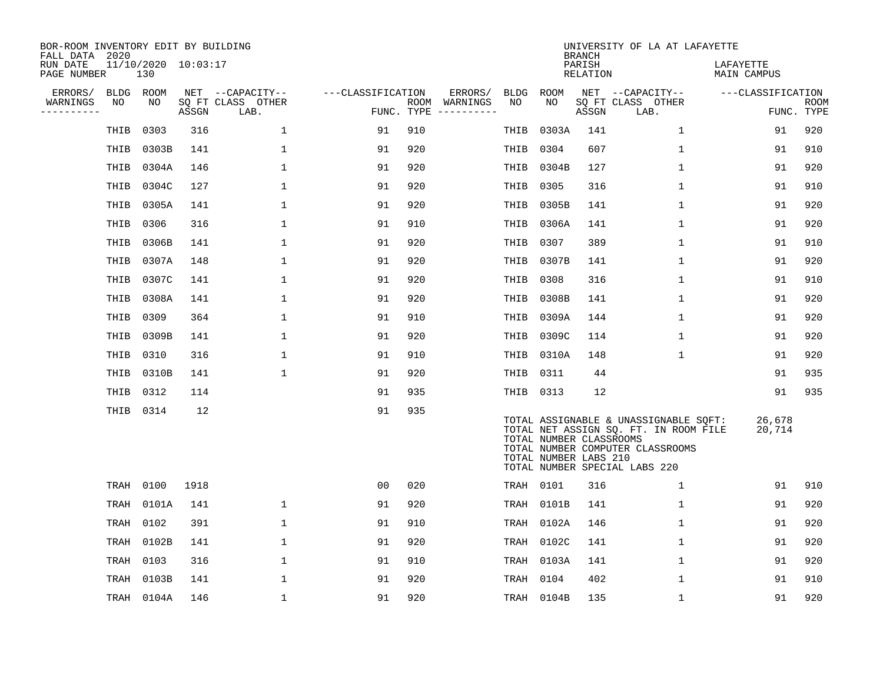BOR-ROOM INVENTORY EDIT BY BUILDING
FALL DATA 2020
RUN DATE 11/10/2020 10:03:17
PAGE NUMBER 130

UNIVERSITY OF LA AT LAFAYETTE
BRANCH
PARISH LAFAYETTE
RELATION MAIN CAMPUS

| ERRORS/ WARNINGS | BLDG NO | ROOM NO | NET SQ FT ASSGN | CAPACITY CLASS | CAPACITY OTHER LAB. | CLASSIFICATION FUNC. | ROOM TYPE | ERRORS/ WARNINGS | BLDG NO | ROOM NO | NET SQ FT ASSGN | CAPACITY CLASS | CAPACITY OTHER LAB. | CLASSIFICATION FUNC. | ROOM TYPE |
|---|---|---|---|---|---|---|---|---|---|---|---|---|---|---|---|
| | THIB | 0303 | 316 | | 1 | 91 | 910 | | THIB | 0303A | 141 | | 1 | 91 | 920 |
| | THIB | 0303B | 141 | | 1 | 91 | 920 | | THIB | 0304 | 607 | | 1 | 91 | 910 |
| | THIB | 0304A | 146 | | 1 | 91 | 920 | | THIB | 0304B | 127 | | 1 | 91 | 920 |
| | THIB | 0304C | 127 | | 1 | 91 | 920 | | THIB | 0305 | 316 | | 1 | 91 | 910 |
| | THIB | 0305A | 141 | | 1 | 91 | 920 | | THIB | 0305B | 141 | | 1 | 91 | 920 |
| | THIB | 0306 | 316 | | 1 | 91 | 910 | | THIB | 0306A | 141 | | 1 | 91 | 920 |
| | THIB | 0306B | 141 | | 1 | 91 | 920 | | THIB | 0307 | 389 | | 1 | 91 | 910 |
| | THIB | 0307A | 148 | | 1 | 91 | 920 | | THIB | 0307B | 141 | | 1 | 91 | 920 |
| | THIB | 0307C | 141 | | 1 | 91 | 920 | | THIB | 0308 | 316 | | 1 | 91 | 910 |
| | THIB | 0308A | 141 | | 1 | 91 | 920 | | THIB | 0308B | 141 | | 1 | 91 | 920 |
| | THIB | 0309 | 364 | | 1 | 91 | 910 | | THIB | 0309A | 144 | | 1 | 91 | 920 |
| | THIB | 0309B | 141 | | 1 | 91 | 920 | | THIB | 0309C | 114 | | 1 | 91 | 920 |
| | THIB | 0310 | 316 | | 1 | 91 | 910 | | THIB | 0310A | 148 | | 1 | 91 | 920 |
| | THIB | 0310B | 141 | | 1 | 91 | 920 | | THIB | 0311 | 44 | | | 91 | 935 |
| | THIB | 0312 | 114 | | | 91 | 935 | | THIB | 0313 | 12 | | | 91 | 935 |
| | THIB | 0314 | 12 | | | 91 | 935 | | | | | | | | |

TOTAL ASSIGNABLE & UNASSIGNABLE SQFT: 26,678
TOTAL NET ASSIGN SQ. FT. IN ROOM FILE 20,714
TOTAL NUMBER CLASSROOMS
TOTAL NUMBER COMPUTER CLASSROOMS
TOTAL NUMBER LABS 210
TOTAL NUMBER SPECIAL LABS 220

| ERRORS/ WARNINGS | BLDG NO | ROOM NO | NET SQ FT ASSGN | CAPACITY CLASS | CAPACITY OTHER LAB. | CLASSIFICATION FUNC. | ROOM TYPE | ERRORS/ WARNINGS | BLDG NO | ROOM NO | NET SQ FT ASSGN | CAPACITY CLASS | CAPACITY OTHER LAB. | CLASSIFICATION FUNC. | ROOM TYPE |
|---|---|---|---|---|---|---|---|---|---|---|---|---|---|---|---|
| | TRAH | 0100 | 1918 | | | 00 | 020 | | TRAH | 0101 | 316 | | 1 | 91 | 910 |
| | TRAH | 0101A | 141 | | 1 | 91 | 920 | | TRAH | 0101B | 141 | | 1 | 91 | 920 |
| | TRAH | 0102 | 391 | | 1 | 91 | 910 | | TRAH | 0102A | 146 | | 1 | 91 | 920 |
| | TRAH | 0102B | 141 | | 1 | 91 | 920 | | TRAH | 0102C | 141 | | 1 | 91 | 920 |
| | TRAH | 0103 | 316 | | 1 | 91 | 910 | | TRAH | 0103A | 141 | | 1 | 91 | 920 |
| | TRAH | 0103B | 141 | | 1 | 91 | 920 | | TRAH | 0104 | 402 | | 1 | 91 | 910 |
| | TRAH | 0104A | 146 | | 1 | 91 | 920 | | TRAH | 0104B | 135 | | 1 | 91 | 920 |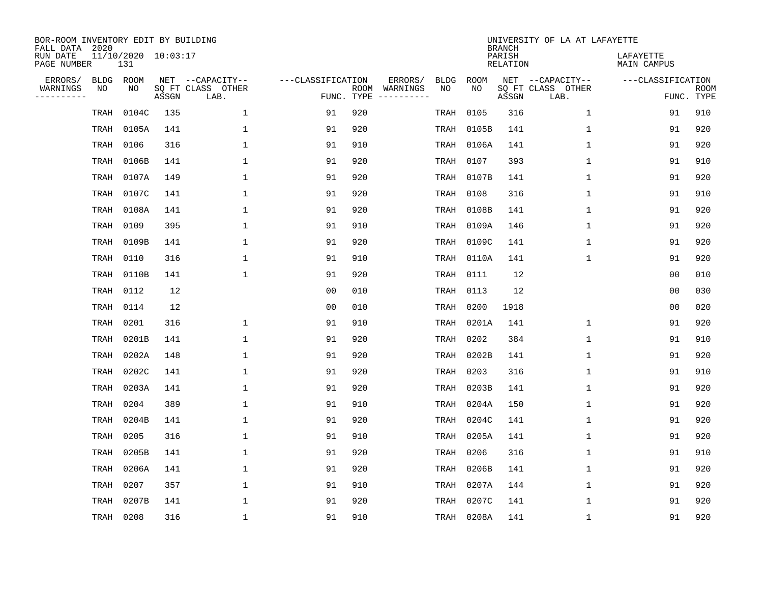BOR-ROOM INVENTORY EDIT BY BUILDING
FALL DATA 2020
RUN DATE 11/10/2020 10:03:17
PAGE NUMBER 131

UNIVERSITY OF LA AT LAFAYETTE
BRANCH
PARISH LAFAYETTE
RELATION MAIN CAMPUS

| ERRORS/ WARNINGS | BLDG NO | ROOM NO | NET SQ FT ASSGN | --CAPACITY-- CLASS LAB. | OTHER | ---CLASSIFICATION FUNC. | ROOM TYPE | ERRORS/ WARNINGS | BLDG NO | ROOM NO | NET SQ FT ASSGN | --CAPACITY-- CLASS LAB. | OTHER | ---CLASSIFICATION FUNC. | ROOM TYPE |
|---|---|---|---|---|---|---|---|---|---|---|---|---|---|---|---|
| | TRAH | 0104C | 135 | | 1 | 91 | 920 | | TRAH | 0105 | 316 | | 1 | 91 | 910 |
| | TRAH | 0105A | 141 | | 1 | 91 | 920 | | TRAH | 0105B | 141 | | 1 | 91 | 920 |
| | TRAH | 0106 | 316 | | 1 | 91 | 910 | | TRAH | 0106A | 141 | | 1 | 91 | 920 |
| | TRAH | 0106B | 141 | | 1 | 91 | 920 | | TRAH | 0107 | 393 | | 1 | 91 | 910 |
| | TRAH | 0107A | 149 | | 1 | 91 | 920 | | TRAH | 0107B | 141 | | 1 | 91 | 920 |
| | TRAH | 0107C | 141 | | 1 | 91 | 920 | | TRAH | 0108 | 316 | | 1 | 91 | 910 |
| | TRAH | 0108A | 141 | | 1 | 91 | 920 | | TRAH | 0108B | 141 | | 1 | 91 | 920 |
| | TRAH | 0109 | 395 | | 1 | 91 | 910 | | TRAH | 0109A | 146 | | 1 | 91 | 920 |
| | TRAH | 0109B | 141 | | 1 | 91 | 920 | | TRAH | 0109C | 141 | | 1 | 91 | 920 |
| | TRAH | 0110 | 316 | | 1 | 91 | 910 | | TRAH | 0110A | 141 | | 1 | 91 | 920 |
| | TRAH | 0110B | 141 | | 1 | 91 | 920 | | TRAH | 0111 | 12 | | | 00 | 010 |
| | TRAH | 0112 | 12 | | | 00 | 010 | | TRAH | 0113 | 12 | | | 00 | 030 |
| | TRAH | 0114 | 12 | | | 00 | 010 | | TRAH | 0200 | 1918 | | | 00 | 020 |
| | TRAH | 0201 | 316 | | 1 | 91 | 910 | | TRAH | 0201A | 141 | | 1 | 91 | 920 |
| | TRAH | 0201B | 141 | | 1 | 91 | 920 | | TRAH | 0202 | 384 | | 1 | 91 | 910 |
| | TRAH | 0202A | 148 | | 1 | 91 | 920 | | TRAH | 0202B | 141 | | 1 | 91 | 920 |
| | TRAH | 0202C | 141 | | 1 | 91 | 920 | | TRAH | 0203 | 316 | | 1 | 91 | 910 |
| | TRAH | 0203A | 141 | | 1 | 91 | 920 | | TRAH | 0203B | 141 | | 1 | 91 | 920 |
| | TRAH | 0204 | 389 | | 1 | 91 | 910 | | TRAH | 0204A | 150 | | 1 | 91 | 920 |
| | TRAH | 0204B | 141 | | 1 | 91 | 920 | | TRAH | 0204C | 141 | | 1 | 91 | 920 |
| | TRAH | 0205 | 316 | | 1 | 91 | 910 | | TRAH | 0205A | 141 | | 1 | 91 | 920 |
| | TRAH | 0205B | 141 | | 1 | 91 | 920 | | TRAH | 0206 | 316 | | 1 | 91 | 910 |
| | TRAH | 0206A | 141 | | 1 | 91 | 920 | | TRAH | 0206B | 141 | | 1 | 91 | 920 |
| | TRAH | 0207 | 357 | | 1 | 91 | 910 | | TRAH | 0207A | 144 | | 1 | 91 | 920 |
| | TRAH | 0207B | 141 | | 1 | 91 | 920 | | TRAH | 0207C | 141 | | 1 | 91 | 920 |
| | TRAH | 0208 | 316 | | 1 | 91 | 910 | | TRAH | 0208A | 141 | | 1 | 91 | 920 |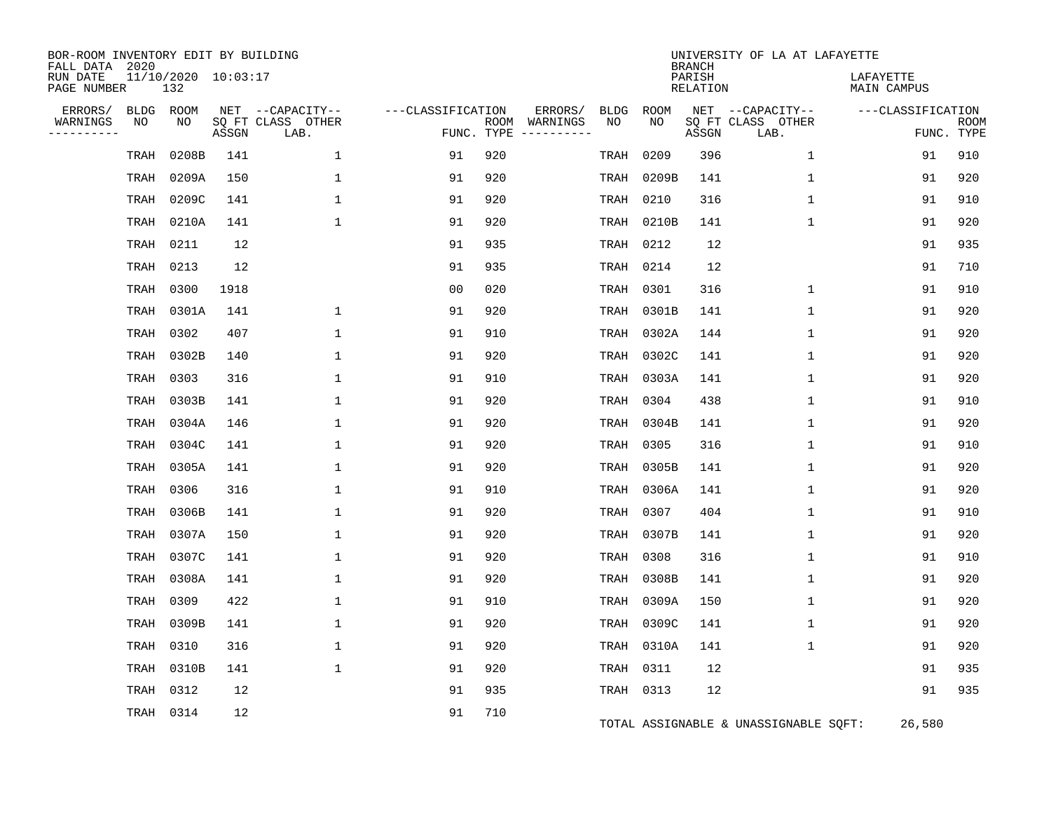BOR-ROOM INVENTORY EDIT BY BUILDING
FALL DATA 2020
RUN DATE 11/10/2020 10:03:17
PAGE NUMBER 132

UNIVERSITY OF LA AT LAFAYETTE
BRANCH
PARISH LAFAYETTE
RELATION MAIN CAMPUS

| ERRORS/ WARNINGS | BLDG NO | ROOM NO | NET SQ FT ASSGN | CAPACITY-- CLASS LAB. | OTHER | FUNC. | ROOM TYPE | ERRORS/ WARNINGS | BLDG NO | ROOM NO | NET SQ FT ASSGN | CAPACITY-- CLASS LAB. | OTHER | FUNC. | ROOM TYPE |
|---|---|---|---|---|---|---|---|---|---|---|---|---|---|---|---|
| | TRAH | 0208B | 141 | | 1 | 91 | 920 | | TRAH | 0209 | 396 | | 1 | 91 | 910 |
| | TRAH | 0209A | 150 | | 1 | 91 | 920 | | TRAH | 0209B | 141 | | 1 | 91 | 920 |
| | TRAH | 0209C | 141 | | 1 | 91 | 920 | | TRAH | 0210 | 316 | | 1 | 91 | 910 |
| | TRAH | 0210A | 141 | | 1 | 91 | 920 | | TRAH | 0210B | 141 | | 1 | 91 | 920 |
| | TRAH | 0211 | 12 | | | 91 | 935 | | TRAH | 0212 | 12 | | | 91 | 935 |
| | TRAH | 0213 | 12 | | | 91 | 935 | | TRAH | 0214 | 12 | | | 91 | 710 |
| | TRAH | 0300 | 1918 | | | 00 | 020 | | TRAH | 0301 | 316 | | 1 | 91 | 910 |
| | TRAH | 0301A | 141 | | 1 | 91 | 920 | | TRAH | 0301B | 141 | | 1 | 91 | 920 |
| | TRAH | 0302 | 407 | | 1 | 91 | 910 | | TRAH | 0302A | 144 | | 1 | 91 | 920 |
| | TRAH | 0302B | 140 | | 1 | 91 | 920 | | TRAH | 0302C | 141 | | 1 | 91 | 920 |
| | TRAH | 0303 | 316 | | 1 | 91 | 910 | | TRAH | 0303A | 141 | | 1 | 91 | 920 |
| | TRAH | 0303B | 141 | | 1 | 91 | 920 | | TRAH | 0304 | 438 | | 1 | 91 | 910 |
| | TRAH | 0304A | 146 | | 1 | 91 | 920 | | TRAH | 0304B | 141 | | 1 | 91 | 920 |
| | TRAH | 0304C | 141 | | 1 | 91 | 920 | | TRAH | 0305 | 316 | | 1 | 91 | 910 |
| | TRAH | 0305A | 141 | | 1 | 91 | 920 | | TRAH | 0305B | 141 | | 1 | 91 | 920 |
| | TRAH | 0306 | 316 | | 1 | 91 | 910 | | TRAH | 0306A | 141 | | 1 | 91 | 920 |
| | TRAH | 0306B | 141 | | 1 | 91 | 920 | | TRAH | 0307 | 404 | | 1 | 91 | 910 |
| | TRAH | 0307A | 150 | | 1 | 91 | 920 | | TRAH | 0307B | 141 | | 1 | 91 | 920 |
| | TRAH | 0307C | 141 | | 1 | 91 | 920 | | TRAH | 0308 | 316 | | 1 | 91 | 910 |
| | TRAH | 0308A | 141 | | 1 | 91 | 920 | | TRAH | 0308B | 141 | | 1 | 91 | 920 |
| | TRAH | 0309 | 422 | | 1 | 91 | 910 | | TRAH | 0309A | 150 | | 1 | 91 | 920 |
| | TRAH | 0309B | 141 | | 1 | 91 | 920 | | TRAH | 0309C | 141 | | 1 | 91 | 920 |
| | TRAH | 0310 | 316 | | 1 | 91 | 920 | | TRAH | 0310A | 141 | | 1 | 91 | 920 |
| | TRAH | 0310B | 141 | | 1 | 91 | 920 | | TRAH | 0311 | 12 | | | 91 | 935 |
| | TRAH | 0312 | 12 | | | 91 | 935 | | TRAH | 0313 | 12 | | | 91 | 935 |
| | TRAH | 0314 | 12 | | | 91 | 710 | | | | | | | | |

TOTAL ASSIGNABLE & UNASSIGNABLE SQFT: 26,580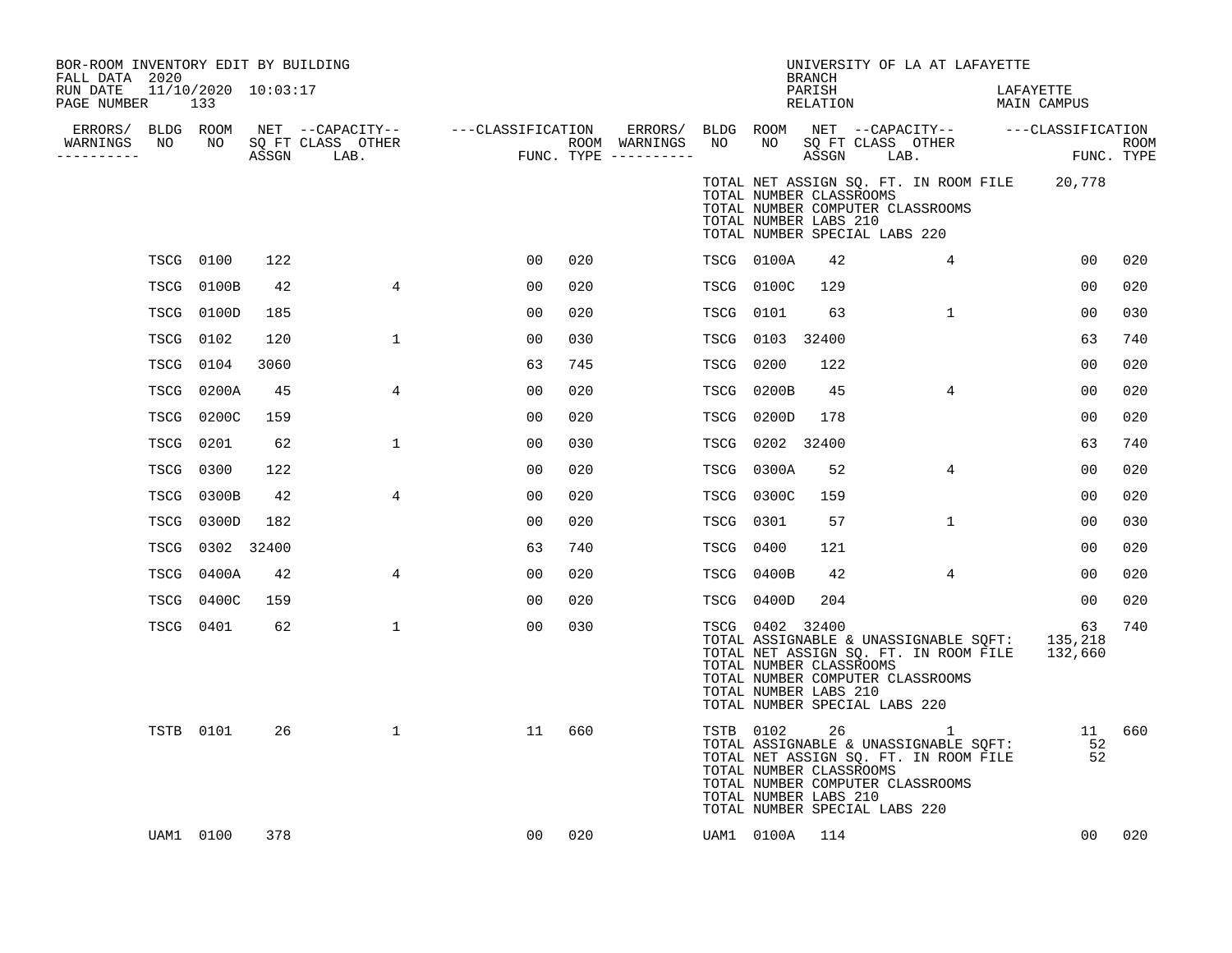BOR-ROOM INVENTORY EDIT BY BUILDING
FALL DATA 2020
RUN DATE 11/10/2020 10:03:17
PAGE NUMBER 133

UNIVERSITY OF LA AT LAFAYETTE
BRANCH
PARISH LAFAYETTE
RELATION MAIN CAMPUS

| ERRORS/ WARNINGS | BLDG NO | ROOM NO | NET SQ FT ASSGN | CAPACITY CLASS | CAPACITY OTHER LAB. | CLASSIFICATION FUNC. | ROOM TYPE | ERRORS/ WARNINGS | BLDG NO | ROOM NO | NET SQ FT ASSGN | CAPACITY CLASS | CAPACITY OTHER LAB. | CLASSIFICATION FUNC. | ROOM TYPE |
|---|---|---|---|---|---|---|---|---|---|---|---|---|---|---|---|
| | | | | | | | | | TOTAL NET ASSIGN SQ. FT. IN ROOM FILE | | | | | 20,778 | |
| | | | | | | | | | TOTAL NUMBER CLASSROOMS | | | | | | |
| | | | | | | | | | TOTAL NUMBER COMPUTER CLASSROOMS | | | | | | |
| | | | | | | | | | TOTAL NUMBER LABS 210 | | | | | | |
| | | | | | | | | | TOTAL NUMBER SPECIAL LABS 220 | | | | | | |
| | TSCG | 0100 | 122 | | | 00 | 020 | | TSCG | 0100A | 42 | | 4 | 00 | 020 |
| | TSCG | 0100B | 42 | | 4 | 00 | 020 | | TSCG | 0100C | 129 | | | 00 | 020 |
| | TSCG | 0100D | 185 | | | 00 | 020 | | TSCG | 0101 | 63 | | 1 | 00 | 030 |
| | TSCG | 0102 | 120 | | 1 | 00 | 030 | | TSCG | 0103 | 32400 | | | 63 | 740 |
| | TSCG | 0104 | 3060 | | | 63 | 745 | | TSCG | 0200 | 122 | | | 00 | 020 |
| | TSCG | 0200A | 45 | | 4 | 00 | 020 | | TSCG | 0200B | 45 | | 4 | 00 | 020 |
| | TSCG | 0200C | 159 | | | 00 | 020 | | TSCG | 0200D | 178 | | | 00 | 020 |
| | TSCG | 0201 | 62 | | 1 | 00 | 030 | | TSCG | 0202 | 32400 | | | 63 | 740 |
| | TSCG | 0300 | 122 | | | 00 | 020 | | TSCG | 0300A | 52 | | 4 | 00 | 020 |
| | TSCG | 0300B | 42 | | 4 | 00 | 020 | | TSCG | 0300C | 159 | | | 00 | 020 |
| | TSCG | 0300D | 182 | | | 00 | 020 | | TSCG | 0301 | 57 | | 1 | 00 | 030 |
| | TSCG | 0302 | 32400 | | | 63 | 740 | | TSCG | 0400 | 121 | | | 00 | 020 |
| | TSCG | 0400A | 42 | | 4 | 00 | 020 | | TSCG | 0400B | 42 | | 4 | 00 | 020 |
| | TSCG | 0400C | 159 | | | 00 | 020 | | TSCG | 0400D | 204 | | | 00 | 020 |
| | TSCG | 0401 | 62 | | 1 | 00 | 030 | | TSCG | 0402 | 32400 | | | 63 | 740 |
| | | | | | | | | | TOTAL ASSIGNABLE & UNASSIGNABLE SQFT: | | | | | 135,218 | |
| | | | | | | | | | TOTAL NET ASSIGN SQ. FT. IN ROOM FILE | | | | | 132,660 | |
| | | | | | | | | | TOTAL NUMBER CLASSROOMS | | | | | | |
| | | | | | | | | | TOTAL NUMBER COMPUTER CLASSROOMS | | | | | | |
| | | | | | | | | | TOTAL NUMBER LABS 210 | | | | | | |
| | | | | | | | | | TOTAL NUMBER SPECIAL LABS 220 | | | | | | |
| | TSTB | 0101 | 26 | | 1 | 11 | 660 | | TSTB | 0102 | 26 | | 1 | 11 | 660 |
| | | | | | | | | | TOTAL ASSIGNABLE & UNASSIGNABLE SQFT: | | | | | 52 | |
| | | | | | | | | | TOTAL NET ASSIGN SQ. FT. IN ROOM FILE | | | | | 52 | |
| | | | | | | | | | TOTAL NUMBER CLASSROOMS | | | | | | |
| | | | | | | | | | TOTAL NUMBER COMPUTER CLASSROOMS | | | | | | |
| | | | | | | | | | TOTAL NUMBER LABS 210 | | | | | | |
| | | | | | | | | | TOTAL NUMBER SPECIAL LABS 220 | | | | | | |
| | UAM1 | 0100 | 378 | | | 00 | 020 | | UAM1 | 0100A | 114 | | | 00 | 020 |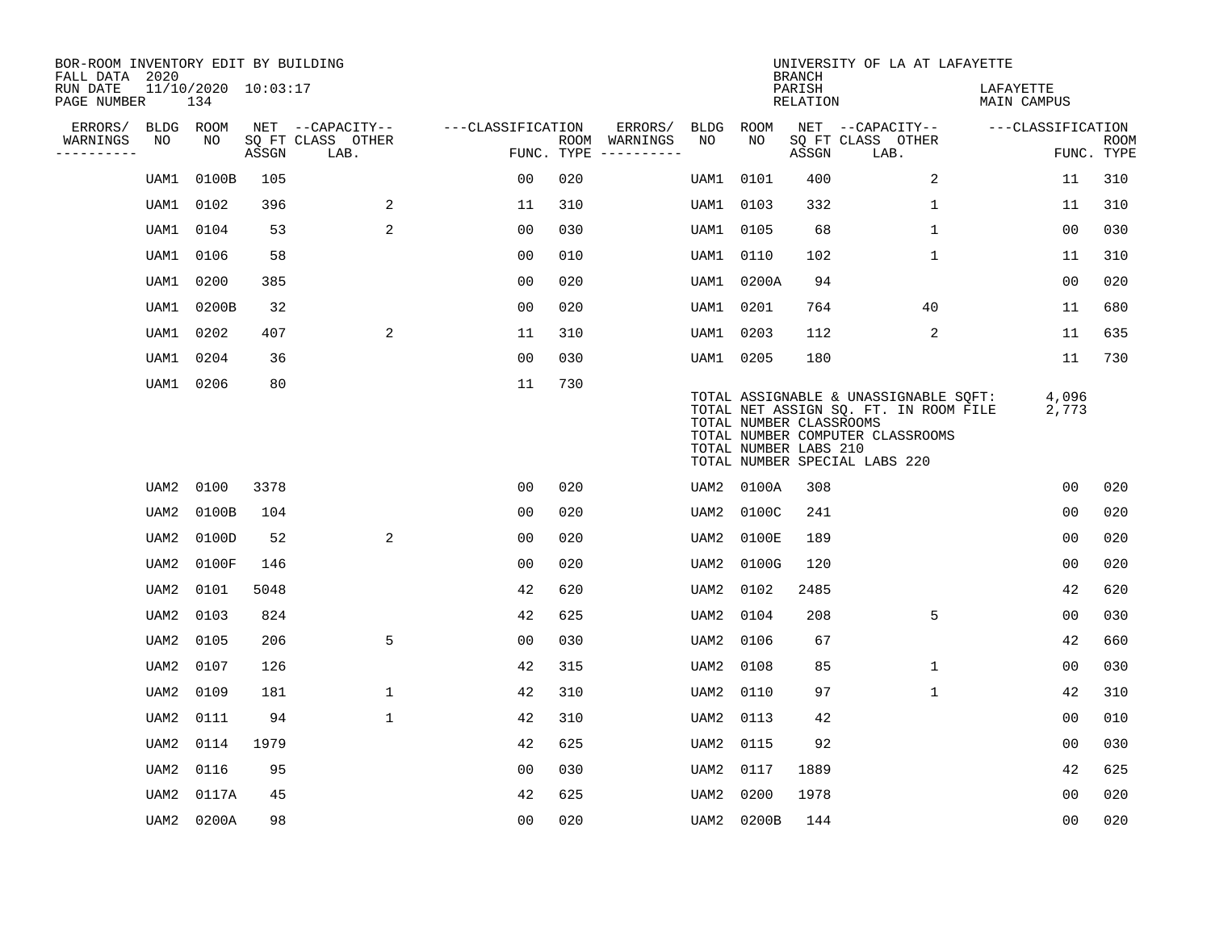BOR-ROOM INVENTORY EDIT BY BUILDING
FALL DATA 2020
RUN DATE 11/10/2020 10:03:17
PAGE NUMBER 134

UNIVERSITY OF LA AT LAFAYETTE
BRANCH
PARISH LAFAYETTE
RELATION MAIN CAMPUS

| ERRORS/ WARNINGS | BLDG NO | ROOM NO | NET ASSGN SQ FT | CAPACITY CLASS | CAPACITY LAB. | OTHER | FUNC. | ROOM TYPE | ERRORS/ WARNINGS | BLDG NO | ROOM NO | NET ASSGN SQ FT | CAPACITY CLASS | CAPACITY LAB. | OTHER | FUNC. | ROOM TYPE |
|---|---|---|---|---|---|---|---|---|---|---|---|---|---|---|---|---|---|
| | UAM1 | 0100B | 105 | | | | 00 | 020 | | UAM1 | 0101 | 400 | | 2 | | 11 | 310 |
| | UAM1 | 0102 | 396 | | 2 | | 11 | 310 | | UAM1 | 0103 | 332 | | 1 | | 11 | 310 |
| | UAM1 | 0104 | 53 | | 2 | | 00 | 030 | | UAM1 | 0105 | 68 | | 1 | | 00 | 030 |
| | UAM1 | 0106 | 58 | | | | 00 | 010 | | UAM1 | 0110 | 102 | | 1 | | 11 | 310 |
| | UAM1 | 0200 | 385 | | | | 00 | 020 | | UAM1 | 0200A | 94 | | | | 00 | 020 |
| | UAM1 | 0200B | 32 | | | | 00 | 020 | | UAM1 | 0201 | 764 | | 40 | | 11 | 680 |
| | UAM1 | 0202 | 407 | | 2 | | 11 | 310 | | UAM1 | 0203 | 112 | | 2 | | 11 | 635 |
| | UAM1 | 0204 | 36 | | | | 00 | 030 | | UAM1 | 0205 | 180 | | | | 11 | 730 |
| | UAM1 | 0206 | 80 | | | | 11 | 730 | | | | | | | | | |

TOTAL ASSIGNABLE & UNASSIGNABLE SQFT: 4,096
TOTAL NET ASSIGN SQ. FT. IN ROOM FILE 2,773
TOTAL NUMBER CLASSROOMS
TOTAL NUMBER COMPUTER CLASSROOMS
TOTAL NUMBER LABS 210
TOTAL NUMBER SPECIAL LABS 220

| ERRORS/ WARNINGS | BLDG NO | ROOM NO | NET ASSGN SQ FT | CAPACITY CLASS | CAPACITY LAB. | OTHER | FUNC. | ROOM TYPE | ERRORS/ WARNINGS | BLDG NO | ROOM NO | NET ASSGN SQ FT | CAPACITY CLASS | CAPACITY LAB. | OTHER | FUNC. | ROOM TYPE |
|---|---|---|---|---|---|---|---|---|---|---|---|---|---|---|---|---|---|
| | UAM2 | 0100 | 3378 | | | | 00 | 020 | | UAM2 | 0100A | 308 | | | | 00 | 020 |
| | UAM2 | 0100B | 104 | | | | 00 | 020 | | UAM2 | 0100C | 241 | | | | 00 | 020 |
| | UAM2 | 0100D | 52 | | 2 | | 00 | 020 | | UAM2 | 0100E | 189 | | | | 00 | 020 |
| | UAM2 | 0100F | 146 | | | | 00 | 020 | | UAM2 | 0100G | 120 | | | | 00 | 020 |
| | UAM2 | 0101 | 5048 | | | | 42 | 620 | | UAM2 | 0102 | 2485 | | | | 42 | 620 |
| | UAM2 | 0103 | 824 | | | | 42 | 625 | | UAM2 | 0104 | 208 | | 5 | | 00 | 030 |
| | UAM2 | 0105 | 206 | | 5 | | 00 | 030 | | UAM2 | 0106 | 67 | | | | 42 | 660 |
| | UAM2 | 0107 | 126 | | | | 42 | 315 | | UAM2 | 0108 | 85 | | 1 | | 00 | 030 |
| | UAM2 | 0109 | 181 | | 1 | | 42 | 310 | | UAM2 | 0110 | 97 | | 1 | | 42 | 310 |
| | UAM2 | 0111 | 94 | | 1 | | 42 | 310 | | UAM2 | 0113 | 42 | | | | 00 | 010 |
| | UAM2 | 0114 | 1979 | | | | 42 | 625 | | UAM2 | 0115 | 92 | | | | 00 | 030 |
| | UAM2 | 0116 | 95 | | | | 00 | 030 | | UAM2 | 0117 | 1889 | | | | 42 | 625 |
| | UAM2 | 0117A | 45 | | | | 42 | 625 | | UAM2 | 0200 | 1978 | | | | 00 | 020 |
| | UAM2 | 0200A | 98 | | | | 00 | 020 | | UAM2 | 0200B | 144 | | | | 00 | 020 |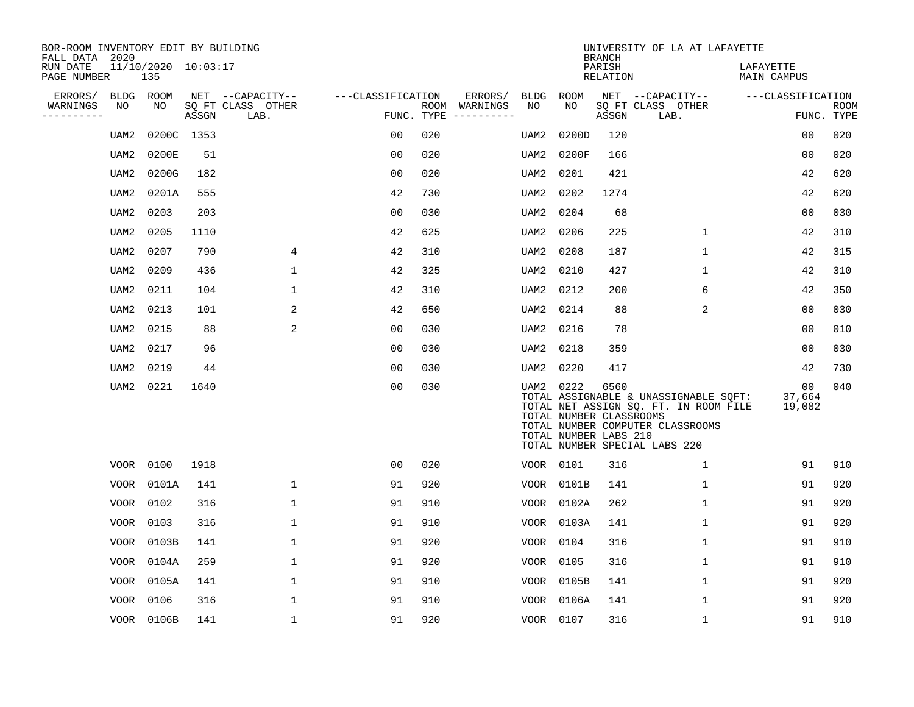BOR-ROOM INVENTORY EDIT BY BUILDING
FALL DATA 2020
RUN DATE 11/10/2020 10:03:17
PAGE NUMBER 135

UNIVERSITY OF LA AT LAFAYETTE
BRANCH
PARISH LAFAYETTE
RELATION MAIN CAMPUS

| ERRORS/ WARNINGS | BLDG NO | ROOM NO | NET SQ FT ASSGN | CAPACITY CLASS LAB. | CAPACITY OTHER | CLASSIFICATION FUNC. | ROOM TYPE | ERRORS/ WARNINGS | BLDG NO | ROOM NO | NET SQ FT ASSGN | CAPACITY CLASS LAB. | CAPACITY OTHER | CLASSIFICATION FUNC. | ROOM TYPE |
|---|---|---|---|---|---|---|---|---|---|---|---|---|---|---|---|
| | UAM2 | 0200C | 1353 | | | 00 | 020 | | UAM2 | 0200D | 120 | | | 00 | 020 |
| | UAM2 | 0200E | 51 | | | 00 | 020 | | UAM2 | 0200F | 166 | | | 00 | 020 |
| | UAM2 | 0200G | 182 | | | 00 | 020 | | UAM2 | 0201 | 421 | | | 42 | 620 |
| | UAM2 | 0201A | 555 | | | 42 | 730 | | UAM2 | 0202 | 1274 | | | 42 | 620 |
| | UAM2 | 0203 | 203 | | | 00 | 030 | | UAM2 | 0204 | 68 | | | 00 | 030 |
| | UAM2 | 0205 | 1110 | | | 42 | 625 | | UAM2 | 0206 | 225 | | 1 | 42 | 310 |
| | UAM2 | 0207 | 790 | | 4 | 42 | 310 | | UAM2 | 0208 | 187 | | 1 | 42 | 315 |
| | UAM2 | 0209 | 436 | | 1 | 42 | 325 | | UAM2 | 0210 | 427 | | 1 | 42 | 310 |
| | UAM2 | 0211 | 104 | | 1 | 42 | 310 | | UAM2 | 0212 | 200 | | 6 | 42 | 350 |
| | UAM2 | 0213 | 101 | | 2 | 42 | 650 | | UAM2 | 0214 | 88 | | 2 | 00 | 030 |
| | UAM2 | 0215 | 88 | | 2 | 00 | 030 | | UAM2 | 0216 | 78 | | | 00 | 010 |
| | UAM2 | 0217 | 96 | | | 00 | 030 | | UAM2 | 0218 | 359 | | | 00 | 030 |
| | UAM2 | 0219 | 44 | | | 00 | 030 | | UAM2 | 0220 | 417 | | | 42 | 730 |
| | UAM2 | 0221 | 1640 | | | 00 | 030 | | UAM2 | 0222 | 6560 | | | 00 | 040 |

TOTAL ASSIGNABLE & UNASSIGNABLE SQFT: 37,664
TOTAL NET ASSIGN SQ. FT. IN ROOM FILE 19,082
TOTAL NUMBER CLASSROOMS
TOTAL NUMBER COMPUTER CLASSROOMS
TOTAL NUMBER LABS 210
TOTAL NUMBER SPECIAL LABS 220

| ERRORS/ WARNINGS | BLDG NO | ROOM NO | NET SQ FT ASSGN | CAPACITY CLASS LAB. | CAPACITY OTHER | CLASSIFICATION FUNC. | ROOM TYPE | ERRORS/ WARNINGS | BLDG NO | ROOM NO | NET SQ FT ASSGN | CAPACITY CLASS LAB. | CAPACITY OTHER | CLASSIFICATION FUNC. | ROOM TYPE |
|---|---|---|---|---|---|---|---|---|---|---|---|---|---|---|---|
| | VOOR | 0100 | 1918 | | | 00 | 020 | | VOOR | 0101 | 316 | | 1 | 91 | 910 |
| | VOOR | 0101A | 141 | | 1 | 91 | 920 | | VOOR | 0101B | 141 | | 1 | 91 | 920 |
| | VOOR | 0102 | 316 | | 1 | 91 | 910 | | VOOR | 0102A | 262 | | 1 | 91 | 920 |
| | VOOR | 0103 | 316 | | 1 | 91 | 910 | | VOOR | 0103A | 141 | | 1 | 91 | 920 |
| | VOOR | 0103B | 141 | | 1 | 91 | 920 | | VOOR | 0104 | 316 | | 1 | 91 | 910 |
| | VOOR | 0104A | 259 | | 1 | 91 | 920 | | VOOR | 0105 | 316 | | 1 | 91 | 910 |
| | VOOR | 0105A | 141 | | 1 | 91 | 910 | | VOOR | 0105B | 141 | | 1 | 91 | 920 |
| | VOOR | 0106 | 316 | | 1 | 91 | 910 | | VOOR | 0106A | 141 | | 1 | 91 | 920 |
| | VOOR | 0106B | 141 | | 1 | 91 | 920 | | VOOR | 0107 | 316 | | 1 | 91 | 910 |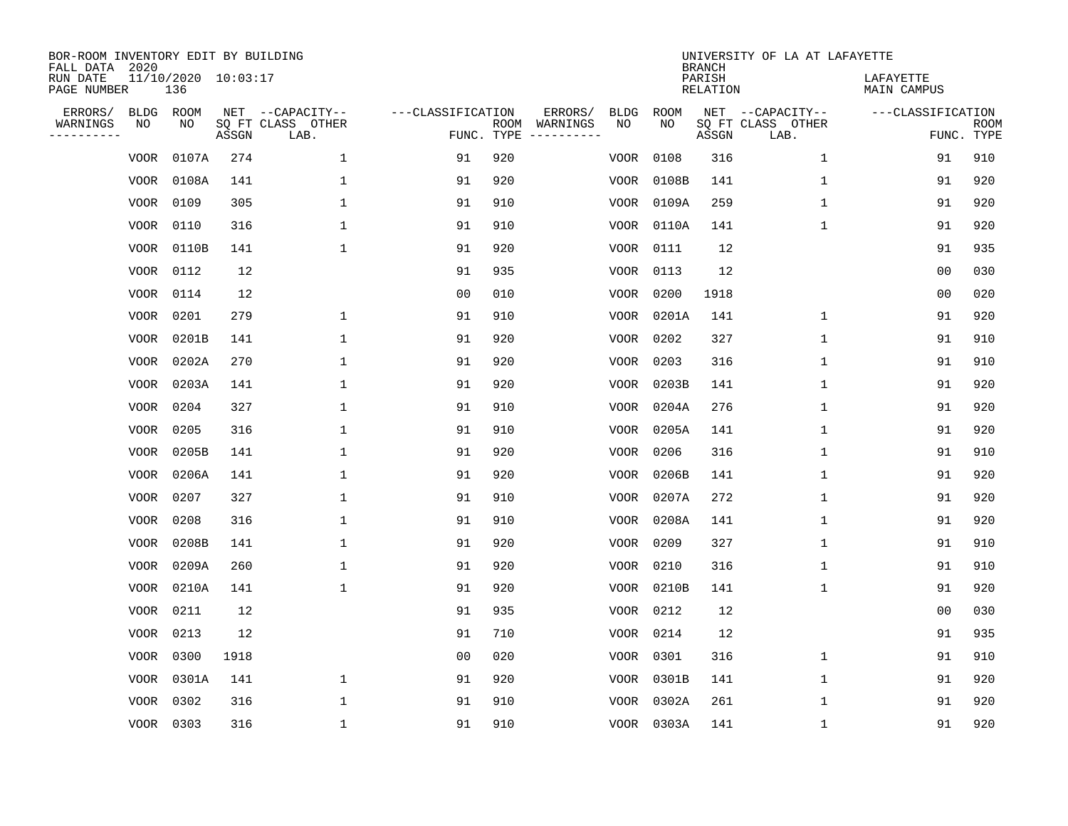BOR-ROOM INVENTORY EDIT BY BUILDING
FALL DATA 2020
RUN DATE 11/10/2020 10:03:17
PAGE NUMBER 136

UNIVERSITY OF LA AT LAFAYETTE
BRANCH
PARISH LAFAYETTE
RELATION MAIN CAMPUS

| ERRORS/ WARNINGS | BLDG NO | ROOM NO | NET SQ FT ASSGN | CAPACITY CLASS LAB. | CAPACITY OTHER | CLASSIFICATION FUNC. | ROOM TYPE | ERRORS/ WARNINGS | BLDG NO | ROOM NO | NET SQ FT ASSGN | CAPACITY CLASS LAB. | CAPACITY OTHER | CLASSIFICATION FUNC. | ROOM TYPE |
|---|---|---|---|---|---|---|---|---|---|---|---|---|---|---|---|
| | VOOR | 0107A | 274 | | 1 | 91 | 920 | | VOOR | 0108 | 316 | | 1 | 91 | 910 |
| | VOOR | 0108A | 141 | | 1 | 91 | 920 | | VOOR | 0108B | 141 | | 1 | 91 | 920 |
| | VOOR | 0109 | 305 | | 1 | 91 | 910 | | VOOR | 0109A | 259 | | 1 | 91 | 920 |
| | VOOR | 0110 | 316 | | 1 | 91 | 910 | | VOOR | 0110A | 141 | | 1 | 91 | 920 |
| | VOOR | 0110B | 141 | | 1 | 91 | 920 | | VOOR | 0111 | 12 | | | 91 | 935 |
| | VOOR | 0112 | 12 | | | 91 | 935 | | VOOR | 0113 | 12 | | | 00 | 030 |
| | VOOR | 0114 | 12 | | | 00 | 010 | | VOOR | 0200 | 1918 | | | 00 | 020 |
| | VOOR | 0201 | 279 | | 1 | 91 | 910 | | VOOR | 0201A | 141 | | 1 | 91 | 920 |
| | VOOR | 0201B | 141 | | 1 | 91 | 920 | | VOOR | 0202 | 327 | | 1 | 91 | 910 |
| | VOOR | 0202A | 270 | | 1 | 91 | 920 | | VOOR | 0203 | 316 | | 1 | 91 | 910 |
| | VOOR | 0203A | 141 | | 1 | 91 | 920 | | VOOR | 0203B | 141 | | 1 | 91 | 920 |
| | VOOR | 0204 | 327 | | 1 | 91 | 910 | | VOOR | 0204A | 276 | | 1 | 91 | 920 |
| | VOOR | 0205 | 316 | | 1 | 91 | 910 | | VOOR | 0205A | 141 | | 1 | 91 | 920 |
| | VOOR | 0205B | 141 | | 1 | 91 | 920 | | VOOR | 0206 | 316 | | 1 | 91 | 910 |
| | VOOR | 0206A | 141 | | 1 | 91 | 920 | | VOOR | 0206B | 141 | | 1 | 91 | 920 |
| | VOOR | 0207 | 327 | | 1 | 91 | 910 | | VOOR | 0207A | 272 | | 1 | 91 | 920 |
| | VOOR | 0208 | 316 | | 1 | 91 | 910 | | VOOR | 0208A | 141 | | 1 | 91 | 920 |
| | VOOR | 0208B | 141 | | 1 | 91 | 920 | | VOOR | 0209 | 327 | | 1 | 91 | 910 |
| | VOOR | 0209A | 260 | | 1 | 91 | 920 | | VOOR | 0210 | 316 | | 1 | 91 | 910 |
| | VOOR | 0210A | 141 | | 1 | 91 | 920 | | VOOR | 0210B | 141 | | 1 | 91 | 920 |
| | VOOR | 0211 | 12 | | | 91 | 935 | | VOOR | 0212 | 12 | | | 00 | 030 |
| | VOOR | 0213 | 12 | | | 91 | 710 | | VOOR | 0214 | 12 | | | 91 | 935 |
| | VOOR | 0300 | 1918 | | | 00 | 020 | | VOOR | 0301 | 316 | | 1 | 91 | 910 |
| | VOOR | 0301A | 141 | | 1 | 91 | 920 | | VOOR | 0301B | 141 | | 1 | 91 | 920 |
| | VOOR | 0302 | 316 | | 1 | 91 | 910 | | VOOR | 0302A | 261 | | 1 | 91 | 920 |
| | VOOR | 0303 | 316 | | 1 | 91 | 910 | | VOOR | 0303A | 141 | | 1 | 91 | 920 |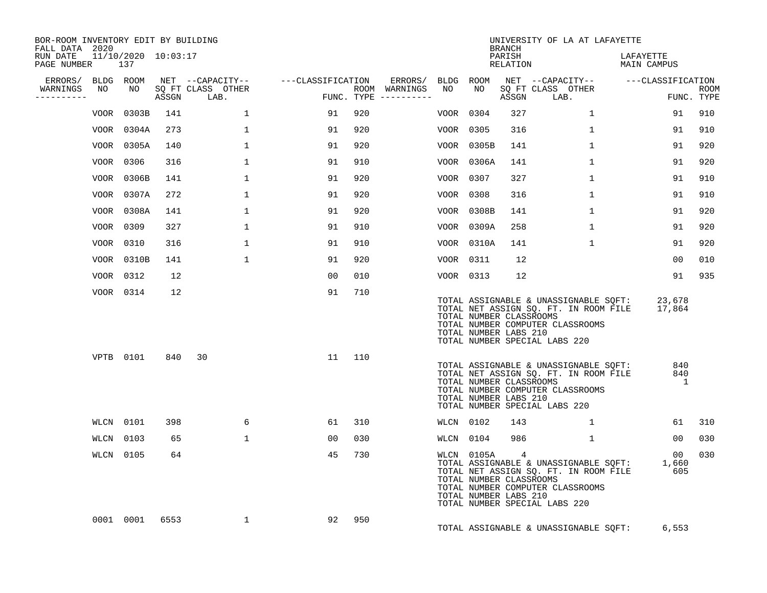BOR-ROOM INVENTORY EDIT BY BUILDING
FALL DATA 2020
RUN DATE 11/10/2020 10:03:17
PAGE NUMBER 137

UNIVERSITY OF LA AT LAFAYETTE
BRANCH
PARISH LAFAYETTE
RELATION MAIN CAMPUS

| ERRORS/ WARNINGS | BLDG NO | ROOM NO | NET SQ FT ASSGN | CAPACITY CLASS | CAPACITY OTHER LAB. | CLASSIFICATION FUNC. | ROOM TYPE | ERRORS/ WARNINGS | BLDG NO | ROOM NO | NET SQ FT ASSGN | CAPACITY CLASS | CAPACITY OTHER LAB. | CLASSIFICATION FUNC. | ROOM TYPE |
|---|---|---|---|---|---|---|---|---|---|---|---|---|---|---|---|
| | VOOR | 0303B | 141 | | 1 | 91 | 920 | | VOOR | 0304 | 327 | | 1 | 91 | 910 |
| | VOOR | 0304A | 273 | | 1 | 91 | 920 | | VOOR | 0305 | 316 | | 1 | 91 | 910 |
| | VOOR | 0305A | 140 | | 1 | 91 | 920 | | VOOR | 0305B | 141 | | 1 | 91 | 920 |
| | VOOR | 0306 | 316 | | 1 | 91 | 910 | | VOOR | 0306A | 141 | | 1 | 91 | 920 |
| | VOOR | 0306B | 141 | | 1 | 91 | 920 | | VOOR | 0307 | 327 | | 1 | 91 | 910 |
| | VOOR | 0307A | 272 | | 1 | 91 | 920 | | VOOR | 0308 | 316 | | 1 | 91 | 910 |
| | VOOR | 0308A | 141 | | 1 | 91 | 920 | | VOOR | 0308B | 141 | | 1 | 91 | 920 |
| | VOOR | 0309 | 327 | | 1 | 91 | 910 | | VOOR | 0309A | 258 | | 1 | 91 | 920 |
| | VOOR | 0310 | 316 | | 1 | 91 | 910 | | VOOR | 0310A | 141 | | 1 | 91 | 920 |
| | VOOR | 0310B | 141 | | 1 | 91 | 920 | | VOOR | 0311 | 12 | | | 00 | 010 |
| | VOOR | 0312 | 12 | | | 00 | 010 | | VOOR | 0313 | 12 | | | 91 | 935 |
| | VOOR | 0314 | 12 | | | 91 | 710 | | | | | | | | |

TOTAL ASSIGNABLE & UNASSIGNABLE SQFT: 23,678
TOTAL NET ASSIGN SQ. FT. IN ROOM FILE 17,864
TOTAL NUMBER CLASSROOMS
TOTAL NUMBER COMPUTER CLASSROOMS
TOTAL NUMBER LABS 210
TOTAL NUMBER SPECIAL LABS 220

| ERRORS/ WARNINGS | BLDG NO | ROOM NO | NET SQ FT ASSGN | CAPACITY CLASS | CAPACITY OTHER LAB. | CLASSIFICATION FUNC. | ROOM TYPE |
|---|---|---|---|---|---|---|---|
| | VPTB | 0101 | 840 | 30 | | 11 | 110 |

TOTAL ASSIGNABLE & UNASSIGNABLE SQFT: 840
TOTAL NET ASSIGN SQ. FT. IN ROOM FILE 840
TOTAL NUMBER CLASSROOMS 1
TOTAL NUMBER COMPUTER CLASSROOMS
TOTAL NUMBER LABS 210
TOTAL NUMBER SPECIAL LABS 220

| ERRORS/ WARNINGS | BLDG NO | ROOM NO | NET SQ FT ASSGN | CAPACITY CLASS | CAPACITY OTHER LAB. | CLASSIFICATION FUNC. | ROOM TYPE | ERRORS/ WARNINGS | BLDG NO | ROOM NO | NET SQ FT ASSGN | CAPACITY CLASS | CAPACITY OTHER LAB. | CLASSIFICATION FUNC. | ROOM TYPE |
|---|---|---|---|---|---|---|---|---|---|---|---|---|---|---|---|
| | WLCN | 0101 | 398 | | 6 | 61 | 310 | | WLCN | 0102 | 143 | | 1 | 61 | 310 |
| | WLCN | 0103 | 65 | | 1 | 00 | 030 | | WLCN | 0104 | 986 | | 1 | 00 | 030 |
| | WLCN | 0105 | 64 | | | 45 | 730 | | WLCN | 0105A | 4 | | | 00 | 030 |

TOTAL ASSIGNABLE & UNASSIGNABLE SQFT: 1,660
TOTAL NET ASSIGN SQ. FT. IN ROOM FILE 605
TOTAL NUMBER CLASSROOMS
TOTAL NUMBER COMPUTER CLASSROOMS
TOTAL NUMBER LABS 210
TOTAL NUMBER SPECIAL LABS 220

| ERRORS/ WARNINGS | BLDG NO | ROOM NO | NET SQ FT ASSGN | CAPACITY CLASS | CAPACITY OTHER LAB. | CLASSIFICATION FUNC. | ROOM TYPE |
|---|---|---|---|---|---|---|---|
| | 0001 | 0001 | 6553 | | 1 | 92 | 950 |

TOTAL ASSIGNABLE & UNASSIGNABLE SQFT: 6,553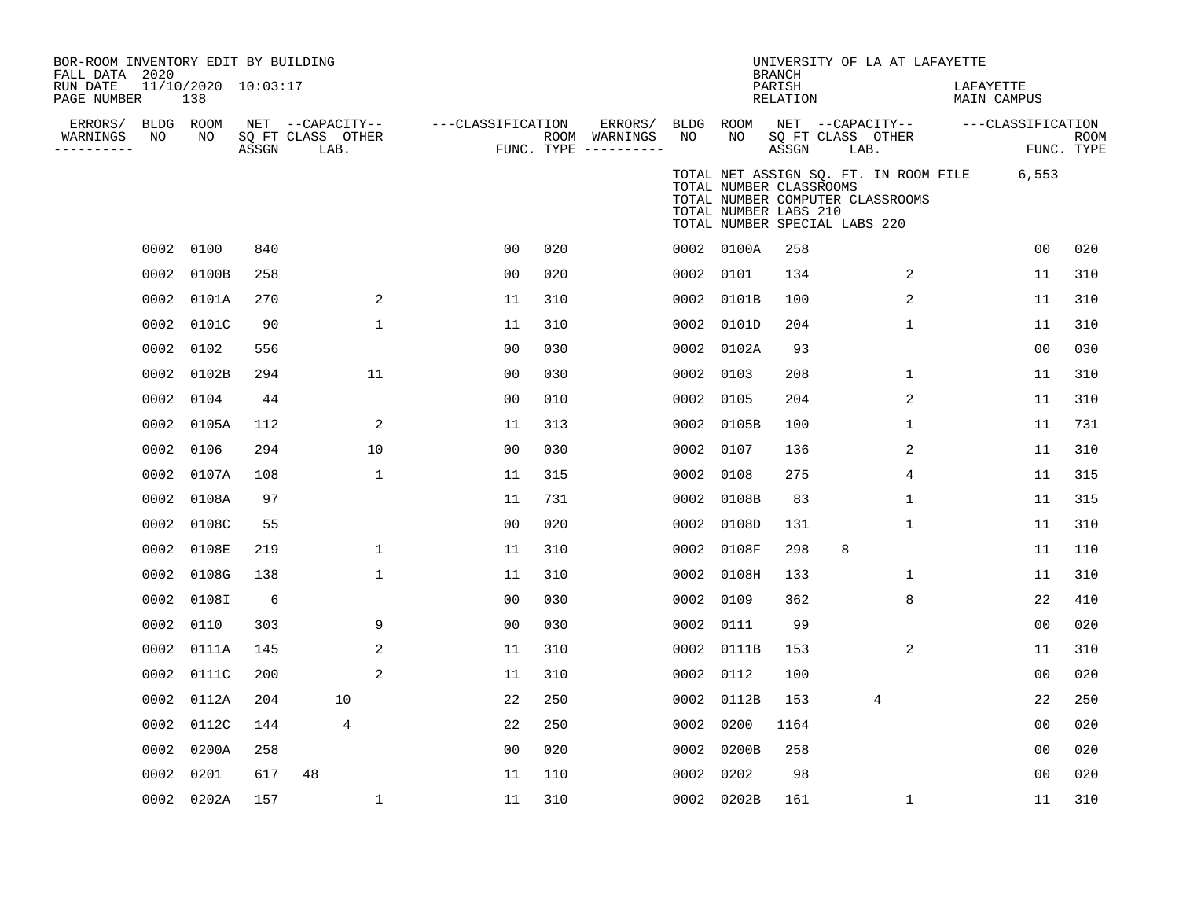BOR-ROOM INVENTORY EDIT BY BUILDING
FALL DATA 2020
RUN DATE 11/10/2020 10:03:17
PAGE NUMBER 138

UNIVERSITY OF LA AT LAFAYETTE
BRANCH
PARISH LAFAYETTE
RELATION MAIN CAMPUS

TOTAL NET ASSIGN SQ. FT. IN ROOM FILE 6,553
TOTAL NUMBER CLASSROOMS
TOTAL NUMBER COMPUTER CLASSROOMS
TOTAL NUMBER LABS 210
TOTAL NUMBER SPECIAL LABS 220

| ERRORS/ WARNINGS | BLDG NO | ROOM NO | NET SQ FT ASSGN | CAPACITY CLASS | CAPACITY LAB. | CAPACITY OTHER | CLASSIFICATION FUNC. | ROOM TYPE | ERRORS/ WARNINGS | BLDG NO | ROOM NO | NET SQ FT ASSGN | CAPACITY CLASS | CAPACITY LAB. | CAPACITY OTHER | CLASSIFICATION FUNC. | ROOM TYPE |
|---|---|---|---|---|---|---|---|---|---|---|---|---|---|---|---|---|---|
| | 0002 | 0100 | 840 | | | | 00 | 020 | | 0002 | 0100A | 258 | | | | 00 | 020 |
| | 0002 | 0100B | 258 | | | | 00 | 020 | | 0002 | 0101 | 134 | | | 2 | 11 | 310 |
| | 0002 | 0101A | 270 | | | 2 | 11 | 310 | | 0002 | 0101B | 100 | | | 2 | 11 | 310 |
| | 0002 | 0101C | 90 | | | 1 | 11 | 310 | | 0002 | 0101D | 204 | | | 1 | 11 | 310 |
| | 0002 | 0102 | 556 | | | | 00 | 030 | | 0002 | 0102A | 93 | | | | 00 | 030 |
| | 0002 | 0102B | 294 | | | 11 | 00 | 030 | | 0002 | 0103 | 208 | | | 1 | 11 | 310 |
| | 0002 | 0104 | 44 | | | | 00 | 010 | | 0002 | 0105 | 204 | | | 2 | 11 | 310 |
| | 0002 | 0105A | 112 | | | 2 | 11 | 313 | | 0002 | 0105B | 100 | | | 1 | 11 | 731 |
| | 0002 | 0106 | 294 | | | 10 | 00 | 030 | | 0002 | 0107 | 136 | | | 2 | 11 | 310 |
| | 0002 | 0107A | 108 | | | 1 | 11 | 315 | | 0002 | 0108 | 275 | | | 4 | 11 | 315 |
| | 0002 | 0108A | 97 | | | | 11 | 731 | | 0002 | 0108B | 83 | | | 1 | 11 | 315 |
| | 0002 | 0108C | 55 | | | | 00 | 020 | | 0002 | 0108D | 131 | | | 1 | 11 | 310 |
| | 0002 | 0108E | 219 | | | 1 | 11 | 310 | | 0002 | 0108F | 298 | 8 | | | 11 | 110 |
| | 0002 | 0108G | 138 | | | 1 | 11 | 310 | | 0002 | 0108H | 133 | | | 1 | 11 | 310 |
| | 0002 | 0108I | 6 | | | | 00 | 030 | | 0002 | 0109 | 362 | | | 8 | 22 | 410 |
| | 0002 | 0110 | 303 | | | 9 | 00 | 030 | | 0002 | 0111 | 99 | | | | 00 | 020 |
| | 0002 | 0111A | 145 | | | 2 | 11 | 310 | | 0002 | 0111B | 153 | | | 2 | 11 | 310 |
| | 0002 | 0111C | 200 | | | 2 | 11 | 310 | | 0002 | 0112 | 100 | | | | 00 | 020 |
| | 0002 | 0112A | 204 | | 10 | | 22 | 250 | | 0002 | 0112B | 153 | | 4 | | 22 | 250 |
| | 0002 | 0112C | 144 | | 4 | | 22 | 250 | | 0002 | 0200 | 1164 | | | | 00 | 020 |
| | 0002 | 0200A | 258 | | | | 00 | 020 | | 0002 | 0200B | 258 | | | | 00 | 020 |
| | 0002 | 0201 | 617 | 48 | | | 11 | 110 | | 0002 | 0202 | 98 | | | | 00 | 020 |
| | 0002 | 0202A | 157 | | | 1 | 11 | 310 | | 0002 | 0202B | 161 | | | 1 | 11 | 310 |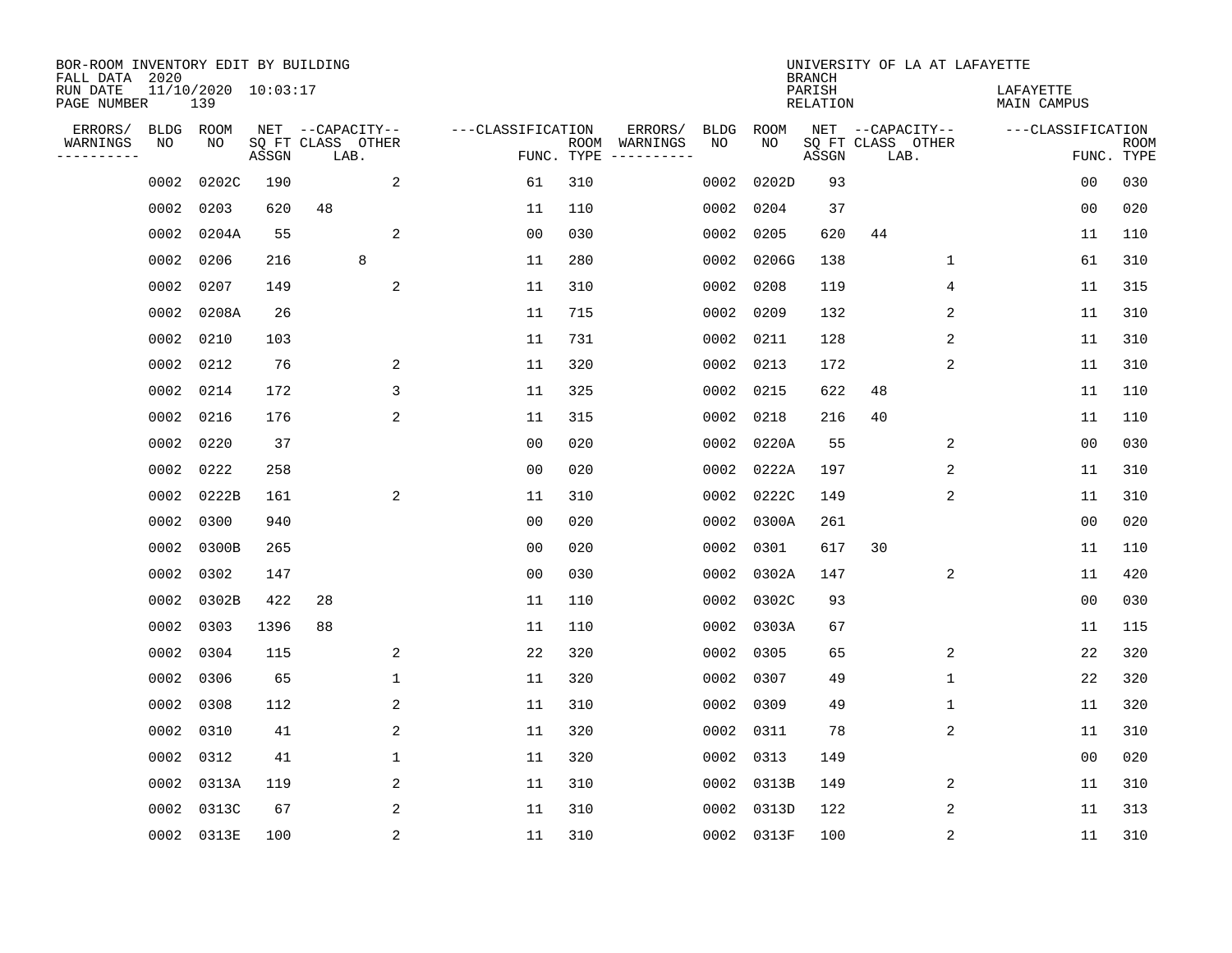BOR-ROOM INVENTORY EDIT BY BUILDING
FALL DATA 2020
RUN DATE 11/10/2020 10:03:17
PAGE NUMBER 139

UNIVERSITY OF LA AT LAFAYETTE
BRANCH
PARISH LAFAYETTE
RELATION MAIN CAMPUS

| ERRORS/ WARNINGS | BLDG NO | ROOM NO | NET SQ FT ASSGN | CAPACITY CLASS | LAB. | OTHER | FUNC. | ROOM TYPE | ERRORS/ WARNINGS | BLDG NO | ROOM NO | NET SQ FT ASSGN | CAPACITY CLASS | LAB. | OTHER | FUNC. | ROOM TYPE |
|---|---|---|---|---|---|---|---|---|---|---|---|---|---|---|---|---|---|
| | 0002 | 0202C | 190 | | | 2 | 61 | 310 | | 0002 | 0202D | 93 | | | | 00 | 030 |
| | 0002 | 0203 | 620 | 48 | | | 11 | 110 | | 0002 | 0204 | 37 | | | | 00 | 020 |
| | 0002 | 0204A | 55 | | | 2 | 00 | 030 | | 0002 | 0205 | 620 | 44 | | | 11 | 110 |
| | 0002 | 0206 | 216 | | 8 | | 11 | 280 | | 0002 | 0206G | 138 | | | 1 | 61 | 310 |
| | 0002 | 0207 | 149 | | | 2 | 11 | 310 | | 0002 | 0208 | 119 | | | 4 | 11 | 315 |
| | 0002 | 0208A | 26 | | | | 11 | 715 | | 0002 | 0209 | 132 | | | 2 | 11 | 310 |
| | 0002 | 0210 | 103 | | | | 11 | 731 | | 0002 | 0211 | 128 | | | 2 | 11 | 310 |
| | 0002 | 0212 | 76 | | | 2 | 11 | 320 | | 0002 | 0213 | 172 | | | 2 | 11 | 310 |
| | 0002 | 0214 | 172 | | | 3 | 11 | 325 | | 0002 | 0215 | 622 | 48 | | | 11 | 110 |
| | 0002 | 0216 | 176 | | | 2 | 11 | 315 | | 0002 | 0218 | 216 | 40 | | | 11 | 110 |
| | 0002 | 0220 | 37 | | | | 00 | 020 | | 0002 | 0220A | 55 | | | 2 | 00 | 030 |
| | 0002 | 0222 | 258 | | | | 00 | 020 | | 0002 | 0222A | 197 | | | 2 | 11 | 310 |
| | 0002 | 0222B | 161 | | | 2 | 11 | 310 | | 0002 | 0222C | 149 | | | 2 | 11 | 310 |
| | 0002 | 0300 | 940 | | | | 00 | 020 | | 0002 | 0300A | 261 | | | | 00 | 020 |
| | 0002 | 0300B | 265 | | | | 00 | 020 | | 0002 | 0301 | 617 | 30 | | | 11 | 110 |
| | 0002 | 0302 | 147 | | | | 00 | 030 | | 0002 | 0302A | 147 | | | 2 | 11 | 420 |
| | 0002 | 0302B | 422 | 28 | | | 11 | 110 | | 0002 | 0302C | 93 | | | | 00 | 030 |
| | 0002 | 0303 | 1396 | 88 | | | 11 | 110 | | 0002 | 0303A | 67 | | | | 11 | 115 |
| | 0002 | 0304 | 115 | | | 2 | 22 | 320 | | 0002 | 0305 | 65 | | | 2 | 22 | 320 |
| | 0002 | 0306 | 65 | | | 1 | 11 | 320 | | 0002 | 0307 | 49 | | | 1 | 22 | 320 |
| | 0002 | 0308 | 112 | | | 2 | 11 | 310 | | 0002 | 0309 | 49 | | | 1 | 11 | 320 |
| | 0002 | 0310 | 41 | | | 2 | 11 | 320 | | 0002 | 0311 | 78 | | | 2 | 11 | 310 |
| | 0002 | 0312 | 41 | | | 1 | 11 | 320 | | 0002 | 0313 | 149 | | | | 00 | 020 |
| | 0002 | 0313A | 119 | | | 2 | 11 | 310 | | 0002 | 0313B | 149 | | | 2 | 11 | 310 |
| | 0002 | 0313C | 67 | | | 2 | 11 | 310 | | 0002 | 0313D | 122 | | | 2 | 11 | 313 |
| | 0002 | 0313E | 100 | | | 2 | 11 | 310 | | 0002 | 0313F | 100 | | | 2 | 11 | 310 |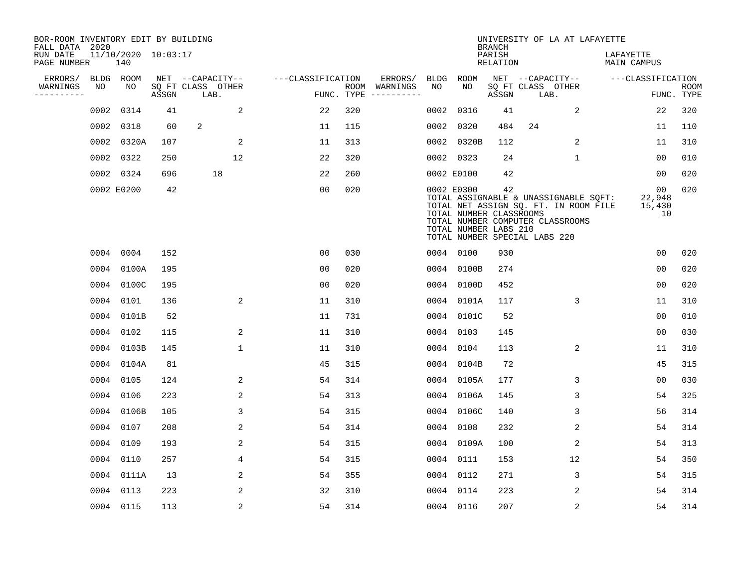BOR-ROOM INVENTORY EDIT BY BUILDING
FALL DATA 2020
RUN DATE 11/10/2020 10:03:17
PAGE NUMBER 140

UNIVERSITY OF LA AT LAFAYETTE
BRANCH
PARISH LAFAYETTE
RELATION MAIN CAMPUS

| ERRORS/ WARNINGS | BLDG NO | ROOM NO | NET SQ FT ASSGN | CAPACITY CLASS LAB. | CAPACITY OTHER | FUNC. | ROOM TYPE | ERRORS/ WARNINGS | BLDG NO | ROOM NO | NET SQ FT ASSGN | CAPACITY CLASS LAB. | CAPACITY OTHER | FUNC. | ROOM TYPE |
|---|---|---|---|---|---|---|---|---|---|---|---|---|---|---|---|
| | 0002 | 0314 | 41 | | 2 | 22 | 320 | | 0002 | 0316 | 41 | | 2 | 22 | 320 |
| | 0002 | 0318 | 60 | 2 | | 11 | 115 | | 0002 | 0320 | 484 | 24 | | 11 | 110 |
| | 0002 | 0320A | 107 | | 2 | 11 | 313 | | 0002 | 0320B | 112 | | 2 | 11 | 310 |
| | 0002 | 0322 | 250 | | 12 | 22 | 320 | | 0002 | 0323 | 24 | | 1 | 00 | 010 |
| | 0002 | 0324 | 696 | 18 | | 22 | 260 | | 0002 | E0100 | 42 | | | 00 | 020 |
| | 0002 | E0200 | 42 | | | 00 | 020 | | 0002 | E0300 | 42 | | | 00 | 020 |

TOTAL ASSIGNABLE & UNASSIGNABLE SQFT: 22,948
TOTAL NET ASSIGN SQ. FT. IN ROOM FILE 15,430
TOTAL NUMBER CLASSROOMS 10
TOTAL NUMBER COMPUTER CLASSROOMS
TOTAL NUMBER LABS 210
TOTAL NUMBER SPECIAL LABS 220

| ERRORS/ WARNINGS | BLDG NO | ROOM NO | NET SQ FT ASSGN | CAPACITY CLASS LAB. | CAPACITY OTHER | FUNC. | ROOM TYPE | ERRORS/ WARNINGS | BLDG NO | ROOM NO | NET SQ FT ASSGN | CAPACITY CLASS LAB. | CAPACITY OTHER | FUNC. | ROOM TYPE |
|---|---|---|---|---|---|---|---|---|---|---|---|---|---|---|---|
| | 0004 | 0004 | 152 | | | 00 | 030 | | 0004 | 0100 | 930 | | | 00 | 020 |
| | 0004 | 0100A | 195 | | | 00 | 020 | | 0004 | 0100B | 274 | | | 00 | 020 |
| | 0004 | 0100C | 195 | | | 00 | 020 | | 0004 | 0100D | 452 | | | 00 | 020 |
| | 0004 | 0101 | 136 | | 2 | 11 | 310 | | 0004 | 0101A | 117 | | 3 | 11 | 310 |
| | 0004 | 0101B | 52 | | | 11 | 731 | | 0004 | 0101C | 52 | | | 00 | 010 |
| | 0004 | 0102 | 115 | | 2 | 11 | 310 | | 0004 | 0103 | 145 | | | 00 | 030 |
| | 0004 | 0103B | 145 | | 1 | 11 | 310 | | 0004 | 0104 | 113 | | 2 | 11 | 310 |
| | 0004 | 0104A | 81 | | | 45 | 315 | | 0004 | 0104B | 72 | | | 45 | 315 |
| | 0004 | 0105 | 124 | | 2 | 54 | 314 | | 0004 | 0105A | 177 | | 3 | 00 | 030 |
| | 0004 | 0106 | 223 | | 2 | 54 | 313 | | 0004 | 0106A | 145 | | 3 | 54 | 325 |
| | 0004 | 0106B | 105 | | 3 | 54 | 315 | | 0004 | 0106C | 140 | | 3 | 56 | 314 |
| | 0004 | 0107 | 208 | | 2 | 54 | 314 | | 0004 | 0108 | 232 | | 2 | 54 | 314 |
| | 0004 | 0109 | 193 | | 2 | 54 | 315 | | 0004 | 0109A | 100 | | 2 | 54 | 313 |
| | 0004 | 0110 | 257 | | 4 | 54 | 315 | | 0004 | 0111 | 153 | | 12 | 54 | 350 |
| | 0004 | 0111A | 13 | | 2 | 54 | 355 | | 0004 | 0112 | 271 | | 3 | 54 | 315 |
| | 0004 | 0113 | 223 | | 2 | 32 | 310 | | 0004 | 0114 | 223 | | 2 | 54 | 314 |
| | 0004 | 0115 | 113 | | 2 | 54 | 314 | | 0004 | 0116 | 207 | | 2 | 54 | 314 |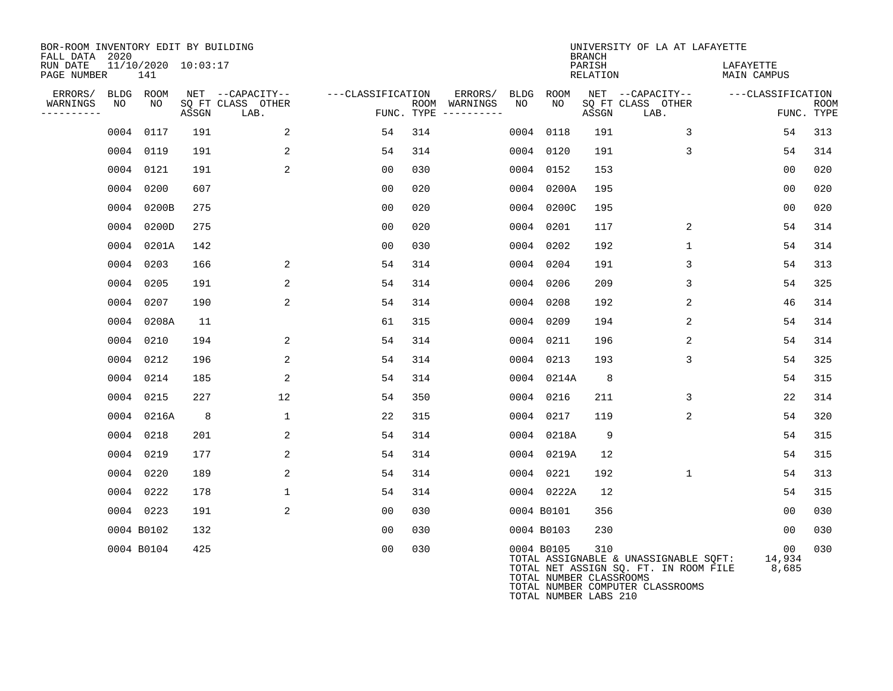BOR-ROOM INVENTORY EDIT BY BUILDING
FALL DATA 2020
RUN DATE 11/10/2020 10:03:17
PAGE NUMBER 141

UNIVERSITY OF LA AT LAFAYETTE
BRANCH
PARISH LAFAYETTE
RELATION MAIN CAMPUS

| ERRORS/ WARNINGS | BLDG NO | ROOM NO | NET SQ FT ASSGN | CAPACITY CLASS | CAPACITY OTHER LAB. | CLASSIFICATION FUNC. | ROOM TYPE | ERRORS/ WARNINGS | BLDG NO | ROOM NO | NET SQ FT ASSGN | CAPACITY CLASS | CAPACITY OTHER LAB. | CLASSIFICATION FUNC. | ROOM TYPE |
|---|---|---|---|---|---|---|---|---|---|---|---|---|---|---|---|
| | 0004 | 0117 | 191 | | 2 | 54 | 314 | | 0004 | 0118 | 191 | | 3 | 54 | 313 |
| | 0004 | 0119 | 191 | | 2 | 54 | 314 | | 0004 | 0120 | 191 | | 3 | 54 | 314 |
| | 0004 | 0121 | 191 | | 2 | 00 | 030 | | 0004 | 0152 | 153 | | | 00 | 020 |
| | 0004 | 0200 | 607 | | | 00 | 020 | | 0004 | 0200A | 195 | | | 00 | 020 |
| | 0004 | 0200B | 275 | | | 00 | 020 | | 0004 | 0200C | 195 | | | 00 | 020 |
| | 0004 | 0200D | 275 | | | 00 | 020 | | 0004 | 0201 | 117 | | 2 | 54 | 314 |
| | 0004 | 0201A | 142 | | | 00 | 030 | | 0004 | 0202 | 192 | | 1 | 54 | 314 |
| | 0004 | 0203 | 166 | | 2 | 54 | 314 | | 0004 | 0204 | 191 | | 3 | 54 | 313 |
| | 0004 | 0205 | 191 | | 2 | 54 | 314 | | 0004 | 0206 | 209 | | 3 | 54 | 325 |
| | 0004 | 0207 | 190 | | 2 | 54 | 314 | | 0004 | 0208 | 192 | | 2 | 46 | 314 |
| | 0004 | 0208A | 11 | | | 61 | 315 | | 0004 | 0209 | 194 | | 2 | 54 | 314 |
| | 0004 | 0210 | 194 | | 2 | 54 | 314 | | 0004 | 0211 | 196 | | 2 | 54 | 314 |
| | 0004 | 0212 | 196 | | 2 | 54 | 314 | | 0004 | 0213 | 193 | | 3 | 54 | 325 |
| | 0004 | 0214 | 185 | | 2 | 54 | 314 | | 0004 | 0214A | 8 | | | 54 | 315 |
| | 0004 | 0215 | 227 | | 12 | 54 | 350 | | 0004 | 0216 | 211 | | 3 | 22 | 314 |
| | 0004 | 0216A | 8 | | 1 | 22 | 315 | | 0004 | 0217 | 119 | | 2 | 54 | 320 |
| | 0004 | 0218 | 201 | | 2 | 54 | 314 | | 0004 | 0218A | 9 | | | 54 | 315 |
| | 0004 | 0219 | 177 | | 2 | 54 | 314 | | 0004 | 0219A | 12 | | | 54 | 315 |
| | 0004 | 0220 | 189 | | 2 | 54 | 314 | | 0004 | 0221 | 192 | | 1 | 54 | 313 |
| | 0004 | 0222 | 178 | | 1 | 54 | 314 | | 0004 | 0222A | 12 | | | 54 | 315 |
| | 0004 | 0223 | 191 | | 2 | 00 | 030 | | 0004 | B0101 | 356 | | | 00 | 030 |
| | 0004 | B0102 | 132 | | | 00 | 030 | | 0004 | B0103 | 230 | | | 00 | 030 |
| | 0004 | B0104 | 425 | | | 00 | 030 | | 0004 | B0105 | 310 | | | 00 | 030 |

TOTAL ASSIGNABLE & UNASSIGNABLE SQFT: 14,934
TOTAL NET ASSIGN SQ. FT. IN ROOM FILE 8,685
TOTAL NUMBER CLASSROOMS
TOTAL NUMBER COMPUTER CLASSROOMS
TOTAL NUMBER LABS 210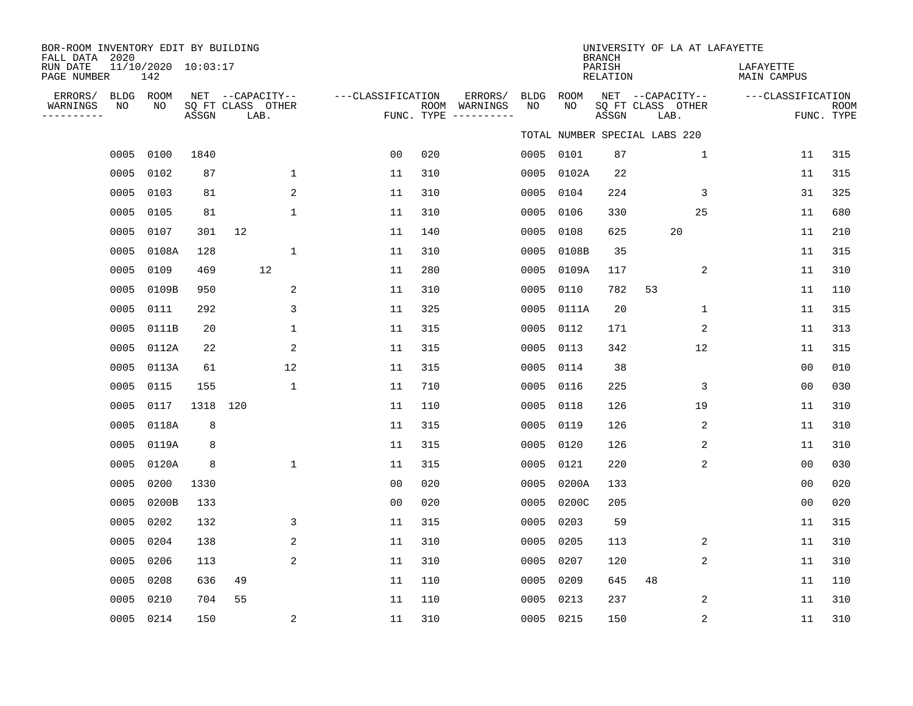BOR-ROOM INVENTORY EDIT BY BUILDING
FALL DATA 2020
RUN DATE 11/10/2020 10:03:17
PAGE NUMBER 142

UNIVERSITY OF LA AT LAFAYETTE
BRANCH
PARISH LAFAYETTE
RELATION MAIN CAMPUS

TOTAL NUMBER SPECIAL LABS 220

| ERRORS/ WARNINGS | BLDG NO | ROOM NO | NET SQ FT ASSGN | CAPACITY CLASS | CAPACITY LAB. | CAPACITY OTHER | CLASSIFICATION FUNC. | ROOM TYPE | ERRORS/ WARNINGS | BLDG NO | ROOM NO | NET SQ FT ASSGN | CAPACITY CLASS | CAPACITY LAB. | CAPACITY OTHER | CLASSIFICATION FUNC. | ROOM TYPE |
|---|---|---|---|---|---|---|---|---|---|---|---|---|---|---|---|---|---|
| | 0005 | 0100 | 1840 | | | | 00 | 020 | | 0005 | 0101 | 87 | | | 1 | 11 | 315 |
| | 0005 | 0102 | 87 | | | 1 | 11 | 310 | | 0005 | 0102A | 22 | | | | 11 | 315 |
| | 0005 | 0103 | 81 | | | 2 | 11 | 310 | | 0005 | 0104 | 224 | | | 3 | 31 | 325 |
| | 0005 | 0105 | 81 | | | 1 | 11 | 310 | | 0005 | 0106 | 330 | | | 25 | 11 | 680 |
| | 0005 | 0107 | 301 | 12 | | | 11 | 140 | | 0005 | 0108 | 625 | | 20 | | 11 | 210 |
| | 0005 | 0108A | 128 | | | 1 | 11 | 310 | | 0005 | 0108B | 35 | | | | 11 | 315 |
| | 0005 | 0109 | 469 | | 12 | | 11 | 280 | | 0005 | 0109A | 117 | | | 2 | 11 | 310 |
| | 0005 | 0109B | 950 | | | 2 | 11 | 310 | | 0005 | 0110 | 782 | 53 | | | 11 | 110 |
| | 0005 | 0111 | 292 | | | 3 | 11 | 325 | | 0005 | 0111A | 20 | | | 1 | 11 | 315 |
| | 0005 | 0111B | 20 | | | 1 | 11 | 315 | | 0005 | 0112 | 171 | | | 2 | 11 | 313 |
| | 0005 | 0112A | 22 | | | 2 | 11 | 315 | | 0005 | 0113 | 342 | | | 12 | 11 | 315 |
| | 0005 | 0113A | 61 | | | 12 | 11 | 315 | | 0005 | 0114 | 38 | | | | 00 | 010 |
| | 0005 | 0115 | 155 | | | 1 | 11 | 710 | | 0005 | 0116 | 225 | | | 3 | 00 | 030 |
| | 0005 | 0117 | 1318 | 120 | | | 11 | 110 | | 0005 | 0118 | 126 | | | 19 | 11 | 310 |
| | 0005 | 0118A | 8 | | | | 11 | 315 | | 0005 | 0119 | 126 | | | 2 | 11 | 310 |
| | 0005 | 0119A | 8 | | | | 11 | 315 | | 0005 | 0120 | 126 | | | 2 | 11 | 310 |
| | 0005 | 0120A | 8 | | | 1 | 11 | 315 | | 0005 | 0121 | 220 | | | 2 | 00 | 030 |
| | 0005 | 0200 | 1330 | | | | 00 | 020 | | 0005 | 0200A | 133 | | | | 00 | 020 |
| | 0005 | 0200B | 133 | | | | 00 | 020 | | 0005 | 0200C | 205 | | | | 00 | 020 |
| | 0005 | 0202 | 132 | | | 3 | 11 | 315 | | 0005 | 0203 | 59 | | | | 11 | 315 |
| | 0005 | 0204 | 138 | | | 2 | 11 | 310 | | 0005 | 0205 | 113 | | | 2 | 11 | 310 |
| | 0005 | 0206 | 113 | | | 2 | 11 | 310 | | 0005 | 0207 | 120 | | | 2 | 11 | 310 |
| | 0005 | 0208 | 636 | 49 | | | 11 | 110 | | 0005 | 0209 | 645 | 48 | | | 11 | 110 |
| | 0005 | 0210 | 704 | 55 | | | 11 | 110 | | 0005 | 0213 | 237 | | | 2 | 11 | 310 |
| | 0005 | 0214 | 150 | | | 2 | 11 | 310 | | 0005 | 0215 | 150 | | | 2 | 11 | 310 |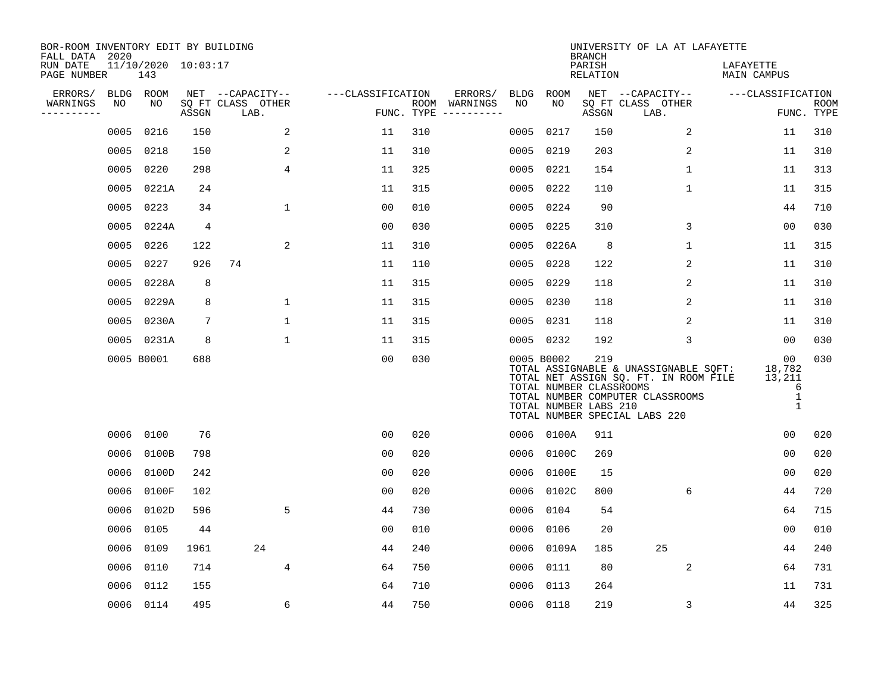BOR-ROOM INVENTORY EDIT BY BUILDING
FALL DATA 2020
RUN DATE 11/10/2020 10:03:17
PAGE NUMBER 143

UNIVERSITY OF LA AT LAFAYETTE
BRANCH
PARISH LAFAYETTE
RELATION MAIN CAMPUS

| ERRORS/ WARNINGS | BLDG NO | ROOM NO | NET SQ FT ASSGN | CAPACITY CLASS | CAPACITY LAB. | CAPACITY OTHER | FUNC. | ROOM TYPE | ERRORS/ WARNINGS | BLDG NO | ROOM NO | NET SQ FT ASSGN | CAPACITY CLASS | CAPACITY LAB. | CAPACITY OTHER | FUNC. | ROOM TYPE |
|---|---|---|---|---|---|---|---|---|---|---|---|---|---|---|---|---|---|
| | 0005 | 0216 | 150 | | | 2 | 11 | 310 | | 0005 | 0217 | 150 | | | 2 | 11 | 310 |
| | 0005 | 0218 | 150 | | | 2 | 11 | 310 | | 0005 | 0219 | 203 | | | 2 | 11 | 310 |
| | 0005 | 0220 | 298 | | | 4 | 11 | 325 | | 0005 | 0221 | 154 | | | 1 | 11 | 313 |
| | 0005 | 0221A | 24 | | | | 11 | 315 | | 0005 | 0222 | 110 | | | 1 | 11 | 315 |
| | 0005 | 0223 | 34 | | | 1 | 00 | 010 | | 0005 | 0224 | 90 | | | | 44 | 710 |
| | 0005 | 0224A | 4 | | | | 00 | 030 | | 0005 | 0225 | 310 | | | 3 | 00 | 030 |
| | 0005 | 0226 | 122 | | | 2 | 11 | 310 | | 0005 | 0226A | 8 | | | 1 | 11 | 315 |
| | 0005 | 0227 | 926 | 74 | | | 11 | 110 | | 0005 | 0228 | 122 | | | 2 | 11 | 310 |
| | 0005 | 0228A | 8 | | | | 11 | 315 | | 0005 | 0229 | 118 | | | 2 | 11 | 310 |
| | 0005 | 0229A | 8 | | | 1 | 11 | 315 | | 0005 | 0230 | 118 | | | 2 | 11 | 310 |
| | 0005 | 0230A | 7 | | | 1 | 11 | 315 | | 0005 | 0231 | 118 | | | 2 | 11 | 310 |
| | 0005 | 0231A | 8 | | | 1 | 11 | 315 | | 0005 | 0232 | 192 | | | 3 | 00 | 030 |
| | 0005 | B0001 | 688 | | | | 00 | 030 | | 0005 | B0002 | 219 | | | | 00 | 030 |

TOTAL ASSIGNABLE & UNASSIGNABLE SQFT: 18,782
TOTAL NET ASSIGN SQ. FT. IN ROOM FILE 13,211
TOTAL NUMBER CLASSROOMS 6
TOTAL NUMBER COMPUTER CLASSROOMS 1
TOTAL NUMBER LABS 210 1
TOTAL NUMBER SPECIAL LABS 220

| ERRORS/ WARNINGS | BLDG NO | ROOM NO | NET SQ FT ASSGN | CAPACITY CLASS | CAPACITY LAB. | CAPACITY OTHER | FUNC. | ROOM TYPE | ERRORS/ WARNINGS | BLDG NO | ROOM NO | NET SQ FT ASSGN | CAPACITY CLASS | CAPACITY LAB. | CAPACITY OTHER | FUNC. | ROOM TYPE |
|---|---|---|---|---|---|---|---|---|---|---|---|---|---|---|---|---|---|
| | 0006 | 0100 | 76 | | | | 00 | 020 | | 0006 | 0100A | 911 | | | | 00 | 020 |
| | 0006 | 0100B | 798 | | | | 00 | 020 | | 0006 | 0100C | 269 | | | | 00 | 020 |
| | 0006 | 0100D | 242 | | | | 00 | 020 | | 0006 | 0100E | 15 | | | | 00 | 020 |
| | 0006 | 0100F | 102 | | | | 00 | 020 | | 0006 | 0102C | 800 | | | 6 | 44 | 720 |
| | 0006 | 0102D | 596 | | | 5 | 44 | 730 | | 0006 | 0104 | 54 | | | | 64 | 715 |
| | 0006 | 0105 | 44 | | | | 00 | 010 | | 0006 | 0106 | 20 | | | | 00 | 010 |
| | 0006 | 0109 | 1961 | | 24 | | 44 | 240 | | 0006 | 0109A | 185 | | 25 | | 44 | 240 |
| | 0006 | 0110 | 714 | | | 4 | 64 | 750 | | 0006 | 0111 | 80 | | | 2 | 64 | 731 |
| | 0006 | 0112 | 155 | | | | 64 | 710 | | 0006 | 0113 | 264 | | | | 11 | 731 |
| | 0006 | 0114 | 495 | | | 6 | 44 | 750 | | 0006 | 0118 | 219 | | | 3 | 44 | 325 |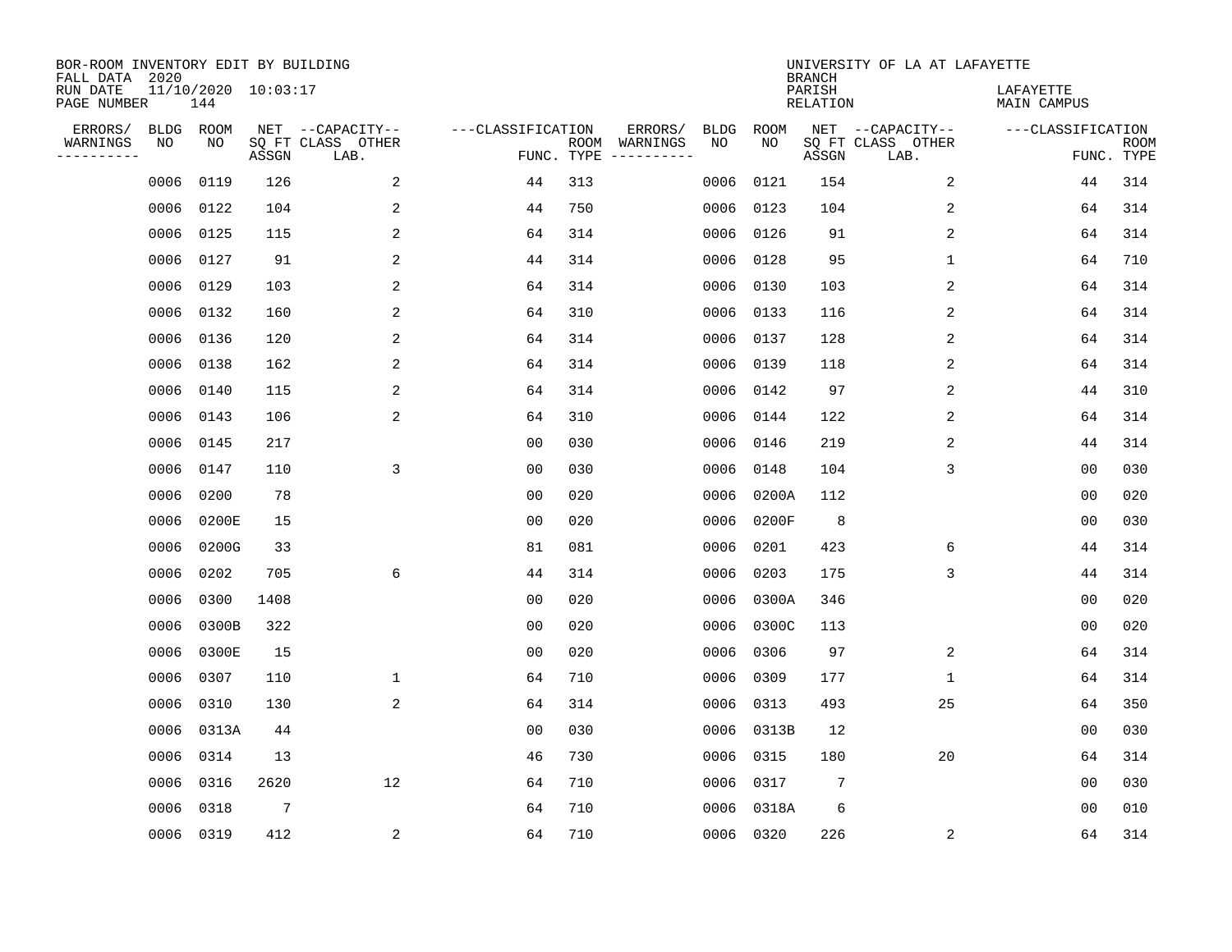BOR-ROOM INVENTORY EDIT BY BUILDING
FALL DATA 2020
RUN DATE 11/10/2020 10:03:17
PAGE NUMBER 144

UNIVERSITY OF LA AT LAFAYETTE
BRANCH
PARISH LAFAYETTE
RELATION MAIN CAMPUS

| ERRORS/ WARNINGS | BLDG NO | ROOM NO | NET SQ FT ASSGN | CAPACITY CLASS LAB. | CAPACITY OTHER | CLASSIFICATION FUNC. | ROOM TYPE | ERRORS/ WARNINGS | BLDG NO | ROOM NO | NET SQ FT ASSGN | CAPACITY CLASS LAB. | CAPACITY OTHER | CLASSIFICATION FUNC. | ROOM TYPE |
|---|---|---|---|---|---|---|---|---|---|---|---|---|---|---|---|
| | 0006 | 0119 | 126 | | 2 | 44 | 313 | | 0006 | 0121 | 154 | | 2 | 44 | 314 |
| | 0006 | 0122 | 104 | | 2 | 44 | 750 | | 0006 | 0123 | 104 | | 2 | 64 | 314 |
| | 0006 | 0125 | 115 | | 2 | 64 | 314 | | 0006 | 0126 | 91 | | 2 | 64 | 314 |
| | 0006 | 0127 | 91 | | 2 | 44 | 314 | | 0006 | 0128 | 95 | | 1 | 64 | 710 |
| | 0006 | 0129 | 103 | | 2 | 64 | 314 | | 0006 | 0130 | 103 | | 2 | 64 | 314 |
| | 0006 | 0132 | 160 | | 2 | 64 | 310 | | 0006 | 0133 | 116 | | 2 | 64 | 314 |
| | 0006 | 0136 | 120 | | 2 | 64 | 314 | | 0006 | 0137 | 128 | | 2 | 64 | 314 |
| | 0006 | 0138 | 162 | | 2 | 64 | 314 | | 0006 | 0139 | 118 | | 2 | 64 | 314 |
| | 0006 | 0140 | 115 | | 2 | 64 | 314 | | 0006 | 0142 | 97 | | 2 | 44 | 310 |
| | 0006 | 0143 | 106 | | 2 | 64 | 310 | | 0006 | 0144 | 122 | | 2 | 64 | 314 |
| | 0006 | 0145 | 217 | | | 00 | 030 | | 0006 | 0146 | 219 | | 2 | 44 | 314 |
| | 0006 | 0147 | 110 | | 3 | 00 | 030 | | 0006 | 0148 | 104 | | 3 | 00 | 030 |
| | 0006 | 0200 | 78 | | | 00 | 020 | | 0006 | 0200A | 112 | | | 00 | 020 |
| | 0006 | 0200E | 15 | | | 00 | 020 | | 0006 | 0200F | 8 | | | 00 | 030 |
| | 0006 | 0200G | 33 | | | 81 | 081 | | 0006 | 0201 | 423 | | 6 | 44 | 314 |
| | 0006 | 0202 | 705 | | 6 | 44 | 314 | | 0006 | 0203 | 175 | | 3 | 44 | 314 |
| | 0006 | 0300 | 1408 | | | 00 | 020 | | 0006 | 0300A | 346 | | | 00 | 020 |
| | 0006 | 0300B | 322 | | | 00 | 020 | | 0006 | 0300C | 113 | | | 00 | 020 |
| | 0006 | 0300E | 15 | | | 00 | 020 | | 0006 | 0306 | 97 | | 2 | 64 | 314 |
| | 0006 | 0307 | 110 | | 1 | 64 | 710 | | 0006 | 0309 | 177 | | 1 | 64 | 314 |
| | 0006 | 0310 | 130 | | 2 | 64 | 314 | | 0006 | 0313 | 493 | | 25 | 64 | 350 |
| | 0006 | 0313A | 44 | | | 00 | 030 | | 0006 | 0313B | 12 | | | 00 | 030 |
| | 0006 | 0314 | 13 | | | 46 | 730 | | 0006 | 0315 | 180 | | 20 | 64 | 314 |
| | 0006 | 0316 | 2620 | | 12 | 64 | 710 | | 0006 | 0317 | 7 | | | 00 | 030 |
| | 0006 | 0318 | 7 | | | 64 | 710 | | 0006 | 0318A | 6 | | | 00 | 010 |
| | 0006 | 0319 | 412 | | 2 | 64 | 710 | | 0006 | 0320 | 226 | | 2 | 64 | 314 |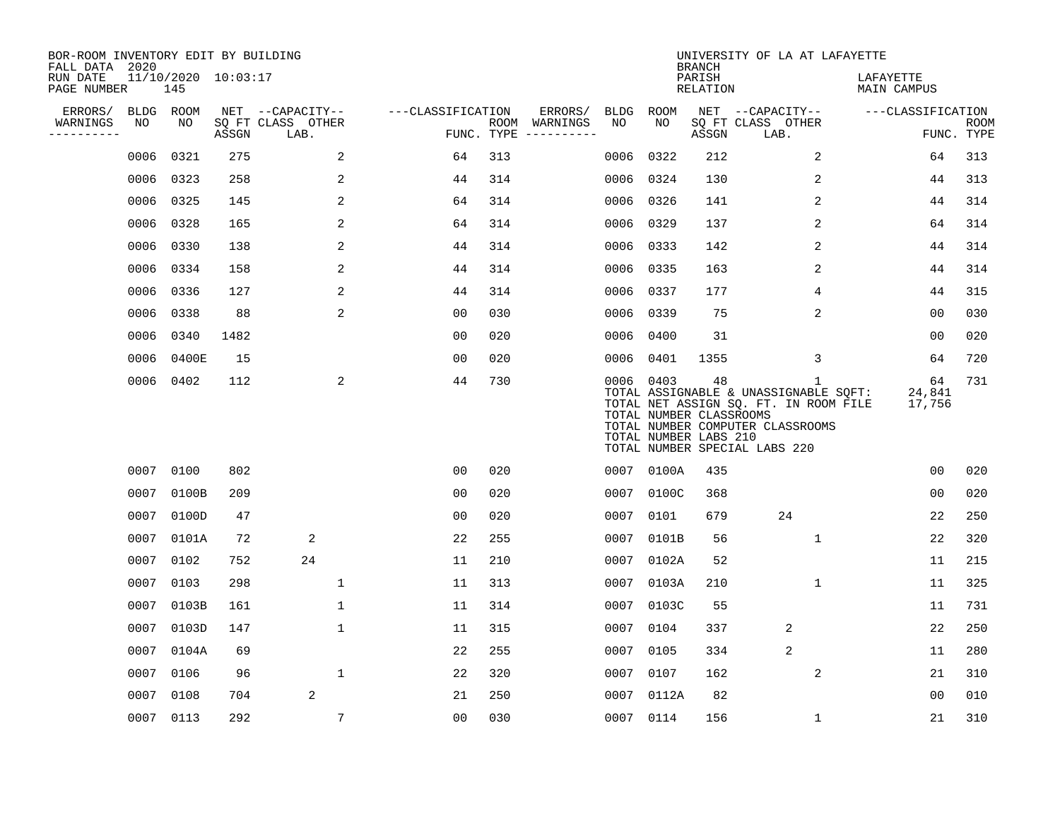BOR-ROOM INVENTORY EDIT BY BUILDING
FALL DATA 2020
RUN DATE 11/10/2020 10:03:17
PAGE NUMBER 145

UNIVERSITY OF LA AT LAFAYETTE
BRANCH
PARISH LAFAYETTE
RELATION MAIN CAMPUS

| ERRORS/ WARNINGS | BLDG NO | ROOM NO | NET ASSGN SQ FT | CAPACITY CLASS LAB. | CAPACITY OTHER | CLASSIFICATION FUNC. | ROOM TYPE | ERRORS/ WARNINGS | BLDG NO | ROOM NO | NET ASSGN SQ FT | CAPACITY CLASS LAB. | CAPACITY OTHER | CLASSIFICATION FUNC. | ROOM TYPE |
|---|---|---|---|---|---|---|---|---|---|---|---|---|---|---|---|
| | 0006 | 0321 | 275 | | 2 | 64 | 313 | | 0006 | 0322 | 212 | | 2 | 64 | 313 |
| | 0006 | 0323 | 258 | | 2 | 44 | 314 | | 0006 | 0324 | 130 | | 2 | 44 | 313 |
| | 0006 | 0325 | 145 | | 2 | 64 | 314 | | 0006 | 0326 | 141 | | 2 | 44 | 314 |
| | 0006 | 0328 | 165 | | 2 | 64 | 314 | | 0006 | 0329 | 137 | | 2 | 64 | 314 |
| | 0006 | 0330 | 138 | | 2 | 44 | 314 | | 0006 | 0333 | 142 | | 2 | 44 | 314 |
| | 0006 | 0334 | 158 | | 2 | 44 | 314 | | 0006 | 0335 | 163 | | 2 | 44 | 314 |
| | 0006 | 0336 | 127 | | 2 | 44 | 314 | | 0006 | 0337 | 177 | | 4 | 44 | 315 |
| | 0006 | 0338 | 88 | | 2 | 00 | 030 | | 0006 | 0339 | 75 | | 2 | 00 | 030 |
| | 0006 | 0340 | 1482 | | | 00 | 020 | | 0006 | 0400 | 31 | | | 00 | 020 |
| | 0006 | 0400E | 15 | | | 00 | 020 | | 0006 | 0401 | 1355 | | 3 | 64 | 720 |
| | 0006 | 0402 | 112 | | 2 | 44 | 730 | | 0006 | 0403 | 48 | | 1 | 64 | 731 |

TOTAL ASSIGNABLE & UNASSIGNABLE SQFT: 24,841
TOTAL NET ASSIGN SQ. FT. IN ROOM FILE 17,756
TOTAL NUMBER CLASSROOMS
TOTAL NUMBER COMPUTER CLASSROOMS
TOTAL NUMBER LABS 210
TOTAL NUMBER SPECIAL LABS 220

| ERRORS/ WARNINGS | BLDG NO | ROOM NO | NET ASSGN SQ FT | CAPACITY CLASS LAB. | CAPACITY OTHER | CLASSIFICATION FUNC. | ROOM TYPE | ERRORS/ WARNINGS | BLDG NO | ROOM NO | NET ASSGN SQ FT | CAPACITY CLASS LAB. | CAPACITY OTHER | CLASSIFICATION FUNC. | ROOM TYPE |
|---|---|---|---|---|---|---|---|---|---|---|---|---|---|---|---|
| | 0007 | 0100 | 802 | | | 00 | 020 | | 0007 | 0100A | 435 | | | 00 | 020 |
| | 0007 | 0100B | 209 | | | 00 | 020 | | 0007 | 0100C | 368 | | | 00 | 020 |
| | 0007 | 0100D | 47 | | | 00 | 020 | | 0007 | 0101 | 679 | 24 | | 22 | 250 |
| | 0007 | 0101A | 72 | 2 | | 22 | 255 | | 0007 | 0101B | 56 | | 1 | 22 | 320 |
| | 0007 | 0102 | 752 | 24 | | 11 | 210 | | 0007 | 0102A | 52 | | | 11 | 215 |
| | 0007 | 0103 | 298 | | 1 | 11 | 313 | | 0007 | 0103A | 210 | | 1 | 11 | 325 |
| | 0007 | 0103B | 161 | | 1 | 11 | 314 | | 0007 | 0103C | 55 | | | 11 | 731 |
| | 0007 | 0103D | 147 | | 1 | 11 | 315 | | 0007 | 0104 | 337 | 2 | | 22 | 250 |
| | 0007 | 0104A | 69 | | | 22 | 255 | | 0007 | 0105 | 334 | 2 | | 11 | 280 |
| | 0007 | 0106 | 96 | | 1 | 22 | 320 | | 0007 | 0107 | 162 | | 2 | 21 | 310 |
| | 0007 | 0108 | 704 | 2 | | 21 | 250 | | 0007 | 0112A | 82 | | | 00 | 010 |
| | 0007 | 0113 | 292 | | 7 | 00 | 030 | | 0007 | 0114 | 156 | | 1 | 21 | 310 |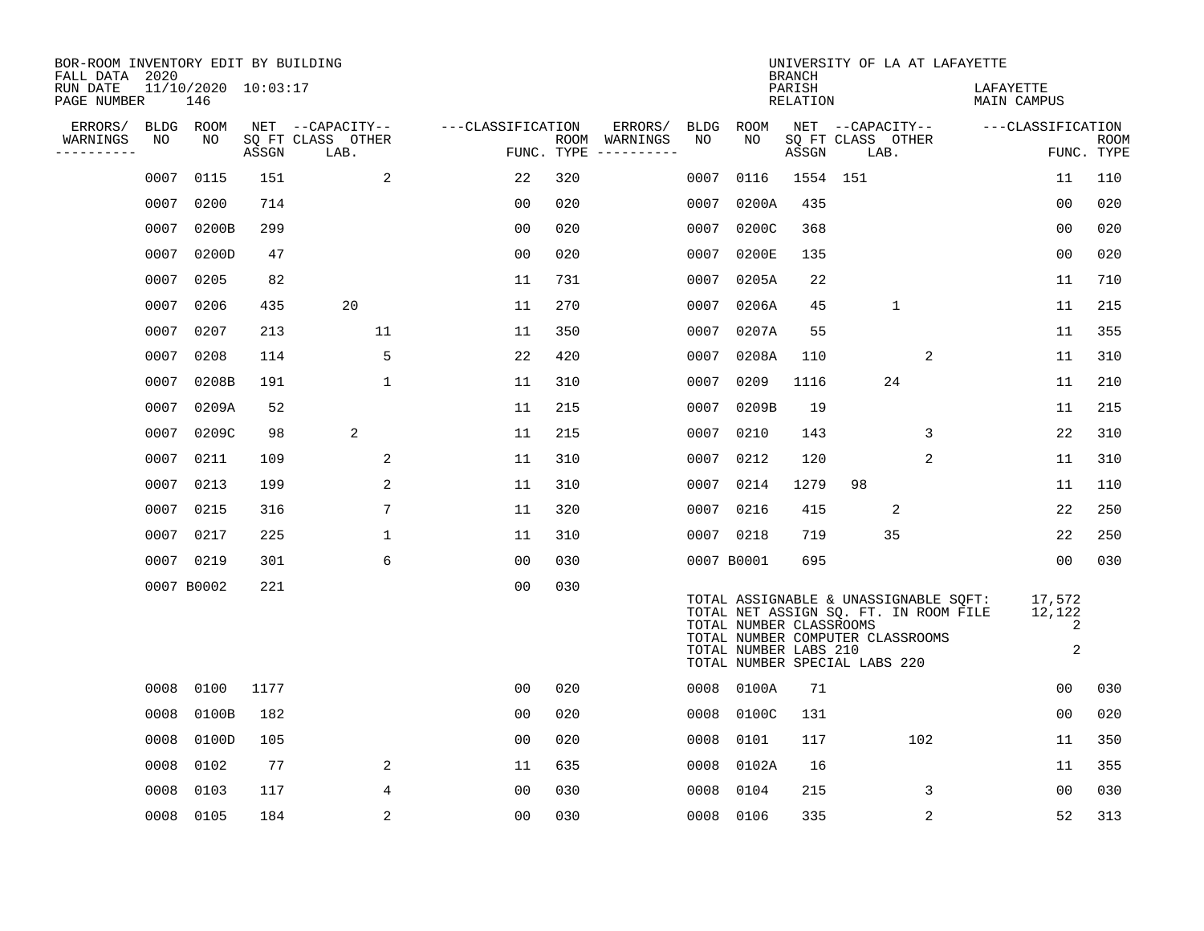BOR-ROOM INVENTORY EDIT BY BUILDING
FALL DATA 2020
RUN DATE 11/10/2020 10:03:17
PAGE NUMBER 146

UNIVERSITY OF LA AT LAFAYETTE
BRANCH
PARISH LAFAYETTE
RELATION MAIN CAMPUS

| ERRORS/ WARNINGS | BLDG NO | ROOM NO | NET SQ FT ASSGN | CAPACITY CLASS LAB. | CAPACITY OTHER | CLASSIFICATION FUNC. | ROOM TYPE | ERRORS/ WARNINGS | BLDG NO | ROOM NO | NET SQ FT ASSGN | CAPACITY CLASS LAB. | CAPACITY OTHER | CLASSIFICATION FUNC. | ROOM TYPE |
|---|---|---|---|---|---|---|---|---|---|---|---|---|---|---|---|
| | 0007 | 0115 | 151 | | 2 | 22 | 320 | | 0007 | 0116 | 1554 | 151 | | 11 | 110 |
| | 0007 | 0200 | 714 | | | 00 | 020 | | 0007 | 0200A | 435 | | | 00 | 020 |
| | 0007 | 0200B | 299 | | | 00 | 020 | | 0007 | 0200C | 368 | | | 00 | 020 |
| | 0007 | 0200D | 47 | | | 00 | 020 | | 0007 | 0200E | 135 | | | 00 | 020 |
| | 0007 | 0205 | 82 | | | 11 | 731 | | 0007 | 0205A | 22 | | | 11 | 710 |
| | 0007 | 0206 | 435 | 20 | | 11 | 270 | | 0007 | 0206A | 45 | 1 | | 11 | 215 |
| | 0007 | 0207 | 213 | | 11 | 11 | 350 | | 0007 | 0207A | 55 | | | 11 | 355 |
| | 0007 | 0208 | 114 | | 5 | 22 | 420 | | 0007 | 0208A | 110 | | 2 | 11 | 310 |
| | 0007 | 0208B | 191 | | 1 | 11 | 310 | | 0007 | 0209 | 1116 | 24 | | 11 | 210 |
| | 0007 | 0209A | 52 | | | 11 | 215 | | 0007 | 0209B | 19 | | | 11 | 215 |
| | 0007 | 0209C | 98 | 2 | | 11 | 215 | | 0007 | 0210 | 143 | | 3 | 22 | 310 |
| | 0007 | 0211 | 109 | | 2 | 11 | 310 | | 0007 | 0212 | 120 | | 2 | 11 | 310 |
| | 0007 | 0213 | 199 | | 2 | 11 | 310 | | 0007 | 0214 | 1279 | 98 | | 11 | 110 |
| | 0007 | 0215 | 316 | | 7 | 11 | 320 | | 0007 | 0216 | 415 | 2 | | 22 | 250 |
| | 0007 | 0217 | 225 | | 1 | 11 | 310 | | 0007 | 0218 | 719 | 35 | | 22 | 250 |
| | 0007 | 0219 | 301 | | 6 | 00 | 030 | | 0007 | B0001 | 695 | | | 00 | 030 |
| | 0007 | B0002 | 221 | | | 00 | 030 | | | | | | | | |

TOTAL ASSIGNABLE & UNASSIGNABLE SQFT: 17,572
TOTAL NET ASSIGN SQ. FT. IN ROOM FILE 12,122
TOTAL NUMBER CLASSROOMS 2
TOTAL NUMBER COMPUTER CLASSROOMS
TOTAL NUMBER LABS 210 2
TOTAL NUMBER SPECIAL LABS 220

| ERRORS/ WARNINGS | BLDG NO | ROOM NO | NET SQ FT ASSGN | CAPACITY CLASS LAB. | CAPACITY OTHER | CLASSIFICATION FUNC. | ROOM TYPE | ERRORS/ WARNINGS | BLDG NO | ROOM NO | NET SQ FT ASSGN | CAPACITY CLASS LAB. | CAPACITY OTHER | CLASSIFICATION FUNC. | ROOM TYPE |
|---|---|---|---|---|---|---|---|---|---|---|---|---|---|---|---|
| | 0008 | 0100 | 1177 | | | 00 | 020 | | 0008 | 0100A | 71 | | | 00 | 030 |
| | 0008 | 0100B | 182 | | | 00 | 020 | | 0008 | 0100C | 131 | | | 00 | 020 |
| | 0008 | 0100D | 105 | | | 00 | 020 | | 0008 | 0101 | 117 | | 102 | 11 | 350 |
| | 0008 | 0102 | 77 | | 2 | 11 | 635 | | 0008 | 0102A | 16 | | | 11 | 355 |
| | 0008 | 0103 | 117 | | 4 | 00 | 030 | | 0008 | 0104 | 215 | | 3 | 00 | 030 |
| | 0008 | 0105 | 184 | | 2 | 00 | 030 | | 0008 | 0106 | 335 | | 2 | 52 | 313 |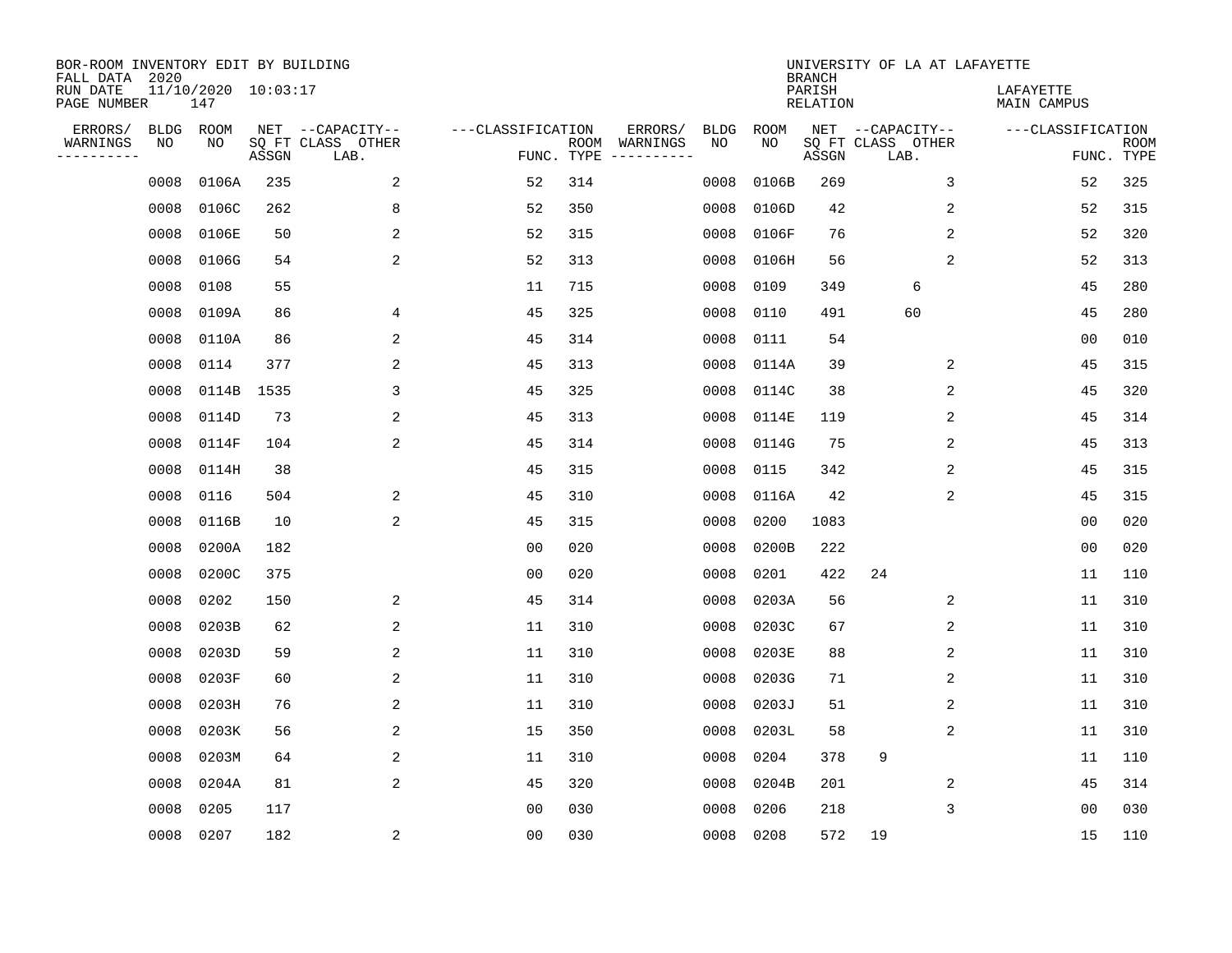BOR-ROOM INVENTORY EDIT BY BUILDING
FALL DATA 2020
RUN DATE 11/10/2020 10:03:17
PAGE NUMBER 147

UNIVERSITY OF LA AT LAFAYETTE
BRANCH
PARISH LAFAYETTE
RELATION MAIN CAMPUS

| ERRORS/ WARNINGS | BLDG NO | ROOM NO | NET SQ FT ASSGN | CAPACITY CLASS LAB. | CAPACITY OTHER | CLASSIFICATION FUNC. | ROOM TYPE | ERRORS/ WARNINGS | BLDG NO | ROOM NO | NET SQ FT ASSGN | CAPACITY CLASS LAB. | CAPACITY OTHER | CLASSIFICATION FUNC. | ROOM TYPE |
|---|---|---|---|---|---|---|---|---|---|---|---|---|---|---|---|
| | 0008 | 0106A | 235 | | 2 | 52 | 314 | | 0008 | 0106B | 269 | | 3 | 52 | 325 |
| | 0008 | 0106C | 262 | | 8 | 52 | 350 | | 0008 | 0106D | 42 | | 2 | 52 | 315 |
| | 0008 | 0106E | 50 | | 2 | 52 | 315 | | 0008 | 0106F | 76 | | 2 | 52 | 320 |
| | 0008 | 0106G | 54 | | 2 | 52 | 313 | | 0008 | 0106H | 56 | | 2 | 52 | 313 |
| | 0008 | 0108 | 55 | | | 11 | 715 | | 0008 | 0109 | 349 | 6 | | 45 | 280 |
| | 0008 | 0109A | 86 | | 4 | 45 | 325 | | 0008 | 0110 | 491 | 60 | | 45 | 280 |
| | 0008 | 0110A | 86 | | 2 | 45 | 314 | | 0008 | 0111 | 54 | | | 00 | 010 |
| | 0008 | 0114 | 377 | | 2 | 45 | 313 | | 0008 | 0114A | 39 | | 2 | 45 | 315 |
| | 0008 | 0114B | 1535 | | 3 | 45 | 325 | | 0008 | 0114C | 38 | | 2 | 45 | 320 |
| | 0008 | 0114D | 73 | | 2 | 45 | 313 | | 0008 | 0114E | 119 | | 2 | 45 | 314 |
| | 0008 | 0114F | 104 | | 2 | 45 | 314 | | 0008 | 0114G | 75 | | 2 | 45 | 313 |
| | 0008 | 0114H | 38 | | | 45 | 315 | | 0008 | 0115 | 342 | | 2 | 45 | 315 |
| | 0008 | 0116 | 504 | | 2 | 45 | 310 | | 0008 | 0116A | 42 | | 2 | 45 | 315 |
| | 0008 | 0116B | 10 | | 2 | 45 | 315 | | 0008 | 0200 | 1083 | | | 00 | 020 |
| | 0008 | 0200A | 182 | | | 00 | 020 | | 0008 | 0200B | 222 | | | 00 | 020 |
| | 0008 | 0200C | 375 | | | 00 | 020 | | 0008 | 0201 | 422 | 24 | | 11 | 110 |
| | 0008 | 0202 | 150 | | 2 | 45 | 314 | | 0008 | 0203A | 56 | | 2 | 11 | 310 |
| | 0008 | 0203B | 62 | | 2 | 11 | 310 | | 0008 | 0203C | 67 | | 2 | 11 | 310 |
| | 0008 | 0203D | 59 | | 2 | 11 | 310 | | 0008 | 0203E | 88 | | 2 | 11 | 310 |
| | 0008 | 0203F | 60 | | 2 | 11 | 310 | | 0008 | 0203G | 71 | | 2 | 11 | 310 |
| | 0008 | 0203H | 76 | | 2 | 11 | 310 | | 0008 | 0203J | 51 | | 2 | 11 | 310 |
| | 0008 | 0203K | 56 | | 2 | 15 | 350 | | 0008 | 0203L | 58 | | 2 | 11 | 310 |
| | 0008 | 0203M | 64 | | 2 | 11 | 310 | | 0008 | 0204 | 378 | 9 | | 11 | 110 |
| | 0008 | 0204A | 81 | | 2 | 45 | 320 | | 0008 | 0204B | 201 | | 2 | 45 | 314 |
| | 0008 | 0205 | 117 | | | 00 | 030 | | 0008 | 0206 | 218 | | 3 | 00 | 030 |
| | 0008 | 0207 | 182 | | 2 | 00 | 030 | | 0008 | 0208 | 572 | 19 | | 15 | 110 |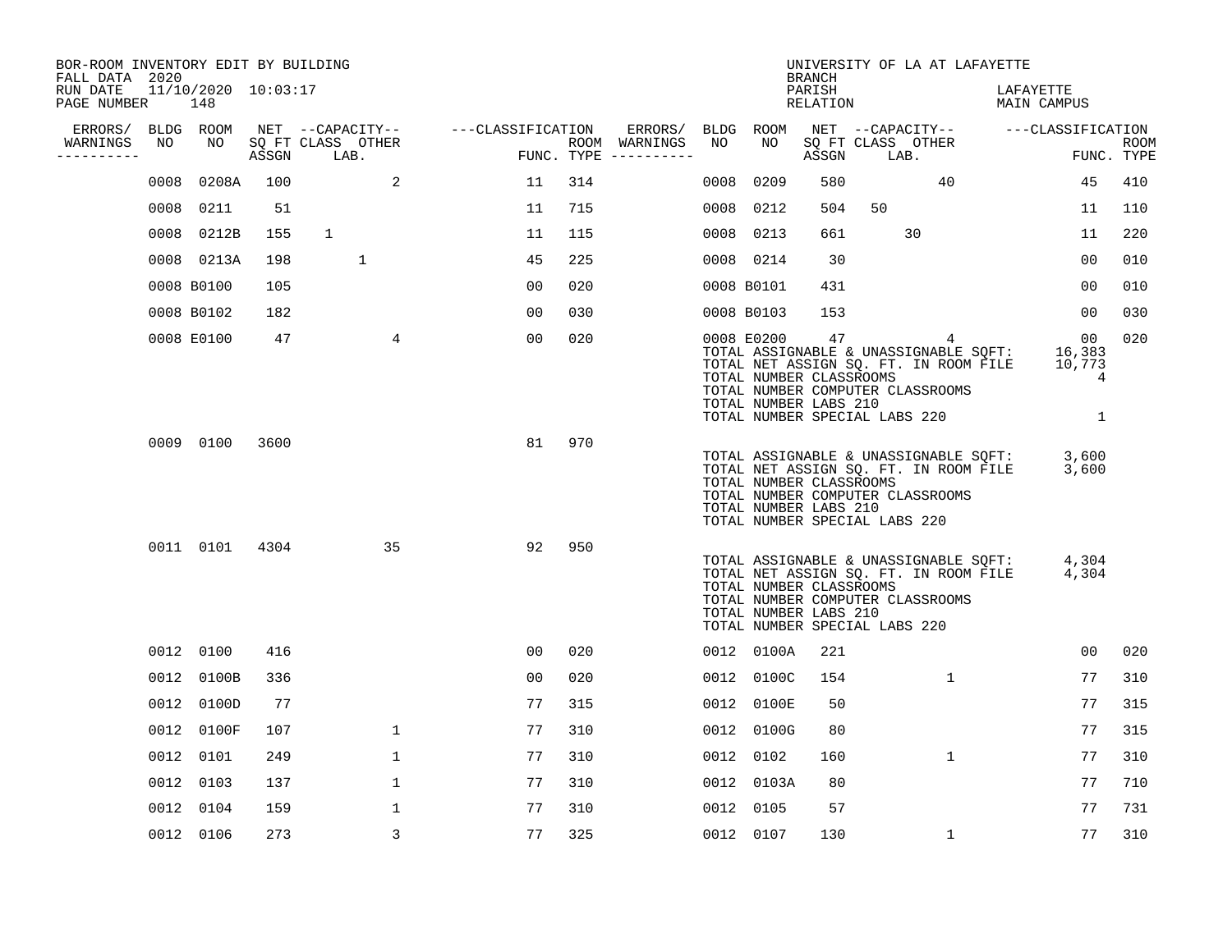BOR-ROOM INVENTORY EDIT BY BUILDING
FALL DATA 2020
RUN DATE 11/10/2020 10:03:17
PAGE NUMBER 148

UNIVERSITY OF LA AT LAFAYETTE
BRANCH
PARISH LAFAYETTE
RELATION MAIN CAMPUS

| ERRORS/ WARNINGS | BLDG NO | ROOM NO | NET SQ FT ASSGN | CAPACITY CLASS LAB. | CAPACITY OTHER | CLASSIFICATION FUNC. | ROOM TYPE | ERRORS/ WARNINGS | BLDG NO | ROOM NO | NET SQ FT ASSGN | CAPACITY CLASS LAB. | CAPACITY OTHER | CLASSIFICATION FUNC. | ROOM TYPE |
|---|---|---|---|---|---|---|---|---|---|---|---|---|---|---|---|
| | 0008 | 0208A | 100 | | 2 | 11 | 314 | | 0008 | 0209 | 580 | | 40 | 45 | 410 |
| | 0008 | 0211 | 51 | | | 11 | 715 | | 0008 | 0212 | 504 | 50 | | 11 | 110 |
| | 0008 | 0212B | 155 | 1 | | 11 | 115 | | 0008 | 0213 | 661 | 30 | | 11 | 220 |
| | 0008 | 0213A | 198 | 1 | | 45 | 225 | | 0008 | 0214 | 30 | | | 00 | 010 |
| | 0008 | B0100 | 105 | | | 00 | 020 | | 0008 | B0101 | 431 | | | 00 | 010 |
| | 0008 | B0102 | 182 | | | 00 | 030 | | 0008 | B0103 | 153 | | | 00 | 030 |
| | 0008 | E0100 | 47 | | 4 | 00 | 020 | | 0008 | E0200 | 47 | | 4 | 00 | 020 |

TOTAL ASSIGNABLE & UNASSIGNABLE SQFT: 16,383
TOTAL NET ASSIGN SQ. FT. IN ROOM FILE 10,773
TOTAL NUMBER CLASSROOMS 4
TOTAL NUMBER COMPUTER CLASSROOMS
TOTAL NUMBER LABS 210
TOTAL NUMBER SPECIAL LABS 220 1

| ERRORS/ WARNINGS | BLDG NO | ROOM NO | NET SQ FT ASSGN | CAPACITY CLASS LAB. | CAPACITY OTHER | CLASSIFICATION FUNC. | ROOM TYPE |
|---|---|---|---|---|---|---|---|
| | 0009 | 0100 | 3600 | | | 81 | 970 |

TOTAL ASSIGNABLE & UNASSIGNABLE SQFT: 3,600
TOTAL NET ASSIGN SQ. FT. IN ROOM FILE 3,600
TOTAL NUMBER CLASSROOMS
TOTAL NUMBER COMPUTER CLASSROOMS
TOTAL NUMBER LABS 210
TOTAL NUMBER SPECIAL LABS 220

| ERRORS/ WARNINGS | BLDG NO | ROOM NO | NET SQ FT ASSGN | CAPACITY CLASS LAB. | CAPACITY OTHER | CLASSIFICATION FUNC. | ROOM TYPE |
|---|---|---|---|---|---|---|---|
| | 0011 | 0101 | 4304 | | 35 | 92 | 950 |

TOTAL ASSIGNABLE & UNASSIGNABLE SQFT: 4,304
TOTAL NET ASSIGN SQ. FT. IN ROOM FILE 4,304
TOTAL NUMBER CLASSROOMS
TOTAL NUMBER COMPUTER CLASSROOMS
TOTAL NUMBER LABS 210
TOTAL NUMBER SPECIAL LABS 220

| ERRORS/ WARNINGS | BLDG NO | ROOM NO | NET SQ FT ASSGN | CAPACITY CLASS LAB. | CAPACITY OTHER | CLASSIFICATION FUNC. | ROOM TYPE | ERRORS/ WARNINGS | BLDG NO | ROOM NO | NET SQ FT ASSGN | CAPACITY CLASS LAB. | CAPACITY OTHER | CLASSIFICATION FUNC. | ROOM TYPE |
|---|---|---|---|---|---|---|---|---|---|---|---|---|---|---|---|
| | 0012 | 0100 | 416 | | | 00 | 020 | | 0012 | 0100A | 221 | | | 00 | 020 |
| | 0012 | 0100B | 336 | | | 00 | 020 | | 0012 | 0100C | 154 | | 1 | 77 | 310 |
| | 0012 | 0100D | 77 | | | 77 | 315 | | 0012 | 0100E | 50 | | | 77 | 315 |
| | 0012 | 0100F | 107 | | 1 | 77 | 310 | | 0012 | 0100G | 80 | | | 77 | 315 |
| | 0012 | 0101 | 249 | | 1 | 77 | 310 | | 0012 | 0102 | 160 | | 1 | 77 | 310 |
| | 0012 | 0103 | 137 | | 1 | 77 | 310 | | 0012 | 0103A | 80 | | | 77 | 710 |
| | 0012 | 0104 | 159 | | 1 | 77 | 310 | | 0012 | 0105 | 57 | | | 77 | 731 |
| | 0012 | 0106 | 273 | | 3 | 77 | 325 | | 0012 | 0107 | 130 | | 1 | 77 | 310 |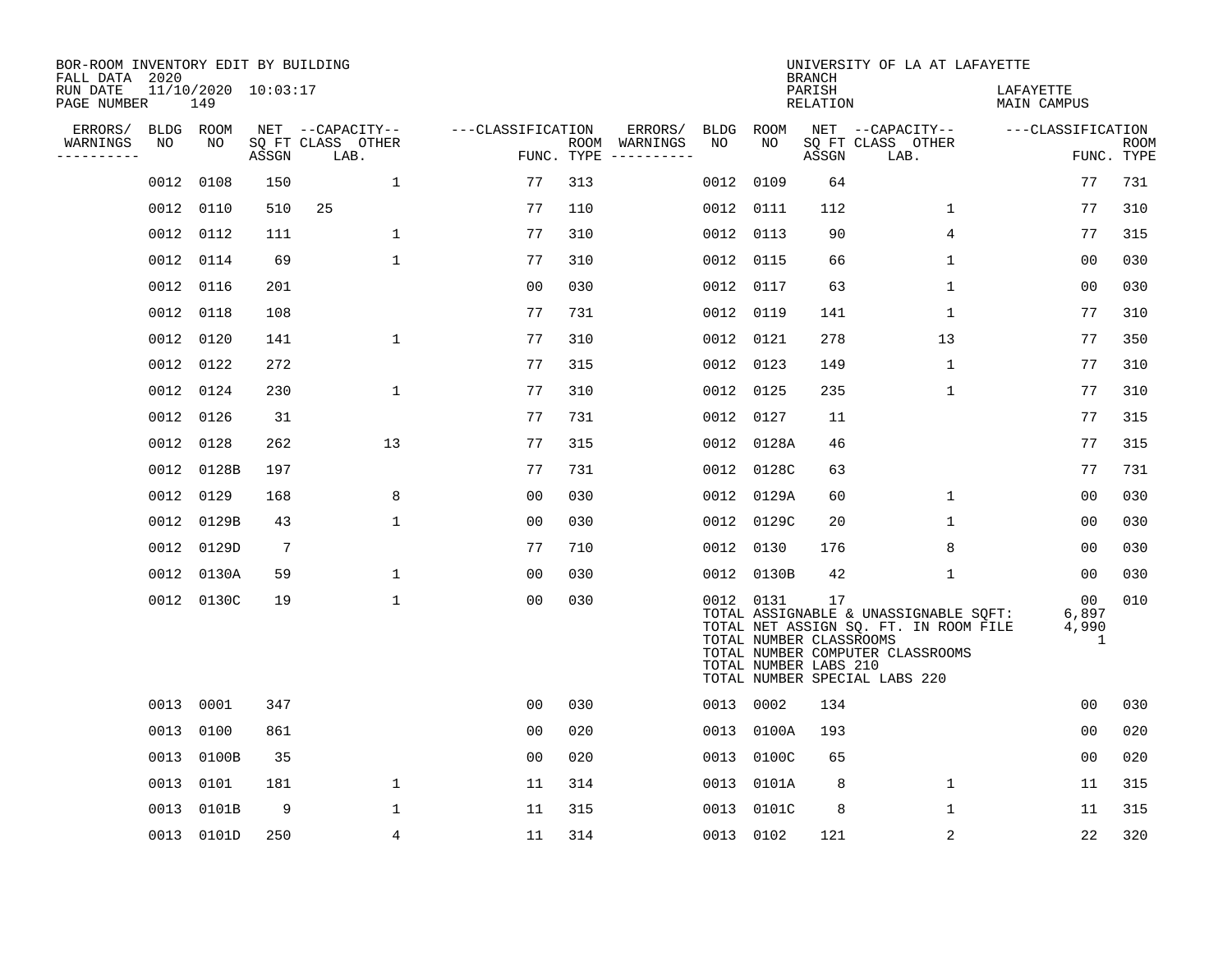BOR-ROOM INVENTORY EDIT BY BUILDING
FALL DATA 2020
RUN DATE 11/10/2020 10:03:17
PAGE NUMBER 149

UNIVERSITY OF LA AT LAFAYETTE
BRANCH
PARISH LAFAYETTE
RELATION MAIN CAMPUS

| ERRORS/ WARNINGS | BLDG NO | ROOM NO | NET SQ FT ASSGN | CAPACITY CLASS | CAPACITY LAB. | CAPACITY OTHER | CLASSIFICATION FUNC. | ROOM TYPE | ERRORS/ WARNINGS | BLDG NO | ROOM NO | NET SQ FT ASSGN | CAPACITY CLASS | CAPACITY LAB. | CAPACITY OTHER | CLASSIFICATION FUNC. | ROOM TYPE |
|---|---|---|---|---|---|---|---|---|---|---|---|---|---|---|---|---|---|
| | 0012 | 0108 | 150 | | | 1 | 77 | 313 | | 0012 | 0109 | 64 | | | | 77 | 731 |
| | 0012 | 0110 | 510 | 25 | | | 77 | 110 | | 0012 | 0111 | 112 | | | 1 | 77 | 310 |
| | 0012 | 0112 | 111 | | | 1 | 77 | 310 | | 0012 | 0113 | 90 | | | 4 | 77 | 315 |
| | 0012 | 0114 | 69 | | | 1 | 77 | 310 | | 0012 | 0115 | 66 | | | 1 | 00 | 030 |
| | 0012 | 0116 | 201 | | | | 00 | 030 | | 0012 | 0117 | 63 | | | 1 | 00 | 030 |
| | 0012 | 0118 | 108 | | | | 77 | 731 | | 0012 | 0119 | 141 | | | 1 | 77 | 310 |
| | 0012 | 0120 | 141 | | | 1 | 77 | 310 | | 0012 | 0121 | 278 | | | 13 | 77 | 350 |
| | 0012 | 0122 | 272 | | | | 77 | 315 | | 0012 | 0123 | 149 | | | 1 | 77 | 310 |
| | 0012 | 0124 | 230 | | | 1 | 77 | 310 | | 0012 | 0125 | 235 | | | 1 | 77 | 310 |
| | 0012 | 0126 | 31 | | | | 77 | 731 | | 0012 | 0127 | 11 | | | | 77 | 315 |
| | 0012 | 0128 | 262 | | | 13 | 77 | 315 | | 0012 | 0128A | 46 | | | | 77 | 315 |
| | 0012 | 0128B | 197 | | | | 77 | 731 | | 0012 | 0128C | 63 | | | | 77 | 731 |
| | 0012 | 0129 | 168 | | | 8 | 00 | 030 | | 0012 | 0129A | 60 | | | 1 | 00 | 030 |
| | 0012 | 0129B | 43 | | | 1 | 00 | 030 | | 0012 | 0129C | 20 | | | 1 | 00 | 030 |
| | 0012 | 0129D | 7 | | | | 77 | 710 | | 0012 | 0130 | 176 | | | 8 | 00 | 030 |
| | 0012 | 0130A | 59 | | | 1 | 00 | 030 | | 0012 | 0130B | 42 | | | 1 | 00 | 030 |
| | 0012 | 0130C | 19 | | | 1 | 00 | 030 | | 0012 | 0131 | 17 | | | | 00 | 010 |

TOTAL ASSIGNABLE & UNASSIGNABLE SQFT: 6,897
TOTAL NET ASSIGN SQ. FT. IN ROOM FILE 4,990
TOTAL NUMBER CLASSROOMS 1
TOTAL NUMBER COMPUTER CLASSROOMS
TOTAL NUMBER LABS 210
TOTAL NUMBER SPECIAL LABS 220

| ERRORS/ WARNINGS | BLDG NO | ROOM NO | NET SQ FT ASSGN | CAPACITY CLASS | CAPACITY LAB. | CAPACITY OTHER | CLASSIFICATION FUNC. | ROOM TYPE | ERRORS/ WARNINGS | BLDG NO | ROOM NO | NET SQ FT ASSGN | CAPACITY CLASS | CAPACITY LAB. | CAPACITY OTHER | CLASSIFICATION FUNC. | ROOM TYPE |
|---|---|---|---|---|---|---|---|---|---|---|---|---|---|---|---|---|---|
| | 0013 | 0001 | 347 | | | | 00 | 030 | | 0013 | 0002 | 134 | | | | 00 | 030 |
| | 0013 | 0100 | 861 | | | | 00 | 020 | | 0013 | 0100A | 193 | | | | 00 | 020 |
| | 0013 | 0100B | 35 | | | | 00 | 020 | | 0013 | 0100C | 65 | | | | 00 | 020 |
| | 0013 | 0101 | 181 | | | 1 | 11 | 314 | | 0013 | 0101A | 8 | | | 1 | 11 | 315 |
| | 0013 | 0101B | 9 | | | 1 | 11 | 315 | | 0013 | 0101C | 8 | | | 1 | 11 | 315 |
| | 0013 | 0101D | 250 | | | 4 | 11 | 314 | | 0013 | 0102 | 121 | | | 2 | 22 | 320 |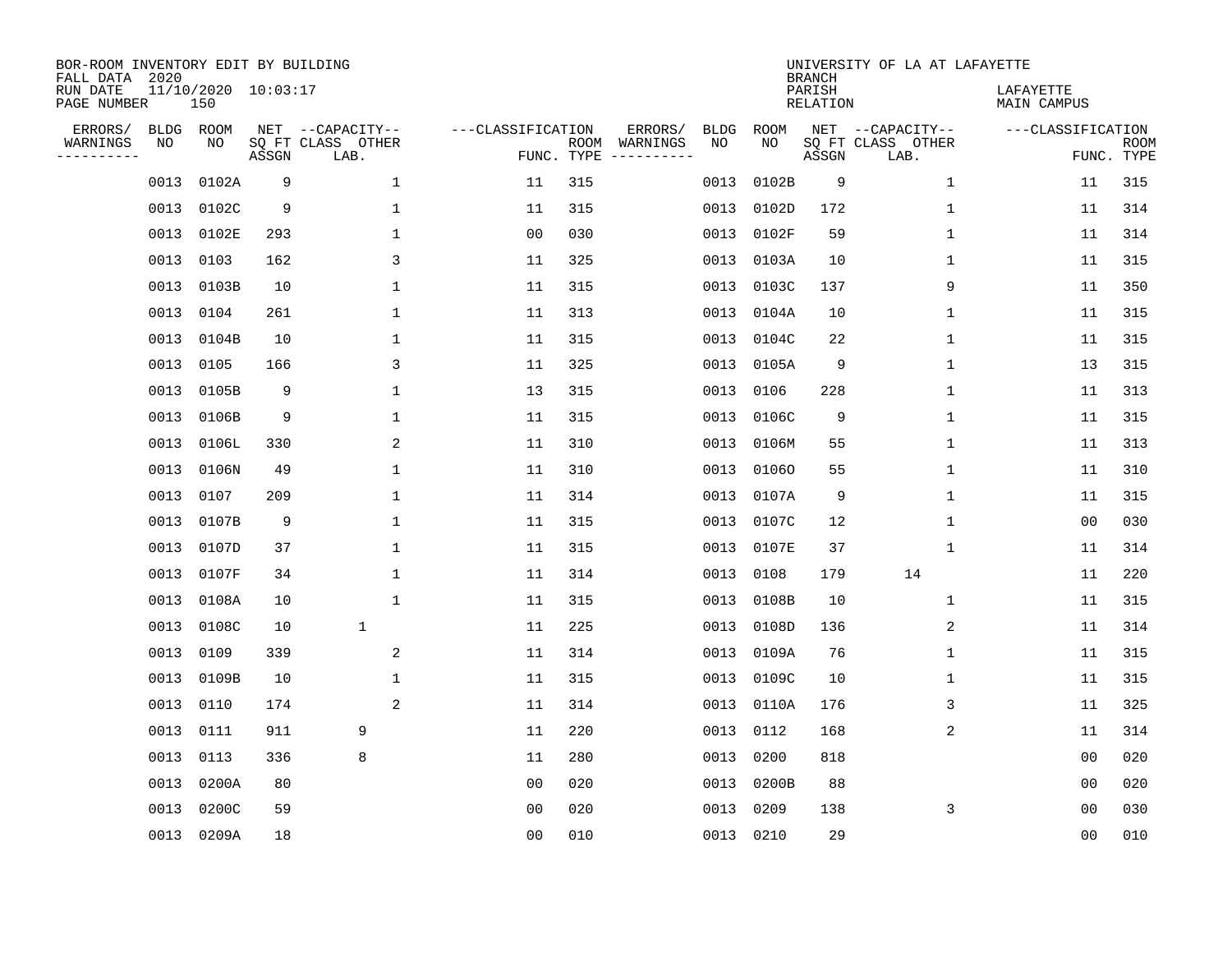BOR-ROOM INVENTORY EDIT BY BUILDING
FALL DATA 2020
RUN DATE 11/10/2020 10:03:17
PAGE NUMBER 150

UNIVERSITY OF LA AT LAFAYETTE
BRANCH
PARISH LAFAYETTE
RELATION MAIN CAMPUS

| ERRORS/ WARNINGS | BLDG NO | ROOM NO | NET SQ FT ASSGN | --CAPACITY-- CLASS LAB. | OTHER | ---CLASSIFICATION FUNC. | ROOM TYPE | ERRORS/ WARNINGS | BLDG NO | ROOM NO | NET SQ FT ASSGN | --CAPACITY-- CLASS LAB. | OTHER | ---CLASSIFICATION FUNC. | ROOM TYPE |
|---|---|---|---|---|---|---|---|---|---|---|---|---|---|---|---|
| | 0013 | 0102A | 9 | | 1 | 11 | 315 | | 0013 | 0102B | 9 | | 1 | 11 | 315 |
| | 0013 | 0102C | 9 | | 1 | 11 | 315 | | 0013 | 0102D | 172 | | 1 | 11 | 314 |
| | 0013 | 0102E | 293 | | 1 | 00 | 030 | | 0013 | 0102F | 59 | | 1 | 11 | 314 |
| | 0013 | 0103 | 162 | | 3 | 11 | 325 | | 0013 | 0103A | 10 | | 1 | 11 | 315 |
| | 0013 | 0103B | 10 | | 1 | 11 | 315 | | 0013 | 0103C | 137 | | 9 | 11 | 350 |
| | 0013 | 0104 | 261 | | 1 | 11 | 313 | | 0013 | 0104A | 10 | | 1 | 11 | 315 |
| | 0013 | 0104B | 10 | | 1 | 11 | 315 | | 0013 | 0104C | 22 | | 1 | 11 | 315 |
| | 0013 | 0105 | 166 | | 3 | 11 | 325 | | 0013 | 0105A | 9 | | 1 | 13 | 315 |
| | 0013 | 0105B | 9 | | 1 | 13 | 315 | | 0013 | 0106 | 228 | | 1 | 11 | 313 |
| | 0013 | 0106B | 9 | | 1 | 11 | 315 | | 0013 | 0106C | 9 | | 1 | 11 | 315 |
| | 0013 | 0106L | 330 | | 2 | 11 | 310 | | 0013 | 0106M | 55 | | 1 | 11 | 313 |
| | 0013 | 0106N | 49 | | 1 | 11 | 310 | | 0013 | 0106O | 55 | | 1 | 11 | 310 |
| | 0013 | 0107 | 209 | | 1 | 11 | 314 | | 0013 | 0107A | 9 | | 1 | 11 | 315 |
| | 0013 | 0107B | 9 | | 1 | 11 | 315 | | 0013 | 0107C | 12 | | 1 | 00 | 030 |
| | 0013 | 0107D | 37 | | 1 | 11 | 315 | | 0013 | 0107E | 37 | | 1 | 11 | 314 |
| | 0013 | 0107F | 34 | | 1 | 11 | 314 | | 0013 | 0108 | 179 | 14 | | 11 | 220 |
| | 0013 | 0108A | 10 | | 1 | 11 | 315 | | 0013 | 0108B | 10 | | 1 | 11 | 315 |
| | 0013 | 0108C | 10 | 1 | | 11 | 225 | | 0013 | 0108D | 136 | | 2 | 11 | 314 |
| | 0013 | 0109 | 339 | | 2 | 11 | 314 | | 0013 | 0109A | 76 | | 1 | 11 | 315 |
| | 0013 | 0109B | 10 | | 1 | 11 | 315 | | 0013 | 0109C | 10 | | 1 | 11 | 315 |
| | 0013 | 0110 | 174 | | 2 | 11 | 314 | | 0013 | 0110A | 176 | | 3 | 11 | 325 |
| | 0013 | 0111 | 911 | 9 | | 11 | 220 | | 0013 | 0112 | 168 | | 2 | 11 | 314 |
| | 0013 | 0113 | 336 | 8 | | 11 | 280 | | 0013 | 0200 | 818 | | | 00 | 020 |
| | 0013 | 0200A | 80 | | | 00 | 020 | | 0013 | 0200B | 88 | | | 00 | 020 |
| | 0013 | 0200C | 59 | | | 00 | 020 | | 0013 | 0209 | 138 | | 3 | 00 | 030 |
| | 0013 | 0209A | 18 | | | 00 | 010 | | 0013 | 0210 | 29 | | | 00 | 010 |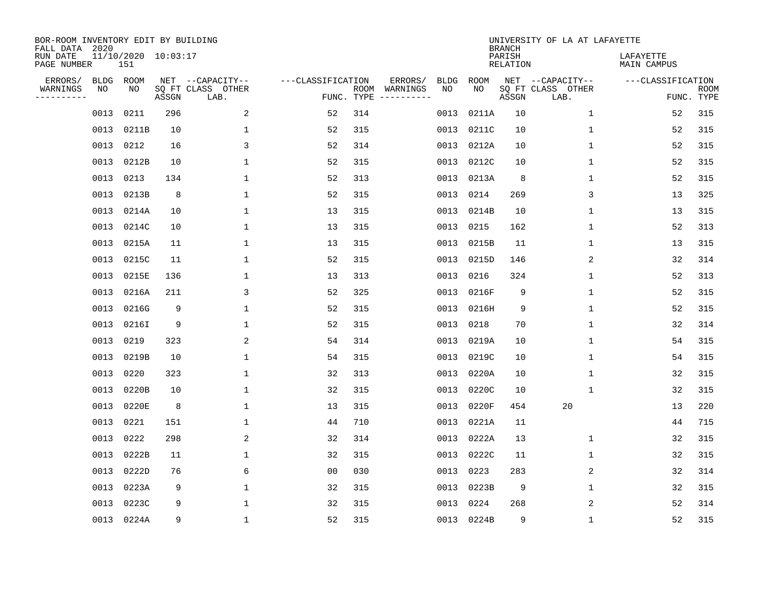BOR-ROOM INVENTORY EDIT BY BUILDING
FALL DATA 2020
RUN DATE 11/10/2020 10:03:17
PAGE NUMBER 151

UNIVERSITY OF LA AT LAFAYETTE
BRANCH
PARISH LAFAYETTE
RELATION MAIN CAMPUS

| ERRORS/ WARNINGS | BLDG NO | ROOM NO | NET SQ FT ASSGN | CAPACITY CLASS LAB. | CAPACITY OTHER | CLASSIFICATION FUNC. | ROOM TYPE | ERRORS/ WARNINGS | BLDG NO | ROOM NO | NET SQ FT ASSGN | CAPACITY CLASS LAB. | CAPACITY OTHER | CLASSIFICATION FUNC. | ROOM TYPE |
|---|---|---|---|---|---|---|---|---|---|---|---|---|---|---|---|
| | 0013 | 0211 | 296 | | 2 | 52 | 314 | | 0013 | 0211A | 10 | | 1 | 52 | 315 |
| | 0013 | 0211B | 10 | | 1 | 52 | 315 | | 0013 | 0211C | 10 | | 1 | 52 | 315 |
| | 0013 | 0212 | 16 | | 3 | 52 | 314 | | 0013 | 0212A | 10 | | 1 | 52 | 315 |
| | 0013 | 0212B | 10 | | 1 | 52 | 315 | | 0013 | 0212C | 10 | | 1 | 52 | 315 |
| | 0013 | 0213 | 134 | | 1 | 52 | 313 | | 0013 | 0213A | 8 | | 1 | 52 | 315 |
| | 0013 | 0213B | 8 | | 1 | 52 | 315 | | 0013 | 0214 | 269 | | 3 | 13 | 325 |
| | 0013 | 0214A | 10 | | 1 | 13 | 315 | | 0013 | 0214B | 10 | | 1 | 13 | 315 |
| | 0013 | 0214C | 10 | | 1 | 13 | 315 | | 0013 | 0215 | 162 | | 1 | 52 | 313 |
| | 0013 | 0215A | 11 | | 1 | 13 | 315 | | 0013 | 0215B | 11 | | 1 | 13 | 315 |
| | 0013 | 0215C | 11 | | 1 | 52 | 315 | | 0013 | 0215D | 146 | | 2 | 32 | 314 |
| | 0013 | 0215E | 136 | | 1 | 13 | 313 | | 0013 | 0216 | 324 | | 1 | 52 | 313 |
| | 0013 | 0216A | 211 | | 3 | 52 | 325 | | 0013 | 0216F | 9 | | 1 | 52 | 315 |
| | 0013 | 0216G | 9 | | 1 | 52 | 315 | | 0013 | 0216H | 9 | | 1 | 52 | 315 |
| | 0013 | 0216I | 9 | | 1 | 52 | 315 | | 0013 | 0218 | 70 | | 1 | 32 | 314 |
| | 0013 | 0219 | 323 | | 2 | 54 | 314 | | 0013 | 0219A | 10 | | 1 | 54 | 315 |
| | 0013 | 0219B | 10 | | 1 | 54 | 315 | | 0013 | 0219C | 10 | | 1 | 54 | 315 |
| | 0013 | 0220 | 323 | | 1 | 32 | 313 | | 0013 | 0220A | 10 | | 1 | 32 | 315 |
| | 0013 | 0220B | 10 | | 1 | 32 | 315 | | 0013 | 0220C | 10 | | 1 | 32 | 315 |
| | 0013 | 0220E | 8 | | 1 | 13 | 315 | | 0013 | 0220F | 454 | 20 | | 13 | 220 |
| | 0013 | 0221 | 151 | | 1 | 44 | 710 | | 0013 | 0221A | 11 | | | 44 | 715 |
| | 0013 | 0222 | 298 | | 2 | 32 | 314 | | 0013 | 0222A | 13 | | 1 | 32 | 315 |
| | 0013 | 0222B | 11 | | 1 | 32 | 315 | | 0013 | 0222C | 11 | | 1 | 32 | 315 |
| | 0013 | 0222D | 76 | | 6 | 00 | 030 | | 0013 | 0223 | 283 | | 2 | 32 | 314 |
| | 0013 | 0223A | 9 | | 1 | 32 | 315 | | 0013 | 0223B | 9 | | 1 | 32 | 315 |
| | 0013 | 0223C | 9 | | 1 | 32 | 315 | | 0013 | 0224 | 268 | | 2 | 52 | 314 |
| | 0013 | 0224A | 9 | | 1 | 52 | 315 | | 0013 | 0224B | 9 | | 1 | 52 | 315 |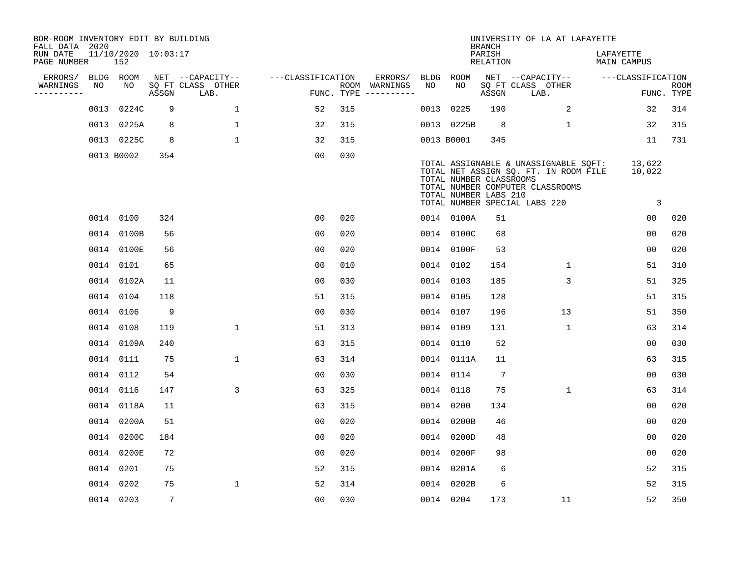BOR-ROOM INVENTORY EDIT BY BUILDING
FALL DATA 2020
RUN DATE 11/10/2020 10:03:17
PAGE NUMBER 152

UNIVERSITY OF LA AT LAFAYETTE
BRANCH
PARISH LAFAYETTE
RELATION MAIN CAMPUS

| ERRORS/ WARNINGS | BLDG NO | ROOM NO | NET SQ FT ASSGN | CAPACITY CLASS LAB. | CAPACITY OTHER | CLASSIFICATION FUNC. | ROOM TYPE | ERRORS/ WARNINGS | BLDG NO | ROOM NO | NET SQ FT ASSGN | CAPACITY CLASS LAB. | CAPACITY OTHER | CLASSIFICATION FUNC. | ROOM TYPE |
|---|---|---|---|---|---|---|---|---|---|---|---|---|---|---|---|
| | 0013 | 0224C | 9 | | 1 | 52 | 315 | | 0013 | 0225 | 190 | | 2 | 32 | 314 |
| | 0013 | 0225A | 8 | | 1 | 32 | 315 | | 0013 | 0225B | 8 | | 1 | 32 | 315 |
| | 0013 | 0225C | 8 | | 1 | 32 | 315 | | 0013 | B0001 | 345 | | | 11 | 731 |
| | 0013 | B0002 | 354 | | | 00 | 030 | | | | | | | | |

TOTAL ASSIGNABLE & UNASSIGNABLE SQFT: 13,622
TOTAL NET ASSIGN SQ. FT. IN ROOM FILE 10,022
TOTAL NUMBER CLASSROOMS
TOTAL NUMBER COMPUTER CLASSROOMS
TOTAL NUMBER LABS 210
TOTAL NUMBER SPECIAL LABS 220 3

| ERRORS/ WARNINGS | BLDG NO | ROOM NO | NET SQ FT ASSGN | CAPACITY CLASS LAB. | CAPACITY OTHER | CLASSIFICATION FUNC. | ROOM TYPE | ERRORS/ WARNINGS | BLDG NO | ROOM NO | NET SQ FT ASSGN | CAPACITY CLASS LAB. | CAPACITY OTHER | CLASSIFICATION FUNC. | ROOM TYPE |
|---|---|---|---|---|---|---|---|---|---|---|---|---|---|---|---|
| | 0014 | 0100 | 324 | | | 00 | 020 | | 0014 | 0100A | 51 | | | 00 | 020 |
| | 0014 | 0100B | 56 | | | 00 | 020 | | 0014 | 0100C | 68 | | | 00 | 020 |
| | 0014 | 0100E | 56 | | | 00 | 020 | | 0014 | 0100F | 53 | | | 00 | 020 |
| | 0014 | 0101 | 65 | | | 00 | 010 | | 0014 | 0102 | 154 | | 1 | 51 | 310 |
| | 0014 | 0102A | 11 | | | 00 | 030 | | 0014 | 0103 | 185 | | 3 | 51 | 325 |
| | 0014 | 0104 | 118 | | | 51 | 315 | | 0014 | 0105 | 128 | | | 51 | 315 |
| | 0014 | 0106 | 9 | | | 00 | 030 | | 0014 | 0107 | 196 | | 13 | 51 | 350 |
| | 0014 | 0108 | 119 | | 1 | 51 | 313 | | 0014 | 0109 | 131 | | 1 | 63 | 314 |
| | 0014 | 0109A | 240 | | | 63 | 315 | | 0014 | 0110 | 52 | | | 00 | 030 |
| | 0014 | 0111 | 75 | | 1 | 63 | 314 | | 0014 | 0111A | 11 | | | 63 | 315 |
| | 0014 | 0112 | 54 | | | 00 | 030 | | 0014 | 0114 | 7 | | | 00 | 030 |
| | 0014 | 0116 | 147 | | 3 | 63 | 325 | | 0014 | 0118 | 75 | | 1 | 63 | 314 |
| | 0014 | 0118A | 11 | | | 63 | 315 | | 0014 | 0200 | 134 | | | 00 | 020 |
| | 0014 | 0200A | 51 | | | 00 | 020 | | 0014 | 0200B | 46 | | | 00 | 020 |
| | 0014 | 0200C | 184 | | | 00 | 020 | | 0014 | 0200D | 48 | | | 00 | 020 |
| | 0014 | 0200E | 72 | | | 00 | 020 | | 0014 | 0200F | 98 | | | 00 | 020 |
| | 0014 | 0201 | 75 | | | 52 | 315 | | 0014 | 0201A | 6 | | | 52 | 315 |
| | 0014 | 0202 | 75 | | 1 | 52 | 314 | | 0014 | 0202B | 6 | | | 52 | 315 |
| | 0014 | 0203 | 7 | | | 00 | 030 | | 0014 | 0204 | 173 | | 11 | 52 | 350 |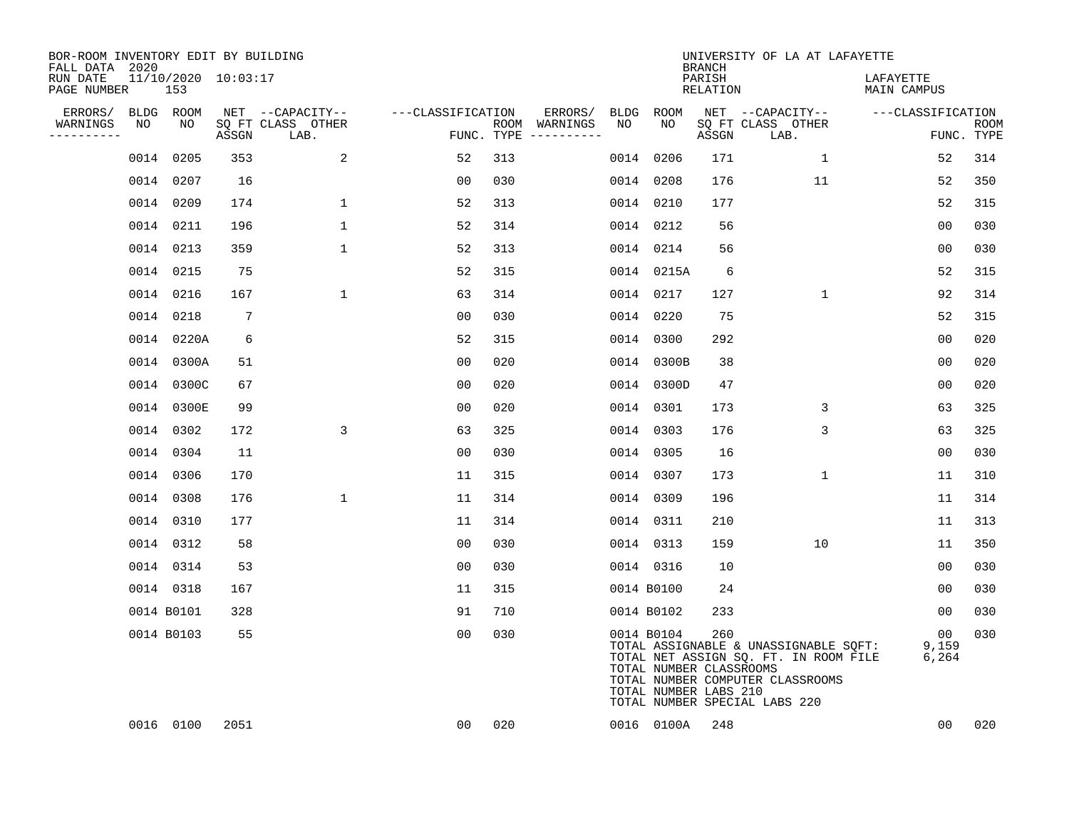BOR-ROOM INVENTORY EDIT BY BUILDING
FALL DATA 2020
RUN DATE 11/10/2020 10:03:17
PAGE NUMBER 153

UNIVERSITY OF LA AT LAFAYETTE
BRANCH
PARISH LAFAYETTE
RELATION MAIN CAMPUS

| ERRORS/ WARNINGS | BLDG NO | ROOM NO | NET ASSGN SQ FT | CAPACITY CLASS LAB. | CAPACITY OTHER | CLASSIFICATION FUNC. | ROOM TYPE | ERRORS/ WARNINGS | BLDG NO | ROOM NO | NET ASSGN SQ FT | CAPACITY CLASS LAB. | CAPACITY OTHER | CLASSIFICATION FUNC. | ROOM TYPE |
|---|---|---|---|---|---|---|---|---|---|---|---|---|---|---|---|
| | 0014 | 0205 | 353 | | 2 | 52 | 313 | | 0014 | 0206 | 171 | | 1 | 52 | 314 |
| | 0014 | 0207 | 16 | | | 00 | 030 | | 0014 | 0208 | 176 | | 11 | 52 | 350 |
| | 0014 | 0209 | 174 | | 1 | 52 | 313 | | 0014 | 0210 | 177 | | | 52 | 315 |
| | 0014 | 0211 | 196 | | 1 | 52 | 314 | | 0014 | 0212 | 56 | | | 00 | 030 |
| | 0014 | 0213 | 359 | | 1 | 52 | 313 | | 0014 | 0214 | 56 | | | 00 | 030 |
| | 0014 | 0215 | 75 | | | 52 | 315 | | 0014 | 0215A | 6 | | | 52 | 315 |
| | 0014 | 0216 | 167 | | 1 | 63 | 314 | | 0014 | 0217 | 127 | | 1 | 92 | 314 |
| | 0014 | 0218 | 7 | | | 00 | 030 | | 0014 | 0220 | 75 | | | 52 | 315 |
| | 0014 | 0220A | 6 | | | 52 | 315 | | 0014 | 0300 | 292 | | | 00 | 020 |
| | 0014 | 0300A | 51 | | | 00 | 020 | | 0014 | 0300B | 38 | | | 00 | 020 |
| | 0014 | 0300C | 67 | | | 00 | 020 | | 0014 | 0300D | 47 | | | 00 | 020 |
| | 0014 | 0300E | 99 | | | 00 | 020 | | 0014 | 0301 | 173 | | 3 | 63 | 325 |
| | 0014 | 0302 | 172 | | 3 | 63 | 325 | | 0014 | 0303 | 176 | | 3 | 63 | 325 |
| | 0014 | 0304 | 11 | | | 00 | 030 | | 0014 | 0305 | 16 | | | 00 | 030 |
| | 0014 | 0306 | 170 | | | 11 | 315 | | 0014 | 0307 | 173 | | 1 | 11 | 310 |
| | 0014 | 0308 | 176 | | 1 | 11 | 314 | | 0014 | 0309 | 196 | | | 11 | 314 |
| | 0014 | 0310 | 177 | | | 11 | 314 | | 0014 | 0311 | 210 | | | 11 | 313 |
| | 0014 | 0312 | 58 | | | 00 | 030 | | 0014 | 0313 | 159 | | 10 | 11 | 350 |
| | 0014 | 0314 | 53 | | | 00 | 030 | | 0014 | 0316 | 10 | | | 00 | 030 |
| | 0014 | 0318 | 167 | | | 11 | 315 | | 0014 | B0100 | 24 | | | 00 | 030 |
| | 0014 | B0101 | 328 | | | 91 | 710 | | 0014 | B0102 | 233 | | | 00 | 030 |
| | 0014 | B0103 | 55 | | | 00 | 030 | | 0014 | B0104 | 260 | | | 00 | 030 |
| | 0016 | 0100 | 2051 | | | 00 | 020 | | 0016 | 0100A | 248 | | | 00 | 020 |

TOTAL ASSIGNABLE & UNASSIGNABLE SQFT: 9,159
TOTAL NET ASSIGN SQ. FT. IN ROOM FILE 6,264
TOTAL NUMBER CLASSROOMS
TOTAL NUMBER COMPUTER CLASSROOMS
TOTAL NUMBER LABS 210
TOTAL NUMBER SPECIAL LABS 220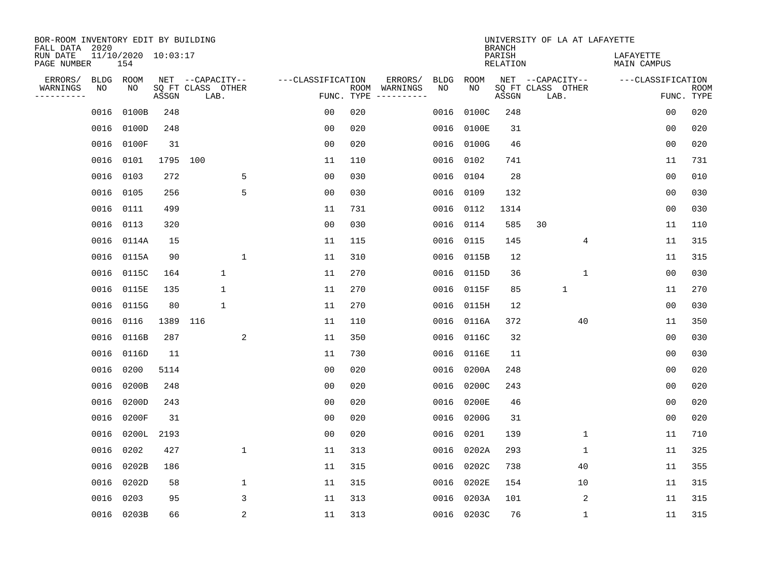BOR-ROOM INVENTORY EDIT BY BUILDING
FALL DATA 2020
RUN DATE 11/10/2020 10:03:17
PAGE NUMBER 154

UNIVERSITY OF LA AT LAFAYETTE
BRANCH
PARISH LAFAYETTE
RELATION MAIN CAMPUS

| ERRORS/ WARNINGS | BLDG NO | ROOM NO | NET SQ FT ASSGN | CAPACITY CLASS | CAPACITY LAB. | CAPACITY OTHER | CLASSIFICATION FUNC. | ROOM TYPE | ERRORS/ WARNINGS | BLDG NO | ROOM NO | NET SQ FT ASSGN | CAPACITY CLASS | CAPACITY LAB. | CAPACITY OTHER | CLASSIFICATION FUNC. | ROOM TYPE |
|---|---|---|---|---|---|---|---|---|---|---|---|---|---|---|---|---|---|
| | 0016 | 0100B | 248 | | | | 00 | 020 | | 0016 | 0100C | 248 | | | | 00 | 020 |
| | 0016 | 0100D | 248 | | | | 00 | 020 | | 0016 | 0100E | 31 | | | | 00 | 020 |
| | 0016 | 0100F | 31 | | | | 00 | 020 | | 0016 | 0100G | 46 | | | | 00 | 020 |
| | 0016 | 0101 | 1795 | 100 | | | 11 | 110 | | 0016 | 0102 | 741 | | | | 11 | 731 |
| | 0016 | 0103 | 272 | | | 5 | 00 | 030 | | 0016 | 0104 | 28 | | | | 00 | 010 |
| | 0016 | 0105 | 256 | | | 5 | 00 | 030 | | 0016 | 0109 | 132 | | | | 00 | 030 |
| | 0016 | 0111 | 499 | | | | 11 | 731 | | 0016 | 0112 | 1314 | | | | 00 | 030 |
| | 0016 | 0113 | 320 | | | | 00 | 030 | | 0016 | 0114 | 585 | 30 | | | 11 | 110 |
| | 0016 | 0114A | 15 | | | | 11 | 115 | | 0016 | 0115 | 145 | | | 4 | 11 | 315 |
| | 0016 | 0115A | 90 | | | 1 | 11 | 310 | | 0016 | 0115B | 12 | | | | 11 | 315 |
| | 0016 | 0115C | 164 | | 1 | | 11 | 270 | | 0016 | 0115D | 36 | | | 1 | 00 | 030 |
| | 0016 | 0115E | 135 | | 1 | | 11 | 270 | | 0016 | 0115F | 85 | | 1 | | 11 | 270 |
| | 0016 | 0115G | 80 | | 1 | | 11 | 270 | | 0016 | 0115H | 12 | | | | 00 | 030 |
| | 0016 | 0116 | 1389 | 116 | | | 11 | 110 | | 0016 | 0116A | 372 | | | 40 | 11 | 350 |
| | 0016 | 0116B | 287 | | | 2 | 11 | 350 | | 0016 | 0116C | 32 | | | | 00 | 030 |
| | 0016 | 0116D | 11 | | | | 11 | 730 | | 0016 | 0116E | 11 | | | | 00 | 030 |
| | 0016 | 0200 | 5114 | | | | 00 | 020 | | 0016 | 0200A | 248 | | | | 00 | 020 |
| | 0016 | 0200B | 248 | | | | 00 | 020 | | 0016 | 0200C | 243 | | | | 00 | 020 |
| | 0016 | 0200D | 243 | | | | 00 | 020 | | 0016 | 0200E | 46 | | | | 00 | 020 |
| | 0016 | 0200F | 31 | | | | 00 | 020 | | 0016 | 0200G | 31 | | | | 00 | 020 |
| | 0016 | 0200L | 2193 | | | | 00 | 020 | | 0016 | 0201 | 139 | | | 1 | 11 | 710 |
| | 0016 | 0202 | 427 | | | 1 | 11 | 313 | | 0016 | 0202A | 293 | | | 1 | 11 | 325 |
| | 0016 | 0202B | 186 | | | | 11 | 315 | | 0016 | 0202C | 738 | | | 40 | 11 | 355 |
| | 0016 | 0202D | 58 | | | 1 | 11 | 315 | | 0016 | 0202E | 154 | | | 10 | 11 | 315 |
| | 0016 | 0203 | 95 | | | 3 | 11 | 313 | | 0016 | 0203A | 101 | | | 2 | 11 | 315 |
| | 0016 | 0203B | 66 | | | 2 | 11 | 313 | | 0016 | 0203C | 76 | | | 1 | 11 | 315 |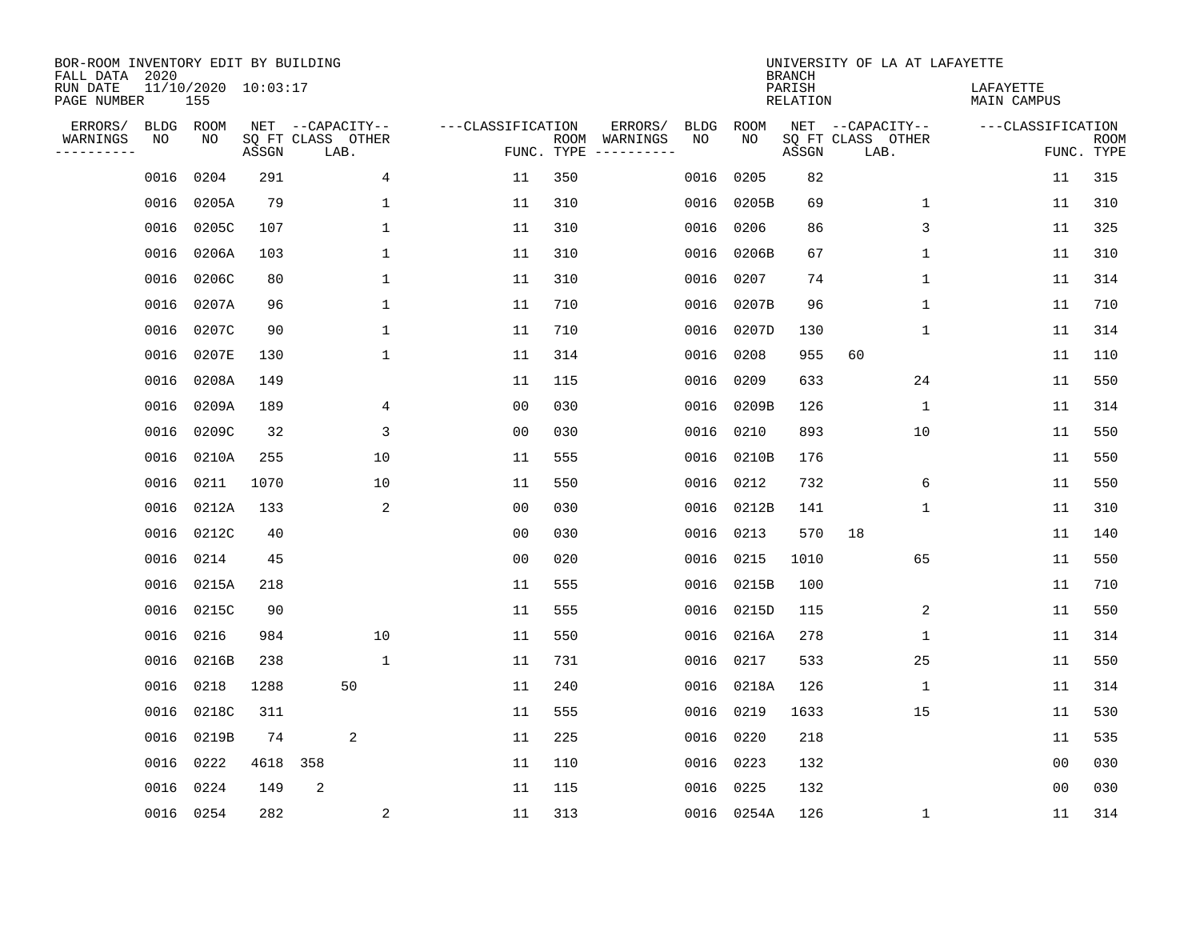BOR-ROOM INVENTORY EDIT BY BUILDING
FALL DATA 2020
RUN DATE 11/10/2020 10:03:17
PAGE NUMBER 155

UNIVERSITY OF LA AT LAFAYETTE
BRANCH
PARISH LAFAYETTE
RELATION MAIN CAMPUS

| ERRORS/ WARNINGS | BLDG NO | ROOM NO | NET SQ FT ASSGN | CAPACITY CLASS | CAPACITY OTHER LAB. | CLASSIFICATION FUNC. | ROOM TYPE | ERRORS/ WARNINGS | BLDG NO | ROOM NO | NET SQ FT ASSGN | CAPACITY CLASS | CAPACITY OTHER LAB. | CLASSIFICATION FUNC. | ROOM TYPE |
|---|---|---|---|---|---|---|---|---|---|---|---|---|---|---|---|
| | 0016 | 0204 | 291 | | 4 | 11 | 350 | | 0016 | 0205 | 82 | | | 11 | 315 |
| | 0016 | 0205A | 79 | | 1 | 11 | 310 | | 0016 | 0205B | 69 | | 1 | 11 | 310 |
| | 0016 | 0205C | 107 | | 1 | 11 | 310 | | 0016 | 0206 | 86 | | 3 | 11 | 325 |
| | 0016 | 0206A | 103 | | 1 | 11 | 310 | | 0016 | 0206B | 67 | | 1 | 11 | 310 |
| | 0016 | 0206C | 80 | | 1 | 11 | 310 | | 0016 | 0207 | 74 | | 1 | 11 | 314 |
| | 0016 | 0207A | 96 | | 1 | 11 | 710 | | 0016 | 0207B | 96 | | 1 | 11 | 710 |
| | 0016 | 0207C | 90 | | 1 | 11 | 710 | | 0016 | 0207D | 130 | | 1 | 11 | 314 |
| | 0016 | 0207E | 130 | | 1 | 11 | 314 | | 0016 | 0208 | 955 | 60 | | 11 | 110 |
| | 0016 | 0208A | 149 | | | 11 | 115 | | 0016 | 0209 | 633 | | 24 | 11 | 550 |
| | 0016 | 0209A | 189 | | 4 | 00 | 030 | | 0016 | 0209B | 126 | | 1 | 11 | 314 |
| | 0016 | 0209C | 32 | | 3 | 00 | 030 | | 0016 | 0210 | 893 | | 10 | 11 | 550 |
| | 0016 | 0210A | 255 | | 10 | 11 | 555 | | 0016 | 0210B | 176 | | | 11 | 550 |
| | 0016 | 0211 | 1070 | | 10 | 11 | 550 | | 0016 | 0212 | 732 | | 6 | 11 | 550 |
| | 0016 | 0212A | 133 | | 2 | 00 | 030 | | 0016 | 0212B | 141 | | 1 | 11 | 310 |
| | 0016 | 0212C | 40 | | | 00 | 030 | | 0016 | 0213 | 570 | 18 | | 11 | 140 |
| | 0016 | 0214 | 45 | | | 00 | 020 | | 0016 | 0215 | 1010 | | 65 | 11 | 550 |
| | 0016 | 0215A | 218 | | | 11 | 555 | | 0016 | 0215B | 100 | | | 11 | 710 |
| | 0016 | 0215C | 90 | | | 11 | 555 | | 0016 | 0215D | 115 | | 2 | 11 | 550 |
| | 0016 | 0216 | 984 | | 10 | 11 | 550 | | 0016 | 0216A | 278 | | 1 | 11 | 314 |
| | 0016 | 0216B | 238 | | 1 | 11 | 731 | | 0016 | 0217 | 533 | | 25 | 11 | 550 |
| | 0016 | 0218 | 1288 | 50 | | 11 | 240 | | 0016 | 0218A | 126 | | 1 | 11 | 314 |
| | 0016 | 0218C | 311 | | | 11 | 555 | | 0016 | 0219 | 1633 | | 15 | 11 | 530 |
| | 0016 | 0219B | 74 | 2 | | 11 | 225 | | 0016 | 0220 | 218 | | | 11 | 535 |
| | 0016 | 0222 | 4618 | 358 | | 11 | 110 | | 0016 | 0223 | 132 | | | 00 | 030 |
| | 0016 | 0224 | 149 | 2 | | 11 | 115 | | 0016 | 0225 | 132 | | | 00 | 030 |
| | 0016 | 0254 | 282 | | 2 | 11 | 313 | | 0016 | 0254A | 126 | | 1 | 11 | 314 |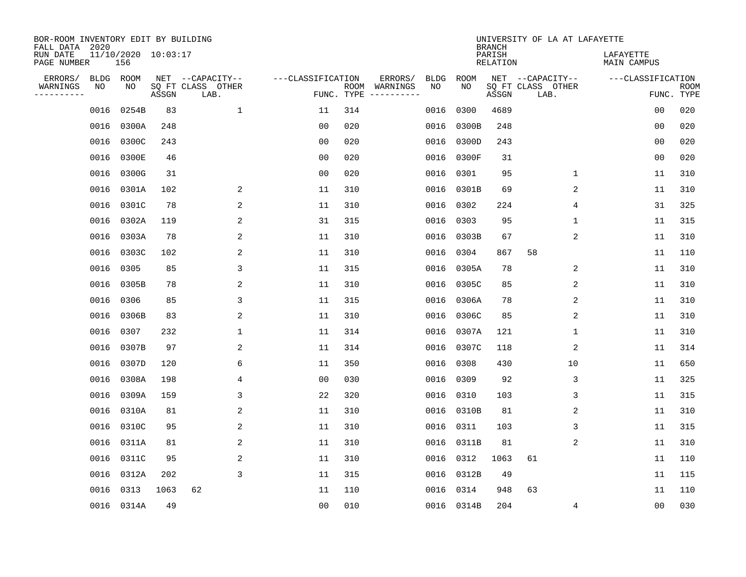BOR-ROOM INVENTORY EDIT BY BUILDING
FALL DATA 2020
RUN DATE 11/10/2020 10:03:17
PAGE NUMBER 156

UNIVERSITY OF LA AT LAFAYETTE
BRANCH
PARISH LAFAYETTE
RELATION MAIN CAMPUS

| ERRORS/ WARNINGS | BLDG NO | ROOM NO | NET SQ FT ASSGN | CAPACITY CLASS LAB. | CAPACITY OTHER | CLASSIFICATION FUNC. | ROOM TYPE | ERRORS/ WARNINGS | BLDG NO | ROOM NO | NET SQ FT ASSGN | CAPACITY CLASS LAB. | CAPACITY OTHER | CLASSIFICATION FUNC. | ROOM TYPE |
|---|---|---|---|---|---|---|---|---|---|---|---|---|---|---|---|
| | 0016 | 0254B | 83 | | 1 | 11 | 314 | | 0016 | 0300 | 4689 | | | 00 | 020 |
| | 0016 | 0300A | 248 | | | 00 | 020 | | 0016 | 0300B | 248 | | | 00 | 020 |
| | 0016 | 0300C | 243 | | | 00 | 020 | | 0016 | 0300D | 243 | | | 00 | 020 |
| | 0016 | 0300E | 46 | | | 00 | 020 | | 0016 | 0300F | 31 | | | 00 | 020 |
| | 0016 | 0300G | 31 | | | 00 | 020 | | 0016 | 0301 | 95 | | 1 | 11 | 310 |
| | 0016 | 0301A | 102 | | 2 | 11 | 310 | | 0016 | 0301B | 69 | | 2 | 11 | 310 |
| | 0016 | 0301C | 78 | | 2 | 11 | 310 | | 0016 | 0302 | 224 | | 4 | 31 | 325 |
| | 0016 | 0302A | 119 | | 2 | 31 | 315 | | 0016 | 0303 | 95 | | 1 | 11 | 315 |
| | 0016 | 0303A | 78 | | 2 | 11 | 310 | | 0016 | 0303B | 67 | | 2 | 11 | 310 |
| | 0016 | 0303C | 102 | | 2 | 11 | 310 | | 0016 | 0304 | 867 | 58 | | 11 | 110 |
| | 0016 | 0305 | 85 | | 3 | 11 | 315 | | 0016 | 0305A | 78 | | 2 | 11 | 310 |
| | 0016 | 0305B | 78 | | 2 | 11 | 310 | | 0016 | 0305C | 85 | | 2 | 11 | 310 |
| | 0016 | 0306 | 85 | | 3 | 11 | 315 | | 0016 | 0306A | 78 | | 2 | 11 | 310 |
| | 0016 | 0306B | 83 | | 2 | 11 | 310 | | 0016 | 0306C | 85 | | 2 | 11 | 310 |
| | 0016 | 0307 | 232 | | 1 | 11 | 314 | | 0016 | 0307A | 121 | | 1 | 11 | 310 |
| | 0016 | 0307B | 97 | | 2 | 11 | 314 | | 0016 | 0307C | 118 | | 2 | 11 | 314 |
| | 0016 | 0307D | 120 | | 6 | 11 | 350 | | 0016 | 0308 | 430 | | 10 | 11 | 650 |
| | 0016 | 0308A | 198 | | 4 | 00 | 030 | | 0016 | 0309 | 92 | | 3 | 11 | 325 |
| | 0016 | 0309A | 159 | | 3 | 22 | 320 | | 0016 | 0310 | 103 | | 3 | 11 | 315 |
| | 0016 | 0310A | 81 | | 2 | 11 | 310 | | 0016 | 0310B | 81 | | 2 | 11 | 310 |
| | 0016 | 0310C | 95 | | 2 | 11 | 310 | | 0016 | 0311 | 103 | | 3 | 11 | 315 |
| | 0016 | 0311A | 81 | | 2 | 11 | 310 | | 0016 | 0311B | 81 | | 2 | 11 | 310 |
| | 0016 | 0311C | 95 | | 2 | 11 | 310 | | 0016 | 0312 | 1063 | 61 | | 11 | 110 |
| | 0016 | 0312A | 202 | | 3 | 11 | 315 | | 0016 | 0312B | 49 | | | 11 | 115 |
| | 0016 | 0313 | 1063 | 62 | | 11 | 110 | | 0016 | 0314 | 948 | 63 | | 11 | 110 |
| | 0016 | 0314A | 49 | | | 00 | 010 | | 0016 | 0314B | 204 | | 4 | 00 | 030 |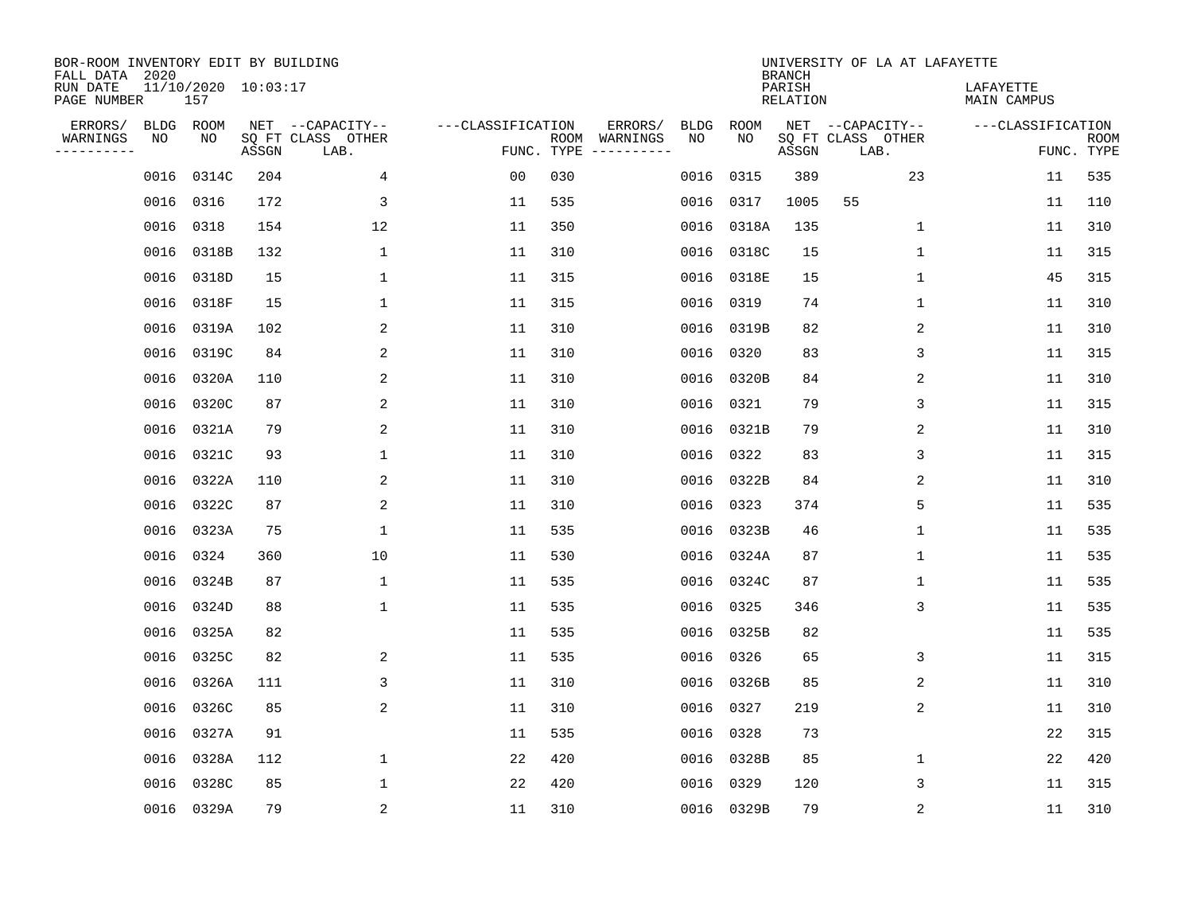BOR-ROOM INVENTORY EDIT BY BUILDING
FALL DATA 2020
RUN DATE 11/10/2020 10:03:17
PAGE NUMBER 157

UNIVERSITY OF LA AT LAFAYETTE
BRANCH
PARISH LAFAYETTE
RELATION MAIN CAMPUS

| ERRORS/ WARNINGS | BLDG NO | ROOM NO | NET SQ FT ASSGN | CAPACITY-- CLASS LAB. | OTHER | FUNC. | ROOM TYPE | ERRORS/ WARNINGS | BLDG NO | ROOM NO | NET SQ FT ASSGN | CAPACITY-- CLASS LAB. | OTHER | FUNC. | ROOM TYPE |
|---|---|---|---|---|---|---|---|---|---|---|---|---|---|---|---|
| | 0016 | 0314C | 204 | | 4 | 00 | 030 | | 0016 | 0315 | 389 | | 23 | 11 | 535 |
| | 0016 | 0316 | 172 | | 3 | 11 | 535 | | 0016 | 0317 | 1005 | 55 | | 11 | 110 |
| | 0016 | 0318 | 154 | | 12 | 11 | 350 | | 0016 | 0318A | 135 | | 1 | 11 | 310 |
| | 0016 | 0318B | 132 | | 1 | 11 | 310 | | 0016 | 0318C | 15 | | 1 | 11 | 315 |
| | 0016 | 0318D | 15 | | 1 | 11 | 315 | | 0016 | 0318E | 15 | | 1 | 45 | 315 |
| | 0016 | 0318F | 15 | | 1 | 11 | 315 | | 0016 | 0319 | 74 | | 1 | 11 | 310 |
| | 0016 | 0319A | 102 | | 2 | 11 | 310 | | 0016 | 0319B | 82 | | 2 | 11 | 310 |
| | 0016 | 0319C | 84 | | 2 | 11 | 310 | | 0016 | 0320 | 83 | | 3 | 11 | 315 |
| | 0016 | 0320A | 110 | | 2 | 11 | 310 | | 0016 | 0320B | 84 | | 2 | 11 | 310 |
| | 0016 | 0320C | 87 | | 2 | 11 | 310 | | 0016 | 0321 | 79 | | 3 | 11 | 315 |
| | 0016 | 0321A | 79 | | 2 | 11 | 310 | | 0016 | 0321B | 79 | | 2 | 11 | 310 |
| | 0016 | 0321C | 93 | | 1 | 11 | 310 | | 0016 | 0322 | 83 | | 3 | 11 | 315 |
| | 0016 | 0322A | 110 | | 2 | 11 | 310 | | 0016 | 0322B | 84 | | 2 | 11 | 310 |
| | 0016 | 0322C | 87 | | 2 | 11 | 310 | | 0016 | 0323 | 374 | | 5 | 11 | 535 |
| | 0016 | 0323A | 75 | | 1 | 11 | 535 | | 0016 | 0323B | 46 | | 1 | 11 | 535 |
| | 0016 | 0324 | 360 | | 10 | 11 | 530 | | 0016 | 0324A | 87 | | 1 | 11 | 535 |
| | 0016 | 0324B | 87 | | 1 | 11 | 535 | | 0016 | 0324C | 87 | | 1 | 11 | 535 |
| | 0016 | 0324D | 88 | | 1 | 11 | 535 | | 0016 | 0325 | 346 | | 3 | 11 | 535 |
| | 0016 | 0325A | 82 | | | 11 | 535 | | 0016 | 0325B | 82 | | | 11 | 535 |
| | 0016 | 0325C | 82 | | 2 | 11 | 535 | | 0016 | 0326 | 65 | | 3 | 11 | 315 |
| | 0016 | 0326A | 111 | | 3 | 11 | 310 | | 0016 | 0326B | 85 | | 2 | 11 | 310 |
| | 0016 | 0326C | 85 | | 2 | 11 | 310 | | 0016 | 0327 | 219 | | 2 | 11 | 310 |
| | 0016 | 0327A | 91 | | | 11 | 535 | | 0016 | 0328 | 73 | | | 22 | 315 |
| | 0016 | 0328A | 112 | | 1 | 22 | 420 | | 0016 | 0328B | 85 | | 1 | 22 | 420 |
| | 0016 | 0328C | 85 | | 1 | 22 | 420 | | 0016 | 0329 | 120 | | 3 | 11 | 315 |
| | 0016 | 0329A | 79 | | 2 | 11 | 310 | | 0016 | 0329B | 79 | | 2 | 11 | 310 |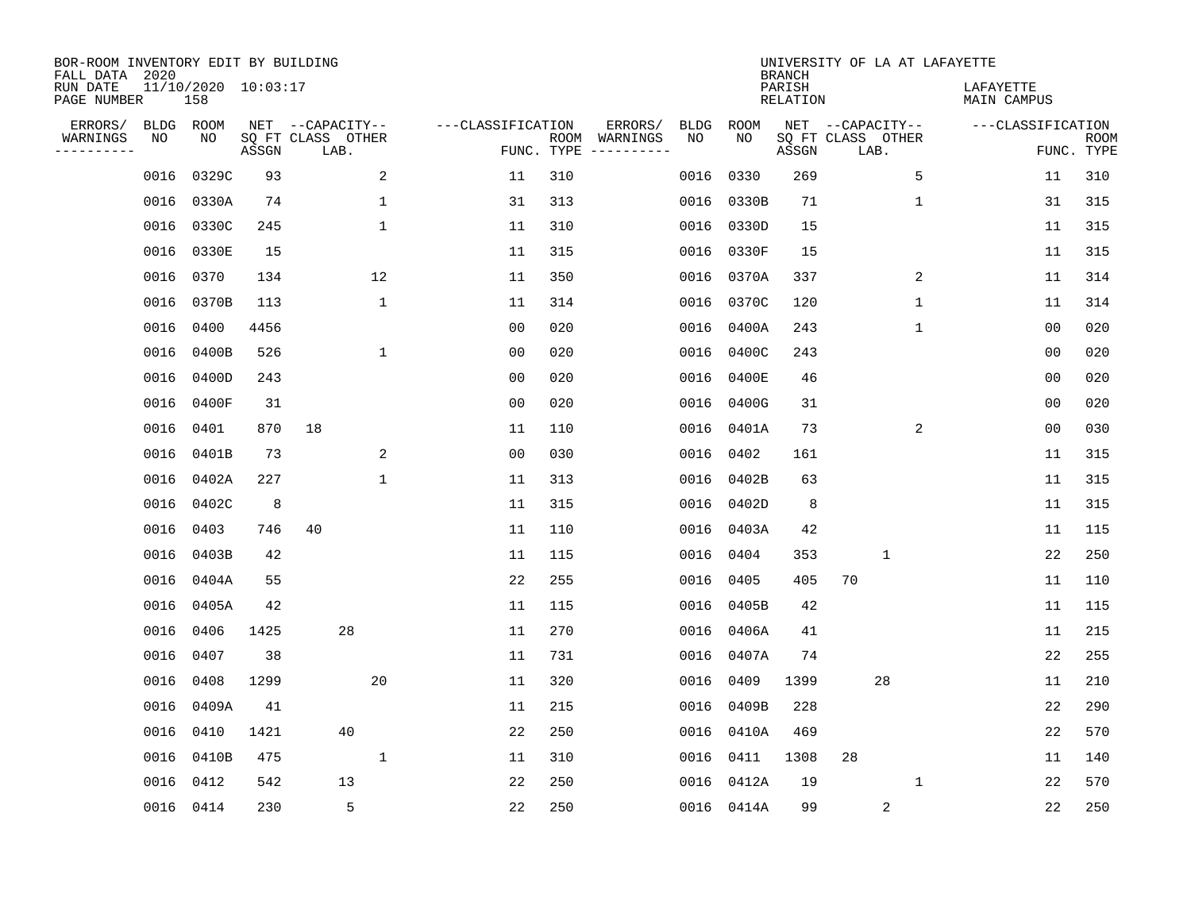BOR-ROOM INVENTORY EDIT BY BUILDING
FALL DATA 2020
RUN DATE 11/10/2020 10:03:17
PAGE NUMBER 158

UNIVERSITY OF LA AT LAFAYETTE
BRANCH
PARISH LAFAYETTE
RELATION MAIN CAMPUS

| ERRORS/ WARNINGS | BLDG NO | ROOM NO | NET SQ FT ASSGN | CAPACITY CLASS | CAPACITY LAB. | CAPACITY OTHER | FUNC. | ROOM TYPE | ERRORS/ WARNINGS | BLDG NO | ROOM NO | NET SQ FT ASSGN | CAPACITY CLASS | CAPACITY LAB. | CAPACITY OTHER | FUNC. | ROOM TYPE |
|---|---|---|---|---|---|---|---|---|---|---|---|---|---|---|---|---|---|
| | 0016 | 0329C | 93 | | | 2 | 11 | 310 | | 0016 | 0330 | 269 | | | 5 | 11 | 310 |
| | 0016 | 0330A | 74 | | | 1 | 31 | 313 | | 0016 | 0330B | 71 | | | 1 | 31 | 315 |
| | 0016 | 0330C | 245 | | | 1 | 11 | 310 | | 0016 | 0330D | 15 | | | | 11 | 315 |
| | 0016 | 0330E | 15 | | | | 11 | 315 | | 0016 | 0330F | 15 | | | | 11 | 315 |
| | 0016 | 0370 | 134 | | | 12 | 11 | 350 | | 0016 | 0370A | 337 | | | 2 | 11 | 314 |
| | 0016 | 0370B | 113 | | | 1 | 11 | 314 | | 0016 | 0370C | 120 | | | 1 | 11 | 314 |
| | 0016 | 0400 | 4456 | | | | 00 | 020 | | 0016 | 0400A | 243 | | | 1 | 00 | 020 |
| | 0016 | 0400B | 526 | | | 1 | 00 | 020 | | 0016 | 0400C | 243 | | | | 00 | 020 |
| | 0016 | 0400D | 243 | | | | 00 | 020 | | 0016 | 0400E | 46 | | | | 00 | 020 |
| | 0016 | 0400F | 31 | | | | 00 | 020 | | 0016 | 0400G | 31 | | | | 00 | 020 |
| | 0016 | 0401 | 870 | 18 | | | 11 | 110 | | 0016 | 0401A | 73 | | | 2 | 00 | 030 |
| | 0016 | 0401B | 73 | | | 2 | 00 | 030 | | 0016 | 0402 | 161 | | | | 11 | 315 |
| | 0016 | 0402A | 227 | | | 1 | 11 | 313 | | 0016 | 0402B | 63 | | | | 11 | 315 |
| | 0016 | 0402C | 8 | | | | 11 | 315 | | 0016 | 0402D | 8 | | | | 11 | 315 |
| | 0016 | 0403 | 746 | 40 | | | 11 | 110 | | 0016 | 0403A | 42 | | | | 11 | 115 |
| | 0016 | 0403B | 42 | | | | 11 | 115 | | 0016 | 0404 | 353 | | 1 | | 22 | 250 |
| | 0016 | 0404A | 55 | | | | 22 | 255 | | 0016 | 0405 | 405 | 70 | | | 11 | 110 |
| | 0016 | 0405A | 42 | | | | 11 | 115 | | 0016 | 0405B | 42 | | | | 11 | 115 |
| | 0016 | 0406 | 1425 | | 28 | | 11 | 270 | | 0016 | 0406A | 41 | | | | 11 | 215 |
| | 0016 | 0407 | 38 | | | | 11 | 731 | | 0016 | 0407A | 74 | | | | 22 | 255 |
| | 0016 | 0408 | 1299 | | | 20 | 11 | 320 | | 0016 | 0409 | 1399 | | 28 | | 11 | 210 |
| | 0016 | 0409A | 41 | | | | 11 | 215 | | 0016 | 0409B | 228 | | | | 22 | 290 |
| | 0016 | 0410 | 1421 | | 40 | | 22 | 250 | | 0016 | 0410A | 469 | | | | 22 | 570 |
| | 0016 | 0410B | 475 | | | 1 | 11 | 310 | | 0016 | 0411 | 1308 | 28 | | | 11 | 140 |
| | 0016 | 0412 | 542 | | 13 | | 22 | 250 | | 0016 | 0412A | 19 | | | 1 | 22 | 570 |
| | 0016 | 0414 | 230 | | 5 | | 22 | 250 | | 0016 | 0414A | 99 | | 2 | | 22 | 250 |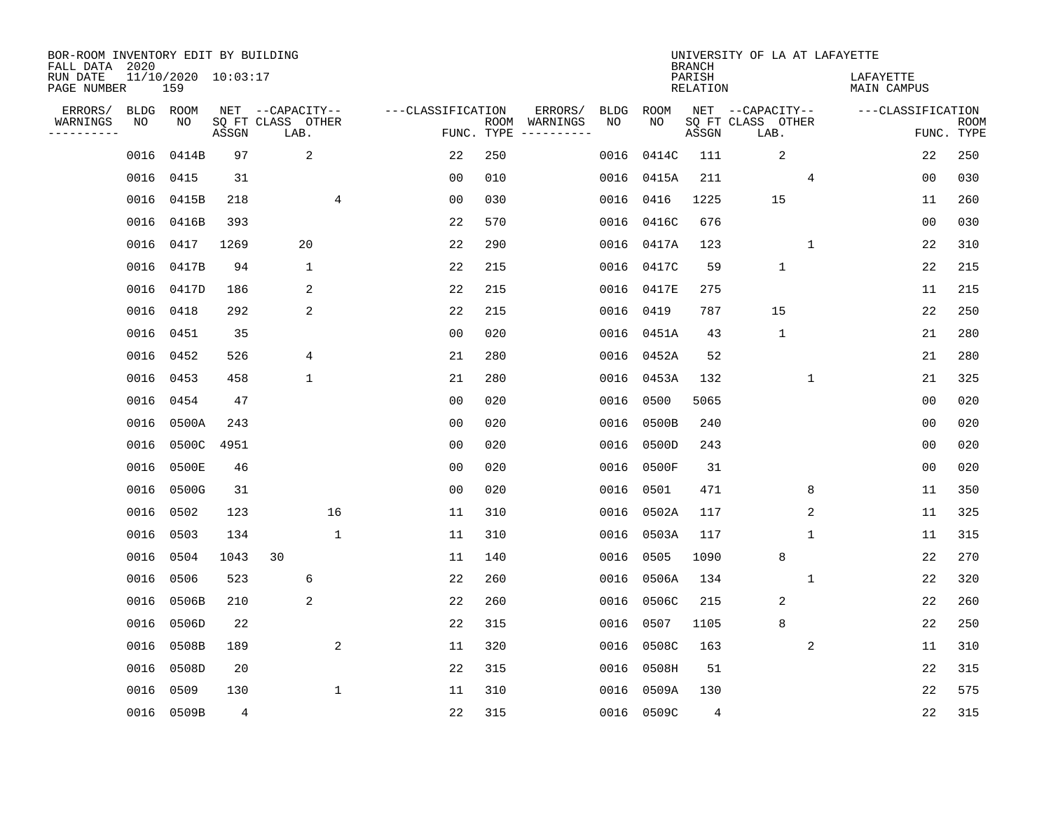BOR-ROOM INVENTORY EDIT BY BUILDING
FALL DATA 2020
RUN DATE 11/10/2020 10:03:17
PAGE NUMBER 159

UNIVERSITY OF LA AT LAFAYETTE
BRANCH
PARISH LAFAYETTE
RELATION MAIN CAMPUS

| ERRORS/ WARNINGS | BLDG NO | ROOM NO | NET SQ FT ASSGN | CAPACITY CLASS LAB. | CAPACITY OTHER | CLASSIFICATION FUNC. | ROOM TYPE | ERRORS/ WARNINGS | BLDG NO | ROOM NO | NET SQ FT ASSGN | CAPACITY CLASS LAB. | CAPACITY OTHER | CLASSIFICATION FUNC. | ROOM TYPE |
|---|---|---|---|---|---|---|---|---|---|---|---|---|---|---|---|
| | 0016 | 0414B | 97 | 2 | | 22 | 250 | | 0016 | 0414C | 111 | 2 | | 22 | 250 |
| | 0016 | 0415 | 31 | | | 00 | 010 | | 0016 | 0415A | 211 | | 4 | 00 | 030 |
| | 0016 | 0415B | 218 | | 4 | 00 | 030 | | 0016 | 0416 | 1225 | 15 | | 11 | 260 |
| | 0016 | 0416B | 393 | | | 22 | 570 | | 0016 | 0416C | 676 | | | 00 | 030 |
| | 0016 | 0417 | 1269 | 20 | | 22 | 290 | | 0016 | 0417A | 123 | | 1 | 22 | 310 |
| | 0016 | 0417B | 94 | 1 | | 22 | 215 | | 0016 | 0417C | 59 | 1 | | 22 | 215 |
| | 0016 | 0417D | 186 | 2 | | 22 | 215 | | 0016 | 0417E | 275 | | | 11 | 215 |
| | 0016 | 0418 | 292 | 2 | | 22 | 215 | | 0016 | 0419 | 787 | 15 | | 22 | 250 |
| | 0016 | 0451 | 35 | | | 00 | 020 | | 0016 | 0451A | 43 | 1 | | 21 | 280 |
| | 0016 | 0452 | 526 | 4 | | 21 | 280 | | 0016 | 0452A | 52 | | | 21 | 280 |
| | 0016 | 0453 | 458 | 1 | | 21 | 280 | | 0016 | 0453A | 132 | | 1 | 21 | 325 |
| | 0016 | 0454 | 47 | | | 00 | 020 | | 0016 | 0500 | 5065 | | | 00 | 020 |
| | 0016 | 0500A | 243 | | | 00 | 020 | | 0016 | 0500B | 240 | | | 00 | 020 |
| | 0016 | 0500C | 4951 | | | 00 | 020 | | 0016 | 0500D | 243 | | | 00 | 020 |
| | 0016 | 0500E | 46 | | | 00 | 020 | | 0016 | 0500F | 31 | | | 00 | 020 |
| | 0016 | 0500G | 31 | | | 00 | 020 | | 0016 | 0501 | 471 | | 8 | 11 | 350 |
| | 0016 | 0502 | 123 | | 16 | 11 | 310 | | 0016 | 0502A | 117 | | 2 | 11 | 325 |
| | 0016 | 0503 | 134 | | 1 | 11 | 310 | | 0016 | 0503A | 117 | | 1 | 11 | 315 |
| | 0016 | 0504 | 1043 | 30 | | 11 | 140 | | 0016 | 0505 | 1090 | 8 | | 22 | 270 |
| | 0016 | 0506 | 523 | 6 | | 22 | 260 | | 0016 | 0506A | 134 | | 1 | 22 | 320 |
| | 0016 | 0506B | 210 | 2 | | 22 | 260 | | 0016 | 0506C | 215 | 2 | | 22 | 260 |
| | 0016 | 0506D | 22 | | | 22 | 315 | | 0016 | 0507 | 1105 | 8 | | 22 | 250 |
| | 0016 | 0508B | 189 | | 2 | 11 | 320 | | 0016 | 0508C | 163 | | 2 | 11 | 310 |
| | 0016 | 0508D | 20 | | | 22 | 315 | | 0016 | 0508H | 51 | | | 22 | 315 |
| | 0016 | 0509 | 130 | | 1 | 11 | 310 | | 0016 | 0509A | 130 | | | 22 | 575 |
| | 0016 | 0509B | 4 | | | 22 | 315 | | 0016 | 0509C | 4 | | | 22 | 315 |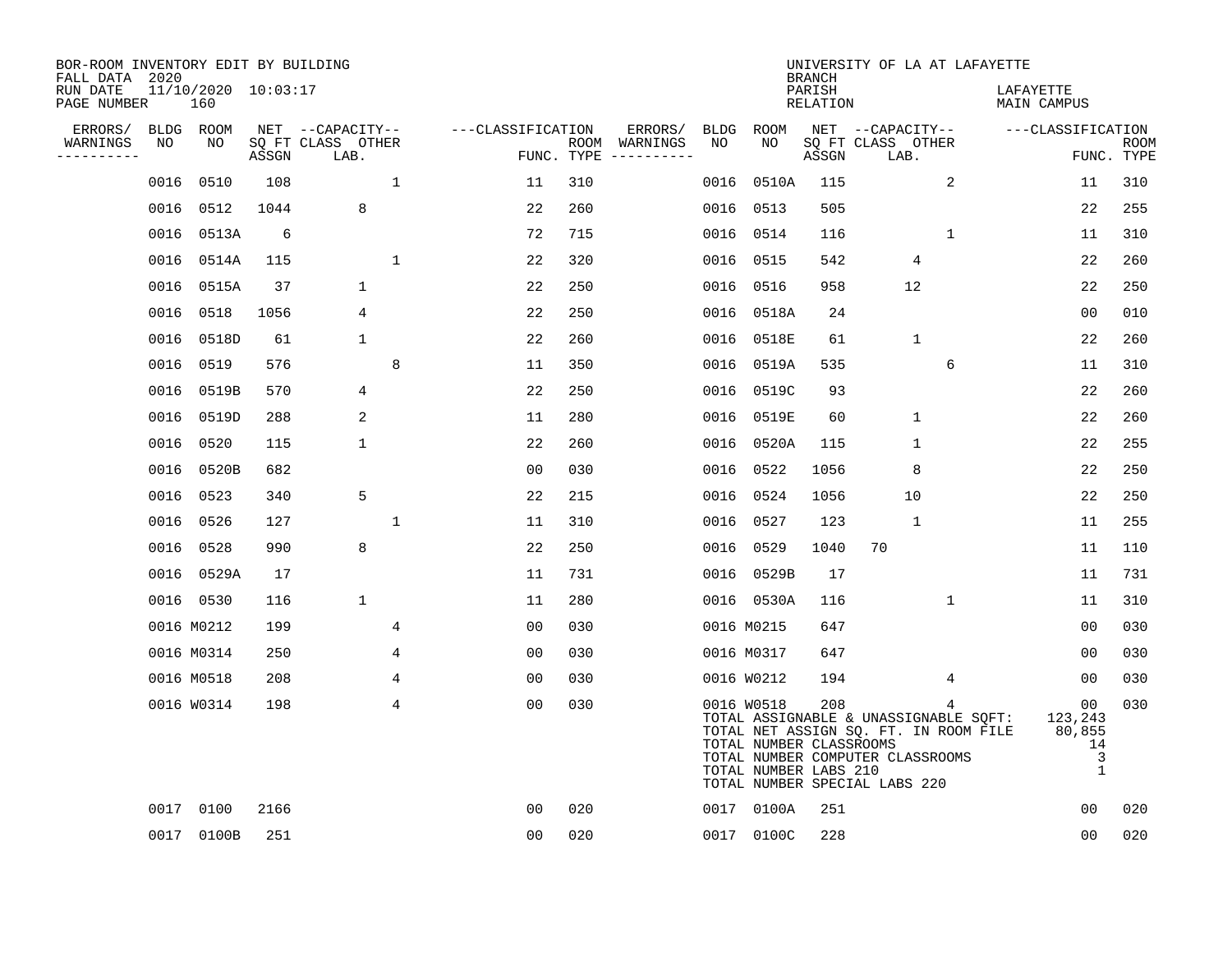BOR-ROOM INVENTORY EDIT BY BUILDING
FALL DATA 2020
RUN DATE 11/10/2020 10:03:17
PAGE NUMBER 160

UNIVERSITY OF LA AT LAFAYETTE
BRANCH
PARISH LAFAYETTE
RELATION MAIN CAMPUS

| ERRORS/ WARNINGS | BLDG NO | ROOM NO | NET SQ FT ASSGN | CAPACITY CLASS LAB. | CAPACITY OTHER | CLASSIFICATION FUNC. | ROOM TYPE | ERRORS/ WARNINGS | BLDG NO | ROOM NO | NET SQ FT ASSGN | CAPACITY CLASS LAB. | CAPACITY OTHER | CLASSIFICATION FUNC. | ROOM TYPE |
|---|---|---|---|---|---|---|---|---|---|---|---|---|---|---|---|
| | 0016 | 0510 | 108 | | 1 | 11 | 310 | | 0016 | 0510A | 115 | | 2 | 11 | 310 |
| | 0016 | 0512 | 1044 | 8 | | 22 | 260 | | 0016 | 0513 | 505 | | | 22 | 255 |
| | 0016 | 0513A | 6 | | | 72 | 715 | | 0016 | 0514 | 116 | | 1 | 11 | 310 |
| | 0016 | 0514A | 115 | | 1 | 22 | 320 | | 0016 | 0515 | 542 | 4 | | 22 | 260 |
| | 0016 | 0515A | 37 | 1 | | 22 | 250 | | 0016 | 0516 | 958 | 12 | | 22 | 250 |
| | 0016 | 0518 | 1056 | 4 | | 22 | 250 | | 0016 | 0518A | 24 | | | 00 | 010 |
| | 0016 | 0518D | 61 | 1 | | 22 | 260 | | 0016 | 0518E | 61 | 1 | | 22 | 260 |
| | 0016 | 0519 | 576 | | 8 | 11 | 350 | | 0016 | 0519A | 535 | | 6 | 11 | 310 |
| | 0016 | 0519B | 570 | 4 | | 22 | 250 | | 0016 | 0519C | 93 | | | 22 | 260 |
| | 0016 | 0519D | 288 | 2 | | 11 | 280 | | 0016 | 0519E | 60 | 1 | | 22 | 260 |
| | 0016 | 0520 | 115 | 1 | | 22 | 260 | | 0016 | 0520A | 115 | 1 | | 22 | 255 |
| | 0016 | 0520B | 682 | | | 00 | 030 | | 0016 | 0522 | 1056 | 8 | | 22 | 250 |
| | 0016 | 0523 | 340 | 5 | | 22 | 215 | | 0016 | 0524 | 1056 | 10 | | 22 | 250 |
| | 0016 | 0526 | 127 | | 1 | 11 | 310 | | 0016 | 0527 | 123 | 1 | | 11 | 255 |
| | 0016 | 0528 | 990 | 8 | | 22 | 250 | | 0016 | 0529 | 1040 | 70 | | 11 | 110 |
| | 0016 | 0529A | 17 | | | 11 | 731 | | 0016 | 0529B | 17 | | | 11 | 731 |
| | 0016 | 0530 | 116 | 1 | | 11 | 280 | | 0016 | 0530A | 116 | | 1 | 11 | 310 |
| | 0016 | M0212 | 199 | | 4 | 00 | 030 | | 0016 | M0215 | 647 | | | 00 | 030 |
| | 0016 | M0314 | 250 | | 4 | 00 | 030 | | 0016 | M0317 | 647 | | | 00 | 030 |
| | 0016 | M0518 | 208 | | 4 | 00 | 030 | | 0016 | W0212 | 194 | | 4 | 00 | 030 |
| | 0016 | W0314 | 198 | | 4 | 00 | 030 | | 0016 | W0518 | 208 | | 4 | 00 | 030 |
| | 0017 | 0100 | 2166 | | | 00 | 020 | | 0017 | 0100A | 251 | | | 00 | 020 |
| | 0017 | 0100B | 251 | | | 00 | 020 | | 0017 | 0100C | 228 | | | 00 | 020 |

TOTAL ASSIGNABLE & UNASSIGNABLE SQFT: 123,243
TOTAL NET ASSIGN SQ. FT. IN ROOM FILE 80,855
TOTAL NUMBER CLASSROOMS 14
TOTAL NUMBER COMPUTER CLASSROOMS 3
TOTAL NUMBER LABS 210 1
TOTAL NUMBER SPECIAL LABS 220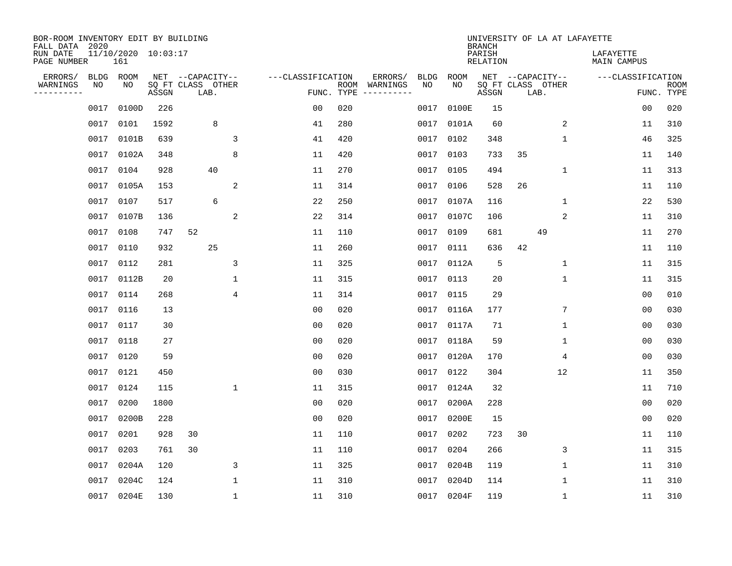BOR-ROOM INVENTORY EDIT BY BUILDING
FALL DATA 2020
RUN DATE 11/10/2020 10:03:17
PAGE NUMBER 161

UNIVERSITY OF LA AT LAFAYETTE
BRANCH
PARISH LAFAYETTE
RELATION MAIN CAMPUS

| ERRORS/ WARNINGS | BLDG NO | ROOM NO | NET SQ FT ASSGN | CAPACITY CLASS | CAPACITY LAB. | CAPACITY OTHER | CLASSIFICATION FUNC. | ROOM TYPE | ERRORS/ WARNINGS | BLDG NO | ROOM NO | NET SQ FT ASSGN | CAPACITY CLASS | CAPACITY LAB. | CAPACITY OTHER | CLASSIFICATION FUNC. | ROOM TYPE |
|---|---|---|---|---|---|---|---|---|---|---|---|---|---|---|---|---|---|
| | 0017 | 0100D | 226 | | | | 00 | 020 | | 0017 | 0100E | 15 | | | | 00 | 020 |
| | 0017 | 0101 | 1592 | | 8 | | 41 | 280 | | 0017 | 0101A | 60 | | | 2 | 11 | 310 |
| | 0017 | 0101B | 639 | | | 3 | 41 | 420 | | 0017 | 0102 | 348 | | | 1 | 46 | 325 |
| | 0017 | 0102A | 348 | | | 8 | 11 | 420 | | 0017 | 0103 | 733 | 35 | | | 11 | 140 |
| | 0017 | 0104 | 928 | | 40 | | 11 | 270 | | 0017 | 0105 | 494 | | | 1 | 11 | 313 |
| | 0017 | 0105A | 153 | | | 2 | 11 | 314 | | 0017 | 0106 | 528 | 26 | | | 11 | 110 |
| | 0017 | 0107 | 517 | | 6 | | 22 | 250 | | 0017 | 0107A | 116 | | | 1 | 22 | 530 |
| | 0017 | 0107B | 136 | | | 2 | 22 | 314 | | 0017 | 0107C | 106 | | | 2 | 11 | 310 |
| | 0017 | 0108 | 747 | 52 | | | 11 | 110 | | 0017 | 0109 | 681 | | 49 | | 11 | 270 |
| | 0017 | 0110 | 932 | | 25 | | 11 | 260 | | 0017 | 0111 | 636 | 42 | | | 11 | 110 |
| | 0017 | 0112 | 281 | | | 3 | 11 | 325 | | 0017 | 0112A | 5 | | | 1 | 11 | 315 |
| | 0017 | 0112B | 20 | | | 1 | 11 | 315 | | 0017 | 0113 | 20 | | | 1 | 11 | 315 |
| | 0017 | 0114 | 268 | | | 4 | 11 | 314 | | 0017 | 0115 | 29 | | | | 00 | 010 |
| | 0017 | 0116 | 13 | | | | 00 | 020 | | 0017 | 0116A | 177 | | | 7 | 00 | 030 |
| | 0017 | 0117 | 30 | | | | 00 | 020 | | 0017 | 0117A | 71 | | | 1 | 00 | 030 |
| | 0017 | 0118 | 27 | | | | 00 | 020 | | 0017 | 0118A | 59 | | | 1 | 00 | 030 |
| | 0017 | 0120 | 59 | | | | 00 | 020 | | 0017 | 0120A | 170 | | | 4 | 00 | 030 |
| | 0017 | 0121 | 450 | | | | 00 | 030 | | 0017 | 0122 | 304 | | | 12 | 11 | 350 |
| | 0017 | 0124 | 115 | | | 1 | 11 | 315 | | 0017 | 0124A | 32 | | | | 11 | 710 |
| | 0017 | 0200 | 1800 | | | | 00 | 020 | | 0017 | 0200A | 228 | | | | 00 | 020 |
| | 0017 | 0200B | 228 | | | | 00 | 020 | | 0017 | 0200E | 15 | | | | 00 | 020 |
| | 0017 | 0201 | 928 | 30 | | | 11 | 110 | | 0017 | 0202 | 723 | 30 | | | 11 | 110 |
| | 0017 | 0203 | 761 | 30 | | | 11 | 110 | | 0017 | 0204 | 266 | | | 3 | 11 | 315 |
| | 0017 | 0204A | 120 | | | 3 | 11 | 325 | | 0017 | 0204B | 119 | | | 1 | 11 | 310 |
| | 0017 | 0204C | 124 | | | 1 | 11 | 310 | | 0017 | 0204D | 114 | | | 1 | 11 | 310 |
| | 0017 | 0204E | 130 | | | 1 | 11 | 310 | | 0017 | 0204F | 119 | | | 1 | 11 | 310 |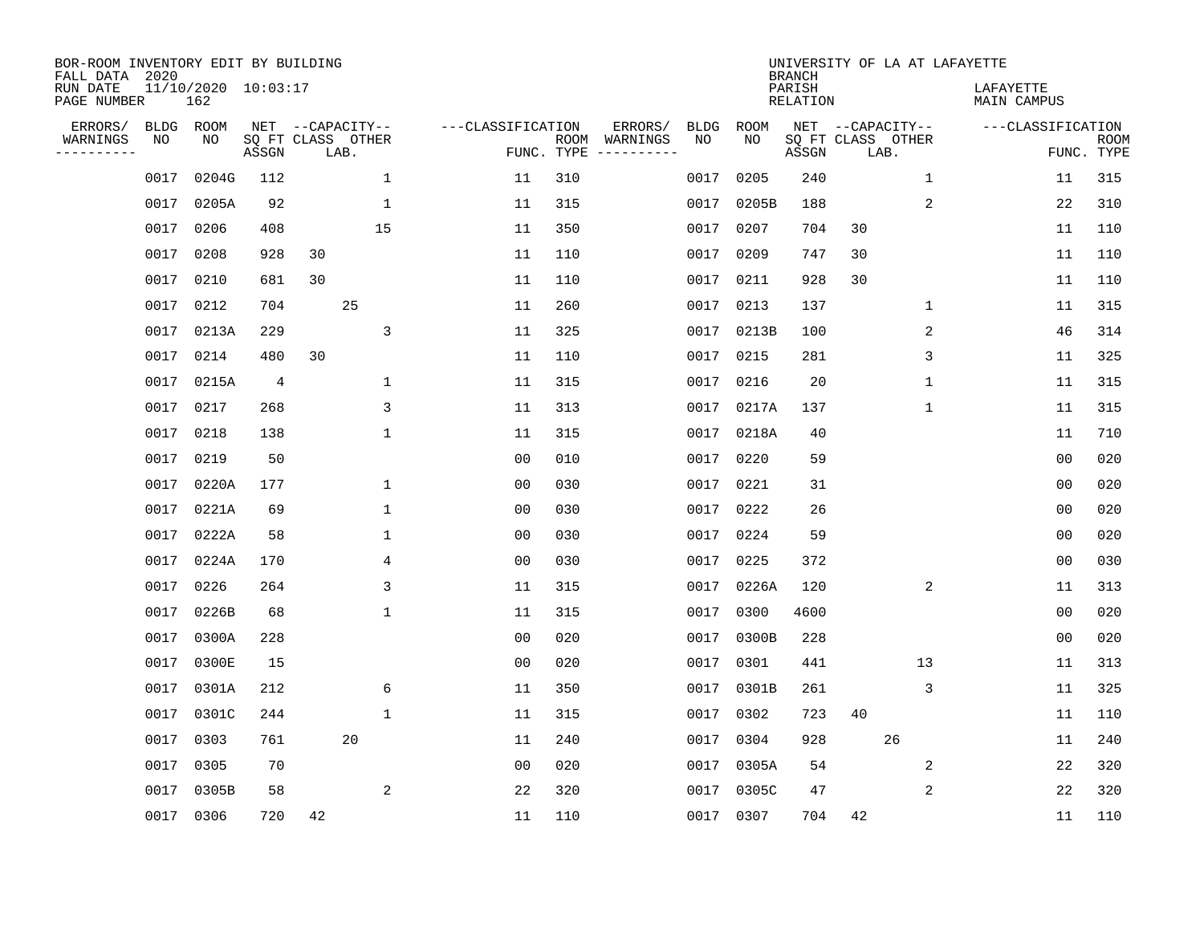BOR-ROOM INVENTORY EDIT BY BUILDING
FALL DATA 2020
RUN DATE 11/10/2020 10:03:17
PAGE NUMBER 162

UNIVERSITY OF LA AT LAFAYETTE
BRANCH
PARISH LAFAYETTE
RELATION MAIN CAMPUS

| ERRORS/ WARNINGS | BLDG NO | ROOM NO | NET SQ FT ASSGN | CAPACITY CLASS | LAB. | OTHER | FUNC. | ROOM TYPE | ERRORS/ WARNINGS | BLDG NO | ROOM NO | NET SQ FT ASSGN | CAPACITY CLASS | LAB. | OTHER | FUNC. | ROOM TYPE |
|---|---|---|---|---|---|---|---|---|---|---|---|---|---|---|---|---|---|
| | 0017 | 0204G | 112 | | | 1 | 11 | 310 | | 0017 | 0205 | 240 | | | 1 | 11 | 315 |
| | 0017 | 0205A | 92 | | | 1 | 11 | 315 | | 0017 | 0205B | 188 | | | 2 | 22 | 310 |
| | 0017 | 0206 | 408 | | | 15 | 11 | 350 | | 0017 | 0207 | 704 | 30 | | | 11 | 110 |
| | 0017 | 0208 | 928 | 30 | | | 11 | 110 | | 0017 | 0209 | 747 | 30 | | | 11 | 110 |
| | 0017 | 0210 | 681 | 30 | | | 11 | 110 | | 0017 | 0211 | 928 | 30 | | | 11 | 110 |
| | 0017 | 0212 | 704 | | 25 | | 11 | 260 | | 0017 | 0213 | 137 | | | 1 | 11 | 315 |
| | 0017 | 0213A | 229 | | | 3 | 11 | 325 | | 0017 | 0213B | 100 | | | 2 | 46 | 314 |
| | 0017 | 0214 | 480 | 30 | | | 11 | 110 | | 0017 | 0215 | 281 | | | 3 | 11 | 325 |
| | 0017 | 0215A | 4 | | | 1 | 11 | 315 | | 0017 | 0216 | 20 | | | 1 | 11 | 315 |
| | 0017 | 0217 | 268 | | | 3 | 11 | 313 | | 0017 | 0217A | 137 | | | 1 | 11 | 315 |
| | 0017 | 0218 | 138 | | | 1 | 11 | 315 | | 0017 | 0218A | 40 | | | | 11 | 710 |
| | 0017 | 0219 | 50 | | | | 00 | 010 | | 0017 | 0220 | 59 | | | | 00 | 020 |
| | 0017 | 0220A | 177 | | | 1 | 00 | 030 | | 0017 | 0221 | 31 | | | | 00 | 020 |
| | 0017 | 0221A | 69 | | | 1 | 00 | 030 | | 0017 | 0222 | 26 | | | | 00 | 020 |
| | 0017 | 0222A | 58 | | | 1 | 00 | 030 | | 0017 | 0224 | 59 | | | | 00 | 020 |
| | 0017 | 0224A | 170 | | | 4 | 00 | 030 | | 0017 | 0225 | 372 | | | | 00 | 030 |
| | 0017 | 0226 | 264 | | | 3 | 11 | 315 | | 0017 | 0226A | 120 | | | 2 | 11 | 313 |
| | 0017 | 0226B | 68 | | | 1 | 11 | 315 | | 0017 | 0300 | 4600 | | | | 00 | 020 |
| | 0017 | 0300A | 228 | | | | 00 | 020 | | 0017 | 0300B | 228 | | | | 00 | 020 |
| | 0017 | 0300E | 15 | | | | 00 | 020 | | 0017 | 0301 | 441 | | | 13 | 11 | 313 |
| | 0017 | 0301A | 212 | | | 6 | 11 | 350 | | 0017 | 0301B | 261 | | | 3 | 11 | 325 |
| | 0017 | 0301C | 244 | | | 1 | 11 | 315 | | 0017 | 0302 | 723 | 40 | | | 11 | 110 |
| | 0017 | 0303 | 761 | | 20 | | 11 | 240 | | 0017 | 0304 | 928 | | 26 | | 11 | 240 |
| | 0017 | 0305 | 70 | | | | 00 | 020 | | 0017 | 0305A | 54 | | | 2 | 22 | 320 |
| | 0017 | 0305B | 58 | | | 2 | 22 | 320 | | 0017 | 0305C | 47 | | | 2 | 22 | 320 |
| | 0017 | 0306 | 720 | 42 | | | 11 | 110 | | 0017 | 0307 | 704 | 42 | | | 11 | 110 |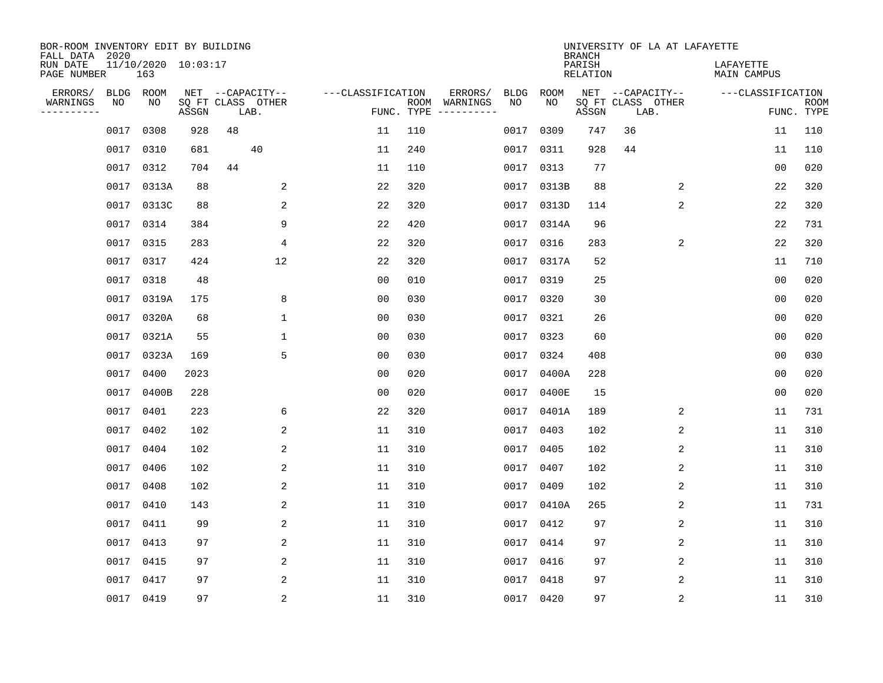BOR-ROOM INVENTORY EDIT BY BUILDING
FALL DATA 2020
RUN DATE 11/10/2020 10:03:17
PAGE NUMBER 163

UNIVERSITY OF LA AT LAFAYETTE
BRANCH
PARISH LAFAYETTE
RELATION MAIN CAMPUS

| ERRORS/ WARNINGS | BLDG NO | ROOM NO | NET SQ FT ASSGN | CAPACITY CLASS LAB. | CAPACITY OTHER | CLASSIFICATION FUNC. | ROOM TYPE | ERRORS/ WARNINGS | BLDG NO | ROOM NO | NET SQ FT ASSGN | CAPACITY CLASS LAB. | CAPACITY OTHER | CLASSIFICATION FUNC. | ROOM TYPE |
|---|---|---|---|---|---|---|---|---|---|---|---|---|---|---|---|
| | 0017 | 0308 | 928 | 48 | | 11 | 110 | | 0017 | 0309 | 747 | 36 | | 11 | 110 |
| | 0017 | 0310 | 681 | 40 | | 11 | 240 | | 0017 | 0311 | 928 | 44 | | 11 | 110 |
| | 0017 | 0312 | 704 | 44 | | 11 | 110 | | 0017 | 0313 | 77 | | | 00 | 020 |
| | 0017 | 0313A | 88 | | 2 | 22 | 320 | | 0017 | 0313B | 88 | | 2 | 22 | 320 |
| | 0017 | 0313C | 88 | | 2 | 22 | 320 | | 0017 | 0313D | 114 | | 2 | 22 | 320 |
| | 0017 | 0314 | 384 | | 9 | 22 | 420 | | 0017 | 0314A | 96 | | | 22 | 731 |
| | 0017 | 0315 | 283 | | 4 | 22 | 320 | | 0017 | 0316 | 283 | | 2 | 22 | 320 |
| | 0017 | 0317 | 424 | | 12 | 22 | 320 | | 0017 | 0317A | 52 | | | 11 | 710 |
| | 0017 | 0318 | 48 | | | 00 | 010 | | 0017 | 0319 | 25 | | | 00 | 020 |
| | 0017 | 0319A | 175 | | 8 | 00 | 030 | | 0017 | 0320 | 30 | | | 00 | 020 |
| | 0017 | 0320A | 68 | | 1 | 00 | 030 | | 0017 | 0321 | 26 | | | 00 | 020 |
| | 0017 | 0321A | 55 | | 1 | 00 | 030 | | 0017 | 0323 | 60 | | | 00 | 020 |
| | 0017 | 0323A | 169 | | 5 | 00 | 030 | | 0017 | 0324 | 408 | | | 00 | 030 |
| | 0017 | 0400 | 2023 | | | 00 | 020 | | 0017 | 0400A | 228 | | | 00 | 020 |
| | 0017 | 0400B | 228 | | | 00 | 020 | | 0017 | 0400E | 15 | | | 00 | 020 |
| | 0017 | 0401 | 223 | | 6 | 22 | 320 | | 0017 | 0401A | 189 | | 2 | 11 | 731 |
| | 0017 | 0402 | 102 | | 2 | 11 | 310 | | 0017 | 0403 | 102 | | 2 | 11 | 310 |
| | 0017 | 0404 | 102 | | 2 | 11 | 310 | | 0017 | 0405 | 102 | | 2 | 11 | 310 |
| | 0017 | 0406 | 102 | | 2 | 11 | 310 | | 0017 | 0407 | 102 | | 2 | 11 | 310 |
| | 0017 | 0408 | 102 | | 2 | 11 | 310 | | 0017 | 0409 | 102 | | 2 | 11 | 310 |
| | 0017 | 0410 | 143 | | 2 | 11 | 310 | | 0017 | 0410A | 265 | | 2 | 11 | 731 |
| | 0017 | 0411 | 99 | | 2 | 11 | 310 | | 0017 | 0412 | 97 | | 2 | 11 | 310 |
| | 0017 | 0413 | 97 | | 2 | 11 | 310 | | 0017 | 0414 | 97 | | 2 | 11 | 310 |
| | 0017 | 0415 | 97 | | 2 | 11 | 310 | | 0017 | 0416 | 97 | | 2 | 11 | 310 |
| | 0017 | 0417 | 97 | | 2 | 11 | 310 | | 0017 | 0418 | 97 | | 2 | 11 | 310 |
| | 0017 | 0419 | 97 | | 2 | 11 | 310 | | 0017 | 0420 | 97 | | 2 | 11 | 310 |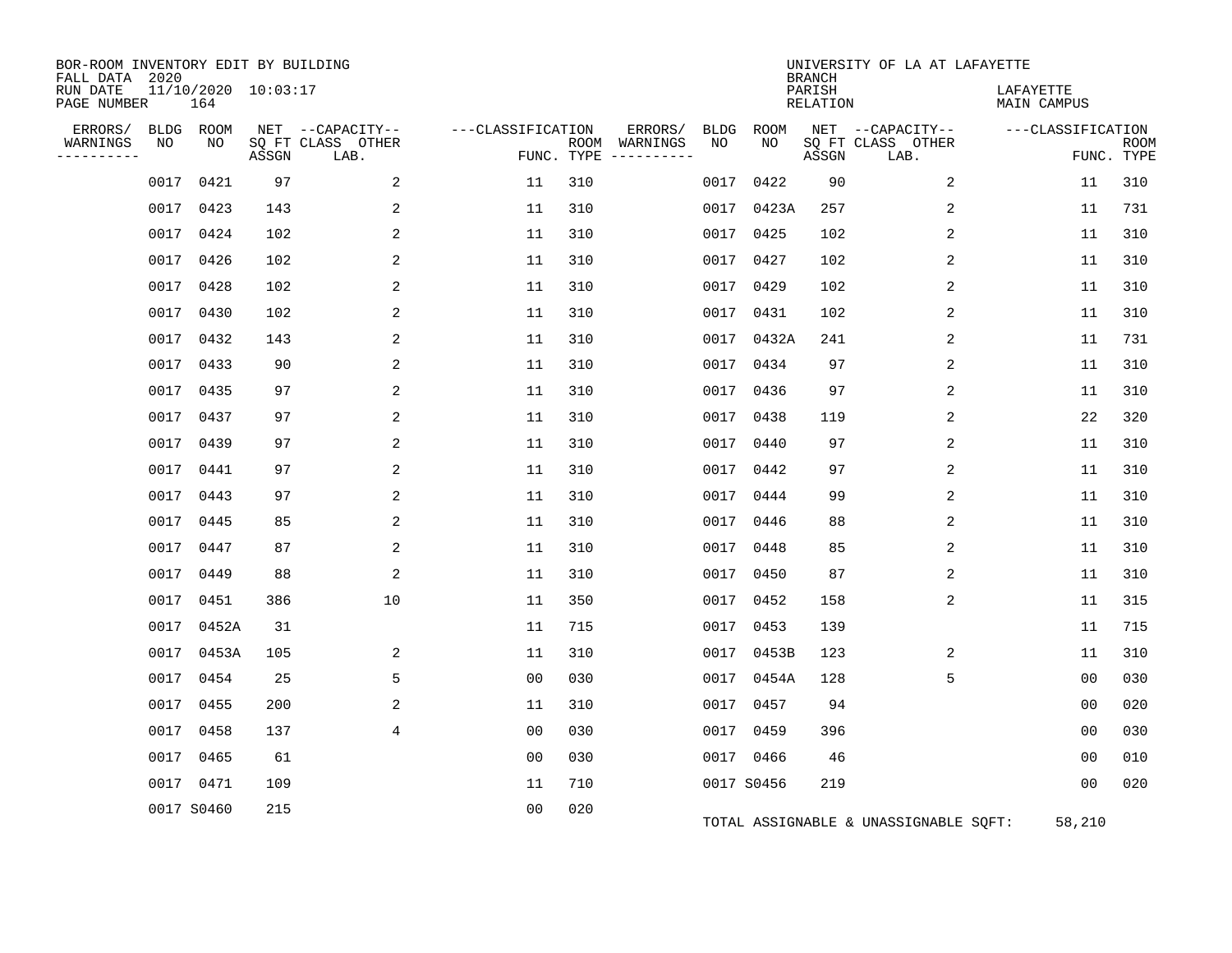BOR-ROOM INVENTORY EDIT BY BUILDING
FALL DATA 2020
RUN DATE 11/10/2020 10:03:17
PAGE NUMBER 164

UNIVERSITY OF LA AT LAFAYETTE
BRANCH
PARISH LAFAYETTE
RELATION MAIN CAMPUS

| ERRORS/ WARNINGS | BLDG NO | ROOM NO | NET SQ FT ASSGN | CAPACITY-- CLASS LAB. | OTHER | FUNC. | ROOM TYPE | ERRORS/ WARNINGS | BLDG NO | ROOM NO | NET SQ FT ASSGN | CAPACITY-- CLASS LAB. | OTHER | FUNC. | ROOM TYPE |
|---|---|---|---|---|---|---|---|---|---|---|---|---|---|---|---|
| | 0017 | 0421 | 97 | | 2 | 11 | 310 | | 0017 | 0422 | 90 | | 2 | 11 | 310 |
| | 0017 | 0423 | 143 | | 2 | 11 | 310 | | 0017 | 0423A | 257 | | 2 | 11 | 731 |
| | 0017 | 0424 | 102 | | 2 | 11 | 310 | | 0017 | 0425 | 102 | | 2 | 11 | 310 |
| | 0017 | 0426 | 102 | | 2 | 11 | 310 | | 0017 | 0427 | 102 | | 2 | 11 | 310 |
| | 0017 | 0428 | 102 | | 2 | 11 | 310 | | 0017 | 0429 | 102 | | 2 | 11 | 310 |
| | 0017 | 0430 | 102 | | 2 | 11 | 310 | | 0017 | 0431 | 102 | | 2 | 11 | 310 |
| | 0017 | 0432 | 143 | | 2 | 11 | 310 | | 0017 | 0432A | 241 | | 2 | 11 | 731 |
| | 0017 | 0433 | 90 | | 2 | 11 | 310 | | 0017 | 0434 | 97 | | 2 | 11 | 310 |
| | 0017 | 0435 | 97 | | 2 | 11 | 310 | | 0017 | 0436 | 97 | | 2 | 11 | 310 |
| | 0017 | 0437 | 97 | | 2 | 11 | 310 | | 0017 | 0438 | 119 | | 2 | 22 | 320 |
| | 0017 | 0439 | 97 | | 2 | 11 | 310 | | 0017 | 0440 | 97 | | 2 | 11 | 310 |
| | 0017 | 0441 | 97 | | 2 | 11 | 310 | | 0017 | 0442 | 97 | | 2 | 11 | 310 |
| | 0017 | 0443 | 97 | | 2 | 11 | 310 | | 0017 | 0444 | 99 | | 2 | 11 | 310 |
| | 0017 | 0445 | 85 | | 2 | 11 | 310 | | 0017 | 0446 | 88 | | 2 | 11 | 310 |
| | 0017 | 0447 | 87 | | 2 | 11 | 310 | | 0017 | 0448 | 85 | | 2 | 11 | 310 |
| | 0017 | 0449 | 88 | | 2 | 11 | 310 | | 0017 | 0450 | 87 | | 2 | 11 | 310 |
| | 0017 | 0451 | 386 | | 10 | 11 | 350 | | 0017 | 0452 | 158 | | 2 | 11 | 315 |
| | 0017 | 0452A | 31 | | | 11 | 715 | | 0017 | 0453 | 139 | | | 11 | 715 |
| | 0017 | 0453A | 105 | | 2 | 11 | 310 | | 0017 | 0453B | 123 | | 2 | 11 | 310 |
| | 0017 | 0454 | 25 | | 5 | 00 | 030 | | 0017 | 0454A | 128 | | 5 | 00 | 030 |
| | 0017 | 0455 | 200 | | 2 | 11 | 310 | | 0017 | 0457 | 94 | | | 00 | 020 |
| | 0017 | 0458 | 137 | | 4 | 00 | 030 | | 0017 | 0459 | 396 | | | 00 | 030 |
| | 0017 | 0465 | 61 | | | 00 | 030 | | 0017 | 0466 | 46 | | | 00 | 010 |
| | 0017 | 0471 | 109 | | | 11 | 710 | | 0017 | S0456 | 219 | | | 00 | 020 |
| | 0017 | S0460 | 215 | | | 00 | 020 | | | | | | | | |

TOTAL ASSIGNABLE & UNASSIGNABLE SQFT: 58,210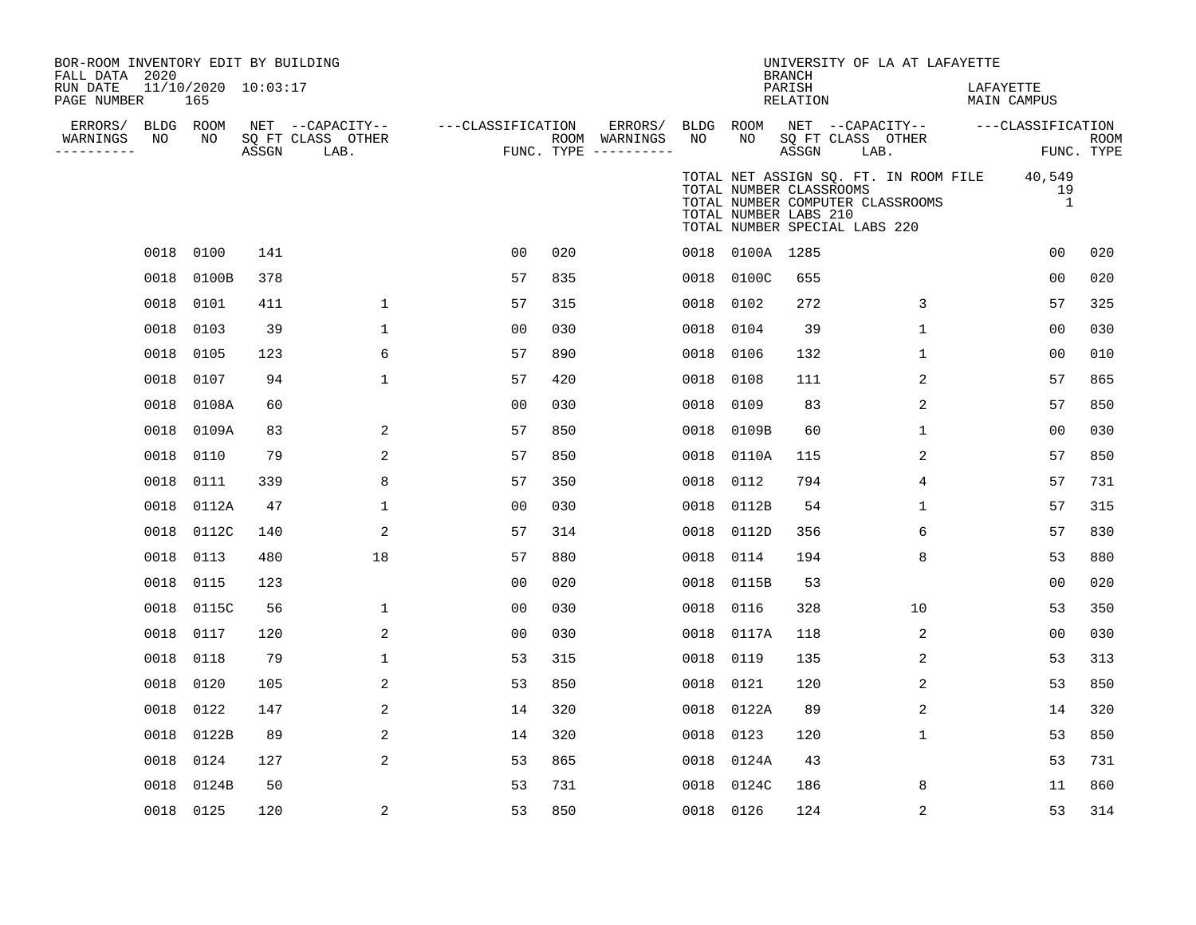BOR-ROOM INVENTORY EDIT BY BUILDING
FALL DATA 2020
RUN DATE 11/10/2020 10:03:17
PAGE NUMBER 165

UNIVERSITY OF LA AT LAFAYETTE
BRANCH
PARISH LAFAYETTE
RELATION MAIN CAMPUS

TOTAL NET ASSIGN SQ. FT. IN ROOM FILE 40,549
TOTAL NUMBER CLASSROOMS 19
TOTAL NUMBER COMPUTER CLASSROOMS 1
TOTAL NUMBER LABS 210
TOTAL NUMBER SPECIAL LABS 220

| ERRORS/ WARNINGS | BLDG NO | ROOM NO | NET SQ FT ASSGN | CAPACITY CLASS LAB. | CAPACITY OTHER | CLASSIFICATION FUNC. | ROOM TYPE | ERRORS/ WARNINGS | BLDG NO | ROOM NO | NET SQ FT ASSGN | CAPACITY CLASS LAB. | CAPACITY OTHER | CLASSIFICATION FUNC. | ROOM TYPE |
|---|---|---|---|---|---|---|---|---|---|---|---|---|---|---|---|
| | 0018 | 0100 | 141 | | | 00 | 020 | | 0018 | 0100A | 1285 | | | 00 | 020 |
| | 0018 | 0100B | 378 | | | 57 | 835 | | 0018 | 0100C | 655 | | | 00 | 020 |
| | 0018 | 0101 | 411 | | 1 | 57 | 315 | | 0018 | 0102 | 272 | | 3 | 57 | 325 |
| | 0018 | 0103 | 39 | | 1 | 00 | 030 | | 0018 | 0104 | 39 | | 1 | 00 | 030 |
| | 0018 | 0105 | 123 | | 6 | 57 | 890 | | 0018 | 0106 | 132 | | 1 | 00 | 010 |
| | 0018 | 0107 | 94 | | 1 | 57 | 420 | | 0018 | 0108 | 111 | | 2 | 57 | 865 |
| | 0018 | 0108A | 60 | | | 00 | 030 | | 0018 | 0109 | 83 | | 2 | 57 | 850 |
| | 0018 | 0109A | 83 | | 2 | 57 | 850 | | 0018 | 0109B | 60 | | 1 | 00 | 030 |
| | 0018 | 0110 | 79 | | 2 | 57 | 850 | | 0018 | 0110A | 115 | | 2 | 57 | 850 |
| | 0018 | 0111 | 339 | | 8 | 57 | 350 | | 0018 | 0112 | 794 | | 4 | 57 | 731 |
| | 0018 | 0112A | 47 | | 1 | 00 | 030 | | 0018 | 0112B | 54 | | 1 | 57 | 315 |
| | 0018 | 0112C | 140 | | 2 | 57 | 314 | | 0018 | 0112D | 356 | | 6 | 57 | 830 |
| | 0018 | 0113 | 480 | | 18 | 57 | 880 | | 0018 | 0114 | 194 | | 8 | 53 | 880 |
| | 0018 | 0115 | 123 | | | 00 | 020 | | 0018 | 0115B | 53 | | | 00 | 020 |
| | 0018 | 0115C | 56 | | 1 | 00 | 030 | | 0018 | 0116 | 328 | | 10 | 53 | 350 |
| | 0018 | 0117 | 120 | | 2 | 00 | 030 | | 0018 | 0117A | 118 | | 2 | 00 | 030 |
| | 0018 | 0118 | 79 | | 1 | 53 | 315 | | 0018 | 0119 | 135 | | 2 | 53 | 313 |
| | 0018 | 0120 | 105 | | 2 | 53 | 850 | | 0018 | 0121 | 120 | | 2 | 53 | 850 |
| | 0018 | 0122 | 147 | | 2 | 14 | 320 | | 0018 | 0122A | 89 | | 2 | 14 | 320 |
| | 0018 | 0122B | 89 | | 2 | 14 | 320 | | 0018 | 0123 | 120 | | 1 | 53 | 850 |
| | 0018 | 0124 | 127 | | 2 | 53 | 865 | | 0018 | 0124A | 43 | | | 53 | 731 |
| | 0018 | 0124B | 50 | | | 53 | 731 | | 0018 | 0124C | 186 | | 8 | 11 | 860 |
| | 0018 | 0125 | 120 | | 2 | 53 | 850 | | 0018 | 0126 | 124 | | 2 | 53 | 314 |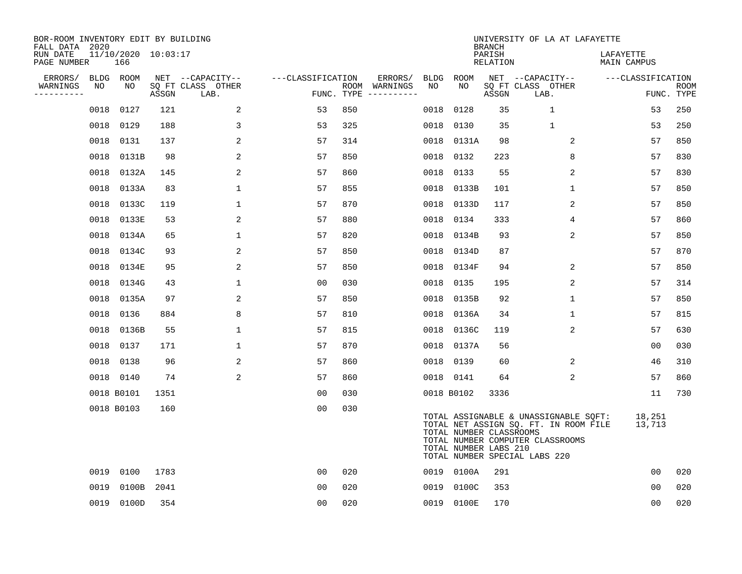BOR-ROOM INVENTORY EDIT BY BUILDING
FALL DATA 2020
RUN DATE 11/10/2020 10:03:17
PAGE NUMBER 166

UNIVERSITY OF LA AT LAFAYETTE
BRANCH
PARISH LAFAYETTE
RELATION MAIN CAMPUS

| ERRORS/ WARNINGS | BLDG NO | ROOM NO | NET ASSGN SQ FT | CAPACITY CLASS LAB. | CAPACITY OTHER | CLASSIFICATION FUNC. | ROOM TYPE | ERRORS/ WARNINGS | BLDG NO | ROOM NO | NET ASSGN SQ FT | CAPACITY CLASS LAB. | CAPACITY OTHER | CLASSIFICATION FUNC. | ROOM TYPE |
|---|---|---|---|---|---|---|---|---|---|---|---|---|---|---|---|
| | 0018 | 0127 | 121 | | 2 | 53 | 850 | | 0018 | 0128 | 35 | 1 | | 53 | 250 |
| | 0018 | 0129 | 188 | | 3 | 53 | 325 | | 0018 | 0130 | 35 | 1 | | 53 | 250 |
| | 0018 | 0131 | 137 | | 2 | 57 | 314 | | 0018 | 0131A | 98 | | 2 | 57 | 850 |
| | 0018 | 0131B | 98 | | 2 | 57 | 850 | | 0018 | 0132 | 223 | | 8 | 57 | 830 |
| | 0018 | 0132A | 145 | | 2 | 57 | 860 | | 0018 | 0133 | 55 | | 2 | 57 | 830 |
| | 0018 | 0133A | 83 | | 1 | 57 | 855 | | 0018 | 0133B | 101 | | 1 | 57 | 850 |
| | 0018 | 0133C | 119 | | 1 | 57 | 870 | | 0018 | 0133D | 117 | | 2 | 57 | 850 |
| | 0018 | 0133E | 53 | | 2 | 57 | 880 | | 0018 | 0134 | 333 | | 4 | 57 | 860 |
| | 0018 | 0134A | 65 | | 1 | 57 | 820 | | 0018 | 0134B | 93 | | 2 | 57 | 850 |
| | 0018 | 0134C | 93 | | 2 | 57 | 850 | | 0018 | 0134D | 87 | | | 57 | 870 |
| | 0018 | 0134E | 95 | | 2 | 57 | 850 | | 0018 | 0134F | 94 | | 2 | 57 | 850 |
| | 0018 | 0134G | 43 | | 1 | 00 | 030 | | 0018 | 0135 | 195 | | 2 | 57 | 314 |
| | 0018 | 0135A | 97 | | 2 | 57 | 850 | | 0018 | 0135B | 92 | | 1 | 57 | 850 |
| | 0018 | 0136 | 884 | | 8 | 57 | 810 | | 0018 | 0136A | 34 | | 1 | 57 | 815 |
| | 0018 | 0136B | 55 | | 1 | 57 | 815 | | 0018 | 0136C | 119 | | 2 | 57 | 630 |
| | 0018 | 0137 | 171 | | 1 | 57 | 870 | | 0018 | 0137A | 56 | | | 00 | 030 |
| | 0018 | 0138 | 96 | | 2 | 57 | 860 | | 0018 | 0139 | 60 | | 2 | 46 | 310 |
| | 0018 | 0140 | 74 | | 2 | 57 | 860 | | 0018 | 0141 | 64 | | 2 | 57 | 860 |
| | 0018 | B0101 | 1351 | | | 00 | 030 | | 0018 | B0102 | 3336 | | | 11 | 730 |
| | 0018 | B0103 | 160 | | | 00 | 030 | | | | | | | | |

TOTAL ASSIGNABLE & UNASSIGNABLE SQFT: 18,251
TOTAL NET ASSIGN SQ. FT. IN ROOM FILE 13,713
TOTAL NUMBER CLASSROOMS
TOTAL NUMBER COMPUTER CLASSROOMS
TOTAL NUMBER LABS 210
TOTAL NUMBER SPECIAL LABS 220

| ERRORS/ WARNINGS | BLDG NO | ROOM NO | NET ASSGN SQ FT | CAPACITY CLASS LAB. | CAPACITY OTHER | CLASSIFICATION FUNC. | ROOM TYPE | ERRORS/ WARNINGS | BLDG NO | ROOM NO | NET ASSGN SQ FT | CAPACITY CLASS LAB. | CAPACITY OTHER | CLASSIFICATION FUNC. | ROOM TYPE |
|---|---|---|---|---|---|---|---|---|---|---|---|---|---|---|---|
| | 0019 | 0100 | 1783 | | | 00 | 020 | | 0019 | 0100A | 291 | | | 00 | 020 |
| | 0019 | 0100B | 2041 | | | 00 | 020 | | 0019 | 0100C | 353 | | | 00 | 020 |
| | 0019 | 0100D | 354 | | | 00 | 020 | | 0019 | 0100E | 170 | | | 00 | 020 |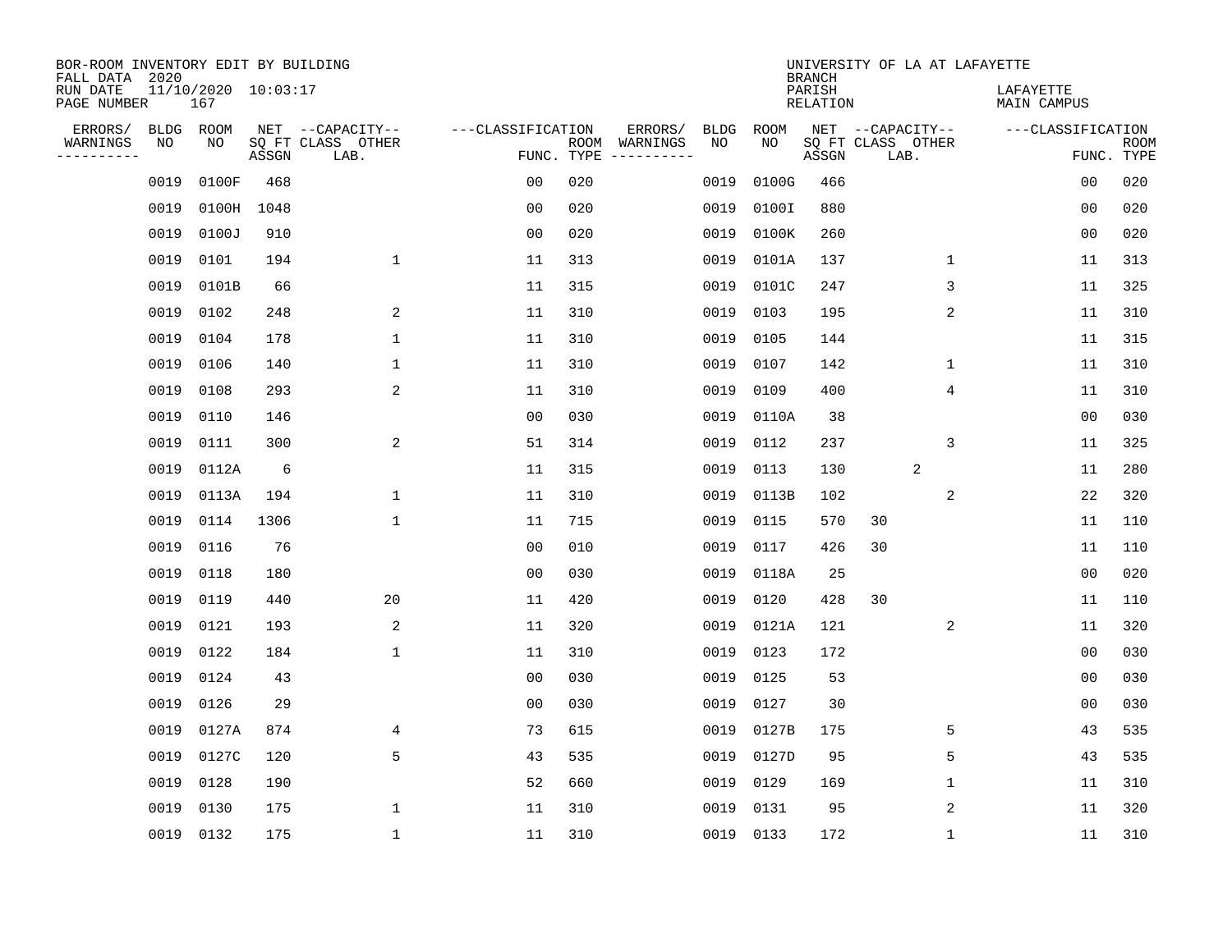BOR-ROOM INVENTORY EDIT BY BUILDING
FALL DATA 2020
RUN DATE 11/10/2020 10:03:17
PAGE NUMBER 167

UNIVERSITY OF LA AT LAFAYETTE
BRANCH
PARISH LAFAYETTE
RELATION MAIN CAMPUS

| ERRORS/ WARNINGS | BLDG NO | ROOM NO | NET SQ FT ASSGN | CAPACITY CLASS LAB. | CAPACITY OTHER | CLASSIFICATION FUNC. | ROOM TYPE | ERRORS/ WARNINGS | BLDG NO | ROOM NO | NET SQ FT ASSGN | CAPACITY CLASS LAB. | CAPACITY OTHER | CLASSIFICATION FUNC. | ROOM TYPE |
|---|---|---|---|---|---|---|---|---|---|---|---|---|---|---|---|
| | 0019 | 0100F | 468 | | | 00 | 020 | | 0019 | 0100G | 466 | | | 00 | 020 |
| | 0019 | 0100H | 1048 | | | 00 | 020 | | 0019 | 0100I | 880 | | | 00 | 020 |
| | 0019 | 0100J | 910 | | | 00 | 020 | | 0019 | 0100K | 260 | | | 00 | 020 |
| | 0019 | 0101 | 194 | | 1 | 11 | 313 | | 0019 | 0101A | 137 | | 1 | 11 | 313 |
| | 0019 | 0101B | 66 | | | 11 | 315 | | 0019 | 0101C | 247 | | 3 | 11 | 325 |
| | 0019 | 0102 | 248 | | 2 | 11 | 310 | | 0019 | 0103 | 195 | | 2 | 11 | 310 |
| | 0019 | 0104 | 178 | | 1 | 11 | 310 | | 0019 | 0105 | 144 | | | 11 | 315 |
| | 0019 | 0106 | 140 | | 1 | 11 | 310 | | 0019 | 0107 | 142 | | 1 | 11 | 310 |
| | 0019 | 0108 | 293 | | 2 | 11 | 310 | | 0019 | 0109 | 400 | | 4 | 11 | 310 |
| | 0019 | 0110 | 146 | | | 00 | 030 | | 0019 | 0110A | 38 | | | 00 | 030 |
| | 0019 | 0111 | 300 | | 2 | 51 | 314 | | 0019 | 0112 | 237 | | 3 | 11 | 325 |
| | 0019 | 0112A | 6 | | | 11 | 315 | | 0019 | 0113 | 130 | 2 | | 11 | 280 |
| | 0019 | 0113A | 194 | | 1 | 11 | 310 | | 0019 | 0113B | 102 | | 2 | 22 | 320 |
| | 0019 | 0114 | 1306 | | 1 | 11 | 715 | | 0019 | 0115 | 570 | 30 | | 11 | 110 |
| | 0019 | 0116 | 76 | | | 00 | 010 | | 0019 | 0117 | 426 | 30 | | 11 | 110 |
| | 0019 | 0118 | 180 | | | 00 | 030 | | 0019 | 0118A | 25 | | | 00 | 020 |
| | 0019 | 0119 | 440 | | 20 | 11 | 420 | | 0019 | 0120 | 428 | 30 | | 11 | 110 |
| | 0019 | 0121 | 193 | | 2 | 11 | 320 | | 0019 | 0121A | 121 | | 2 | 11 | 320 |
| | 0019 | 0122 | 184 | | 1 | 11 | 310 | | 0019 | 0123 | 172 | | | 00 | 030 |
| | 0019 | 0124 | 43 | | | 00 | 030 | | 0019 | 0125 | 53 | | | 00 | 030 |
| | 0019 | 0126 | 29 | | | 00 | 030 | | 0019 | 0127 | 30 | | | 00 | 030 |
| | 0019 | 0127A | 874 | | 4 | 73 | 615 | | 0019 | 0127B | 175 | | 5 | 43 | 535 |
| | 0019 | 0127C | 120 | | 5 | 43 | 535 | | 0019 | 0127D | 95 | | 5 | 43 | 535 |
| | 0019 | 0128 | 190 | | | 52 | 660 | | 0019 | 0129 | 169 | | 1 | 11 | 310 |
| | 0019 | 0130 | 175 | | 1 | 11 | 310 | | 0019 | 0131 | 95 | | 2 | 11 | 320 |
| | 0019 | 0132 | 175 | | 1 | 11 | 310 | | 0019 | 0133 | 172 | | 1 | 11 | 310 |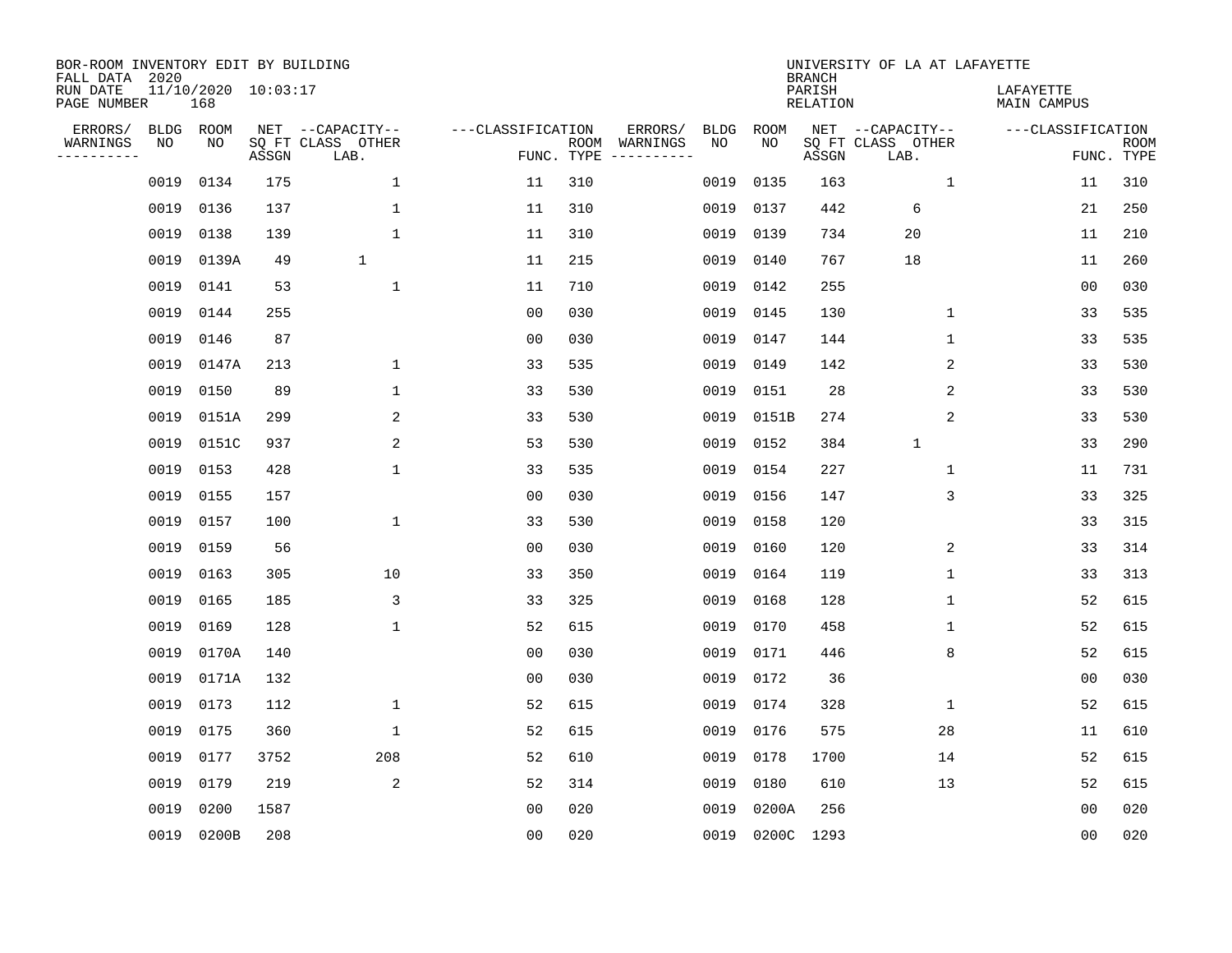BOR-ROOM INVENTORY EDIT BY BUILDING
FALL DATA 2020
RUN DATE 11/10/2020 10:03:17
PAGE NUMBER 168

UNIVERSITY OF LA AT LAFAYETTE
BRANCH
PARISH LAFAYETTE
RELATION MAIN CAMPUS

| ERRORS/ WARNINGS | BLDG NO | ROOM NO | NET SQ FT ASSGN | CAPACITY CLASS LAB. | CAPACITY OTHER | FUNC. | ROOM TYPE | ERRORS/ WARNINGS | BLDG NO | ROOM NO | NET SQ FT ASSGN | CAPACITY CLASS LAB. | CAPACITY OTHER | FUNC. | ROOM TYPE |
|---|---|---|---|---|---|---|---|---|---|---|---|---|---|---|---|
| | 0019 | 0134 | 175 | | 1 | 11 | 310 | | 0019 | 0135 | 163 | | 1 | 11 | 310 |
| | 0019 | 0136 | 137 | | 1 | 11 | 310 | | 0019 | 0137 | 442 | 6 | | 21 | 250 |
| | 0019 | 0138 | 139 | | 1 | 11 | 310 | | 0019 | 0139 | 734 | 20 | | 11 | 210 |
| | 0019 | 0139A | 49 | 1 | | 11 | 215 | | 0019 | 0140 | 767 | 18 | | 11 | 260 |
| | 0019 | 0141 | 53 | | 1 | 11 | 710 | | 0019 | 0142 | 255 | | | 00 | 030 |
| | 0019 | 0144 | 255 | | | 00 | 030 | | 0019 | 0145 | 130 | | 1 | 33 | 535 |
| | 0019 | 0146 | 87 | | | 00 | 030 | | 0019 | 0147 | 144 | | 1 | 33 | 535 |
| | 0019 | 0147A | 213 | | 1 | 33 | 535 | | 0019 | 0149 | 142 | | 2 | 33 | 530 |
| | 0019 | 0150 | 89 | | 1 | 33 | 530 | | 0019 | 0151 | 28 | | 2 | 33 | 530 |
| | 0019 | 0151A | 299 | | 2 | 33 | 530 | | 0019 | 0151B | 274 | | 2 | 33 | 530 |
| | 0019 | 0151C | 937 | | 2 | 53 | 530 | | 0019 | 0152 | 384 | 1 | | 33 | 290 |
| | 0019 | 0153 | 428 | | 1 | 33 | 535 | | 0019 | 0154 | 227 | | 1 | 11 | 731 |
| | 0019 | 0155 | 157 | | | 00 | 030 | | 0019 | 0156 | 147 | | 3 | 33 | 325 |
| | 0019 | 0157 | 100 | | 1 | 33 | 530 | | 0019 | 0158 | 120 | | | 33 | 315 |
| | 0019 | 0159 | 56 | | | 00 | 030 | | 0019 | 0160 | 120 | | 2 | 33 | 314 |
| | 0019 | 0163 | 305 | | 10 | 33 | 350 | | 0019 | 0164 | 119 | | 1 | 33 | 313 |
| | 0019 | 0165 | 185 | | 3 | 33 | 325 | | 0019 | 0168 | 128 | | 1 | 52 | 615 |
| | 0019 | 0169 | 128 | | 1 | 52 | 615 | | 0019 | 0170 | 458 | | 1 | 52 | 615 |
| | 0019 | 0170A | 140 | | | 00 | 030 | | 0019 | 0171 | 446 | | 8 | 52 | 615 |
| | 0019 | 0171A | 132 | | | 00 | 030 | | 0019 | 0172 | 36 | | | 00 | 030 |
| | 0019 | 0173 | 112 | | 1 | 52 | 615 | | 0019 | 0174 | 328 | | 1 | 52 | 615 |
| | 0019 | 0175 | 360 | | 1 | 52 | 615 | | 0019 | 0176 | 575 | | 28 | 11 | 610 |
| | 0019 | 0177 | 3752 | | 208 | 52 | 610 | | 0019 | 0178 | 1700 | | 14 | 52 | 615 |
| | 0019 | 0179 | 219 | | 2 | 52 | 314 | | 0019 | 0180 | 610 | | 13 | 52 | 615 |
| | 0019 | 0200 | 1587 | | | 00 | 020 | | 0019 | 0200A | 256 | | | 00 | 020 |
| | 0019 | 0200B | 208 | | | 00 | 020 | | 0019 | 0200C | 1293 | | | 00 | 020 |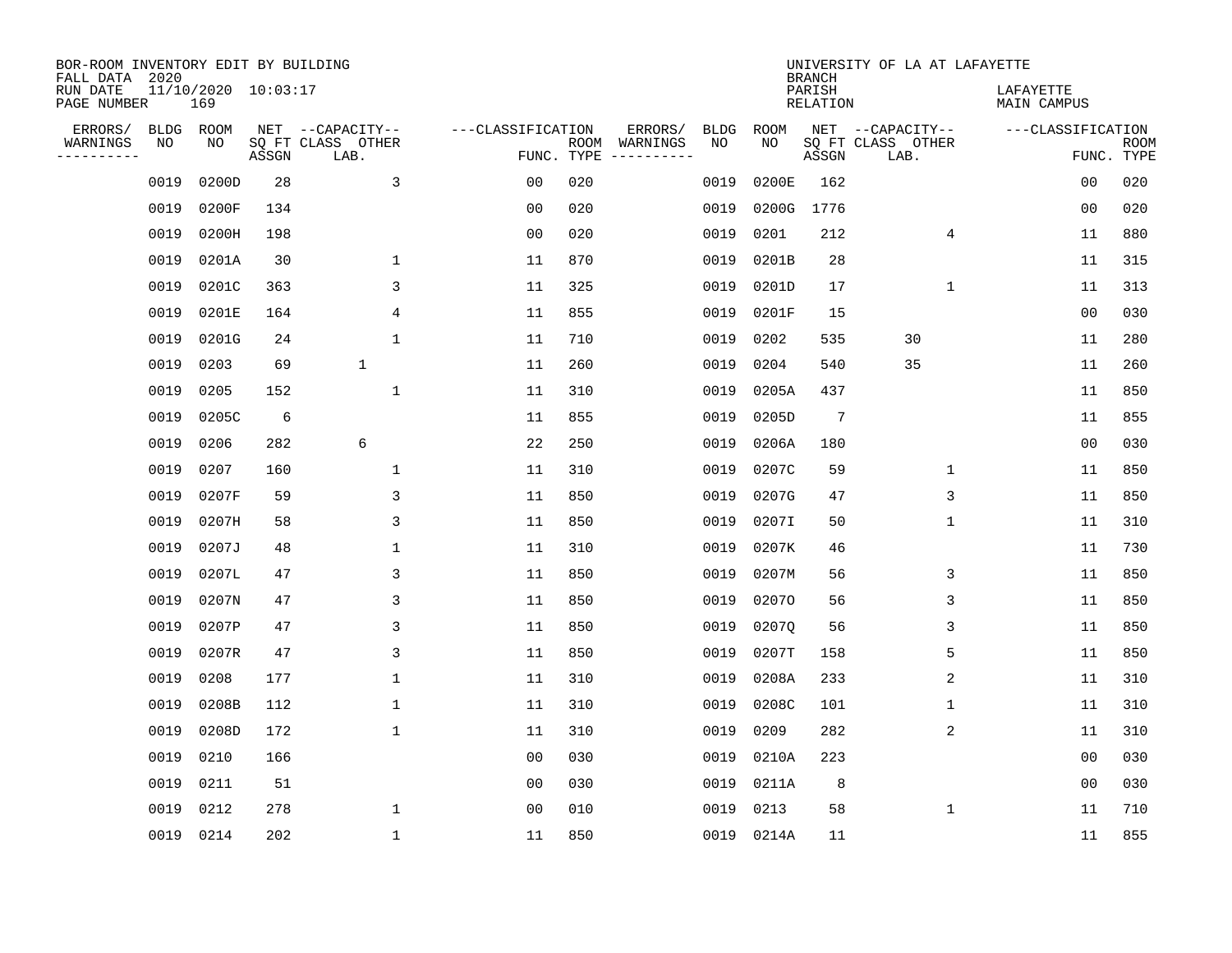BOR-ROOM INVENTORY EDIT BY BUILDING
FALL DATA 2020
RUN DATE 11/10/2020 10:03:17
PAGE NUMBER 169

UNIVERSITY OF LA AT LAFAYETTE
BRANCH
PARISH LAFAYETTE
RELATION MAIN CAMPUS

| ERRORS/ WARNINGS | BLDG NO | ROOM NO | NET SQ FT ASSGN | CAPACITY-- CLASS LAB. | OTHER | FUNC. | ROOM TYPE | ERRORS/ WARNINGS | BLDG NO | ROOM NO | NET SQ FT ASSGN | CAPACITY-- CLASS LAB. | OTHER | FUNC. | ROOM TYPE |
|---|---|---|---|---|---|---|---|---|---|---|---|---|---|---|---|
| | 0019 | 0200D | 28 | | 3 | 00 | 020 | | 0019 | 0200E | 162 | | | 00 | 020 |
| | 0019 | 0200F | 134 | | | 00 | 020 | | 0019 | 0200G | 1776 | | | 00 | 020 |
| | 0019 | 0200H | 198 | | | 00 | 020 | | 0019 | 0201 | 212 | | 4 | 11 | 880 |
| | 0019 | 0201A | 30 | | 1 | 11 | 870 | | 0019 | 0201B | 28 | | | 11 | 315 |
| | 0019 | 0201C | 363 | | 3 | 11 | 325 | | 0019 | 0201D | 17 | | 1 | 11 | 313 |
| | 0019 | 0201E | 164 | | 4 | 11 | 855 | | 0019 | 0201F | 15 | | | 00 | 030 |
| | 0019 | 0201G | 24 | | 1 | 11 | 710 | | 0019 | 0202 | 535 | 30 | | 11 | 280 |
| | 0019 | 0203 | 69 | 1 | | 11 | 260 | | 0019 | 0204 | 540 | 35 | | 11 | 260 |
| | 0019 | 0205 | 152 | | 1 | 11 | 310 | | 0019 | 0205A | 437 | | | 11 | 850 |
| | 0019 | 0205C | 6 | | | 11 | 855 | | 0019 | 0205D | 7 | | | 11 | 855 |
| | 0019 | 0206 | 282 | 6 | | 22 | 250 | | 0019 | 0206A | 180 | | | 00 | 030 |
| | 0019 | 0207 | 160 | | 1 | 11 | 310 | | 0019 | 0207C | 59 | | 1 | 11 | 850 |
| | 0019 | 0207F | 59 | | 3 | 11 | 850 | | 0019 | 0207G | 47 | | 3 | 11 | 850 |
| | 0019 | 0207H | 58 | | 3 | 11 | 850 | | 0019 | 0207I | 50 | | 1 | 11 | 310 |
| | 0019 | 0207J | 48 | | 1 | 11 | 310 | | 0019 | 0207K | 46 | | | 11 | 730 |
| | 0019 | 0207L | 47 | | 3 | 11 | 850 | | 0019 | 0207M | 56 | | 3 | 11 | 850 |
| | 0019 | 0207N | 47 | | 3 | 11 | 850 | | 0019 | 0207O | 56 | | 3 | 11 | 850 |
| | 0019 | 0207P | 47 | | 3 | 11 | 850 | | 0019 | 0207Q | 56 | | 3 | 11 | 850 |
| | 0019 | 0207R | 47 | | 3 | 11 | 850 | | 0019 | 0207T | 158 | | 5 | 11 | 850 |
| | 0019 | 0208 | 177 | | 1 | 11 | 310 | | 0019 | 0208A | 233 | | 2 | 11 | 310 |
| | 0019 | 0208B | 112 | | 1 | 11 | 310 | | 0019 | 0208C | 101 | | 1 | 11 | 310 |
| | 0019 | 0208D | 172 | | 1 | 11 | 310 | | 0019 | 0209 | 282 | | 2 | 11 | 310 |
| | 0019 | 0210 | 166 | | | 00 | 030 | | 0019 | 0210A | 223 | | | 00 | 030 |
| | 0019 | 0211 | 51 | | | 00 | 030 | | 0019 | 0211A | 8 | | | 00 | 030 |
| | 0019 | 0212 | 278 | | 1 | 00 | 010 | | 0019 | 0213 | 58 | | 1 | 11 | 710 |
| | 0019 | 0214 | 202 | | 1 | 11 | 850 | | 0019 | 0214A | 11 | | | 11 | 855 |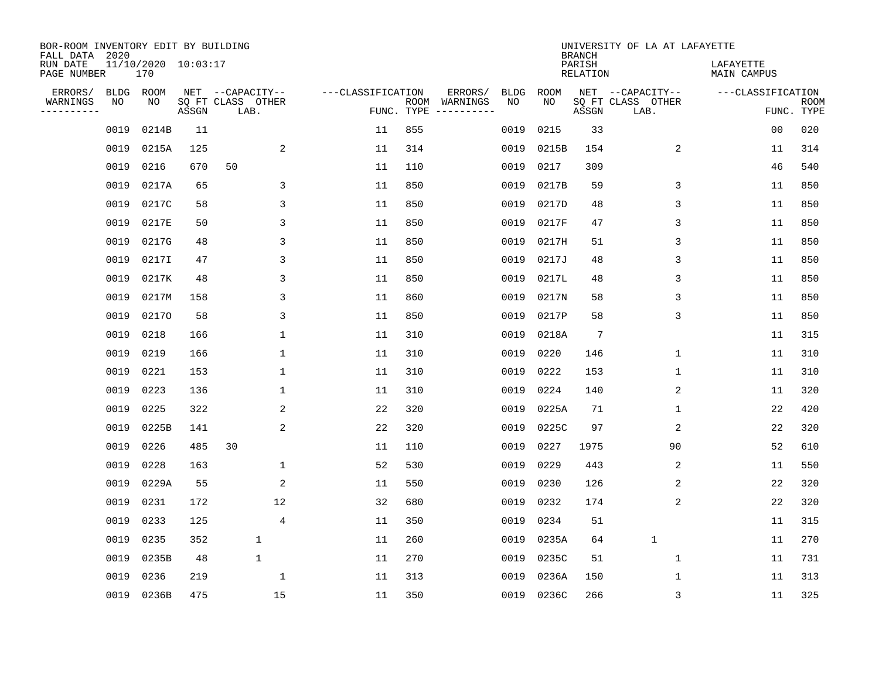BOR-ROOM INVENTORY EDIT BY BUILDING
FALL DATA 2020
RUN DATE 11/10/2020 10:03:17
PAGE NUMBER 170

UNIVERSITY OF LA AT LAFAYETTE
BRANCH
PARISH LAFAYETTE
RELATION MAIN CAMPUS

| ERRORS/ WARNINGS | BLDG NO | ROOM NO | NET SQ FT ASSGN | CAPACITY CLASS LAB. | CAPACITY OTHER | CLASSIFICATION FUNC. | ROOM TYPE | ERRORS/ WARNINGS | BLDG NO | ROOM NO | NET SQ FT ASSGN | CAPACITY CLASS LAB. | CAPACITY OTHER | CLASSIFICATION FUNC. | ROOM TYPE |
|---|---|---|---|---|---|---|---|---|---|---|---|---|---|---|---|
| | 0019 | 0214B | 11 | | | 11 | 855 | | 0019 | 0215 | 33 | | | 00 | 020 |
| | 0019 | 0215A | 125 | | 2 | 11 | 314 | | 0019 | 0215B | 154 | | 2 | 11 | 314 |
| | 0019 | 0216 | 670 | 50 | | 11 | 110 | | 0019 | 0217 | 309 | | | 46 | 540 |
| | 0019 | 0217A | 65 | | 3 | 11 | 850 | | 0019 | 0217B | 59 | | 3 | 11 | 850 |
| | 0019 | 0217C | 58 | | 3 | 11 | 850 | | 0019 | 0217D | 48 | | 3 | 11 | 850 |
| | 0019 | 0217E | 50 | | 3 | 11 | 850 | | 0019 | 0217F | 47 | | 3 | 11 | 850 |
| | 0019 | 0217G | 48 | | 3 | 11 | 850 | | 0019 | 0217H | 51 | | 3 | 11 | 850 |
| | 0019 | 0217I | 47 | | 3 | 11 | 850 | | 0019 | 0217J | 48 | | 3 | 11 | 850 |
| | 0019 | 0217K | 48 | | 3 | 11 | 850 | | 0019 | 0217L | 48 | | 3 | 11 | 850 |
| | 0019 | 0217M | 158 | | 3 | 11 | 860 | | 0019 | 0217N | 58 | | 3 | 11 | 850 |
| | 0019 | 0217O | 58 | | 3 | 11 | 850 | | 0019 | 0217P | 58 | | 3 | 11 | 850 |
| | 0019 | 0218 | 166 | | 1 | 11 | 310 | | 0019 | 0218A | 7 | | | 11 | 315 |
| | 0019 | 0219 | 166 | | 1 | 11 | 310 | | 0019 | 0220 | 146 | | 1 | 11 | 310 |
| | 0019 | 0221 | 153 | | 1 | 11 | 310 | | 0019 | 0222 | 153 | | 1 | 11 | 310 |
| | 0019 | 0223 | 136 | | 1 | 11 | 310 | | 0019 | 0224 | 140 | | 2 | 11 | 320 |
| | 0019 | 0225 | 322 | | 2 | 22 | 320 | | 0019 | 0225A | 71 | | 1 | 22 | 420 |
| | 0019 | 0225B | 141 | | 2 | 22 | 320 | | 0019 | 0225C | 97 | | 2 | 22 | 320 |
| | 0019 | 0226 | 485 | 30 | | 11 | 110 | | 0019 | 0227 | 1975 | | 90 | 52 | 610 |
| | 0019 | 0228 | 163 | | 1 | 52 | 530 | | 0019 | 0229 | 443 | | 2 | 11 | 550 |
| | 0019 | 0229A | 55 | | 2 | 11 | 550 | | 0019 | 0230 | 126 | | 2 | 22 | 320 |
| | 0019 | 0231 | 172 | | 12 | 32 | 680 | | 0019 | 0232 | 174 | | 2 | 22 | 320 |
| | 0019 | 0233 | 125 | | 4 | 11 | 350 | | 0019 | 0234 | 51 | | | 11 | 315 |
| | 0019 | 0235 | 352 | 1 | | 11 | 260 | | 0019 | 0235A | 64 | 1 | | 11 | 270 |
| | 0019 | 0235B | 48 | 1 | | 11 | 270 | | 0019 | 0235C | 51 | | 1 | 11 | 731 |
| | 0019 | 0236 | 219 | | 1 | 11 | 313 | | 0019 | 0236A | 150 | | 1 | 11 | 313 |
| | 0019 | 0236B | 475 | | 15 | 11 | 350 | | 0019 | 0236C | 266 | | 3 | 11 | 325 |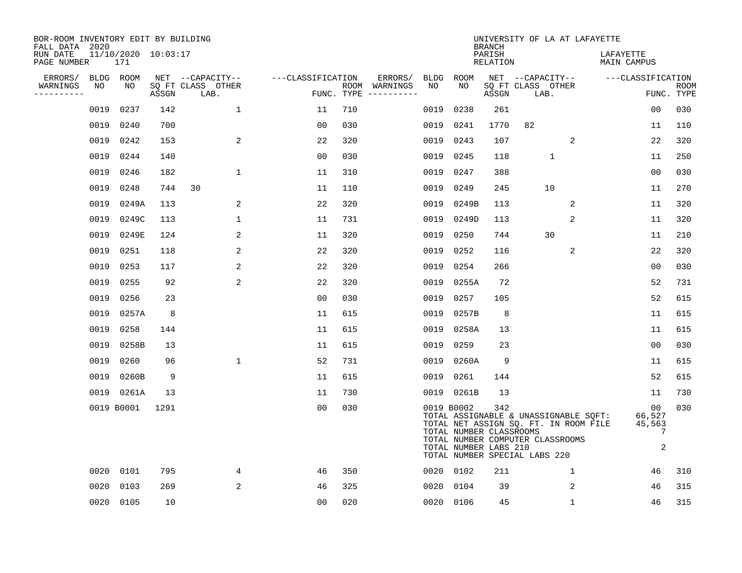BOR-ROOM INVENTORY EDIT BY BUILDING
FALL DATA 2020
RUN DATE 11/10/2020 10:03:17
PAGE NUMBER 171

UNIVERSITY OF LA AT LAFAYETTE
BRANCH
PARISH LAFAYETTE
RELATION MAIN CAMPUS

| ERRORS/ WARNINGS | BLDG NO | ROOM NO | NET SQ FT ASSGN | CAPACITY CLASS | CAPACITY OTHER LAB. | FUNC. | ROOM TYPE | ERRORS/ WARNINGS | BLDG NO | ROOM NO | NET SQ FT ASSGN | CAPACITY CLASS | CAPACITY OTHER LAB. | FUNC. | ROOM TYPE |
|---|---|---|---|---|---|---|---|---|---|---|---|---|---|---|---|
| | 0019 | 0237 | 142 | | 1 | 11 | 710 | | 0019 | 0238 | 261 | | | 00 | 030 |
| | 0019 | 0240 | 700 | | | 00 | 030 | | 0019 | 0241 | 1770 | 82 | | 11 | 110 |
| | 0019 | 0242 | 153 | | 2 | 22 | 320 | | 0019 | 0243 | 107 | | 2 | 22 | 320 |
| | 0019 | 0244 | 140 | | | 00 | 030 | | 0019 | 0245 | 118 | 1 | | 11 | 250 |
| | 0019 | 0246 | 182 | | 1 | 11 | 310 | | 0019 | 0247 | 388 | | | 00 | 030 |
| | 0019 | 0248 | 744 | 30 | | 11 | 110 | | 0019 | 0249 | 245 | 10 | | 11 | 270 |
| | 0019 | 0249A | 113 | | 2 | 22 | 320 | | 0019 | 0249B | 113 | | 2 | 11 | 320 |
| | 0019 | 0249C | 113 | | 1 | 11 | 731 | | 0019 | 0249D | 113 | | 2 | 11 | 320 |
| | 0019 | 0249E | 124 | | 2 | 11 | 320 | | 0019 | 0250 | 744 | 30 | | 11 | 210 |
| | 0019 | 0251 | 118 | | 2 | 22 | 320 | | 0019 | 0252 | 116 | | 2 | 22 | 320 |
| | 0019 | 0253 | 117 | | 2 | 22 | 320 | | 0019 | 0254 | 266 | | | 00 | 030 |
| | 0019 | 0255 | 92 | | 2 | 22 | 320 | | 0019 | 0255A | 72 | | | 52 | 731 |
| | 0019 | 0256 | 23 | | | 00 | 030 | | 0019 | 0257 | 105 | | | 52 | 615 |
| | 0019 | 0257A | 8 | | | 11 | 615 | | 0019 | 0257B | 8 | | | 11 | 615 |
| | 0019 | 0258 | 144 | | | 11 | 615 | | 0019 | 0258A | 13 | | | 11 | 615 |
| | 0019 | 0258B | 13 | | | 11 | 615 | | 0019 | 0259 | 23 | | | 00 | 030 |
| | 0019 | 0260 | 96 | | 1 | 52 | 731 | | 0019 | 0260A | 9 | | | 11 | 615 |
| | 0019 | 0260B | 9 | | | 11 | 615 | | 0019 | 0261 | 144 | | | 52 | 615 |
| | 0019 | 0261A | 13 | | | 11 | 730 | | 0019 | 0261B | 13 | | | 11 | 730 |
| | 0019 | B0001 | 1291 | | | 00 | 030 | | 0019 | B0002 | 342 | | | 00 | 030 |

TOTAL ASSIGNABLE & UNASSIGNABLE SQFT: 66,527
TOTAL NET ASSIGN SQ. FT. IN ROOM FILE 45,563
TOTAL NUMBER CLASSROOMS 7
TOTAL NUMBER COMPUTER CLASSROOMS
TOTAL NUMBER LABS 210 2
TOTAL NUMBER SPECIAL LABS 220

| ERRORS/ WARNINGS | BLDG NO | ROOM NO | NET SQ FT ASSGN | CAPACITY CLASS | CAPACITY OTHER LAB. | FUNC. | ROOM TYPE | ERRORS/ WARNINGS | BLDG NO | ROOM NO | NET SQ FT ASSGN | CAPACITY CLASS | CAPACITY OTHER LAB. | FUNC. | ROOM TYPE |
|---|---|---|---|---|---|---|---|---|---|---|---|---|---|---|---|
| | 0020 | 0101 | 795 | | 4 | 46 | 350 | | 0020 | 0102 | 211 | | 1 | 46 | 310 |
| | 0020 | 0103 | 269 | | 2 | 46 | 325 | | 0020 | 0104 | 39 | | 2 | 46 | 315 |
| | 0020 | 0105 | 10 | | | 00 | 020 | | 0020 | 0106 | 45 | | 1 | 46 | 315 |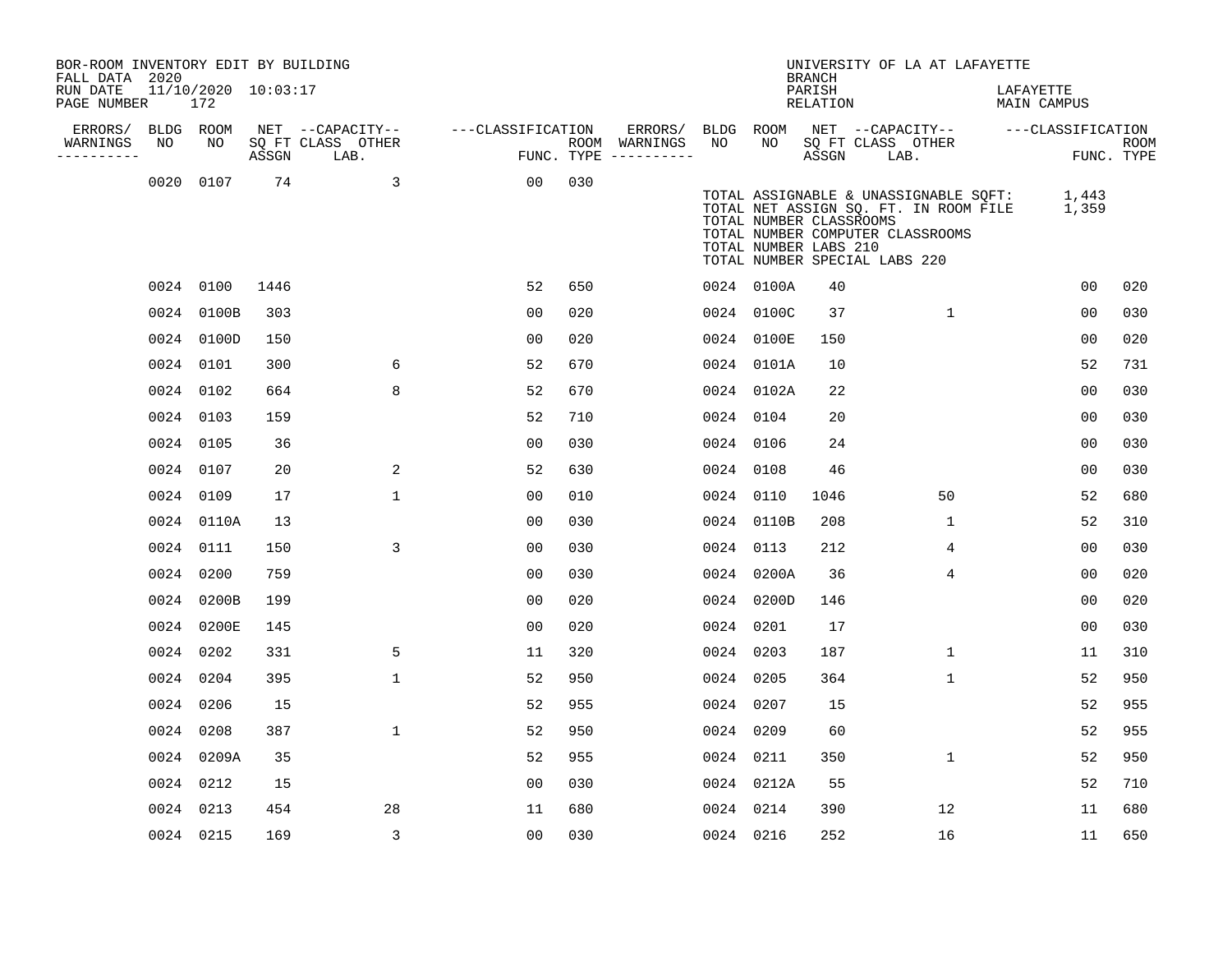BOR-ROOM INVENTORY EDIT BY BUILDING
FALL DATA 2020
RUN DATE 11/10/2020 10:03:17
PAGE NUMBER 172

UNIVERSITY OF LA AT LAFAYETTE
BRANCH
PARISH LAFAYETTE
RELATION MAIN CAMPUS

| ERRORS/ WARNINGS | BLDG NO | ROOM NO | NET SQ FT ASSGN | CAPACITY CLASS LAB. | CAPACITY OTHER | CLASSIFICATION FUNC. | ROOM TYPE | ERRORS/ WARNINGS | BLDG NO | ROOM NO | NET SQ FT ASSGN | CAPACITY CLASS LAB. | CAPACITY OTHER | CLASSIFICATION FUNC. | ROOM TYPE |
|---|---|---|---|---|---|---|---|---|---|---|---|---|---|---|---|
| | 0020 | 0107 | 74 | | 3 | 00 | 030 | | | | | | | | |

TOTAL ASSIGNABLE & UNASSIGNABLE SQFT: 1,443
TOTAL NET ASSIGN SQ. FT. IN ROOM FILE 1,359
TOTAL NUMBER CLASSROOMS
TOTAL NUMBER COMPUTER CLASSROOMS
TOTAL NUMBER LABS 210
TOTAL NUMBER SPECIAL LABS 220

| ERRORS/ WARNINGS | BLDG NO | ROOM NO | NET SQ FT ASSGN | CAPACITY CLASS LAB. | CAPACITY OTHER | CLASSIFICATION FUNC. | ROOM TYPE | ERRORS/ WARNINGS | BLDG NO | ROOM NO | NET SQ FT ASSGN | CAPACITY CLASS LAB. | CAPACITY OTHER | CLASSIFICATION FUNC. | ROOM TYPE |
|---|---|---|---|---|---|---|---|---|---|---|---|---|---|---|---|
| | 0024 | 0100 | 1446 | | | 52 | 650 | | 0024 | 0100A | 40 | | | 00 | 020 |
| | 0024 | 0100B | 303 | | | 00 | 020 | | 0024 | 0100C | 37 | | 1 | 00 | 030 |
| | 0024 | 0100D | 150 | | | 00 | 020 | | 0024 | 0100E | 150 | | | 00 | 020 |
| | 0024 | 0101 | 300 | | 6 | 52 | 670 | | 0024 | 0101A | 10 | | | 52 | 731 |
| | 0024 | 0102 | 664 | | 8 | 52 | 670 | | 0024 | 0102A | 22 | | | 00 | 030 |
| | 0024 | 0103 | 159 | | | 52 | 710 | | 0024 | 0104 | 20 | | | 00 | 030 |
| | 0024 | 0105 | 36 | | | 00 | 030 | | 0024 | 0106 | 24 | | | 00 | 030 |
| | 0024 | 0107 | 20 | | 2 | 52 | 630 | | 0024 | 0108 | 46 | | | 00 | 030 |
| | 0024 | 0109 | 17 | | 1 | 00 | 010 | | 0024 | 0110 | 1046 | | 50 | 52 | 680 |
| | 0024 | 0110A | 13 | | | 00 | 030 | | 0024 | 0110B | 208 | | 1 | 52 | 310 |
| | 0024 | 0111 | 150 | | 3 | 00 | 030 | | 0024 | 0113 | 212 | | 4 | 00 | 030 |
| | 0024 | 0200 | 759 | | | 00 | 030 | | 0024 | 0200A | 36 | | 4 | 00 | 020 |
| | 0024 | 0200B | 199 | | | 00 | 020 | | 0024 | 0200D | 146 | | | 00 | 020 |
| | 0024 | 0200E | 145 | | | 00 | 020 | | 0024 | 0201 | 17 | | | 00 | 030 |
| | 0024 | 0202 | 331 | | 5 | 11 | 320 | | 0024 | 0203 | 187 | | 1 | 11 | 310 |
| | 0024 | 0204 | 395 | | 1 | 52 | 950 | | 0024 | 0205 | 364 | | 1 | 52 | 950 |
| | 0024 | 0206 | 15 | | | 52 | 955 | | 0024 | 0207 | 15 | | | 52 | 955 |
| | 0024 | 0208 | 387 | | 1 | 52 | 950 | | 0024 | 0209 | 60 | | | 52 | 955 |
| | 0024 | 0209A | 35 | | | 52 | 955 | | 0024 | 0211 | 350 | | 1 | 52 | 950 |
| | 0024 | 0212 | 15 | | | 00 | 030 | | 0024 | 0212A | 55 | | | 52 | 710 |
| | 0024 | 0213 | 454 | | 28 | 11 | 680 | | 0024 | 0214 | 390 | | 12 | 11 | 680 |
| | 0024 | 0215 | 169 | | 3 | 00 | 030 | | 0024 | 0216 | 252 | | 16 | 11 | 650 |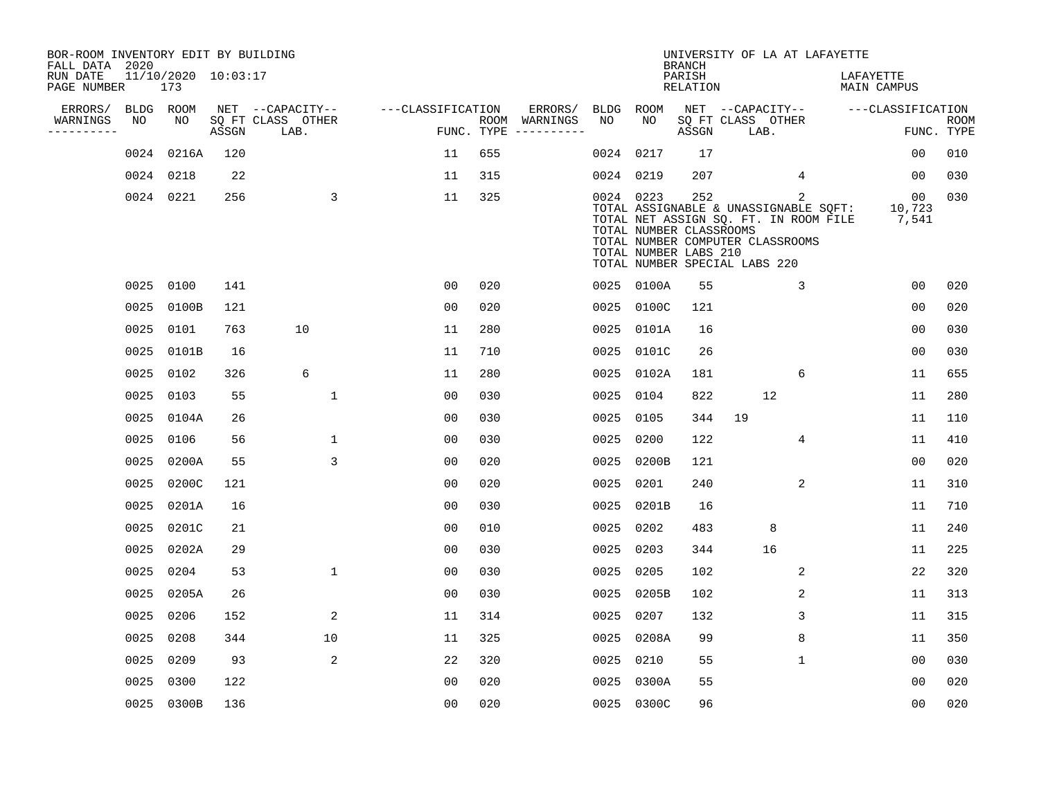BOR-ROOM INVENTORY EDIT BY BUILDING
FALL DATA 2020
RUN DATE 11/10/2020 10:03:17
PAGE NUMBER 173

UNIVERSITY OF LA AT LAFAYETTE
BRANCH
PARISH LAFAYETTE
RELATION MAIN CAMPUS

| ERRORS/ WARNINGS | BLDG NO | ROOM NO | NET SQ FT ASSGN | CAPACITY CLASS LAB. | CAPACITY OTHER | CLASSIFICATION FUNC. | ROOM TYPE | ERRORS/ WARNINGS | BLDG NO | ROOM NO | NET SQ FT ASSGN | CAPACITY CLASS LAB. | CAPACITY OTHER | CLASSIFICATION FUNC. | ROOM TYPE |
|---|---|---|---|---|---|---|---|---|---|---|---|---|---|---|---|
| | 0024 | 0216A | 120 | | | 11 | 655 | | 0024 | 0217 | 17 | | | 00 | 010 |
| | 0024 | 0218 | 22 | | | 11 | 315 | | 0024 | 0219 | 207 | | 4 | 00 | 030 |
| | 0024 | 0221 | 256 | | 3 | 11 | 325 | | 0024 | 0223 | 252 | | 2 | 00 | 030 |

TOTAL ASSIGNABLE & UNASSIGNABLE SQFT: 10,723
TOTAL NET ASSIGN SQ. FT. IN ROOM FILE 7,541
TOTAL NUMBER CLASSROOMS
TOTAL NUMBER COMPUTER CLASSROOMS
TOTAL NUMBER LABS 210
TOTAL NUMBER SPECIAL LABS 220

| ERRORS/ WARNINGS | BLDG NO | ROOM NO | NET SQ FT ASSGN | CAPACITY CLASS LAB. | CAPACITY OTHER | CLASSIFICATION FUNC. | ROOM TYPE | ERRORS/ WARNINGS | BLDG NO | ROOM NO | NET SQ FT ASSGN | CAPACITY CLASS LAB. | CAPACITY OTHER | CLASSIFICATION FUNC. | ROOM TYPE |
|---|---|---|---|---|---|---|---|---|---|---|---|---|---|---|---|
| | 0025 | 0100 | 141 | | | 00 | 020 | | 0025 | 0100A | 55 | | 3 | 00 | 020 |
| | 0025 | 0100B | 121 | | | 00 | 020 | | 0025 | 0100C | 121 | | | 00 | 020 |
| | 0025 | 0101 | 763 | 10 | | 11 | 280 | | 0025 | 0101A | 16 | | | 00 | 030 |
| | 0025 | 0101B | 16 | | | 11 | 710 | | 0025 | 0101C | 26 | | | 00 | 030 |
| | 0025 | 0102 | 326 | 6 | | 11 | 280 | | 0025 | 0102A | 181 | | 6 | 11 | 655 |
| | 0025 | 0103 | 55 | | 1 | 00 | 030 | | 0025 | 0104 | 822 | 12 | | 11 | 280 |
| | 0025 | 0104A | 26 | | | 00 | 030 | | 0025 | 0105 | 344 | 19 | | 11 | 110 |
| | 0025 | 0106 | 56 | | 1 | 00 | 030 | | 0025 | 0200 | 122 | | 4 | 11 | 410 |
| | 0025 | 0200A | 55 | | 3 | 00 | 020 | | 0025 | 0200B | 121 | | | 00 | 020 |
| | 0025 | 0200C | 121 | | | 00 | 020 | | 0025 | 0201 | 240 | | 2 | 11 | 310 |
| | 0025 | 0201A | 16 | | | 00 | 030 | | 0025 | 0201B | 16 | | | 11 | 710 |
| | 0025 | 0201C | 21 | | | 00 | 010 | | 0025 | 0202 | 483 | 8 | | 11 | 240 |
| | 0025 | 0202A | 29 | | | 00 | 030 | | 0025 | 0203 | 344 | 16 | | 11 | 225 |
| | 0025 | 0204 | 53 | | 1 | 00 | 030 | | 0025 | 0205 | 102 | | 2 | 22 | 320 |
| | 0025 | 0205A | 26 | | | 00 | 030 | | 0025 | 0205B | 102 | | 2 | 11 | 313 |
| | 0025 | 0206 | 152 | | 2 | 11 | 314 | | 0025 | 0207 | 132 | | 3 | 11 | 315 |
| | 0025 | 0208 | 344 | | 10 | 11 | 325 | | 0025 | 0208A | 99 | | 8 | 11 | 350 |
| | 0025 | 0209 | 93 | | 2 | 22 | 320 | | 0025 | 0210 | 55 | | 1 | 00 | 030 |
| | 0025 | 0300 | 122 | | | 00 | 020 | | 0025 | 0300A | 55 | | | 00 | 020 |
| | 0025 | 0300B | 136 | | | 00 | 020 | | 0025 | 0300C | 96 | | | 00 | 020 |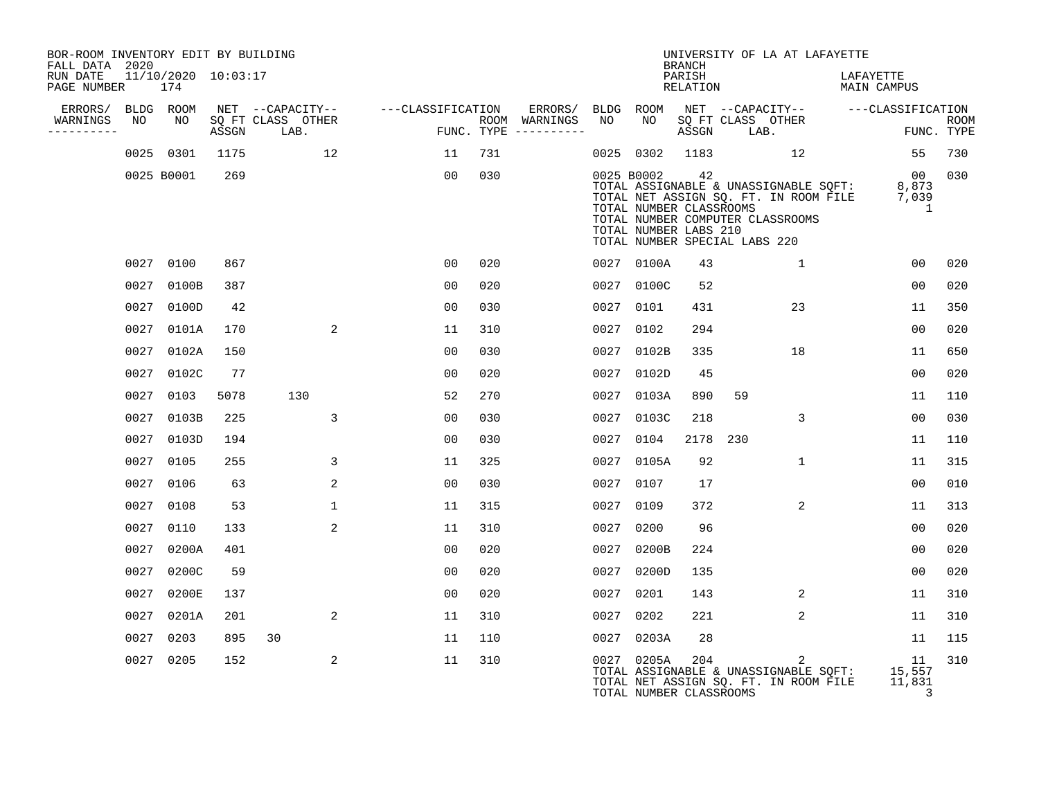BOR-ROOM INVENTORY EDIT BY BUILDING
FALL DATA 2020
RUN DATE 11/10/2020 10:03:17
PAGE NUMBER 174

UNIVERSITY OF LA AT LAFAYETTE
BRANCH
PARISH LAFAYETTE
RELATION MAIN CAMPUS

| ERRORS/ WARNINGS | BLDG NO | ROOM NO | NET SQ FT ASSGN | CAPACITY CLASS | CAPACITY OTHER LAB. | CLASSIFICATION FUNC. | ROOM TYPE | ERRORS/ WARNINGS | BLDG NO | ROOM NO | NET SQ FT ASSGN | CAPACITY CLASS | CAPACITY OTHER LAB. | CLASSIFICATION FUNC. | ROOM TYPE |
|---|---|---|---|---|---|---|---|---|---|---|---|---|---|---|---|
| | 0025 | 0301 | 1175 | | 12 | 11 | 731 | | 0025 | 0302 | 1183 | | 12 | 55 | 730 |
| | 0025 | B0001 | 269 | | | 00 | 030 | | 0025 | B0002 | 42 | | | 00 | 030 |

TOTAL ASSIGNABLE & UNASSIGNABLE SQFT: 8,873
TOTAL NET ASSIGN SQ. FT. IN ROOM FILE 7,039
TOTAL NUMBER CLASSROOMS 1
TOTAL NUMBER COMPUTER CLASSROOMS
TOTAL NUMBER LABS 210
TOTAL NUMBER SPECIAL LABS 220

| ERRORS/ WARNINGS | BLDG NO | ROOM NO | NET SQ FT ASSGN | CAPACITY CLASS | CAPACITY OTHER LAB. | CLASSIFICATION FUNC. | ROOM TYPE | ERRORS/ WARNINGS | BLDG NO | ROOM NO | NET SQ FT ASSGN | CAPACITY CLASS | CAPACITY OTHER LAB. | CLASSIFICATION FUNC. | ROOM TYPE |
|---|---|---|---|---|---|---|---|---|---|---|---|---|---|---|---|
| | 0027 | 0100 | 867 | | | 00 | 020 | | 0027 | 0100A | 43 | | 1 | 00 | 020 |
| | 0027 | 0100B | 387 | | | 00 | 020 | | 0027 | 0100C | 52 | | | 00 | 020 |
| | 0027 | 0100D | 42 | | | 00 | 030 | | 0027 | 0101 | 431 | | 23 | 11 | 350 |
| | 0027 | 0101A | 170 | | 2 | 11 | 310 | | 0027 | 0102 | 294 | | | 00 | 020 |
| | 0027 | 0102A | 150 | | | 00 | 030 | | 0027 | 0102B | 335 | | 18 | 11 | 650 |
| | 0027 | 0102C | 77 | | | 00 | 020 | | 0027 | 0102D | 45 | | | 00 | 020 |
| | 0027 | 0103 | 5078 | 130 | | 52 | 270 | | 0027 | 0103A | 890 | 59 | | 11 | 110 |
| | 0027 | 0103B | 225 | | 3 | 00 | 030 | | 0027 | 0103C | 218 | | 3 | 00 | 030 |
| | 0027 | 0103D | 194 | | | 00 | 030 | | 0027 | 0104 | 2178 | 230 | | 11 | 110 |
| | 0027 | 0105 | 255 | | 3 | 11 | 325 | | 0027 | 0105A | 92 | | 1 | 11 | 315 |
| | 0027 | 0106 | 63 | | 2 | 00 | 030 | | 0027 | 0107 | 17 | | | 00 | 010 |
| | 0027 | 0108 | 53 | | 1 | 11 | 315 | | 0027 | 0109 | 372 | | 2 | 11 | 313 |
| | 0027 | 0110 | 133 | | 2 | 11 | 310 | | 0027 | 0200 | 96 | | | 00 | 020 |
| | 0027 | 0200A | 401 | | | 00 | 020 | | 0027 | 0200B | 224 | | | 00 | 020 |
| | 0027 | 0200C | 59 | | | 00 | 020 | | 0027 | 0200D | 135 | | | 00 | 020 |
| | 0027 | 0200E | 137 | | | 00 | 020 | | 0027 | 0201 | 143 | | 2 | 11 | 310 |
| | 0027 | 0201A | 201 | | 2 | 11 | 310 | | 0027 | 0202 | 221 | | 2 | 11 | 310 |
| | 0027 | 0203 | 895 | 30 | | 11 | 110 | | 0027 | 0203A | 28 | | | 11 | 115 |
| | 0027 | 0205 | 152 | | 2 | 11 | 310 | | 0027 | 0205A | 204 | | 2 | 11 | 310 |

TOTAL ASSIGNABLE & UNASSIGNABLE SQFT: 15,557
TOTAL NET ASSIGN SQ. FT. IN ROOM FILE 11,831
TOTAL NUMBER CLASSROOMS 3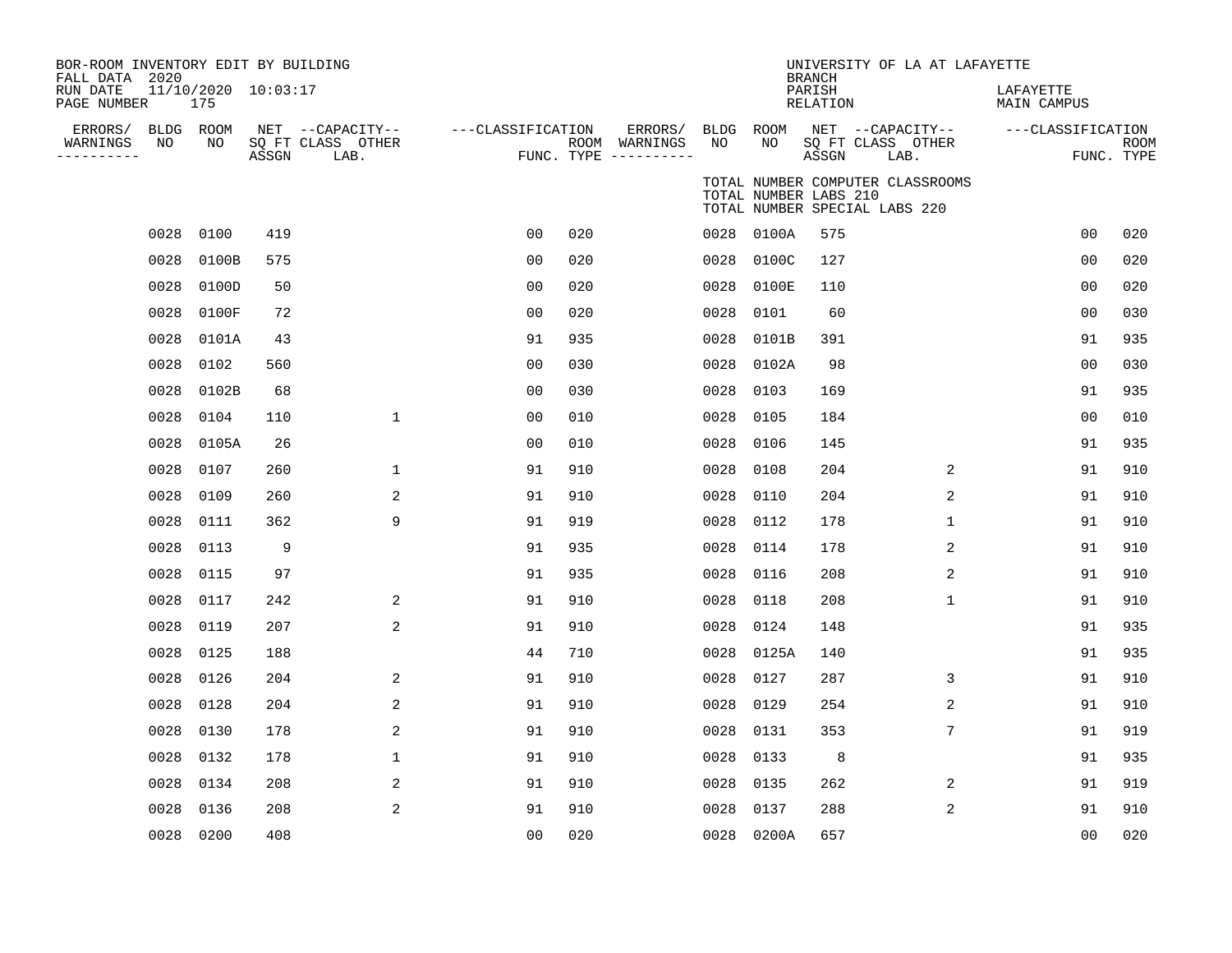BOR-ROOM INVENTORY EDIT BY BUILDING
FALL DATA 2020
RUN DATE 11/10/2020 10:03:17
PAGE NUMBER 175

UNIVERSITY OF LA AT LAFAYETTE
BRANCH
PARISH LAFAYETTE
RELATION MAIN CAMPUS

TOTAL NUMBER COMPUTER CLASSROOMS
TOTAL NUMBER LABS 210
TOTAL NUMBER SPECIAL LABS 220

| ERRORS/ WARNINGS | BLDG NO | ROOM NO | NET SQ FT ASSGN | CAPACITY CLASS LAB. | CAPACITY OTHER | CLASSIFICATION FUNC. | ROOM TYPE | ERRORS/ WARNINGS | BLDG NO | ROOM NO | NET SQ FT ASSGN | CAPACITY CLASS LAB. | CAPACITY OTHER | CLASSIFICATION FUNC. | ROOM TYPE |
|---|---|---|---|---|---|---|---|---|---|---|---|---|---|---|---|
| | 0028 | 0100 | 419 | | | 00 | 020 | | 0028 | 0100A | 575 | | | 00 | 020 |
| | 0028 | 0100B | 575 | | | 00 | 020 | | 0028 | 0100C | 127 | | | 00 | 020 |
| | 0028 | 0100D | 50 | | | 00 | 020 | | 0028 | 0100E | 110 | | | 00 | 020 |
| | 0028 | 0100F | 72 | | | 00 | 020 | | 0028 | 0101 | 60 | | | 00 | 030 |
| | 0028 | 0101A | 43 | | | 91 | 935 | | 0028 | 0101B | 391 | | | 91 | 935 |
| | 0028 | 0102 | 560 | | | 00 | 030 | | 0028 | 0102A | 98 | | | 00 | 030 |
| | 0028 | 0102B | 68 | | | 00 | 030 | | 0028 | 0103 | 169 | | | 91 | 935 |
| | 0028 | 0104 | 110 | | 1 | 00 | 010 | | 0028 | 0105 | 184 | | | 00 | 010 |
| | 0028 | 0105A | 26 | | | 00 | 010 | | 0028 | 0106 | 145 | | | 91 | 935 |
| | 0028 | 0107 | 260 | | 1 | 91 | 910 | | 0028 | 0108 | 204 | | 2 | 91 | 910 |
| | 0028 | 0109 | 260 | | 2 | 91 | 910 | | 0028 | 0110 | 204 | | 2 | 91 | 910 |
| | 0028 | 0111 | 362 | | 9 | 91 | 919 | | 0028 | 0112 | 178 | | 1 | 91 | 910 |
| | 0028 | 0113 | 9 | | | 91 | 935 | | 0028 | 0114 | 178 | | 2 | 91 | 910 |
| | 0028 | 0115 | 97 | | | 91 | 935 | | 0028 | 0116 | 208 | | 2 | 91 | 910 |
| | 0028 | 0117 | 242 | | 2 | 91 | 910 | | 0028 | 0118 | 208 | | 1 | 91 | 910 |
| | 0028 | 0119 | 207 | | 2 | 91 | 910 | | 0028 | 0124 | 148 | | | 91 | 935 |
| | 0028 | 0125 | 188 | | | 44 | 710 | | 0028 | 0125A | 140 | | | 91 | 935 |
| | 0028 | 0126 | 204 | | 2 | 91 | 910 | | 0028 | 0127 | 287 | | 3 | 91 | 910 |
| | 0028 | 0128 | 204 | | 2 | 91 | 910 | | 0028 | 0129 | 254 | | 2 | 91 | 910 |
| | 0028 | 0130 | 178 | | 2 | 91 | 910 | | 0028 | 0131 | 353 | | 7 | 91 | 919 |
| | 0028 | 0132 | 178 | | 1 | 91 | 910 | | 0028 | 0133 | 8 | | | 91 | 935 |
| | 0028 | 0134 | 208 | | 2 | 91 | 910 | | 0028 | 0135 | 262 | | 2 | 91 | 919 |
| | 0028 | 0136 | 208 | | 2 | 91 | 910 | | 0028 | 0137 | 288 | | 2 | 91 | 910 |
| | 0028 | 0200 | 408 | | | 00 | 020 | | 0028 | 0200A | 657 | | | 00 | 020 |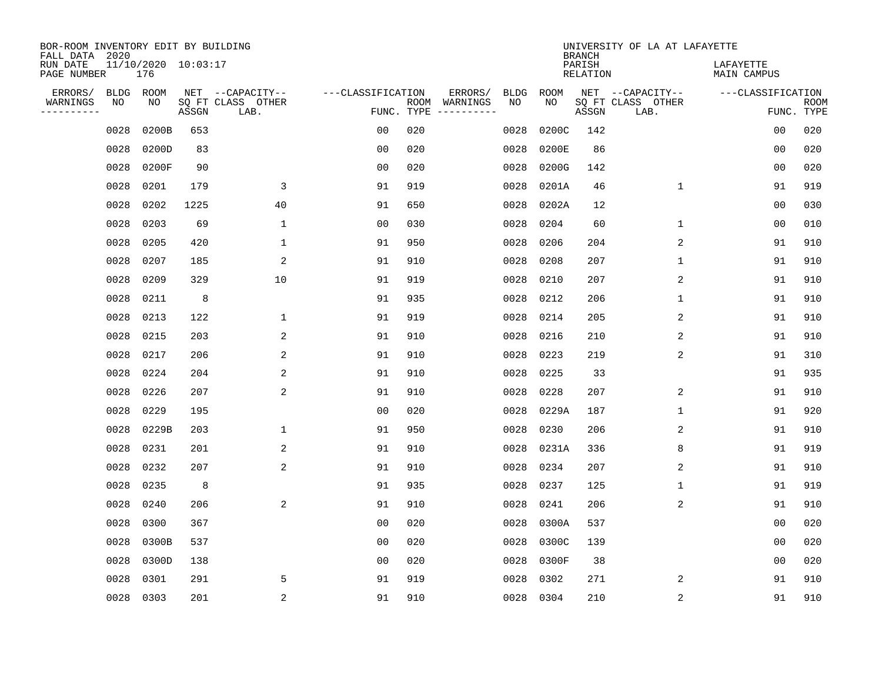BOR-ROOM INVENTORY EDIT BY BUILDING
FALL DATA 2020
RUN DATE 11/10/2020 10:03:17
PAGE NUMBER 176

UNIVERSITY OF LA AT LAFAYETTE
BRANCH
PARISH LAFAYETTE
RELATION MAIN CAMPUS

| ERRORS/ WARNINGS | BLDG NO | ROOM NO | NET SQ FT ASSGN | CAPACITY CLASS LAB. | CAPACITY OTHER | CLASSIFICATION FUNC. | ROOM TYPE | ERRORS/ WARNINGS | BLDG NO | ROOM NO | NET SQ FT ASSGN | CAPACITY CLASS LAB. | CAPACITY OTHER | CLASSIFICATION FUNC. | ROOM TYPE |
|---|---|---|---|---|---|---|---|---|---|---|---|---|---|---|---|
| | 0028 | 0200B | 653 | | | 00 | 020 | | 0028 | 0200C | 142 | | | 00 | 020 |
| | 0028 | 0200D | 83 | | | 00 | 020 | | 0028 | 0200E | 86 | | | 00 | 020 |
| | 0028 | 0200F | 90 | | | 00 | 020 | | 0028 | 0200G | 142 | | | 00 | 020 |
| | 0028 | 0201 | 179 | | 3 | 91 | 919 | | 0028 | 0201A | 46 | | 1 | 91 | 919 |
| | 0028 | 0202 | 1225 | | 40 | 91 | 650 | | 0028 | 0202A | 12 | | | 00 | 030 |
| | 0028 | 0203 | 69 | | 1 | 00 | 030 | | 0028 | 0204 | 60 | | 1 | 00 | 010 |
| | 0028 | 0205 | 420 | | 1 | 91 | 950 | | 0028 | 0206 | 204 | | 2 | 91 | 910 |
| | 0028 | 0207 | 185 | | 2 | 91 | 910 | | 0028 | 0208 | 207 | | 1 | 91 | 910 |
| | 0028 | 0209 | 329 | | 10 | 91 | 919 | | 0028 | 0210 | 207 | | 2 | 91 | 910 |
| | 0028 | 0211 | 8 | | | 91 | 935 | | 0028 | 0212 | 206 | | 1 | 91 | 910 |
| | 0028 | 0213 | 122 | | 1 | 91 | 919 | | 0028 | 0214 | 205 | | 2 | 91 | 910 |
| | 0028 | 0215 | 203 | | 2 | 91 | 910 | | 0028 | 0216 | 210 | | 2 | 91 | 910 |
| | 0028 | 0217 | 206 | | 2 | 91 | 910 | | 0028 | 0223 | 219 | | 2 | 91 | 310 |
| | 0028 | 0224 | 204 | | 2 | 91 | 910 | | 0028 | 0225 | 33 | | | 91 | 935 |
| | 0028 | 0226 | 207 | | 2 | 91 | 910 | | 0028 | 0228 | 207 | | 2 | 91 | 910 |
| | 0028 | 0229 | 195 | | | 00 | 020 | | 0028 | 0229A | 187 | | 1 | 91 | 920 |
| | 0028 | 0229B | 203 | | 1 | 91 | 950 | | 0028 | 0230 | 206 | | 2 | 91 | 910 |
| | 0028 | 0231 | 201 | | 2 | 91 | 910 | | 0028 | 0231A | 336 | | 8 | 91 | 919 |
| | 0028 | 0232 | 207 | | 2 | 91 | 910 | | 0028 | 0234 | 207 | | 2 | 91 | 910 |
| | 0028 | 0235 | 8 | | | 91 | 935 | | 0028 | 0237 | 125 | | 1 | 91 | 919 |
| | 0028 | 0240 | 206 | | 2 | 91 | 910 | | 0028 | 0241 | 206 | | 2 | 91 | 910 |
| | 0028 | 0300 | 367 | | | 00 | 020 | | 0028 | 0300A | 537 | | | 00 | 020 |
| | 0028 | 0300B | 537 | | | 00 | 020 | | 0028 | 0300C | 139 | | | 00 | 020 |
| | 0028 | 0300D | 138 | | | 00 | 020 | | 0028 | 0300F | 38 | | | 00 | 020 |
| | 0028 | 0301 | 291 | | 5 | 91 | 919 | | 0028 | 0302 | 271 | | 2 | 91 | 910 |
| | 0028 | 0303 | 201 | | 2 | 91 | 910 | | 0028 | 0304 | 210 | | 2 | 91 | 910 |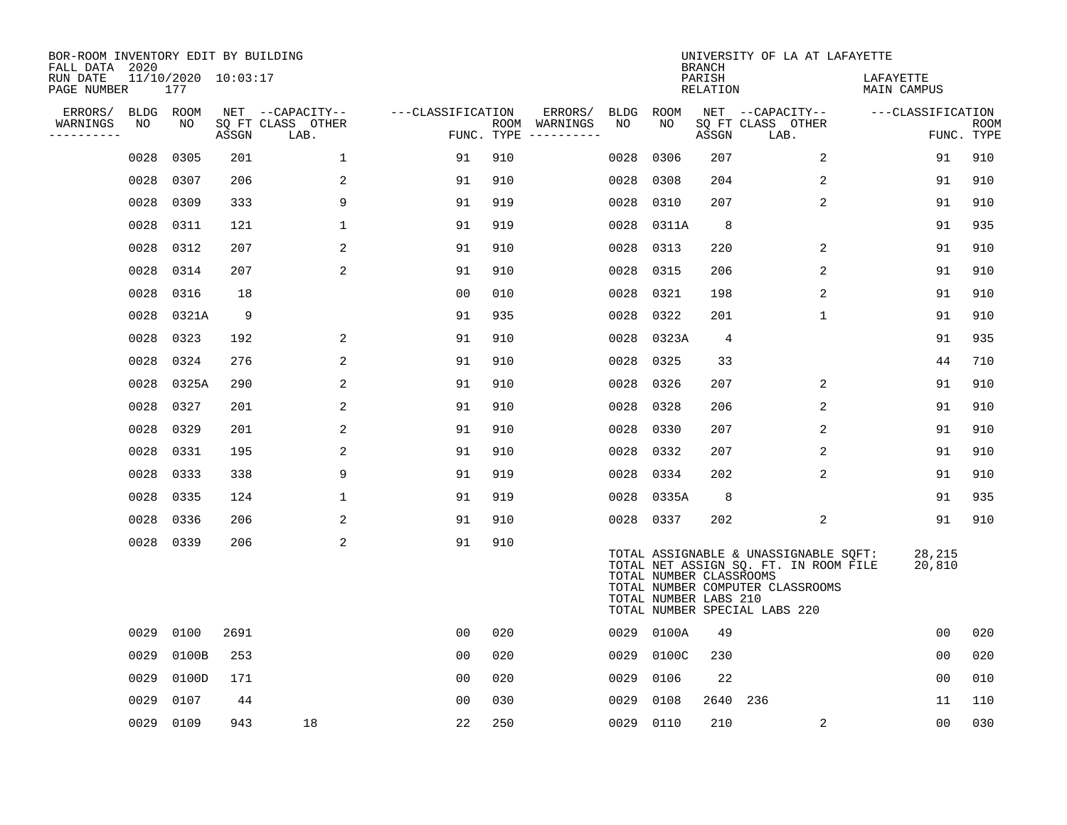BOR-ROOM INVENTORY EDIT BY BUILDING
FALL DATA 2020
RUN DATE 11/10/2020 10:03:17
PAGE NUMBER 177

UNIVERSITY OF LA AT LAFAYETTE
BRANCH
PARISH LAFAYETTE
RELATION MAIN CAMPUS

| ERRORS/ WARNINGS | BLDG NO | ROOM NO | NET SQ FT ASSGN | CAPACITY-- CLASS | OTHER LAB. | CLASSIFICATION FUNC. | ROOM TYPE | ERRORS/ WARNINGS | BLDG NO | ROOM NO | NET SQ FT ASSGN | CAPACITY-- CLASS | OTHER LAB. | CLASSIFICATION FUNC. | ROOM TYPE |
|---|---|---|---|---|---|---|---|---|---|---|---|---|---|---|---|
| | 0028 | 0305 | 201 | | 1 | 91 | 910 | | 0028 | 0306 | 207 | | 2 | 91 | 910 |
| | 0028 | 0307 | 206 | | 2 | 91 | 910 | | 0028 | 0308 | 204 | | 2 | 91 | 910 |
| | 0028 | 0309 | 333 | | 9 | 91 | 919 | | 0028 | 0310 | 207 | | 2 | 91 | 910 |
| | 0028 | 0311 | 121 | | 1 | 91 | 919 | | 0028 | 0311A | 8 | | | 91 | 935 |
| | 0028 | 0312 | 207 | | 2 | 91 | 910 | | 0028 | 0313 | 220 | | 2 | 91 | 910 |
| | 0028 | 0314 | 207 | | 2 | 91 | 910 | | 0028 | 0315 | 206 | | 2 | 91 | 910 |
| | 0028 | 0316 | 18 | | | 00 | 010 | | 0028 | 0321 | 198 | | 2 | 91 | 910 |
| | 0028 | 0321A | 9 | | | 91 | 935 | | 0028 | 0322 | 201 | | 1 | 91 | 910 |
| | 0028 | 0323 | 192 | | 2 | 91 | 910 | | 0028 | 0323A | 4 | | | 91 | 935 |
| | 0028 | 0324 | 276 | | 2 | 91 | 910 | | 0028 | 0325 | 33 | | | 44 | 710 |
| | 0028 | 0325A | 290 | | 2 | 91 | 910 | | 0028 | 0326 | 207 | | 2 | 91 | 910 |
| | 0028 | 0327 | 201 | | 2 | 91 | 910 | | 0028 | 0328 | 206 | | 2 | 91 | 910 |
| | 0028 | 0329 | 201 | | 2 | 91 | 910 | | 0028 | 0330 | 207 | | 2 | 91 | 910 |
| | 0028 | 0331 | 195 | | 2 | 91 | 910 | | 0028 | 0332 | 207 | | 2 | 91 | 910 |
| | 0028 | 0333 | 338 | | 9 | 91 | 919 | | 0028 | 0334 | 202 | | 2 | 91 | 910 |
| | 0028 | 0335 | 124 | | 1 | 91 | 919 | | 0028 | 0335A | 8 | | | 91 | 935 |
| | 0028 | 0336 | 206 | | 2 | 91 | 910 | | 0028 | 0337 | 202 | | 2 | 91 | 910 |
| | 0028 | 0339 | 206 | | 2 | 91 | 910 | | | | | | | | |

TOTAL ASSIGNABLE & UNASSIGNABLE SQFT: 28,215
TOTAL NET ASSIGN SQ. FT. IN ROOM FILE 20,810
TOTAL NUMBER CLASSROOMS
TOTAL NUMBER COMPUTER CLASSROOMS
TOTAL NUMBER LABS 210
TOTAL NUMBER SPECIAL LABS 220

| ERRORS/ WARNINGS | BLDG NO | ROOM NO | NET SQ FT ASSGN | CAPACITY-- CLASS | OTHER LAB. | CLASSIFICATION FUNC. | ROOM TYPE | ERRORS/ WARNINGS | BLDG NO | ROOM NO | NET SQ FT ASSGN | CAPACITY-- CLASS | OTHER LAB. | CLASSIFICATION FUNC. | ROOM TYPE |
|---|---|---|---|---|---|---|---|---|---|---|---|---|---|---|---|
| | 0029 | 0100 | 2691 | | | 00 | 020 | | 0029 | 0100A | 49 | | | 00 | 020 |
| | 0029 | 0100B | 253 | | | 00 | 020 | | 0029 | 0100C | 230 | | | 00 | 020 |
| | 0029 | 0100D | 171 | | | 00 | 020 | | 0029 | 0106 | 22 | | | 00 | 010 |
| | 0029 | 0107 | 44 | | | 00 | 030 | | 0029 | 0108 | 2640 | 236 | | 11 | 110 |
| | 0029 | 0109 | 943 | 18 | | 22 | 250 | | 0029 | 0110 | 210 | | 2 | 00 | 030 |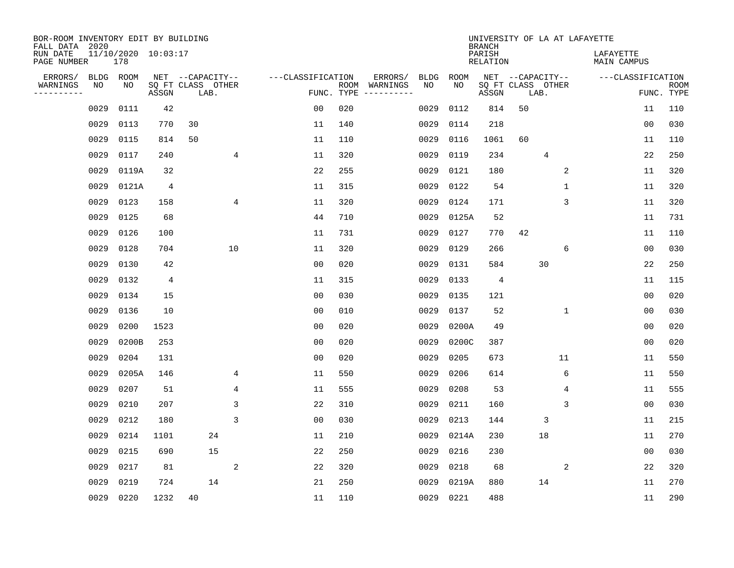BOR-ROOM INVENTORY EDIT BY BUILDING
FALL DATA 2020
RUN DATE 11/10/2020 10:03:17
PAGE NUMBER 178

UNIVERSITY OF LA AT LAFAYETTE
BRANCH
PARISH LAFAYETTE
RELATION MAIN CAMPUS

| ERRORS/ WARNINGS | BLDG NO | ROOM NO | NET SQ FT ASSGN | CAPACITY CLASS | LAB. | OTHER | FUNC. | ROOM TYPE | ERRORS/ WARNINGS | BLDG NO | ROOM NO | NET SQ FT ASSGN | CAPACITY CLASS | LAB. | OTHER | FUNC. | ROOM TYPE |
|---|---|---|---|---|---|---|---|---|---|---|---|---|---|---|---|---|---|
| | 0029 | 0111 | 42 | | | | 00 | 020 | | 0029 | 0112 | 814 | 50 | | | 11 | 110 |
| | 0029 | 0113 | 770 | 30 | | | 11 | 140 | | 0029 | 0114 | 218 | | | | 00 | 030 |
| | 0029 | 0115 | 814 | 50 | | | 11 | 110 | | 0029 | 0116 | 1061 | 60 | | | 11 | 110 |
| | 0029 | 0117 | 240 | | | 4 | 11 | 320 | | 0029 | 0119 | 234 | | 4 | | 22 | 250 |
| | 0029 | 0119A | 32 | | | | 22 | 255 | | 0029 | 0121 | 180 | | | 2 | 11 | 320 |
| | 0029 | 0121A | 4 | | | | 11 | 315 | | 0029 | 0122 | 54 | | | 1 | 11 | 320 |
| | 0029 | 0123 | 158 | | | 4 | 11 | 320 | | 0029 | 0124 | 171 | | | 3 | 11 | 320 |
| | 0029 | 0125 | 68 | | | | 44 | 710 | | 0029 | 0125A | 52 | | | | 11 | 731 |
| | 0029 | 0126 | 100 | | | | 11 | 731 | | 0029 | 0127 | 770 | 42 | | | 11 | 110 |
| | 0029 | 0128 | 704 | | | 10 | 11 | 320 | | 0029 | 0129 | 266 | | | 6 | 00 | 030 |
| | 0029 | 0130 | 42 | | | | 00 | 020 | | 0029 | 0131 | 584 | | 30 | | 22 | 250 |
| | 0029 | 0132 | 4 | | | | 11 | 315 | | 0029 | 0133 | 4 | | | | 11 | 115 |
| | 0029 | 0134 | 15 | | | | 00 | 030 | | 0029 | 0135 | 121 | | | | 00 | 020 |
| | 0029 | 0136 | 10 | | | | 00 | 010 | | 0029 | 0137 | 52 | | | 1 | 00 | 030 |
| | 0029 | 0200 | 1523 | | | | 00 | 020 | | 0029 | 0200A | 49 | | | | 00 | 020 |
| | 0029 | 0200B | 253 | | | | 00 | 020 | | 0029 | 0200C | 387 | | | | 00 | 020 |
| | 0029 | 0204 | 131 | | | | 00 | 020 | | 0029 | 0205 | 673 | | | 11 | 11 | 550 |
| | 0029 | 0205A | 146 | | | 4 | 11 | 550 | | 0029 | 0206 | 614 | | | 6 | 11 | 550 |
| | 0029 | 0207 | 51 | | | 4 | 11 | 555 | | 0029 | 0208 | 53 | | | 4 | 11 | 555 |
| | 0029 | 0210 | 207 | | | 3 | 22 | 310 | | 0029 | 0211 | 160 | | | 3 | 00 | 030 |
| | 0029 | 0212 | 180 | | | 3 | 00 | 030 | | 0029 | 0213 | 144 | | 3 | | 11 | 215 |
| | 0029 | 0214 | 1101 | | 24 | | 11 | 210 | | 0029 | 0214A | 230 | | 18 | | 11 | 270 |
| | 0029 | 0215 | 690 | | 15 | | 22 | 250 | | 0029 | 0216 | 230 | | | | 00 | 030 |
| | 0029 | 0217 | 81 | | | 2 | 22 | 320 | | 0029 | 0218 | 68 | | | 2 | 22 | 320 |
| | 0029 | 0219 | 724 | | 14 | | 21 | 250 | | 0029 | 0219A | 880 | | 14 | | 11 | 270 |
| | 0029 | 0220 | 1232 | 40 | | | 11 | 110 | | 0029 | 0221 | 488 | | | | 11 | 290 |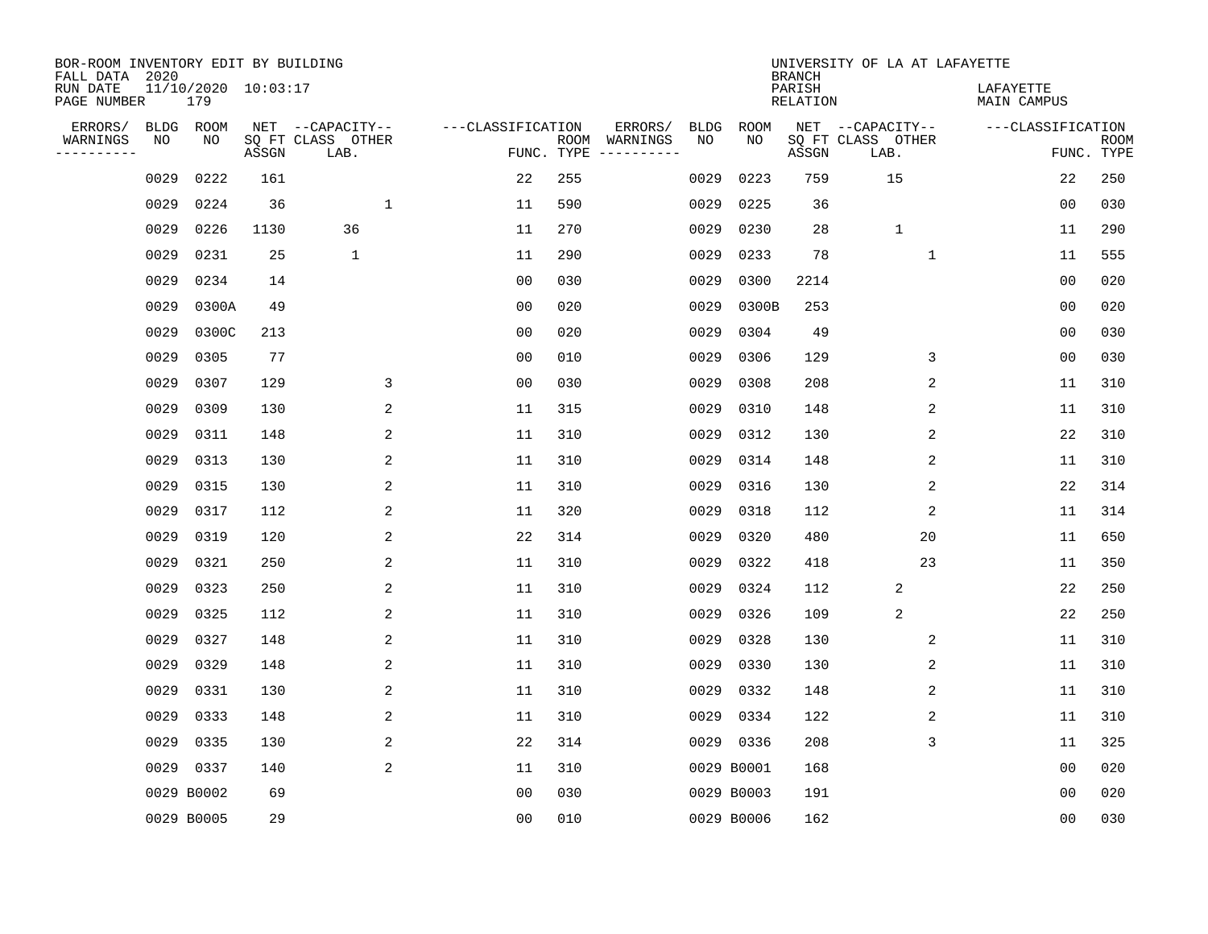BOR-ROOM INVENTORY EDIT BY BUILDING
FALL DATA 2020
RUN DATE 11/10/2020 10:03:17
PAGE NUMBER 179

UNIVERSITY OF LA AT LAFAYETTE
BRANCH
PARISH LAFAYETTE
RELATION MAIN CAMPUS

| ERRORS/ WARNINGS | BLDG NO | ROOM NO | NET SQ FT ASSGN | CAPACITY CLASS LAB. | CAPACITY OTHER | CLASSIFICATION FUNC. | ROOM TYPE | ERRORS/ WARNINGS | BLDG NO | ROOM NO | NET SQ FT ASSGN | CAPACITY CLASS LAB. | CAPACITY OTHER | CLASSIFICATION FUNC. | ROOM TYPE |
|---|---|---|---|---|---|---|---|---|---|---|---|---|---|---|---|
| | 0029 | 0222 | 161 | | | 22 | 255 | | 0029 | 0223 | 759 | 15 | | 22 | 250 |
| | 0029 | 0224 | 36 | | 1 | 11 | 590 | | 0029 | 0225 | 36 | | | 00 | 030 |
| | 0029 | 0226 | 1130 | 36 | | 11 | 270 | | 0029 | 0230 | 28 | 1 | | 11 | 290 |
| | 0029 | 0231 | 25 | 1 | | 11 | 290 | | 0029 | 0233 | 78 | | 1 | 11 | 555 |
| | 0029 | 0234 | 14 | | | 00 | 030 | | 0029 | 0300 | 2214 | | | 00 | 020 |
| | 0029 | 0300A | 49 | | | 00 | 020 | | 0029 | 0300B | 253 | | | 00 | 020 |
| | 0029 | 0300C | 213 | | | 00 | 020 | | 0029 | 0304 | 49 | | | 00 | 030 |
| | 0029 | 0305 | 77 | | | 00 | 010 | | 0029 | 0306 | 129 | | 3 | 00 | 030 |
| | 0029 | 0307 | 129 | | 3 | 00 | 030 | | 0029 | 0308 | 208 | | 2 | 11 | 310 |
| | 0029 | 0309 | 130 | | 2 | 11 | 315 | | 0029 | 0310 | 148 | | 2 | 11 | 310 |
| | 0029 | 0311 | 148 | | 2 | 11 | 310 | | 0029 | 0312 | 130 | | 2 | 22 | 310 |
| | 0029 | 0313 | 130 | | 2 | 11 | 310 | | 0029 | 0314 | 148 | | 2 | 11 | 310 |
| | 0029 | 0315 | 130 | | 2 | 11 | 310 | | 0029 | 0316 | 130 | | 2 | 22 | 314 |
| | 0029 | 0317 | 112 | | 2 | 11 | 320 | | 0029 | 0318 | 112 | | 2 | 11 | 314 |
| | 0029 | 0319 | 120 | | 2 | 22 | 314 | | 0029 | 0320 | 480 | | 20 | 11 | 650 |
| | 0029 | 0321 | 250 | | 2 | 11 | 310 | | 0029 | 0322 | 418 | | 23 | 11 | 350 |
| | 0029 | 0323 | 250 | | 2 | 11 | 310 | | 0029 | 0324 | 112 | 2 | | 22 | 250 |
| | 0029 | 0325 | 112 | | 2 | 11 | 310 | | 0029 | 0326 | 109 | 2 | | 22 | 250 |
| | 0029 | 0327 | 148 | | 2 | 11 | 310 | | 0029 | 0328 | 130 | | 2 | 11 | 310 |
| | 0029 | 0329 | 148 | | 2 | 11 | 310 | | 0029 | 0330 | 130 | | 2 | 11 | 310 |
| | 0029 | 0331 | 130 | | 2 | 11 | 310 | | 0029 | 0332 | 148 | | 2 | 11 | 310 |
| | 0029 | 0333 | 148 | | 2 | 11 | 310 | | 0029 | 0334 | 122 | | 2 | 11 | 310 |
| | 0029 | 0335 | 130 | | 2 | 22 | 314 | | 0029 | 0336 | 208 | | 3 | 11 | 325 |
| | 0029 | 0337 | 140 | | 2 | 11 | 310 | | 0029 | B0001 | 168 | | | 00 | 020 |
| | 0029 | B0002 | 69 | | | 00 | 030 | | 0029 | B0003 | 191 | | | 00 | 020 |
| | 0029 | B0005 | 29 | | | 00 | 010 | | 0029 | B0006 | 162 | | | 00 | 030 |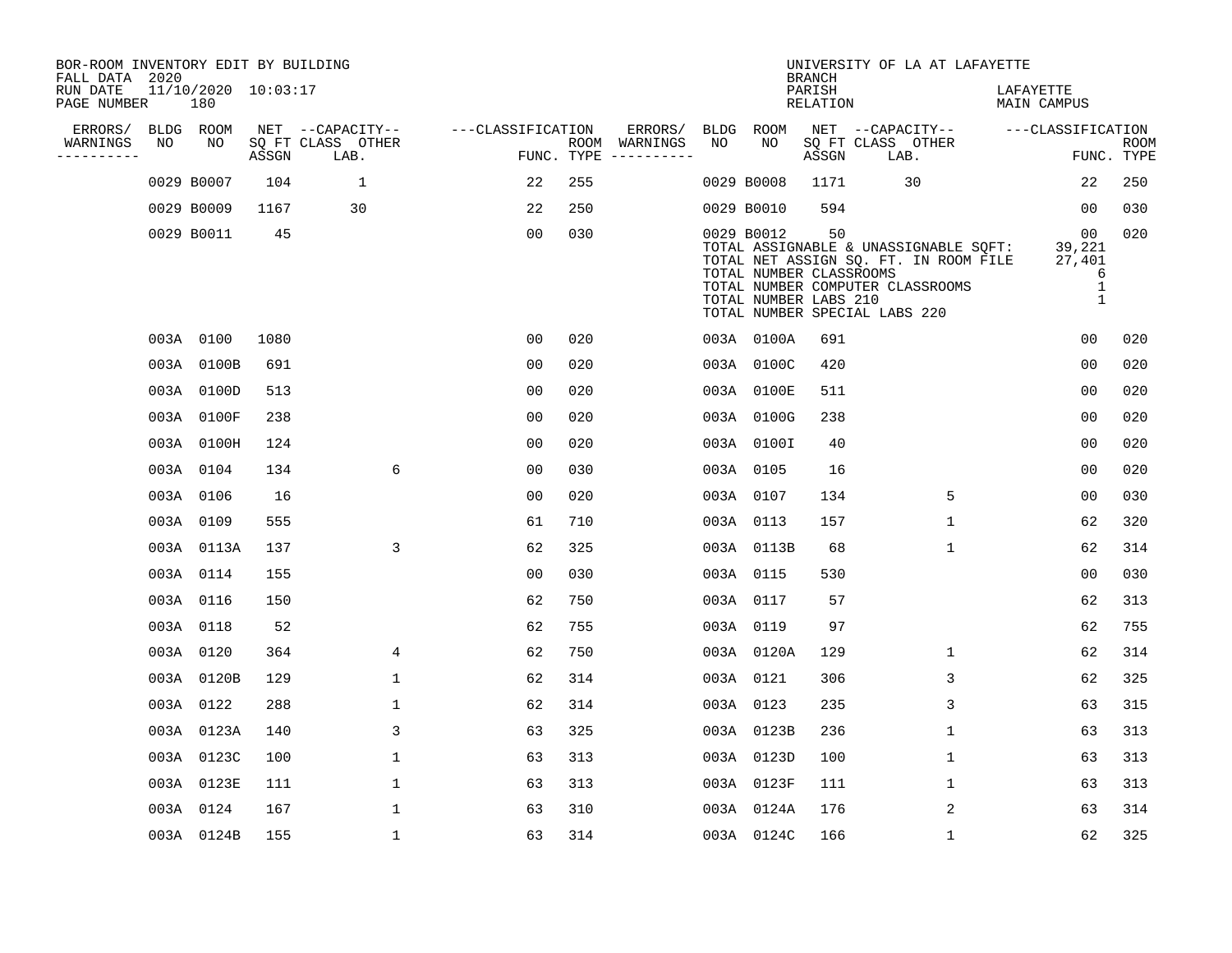BOR-ROOM INVENTORY EDIT BY BUILDING
FALL DATA 2020
RUN DATE 11/10/2020 10:03:17
PAGE NUMBER 180

UNIVERSITY OF LA AT LAFAYETTE
BRANCH
PARISH LAFAYETTE
RELATION MAIN CAMPUS

| ERRORS/ WARNINGS | BLDG NO | ROOM NO | NET SQ FT ASSGN | CAPACITY CLASS LAB. | CAPACITY OTHER | CLASSIFICATION FUNC. | ROOM TYPE | ERRORS/ WARNINGS | BLDG NO | ROOM NO | NET SQ FT ASSGN | CAPACITY CLASS LAB. | CAPACITY OTHER | CLASSIFICATION FUNC. | ROOM TYPE |
|---|---|---|---|---|---|---|---|---|---|---|---|---|---|---|---|
| | 0029 | B0007 | 104 | 1 | | 22 | 255 | | 0029 | B0008 | 1171 | 30 | | 22 | 250 |
| | 0029 | B0009 | 1167 | 30 | | 22 | 250 | | 0029 | B0010 | 594 | | | 00 | 030 |
| | 0029 | B0011 | 45 | | | 00 | 030 | | 0029 | B0012 | 50 | | | 00 | 020 |

TOTAL ASSIGNABLE & UNASSIGNABLE SQFT: 39,221
TOTAL NET ASSIGN SQ. FT. IN ROOM FILE 27,401
TOTAL NUMBER CLASSROOMS 6
TOTAL NUMBER COMPUTER CLASSROOMS 1
TOTAL NUMBER LABS 210 1
TOTAL NUMBER SPECIAL LABS 220

| ERRORS/ WARNINGS | BLDG NO | ROOM NO | NET SQ FT ASSGN | CAPACITY CLASS LAB. | CAPACITY OTHER | CLASSIFICATION FUNC. | ROOM TYPE | ERRORS/ WARNINGS | BLDG NO | ROOM NO | NET SQ FT ASSGN | CAPACITY CLASS LAB. | CAPACITY OTHER | CLASSIFICATION FUNC. | ROOM TYPE |
|---|---|---|---|---|---|---|---|---|---|---|---|---|---|---|---|
| | 003A | 0100 | 1080 | | | 00 | 020 | | 003A | 0100A | 691 | | | 00 | 020 |
| | 003A | 0100B | 691 | | | 00 | 020 | | 003A | 0100C | 420 | | | 00 | 020 |
| | 003A | 0100D | 513 | | | 00 | 020 | | 003A | 0100E | 511 | | | 00 | 020 |
| | 003A | 0100F | 238 | | | 00 | 020 | | 003A | 0100G | 238 | | | 00 | 020 |
| | 003A | 0100H | 124 | | | 00 | 020 | | 003A | 0100I | 40 | | | 00 | 020 |
| | 003A | 0104 | 134 | | 6 | 00 | 030 | | 003A | 0105 | 16 | | | 00 | 020 |
| | 003A | 0106 | 16 | | | 00 | 020 | | 003A | 0107 | 134 | | 5 | 00 | 030 |
| | 003A | 0109 | 555 | | | 61 | 710 | | 003A | 0113 | 157 | | 1 | 62 | 320 |
| | 003A | 0113A | 137 | | 3 | 62 | 325 | | 003A | 0113B | 68 | | 1 | 62 | 314 |
| | 003A | 0114 | 155 | | | 00 | 030 | | 003A | 0115 | 530 | | | 00 | 030 |
| | 003A | 0116 | 150 | | | 62 | 750 | | 003A | 0117 | 57 | | | 62 | 313 |
| | 003A | 0118 | 52 | | | 62 | 755 | | 003A | 0119 | 97 | | | 62 | 755 |
| | 003A | 0120 | 364 | | 4 | 62 | 750 | | 003A | 0120A | 129 | | 1 | 62 | 314 |
| | 003A | 0120B | 129 | | 1 | 62 | 314 | | 003A | 0121 | 306 | | 3 | 62 | 325 |
| | 003A | 0122 | 288 | | 1 | 62 | 314 | | 003A | 0123 | 235 | | 3 | 63 | 315 |
| | 003A | 0123A | 140 | | 3 | 63 | 325 | | 003A | 0123B | 236 | | 1 | 63 | 313 |
| | 003A | 0123C | 100 | | 1 | 63 | 313 | | 003A | 0123D | 100 | | 1 | 63 | 313 |
| | 003A | 0123E | 111 | | 1 | 63 | 313 | | 003A | 0123F | 111 | | 1 | 63 | 313 |
| | 003A | 0124 | 167 | | 1 | 63 | 310 | | 003A | 0124A | 176 | | 2 | 63 | 314 |
| | 003A | 0124B | 155 | | 1 | 63 | 314 | | 003A | 0124C | 166 | | 1 | 62 | 325 |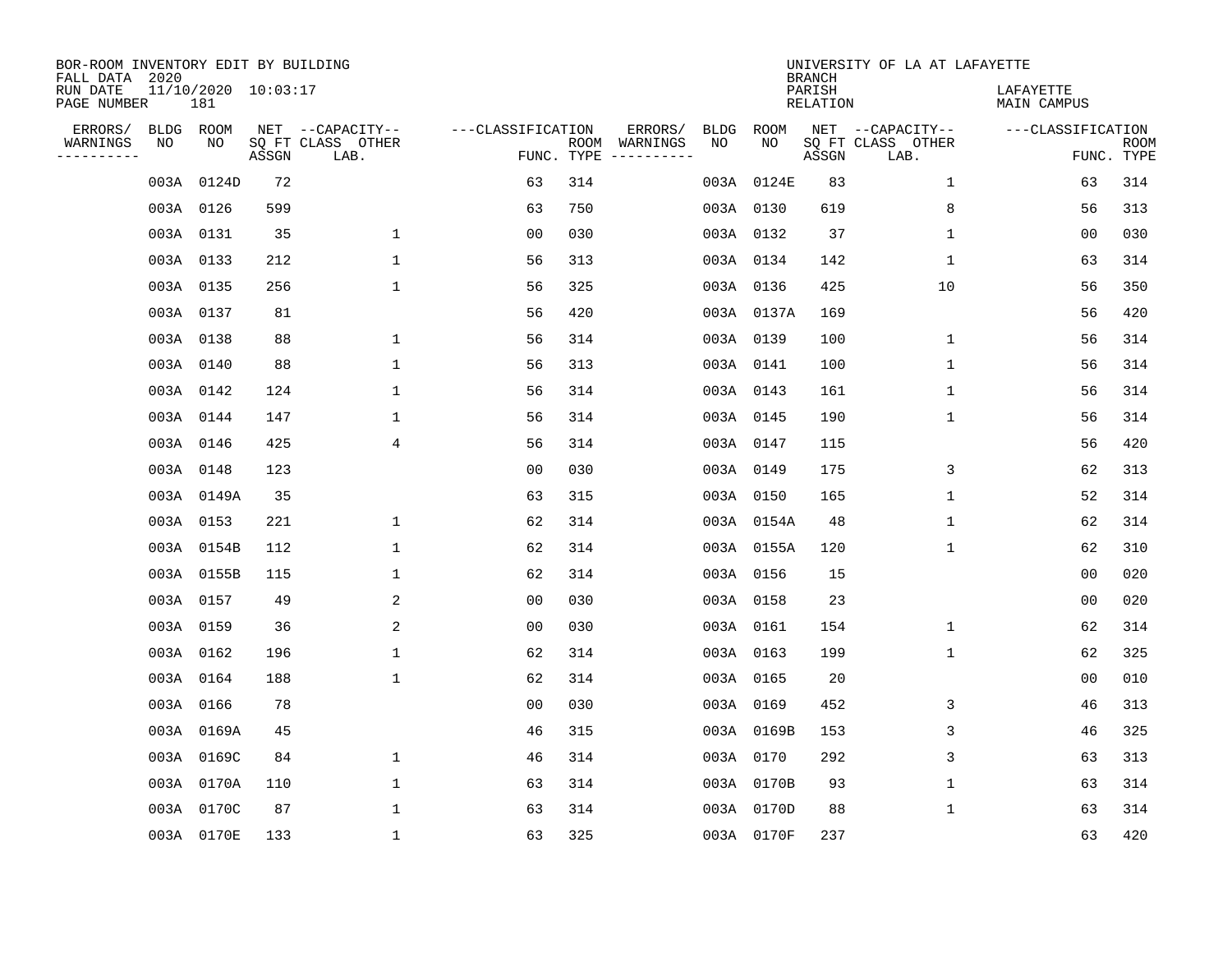BOR-ROOM INVENTORY EDIT BY BUILDING
FALL DATA 2020
RUN DATE 11/10/2020 10:03:17
PAGE NUMBER 181

UNIVERSITY OF LA AT LAFAYETTE
BRANCH
PARISH LAFAYETTE
RELATION MAIN CAMPUS

| ERRORS/ WARNINGS | BLDG NO | ROOM NO | NET SQ FT ASSGN | CAPACITY CLASS LAB. | CAPACITY OTHER | CLASSIFICATION FUNC. | ROOM TYPE | ERRORS/ WARNINGS | BLDG NO | ROOM NO | NET SQ FT ASSGN | CAPACITY CLASS LAB. | CAPACITY OTHER | CLASSIFICATION FUNC. | ROOM TYPE |
|---|---|---|---|---|---|---|---|---|---|---|---|---|---|---|---|
| | 003A | 0124D | 72 | | | 63 | 314 | | 003A | 0124E | 83 | | 1 | 63 | 314 |
| | 003A | 0126 | 599 | | | 63 | 750 | | 003A | 0130 | 619 | | 8 | 56 | 313 |
| | 003A | 0131 | 35 | | 1 | 00 | 030 | | 003A | 0132 | 37 | | 1 | 00 | 030 |
| | 003A | 0133 | 212 | | 1 | 56 | 313 | | 003A | 0134 | 142 | | 1 | 63 | 314 |
| | 003A | 0135 | 256 | | 1 | 56 | 325 | | 003A | 0136 | 425 | | 10 | 56 | 350 |
| | 003A | 0137 | 81 | | | 56 | 420 | | 003A | 0137A | 169 | | | 56 | 420 |
| | 003A | 0138 | 88 | | 1 | 56 | 314 | | 003A | 0139 | 100 | | 1 | 56 | 314 |
| | 003A | 0140 | 88 | | 1 | 56 | 313 | | 003A | 0141 | 100 | | 1 | 56 | 314 |
| | 003A | 0142 | 124 | | 1 | 56 | 314 | | 003A | 0143 | 161 | | 1 | 56 | 314 |
| | 003A | 0144 | 147 | | 1 | 56 | 314 | | 003A | 0145 | 190 | | 1 | 56 | 314 |
| | 003A | 0146 | 425 | | 4 | 56 | 314 | | 003A | 0147 | 115 | | | 56 | 420 |
| | 003A | 0148 | 123 | | | 00 | 030 | | 003A | 0149 | 175 | | 3 | 62 | 313 |
| | 003A | 0149A | 35 | | | 63 | 315 | | 003A | 0150 | 165 | | 1 | 52 | 314 |
| | 003A | 0153 | 221 | | 1 | 62 | 314 | | 003A | 0154A | 48 | | 1 | 62 | 314 |
| | 003A | 0154B | 112 | | 1 | 62 | 314 | | 003A | 0155A | 120 | | 1 | 62 | 310 |
| | 003A | 0155B | 115 | | 1 | 62 | 314 | | 003A | 0156 | 15 | | | 00 | 020 |
| | 003A | 0157 | 49 | | 2 | 00 | 030 | | 003A | 0158 | 23 | | | 00 | 020 |
| | 003A | 0159 | 36 | | 2 | 00 | 030 | | 003A | 0161 | 154 | | 1 | 62 | 314 |
| | 003A | 0162 | 196 | | 1 | 62 | 314 | | 003A | 0163 | 199 | | 1 | 62 | 325 |
| | 003A | 0164 | 188 | | 1 | 62 | 314 | | 003A | 0165 | 20 | | | 00 | 010 |
| | 003A | 0166 | 78 | | | 00 | 030 | | 003A | 0169 | 452 | | 3 | 46 | 313 |
| | 003A | 0169A | 45 | | | 46 | 315 | | 003A | 0169B | 153 | | 3 | 46 | 325 |
| | 003A | 0169C | 84 | | 1 | 46 | 314 | | 003A | 0170 | 292 | | 3 | 63 | 313 |
| | 003A | 0170A | 110 | | 1 | 63 | 314 | | 003A | 0170B | 93 | | 1 | 63 | 314 |
| | 003A | 0170C | 87 | | 1 | 63 | 314 | | 003A | 0170D | 88 | | 1 | 63 | 314 |
| | 003A | 0170E | 133 | | 1 | 63 | 325 | | 003A | 0170F | 237 | | | 63 | 420 |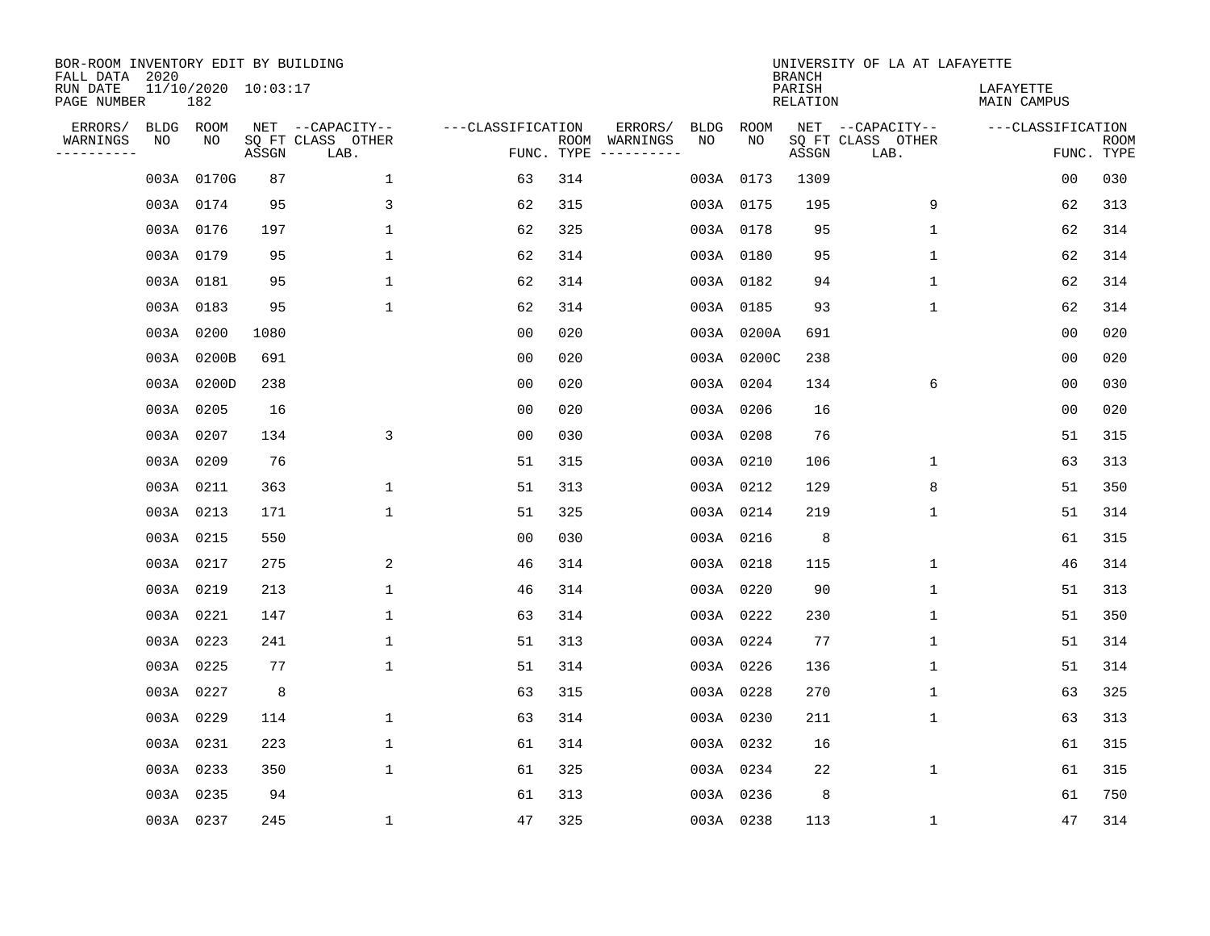BOR-ROOM INVENTORY EDIT BY BUILDING
FALL DATA 2020
RUN DATE 11/10/2020 10:03:17
PAGE NUMBER 182

UNIVERSITY OF LA AT LAFAYETTE
BRANCH
PARISH LAFAYETTE
RELATION MAIN CAMPUS

| ERRORS/ WARNINGS | BLDG NO | ROOM NO | NET SQ FT ASSGN | CAPACITY-- CLASS LAB. | OTHER | CLASSIFICATION FUNC. | ROOM TYPE | ERRORS/ WARNINGS | BLDG NO | ROOM NO | NET SQ FT ASSGN | CAPACITY-- CLASS LAB. | OTHER | CLASSIFICATION FUNC. | ROOM TYPE |
|---|---|---|---|---|---|---|---|---|---|---|---|---|---|---|---|
| | 003A | 0170G | 87 | | 1 | 63 | 314 | | 003A | 0173 | 1309 | | | 00 | 030 |
| | 003A | 0174 | 95 | | 3 | 62 | 315 | | 003A | 0175 | 195 | | 9 | 62 | 313 |
| | 003A | 0176 | 197 | | 1 | 62 | 325 | | 003A | 0178 | 95 | | 1 | 62 | 314 |
| | 003A | 0179 | 95 | | 1 | 62 | 314 | | 003A | 0180 | 95 | | 1 | 62 | 314 |
| | 003A | 0181 | 95 | | 1 | 62 | 314 | | 003A | 0182 | 94 | | 1 | 62 | 314 |
| | 003A | 0183 | 95 | | 1 | 62 | 314 | | 003A | 0185 | 93 | | 1 | 62 | 314 |
| | 003A | 0200 | 1080 | | | 00 | 020 | | 003A | 0200A | 691 | | | 00 | 020 |
| | 003A | 0200B | 691 | | | 00 | 020 | | 003A | 0200C | 238 | | | 00 | 020 |
| | 003A | 0200D | 238 | | | 00 | 020 | | 003A | 0204 | 134 | | 6 | 00 | 030 |
| | 003A | 0205 | 16 | | | 00 | 020 | | 003A | 0206 | 16 | | | 00 | 020 |
| | 003A | 0207 | 134 | | 3 | 00 | 030 | | 003A | 0208 | 76 | | | 51 | 315 |
| | 003A | 0209 | 76 | | | 51 | 315 | | 003A | 0210 | 106 | | 1 | 63 | 313 |
| | 003A | 0211 | 363 | | 1 | 51 | 313 | | 003A | 0212 | 129 | | 8 | 51 | 350 |
| | 003A | 0213 | 171 | | 1 | 51 | 325 | | 003A | 0214 | 219 | | 1 | 51 | 314 |
| | 003A | 0215 | 550 | | | 00 | 030 | | 003A | 0216 | 8 | | | 61 | 315 |
| | 003A | 0217 | 275 | | 2 | 46 | 314 | | 003A | 0218 | 115 | | 1 | 46 | 314 |
| | 003A | 0219 | 213 | | 1 | 46 | 314 | | 003A | 0220 | 90 | | 1 | 51 | 313 |
| | 003A | 0221 | 147 | | 1 | 63 | 314 | | 003A | 0222 | 230 | | 1 | 51 | 350 |
| | 003A | 0223 | 241 | | 1 | 51 | 313 | | 003A | 0224 | 77 | | 1 | 51 | 314 |
| | 003A | 0225 | 77 | | 1 | 51 | 314 | | 003A | 0226 | 136 | | 1 | 51 | 314 |
| | 003A | 0227 | 8 | | | 63 | 315 | | 003A | 0228 | 270 | | 1 | 63 | 325 |
| | 003A | 0229 | 114 | | 1 | 63 | 314 | | 003A | 0230 | 211 | | 1 | 63 | 313 |
| | 003A | 0231 | 223 | | 1 | 61 | 314 | | 003A | 0232 | 16 | | | 61 | 315 |
| | 003A | 0233 | 350 | | 1 | 61 | 325 | | 003A | 0234 | 22 | | 1 | 61 | 315 |
| | 003A | 0235 | 94 | | | 61 | 313 | | 003A | 0236 | 8 | | | 61 | 750 |
| | 003A | 0237 | 245 | | 1 | 47 | 325 | | 003A | 0238 | 113 | | 1 | 47 | 314 |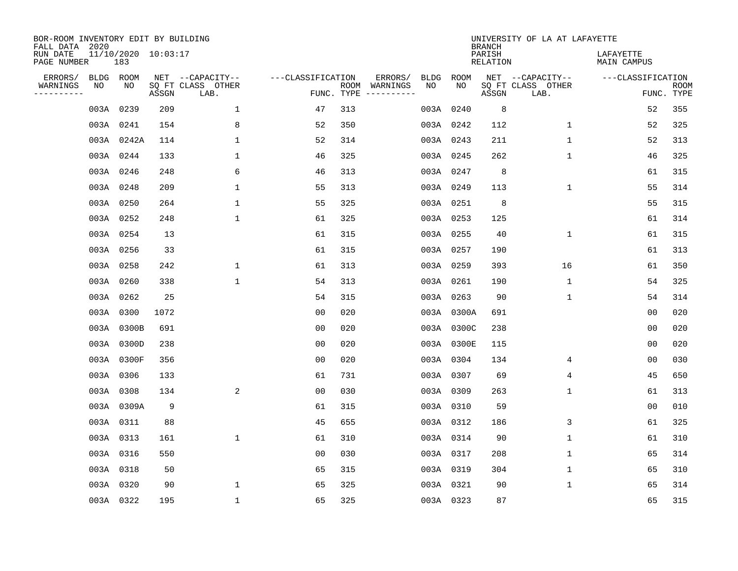BOR-ROOM INVENTORY EDIT BY BUILDING
FALL DATA 2020
RUN DATE 11/10/2020 10:03:17
PAGE NUMBER 183

UNIVERSITY OF LA AT LAFAYETTE
BRANCH
PARISH LAFAYETTE
RELATION MAIN CAMPUS

| ERRORS/ WARNINGS | BLDG NO | ROOM NO | NET SQ FT ASSGN | CAPACITY CLASS LAB. | CAPACITY OTHER | CLASSIFICATION FUNC. | ROOM TYPE | ERRORS/ WARNINGS | BLDG NO | ROOM NO | NET SQ FT ASSGN | CAPACITY CLASS LAB. | CAPACITY OTHER | CLASSIFICATION FUNC. | ROOM TYPE |
|---|---|---|---|---|---|---|---|---|---|---|---|---|---|---|---|
| | 003A | 0239 | 209 | | 1 | 47 | 313 | | 003A | 0240 | 8 | | | 52 | 355 |
| | 003A | 0241 | 154 | | 8 | 52 | 350 | | 003A | 0242 | 112 | | 1 | 52 | 325 |
| | 003A | 0242A | 114 | | 1 | 52 | 314 | | 003A | 0243 | 211 | | 1 | 52 | 313 |
| | 003A | 0244 | 133 | | 1 | 46 | 325 | | 003A | 0245 | 262 | | 1 | 46 | 325 |
| | 003A | 0246 | 248 | | 6 | 46 | 313 | | 003A | 0247 | 8 | | | 61 | 315 |
| | 003A | 0248 | 209 | | 1 | 55 | 313 | | 003A | 0249 | 113 | | 1 | 55 | 314 |
| | 003A | 0250 | 264 | | 1 | 55 | 325 | | 003A | 0251 | 8 | | | 55 | 315 |
| | 003A | 0252 | 248 | | 1 | 61 | 325 | | 003A | 0253 | 125 | | | 61 | 314 |
| | 003A | 0254 | 13 | | | 61 | 315 | | 003A | 0255 | 40 | | 1 | 61 | 315 |
| | 003A | 0256 | 33 | | | 61 | 315 | | 003A | 0257 | 190 | | | 61 | 313 |
| | 003A | 0258 | 242 | | 1 | 61 | 313 | | 003A | 0259 | 393 | | 16 | 61 | 350 |
| | 003A | 0260 | 338 | | 1 | 54 | 313 | | 003A | 0261 | 190 | | 1 | 54 | 325 |
| | 003A | 0262 | 25 | | | 54 | 315 | | 003A | 0263 | 90 | | 1 | 54 | 314 |
| | 003A | 0300 | 1072 | | | 00 | 020 | | 003A | 0300A | 691 | | | 00 | 020 |
| | 003A | 0300B | 691 | | | 00 | 020 | | 003A | 0300C | 238 | | | 00 | 020 |
| | 003A | 0300D | 238 | | | 00 | 020 | | 003A | 0300E | 115 | | | 00 | 020 |
| | 003A | 0300F | 356 | | | 00 | 020 | | 003A | 0304 | 134 | | 4 | 00 | 030 |
| | 003A | 0306 | 133 | | | 61 | 731 | | 003A | 0307 | 69 | | 4 | 45 | 650 |
| | 003A | 0308 | 134 | | 2 | 00 | 030 | | 003A | 0309 | 263 | | 1 | 61 | 313 |
| | 003A | 0309A | 9 | | | 61 | 315 | | 003A | 0310 | 59 | | | 00 | 010 |
| | 003A | 0311 | 88 | | | 45 | 655 | | 003A | 0312 | 186 | | 3 | 61 | 325 |
| | 003A | 0313 | 161 | | 1 | 61 | 310 | | 003A | 0314 | 90 | | 1 | 61 | 310 |
| | 003A | 0316 | 550 | | | 00 | 030 | | 003A | 0317 | 208 | | 1 | 65 | 314 |
| | 003A | 0318 | 50 | | | 65 | 315 | | 003A | 0319 | 304 | | 1 | 65 | 310 |
| | 003A | 0320 | 90 | | 1 | 65 | 325 | | 003A | 0321 | 90 | | 1 | 65 | 314 |
| | 003A | 0322 | 195 | | 1 | 65 | 325 | | 003A | 0323 | 87 | | | 65 | 315 |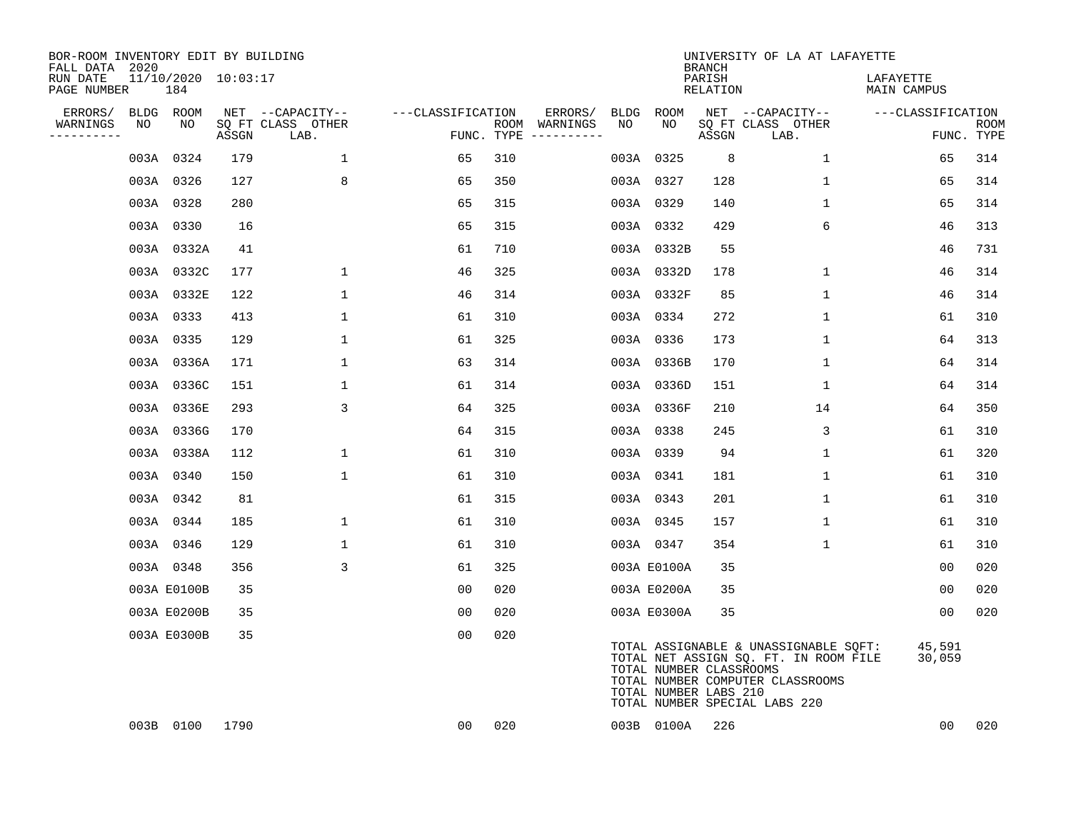BOR-ROOM INVENTORY EDIT BY BUILDING
FALL DATA 2020
RUN DATE 11/10/2020 10:03:17
PAGE NUMBER 184

UNIVERSITY OF LA AT LAFAYETTE
BRANCH
PARISH LAFAYETTE
RELATION MAIN CAMPUS

| ERRORS/ WARNINGS | BLDG NO | ROOM NO | NET SQ FT ASSGN | CAPACITY-- CLASS LAB. | OTHER | CLASSIFICATION FUNC. | ROOM TYPE | ERRORS/ WARNINGS | BLDG NO | ROOM NO | NET SQ FT ASSGN | CAPACITY-- CLASS LAB. | OTHER | CLASSIFICATION FUNC. | ROOM TYPE |
|---|---|---|---|---|---|---|---|---|---|---|---|---|---|---|---|
| | 003A | 0324 | 179 | | 1 | 65 | 310 | | 003A | 0325 | 8 | | 1 | 65 | 314 |
| | 003A | 0326 | 127 | | 8 | 65 | 350 | | 003A | 0327 | 128 | | 1 | 65 | 314 |
| | 003A | 0328 | 280 | | | 65 | 315 | | 003A | 0329 | 140 | | 1 | 65 | 314 |
| | 003A | 0330 | 16 | | | 65 | 315 | | 003A | 0332 | 429 | | 6 | 46 | 313 |
| | 003A | 0332A | 41 | | | 61 | 710 | | 003A | 0332B | 55 | | | 46 | 731 |
| | 003A | 0332C | 177 | | 1 | 46 | 325 | | 003A | 0332D | 178 | | 1 | 46 | 314 |
| | 003A | 0332E | 122 | | 1 | 46 | 314 | | 003A | 0332F | 85 | | 1 | 46 | 314 |
| | 003A | 0333 | 413 | | 1 | 61 | 310 | | 003A | 0334 | 272 | | 1 | 61 | 310 |
| | 003A | 0335 | 129 | | 1 | 61 | 325 | | 003A | 0336 | 173 | | 1 | 64 | 313 |
| | 003A | 0336A | 171 | | 1 | 63 | 314 | | 003A | 0336B | 170 | | 1 | 64 | 314 |
| | 003A | 0336C | 151 | | 1 | 61 | 314 | | 003A | 0336D | 151 | | 1 | 64 | 314 |
| | 003A | 0336E | 293 | | 3 | 64 | 325 | | 003A | 0336F | 210 | | 14 | 64 | 350 |
| | 003A | 0336G | 170 | | | 64 | 315 | | 003A | 0338 | 245 | | 3 | 61 | 310 |
| | 003A | 0338A | 112 | | 1 | 61 | 310 | | 003A | 0339 | 94 | | 1 | 61 | 320 |
| | 003A | 0340 | 150 | | 1 | 61 | 310 | | 003A | 0341 | 181 | | 1 | 61 | 310 |
| | 003A | 0342 | 81 | | | 61 | 315 | | 003A | 0343 | 201 | | 1 | 61 | 310 |
| | 003A | 0344 | 185 | | 1 | 61 | 310 | | 003A | 0345 | 157 | | 1 | 61 | 310 |
| | 003A | 0346 | 129 | | 1 | 61 | 310 | | 003A | 0347 | 354 | | 1 | 61 | 310 |
| | 003A | 0348 | 356 | | 3 | 61 | 325 | | 003A | E0100A | 35 | | | 00 | 020 |
| | 003A | E0100B | 35 | | | 00 | 020 | | 003A | E0200A | 35 | | | 00 | 020 |
| | 003A | E0200B | 35 | | | 00 | 020 | | 003A | E0300A | 35 | | | 00 | 020 |
| | 003A | E0300B | 35 | | | 00 | 020 | | | | | | | | |

TOTAL ASSIGNABLE & UNASSIGNABLE SQFT: 45,591
TOTAL NET ASSIGN SQ. FT. IN ROOM FILE 30,059
TOTAL NUMBER CLASSROOMS
TOTAL NUMBER COMPUTER CLASSROOMS
TOTAL NUMBER LABS 210
TOTAL NUMBER SPECIAL LABS 220

| ERRORS/ WARNINGS | BLDG NO | ROOM NO | NET SQ FT ASSGN | CAPACITY-- CLASS LAB. | OTHER | CLASSIFICATION FUNC. | ROOM TYPE | ERRORS/ WARNINGS | BLDG NO | ROOM NO | NET SQ FT ASSGN | CAPACITY-- CLASS LAB. | OTHER | CLASSIFICATION FUNC. | ROOM TYPE |
|---|---|---|---|---|---|---|---|---|---|---|---|---|---|---|---|
| | 003B | 0100 | 1790 | | | 00 | 020 | | 003B | 0100A | 226 | | | 00 | 020 |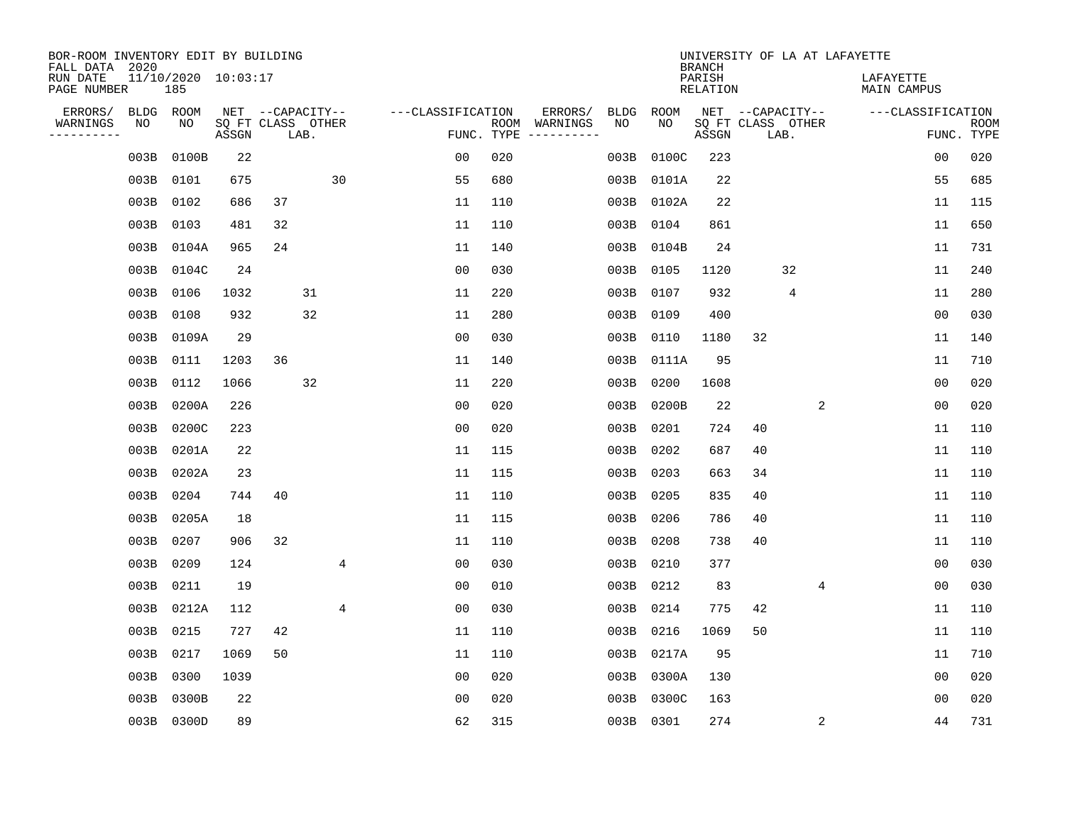BOR-ROOM INVENTORY EDIT BY BUILDING
FALL DATA 2020
RUN DATE 11/10/2020 10:03:17
PAGE NUMBER 185

UNIVERSITY OF LA AT LAFAYETTE
BRANCH
PARISH LAFAYETTE
RELATION MAIN CAMPUS

| ERRORS/ WARNINGS | BLDG NO | ROOM NO | NET SQ FT ASSGN | CAPACITY CLASS | CAPACITY LAB. | CAPACITY OTHER | CLASSIFICATION FUNC. | ROOM TYPE | ERRORS/ WARNINGS | BLDG NO | ROOM NO | NET SQ FT ASSGN | CAPACITY CLASS | CAPACITY LAB. | CAPACITY OTHER | CLASSIFICATION FUNC. | ROOM TYPE |
|---|---|---|---|---|---|---|---|---|---|---|---|---|---|---|---|---|---|
| | 003B | 0100B | 22 | | | | 00 | 020 | | 003B | 0100C | 223 | | | | 00 | 020 |
| | 003B | 0101 | 675 | | | 30 | 55 | 680 | | 003B | 0101A | 22 | | | | 55 | 685 |
| | 003B | 0102 | 686 | 37 | | | 11 | 110 | | 003B | 0102A | 22 | | | | 11 | 115 |
| | 003B | 0103 | 481 | 32 | | | 11 | 110 | | 003B | 0104 | 861 | | | | 11 | 650 |
| | 003B | 0104A | 965 | 24 | | | 11 | 140 | | 003B | 0104B | 24 | | | | 11 | 731 |
| | 003B | 0104C | 24 | | | | 00 | 030 | | 003B | 0105 | 1120 | | 32 | | 11 | 240 |
| | 003B | 0106 | 1032 | | 31 | | 11 | 220 | | 003B | 0107 | 932 | | 4 | | 11 | 280 |
| | 003B | 0108 | 932 | | 32 | | 11 | 280 | | 003B | 0109 | 400 | | | | 00 | 030 |
| | 003B | 0109A | 29 | | | | 00 | 030 | | 003B | 0110 | 1180 | 32 | | | 11 | 140 |
| | 003B | 0111 | 1203 | 36 | | | 11 | 140 | | 003B | 0111A | 95 | | | | 11 | 710 |
| | 003B | 0112 | 1066 | | 32 | | 11 | 220 | | 003B | 0200 | 1608 | | | | 00 | 020 |
| | 003B | 0200A | 226 | | | | 00 | 020 | | 003B | 0200B | 22 | | | 2 | 00 | 020 |
| | 003B | 0200C | 223 | | | | 00 | 020 | | 003B | 0201 | 724 | 40 | | | 11 | 110 |
| | 003B | 0201A | 22 | | | | 11 | 115 | | 003B | 0202 | 687 | 40 | | | 11 | 110 |
| | 003B | 0202A | 23 | | | | 11 | 115 | | 003B | 0203 | 663 | 34 | | | 11 | 110 |
| | 003B | 0204 | 744 | 40 | | | 11 | 110 | | 003B | 0205 | 835 | 40 | | | 11 | 110 |
| | 003B | 0205A | 18 | | | | 11 | 115 | | 003B | 0206 | 786 | 40 | | | 11 | 110 |
| | 003B | 0207 | 906 | 32 | | | 11 | 110 | | 003B | 0208 | 738 | 40 | | | 11 | 110 |
| | 003B | 0209 | 124 | | | 4 | 00 | 030 | | 003B | 0210 | 377 | | | | 00 | 030 |
| | 003B | 0211 | 19 | | | | 00 | 010 | | 003B | 0212 | 83 | | | 4 | 00 | 030 |
| | 003B | 0212A | 112 | | | 4 | 00 | 030 | | 003B | 0214 | 775 | 42 | | | 11 | 110 |
| | 003B | 0215 | 727 | 42 | | | 11 | 110 | | 003B | 0216 | 1069 | 50 | | | 11 | 110 |
| | 003B | 0217 | 1069 | 50 | | | 11 | 110 | | 003B | 0217A | 95 | | | | 11 | 710 |
| | 003B | 0300 | 1039 | | | | 00 | 020 | | 003B | 0300A | 130 | | | | 00 | 020 |
| | 003B | 0300B | 22 | | | | 00 | 020 | | 003B | 0300C | 163 | | | | 00 | 020 |
| | 003B | 0300D | 89 | | | | 62 | 315 | | 003B | 0301 | 274 | | | 2 | 44 | 731 |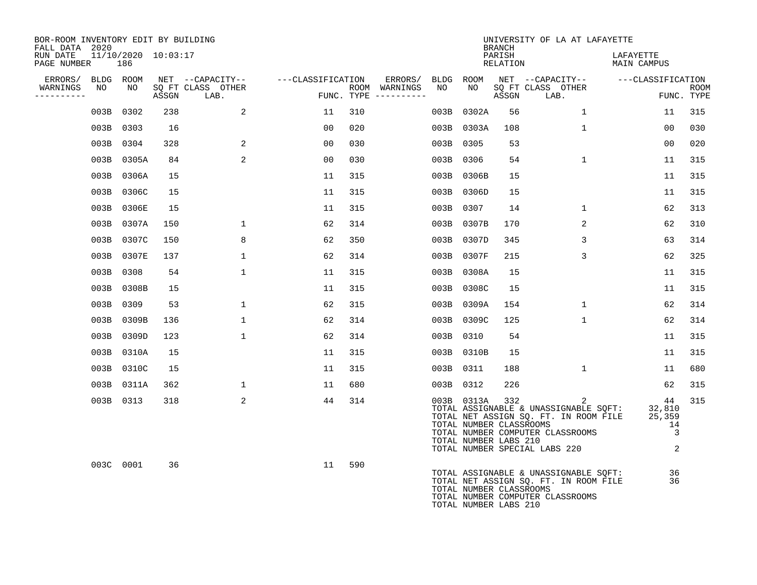BOR-ROOM INVENTORY EDIT BY BUILDING
FALL DATA 2020
RUN DATE 11/10/2020 10:03:17
PAGE NUMBER 186

UNIVERSITY OF LA AT LAFAYETTE
BRANCH
PARISH LAFAYETTE
RELATION MAIN CAMPUS

| ERRORS/ WARNINGS | BLDG NO | ROOM NO | NET ASSGN SQ FT | CAPACITY CLASS | CAPACITY OTHER LAB. | CLASSIFICATION FUNC. | ROOM TYPE | ERRORS/ WARNINGS | BLDG NO | ROOM NO | NET ASSGN SQ FT | CAPACITY CLASS | CAPACITY OTHER LAB. | CLASSIFICATION FUNC. | ROOM TYPE |
|---|---|---|---|---|---|---|---|---|---|---|---|---|---|---|---|
| | 003B | 0302 | 238 | | 2 | 11 | 310 | | 003B | 0302A | 56 | | 1 | 11 | 315 |
| | 003B | 0303 | 16 | | | 00 | 020 | | 003B | 0303A | 108 | | 1 | 00 | 030 |
| | 003B | 0304 | 328 | | 2 | 00 | 030 | | 003B | 0305 | 53 | | | 00 | 020 |
| | 003B | 0305A | 84 | | 2 | 00 | 030 | | 003B | 0306 | 54 | | 1 | 11 | 315 |
| | 003B | 0306A | 15 | | | 11 | 315 | | 003B | 0306B | 15 | | | 11 | 315 |
| | 003B | 0306C | 15 | | | 11 | 315 | | 003B | 0306D | 15 | | | 11 | 315 |
| | 003B | 0306E | 15 | | | 11 | 315 | | 003B | 0307 | 14 | | 1 | 62 | 313 |
| | 003B | 0307A | 150 | | 1 | 62 | 314 | | 003B | 0307B | 170 | | 2 | 62 | 310 |
| | 003B | 0307C | 150 | | 8 | 62 | 350 | | 003B | 0307D | 345 | | 3 | 63 | 314 |
| | 003B | 0307E | 137 | | 1 | 62 | 314 | | 003B | 0307F | 215 | | 3 | 62 | 325 |
| | 003B | 0308 | 54 | | 1 | 11 | 315 | | 003B | 0308A | 15 | | | 11 | 315 |
| | 003B | 0308B | 15 | | | 11 | 315 | | 003B | 0308C | 15 | | | 11 | 315 |
| | 003B | 0309 | 53 | | 1 | 62 | 315 | | 003B | 0309A | 154 | | 1 | 62 | 314 |
| | 003B | 0309B | 136 | | 1 | 62 | 314 | | 003B | 0309C | 125 | | 1 | 62 | 314 |
| | 003B | 0309D | 123 | | 1 | 62 | 314 | | 003B | 0310 | 54 | | | 11 | 315 |
| | 003B | 0310A | 15 | | | 11 | 315 | | 003B | 0310B | 15 | | | 11 | 315 |
| | 003B | 0310C | 15 | | | 11 | 315 | | 003B | 0311 | 188 | | 1 | 11 | 680 |
| | 003B | 0311A | 362 | | 1 | 11 | 680 | | 003B | 0312 | 226 | | | 62 | 315 |
| | 003B | 0313 | 318 | | 2 | 44 | 314 | | 003B | 0313A | 332 | | 2 | 44 | 315 |
| | 003C | 0001 | 36 | | | 11 | 590 | | | | | | | | |

Building 003B totals:
- TOTAL ASSIGNABLE & UNASSIGNABLE SQFT: 32,810
- TOTAL NET ASSIGN SQ. FT. IN ROOM FILE: 25,359
- TOTAL NUMBER CLASSROOMS: 14
- TOTAL NUMBER COMPUTER CLASSROOMS: 3
- TOTAL NUMBER LABS 210:
- TOTAL NUMBER SPECIAL LABS 220: 2

Building 003C totals:
- TOTAL ASSIGNABLE & UNASSIGNABLE SQFT: 36
- TOTAL NET ASSIGN SQ. FT. IN ROOM FILE: 36
- TOTAL NUMBER CLASSROOMS:
- TOTAL NUMBER COMPUTER CLASSROOMS:
- TOTAL NUMBER LABS 210: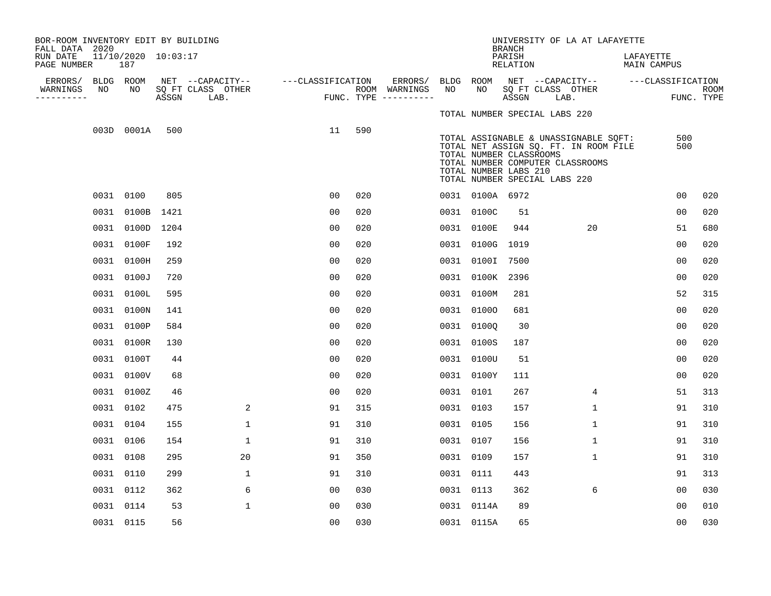BOR-ROOM INVENTORY EDIT BY BUILDING
FALL DATA 2020
RUN DATE 11/10/2020 10:03:17
PAGE NUMBER 187

UNIVERSITY OF LA AT LAFAYETTE
BRANCH
PARISH LAFAYETTE
RELATION MAIN CAMPUS

| ERRORS/ WARNINGS | BLDG NO | ROOM NO | NET SQ FT ASSGN | CAPACITY CLASS LAB. | CAPACITY OTHER | CLASSIFICATION FUNC. | ROOM TYPE | ERRORS/ WARNINGS | BLDG NO | ROOM NO | NET SQ FT ASSGN | CAPACITY CLASS LAB. | CAPACITY OTHER | CLASSIFICATION FUNC. | ROOM TYPE |
|---|---|---|---|---|---|---|---|---|---|---|---|---|---|---|---|
| | | | | | | | | | TOTAL NUMBER SPECIAL LABS 220 | | | | | | |
| | 003D | 0001A | 500 | | | 11 | 590 | | | | | | | | |
| | | | | | | | | | TOTAL ASSIGNABLE & UNASSIGNABLE SQFT: | | | | | 500 | |
| | | | | | | | | | TOTAL NET ASSIGN SQ. FT. IN ROOM FILE | | | | | 500 | |
| | | | | | | | | | TOTAL NUMBER CLASSROOMS | | | | | | |
| | | | | | | | | | TOTAL NUMBER COMPUTER CLASSROOMS | | | | | | |
| | | | | | | | | | TOTAL NUMBER LABS 210 | | | | | | |
| | | | | | | | | | TOTAL NUMBER SPECIAL LABS 220 | | | | | | |
| | 0031 | 0100 | 805 | | | 00 | 020 | | 0031 | 0100A | 6972 | | | 00 | 020 |
| | 0031 | 0100B | 1421 | | | 00 | 020 | | 0031 | 0100C | 51 | | | 00 | 020 |
| | 0031 | 0100D | 1204 | | | 00 | 020 | | 0031 | 0100E | 944 | | 20 | 51 | 680 |
| | 0031 | 0100F | 192 | | | 00 | 020 | | 0031 | 0100G | 1019 | | | 00 | 020 |
| | 0031 | 0100H | 259 | | | 00 | 020 | | 0031 | 0100I | 7500 | | | 00 | 020 |
| | 0031 | 0100J | 720 | | | 00 | 020 | | 0031 | 0100K | 2396 | | | 00 | 020 |
| | 0031 | 0100L | 595 | | | 00 | 020 | | 0031 | 0100M | 281 | | | 52 | 315 |
| | 0031 | 0100N | 141 | | | 00 | 020 | | 0031 | 0100O | 681 | | | 00 | 020 |
| | 0031 | 0100P | 584 | | | 00 | 020 | | 0031 | 0100Q | 30 | | | 00 | 020 |
| | 0031 | 0100R | 130 | | | 00 | 020 | | 0031 | 0100S | 187 | | | 00 | 020 |
| | 0031 | 0100T | 44 | | | 00 | 020 | | 0031 | 0100U | 51 | | | 00 | 020 |
| | 0031 | 0100V | 68 | | | 00 | 020 | | 0031 | 0100Y | 111 | | | 00 | 020 |
| | 0031 | 0100Z | 46 | | | 00 | 020 | | 0031 | 0101 | 267 | | 4 | 51 | 313 |
| | 0031 | 0102 | 475 | | 2 | 91 | 315 | | 0031 | 0103 | 157 | | 1 | 91 | 310 |
| | 0031 | 0104 | 155 | | 1 | 91 | 310 | | 0031 | 0105 | 156 | | 1 | 91 | 310 |
| | 0031 | 0106 | 154 | | 1 | 91 | 310 | | 0031 | 0107 | 156 | | 1 | 91 | 310 |
| | 0031 | 0108 | 295 | | 20 | 91 | 350 | | 0031 | 0109 | 157 | | 1 | 91 | 310 |
| | 0031 | 0110 | 299 | | 1 | 91 | 310 | | 0031 | 0111 | 443 | | | 91 | 313 |
| | 0031 | 0112 | 362 | | 6 | 00 | 030 | | 0031 | 0113 | 362 | | 6 | 00 | 030 |
| | 0031 | 0114 | 53 | | 1 | 00 | 030 | | 0031 | 0114A | 89 | | | 00 | 010 |
| | 0031 | 0115 | 56 | | | 00 | 030 | | 0031 | 0115A | 65 | | | 00 | 030 |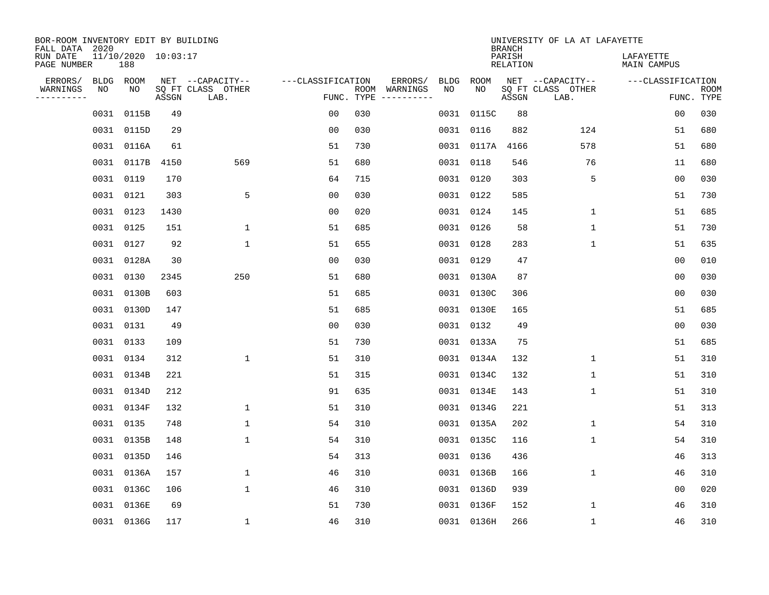BOR-ROOM INVENTORY EDIT BY BUILDING
FALL DATA 2020
RUN DATE 11/10/2020 10:03:17
PAGE NUMBER 188

UNIVERSITY OF LA AT LAFAYETTE
BRANCH
PARISH LAFAYETTE
RELATION MAIN CAMPUS

| ERRORS/ WARNINGS | BLDG NO | ROOM NO | NET SQ FT ASSGN | CAPACITY CLASS LAB. | CAPACITY OTHER | CLASSIFICATION FUNC. | ROOM TYPE | ERRORS/ WARNINGS | BLDG NO | ROOM NO | NET SQ FT ASSGN | CAPACITY CLASS LAB. | CAPACITY OTHER | CLASSIFICATION FUNC. | ROOM TYPE |
|---|---|---|---|---|---|---|---|---|---|---|---|---|---|---|---|
| | 0031 | 0115B | 49 | | | 00 | 030 | | 0031 | 0115C | 88 | | | 00 | 030 |
| | 0031 | 0115D | 29 | | | 00 | 030 | | 0031 | 0116 | 882 | | 124 | 51 | 680 |
| | 0031 | 0116A | 61 | | | 51 | 730 | | 0031 | 0117A | 4166 | | 578 | 51 | 680 |
| | 0031 | 0117B | 4150 | | 569 | 51 | 680 | | 0031 | 0118 | 546 | | 76 | 11 | 680 |
| | 0031 | 0119 | 170 | | | 64 | 715 | | 0031 | 0120 | 303 | | 5 | 00 | 030 |
| | 0031 | 0121 | 303 | | 5 | 00 | 030 | | 0031 | 0122 | 585 | | | 51 | 730 |
| | 0031 | 0123 | 1430 | | | 00 | 020 | | 0031 | 0124 | 145 | | 1 | 51 | 685 |
| | 0031 | 0125 | 151 | | 1 | 51 | 685 | | 0031 | 0126 | 58 | | 1 | 51 | 730 |
| | 0031 | 0127 | 92 | | 1 | 51 | 655 | | 0031 | 0128 | 283 | | 1 | 51 | 635 |
| | 0031 | 0128A | 30 | | | 00 | 030 | | 0031 | 0129 | 47 | | | 00 | 010 |
| | 0031 | 0130 | 2345 | | 250 | 51 | 680 | | 0031 | 0130A | 87 | | | 00 | 030 |
| | 0031 | 0130B | 603 | | | 51 | 685 | | 0031 | 0130C | 306 | | | 00 | 030 |
| | 0031 | 0130D | 147 | | | 51 | 685 | | 0031 | 0130E | 165 | | | 51 | 685 |
| | 0031 | 0131 | 49 | | | 00 | 030 | | 0031 | 0132 | 49 | | | 00 | 030 |
| | 0031 | 0133 | 109 | | | 51 | 730 | | 0031 | 0133A | 75 | | | 51 | 685 |
| | 0031 | 0134 | 312 | | 1 | 51 | 310 | | 0031 | 0134A | 132 | | 1 | 51 | 310 |
| | 0031 | 0134B | 221 | | | 51 | 315 | | 0031 | 0134C | 132 | | 1 | 51 | 310 |
| | 0031 | 0134D | 212 | | | 91 | 635 | | 0031 | 0134E | 143 | | 1 | 51 | 310 |
| | 0031 | 0134F | 132 | | 1 | 51 | 310 | | 0031 | 0134G | 221 | | | 51 | 313 |
| | 0031 | 0135 | 748 | | 1 | 54 | 310 | | 0031 | 0135A | 202 | | 1 | 54 | 310 |
| | 0031 | 0135B | 148 | | 1 | 54 | 310 | | 0031 | 0135C | 116 | | 1 | 54 | 310 |
| | 0031 | 0135D | 146 | | | 54 | 313 | | 0031 | 0136 | 436 | | | 46 | 313 |
| | 0031 | 0136A | 157 | | 1 | 46 | 310 | | 0031 | 0136B | 166 | | 1 | 46 | 310 |
| | 0031 | 0136C | 106 | | 1 | 46 | 310 | | 0031 | 0136D | 939 | | | 00 | 020 |
| | 0031 | 0136E | 69 | | | 51 | 730 | | 0031 | 0136F | 152 | | 1 | 46 | 310 |
| | 0031 | 0136G | 117 | | 1 | 46 | 310 | | 0031 | 0136H | 266 | | 1 | 46 | 310 |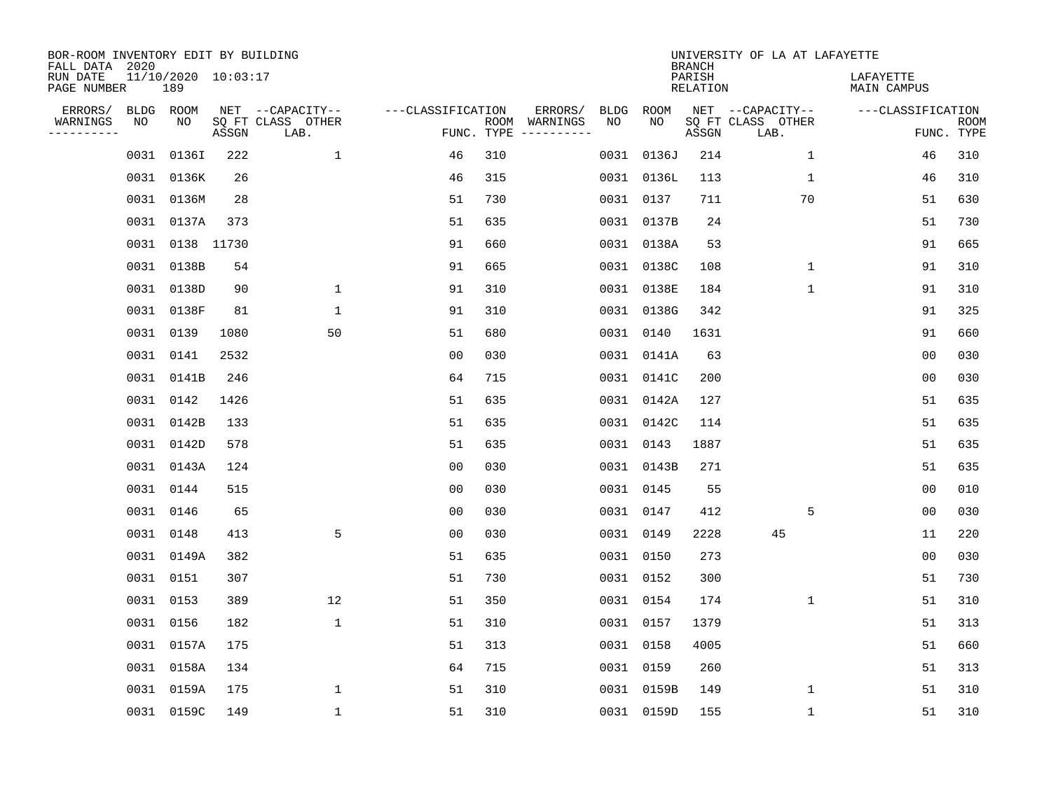BOR-ROOM INVENTORY EDIT BY BUILDING
FALL DATA 2020
RUN DATE 11/10/2020 10:03:17
PAGE NUMBER 189

UNIVERSITY OF LA AT LAFAYETTE
BRANCH
PARISH LAFAYETTE
RELATION MAIN CAMPUS

| ERRORS/ WARNINGS | BLDG NO | ROOM NO | NET SQ FT ASSGN | CAPACITY CLASS LAB. | CAPACITY OTHER | CLASSIFICATION FUNC. | ROOM TYPE | ERRORS/ WARNINGS | BLDG NO | ROOM NO | NET SQ FT ASSGN | CAPACITY CLASS LAB. | CAPACITY OTHER | CLASSIFICATION FUNC. | ROOM TYPE |
|---|---|---|---|---|---|---|---|---|---|---|---|---|---|---|---|
| | 0031 | 0136I | 222 | | 1 | 46 | 310 | | 0031 | 0136J | 214 | | 1 | 46 | 310 |
| | 0031 | 0136K | 26 | | | 46 | 315 | | 0031 | 0136L | 113 | | 1 | 46 | 310 |
| | 0031 | 0136M | 28 | | | 51 | 730 | | 0031 | 0137 | 711 | | 70 | 51 | 630 |
| | 0031 | 0137A | 373 | | | 51 | 635 | | 0031 | 0137B | 24 | | | 51 | 730 |
| | 0031 | 0138 | 11730 | | | 91 | 660 | | 0031 | 0138A | 53 | | | 91 | 665 |
| | 0031 | 0138B | 54 | | | 91 | 665 | | 0031 | 0138C | 108 | | 1 | 91 | 310 |
| | 0031 | 0138D | 90 | | 1 | 91 | 310 | | 0031 | 0138E | 184 | | 1 | 91 | 310 |
| | 0031 | 0138F | 81 | | 1 | 91 | 310 | | 0031 | 0138G | 342 | | | 91 | 325 |
| | 0031 | 0139 | 1080 | | 50 | 51 | 680 | | 0031 | 0140 | 1631 | | | 91 | 660 |
| | 0031 | 0141 | 2532 | | | 00 | 030 | | 0031 | 0141A | 63 | | | 00 | 030 |
| | 0031 | 0141B | 246 | | | 64 | 715 | | 0031 | 0141C | 200 | | | 00 | 030 |
| | 0031 | 0142 | 1426 | | | 51 | 635 | | 0031 | 0142A | 127 | | | 51 | 635 |
| | 0031 | 0142B | 133 | | | 51 | 635 | | 0031 | 0142C | 114 | | | 51 | 635 |
| | 0031 | 0142D | 578 | | | 51 | 635 | | 0031 | 0143 | 1887 | | | 51 | 635 |
| | 0031 | 0143A | 124 | | | 00 | 030 | | 0031 | 0143B | 271 | | | 51 | 635 |
| | 0031 | 0144 | 515 | | | 00 | 030 | | 0031 | 0145 | 55 | | | 00 | 010 |
| | 0031 | 0146 | 65 | | | 00 | 030 | | 0031 | 0147 | 412 | | 5 | 00 | 030 |
| | 0031 | 0148 | 413 | | 5 | 00 | 030 | | 0031 | 0149 | 2228 | 45 | | 11 | 220 |
| | 0031 | 0149A | 382 | | | 51 | 635 | | 0031 | 0150 | 273 | | | 00 | 030 |
| | 0031 | 0151 | 307 | | | 51 | 730 | | 0031 | 0152 | 300 | | | 51 | 730 |
| | 0031 | 0153 | 389 | | 12 | 51 | 350 | | 0031 | 0154 | 174 | | 1 | 51 | 310 |
| | 0031 | 0156 | 182 | | 1 | 51 | 310 | | 0031 | 0157 | 1379 | | | 51 | 313 |
| | 0031 | 0157A | 175 | | | 51 | 313 | | 0031 | 0158 | 4005 | | | 51 | 660 |
| | 0031 | 0158A | 134 | | | 64 | 715 | | 0031 | 0159 | 260 | | | 51 | 313 |
| | 0031 | 0159A | 175 | | 1 | 51 | 310 | | 0031 | 0159B | 149 | | 1 | 51 | 310 |
| | 0031 | 0159C | 149 | | 1 | 51 | 310 | | 0031 | 0159D | 155 | | 1 | 51 | 310 |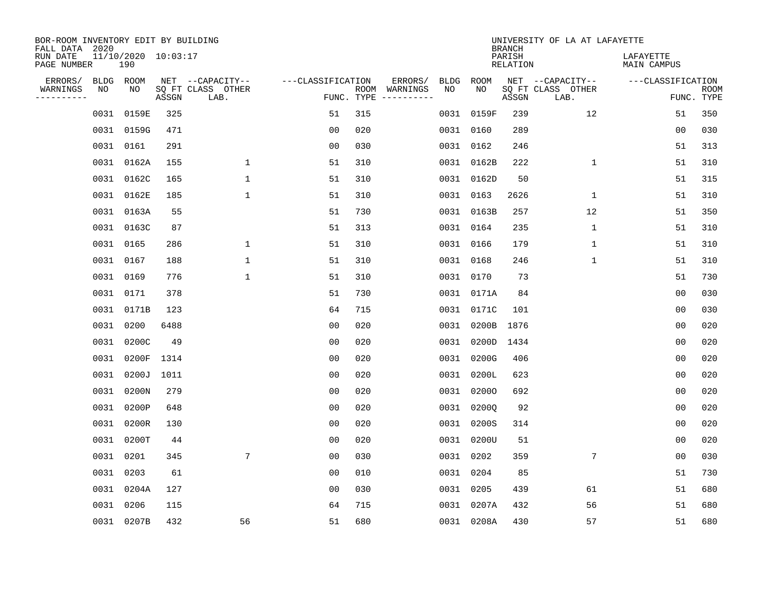BOR-ROOM INVENTORY EDIT BY BUILDING
FALL DATA 2020
RUN DATE 11/10/2020 10:03:17
PAGE NUMBER 190

UNIVERSITY OF LA AT LAFAYETTE
BRANCH
PARISH LAFAYETTE
RELATION MAIN CAMPUS

| ERRORS/ WARNINGS | BLDG NO | ROOM NO | NET SQ FT ASSGN | CAPACITY CLASS LAB. | CAPACITY OTHER | FUNC. | ROOM TYPE | ERRORS/ WARNINGS | BLDG NO | ROOM NO | NET SQ FT ASSGN | CAPACITY CLASS LAB. | CAPACITY OTHER | FUNC. | ROOM TYPE |
|---|---|---|---|---|---|---|---|---|---|---|---|---|---|---|---|
| | 0031 | 0159E | 325 | | | 51 | 315 | | 0031 | 0159F | 239 | | 12 | 51 | 350 |
| | 0031 | 0159G | 471 | | | 00 | 020 | | 0031 | 0160 | 289 | | | 00 | 030 |
| | 0031 | 0161 | 291 | | | 00 | 030 | | 0031 | 0162 | 246 | | | 51 | 313 |
| | 0031 | 0162A | 155 | | 1 | 51 | 310 | | 0031 | 0162B | 222 | | 1 | 51 | 310 |
| | 0031 | 0162C | 165 | | 1 | 51 | 310 | | 0031 | 0162D | 50 | | | 51 | 315 |
| | 0031 | 0162E | 185 | | 1 | 51 | 310 | | 0031 | 0163 | 2626 | | 1 | 51 | 310 |
| | 0031 | 0163A | 55 | | | 51 | 730 | | 0031 | 0163B | 257 | | 12 | 51 | 350 |
| | 0031 | 0163C | 87 | | | 51 | 313 | | 0031 | 0164 | 235 | | 1 | 51 | 310 |
| | 0031 | 0165 | 286 | | 1 | 51 | 310 | | 0031 | 0166 | 179 | | 1 | 51 | 310 |
| | 0031 | 0167 | 188 | | 1 | 51 | 310 | | 0031 | 0168 | 246 | | 1 | 51 | 310 |
| | 0031 | 0169 | 776 | | 1 | 51 | 310 | | 0031 | 0170 | 73 | | | 51 | 730 |
| | 0031 | 0171 | 378 | | | 51 | 730 | | 0031 | 0171A | 84 | | | 00 | 030 |
| | 0031 | 0171B | 123 | | | 64 | 715 | | 0031 | 0171C | 101 | | | 00 | 030 |
| | 0031 | 0200 | 6488 | | | 00 | 020 | | 0031 | 0200B | 1876 | | | 00 | 020 |
| | 0031 | 0200C | 49 | | | 00 | 020 | | 0031 | 0200D | 1434 | | | 00 | 020 |
| | 0031 | 0200F | 1314 | | | 00 | 020 | | 0031 | 0200G | 406 | | | 00 | 020 |
| | 0031 | 0200J | 1011 | | | 00 | 020 | | 0031 | 0200L | 623 | | | 00 | 020 |
| | 0031 | 0200N | 279 | | | 00 | 020 | | 0031 | 0200O | 692 | | | 00 | 020 |
| | 0031 | 0200P | 648 | | | 00 | 020 | | 0031 | 0200Q | 92 | | | 00 | 020 |
| | 0031 | 0200R | 130 | | | 00 | 020 | | 0031 | 0200S | 314 | | | 00 | 020 |
| | 0031 | 0200T | 44 | | | 00 | 020 | | 0031 | 0200U | 51 | | | 00 | 020 |
| | 0031 | 0201 | 345 | | 7 | 00 | 030 | | 0031 | 0202 | 359 | | 7 | 00 | 030 |
| | 0031 | 0203 | 61 | | | 00 | 010 | | 0031 | 0204 | 85 | | | 51 | 730 |
| | 0031 | 0204A | 127 | | | 00 | 030 | | 0031 | 0205 | 439 | | 61 | 51 | 680 |
| | 0031 | 0206 | 115 | | | 64 | 715 | | 0031 | 0207A | 432 | | 56 | 51 | 680 |
| | 0031 | 0207B | 432 | | 56 | 51 | 680 | | 0031 | 0208A | 430 | | 57 | 51 | 680 |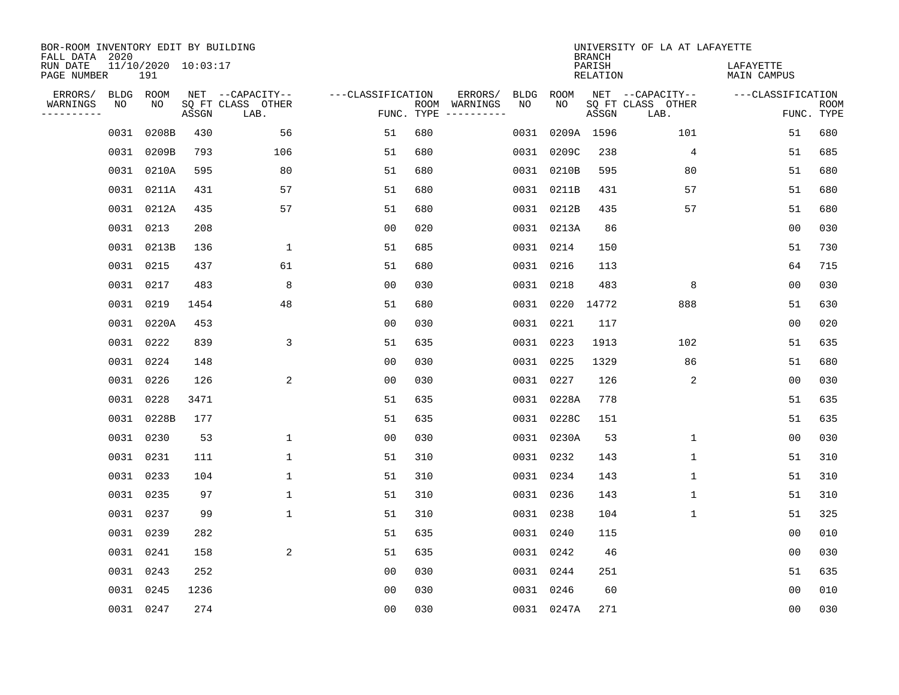BOR-ROOM INVENTORY EDIT BY BUILDING
FALL DATA 2020
RUN DATE 11/10/2020 10:03:17
PAGE NUMBER 191

UNIVERSITY OF LA AT LAFAYETTE
BRANCH
PARISH LAFAYETTE
RELATION MAIN CAMPUS

| ERRORS/ WARNINGS | BLDG NO | ROOM NO | NET SQ FT ASSGN | CAPACITY CLASS LAB. | CAPACITY OTHER | FUNC. | ROOM TYPE | ERRORS/ WARNINGS | BLDG NO | ROOM NO | NET SQ FT ASSGN | CAPACITY CLASS LAB. | CAPACITY OTHER | FUNC. | ROOM TYPE |
|---|---|---|---|---|---|---|---|---|---|---|---|---|---|---|---|
| | 0031 | 0208B | 430 | | 56 | 51 | 680 | | 0031 | 0209A | 1596 | | 101 | 51 | 680 |
| | 0031 | 0209B | 793 | | 106 | 51 | 680 | | 0031 | 0209C | 238 | | 4 | 51 | 685 |
| | 0031 | 0210A | 595 | | 80 | 51 | 680 | | 0031 | 0210B | 595 | | 80 | 51 | 680 |
| | 0031 | 0211A | 431 | | 57 | 51 | 680 | | 0031 | 0211B | 431 | | 57 | 51 | 680 |
| | 0031 | 0212A | 435 | | 57 | 51 | 680 | | 0031 | 0212B | 435 | | 57 | 51 | 680 |
| | 0031 | 0213 | 208 | | | 00 | 020 | | 0031 | 0213A | 86 | | | 00 | 030 |
| | 0031 | 0213B | 136 | | 1 | 51 | 685 | | 0031 | 0214 | 150 | | | 51 | 730 |
| | 0031 | 0215 | 437 | | 61 | 51 | 680 | | 0031 | 0216 | 113 | | | 64 | 715 |
| | 0031 | 0217 | 483 | | 8 | 00 | 030 | | 0031 | 0218 | 483 | | 8 | 00 | 030 |
| | 0031 | 0219 | 1454 | | 48 | 51 | 680 | | 0031 | 0220 | 14772 | | 888 | 51 | 630 |
| | 0031 | 0220A | 453 | | | 00 | 030 | | 0031 | 0221 | 117 | | | 00 | 020 |
| | 0031 | 0222 | 839 | | 3 | 51 | 635 | | 0031 | 0223 | 1913 | | 102 | 51 | 635 |
| | 0031 | 0224 | 148 | | | 00 | 030 | | 0031 | 0225 | 1329 | | 86 | 51 | 680 |
| | 0031 | 0226 | 126 | | 2 | 00 | 030 | | 0031 | 0227 | 126 | | 2 | 00 | 030 |
| | 0031 | 0228 | 3471 | | | 51 | 635 | | 0031 | 0228A | 778 | | | 51 | 635 |
| | 0031 | 0228B | 177 | | | 51 | 635 | | 0031 | 0228C | 151 | | | 51 | 635 |
| | 0031 | 0230 | 53 | | 1 | 00 | 030 | | 0031 | 0230A | 53 | | 1 | 00 | 030 |
| | 0031 | 0231 | 111 | | 1 | 51 | 310 | | 0031 | 0232 | 143 | | 1 | 51 | 310 |
| | 0031 | 0233 | 104 | | 1 | 51 | 310 | | 0031 | 0234 | 143 | | 1 | 51 | 310 |
| | 0031 | 0235 | 97 | | 1 | 51 | 310 | | 0031 | 0236 | 143 | | 1 | 51 | 310 |
| | 0031 | 0237 | 99 | | 1 | 51 | 310 | | 0031 | 0238 | 104 | | 1 | 51 | 325 |
| | 0031 | 0239 | 282 | | | 51 | 635 | | 0031 | 0240 | 115 | | | 00 | 010 |
| | 0031 | 0241 | 158 | | 2 | 51 | 635 | | 0031 | 0242 | 46 | | | 00 | 030 |
| | 0031 | 0243 | 252 | | | 00 | 030 | | 0031 | 0244 | 251 | | | 51 | 635 |
| | 0031 | 0245 | 1236 | | | 00 | 030 | | 0031 | 0246 | 60 | | | 00 | 010 |
| | 0031 | 0247 | 274 | | | 00 | 030 | | 0031 | 0247A | 271 | | | 00 | 030 |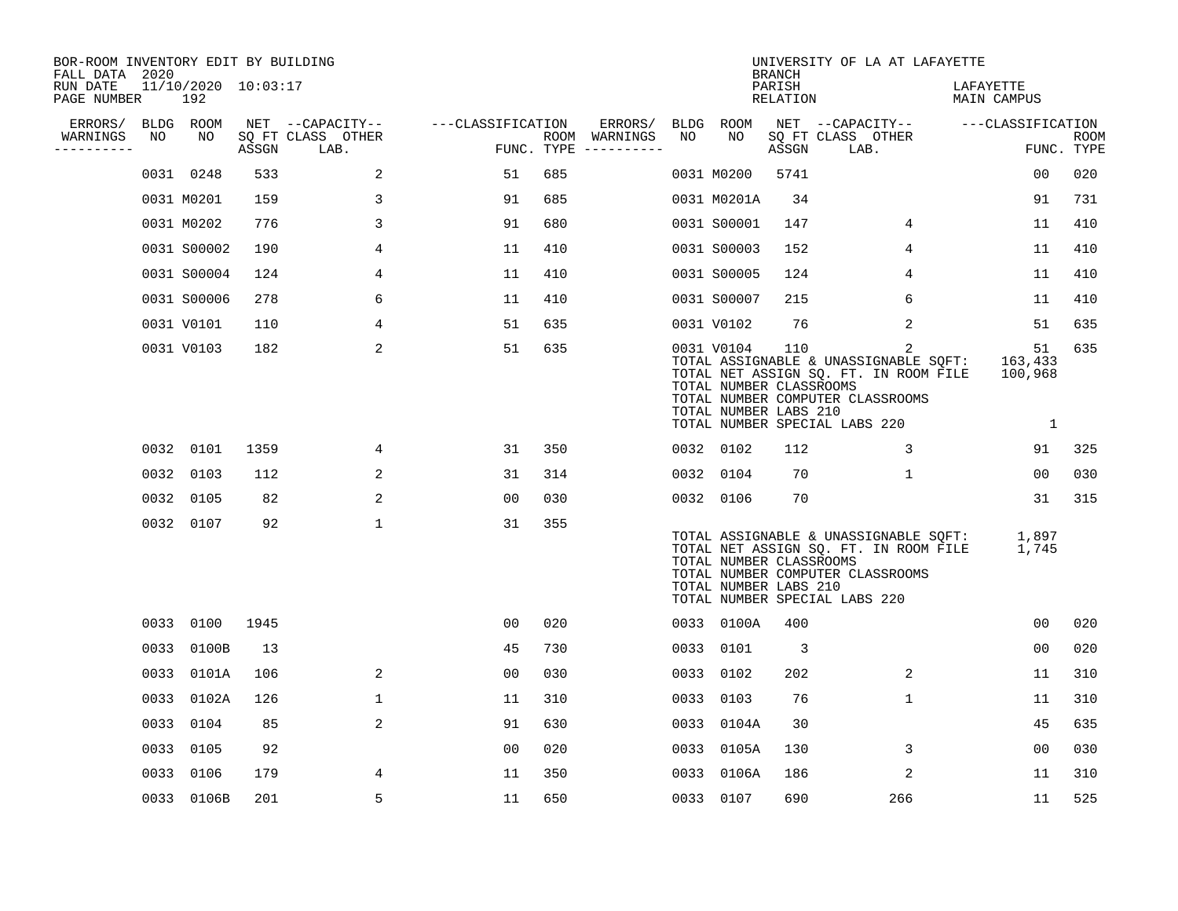BOR-ROOM INVENTORY EDIT BY BUILDING
FALL DATA 2020
RUN DATE 11/10/2020 10:03:17
PAGE NUMBER 192

UNIVERSITY OF LA AT LAFAYETTE
BRANCH
PARISH LAFAYETTE
RELATION MAIN CAMPUS

| ERRORS/ WARNINGS | BLDG NO | ROOM NO | NET SQ FT ASSGN | CAPACITY CLASS LAB. | CAPACITY OTHER | CLASSIFICATION FUNC. | ROOM TYPE | ERRORS/ WARNINGS | BLDG NO | ROOM NO | NET SQ FT ASSGN | CAPACITY CLASS LAB. | CAPACITY OTHER | CLASSIFICATION FUNC. | ROOM TYPE |
|---|---|---|---|---|---|---|---|---|---|---|---|---|---|---|---|
| | 0031 | 0248 | 533 | | 2 | 51 | 685 | | 0031 | M0200 | 5741 | | | 00 | 020 |
| | 0031 | M0201 | 159 | | 3 | 91 | 685 | | 0031 | M0201A | 34 | | | 91 | 731 |
| | 0031 | M0202 | 776 | | 3 | 91 | 680 | | 0031 | S00001 | 147 | | 4 | 11 | 410 |
| | 0031 | S00002 | 190 | | 4 | 11 | 410 | | 0031 | S00003 | 152 | | 4 | 11 | 410 |
| | 0031 | S00004 | 124 | | 4 | 11 | 410 | | 0031 | S00005 | 124 | | 4 | 11 | 410 |
| | 0031 | S00006 | 278 | | 6 | 11 | 410 | | 0031 | S00007 | 215 | | 6 | 11 | 410 |
| | 0031 | V0101 | 110 | | 4 | 51 | 635 | | 0031 | V0102 | 76 | | 2 | 51 | 635 |
| | 0031 | V0103 | 182 | | 2 | 51 | 635 | | 0031 | V0104 | 110 | | 2 | 51 | 635 |

TOTAL ASSIGNABLE & UNASSIGNABLE SQFT: 163,433
TOTAL NET ASSIGN SQ. FT. IN ROOM FILE 100,968
TOTAL NUMBER CLASSROOMS
TOTAL NUMBER COMPUTER CLASSROOMS
TOTAL NUMBER LABS 210
TOTAL NUMBER SPECIAL LABS 220 1

| ERRORS/ WARNINGS | BLDG NO | ROOM NO | NET SQ FT ASSGN | CAPACITY CLASS LAB. | CAPACITY OTHER | CLASSIFICATION FUNC. | ROOM TYPE | ERRORS/ WARNINGS | BLDG NO | ROOM NO | NET SQ FT ASSGN | CAPACITY CLASS LAB. | CAPACITY OTHER | CLASSIFICATION FUNC. | ROOM TYPE |
|---|---|---|---|---|---|---|---|---|---|---|---|---|---|---|---|
| | 0032 | 0101 | 1359 | | 4 | 31 | 350 | | 0032 | 0102 | 112 | | 3 | 91 | 325 |
| | 0032 | 0103 | 112 | | 2 | 31 | 314 | | 0032 | 0104 | 70 | | 1 | 00 | 030 |
| | 0032 | 0105 | 82 | | 2 | 00 | 030 | | 0032 | 0106 | 70 | | | 31 | 315 |
| | 0032 | 0107 | 92 | | 1 | 31 | 355 | | | | | | | | |

TOTAL ASSIGNABLE & UNASSIGNABLE SQFT: 1,897
TOTAL NET ASSIGN SQ. FT. IN ROOM FILE 1,745
TOTAL NUMBER CLASSROOMS
TOTAL NUMBER COMPUTER CLASSROOMS
TOTAL NUMBER LABS 210
TOTAL NUMBER SPECIAL LABS 220

| ERRORS/ WARNINGS | BLDG NO | ROOM NO | NET SQ FT ASSGN | CAPACITY CLASS LAB. | CAPACITY OTHER | CLASSIFICATION FUNC. | ROOM TYPE | ERRORS/ WARNINGS | BLDG NO | ROOM NO | NET SQ FT ASSGN | CAPACITY CLASS LAB. | CAPACITY OTHER | CLASSIFICATION FUNC. | ROOM TYPE |
|---|---|---|---|---|---|---|---|---|---|---|---|---|---|---|---|
| | 0033 | 0100 | 1945 | | | 00 | 020 | | 0033 | 0100A | 400 | | | 00 | 020 |
| | 0033 | 0100B | 13 | | | 45 | 730 | | 0033 | 0101 | 3 | | | 00 | 020 |
| | 0033 | 0101A | 106 | | 2 | 00 | 030 | | 0033 | 0102 | 202 | | 2 | 11 | 310 |
| | 0033 | 0102A | 126 | | 1 | 11 | 310 | | 0033 | 0103 | 76 | | 1 | 11 | 310 |
| | 0033 | 0104 | 85 | | 2 | 91 | 630 | | 0033 | 0104A | 30 | | | 45 | 635 |
| | 0033 | 0105 | 92 | | | 00 | 020 | | 0033 | 0105A | 130 | | 3 | 00 | 030 |
| | 0033 | 0106 | 179 | | 4 | 11 | 350 | | 0033 | 0106A | 186 | | 2 | 11 | 310 |
| | 0033 | 0106B | 201 | | 5 | 11 | 650 | | 0033 | 0107 | 690 | | 266 | 11 | 525 |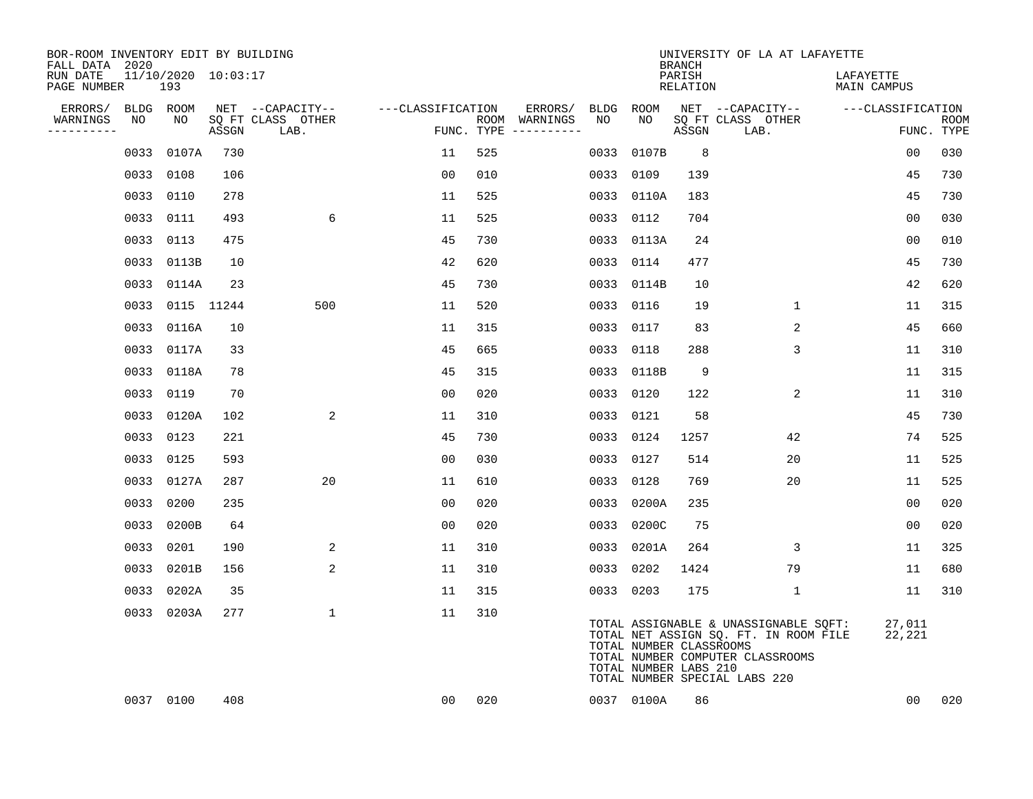BOR-ROOM INVENTORY EDIT BY BUILDING
FALL DATA 2020
RUN DATE 11/10/2020 10:03:17
PAGE NUMBER 193

UNIVERSITY OF LA AT LAFAYETTE
BRANCH
PARISH LAFAYETTE
RELATION MAIN CAMPUS

| ERRORS/ WARNINGS | BLDG NO | ROOM NO | NET SQ FT ASSGN | CAPACITY CLASS LAB. | CAPACITY OTHER | CLASSIFICATION FUNC. | ROOM TYPE | ERRORS/ WARNINGS | BLDG NO | ROOM NO | NET SQ FT ASSGN | CAPACITY CLASS LAB. | CAPACITY OTHER | CLASSIFICATION FUNC. | ROOM TYPE |
|---|---|---|---|---|---|---|---|---|---|---|---|---|---|---|---|
| | 0033 | 0107A | 730 | | | 11 | 525 | | 0033 | 0107B | 8 | | | 00 | 030 |
| | 0033 | 0108 | 106 | | | 00 | 010 | | 0033 | 0109 | 139 | | | 45 | 730 |
| | 0033 | 0110 | 278 | | | 11 | 525 | | 0033 | 0110A | 183 | | | 45 | 730 |
| | 0033 | 0111 | 493 | | 6 | 11 | 525 | | 0033 | 0112 | 704 | | | 00 | 030 |
| | 0033 | 0113 | 475 | | | 45 | 730 | | 0033 | 0113A | 24 | | | 00 | 010 |
| | 0033 | 0113B | 10 | | | 42 | 620 | | 0033 | 0114 | 477 | | | 45 | 730 |
| | 0033 | 0114A | 23 | | | 45 | 730 | | 0033 | 0114B | 10 | | | 42 | 620 |
| | 0033 | 0115 | 11244 | | 500 | 11 | 520 | | 0033 | 0116 | 19 | | 1 | 11 | 315 |
| | 0033 | 0116A | 10 | | | 11 | 315 | | 0033 | 0117 | 83 | | 2 | 45 | 660 |
| | 0033 | 0117A | 33 | | | 45 | 665 | | 0033 | 0118 | 288 | | 3 | 11 | 310 |
| | 0033 | 0118A | 78 | | | 45 | 315 | | 0033 | 0118B | 9 | | | 11 | 315 |
| | 0033 | 0119 | 70 | | | 00 | 020 | | 0033 | 0120 | 122 | | 2 | 11 | 310 |
| | 0033 | 0120A | 102 | | 2 | 11 | 310 | | 0033 | 0121 | 58 | | | 45 | 730 |
| | 0033 | 0123 | 221 | | | 45 | 730 | | 0033 | 0124 | 1257 | | 42 | 74 | 525 |
| | 0033 | 0125 | 593 | | | 00 | 030 | | 0033 | 0127 | 514 | | 20 | 11 | 525 |
| | 0033 | 0127A | 287 | | 20 | 11 | 610 | | 0033 | 0128 | 769 | | 20 | 11 | 525 |
| | 0033 | 0200 | 235 | | | 00 | 020 | | 0033 | 0200A | 235 | | | 00 | 020 |
| | 0033 | 0200B | 64 | | | 00 | 020 | | 0033 | 0200C | 75 | | | 00 | 020 |
| | 0033 | 0201 | 190 | | 2 | 11 | 310 | | 0033 | 0201A | 264 | | 3 | 11 | 325 |
| | 0033 | 0201B | 156 | | 2 | 11 | 310 | | 0033 | 0202 | 1424 | | 79 | 11 | 680 |
| | 0033 | 0202A | 35 | | | 11 | 315 | | 0033 | 0203 | 175 | | 1 | 11 | 310 |
| | 0033 | 0203A | 277 | | 1 | 11 | 310 | | | | | | | | |

TOTAL ASSIGNABLE & UNASSIGNABLE SQFT: 27,011
TOTAL NET ASSIGN SQ. FT. IN ROOM FILE 22,221
TOTAL NUMBER CLASSROOMS
TOTAL NUMBER COMPUTER CLASSROOMS
TOTAL NUMBER LABS 210
TOTAL NUMBER SPECIAL LABS 220

| ERRORS/ WARNINGS | BLDG NO | ROOM NO | NET SQ FT ASSGN | CAPACITY CLASS LAB. | CAPACITY OTHER | CLASSIFICATION FUNC. | ROOM TYPE | ERRORS/ WARNINGS | BLDG NO | ROOM NO | NET SQ FT ASSGN | CAPACITY CLASS LAB. | CAPACITY OTHER | CLASSIFICATION FUNC. | ROOM TYPE |
|---|---|---|---|---|---|---|---|---|---|---|---|---|---|---|---|
| | 0037 | 0100 | 408 | | | 00 | 020 | | 0037 | 0100A | 86 | | | 00 | 020 |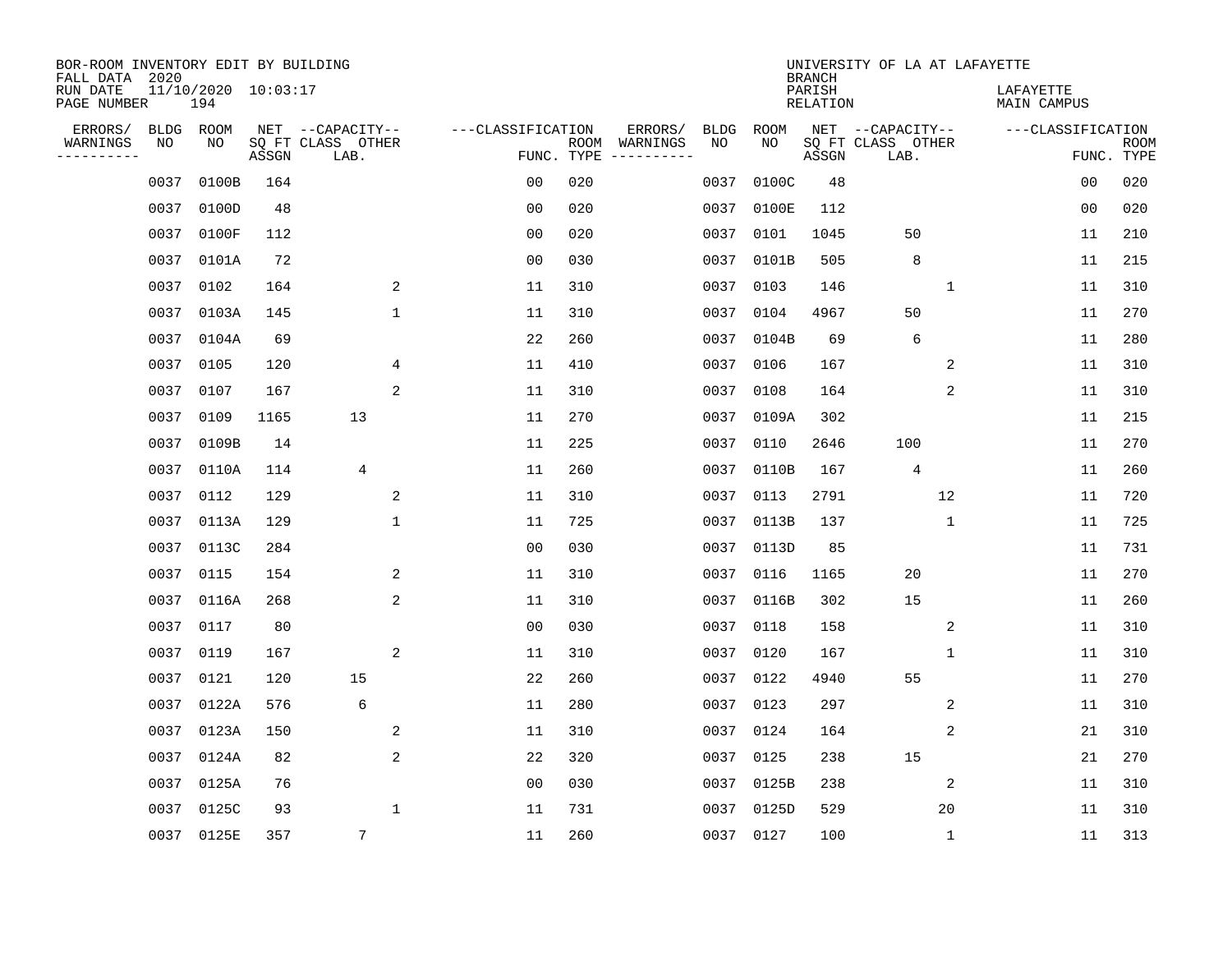BOR-ROOM INVENTORY EDIT BY BUILDING
FALL DATA 2020
RUN DATE 11/10/2020 10:03:17
PAGE NUMBER 194

UNIVERSITY OF LA AT LAFAYETTE
BRANCH
PARISH LAFAYETTE
RELATION MAIN CAMPUS

| ERRORS/ WARNINGS | BLDG NO | ROOM NO | NET SQ FT ASSGN | CAPACITY CLASS LAB. | CAPACITY OTHER | CLASSIFICATION FUNC. | ROOM TYPE | ERRORS/ WARNINGS | BLDG NO | ROOM NO | NET SQ FT ASSGN | CAPACITY CLASS LAB. | CAPACITY OTHER | CLASSIFICATION FUNC. | ROOM TYPE |
|---|---|---|---|---|---|---|---|---|---|---|---|---|---|---|---|
| | 0037 | 0100B | 164 | | | 00 | 020 | | 0037 | 0100C | 48 | | | 00 | 020 |
| | 0037 | 0100D | 48 | | | 00 | 020 | | 0037 | 0100E | 112 | | | 00 | 020 |
| | 0037 | 0100F | 112 | | | 00 | 020 | | 0037 | 0101 | 1045 | 50 | | 11 | 210 |
| | 0037 | 0101A | 72 | | | 00 | 030 | | 0037 | 0101B | 505 | 8 | | 11 | 215 |
| | 0037 | 0102 | 164 | | 2 | 11 | 310 | | 0037 | 0103 | 146 | | 1 | 11 | 310 |
| | 0037 | 0103A | 145 | | 1 | 11 | 310 | | 0037 | 0104 | 4967 | 50 | | 11 | 270 |
| | 0037 | 0104A | 69 | | | 22 | 260 | | 0037 | 0104B | 69 | 6 | | 11 | 280 |
| | 0037 | 0105 | 120 | | 4 | 11 | 410 | | 0037 | 0106 | 167 | | 2 | 11 | 310 |
| | 0037 | 0107 | 167 | | 2 | 11 | 310 | | 0037 | 0108 | 164 | | 2 | 11 | 310 |
| | 0037 | 0109 | 1165 | 13 | | 11 | 270 | | 0037 | 0109A | 302 | | | 11 | 215 |
| | 0037 | 0109B | 14 | | | 11 | 225 | | 0037 | 0110 | 2646 | 100 | | 11 | 270 |
| | 0037 | 0110A | 114 | 4 | | 11 | 260 | | 0037 | 0110B | 167 | 4 | | 11 | 260 |
| | 0037 | 0112 | 129 | | 2 | 11 | 310 | | 0037 | 0113 | 2791 | | 12 | 11 | 720 |
| | 0037 | 0113A | 129 | | 1 | 11 | 725 | | 0037 | 0113B | 137 | | 1 | 11 | 725 |
| | 0037 | 0113C | 284 | | | 00 | 030 | | 0037 | 0113D | 85 | | | 11 | 731 |
| | 0037 | 0115 | 154 | | 2 | 11 | 310 | | 0037 | 0116 | 1165 | 20 | | 11 | 270 |
| | 0037 | 0116A | 268 | | 2 | 11 | 310 | | 0037 | 0116B | 302 | 15 | | 11 | 260 |
| | 0037 | 0117 | 80 | | | 00 | 030 | | 0037 | 0118 | 158 | | 2 | 11 | 310 |
| | 0037 | 0119 | 167 | | 2 | 11 | 310 | | 0037 | 0120 | 167 | | 1 | 11 | 310 |
| | 0037 | 0121 | 120 | 15 | | 22 | 260 | | 0037 | 0122 | 4940 | 55 | | 11 | 270 |
| | 0037 | 0122A | 576 | 6 | | 11 | 280 | | 0037 | 0123 | 297 | | 2 | 11 | 310 |
| | 0037 | 0123A | 150 | | 2 | 11 | 310 | | 0037 | 0124 | 164 | | 2 | 21 | 310 |
| | 0037 | 0124A | 82 | | 2 | 22 | 320 | | 0037 | 0125 | 238 | 15 | | 21 | 270 |
| | 0037 | 0125A | 76 | | | 00 | 030 | | 0037 | 0125B | 238 | | 2 | 11 | 310 |
| | 0037 | 0125C | 93 | | 1 | 11 | 731 | | 0037 | 0125D | 529 | | 20 | 11 | 310 |
| | 0037 | 0125E | 357 | 7 | | 11 | 260 | | 0037 | 0127 | 100 | | 1 | 11 | 313 |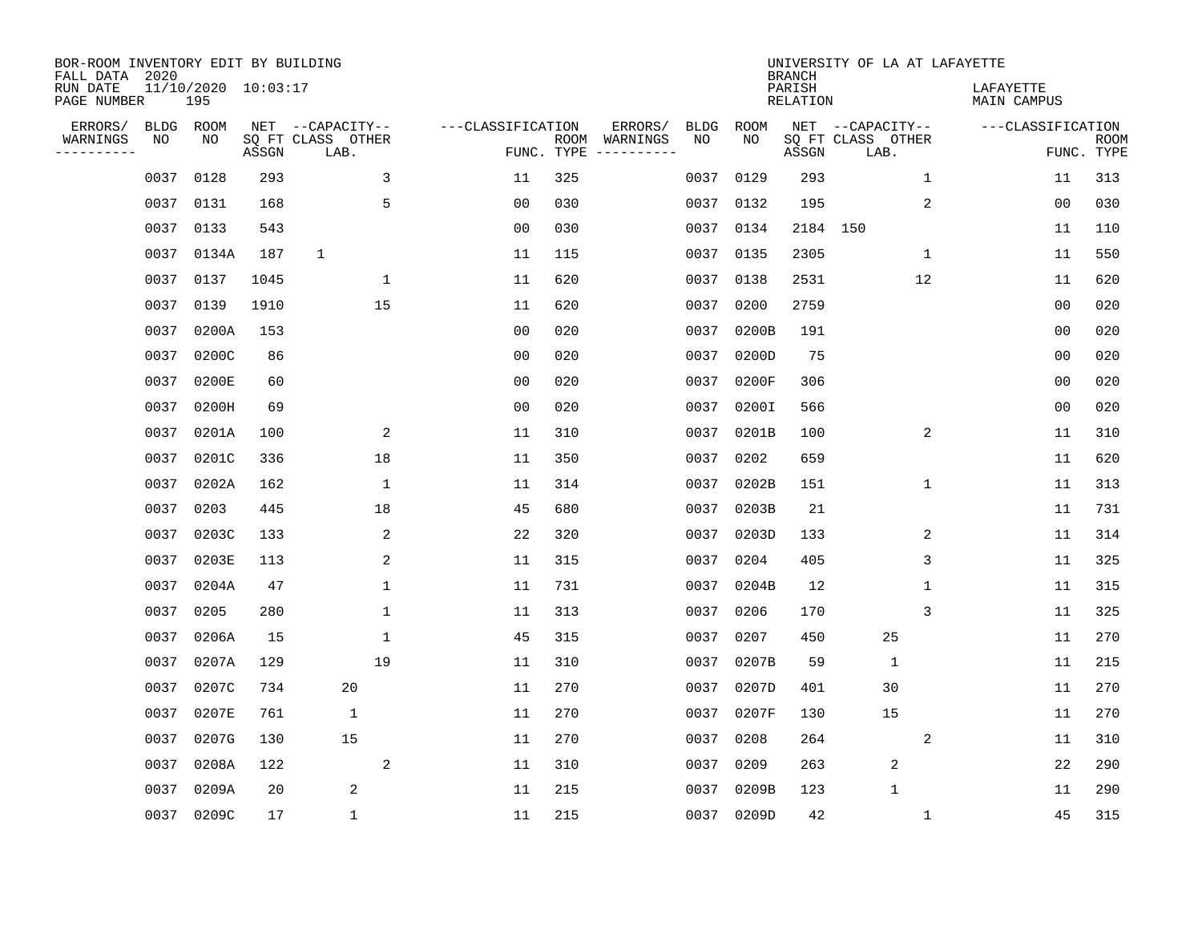BOR-ROOM INVENTORY EDIT BY BUILDING
FALL DATA 2020
RUN DATE 11/10/2020 10:03:17
PAGE NUMBER 195

UNIVERSITY OF LA AT LAFAYETTE
BRANCH
PARISH LAFAYETTE
RELATION MAIN CAMPUS

| ERRORS/ WARNINGS | BLDG NO | ROOM NO | NET SQ FT ASSGN | CAPACITY CLASS | CAPACITY LAB. | CAPACITY OTHER | CLASSIFICATION FUNC. | ROOM TYPE | ERRORS/ WARNINGS | BLDG NO | ROOM NO | NET SQ FT ASSGN | CAPACITY CLASS | CAPACITY LAB. | CAPACITY OTHER | CLASSIFICATION FUNC. | ROOM TYPE |
|---|---|---|---|---|---|---|---|---|---|---|---|---|---|---|---|---|---|
| | 0037 | 0128 | 293 | | | 3 | 11 | 325 | | 0037 | 0129 | 293 | | | 1 | 11 | 313 |
| | 0037 | 0131 | 168 | | | 5 | 00 | 030 | | 0037 | 0132 | 195 | | | 2 | 00 | 030 |
| | 0037 | 0133 | 543 | | | | 00 | 030 | | 0037 | 0134 | 2184 | 150 | | | 11 | 110 |
| | 0037 | 0134A | 187 | 1 | | | 11 | 115 | | 0037 | 0135 | 2305 | | | 1 | 11 | 550 |
| | 0037 | 0137 | 1045 | | | 1 | 11 | 620 | | 0037 | 0138 | 2531 | | | 12 | 11 | 620 |
| | 0037 | 0139 | 1910 | | | 15 | 11 | 620 | | 0037 | 0200 | 2759 | | | | 00 | 020 |
| | 0037 | 0200A | 153 | | | | 00 | 020 | | 0037 | 0200B | 191 | | | | 00 | 020 |
| | 0037 | 0200C | 86 | | | | 00 | 020 | | 0037 | 0200D | 75 | | | | 00 | 020 |
| | 0037 | 0200E | 60 | | | | 00 | 020 | | 0037 | 0200F | 306 | | | | 00 | 020 |
| | 0037 | 0200H | 69 | | | | 00 | 020 | | 0037 | 0200I | 566 | | | | 00 | 020 |
| | 0037 | 0201A | 100 | | | 2 | 11 | 310 | | 0037 | 0201B | 100 | | | 2 | 11 | 310 |
| | 0037 | 0201C | 336 | | | 18 | 11 | 350 | | 0037 | 0202 | 659 | | | | 11 | 620 |
| | 0037 | 0202A | 162 | | | 1 | 11 | 314 | | 0037 | 0202B | 151 | | | 1 | 11 | 313 |
| | 0037 | 0203 | 445 | | | 18 | 45 | 680 | | 0037 | 0203B | 21 | | | | 11 | 731 |
| | 0037 | 0203C | 133 | | | 2 | 22 | 320 | | 0037 | 0203D | 133 | | | 2 | 11 | 314 |
| | 0037 | 0203E | 113 | | | 2 | 11 | 315 | | 0037 | 0204 | 405 | | | 3 | 11 | 325 |
| | 0037 | 0204A | 47 | | | 1 | 11 | 731 | | 0037 | 0204B | 12 | | | 1 | 11 | 315 |
| | 0037 | 0205 | 280 | | | 1 | 11 | 313 | | 0037 | 0206 | 170 | | | 3 | 11 | 325 |
| | 0037 | 0206A | 15 | | | 1 | 45 | 315 | | 0037 | 0207 | 450 | | 25 | | 11 | 270 |
| | 0037 | 0207A | 129 | | | 19 | 11 | 310 | | 0037 | 0207B | 59 | | 1 | | 11 | 215 |
| | 0037 | 0207C | 734 | | 20 | | 11 | 270 | | 0037 | 0207D | 401 | | 30 | | 11 | 270 |
| | 0037 | 0207E | 761 | | 1 | | 11 | 270 | | 0037 | 0207F | 130 | | 15 | | 11 | 270 |
| | 0037 | 0207G | 130 | | 15 | | 11 | 270 | | 0037 | 0208 | 264 | | | 2 | 11 | 310 |
| | 0037 | 0208A | 122 | | | 2 | 11 | 310 | | 0037 | 0209 | 263 | | 2 | | 22 | 290 |
| | 0037 | 0209A | 20 | | 2 | | 11 | 215 | | 0037 | 0209B | 123 | | 1 | | 11 | 290 |
| | 0037 | 0209C | 17 | | 1 | | 11 | 215 | | 0037 | 0209D | 42 | | | 1 | 45 | 315 |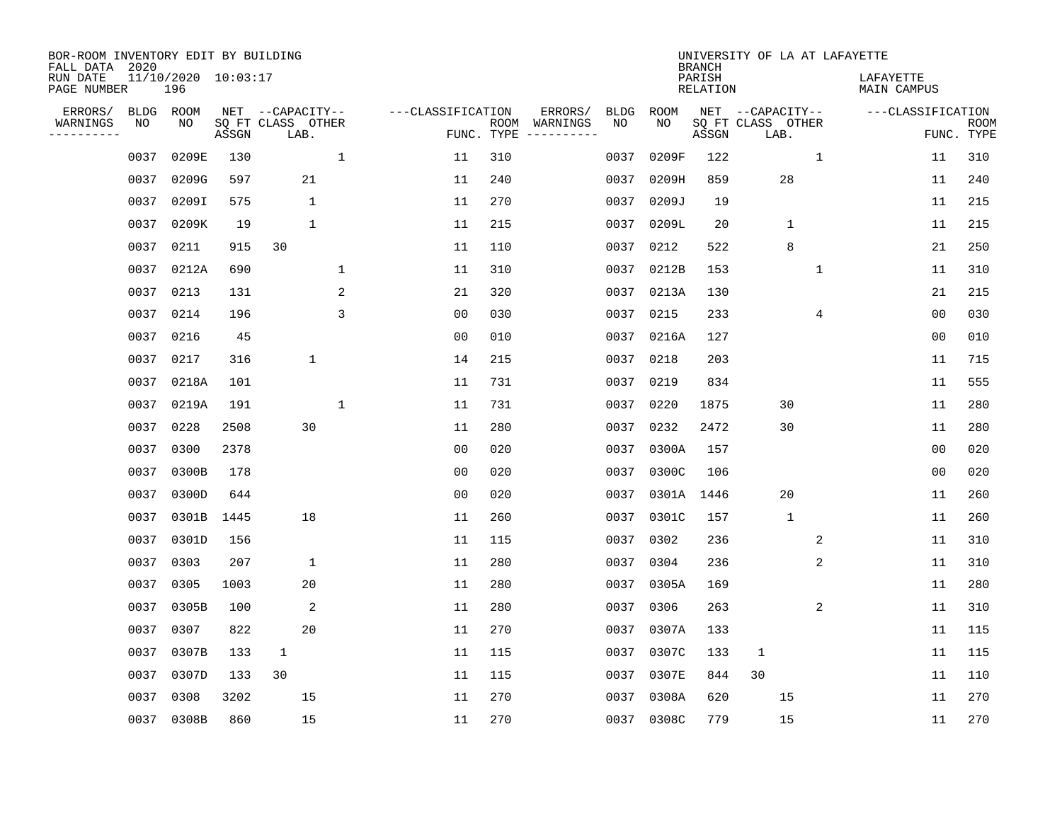BOR-ROOM INVENTORY EDIT BY BUILDING
FALL DATA 2020
RUN DATE 11/10/2020 10:03:17
PAGE NUMBER 196

UNIVERSITY OF LA AT LAFAYETTE
BRANCH
PARISH LAFAYETTE
RELATION MAIN CAMPUS

| ERRORS/ WARNINGS | BLDG NO | ROOM NO | NET SQ FT ASSGN | CAPACITY CLASS | LAB. | OTHER | CLASSIFICATION FUNC. | ROOM TYPE | ERRORS/ WARNINGS | BLDG NO | ROOM NO | NET SQ FT ASSGN | CAPACITY CLASS | LAB. | OTHER | CLASSIFICATION FUNC. | ROOM TYPE |
|---|---|---|---|---|---|---|---|---|---|---|---|---|---|---|---|---|---|
| | 0037 | 0209E | 130 | | | 1 | 11 | 310 | | 0037 | 0209F | 122 | | | 1 | 11 | 310 |
| | 0037 | 0209G | 597 | | 21 | | 11 | 240 | | 0037 | 0209H | 859 | | 28 | | 11 | 240 |
| | 0037 | 0209I | 575 | | 1 | | 11 | 270 | | 0037 | 0209J | 19 | | | | 11 | 215 |
| | 0037 | 0209K | 19 | | 1 | | 11 | 215 | | 0037 | 0209L | 20 | | 1 | | 11 | 215 |
| | 0037 | 0211 | 915 | 30 | | | 11 | 110 | | 0037 | 0212 | 522 | | 8 | | 21 | 250 |
| | 0037 | 0212A | 690 | | | 1 | 11 | 310 | | 0037 | 0212B | 153 | | | 1 | 11 | 310 |
| | 0037 | 0213 | 131 | | | 2 | 21 | 320 | | 0037 | 0213A | 130 | | | | 21 | 215 |
| | 0037 | 0214 | 196 | | | 3 | 00 | 030 | | 0037 | 0215 | 233 | | | 4 | 00 | 030 |
| | 0037 | 0216 | 45 | | | | 00 | 010 | | 0037 | 0216A | 127 | | | | 00 | 010 |
| | 0037 | 0217 | 316 | | 1 | | 14 | 215 | | 0037 | 0218 | 203 | | | | 11 | 715 |
| | 0037 | 0218A | 101 | | | | 11 | 731 | | 0037 | 0219 | 834 | | | | 11 | 555 |
| | 0037 | 0219A | 191 | | | 1 | 11 | 731 | | 0037 | 0220 | 1875 | | 30 | | 11 | 280 |
| | 0037 | 0228 | 2508 | | 30 | | 11 | 280 | | 0037 | 0232 | 2472 | | 30 | | 11 | 280 |
| | 0037 | 0300 | 2378 | | | | 00 | 020 | | 0037 | 0300A | 157 | | | | 00 | 020 |
| | 0037 | 0300B | 178 | | | | 00 | 020 | | 0037 | 0300C | 106 | | | | 00 | 020 |
| | 0037 | 0300D | 644 | | | | 00 | 020 | | 0037 | 0301A | 1446 | | 20 | | 11 | 260 |
| | 0037 | 0301B | 1445 | | 18 | | 11 | 260 | | 0037 | 0301C | 157 | | 1 | | 11 | 260 |
| | 0037 | 0301D | 156 | | | | 11 | 115 | | 0037 | 0302 | 236 | | | 2 | 11 | 310 |
| | 0037 | 0303 | 207 | | 1 | | 11 | 280 | | 0037 | 0304 | 236 | | | 2 | 11 | 310 |
| | 0037 | 0305 | 1003 | | 20 | | 11 | 280 | | 0037 | 0305A | 169 | | | | 11 | 280 |
| | 0037 | 0305B | 100 | | 2 | | 11 | 280 | | 0037 | 0306 | 263 | | | 2 | 11 | 310 |
| | 0037 | 0307 | 822 | | 20 | | 11 | 270 | | 0037 | 0307A | 133 | | | | 11 | 115 |
| | 0037 | 0307B | 133 | 1 | | | 11 | 115 | | 0037 | 0307C | 133 | 1 | | | 11 | 115 |
| | 0037 | 0307D | 133 | 30 | | | 11 | 115 | | 0037 | 0307E | 844 | 30 | | | 11 | 110 |
| | 0037 | 0308 | 3202 | | 15 | | 11 | 270 | | 0037 | 0308A | 620 | | 15 | | 11 | 270 |
| | 0037 | 0308B | 860 | | 15 | | 11 | 270 | | 0037 | 0308C | 779 | | 15 | | 11 | 270 |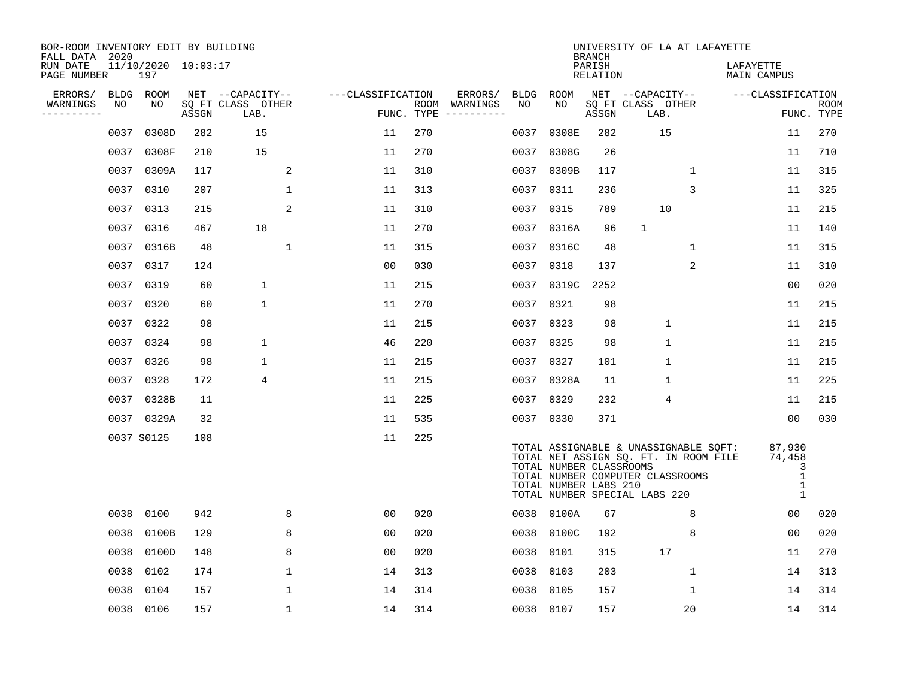BOR-ROOM INVENTORY EDIT BY BUILDING
FALL DATA 2020
RUN DATE 11/10/2020 10:03:17
PAGE NUMBER 197

UNIVERSITY OF LA AT LAFAYETTE
BRANCH
PARISH LAFAYETTE
RELATION MAIN CAMPUS

| ERRORS/ WARNINGS | BLDG NO | ROOM NO | NET SQ FT ASSGN | CAPACITY CLASS LAB. | CAPACITY OTHER | CLASSIFICATION FUNC. | ROOM TYPE | ERRORS/ WARNINGS | BLDG NO | ROOM NO | NET SQ FT ASSGN | CAPACITY CLASS LAB. | CAPACITY OTHER | CLASSIFICATION FUNC. | ROOM TYPE |
|---|---|---|---|---|---|---|---|---|---|---|---|---|---|---|---|
| | 0037 | 0308D | 282 | 15 | | 11 | 270 | | 0037 | 0308E | 282 | 15 | | 11 | 270 |
| | 0037 | 0308F | 210 | 15 | | 11 | 270 | | 0037 | 0308G | 26 | | | 11 | 710 |
| | 0037 | 0309A | 117 | | 2 | 11 | 310 | | 0037 | 0309B | 117 | | 1 | 11 | 315 |
| | 0037 | 0310 | 207 | | 1 | 11 | 313 | | 0037 | 0311 | 236 | | 3 | 11 | 325 |
| | 0037 | 0313 | 215 | | 2 | 11 | 310 | | 0037 | 0315 | 789 | 10 | | 11 | 215 |
| | 0037 | 0316 | 467 | 18 | | 11 | 270 | | 0037 | 0316A | 96 | 1 | | 11 | 140 |
| | 0037 | 0316B | 48 | | 1 | 11 | 315 | | 0037 | 0316C | 48 | | 1 | 11 | 315 |
| | 0037 | 0317 | 124 | | | 00 | 030 | | 0037 | 0318 | 137 | | 2 | 11 | 310 |
| | 0037 | 0319 | 60 | 1 | | 11 | 215 | | 0037 | 0319C | 2252 | | | 00 | 020 |
| | 0037 | 0320 | 60 | 1 | | 11 | 270 | | 0037 | 0321 | 98 | | | 11 | 215 |
| | 0037 | 0322 | 98 | | | 11 | 215 | | 0037 | 0323 | 98 | 1 | | 11 | 215 |
| | 0037 | 0324 | 98 | 1 | | 46 | 220 | | 0037 | 0325 | 98 | 1 | | 11 | 215 |
| | 0037 | 0326 | 98 | 1 | | 11 | 215 | | 0037 | 0327 | 101 | 1 | | 11 | 215 |
| | 0037 | 0328 | 172 | 4 | | 11 | 215 | | 0037 | 0328A | 11 | 1 | | 11 | 225 |
| | 0037 | 0328B | 11 | | | 11 | 225 | | 0037 | 0329 | 232 | 4 | | 11 | 215 |
| | 0037 | 0329A | 32 | | | 11 | 535 | | 0037 | 0330 | 371 | | | 00 | 030 |
| | 0037 | S0125 | 108 | | | 11 | 225 | | | | | | | | |

TOTAL ASSIGNABLE & UNASSIGNABLE SQFT: 87,930
TOTAL NET ASSIGN SQ. FT. IN ROOM FILE 74,458
TOTAL NUMBER CLASSROOMS 3
TOTAL NUMBER COMPUTER CLASSROOMS 1
TOTAL NUMBER LABS 210 1
TOTAL NUMBER SPECIAL LABS 220 1

| ERRORS/ WARNINGS | BLDG NO | ROOM NO | NET SQ FT ASSGN | CAPACITY CLASS LAB. | CAPACITY OTHER | CLASSIFICATION FUNC. | ROOM TYPE | ERRORS/ WARNINGS | BLDG NO | ROOM NO | NET SQ FT ASSGN | CAPACITY CLASS LAB. | CAPACITY OTHER | CLASSIFICATION FUNC. | ROOM TYPE |
|---|---|---|---|---|---|---|---|---|---|---|---|---|---|---|---|
| | 0038 | 0100 | 942 | | 8 | 00 | 020 | | 0038 | 0100A | 67 | | 8 | 00 | 020 |
| | 0038 | 0100B | 129 | | 8 | 00 | 020 | | 0038 | 0100C | 192 | | 8 | 00 | 020 |
| | 0038 | 0100D | 148 | | 8 | 00 | 020 | | 0038 | 0101 | 315 | 17 | | 11 | 270 |
| | 0038 | 0102 | 174 | | 1 | 14 | 313 | | 0038 | 0103 | 203 | | 1 | 14 | 313 |
| | 0038 | 0104 | 157 | | 1 | 14 | 314 | | 0038 | 0105 | 157 | | 1 | 14 | 314 |
| | 0038 | 0106 | 157 | | 1 | 14 | 314 | | 0038 | 0107 | 157 | | 20 | 14 | 314 |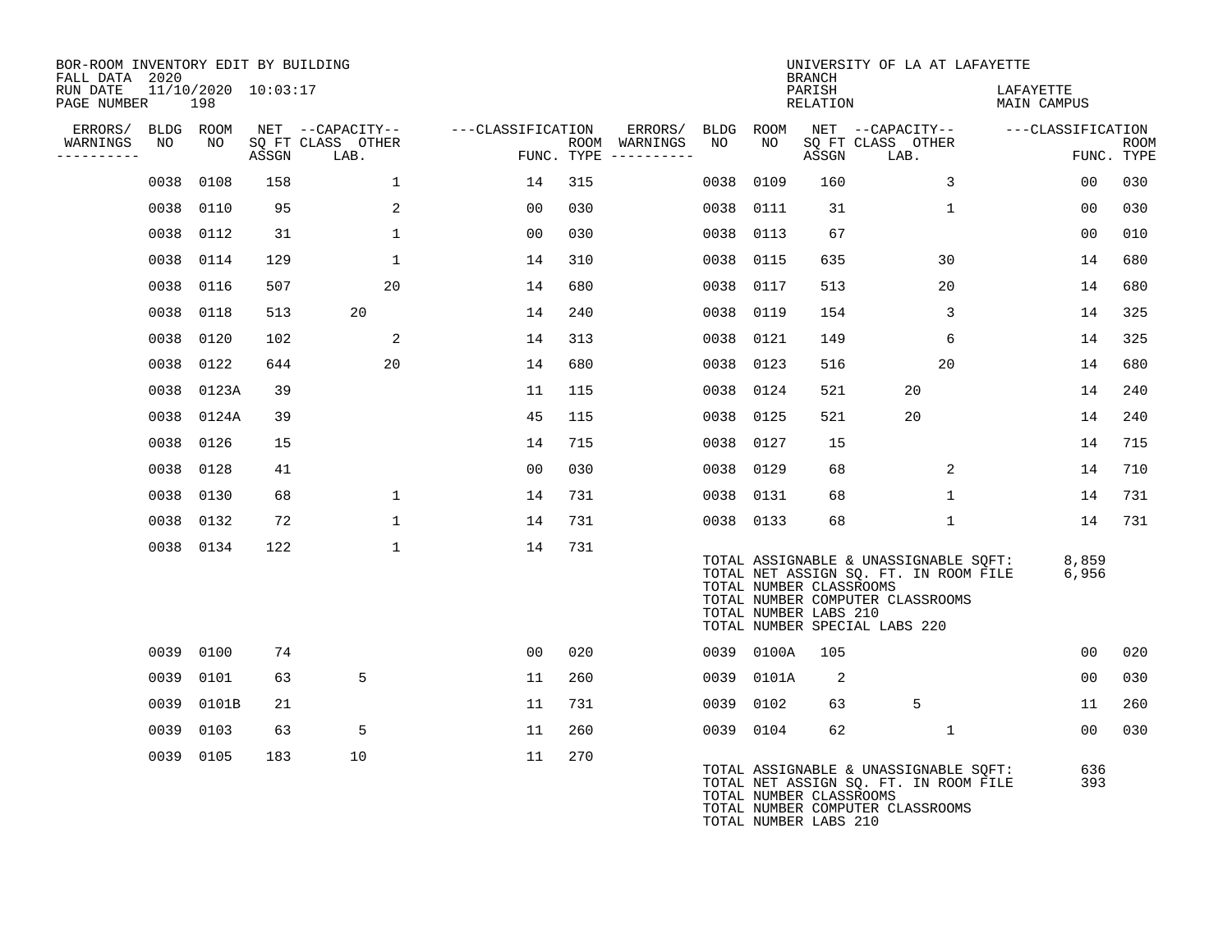BOR-ROOM INVENTORY EDIT BY BUILDING
FALL DATA 2020
RUN DATE 11/10/2020 10:03:17

UNIVERSITY OF LA AT LAFAYETTE
BRANCH
PARISH LAFAYETTE
RELATION MAIN CAMPUS

| ERRORS/ WARNINGS | BLDG NO | ROOM NO | NET SQ FT ASSGN | CAPACITY CLASS LAB. | CAPACITY OTHER | CLASSIFICATION FUNC. | ROOM TYPE | ERRORS/ WARNINGS | BLDG NO | ROOM NO | NET SQ FT ASSGN | CAPACITY CLASS LAB. | CAPACITY OTHER | CLASSIFICATION FUNC. | ROOM TYPE |
|---|---|---|---|---|---|---|---|---|---|---|---|---|---|---|---|
| | 0038 | 0108 | 158 | | 1 | 14 | 315 | | 0038 | 0109 | 160 | | 3 | 00 | 030 |
| | 0038 | 0110 | 95 | | 2 | 00 | 030 | | 0038 | 0111 | 31 | | 1 | 00 | 030 |
| | 0038 | 0112 | 31 | | 1 | 00 | 030 | | 0038 | 0113 | 67 | | | 00 | 010 |
| | 0038 | 0114 | 129 | | 1 | 14 | 310 | | 0038 | 0115 | 635 | | 30 | 14 | 680 |
| | 0038 | 0116 | 507 | | 20 | 14 | 680 | | 0038 | 0117 | 513 | | 20 | 14 | 680 |
| | 0038 | 0118 | 513 | 20 | | 14 | 240 | | 0038 | 0119 | 154 | | 3 | 14 | 325 |
| | 0038 | 0120 | 102 | | 2 | 14 | 313 | | 0038 | 0121 | 149 | | 6 | 14 | 325 |
| | 0038 | 0122 | 644 | | 20 | 14 | 680 | | 0038 | 0123 | 516 | | 20 | 14 | 680 |
| | 0038 | 0123A | 39 | | | 11 | 115 | | 0038 | 0124 | 521 | 20 | | 14 | 240 |
| | 0038 | 0124A | 39 | | | 45 | 115 | | 0038 | 0125 | 521 | 20 | | 14 | 240 |
| | 0038 | 0126 | 15 | | | 14 | 715 | | 0038 | 0127 | 15 | | | 14 | 715 |
| | 0038 | 0128 | 41 | | | 00 | 030 | | 0038 | 0129 | 68 | | 2 | 14 | 710 |
| | 0038 | 0130 | 68 | | 1 | 14 | 731 | | 0038 | 0131 | 68 | | 1 | 14 | 731 |
| | 0038 | 0132 | 72 | | 1 | 14 | 731 | | 0038 | 0133 | 68 | | 1 | 14 | 731 |
| | 0038 | 0134 | 122 | | 1 | 14 | 731 | | | | | | | | |

TOTAL ASSIGNABLE & UNASSIGNABLE SQFT: 8,859
TOTAL NET ASSIGN SQ. FT. IN ROOM FILE 6,956
TOTAL NUMBER CLASSROOMS
TOTAL NUMBER COMPUTER CLASSROOMS
TOTAL NUMBER LABS 210
TOTAL NUMBER SPECIAL LABS 220

| ERRORS/ WARNINGS | BLDG NO | ROOM NO | NET SQ FT ASSGN | CAPACITY CLASS LAB. | CAPACITY OTHER | CLASSIFICATION FUNC. | ROOM TYPE | ERRORS/ WARNINGS | BLDG NO | ROOM NO | NET SQ FT ASSGN | CAPACITY CLASS LAB. | CAPACITY OTHER | CLASSIFICATION FUNC. | ROOM TYPE |
|---|---|---|---|---|---|---|---|---|---|---|---|---|---|---|---|
| | 0039 | 0100 | 74 | | | 00 | 020 | | 0039 | 0100A | 105 | | | 00 | 020 |
| | 0039 | 0101 | 63 | 5 | | 11 | 260 | | 0039 | 0101A | 2 | | | 00 | 030 |
| | 0039 | 0101B | 21 | | | 11 | 731 | | 0039 | 0102 | 63 | 5 | | 11 | 260 |
| | 0039 | 0103 | 63 | 5 | | 11 | 260 | | 0039 | 0104 | 62 | | 1 | 00 | 030 |
| | 0039 | 0105 | 183 | 10 | | 11 | 270 | | | | | | | | |

TOTAL ASSIGNABLE & UNASSIGNABLE SQFT: 636
TOTAL NET ASSIGN SQ. FT. IN ROOM FILE 393
TOTAL NUMBER CLASSROOMS
TOTAL NUMBER COMPUTER CLASSROOMS
TOTAL NUMBER LABS 210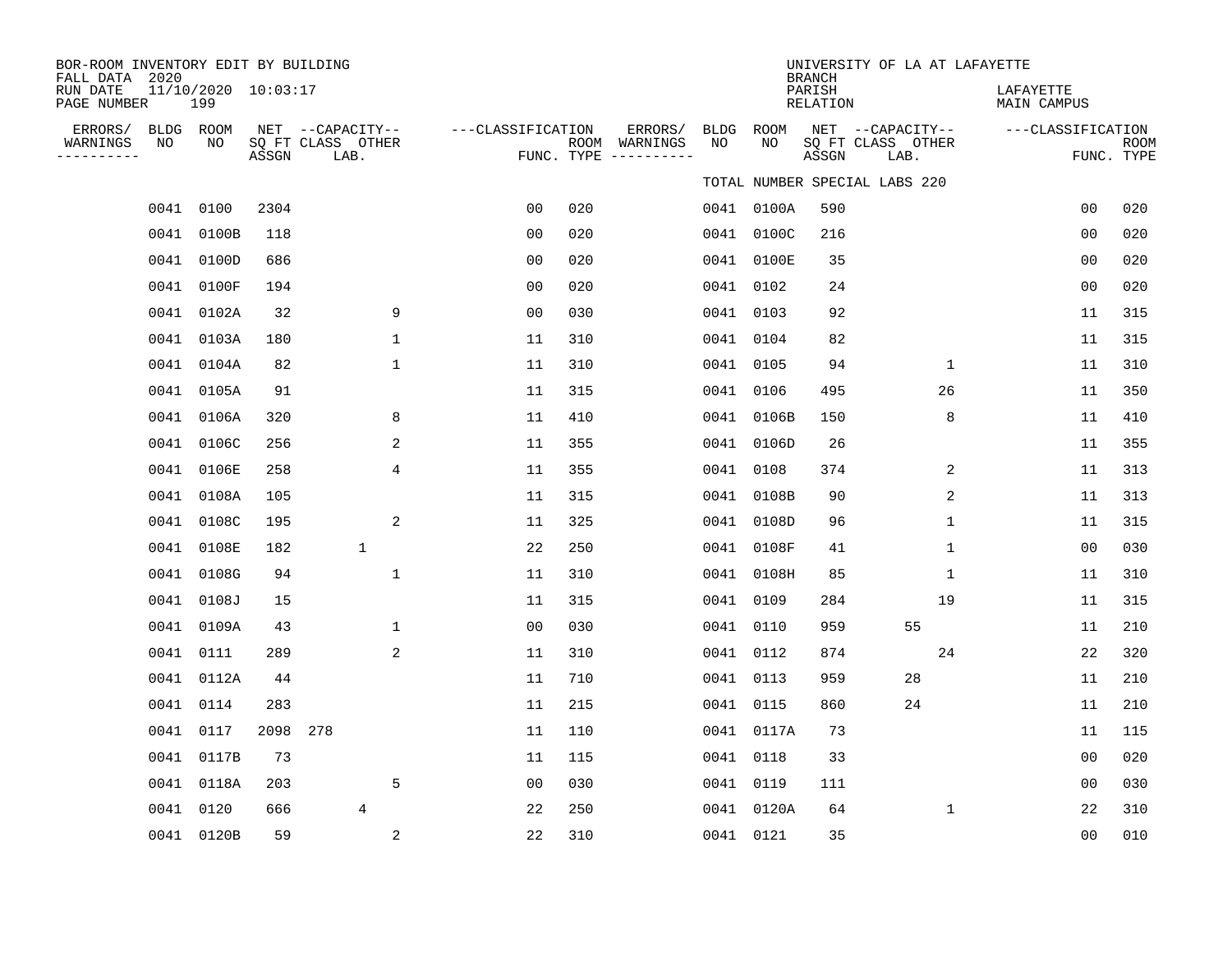BOR-ROOM INVENTORY EDIT BY BUILDING
FALL DATA 2020
RUN DATE 11/10/2020 10:03:17
PAGE NUMBER 199

UNIVERSITY OF LA AT LAFAYETTE
BRANCH
PARISH LAFAYETTE
RELATION MAIN CAMPUS

TOTAL NUMBER SPECIAL LABS 220

| ERRORS/ WARNINGS | BLDG NO | ROOM NO | NET SQ FT ASSGN | CAPACITY CLASS | CAPACITY LAB. | CAPACITY OTHER | FUNC. | ROOM TYPE | ERRORS/ WARNINGS | BLDG NO | ROOM NO | NET SQ FT ASSGN | CAPACITY CLASS | CAPACITY LAB. | CAPACITY OTHER | FUNC. | ROOM TYPE |
|---|---|---|---|---|---|---|---|---|---|---|---|---|---|---|---|---|---|
| | 0041 | 0100 | 2304 | | | | 00 | 020 | | 0041 | 0100A | 590 | | | | 00 | 020 |
| | 0041 | 0100B | 118 | | | | 00 | 020 | | 0041 | 0100C | 216 | | | | 00 | 020 |
| | 0041 | 0100D | 686 | | | | 00 | 020 | | 0041 | 0100E | 35 | | | | 00 | 020 |
| | 0041 | 0100F | 194 | | | | 00 | 020 | | 0041 | 0102 | 24 | | | | 00 | 020 |
| | 0041 | 0102A | 32 | | | 9 | 00 | 030 | | 0041 | 0103 | 92 | | | | 11 | 315 |
| | 0041 | 0103A | 180 | | | 1 | 11 | 310 | | 0041 | 0104 | 82 | | | | 11 | 315 |
| | 0041 | 0104A | 82 | | | 1 | 11 | 310 | | 0041 | 0105 | 94 | | | 1 | 11 | 310 |
| | 0041 | 0105A | 91 | | | | 11 | 315 | | 0041 | 0106 | 495 | | | 26 | 11 | 350 |
| | 0041 | 0106A | 320 | | | 8 | 11 | 410 | | 0041 | 0106B | 150 | | | 8 | 11 | 410 |
| | 0041 | 0106C | 256 | | | 2 | 11 | 355 | | 0041 | 0106D | 26 | | | | 11 | 355 |
| | 0041 | 0106E | 258 | | | 4 | 11 | 355 | | 0041 | 0108 | 374 | | | 2 | 11 | 313 |
| | 0041 | 0108A | 105 | | | | 11 | 315 | | 0041 | 0108B | 90 | | | 2 | 11 | 313 |
| | 0041 | 0108C | 195 | | | 2 | 11 | 325 | | 0041 | 0108D | 96 | | | 1 | 11 | 315 |
| | 0041 | 0108E | 182 | | 1 | | 22 | 250 | | 0041 | 0108F | 41 | | | 1 | 00 | 030 |
| | 0041 | 0108G | 94 | | | 1 | 11 | 310 | | 0041 | 0108H | 85 | | | 1 | 11 | 310 |
| | 0041 | 0108J | 15 | | | | 11 | 315 | | 0041 | 0109 | 284 | | | 19 | 11 | 315 |
| | 0041 | 0109A | 43 | | | 1 | 00 | 030 | | 0041 | 0110 | 959 | | 55 | | 11 | 210 |
| | 0041 | 0111 | 289 | | | 2 | 11 | 310 | | 0041 | 0112 | 874 | | | 24 | 22 | 320 |
| | 0041 | 0112A | 44 | | | | 11 | 710 | | 0041 | 0113 | 959 | | 28 | | 11 | 210 |
| | 0041 | 0114 | 283 | | | | 11 | 215 | | 0041 | 0115 | 860 | | 24 | | 11 | 210 |
| | 0041 | 0117 | 2098 | 278 | | | 11 | 110 | | 0041 | 0117A | 73 | | | | 11 | 115 |
| | 0041 | 0117B | 73 | | | | 11 | 115 | | 0041 | 0118 | 33 | | | | 00 | 020 |
| | 0041 | 0118A | 203 | | | 5 | 00 | 030 | | 0041 | 0119 | 111 | | | | 00 | 030 |
| | 0041 | 0120 | 666 | | 4 | | 22 | 250 | | 0041 | 0120A | 64 | | | 1 | 22 | 310 |
| | 0041 | 0120B | 59 | | | 2 | 22 | 310 | | 0041 | 0121 | 35 | | | | 00 | 010 |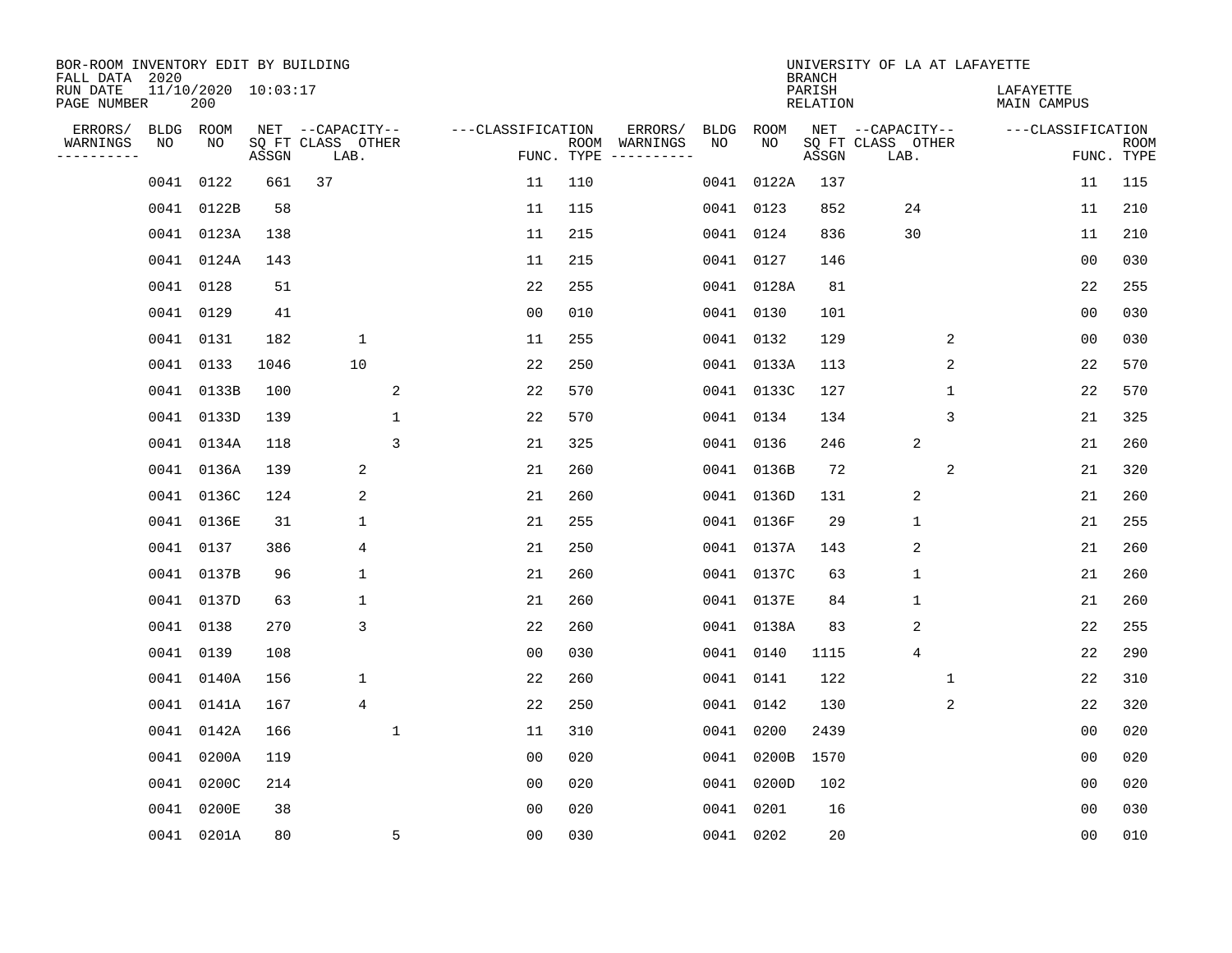BOR-ROOM INVENTORY EDIT BY BUILDING
FALL DATA 2020
RUN DATE 11/10/2020 10:03:17
PAGE NUMBER 200

UNIVERSITY OF LA AT LAFAYETTE
BRANCH
PARISH LAFAYETTE
RELATION MAIN CAMPUS

| ERRORS/ WARNINGS | BLDG NO | ROOM NO | NET SQ FT ASSGN | CAPACITY CLASS | CAPACITY LAB. | CAPACITY OTHER | CLASSIFICATION FUNC. | ROOM TYPE | ERRORS/ WARNINGS | BLDG NO | ROOM NO | NET SQ FT ASSGN | CAPACITY CLASS | CAPACITY LAB. | CAPACITY OTHER | CLASSIFICATION FUNC. | ROOM TYPE |
|---|---|---|---|---|---|---|---|---|---|---|---|---|---|---|---|---|---|
| | 0041 | 0122 | 661 | 37 | | | 11 | 110 | | 0041 | 0122A | 137 | | | | 11 | 115 |
| | 0041 | 0122B | 58 | | | | 11 | 115 | | 0041 | 0123 | 852 | | 24 | | 11 | 210 |
| | 0041 | 0123A | 138 | | | | 11 | 215 | | 0041 | 0124 | 836 | | 30 | | 11 | 210 |
| | 0041 | 0124A | 143 | | | | 11 | 215 | | 0041 | 0127 | 146 | | | | 00 | 030 |
| | 0041 | 0128 | 51 | | | | 22 | 255 | | 0041 | 0128A | 81 | | | | 22 | 255 |
| | 0041 | 0129 | 41 | | | | 00 | 010 | | 0041 | 0130 | 101 | | | | 00 | 030 |
| | 0041 | 0131 | 182 | | 1 | | 11 | 255 | | 0041 | 0132 | 129 | | | 2 | 00 | 030 |
| | 0041 | 0133 | 1046 | | 10 | | 22 | 250 | | 0041 | 0133A | 113 | | | 2 | 22 | 570 |
| | 0041 | 0133B | 100 | | | 2 | 22 | 570 | | 0041 | 0133C | 127 | | | 1 | 22 | 570 |
| | 0041 | 0133D | 139 | | | 1 | 22 | 570 | | 0041 | 0134 | 134 | | | 3 | 21 | 325 |
| | 0041 | 0134A | 118 | | | 3 | 21 | 325 | | 0041 | 0136 | 246 | | 2 | | 21 | 260 |
| | 0041 | 0136A | 139 | | 2 | | 21 | 260 | | 0041 | 0136B | 72 | | | 2 | 21 | 320 |
| | 0041 | 0136C | 124 | | 2 | | 21 | 260 | | 0041 | 0136D | 131 | | 2 | | 21 | 260 |
| | 0041 | 0136E | 31 | | 1 | | 21 | 255 | | 0041 | 0136F | 29 | | 1 | | 21 | 255 |
| | 0041 | 0137 | 386 | | 4 | | 21 | 250 | | 0041 | 0137A | 143 | | 2 | | 21 | 260 |
| | 0041 | 0137B | 96 | | 1 | | 21 | 260 | | 0041 | 0137C | 63 | | 1 | | 21 | 260 |
| | 0041 | 0137D | 63 | | 1 | | 21 | 260 | | 0041 | 0137E | 84 | | 1 | | 21 | 260 |
| | 0041 | 0138 | 270 | | 3 | | 22 | 260 | | 0041 | 0138A | 83 | | 2 | | 22 | 255 |
| | 0041 | 0139 | 108 | | | | 00 | 030 | | 0041 | 0140 | 1115 | | 4 | | 22 | 290 |
| | 0041 | 0140A | 156 | | 1 | | 22 | 260 | | 0041 | 0141 | 122 | | | 1 | 22 | 310 |
| | 0041 | 0141A | 167 | | 4 | | 22 | 250 | | 0041 | 0142 | 130 | | | 2 | 22 | 320 |
| | 0041 | 0142A | 166 | | | 1 | 11 | 310 | | 0041 | 0200 | 2439 | | | | 00 | 020 |
| | 0041 | 0200A | 119 | | | | 00 | 020 | | 0041 | 0200B | 1570 | | | | 00 | 020 |
| | 0041 | 0200C | 214 | | | | 00 | 020 | | 0041 | 0200D | 102 | | | | 00 | 020 |
| | 0041 | 0200E | 38 | | | | 00 | 020 | | 0041 | 0201 | 16 | | | | 00 | 030 |
| | 0041 | 0201A | 80 | | | 5 | 00 | 030 | | 0041 | 0202 | 20 | | | | 00 | 010 |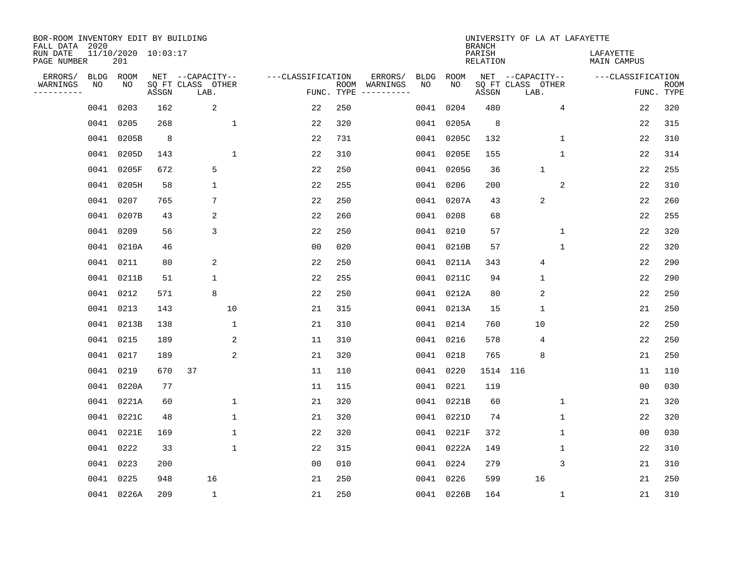BOR-ROOM INVENTORY EDIT BY BUILDING
FALL DATA 2020
RUN DATE 11/10/2020 10:03:17
PAGE NUMBER 201

UNIVERSITY OF LA AT LAFAYETTE
BRANCH
PARISH LAFAYETTE
RELATION MAIN CAMPUS

| ERRORS/ WARNINGS | BLDG NO | ROOM NO | NET SQ FT ASSGN | CAPACITY CLASS LAB. | CAPACITY OTHER | CLASSIFICATION FUNC. | ROOM TYPE | ERRORS/ WARNINGS | BLDG NO | ROOM NO | NET SQ FT ASSGN | CAPACITY CLASS LAB. | CAPACITY OTHER | CLASSIFICATION FUNC. | ROOM TYPE |
|---|---|---|---|---|---|---|---|---|---|---|---|---|---|---|---|
| | 0041 | 0203 | 162 | 2 | | 22 | 250 | | 0041 | 0204 | 480 | | 4 | 22 | 320 |
| | 0041 | 0205 | 268 | | 1 | 22 | 320 | | 0041 | 0205A | 8 | | | 22 | 315 |
| | 0041 | 0205B | 8 | | | 22 | 731 | | 0041 | 0205C | 132 | | 1 | 22 | 310 |
| | 0041 | 0205D | 143 | | 1 | 22 | 310 | | 0041 | 0205E | 155 | | 1 | 22 | 314 |
| | 0041 | 0205F | 672 | 5 | | 22 | 250 | | 0041 | 0205G | 36 | 1 | | 22 | 255 |
| | 0041 | 0205H | 58 | 1 | | 22 | 255 | | 0041 | 0206 | 200 | | 2 | 22 | 310 |
| | 0041 | 0207 | 765 | 7 | | 22 | 250 | | 0041 | 0207A | 43 | 2 | | 22 | 260 |
| | 0041 | 0207B | 43 | 2 | | 22 | 260 | | 0041 | 0208 | 68 | | | 22 | 255 |
| | 0041 | 0209 | 56 | 3 | | 22 | 250 | | 0041 | 0210 | 57 | | 1 | 22 | 320 |
| | 0041 | 0210A | 46 | | | 00 | 020 | | 0041 | 0210B | 57 | | 1 | 22 | 320 |
| | 0041 | 0211 | 80 | 2 | | 22 | 250 | | 0041 | 0211A | 343 | 4 | | 22 | 290 |
| | 0041 | 0211B | 51 | 1 | | 22 | 255 | | 0041 | 0211C | 94 | 1 | | 22 | 290 |
| | 0041 | 0212 | 571 | 8 | | 22 | 250 | | 0041 | 0212A | 80 | 2 | | 22 | 250 |
| | 0041 | 0213 | 143 | | 10 | 21 | 315 | | 0041 | 0213A | 15 | 1 | | 21 | 250 |
| | 0041 | 0213B | 138 | | 1 | 21 | 310 | | 0041 | 0214 | 760 | 10 | | 22 | 250 |
| | 0041 | 0215 | 189 | | 2 | 11 | 310 | | 0041 | 0216 | 578 | 4 | | 22 | 250 |
| | 0041 | 0217 | 189 | | 2 | 21 | 320 | | 0041 | 0218 | 765 | 8 | | 21 | 250 |
| | 0041 | 0219 | 670 | 37 | | 11 | 110 | | 0041 | 0220 | 1514 | 116 | | 11 | 110 |
| | 0041 | 0220A | 77 | | | 11 | 115 | | 0041 | 0221 | 119 | | | 00 | 030 |
| | 0041 | 0221A | 60 | | 1 | 21 | 320 | | 0041 | 0221B | 60 | | 1 | 21 | 320 |
| | 0041 | 0221C | 48 | | 1 | 21 | 320 | | 0041 | 0221D | 74 | | 1 | 22 | 320 |
| | 0041 | 0221E | 169 | | 1 | 22 | 320 | | 0041 | 0221F | 372 | | 1 | 00 | 030 |
| | 0041 | 0222 | 33 | | 1 | 22 | 315 | | 0041 | 0222A | 149 | | 1 | 22 | 310 |
| | 0041 | 0223 | 200 | | | 00 | 010 | | 0041 | 0224 | 279 | | 3 | 21 | 310 |
| | 0041 | 0225 | 948 | 16 | | 21 | 250 | | 0041 | 0226 | 599 | 16 | | 21 | 250 |
| | 0041 | 0226A | 209 | 1 | | 21 | 250 | | 0041 | 0226B | 164 | | 1 | 21 | 310 |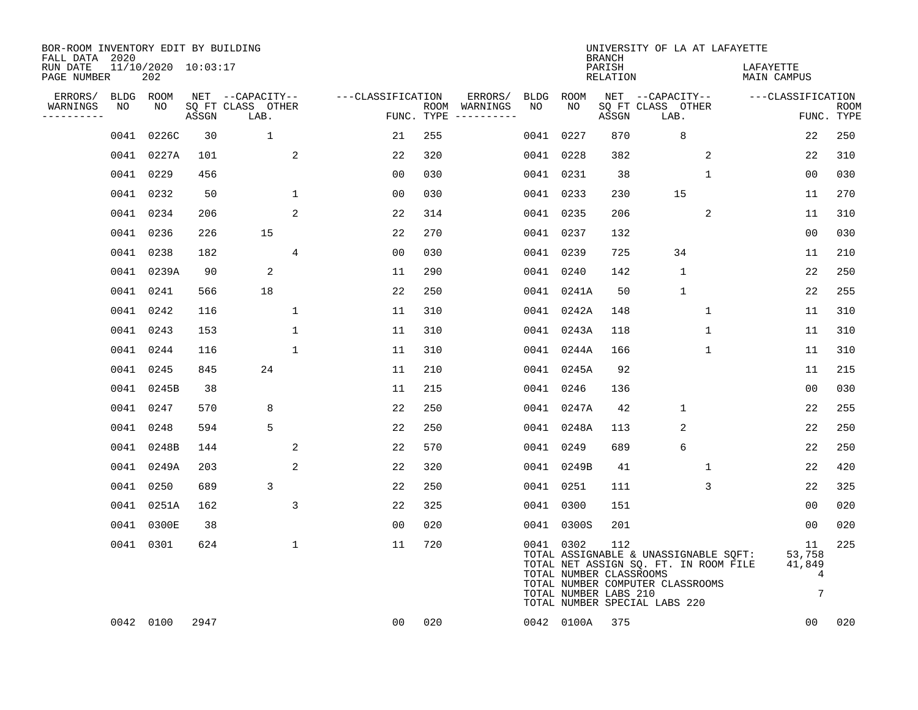BOR-ROOM INVENTORY EDIT BY BUILDING
FALL DATA 2020
RUN DATE 11/10/2020 10:03:17
PAGE NUMBER 202

UNIVERSITY OF LA AT LAFAYETTE
BRANCH
PARISH LAFAYETTE
RELATION MAIN CAMPUS

| ERRORS/ WARNINGS | BLDG NO | ROOM NO | NET SQ FT ASSGN | CAPACITY CLASS LAB. | CAPACITY OTHER | CLASSIFICATION FUNC. | ROOM TYPE | ERRORS/ WARNINGS | BLDG NO | ROOM NO | NET SQ FT ASSGN | CAPACITY CLASS LAB. | CAPACITY OTHER | CLASSIFICATION FUNC. | ROOM TYPE |
|---|---|---|---|---|---|---|---|---|---|---|---|---|---|---|---|
| | 0041 | 0226C | 30 | 1 | | 21 | 255 | | 0041 | 0227 | 870 | 8 | | 22 | 250 |
| | 0041 | 0227A | 101 | | 2 | 22 | 320 | | 0041 | 0228 | 382 | | 2 | 22 | 310 |
| | 0041 | 0229 | 456 | | | 00 | 030 | | 0041 | 0231 | 38 | | 1 | 00 | 030 |
| | 0041 | 0232 | 50 | | 1 | 00 | 030 | | 0041 | 0233 | 230 | 15 | | 11 | 270 |
| | 0041 | 0234 | 206 | | 2 | 22 | 314 | | 0041 | 0235 | 206 | | 2 | 11 | 310 |
| | 0041 | 0236 | 226 | 15 | | 22 | 270 | | 0041 | 0237 | 132 | | | 00 | 030 |
| | 0041 | 0238 | 182 | | 4 | 00 | 030 | | 0041 | 0239 | 725 | 34 | | 11 | 210 |
| | 0041 | 0239A | 90 | 2 | | 11 | 290 | | 0041 | 0240 | 142 | 1 | | 22 | 250 |
| | 0041 | 0241 | 566 | 18 | | 22 | 250 | | 0041 | 0241A | 50 | 1 | | 22 | 255 |
| | 0041 | 0242 | 116 | | 1 | 11 | 310 | | 0041 | 0242A | 148 | | 1 | 11 | 310 |
| | 0041 | 0243 | 153 | | 1 | 11 | 310 | | 0041 | 0243A | 118 | | 1 | 11 | 310 |
| | 0041 | 0244 | 116 | | 1 | 11 | 310 | | 0041 | 0244A | 166 | | 1 | 11 | 310 |
| | 0041 | 0245 | 845 | 24 | | 11 | 210 | | 0041 | 0245A | 92 | | | 11 | 215 |
| | 0041 | 0245B | 38 | | | 11 | 215 | | 0041 | 0246 | 136 | | | 00 | 030 |
| | 0041 | 0247 | 570 | 8 | | 22 | 250 | | 0041 | 0247A | 42 | 1 | | 22 | 255 |
| | 0041 | 0248 | 594 | 5 | | 22 | 250 | | 0041 | 0248A | 113 | 2 | | 22 | 250 |
| | 0041 | 0248B | 144 | | 2 | 22 | 570 | | 0041 | 0249 | 689 | 6 | | 22 | 250 |
| | 0041 | 0249A | 203 | | 2 | 22 | 320 | | 0041 | 0249B | 41 | | 1 | 22 | 420 |
| | 0041 | 0250 | 689 | 3 | | 22 | 250 | | 0041 | 0251 | 111 | | 3 | 22 | 325 |
| | 0041 | 0251A | 162 | | 3 | 22 | 325 | | 0041 | 0300 | 151 | | | 00 | 020 |
| | 0041 | 0300E | 38 | | | 00 | 020 | | 0041 | 0300S | 201 | | | 00 | 020 |
| | 0041 | 0301 | 624 | | 1 | 11 | 720 | | 0041 | 0302 | 112 | | | 11 | 225 |
| | 0042 | 0100 | 2947 | | | 00 | 020 | | 0042 | 0100A | 375 | | | 00 | 020 |

TOTAL ASSIGNABLE & UNASSIGNABLE SQFT: 53,758
TOTAL NET ASSIGN SQ. FT. IN ROOM FILE 41,849
TOTAL NUMBER CLASSROOMS 4
TOTAL NUMBER COMPUTER CLASSROOMS
TOTAL NUMBER LABS 210 7
TOTAL NUMBER SPECIAL LABS 220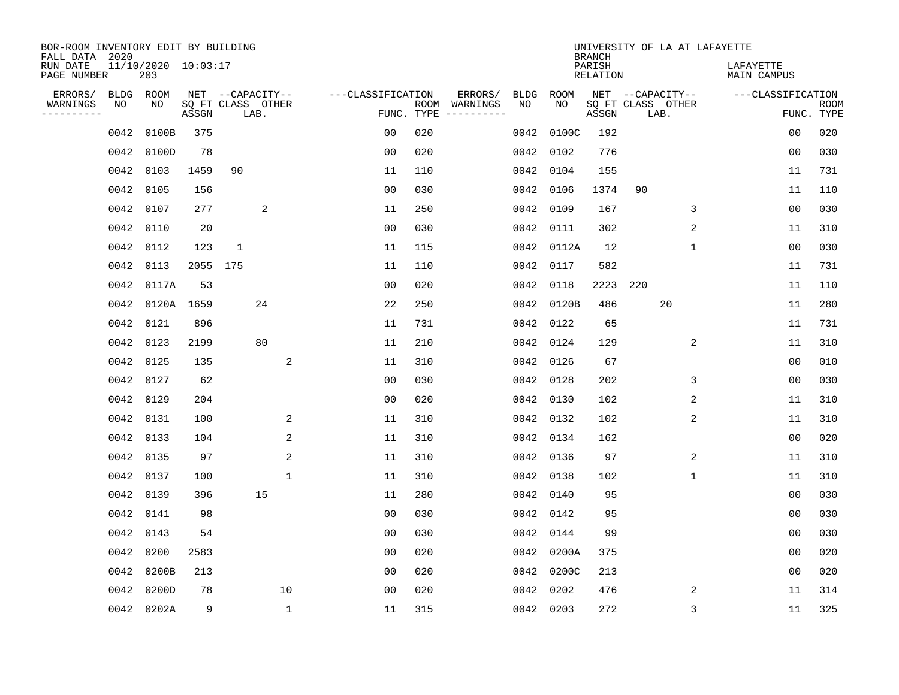BOR-ROOM INVENTORY EDIT BY BUILDING
FALL DATA 2020
RUN DATE 11/10/2020 10:03:17
PAGE NUMBER 203

UNIVERSITY OF LA AT LAFAYETTE
BRANCH
PARISH LAFAYETTE
RELATION MAIN CAMPUS

| ERRORS/ WARNINGS | BLDG NO | ROOM NO | NET SQ FT ASSGN | CAPACITY CLASS | CAPACITY LAB. | CAPACITY OTHER | CLASSIFICATION FUNC. | ROOM TYPE | ERRORS/ WARNINGS | BLDG NO | ROOM NO | NET SQ FT ASSGN | CAPACITY CLASS | CAPACITY LAB. | CAPACITY OTHER | CLASSIFICATION FUNC. | ROOM TYPE |
|---|---|---|---|---|---|---|---|---|---|---|---|---|---|---|---|---|---|
| | 0042 | 0100B | 375 | | | | 00 | 020 | | 0042 | 0100C | 192 | | | | 00 | 020 |
| | 0042 | 0100D | 78 | | | | 00 | 020 | | 0042 | 0102 | 776 | | | | 00 | 030 |
| | 0042 | 0103 | 1459 | 90 | | | 11 | 110 | | 0042 | 0104 | 155 | | | | 11 | 731 |
| | 0042 | 0105 | 156 | | | | 00 | 030 | | 0042 | 0106 | 1374 | 90 | | | 11 | 110 |
| | 0042 | 0107 | 277 | | 2 | | 11 | 250 | | 0042 | 0109 | 167 | | | 3 | 00 | 030 |
| | 0042 | 0110 | 20 | | | | 00 | 030 | | 0042 | 0111 | 302 | | | 2 | 11 | 310 |
| | 0042 | 0112 | 123 | 1 | | | 11 | 115 | | 0042 | 0112A | 12 | | | 1 | 00 | 030 |
| | 0042 | 0113 | 2055 | 175 | | | 11 | 110 | | 0042 | 0117 | 582 | | | | 11 | 731 |
| | 0042 | 0117A | 53 | | | | 00 | 020 | | 0042 | 0118 | 2223 | 220 | | | 11 | 110 |
| | 0042 | 0120A | 1659 | | 24 | | 22 | 250 | | 0042 | 0120B | 486 | | 20 | | 11 | 280 |
| | 0042 | 0121 | 896 | | | | 11 | 731 | | 0042 | 0122 | 65 | | | | 11 | 731 |
| | 0042 | 0123 | 2199 | | 80 | | 11 | 210 | | 0042 | 0124 | 129 | | | 2 | 11 | 310 |
| | 0042 | 0125 | 135 | | | 2 | 11 | 310 | | 0042 | 0126 | 67 | | | | 00 | 010 |
| | 0042 | 0127 | 62 | | | | 00 | 030 | | 0042 | 0128 | 202 | | | 3 | 00 | 030 |
| | 0042 | 0129 | 204 | | | | 00 | 020 | | 0042 | 0130 | 102 | | | 2 | 11 | 310 |
| | 0042 | 0131 | 100 | | | 2 | 11 | 310 | | 0042 | 0132 | 102 | | | 2 | 11 | 310 |
| | 0042 | 0133 | 104 | | | 2 | 11 | 310 | | 0042 | 0134 | 162 | | | | 00 | 020 |
| | 0042 | 0135 | 97 | | | 2 | 11 | 310 | | 0042 | 0136 | 97 | | | 2 | 11 | 310 |
| | 0042 | 0137 | 100 | | | 1 | 11 | 310 | | 0042 | 0138 | 102 | | | 1 | 11 | 310 |
| | 0042 | 0139 | 396 | | 15 | | 11 | 280 | | 0042 | 0140 | 95 | | | | 00 | 030 |
| | 0042 | 0141 | 98 | | | | 00 | 030 | | 0042 | 0142 | 95 | | | | 00 | 030 |
| | 0042 | 0143 | 54 | | | | 00 | 030 | | 0042 | 0144 | 99 | | | | 00 | 030 |
| | 0042 | 0200 | 2583 | | | | 00 | 020 | | 0042 | 0200A | 375 | | | | 00 | 020 |
| | 0042 | 0200B | 213 | | | | 00 | 020 | | 0042 | 0200C | 213 | | | | 00 | 020 |
| | 0042 | 0200D | 78 | | | 10 | 00 | 020 | | 0042 | 0202 | 476 | | | 2 | 11 | 314 |
| | 0042 | 0202A | 9 | | | 1 | 11 | 315 | | 0042 | 0203 | 272 | | | 3 | 11 | 325 |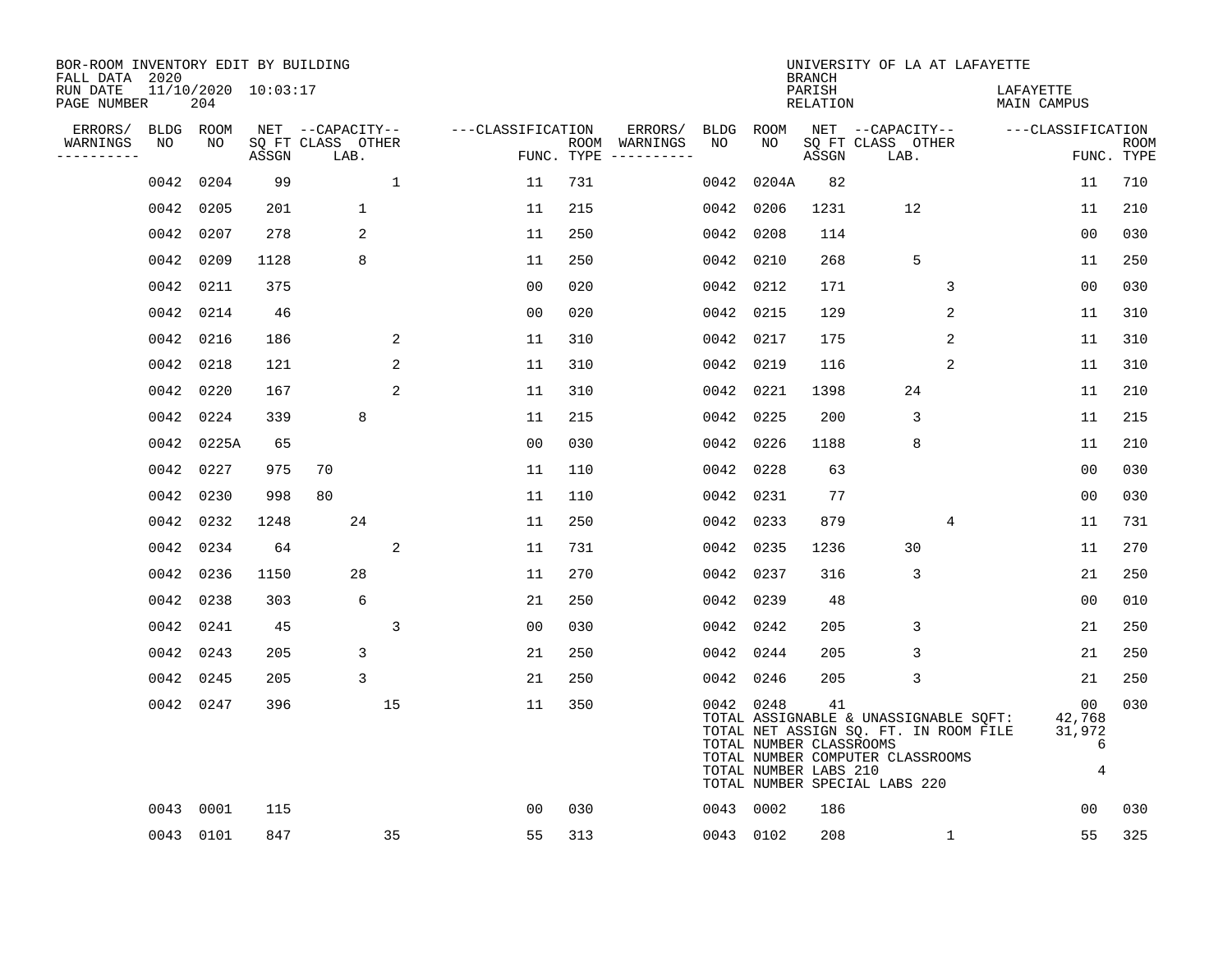BOR-ROOM INVENTORY EDIT BY BUILDING
FALL DATA 2020
RUN DATE 11/10/2020 10:03:17
PAGE NUMBER 204

UNIVERSITY OF LA AT LAFAYETTE
BRANCH
PARISH LAFAYETTE
RELATION MAIN CAMPUS

| ERRORS/ WARNINGS | BLDG NO | ROOM NO | NET SQ FT ASSGN | CAPACITY CLASS | CAPACITY LAB. | CAPACITY OTHER | CLASSIFICATION FUNC. | ROOM TYPE | ERRORS/ WARNINGS | BLDG NO | ROOM NO | NET SQ FT ASSGN | CAPACITY CLASS | CAPACITY LAB. | CAPACITY OTHER | CLASSIFICATION FUNC. | ROOM TYPE |
|---|---|---|---|---|---|---|---|---|---|---|---|---|---|---|---|---|---|
| | 0042 | 0204 | 99 | | | 1 | 11 | 731 | | 0042 | 0204A | 82 | | | | 11 | 710 |
| | 0042 | 0205 | 201 | | 1 | | 11 | 215 | | 0042 | 0206 | 1231 | | 12 | | 11 | 210 |
| | 0042 | 0207 | 278 | | 2 | | 11 | 250 | | 0042 | 0208 | 114 | | | | 00 | 030 |
| | 0042 | 0209 | 1128 | | 8 | | 11 | 250 | | 0042 | 0210 | 268 | | 5 | | 11 | 250 |
| | 0042 | 0211 | 375 | | | | 00 | 020 | | 0042 | 0212 | 171 | | | 3 | 00 | 030 |
| | 0042 | 0214 | 46 | | | | 00 | 020 | | 0042 | 0215 | 129 | | | 2 | 11 | 310 |
| | 0042 | 0216 | 186 | | | 2 | 11 | 310 | | 0042 | 0217 | 175 | | | 2 | 11 | 310 |
| | 0042 | 0218 | 121 | | | 2 | 11 | 310 | | 0042 | 0219 | 116 | | | 2 | 11 | 310 |
| | 0042 | 0220 | 167 | | | 2 | 11 | 310 | | 0042 | 0221 | 1398 | | 24 | | 11 | 210 |
| | 0042 | 0224 | 339 | | 8 | | 11 | 215 | | 0042 | 0225 | 200 | | 3 | | 11 | 215 |
| | 0042 | 0225A | 65 | | | | 00 | 030 | | 0042 | 0226 | 1188 | | 8 | | 11 | 210 |
| | 0042 | 0227 | 975 | 70 | | | 11 | 110 | | 0042 | 0228 | 63 | | | | 00 | 030 |
| | 0042 | 0230 | 998 | 80 | | | 11 | 110 | | 0042 | 0231 | 77 | | | | 00 | 030 |
| | 0042 | 0232 | 1248 | | 24 | | 11 | 250 | | 0042 | 0233 | 879 | | | 4 | 11 | 731 |
| | 0042 | 0234 | 64 | | | 2 | 11 | 731 | | 0042 | 0235 | 1236 | | 30 | | 11 | 270 |
| | 0042 | 0236 | 1150 | | 28 | | 11 | 270 | | 0042 | 0237 | 316 | | 3 | | 21 | 250 |
| | 0042 | 0238 | 303 | | 6 | | 21 | 250 | | 0042 | 0239 | 48 | | | | 00 | 010 |
| | 0042 | 0241 | 45 | | | 3 | 00 | 030 | | 0042 | 0242 | 205 | | 3 | | 21 | 250 |
| | 0042 | 0243 | 205 | | 3 | | 21 | 250 | | 0042 | 0244 | 205 | | 3 | | 21 | 250 |
| | 0042 | 0245 | 205 | | 3 | | 21 | 250 | | 0042 | 0246 | 205 | | 3 | | 21 | 250 |
| | 0042 | 0247 | 396 | | | 15 | 11 | 350 | | 0042 | 0248 | 41 | | | | 00 | 030 |
| | 0043 | 0001 | 115 | | | | 00 | 030 | | 0043 | 0002 | 186 | | | | 00 | 030 |
| | 0043 | 0101 | 847 | | | 35 | 55 | 313 | | 0043 | 0102 | 208 | | | 1 | 55 | 325 |

Building 0042 totals:

- TOTAL ASSIGNABLE & UNASSIGNABLE SQFT: 42,768
- TOTAL NET ASSIGN SQ. FT. IN ROOM FILE: 31,972
- TOTAL NUMBER CLASSROOMS: 6
- TOTAL NUMBER COMPUTER CLASSROOMS
- TOTAL NUMBER LABS 210: 4
- TOTAL NUMBER SPECIAL LABS 220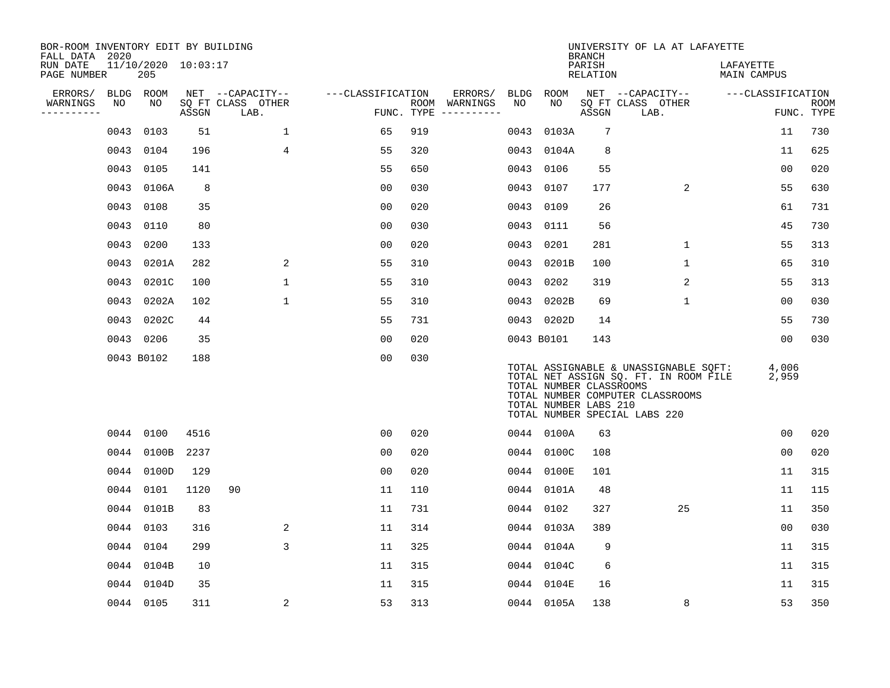BOR-ROOM INVENTORY EDIT BY BUILDING
FALL DATA 2020
RUN DATE 11/10/2020 10:03:17
PAGE NUMBER 205

UNIVERSITY OF LA AT LAFAYETTE
BRANCH
PARISH LAFAYETTE
RELATION MAIN CAMPUS

| ERRORS/ WARNINGS | BLDG NO | ROOM NO | NET SQ FT ASSGN | CAPACITY CLASS | CAPACITY LAB. | CAPACITY OTHER | FUNC. | ROOM TYPE | ERRORS/ WARNINGS | BLDG NO | ROOM NO | NET SQ FT ASSGN | CAPACITY CLASS | CAPACITY LAB. | CAPACITY OTHER | FUNC. | ROOM TYPE |
|---|---|---|---|---|---|---|---|---|---|---|---|---|---|---|---|---|---|
| | 0043 | 0103 | 51 | | 1 | | 65 | 919 | | 0043 | 0103A | 7 | | | | 11 | 730 |
| | 0043 | 0104 | 196 | | 4 | | 55 | 320 | | 0043 | 0104A | 8 | | | | 11 | 625 |
| | 0043 | 0105 | 141 | | | | 55 | 650 | | 0043 | 0106 | 55 | | | | 00 | 020 |
| | 0043 | 0106A | 8 | | | | 00 | 030 | | 0043 | 0107 | 177 | | 2 | | 55 | 630 |
| | 0043 | 0108 | 35 | | | | 00 | 020 | | 0043 | 0109 | 26 | | | | 61 | 731 |
| | 0043 | 0110 | 80 | | | | 00 | 030 | | 0043 | 0111 | 56 | | | | 45 | 730 |
| | 0043 | 0200 | 133 | | | | 00 | 020 | | 0043 | 0201 | 281 | | 1 | | 55 | 313 |
| | 0043 | 0201A | 282 | | 2 | | 55 | 310 | | 0043 | 0201B | 100 | | 1 | | 65 | 310 |
| | 0043 | 0201C | 100 | | 1 | | 55 | 310 | | 0043 | 0202 | 319 | | 2 | | 55 | 313 |
| | 0043 | 0202A | 102 | | 1 | | 55 | 310 | | 0043 | 0202B | 69 | | 1 | | 00 | 030 |
| | 0043 | 0202C | 44 | | | | 55 | 731 | | 0043 | 0202D | 14 | | | | 55 | 730 |
| | 0043 | 0206 | 35 | | | | 00 | 020 | | 0043 | B0101 | 143 | | | | 00 | 030 |
| | 0043 | B0102 | 188 | | | | 00 | 030 | | | | | | | | | |

TOTAL ASSIGNABLE & UNASSIGNABLE SQFT: 4,006
TOTAL NET ASSIGN SQ. FT. IN ROOM FILE 2,959
TOTAL NUMBER CLASSROOMS
TOTAL NUMBER COMPUTER CLASSROOMS
TOTAL NUMBER LABS 210
TOTAL NUMBER SPECIAL LABS 220

| ERRORS/ WARNINGS | BLDG NO | ROOM NO | NET SQ FT ASSGN | CAPACITY CLASS | CAPACITY LAB. | CAPACITY OTHER | FUNC. | ROOM TYPE | ERRORS/ WARNINGS | BLDG NO | ROOM NO | NET SQ FT ASSGN | CAPACITY CLASS | CAPACITY LAB. | CAPACITY OTHER | FUNC. | ROOM TYPE |
|---|---|---|---|---|---|---|---|---|---|---|---|---|---|---|---|---|---|
| | 0044 | 0100 | 4516 | | | | 00 | 020 | | 0044 | 0100A | 63 | | | | 00 | 020 |
| | 0044 | 0100B | 2237 | | | | 00 | 020 | | 0044 | 0100C | 108 | | | | 00 | 020 |
| | 0044 | 0100D | 129 | | | | 00 | 020 | | 0044 | 0100E | 101 | | | | 11 | 315 |
| | 0044 | 0101 | 1120 | 90 | | | 11 | 110 | | 0044 | 0101A | 48 | | | | 11 | 115 |
| | 0044 | 0101B | 83 | | | | 11 | 731 | | 0044 | 0102 | 327 | | 25 | | 11 | 350 |
| | 0044 | 0103 | 316 | | 2 | | 11 | 314 | | 0044 | 0103A | 389 | | | | 00 | 030 |
| | 0044 | 0104 | 299 | | 3 | | 11 | 325 | | 0044 | 0104A | 9 | | | | 11 | 315 |
| | 0044 | 0104B | 10 | | | | 11 | 315 | | 0044 | 0104C | 6 | | | | 11 | 315 |
| | 0044 | 0104D | 35 | | | | 11 | 315 | | 0044 | 0104E | 16 | | | | 11 | 315 |
| | 0044 | 0105 | 311 | | 2 | | 53 | 313 | | 0044 | 0105A | 138 | | 8 | | 53 | 350 |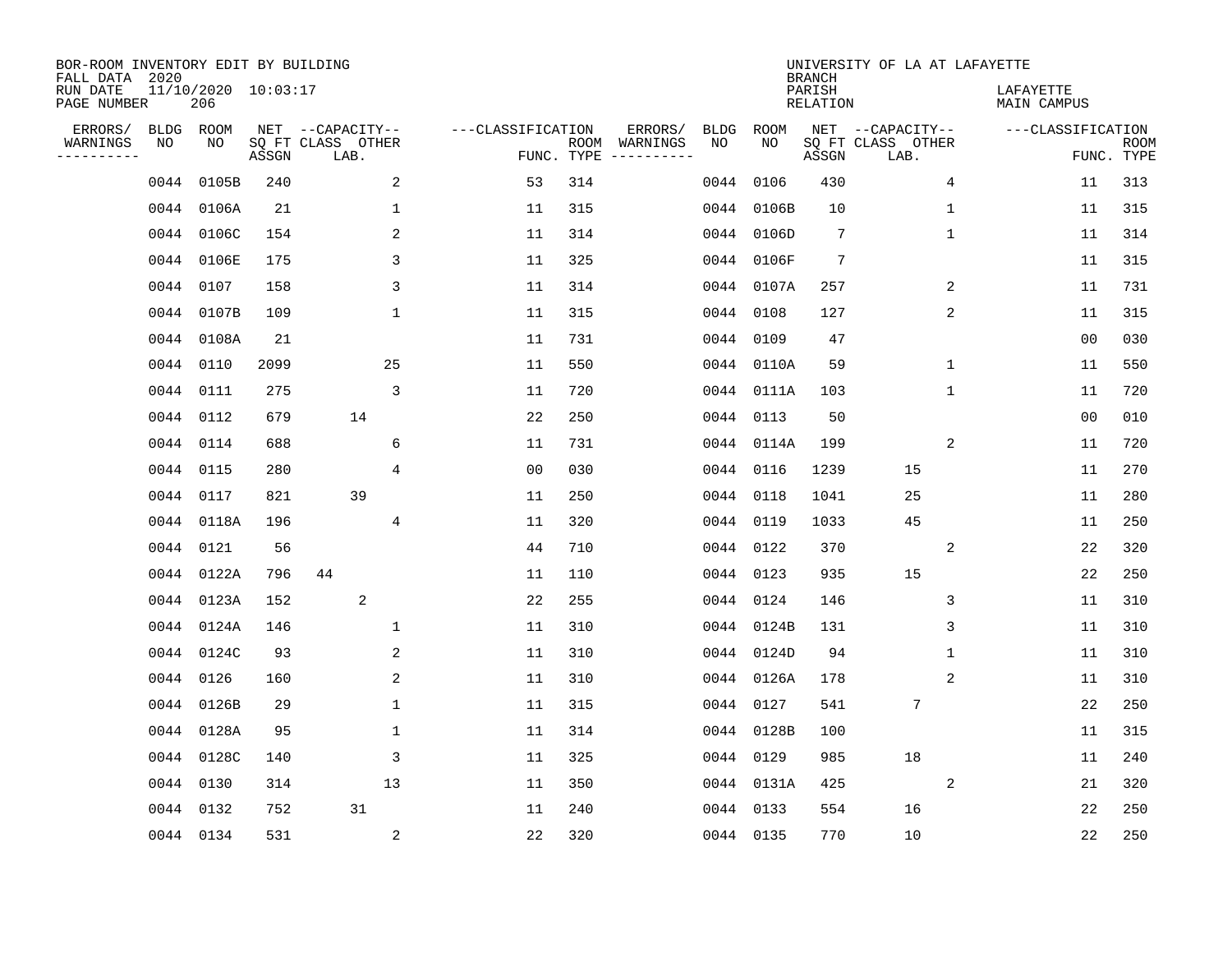BOR-ROOM INVENTORY EDIT BY BUILDING
FALL DATA 2020
RUN DATE 11/10/2020 10:03:17
PAGE NUMBER 206

UNIVERSITY OF LA AT LAFAYETTE
BRANCH
PARISH LAFAYETTE
RELATION MAIN CAMPUS

| ERRORS/ WARNINGS | BLDG NO | ROOM NO | NET SQ FT ASSGN | CAPACITY CLASS LAB. | CAPACITY OTHER | CLASSIFICATION FUNC. | ROOM TYPE | ERRORS/ WARNINGS | BLDG NO | ROOM NO | NET SQ FT ASSGN | CAPACITY CLASS LAB. | CAPACITY OTHER | CLASSIFICATION FUNC. | ROOM TYPE |
|---|---|---|---|---|---|---|---|---|---|---|---|---|---|---|---|
| | 0044 | 0105B | 240 | | 2 | 53 | 314 | | 0044 | 0106 | 430 | | 4 | 11 | 313 |
| | 0044 | 0106A | 21 | | 1 | 11 | 315 | | 0044 | 0106B | 10 | | 1 | 11 | 315 |
| | 0044 | 0106C | 154 | | 2 | 11 | 314 | | 0044 | 0106D | 7 | | 1 | 11 | 314 |
| | 0044 | 0106E | 175 | | 3 | 11 | 325 | | 0044 | 0106F | 7 | | | 11 | 315 |
| | 0044 | 0107 | 158 | | 3 | 11 | 314 | | 0044 | 0107A | 257 | | 2 | 11 | 731 |
| | 0044 | 0107B | 109 | | 1 | 11 | 315 | | 0044 | 0108 | 127 | | 2 | 11 | 315 |
| | 0044 | 0108A | 21 | | | 11 | 731 | | 0044 | 0109 | 47 | | | 00 | 030 |
| | 0044 | 0110 | 2099 | | 25 | 11 | 550 | | 0044 | 0110A | 59 | | 1 | 11 | 550 |
| | 0044 | 0111 | 275 | | 3 | 11 | 720 | | 0044 | 0111A | 103 | | 1 | 11 | 720 |
| | 0044 | 0112 | 679 | 14 | | 22 | 250 | | 0044 | 0113 | 50 | | | 00 | 010 |
| | 0044 | 0114 | 688 | | 6 | 11 | 731 | | 0044 | 0114A | 199 | | 2 | 11 | 720 |
| | 0044 | 0115 | 280 | | 4 | 00 | 030 | | 0044 | 0116 | 1239 | 15 | | 11 | 270 |
| | 0044 | 0117 | 821 | 39 | | 11 | 250 | | 0044 | 0118 | 1041 | 25 | | 11 | 280 |
| | 0044 | 0118A | 196 | | 4 | 11 | 320 | | 0044 | 0119 | 1033 | 45 | | 11 | 250 |
| | 0044 | 0121 | 56 | | | 44 | 710 | | 0044 | 0122 | 370 | | 2 | 22 | 320 |
| | 0044 | 0122A | 796 | 44 | | 11 | 110 | | 0044 | 0123 | 935 | 15 | | 22 | 250 |
| | 0044 | 0123A | 152 | 2 | | 22 | 255 | | 0044 | 0124 | 146 | | 3 | 11 | 310 |
| | 0044 | 0124A | 146 | | 1 | 11 | 310 | | 0044 | 0124B | 131 | | 3 | 11 | 310 |
| | 0044 | 0124C | 93 | | 2 | 11 | 310 | | 0044 | 0124D | 94 | | 1 | 11 | 310 |
| | 0044 | 0126 | 160 | | 2 | 11 | 310 | | 0044 | 0126A | 178 | | 2 | 11 | 310 |
| | 0044 | 0126B | 29 | | 1 | 11 | 315 | | 0044 | 0127 | 541 | 7 | | 22 | 250 |
| | 0044 | 0128A | 95 | | 1 | 11 | 314 | | 0044 | 0128B | 100 | | | 11 | 315 |
| | 0044 | 0128C | 140 | | 3 | 11 | 325 | | 0044 | 0129 | 985 | 18 | | 11 | 240 |
| | 0044 | 0130 | 314 | | 13 | 11 | 350 | | 0044 | 0131A | 425 | | 2 | 21 | 320 |
| | 0044 | 0132 | 752 | 31 | | 11 | 240 | | 0044 | 0133 | 554 | 16 | | 22 | 250 |
| | 0044 | 0134 | 531 | | 2 | 22 | 320 | | 0044 | 0135 | 770 | 10 | | 22 | 250 |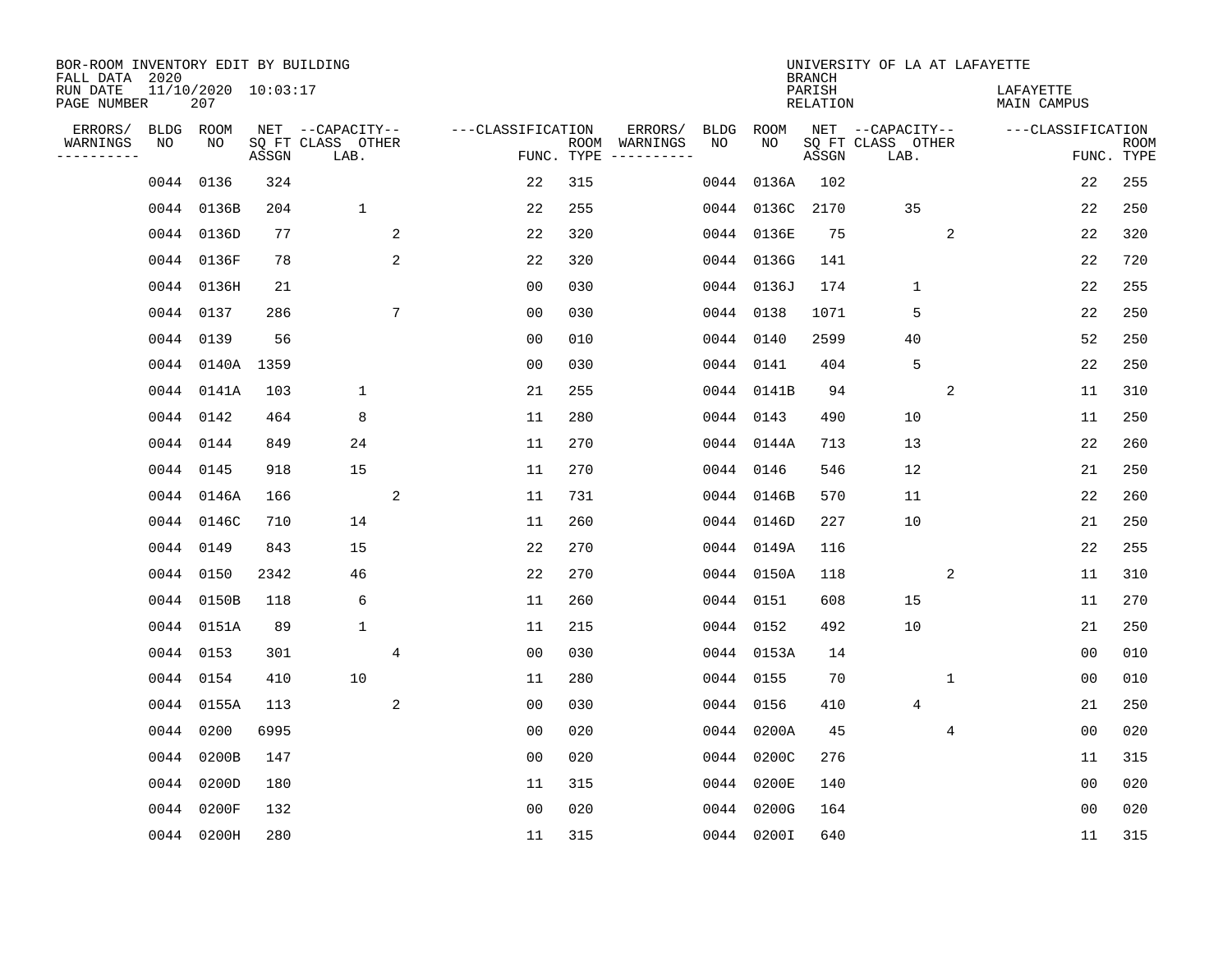BOR-ROOM INVENTORY EDIT BY BUILDING
FALL DATA 2020
RUN DATE 11/10/2020 10:03:17
PAGE NUMBER 207

UNIVERSITY OF LA AT LAFAYETTE
BRANCH
PARISH LAFAYETTE
RELATION MAIN CAMPUS

| ERRORS/ WARNINGS | BLDG NO | ROOM NO | NET SQ FT ASSGN | CAPACITY-- CLASS LAB. | OTHER | FUNC. | ROOM TYPE | ERRORS/ WARNINGS | BLDG NO | ROOM NO | NET SQ FT ASSGN | CAPACITY-- CLASS LAB. | OTHER | FUNC. | ROOM TYPE |
|---|---|---|---|---|---|---|---|---|---|---|---|---|---|---|---|
| | 0044 | 0136 | 324 | | | 22 | 315 | | 0044 | 0136A | 102 | | | 22 | 255 |
| | 0044 | 0136B | 204 | 1 | | 22 | 255 | | 0044 | 0136C | 2170 | 35 | | 22 | 250 |
| | 0044 | 0136D | 77 | | 2 | 22 | 320 | | 0044 | 0136E | 75 | | 2 | 22 | 320 |
| | 0044 | 0136F | 78 | | 2 | 22 | 320 | | 0044 | 0136G | 141 | | | 22 | 720 |
| | 0044 | 0136H | 21 | | | 00 | 030 | | 0044 | 0136J | 174 | 1 | | 22 | 255 |
| | 0044 | 0137 | 286 | | 7 | 00 | 030 | | 0044 | 0138 | 1071 | 5 | | 22 | 250 |
| | 0044 | 0139 | 56 | | | 00 | 010 | | 0044 | 0140 | 2599 | 40 | | 52 | 250 |
| | 0044 | 0140A | 1359 | | | 00 | 030 | | 0044 | 0141 | 404 | 5 | | 22 | 250 |
| | 0044 | 0141A | 103 | 1 | | 21 | 255 | | 0044 | 0141B | 94 | | 2 | 11 | 310 |
| | 0044 | 0142 | 464 | 8 | | 11 | 280 | | 0044 | 0143 | 490 | 10 | | 11 | 250 |
| | 0044 | 0144 | 849 | 24 | | 11 | 270 | | 0044 | 0144A | 713 | 13 | | 22 | 260 |
| | 0044 | 0145 | 918 | 15 | | 11 | 270 | | 0044 | 0146 | 546 | 12 | | 21 | 250 |
| | 0044 | 0146A | 166 | | 2 | 11 | 731 | | 0044 | 0146B | 570 | 11 | | 22 | 260 |
| | 0044 | 0146C | 710 | 14 | | 11 | 260 | | 0044 | 0146D | 227 | 10 | | 21 | 250 |
| | 0044 | 0149 | 843 | 15 | | 22 | 270 | | 0044 | 0149A | 116 | | | 22 | 255 |
| | 0044 | 0150 | 2342 | 46 | | 22 | 270 | | 0044 | 0150A | 118 | | 2 | 11 | 310 |
| | 0044 | 0150B | 118 | 6 | | 11 | 260 | | 0044 | 0151 | 608 | 15 | | 11 | 270 |
| | 0044 | 0151A | 89 | 1 | | 11 | 215 | | 0044 | 0152 | 492 | 10 | | 21 | 250 |
| | 0044 | 0153 | 301 | | 4 | 00 | 030 | | 0044 | 0153A | 14 | | | 00 | 010 |
| | 0044 | 0154 | 410 | 10 | | 11 | 280 | | 0044 | 0155 | 70 | | 1 | 00 | 010 |
| | 0044 | 0155A | 113 | | 2 | 00 | 030 | | 0044 | 0156 | 410 | 4 | | 21 | 250 |
| | 0044 | 0200 | 6995 | | | 00 | 020 | | 0044 | 0200A | 45 | | 4 | 00 | 020 |
| | 0044 | 0200B | 147 | | | 00 | 020 | | 0044 | 0200C | 276 | | | 11 | 315 |
| | 0044 | 0200D | 180 | | | 11 | 315 | | 0044 | 0200E | 140 | | | 00 | 020 |
| | 0044 | 0200F | 132 | | | 00 | 020 | | 0044 | 0200G | 164 | | | 00 | 020 |
| | 0044 | 0200H | 280 | | | 11 | 315 | | 0044 | 0200I | 640 | | | 11 | 315 |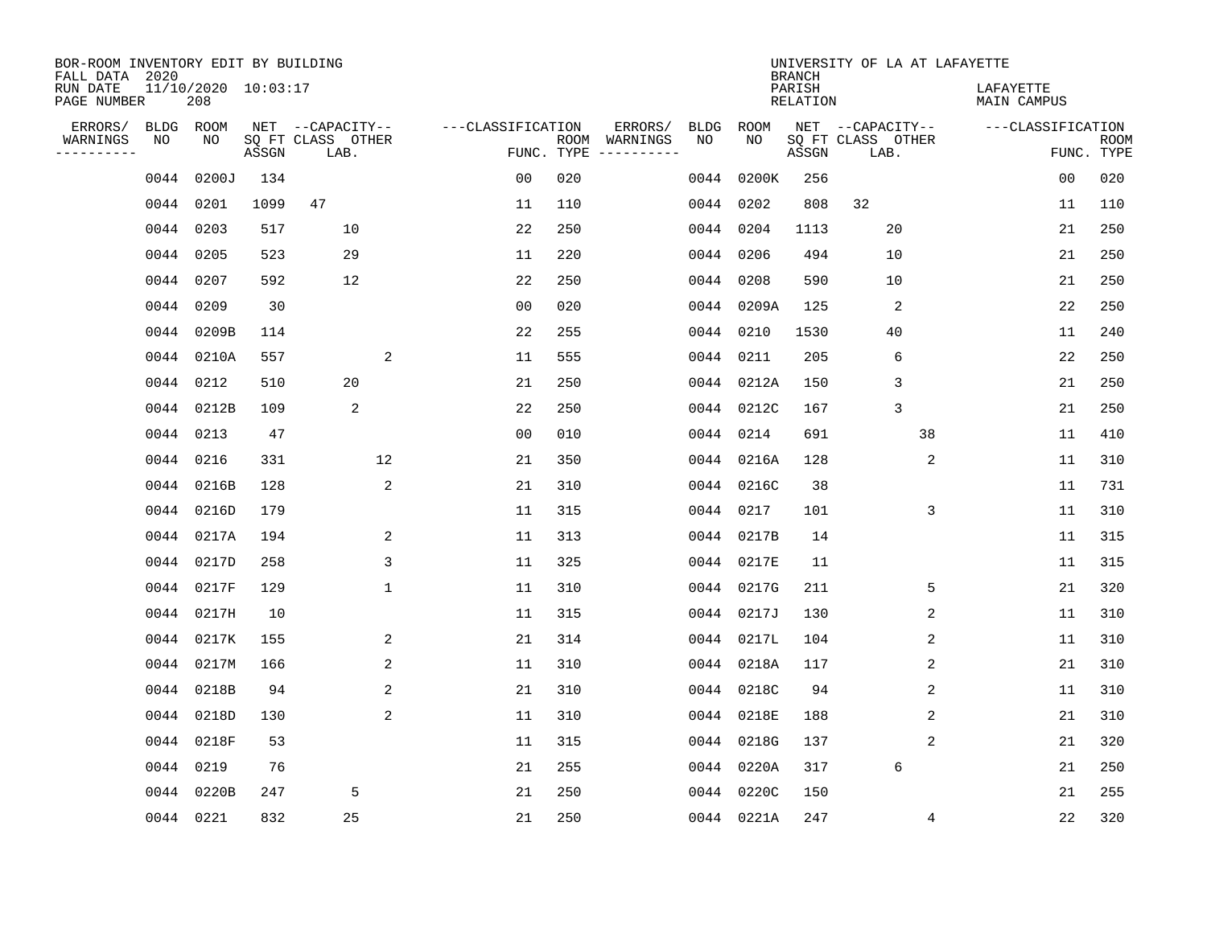BOR-ROOM INVENTORY EDIT BY BUILDING
FALL DATA 2020
RUN DATE 11/10/2020 10:03:17
PAGE NUMBER 208

UNIVERSITY OF LA AT LAFAYETTE
BRANCH
PARISH LAFAYETTE
RELATION MAIN CAMPUS

| ERRORS/ WARNINGS | BLDG NO | ROOM NO | NET SQ FT ASSGN | CAPACITY CLASS | LAB. | OTHER | FUNC. | ROOM TYPE | ERRORS/ WARNINGS | BLDG NO | ROOM NO | NET SQ FT ASSGN | CAPACITY CLASS | LAB. | OTHER | FUNC. | ROOM TYPE |
|---|---|---|---|---|---|---|---|---|---|---|---|---|---|---|---|---|---|
| | 0044 | 0200J | 134 | | | | 00 | 020 | | 0044 | 0200K | 256 | | | | 00 | 020 |
| | 0044 | 0201 | 1099 | 47 | | | 11 | 110 | | 0044 | 0202 | 808 | 32 | | | 11 | 110 |
| | 0044 | 0203 | 517 | | 10 | | 22 | 250 | | 0044 | 0204 | 1113 | | 20 | | 21 | 250 |
| | 0044 | 0205 | 523 | | 29 | | 11 | 220 | | 0044 | 0206 | 494 | | 10 | | 21 | 250 |
| | 0044 | 0207 | 592 | | 12 | | 22 | 250 | | 0044 | 0208 | 590 | | 10 | | 21 | 250 |
| | 0044 | 0209 | 30 | | | | 00 | 020 | | 0044 | 0209A | 125 | | 2 | | 22 | 250 |
| | 0044 | 0209B | 114 | | | | 22 | 255 | | 0044 | 0210 | 1530 | | 40 | | 11 | 240 |
| | 0044 | 0210A | 557 | | | 2 | 11 | 555 | | 0044 | 0211 | 205 | | 6 | | 22 | 250 |
| | 0044 | 0212 | 510 | | 20 | | 21 | 250 | | 0044 | 0212A | 150 | | 3 | | 21 | 250 |
| | 0044 | 0212B | 109 | | 2 | | 22 | 250 | | 0044 | 0212C | 167 | | 3 | | 21 | 250 |
| | 0044 | 0213 | 47 | | | | 00 | 010 | | 0044 | 0214 | 691 | | | 38 | 11 | 410 |
| | 0044 | 0216 | 331 | | | 12 | 21 | 350 | | 0044 | 0216A | 128 | | | 2 | 11 | 310 |
| | 0044 | 0216B | 128 | | | 2 | 21 | 310 | | 0044 | 0216C | 38 | | | | 11 | 731 |
| | 0044 | 0216D | 179 | | | | 11 | 315 | | 0044 | 0217 | 101 | | | 3 | 11 | 310 |
| | 0044 | 0217A | 194 | | | 2 | 11 | 313 | | 0044 | 0217B | 14 | | | | 11 | 315 |
| | 0044 | 0217D | 258 | | | 3 | 11 | 325 | | 0044 | 0217E | 11 | | | | 11 | 315 |
| | 0044 | 0217F | 129 | | | 1 | 11 | 310 | | 0044 | 0217G | 211 | | | 5 | 21 | 320 |
| | 0044 | 0217H | 10 | | | | 11 | 315 | | 0044 | 0217J | 130 | | | 2 | 11 | 310 |
| | 0044 | 0217K | 155 | | | 2 | 21 | 314 | | 0044 | 0217L | 104 | | | 2 | 11 | 310 |
| | 0044 | 0217M | 166 | | | 2 | 11 | 310 | | 0044 | 0218A | 117 | | | 2 | 21 | 310 |
| | 0044 | 0218B | 94 | | | 2 | 21 | 310 | | 0044 | 0218C | 94 | | | 2 | 11 | 310 |
| | 0044 | 0218D | 130 | | | 2 | 11 | 310 | | 0044 | 0218E | 188 | | | 2 | 21 | 310 |
| | 0044 | 0218F | 53 | | | | 11 | 315 | | 0044 | 0218G | 137 | | | 2 | 21 | 320 |
| | 0044 | 0219 | 76 | | | | 21 | 255 | | 0044 | 0220A | 317 | | 6 | | 21 | 250 |
| | 0044 | 0220B | 247 | | 5 | | 21 | 250 | | 0044 | 0220C | 150 | | | | 21 | 255 |
| | 0044 | 0221 | 832 | | 25 | | 21 | 250 | | 0044 | 0221A | 247 | | | 4 | 22 | 320 |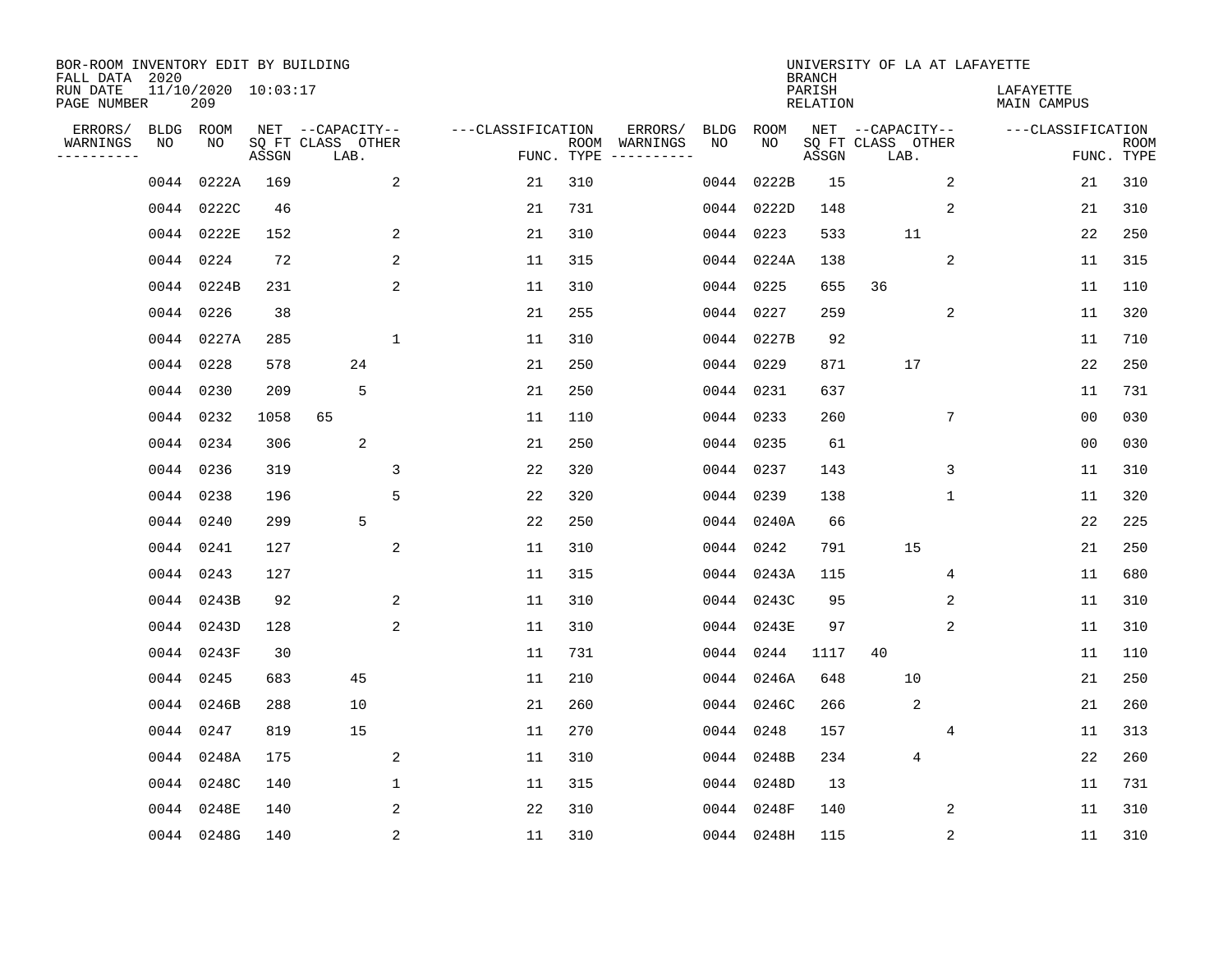BOR-ROOM INVENTORY EDIT BY BUILDING
FALL DATA 2020
RUN DATE 11/10/2020 10:03:17
PAGE NUMBER 209

UNIVERSITY OF LA AT LAFAYETTE
BRANCH
PARISH LAFAYETTE
RELATION MAIN CAMPUS

| ERRORS/ WARNINGS | BLDG NO | ROOM NO | NET SQ FT ASSGN | CAPACITY CLASS LAB. | CAPACITY OTHER | CLASSIFICATION FUNC. | ROOM TYPE | ERRORS/ WARNINGS | BLDG NO | ROOM NO | NET SQ FT ASSGN | CAPACITY CLASS LAB. | CAPACITY OTHER | CLASSIFICATION FUNC. | ROOM TYPE |
|---|---|---|---|---|---|---|---|---|---|---|---|---|---|---|---|
| | 0044 | 0222A | 169 | | 2 | 21 | 310 | | 0044 | 0222B | 15 | | 2 | 21 | 310 |
| | 0044 | 0222C | 46 | | | 21 | 731 | | 0044 | 0222D | 148 | | 2 | 21 | 310 |
| | 0044 | 0222E | 152 | | 2 | 21 | 310 | | 0044 | 0223 | 533 | 11 | | 22 | 250 |
| | 0044 | 0224 | 72 | | 2 | 11 | 315 | | 0044 | 0224A | 138 | | 2 | 11 | 315 |
| | 0044 | 0224B | 231 | | 2 | 11 | 310 | | 0044 | 0225 | 655 | 36 | | 11 | 110 |
| | 0044 | 0226 | 38 | | | 21 | 255 | | 0044 | 0227 | 259 | | 2 | 11 | 320 |
| | 0044 | 0227A | 285 | | 1 | 11 | 310 | | 0044 | 0227B | 92 | | | 11 | 710 |
| | 0044 | 0228 | 578 | 24 | | 21 | 250 | | 0044 | 0229 | 871 | 17 | | 22 | 250 |
| | 0044 | 0230 | 209 | 5 | | 21 | 250 | | 0044 | 0231 | 637 | | | 11 | 731 |
| | 0044 | 0232 | 1058 | 65 | | 11 | 110 | | 0044 | 0233 | 260 | | 7 | 00 | 030 |
| | 0044 | 0234 | 306 | 2 | | 21 | 250 | | 0044 | 0235 | 61 | | | 00 | 030 |
| | 0044 | 0236 | 319 | | 3 | 22 | 320 | | 0044 | 0237 | 143 | | 3 | 11 | 310 |
| | 0044 | 0238 | 196 | | 5 | 22 | 320 | | 0044 | 0239 | 138 | | 1 | 11 | 320 |
| | 0044 | 0240 | 299 | 5 | | 22 | 250 | | 0044 | 0240A | 66 | | | 22 | 225 |
| | 0044 | 0241 | 127 | | 2 | 11 | 310 | | 0044 | 0242 | 791 | 15 | | 21 | 250 |
| | 0044 | 0243 | 127 | | | 11 | 315 | | 0044 | 0243A | 115 | | 4 | 11 | 680 |
| | 0044 | 0243B | 92 | | 2 | 11 | 310 | | 0044 | 0243C | 95 | | 2 | 11 | 310 |
| | 0044 | 0243D | 128 | | 2 | 11 | 310 | | 0044 | 0243E | 97 | | 2 | 11 | 310 |
| | 0044 | 0243F | 30 | | | 11 | 731 | | 0044 | 0244 | 1117 | 40 | | 11 | 110 |
| | 0044 | 0245 | 683 | 45 | | 11 | 210 | | 0044 | 0246A | 648 | 10 | | 21 | 250 |
| | 0044 | 0246B | 288 | 10 | | 21 | 260 | | 0044 | 0246C | 266 | 2 | | 21 | 260 |
| | 0044 | 0247 | 819 | 15 | | 11 | 270 | | 0044 | 0248 | 157 | | 4 | 11 | 313 |
| | 0044 | 0248A | 175 | | 2 | 11 | 310 | | 0044 | 0248B | 234 | 4 | | 22 | 260 |
| | 0044 | 0248C | 140 | | 1 | 11 | 315 | | 0044 | 0248D | 13 | | | 11 | 731 |
| | 0044 | 0248E | 140 | | 2 | 22 | 310 | | 0044 | 0248F | 140 | | 2 | 11 | 310 |
| | 0044 | 0248G | 140 | | 2 | 11 | 310 | | 0044 | 0248H | 115 | | 2 | 11 | 310 |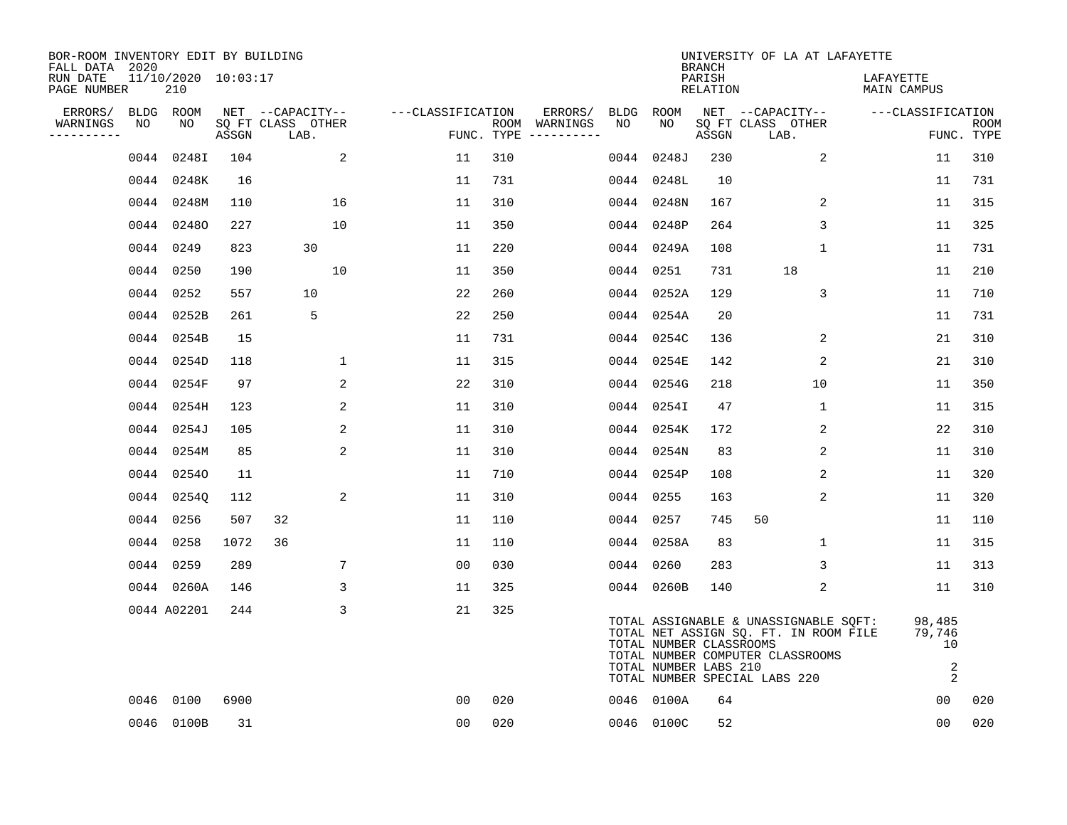BOR-ROOM INVENTORY EDIT BY BUILDING
FALL DATA 2020
RUN DATE 11/10/2020 10:03:17
PAGE NUMBER 210

UNIVERSITY OF LA AT LAFAYETTE
BRANCH
PARISH LAFAYETTE
RELATION MAIN CAMPUS

| ERRORS/ WARNINGS | BLDG NO | ROOM NO | NET SQ FT ASSGN | CAPACITY CLASS LAB. | CAPACITY OTHER | FUNC. | ROOM TYPE | ERRORS/ WARNINGS | BLDG NO | ROOM NO | NET SQ FT ASSGN | CAPACITY CLASS LAB. | CAPACITY OTHER | FUNC. | ROOM TYPE |
|---|---|---|---|---|---|---|---|---|---|---|---|---|---|---|---|
| | 0044 | 0248I | 104 | | 2 | 11 | 310 | | 0044 | 0248J | 230 | | 2 | 11 | 310 |
| | 0044 | 0248K | 16 | | | 11 | 731 | | 0044 | 0248L | 10 | | | 11 | 731 |
| | 0044 | 0248M | 110 | | 16 | 11 | 310 | | 0044 | 0248N | 167 | | 2 | 11 | 315 |
| | 0044 | 0248O | 227 | | 10 | 11 | 350 | | 0044 | 0248P | 264 | | 3 | 11 | 325 |
| | 0044 | 0249 | 823 | 30 | | 11 | 220 | | 0044 | 0249A | 108 | | 1 | 11 | 731 |
| | 0044 | 0250 | 190 | | 10 | 11 | 350 | | 0044 | 0251 | 731 | 18 | | 11 | 210 |
| | 0044 | 0252 | 557 | 10 | | 22 | 260 | | 0044 | 0252A | 129 | | 3 | 11 | 710 |
| | 0044 | 0252B | 261 | 5 | | 22 | 250 | | 0044 | 0254A | 20 | | | 11 | 731 |
| | 0044 | 0254B | 15 | | | 11 | 731 | | 0044 | 0254C | 136 | | 2 | 21 | 310 |
| | 0044 | 0254D | 118 | | 1 | 11 | 315 | | 0044 | 0254E | 142 | | 2 | 21 | 310 |
| | 0044 | 0254F | 97 | | 2 | 22 | 310 | | 0044 | 0254G | 218 | | 10 | 11 | 350 |
| | 0044 | 0254H | 123 | | 2 | 11 | 310 | | 0044 | 0254I | 47 | | 1 | 11 | 315 |
| | 0044 | 0254J | 105 | | 2 | 11 | 310 | | 0044 | 0254K | 172 | | 2 | 22 | 310 |
| | 0044 | 0254M | 85 | | 2 | 11 | 310 | | 0044 | 0254N | 83 | | 2 | 11 | 310 |
| | 0044 | 0254O | 11 | | | 11 | 710 | | 0044 | 0254P | 108 | | 2 | 11 | 320 |
| | 0044 | 0254Q | 112 | | 2 | 11 | 310 | | 0044 | 0255 | 163 | | 2 | 11 | 320 |
| | 0044 | 0256 | 507 | 32 | | 11 | 110 | | 0044 | 0257 | 745 | 50 | | 11 | 110 |
| | 0044 | 0258 | 1072 | 36 | | 11 | 110 | | 0044 | 0258A | 83 | | 1 | 11 | 315 |
| | 0044 | 0259 | 289 | | 7 | 00 | 030 | | 0044 | 0260 | 283 | | 3 | 11 | 313 |
| | 0044 | 0260A | 146 | | 3 | 11 | 325 | | 0044 | 0260B | 140 | | 2 | 11 | 310 |
| | 0044 | A02201 | 244 | | 3 | 21 | 325 | | | | | | | | |

| | |
|---|---|
| TOTAL ASSIGNABLE & UNASSIGNABLE SQFT: | 98,485 |
| TOTAL NET ASSIGN SQ. FT. IN ROOM FILE | 79,746 |
| TOTAL NUMBER CLASSROOMS | 10 |
| TOTAL NUMBER COMPUTER CLASSROOMS | |
| TOTAL NUMBER LABS 210 | 2 |
| TOTAL NUMBER SPECIAL LABS 220 | 2 |

| ERRORS/ WARNINGS | BLDG NO | ROOM NO | NET SQ FT ASSGN | CAPACITY CLASS LAB. | CAPACITY OTHER | FUNC. | ROOM TYPE | ERRORS/ WARNINGS | BLDG NO | ROOM NO | NET SQ FT ASSGN | CAPACITY CLASS LAB. | CAPACITY OTHER | FUNC. | ROOM TYPE |
|---|---|---|---|---|---|---|---|---|---|---|---|---|---|---|---|
| | 0046 | 0100 | 6900 | | | 00 | 020 | | 0046 | 0100A | 64 | | | 00 | 020 |
| | 0046 | 0100B | 31 | | | 00 | 020 | | 0046 | 0100C | 52 | | | 00 | 020 |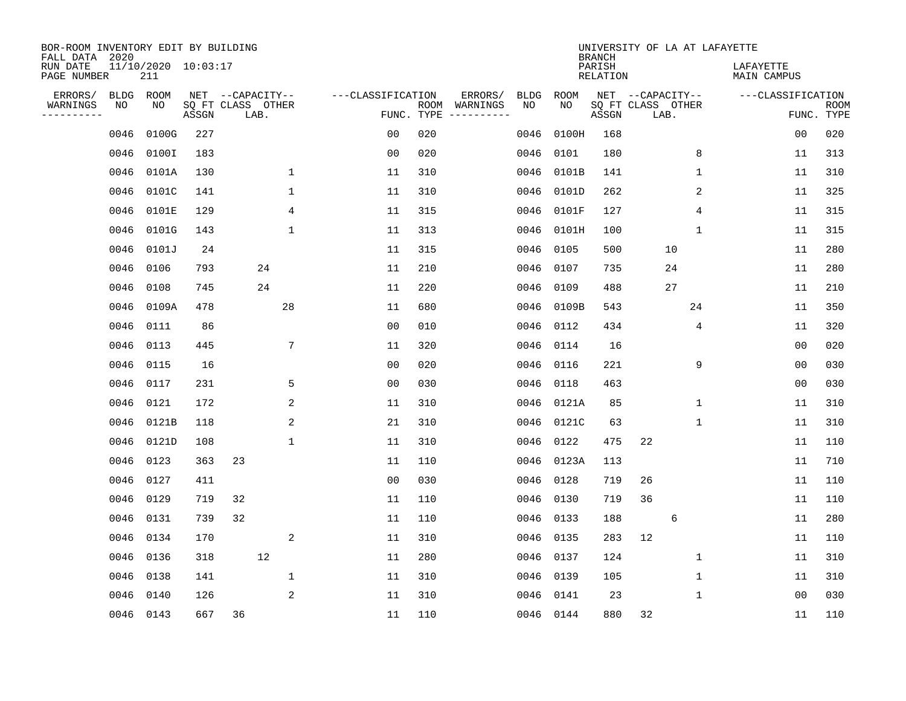BOR-ROOM INVENTORY EDIT BY BUILDING
FALL DATA 2020
RUN DATE 11/10/2020 10:03:17
PAGE NUMBER 211

UNIVERSITY OF LA AT LAFAYETTE
BRANCH
PARISH LAFAYETTE
RELATION MAIN CAMPUS

| ERRORS/ WARNINGS | BLDG NO | ROOM NO | NET SQ FT ASSGN | CAPACITY CLASS | CAPACITY LAB. | CAPACITY OTHER | CLASSIFICATION FUNC. | ROOM TYPE | ERRORS/ WARNINGS | BLDG NO | ROOM NO | NET SQ FT ASSGN | CAPACITY CLASS | CAPACITY LAB. | CAPACITY OTHER | CLASSIFICATION FUNC. | ROOM TYPE |
|---|---|---|---|---|---|---|---|---|---|---|---|---|---|---|---|---|---|
| | 0046 | 0100G | 227 | | | | 00 | 020 | | 0046 | 0100H | 168 | | | | 00 | 020 |
| | 0046 | 0100I | 183 | | | | 00 | 020 | | 0046 | 0101 | 180 | | | 8 | 11 | 313 |
| | 0046 | 0101A | 130 | | | 1 | 11 | 310 | | 0046 | 0101B | 141 | | | 1 | 11 | 310 |
| | 0046 | 0101C | 141 | | | 1 | 11 | 310 | | 0046 | 0101D | 262 | | | 2 | 11 | 325 |
| | 0046 | 0101E | 129 | | | 4 | 11 | 315 | | 0046 | 0101F | 127 | | | 4 | 11 | 315 |
| | 0046 | 0101G | 143 | | | 1 | 11 | 313 | | 0046 | 0101H | 100 | | | 1 | 11 | 315 |
| | 0046 | 0101J | 24 | | | | 11 | 315 | | 0046 | 0105 | 500 | | 10 | | 11 | 280 |
| | 0046 | 0106 | 793 | | 24 | | 11 | 210 | | 0046 | 0107 | 735 | | 24 | | 11 | 280 |
| | 0046 | 0108 | 745 | | 24 | | 11 | 220 | | 0046 | 0109 | 488 | | 27 | | 11 | 210 |
| | 0046 | 0109A | 478 | | | 28 | 11 | 680 | | 0046 | 0109B | 543 | | | 24 | 11 | 350 |
| | 0046 | 0111 | 86 | | | | 00 | 010 | | 0046 | 0112 | 434 | | | 4 | 11 | 320 |
| | 0046 | 0113 | 445 | | | 7 | 11 | 320 | | 0046 | 0114 | 16 | | | | 00 | 020 |
| | 0046 | 0115 | 16 | | | | 00 | 020 | | 0046 | 0116 | 221 | | | 9 | 00 | 030 |
| | 0046 | 0117 | 231 | | | 5 | 00 | 030 | | 0046 | 0118 | 463 | | | | 00 | 030 |
| | 0046 | 0121 | 172 | | | 2 | 11 | 310 | | 0046 | 0121A | 85 | | | 1 | 11 | 310 |
| | 0046 | 0121B | 118 | | | 2 | 21 | 310 | | 0046 | 0121C | 63 | | | 1 | 11 | 310 |
| | 0046 | 0121D | 108 | | | 1 | 11 | 310 | | 0046 | 0122 | 475 | 22 | | | 11 | 110 |
| | 0046 | 0123 | 363 | 23 | | | 11 | 110 | | 0046 | 0123A | 113 | | | | 11 | 710 |
| | 0046 | 0127 | 411 | | | | 00 | 030 | | 0046 | 0128 | 719 | 26 | | | 11 | 110 |
| | 0046 | 0129 | 719 | 32 | | | 11 | 110 | | 0046 | 0130 | 719 | 36 | | | 11 | 110 |
| | 0046 | 0131 | 739 | 32 | | | 11 | 110 | | 0046 | 0133 | 188 | | 6 | | 11 | 280 |
| | 0046 | 0134 | 170 | | | 2 | 11 | 310 | | 0046 | 0135 | 283 | 12 | | | 11 | 110 |
| | 0046 | 0136 | 318 | | 12 | | 11 | 280 | | 0046 | 0137 | 124 | | | 1 | 11 | 310 |
| | 0046 | 0138 | 141 | | | 1 | 11 | 310 | | 0046 | 0139 | 105 | | | 1 | 11 | 310 |
| | 0046 | 0140 | 126 | | | 2 | 11 | 310 | | 0046 | 0141 | 23 | | | 1 | 00 | 030 |
| | 0046 | 0143 | 667 | 36 | | | 11 | 110 | | 0046 | 0144 | 880 | 32 | | | 11 | 110 |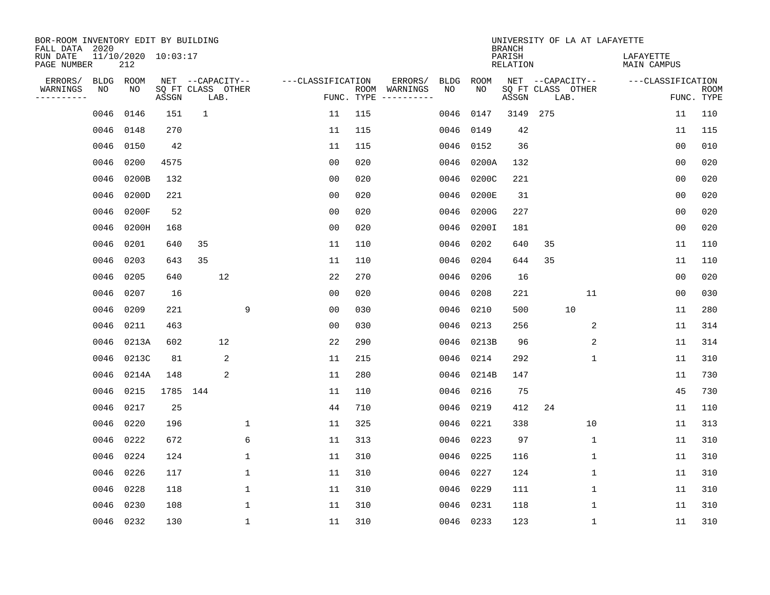BOR-ROOM INVENTORY EDIT BY BUILDING
FALL DATA 2020
RUN DATE 11/10/2020 10:03:17
PAGE NUMBER 212

UNIVERSITY OF LA AT LAFAYETTE
BRANCH
PARISH LAFAYETTE
RELATION MAIN CAMPUS

| ERRORS/ WARNINGS | BLDG NO | ROOM NO | NET SQ FT ASSGN | CAPACITY CLASS | LAB. | OTHER | FUNC. | ROOM TYPE | ERRORS/ WARNINGS | BLDG NO | ROOM NO | NET SQ FT ASSGN | CAPACITY CLASS | LAB. | OTHER | FUNC. | ROOM TYPE |
|---|---|---|---|---|---|---|---|---|---|---|---|---|---|---|---|---|---|
| | 0046 | 0146 | 151 | 1 | | | 11 | 115 | | 0046 | 0147 | 3149 | 275 | | | 11 | 110 |
| | 0046 | 0148 | 270 | | | | 11 | 115 | | 0046 | 0149 | 42 | | | | 11 | 115 |
| | 0046 | 0150 | 42 | | | | 11 | 115 | | 0046 | 0152 | 36 | | | | 00 | 010 |
| | 0046 | 0200 | 4575 | | | | 00 | 020 | | 0046 | 0200A | 132 | | | | 00 | 020 |
| | 0046 | 0200B | 132 | | | | 00 | 020 | | 0046 | 0200C | 221 | | | | 00 | 020 |
| | 0046 | 0200D | 221 | | | | 00 | 020 | | 0046 | 0200E | 31 | | | | 00 | 020 |
| | 0046 | 0200F | 52 | | | | 00 | 020 | | 0046 | 0200G | 227 | | | | 00 | 020 |
| | 0046 | 0200H | 168 | | | | 00 | 020 | | 0046 | 0200I | 181 | | | | 00 | 020 |
| | 0046 | 0201 | 640 | 35 | | | 11 | 110 | | 0046 | 0202 | 640 | 35 | | | 11 | 110 |
| | 0046 | 0203 | 643 | 35 | | | 11 | 110 | | 0046 | 0204 | 644 | 35 | | | 11 | 110 |
| | 0046 | 0205 | 640 | | 12 | | 22 | 270 | | 0046 | 0206 | 16 | | | | 00 | 020 |
| | 0046 | 0207 | 16 | | | | 00 | 020 | | 0046 | 0208 | 221 | | | 11 | 00 | 030 |
| | 0046 | 0209 | 221 | | | 9 | 00 | 030 | | 0046 | 0210 | 500 | | 10 | | 11 | 280 |
| | 0046 | 0211 | 463 | | | | 00 | 030 | | 0046 | 0213 | 256 | | | 2 | 11 | 314 |
| | 0046 | 0213A | 602 | | 12 | | 22 | 290 | | 0046 | 0213B | 96 | | | 2 | 11 | 314 |
| | 0046 | 0213C | 81 | | 2 | | 11 | 215 | | 0046 | 0214 | 292 | | | 1 | 11 | 310 |
| | 0046 | 0214A | 148 | | 2 | | 11 | 280 | | 0046 | 0214B | 147 | | | | 11 | 730 |
| | 0046 | 0215 | 1785 | 144 | | | 11 | 110 | | 0046 | 0216 | 75 | | | | 45 | 730 |
| | 0046 | 0217 | 25 | | | | 44 | 710 | | 0046 | 0219 | 412 | 24 | | | 11 | 110 |
| | 0046 | 0220 | 196 | | | 1 | 11 | 325 | | 0046 | 0221 | 338 | | | 10 | 11 | 313 |
| | 0046 | 0222 | 672 | | | 6 | 11 | 313 | | 0046 | 0223 | 97 | | | 1 | 11 | 310 |
| | 0046 | 0224 | 124 | | | 1 | 11 | 310 | | 0046 | 0225 | 116 | | | 1 | 11 | 310 |
| | 0046 | 0226 | 117 | | | 1 | 11 | 310 | | 0046 | 0227 | 124 | | | 1 | 11 | 310 |
| | 0046 | 0228 | 118 | | | 1 | 11 | 310 | | 0046 | 0229 | 111 | | | 1 | 11 | 310 |
| | 0046 | 0230 | 108 | | | 1 | 11 | 310 | | 0046 | 0231 | 118 | | | 1 | 11 | 310 |
| | 0046 | 0232 | 130 | | | 1 | 11 | 310 | | 0046 | 0233 | 123 | | | 1 | 11 | 310 |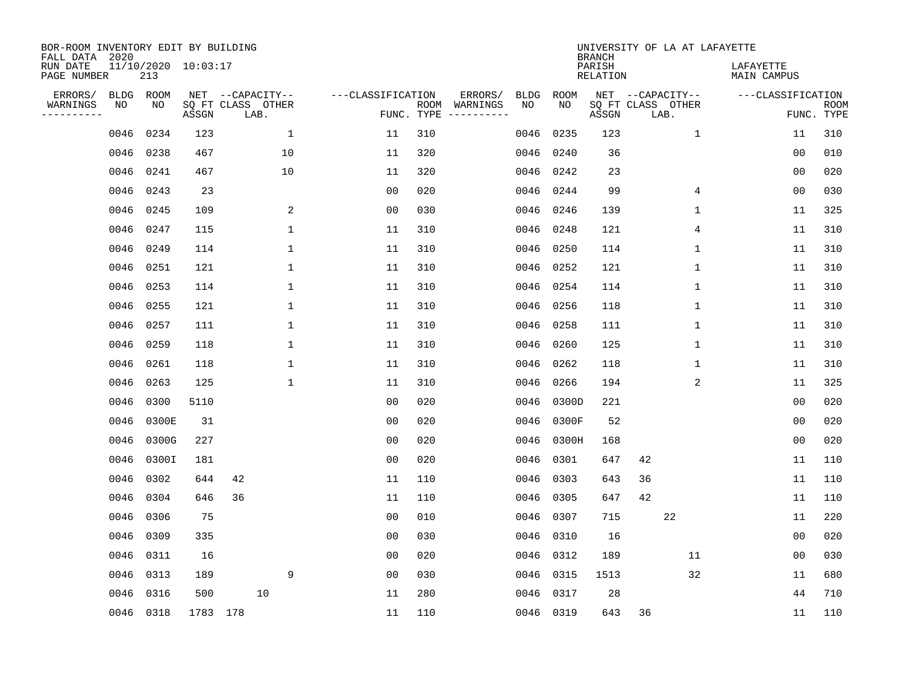BOR-ROOM INVENTORY EDIT BY BUILDING
FALL DATA 2020
RUN DATE 11/10/2020 10:03:17
PAGE NUMBER 213

UNIVERSITY OF LA AT LAFAYETTE
BRANCH
PARISH LAFAYETTE
RELATION MAIN CAMPUS

| ERRORS/ WARNINGS | BLDG NO | ROOM NO | NET SQ FT ASSGN | CAPACITY CLASS | CAPACITY LAB. | CAPACITY OTHER | CLASSIFICATION FUNC. | ROOM TYPE | ERRORS/ WARNINGS | BLDG NO | ROOM NO | NET SQ FT ASSGN | CAPACITY CLASS | CAPACITY LAB. | CAPACITY OTHER | CLASSIFICATION FUNC. | ROOM TYPE |
|---|---|---|---|---|---|---|---|---|---|---|---|---|---|---|---|---|---|
| | 0046 | 0234 | 123 | | | 1 | 11 | 310 | | 0046 | 0235 | 123 | | | 1 | 11 | 310 |
| | 0046 | 0238 | 467 | | | 10 | 11 | 320 | | 0046 | 0240 | 36 | | | | 00 | 010 |
| | 0046 | 0241 | 467 | | | 10 | 11 | 320 | | 0046 | 0242 | 23 | | | | 00 | 020 |
| | 0046 | 0243 | 23 | | | | 00 | 020 | | 0046 | 0244 | 99 | | | 4 | 00 | 030 |
| | 0046 | 0245 | 109 | | | 2 | 00 | 030 | | 0046 | 0246 | 139 | | | 1 | 11 | 325 |
| | 0046 | 0247 | 115 | | | 1 | 11 | 310 | | 0046 | 0248 | 121 | | | 4 | 11 | 310 |
| | 0046 | 0249 | 114 | | | 1 | 11 | 310 | | 0046 | 0250 | 114 | | | 1 | 11 | 310 |
| | 0046 | 0251 | 121 | | | 1 | 11 | 310 | | 0046 | 0252 | 121 | | | 1 | 11 | 310 |
| | 0046 | 0253 | 114 | | | 1 | 11 | 310 | | 0046 | 0254 | 114 | | | 1 | 11 | 310 |
| | 0046 | 0255 | 121 | | | 1 | 11 | 310 | | 0046 | 0256 | 118 | | | 1 | 11 | 310 |
| | 0046 | 0257 | 111 | | | 1 | 11 | 310 | | 0046 | 0258 | 111 | | | 1 | 11 | 310 |
| | 0046 | 0259 | 118 | | | 1 | 11 | 310 | | 0046 | 0260 | 125 | | | 1 | 11 | 310 |
| | 0046 | 0261 | 118 | | | 1 | 11 | 310 | | 0046 | 0262 | 118 | | | 1 | 11 | 310 |
| | 0046 | 0263 | 125 | | | 1 | 11 | 310 | | 0046 | 0266 | 194 | | | 2 | 11 | 325 |
| | 0046 | 0300 | 5110 | | | | 00 | 020 | | 0046 | 0300D | 221 | | | | 00 | 020 |
| | 0046 | 0300E | 31 | | | | 00 | 020 | | 0046 | 0300F | 52 | | | | 00 | 020 |
| | 0046 | 0300G | 227 | | | | 00 | 020 | | 0046 | 0300H | 168 | | | | 00 | 020 |
| | 0046 | 0300I | 181 | | | | 00 | 020 | | 0046 | 0301 | 647 | 42 | | | 11 | 110 |
| | 0046 | 0302 | 644 | 42 | | | 11 | 110 | | 0046 | 0303 | 643 | 36 | | | 11 | 110 |
| | 0046 | 0304 | 646 | 36 | | | 11 | 110 | | 0046 | 0305 | 647 | 42 | | | 11 | 110 |
| | 0046 | 0306 | 75 | | | | 00 | 010 | | 0046 | 0307 | 715 | | 22 | | 11 | 220 |
| | 0046 | 0309 | 335 | | | | 00 | 030 | | 0046 | 0310 | 16 | | | | 00 | 020 |
| | 0046 | 0311 | 16 | | | | 00 | 020 | | 0046 | 0312 | 189 | | | 11 | 00 | 030 |
| | 0046 | 0313 | 189 | | | 9 | 00 | 030 | | 0046 | 0315 | 1513 | | | 32 | 11 | 680 |
| | 0046 | 0316 | 500 | | 10 | | 11 | 280 | | 0046 | 0317 | 28 | | | | 44 | 710 |
| | 0046 | 0318 | 1783 | 178 | | | 11 | 110 | | 0046 | 0319 | 643 | 36 | | | 11 | 110 |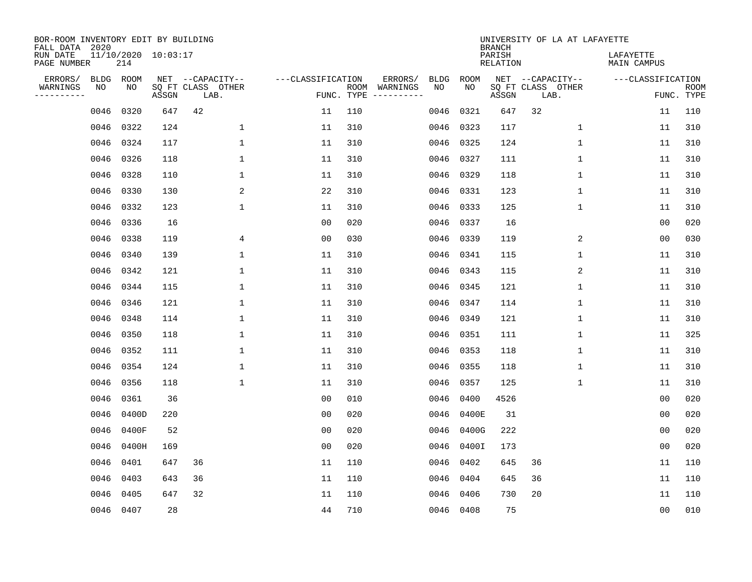BOR-ROOM INVENTORY EDIT BY BUILDING
FALL DATA 2020
RUN DATE 11/10/2020 10:03:17
PAGE NUMBER 214

UNIVERSITY OF LA AT LAFAYETTE
BRANCH
PARISH LAFAYETTE
RELATION MAIN CAMPUS

| ERRORS/ WARNINGS | BLDG NO | ROOM NO | NET SQ FT ASSGN | CAPACITY CLASS LAB. | CAPACITY OTHER | FUNC. | ROOM TYPE | ERRORS/ WARNINGS | BLDG NO | ROOM NO | NET SQ FT ASSGN | CAPACITY CLASS LAB. | CAPACITY OTHER | FUNC. | ROOM TYPE |
|---|---|---|---|---|---|---|---|---|---|---|---|---|---|---|---|
| | 0046 | 0320 | 647 | 42 | | 11 | 110 | | 0046 | 0321 | 647 | 32 | | 11 | 110 |
| | 0046 | 0322 | 124 | | 1 | 11 | 310 | | 0046 | 0323 | 117 | | 1 | 11 | 310 |
| | 0046 | 0324 | 117 | | 1 | 11 | 310 | | 0046 | 0325 | 124 | | 1 | 11 | 310 |
| | 0046 | 0326 | 118 | | 1 | 11 | 310 | | 0046 | 0327 | 111 | | 1 | 11 | 310 |
| | 0046 | 0328 | 110 | | 1 | 11 | 310 | | 0046 | 0329 | 118 | | 1 | 11 | 310 |
| | 0046 | 0330 | 130 | | 2 | 22 | 310 | | 0046 | 0331 | 123 | | 1 | 11 | 310 |
| | 0046 | 0332 | 123 | | 1 | 11 | 310 | | 0046 | 0333 | 125 | | 1 | 11 | 310 |
| | 0046 | 0336 | 16 | | | 00 | 020 | | 0046 | 0337 | 16 | | | 00 | 020 |
| | 0046 | 0338 | 119 | | 4 | 00 | 030 | | 0046 | 0339 | 119 | | 2 | 00 | 030 |
| | 0046 | 0340 | 139 | | 1 | 11 | 310 | | 0046 | 0341 | 115 | | 1 | 11 | 310 |
| | 0046 | 0342 | 121 | | 1 | 11 | 310 | | 0046 | 0343 | 115 | | 2 | 11 | 310 |
| | 0046 | 0344 | 115 | | 1 | 11 | 310 | | 0046 | 0345 | 121 | | 1 | 11 | 310 |
| | 0046 | 0346 | 121 | | 1 | 11 | 310 | | 0046 | 0347 | 114 | | 1 | 11 | 310 |
| | 0046 | 0348 | 114 | | 1 | 11 | 310 | | 0046 | 0349 | 121 | | 1 | 11 | 310 |
| | 0046 | 0350 | 118 | | 1 | 11 | 310 | | 0046 | 0351 | 111 | | 1 | 11 | 325 |
| | 0046 | 0352 | 111 | | 1 | 11 | 310 | | 0046 | 0353 | 118 | | 1 | 11 | 310 |
| | 0046 | 0354 | 124 | | 1 | 11 | 310 | | 0046 | 0355 | 118 | | 1 | 11 | 310 |
| | 0046 | 0356 | 118 | | 1 | 11 | 310 | | 0046 | 0357 | 125 | | 1 | 11 | 310 |
| | 0046 | 0361 | 36 | | | 00 | 010 | | 0046 | 0400 | 4526 | | | 00 | 020 |
| | 0046 | 0400D | 220 | | | 00 | 020 | | 0046 | 0400E | 31 | | | 00 | 020 |
| | 0046 | 0400F | 52 | | | 00 | 020 | | 0046 | 0400G | 222 | | | 00 | 020 |
| | 0046 | 0400H | 169 | | | 00 | 020 | | 0046 | 0400I | 173 | | | 00 | 020 |
| | 0046 | 0401 | 647 | 36 | | 11 | 110 | | 0046 | 0402 | 645 | 36 | | 11 | 110 |
| | 0046 | 0403 | 643 | 36 | | 11 | 110 | | 0046 | 0404 | 645 | 36 | | 11 | 110 |
| | 0046 | 0405 | 647 | 32 | | 11 | 110 | | 0046 | 0406 | 730 | 20 | | 11 | 110 |
| | 0046 | 0407 | 28 | | | 44 | 710 | | 0046 | 0408 | 75 | | | 00 | 010 |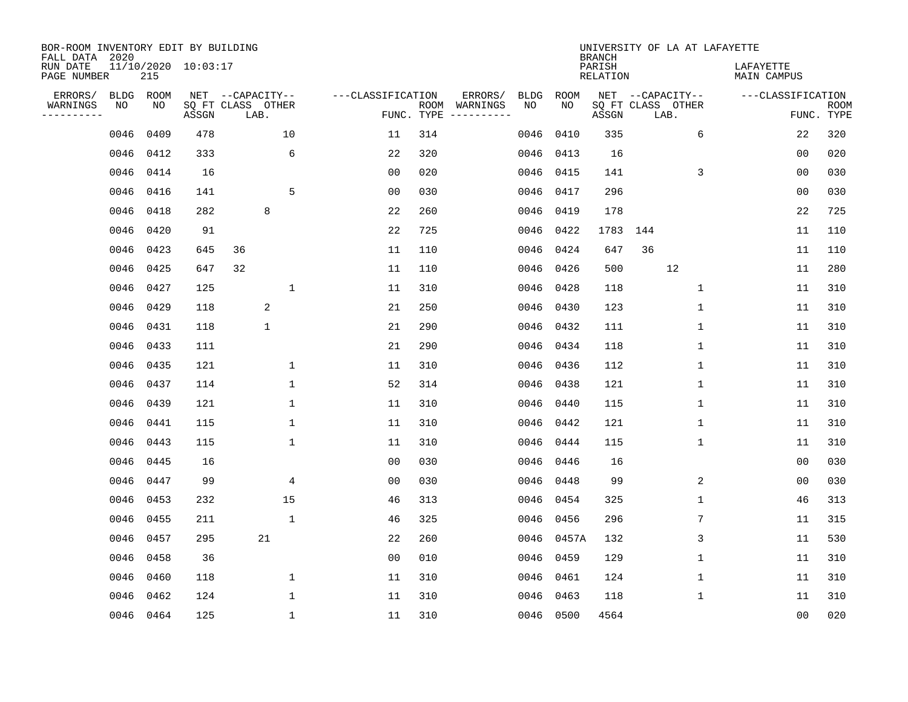BOR-ROOM INVENTORY EDIT BY BUILDING
FALL DATA 2020
RUN DATE 11/10/2020 10:03:17
PAGE NUMBER 215

UNIVERSITY OF LA AT LAFAYETTE
BRANCH
PARISH LAFAYETTE
RELATION MAIN CAMPUS

| ERRORS/ WARNINGS | BLDG NO | ROOM NO | NET SQ FT ASSGN | CAPACITY CLASS | LAB. | OTHER | FUNC. | ROOM TYPE | ERRORS/ WARNINGS | BLDG NO | ROOM NO | NET SQ FT ASSGN | CAPACITY CLASS | LAB. | OTHER | FUNC. | ROOM TYPE |
|---|---|---|---|---|---|---|---|---|---|---|---|---|---|---|---|---|---|
| | 0046 | 0409 | 478 | | | 10 | 11 | 314 | | 0046 | 0410 | 335 | | | 6 | 22 | 320 |
| | 0046 | 0412 | 333 | | | 6 | 22 | 320 | | 0046 | 0413 | 16 | | | | 00 | 020 |
| | 0046 | 0414 | 16 | | | | 00 | 020 | | 0046 | 0415 | 141 | | | 3 | 00 | 030 |
| | 0046 | 0416 | 141 | | | 5 | 00 | 030 | | 0046 | 0417 | 296 | | | | 00 | 030 |
| | 0046 | 0418 | 282 | | 8 | | 22 | 260 | | 0046 | 0419 | 178 | | | | 22 | 725 |
| | 0046 | 0420 | 91 | | | | 22 | 725 | | 0046 | 0422 | 1783 | 144 | | | 11 | 110 |
| | 0046 | 0423 | 645 | 36 | | | 11 | 110 | | 0046 | 0424 | 647 | 36 | | | 11 | 110 |
| | 0046 | 0425 | 647 | 32 | | | 11 | 110 | | 0046 | 0426 | 500 | | 12 | | 11 | 280 |
| | 0046 | 0427 | 125 | | | 1 | 11 | 310 | | 0046 | 0428 | 118 | | | 1 | 11 | 310 |
| | 0046 | 0429 | 118 | | 2 | | 21 | 250 | | 0046 | 0430 | 123 | | | 1 | 11 | 310 |
| | 0046 | 0431 | 118 | | 1 | | 21 | 290 | | 0046 | 0432 | 111 | | | 1 | 11 | 310 |
| | 0046 | 0433 | 111 | | | | 21 | 290 | | 0046 | 0434 | 118 | | | 1 | 11 | 310 |
| | 0046 | 0435 | 121 | | | 1 | 11 | 310 | | 0046 | 0436 | 112 | | | 1 | 11 | 310 |
| | 0046 | 0437 | 114 | | | 1 | 52 | 314 | | 0046 | 0438 | 121 | | | 1 | 11 | 310 |
| | 0046 | 0439 | 121 | | | 1 | 11 | 310 | | 0046 | 0440 | 115 | | | 1 | 11 | 310 |
| | 0046 | 0441 | 115 | | | 1 | 11 | 310 | | 0046 | 0442 | 121 | | | 1 | 11 | 310 |
| | 0046 | 0443 | 115 | | | 1 | 11 | 310 | | 0046 | 0444 | 115 | | | 1 | 11 | 310 |
| | 0046 | 0445 | 16 | | | | 00 | 030 | | 0046 | 0446 | 16 | | | | 00 | 030 |
| | 0046 | 0447 | 99 | | | 4 | 00 | 030 | | 0046 | 0448 | 99 | | | 2 | 00 | 030 |
| | 0046 | 0453 | 232 | | | 15 | 46 | 313 | | 0046 | 0454 | 325 | | | 1 | 46 | 313 |
| | 0046 | 0455 | 211 | | | 1 | 46 | 325 | | 0046 | 0456 | 296 | | | 7 | 11 | 315 |
| | 0046 | 0457 | 295 | | 21 | | 22 | 260 | | 0046 | 0457A | 132 | | | 3 | 11 | 530 |
| | 0046 | 0458 | 36 | | | | 00 | 010 | | 0046 | 0459 | 129 | | | 1 | 11 | 310 |
| | 0046 | 0460 | 118 | | | 1 | 11 | 310 | | 0046 | 0461 | 124 | | | 1 | 11 | 310 |
| | 0046 | 0462 | 124 | | | 1 | 11 | 310 | | 0046 | 0463 | 118 | | | 1 | 11 | 310 |
| | 0046 | 0464 | 125 | | | 1 | 11 | 310 | | 0046 | 0500 | 4564 | | | | 00 | 020 |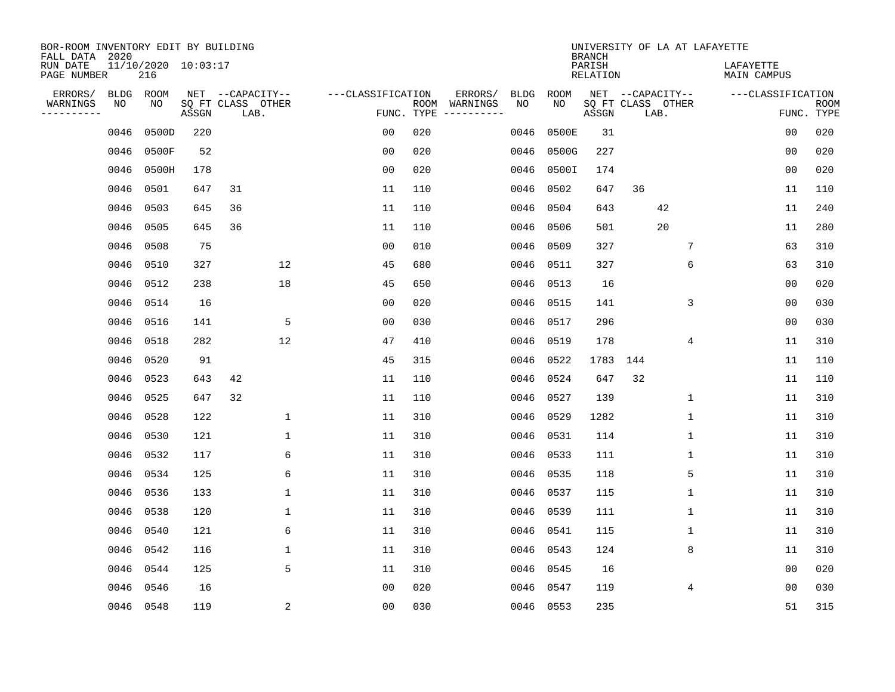BOR-ROOM INVENTORY EDIT BY BUILDING
FALL DATA 2020
RUN DATE 11/10/2020 10:03:17
PAGE NUMBER 216

UNIVERSITY OF LA AT LAFAYETTE
BRANCH
PARISH LAFAYETTE
RELATION MAIN CAMPUS

| ERRORS/ WARNINGS | BLDG NO | ROOM NO | NET SQ FT ASSGN | CAPACITY CLASS | LAB. | OTHER | FUNC. | ROOM TYPE | ERRORS/ WARNINGS | BLDG NO | ROOM NO | NET SQ FT ASSGN | CAPACITY CLASS | LAB. | OTHER | FUNC. | ROOM TYPE |
|---|---|---|---|---|---|---|---|---|---|---|---|---|---|---|---|---|---|
| | 0046 | 0500D | 220 | | | | 00 | 020 | | 0046 | 0500E | 31 | | | | 00 | 020 |
| | 0046 | 0500F | 52 | | | | 00 | 020 | | 0046 | 0500G | 227 | | | | 00 | 020 |
| | 0046 | 0500H | 178 | | | | 00 | 020 | | 0046 | 0500I | 174 | | | | 00 | 020 |
| | 0046 | 0501 | 647 | 31 | | | 11 | 110 | | 0046 | 0502 | 647 | 36 | | | 11 | 110 |
| | 0046 | 0503 | 645 | 36 | | | 11 | 110 | | 0046 | 0504 | 643 | | 42 | | 11 | 240 |
| | 0046 | 0505 | 645 | 36 | | | 11 | 110 | | 0046 | 0506 | 501 | | 20 | | 11 | 280 |
| | 0046 | 0508 | 75 | | | | 00 | 010 | | 0046 | 0509 | 327 | | | 7 | 63 | 310 |
| | 0046 | 0510 | 327 | | | 12 | 45 | 680 | | 0046 | 0511 | 327 | | | 6 | 63 | 310 |
| | 0046 | 0512 | 238 | | | 18 | 45 | 650 | | 0046 | 0513 | 16 | | | | 00 | 020 |
| | 0046 | 0514 | 16 | | | | 00 | 020 | | 0046 | 0515 | 141 | | | 3 | 00 | 030 |
| | 0046 | 0516 | 141 | | | 5 | 00 | 030 | | 0046 | 0517 | 296 | | | | 00 | 030 |
| | 0046 | 0518 | 282 | | | 12 | 47 | 410 | | 0046 | 0519 | 178 | | | 4 | 11 | 310 |
| | 0046 | 0520 | 91 | | | | 45 | 315 | | 0046 | 0522 | 1783 | 144 | | | 11 | 110 |
| | 0046 | 0523 | 643 | 42 | | | 11 | 110 | | 0046 | 0524 | 647 | 32 | | | 11 | 110 |
| | 0046 | 0525 | 647 | 32 | | | 11 | 110 | | 0046 | 0527 | 139 | | | 1 | 11 | 310 |
| | 0046 | 0528 | 122 | | | 1 | 11 | 310 | | 0046 | 0529 | 1282 | | | 1 | 11 | 310 |
| | 0046 | 0530 | 121 | | | 1 | 11 | 310 | | 0046 | 0531 | 114 | | | 1 | 11 | 310 |
| | 0046 | 0532 | 117 | | | 6 | 11 | 310 | | 0046 | 0533 | 111 | | | 1 | 11 | 310 |
| | 0046 | 0534 | 125 | | | 6 | 11 | 310 | | 0046 | 0535 | 118 | | | 5 | 11 | 310 |
| | 0046 | 0536 | 133 | | | 1 | 11 | 310 | | 0046 | 0537 | 115 | | | 1 | 11 | 310 |
| | 0046 | 0538 | 120 | | | 1 | 11 | 310 | | 0046 | 0539 | 111 | | | 1 | 11 | 310 |
| | 0046 | 0540 | 121 | | | 6 | 11 | 310 | | 0046 | 0541 | 115 | | | 1 | 11 | 310 |
| | 0046 | 0542 | 116 | | | 1 | 11 | 310 | | 0046 | 0543 | 124 | | | 8 | 11 | 310 |
| | 0046 | 0544 | 125 | | | 5 | 11 | 310 | | 0046 | 0545 | 16 | | | | 00 | 020 |
| | 0046 | 0546 | 16 | | | | 00 | 020 | | 0046 | 0547 | 119 | | | 4 | 00 | 030 |
| | 0046 | 0548 | 119 | | | 2 | 00 | 030 | | 0046 | 0553 | 235 | | | | 51 | 315 |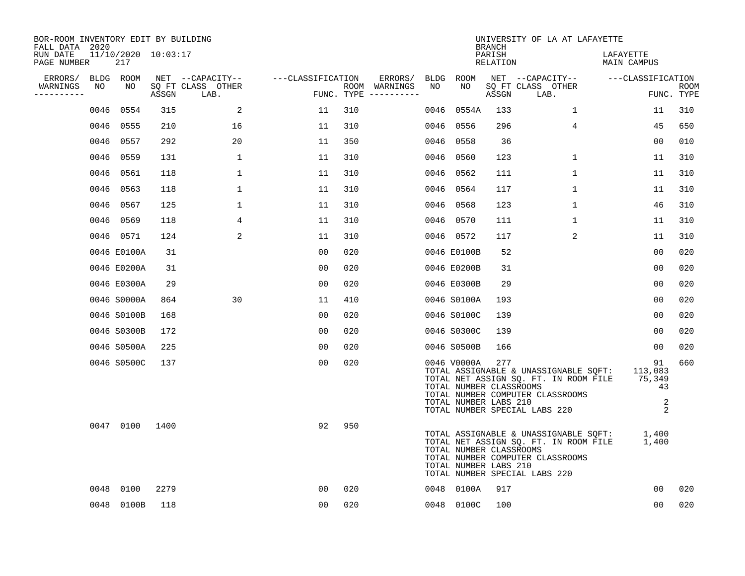BOR-ROOM INVENTORY EDIT BY BUILDING
FALL DATA 2020
RUN DATE 11/10/2020 10:03:17
PAGE NUMBER 217

UNIVERSITY OF LA AT LAFAYETTE
BRANCH
PARISH LAFAYETTE
RELATION MAIN CAMPUS

| ERRORS/ WARNINGS | BLDG NO | ROOM NO | NET SQ FT ASSGN | CAPACITY CLASS LAB. | CAPACITY OTHER | CLASSIFICATION FUNC. | ROOM TYPE | ERRORS/ WARNINGS | BLDG NO | ROOM NO | NET SQ FT ASSGN | CAPACITY CLASS LAB. | CAPACITY OTHER | CLASSIFICATION FUNC. | ROOM TYPE |
|---|---|---|---|---|---|---|---|---|---|---|---|---|---|---|---|
| | 0046 | 0554 | 315 | | 2 | 11 | 310 | | 0046 | 0554A | 133 | | 1 | 11 | 310 |
| | 0046 | 0555 | 210 | | 16 | 11 | 310 | | 0046 | 0556 | 296 | | 4 | 45 | 650 |
| | 0046 | 0557 | 292 | | 20 | 11 | 350 | | 0046 | 0558 | 36 | | | 00 | 010 |
| | 0046 | 0559 | 131 | | 1 | 11 | 310 | | 0046 | 0560 | 123 | | 1 | 11 | 310 |
| | 0046 | 0561 | 118 | | 1 | 11 | 310 | | 0046 | 0562 | 111 | | 1 | 11 | 310 |
| | 0046 | 0563 | 118 | | 1 | 11 | 310 | | 0046 | 0564 | 117 | | 1 | 11 | 310 |
| | 0046 | 0567 | 125 | | 1 | 11 | 310 | | 0046 | 0568 | 123 | | 1 | 46 | 310 |
| | 0046 | 0569 | 118 | | 4 | 11 | 310 | | 0046 | 0570 | 111 | | 1 | 11 | 310 |
| | 0046 | 0571 | 124 | | 2 | 11 | 310 | | 0046 | 0572 | 117 | | 2 | 11 | 310 |
| | 0046 | E0100A | 31 | | | 00 | 020 | | 0046 | E0100B | 52 | | | 00 | 020 |
| | 0046 | E0200A | 31 | | | 00 | 020 | | 0046 | E0200B | 31 | | | 00 | 020 |
| | 0046 | E0300A | 29 | | | 00 | 020 | | 0046 | E0300B | 29 | | | 00 | 020 |
| | 0046 | S0000A | 864 | | 30 | 11 | 410 | | 0046 | S0100A | 193 | | | 00 | 020 |
| | 0046 | S0100B | 168 | | | 00 | 020 | | 0046 | S0100C | 139 | | | 00 | 020 |
| | 0046 | S0300B | 172 | | | 00 | 020 | | 0046 | S0300C | 139 | | | 00 | 020 |
| | 0046 | S0500A | 225 | | | 00 | 020 | | 0046 | S0500B | 166 | | | 00 | 020 |
| | 0046 | S0500C | 137 | | | 00 | 020 | | 0046 | V0000A | 277 | | | 91 | 660 |

TOTAL ASSIGNABLE & UNASSIGNABLE SQFT: 113,083
TOTAL NET ASSIGN SQ. FT. IN ROOM FILE 75,349
TOTAL NUMBER CLASSROOMS 43
TOTAL NUMBER COMPUTER CLASSROOMS
TOTAL NUMBER LABS 210 2
TOTAL NUMBER SPECIAL LABS 220 2

| ERRORS/ WARNINGS | BLDG NO | ROOM NO | NET SQ FT ASSGN | CAPACITY CLASS LAB. | CAPACITY OTHER | CLASSIFICATION FUNC. | ROOM TYPE |
|---|---|---|---|---|---|---|---|
| | 0047 | 0100 | 1400 | | | 92 | 950 |

TOTAL ASSIGNABLE & UNASSIGNABLE SQFT: 1,400
TOTAL NET ASSIGN SQ. FT. IN ROOM FILE 1,400
TOTAL NUMBER CLASSROOMS
TOTAL NUMBER COMPUTER CLASSROOMS
TOTAL NUMBER LABS 210
TOTAL NUMBER SPECIAL LABS 220

| ERRORS/ WARNINGS | BLDG NO | ROOM NO | NET SQ FT ASSGN | CAPACITY CLASS LAB. | CAPACITY OTHER | CLASSIFICATION FUNC. | ROOM TYPE | ERRORS/ WARNINGS | BLDG NO | ROOM NO | NET SQ FT ASSGN | CAPACITY CLASS LAB. | CAPACITY OTHER | CLASSIFICATION FUNC. | ROOM TYPE |
|---|---|---|---|---|---|---|---|---|---|---|---|---|---|---|---|
| | 0048 | 0100 | 2279 | | | 00 | 020 | | 0048 | 0100A | 917 | | | 00 | 020 |
| | 0048 | 0100B | 118 | | | 00 | 020 | | 0048 | 0100C | 100 | | | 00 | 020 |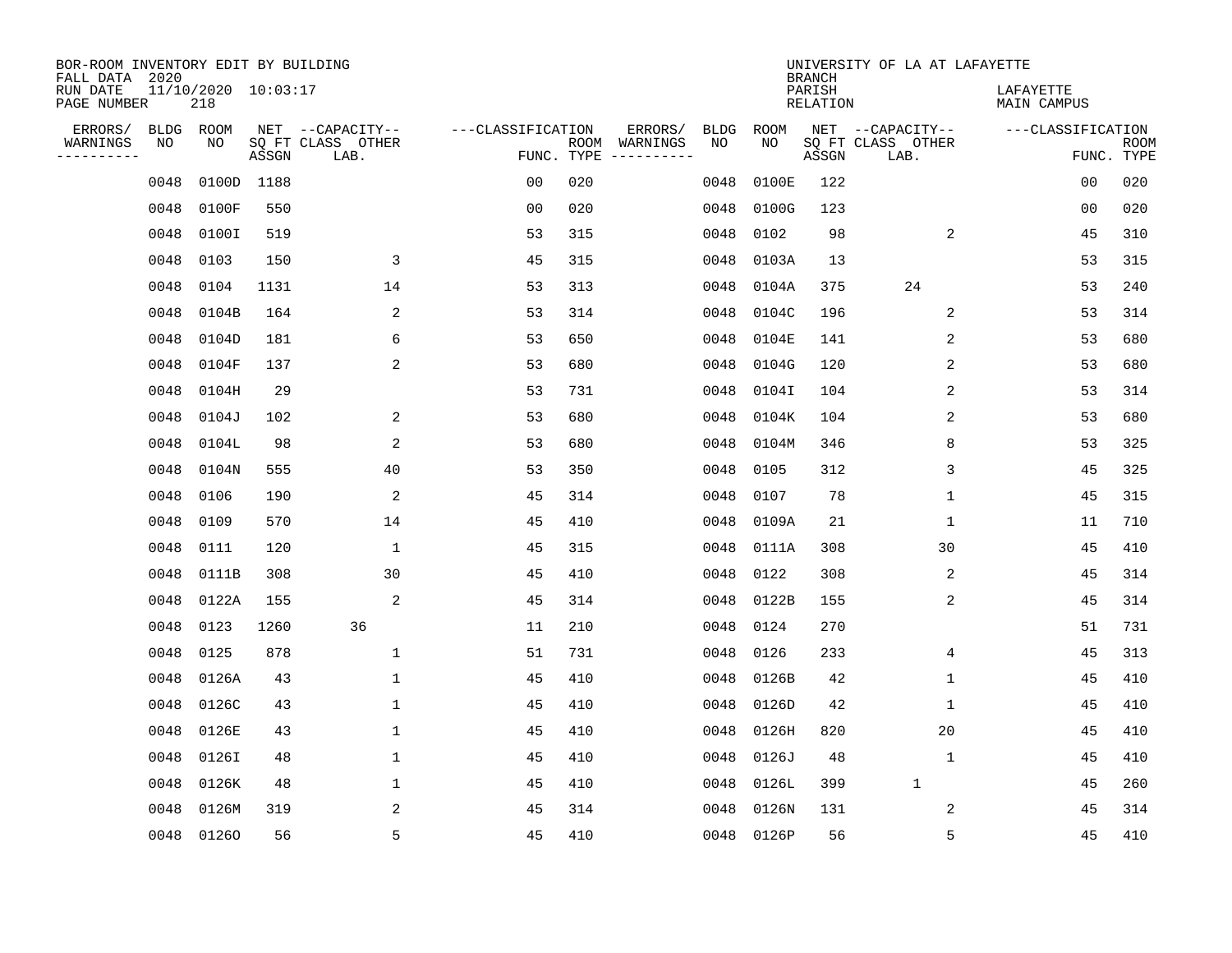BOR-ROOM INVENTORY EDIT BY BUILDING
FALL DATA 2020
RUN DATE 11/10/2020 10:03:17
PAGE NUMBER 218

UNIVERSITY OF LA AT LAFAYETTE
BRANCH
PARISH LAFAYETTE
RELATION MAIN CAMPUS

| ERRORS/ WARNINGS | BLDG NO | ROOM NO | NET SQ FT ASSGN | CAPACITY CLASS LAB. | CAPACITY OTHER | CLASSIFICATION FUNC. | ROOM TYPE | ERRORS/ WARNINGS | BLDG NO | ROOM NO | NET SQ FT ASSGN | CAPACITY CLASS LAB. | CAPACITY OTHER | CLASSIFICATION FUNC. | ROOM TYPE |
|---|---|---|---|---|---|---|---|---|---|---|---|---|---|---|---|
| | 0048 | 0100D | 1188 | | | 00 | 020 | | 0048 | 0100E | 122 | | | 00 | 020 |
| | 0048 | 0100F | 550 | | | 00 | 020 | | 0048 | 0100G | 123 | | | 00 | 020 |
| | 0048 | 0100I | 519 | | | 53 | 315 | | 0048 | 0102 | 98 | | 2 | 45 | 310 |
| | 0048 | 0103 | 150 | | 3 | 45 | 315 | | 0048 | 0103A | 13 | | | 53 | 315 |
| | 0048 | 0104 | 1131 | | 14 | 53 | 313 | | 0048 | 0104A | 375 | 24 | | 53 | 240 |
| | 0048 | 0104B | 164 | | 2 | 53 | 314 | | 0048 | 0104C | 196 | | 2 | 53 | 314 |
| | 0048 | 0104D | 181 | | 6 | 53 | 650 | | 0048 | 0104E | 141 | | 2 | 53 | 680 |
| | 0048 | 0104F | 137 | | 2 | 53 | 680 | | 0048 | 0104G | 120 | | 2 | 53 | 680 |
| | 0048 | 0104H | 29 | | | 53 | 731 | | 0048 | 0104I | 104 | | 2 | 53 | 314 |
| | 0048 | 0104J | 102 | | 2 | 53 | 680 | | 0048 | 0104K | 104 | | 2 | 53 | 680 |
| | 0048 | 0104L | 98 | | 2 | 53 | 680 | | 0048 | 0104M | 346 | | 8 | 53 | 325 |
| | 0048 | 0104N | 555 | | 40 | 53 | 350 | | 0048 | 0105 | 312 | | 3 | 45 | 325 |
| | 0048 | 0106 | 190 | | 2 | 45 | 314 | | 0048 | 0107 | 78 | | 1 | 45 | 315 |
| | 0048 | 0109 | 570 | | 14 | 45 | 410 | | 0048 | 0109A | 21 | | 1 | 11 | 710 |
| | 0048 | 0111 | 120 | | 1 | 45 | 315 | | 0048 | 0111A | 308 | | 30 | 45 | 410 |
| | 0048 | 0111B | 308 | | 30 | 45 | 410 | | 0048 | 0122 | 308 | | 2 | 45 | 314 |
| | 0048 | 0122A | 155 | | 2 | 45 | 314 | | 0048 | 0122B | 155 | | 2 | 45 | 314 |
| | 0048 | 0123 | 1260 | 36 | | 11 | 210 | | 0048 | 0124 | 270 | | | 51 | 731 |
| | 0048 | 0125 | 878 | | 1 | 51 | 731 | | 0048 | 0126 | 233 | | 4 | 45 | 313 |
| | 0048 | 0126A | 43 | | 1 | 45 | 410 | | 0048 | 0126B | 42 | | 1 | 45 | 410 |
| | 0048 | 0126C | 43 | | 1 | 45 | 410 | | 0048 | 0126D | 42 | | 1 | 45 | 410 |
| | 0048 | 0126E | 43 | | 1 | 45 | 410 | | 0048 | 0126H | 820 | | 20 | 45 | 410 |
| | 0048 | 0126I | 48 | | 1 | 45 | 410 | | 0048 | 0126J | 48 | | 1 | 45 | 410 |
| | 0048 | 0126K | 48 | | 1 | 45 | 410 | | 0048 | 0126L | 399 | 1 | | 45 | 260 |
| | 0048 | 0126M | 319 | | 2 | 45 | 314 | | 0048 | 0126N | 131 | | 2 | 45 | 314 |
| | 0048 | 0126O | 56 | | 5 | 45 | 410 | | 0048 | 0126P | 56 | | 5 | 45 | 410 |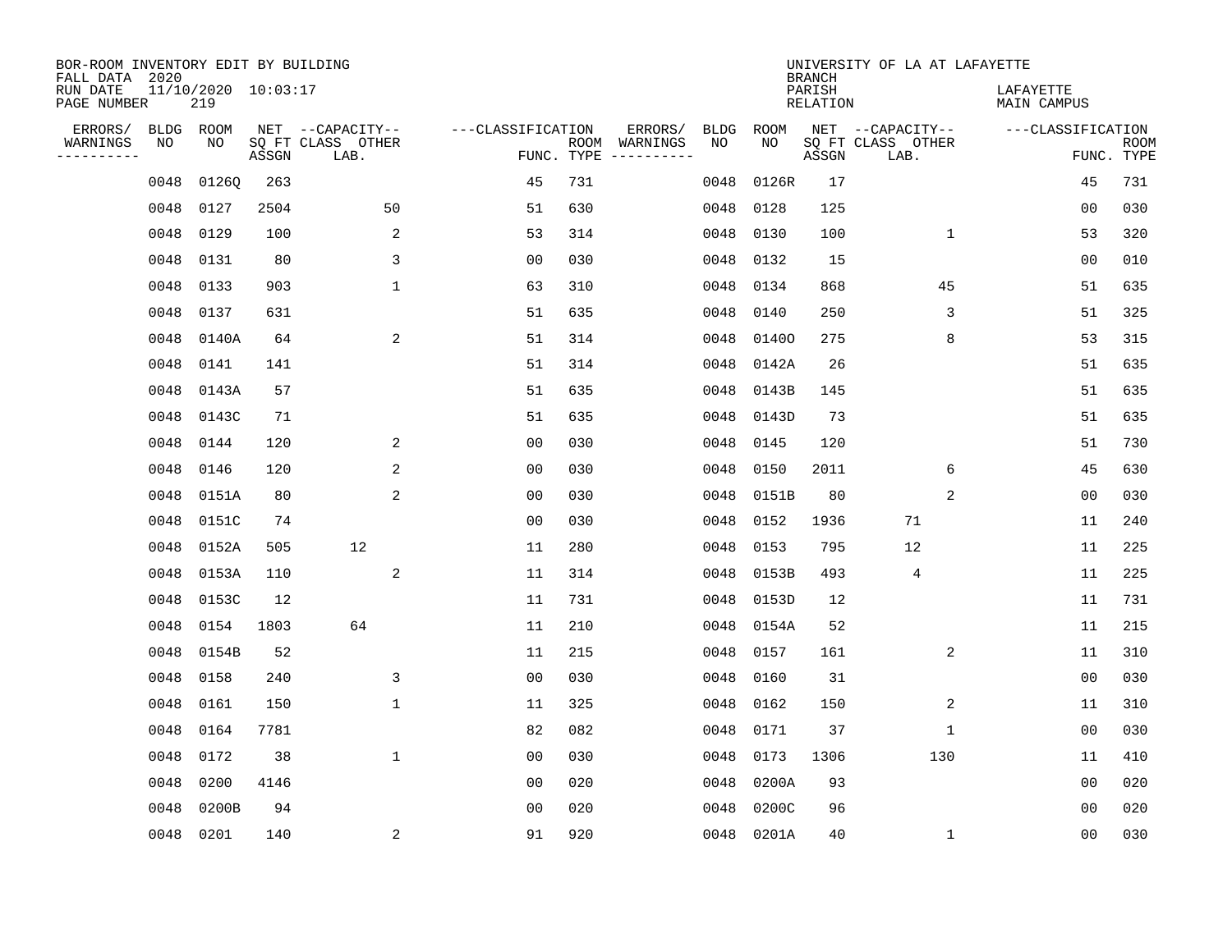BOR-ROOM INVENTORY EDIT BY BUILDING
FALL DATA 2020
RUN DATE 11/10/2020 10:03:17
PAGE NUMBER 219

UNIVERSITY OF LA AT LAFAYETTE
BRANCH
PARISH LAFAYETTE
RELATION MAIN CAMPUS

| ERRORS/ WARNINGS | BLDG NO | ROOM NO | NET SQ FT ASSGN | CAPACITY-- CLASS LAB. | OTHER | FUNC. | ROOM TYPE | ERRORS/ WARNINGS | BLDG NO | ROOM NO | NET SQ FT ASSGN | CAPACITY-- CLASS LAB. | OTHER | FUNC. | ROOM TYPE |
|---|---|---|---|---|---|---|---|---|---|---|---|---|---|---|---|
| | 0048 | 0126Q | 263 | | | 45 | 731 | | 0048 | 0126R | 17 | | | 45 | 731 |
| | 0048 | 0127 | 2504 | | 50 | 51 | 630 | | 0048 | 0128 | 125 | | | 00 | 030 |
| | 0048 | 0129 | 100 | | 2 | 53 | 314 | | 0048 | 0130 | 100 | | 1 | 53 | 320 |
| | 0048 | 0131 | 80 | | 3 | 00 | 030 | | 0048 | 0132 | 15 | | | 00 | 010 |
| | 0048 | 0133 | 903 | | 1 | 63 | 310 | | 0048 | 0134 | 868 | | 45 | 51 | 635 |
| | 0048 | 0137 | 631 | | | 51 | 635 | | 0048 | 0140 | 250 | | 3 | 51 | 325 |
| | 0048 | 0140A | 64 | | 2 | 51 | 314 | | 0048 | 0140O | 275 | | 8 | 53 | 315 |
| | 0048 | 0141 | 141 | | | 51 | 314 | | 0048 | 0142A | 26 | | | 51 | 635 |
| | 0048 | 0143A | 57 | | | 51 | 635 | | 0048 | 0143B | 145 | | | 51 | 635 |
| | 0048 | 0143C | 71 | | | 51 | 635 | | 0048 | 0143D | 73 | | | 51 | 635 |
| | 0048 | 0144 | 120 | | 2 | 00 | 030 | | 0048 | 0145 | 120 | | | 51 | 730 |
| | 0048 | 0146 | 120 | | 2 | 00 | 030 | | 0048 | 0150 | 2011 | | 6 | 45 | 630 |
| | 0048 | 0151A | 80 | | 2 | 00 | 030 | | 0048 | 0151B | 80 | | 2 | 00 | 030 |
| | 0048 | 0151C | 74 | | | 00 | 030 | | 0048 | 0152 | 1936 | 71 | | 11 | 240 |
| | 0048 | 0152A | 505 | 12 | | 11 | 280 | | 0048 | 0153 | 795 | 12 | | 11 | 225 |
| | 0048 | 0153A | 110 | | 2 | 11 | 314 | | 0048 | 0153B | 493 | 4 | | 11 | 225 |
| | 0048 | 0153C | 12 | | | 11 | 731 | | 0048 | 0153D | 12 | | | 11 | 731 |
| | 0048 | 0154 | 1803 | 64 | | 11 | 210 | | 0048 | 0154A | 52 | | | 11 | 215 |
| | 0048 | 0154B | 52 | | | 11 | 215 | | 0048 | 0157 | 161 | | 2 | 11 | 310 |
| | 0048 | 0158 | 240 | | 3 | 00 | 030 | | 0048 | 0160 | 31 | | | 00 | 030 |
| | 0048 | 0161 | 150 | | 1 | 11 | 325 | | 0048 | 0162 | 150 | | 2 | 11 | 310 |
| | 0048 | 0164 | 7781 | | | 82 | 082 | | 0048 | 0171 | 37 | | 1 | 00 | 030 |
| | 0048 | 0172 | 38 | | 1 | 00 | 030 | | 0048 | 0173 | 1306 | | 130 | 11 | 410 |
| | 0048 | 0200 | 4146 | | | 00 | 020 | | 0048 | 0200A | 93 | | | 00 | 020 |
| | 0048 | 0200B | 94 | | | 00 | 020 | | 0048 | 0200C | 96 | | | 00 | 020 |
| | 0048 | 0201 | 140 | | 2 | 91 | 920 | | 0048 | 0201A | 40 | | 1 | 00 | 030 |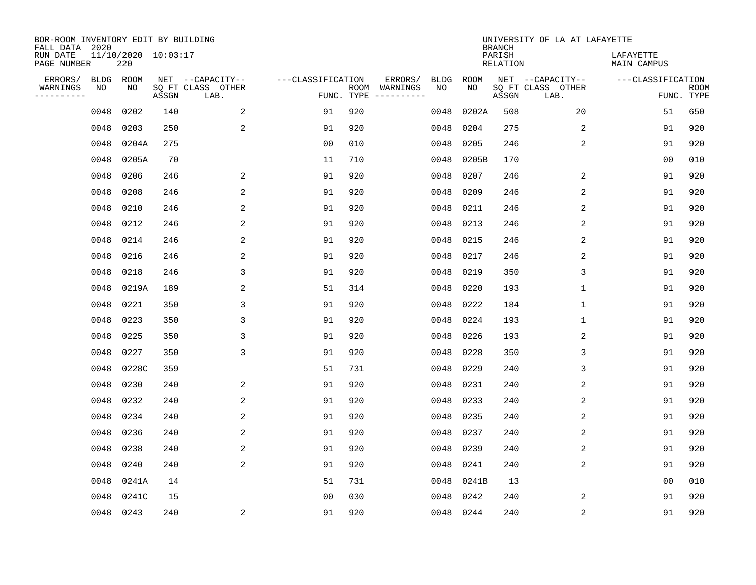BOR-ROOM INVENTORY EDIT BY BUILDING
FALL DATA 2020
RUN DATE 11/10/2020 10:03:17
PAGE NUMBER 220

UNIVERSITY OF LA AT LAFAYETTE
BRANCH
PARISH LAFAYETTE
RELATION MAIN CAMPUS

| ERRORS/ WARNINGS | BLDG NO | ROOM NO | NET SQ FT ASSGN | CAPACITY CLASS LAB. | CAPACITY OTHER | CLASSIFICATION FUNC. | ROOM TYPE | ERRORS/ WARNINGS | BLDG NO | ROOM NO | NET SQ FT ASSGN | CAPACITY CLASS LAB. | CAPACITY OTHER | CLASSIFICATION FUNC. | ROOM TYPE |
|---|---|---|---|---|---|---|---|---|---|---|---|---|---|---|---|
| | 0048 | 0202 | 140 | | 2 | 91 | 920 | | 0048 | 0202A | 508 | | 20 | 51 | 650 |
| | 0048 | 0203 | 250 | | 2 | 91 | 920 | | 0048 | 0204 | 275 | | 2 | 91 | 920 |
| | 0048 | 0204A | 275 | | | 00 | 010 | | 0048 | 0205 | 246 | | 2 | 91 | 920 |
| | 0048 | 0205A | 70 | | | 11 | 710 | | 0048 | 0205B | 170 | | | 00 | 010 |
| | 0048 | 0206 | 246 | | 2 | 91 | 920 | | 0048 | 0207 | 246 | | 2 | 91 | 920 |
| | 0048 | 0208 | 246 | | 2 | 91 | 920 | | 0048 | 0209 | 246 | | 2 | 91 | 920 |
| | 0048 | 0210 | 246 | | 2 | 91 | 920 | | 0048 | 0211 | 246 | | 2 | 91 | 920 |
| | 0048 | 0212 | 246 | | 2 | 91 | 920 | | 0048 | 0213 | 246 | | 2 | 91 | 920 |
| | 0048 | 0214 | 246 | | 2 | 91 | 920 | | 0048 | 0215 | 246 | | 2 | 91 | 920 |
| | 0048 | 0216 | 246 | | 2 | 91 | 920 | | 0048 | 0217 | 246 | | 2 | 91 | 920 |
| | 0048 | 0218 | 246 | | 3 | 91 | 920 | | 0048 | 0219 | 350 | | 3 | 91 | 920 |
| | 0048 | 0219A | 189 | | 2 | 51 | 314 | | 0048 | 0220 | 193 | | 1 | 91 | 920 |
| | 0048 | 0221 | 350 | | 3 | 91 | 920 | | 0048 | 0222 | 184 | | 1 | 91 | 920 |
| | 0048 | 0223 | 350 | | 3 | 91 | 920 | | 0048 | 0224 | 193 | | 1 | 91 | 920 |
| | 0048 | 0225 | 350 | | 3 | 91 | 920 | | 0048 | 0226 | 193 | | 2 | 91 | 920 |
| | 0048 | 0227 | 350 | | 3 | 91 | 920 | | 0048 | 0228 | 350 | | 3 | 91 | 920 |
| | 0048 | 0228C | 359 | | | 51 | 731 | | 0048 | 0229 | 240 | | 3 | 91 | 920 |
| | 0048 | 0230 | 240 | | 2 | 91 | 920 | | 0048 | 0231 | 240 | | 2 | 91 | 920 |
| | 0048 | 0232 | 240 | | 2 | 91 | 920 | | 0048 | 0233 | 240 | | 2 | 91 | 920 |
| | 0048 | 0234 | 240 | | 2 | 91 | 920 | | 0048 | 0235 | 240 | | 2 | 91 | 920 |
| | 0048 | 0236 | 240 | | 2 | 91 | 920 | | 0048 | 0237 | 240 | | 2 | 91 | 920 |
| | 0048 | 0238 | 240 | | 2 | 91 | 920 | | 0048 | 0239 | 240 | | 2 | 91 | 920 |
| | 0048 | 0240 | 240 | | 2 | 91 | 920 | | 0048 | 0241 | 240 | | 2 | 91 | 920 |
| | 0048 | 0241A | 14 | | | 51 | 731 | | 0048 | 0241B | 13 | | | 00 | 010 |
| | 0048 | 0241C | 15 | | | 00 | 030 | | 0048 | 0242 | 240 | | 2 | 91 | 920 |
| | 0048 | 0243 | 240 | | 2 | 91 | 920 | | 0048 | 0244 | 240 | | 2 | 91 | 920 |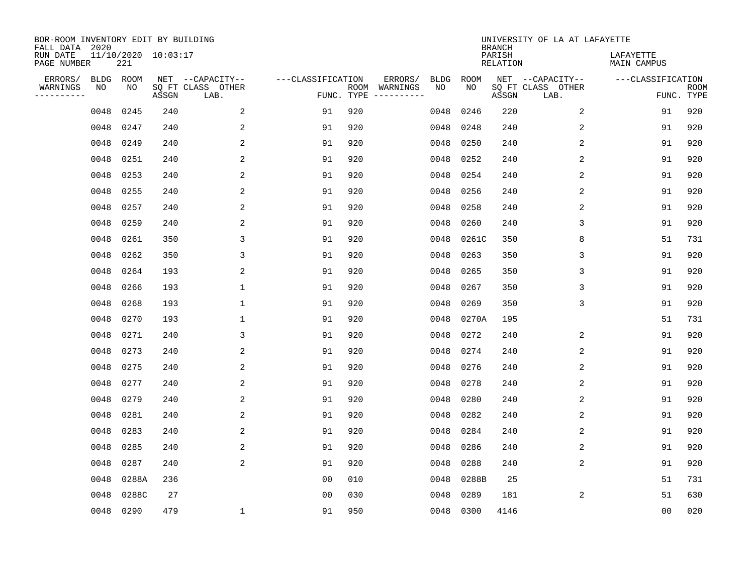BOR-ROOM INVENTORY EDIT BY BUILDING
FALL DATA 2020
RUN DATE 11/10/2020 10:03:17
PAGE NUMBER 221

UNIVERSITY OF LA AT LAFAYETTE
BRANCH
PARISH LAFAYETTE
RELATION MAIN CAMPUS

| ERRORS/ WARNINGS | BLDG NO | ROOM NO | NET SQ FT ASSGN | CAPACITY-- CLASS LAB. | OTHER | FUNC. | ROOM TYPE | ERRORS/ WARNINGS | BLDG NO | ROOM NO | NET SQ FT ASSGN | CAPACITY-- CLASS LAB. | OTHER | FUNC. | ROOM TYPE |
|---|---|---|---|---|---|---|---|---|---|---|---|---|---|---|---|
| | 0048 | 0245 | 240 | | 2 | 91 | 920 | | 0048 | 0246 | 220 | | 2 | 91 | 920 |
| | 0048 | 0247 | 240 | | 2 | 91 | 920 | | 0048 | 0248 | 240 | | 2 | 91 | 920 |
| | 0048 | 0249 | 240 | | 2 | 91 | 920 | | 0048 | 0250 | 240 | | 2 | 91 | 920 |
| | 0048 | 0251 | 240 | | 2 | 91 | 920 | | 0048 | 0252 | 240 | | 2 | 91 | 920 |
| | 0048 | 0253 | 240 | | 2 | 91 | 920 | | 0048 | 0254 | 240 | | 2 | 91 | 920 |
| | 0048 | 0255 | 240 | | 2 | 91 | 920 | | 0048 | 0256 | 240 | | 2 | 91 | 920 |
| | 0048 | 0257 | 240 | | 2 | 91 | 920 | | 0048 | 0258 | 240 | | 2 | 91 | 920 |
| | 0048 | 0259 | 240 | | 2 | 91 | 920 | | 0048 | 0260 | 240 | | 3 | 91 | 920 |
| | 0048 | 0261 | 350 | | 3 | 91 | 920 | | 0048 | 0261C | 350 | | 8 | 51 | 731 |
| | 0048 | 0262 | 350 | | 3 | 91 | 920 | | 0048 | 0263 | 350 | | 3 | 91 | 920 |
| | 0048 | 0264 | 193 | | 2 | 91 | 920 | | 0048 | 0265 | 350 | | 3 | 91 | 920 |
| | 0048 | 0266 | 193 | | 1 | 91 | 920 | | 0048 | 0267 | 350 | | 3 | 91 | 920 |
| | 0048 | 0268 | 193 | | 1 | 91 | 920 | | 0048 | 0269 | 350 | | 3 | 91 | 920 |
| | 0048 | 0270 | 193 | | 1 | 91 | 920 | | 0048 | 0270A | 195 | | | 51 | 731 |
| | 0048 | 0271 | 240 | | 3 | 91 | 920 | | 0048 | 0272 | 240 | | 2 | 91 | 920 |
| | 0048 | 0273 | 240 | | 2 | 91 | 920 | | 0048 | 0274 | 240 | | 2 | 91 | 920 |
| | 0048 | 0275 | 240 | | 2 | 91 | 920 | | 0048 | 0276 | 240 | | 2 | 91 | 920 |
| | 0048 | 0277 | 240 | | 2 | 91 | 920 | | 0048 | 0278 | 240 | | 2 | 91 | 920 |
| | 0048 | 0279 | 240 | | 2 | 91 | 920 | | 0048 | 0280 | 240 | | 2 | 91 | 920 |
| | 0048 | 0281 | 240 | | 2 | 91 | 920 | | 0048 | 0282 | 240 | | 2 | 91 | 920 |
| | 0048 | 0283 | 240 | | 2 | 91 | 920 | | 0048 | 0284 | 240 | | 2 | 91 | 920 |
| | 0048 | 0285 | 240 | | 2 | 91 | 920 | | 0048 | 0286 | 240 | | 2 | 91 | 920 |
| | 0048 | 0287 | 240 | | 2 | 91 | 920 | | 0048 | 0288 | 240 | | 2 | 91 | 920 |
| | 0048 | 0288A | 236 | | | 00 | 010 | | 0048 | 0288B | 25 | | | 51 | 731 |
| | 0048 | 0288C | 27 | | | 00 | 030 | | 0048 | 0289 | 181 | | 2 | 51 | 630 |
| | 0048 | 0290 | 479 | | 1 | 91 | 950 | | 0048 | 0300 | 4146 | | | 00 | 020 |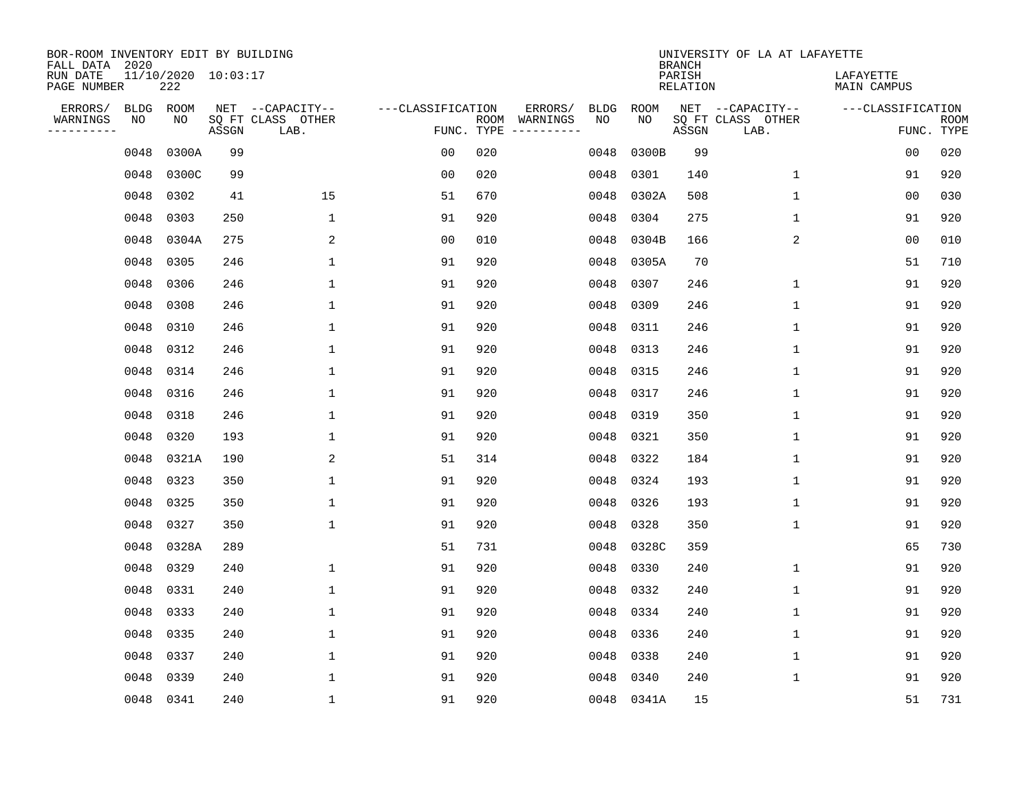BOR-ROOM INVENTORY EDIT BY BUILDING
FALL DATA 2020
RUN DATE 11/10/2020 10:03:17
PAGE NUMBER 222

UNIVERSITY OF LA AT LAFAYETTE
BRANCH
PARISH LAFAYETTE
RELATION MAIN CAMPUS

| ERRORS/ WARNINGS | BLDG NO | ROOM NO | NET SQ FT ASSGN | CAPACITY CLASS LAB. | CAPACITY OTHER | CLASSIFICATION FUNC. | ROOM TYPE | ERRORS/ WARNINGS | BLDG NO | ROOM NO | NET SQ FT ASSGN | CAPACITY CLASS LAB. | CAPACITY OTHER | CLASSIFICATION FUNC. | ROOM TYPE |
|---|---|---|---|---|---|---|---|---|---|---|---|---|---|---|---|
| | 0048 | 0300A | 99 | | | 00 | 020 | | 0048 | 0300B | 99 | | | 00 | 020 |
| | 0048 | 0300C | 99 | | | 00 | 020 | | 0048 | 0301 | 140 | | 1 | 91 | 920 |
| | 0048 | 0302 | 41 | | 15 | 51 | 670 | | 0048 | 0302A | 508 | | 1 | 00 | 030 |
| | 0048 | 0303 | 250 | | 1 | 91 | 920 | | 0048 | 0304 | 275 | | 1 | 91 | 920 |
| | 0048 | 0304A | 275 | | 2 | 00 | 010 | | 0048 | 0304B | 166 | | 2 | 00 | 010 |
| | 0048 | 0305 | 246 | | 1 | 91 | 920 | | 0048 | 0305A | 70 | | | 51 | 710 |
| | 0048 | 0306 | 246 | | 1 | 91 | 920 | | 0048 | 0307 | 246 | | 1 | 91 | 920 |
| | 0048 | 0308 | 246 | | 1 | 91 | 920 | | 0048 | 0309 | 246 | | 1 | 91 | 920 |
| | 0048 | 0310 | 246 | | 1 | 91 | 920 | | 0048 | 0311 | 246 | | 1 | 91 | 920 |
| | 0048 | 0312 | 246 | | 1 | 91 | 920 | | 0048 | 0313 | 246 | | 1 | 91 | 920 |
| | 0048 | 0314 | 246 | | 1 | 91 | 920 | | 0048 | 0315 | 246 | | 1 | 91 | 920 |
| | 0048 | 0316 | 246 | | 1 | 91 | 920 | | 0048 | 0317 | 246 | | 1 | 91 | 920 |
| | 0048 | 0318 | 246 | | 1 | 91 | 920 | | 0048 | 0319 | 350 | | 1 | 91 | 920 |
| | 0048 | 0320 | 193 | | 1 | 91 | 920 | | 0048 | 0321 | 350 | | 1 | 91 | 920 |
| | 0048 | 0321A | 190 | | 2 | 51 | 314 | | 0048 | 0322 | 184 | | 1 | 91 | 920 |
| | 0048 | 0323 | 350 | | 1 | 91 | 920 | | 0048 | 0324 | 193 | | 1 | 91 | 920 |
| | 0048 | 0325 | 350 | | 1 | 91 | 920 | | 0048 | 0326 | 193 | | 1 | 91 | 920 |
| | 0048 | 0327 | 350 | | 1 | 91 | 920 | | 0048 | 0328 | 350 | | 1 | 91 | 920 |
| | 0048 | 0328A | 289 | | | 51 | 731 | | 0048 | 0328C | 359 | | | 65 | 730 |
| | 0048 | 0329 | 240 | | 1 | 91 | 920 | | 0048 | 0330 | 240 | | 1 | 91 | 920 |
| | 0048 | 0331 | 240 | | 1 | 91 | 920 | | 0048 | 0332 | 240 | | 1 | 91 | 920 |
| | 0048 | 0333 | 240 | | 1 | 91 | 920 | | 0048 | 0334 | 240 | | 1 | 91 | 920 |
| | 0048 | 0335 | 240 | | 1 | 91 | 920 | | 0048 | 0336 | 240 | | 1 | 91 | 920 |
| | 0048 | 0337 | 240 | | 1 | 91 | 920 | | 0048 | 0338 | 240 | | 1 | 91 | 920 |
| | 0048 | 0339 | 240 | | 1 | 91 | 920 | | 0048 | 0340 | 240 | | 1 | 91 | 920 |
| | 0048 | 0341 | 240 | | 1 | 91 | 920 | | 0048 | 0341A | 15 | | | 51 | 731 |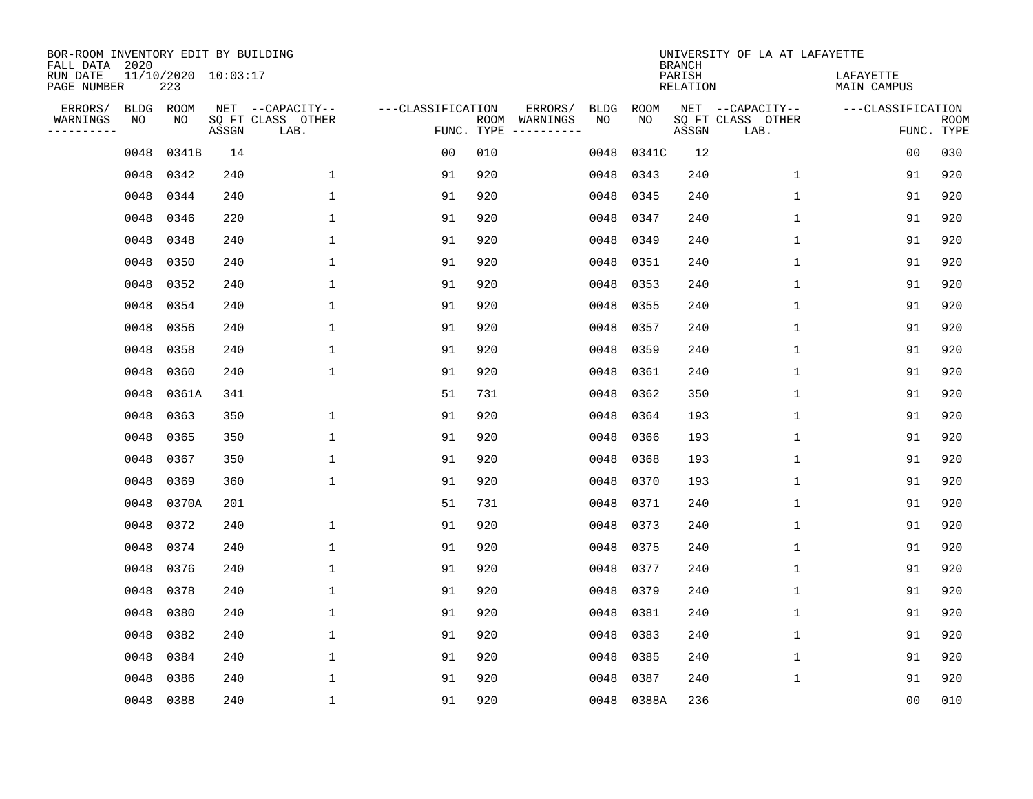BOR-ROOM INVENTORY EDIT BY BUILDING
FALL DATA 2020
RUN DATE 11/10/2020 10:03:17
PAGE NUMBER 223

UNIVERSITY OF LA AT LAFAYETTE
BRANCH
PARISH LAFAYETTE
RELATION MAIN CAMPUS

| ERRORS/ WARNINGS | BLDG NO | ROOM NO | NET SQ FT ASSGN | CAPACITY CLASS LAB. | CAPACITY OTHER | FUNC. | ROOM TYPE | ERRORS/ WARNINGS | BLDG NO | ROOM NO | NET SQ FT ASSGN | CAPACITY CLASS LAB. | CAPACITY OTHER | FUNC. | ROOM TYPE |
|---|---|---|---|---|---|---|---|---|---|---|---|---|---|---|---|
| | 0048 | 0341B | 14 | | | 00 | 010 | | 0048 | 0341C | 12 | | | 00 | 030 |
| | 0048 | 0342 | 240 | | 1 | 91 | 920 | | 0048 | 0343 | 240 | | 1 | 91 | 920 |
| | 0048 | 0344 | 240 | | 1 | 91 | 920 | | 0048 | 0345 | 240 | | 1 | 91 | 920 |
| | 0048 | 0346 | 220 | | 1 | 91 | 920 | | 0048 | 0347 | 240 | | 1 | 91 | 920 |
| | 0048 | 0348 | 240 | | 1 | 91 | 920 | | 0048 | 0349 | 240 | | 1 | 91 | 920 |
| | 0048 | 0350 | 240 | | 1 | 91 | 920 | | 0048 | 0351 | 240 | | 1 | 91 | 920 |
| | 0048 | 0352 | 240 | | 1 | 91 | 920 | | 0048 | 0353 | 240 | | 1 | 91 | 920 |
| | 0048 | 0354 | 240 | | 1 | 91 | 920 | | 0048 | 0355 | 240 | | 1 | 91 | 920 |
| | 0048 | 0356 | 240 | | 1 | 91 | 920 | | 0048 | 0357 | 240 | | 1 | 91 | 920 |
| | 0048 | 0358 | 240 | | 1 | 91 | 920 | | 0048 | 0359 | 240 | | 1 | 91 | 920 |
| | 0048 | 0360 | 240 | | 1 | 91 | 920 | | 0048 | 0361 | 240 | | 1 | 91 | 920 |
| | 0048 | 0361A | 341 | | | 51 | 731 | | 0048 | 0362 | 350 | | 1 | 91 | 920 |
| | 0048 | 0363 | 350 | | 1 | 91 | 920 | | 0048 | 0364 | 193 | | 1 | 91 | 920 |
| | 0048 | 0365 | 350 | | 1 | 91 | 920 | | 0048 | 0366 | 193 | | 1 | 91 | 920 |
| | 0048 | 0367 | 350 | | 1 | 91 | 920 | | 0048 | 0368 | 193 | | 1 | 91 | 920 |
| | 0048 | 0369 | 360 | | 1 | 91 | 920 | | 0048 | 0370 | 193 | | 1 | 91 | 920 |
| | 0048 | 0370A | 201 | | | 51 | 731 | | 0048 | 0371 | 240 | | 1 | 91 | 920 |
| | 0048 | 0372 | 240 | | 1 | 91 | 920 | | 0048 | 0373 | 240 | | 1 | 91 | 920 |
| | 0048 | 0374 | 240 | | 1 | 91 | 920 | | 0048 | 0375 | 240 | | 1 | 91 | 920 |
| | 0048 | 0376 | 240 | | 1 | 91 | 920 | | 0048 | 0377 | 240 | | 1 | 91 | 920 |
| | 0048 | 0378 | 240 | | 1 | 91 | 920 | | 0048 | 0379 | 240 | | 1 | 91 | 920 |
| | 0048 | 0380 | 240 | | 1 | 91 | 920 | | 0048 | 0381 | 240 | | 1 | 91 | 920 |
| | 0048 | 0382 | 240 | | 1 | 91 | 920 | | 0048 | 0383 | 240 | | 1 | 91 | 920 |
| | 0048 | 0384 | 240 | | 1 | 91 | 920 | | 0048 | 0385 | 240 | | 1 | 91 | 920 |
| | 0048 | 0386 | 240 | | 1 | 91 | 920 | | 0048 | 0387 | 240 | | 1 | 91 | 920 |
| | 0048 | 0388 | 240 | | 1 | 91 | 920 | | 0048 | 0388A | 236 | | | 00 | 010 |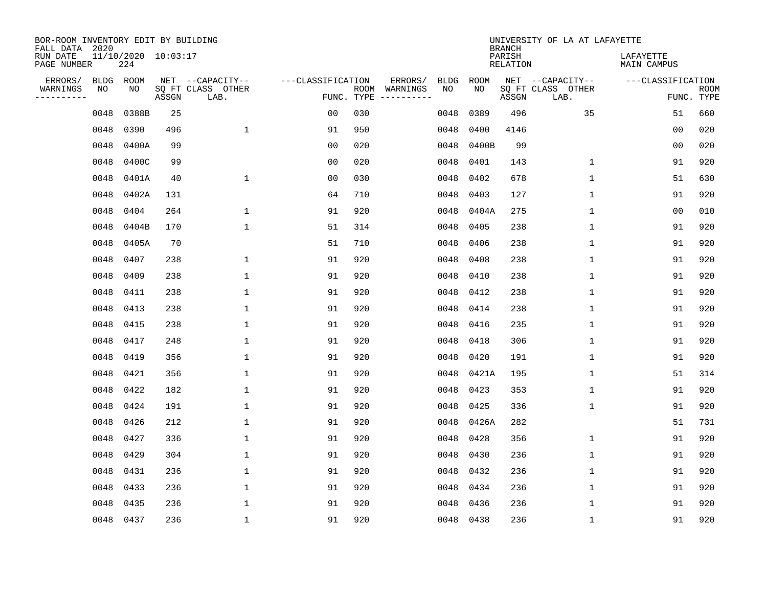BOR-ROOM INVENTORY EDIT BY BUILDING
FALL DATA 2020
RUN DATE 11/10/2020 10:03:17
PAGE NUMBER 224

UNIVERSITY OF LA AT LAFAYETTE
BRANCH
PARISH LAFAYETTE
RELATION MAIN CAMPUS

| ERRORS/ WARNINGS | BLDG NO | ROOM NO | NET SQ FT ASSGN | CAPACITY CLASS LAB. | CAPACITY OTHER | CLASSIFICATION FUNC. | ROOM TYPE | ERRORS/ WARNINGS | BLDG NO | ROOM NO | NET SQ FT ASSGN | CAPACITY CLASS LAB. | CAPACITY OTHER | CLASSIFICATION FUNC. | ROOM TYPE |
|---|---|---|---|---|---|---|---|---|---|---|---|---|---|---|---|
| | 0048 | 0388B | 25 | | | 00 | 030 | | 0048 | 0389 | 496 | | 35 | 51 | 660 |
| | 0048 | 0390 | 496 | | 1 | 91 | 950 | | 0048 | 0400 | 4146 | | | 00 | 020 |
| | 0048 | 0400A | 99 | | | 00 | 020 | | 0048 | 0400B | 99 | | | 00 | 020 |
| | 0048 | 0400C | 99 | | | 00 | 020 | | 0048 | 0401 | 143 | | 1 | 91 | 920 |
| | 0048 | 0401A | 40 | | 1 | 00 | 030 | | 0048 | 0402 | 678 | | 1 | 51 | 630 |
| | 0048 | 0402A | 131 | | | 64 | 710 | | 0048 | 0403 | 127 | | 1 | 91 | 920 |
| | 0048 | 0404 | 264 | | 1 | 91 | 920 | | 0048 | 0404A | 275 | | 1 | 00 | 010 |
| | 0048 | 0404B | 170 | | 1 | 51 | 314 | | 0048 | 0405 | 238 | | 1 | 91 | 920 |
| | 0048 | 0405A | 70 | | | 51 | 710 | | 0048 | 0406 | 238 | | 1 | 91 | 920 |
| | 0048 | 0407 | 238 | | 1 | 91 | 920 | | 0048 | 0408 | 238 | | 1 | 91 | 920 |
| | 0048 | 0409 | 238 | | 1 | 91 | 920 | | 0048 | 0410 | 238 | | 1 | 91 | 920 |
| | 0048 | 0411 | 238 | | 1 | 91 | 920 | | 0048 | 0412 | 238 | | 1 | 91 | 920 |
| | 0048 | 0413 | 238 | | 1 | 91 | 920 | | 0048 | 0414 | 238 | | 1 | 91 | 920 |
| | 0048 | 0415 | 238 | | 1 | 91 | 920 | | 0048 | 0416 | 235 | | 1 | 91 | 920 |
| | 0048 | 0417 | 248 | | 1 | 91 | 920 | | 0048 | 0418 | 306 | | 1 | 91 | 920 |
| | 0048 | 0419 | 356 | | 1 | 91 | 920 | | 0048 | 0420 | 191 | | 1 | 91 | 920 |
| | 0048 | 0421 | 356 | | 1 | 91 | 920 | | 0048 | 0421A | 195 | | 1 | 51 | 314 |
| | 0048 | 0422 | 182 | | 1 | 91 | 920 | | 0048 | 0423 | 353 | | 1 | 91 | 920 |
| | 0048 | 0424 | 191 | | 1 | 91 | 920 | | 0048 | 0425 | 336 | | 1 | 91 | 920 |
| | 0048 | 0426 | 212 | | 1 | 91 | 920 | | 0048 | 0426A | 282 | | | 51 | 731 |
| | 0048 | 0427 | 336 | | 1 | 91 | 920 | | 0048 | 0428 | 356 | | 1 | 91 | 920 |
| | 0048 | 0429 | 304 | | 1 | 91 | 920 | | 0048 | 0430 | 236 | | 1 | 91 | 920 |
| | 0048 | 0431 | 236 | | 1 | 91 | 920 | | 0048 | 0432 | 236 | | 1 | 91 | 920 |
| | 0048 | 0433 | 236 | | 1 | 91 | 920 | | 0048 | 0434 | 236 | | 1 | 91 | 920 |
| | 0048 | 0435 | 236 | | 1 | 91 | 920 | | 0048 | 0436 | 236 | | 1 | 91 | 920 |
| | 0048 | 0437 | 236 | | 1 | 91 | 920 | | 0048 | 0438 | 236 | | 1 | 91 | 920 |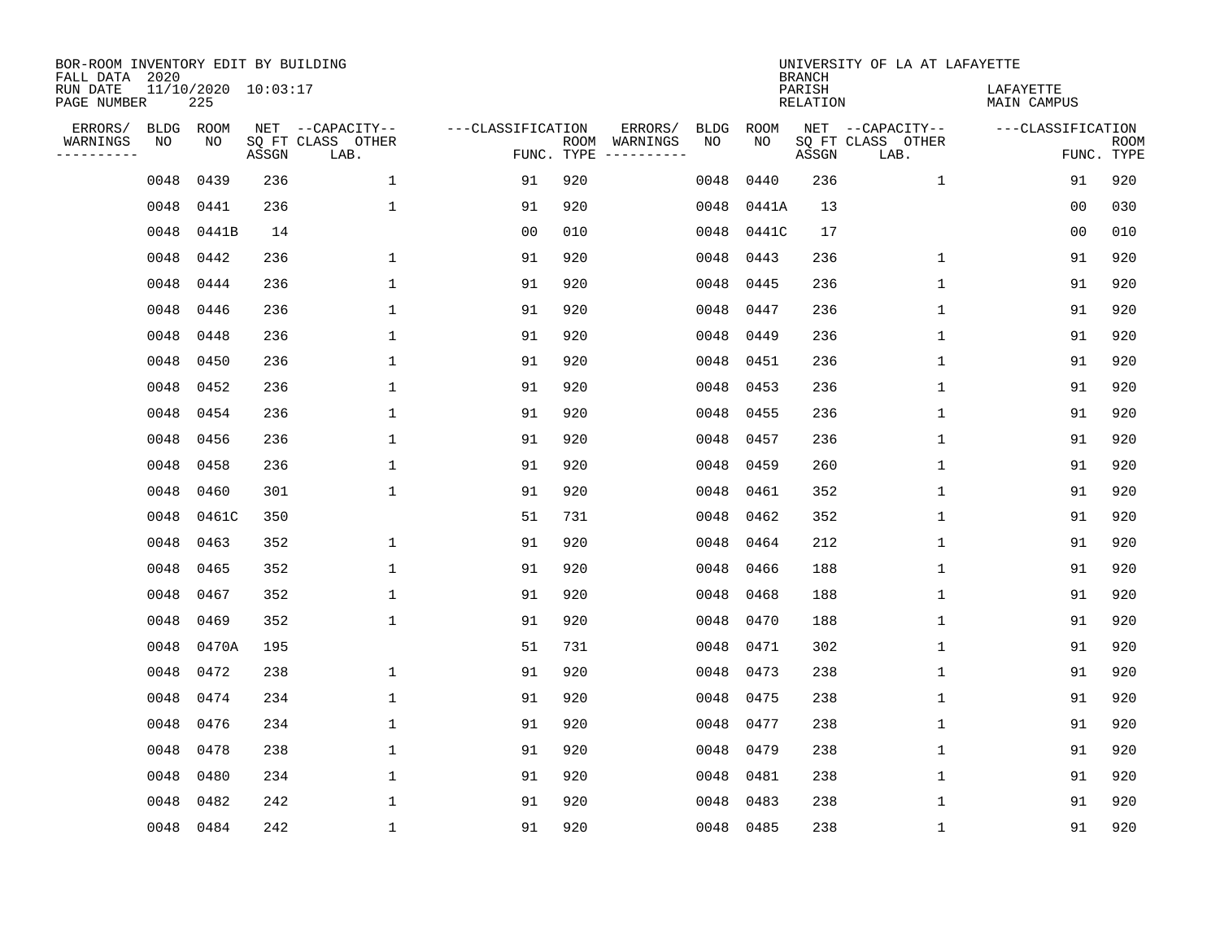BOR-ROOM INVENTORY EDIT BY BUILDING
FALL DATA 2020
RUN DATE 11/10/2020 10:03:17
PAGE NUMBER 225

UNIVERSITY OF LA AT LAFAYETTE
BRANCH
PARISH LAFAYETTE
RELATION MAIN CAMPUS

| ERRORS/ WARNINGS | BLDG NO | ROOM NO | NET SQ FT ASSGN | CAPACITY-- CLASS LAB. | OTHER | ---CLASSIFICATION FUNC. | ROOM TYPE | ERRORS/ WARNINGS | BLDG NO | ROOM NO | NET SQ FT ASSGN | CAPACITY-- CLASS LAB. | OTHER | ---CLASSIFICATION FUNC. | ROOM TYPE |
|---|---|---|---|---|---|---|---|---|---|---|---|---|---|---|---|
| | 0048 | 0439 | 236 | | 1 | 91 | 920 | | 0048 | 0440 | 236 | | 1 | 91 | 920 |
| | 0048 | 0441 | 236 | | 1 | 91 | 920 | | 0048 | 0441A | 13 | | | 00 | 030 |
| | 0048 | 0441B | 14 | | | 00 | 010 | | 0048 | 0441C | 17 | | | 00 | 010 |
| | 0048 | 0442 | 236 | | 1 | 91 | 920 | | 0048 | 0443 | 236 | | 1 | 91 | 920 |
| | 0048 | 0444 | 236 | | 1 | 91 | 920 | | 0048 | 0445 | 236 | | 1 | 91 | 920 |
| | 0048 | 0446 | 236 | | 1 | 91 | 920 | | 0048 | 0447 | 236 | | 1 | 91 | 920 |
| | 0048 | 0448 | 236 | | 1 | 91 | 920 | | 0048 | 0449 | 236 | | 1 | 91 | 920 |
| | 0048 | 0450 | 236 | | 1 | 91 | 920 | | 0048 | 0451 | 236 | | 1 | 91 | 920 |
| | 0048 | 0452 | 236 | | 1 | 91 | 920 | | 0048 | 0453 | 236 | | 1 | 91 | 920 |
| | 0048 | 0454 | 236 | | 1 | 91 | 920 | | 0048 | 0455 | 236 | | 1 | 91 | 920 |
| | 0048 | 0456 | 236 | | 1 | 91 | 920 | | 0048 | 0457 | 236 | | 1 | 91 | 920 |
| | 0048 | 0458 | 236 | | 1 | 91 | 920 | | 0048 | 0459 | 260 | | 1 | 91 | 920 |
| | 0048 | 0460 | 301 | | 1 | 91 | 920 | | 0048 | 0461 | 352 | | 1 | 91 | 920 |
| | 0048 | 0461C | 350 | | | 51 | 731 | | 0048 | 0462 | 352 | | 1 | 91 | 920 |
| | 0048 | 0463 | 352 | | 1 | 91 | 920 | | 0048 | 0464 | 212 | | 1 | 91 | 920 |
| | 0048 | 0465 | 352 | | 1 | 91 | 920 | | 0048 | 0466 | 188 | | 1 | 91 | 920 |
| | 0048 | 0467 | 352 | | 1 | 91 | 920 | | 0048 | 0468 | 188 | | 1 | 91 | 920 |
| | 0048 | 0469 | 352 | | 1 | 91 | 920 | | 0048 | 0470 | 188 | | 1 | 91 | 920 |
| | 0048 | 0470A | 195 | | | 51 | 731 | | 0048 | 0471 | 302 | | 1 | 91 | 920 |
| | 0048 | 0472 | 238 | | 1 | 91 | 920 | | 0048 | 0473 | 238 | | 1 | 91 | 920 |
| | 0048 | 0474 | 234 | | 1 | 91 | 920 | | 0048 | 0475 | 238 | | 1 | 91 | 920 |
| | 0048 | 0476 | 234 | | 1 | 91 | 920 | | 0048 | 0477 | 238 | | 1 | 91 | 920 |
| | 0048 | 0478 | 238 | | 1 | 91 | 920 | | 0048 | 0479 | 238 | | 1 | 91 | 920 |
| | 0048 | 0480 | 234 | | 1 | 91 | 920 | | 0048 | 0481 | 238 | | 1 | 91 | 920 |
| | 0048 | 0482 | 242 | | 1 | 91 | 920 | | 0048 | 0483 | 238 | | 1 | 91 | 920 |
| | 0048 | 0484 | 242 | | 1 | 91 | 920 | | 0048 | 0485 | 238 | | 1 | 91 | 920 |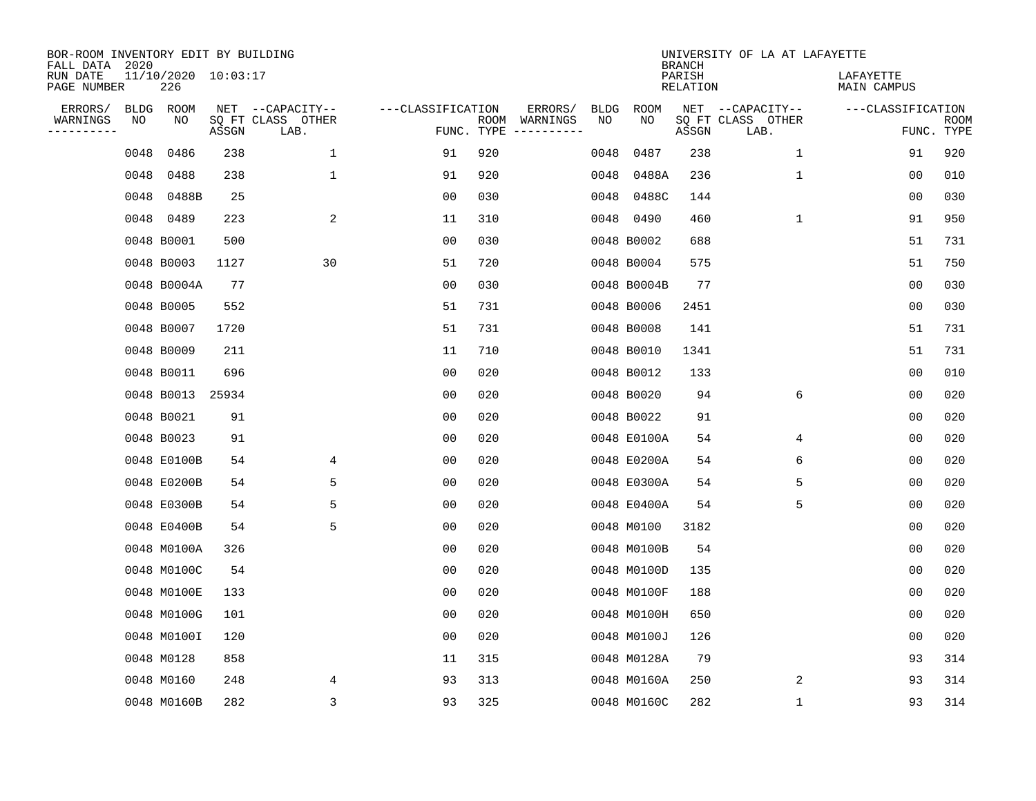BOR-ROOM INVENTORY EDIT BY BUILDING
FALL DATA 2020
RUN DATE 11/10/2020 10:03:17
PAGE NUMBER 226

UNIVERSITY OF LA AT LAFAYETTE
BRANCH
PARISH LAFAYETTE
RELATION MAIN CAMPUS

| ERRORS/ WARNINGS | BLDG NO | ROOM NO | NET SQ FT ASSGN | CAPACITY CLASS LAB. | CAPACITY OTHER | CLASSIFICATION FUNC. | ROOM TYPE | ERRORS/ WARNINGS | BLDG NO | ROOM NO | NET SQ FT ASSGN | CAPACITY CLASS LAB. | CAPACITY OTHER | CLASSIFICATION FUNC. | ROOM TYPE |
|---|---|---|---|---|---|---|---|---|---|---|---|---|---|---|---|
| | 0048 | 0486 | 238 | | 1 | 91 | 920 | | 0048 | 0487 | 238 | | 1 | 91 | 920 |
| | 0048 | 0488 | 238 | | 1 | 91 | 920 | | 0048 | 0488A | 236 | | 1 | 00 | 010 |
| | 0048 | 0488B | 25 | | | 00 | 030 | | 0048 | 0488C | 144 | | | 00 | 030 |
| | 0048 | 0489 | 223 | | 2 | 11 | 310 | | 0048 | 0490 | 460 | | 1 | 91 | 950 |
| | 0048 | B0001 | 500 | | | 00 | 030 | | 0048 | B0002 | 688 | | | 51 | 731 |
| | 0048 | B0003 | 1127 | | 30 | 51 | 720 | | 0048 | B0004 | 575 | | | 51 | 750 |
| | 0048 | B0004A | 77 | | | 00 | 030 | | 0048 | B0004B | 77 | | | 00 | 030 |
| | 0048 | B0005 | 552 | | | 51 | 731 | | 0048 | B0006 | 2451 | | | 00 | 030 |
| | 0048 | B0007 | 1720 | | | 51 | 731 | | 0048 | B0008 | 141 | | | 51 | 731 |
| | 0048 | B0009 | 211 | | | 11 | 710 | | 0048 | B0010 | 1341 | | | 51 | 731 |
| | 0048 | B0011 | 696 | | | 00 | 020 | | 0048 | B0012 | 133 | | | 00 | 010 |
| | 0048 | B0013 | 25934 | | | 00 | 020 | | 0048 | B0020 | 94 | | 6 | 00 | 020 |
| | 0048 | B0021 | 91 | | | 00 | 020 | | 0048 | B0022 | 91 | | | 00 | 020 |
| | 0048 | B0023 | 91 | | | 00 | 020 | | 0048 | E0100A | 54 | | 4 | 00 | 020 |
| | 0048 | E0100B | 54 | | 4 | 00 | 020 | | 0048 | E0200A | 54 | | 6 | 00 | 020 |
| | 0048 | E0200B | 54 | | 5 | 00 | 020 | | 0048 | E0300A | 54 | | 5 | 00 | 020 |
| | 0048 | E0300B | 54 | | 5 | 00 | 020 | | 0048 | E0400A | 54 | | 5 | 00 | 020 |
| | 0048 | E0400B | 54 | | 5 | 00 | 020 | | 0048 | M0100 | 3182 | | | 00 | 020 |
| | 0048 | M0100A | 326 | | | 00 | 020 | | 0048 | M0100B | 54 | | | 00 | 020 |
| | 0048 | M0100C | 54 | | | 00 | 020 | | 0048 | M0100D | 135 | | | 00 | 020 |
| | 0048 | M0100E | 133 | | | 00 | 020 | | 0048 | M0100F | 188 | | | 00 | 020 |
| | 0048 | M0100G | 101 | | | 00 | 020 | | 0048 | M0100H | 650 | | | 00 | 020 |
| | 0048 | M0100I | 120 | | | 00 | 020 | | 0048 | M0100J | 126 | | | 00 | 020 |
| | 0048 | M0128 | 858 | | | 11 | 315 | | 0048 | M0128A | 79 | | | 93 | 314 |
| | 0048 | M0160 | 248 | | 4 | 93 | 313 | | 0048 | M0160A | 250 | | 2 | 93 | 314 |
| | 0048 | M0160B | 282 | | 3 | 93 | 325 | | 0048 | M0160C | 282 | | 1 | 93 | 314 |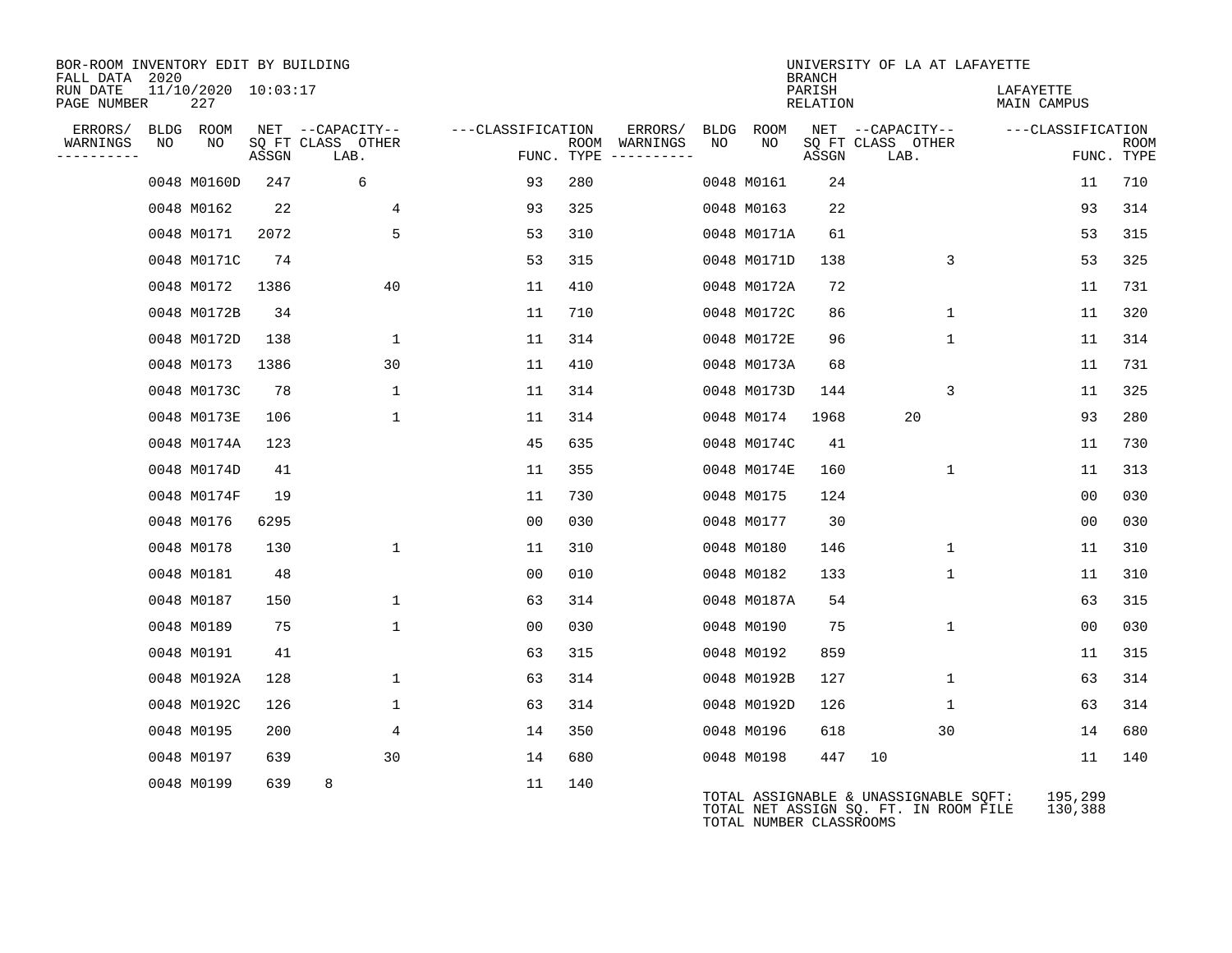| ERRORS/ WARNINGS | BLDG NO | ROOM NO | NET SQ FT ASSGN | CAPACITY CLASS | CAPACITY LAB. | CAPACITY OTHER | CLASSIFICATION FUNC. | ROOM TYPE | ERRORS/ WARNINGS | BLDG NO | ROOM NO | NET SQ FT ASSGN | CAPACITY CLASS | CAPACITY LAB. | CAPACITY OTHER | CLASSIFICATION FUNC. | ROOM TYPE |
|---|---|---|---|---|---|---|---|---|---|---|---|---|---|---|---|---|---|
| | 0048 | M0160D | 247 | | 6 | | 93 | 280 | | 0048 | M0161 | 24 | | | | 11 | 710 |
| | 0048 | M0162 | 22 | | | 4 | 93 | 325 | | 0048 | M0163 | 22 | | | | 93 | 314 |
| | 0048 | M0171 | 2072 | | | 5 | 53 | 310 | | 0048 | M0171A | 61 | | | | 53 | 315 |
| | 0048 | M0171C | 74 | | | | 53 | 315 | | 0048 | M0171D | 138 | | | 3 | 53 | 325 |
| | 0048 | M0172 | 1386 | | | 40 | 11 | 410 | | 0048 | M0172A | 72 | | | | 11 | 731 |
| | 0048 | M0172B | 34 | | | | 11 | 710 | | 0048 | M0172C | 86 | | | 1 | 11 | 320 |
| | 0048 | M0172D | 138 | | | 1 | 11 | 314 | | 0048 | M0172E | 96 | | | 1 | 11 | 314 |
| | 0048 | M0173 | 1386 | | | 30 | 11 | 410 | | 0048 | M0173A | 68 | | | | 11 | 731 |
| | 0048 | M0173C | 78 | | | 1 | 11 | 314 | | 0048 | M0173D | 144 | | | 3 | 11 | 325 |
| | 0048 | M0173E | 106 | | | 1 | 11 | 314 | | 0048 | M0174 | 1968 | | 20 | | 93 | 280 |
| | 0048 | M0174A | 123 | | | | 45 | 635 | | 0048 | M0174C | 41 | | | | 11 | 730 |
| | 0048 | M0174D | 41 | | | | 11 | 355 | | 0048 | M0174E | 160 | | | 1 | 11 | 313 |
| | 0048 | M0174F | 19 | | | | 11 | 730 | | 0048 | M0175 | 124 | | | | 00 | 030 |
| | 0048 | M0176 | 6295 | | | | 00 | 030 | | 0048 | M0177 | 30 | | | | 00 | 030 |
| | 0048 | M0178 | 130 | | | 1 | 11 | 310 | | 0048 | M0180 | 146 | | | 1 | 11 | 310 |
| | 0048 | M0181 | 48 | | | | 00 | 010 | | 0048 | M0182 | 133 | | | 1 | 11 | 310 |
| | 0048 | M0187 | 150 | | | 1 | 63 | 314 | | 0048 | M0187A | 54 | | | | 63 | 315 |
| | 0048 | M0189 | 75 | | | 1 | 00 | 030 | | 0048 | M0190 | 75 | | | 1 | 00 | 030 |
| | 0048 | M0191 | 41 | | | | 63 | 315 | | 0048 | M0192 | 859 | | | | 11 | 315 |
| | 0048 | M0192A | 128 | | | 1 | 63 | 314 | | 0048 | M0192B | 127 | | | 1 | 63 | 314 |
| | 0048 | M0192C | 126 | | | 1 | 63 | 314 | | 0048 | M0192D | 126 | | | 1 | 63 | 314 |
| | 0048 | M0195 | 200 | | | 4 | 14 | 350 | | 0048 | M0196 | 618 | | | 30 | 14 | 680 |
| | 0048 | M0197 | 639 | | | 30 | 14 | 680 | | 0048 | M0198 | 447 | 10 | | | 11 | 140 |
| | 0048 | M0199 | 639 | 8 | | | 11 | 140 | | | | | | | | | |

TOTAL ASSIGNABLE & UNASSIGNABLE SQFT: 195,299
TOTAL NET ASSIGN SQ. FT. IN ROOM FILE 130,388
TOTAL NUMBER CLASSROOMS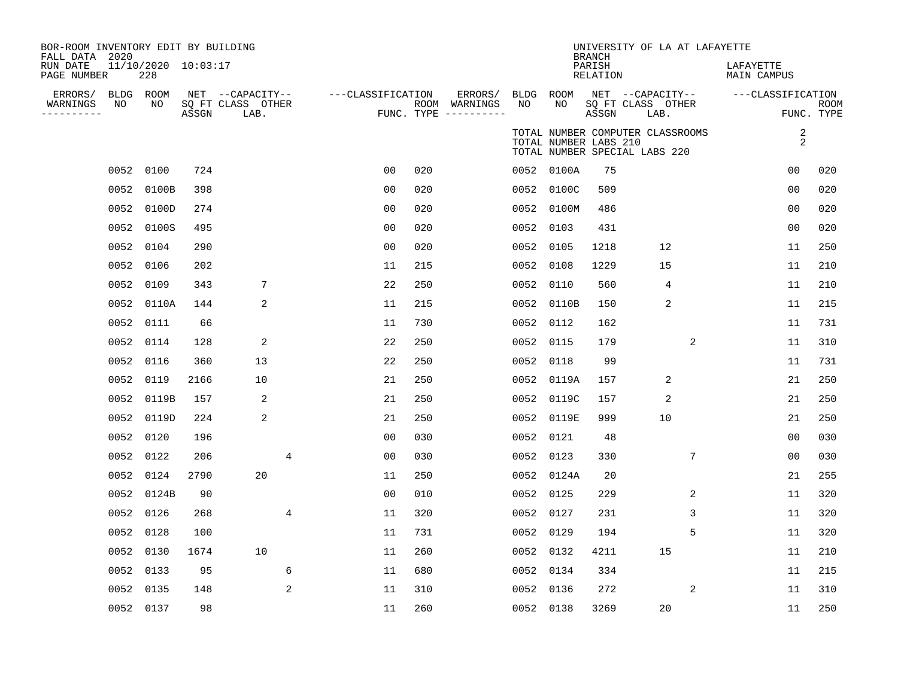BOR-ROOM INVENTORY EDIT BY BUILDING
FALL DATA 2020
RUN DATE 11/10/2020 10:03:17
PAGE NUMBER 228

UNIVERSITY OF LA AT LAFAYETTE
BRANCH
PARISH LAFAYETTE
RELATION MAIN CAMPUS

TOTAL NUMBER COMPUTER CLASSROOMS 2
TOTAL NUMBER LABS 210 2
TOTAL NUMBER SPECIAL LABS 220

| ERRORS/ WARNINGS | BLDG NO | ROOM NO | NET SQ FT ASSGN | CAPACITY CLASS LAB. | CAPACITY OTHER | CLASSIFICATION FUNC. | ROOM TYPE | ERRORS/ WARNINGS | BLDG NO | ROOM NO | NET SQ FT ASSGN | CAPACITY CLASS LAB. | CAPACITY OTHER | CLASSIFICATION FUNC. | ROOM TYPE |
|---|---|---|---|---|---|---|---|---|---|---|---|---|---|---|---|
| | 0052 | 0100 | 724 | | | 00 | 020 | | 0052 | 0100A | 75 | | | 00 | 020 |
| | 0052 | 0100B | 398 | | | 00 | 020 | | 0052 | 0100C | 509 | | | 00 | 020 |
| | 0052 | 0100D | 274 | | | 00 | 020 | | 0052 | 0100M | 486 | | | 00 | 020 |
| | 0052 | 0100S | 495 | | | 00 | 020 | | 0052 | 0103 | 431 | | | 00 | 020 |
| | 0052 | 0104 | 290 | | | 00 | 020 | | 0052 | 0105 | 1218 | 12 | | 11 | 250 |
| | 0052 | 0106 | 202 | | | 11 | 215 | | 0052 | 0108 | 1229 | 15 | | 11 | 210 |
| | 0052 | 0109 | 343 | 7 | | 22 | 250 | | 0052 | 0110 | 560 | 4 | | 11 | 210 |
| | 0052 | 0110A | 144 | 2 | | 11 | 215 | | 0052 | 0110B | 150 | 2 | | 11 | 215 |
| | 0052 | 0111 | 66 | | | 11 | 730 | | 0052 | 0112 | 162 | | | 11 | 731 |
| | 0052 | 0114 | 128 | 2 | | 22 | 250 | | 0052 | 0115 | 179 | | 2 | 11 | 310 |
| | 0052 | 0116 | 360 | 13 | | 22 | 250 | | 0052 | 0118 | 99 | | | 11 | 731 |
| | 0052 | 0119 | 2166 | 10 | | 21 | 250 | | 0052 | 0119A | 157 | 2 | | 21 | 250 |
| | 0052 | 0119B | 157 | 2 | | 21 | 250 | | 0052 | 0119C | 157 | 2 | | 21 | 250 |
| | 0052 | 0119D | 224 | 2 | | 21 | 250 | | 0052 | 0119E | 999 | 10 | | 21 | 250 |
| | 0052 | 0120 | 196 | | | 00 | 030 | | 0052 | 0121 | 48 | | | 00 | 030 |
| | 0052 | 0122 | 206 | | 4 | 00 | 030 | | 0052 | 0123 | 330 | | 7 | 00 | 030 |
| | 0052 | 0124 | 2790 | 20 | | 11 | 250 | | 0052 | 0124A | 20 | | | 21 | 255 |
| | 0052 | 0124B | 90 | | | 00 | 010 | | 0052 | 0125 | 229 | | 2 | 11 | 320 |
| | 0052 | 0126 | 268 | | 4 | 11 | 320 | | 0052 | 0127 | 231 | | 3 | 11 | 320 |
| | 0052 | 0128 | 100 | | | 11 | 731 | | 0052 | 0129 | 194 | | 5 | 11 | 320 |
| | 0052 | 0130 | 1674 | 10 | | 11 | 260 | | 0052 | 0132 | 4211 | 15 | | 11 | 210 |
| | 0052 | 0133 | 95 | | 6 | 11 | 680 | | 0052 | 0134 | 334 | | | 11 | 215 |
| | 0052 | 0135 | 148 | | 2 | 11 | 310 | | 0052 | 0136 | 272 | | 2 | 11 | 310 |
| | 0052 | 0137 | 98 | | | 11 | 260 | | 0052 | 0138 | 3269 | 20 | | 11 | 250 |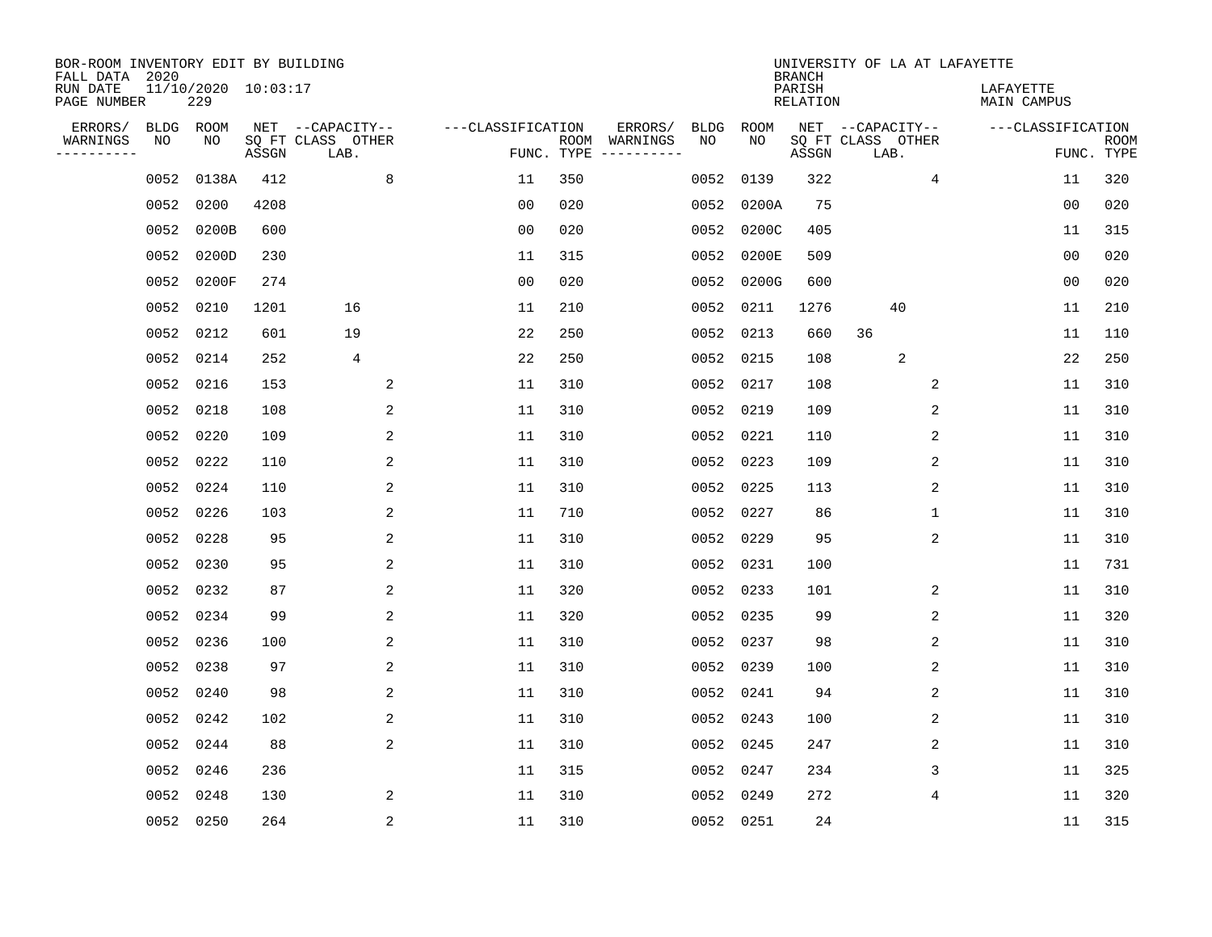BOR-ROOM INVENTORY EDIT BY BUILDING
FALL DATA 2020
RUN DATE 11/10/2020 10:03:17
PAGE NUMBER 229

UNIVERSITY OF LA AT LAFAYETTE
BRANCH
PARISH LAFAYETTE
RELATION MAIN CAMPUS

| ERRORS/ WARNINGS | BLDG NO | ROOM NO | NET SQ FT ASSGN | CAPACITY CLASS | CAPACITY LAB. | CAPACITY OTHER | FUNC. | ROOM TYPE | ERRORS/ WARNINGS | BLDG NO | ROOM NO | NET SQ FT ASSGN | CAPACITY CLASS | CAPACITY LAB. | CAPACITY OTHER | FUNC. | ROOM TYPE |
|---|---|---|---|---|---|---|---|---|---|---|---|---|---|---|---|---|---|
| | 0052 | 0138A | 412 | | | 8 | 11 | 350 | | 0052 | 0139 | 322 | | | 4 | 11 | 320 |
| | 0052 | 0200 | 4208 | | | | 00 | 020 | | 0052 | 0200A | 75 | | | | 00 | 020 |
| | 0052 | 0200B | 600 | | | | 00 | 020 | | 0052 | 0200C | 405 | | | | 11 | 315 |
| | 0052 | 0200D | 230 | | | | 11 | 315 | | 0052 | 0200E | 509 | | | | 00 | 020 |
| | 0052 | 0200F | 274 | | | | 00 | 020 | | 0052 | 0200G | 600 | | | | 00 | 020 |
| | 0052 | 0210 | 1201 | | 16 | | 11 | 210 | | 0052 | 0211 | 1276 | | 40 | | 11 | 210 |
| | 0052 | 0212 | 601 | | 19 | | 22 | 250 | | 0052 | 0213 | 660 | 36 | | | 11 | 110 |
| | 0052 | 0214 | 252 | | 4 | | 22 | 250 | | 0052 | 0215 | 108 | | 2 | | 22 | 250 |
| | 0052 | 0216 | 153 | | | 2 | 11 | 310 | | 0052 | 0217 | 108 | | | 2 | 11 | 310 |
| | 0052 | 0218 | 108 | | | 2 | 11 | 310 | | 0052 | 0219 | 109 | | | 2 | 11 | 310 |
| | 0052 | 0220 | 109 | | | 2 | 11 | 310 | | 0052 | 0221 | 110 | | | 2 | 11 | 310 |
| | 0052 | 0222 | 110 | | | 2 | 11 | 310 | | 0052 | 0223 | 109 | | | 2 | 11 | 310 |
| | 0052 | 0224 | 110 | | | 2 | 11 | 310 | | 0052 | 0225 | 113 | | | 2 | 11 | 310 |
| | 0052 | 0226 | 103 | | | 2 | 11 | 710 | | 0052 | 0227 | 86 | | | 1 | 11 | 310 |
| | 0052 | 0228 | 95 | | | 2 | 11 | 310 | | 0052 | 0229 | 95 | | | 2 | 11 | 310 |
| | 0052 | 0230 | 95 | | | 2 | 11 | 310 | | 0052 | 0231 | 100 | | | | 11 | 731 |
| | 0052 | 0232 | 87 | | | 2 | 11 | 320 | | 0052 | 0233 | 101 | | | 2 | 11 | 310 |
| | 0052 | 0234 | 99 | | | 2 | 11 | 320 | | 0052 | 0235 | 99 | | | 2 | 11 | 320 |
| | 0052 | 0236 | 100 | | | 2 | 11 | 310 | | 0052 | 0237 | 98 | | | 2 | 11 | 310 |
| | 0052 | 0238 | 97 | | | 2 | 11 | 310 | | 0052 | 0239 | 100 | | | 2 | 11 | 310 |
| | 0052 | 0240 | 98 | | | 2 | 11 | 310 | | 0052 | 0241 | 94 | | | 2 | 11 | 310 |
| | 0052 | 0242 | 102 | | | 2 | 11 | 310 | | 0052 | 0243 | 100 | | | 2 | 11 | 310 |
| | 0052 | 0244 | 88 | | | 2 | 11 | 310 | | 0052 | 0245 | 247 | | | 2 | 11 | 310 |
| | 0052 | 0246 | 236 | | | | 11 | 315 | | 0052 | 0247 | 234 | | | 3 | 11 | 325 |
| | 0052 | 0248 | 130 | | | 2 | 11 | 310 | | 0052 | 0249 | 272 | | | 4 | 11 | 320 |
| | 0052 | 0250 | 264 | | | 2 | 11 | 310 | | 0052 | 0251 | 24 | | | | 11 | 315 |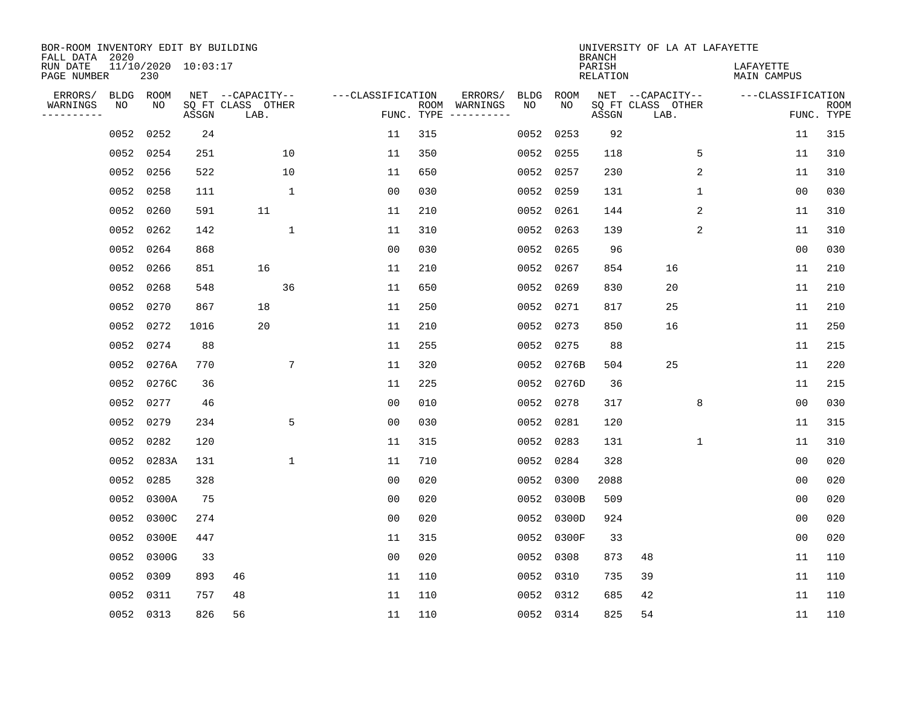BOR-ROOM INVENTORY EDIT BY BUILDING
FALL DATA 2020
RUN DATE 11/10/2020 10:03:17
PAGE NUMBER 230

UNIVERSITY OF LA AT LAFAYETTE
BRANCH
PARISH LAFAYETTE
RELATION MAIN CAMPUS

| ERRORS/ WARNINGS | BLDG NO | ROOM NO | NET SQ FT ASSGN | CAPACITY CLASS | CAPACITY LAB. | CAPACITY OTHER | CLASSIFICATION FUNC. | ROOM TYPE | ERRORS/ WARNINGS | BLDG NO | ROOM NO | NET SQ FT ASSGN | CAPACITY CLASS | CAPACITY LAB. | CAPACITY OTHER | CLASSIFICATION FUNC. | ROOM TYPE |
|---|---|---|---|---|---|---|---|---|---|---|---|---|---|---|---|---|---|
| | 0052 | 0252 | 24 | | | | 11 | 315 | | 0052 | 0253 | 92 | | | | 11 | 315 |
| | 0052 | 0254 | 251 | | | 10 | 11 | 350 | | 0052 | 0255 | 118 | | | 5 | 11 | 310 |
| | 0052 | 0256 | 522 | | | 10 | 11 | 650 | | 0052 | 0257 | 230 | | | 2 | 11 | 310 |
| | 0052 | 0258 | 111 | | | 1 | 00 | 030 | | 0052 | 0259 | 131 | | | 1 | 00 | 030 |
| | 0052 | 0260 | 591 | | 11 | | 11 | 210 | | 0052 | 0261 | 144 | | | 2 | 11 | 310 |
| | 0052 | 0262 | 142 | | | 1 | 11 | 310 | | 0052 | 0263 | 139 | | | 2 | 11 | 310 |
| | 0052 | 0264 | 868 | | | | 00 | 030 | | 0052 | 0265 | 96 | | | | 00 | 030 |
| | 0052 | 0266 | 851 | | 16 | | 11 | 210 | | 0052 | 0267 | 854 | | 16 | | 11 | 210 |
| | 0052 | 0268 | 548 | | | 36 | 11 | 650 | | 0052 | 0269 | 830 | | 20 | | 11 | 210 |
| | 0052 | 0270 | 867 | | 18 | | 11 | 250 | | 0052 | 0271 | 817 | | 25 | | 11 | 210 |
| | 0052 | 0272 | 1016 | | 20 | | 11 | 210 | | 0052 | 0273 | 850 | | 16 | | 11 | 250 |
| | 0052 | 0274 | 88 | | | | 11 | 255 | | 0052 | 0275 | 88 | | | | 11 | 215 |
| | 0052 | 0276A | 770 | | | 7 | 11 | 320 | | 0052 | 0276B | 504 | | 25 | | 11 | 220 |
| | 0052 | 0276C | 36 | | | | 11 | 225 | | 0052 | 0276D | 36 | | | | 11 | 215 |
| | 0052 | 0277 | 46 | | | | 00 | 010 | | 0052 | 0278 | 317 | | | 8 | 00 | 030 |
| | 0052 | 0279 | 234 | | | 5 | 00 | 030 | | 0052 | 0281 | 120 | | | | 11 | 315 |
| | 0052 | 0282 | 120 | | | | 11 | 315 | | 0052 | 0283 | 131 | | | 1 | 11 | 310 |
| | 0052 | 0283A | 131 | | | 1 | 11 | 710 | | 0052 | 0284 | 328 | | | | 00 | 020 |
| | 0052 | 0285 | 328 | | | | 00 | 020 | | 0052 | 0300 | 2088 | | | | 00 | 020 |
| | 0052 | 0300A | 75 | | | | 00 | 020 | | 0052 | 0300B | 509 | | | | 00 | 020 |
| | 0052 | 0300C | 274 | | | | 00 | 020 | | 0052 | 0300D | 924 | | | | 00 | 020 |
| | 0052 | 0300E | 447 | | | | 11 | 315 | | 0052 | 0300F | 33 | | | | 00 | 020 |
| | 0052 | 0300G | 33 | | | | 00 | 020 | | 0052 | 0308 | 873 | 48 | | | 11 | 110 |
| | 0052 | 0309 | 893 | 46 | | | 11 | 110 | | 0052 | 0310 | 735 | 39 | | | 11 | 110 |
| | 0052 | 0311 | 757 | 48 | | | 11 | 110 | | 0052 | 0312 | 685 | 42 | | | 11 | 110 |
| | 0052 | 0313 | 826 | 56 | | | 11 | 110 | | 0052 | 0314 | 825 | 54 | | | 11 | 110 |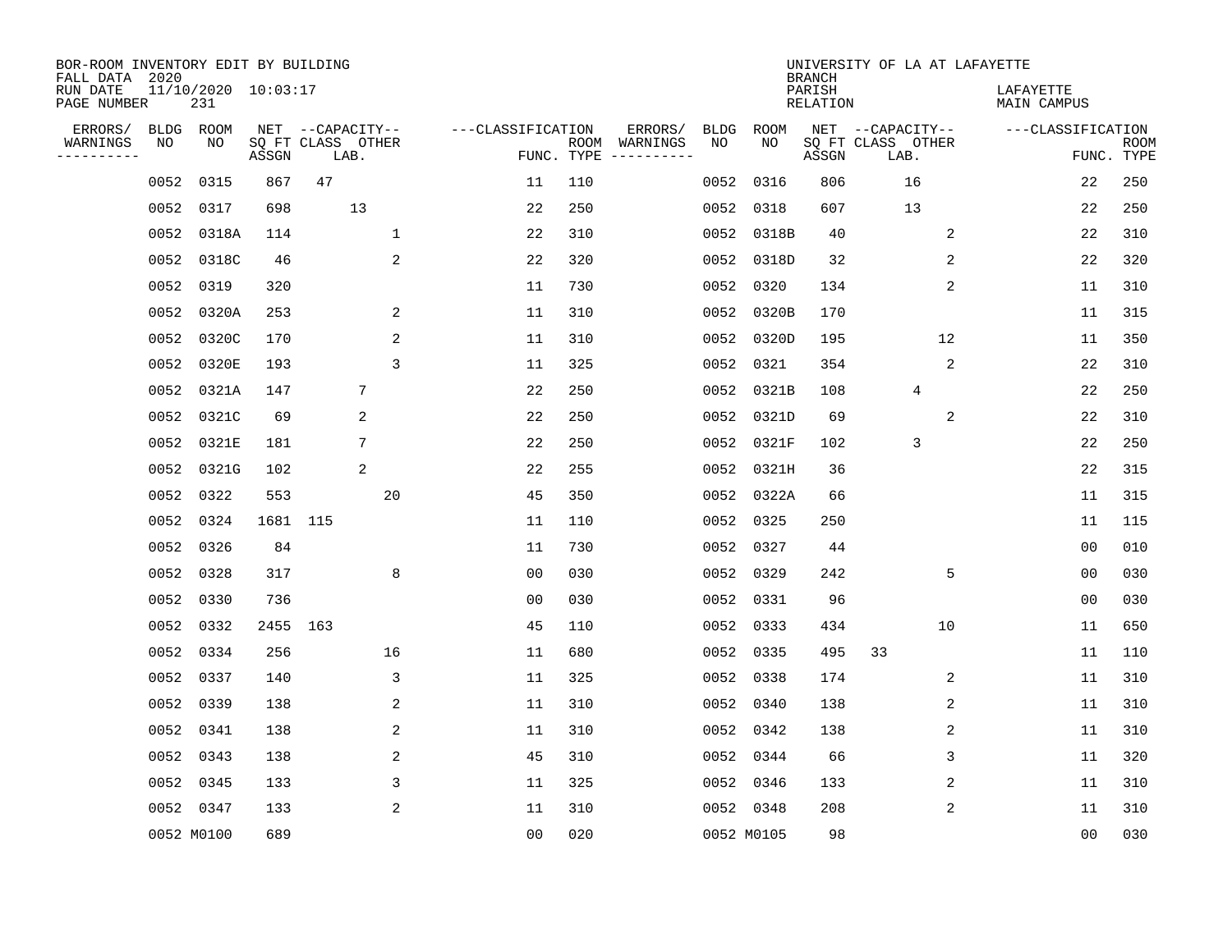BOR-ROOM INVENTORY EDIT BY BUILDING
FALL DATA 2020
RUN DATE 11/10/2020 10:03:17
PAGE NUMBER 231

UNIVERSITY OF LA AT LAFAYETTE
BRANCH
PARISH LAFAYETTE
RELATION MAIN CAMPUS

| ERRORS/ WARNINGS | BLDG NO | ROOM NO | NET SQ FT ASSGN | CAPACITY CLASS | LAB. | OTHER | CLASSIFICATION FUNC. | ROOM TYPE | ERRORS/ WARNINGS | BLDG NO | ROOM NO | NET SQ FT ASSGN | CAPACITY CLASS | LAB. | OTHER | CLASSIFICATION FUNC. | ROOM TYPE |
|---|---|---|---|---|---|---|---|---|---|---|---|---|---|---|---|---|---|
| | 0052 | 0315 | 867 | 47 | | | 11 | 110 | | 0052 | 0316 | 806 | | 16 | | 22 | 250 |
| | 0052 | 0317 | 698 | | 13 | | 22 | 250 | | 0052 | 0318 | 607 | | 13 | | 22 | 250 |
| | 0052 | 0318A | 114 | | | 1 | 22 | 310 | | 0052 | 0318B | 40 | | | 2 | 22 | 310 |
| | 0052 | 0318C | 46 | | | 2 | 22 | 320 | | 0052 | 0318D | 32 | | | 2 | 22 | 320 |
| | 0052 | 0319 | 320 | | | | 11 | 730 | | 0052 | 0320 | 134 | | | 2 | 11 | 310 |
| | 0052 | 0320A | 253 | | | 2 | 11 | 310 | | 0052 | 0320B | 170 | | | | 11 | 315 |
| | 0052 | 0320C | 170 | | | 2 | 11 | 310 | | 0052 | 0320D | 195 | | | 12 | 11 | 350 |
| | 0052 | 0320E | 193 | | | 3 | 11 | 325 | | 0052 | 0321 | 354 | | | 2 | 22 | 310 |
| | 0052 | 0321A | 147 | | 7 | | 22 | 250 | | 0052 | 0321B | 108 | | 4 | | 22 | 250 |
| | 0052 | 0321C | 69 | | 2 | | 22 | 250 | | 0052 | 0321D | 69 | | | 2 | 22 | 310 |
| | 0052 | 0321E | 181 | | 7 | | 22 | 250 | | 0052 | 0321F | 102 | | 3 | | 22 | 250 |
| | 0052 | 0321G | 102 | | 2 | | 22 | 255 | | 0052 | 0321H | 36 | | | | 22 | 315 |
| | 0052 | 0322 | 553 | | | 20 | 45 | 350 | | 0052 | 0322A | 66 | | | | 11 | 315 |
| | 0052 | 0324 | 1681 | 115 | | | 11 | 110 | | 0052 | 0325 | 250 | | | | 11 | 115 |
| | 0052 | 0326 | 84 | | | | 11 | 730 | | 0052 | 0327 | 44 | | | | 00 | 010 |
| | 0052 | 0328 | 317 | | | 8 | 00 | 030 | | 0052 | 0329 | 242 | | | 5 | 00 | 030 |
| | 0052 | 0330 | 736 | | | | 00 | 030 | | 0052 | 0331 | 96 | | | | 00 | 030 |
| | 0052 | 0332 | 2455 | 163 | | | 45 | 110 | | 0052 | 0333 | 434 | | | 10 | 11 | 650 |
| | 0052 | 0334 | 256 | | | 16 | 11 | 680 | | 0052 | 0335 | 495 | 33 | | | 11 | 110 |
| | 0052 | 0337 | 140 | | | 3 | 11 | 325 | | 0052 | 0338 | 174 | | | 2 | 11 | 310 |
| | 0052 | 0339 | 138 | | | 2 | 11 | 310 | | 0052 | 0340 | 138 | | | 2 | 11 | 310 |
| | 0052 | 0341 | 138 | | | 2 | 11 | 310 | | 0052 | 0342 | 138 | | | 2 | 11 | 310 |
| | 0052 | 0343 | 138 | | | 2 | 45 | 310 | | 0052 | 0344 | 66 | | | 3 | 11 | 320 |
| | 0052 | 0345 | 133 | | | 3 | 11 | 325 | | 0052 | 0346 | 133 | | | 2 | 11 | 310 |
| | 0052 | 0347 | 133 | | | 2 | 11 | 310 | | 0052 | 0348 | 208 | | | 2 | 11 | 310 |
| | 0052 | M0100 | 689 | | | | 00 | 020 | | 0052 | M0105 | 98 | | | | 00 | 030 |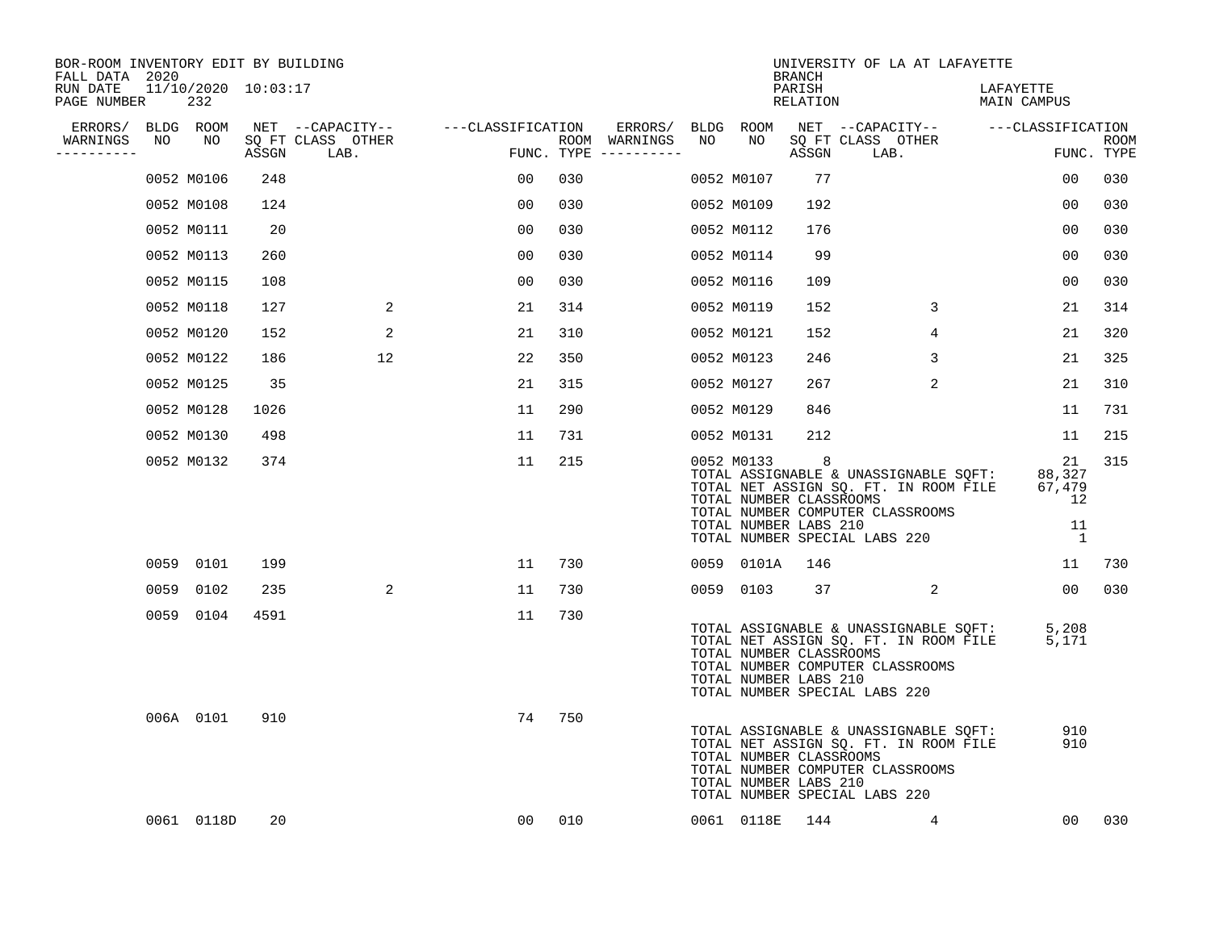BOR-ROOM INVENTORY EDIT BY BUILDING
FALL DATA 2020
RUN DATE 11/10/2020 10:03:17
PAGE NUMBER 232

UNIVERSITY OF LA AT LAFAYETTE
BRANCH
PARISH LAFAYETTE
RELATION MAIN CAMPUS

| ERRORS/ WARNINGS | BLDG NO | ROOM NO | NET SQ FT ASSGN | CAPACITY CLASS LAB. | CAPACITY OTHER | CLASSIFICATION FUNC. | ROOM TYPE | ERRORS/ WARNINGS | BLDG NO | ROOM NO | NET SQ FT ASSGN | CAPACITY CLASS LAB. | CAPACITY OTHER | CLASSIFICATION FUNC. | ROOM TYPE |
|---|---|---|---|---|---|---|---|---|---|---|---|---|---|---|---|
| | 0052 | M0106 | 248 | | | 00 | 030 | | 0052 | M0107 | 77 | | | 00 | 030 |
| | 0052 | M0108 | 124 | | | 00 | 030 | | 0052 | M0109 | 192 | | | 00 | 030 |
| | 0052 | M0111 | 20 | | | 00 | 030 | | 0052 | M0112 | 176 | | | 00 | 030 |
| | 0052 | M0113 | 260 | | | 00 | 030 | | 0052 | M0114 | 99 | | | 00 | 030 |
| | 0052 | M0115 | 108 | | | 00 | 030 | | 0052 | M0116 | 109 | | | 00 | 030 |
| | 0052 | M0118 | 127 | | 2 | 21 | 314 | | 0052 | M0119 | 152 | | 3 | 21 | 314 |
| | 0052 | M0120 | 152 | | 2 | 21 | 310 | | 0052 | M0121 | 152 | | 4 | 21 | 320 |
| | 0052 | M0122 | 186 | | 12 | 22 | 350 | | 0052 | M0123 | 246 | | 3 | 21 | 325 |
| | 0052 | M0125 | 35 | | | 21 | 315 | | 0052 | M0127 | 267 | | 2 | 21 | 310 |
| | 0052 | M0128 | 1026 | | | 11 | 290 | | 0052 | M0129 | 846 | | | 11 | 731 |
| | 0052 | M0130 | 498 | | | 11 | 731 | | 0052 | M0131 | 212 | | | 11 | 215 |
| | 0052 | M0132 | 374 | | | 11 | 215 | | 0052 | M0133 | 8 | | | 21 | 315 |

TOTAL ASSIGNABLE & UNASSIGNABLE SQFT: 88,327
TOTAL NET ASSIGN SQ. FT. IN ROOM FILE 67,479
TOTAL NUMBER CLASSROOMS 12
TOTAL NUMBER COMPUTER CLASSROOMS
TOTAL NUMBER LABS 210 11
TOTAL NUMBER SPECIAL LABS 220 1

| ERRORS/ WARNINGS | BLDG NO | ROOM NO | NET SQ FT ASSGN | CAPACITY CLASS LAB. | CAPACITY OTHER | CLASSIFICATION FUNC. | ROOM TYPE | ERRORS/ WARNINGS | BLDG NO | ROOM NO | NET SQ FT ASSGN | CAPACITY CLASS LAB. | CAPACITY OTHER | CLASSIFICATION FUNC. | ROOM TYPE |
|---|---|---|---|---|---|---|---|---|---|---|---|---|---|---|---|
| | 0059 | 0101 | 199 | | | 11 | 730 | | 0059 | 0101A | 146 | | | 11 | 730 |
| | 0059 | 0102 | 235 | | 2 | 11 | 730 | | 0059 | 0103 | 37 | | 2 | 00 | 030 |
| | 0059 | 0104 | 4591 | | | 11 | 730 | | | | | | | | |

TOTAL ASSIGNABLE & UNASSIGNABLE SQFT: 5,208
TOTAL NET ASSIGN SQ. FT. IN ROOM FILE 5,171
TOTAL NUMBER CLASSROOMS
TOTAL NUMBER COMPUTER CLASSROOMS
TOTAL NUMBER LABS 210
TOTAL NUMBER SPECIAL LABS 220

| ERRORS/ WARNINGS | BLDG NO | ROOM NO | NET SQ FT ASSGN | CAPACITY CLASS LAB. | CAPACITY OTHER | CLASSIFICATION FUNC. | ROOM TYPE | ERRORS/ WARNINGS | BLDG NO | ROOM NO | NET SQ FT ASSGN | CAPACITY CLASS LAB. | CAPACITY OTHER | CLASSIFICATION FUNC. | ROOM TYPE |
|---|---|---|---|---|---|---|---|---|---|---|---|---|---|---|---|
| | 006A | 0101 | 910 | | | 74 | 750 | | | | | | | | |

TOTAL ASSIGNABLE & UNASSIGNABLE SQFT: 910
TOTAL NET ASSIGN SQ. FT. IN ROOM FILE 910
TOTAL NUMBER CLASSROOMS
TOTAL NUMBER COMPUTER CLASSROOMS
TOTAL NUMBER LABS 210
TOTAL NUMBER SPECIAL LABS 220

| ERRORS/ WARNINGS | BLDG NO | ROOM NO | NET SQ FT ASSGN | CAPACITY CLASS LAB. | CAPACITY OTHER | CLASSIFICATION FUNC. | ROOM TYPE | ERRORS/ WARNINGS | BLDG NO | ROOM NO | NET SQ FT ASSGN | CAPACITY CLASS LAB. | CAPACITY OTHER | CLASSIFICATION FUNC. | ROOM TYPE |
|---|---|---|---|---|---|---|---|---|---|---|---|---|---|---|---|
| | 0061 | 0118D | 20 | | | 00 | 010 | | 0061 | 0118E | 144 | | 4 | 00 | 030 |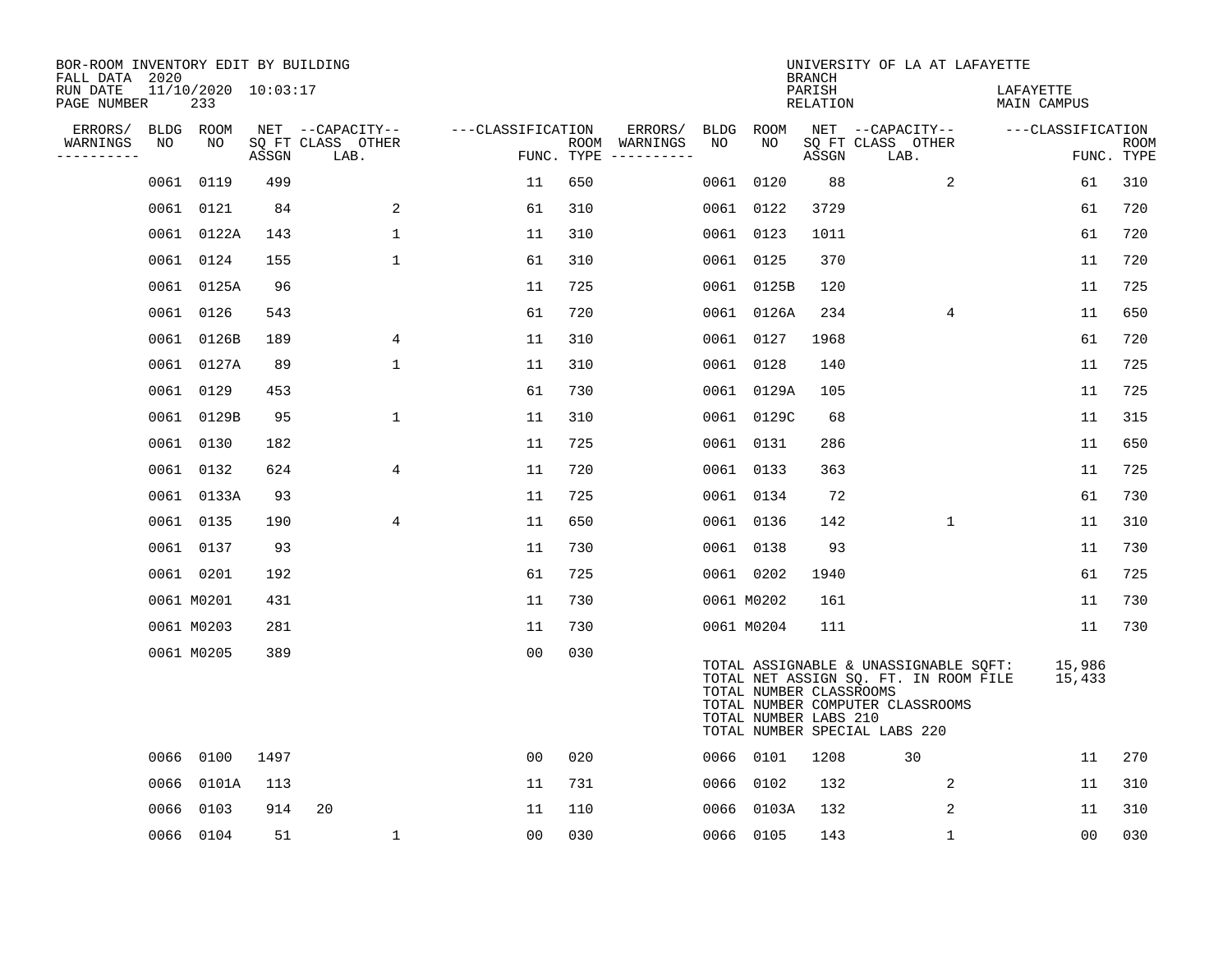BOR-ROOM INVENTORY EDIT BY BUILDING
FALL DATA 2020
RUN DATE 11/10/2020 10:03:17
PAGE NUMBER 233

UNIVERSITY OF LA AT LAFAYETTE
BRANCH
PARISH LAFAYETTE
RELATION MAIN CAMPUS

| ERRORS/ WARNINGS | BLDG NO | ROOM NO | NET SQ FT ASSGN | CAPACITY CLASS | CAPACITY LAB. | CAPACITY OTHER | FUNC. | ROOM TYPE | ERRORS/ WARNINGS | BLDG NO | ROOM NO | NET SQ FT ASSGN | CAPACITY CLASS | CAPACITY LAB. | CAPACITY OTHER | FUNC. | ROOM TYPE |
|---|---|---|---|---|---|---|---|---|---|---|---|---|---|---|---|---|---|
| | 0061 | 0119 | 499 | | | | 11 | 650 | | 0061 | 0120 | 88 | | | 2 | 61 | 310 |
| | 0061 | 0121 | 84 | | | 2 | 61 | 310 | | 0061 | 0122 | 3729 | | | | 61 | 720 |
| | 0061 | 0122A | 143 | | | 1 | 11 | 310 | | 0061 | 0123 | 1011 | | | | 61 | 720 |
| | 0061 | 0124 | 155 | | | 1 | 61 | 310 | | 0061 | 0125 | 370 | | | | 11 | 720 |
| | 0061 | 0125A | 96 | | | | 11 | 725 | | 0061 | 0125B | 120 | | | | 11 | 725 |
| | 0061 | 0126 | 543 | | | | 61 | 720 | | 0061 | 0126A | 234 | | | 4 | 11 | 650 |
| | 0061 | 0126B | 189 | | | 4 | 11 | 310 | | 0061 | 0127 | 1968 | | | | 61 | 720 |
| | 0061 | 0127A | 89 | | | 1 | 11 | 310 | | 0061 | 0128 | 140 | | | | 11 | 725 |
| | 0061 | 0129 | 453 | | | | 61 | 730 | | 0061 | 0129A | 105 | | | | 11 | 725 |
| | 0061 | 0129B | 95 | | | 1 | 11 | 310 | | 0061 | 0129C | 68 | | | | 11 | 315 |
| | 0061 | 0130 | 182 | | | | 11 | 725 | | 0061 | 0131 | 286 | | | | 11 | 650 |
| | 0061 | 0132 | 624 | | | 4 | 11 | 720 | | 0061 | 0133 | 363 | | | | 11 | 725 |
| | 0061 | 0133A | 93 | | | | 11 | 725 | | 0061 | 0134 | 72 | | | | 61 | 730 |
| | 0061 | 0135 | 190 | | | 4 | 11 | 650 | | 0061 | 0136 | 142 | | | 1 | 11 | 310 |
| | 0061 | 0137 | 93 | | | | 11 | 730 | | 0061 | 0138 | 93 | | | | 11 | 730 |
| | 0061 | 0201 | 192 | | | | 61 | 725 | | 0061 | 0202 | 1940 | | | | 61 | 725 |
| | 0061 | M0201 | 431 | | | | 11 | 730 | | 0061 | M0202 | 161 | | | | 11 | 730 |
| | 0061 | M0203 | 281 | | | | 11 | 730 | | 0061 | M0204 | 111 | | | | 11 | 730 |
| | 0061 | M0205 | 389 | | | | 00 | 030 | | | | | | | | | |

TOTAL ASSIGNABLE & UNASSIGNABLE SQFT: 15,986
TOTAL NET ASSIGN SQ. FT. IN ROOM FILE 15,433
TOTAL NUMBER CLASSROOMS
TOTAL NUMBER COMPUTER CLASSROOMS
TOTAL NUMBER LABS 210
TOTAL NUMBER SPECIAL LABS 220

| ERRORS/ WARNINGS | BLDG NO | ROOM NO | NET SQ FT ASSGN | CAPACITY CLASS | CAPACITY LAB. | CAPACITY OTHER | FUNC. | ROOM TYPE | ERRORS/ WARNINGS | BLDG NO | ROOM NO | NET SQ FT ASSGN | CAPACITY CLASS | CAPACITY LAB. | CAPACITY OTHER | FUNC. | ROOM TYPE |
|---|---|---|---|---|---|---|---|---|---|---|---|---|---|---|---|---|---|
| | 0066 | 0100 | 1497 | | | | 00 | 020 | | 0066 | 0101 | 1208 | | 30 | | 11 | 270 |
| | 0066 | 0101A | 113 | | | | 11 | 731 | | 0066 | 0102 | 132 | | | 2 | 11 | 310 |
| | 0066 | 0103 | 914 | 20 | | | 11 | 110 | | 0066 | 0103A | 132 | | | 2 | 11 | 310 |
| | 0066 | 0104 | 51 | | | 1 | 00 | 030 | | 0066 | 0105 | 143 | | | 1 | 00 | 030 |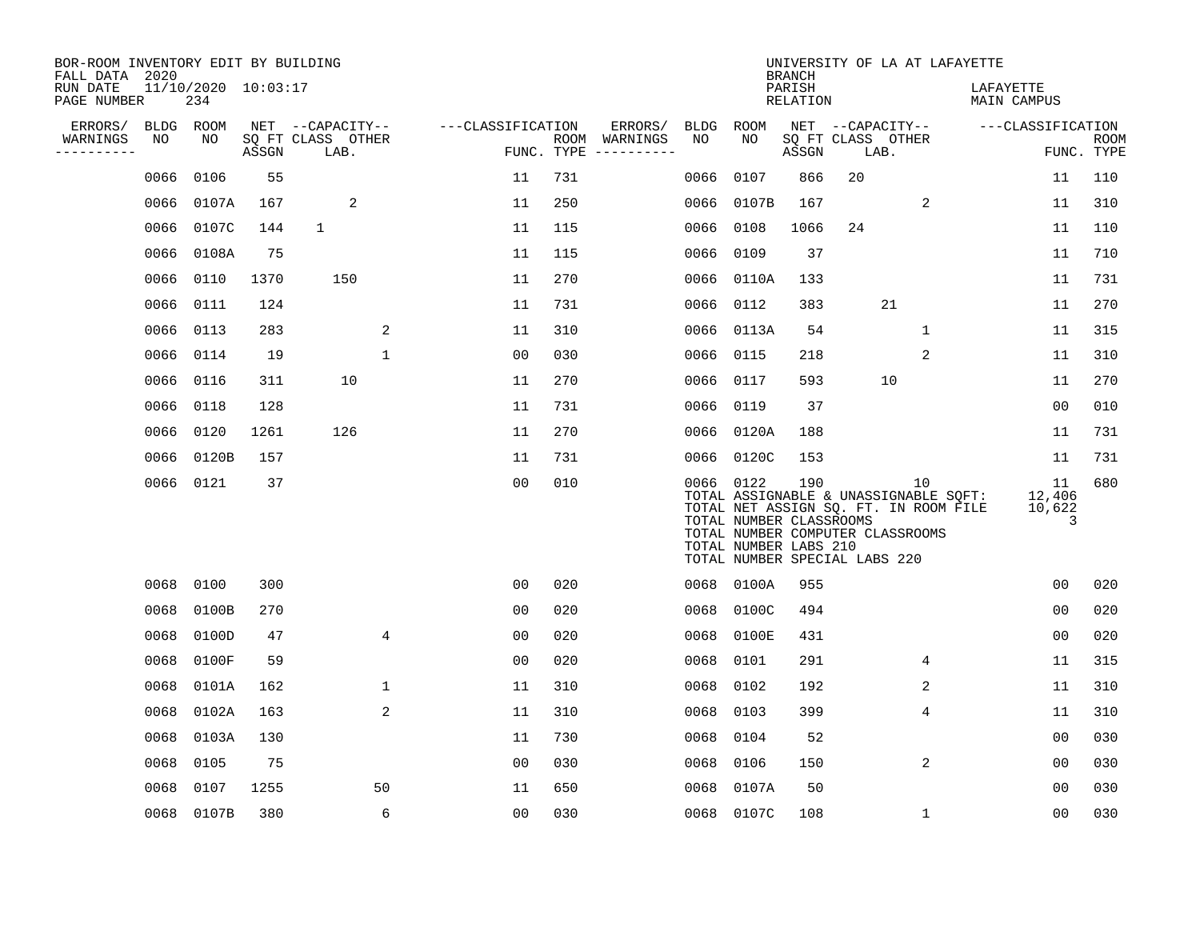BOR-ROOM INVENTORY EDIT BY BUILDING
FALL DATA 2020
RUN DATE 11/10/2020 10:03:17

UNIVERSITY OF LA AT LAFAYETTE
BRANCH
PARISH LAFAYETTE
RELATION MAIN CAMPUS

| ERRORS/ WARNINGS | BLDG NO | ROOM NO | NET SQ FT ASSGN | CAPACITY CLASS | LAB. | OTHER | FUNC. | ROOM TYPE | ERRORS/ WARNINGS | BLDG NO | ROOM NO | NET SQ FT ASSGN | CAPACITY CLASS | LAB. | OTHER | FUNC. | ROOM TYPE |
|---|---|---|---|---|---|---|---|---|---|---|---|---|---|---|---|---|---|
| | 0066 | 0106 | 55 | | | | 11 | 731 | | 0066 | 0107 | 866 | 20 | | | 11 | 110 |
| | 0066 | 0107A | 167 | | 2 | | 11 | 250 | | 0066 | 0107B | 167 | | | 2 | 11 | 310 |
| | 0066 | 0107C | 144 | 1 | | | 11 | 115 | | 0066 | 0108 | 1066 | 24 | | | 11 | 110 |
| | 0066 | 0108A | 75 | | | | 11 | 115 | | 0066 | 0109 | 37 | | | | 11 | 710 |
| | 0066 | 0110 | 1370 | | 150 | | 11 | 270 | | 0066 | 0110A | 133 | | | | 11 | 731 |
| | 0066 | 0111 | 124 | | | | 11 | 731 | | 0066 | 0112 | 383 | | 21 | | 11 | 270 |
| | 0066 | 0113 | 283 | | | 2 | 11 | 310 | | 0066 | 0113A | 54 | | | 1 | 11 | 315 |
| | 0066 | 0114 | 19 | | | 1 | 00 | 030 | | 0066 | 0115 | 218 | | | 2 | 11 | 310 |
| | 0066 | 0116 | 311 | | 10 | | 11 | 270 | | 0066 | 0117 | 593 | | 10 | | 11 | 270 |
| | 0066 | 0118 | 128 | | | | 11 | 731 | | 0066 | 0119 | 37 | | | | 00 | 010 |
| | 0066 | 0120 | 1261 | | 126 | | 11 | 270 | | 0066 | 0120A | 188 | | | | 11 | 731 |
| | 0066 | 0120B | 157 | | | | 11 | 731 | | 0066 | 0120C | 153 | | | | 11 | 731 |
| | 0066 | 0121 | 37 | | | | 00 | 010 | | 0066 | 0122 | 190 | | | 10 | 11 | 680 |

TOTAL ASSIGNABLE & UNASSIGNABLE SQFT: 12,406
TOTAL NET ASSIGN SQ. FT. IN ROOM FILE 10,622
TOTAL NUMBER CLASSROOMS 3
TOTAL NUMBER COMPUTER CLASSROOMS
TOTAL NUMBER LABS 210
TOTAL NUMBER SPECIAL LABS 220

| ERRORS/ WARNINGS | BLDG NO | ROOM NO | NET SQ FT ASSGN | CAPACITY CLASS | LAB. | OTHER | FUNC. | ROOM TYPE | ERRORS/ WARNINGS | BLDG NO | ROOM NO | NET SQ FT ASSGN | CAPACITY CLASS | LAB. | OTHER | FUNC. | ROOM TYPE |
|---|---|---|---|---|---|---|---|---|---|---|---|---|---|---|---|---|---|
| | 0068 | 0100 | 300 | | | | 00 | 020 | | 0068 | 0100A | 955 | | | | 00 | 020 |
| | 0068 | 0100B | 270 | | | | 00 | 020 | | 0068 | 0100C | 494 | | | | 00 | 020 |
| | 0068 | 0100D | 47 | | | 4 | 00 | 020 | | 0068 | 0100E | 431 | | | | 00 | 020 |
| | 0068 | 0100F | 59 | | | | 00 | 020 | | 0068 | 0101 | 291 | | | 4 | 11 | 315 |
| | 0068 | 0101A | 162 | | | 1 | 11 | 310 | | 0068 | 0102 | 192 | | | 2 | 11 | 310 |
| | 0068 | 0102A | 163 | | | 2 | 11 | 310 | | 0068 | 0103 | 399 | | | 4 | 11 | 310 |
| | 0068 | 0103A | 130 | | | | 11 | 730 | | 0068 | 0104 | 52 | | | | 00 | 030 |
| | 0068 | 0105 | 75 | | | | 00 | 030 | | 0068 | 0106 | 150 | | | 2 | 00 | 030 |
| | 0068 | 0107 | 1255 | | | 50 | 11 | 650 | | 0068 | 0107A | 50 | | | | 00 | 030 |
| | 0068 | 0107B | 380 | | | 6 | 00 | 030 | | 0068 | 0107C | 108 | | | 1 | 00 | 030 |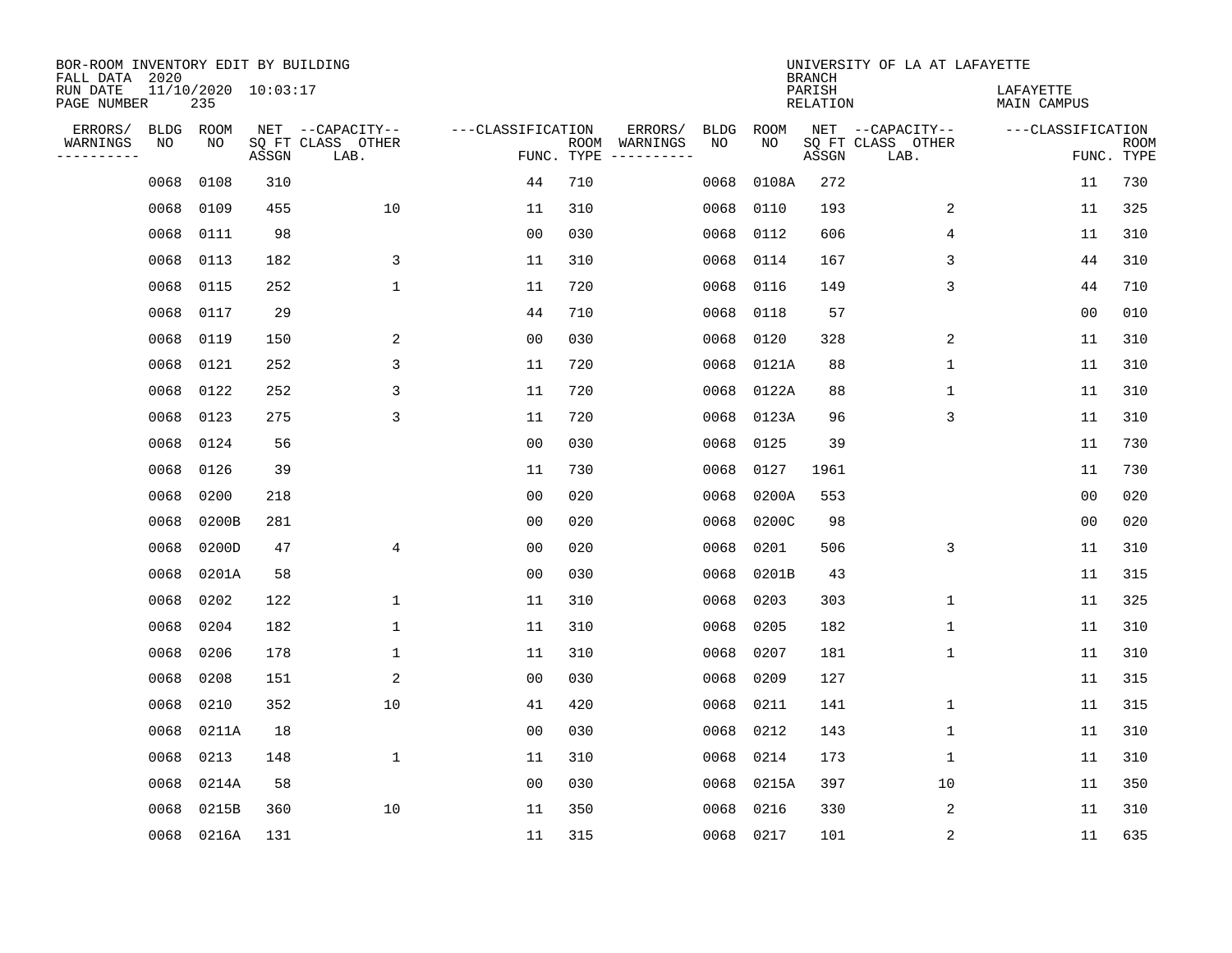BOR-ROOM INVENTORY EDIT BY BUILDING
FALL DATA 2020
RUN DATE 11/10/2020 10:03:17
PAGE NUMBER 235

UNIVERSITY OF LA AT LAFAYETTE
BRANCH
PARISH LAFAYETTE
RELATION MAIN CAMPUS

| ERRORS/ WARNINGS | BLDG NO | ROOM NO | NET SQ FT ASSGN | CAPACITY CLASS LAB. | CAPACITY OTHER | CLASSIFICATION FUNC. | ROOM TYPE | ERRORS/ WARNINGS | BLDG NO | ROOM NO | NET SQ FT ASSGN | CAPACITY CLASS LAB. | CAPACITY OTHER | CLASSIFICATION FUNC. | ROOM TYPE |
|---|---|---|---|---|---|---|---|---|---|---|---|---|---|---|---|
| | 0068 | 0108 | 310 | | | 44 | 710 | | 0068 | 0108A | 272 | | | 11 | 730 |
| | 0068 | 0109 | 455 | | 10 | 11 | 310 | | 0068 | 0110 | 193 | | 2 | 11 | 325 |
| | 0068 | 0111 | 98 | | | 00 | 030 | | 0068 | 0112 | 606 | | 4 | 11 | 310 |
| | 0068 | 0113 | 182 | | 3 | 11 | 310 | | 0068 | 0114 | 167 | | 3 | 44 | 310 |
| | 0068 | 0115 | 252 | | 1 | 11 | 720 | | 0068 | 0116 | 149 | | 3 | 44 | 710 |
| | 0068 | 0117 | 29 | | | 44 | 710 | | 0068 | 0118 | 57 | | | 00 | 010 |
| | 0068 | 0119 | 150 | | 2 | 00 | 030 | | 0068 | 0120 | 328 | | 2 | 11 | 310 |
| | 0068 | 0121 | 252 | | 3 | 11 | 720 | | 0068 | 0121A | 88 | | 1 | 11 | 310 |
| | 0068 | 0122 | 252 | | 3 | 11 | 720 | | 0068 | 0122A | 88 | | 1 | 11 | 310 |
| | 0068 | 0123 | 275 | | 3 | 11 | 720 | | 0068 | 0123A | 96 | | 3 | 11 | 310 |
| | 0068 | 0124 | 56 | | | 00 | 030 | | 0068 | 0125 | 39 | | | 11 | 730 |
| | 0068 | 0126 | 39 | | | 11 | 730 | | 0068 | 0127 | 1961 | | | 11 | 730 |
| | 0068 | 0200 | 218 | | | 00 | 020 | | 0068 | 0200A | 553 | | | 00 | 020 |
| | 0068 | 0200B | 281 | | | 00 | 020 | | 0068 | 0200C | 98 | | | 00 | 020 |
| | 0068 | 0200D | 47 | | 4 | 00 | 020 | | 0068 | 0201 | 506 | | 3 | 11 | 310 |
| | 0068 | 0201A | 58 | | | 00 | 030 | | 0068 | 0201B | 43 | | | 11 | 315 |
| | 0068 | 0202 | 122 | | 1 | 11 | 310 | | 0068 | 0203 | 303 | | 1 | 11 | 325 |
| | 0068 | 0204 | 182 | | 1 | 11 | 310 | | 0068 | 0205 | 182 | | 1 | 11 | 310 |
| | 0068 | 0206 | 178 | | 1 | 11 | 310 | | 0068 | 0207 | 181 | | 1 | 11 | 310 |
| | 0068 | 0208 | 151 | | 2 | 00 | 030 | | 0068 | 0209 | 127 | | | 11 | 315 |
| | 0068 | 0210 | 352 | | 10 | 41 | 420 | | 0068 | 0211 | 141 | | 1 | 11 | 315 |
| | 0068 | 0211A | 18 | | | 00 | 030 | | 0068 | 0212 | 143 | | 1 | 11 | 310 |
| | 0068 | 0213 | 148 | | 1 | 11 | 310 | | 0068 | 0214 | 173 | | 1 | 11 | 310 |
| | 0068 | 0214A | 58 | | | 00 | 030 | | 0068 | 0215A | 397 | | 10 | 11 | 350 |
| | 0068 | 0215B | 360 | | 10 | 11 | 350 | | 0068 | 0216 | 330 | | 2 | 11 | 310 |
| | 0068 | 0216A | 131 | | | 11 | 315 | | 0068 | 0217 | 101 | | 2 | 11 | 635 |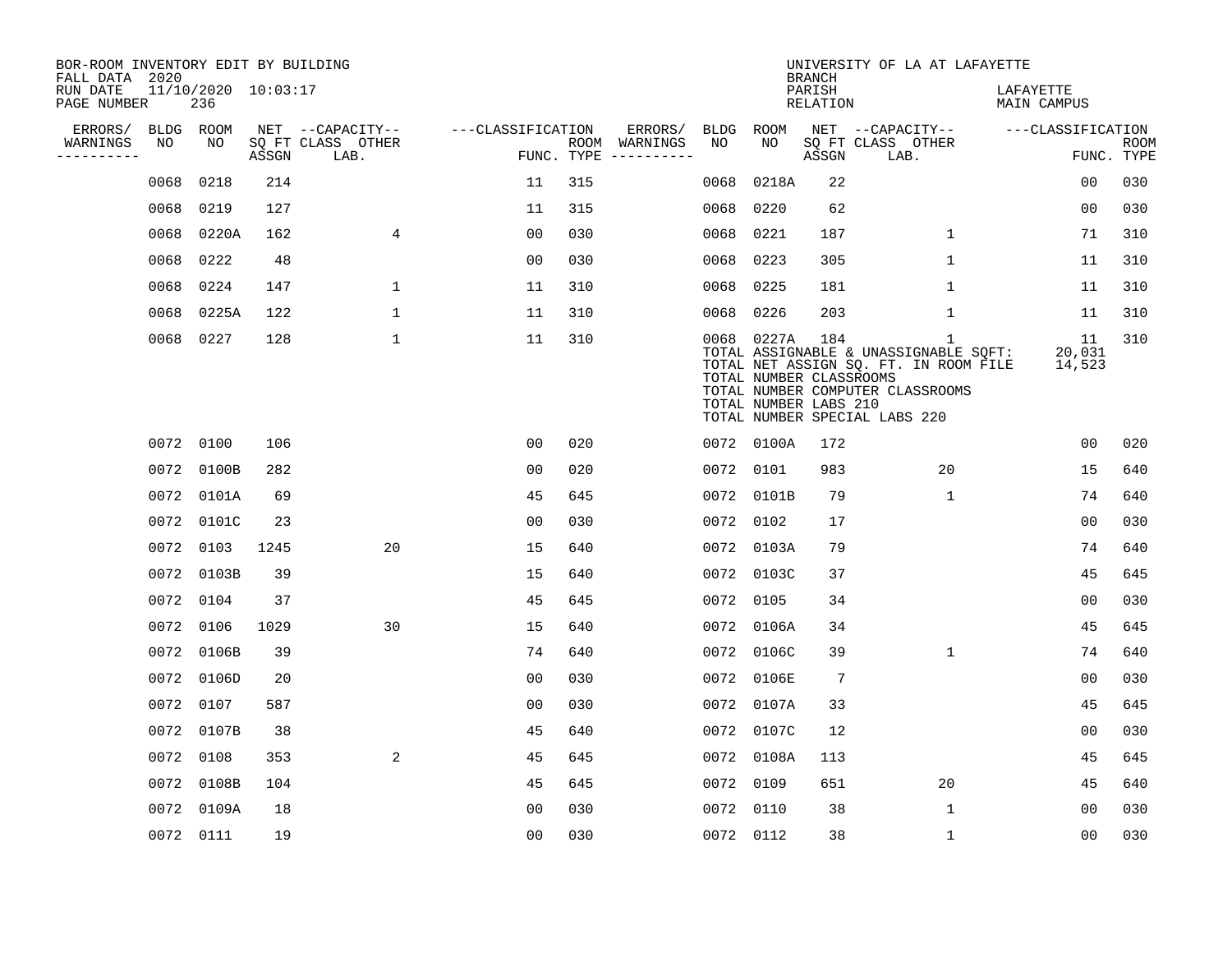BOR-ROOM INVENTORY EDIT BY BUILDING
FALL DATA 2020
RUN DATE 11/10/2020 10:03:17
PAGE NUMBER 236

UNIVERSITY OF LA AT LAFAYETTE
BRANCH
PARISH LAFAYETTE
RELATION MAIN CAMPUS

| ERRORS/ WARNINGS | BLDG NO | ROOM NO | NET SQ FT ASSGN | CAPACITY CLASS LAB. | CAPACITY OTHER | CLASSIFICATION FUNC. | ROOM TYPE | ERRORS/ WARNINGS | BLDG NO | ROOM NO | NET SQ FT ASSGN | CAPACITY CLASS LAB. | CAPACITY OTHER | CLASSIFICATION FUNC. | ROOM TYPE |
|---|---|---|---|---|---|---|---|---|---|---|---|---|---|---|---|
| | 0068 | 0218 | 214 | | | 11 | 315 | | 0068 | 0218A | 22 | | | 00 | 030 |
| | 0068 | 0219 | 127 | | | 11 | 315 | | 0068 | 0220 | 62 | | | 00 | 030 |
| | 0068 | 0220A | 162 | | 4 | 00 | 030 | | 0068 | 0221 | 187 | | 1 | 71 | 310 |
| | 0068 | 0222 | 48 | | | 00 | 030 | | 0068 | 0223 | 305 | | 1 | 11 | 310 |
| | 0068 | 0224 | 147 | | 1 | 11 | 310 | | 0068 | 0225 | 181 | | 1 | 11 | 310 |
| | 0068 | 0225A | 122 | | 1 | 11 | 310 | | 0068 | 0226 | 203 | | 1 | 11 | 310 |
| | 0068 | 0227 | 128 | | 1 | 11 | 310 | | 0068 | 0227A | 184 | | 1 | 11 | 310 |

TOTAL ASSIGNABLE & UNASSIGNABLE SQFT: 20,031
TOTAL NET ASSIGN SQ. FT. IN ROOM FILE 14,523
TOTAL NUMBER CLASSROOMS
TOTAL NUMBER COMPUTER CLASSROOMS
TOTAL NUMBER LABS 210
TOTAL NUMBER SPECIAL LABS 220

| ERRORS/ WARNINGS | BLDG NO | ROOM NO | NET SQ FT ASSGN | CAPACITY CLASS LAB. | CAPACITY OTHER | CLASSIFICATION FUNC. | ROOM TYPE | ERRORS/ WARNINGS | BLDG NO | ROOM NO | NET SQ FT ASSGN | CAPACITY CLASS LAB. | CAPACITY OTHER | CLASSIFICATION FUNC. | ROOM TYPE |
|---|---|---|---|---|---|---|---|---|---|---|---|---|---|---|---|
| | 0072 | 0100 | 106 | | | 00 | 020 | | 0072 | 0100A | 172 | | | 00 | 020 |
| | 0072 | 0100B | 282 | | | 00 | 020 | | 0072 | 0101 | 983 | | 20 | 15 | 640 |
| | 0072 | 0101A | 69 | | | 45 | 645 | | 0072 | 0101B | 79 | | 1 | 74 | 640 |
| | 0072 | 0101C | 23 | | | 00 | 030 | | 0072 | 0102 | 17 | | | 00 | 030 |
| | 0072 | 0103 | 1245 | | 20 | 15 | 640 | | 0072 | 0103A | 79 | | | 74 | 640 |
| | 0072 | 0103B | 39 | | | 15 | 640 | | 0072 | 0103C | 37 | | | 45 | 645 |
| | 0072 | 0104 | 37 | | | 45 | 645 | | 0072 | 0105 | 34 | | | 00 | 030 |
| | 0072 | 0106 | 1029 | | 30 | 15 | 640 | | 0072 | 0106A | 34 | | | 45 | 645 |
| | 0072 | 0106B | 39 | | | 74 | 640 | | 0072 | 0106C | 39 | | 1 | 74 | 640 |
| | 0072 | 0106D | 20 | | | 00 | 030 | | 0072 | 0106E | 7 | | | 00 | 030 |
| | 0072 | 0107 | 587 | | | 00 | 030 | | 0072 | 0107A | 33 | | | 45 | 645 |
| | 0072 | 0107B | 38 | | | 45 | 640 | | 0072 | 0107C | 12 | | | 00 | 030 |
| | 0072 | 0108 | 353 | | 2 | 45 | 645 | | 0072 | 0108A | 113 | | | 45 | 645 |
| | 0072 | 0108B | 104 | | | 45 | 645 | | 0072 | 0109 | 651 | | 20 | 45 | 640 |
| | 0072 | 0109A | 18 | | | 00 | 030 | | 0072 | 0110 | 38 | | 1 | 00 | 030 |
| | 0072 | 0111 | 19 | | | 00 | 030 | | 0072 | 0112 | 38 | | 1 | 00 | 030 |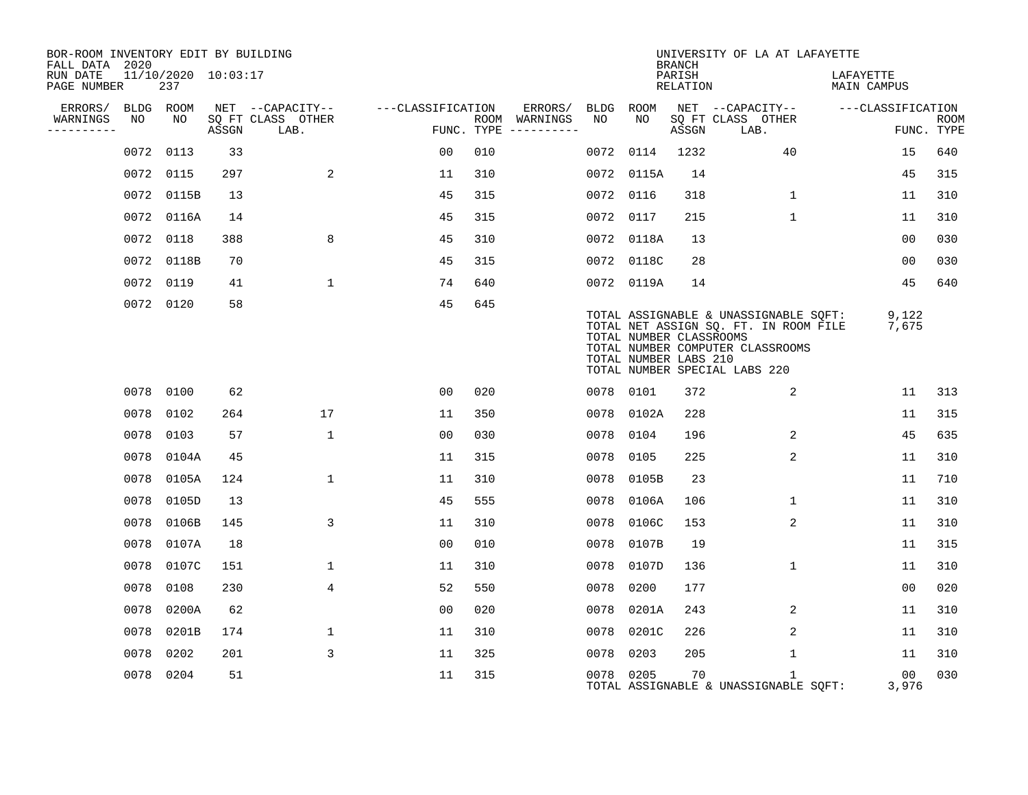BOR-ROOM INVENTORY EDIT BY BUILDING
FALL DATA 2020
RUN DATE 11/10/2020 10:03:17
PAGE NUMBER 237

UNIVERSITY OF LA AT LAFAYETTE
BRANCH
PARISH LAFAYETTE
RELATION MAIN CAMPUS

| ERRORS/ WARNINGS | BLDG NO | ROOM NO | NET SQ FT ASSGN | CAPACITY CLASS LAB. | CAPACITY OTHER | CLASSIFICATION FUNC. | ROOM TYPE | ERRORS/ WARNINGS | BLDG NO | ROOM NO | NET SQ FT ASSGN | CAPACITY CLASS LAB. | CAPACITY OTHER | CLASSIFICATION FUNC. | ROOM TYPE |
|---|---|---|---|---|---|---|---|---|---|---|---|---|---|---|---|
| | 0072 | 0113 | 33 | | | 00 | 010 | | 0072 | 0114 | 1232 | | 40 | 15 | 640 |
| | 0072 | 0115 | 297 | | 2 | 11 | 310 | | 0072 | 0115A | 14 | | | 45 | 315 |
| | 0072 | 0115B | 13 | | | 45 | 315 | | 0072 | 0116 | 318 | | 1 | 11 | 310 |
| | 0072 | 0116A | 14 | | | 45 | 315 | | 0072 | 0117 | 215 | | 1 | 11 | 310 |
| | 0072 | 0118 | 388 | | 8 | 45 | 310 | | 0072 | 0118A | 13 | | | 00 | 030 |
| | 0072 | 0118B | 70 | | | 45 | 315 | | 0072 | 0118C | 28 | | | 00 | 030 |
| | 0072 | 0119 | 41 | | 1 | 74 | 640 | | 0072 | 0119A | 14 | | | 45 | 640 |
| | 0072 | 0120 | 58 | | | 45 | 645 | | | | | | | | |

TOTAL ASSIGNABLE & UNASSIGNABLE SQFT: 9,122
TOTAL NET ASSIGN SQ. FT. IN ROOM FILE 7,675
TOTAL NUMBER CLASSROOMS
TOTAL NUMBER COMPUTER CLASSROOMS
TOTAL NUMBER LABS 210
TOTAL NUMBER SPECIAL LABS 220

| ERRORS/ WARNINGS | BLDG NO | ROOM NO | NET SQ FT ASSGN | CAPACITY CLASS LAB. | CAPACITY OTHER | CLASSIFICATION FUNC. | ROOM TYPE | ERRORS/ WARNINGS | BLDG NO | ROOM NO | NET SQ FT ASSGN | CAPACITY CLASS LAB. | CAPACITY OTHER | CLASSIFICATION FUNC. | ROOM TYPE |
|---|---|---|---|---|---|---|---|---|---|---|---|---|---|---|---|
| | 0078 | 0100 | 62 | | | 00 | 020 | | 0078 | 0101 | 372 | | 2 | 11 | 313 |
| | 0078 | 0102 | 264 | | 17 | 11 | 350 | | 0078 | 0102A | 228 | | | 11 | 315 |
| | 0078 | 0103 | 57 | | 1 | 00 | 030 | | 0078 | 0104 | 196 | | 2 | 45 | 635 |
| | 0078 | 0104A | 45 | | | 11 | 315 | | 0078 | 0105 | 225 | | 2 | 11 | 310 |
| | 0078 | 0105A | 124 | | 1 | 11 | 310 | | 0078 | 0105B | 23 | | | 11 | 710 |
| | 0078 | 0105D | 13 | | | 45 | 555 | | 0078 | 0106A | 106 | | 1 | 11 | 310 |
| | 0078 | 0106B | 145 | | 3 | 11 | 310 | | 0078 | 0106C | 153 | | 2 | 11 | 310 |
| | 0078 | 0107A | 18 | | | 00 | 010 | | 0078 | 0107B | 19 | | | 11 | 315 |
| | 0078 | 0107C | 151 | | 1 | 11 | 310 | | 0078 | 0107D | 136 | | 1 | 11 | 310 |
| | 0078 | 0108 | 230 | | 4 | 52 | 550 | | 0078 | 0200 | 177 | | | 00 | 020 |
| | 0078 | 0200A | 62 | | | 00 | 020 | | 0078 | 0201A | 243 | | 2 | 11 | 310 |
| | 0078 | 0201B | 174 | | 1 | 11 | 310 | | 0078 | 0201C | 226 | | 2 | 11 | 310 |
| | 0078 | 0202 | 201 | | 3 | 11 | 325 | | 0078 | 0203 | 205 | | 1 | 11 | 310 |
| | 0078 | 0204 | 51 | | | 11 | 315 | | 0078 | 0205 | 70 | | 1 | 00 | 030 |

TOTAL ASSIGNABLE & UNASSIGNABLE SQFT: 3,976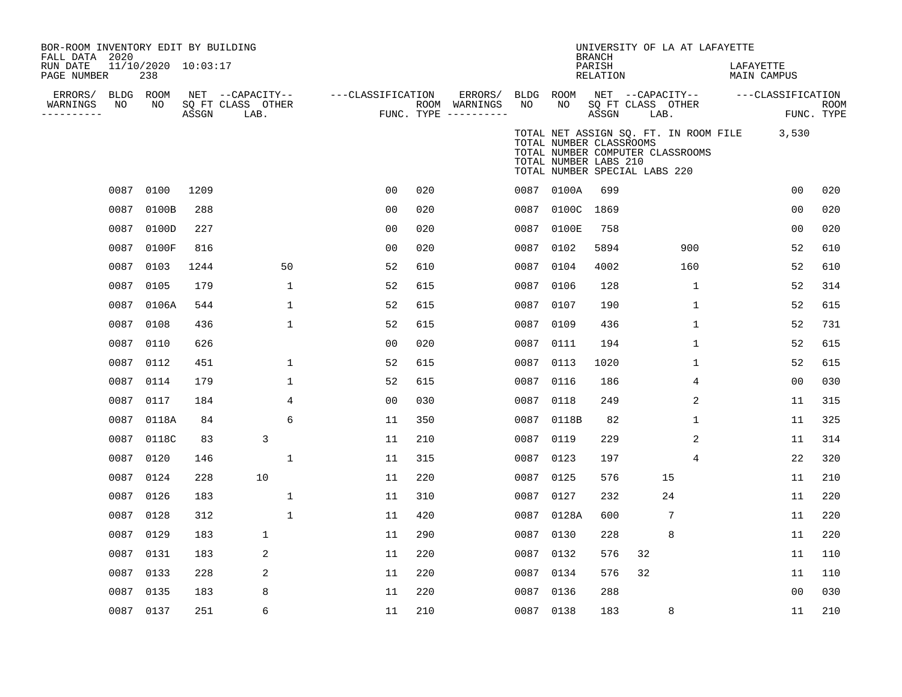BOR-ROOM INVENTORY EDIT BY BUILDING
FALL DATA 2020
RUN DATE 11/10/2020 10:03:17
PAGE NUMBER 238

UNIVERSITY OF LA AT LAFAYETTE
BRANCH
PARISH LAFAYETTE
RELATION MAIN CAMPUS

TOTAL NET ASSIGN SQ. FT. IN ROOM FILE 3,530
TOTAL NUMBER CLASSROOMS
TOTAL NUMBER COMPUTER CLASSROOMS
TOTAL NUMBER LABS 210
TOTAL NUMBER SPECIAL LABS 220

| ERRORS/ WARNINGS | BLDG NO | ROOM NO | NET SQ FT ASSGN | CAPACITY CLASS | CAPACITY LAB. | CAPACITY OTHER | CLASSIFICATION FUNC. | ROOM TYPE | ERRORS/ WARNINGS | BLDG NO | ROOM NO | NET SQ FT ASSGN | CAPACITY CLASS | CAPACITY LAB. | CAPACITY OTHER | CLASSIFICATION FUNC. | ROOM TYPE |
|---|---|---|---|---|---|---|---|---|---|---|---|---|---|---|---|---|---|
| | 0087 | 0100 | 1209 | | | | 00 | 020 | | 0087 | 0100A | 699 | | | | 00 | 020 |
| | 0087 | 0100B | 288 | | | | 00 | 020 | | 0087 | 0100C | 1869 | | | | 00 | 020 |
| | 0087 | 0100D | 227 | | | | 00 | 020 | | 0087 | 0100E | 758 | | | | 00 | 020 |
| | 0087 | 0100F | 816 | | | | 00 | 020 | | 0087 | 0102 | 5894 | | | 900 | 52 | 610 |
| | 0087 | 0103 | 1244 | | | 50 | 52 | 610 | | 0087 | 0104 | 4002 | | | 160 | 52 | 610 |
| | 0087 | 0105 | 179 | | | 1 | 52 | 615 | | 0087 | 0106 | 128 | | | 1 | 52 | 314 |
| | 0087 | 0106A | 544 | | | 1 | 52 | 615 | | 0087 | 0107 | 190 | | | 1 | 52 | 615 |
| | 0087 | 0108 | 436 | | | 1 | 52 | 615 | | 0087 | 0109 | 436 | | | 1 | 52 | 731 |
| | 0087 | 0110 | 626 | | | | 00 | 020 | | 0087 | 0111 | 194 | | | 1 | 52 | 615 |
| | 0087 | 0112 | 451 | | | 1 | 52 | 615 | | 0087 | 0113 | 1020 | | | 1 | 52 | 615 |
| | 0087 | 0114 | 179 | | | 1 | 52 | 615 | | 0087 | 0116 | 186 | | | 4 | 00 | 030 |
| | 0087 | 0117 | 184 | | | 4 | 00 | 030 | | 0087 | 0118 | 249 | | | 2 | 11 | 315 |
| | 0087 | 0118A | 84 | | | 6 | 11 | 350 | | 0087 | 0118B | 82 | | | 1 | 11 | 325 |
| | 0087 | 0118C | 83 | | 3 | | 11 | 210 | | 0087 | 0119 | 229 | | | 2 | 11 | 314 |
| | 0087 | 0120 | 146 | | | 1 | 11 | 315 | | 0087 | 0123 | 197 | | | 4 | 22 | 320 |
| | 0087 | 0124 | 228 | | 10 | | 11 | 220 | | 0087 | 0125 | 576 | | 15 | | 11 | 210 |
| | 0087 | 0126 | 183 | | | 1 | 11 | 310 | | 0087 | 0127 | 232 | | 24 | | 11 | 220 |
| | 0087 | 0128 | 312 | | | 1 | 11 | 420 | | 0087 | 0128A | 600 | | 7 | | 11 | 220 |
| | 0087 | 0129 | 183 | | 1 | | 11 | 290 | | 0087 | 0130 | 228 | | 8 | | 11 | 220 |
| | 0087 | 0131 | 183 | | 2 | | 11 | 220 | | 0087 | 0132 | 576 | 32 | | | 11 | 110 |
| | 0087 | 0133 | 228 | | 2 | | 11 | 220 | | 0087 | 0134 | 576 | 32 | | | 11 | 110 |
| | 0087 | 0135 | 183 | | 8 | | 11 | 220 | | 0087 | 0136 | 288 | | | | 00 | 030 |
| | 0087 | 0137 | 251 | | 6 | | 11 | 210 | | 0087 | 0138 | 183 | | 8 | | 11 | 210 |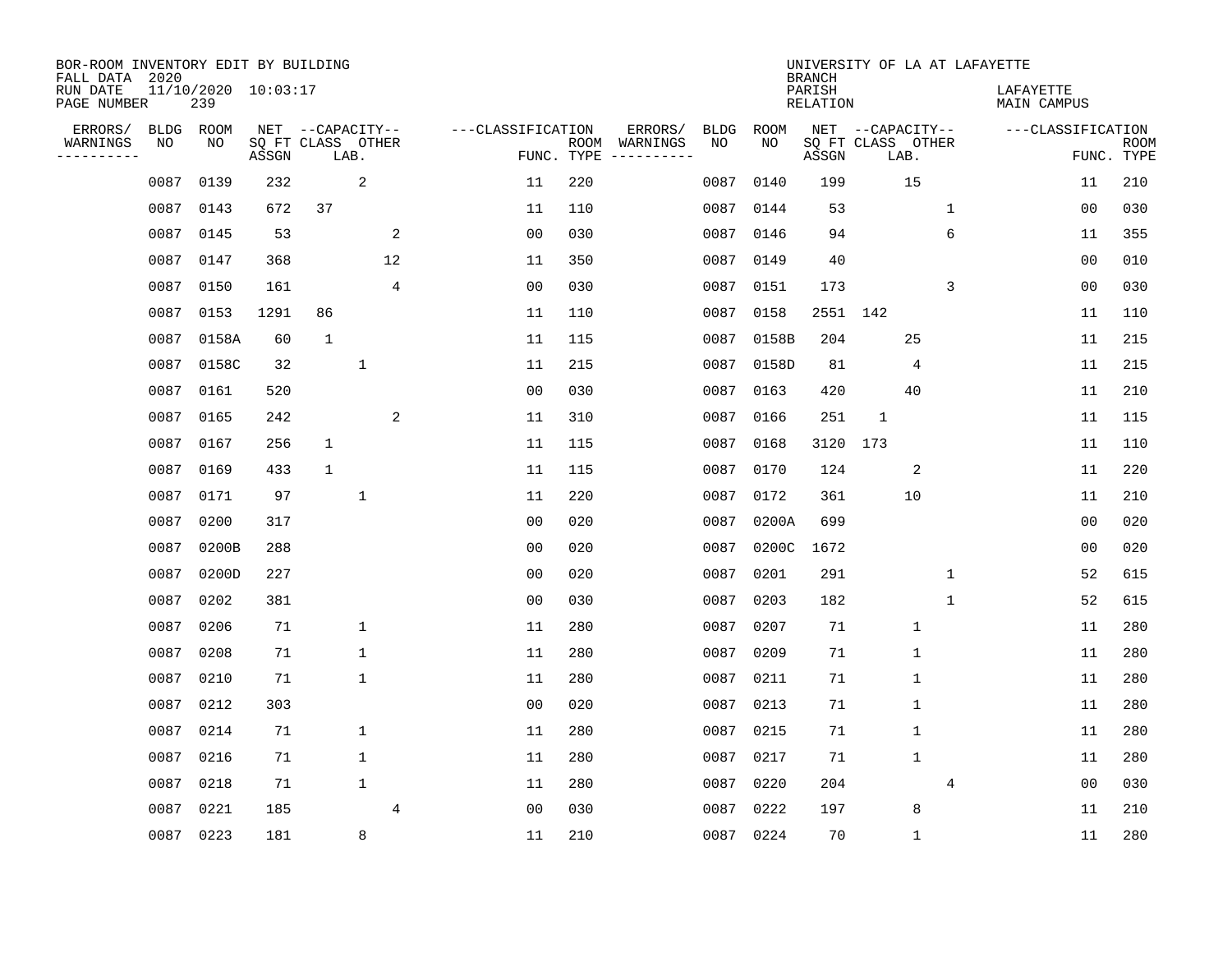BOR-ROOM INVENTORY EDIT BY BUILDING
FALL DATA 2020
RUN DATE 11/10/2020 10:03:17
PAGE NUMBER 239

UNIVERSITY OF LA AT LAFAYETTE
BRANCH
PARISH LAFAYETTE
RELATION MAIN CAMPUS

| ERRORS/ WARNINGS | BLDG NO | ROOM NO | NET SQ FT ASSGN | CAPACITY CLASS | CAPACITY LAB. | CAPACITY OTHER | CLASSIFICATION FUNC. | ROOM TYPE | ERRORS/ WARNINGS | BLDG NO | ROOM NO | NET SQ FT ASSGN | CAPACITY CLASS | CAPACITY LAB. | CAPACITY OTHER | CLASSIFICATION FUNC. | ROOM TYPE |
|---|---|---|---|---|---|---|---|---|---|---|---|---|---|---|---|---|---|
| | 0087 | 0139 | 232 | | 2 | | 11 | 220 | | 0087 | 0140 | 199 | | 15 | | 11 | 210 |
| | 0087 | 0143 | 672 | 37 | | | 11 | 110 | | 0087 | 0144 | 53 | | | 1 | 00 | 030 |
| | 0087 | 0145 | 53 | | | 2 | 00 | 030 | | 0087 | 0146 | 94 | | | 6 | 11 | 355 |
| | 0087 | 0147 | 368 | | | 12 | 11 | 350 | | 0087 | 0149 | 40 | | | | 00 | 010 |
| | 0087 | 0150 | 161 | | | 4 | 00 | 030 | | 0087 | 0151 | 173 | | | 3 | 00 | 030 |
| | 0087 | 0153 | 1291 | 86 | | | 11 | 110 | | 0087 | 0158 | 2551 | 142 | | | 11 | 110 |
| | 0087 | 0158A | 60 | 1 | | | 11 | 115 | | 0087 | 0158B | 204 | | 25 | | 11 | 215 |
| | 0087 | 0158C | 32 | | 1 | | 11 | 215 | | 0087 | 0158D | 81 | | 4 | | 11 | 215 |
| | 0087 | 0161 | 520 | | | | 00 | 030 | | 0087 | 0163 | 420 | | 40 | | 11 | 210 |
| | 0087 | 0165 | 242 | | | 2 | 11 | 310 | | 0087 | 0166 | 251 | 1 | | | 11 | 115 |
| | 0087 | 0167 | 256 | 1 | | | 11 | 115 | | 0087 | 0168 | 3120 | 173 | | | 11 | 110 |
| | 0087 | 0169 | 433 | 1 | | | 11 | 115 | | 0087 | 0170 | 124 | | 2 | | 11 | 220 |
| | 0087 | 0171 | 97 | | 1 | | 11 | 220 | | 0087 | 0172 | 361 | | 10 | | 11 | 210 |
| | 0087 | 0200 | 317 | | | | 00 | 020 | | 0087 | 0200A | 699 | | | | 00 | 020 |
| | 0087 | 0200B | 288 | | | | 00 | 020 | | 0087 | 0200C | 1672 | | | | 00 | 020 |
| | 0087 | 0200D | 227 | | | | 00 | 020 | | 0087 | 0201 | 291 | | | 1 | 52 | 615 |
| | 0087 | 0202 | 381 | | | | 00 | 030 | | 0087 | 0203 | 182 | | | 1 | 52 | 615 |
| | 0087 | 0206 | 71 | | 1 | | 11 | 280 | | 0087 | 0207 | 71 | | 1 | | 11 | 280 |
| | 0087 | 0208 | 71 | | 1 | | 11 | 280 | | 0087 | 0209 | 71 | | 1 | | 11 | 280 |
| | 0087 | 0210 | 71 | | 1 | | 11 | 280 | | 0087 | 0211 | 71 | | 1 | | 11 | 280 |
| | 0087 | 0212 | 303 | | | | 00 | 020 | | 0087 | 0213 | 71 | | 1 | | 11 | 280 |
| | 0087 | 0214 | 71 | | 1 | | 11 | 280 | | 0087 | 0215 | 71 | | 1 | | 11 | 280 |
| | 0087 | 0216 | 71 | | 1 | | 11 | 280 | | 0087 | 0217 | 71 | | 1 | | 11 | 280 |
| | 0087 | 0218 | 71 | | 1 | | 11 | 280 | | 0087 | 0220 | 204 | | | 4 | 00 | 030 |
| | 0087 | 0221 | 185 | | | 4 | 00 | 030 | | 0087 | 0222 | 197 | | 8 | | 11 | 210 |
| | 0087 | 0223 | 181 | | 8 | | 11 | 210 | | 0087 | 0224 | 70 | | 1 | | 11 | 280 |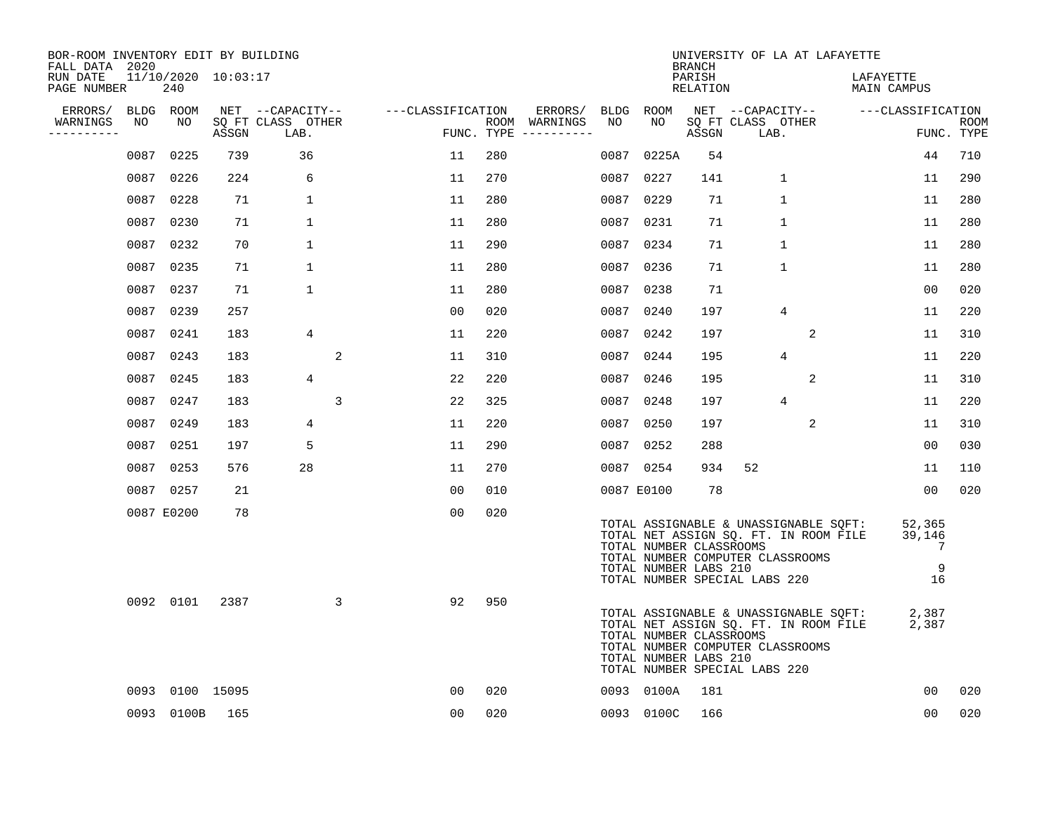BOR-ROOM INVENTORY EDIT BY BUILDING
FALL DATA 2020
RUN DATE 11/10/2020 10:03:17

UNIVERSITY OF LA AT LAFAYETTE
BRANCH
PARISH LAFAYETTE
RELATION MAIN CAMPUS

| ERRORS/ WARNINGS | BLDG NO | ROOM NO | NET SQ FT ASSGN | CAPACITY CLASS LAB. | CAPACITY OTHER | FUNC. | ROOM TYPE | ERRORS/ WARNINGS | BLDG NO | ROOM NO | NET SQ FT ASSGN | CAPACITY CLASS LAB. | CAPACITY OTHER | FUNC. | ROOM TYPE |
|---|---|---|---|---|---|---|---|---|---|---|---|---|---|---|---|
| | 0087 | 0225 | 739 | 36 | | 11 | 280 | | 0087 | 0225A | 54 | | | 44 | 710 |
| | 0087 | 0226 | 224 | 6 | | 11 | 270 | | 0087 | 0227 | 141 | 1 | | 11 | 290 |
| | 0087 | 0228 | 71 | 1 | | 11 | 280 | | 0087 | 0229 | 71 | 1 | | 11 | 280 |
| | 0087 | 0230 | 71 | 1 | | 11 | 280 | | 0087 | 0231 | 71 | 1 | | 11 | 280 |
| | 0087 | 0232 | 70 | 1 | | 11 | 290 | | 0087 | 0234 | 71 | 1 | | 11 | 280 |
| | 0087 | 0235 | 71 | 1 | | 11 | 280 | | 0087 | 0236 | 71 | 1 | | 11 | 280 |
| | 0087 | 0237 | 71 | 1 | | 11 | 280 | | 0087 | 0238 | 71 | | | 00 | 020 |
| | 0087 | 0239 | 257 | | | 00 | 020 | | 0087 | 0240 | 197 | 4 | | 11 | 220 |
| | 0087 | 0241 | 183 | 4 | | 11 | 220 | | 0087 | 0242 | 197 | | 2 | 11 | 310 |
| | 0087 | 0243 | 183 | | 2 | 11 | 310 | | 0087 | 0244 | 195 | 4 | | 11 | 220 |
| | 0087 | 0245 | 183 | 4 | | 22 | 220 | | 0087 | 0246 | 195 | | 2 | 11 | 310 |
| | 0087 | 0247 | 183 | | 3 | 22 | 325 | | 0087 | 0248 | 197 | 4 | | 11 | 220 |
| | 0087 | 0249 | 183 | 4 | | 11 | 220 | | 0087 | 0250 | 197 | | 2 | 11 | 310 |
| | 0087 | 0251 | 197 | 5 | | 11 | 290 | | 0087 | 0252 | 288 | | | 00 | 030 |
| | 0087 | 0253 | 576 | 28 | | 11 | 270 | | 0087 | 0254 | 934 | 52 | | 11 | 110 |
| | 0087 | 0257 | 21 | | | 00 | 010 | | 0087 | E0100 | 78 | | | 00 | 020 |
| | 0087 | E0200 | 78 | | | 00 | 020 | | | | | | | | |

TOTAL ASSIGNABLE & UNASSIGNABLE SQFT: 52,365
TOTAL NET ASSIGN SQ. FT. IN ROOM FILE 39,146
TOTAL NUMBER CLASSROOMS 7
TOTAL NUMBER COMPUTER CLASSROOMS
TOTAL NUMBER LABS 210 9
TOTAL NUMBER SPECIAL LABS 220 16

| ERRORS/ WARNINGS | BLDG NO | ROOM NO | NET SQ FT ASSGN | CAPACITY CLASS LAB. | CAPACITY OTHER | FUNC. | ROOM TYPE |
|---|---|---|---|---|---|---|---|
| | 0092 | 0101 | 2387 | | 3 | 92 | 950 |

TOTAL ASSIGNABLE & UNASSIGNABLE SQFT: 2,387
TOTAL NET ASSIGN SQ. FT. IN ROOM FILE 2,387
TOTAL NUMBER CLASSROOMS
TOTAL NUMBER COMPUTER CLASSROOMS
TOTAL NUMBER LABS 210
TOTAL NUMBER SPECIAL LABS 220

| ERRORS/ WARNINGS | BLDG NO | ROOM NO | NET SQ FT ASSGN | CAPACITY CLASS LAB. | CAPACITY OTHER | FUNC. | ROOM TYPE | ERRORS/ WARNINGS | BLDG NO | ROOM NO | NET SQ FT ASSGN | CAPACITY CLASS LAB. | CAPACITY OTHER | FUNC. | ROOM TYPE |
|---|---|---|---|---|---|---|---|---|---|---|---|---|---|---|---|
| | 0093 | 0100 | 15095 | | | 00 | 020 | | 0093 | 0100A | 181 | | | 00 | 020 |
| | 0093 | 0100B | 165 | | | 00 | 020 | | 0093 | 0100C | 166 | | | 00 | 020 |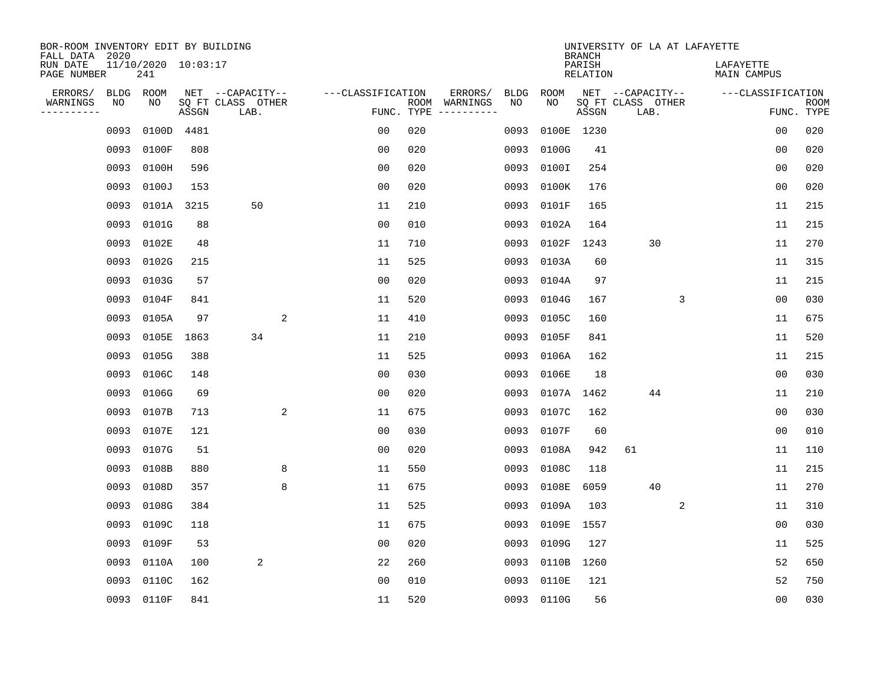BOR-ROOM INVENTORY EDIT BY BUILDING
FALL DATA 2020
RUN DATE 11/10/2020 10:03:17
PAGE NUMBER 241

UNIVERSITY OF LA AT LAFAYETTE
BRANCH
PARISH LAFAYETTE
RELATION MAIN CAMPUS

| ERRORS/ WARNINGS | BLDG NO | ROOM NO | NET SQ FT ASSGN | CAPACITY CLASS LAB. | CAPACITY OTHER | CLASSIFICATION FUNC. | ROOM TYPE | ERRORS/ WARNINGS | BLDG NO | ROOM NO | NET SQ FT ASSGN | CAPACITY CLASS LAB. | CAPACITY OTHER | CLASSIFICATION FUNC. | ROOM TYPE |
|---|---|---|---|---|---|---|---|---|---|---|---|---|---|---|---|
| | 0093 | 0100D | 4481 | | | 00 | 020 | | 0093 | 0100E | 1230 | | | 00 | 020 |
| | 0093 | 0100F | 808 | | | 00 | 020 | | 0093 | 0100G | 41 | | | 00 | 020 |
| | 0093 | 0100H | 596 | | | 00 | 020 | | 0093 | 0100I | 254 | | | 00 | 020 |
| | 0093 | 0100J | 153 | | | 00 | 020 | | 0093 | 0100K | 176 | | | 00 | 020 |
| | 0093 | 0101A | 3215 | 50 | | 11 | 210 | | 0093 | 0101F | 165 | | | 11 | 215 |
| | 0093 | 0101G | 88 | | | 00 | 010 | | 0093 | 0102A | 164 | | | 11 | 215 |
| | 0093 | 0102E | 48 | | | 11 | 710 | | 0093 | 0102F | 1243 | 30 | | 11 | 270 |
| | 0093 | 0102G | 215 | | | 11 | 525 | | 0093 | 0103A | 60 | | | 11 | 315 |
| | 0093 | 0103G | 57 | | | 00 | 020 | | 0093 | 0104A | 97 | | | 11 | 215 |
| | 0093 | 0104F | 841 | | | 11 | 520 | | 0093 | 0104G | 167 | | 3 | 00 | 030 |
| | 0093 | 0105A | 97 | | 2 | 11 | 410 | | 0093 | 0105C | 160 | | | 11 | 675 |
| | 0093 | 0105E | 1863 | 34 | | 11 | 210 | | 0093 | 0105F | 841 | | | 11 | 520 |
| | 0093 | 0105G | 388 | | | 11 | 525 | | 0093 | 0106A | 162 | | | 11 | 215 |
| | 0093 | 0106C | 148 | | | 00 | 030 | | 0093 | 0106E | 18 | | | 00 | 030 |
| | 0093 | 0106G | 69 | | | 00 | 020 | | 0093 | 0107A | 1462 | 44 | | 11 | 210 |
| | 0093 | 0107B | 713 | | 2 | 11 | 675 | | 0093 | 0107C | 162 | | | 00 | 030 |
| | 0093 | 0107E | 121 | | | 00 | 030 | | 0093 | 0107F | 60 | | | 00 | 010 |
| | 0093 | 0107G | 51 | | | 00 | 020 | | 0093 | 0108A | 942 | 61 | | 11 | 110 |
| | 0093 | 0108B | 880 | | 8 | 11 | 550 | | 0093 | 0108C | 118 | | | 11 | 215 |
| | 0093 | 0108D | 357 | | 8 | 11 | 675 | | 0093 | 0108E | 6059 | 40 | | 11 | 270 |
| | 0093 | 0108G | 384 | | | 11 | 525 | | 0093 | 0109A | 103 | | 2 | 11 | 310 |
| | 0093 | 0109C | 118 | | | 11 | 675 | | 0093 | 0109E | 1557 | | | 00 | 030 |
| | 0093 | 0109F | 53 | | | 00 | 020 | | 0093 | 0109G | 127 | | | 11 | 525 |
| | 0093 | 0110A | 100 | 2 | | 22 | 260 | | 0093 | 0110B | 1260 | | | 52 | 650 |
| | 0093 | 0110C | 162 | | | 00 | 010 | | 0093 | 0110E | 121 | | | 52 | 750 |
| | 0093 | 0110F | 841 | | | 11 | 520 | | 0093 | 0110G | 56 | | | 00 | 030 |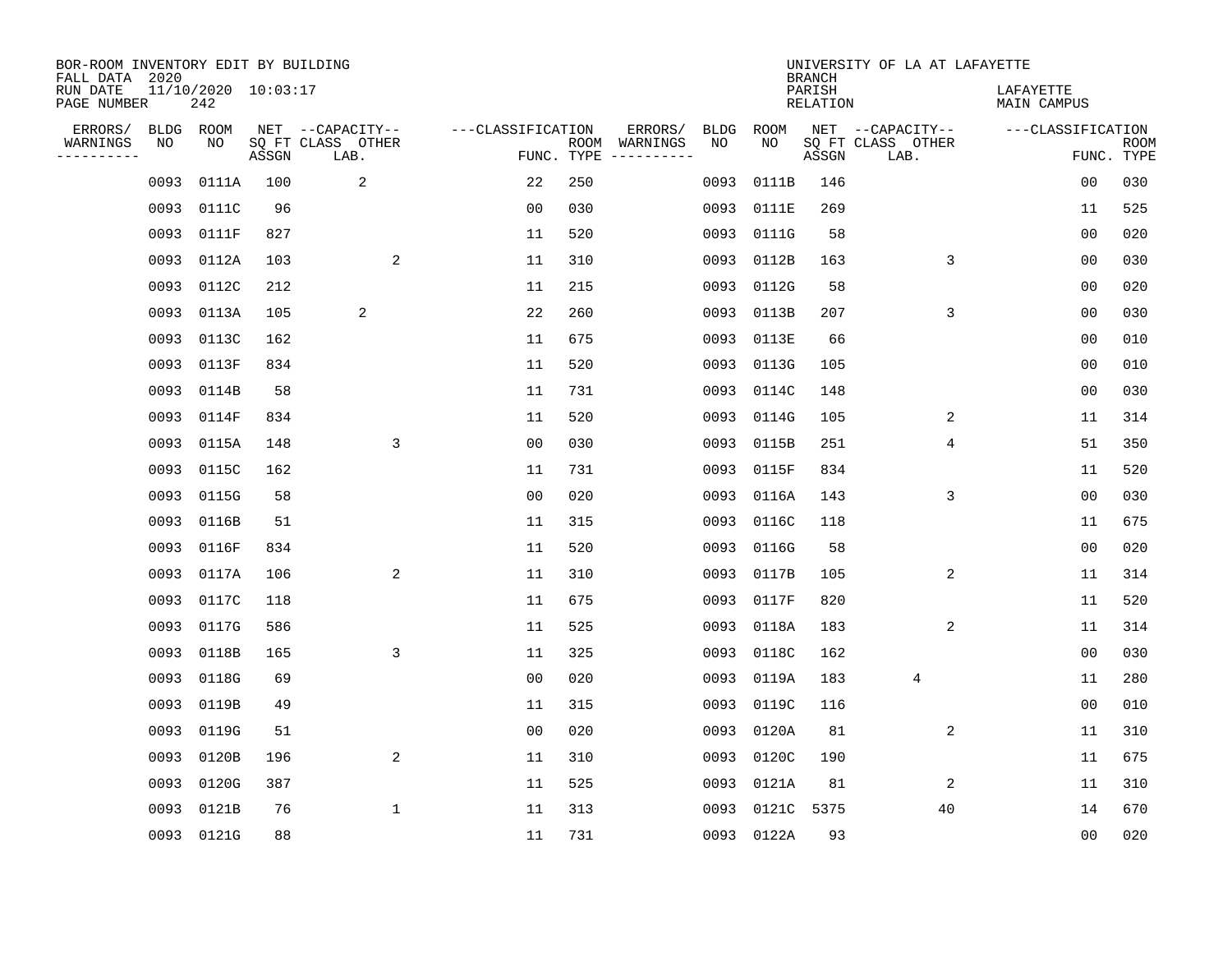BOR-ROOM INVENTORY EDIT BY BUILDING
FALL DATA 2020
RUN DATE 11/10/2020 10:03:17
PAGE NUMBER 242

UNIVERSITY OF LA AT LAFAYETTE
BRANCH
PARISH LAFAYETTE
RELATION MAIN CAMPUS

| ERRORS/ WARNINGS | BLDG NO | ROOM NO | NET SQ FT ASSGN | CAPACITY CLASS LAB. | CAPACITY OTHER | FUNC. | ROOM TYPE | ERRORS/ WARNINGS | BLDG NO | ROOM NO | NET SQ FT ASSGN | CAPACITY CLASS LAB. | CAPACITY OTHER | FUNC. | ROOM TYPE |
|---|---|---|---|---|---|---|---|---|---|---|---|---|---|---|---|
| | 0093 | 0111A | 100 | 2 | | 22 | 250 | | 0093 | 0111B | 146 | | | 00 | 030 |
| | 0093 | 0111C | 96 | | | 00 | 030 | | 0093 | 0111E | 269 | | | 11 | 525 |
| | 0093 | 0111F | 827 | | | 11 | 520 | | 0093 | 0111G | 58 | | | 00 | 020 |
| | 0093 | 0112A | 103 | | 2 | 11 | 310 | | 0093 | 0112B | 163 | | 3 | 00 | 030 |
| | 0093 | 0112C | 212 | | | 11 | 215 | | 0093 | 0112G | 58 | | | 00 | 020 |
| | 0093 | 0113A | 105 | 2 | | 22 | 260 | | 0093 | 0113B | 207 | | 3 | 00 | 030 |
| | 0093 | 0113C | 162 | | | 11 | 675 | | 0093 | 0113E | 66 | | | 00 | 010 |
| | 0093 | 0113F | 834 | | | 11 | 520 | | 0093 | 0113G | 105 | | | 00 | 010 |
| | 0093 | 0114B | 58 | | | 11 | 731 | | 0093 | 0114C | 148 | | | 00 | 030 |
| | 0093 | 0114F | 834 | | | 11 | 520 | | 0093 | 0114G | 105 | | 2 | 11 | 314 |
| | 0093 | 0115A | 148 | | 3 | 00 | 030 | | 0093 | 0115B | 251 | | 4 | 51 | 350 |
| | 0093 | 0115C | 162 | | | 11 | 731 | | 0093 | 0115F | 834 | | | 11 | 520 |
| | 0093 | 0115G | 58 | | | 00 | 020 | | 0093 | 0116A | 143 | | 3 | 00 | 030 |
| | 0093 | 0116B | 51 | | | 11 | 315 | | 0093 | 0116C | 118 | | | 11 | 675 |
| | 0093 | 0116F | 834 | | | 11 | 520 | | 0093 | 0116G | 58 | | | 00 | 020 |
| | 0093 | 0117A | 106 | | 2 | 11 | 310 | | 0093 | 0117B | 105 | | 2 | 11 | 314 |
| | 0093 | 0117C | 118 | | | 11 | 675 | | 0093 | 0117F | 820 | | | 11 | 520 |
| | 0093 | 0117G | 586 | | | 11 | 525 | | 0093 | 0118A | 183 | | 2 | 11 | 314 |
| | 0093 | 0118B | 165 | | 3 | 11 | 325 | | 0093 | 0118C | 162 | | | 00 | 030 |
| | 0093 | 0118G | 69 | | | 00 | 020 | | 0093 | 0119A | 183 | 4 | | 11 | 280 |
| | 0093 | 0119B | 49 | | | 11 | 315 | | 0093 | 0119C | 116 | | | 00 | 010 |
| | 0093 | 0119G | 51 | | | 00 | 020 | | 0093 | 0120A | 81 | | 2 | 11 | 310 |
| | 0093 | 0120B | 196 | | 2 | 11 | 310 | | 0093 | 0120C | 190 | | | 11 | 675 |
| | 0093 | 0120G | 387 | | | 11 | 525 | | 0093 | 0121A | 81 | | 2 | 11 | 310 |
| | 0093 | 0121B | 76 | | 1 | 11 | 313 | | 0093 | 0121C | 5375 | | 40 | 14 | 670 |
| | 0093 | 0121G | 88 | | | 11 | 731 | | 0093 | 0122A | 93 | | | 00 | 020 |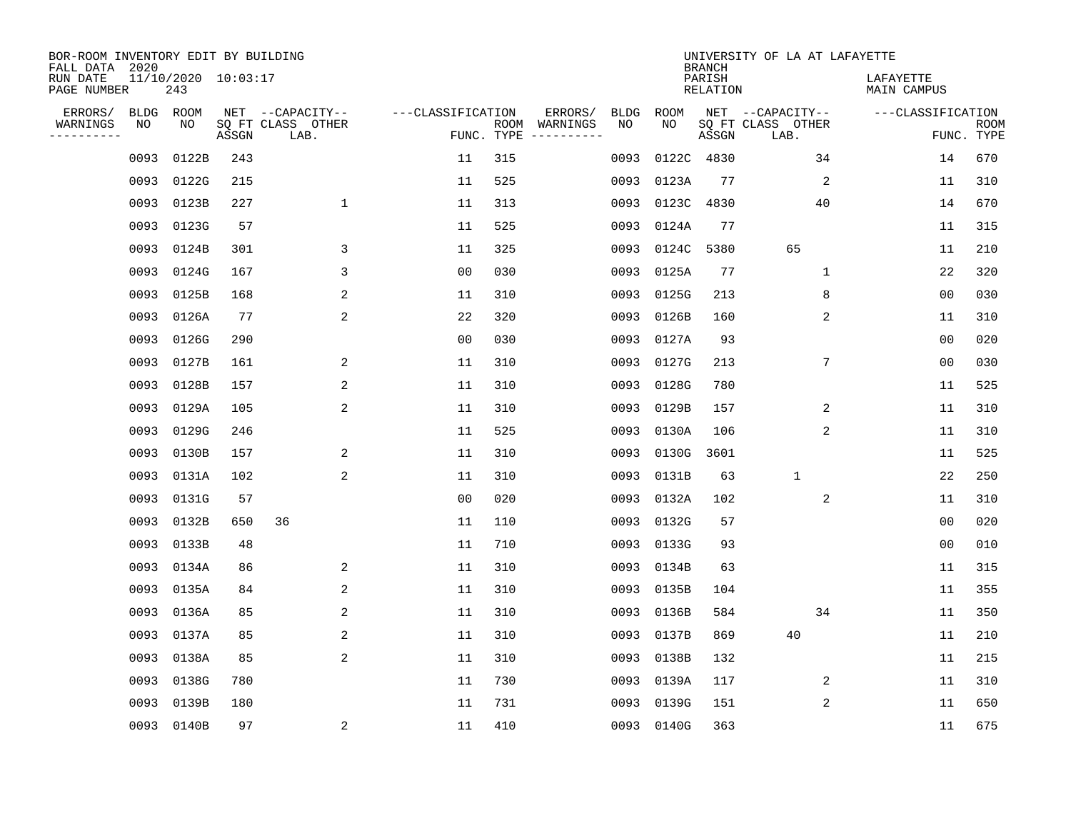BOR-ROOM INVENTORY EDIT BY BUILDING
FALL DATA 2020
RUN DATE 11/10/2020 10:03:17
PAGE NUMBER 243

UNIVERSITY OF LA AT LAFAYETTE
BRANCH
PARISH LAFAYETTE
RELATION MAIN CAMPUS

| ERRORS/ WARNINGS | BLDG NO | ROOM NO | NET SQ FT ASSGN | CAPACITY CLASS LAB. | CAPACITY OTHER | FUNC. | ROOM TYPE | ERRORS/ WARNINGS | BLDG NO | ROOM NO | NET SQ FT ASSGN | CAPACITY CLASS LAB. | CAPACITY OTHER | FUNC. | ROOM TYPE |
|---|---|---|---|---|---|---|---|---|---|---|---|---|---|---|---|
| | 0093 | 0122B | 243 | | | 11 | 315 | | 0093 | 0122C | 4830 | | 34 | 14 | 670 |
| | 0093 | 0122G | 215 | | | 11 | 525 | | 0093 | 0123A | 77 | | 2 | 11 | 310 |
| | 0093 | 0123B | 227 | | 1 | 11 | 313 | | 0093 | 0123C | 4830 | | 40 | 14 | 670 |
| | 0093 | 0123G | 57 | | | 11 | 525 | | 0093 | 0124A | 77 | | | 11 | 315 |
| | 0093 | 0124B | 301 | | 3 | 11 | 325 | | 0093 | 0124C | 5380 | 65 | | 11 | 210 |
| | 0093 | 0124G | 167 | | 3 | 00 | 030 | | 0093 | 0125A | 77 | | 1 | 22 | 320 |
| | 0093 | 0125B | 168 | | 2 | 11 | 310 | | 0093 | 0125G | 213 | | 8 | 00 | 030 |
| | 0093 | 0126A | 77 | | 2 | 22 | 320 | | 0093 | 0126B | 160 | | 2 | 11 | 310 |
| | 0093 | 0126G | 290 | | | 00 | 030 | | 0093 | 0127A | 93 | | | 00 | 020 |
| | 0093 | 0127B | 161 | | 2 | 11 | 310 | | 0093 | 0127G | 213 | | 7 | 00 | 030 |
| | 0093 | 0128B | 157 | | 2 | 11 | 310 | | 0093 | 0128G | 780 | | | 11 | 525 |
| | 0093 | 0129A | 105 | | 2 | 11 | 310 | | 0093 | 0129B | 157 | | 2 | 11 | 310 |
| | 0093 | 0129G | 246 | | | 11 | 525 | | 0093 | 0130A | 106 | | 2 | 11 | 310 |
| | 0093 | 0130B | 157 | | 2 | 11 | 310 | | 0093 | 0130G | 3601 | | | 11 | 525 |
| | 0093 | 0131A | 102 | | 2 | 11 | 310 | | 0093 | 0131B | 63 | 1 | | 22 | 250 |
| | 0093 | 0131G | 57 | | | 00 | 020 | | 0093 | 0132A | 102 | | 2 | 11 | 310 |
| | 0093 | 0132B | 650 | 36 | | 11 | 110 | | 0093 | 0132G | 57 | | | 00 | 020 |
| | 0093 | 0133B | 48 | | | 11 | 710 | | 0093 | 0133G | 93 | | | 00 | 010 |
| | 0093 | 0134A | 86 | | 2 | 11 | 310 | | 0093 | 0134B | 63 | | | 11 | 315 |
| | 0093 | 0135A | 84 | | 2 | 11 | 310 | | 0093 | 0135B | 104 | | | 11 | 355 |
| | 0093 | 0136A | 85 | | 2 | 11 | 310 | | 0093 | 0136B | 584 | | 34 | 11 | 350 |
| | 0093 | 0137A | 85 | | 2 | 11 | 310 | | 0093 | 0137B | 869 | 40 | | 11 | 210 |
| | 0093 | 0138A | 85 | | 2 | 11 | 310 | | 0093 | 0138B | 132 | | | 11 | 215 |
| | 0093 | 0138G | 780 | | | 11 | 730 | | 0093 | 0139A | 117 | | 2 | 11 | 310 |
| | 0093 | 0139B | 180 | | | 11 | 731 | | 0093 | 0139G | 151 | | 2 | 11 | 650 |
| | 0093 | 0140B | 97 | | 2 | 11 | 410 | | 0093 | 0140G | 363 | | | 11 | 675 |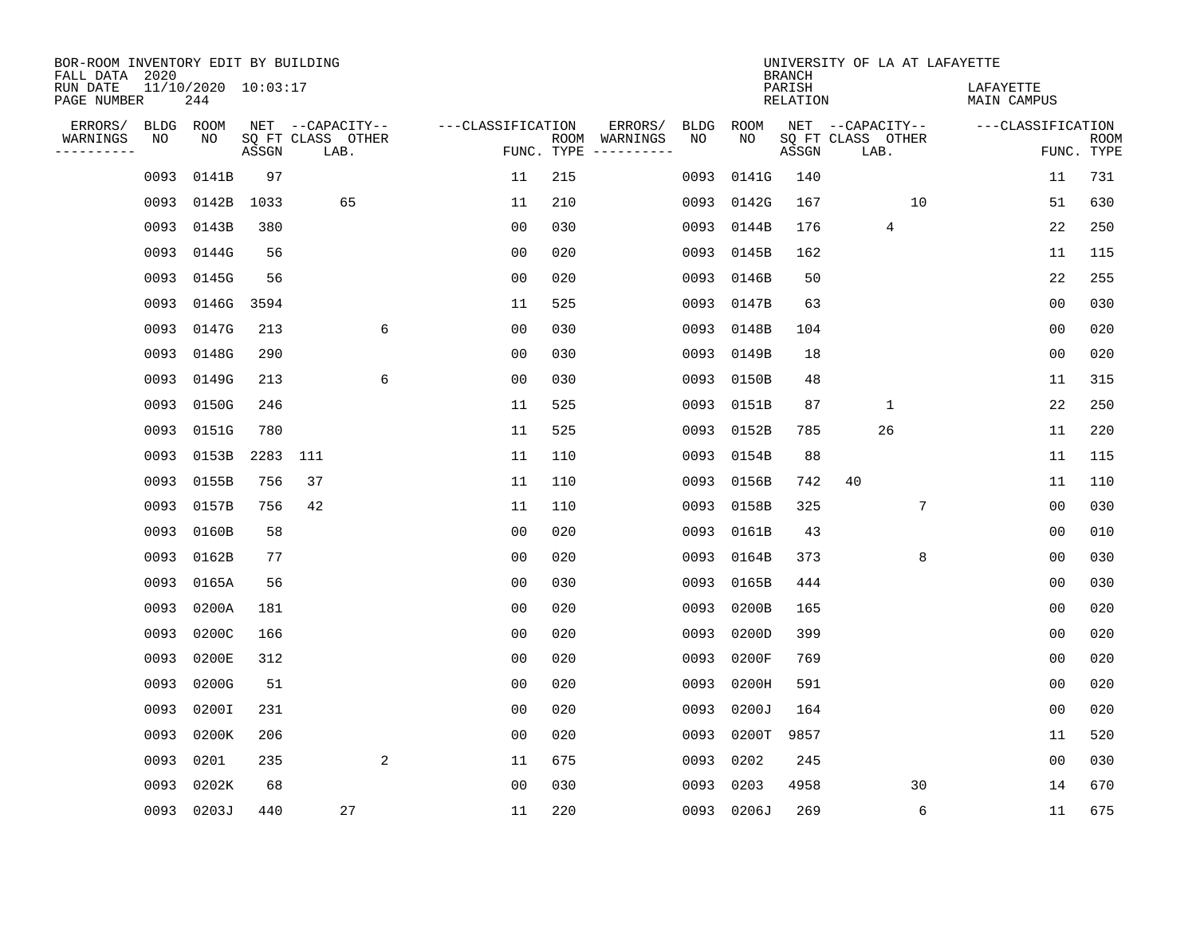BOR-ROOM INVENTORY EDIT BY BUILDING
FALL DATA 2020
RUN DATE 11/10/2020 10:03:17
PAGE NUMBER 244

UNIVERSITY OF LA AT LAFAYETTE
BRANCH
PARISH LAFAYETTE
RELATION MAIN CAMPUS

| ERRORS/ WARNINGS | BLDG NO | ROOM NO | NET SQ FT ASSGN | CAPACITY CLASS | LAB. | OTHER | FUNC. | ROOM TYPE | ERRORS/ WARNINGS | BLDG NO | ROOM NO | NET SQ FT ASSGN | CAPACITY CLASS | LAB. | OTHER | FUNC. | ROOM TYPE |
|---|---|---|---|---|---|---|---|---|---|---|---|---|---|---|---|---|---|
| | 0093 | 0141B | 97 | | | | 11 | 215 | | 0093 | 0141G | 140 | | | | 11 | 731 |
| | 0093 | 0142B | 1033 | | 65 | | 11 | 210 | | 0093 | 0142G | 167 | | | 10 | 51 | 630 |
| | 0093 | 0143B | 380 | | | | 00 | 030 | | 0093 | 0144B | 176 | | 4 | | 22 | 250 |
| | 0093 | 0144G | 56 | | | | 00 | 020 | | 0093 | 0145B | 162 | | | | 11 | 115 |
| | 0093 | 0145G | 56 | | | | 00 | 020 | | 0093 | 0146B | 50 | | | | 22 | 255 |
| | 0093 | 0146G | 3594 | | | | 11 | 525 | | 0093 | 0147B | 63 | | | | 00 | 030 |
| | 0093 | 0147G | 213 | | | 6 | 00 | 030 | | 0093 | 0148B | 104 | | | | 00 | 020 |
| | 0093 | 0148G | 290 | | | | 00 | 030 | | 0093 | 0149B | 18 | | | | 00 | 020 |
| | 0093 | 0149G | 213 | | | 6 | 00 | 030 | | 0093 | 0150B | 48 | | | | 11 | 315 |
| | 0093 | 0150G | 246 | | | | 11 | 525 | | 0093 | 0151B | 87 | | 1 | | 22 | 250 |
| | 0093 | 0151G | 780 | | | | 11 | 525 | | 0093 | 0152B | 785 | | 26 | | 11 | 220 |
| | 0093 | 0153B | 2283 | 111 | | | 11 | 110 | | 0093 | 0154B | 88 | | | | 11 | 115 |
| | 0093 | 0155B | 756 | 37 | | | 11 | 110 | | 0093 | 0156B | 742 | 40 | | | 11 | 110 |
| | 0093 | 0157B | 756 | 42 | | | 11 | 110 | | 0093 | 0158B | 325 | | | 7 | 00 | 030 |
| | 0093 | 0160B | 58 | | | | 00 | 020 | | 0093 | 0161B | 43 | | | | 00 | 010 |
| | 0093 | 0162B | 77 | | | | 00 | 020 | | 0093 | 0164B | 373 | | | 8 | 00 | 030 |
| | 0093 | 0165A | 56 | | | | 00 | 030 | | 0093 | 0165B | 444 | | | | 00 | 030 |
| | 0093 | 0200A | 181 | | | | 00 | 020 | | 0093 | 0200B | 165 | | | | 00 | 020 |
| | 0093 | 0200C | 166 | | | | 00 | 020 | | 0093 | 0200D | 399 | | | | 00 | 020 |
| | 0093 | 0200E | 312 | | | | 00 | 020 | | 0093 | 0200F | 769 | | | | 00 | 020 |
| | 0093 | 0200G | 51 | | | | 00 | 020 | | 0093 | 0200H | 591 | | | | 00 | 020 |
| | 0093 | 0200I | 231 | | | | 00 | 020 | | 0093 | 0200J | 164 | | | | 00 | 020 |
| | 0093 | 0200K | 206 | | | | 00 | 020 | | 0093 | 0200T | 9857 | | | | 11 | 520 |
| | 0093 | 0201 | 235 | | | 2 | 11 | 675 | | 0093 | 0202 | 245 | | | | 00 | 030 |
| | 0093 | 0202K | 68 | | | | 00 | 030 | | 0093 | 0203 | 4958 | | | 30 | 14 | 670 |
| | 0093 | 0203J | 440 | | 27 | | 11 | 220 | | 0093 | 0206J | 269 | | | 6 | 11 | 675 |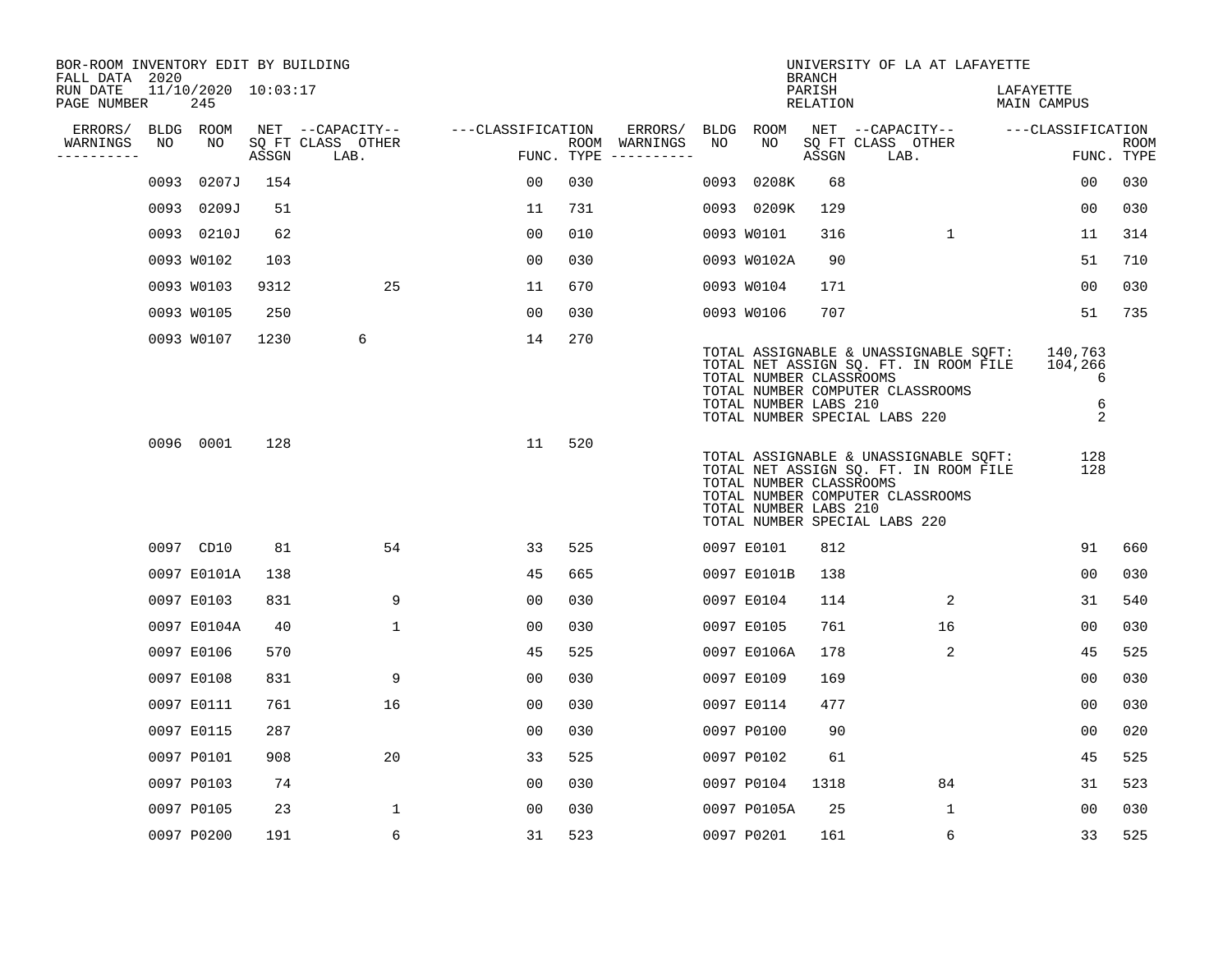BOR-ROOM INVENTORY EDIT BY BUILDING
FALL DATA 2020
RUN DATE 11/10/2020 10:03:17
PAGE NUMBER 245

UNIVERSITY OF LA AT LAFAYETTE
BRANCH
PARISH LAFAYETTE
RELATION MAIN CAMPUS

| ERRORS/ WARNINGS | BLDG NO | ROOM NO | NET SQ FT ASSGN | CAPACITY CLASS LAB. | CAPACITY OTHER | CLASSIFICATION FUNC. | ROOM TYPE | ERRORS/ WARNINGS | BLDG NO | ROOM NO | NET SQ FT ASSGN | CAPACITY CLASS LAB. | CAPACITY OTHER | CLASSIFICATION FUNC. | ROOM TYPE |
|---|---|---|---|---|---|---|---|---|---|---|---|---|---|---|---|
| | 0093 | 0207J | 154 | | | 00 | 030 | | 0093 | 0208K | 68 | | | 00 | 030 |
| | 0093 | 0209J | 51 | | | 11 | 731 | | 0093 | 0209K | 129 | | | 00 | 030 |
| | 0093 | 0210J | 62 | | | 00 | 010 | | 0093 | W0101 | 316 | | 1 | 11 | 314 |
| | 0093 | W0102 | 103 | | | 00 | 030 | | 0093 | W0102A | 90 | | | 51 | 710 |
| | 0093 | W0103 | 9312 | | 25 | 11 | 670 | | 0093 | W0104 | 171 | | | 00 | 030 |
| | 0093 | W0105 | 250 | | | 00 | 030 | | 0093 | W0106 | 707 | | | 51 | 735 |
| | 0093 | W0107 | 1230 | 6 | | 14 | 270 | | | | | | | | |

TOTAL ASSIGNABLE & UNASSIGNABLE SQFT: 140,763
TOTAL NET ASSIGN SQ. FT. IN ROOM FILE 104,266
TOTAL NUMBER CLASSROOMS 6
TOTAL NUMBER COMPUTER CLASSROOMS
TOTAL NUMBER LABS 210 6
TOTAL NUMBER SPECIAL LABS 220 2

| ERRORS/ WARNINGS | BLDG NO | ROOM NO | NET SQ FT ASSGN | CAPACITY CLASS LAB. | CAPACITY OTHER | CLASSIFICATION FUNC. | ROOM TYPE |
|---|---|---|---|---|---|---|---|
| | 0096 | 0001 | 128 | | | 11 | 520 |

TOTAL ASSIGNABLE & UNASSIGNABLE SQFT: 128
TOTAL NET ASSIGN SQ. FT. IN ROOM FILE 128
TOTAL NUMBER CLASSROOMS
TOTAL NUMBER COMPUTER CLASSROOMS
TOTAL NUMBER LABS 210
TOTAL NUMBER SPECIAL LABS 220

| ERRORS/ WARNINGS | BLDG NO | ROOM NO | NET SQ FT ASSGN | CAPACITY CLASS LAB. | CAPACITY OTHER | CLASSIFICATION FUNC. | ROOM TYPE | ERRORS/ WARNINGS | BLDG NO | ROOM NO | NET SQ FT ASSGN | CAPACITY CLASS LAB. | CAPACITY OTHER | CLASSIFICATION FUNC. | ROOM TYPE |
|---|---|---|---|---|---|---|---|---|---|---|---|---|---|---|---|
| | 0097 | CD10 | 81 | | 54 | 33 | 525 | | 0097 | E0101 | 812 | | | 91 | 660 |
| | 0097 | E0101A | 138 | | | 45 | 665 | | 0097 | E0101B | 138 | | | 00 | 030 |
| | 0097 | E0103 | 831 | | 9 | 00 | 030 | | 0097 | E0104 | 114 | | 2 | 31 | 540 |
| | 0097 | E0104A | 40 | | 1 | 00 | 030 | | 0097 | E0105 | 761 | | 16 | 00 | 030 |
| | 0097 | E0106 | 570 | | | 45 | 525 | | 0097 | E0106A | 178 | | 2 | 45 | 525 |
| | 0097 | E0108 | 831 | | 9 | 00 | 030 | | 0097 | E0109 | 169 | | | 00 | 030 |
| | 0097 | E0111 | 761 | | 16 | 00 | 030 | | 0097 | E0114 | 477 | | | 00 | 030 |
| | 0097 | E0115 | 287 | | | 00 | 030 | | 0097 | P0100 | 90 | | | 00 | 020 |
| | 0097 | P0101 | 908 | | 20 | 33 | 525 | | 0097 | P0102 | 61 | | | 45 | 525 |
| | 0097 | P0103 | 74 | | | 00 | 030 | | 0097 | P0104 | 1318 | | 84 | 31 | 523 |
| | 0097 | P0105 | 23 | | 1 | 00 | 030 | | 0097 | P0105A | 25 | | 1 | 00 | 030 |
| | 0097 | P0200 | 191 | | 6 | 31 | 523 | | 0097 | P0201 | 161 | | 6 | 33 | 525 |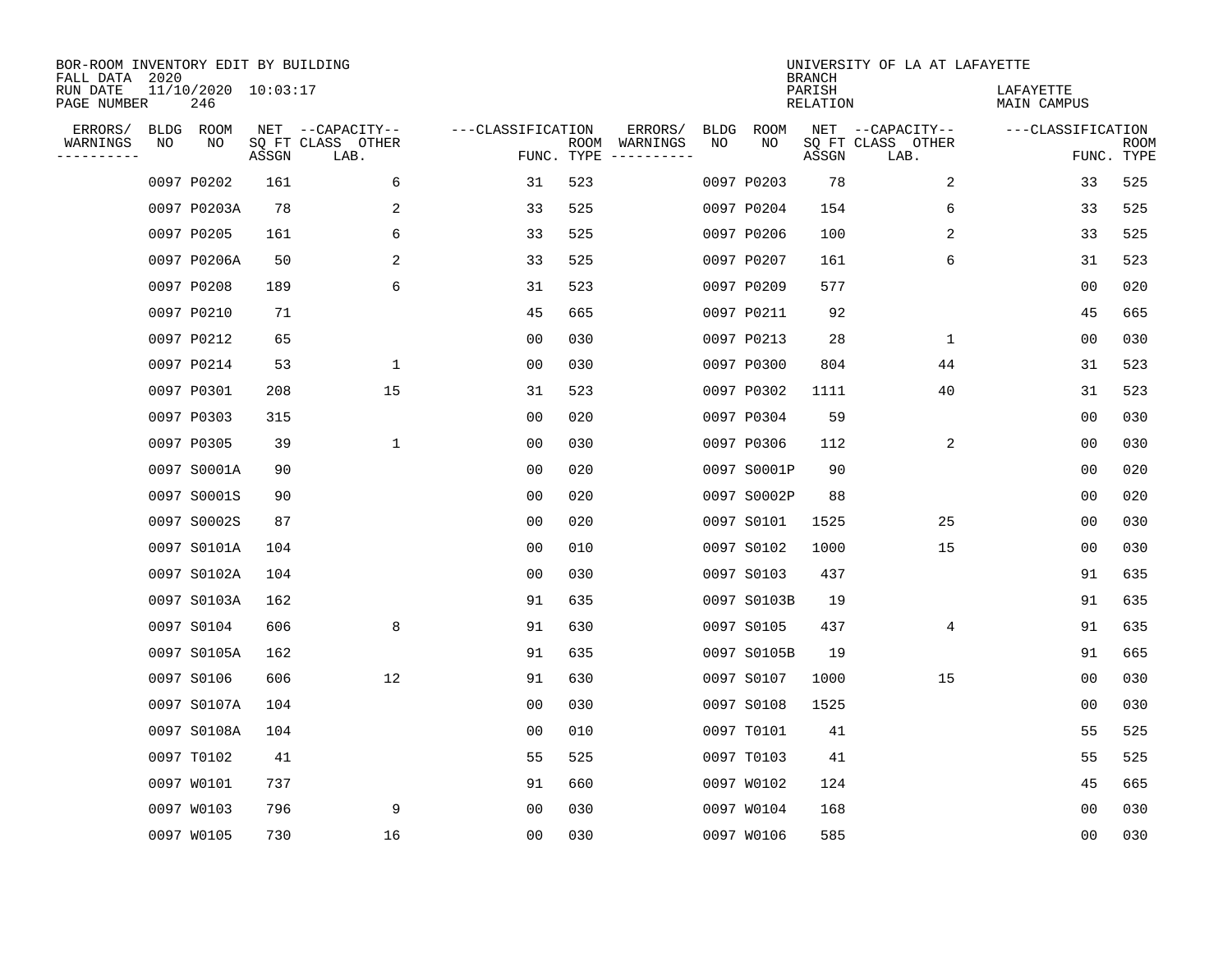BOR-ROOM INVENTORY EDIT BY BUILDING
FALL DATA 2020
RUN DATE 11/10/2020 10:03:17
PAGE NUMBER 246

UNIVERSITY OF LA AT LAFAYETTE
BRANCH
PARISH LAFAYETTE
RELATION MAIN CAMPUS

| ERRORS/ WARNINGS | BLDG NO | ROOM NO | NET SQ FT ASSGN | CAPACITY CLASS LAB. | CAPACITY OTHER | CLASSIFICATION FUNC. | ROOM TYPE | ERRORS/ WARNINGS | BLDG NO | ROOM NO | NET SQ FT ASSGN | CAPACITY CLASS LAB. | CAPACITY OTHER | CLASSIFICATION FUNC. | ROOM TYPE |
|---|---|---|---|---|---|---|---|---|---|---|---|---|---|---|---|
| | 0097 | P0202 | 161 | | 6 | 31 | 523 | | 0097 | P0203 | 78 | | 2 | 33 | 525 |
| | 0097 | P0203A | 78 | | 2 | 33 | 525 | | 0097 | P0204 | 154 | | 6 | 33 | 525 |
| | 0097 | P0205 | 161 | | 6 | 33 | 525 | | 0097 | P0206 | 100 | | 2 | 33 | 525 |
| | 0097 | P0206A | 50 | | 2 | 33 | 525 | | 0097 | P0207 | 161 | | 6 | 31 | 523 |
| | 0097 | P0208 | 189 | | 6 | 31 | 523 | | 0097 | P0209 | 577 | | | 00 | 020 |
| | 0097 | P0210 | 71 | | | 45 | 665 | | 0097 | P0211 | 92 | | | 45 | 665 |
| | 0097 | P0212 | 65 | | | 00 | 030 | | 0097 | P0213 | 28 | | 1 | 00 | 030 |
| | 0097 | P0214 | 53 | | 1 | 00 | 030 | | 0097 | P0300 | 804 | | 44 | 31 | 523 |
| | 0097 | P0301 | 208 | | 15 | 31 | 523 | | 0097 | P0302 | 1111 | | 40 | 31 | 523 |
| | 0097 | P0303 | 315 | | | 00 | 020 | | 0097 | P0304 | 59 | | | 00 | 030 |
| | 0097 | P0305 | 39 | | 1 | 00 | 030 | | 0097 | P0306 | 112 | | 2 | 00 | 030 |
| | 0097 | S0001A | 90 | | | 00 | 020 | | 0097 | S0001P | 90 | | | 00 | 020 |
| | 0097 | S0001S | 90 | | | 00 | 020 | | 0097 | S0002P | 88 | | | 00 | 020 |
| | 0097 | S0002S | 87 | | | 00 | 020 | | 0097 | S0101 | 1525 | | 25 | 00 | 030 |
| | 0097 | S0101A | 104 | | | 00 | 010 | | 0097 | S0102 | 1000 | | 15 | 00 | 030 |
| | 0097 | S0102A | 104 | | | 00 | 030 | | 0097 | S0103 | 437 | | | 91 | 635 |
| | 0097 | S0103A | 162 | | | 91 | 635 | | 0097 | S0103B | 19 | | | 91 | 635 |
| | 0097 | S0104 | 606 | | 8 | 91 | 630 | | 0097 | S0105 | 437 | | 4 | 91 | 635 |
| | 0097 | S0105A | 162 | | | 91 | 635 | | 0097 | S0105B | 19 | | | 91 | 665 |
| | 0097 | S0106 | 606 | | 12 | 91 | 630 | | 0097 | S0107 | 1000 | | 15 | 00 | 030 |
| | 0097 | S0107A | 104 | | | 00 | 030 | | 0097 | S0108 | 1525 | | | 00 | 030 |
| | 0097 | S0108A | 104 | | | 00 | 010 | | 0097 | T0101 | 41 | | | 55 | 525 |
| | 0097 | T0102 | 41 | | | 55 | 525 | | 0097 | T0103 | 41 | | | 55 | 525 |
| | 0097 | W0101 | 737 | | | 91 | 660 | | 0097 | W0102 | 124 | | | 45 | 665 |
| | 0097 | W0103 | 796 | | 9 | 00 | 030 | | 0097 | W0104 | 168 | | | 00 | 030 |
| | 0097 | W0105 | 730 | | 16 | 00 | 030 | | 0097 | W0106 | 585 | | | 00 | 030 |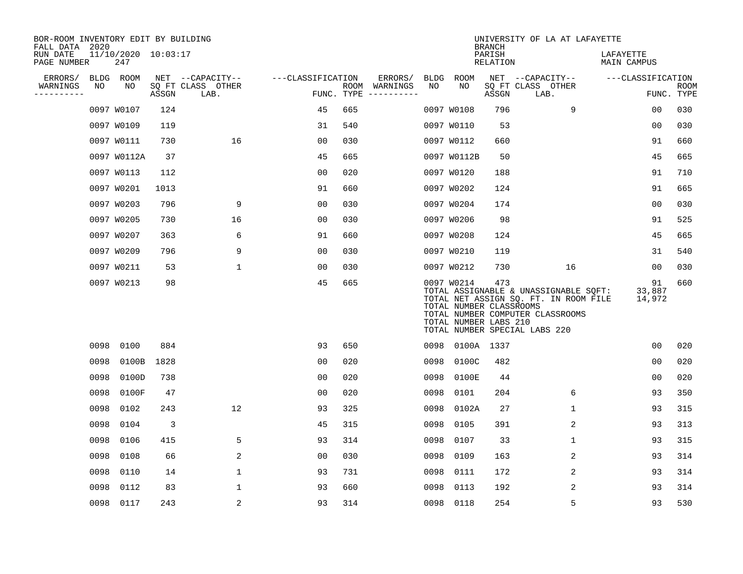BOR-ROOM INVENTORY EDIT BY BUILDING
FALL DATA 2020
RUN DATE 11/10/2020 10:03:17
PAGE NUMBER 247

UNIVERSITY OF LA AT LAFAYETTE
BRANCH
PARISH LAFAYETTE
RELATION MAIN CAMPUS

| ERRORS/ WARNINGS | BLDG NO | ROOM NO | NET ASSGN SQ FT | CAPACITY CLASS LAB. | CAPACITY OTHER | CLASSIFICATION FUNC. | ROOM TYPE | ERRORS/ WARNINGS | BLDG NO | ROOM NO | NET ASSGN SQ FT | CAPACITY CLASS LAB. | CAPACITY OTHER | CLASSIFICATION FUNC. | ROOM TYPE |
|---|---|---|---|---|---|---|---|---|---|---|---|---|---|---|---|
| | 0097 | W0107 | 124 | | | 45 | 665 | | 0097 | W0108 | 796 | | 9 | 00 | 030 |
| | 0097 | W0109 | 119 | | | 31 | 540 | | 0097 | W0110 | 53 | | | 00 | 030 |
| | 0097 | W0111 | 730 | | 16 | 00 | 030 | | 0097 | W0112 | 660 | | | 91 | 660 |
| | 0097 | W0112A | 37 | | | 45 | 665 | | 0097 | W0112B | 50 | | | 45 | 665 |
| | 0097 | W0113 | 112 | | | 00 | 020 | | 0097 | W0120 | 188 | | | 91 | 710 |
| | 0097 | W0201 | 1013 | | | 91 | 660 | | 0097 | W0202 | 124 | | | 91 | 665 |
| | 0097 | W0203 | 796 | | 9 | 00 | 030 | | 0097 | W0204 | 174 | | | 00 | 030 |
| | 0097 | W0205 | 730 | | 16 | 00 | 030 | | 0097 | W0206 | 98 | | | 91 | 525 |
| | 0097 | W0207 | 363 | | 6 | 91 | 660 | | 0097 | W0208 | 124 | | | 45 | 665 |
| | 0097 | W0209 | 796 | | 9 | 00 | 030 | | 0097 | W0210 | 119 | | | 31 | 540 |
| | 0097 | W0211 | 53 | | 1 | 00 | 030 | | 0097 | W0212 | 730 | | 16 | 00 | 030 |
| | 0097 | W0213 | 98 | | | 45 | 665 | | 0097 | W0214 | 473 | | | 91 | 660 |

TOTAL ASSIGNABLE & UNASSIGNABLE SQFT: 33,887
TOTAL NET ASSIGN SQ. FT. IN ROOM FILE 14,972
TOTAL NUMBER CLASSROOMS
TOTAL NUMBER COMPUTER CLASSROOMS
TOTAL NUMBER LABS 210
TOTAL NUMBER SPECIAL LABS 220

| ERRORS/ WARNINGS | BLDG NO | ROOM NO | NET ASSGN SQ FT | CAPACITY CLASS LAB. | CAPACITY OTHER | CLASSIFICATION FUNC. | ROOM TYPE | ERRORS/ WARNINGS | BLDG NO | ROOM NO | NET ASSGN SQ FT | CAPACITY CLASS LAB. | CAPACITY OTHER | CLASSIFICATION FUNC. | ROOM TYPE |
|---|---|---|---|---|---|---|---|---|---|---|---|---|---|---|---|
| | 0098 | 0100 | 884 | | | 93 | 650 | | 0098 | 0100A | 1337 | | | 00 | 020 |
| | 0098 | 0100B | 1828 | | | 00 | 020 | | 0098 | 0100C | 482 | | | 00 | 020 |
| | 0098 | 0100D | 738 | | | 00 | 020 | | 0098 | 0100E | 44 | | | 00 | 020 |
| | 0098 | 0100F | 47 | | | 00 | 020 | | 0098 | 0101 | 204 | | 6 | 93 | 350 |
| | 0098 | 0102 | 243 | | 12 | 93 | 325 | | 0098 | 0102A | 27 | | 1 | 93 | 315 |
| | 0098 | 0104 | 3 | | | 45 | 315 | | 0098 | 0105 | 391 | | 2 | 93 | 313 |
| | 0098 | 0106 | 415 | | 5 | 93 | 314 | | 0098 | 0107 | 33 | | 1 | 93 | 315 |
| | 0098 | 0108 | 66 | | 2 | 00 | 030 | | 0098 | 0109 | 163 | | 2 | 93 | 314 |
| | 0098 | 0110 | 14 | | 1 | 93 | 731 | | 0098 | 0111 | 172 | | 2 | 93 | 314 |
| | 0098 | 0112 | 83 | | 1 | 93 | 660 | | 0098 | 0113 | 192 | | 2 | 93 | 314 |
| | 0098 | 0117 | 243 | | 2 | 93 | 314 | | 0098 | 0118 | 254 | | 5 | 93 | 530 |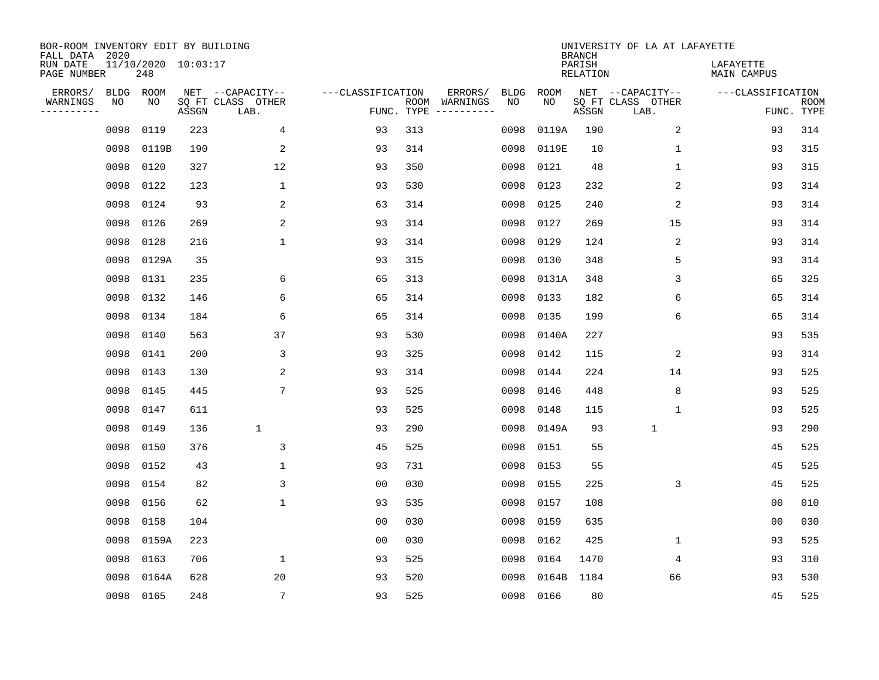BOR-ROOM INVENTORY EDIT BY BUILDING
FALL DATA 2020
RUN DATE 11/10/2020 10:03:17
PAGE NUMBER 248

UNIVERSITY OF LA AT LAFAYETTE
BRANCH
PARISH LAFAYETTE
RELATION MAIN CAMPUS

| ERRORS/ WARNINGS | BLDG NO | ROOM NO | NET SQ FT ASSGN | CAPACITY-- CLASS LAB. | OTHER | CLASSIFICATION FUNC. | ROOM TYPE | ERRORS/ WARNINGS | BLDG NO | ROOM NO | NET SQ FT ASSGN | CAPACITY-- CLASS LAB. | OTHER | CLASSIFICATION FUNC. | ROOM TYPE |
|---|---|---|---|---|---|---|---|---|---|---|---|---|---|---|---|
| | 0098 | 0119 | 223 | | 4 | 93 | 313 | | 0098 | 0119A | 190 | | 2 | 93 | 314 |
| | 0098 | 0119B | 190 | | 2 | 93 | 314 | | 0098 | 0119E | 10 | | 1 | 93 | 315 |
| | 0098 | 0120 | 327 | | 12 | 93 | 350 | | 0098 | 0121 | 48 | | 1 | 93 | 315 |
| | 0098 | 0122 | 123 | | 1 | 93 | 530 | | 0098 | 0123 | 232 | | 2 | 93 | 314 |
| | 0098 | 0124 | 93 | | 2 | 63 | 314 | | 0098 | 0125 | 240 | | 2 | 93 | 314 |
| | 0098 | 0126 | 269 | | 2 | 93 | 314 | | 0098 | 0127 | 269 | | 15 | 93 | 314 |
| | 0098 | 0128 | 216 | | 1 | 93 | 314 | | 0098 | 0129 | 124 | | 2 | 93 | 314 |
| | 0098 | 0129A | 35 | | | 93 | 315 | | 0098 | 0130 | 348 | | 5 | 93 | 314 |
| | 0098 | 0131 | 235 | | 6 | 65 | 313 | | 0098 | 0131A | 348 | | 3 | 65 | 325 |
| | 0098 | 0132 | 146 | | 6 | 65 | 314 | | 0098 | 0133 | 182 | | 6 | 65 | 314 |
| | 0098 | 0134 | 184 | | 6 | 65 | 314 | | 0098 | 0135 | 199 | | 6 | 65 | 314 |
| | 0098 | 0140 | 563 | | 37 | 93 | 530 | | 0098 | 0140A | 227 | | | 93 | 535 |
| | 0098 | 0141 | 200 | | 3 | 93 | 325 | | 0098 | 0142 | 115 | | 2 | 93 | 314 |
| | 0098 | 0143 | 130 | | 2 | 93 | 314 | | 0098 | 0144 | 224 | | 14 | 93 | 525 |
| | 0098 | 0145 | 445 | | 7 | 93 | 525 | | 0098 | 0146 | 448 | | 8 | 93 | 525 |
| | 0098 | 0147 | 611 | | | 93 | 525 | | 0098 | 0148 | 115 | | 1 | 93 | 525 |
| | 0098 | 0149 | 136 | 1 | | 93 | 290 | | 0098 | 0149A | 93 | 1 | | 93 | 290 |
| | 0098 | 0150 | 376 | | 3 | 45 | 525 | | 0098 | 0151 | 55 | | | 45 | 525 |
| | 0098 | 0152 | 43 | | 1 | 93 | 731 | | 0098 | 0153 | 55 | | | 45 | 525 |
| | 0098 | 0154 | 82 | | 3 | 00 | 030 | | 0098 | 0155 | 225 | | 3 | 45 | 525 |
| | 0098 | 0156 | 62 | | 1 | 93 | 535 | | 0098 | 0157 | 108 | | | 00 | 010 |
| | 0098 | 0158 | 104 | | | 00 | 030 | | 0098 | 0159 | 635 | | | 00 | 030 |
| | 0098 | 0159A | 223 | | | 00 | 030 | | 0098 | 0162 | 425 | | 1 | 93 | 525 |
| | 0098 | 0163 | 706 | | 1 | 93 | 525 | | 0098 | 0164 | 1470 | | 4 | 93 | 310 |
| | 0098 | 0164A | 628 | | 20 | 93 | 520 | | 0098 | 0164B | 1184 | | 66 | 93 | 530 |
| | 0098 | 0165 | 248 | | 7 | 93 | 525 | | 0098 | 0166 | 80 | | | 45 | 525 |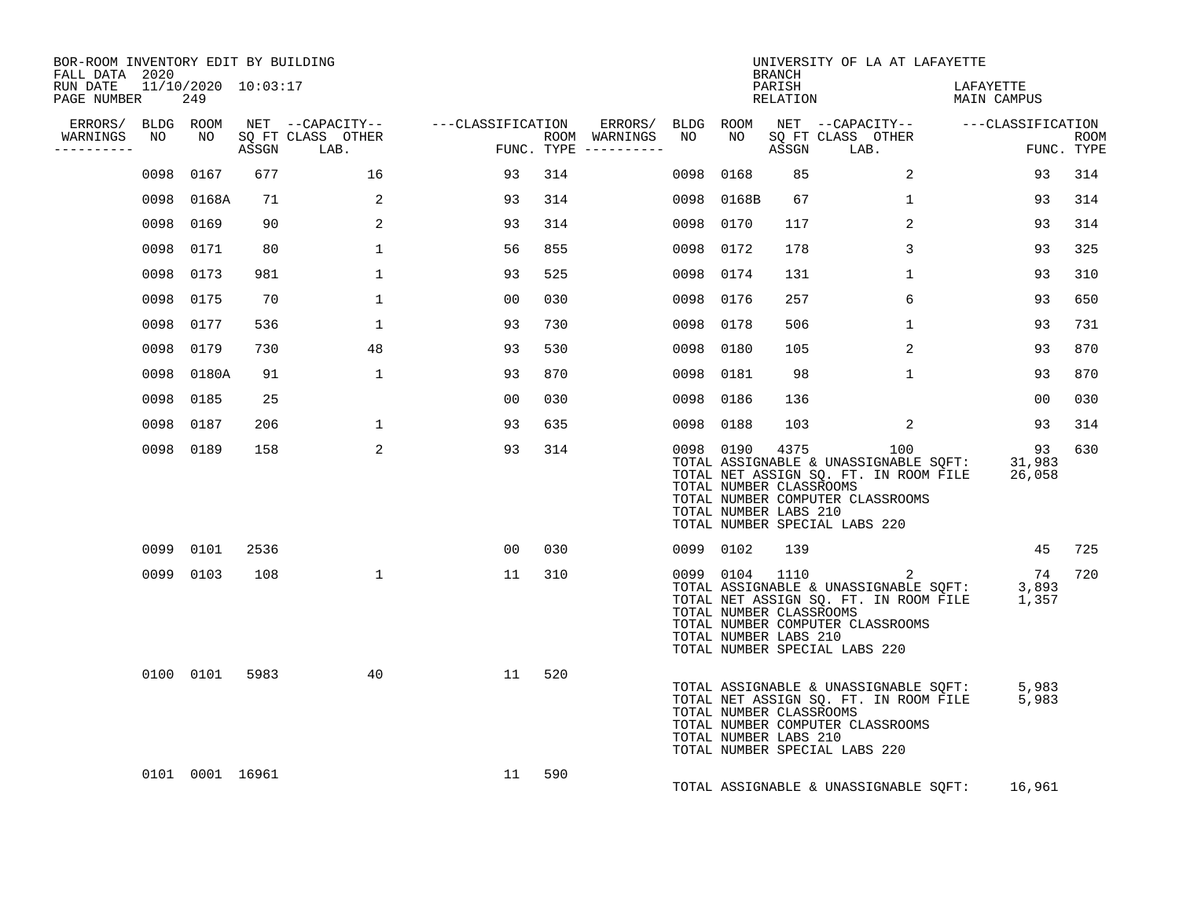BOR-ROOM INVENTORY EDIT BY BUILDING
FALL DATA 2020
RUN DATE 11/10/2020 10:03:17
PAGE NUMBER 249

UNIVERSITY OF LA AT LAFAYETTE
BRANCH
PARISH LAFAYETTE
RELATION MAIN CAMPUS

| ERRORS/ WARNINGS | BLDG NO | ROOM NO | NET SQ FT ASSGN | CAPACITY CLASS LAB. | CAPACITY OTHER | CLASSIFICATION FUNC. | ROOM TYPE | ERRORS/ WARNINGS | BLDG NO | ROOM NO | NET SQ FT ASSGN | CAPACITY CLASS LAB. | CAPACITY OTHER | CLASSIFICATION FUNC. | ROOM TYPE |
|---|---|---|---|---|---|---|---|---|---|---|---|---|---|---|---|
| | 0098 | 0167 | 677 | | 16 | 93 | 314 | | 0098 | 0168 | 85 | | 2 | 93 | 314 |
| | 0098 | 0168A | 71 | | 2 | 93 | 314 | | 0098 | 0168B | 67 | | 1 | 93 | 314 |
| | 0098 | 0169 | 90 | | 2 | 93 | 314 | | 0098 | 0170 | 117 | | 2 | 93 | 314 |
| | 0098 | 0171 | 80 | | 1 | 56 | 855 | | 0098 | 0172 | 178 | | 3 | 93 | 325 |
| | 0098 | 0173 | 981 | | 1 | 93 | 525 | | 0098 | 0174 | 131 | | 1 | 93 | 310 |
| | 0098 | 0175 | 70 | | 1 | 00 | 030 | | 0098 | 0176 | 257 | | 6 | 93 | 650 |
| | 0098 | 0177 | 536 | | 1 | 93 | 730 | | 0098 | 0178 | 506 | | 1 | 93 | 731 |
| | 0098 | 0179 | 730 | | 48 | 93 | 530 | | 0098 | 0180 | 105 | | 2 | 93 | 870 |
| | 0098 | 0180A | 91 | | 1 | 93 | 870 | | 0098 | 0181 | 98 | | 1 | 93 | 870 |
| | 0098 | 0185 | 25 | | | 00 | 030 | | 0098 | 0186 | 136 | | | 00 | 030 |
| | 0098 | 0187 | 206 | | 1 | 93 | 635 | | 0098 | 0188 | 103 | | 2 | 93 | 314 |
| | 0098 | 0189 | 158 | | 2 | 93 | 314 | | 0098 | 0190 | 4375 | | 100 | 93 | 630 |
| | 0099 | 0101 | 2536 | | | 00 | 030 | | 0099 | 0102 | 139 | | | 45 | 725 |
| | 0099 | 0103 | 108 | | 1 | 11 | 310 | | 0099 | 0104 | 1110 | | 2 | 74 | 720 |
| | 0100 | 0101 | 5983 | | 40 | 11 | 520 | | | | | | | | |
| | 0101 | 0001 | 16961 | | | 11 | 590 | | | | | | | | |

Building 0098 totals:
TOTAL ASSIGNABLE & UNASSIGNABLE SQFT: 31,983
TOTAL NET ASSIGN SQ. FT. IN ROOM FILE 26,058
TOTAL NUMBER CLASSROOMS
TOTAL NUMBER COMPUTER CLASSROOMS
TOTAL NUMBER LABS 210
TOTAL NUMBER SPECIAL LABS 220

Building 0099 totals:
TOTAL ASSIGNABLE & UNASSIGNABLE SQFT: 3,893
TOTAL NET ASSIGN SQ. FT. IN ROOM FILE 1,357
TOTAL NUMBER CLASSROOMS
TOTAL NUMBER COMPUTER CLASSROOMS
TOTAL NUMBER LABS 210
TOTAL NUMBER SPECIAL LABS 220

Building 0100 totals:
TOTAL ASSIGNABLE & UNASSIGNABLE SQFT: 5,983
TOTAL NET ASSIGN SQ. FT. IN ROOM FILE 5,983
TOTAL NUMBER CLASSROOMS
TOTAL NUMBER COMPUTER CLASSROOMS
TOTAL NUMBER LABS 210
TOTAL NUMBER SPECIAL LABS 220

Building 0101 totals:
TOTAL ASSIGNABLE & UNASSIGNABLE SQFT: 16,961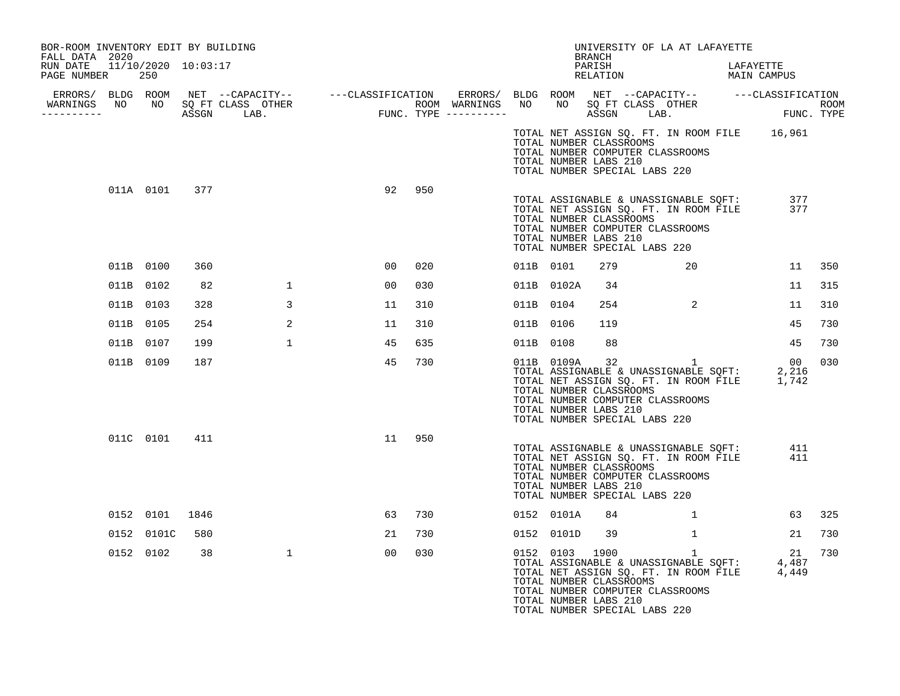BOR-ROOM INVENTORY EDIT BY BUILDING
FALL DATA 2020
RUN DATE 11/10/2020 10:03:17

UNIVERSITY OF LA AT LAFAYETTE
BRANCH
PARISH LAFAYETTE
RELATION MAIN CAMPUS

| ERRORS/ WARNINGS | BLDG NO | ROOM NO | NET SQ FT ASSGN | CAPACITY CLASS | CAPACITY LAB. | CAPACITY OTHER | CLASSIFICATION FUNC. | ROOM TYPE | ERRORS/ WARNINGS | BLDG NO | ROOM NO | NET SQ FT ASSGN | CAPACITY CLASS | CAPACITY LAB. | CAPACITY OTHER | CLASSIFICATION FUNC. | ROOM TYPE |
|---|---|---|---|---|---|---|---|---|---|---|---|---|---|---|---|---|---|
| | | | | | | | | | | | | | | | | | |

TOTAL NET ASSIGN SQ. FT. IN ROOM FILE 16,961
TOTAL NUMBER CLASSROOMS
TOTAL NUMBER COMPUTER CLASSROOMS
TOTAL NUMBER LABS 210
TOTAL NUMBER SPECIAL LABS 220

| ERRORS/ WARNINGS | BLDG NO | ROOM NO | NET SQ FT ASSGN | CAPACITY CLASS | CAPACITY LAB. | CAPACITY OTHER | CLASSIFICATION FUNC. | ROOM TYPE | ERRORS/ WARNINGS | BLDG NO | ROOM NO | NET SQ FT ASSGN | CAPACITY CLASS | CAPACITY LAB. | CAPACITY OTHER | CLASSIFICATION FUNC. | ROOM TYPE |
|---|---|---|---|---|---|---|---|---|---|---|---|---|---|---|---|---|---|
| | 011A | 0101 | 377 | | | | 92 | 950 | | | | | | | | | |

TOTAL ASSIGNABLE & UNASSIGNABLE SQFT: 377
TOTAL NET ASSIGN SQ. FT. IN ROOM FILE 377
TOTAL NUMBER CLASSROOMS
TOTAL NUMBER COMPUTER CLASSROOMS
TOTAL NUMBER LABS 210
TOTAL NUMBER SPECIAL LABS 220

| ERRORS/ WARNINGS | BLDG NO | ROOM NO | NET SQ FT ASSGN | CAPACITY CLASS | CAPACITY LAB. | CAPACITY OTHER | CLASSIFICATION FUNC. | ROOM TYPE | ERRORS/ WARNINGS | BLDG NO | ROOM NO | NET SQ FT ASSGN | CAPACITY CLASS | CAPACITY LAB. | CAPACITY OTHER | CLASSIFICATION FUNC. | ROOM TYPE |
|---|---|---|---|---|---|---|---|---|---|---|---|---|---|---|---|---|---|
| | 011B | 0100 | 360 | | | | 00 | 020 | | 011B | 0101 | 279 | | | 20 | 11 | 350 |
| | 011B | 0102 | 82 | | | 1 | 00 | 030 | | 011B | 0102A | 34 | | | | 11 | 315 |
| | 011B | 0103 | 328 | | | 3 | 11 | 310 | | 011B | 0104 | 254 | | | 2 | 11 | 310 |
| | 011B | 0105 | 254 | | | 2 | 11 | 310 | | 011B | 0106 | 119 | | | | 45 | 730 |
| | 011B | 0107 | 199 | | | 1 | 45 | 635 | | 011B | 0108 | 88 | | | | 45 | 730 |
| | 011B | 0109 | 187 | | | | 45 | 730 | | 011B | 0109A | 32 | | | 1 | 00 | 030 |

TOTAL ASSIGNABLE & UNASSIGNABLE SQFT: 2,216
TOTAL NET ASSIGN SQ. FT. IN ROOM FILE 1,742
TOTAL NUMBER CLASSROOMS
TOTAL NUMBER COMPUTER CLASSROOMS
TOTAL NUMBER LABS 210
TOTAL NUMBER SPECIAL LABS 220

| ERRORS/ WARNINGS | BLDG NO | ROOM NO | NET SQ FT ASSGN | CAPACITY CLASS | CAPACITY LAB. | CAPACITY OTHER | CLASSIFICATION FUNC. | ROOM TYPE | ERRORS/ WARNINGS | BLDG NO | ROOM NO | NET SQ FT ASSGN | CAPACITY CLASS | CAPACITY LAB. | CAPACITY OTHER | CLASSIFICATION FUNC. | ROOM TYPE |
|---|---|---|---|---|---|---|---|---|---|---|---|---|---|---|---|---|---|
| | 011C | 0101 | 411 | | | | 11 | 950 | | | | | | | | | |

TOTAL ASSIGNABLE & UNASSIGNABLE SQFT: 411
TOTAL NET ASSIGN SQ. FT. IN ROOM FILE 411
TOTAL NUMBER CLASSROOMS
TOTAL NUMBER COMPUTER CLASSROOMS
TOTAL NUMBER LABS 210
TOTAL NUMBER SPECIAL LABS 220

| ERRORS/ WARNINGS | BLDG NO | ROOM NO | NET SQ FT ASSGN | CAPACITY CLASS | CAPACITY LAB. | CAPACITY OTHER | CLASSIFICATION FUNC. | ROOM TYPE | ERRORS/ WARNINGS | BLDG NO | ROOM NO | NET SQ FT ASSGN | CAPACITY CLASS | CAPACITY LAB. | CAPACITY OTHER | CLASSIFICATION FUNC. | ROOM TYPE |
|---|---|---|---|---|---|---|---|---|---|---|---|---|---|---|---|---|---|
| | 0152 | 0101 | 1846 | | | | 63 | 730 | | 0152 | 0101A | 84 | | | 1 | 63 | 325 |
| | 0152 | 0101C | 580 | | | | 21 | 730 | | 0152 | 0101D | 39 | | | 1 | 21 | 730 |
| | 0152 | 0102 | 38 | | | 1 | 00 | 030 | | 0152 | 0103 | 1900 | | | 1 | 21 | 730 |

TOTAL ASSIGNABLE & UNASSIGNABLE SQFT: 4,487
TOTAL NET ASSIGN SQ. FT. IN ROOM FILE 4,449
TOTAL NUMBER CLASSROOMS
TOTAL NUMBER COMPUTER CLASSROOMS
TOTAL NUMBER LABS 210
TOTAL NUMBER SPECIAL LABS 220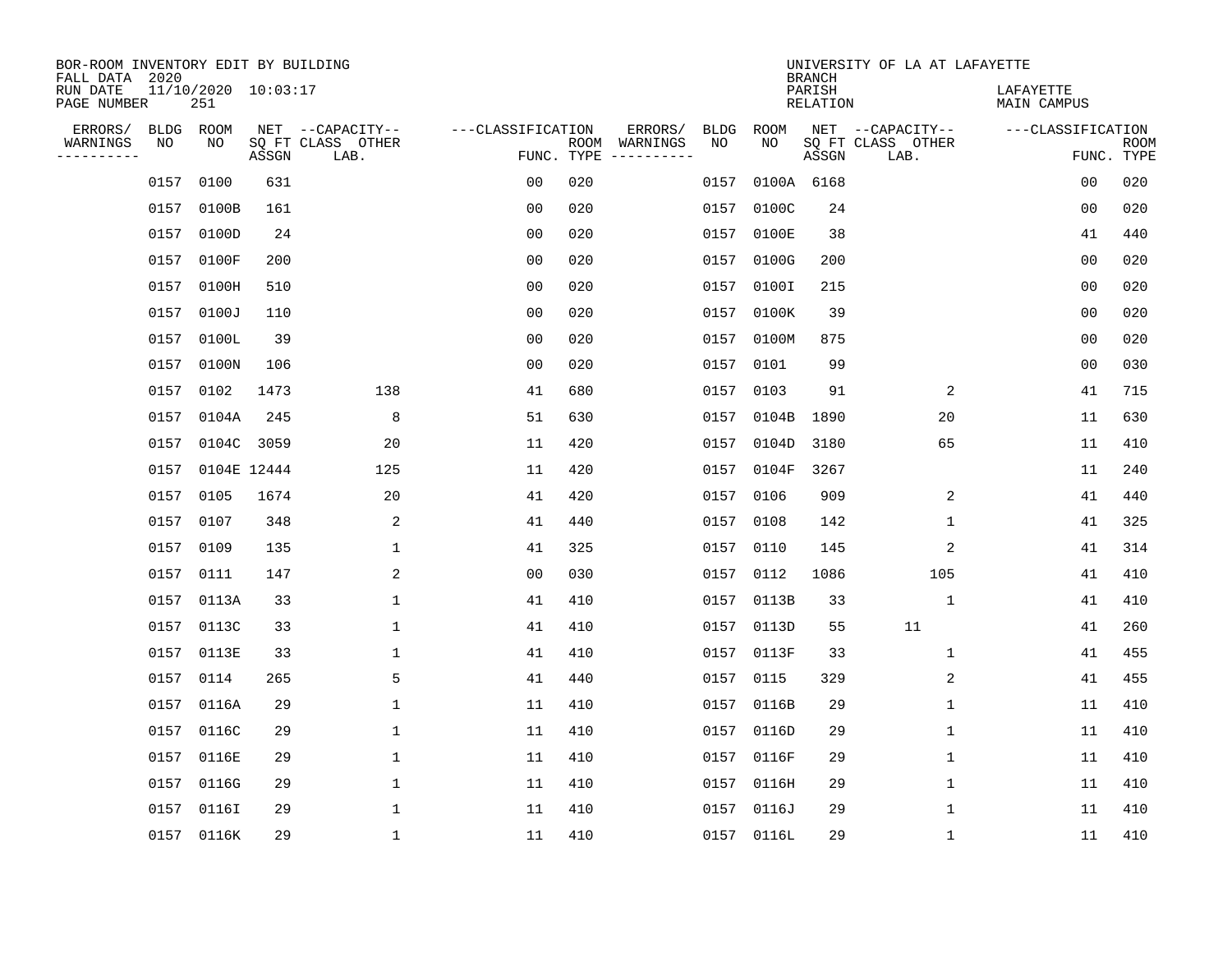BOR-ROOM INVENTORY EDIT BY BUILDING
FALL DATA 2020
RUN DATE 11/10/2020 10:03:17
PAGE NUMBER 251

UNIVERSITY OF LA AT LAFAYETTE
BRANCH
PARISH LAFAYETTE
RELATION MAIN CAMPUS

| ERRORS/ WARNINGS | BLDG NO | ROOM NO | NET SQ FT ASSGN | CAPACITY CLASS LAB. | CAPACITY OTHER | CLASSIFICATION FUNC. | ROOM TYPE | ERRORS/ WARNINGS | BLDG NO | ROOM NO | NET SQ FT ASSGN | CAPACITY CLASS LAB. | CAPACITY OTHER | CLASSIFICATION FUNC. | ROOM TYPE |
|---|---|---|---|---|---|---|---|---|---|---|---|---|---|---|---|
| | 0157 | 0100 | 631 | | | 00 | 020 | | 0157 | 0100A | 6168 | | | 00 | 020 |
| | 0157 | 0100B | 161 | | | 00 | 020 | | 0157 | 0100C | 24 | | | 00 | 020 |
| | 0157 | 0100D | 24 | | | 00 | 020 | | 0157 | 0100E | 38 | | | 41 | 440 |
| | 0157 | 0100F | 200 | | | 00 | 020 | | 0157 | 0100G | 200 | | | 00 | 020 |
| | 0157 | 0100H | 510 | | | 00 | 020 | | 0157 | 0100I | 215 | | | 00 | 020 |
| | 0157 | 0100J | 110 | | | 00 | 020 | | 0157 | 0100K | 39 | | | 00 | 020 |
| | 0157 | 0100L | 39 | | | 00 | 020 | | 0157 | 0100M | 875 | | | 00 | 020 |
| | 0157 | 0100N | 106 | | | 00 | 020 | | 0157 | 0101 | 99 | | | 00 | 030 |
| | 0157 | 0102 | 1473 | | 138 | 41 | 680 | | 0157 | 0103 | 91 | | 2 | 41 | 715 |
| | 0157 | 0104A | 245 | | 8 | 51 | 630 | | 0157 | 0104B | 1890 | | 20 | 11 | 630 |
| | 0157 | 0104C | 3059 | | 20 | 11 | 420 | | 0157 | 0104D | 3180 | | 65 | 11 | 410 |
| | 0157 | 0104E | 12444 | | 125 | 11 | 420 | | 0157 | 0104F | 3267 | | | 11 | 240 |
| | 0157 | 0105 | 1674 | | 20 | 41 | 420 | | 0157 | 0106 | 909 | | 2 | 41 | 440 |
| | 0157 | 0107 | 348 | | 2 | 41 | 440 | | 0157 | 0108 | 142 | | 1 | 41 | 325 |
| | 0157 | 0109 | 135 | | 1 | 41 | 325 | | 0157 | 0110 | 145 | | 2 | 41 | 314 |
| | 0157 | 0111 | 147 | | 2 | 00 | 030 | | 0157 | 0112 | 1086 | | 105 | 41 | 410 |
| | 0157 | 0113A | 33 | | 1 | 41 | 410 | | 0157 | 0113B | 33 | | 1 | 41 | 410 |
| | 0157 | 0113C | 33 | | 1 | 41 | 410 | | 0157 | 0113D | 55 | 11 | | 41 | 260 |
| | 0157 | 0113E | 33 | | 1 | 41 | 410 | | 0157 | 0113F | 33 | | 1 | 41 | 455 |
| | 0157 | 0114 | 265 | | 5 | 41 | 440 | | 0157 | 0115 | 329 | | 2 | 41 | 455 |
| | 0157 | 0116A | 29 | | 1 | 11 | 410 | | 0157 | 0116B | 29 | | 1 | 11 | 410 |
| | 0157 | 0116C | 29 | | 1 | 11 | 410 | | 0157 | 0116D | 29 | | 1 | 11 | 410 |
| | 0157 | 0116E | 29 | | 1 | 11 | 410 | | 0157 | 0116F | 29 | | 1 | 11 | 410 |
| | 0157 | 0116G | 29 | | 1 | 11 | 410 | | 0157 | 0116H | 29 | | 1 | 11 | 410 |
| | 0157 | 0116I | 29 | | 1 | 11 | 410 | | 0157 | 0116J | 29 | | 1 | 11 | 410 |
| | 0157 | 0116K | 29 | | 1 | 11 | 410 | | 0157 | 0116L | 29 | | 1 | 11 | 410 |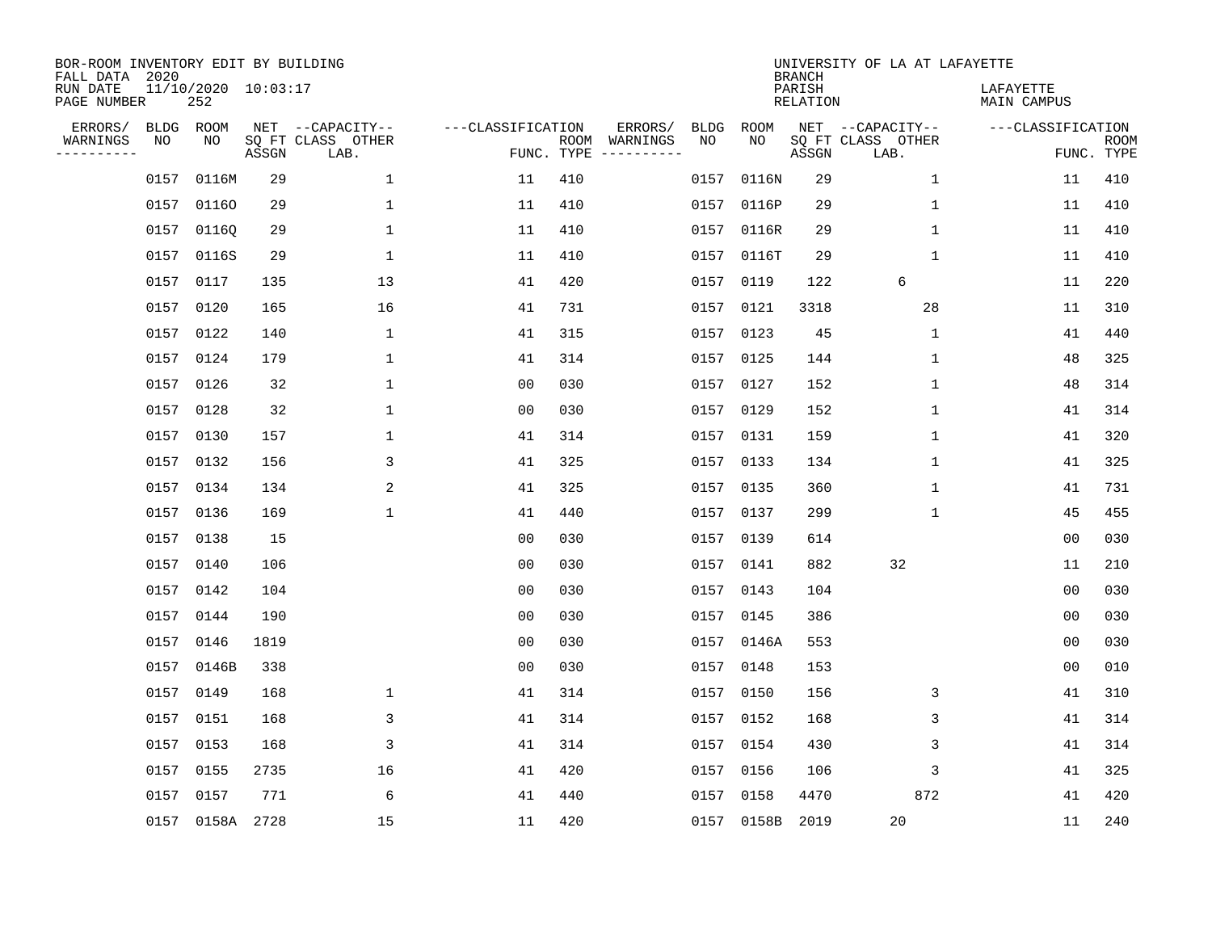BOR-ROOM INVENTORY EDIT BY BUILDING
FALL DATA 2020
RUN DATE 11/10/2020 10:03:17
PAGE NUMBER 252

UNIVERSITY OF LA AT LAFAYETTE
BRANCH
PARISH LAFAYETTE
RELATION MAIN CAMPUS

| ERRORS/ WARNINGS | BLDG NO | ROOM NO | NET SQ FT ASSGN | CAPACITY CLASS | CAPACITY OTHER LAB. | CLASSIFICATION FUNC. | ROOM TYPE | ERRORS/ WARNINGS | BLDG NO | ROOM NO | NET SQ FT ASSGN | CAPACITY CLASS | CAPACITY OTHER LAB. | CLASSIFICATION FUNC. | ROOM TYPE |
|---|---|---|---|---|---|---|---|---|---|---|---|---|---|---|---|
| | 0157 | 0116M | 29 | | 1 | 11 | 410 | | 0157 | 0116N | 29 | | 1 | 11 | 410 |
| | 0157 | 0116O | 29 | | 1 | 11 | 410 | | 0157 | 0116P | 29 | | 1 | 11 | 410 |
| | 0157 | 0116Q | 29 | | 1 | 11 | 410 | | 0157 | 0116R | 29 | | 1 | 11 | 410 |
| | 0157 | 0116S | 29 | | 1 | 11 | 410 | | 0157 | 0116T | 29 | | 1 | 11 | 410 |
| | 0157 | 0117 | 135 | | 13 | 41 | 420 | | 0157 | 0119 | 122 | 6 | | 11 | 220 |
| | 0157 | 0120 | 165 | | 16 | 41 | 731 | | 0157 | 0121 | 3318 | | 28 | 11 | 310 |
| | 0157 | 0122 | 140 | | 1 | 41 | 315 | | 0157 | 0123 | 45 | | 1 | 41 | 440 |
| | 0157 | 0124 | 179 | | 1 | 41 | 314 | | 0157 | 0125 | 144 | | 1 | 48 | 325 |
| | 0157 | 0126 | 32 | | 1 | 00 | 030 | | 0157 | 0127 | 152 | | 1 | 48 | 314 |
| | 0157 | 0128 | 32 | | 1 | 00 | 030 | | 0157 | 0129 | 152 | | 1 | 41 | 314 |
| | 0157 | 0130 | 157 | | 1 | 41 | 314 | | 0157 | 0131 | 159 | | 1 | 41 | 320 |
| | 0157 | 0132 | 156 | | 3 | 41 | 325 | | 0157 | 0133 | 134 | | 1 | 41 | 325 |
| | 0157 | 0134 | 134 | | 2 | 41 | 325 | | 0157 | 0135 | 360 | | 1 | 41 | 731 |
| | 0157 | 0136 | 169 | | 1 | 41 | 440 | | 0157 | 0137 | 299 | | 1 | 45 | 455 |
| | 0157 | 0138 | 15 | | | 00 | 030 | | 0157 | 0139 | 614 | | | 00 | 030 |
| | 0157 | 0140 | 106 | | | 00 | 030 | | 0157 | 0141 | 882 | 32 | | 11 | 210 |
| | 0157 | 0142 | 104 | | | 00 | 030 | | 0157 | 0143 | 104 | | | 00 | 030 |
| | 0157 | 0144 | 190 | | | 00 | 030 | | 0157 | 0145 | 386 | | | 00 | 030 |
| | 0157 | 0146 | 1819 | | | 00 | 030 | | 0157 | 0146A | 553 | | | 00 | 030 |
| | 0157 | 0146B | 338 | | | 00 | 030 | | 0157 | 0148 | 153 | | | 00 | 010 |
| | 0157 | 0149 | 168 | | 1 | 41 | 314 | | 0157 | 0150 | 156 | | 3 | 41 | 310 |
| | 0157 | 0151 | 168 | | 3 | 41 | 314 | | 0157 | 0152 | 168 | | 3 | 41 | 314 |
| | 0157 | 0153 | 168 | | 3 | 41 | 314 | | 0157 | 0154 | 430 | | 3 | 41 | 314 |
| | 0157 | 0155 | 2735 | | 16 | 41 | 420 | | 0157 | 0156 | 106 | | 3 | 41 | 325 |
| | 0157 | 0157 | 771 | | 6 | 41 | 440 | | 0157 | 0158 | 4470 | | 872 | 41 | 420 |
| | 0157 | 0158A | 2728 | | 15 | 11 | 420 | | 0157 | 0158B | 2019 | 20 | | 11 | 240 |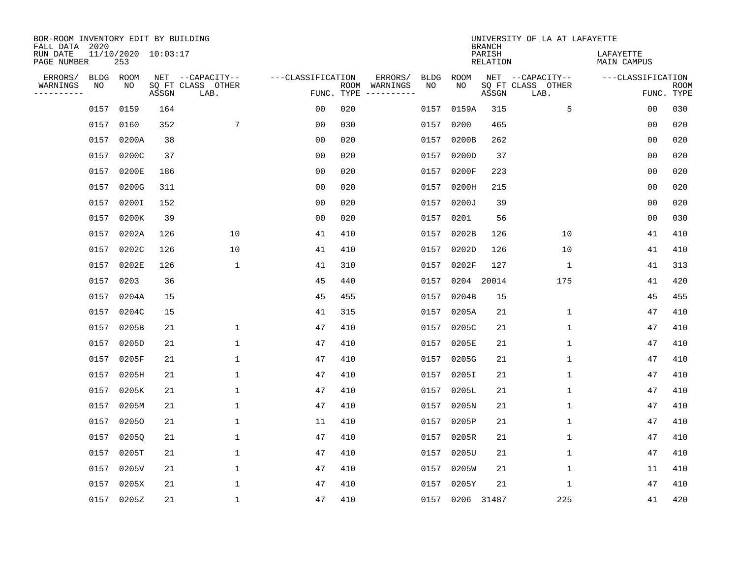BOR-ROOM INVENTORY EDIT BY BUILDING
FALL DATA 2020
RUN DATE 11/10/2020 10:03:17
PAGE NUMBER 253

UNIVERSITY OF LA AT LAFAYETTE
BRANCH
PARISH LAFAYETTE
RELATION MAIN CAMPUS

| ERRORS/ WARNINGS | BLDG NO | ROOM NO | NET SQ FT ASSGN | --CAPACITY-- CLASS LAB. | OTHER | ---CLASSIFICATION FUNC. | ROOM TYPE | ERRORS/ WARNINGS | BLDG NO | ROOM NO | NET SQ FT ASSGN | --CAPACITY-- CLASS LAB. | OTHER | ---CLASSIFICATION FUNC. | ROOM TYPE |
|---|---|---|---|---|---|---|---|---|---|---|---|---|---|---|---|
| | 0157 | 0159 | 164 | | | 00 | 020 | | 0157 | 0159A | 315 | | 5 | 00 | 030 |
| | 0157 | 0160 | 352 | | 7 | 00 | 030 | | 0157 | 0200 | 465 | | | 00 | 020 |
| | 0157 | 0200A | 38 | | | 00 | 020 | | 0157 | 0200B | 262 | | | 00 | 020 |
| | 0157 | 0200C | 37 | | | 00 | 020 | | 0157 | 0200D | 37 | | | 00 | 020 |
| | 0157 | 0200E | 186 | | | 00 | 020 | | 0157 | 0200F | 223 | | | 00 | 020 |
| | 0157 | 0200G | 311 | | | 00 | 020 | | 0157 | 0200H | 215 | | | 00 | 020 |
| | 0157 | 0200I | 152 | | | 00 | 020 | | 0157 | 0200J | 39 | | | 00 | 020 |
| | 0157 | 0200K | 39 | | | 00 | 020 | | 0157 | 0201 | 56 | | | 00 | 030 |
| | 0157 | 0202A | 126 | | 10 | 41 | 410 | | 0157 | 0202B | 126 | | 10 | 41 | 410 |
| | 0157 | 0202C | 126 | | 10 | 41 | 410 | | 0157 | 0202D | 126 | | 10 | 41 | 410 |
| | 0157 | 0202E | 126 | | 1 | 41 | 310 | | 0157 | 0202F | 127 | | 1 | 41 | 313 |
| | 0157 | 0203 | 36 | | | 45 | 440 | | 0157 | 0204 | 20014 | | 175 | 41 | 420 |
| | 0157 | 0204A | 15 | | | 45 | 455 | | 0157 | 0204B | 15 | | | 45 | 455 |
| | 0157 | 0204C | 15 | | | 41 | 315 | | 0157 | 0205A | 21 | | 1 | 47 | 410 |
| | 0157 | 0205B | 21 | | 1 | 47 | 410 | | 0157 | 0205C | 21 | | 1 | 47 | 410 |
| | 0157 | 0205D | 21 | | 1 | 47 | 410 | | 0157 | 0205E | 21 | | 1 | 47 | 410 |
| | 0157 | 0205F | 21 | | 1 | 47 | 410 | | 0157 | 0205G | 21 | | 1 | 47 | 410 |
| | 0157 | 0205H | 21 | | 1 | 47 | 410 | | 0157 | 0205I | 21 | | 1 | 47 | 410 |
| | 0157 | 0205K | 21 | | 1 | 47 | 410 | | 0157 | 0205L | 21 | | 1 | 47 | 410 |
| | 0157 | 0205M | 21 | | 1 | 47 | 410 | | 0157 | 0205N | 21 | | 1 | 47 | 410 |
| | 0157 | 0205O | 21 | | 1 | 11 | 410 | | 0157 | 0205P | 21 | | 1 | 47 | 410 |
| | 0157 | 0205Q | 21 | | 1 | 47 | 410 | | 0157 | 0205R | 21 | | 1 | 47 | 410 |
| | 0157 | 0205T | 21 | | 1 | 47 | 410 | | 0157 | 0205U | 21 | | 1 | 47 | 410 |
| | 0157 | 0205V | 21 | | 1 | 47 | 410 | | 0157 | 0205W | 21 | | 1 | 11 | 410 |
| | 0157 | 0205X | 21 | | 1 | 47 | 410 | | 0157 | 0205Y | 21 | | 1 | 47 | 410 |
| | 0157 | 0205Z | 21 | | 1 | 47 | 410 | | 0157 | 0206 | 31487 | | 225 | 41 | 420 |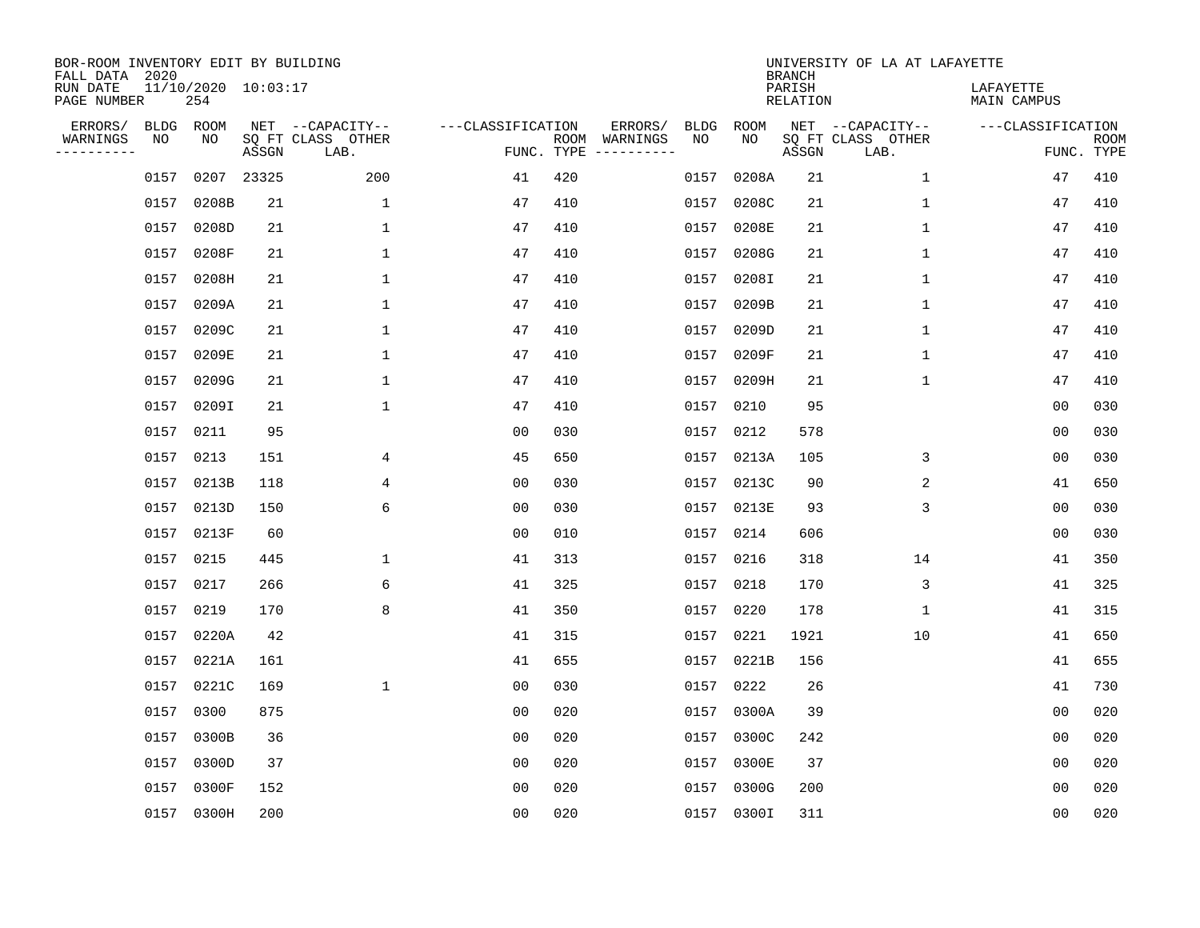BOR-ROOM INVENTORY EDIT BY BUILDING
FALL DATA 2020
RUN DATE 11/10/2020 10:03:17
PAGE NUMBER 254

UNIVERSITY OF LA AT LAFAYETTE
BRANCH
PARISH LAFAYETTE
RELATION MAIN CAMPUS

| ERRORS/ WARNINGS | BLDG NO | ROOM NO | NET SQ FT ASSGN | --CAPACITY-- CLASS LAB. | OTHER | ---CLASSIFICATION FUNC. | ROOM TYPE | ERRORS/ WARNINGS | BLDG NO | ROOM NO | NET SQ FT ASSGN | --CAPACITY-- CLASS LAB. | OTHER | ---CLASSIFICATION FUNC. | ROOM TYPE |
|---|---|---|---|---|---|---|---|---|---|---|---|---|---|---|---|
| | 0157 | 0207 | 23325 | | 200 | 41 | 420 | | 0157 | 0208A | 21 | | 1 | 47 | 410 |
| | 0157 | 0208B | 21 | | 1 | 47 | 410 | | 0157 | 0208C | 21 | | 1 | 47 | 410 |
| | 0157 | 0208D | 21 | | 1 | 47 | 410 | | 0157 | 0208E | 21 | | 1 | 47 | 410 |
| | 0157 | 0208F | 21 | | 1 | 47 | 410 | | 0157 | 0208G | 21 | | 1 | 47 | 410 |
| | 0157 | 0208H | 21 | | 1 | 47 | 410 | | 0157 | 0208I | 21 | | 1 | 47 | 410 |
| | 0157 | 0209A | 21 | | 1 | 47 | 410 | | 0157 | 0209B | 21 | | 1 | 47 | 410 |
| | 0157 | 0209C | 21 | | 1 | 47 | 410 | | 0157 | 0209D | 21 | | 1 | 47 | 410 |
| | 0157 | 0209E | 21 | | 1 | 47 | 410 | | 0157 | 0209F | 21 | | 1 | 47 | 410 |
| | 0157 | 0209G | 21 | | 1 | 47 | 410 | | 0157 | 0209H | 21 | | 1 | 47 | 410 |
| | 0157 | 0209I | 21 | | 1 | 47 | 410 | | 0157 | 0210 | 95 | | | 00 | 030 |
| | 0157 | 0211 | 95 | | | 00 | 030 | | 0157 | 0212 | 578 | | | 00 | 030 |
| | 0157 | 0213 | 151 | | 4 | 45 | 650 | | 0157 | 0213A | 105 | | 3 | 00 | 030 |
| | 0157 | 0213B | 118 | | 4 | 00 | 030 | | 0157 | 0213C | 90 | | 2 | 41 | 650 |
| | 0157 | 0213D | 150 | | 6 | 00 | 030 | | 0157 | 0213E | 93 | | 3 | 00 | 030 |
| | 0157 | 0213F | 60 | | | 00 | 010 | | 0157 | 0214 | 606 | | | 00 | 030 |
| | 0157 | 0215 | 445 | | 1 | 41 | 313 | | 0157 | 0216 | 318 | | 14 | 41 | 350 |
| | 0157 | 0217 | 266 | | 6 | 41 | 325 | | 0157 | 0218 | 170 | | 3 | 41 | 325 |
| | 0157 | 0219 | 170 | | 8 | 41 | 350 | | 0157 | 0220 | 178 | | 1 | 41 | 315 |
| | 0157 | 0220A | 42 | | | 41 | 315 | | 0157 | 0221 | 1921 | | 10 | 41 | 650 |
| | 0157 | 0221A | 161 | | | 41 | 655 | | 0157 | 0221B | 156 | | | 41 | 655 |
| | 0157 | 0221C | 169 | | 1 | 00 | 030 | | 0157 | 0222 | 26 | | | 41 | 730 |
| | 0157 | 0300 | 875 | | | 00 | 020 | | 0157 | 0300A | 39 | | | 00 | 020 |
| | 0157 | 0300B | 36 | | | 00 | 020 | | 0157 | 0300C | 242 | | | 00 | 020 |
| | 0157 | 0300D | 37 | | | 00 | 020 | | 0157 | 0300E | 37 | | | 00 | 020 |
| | 0157 | 0300F | 152 | | | 00 | 020 | | 0157 | 0300G | 200 | | | 00 | 020 |
| | 0157 | 0300H | 200 | | | 00 | 020 | | 0157 | 0300I | 311 | | | 00 | 020 |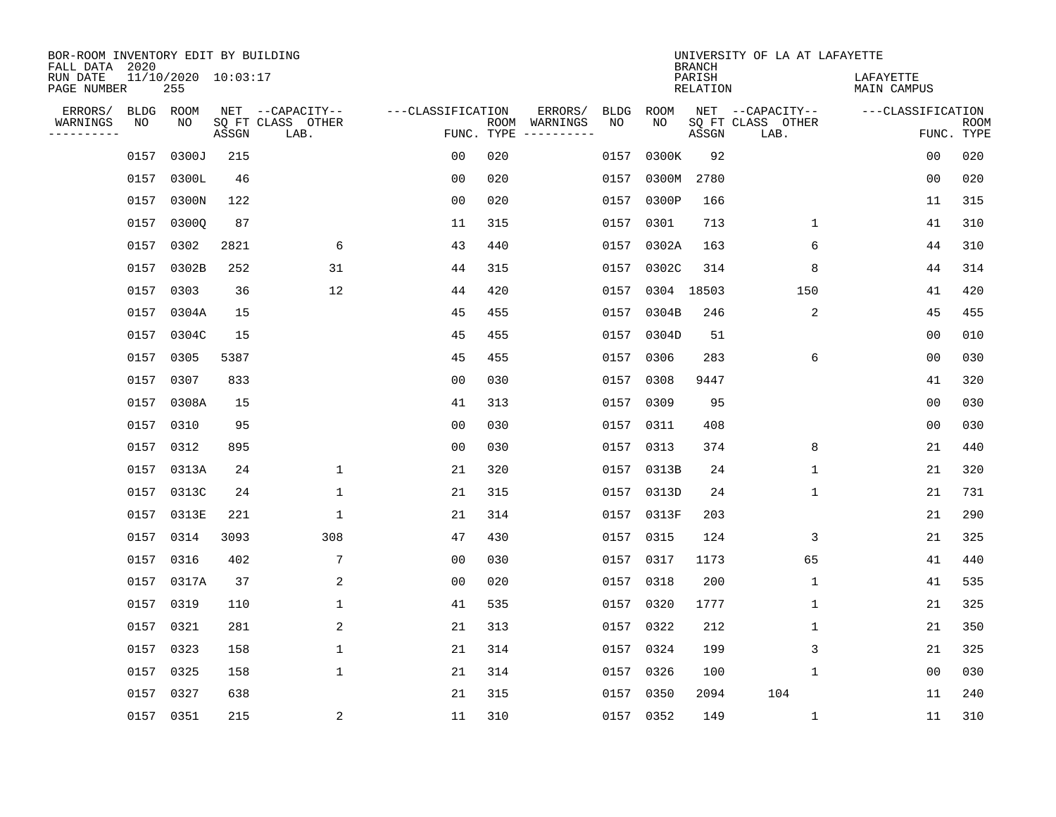BOR-ROOM INVENTORY EDIT BY BUILDING
FALL DATA 2020
RUN DATE 11/10/2020 10:03:17
PAGE NUMBER 255

UNIVERSITY OF LA AT LAFAYETTE
BRANCH
PARISH LAFAYETTE
RELATION MAIN CAMPUS

| ERRORS/ WARNINGS | BLDG NO | ROOM NO | NET SQ FT ASSGN | CAPACITY CLASS LAB. | CAPACITY OTHER | CLASSIFICATION FUNC. | ROOM TYPE | ERRORS/ WARNINGS | BLDG NO | ROOM NO | NET SQ FT ASSGN | CAPACITY CLASS LAB. | CAPACITY OTHER | CLASSIFICATION FUNC. | ROOM TYPE |
|---|---|---|---|---|---|---|---|---|---|---|---|---|---|---|---|
| | 0157 | 0300J | 215 | | | 00 | 020 | | 0157 | 0300K | 92 | | | 00 | 020 |
| | 0157 | 0300L | 46 | | | 00 | 020 | | 0157 | 0300M | 2780 | | | 00 | 020 |
| | 0157 | 0300N | 122 | | | 00 | 020 | | 0157 | 0300P | 166 | | | 11 | 315 |
| | 0157 | 0300Q | 87 | | | 11 | 315 | | 0157 | 0301 | 713 | | 1 | 41 | 310 |
| | 0157 | 0302 | 2821 | | 6 | 43 | 440 | | 0157 | 0302A | 163 | | 6 | 44 | 310 |
| | 0157 | 0302B | 252 | | 31 | 44 | 315 | | 0157 | 0302C | 314 | | 8 | 44 | 314 |
| | 0157 | 0303 | 36 | | 12 | 44 | 420 | | 0157 | 0304 | 18503 | | 150 | 41 | 420 |
| | 0157 | 0304A | 15 | | | 45 | 455 | | 0157 | 0304B | 246 | | 2 | 45 | 455 |
| | 0157 | 0304C | 15 | | | 45 | 455 | | 0157 | 0304D | 51 | | | 00 | 010 |
| | 0157 | 0305 | 5387 | | | 45 | 455 | | 0157 | 0306 | 283 | | 6 | 00 | 030 |
| | 0157 | 0307 | 833 | | | 00 | 030 | | 0157 | 0308 | 9447 | | | 41 | 320 |
| | 0157 | 0308A | 15 | | | 41 | 313 | | 0157 | 0309 | 95 | | | 00 | 030 |
| | 0157 | 0310 | 95 | | | 00 | 030 | | 0157 | 0311 | 408 | | | 00 | 030 |
| | 0157 | 0312 | 895 | | | 00 | 030 | | 0157 | 0313 | 374 | | 8 | 21 | 440 |
| | 0157 | 0313A | 24 | | 1 | 21 | 320 | | 0157 | 0313B | 24 | | 1 | 21 | 320 |
| | 0157 | 0313C | 24 | | 1 | 21 | 315 | | 0157 | 0313D | 24 | | 1 | 21 | 731 |
| | 0157 | 0313E | 221 | | 1 | 21 | 314 | | 0157 | 0313F | 203 | | | 21 | 290 |
| | 0157 | 0314 | 3093 | | 308 | 47 | 430 | | 0157 | 0315 | 124 | | 3 | 21 | 325 |
| | 0157 | 0316 | 402 | | 7 | 00 | 030 | | 0157 | 0317 | 1173 | | 65 | 41 | 440 |
| | 0157 | 0317A | 37 | | 2 | 00 | 020 | | 0157 | 0318 | 200 | | 1 | 41 | 535 |
| | 0157 | 0319 | 110 | | 1 | 41 | 535 | | 0157 | 0320 | 1777 | | 1 | 21 | 325 |
| | 0157 | 0321 | 281 | | 2 | 21 | 313 | | 0157 | 0322 | 212 | | 1 | 21 | 350 |
| | 0157 | 0323 | 158 | | 1 | 21 | 314 | | 0157 | 0324 | 199 | | 3 | 21 | 325 |
| | 0157 | 0325 | 158 | | 1 | 21 | 314 | | 0157 | 0326 | 100 | | 1 | 00 | 030 |
| | 0157 | 0327 | 638 | | | 21 | 315 | | 0157 | 0350 | 2094 | 104 | | 11 | 240 |
| | 0157 | 0351 | 215 | | 2 | 11 | 310 | | 0157 | 0352 | 149 | | 1 | 11 | 310 |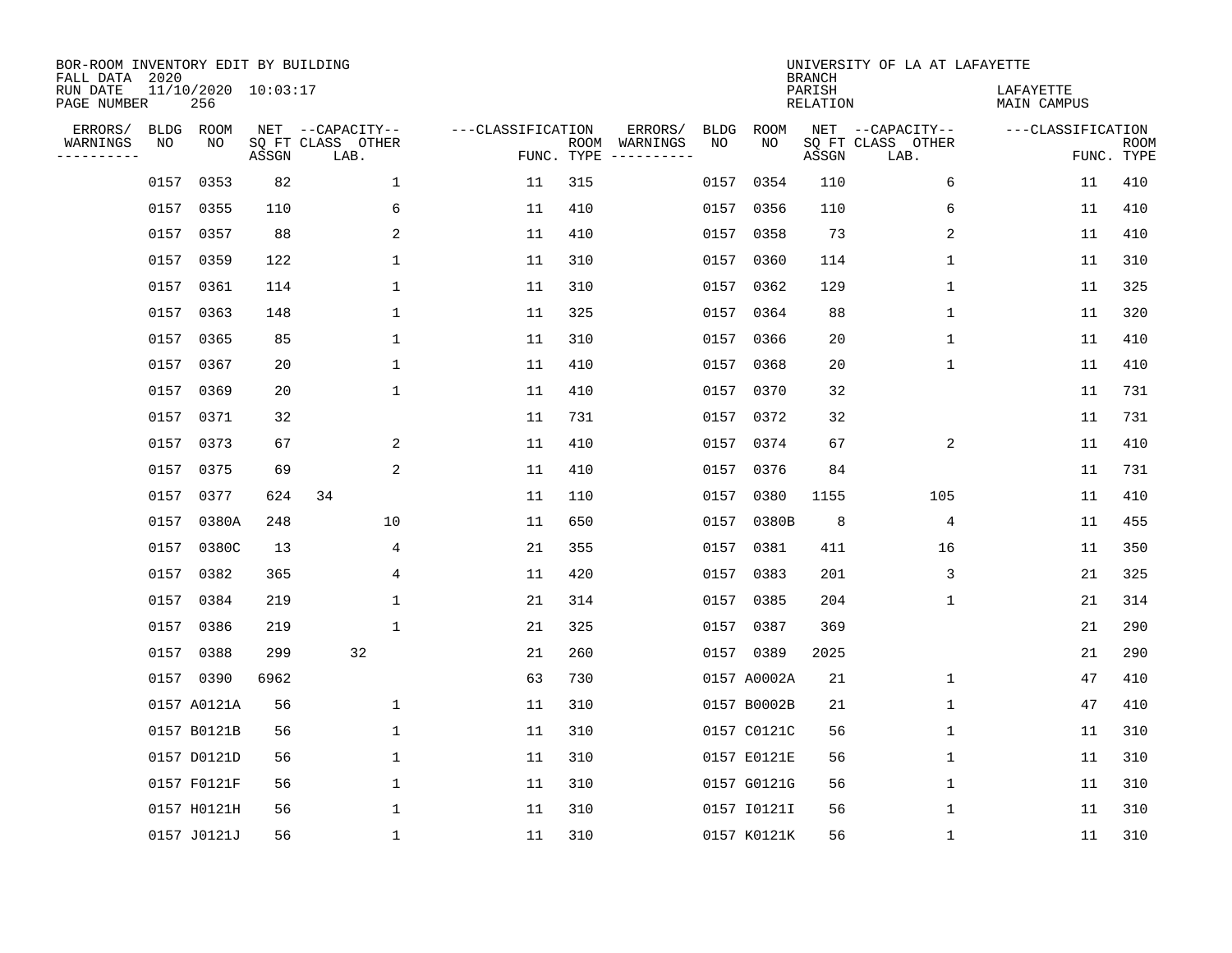BOR-ROOM INVENTORY EDIT BY BUILDING
FALL DATA 2020
RUN DATE 11/10/2020 10:03:17
PAGE NUMBER 256

UNIVERSITY OF LA AT LAFAYETTE
BRANCH
PARISH LAFAYETTE
RELATION MAIN CAMPUS

| ERRORS/ WARNINGS | BLDG NO | ROOM NO | NET SQ FT ASSGN | CAPACITY CLASS LAB. | CAPACITY OTHER | CLASSIFICATION FUNC. | ROOM TYPE | ERRORS/ WARNINGS | BLDG NO | ROOM NO | NET SQ FT ASSGN | CAPACITY CLASS LAB. | CAPACITY OTHER | CLASSIFICATION FUNC. | ROOM TYPE |
|---|---|---|---|---|---|---|---|---|---|---|---|---|---|---|---|
| | 0157 | 0353 | 82 | | 1 | 11 | 315 | | 0157 | 0354 | 110 | | 6 | 11 | 410 |
| | 0157 | 0355 | 110 | | 6 | 11 | 410 | | 0157 | 0356 | 110 | | 6 | 11 | 410 |
| | 0157 | 0357 | 88 | | 2 | 11 | 410 | | 0157 | 0358 | 73 | | 2 | 11 | 410 |
| | 0157 | 0359 | 122 | | 1 | 11 | 310 | | 0157 | 0360 | 114 | | 1 | 11 | 310 |
| | 0157 | 0361 | 114 | | 1 | 11 | 310 | | 0157 | 0362 | 129 | | 1 | 11 | 325 |
| | 0157 | 0363 | 148 | | 1 | 11 | 325 | | 0157 | 0364 | 88 | | 1 | 11 | 320 |
| | 0157 | 0365 | 85 | | 1 | 11 | 310 | | 0157 | 0366 | 20 | | 1 | 11 | 410 |
| | 0157 | 0367 | 20 | | 1 | 11 | 410 | | 0157 | 0368 | 20 | | 1 | 11 | 410 |
| | 0157 | 0369 | 20 | | 1 | 11 | 410 | | 0157 | 0370 | 32 | | | 11 | 731 |
| | 0157 | 0371 | 32 | | | 11 | 731 | | 0157 | 0372 | 32 | | | 11 | 731 |
| | 0157 | 0373 | 67 | | 2 | 11 | 410 | | 0157 | 0374 | 67 | | 2 | 11 | 410 |
| | 0157 | 0375 | 69 | | 2 | 11 | 410 | | 0157 | 0376 | 84 | | | 11 | 731 |
| | 0157 | 0377 | 624 | 34 | | 11 | 110 | | 0157 | 0380 | 1155 | | 105 | 11 | 410 |
| | 0157 | 0380A | 248 | | 10 | 11 | 650 | | 0157 | 0380B | 8 | | 4 | 11 | 455 |
| | 0157 | 0380C | 13 | | 4 | 21 | 355 | | 0157 | 0381 | 411 | | 16 | 11 | 350 |
| | 0157 | 0382 | 365 | | 4 | 11 | 420 | | 0157 | 0383 | 201 | | 3 | 21 | 325 |
| | 0157 | 0384 | 219 | | 1 | 21 | 314 | | 0157 | 0385 | 204 | | 1 | 21 | 314 |
| | 0157 | 0386 | 219 | | 1 | 21 | 325 | | 0157 | 0387 | 369 | | | 21 | 290 |
| | 0157 | 0388 | 299 | 32 | | 21 | 260 | | 0157 | 0389 | 2025 | | | 21 | 290 |
| | 0157 | 0390 | 6962 | | | 63 | 730 | | 0157 | A0002A | 21 | | 1 | 47 | 410 |
| | 0157 | A0121A | 56 | | 1 | 11 | 310 | | 0157 | B0002B | 21 | | 1 | 47 | 410 |
| | 0157 | B0121B | 56 | | 1 | 11 | 310 | | 0157 | C0121C | 56 | | 1 | 11 | 310 |
| | 0157 | D0121D | 56 | | 1 | 11 | 310 | | 0157 | E0121E | 56 | | 1 | 11 | 310 |
| | 0157 | F0121F | 56 | | 1 | 11 | 310 | | 0157 | G0121G | 56 | | 1 | 11 | 310 |
| | 0157 | H0121H | 56 | | 1 | 11 | 310 | | 0157 | I0121I | 56 | | 1 | 11 | 310 |
| | 0157 | J0121J | 56 | | 1 | 11 | 310 | | 0157 | K0121K | 56 | | 1 | 11 | 310 |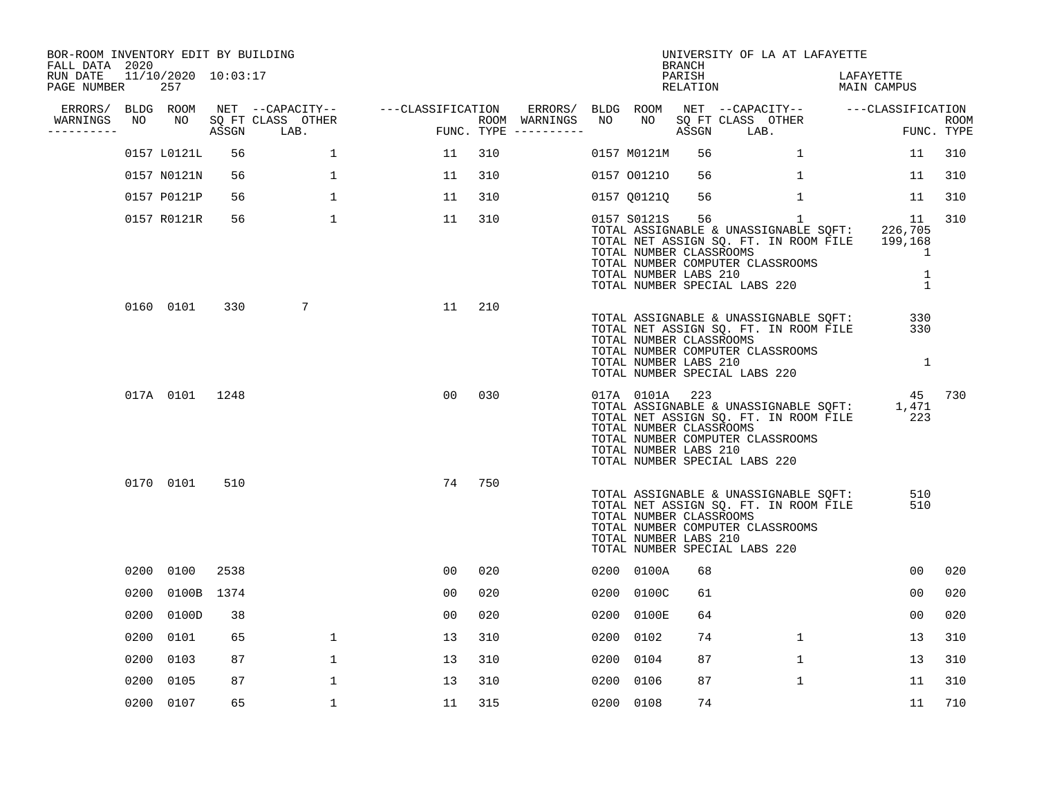BOR-ROOM INVENTORY EDIT BY BUILDING
FALL DATA 2020
RUN DATE 11/10/2020 10:03:17
PAGE NUMBER 257

UNIVERSITY OF LA AT LAFAYETTE
BRANCH
PARISH LAFAYETTE
RELATION MAIN CAMPUS

| ERRORS/ WARNINGS | BLDG NO | ROOM NO | NET SQ FT ASSGN | CAPACITY-- CLASS LAB. | OTHER | FUNC. | ROOM TYPE | ERRORS/ WARNINGS | BLDG NO | ROOM NO | NET SQ FT ASSGN | CAPACITY-- CLASS LAB. | OTHER | FUNC. | ROOM TYPE |
|---|---|---|---|---|---|---|---|---|---|---|---|---|---|---|---|
| | 0157 | L0121L | 56 | | 1 | 11 | 310 | | 0157 | M0121M | 56 | | 1 | 11 | 310 |
| | 0157 | N0121N | 56 | | 1 | 11 | 310 | | 0157 | O0121O | 56 | | 1 | 11 | 310 |
| | 0157 | P0121P | 56 | | 1 | 11 | 310 | | 0157 | Q0121Q | 56 | | 1 | 11 | 310 |
| | 0157 | R0121R | 56 | | 1 | 11 | 310 | | 0157 | S0121S | 56 | | 1 | 11 | 310 |

TOTAL ASSIGNABLE & UNASSIGNABLE SQFT: 226,705
TOTAL NET ASSIGN SQ. FT. IN ROOM FILE 199,168
TOTAL NUMBER CLASSROOMS 1
TOTAL NUMBER COMPUTER CLASSROOMS
TOTAL NUMBER LABS 210 1
TOTAL NUMBER SPECIAL LABS 220 1

| ERRORS/ WARNINGS | BLDG NO | ROOM NO | NET SQ FT ASSGN | CAPACITY-- CLASS LAB. | OTHER | FUNC. | ROOM TYPE |
|---|---|---|---|---|---|---|---|
| | 0160 | 0101 | 330 | 7 | | 11 | 210 |

TOTAL ASSIGNABLE & UNASSIGNABLE SQFT: 330
TOTAL NET ASSIGN SQ. FT. IN ROOM FILE 330
TOTAL NUMBER CLASSROOMS
TOTAL NUMBER COMPUTER CLASSROOMS
TOTAL NUMBER LABS 210 1
TOTAL NUMBER SPECIAL LABS 220

| ERRORS/ WARNINGS | BLDG NO | ROOM NO | NET SQ FT ASSGN | CAPACITY-- CLASS LAB. | OTHER | FUNC. | ROOM TYPE | ERRORS/ WARNINGS | BLDG NO | ROOM NO | NET SQ FT ASSGN | CAPACITY-- CLASS LAB. | OTHER | FUNC. | ROOM TYPE |
|---|---|---|---|---|---|---|---|---|---|---|---|---|---|---|---|
| | 017A | 0101 | 1248 | | | 00 | 030 | | 017A | 0101A | 223 | | | 45 | 730 |

TOTAL ASSIGNABLE & UNASSIGNABLE SQFT: 1,471
TOTAL NET ASSIGN SQ. FT. IN ROOM FILE 223
TOTAL NUMBER CLASSROOMS
TOTAL NUMBER COMPUTER CLASSROOMS
TOTAL NUMBER LABS 210
TOTAL NUMBER SPECIAL LABS 220

| ERRORS/ WARNINGS | BLDG NO | ROOM NO | NET SQ FT ASSGN | CAPACITY-- CLASS LAB. | OTHER | FUNC. | ROOM TYPE |
|---|---|---|---|---|---|---|---|
| | 0170 | 0101 | 510 | | | 74 | 750 |

TOTAL ASSIGNABLE & UNASSIGNABLE SQFT: 510
TOTAL NET ASSIGN SQ. FT. IN ROOM FILE 510
TOTAL NUMBER CLASSROOMS
TOTAL NUMBER COMPUTER CLASSROOMS
TOTAL NUMBER LABS 210
TOTAL NUMBER SPECIAL LABS 220

| ERRORS/ WARNINGS | BLDG NO | ROOM NO | NET SQ FT ASSGN | CAPACITY-- CLASS LAB. | OTHER | FUNC. | ROOM TYPE | ERRORS/ WARNINGS | BLDG NO | ROOM NO | NET SQ FT ASSGN | CAPACITY-- CLASS LAB. | OTHER | FUNC. | ROOM TYPE |
|---|---|---|---|---|---|---|---|---|---|---|---|---|---|---|---|
| | 0200 | 0100 | 2538 | | | 00 | 020 | | 0200 | 0100A | 68 | | | 00 | 020 |
| | 0200 | 0100B | 1374 | | | 00 | 020 | | 0200 | 0100C | 61 | | | 00 | 020 |
| | 0200 | 0100D | 38 | | | 00 | 020 | | 0200 | 0100E | 64 | | | 00 | 020 |
| | 0200 | 0101 | 65 | | 1 | 13 | 310 | | 0200 | 0102 | 74 | | 1 | 13 | 310 |
| | 0200 | 0103 | 87 | | 1 | 13 | 310 | | 0200 | 0104 | 87 | | 1 | 13 | 310 |
| | 0200 | 0105 | 87 | | 1 | 13 | 310 | | 0200 | 0106 | 87 | | 1 | 11 | 310 |
| | 0200 | 0107 | 65 | | 1 | 11 | 315 | | 0200 | 0108 | 74 | | | 11 | 710 |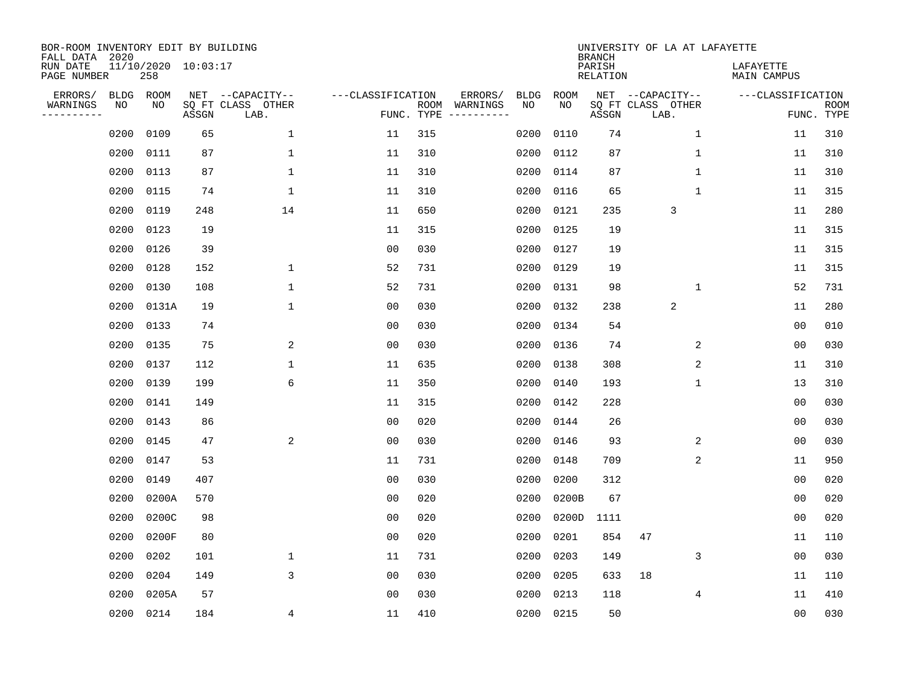BOR-ROOM INVENTORY EDIT BY BUILDING
FALL DATA 2020
RUN DATE 11/10/2020 10:03:17
PAGE NUMBER 258

UNIVERSITY OF LA AT LAFAYETTE
BRANCH
PARISH LAFAYETTE
RELATION MAIN CAMPUS

| ERRORS/ WARNINGS | BLDG NO | ROOM NO | NET SQ FT ASSGN | CAPACITY CLASS | CAPACITY LAB. | CAPACITY OTHER | CLASSIFICATION FUNC. | ROOM TYPE | ERRORS/ WARNINGS | BLDG NO | ROOM NO | NET SQ FT ASSGN | CAPACITY CLASS | CAPACITY LAB. | CAPACITY OTHER | CLASSIFICATION FUNC. | ROOM TYPE |
|---|---|---|---|---|---|---|---|---|---|---|---|---|---|---|---|---|---|
| | 0200 | 0109 | 65 | | | 1 | 11 | 315 | | 0200 | 0110 | 74 | | | 1 | 11 | 310 |
| | 0200 | 0111 | 87 | | | 1 | 11 | 310 | | 0200 | 0112 | 87 | | | 1 | 11 | 310 |
| | 0200 | 0113 | 87 | | | 1 | 11 | 310 | | 0200 | 0114 | 87 | | | 1 | 11 | 310 |
| | 0200 | 0115 | 74 | | | 1 | 11 | 310 | | 0200 | 0116 | 65 | | | 1 | 11 | 315 |
| | 0200 | 0119 | 248 | | | 14 | 11 | 650 | | 0200 | 0121 | 235 | | 3 | | 11 | 280 |
| | 0200 | 0123 | 19 | | | | 11 | 315 | | 0200 | 0125 | 19 | | | | 11 | 315 |
| | 0200 | 0126 | 39 | | | | 00 | 030 | | 0200 | 0127 | 19 | | | | 11 | 315 |
| | 0200 | 0128 | 152 | | | 1 | 52 | 731 | | 0200 | 0129 | 19 | | | | 11 | 315 |
| | 0200 | 0130 | 108 | | | 1 | 52 | 731 | | 0200 | 0131 | 98 | | | 1 | 52 | 731 |
| | 0200 | 0131A | 19 | | | 1 | 00 | 030 | | 0200 | 0132 | 238 | | 2 | | 11 | 280 |
| | 0200 | 0133 | 74 | | | | 00 | 030 | | 0200 | 0134 | 54 | | | | 00 | 010 |
| | 0200 | 0135 | 75 | | | 2 | 00 | 030 | | 0200 | 0136 | 74 | | | 2 | 00 | 030 |
| | 0200 | 0137 | 112 | | | 1 | 11 | 635 | | 0200 | 0138 | 308 | | | 2 | 11 | 310 |
| | 0200 | 0139 | 199 | | | 6 | 11 | 350 | | 0200 | 0140 | 193 | | | 1 | 13 | 310 |
| | 0200 | 0141 | 149 | | | | 11 | 315 | | 0200 | 0142 | 228 | | | | 00 | 030 |
| | 0200 | 0143 | 86 | | | | 00 | 020 | | 0200 | 0144 | 26 | | | | 00 | 030 |
| | 0200 | 0145 | 47 | | | 2 | 00 | 030 | | 0200 | 0146 | 93 | | | 2 | 00 | 030 |
| | 0200 | 0147 | 53 | | | | 11 | 731 | | 0200 | 0148 | 709 | | | 2 | 11 | 950 |
| | 0200 | 0149 | 407 | | | | 00 | 030 | | 0200 | 0200 | 312 | | | | 00 | 020 |
| | 0200 | 0200A | 570 | | | | 00 | 020 | | 0200 | 0200B | 67 | | | | 00 | 020 |
| | 0200 | 0200C | 98 | | | | 00 | 020 | | 0200 | 0200D | 1111 | | | | 00 | 020 |
| | 0200 | 0200F | 80 | | | | 00 | 020 | | 0200 | 0201 | 854 | 47 | | | 11 | 110 |
| | 0200 | 0202 | 101 | | | 1 | 11 | 731 | | 0200 | 0203 | 149 | | | 3 | 00 | 030 |
| | 0200 | 0204 | 149 | | | 3 | 00 | 030 | | 0200 | 0205 | 633 | 18 | | | 11 | 110 |
| | 0200 | 0205A | 57 | | | | 00 | 030 | | 0200 | 0213 | 118 | | | 4 | 11 | 410 |
| | 0200 | 0214 | 184 | | | 4 | 11 | 410 | | 0200 | 0215 | 50 | | | | 00 | 030 |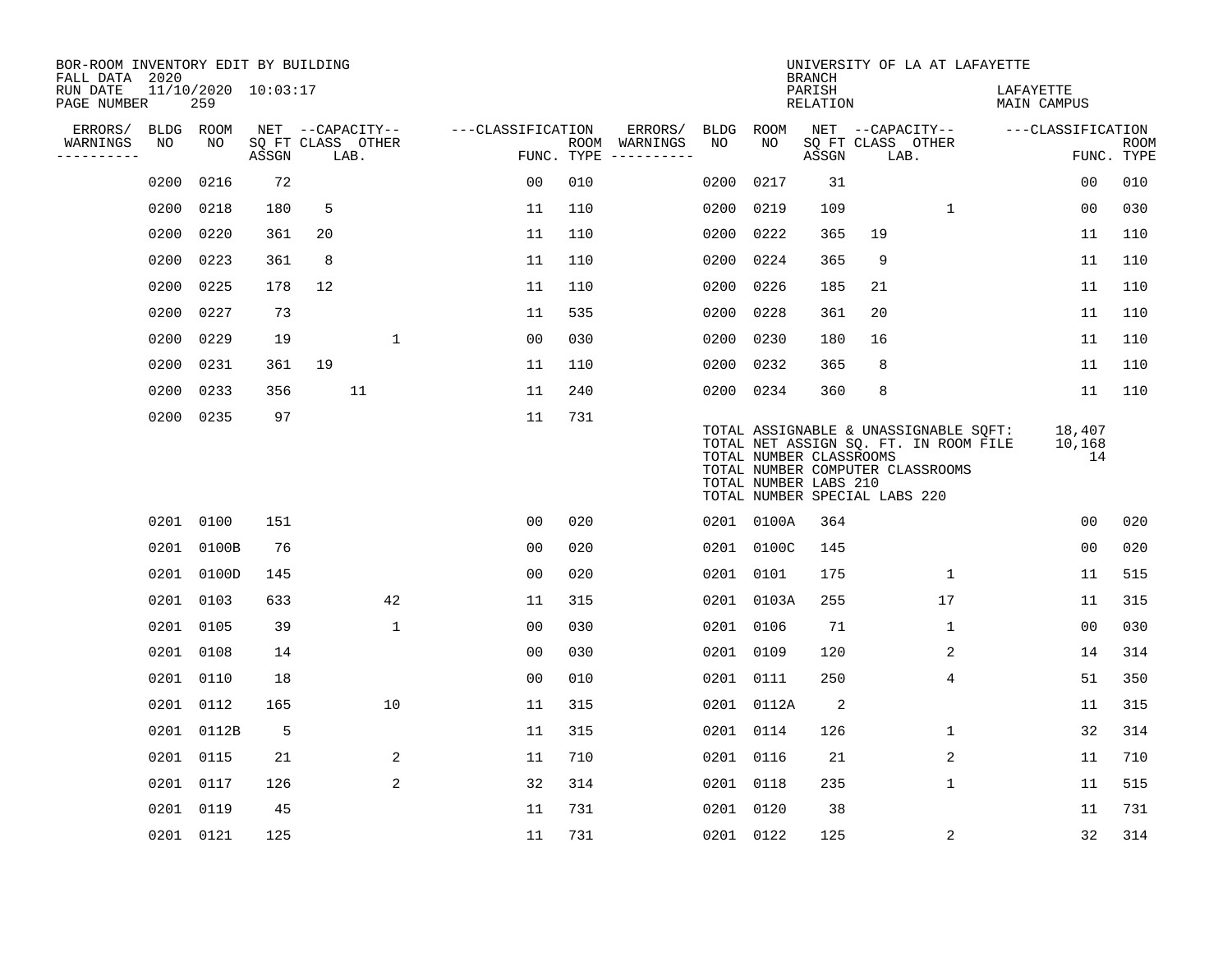BOR-ROOM INVENTORY EDIT BY BUILDING
FALL DATA 2020
RUN DATE 11/10/2020 10:03:17
PAGE NUMBER 259

UNIVERSITY OF LA AT LAFAYETTE
BRANCH
PARISH LAFAYETTE
RELATION MAIN CAMPUS

| ERRORS/ WARNINGS | BLDG NO | ROOM NO | NET SQ FT ASSGN | CAPACITY CLASS LAB. | CAPACITY OTHER | FUNC. | ROOM TYPE | ERRORS/ WARNINGS | BLDG NO | ROOM NO | NET SQ FT ASSGN | CAPACITY CLASS LAB. | CAPACITY OTHER | FUNC. | ROOM TYPE |
|---|---|---|---|---|---|---|---|---|---|---|---|---|---|---|---|
| | 0200 | 0216 | 72 | | | 00 | 010 | | 0200 | 0217 | 31 | | | 00 | 010 |
| | 0200 | 0218 | 180 | 5 | | 11 | 110 | | 0200 | 0219 | 109 | | 1 | 00 | 030 |
| | 0200 | 0220 | 361 | 20 | | 11 | 110 | | 0200 | 0222 | 365 | 19 | | 11 | 110 |
| | 0200 | 0223 | 361 | 8 | | 11 | 110 | | 0200 | 0224 | 365 | 9 | | 11 | 110 |
| | 0200 | 0225 | 178 | 12 | | 11 | 110 | | 0200 | 0226 | 185 | 21 | | 11 | 110 |
| | 0200 | 0227 | 73 | | | 11 | 535 | | 0200 | 0228 | 361 | 20 | | 11 | 110 |
| | 0200 | 0229 | 19 | | 1 | 00 | 030 | | 0200 | 0230 | 180 | 16 | | 11 | 110 |
| | 0200 | 0231 | 361 | 19 | | 11 | 110 | | 0200 | 0232 | 365 | 8 | | 11 | 110 |
| | 0200 | 0233 | 356 | 11 | | 11 | 240 | | 0200 | 0234 | 360 | 8 | | 11 | 110 |
| | 0200 | 0235 | 97 | | | 11 | 731 | | | | | | | | |

TOTAL ASSIGNABLE & UNASSIGNABLE SQFT: 18,407
TOTAL NET ASSIGN SQ. FT. IN ROOM FILE 10,168
TOTAL NUMBER CLASSROOMS 14
TOTAL NUMBER COMPUTER CLASSROOMS
TOTAL NUMBER LABS 210
TOTAL NUMBER SPECIAL LABS 220

| ERRORS/ WARNINGS | BLDG NO | ROOM NO | NET SQ FT ASSGN | CAPACITY CLASS LAB. | CAPACITY OTHER | FUNC. | ROOM TYPE | ERRORS/ WARNINGS | BLDG NO | ROOM NO | NET SQ FT ASSGN | CAPACITY CLASS LAB. | CAPACITY OTHER | FUNC. | ROOM TYPE |
|---|---|---|---|---|---|---|---|---|---|---|---|---|---|---|---|
| | 0201 | 0100 | 151 | | | 00 | 020 | | 0201 | 0100A | 364 | | | 00 | 020 |
| | 0201 | 0100B | 76 | | | 00 | 020 | | 0201 | 0100C | 145 | | | 00 | 020 |
| | 0201 | 0100D | 145 | | | 00 | 020 | | 0201 | 0101 | 175 | | 1 | 11 | 515 |
| | 0201 | 0103 | 633 | | 42 | 11 | 315 | | 0201 | 0103A | 255 | | 17 | 11 | 315 |
| | 0201 | 0105 | 39 | | 1 | 00 | 030 | | 0201 | 0106 | 71 | | 1 | 00 | 030 |
| | 0201 | 0108 | 14 | | | 00 | 030 | | 0201 | 0109 | 120 | | 2 | 14 | 314 |
| | 0201 | 0110 | 18 | | | 00 | 010 | | 0201 | 0111 | 250 | | 4 | 51 | 350 |
| | 0201 | 0112 | 165 | | 10 | 11 | 315 | | 0201 | 0112A | 2 | | | 11 | 315 |
| | 0201 | 0112B | 5 | | | 11 | 315 | | 0201 | 0114 | 126 | | 1 | 32 | 314 |
| | 0201 | 0115 | 21 | | 2 | 11 | 710 | | 0201 | 0116 | 21 | | 2 | 11 | 710 |
| | 0201 | 0117 | 126 | | 2 | 32 | 314 | | 0201 | 0118 | 235 | | 1 | 11 | 515 |
| | 0201 | 0119 | 45 | | | 11 | 731 | | 0201 | 0120 | 38 | | | 11 | 731 |
| | 0201 | 0121 | 125 | | | 11 | 731 | | 0201 | 0122 | 125 | | 2 | 32 | 314 |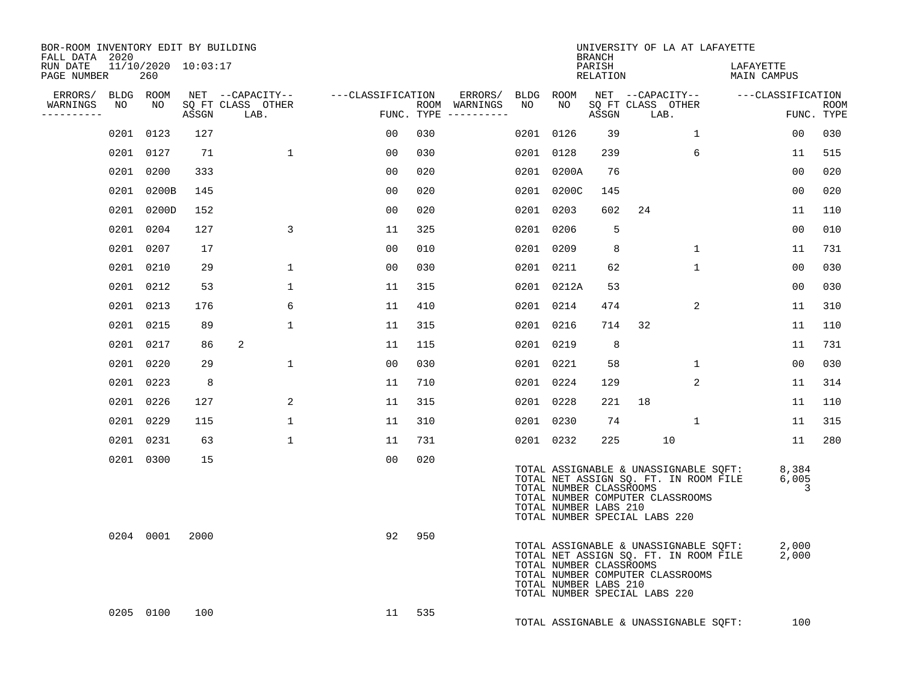BOR-ROOM INVENTORY EDIT BY BUILDING
FALL DATA 2020
RUN DATE 11/10/2020 10:03:17

UNIVERSITY OF LA AT LAFAYETTE
BRANCH
PARISH LAFAYETTE
RELATION MAIN CAMPUS

| ERRORS/ WARNINGS | BLDG NO | ROOM NO | NET SQ FT ASSGN | CAPACITY CLASS | CAPACITY OTHER LAB. | CLASSIFICATION FUNC. | ROOM TYPE | ERRORS/ WARNINGS | BLDG NO | ROOM NO | NET SQ FT ASSGN | CAPACITY CLASS | CAPACITY OTHER LAB. | CLASSIFICATION FUNC. | ROOM TYPE |
|---|---|---|---|---|---|---|---|---|---|---|---|---|---|---|---|
| | 0201 | 0123 | 127 | | | 00 | 030 | | 0201 | 0126 | 39 | | 1 | 00 | 030 |
| | 0201 | 0127 | 71 | | 1 | 00 | 030 | | 0201 | 0128 | 239 | | 6 | 11 | 515 |
| | 0201 | 0200 | 333 | | | 00 | 020 | | 0201 | 0200A | 76 | | | 00 | 020 |
| | 0201 | 0200B | 145 | | | 00 | 020 | | 0201 | 0200C | 145 | | | 00 | 020 |
| | 0201 | 0200D | 152 | | | 00 | 020 | | 0201 | 0203 | 602 | 24 | | 11 | 110 |
| | 0201 | 0204 | 127 | | 3 | 11 | 325 | | 0201 | 0206 | 5 | | | 00 | 010 |
| | 0201 | 0207 | 17 | | | 00 | 010 | | 0201 | 0209 | 8 | | 1 | 11 | 731 |
| | 0201 | 0210 | 29 | | 1 | 00 | 030 | | 0201 | 0211 | 62 | | 1 | 00 | 030 |
| | 0201 | 0212 | 53 | | 1 | 11 | 315 | | 0201 | 0212A | 53 | | | 00 | 030 |
| | 0201 | 0213 | 176 | | 6 | 11 | 410 | | 0201 | 0214 | 474 | | 2 | 11 | 310 |
| | 0201 | 0215 | 89 | | 1 | 11 | 315 | | 0201 | 0216 | 714 | 32 | | 11 | 110 |
| | 0201 | 0217 | 86 | 2 | | 11 | 115 | | 0201 | 0219 | 8 | | | 11 | 731 |
| | 0201 | 0220 | 29 | | 1 | 00 | 030 | | 0201 | 0221 | 58 | | 1 | 00 | 030 |
| | 0201 | 0223 | 8 | | | 11 | 710 | | 0201 | 0224 | 129 | | 2 | 11 | 314 |
| | 0201 | 0226 | 127 | | 2 | 11 | 315 | | 0201 | 0228 | 221 | 18 | | 11 | 110 |
| | 0201 | 0229 | 115 | | 1 | 11 | 310 | | 0201 | 0230 | 74 | | 1 | 11 | 315 |
| | 0201 | 0231 | 63 | | 1 | 11 | 731 | | 0201 | 0232 | 225 | | 10 | 11 | 280 |
| | 0201 | 0300 | 15 | | | 00 | 020 | | | | | | | | |

TOTAL ASSIGNABLE & UNASSIGNABLE SQFT: 8,384
TOTAL NET ASSIGN SQ. FT. IN ROOM FILE 6,005
TOTAL NUMBER CLASSROOMS 3
TOTAL NUMBER COMPUTER CLASSROOMS
TOTAL NUMBER LABS 210
TOTAL NUMBER SPECIAL LABS 220

| ERRORS/ WARNINGS | BLDG NO | ROOM NO | NET SQ FT ASSGN | CAPACITY CLASS | CAPACITY OTHER LAB. | CLASSIFICATION FUNC. | ROOM TYPE |
|---|---|---|---|---|---|---|---|
| | 0204 | 0001 | 2000 | | | 92 | 950 |

TOTAL ASSIGNABLE & UNASSIGNABLE SQFT: 2,000
TOTAL NET ASSIGN SQ. FT. IN ROOM FILE 2,000
TOTAL NUMBER CLASSROOMS
TOTAL NUMBER COMPUTER CLASSROOMS
TOTAL NUMBER LABS 210
TOTAL NUMBER SPECIAL LABS 220

| ERRORS/ WARNINGS | BLDG NO | ROOM NO | NET SQ FT ASSGN | CAPACITY CLASS | CAPACITY OTHER LAB. | CLASSIFICATION FUNC. | ROOM TYPE |
|---|---|---|---|---|---|---|---|
| | 0205 | 0100 | 100 | | | 11 | 535 |

TOTAL ASSIGNABLE & UNASSIGNABLE SQFT: 100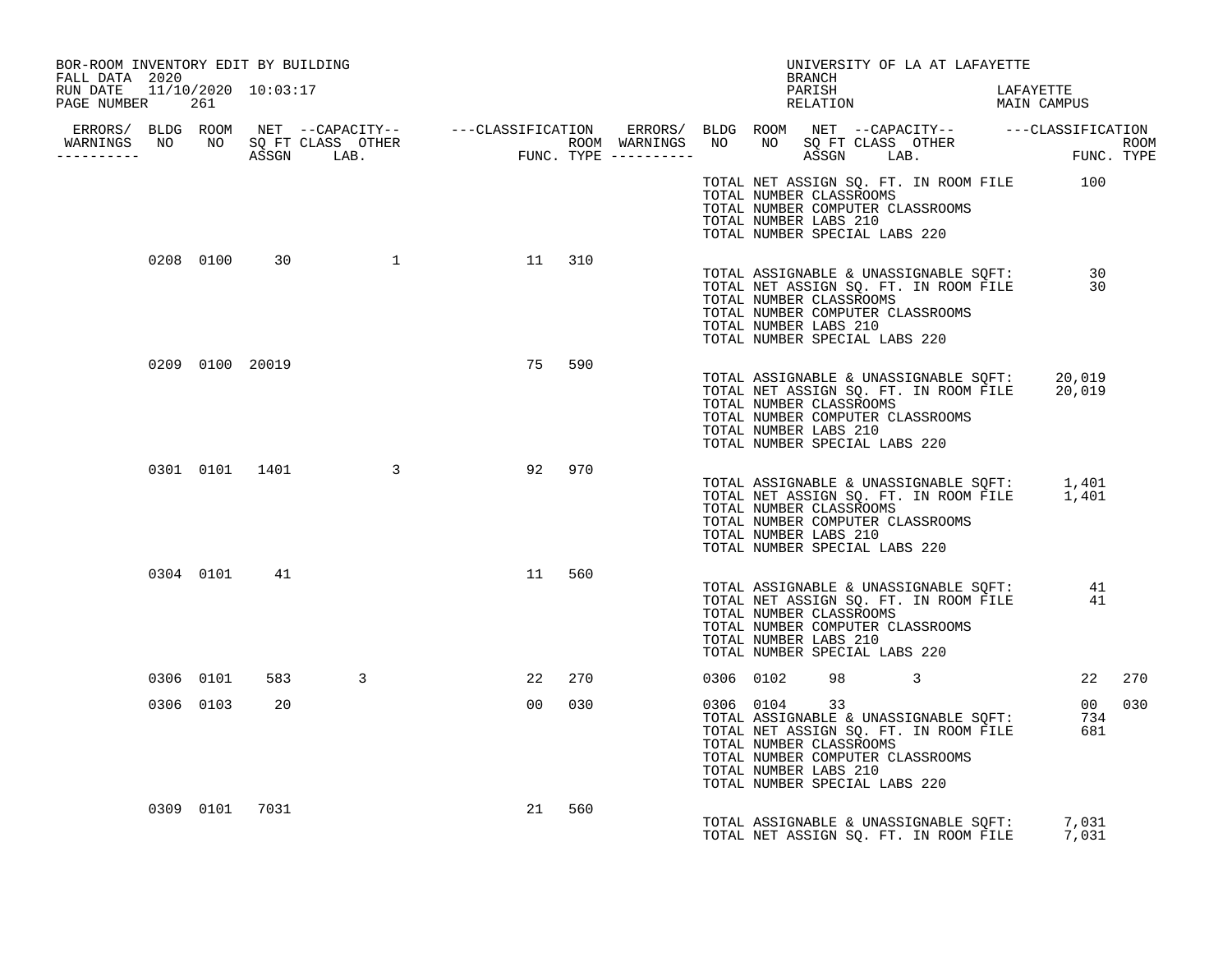BOR-ROOM INVENTORY EDIT BY BUILDING
FALL DATA 2020
RUN DATE 11/10/2020 10:03:17
PAGE NUMBER 261

UNIVERSITY OF LA AT LAFAYETTE
BRANCH
PARISH LAFAYETTE
RELATION MAIN CAMPUS

| ERRORS/ WARNINGS | BLDG NO | ROOM NO | NET SQ FT ASSGN | CAPACITY CLASS | CAPACITY LAB. | CAPACITY OTHER | CLASSIFICATION FUNC. | ROOM TYPE | ERRORS/ WARNINGS | BLDG NO | ROOM NO | NET SQ FT ASSGN | CAPACITY CLASS | CAPACITY LAB. | CAPACITY OTHER | CLASSIFICATION FUNC. | ROOM TYPE |
|---|---|---|---|---|---|---|---|---|---|---|---|---|---|---|---|---|---|
| | | | | | | | | | | | | | | | | | |
| | 0208 | 0100 | 30 | | | 1 | 11 | 310 | | | | | | | | | |
| | 0209 | 0100 | 20019 | | | | 75 | 590 | | | | | | | | | |
| | 0301 | 0101 | 1401 | | | 3 | 92 | 970 | | | | | | | | | |
| | 0304 | 0101 | 41 | | | | 11 | 560 | | | | | | | | | |
| | 0306 | 0101 | 583 | | 3 | | 22 | 270 | | 0306 | 0102 | 98 | | 3 | | 22 | 270 |
| | 0306 | 0103 | 20 | | | | 00 | 030 | | 0306 | 0104 | 33 | | | | 00 | 030 |
| | 0309 | 0101 | 7031 | | | | 21 | 560 | | | | | | | | | |

(Preceding building totals)
TOTAL NET ASSIGN SQ. FT. IN ROOM FILE 100
TOTAL NUMBER CLASSROOMS
TOTAL NUMBER COMPUTER CLASSROOMS
TOTAL NUMBER LABS 210
TOTAL NUMBER SPECIAL LABS 220

(Building 0208)
TOTAL ASSIGNABLE & UNASSIGNABLE SQFT: 30
TOTAL NET ASSIGN SQ. FT. IN ROOM FILE 30
TOTAL NUMBER CLASSROOMS
TOTAL NUMBER COMPUTER CLASSROOMS
TOTAL NUMBER LABS 210
TOTAL NUMBER SPECIAL LABS 220

(Building 0209)
TOTAL ASSIGNABLE & UNASSIGNABLE SQFT: 20,019
TOTAL NET ASSIGN SQ. FT. IN ROOM FILE 20,019
TOTAL NUMBER CLASSROOMS
TOTAL NUMBER COMPUTER CLASSROOMS
TOTAL NUMBER LABS 210
TOTAL NUMBER SPECIAL LABS 220

(Building 0301)
TOTAL ASSIGNABLE & UNASSIGNABLE SQFT: 1,401
TOTAL NET ASSIGN SQ. FT. IN ROOM FILE 1,401
TOTAL NUMBER CLASSROOMS
TOTAL NUMBER COMPUTER CLASSROOMS
TOTAL NUMBER LABS 210
TOTAL NUMBER SPECIAL LABS 220

(Building 0304)
TOTAL ASSIGNABLE & UNASSIGNABLE SQFT: 41
TOTAL NET ASSIGN SQ. FT. IN ROOM FILE 41
TOTAL NUMBER CLASSROOMS
TOTAL NUMBER COMPUTER CLASSROOMS
TOTAL NUMBER LABS 210
TOTAL NUMBER SPECIAL LABS 220

(Building 0306)
TOTAL ASSIGNABLE & UNASSIGNABLE SQFT: 734
TOTAL NET ASSIGN SQ. FT. IN ROOM FILE 681
TOTAL NUMBER CLASSROOMS
TOTAL NUMBER COMPUTER CLASSROOMS
TOTAL NUMBER LABS 210
TOTAL NUMBER SPECIAL LABS 220

(Building 0309)
TOTAL ASSIGNABLE & UNASSIGNABLE SQFT: 7,031
TOTAL NET ASSIGN SQ. FT. IN ROOM FILE 7,031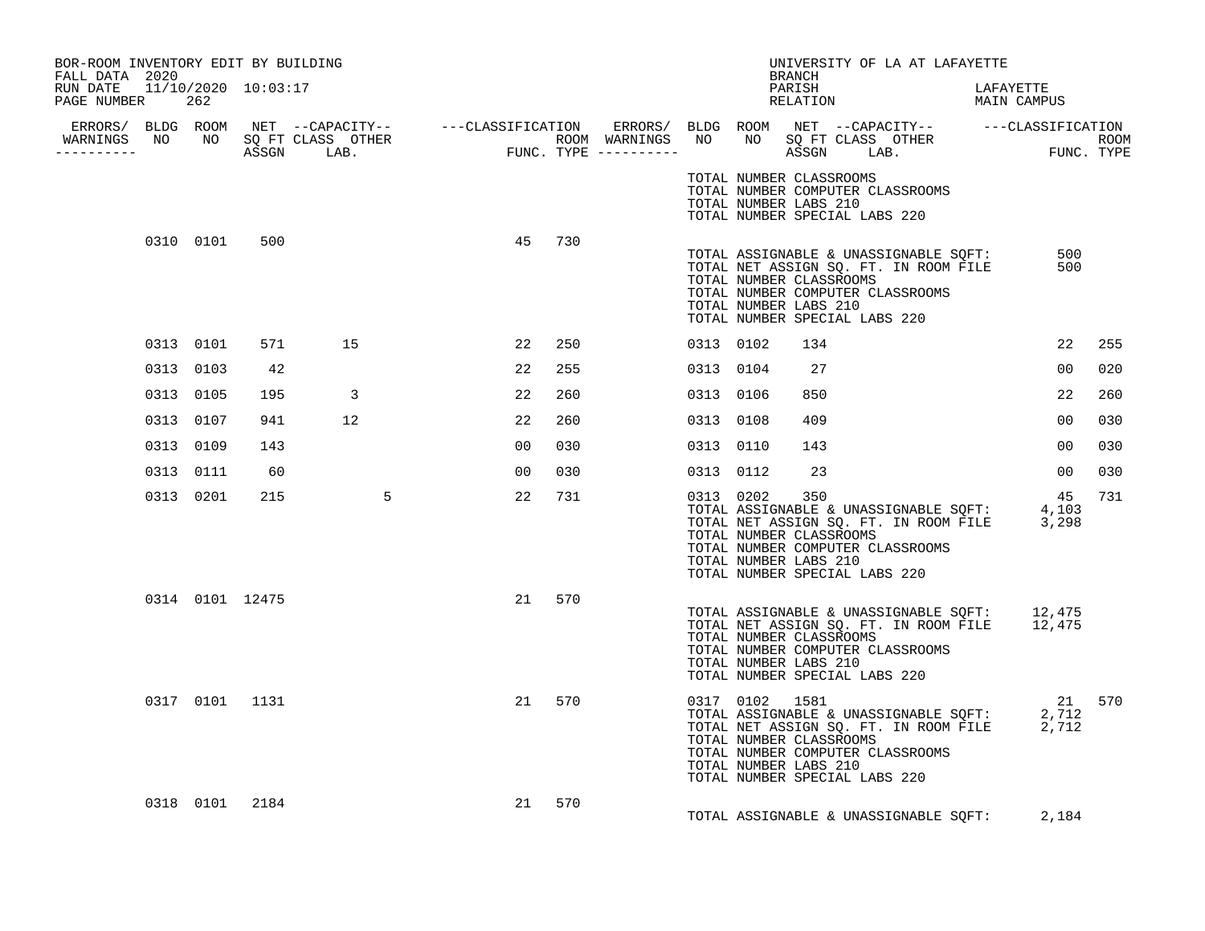BOR-ROOM INVENTORY EDIT BY BUILDING
FALL DATA 2020
RUN DATE 11/10/2020 10:03:17

UNIVERSITY OF LA AT LAFAYETTE
BRANCH
PARISH LAFAYETTE
RELATION MAIN CAMPUS

| ERRORS/ WARNINGS | BLDG NO | ROOM NO | NET SQ FT ASSGN | --CAPACITY-- CLASS LAB. | OTHER | ---CLASSIFICATION FUNC. | ROOM TYPE | ERRORS/ WARNINGS | BLDG NO | ROOM NO | NET SQ FT ASSGN | --CAPACITY-- CLASS LAB. | OTHER | ---CLASSIFICATION FUNC. | ROOM TYPE |
|---|---|---|---|---|---|---|---|---|---|---|---|---|---|---|---|
| | | | | | | | | | TOTAL NUMBER CLASSROOMS | | | | | | |
| | | | | | | | | | TOTAL NUMBER COMPUTER CLASSROOMS | | | | | | |
| | | | | | | | | | TOTAL NUMBER LABS 210 | | | | | | |
| | | | | | | | | | TOTAL NUMBER SPECIAL LABS 220 | | | | | | |
| | 0310 | 0101 | 500 | | | 45 | 730 | | | | | | | | |
| | | | | | | | | | TOTAL ASSIGNABLE & UNASSIGNABLE SQFT: | | | | | 500 | |
| | | | | | | | | | TOTAL NET ASSIGN SQ. FT. IN ROOM FILE | | | | | 500 | |
| | | | | | | | | | TOTAL NUMBER CLASSROOMS | | | | | | |
| | | | | | | | | | TOTAL NUMBER COMPUTER CLASSROOMS | | | | | | |
| | | | | | | | | | TOTAL NUMBER LABS 210 | | | | | | |
| | | | | | | | | | TOTAL NUMBER SPECIAL LABS 220 | | | | | | |
| | 0313 | 0101 | 571 | 15 | | 22 | 250 | | 0313 | 0102 | 134 | | | 22 | 255 |
| | 0313 | 0103 | 42 | | | 22 | 255 | | 0313 | 0104 | 27 | | | 00 | 020 |
| | 0313 | 0105 | 195 | 3 | | 22 | 260 | | 0313 | 0106 | 850 | | | 22 | 260 |
| | 0313 | 0107 | 941 | 12 | | 22 | 260 | | 0313 | 0108 | 409 | | | 00 | 030 |
| | 0313 | 0109 | 143 | | | 00 | 030 | | 0313 | 0110 | 143 | | | 00 | 030 |
| | 0313 | 0111 | 60 | | | 00 | 030 | | 0313 | 0112 | 23 | | | 00 | 030 |
| | 0313 | 0201 | 215 | | 5 | 22 | 731 | | 0313 | 0202 | 350 | | | 45 | 731 |
| | | | | | | | | | TOTAL ASSIGNABLE & UNASSIGNABLE SQFT: | | | | | 4,103 | |
| | | | | | | | | | TOTAL NET ASSIGN SQ. FT. IN ROOM FILE | | | | | 3,298 | |
| | | | | | | | | | TOTAL NUMBER CLASSROOMS | | | | | | |
| | | | | | | | | | TOTAL NUMBER COMPUTER CLASSROOMS | | | | | | |
| | | | | | | | | | TOTAL NUMBER LABS 210 | | | | | | |
| | | | | | | | | | TOTAL NUMBER SPECIAL LABS 220 | | | | | | |
| | 0314 | 0101 | 12475 | | | 21 | 570 | | | | | | | | |
| | | | | | | | | | TOTAL ASSIGNABLE & UNASSIGNABLE SQFT: | | | | | 12,475 | |
| | | | | | | | | | TOTAL NET ASSIGN SQ. FT. IN ROOM FILE | | | | | 12,475 | |
| | | | | | | | | | TOTAL NUMBER CLASSROOMS | | | | | | |
| | | | | | | | | | TOTAL NUMBER COMPUTER CLASSROOMS | | | | | | |
| | | | | | | | | | TOTAL NUMBER LABS 210 | | | | | | |
| | | | | | | | | | TOTAL NUMBER SPECIAL LABS 220 | | | | | | |
| | 0317 | 0101 | 1131 | | | 21 | 570 | | 0317 | 0102 | 1581 | | | 21 | 570 |
| | | | | | | | | | TOTAL ASSIGNABLE & UNASSIGNABLE SQFT: | | | | | 2,712 | |
| | | | | | | | | | TOTAL NET ASSIGN SQ. FT. IN ROOM FILE | | | | | 2,712 | |
| | | | | | | | | | TOTAL NUMBER CLASSROOMS | | | | | | |
| | | | | | | | | | TOTAL NUMBER COMPUTER CLASSROOMS | | | | | | |
| | | | | | | | | | TOTAL NUMBER LABS 210 | | | | | | |
| | | | | | | | | | TOTAL NUMBER SPECIAL LABS 220 | | | | | | |
| | 0318 | 0101 | 2184 | | | 21 | 570 | | | | | | | | |
| | | | | | | | | | TOTAL ASSIGNABLE & UNASSIGNABLE SQFT: | | | | | 2,184 | |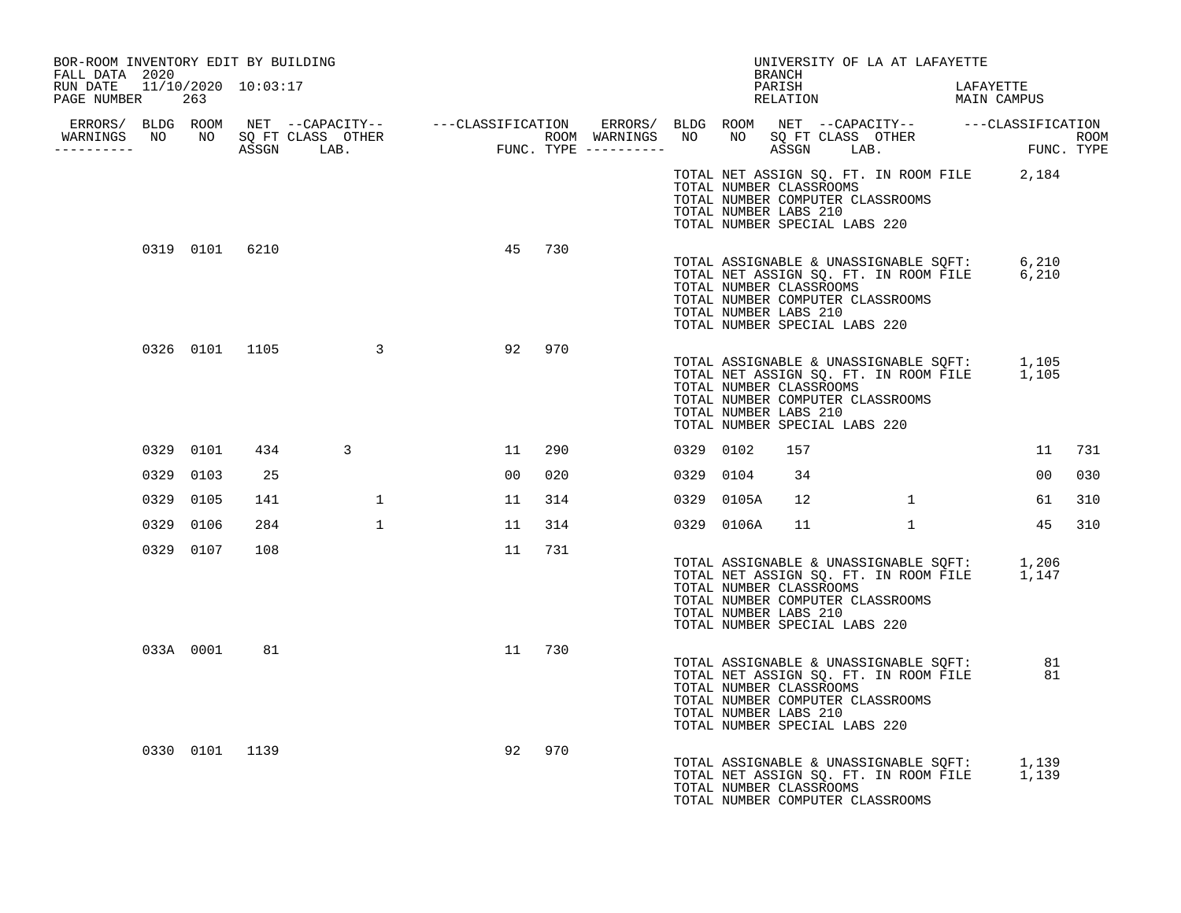BOR-ROOM INVENTORY EDIT BY BUILDING
FALL DATA 2020
RUN DATE 11/10/2020 10:03:17
PAGE NUMBER 263

UNIVERSITY OF LA AT LAFAYETTE
BRANCH
PARISH LAFAYETTE
RELATION MAIN CAMPUS

| ERRORS/ WARNINGS | BLDG NO | ROOM NO | NET SQ FT ASSGN | CAPACITY CLASS | CAPACITY LAB. | OTHER | CLASSIFICATION FUNC. | ROOM TYPE | ERRORS/ WARNINGS | BLDG NO | ROOM NO | NET SQ FT ASSGN | CAPACITY CLASS | CAPACITY LAB. | OTHER | CLASSIFICATION FUNC. | ROOM TYPE |
|---|---|---|---|---|---|---|---|---|---|---|---|---|---|---|---|---|---|
| | | | | | | | | | | | | | | | | | |

TOTAL NET ASSIGN SQ. FT. IN ROOM FILE 2,184
TOTAL NUMBER CLASSROOMS
TOTAL NUMBER COMPUTER CLASSROOMS
TOTAL NUMBER LABS 210
TOTAL NUMBER SPECIAL LABS 220

| ERRORS/ WARNINGS | BLDG NO | ROOM NO | NET SQ FT ASSGN | CAPACITY CLASS | CAPACITY LAB. | OTHER | FUNC. | ROOM TYPE |
|---|---|---|---|---|---|---|---|---|
| | 0319 | 0101 | 6210 | | | | 45 | 730 |

TOTAL ASSIGNABLE & UNASSIGNABLE SQFT: 6,210
TOTAL NET ASSIGN SQ. FT. IN ROOM FILE 6,210
TOTAL NUMBER CLASSROOMS
TOTAL NUMBER COMPUTER CLASSROOMS
TOTAL NUMBER LABS 210
TOTAL NUMBER SPECIAL LABS 220

| ERRORS/ WARNINGS | BLDG NO | ROOM NO | NET SQ FT ASSGN | CAPACITY CLASS | CAPACITY LAB. | OTHER | FUNC. | ROOM TYPE |
|---|---|---|---|---|---|---|---|---|
| | 0326 | 0101 | 1105 | | | 3 | 92 | 970 |

TOTAL ASSIGNABLE & UNASSIGNABLE SQFT: 1,105
TOTAL NET ASSIGN SQ. FT. IN ROOM FILE 1,105
TOTAL NUMBER CLASSROOMS
TOTAL NUMBER COMPUTER CLASSROOMS
TOTAL NUMBER LABS 210
TOTAL NUMBER SPECIAL LABS 220

| ERRORS/ WARNINGS | BLDG NO | ROOM NO | NET SQ FT ASSGN | CAPACITY CLASS | CAPACITY LAB. | OTHER | FUNC. | ROOM TYPE | ERRORS/ WARNINGS | BLDG NO | ROOM NO | NET SQ FT ASSGN | CAPACITY CLASS | CAPACITY LAB. | OTHER | FUNC. | ROOM TYPE |
|---|---|---|---|---|---|---|---|---|---|---|---|---|---|---|---|---|---|
| | 0329 | 0101 | 434 | | 3 | | 11 | 290 | | 0329 | 0102 | 157 | | | | 11 | 731 |
| | 0329 | 0103 | 25 | | | | 00 | 020 | | 0329 | 0104 | 34 | | | | 00 | 030 |
| | 0329 | 0105 | 141 | | | 1 | 11 | 314 | | 0329 | 0105A | 12 | | | 1 | 61 | 310 |
| | 0329 | 0106 | 284 | | | 1 | 11 | 314 | | 0329 | 0106A | 11 | | | 1 | 45 | 310 |
| | 0329 | 0107 | 108 | | | | 11 | 731 | | | | | | | | | |

TOTAL ASSIGNABLE & UNASSIGNABLE SQFT: 1,206
TOTAL NET ASSIGN SQ. FT. IN ROOM FILE 1,147
TOTAL NUMBER CLASSROOMS
TOTAL NUMBER COMPUTER CLASSROOMS
TOTAL NUMBER LABS 210
TOTAL NUMBER SPECIAL LABS 220

| ERRORS/ WARNINGS | BLDG NO | ROOM NO | NET SQ FT ASSGN | CAPACITY CLASS | CAPACITY LAB. | OTHER | FUNC. | ROOM TYPE |
|---|---|---|---|---|---|---|---|---|
| | 033A | 0001 | 81 | | | | 11 | 730 |

TOTAL ASSIGNABLE & UNASSIGNABLE SQFT: 81
TOTAL NET ASSIGN SQ. FT. IN ROOM FILE 81
TOTAL NUMBER CLASSROOMS
TOTAL NUMBER COMPUTER CLASSROOMS
TOTAL NUMBER LABS 210
TOTAL NUMBER SPECIAL LABS 220

| ERRORS/ WARNINGS | BLDG NO | ROOM NO | NET SQ FT ASSGN | CAPACITY CLASS | CAPACITY LAB. | OTHER | FUNC. | ROOM TYPE |
|---|---|---|---|---|---|---|---|---|
| | 0330 | 0101 | 1139 | | | | 92 | 970 |

TOTAL ASSIGNABLE & UNASSIGNABLE SQFT: 1,139
TOTAL NET ASSIGN SQ. FT. IN ROOM FILE 1,139
TOTAL NUMBER CLASSROOMS
TOTAL NUMBER COMPUTER CLASSROOMS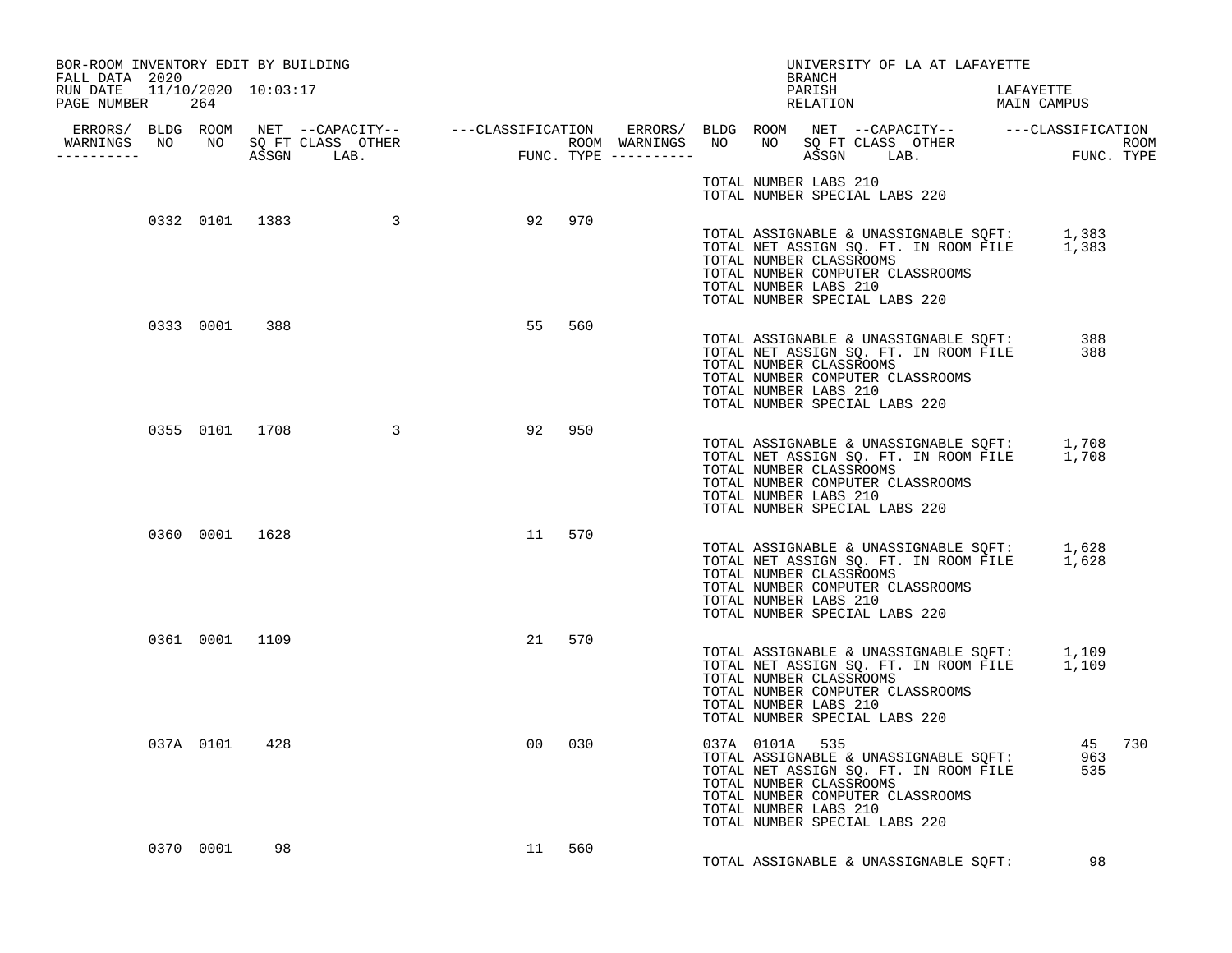BOR-ROOM INVENTORY EDIT BY BUILDING
FALL DATA 2020
RUN DATE 11/10/2020 10:03:17

UNIVERSITY OF LA AT LAFAYETTE
BRANCH
PARISH LAFAYETTE
RELATION MAIN CAMPUS

| ERRORS/ WARNINGS | BLDG NO | ROOM NO | NET SQ FT ASSGN | CAPACITY CLASS LAB. | CAPACITY OTHER | CLASSIFICATION FUNC. | ROOM TYPE |
|---|---|---|---|---|---|---|---|
| | 0332 | 0101 | 1383 | | 3 | 92 | 970 |
| | 0333 | 0001 | 388 | | | 55 | 560 |
| | 0355 | 0101 | 1708 | | 3 | 92 | 950 |
| | 0360 | 0001 | 1628 | | | 11 | 570 |
| | 0361 | 0001 | 1109 | | | 21 | 570 |
| | 037A | 0101 | 428 | | | 00 | 030 |
| | 037A | 0101A | 535 | | | 45 | 730 |
| | 0370 | 0001 | 98 | | | 11 | 560 |

TOTAL NUMBER LABS 210
TOTAL NUMBER SPECIAL LABS 220

Building 0332:
TOTAL ASSIGNABLE & UNASSIGNABLE SQFT: 1,383
TOTAL NET ASSIGN SQ. FT. IN ROOM FILE 1,383
TOTAL NUMBER CLASSROOMS
TOTAL NUMBER COMPUTER CLASSROOMS
TOTAL NUMBER LABS 210
TOTAL NUMBER SPECIAL LABS 220

Building 0333:
TOTAL ASSIGNABLE & UNASSIGNABLE SQFT: 388
TOTAL NET ASSIGN SQ. FT. IN ROOM FILE 388
TOTAL NUMBER CLASSROOMS
TOTAL NUMBER COMPUTER CLASSROOMS
TOTAL NUMBER LABS 210
TOTAL NUMBER SPECIAL LABS 220

Building 0355:
TOTAL ASSIGNABLE & UNASSIGNABLE SQFT: 1,708
TOTAL NET ASSIGN SQ. FT. IN ROOM FILE 1,708
TOTAL NUMBER CLASSROOMS
TOTAL NUMBER COMPUTER CLASSROOMS
TOTAL NUMBER LABS 210
TOTAL NUMBER SPECIAL LABS 220

Building 0360:
TOTAL ASSIGNABLE & UNASSIGNABLE SQFT: 1,628
TOTAL NET ASSIGN SQ. FT. IN ROOM FILE 1,628
TOTAL NUMBER CLASSROOMS
TOTAL NUMBER COMPUTER CLASSROOMS
TOTAL NUMBER LABS 210
TOTAL NUMBER SPECIAL LABS 220

Building 0361:
TOTAL ASSIGNABLE & UNASSIGNABLE SQFT: 1,109
TOTAL NET ASSIGN SQ. FT. IN ROOM FILE 1,109
TOTAL NUMBER CLASSROOMS
TOTAL NUMBER COMPUTER CLASSROOMS
TOTAL NUMBER LABS 210
TOTAL NUMBER SPECIAL LABS 220

Building 037A:
TOTAL ASSIGNABLE & UNASSIGNABLE SQFT: 963
TOTAL NET ASSIGN SQ. FT. IN ROOM FILE 535
TOTAL NUMBER CLASSROOMS
TOTAL NUMBER COMPUTER CLASSROOMS
TOTAL NUMBER LABS 210
TOTAL NUMBER SPECIAL LABS 220

Building 0370:
TOTAL ASSIGNABLE & UNASSIGNABLE SQFT: 98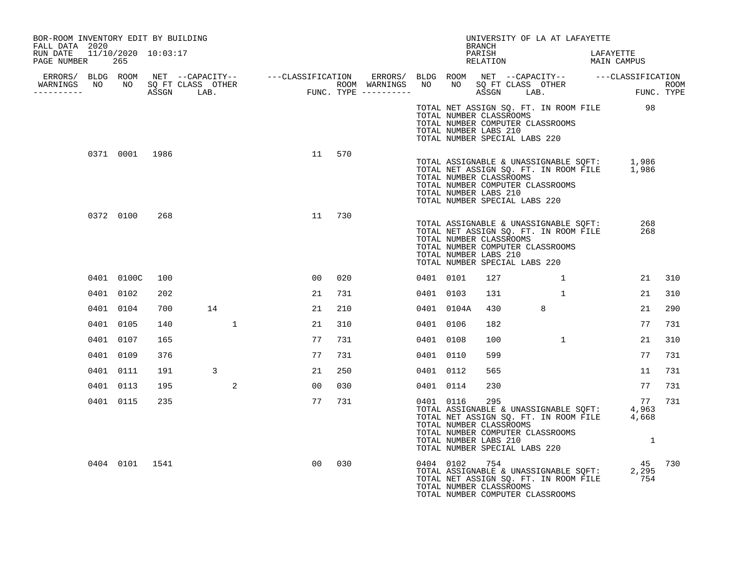BOR-ROOM INVENTORY EDIT BY BUILDING
FALL DATA 2020
RUN DATE 11/10/2020 10:03:17
PAGE NUMBER 265

UNIVERSITY OF LA AT LAFAYETTE
BRANCH
PARISH LAFAYETTE
RELATION MAIN CAMPUS

| ERRORS/ WARNINGS | BLDG NO | ROOM NO | NET SQ FT ASSGN | CAPACITY CLASS | CAPACITY LAB. | CAPACITY OTHER | CLASSIFICATION FUNC. | ROOM TYPE | ERRORS/ WARNINGS | BLDG NO | ROOM NO | NET SQ FT ASSGN | CAPACITY CLASS | CAPACITY LAB. | CAPACITY OTHER | CLASSIFICATION FUNC. | ROOM TYPE |
|---|---|---|---|---|---|---|---|---|---|---|---|---|---|---|---|---|---|
| | | | | | | | | | | | TOTAL NET ASSIGN SQ. FT. IN ROOM FILE | | | | | 98 | |
| | | | | | | | | | | | TOTAL NUMBER CLASSROOMS | | | | | | |
| | | | | | | | | | | | TOTAL NUMBER COMPUTER CLASSROOMS | | | | | | |
| | | | | | | | | | | | TOTAL NUMBER LABS 210 | | | | | | |
| | | | | | | | | | | | TOTAL NUMBER SPECIAL LABS 220 | | | | | | |
| | 0371 | 0001 | 1986 | | | | 11 | 570 | | | | | | | | | |
| | | | | | | | | | | | TOTAL ASSIGNABLE & UNASSIGNABLE SQFT: | | | | | 1,986 | |
| | | | | | | | | | | | TOTAL NET ASSIGN SQ. FT. IN ROOM FILE | | | | | 1,986 | |
| | | | | | | | | | | | TOTAL NUMBER CLASSROOMS | | | | | | |
| | | | | | | | | | | | TOTAL NUMBER COMPUTER CLASSROOMS | | | | | | |
| | | | | | | | | | | | TOTAL NUMBER LABS 210 | | | | | | |
| | | | | | | | | | | | TOTAL NUMBER SPECIAL LABS 220 | | | | | | |
| | 0372 | 0100 | 268 | | | | 11 | 730 | | | | | | | | | |
| | | | | | | | | | | | TOTAL ASSIGNABLE & UNASSIGNABLE SQFT: | | | | | 268 | |
| | | | | | | | | | | | TOTAL NET ASSIGN SQ. FT. IN ROOM FILE | | | | | 268 | |
| | | | | | | | | | | | TOTAL NUMBER CLASSROOMS | | | | | | |
| | | | | | | | | | | | TOTAL NUMBER COMPUTER CLASSROOMS | | | | | | |
| | | | | | | | | | | | TOTAL NUMBER LABS 210 | | | | | | |
| | | | | | | | | | | | TOTAL NUMBER SPECIAL LABS 220 | | | | | | |
| | 0401 | 0100C | 100 | | | | 00 | 020 | | 0401 | 0101 | 127 | | | 1 | 21 | 310 |
| | 0401 | 0102 | 202 | | | | 21 | 731 | | 0401 | 0103 | 131 | | | 1 | 21 | 310 |
| | 0401 | 0104 | 700 | | 14 | | 21 | 210 | | 0401 | 0104A | 430 | | 8 | | 21 | 290 |
| | 0401 | 0105 | 140 | | | 1 | 21 | 310 | | 0401 | 0106 | 182 | | | | 77 | 731 |
| | 0401 | 0107 | 165 | | | | 77 | 731 | | 0401 | 0108 | 100 | | | 1 | 21 | 310 |
| | 0401 | 0109 | 376 | | | | 77 | 731 | | 0401 | 0110 | 599 | | | | 77 | 731 |
| | 0401 | 0111 | 191 | | 3 | | 21 | 250 | | 0401 | 0112 | 565 | | | | 11 | 731 |
| | 0401 | 0113 | 195 | | | 2 | 00 | 030 | | 0401 | 0114 | 230 | | | | 77 | 731 |
| | 0401 | 0115 | 235 | | | | 77 | 731 | | 0401 | 0116 | 295 | | | | 77 | 731 |
| | | | | | | | | | | | TOTAL ASSIGNABLE & UNASSIGNABLE SQFT: | | | | | 4,963 | |
| | | | | | | | | | | | TOTAL NET ASSIGN SQ. FT. IN ROOM FILE | | | | | 4,668 | |
| | | | | | | | | | | | TOTAL NUMBER CLASSROOMS | | | | | | |
| | | | | | | | | | | | TOTAL NUMBER COMPUTER CLASSROOMS | | | | | | |
| | | | | | | | | | | | TOTAL NUMBER LABS 210 | | | | | 1 | |
| | | | | | | | | | | | TOTAL NUMBER SPECIAL LABS 220 | | | | | | |
| | 0404 | 0101 | 1541 | | | | 00 | 030 | | 0404 | 0102 | 754 | | | | 45 | 730 |
| | | | | | | | | | | | TOTAL ASSIGNABLE & UNASSIGNABLE SQFT: | | | | | 2,295 | |
| | | | | | | | | | | | TOTAL NET ASSIGN SQ. FT. IN ROOM FILE | | | | | 754 | |
| | | | | | | | | | | | TOTAL NUMBER CLASSROOMS | | | | | | |
| | | | | | | | | | | | TOTAL NUMBER COMPUTER CLASSROOMS | | | | | | |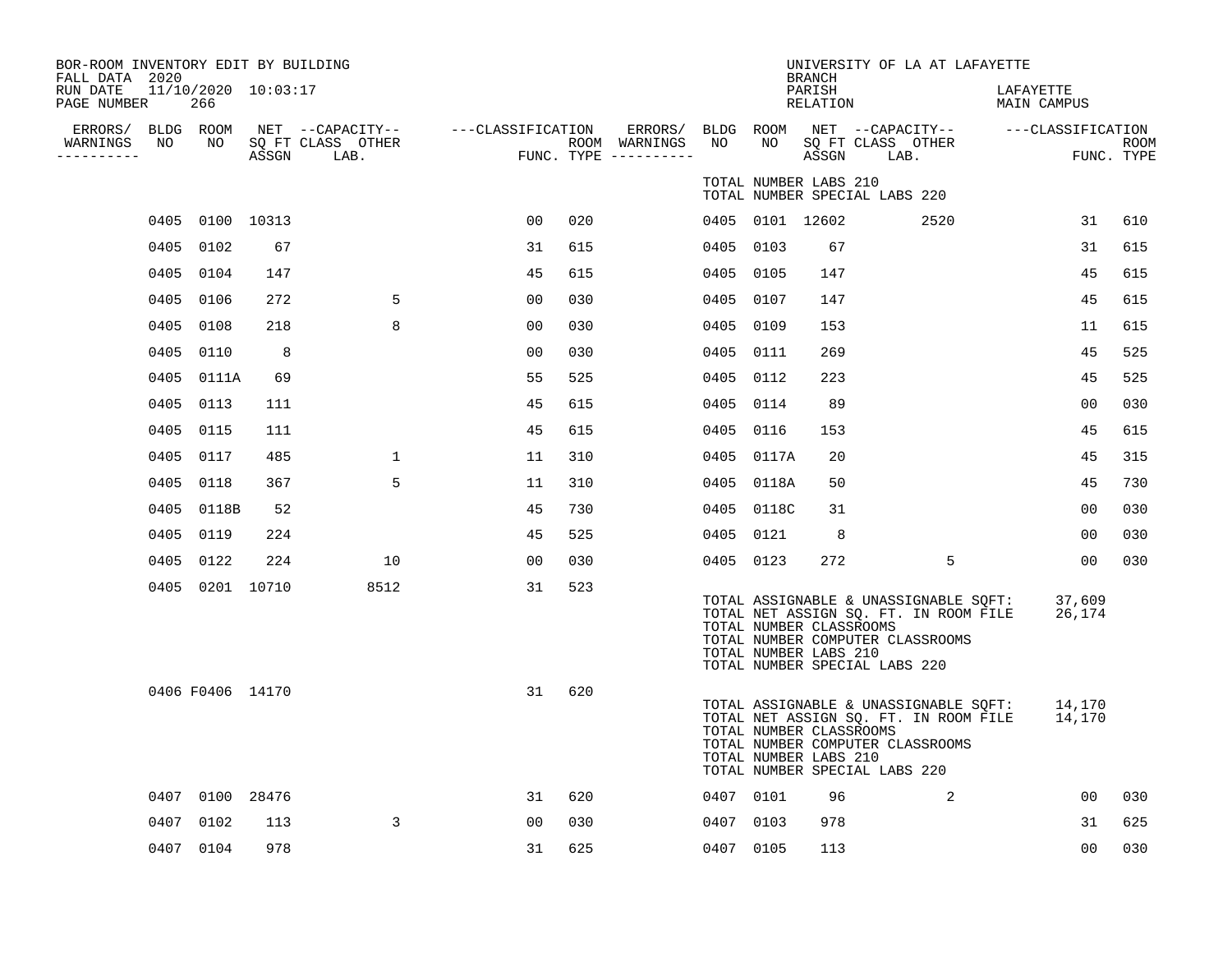BOR-ROOM INVENTORY EDIT BY BUILDING
FALL DATA 2020
RUN DATE 11/10/2020 10:03:17
PAGE NUMBER 266

UNIVERSITY OF LA AT LAFAYETTE
BRANCH
PARISH LAFAYETTE
RELATION MAIN CAMPUS

TOTAL NUMBER LABS 210
TOTAL NUMBER SPECIAL LABS 220

| ERRORS/ WARNINGS | BLDG NO | ROOM NO | NET SQ FT ASSGN | CAPACITY CLASS LAB. | CAPACITY OTHER | CLASSIFICATION FUNC. | ROOM TYPE | ERRORS/ WARNINGS | BLDG NO | ROOM NO | NET SQ FT ASSGN | CAPACITY CLASS LAB. | CAPACITY OTHER | CLASSIFICATION FUNC. | ROOM TYPE |
|---|---|---|---|---|---|---|---|---|---|---|---|---|---|---|---|
| | 0405 | 0100 | 10313 | | | 00 | 020 | | 0405 | 0101 | 12602 | | 2520 | 31 | 610 |
| | 0405 | 0102 | 67 | | | 31 | 615 | | 0405 | 0103 | 67 | | | 31 | 615 |
| | 0405 | 0104 | 147 | | | 45 | 615 | | 0405 | 0105 | 147 | | | 45 | 615 |
| | 0405 | 0106 | 272 | | 5 | 00 | 030 | | 0405 | 0107 | 147 | | | 45 | 615 |
| | 0405 | 0108 | 218 | | 8 | 00 | 030 | | 0405 | 0109 | 153 | | | 11 | 615 |
| | 0405 | 0110 | 8 | | | 00 | 030 | | 0405 | 0111 | 269 | | | 45 | 525 |
| | 0405 | 0111A | 69 | | | 55 | 525 | | 0405 | 0112 | 223 | | | 45 | 525 |
| | 0405 | 0113 | 111 | | | 45 | 615 | | 0405 | 0114 | 89 | | | 00 | 030 |
| | 0405 | 0115 | 111 | | | 45 | 615 | | 0405 | 0116 | 153 | | | 45 | 615 |
| | 0405 | 0117 | 485 | | 1 | 11 | 310 | | 0405 | 0117A | 20 | | | 45 | 315 |
| | 0405 | 0118 | 367 | | 5 | 11 | 310 | | 0405 | 0118A | 50 | | | 45 | 730 |
| | 0405 | 0118B | 52 | | | 45 | 730 | | 0405 | 0118C | 31 | | | 00 | 030 |
| | 0405 | 0119 | 224 | | | 45 | 525 | | 0405 | 0121 | 8 | | | 00 | 030 |
| | 0405 | 0122 | 224 | | 10 | 00 | 030 | | 0405 | 0123 | 272 | | 5 | 00 | 030 |
| | 0405 | 0201 | 10710 | | 8512 | 31 | 523 | | | | | | | | |

TOTAL ASSIGNABLE & UNASSIGNABLE SQFT: 37,609
TOTAL NET ASSIGN SQ. FT. IN ROOM FILE 26,174
TOTAL NUMBER CLASSROOMS
TOTAL NUMBER COMPUTER CLASSROOMS
TOTAL NUMBER LABS 210
TOTAL NUMBER SPECIAL LABS 220

| ERRORS/ WARNINGS | BLDG NO | ROOM NO | NET SQ FT ASSGN | CAPACITY CLASS LAB. | CAPACITY OTHER | CLASSIFICATION FUNC. | ROOM TYPE |
|---|---|---|---|---|---|---|---|
| | 0406 | F0406 | 14170 | | | 31 | 620 |

TOTAL ASSIGNABLE & UNASSIGNABLE SQFT: 14,170
TOTAL NET ASSIGN SQ. FT. IN ROOM FILE 14,170
TOTAL NUMBER CLASSROOMS
TOTAL NUMBER COMPUTER CLASSROOMS
TOTAL NUMBER LABS 210
TOTAL NUMBER SPECIAL LABS 220

| ERRORS/ WARNINGS | BLDG NO | ROOM NO | NET SQ FT ASSGN | CAPACITY CLASS LAB. | CAPACITY OTHER | CLASSIFICATION FUNC. | ROOM TYPE | ERRORS/ WARNINGS | BLDG NO | ROOM NO | NET SQ FT ASSGN | CAPACITY CLASS LAB. | CAPACITY OTHER | CLASSIFICATION FUNC. | ROOM TYPE |
|---|---|---|---|---|---|---|---|---|---|---|---|---|---|---|---|
| | 0407 | 0100 | 28476 | | | 31 | 620 | | 0407 | 0101 | 96 | | 2 | 00 | 030 |
| | 0407 | 0102 | 113 | | 3 | 00 | 030 | | 0407 | 0103 | 978 | | | 31 | 625 |
| | 0407 | 0104 | 978 | | | 31 | 625 | | 0407 | 0105 | 113 | | | 00 | 030 |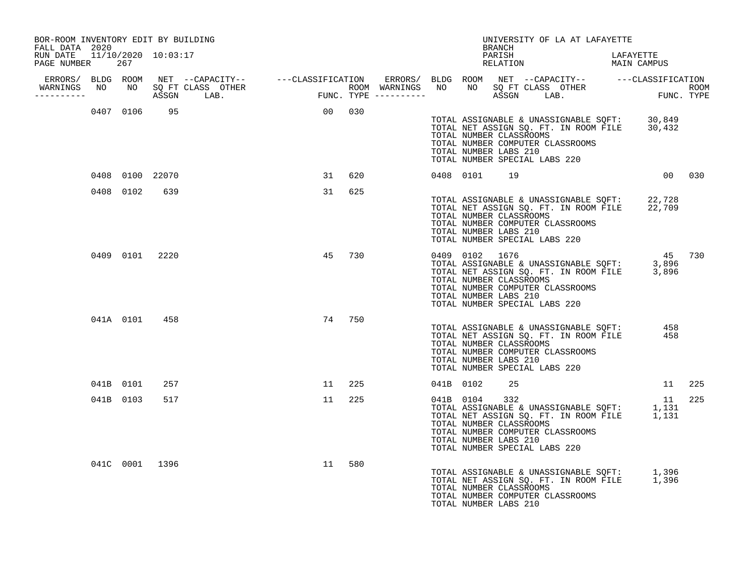BOR-ROOM INVENTORY EDIT BY BUILDING
FALL DATA 2020
RUN DATE 11/10/2020 10:03:17
PAGE NUMBER 267

UNIVERSITY OF LA AT LAFAYETTE
BRANCH
PARISH LAFAYETTE
RELATION MAIN CAMPUS

| ERRORS/ WARNINGS | BLDG NO | ROOM NO | NET SQ FT ASSGN | CAPACITY CLASS LAB. | CAPACITY OTHER | CLASSIFICATION FUNC. | ROOM TYPE | ERRORS/ WARNINGS | BLDG NO | ROOM NO | NET SQ FT ASSGN | CAPACITY CLASS LAB. | CAPACITY OTHER | CLASSIFICATION FUNC. | ROOM TYPE |
|---|---|---|---|---|---|---|---|---|---|---|---|---|---|---|---|
| | 0407 | 0106 | 95 | | | 00 | 030 | | | | | | | | |
| | | | | | | | | | TOTAL ASSIGNABLE & UNASSIGNABLE SQFT: | | 30,849 | | | | |
| | | | | | | | | | TOTAL NET ASSIGN SQ. FT. IN ROOM FILE | | 30,432 | | | | |
| | | | | | | | | | TOTAL NUMBER CLASSROOMS | | | | | | |
| | | | | | | | | | TOTAL NUMBER COMPUTER CLASSROOMS | | | | | | |
| | | | | | | | | | TOTAL NUMBER LABS 210 | | | | | | |
| | | | | | | | | | TOTAL NUMBER SPECIAL LABS 220 | | | | | | |
| | 0408 | 0100 | 22070 | | | 31 | 620 | | 0408 | 0101 | 19 | | | 00 | 030 |
| | 0408 | 0102 | 639 | | | 31 | 625 | | | | | | | | |
| | | | | | | | | | TOTAL ASSIGNABLE & UNASSIGNABLE SQFT: | | 22,728 | | | | |
| | | | | | | | | | TOTAL NET ASSIGN SQ. FT. IN ROOM FILE | | 22,709 | | | | |
| | | | | | | | | | TOTAL NUMBER CLASSROOMS | | | | | | |
| | | | | | | | | | TOTAL NUMBER COMPUTER CLASSROOMS | | | | | | |
| | | | | | | | | | TOTAL NUMBER LABS 210 | | | | | | |
| | | | | | | | | | TOTAL NUMBER SPECIAL LABS 220 | | | | | | |
| | 0409 | 0101 | 2220 | | | 45 | 730 | | 0409 | 0102 | 1676 | | | 45 | 730 |
| | | | | | | | | | TOTAL ASSIGNABLE & UNASSIGNABLE SQFT: | | 3,896 | | | | |
| | | | | | | | | | TOTAL NET ASSIGN SQ. FT. IN ROOM FILE | | 3,896 | | | | |
| | | | | | | | | | TOTAL NUMBER CLASSROOMS | | | | | | |
| | | | | | | | | | TOTAL NUMBER COMPUTER CLASSROOMS | | | | | | |
| | | | | | | | | | TOTAL NUMBER LABS 210 | | | | | | |
| | | | | | | | | | TOTAL NUMBER SPECIAL LABS 220 | | | | | | |
| | 041A | 0101 | 458 | | | 74 | 750 | | | | | | | | |
| | | | | | | | | | TOTAL ASSIGNABLE & UNASSIGNABLE SQFT: | | 458 | | | | |
| | | | | | | | | | TOTAL NET ASSIGN SQ. FT. IN ROOM FILE | | 458 | | | | |
| | | | | | | | | | TOTAL NUMBER CLASSROOMS | | | | | | |
| | | | | | | | | | TOTAL NUMBER COMPUTER CLASSROOMS | | | | | | |
| | | | | | | | | | TOTAL NUMBER LABS 210 | | | | | | |
| | | | | | | | | | TOTAL NUMBER SPECIAL LABS 220 | | | | | | |
| | 041B | 0101 | 257 | | | 11 | 225 | | 041B | 0102 | 25 | | | 11 | 225 |
| | 041B | 0103 | 517 | | | 11 | 225 | | 041B | 0104 | 332 | | | 11 | 225 |
| | | | | | | | | | TOTAL ASSIGNABLE & UNASSIGNABLE SQFT: | | 1,131 | | | | |
| | | | | | | | | | TOTAL NET ASSIGN SQ. FT. IN ROOM FILE | | 1,131 | | | | |
| | | | | | | | | | TOTAL NUMBER CLASSROOMS | | | | | | |
| | | | | | | | | | TOTAL NUMBER COMPUTER CLASSROOMS | | | | | | |
| | | | | | | | | | TOTAL NUMBER LABS 210 | | | | | | |
| | | | | | | | | | TOTAL NUMBER SPECIAL LABS 220 | | | | | | |
| | 041C | 0001 | 1396 | | | 11 | 580 | | | | | | | | |
| | | | | | | | | | TOTAL ASSIGNABLE & UNASSIGNABLE SQFT: | | 1,396 | | | | |
| | | | | | | | | | TOTAL NET ASSIGN SQ. FT. IN ROOM FILE | | 1,396 | | | | |
| | | | | | | | | | TOTAL NUMBER CLASSROOMS | | | | | | |
| | | | | | | | | | TOTAL NUMBER COMPUTER CLASSROOMS | | | | | | |
| | | | | | | | | | TOTAL NUMBER LABS 210 | | | | | | |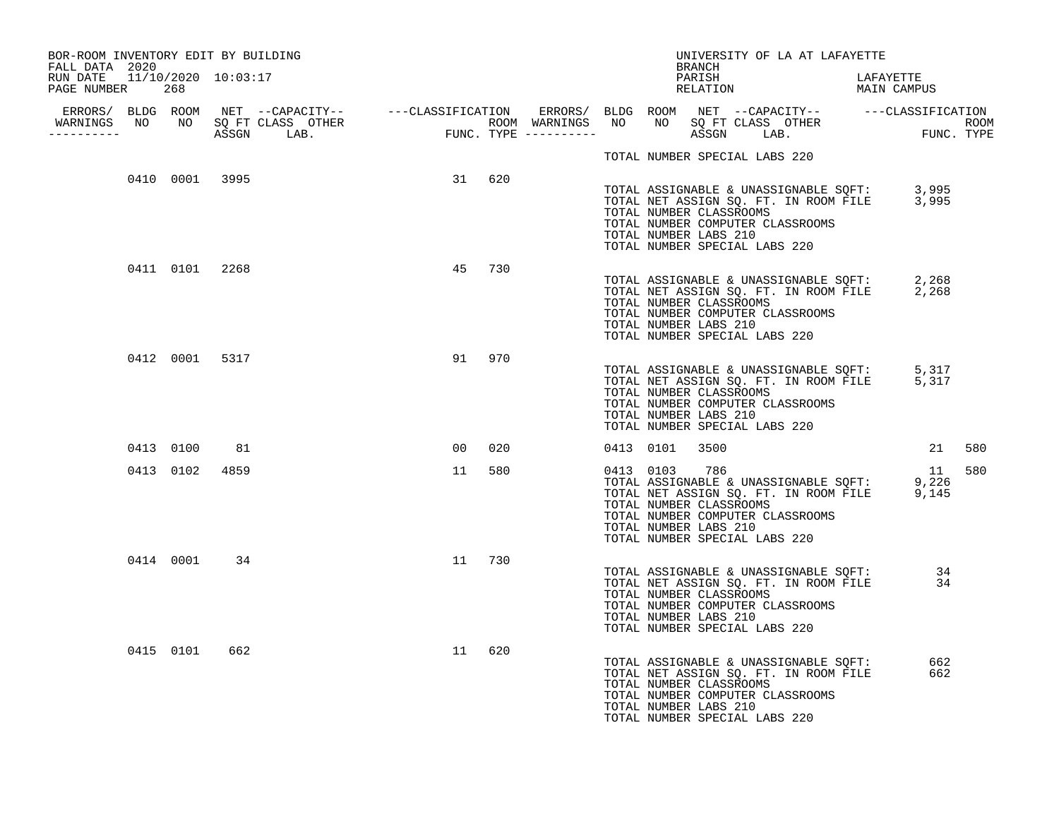BOR-ROOM INVENTORY EDIT BY BUILDING
FALL DATA 2020
RUN DATE 11/10/2020 10:03:17
PAGE NUMBER 268

UNIVERSITY OF LA AT LAFAYETTE
BRANCH
PARISH LAFAYETTE
RELATION MAIN CAMPUS

| ERRORS/ WARNINGS | BLDG NO | ROOM NO | NET SQ FT ASSGN | CAPACITY CLASS | CAPACITY OTHER LAB. | FUNC. | ROOM TYPE | ERRORS/ WARNINGS | BLDG NO | ROOM NO | NET SQ FT ASSGN | CAPACITY CLASS | CAPACITY OTHER LAB. | FUNC. | ROOM TYPE |
|---|---|---|---|---|---|---|---|---|---|---|---|---|---|---|---|
| | | | | | | | | | | | | | | | |
| | 0410 | 0001 | 3995 | | | 31 | 620 | | | | | | | | |
| | 0411 | 0101 | 2268 | | | 45 | 730 | | | | | | | | |
| | 0412 | 0001 | 5317 | | | 91 | 970 | | | | | | | | |
| | 0413 | 0100 | 81 | | | 00 | 020 | | 0413 | 0101 | 3500 | | | 21 | 580 |
| | 0413 | 0102 | 4859 | | | 11 | 580 | | 0413 | 0103 | 786 | | | 11 | 580 |
| | 0414 | 0001 | 34 | | | 11 | 730 | | | | | | | | |
| | 0415 | 0101 | 662 | | | 11 | 620 | | | | | | | | |

TOTAL NUMBER SPECIAL LABS 220

Building 0410:
TOTAL ASSIGNABLE & UNASSIGNABLE SQFT: 3,995
TOTAL NET ASSIGN SQ. FT. IN ROOM FILE 3,995
TOTAL NUMBER CLASSROOMS
TOTAL NUMBER COMPUTER CLASSROOMS
TOTAL NUMBER LABS 210
TOTAL NUMBER SPECIAL LABS 220

Building 0411:
TOTAL ASSIGNABLE & UNASSIGNABLE SQFT: 2,268
TOTAL NET ASSIGN SQ. FT. IN ROOM FILE 2,268
TOTAL NUMBER CLASSROOMS
TOTAL NUMBER COMPUTER CLASSROOMS
TOTAL NUMBER LABS 210
TOTAL NUMBER SPECIAL LABS 220

Building 0412:
TOTAL ASSIGNABLE & UNASSIGNABLE SQFT: 5,317
TOTAL NET ASSIGN SQ. FT. IN ROOM FILE 5,317
TOTAL NUMBER CLASSROOMS
TOTAL NUMBER COMPUTER CLASSROOMS
TOTAL NUMBER LABS 210
TOTAL NUMBER SPECIAL LABS 220

Building 0413:
TOTAL ASSIGNABLE & UNASSIGNABLE SQFT: 9,226
TOTAL NET ASSIGN SQ. FT. IN ROOM FILE 9,145
TOTAL NUMBER CLASSROOMS
TOTAL NUMBER COMPUTER CLASSROOMS
TOTAL NUMBER LABS 210
TOTAL NUMBER SPECIAL LABS 220

Building 0414:
TOTAL ASSIGNABLE & UNASSIGNABLE SQFT: 34
TOTAL NET ASSIGN SQ. FT. IN ROOM FILE 34
TOTAL NUMBER CLASSROOMS
TOTAL NUMBER COMPUTER CLASSROOMS
TOTAL NUMBER LABS 210
TOTAL NUMBER SPECIAL LABS 220

Building 0415:
TOTAL ASSIGNABLE & UNASSIGNABLE SQFT: 662
TOTAL NET ASSIGN SQ. FT. IN ROOM FILE 662
TOTAL NUMBER CLASSROOMS
TOTAL NUMBER COMPUTER CLASSROOMS
TOTAL NUMBER LABS 210
TOTAL NUMBER SPECIAL LABS 220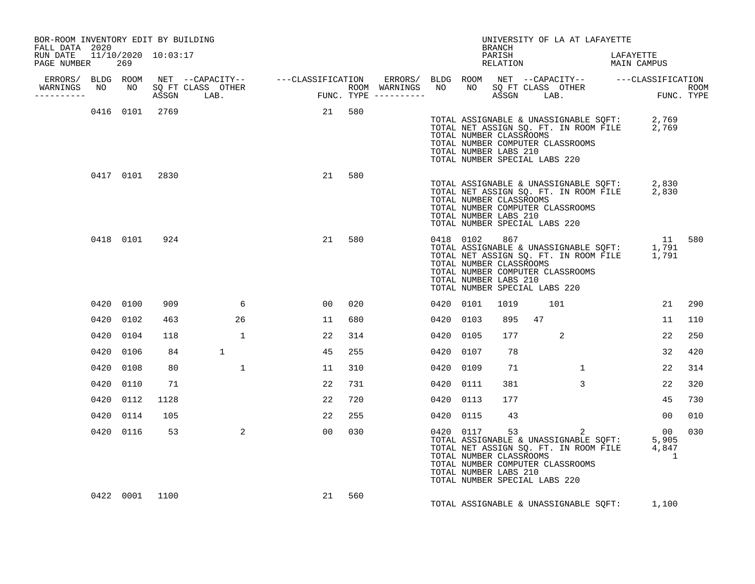BOR-ROOM INVENTORY EDIT BY BUILDING
FALL DATA 2020
RUN DATE 11/10/2020 10:03:17
PAGE NUMBER 269

UNIVERSITY OF LA AT LAFAYETTE
BRANCH
PARISH LAFAYETTE
RELATION MAIN CAMPUS

| ERRORS/ WARNINGS | BLDG NO | ROOM NO | NET SQ FT ASSGN | CAPACITY CLASS | CAPACITY LAB. | CAPACITY OTHER | FUNC. | ROOM TYPE | ERRORS/ WARNINGS | BLDG NO | ROOM NO | NET SQ FT ASSGN | CAPACITY CLASS | CAPACITY LAB. | CAPACITY OTHER | FUNC. | ROOM TYPE |
|---|---|---|---|---|---|---|---|---|---|---|---|---|---|---|---|---|---|
| | 0416 | 0101 | 2769 | | | | 21 | 580 | | | | | | | | | |

TOTAL ASSIGNABLE & UNASSIGNABLE SQFT: 2,769
TOTAL NET ASSIGN SQ. FT. IN ROOM FILE 2,769
TOTAL NUMBER CLASSROOMS
TOTAL NUMBER COMPUTER CLASSROOMS
TOTAL NUMBER LABS 210
TOTAL NUMBER SPECIAL LABS 220

| ERRORS/ WARNINGS | BLDG NO | ROOM NO | NET SQ FT ASSGN | CAPACITY CLASS | CAPACITY LAB. | CAPACITY OTHER | FUNC. | ROOM TYPE | ERRORS/ WARNINGS | BLDG NO | ROOM NO | NET SQ FT ASSGN | CAPACITY CLASS | CAPACITY LAB. | CAPACITY OTHER | FUNC. | ROOM TYPE |
|---|---|---|---|---|---|---|---|---|---|---|---|---|---|---|---|---|---|
| | 0417 | 0101 | 2830 | | | | 21 | 580 | | | | | | | | | |

TOTAL ASSIGNABLE & UNASSIGNABLE SQFT: 2,830
TOTAL NET ASSIGN SQ. FT. IN ROOM FILE 2,830
TOTAL NUMBER CLASSROOMS
TOTAL NUMBER COMPUTER CLASSROOMS
TOTAL NUMBER LABS 210
TOTAL NUMBER SPECIAL LABS 220

| ERRORS/ WARNINGS | BLDG NO | ROOM NO | NET SQ FT ASSGN | CAPACITY CLASS | CAPACITY LAB. | CAPACITY OTHER | FUNC. | ROOM TYPE | ERRORS/ WARNINGS | BLDG NO | ROOM NO | NET SQ FT ASSGN | CAPACITY CLASS | CAPACITY LAB. | CAPACITY OTHER | FUNC. | ROOM TYPE |
|---|---|---|---|---|---|---|---|---|---|---|---|---|---|---|---|---|---|
| | 0418 | 0101 | 924 | | | | 21 | 580 | | 0418 | 0102 | 867 | | | | 11 | 580 |

TOTAL ASSIGNABLE & UNASSIGNABLE SQFT: 1,791
TOTAL NET ASSIGN SQ. FT. IN ROOM FILE 1,791
TOTAL NUMBER CLASSROOMS
TOTAL NUMBER COMPUTER CLASSROOMS
TOTAL NUMBER LABS 210
TOTAL NUMBER SPECIAL LABS 220

| ERRORS/ WARNINGS | BLDG NO | ROOM NO | NET SQ FT ASSGN | CAPACITY CLASS | CAPACITY LAB. | CAPACITY OTHER | FUNC. | ROOM TYPE | ERRORS/ WARNINGS | BLDG NO | ROOM NO | NET SQ FT ASSGN | CAPACITY CLASS | CAPACITY LAB. | CAPACITY OTHER | FUNC. | ROOM TYPE |
|---|---|---|---|---|---|---|---|---|---|---|---|---|---|---|---|---|---|
| | 0420 | 0100 | 909 | | | 6 | 00 | 020 | | 0420 | 0101 | 1019 | | 101 | | 21 | 290 |
| | 0420 | 0102 | 463 | | | 26 | 11 | 680 | | 0420 | 0103 | 895 | 47 | | | 11 | 110 |
| | 0420 | 0104 | 118 | | | 1 | 22 | 314 | | 0420 | 0105 | 177 | | 2 | | 22 | 250 |
| | 0420 | 0106 | 84 | | 1 | | 45 | 255 | | 0420 | 0107 | 78 | | | | 32 | 420 |
| | 0420 | 0108 | 80 | | | 1 | 11 | 310 | | 0420 | 0109 | 71 | | | 1 | 22 | 314 |
| | 0420 | 0110 | 71 | | | | 22 | 731 | | 0420 | 0111 | 381 | | | 3 | 22 | 320 |
| | 0420 | 0112 | 1128 | | | | 22 | 720 | | 0420 | 0113 | 177 | | | | 45 | 730 |
| | 0420 | 0114 | 105 | | | | 22 | 255 | | 0420 | 0115 | 43 | | | | 00 | 010 |
| | 0420 | 0116 | 53 | | | 2 | 00 | 030 | | 0420 | 0117 | 53 | | | 2 | 00 | 030 |

TOTAL ASSIGNABLE & UNASSIGNABLE SQFT: 5,905
TOTAL NET ASSIGN SQ. FT. IN ROOM FILE 4,847
TOTAL NUMBER CLASSROOMS 1
TOTAL NUMBER COMPUTER CLASSROOMS
TOTAL NUMBER LABS 210
TOTAL NUMBER SPECIAL LABS 220

| ERRORS/ WARNINGS | BLDG NO | ROOM NO | NET SQ FT ASSGN | CAPACITY CLASS | CAPACITY LAB. | CAPACITY OTHER | FUNC. | ROOM TYPE | ERRORS/ WARNINGS | BLDG NO | ROOM NO | NET SQ FT ASSGN | CAPACITY CLASS | CAPACITY LAB. | CAPACITY OTHER | FUNC. | ROOM TYPE |
|---|---|---|---|---|---|---|---|---|---|---|---|---|---|---|---|---|---|
| | 0422 | 0001 | 1100 | | | | 21 | 560 | | | | | | | | | |

TOTAL ASSIGNABLE & UNASSIGNABLE SQFT: 1,100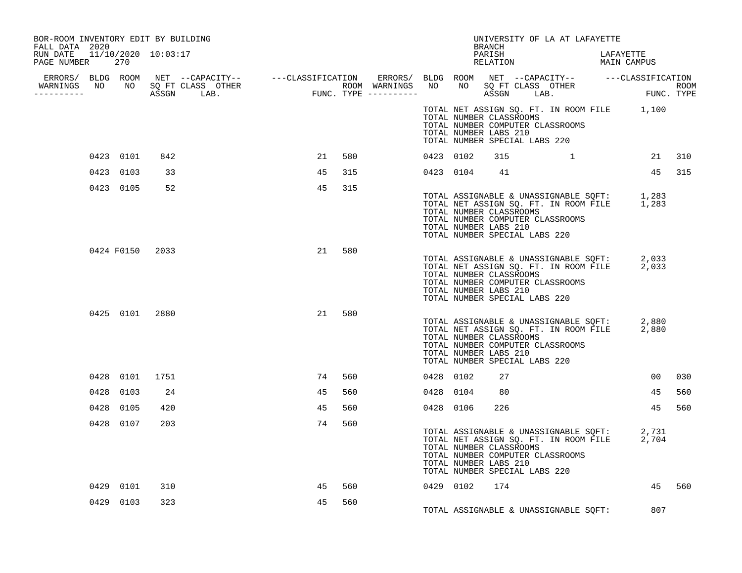BOR-ROOM INVENTORY EDIT BY BUILDING
FALL DATA 2020
RUN DATE 11/10/2020 10:03:17

UNIVERSITY OF LA AT LAFAYETTE
BRANCH
PARISH LAFAYETTE
RELATION MAIN CAMPUS

| ERRORS/ WARNINGS | BLDG NO | ROOM NO | NET SQ FT ASSGN | CAPACITY CLASS LAB. | OTHER | CLASSIFICATION FUNC. | ROOM TYPE | ERRORS/ WARNINGS | BLDG NO | ROOM NO | NET SQ FT ASSGN | CAPACITY CLASS LAB. | OTHER | CLASSIFICATION FUNC. | ROOM TYPE |
|---|---|---|---|---|---|---|---|---|---|---|---|---|---|---|---|
| | | | | | | | | | | | | | | | |

TOTAL NET ASSIGN SQ. FT. IN ROOM FILE 1,100
TOTAL NUMBER CLASSROOMS
TOTAL NUMBER COMPUTER CLASSROOMS
TOTAL NUMBER LABS 210
TOTAL NUMBER SPECIAL LABS 220

| ERRORS/ WARNINGS | BLDG NO | ROOM NO | NET SQ FT ASSGN | CAPACITY CLASS LAB. | OTHER | CLASSIFICATION FUNC. | ROOM TYPE | ERRORS/ WARNINGS | BLDG NO | ROOM NO | NET SQ FT ASSGN | CAPACITY CLASS LAB. | OTHER | CLASSIFICATION FUNC. | ROOM TYPE |
|---|---|---|---|---|---|---|---|---|---|---|---|---|---|---|---|
| | 0423 | 0101 | 842 | | | 21 | 580 | | 0423 | 0102 | 315 | 1 | | 21 | 310 |
| | 0423 | 0103 | 33 | | | 45 | 315 | | 0423 | 0104 | 41 | | | 45 | 315 |
| | 0423 | 0105 | 52 | | | 45 | 315 | | | | | | | | |

TOTAL ASSIGNABLE & UNASSIGNABLE SQFT: 1,283
TOTAL NET ASSIGN SQ. FT. IN ROOM FILE 1,283
TOTAL NUMBER CLASSROOMS
TOTAL NUMBER COMPUTER CLASSROOMS
TOTAL NUMBER LABS 210
TOTAL NUMBER SPECIAL LABS 220

| ERRORS/ WARNINGS | BLDG NO | ROOM NO | NET SQ FT ASSGN | CAPACITY CLASS LAB. | OTHER | CLASSIFICATION FUNC. | ROOM TYPE |
|---|---|---|---|---|---|---|---|
| | 0424 | F0150 | 2033 | | | 21 | 580 |

TOTAL ASSIGNABLE & UNASSIGNABLE SQFT: 2,033
TOTAL NET ASSIGN SQ. FT. IN ROOM FILE 2,033
TOTAL NUMBER CLASSROOMS
TOTAL NUMBER COMPUTER CLASSROOMS
TOTAL NUMBER LABS 210
TOTAL NUMBER SPECIAL LABS 220

| ERRORS/ WARNINGS | BLDG NO | ROOM NO | NET SQ FT ASSGN | CAPACITY CLASS LAB. | OTHER | CLASSIFICATION FUNC. | ROOM TYPE |
|---|---|---|---|---|---|---|---|
| | 0425 | 0101 | 2880 | | | 21 | 580 |

TOTAL ASSIGNABLE & UNASSIGNABLE SQFT: 2,880
TOTAL NET ASSIGN SQ. FT. IN ROOM FILE 2,880
TOTAL NUMBER CLASSROOMS
TOTAL NUMBER COMPUTER CLASSROOMS
TOTAL NUMBER LABS 210
TOTAL NUMBER SPECIAL LABS 220

| ERRORS/ WARNINGS | BLDG NO | ROOM NO | NET SQ FT ASSGN | CAPACITY CLASS LAB. | OTHER | CLASSIFICATION FUNC. | ROOM TYPE | ERRORS/ WARNINGS | BLDG NO | ROOM NO | NET SQ FT ASSGN | CAPACITY CLASS LAB. | OTHER | CLASSIFICATION FUNC. | ROOM TYPE |
|---|---|---|---|---|---|---|---|---|---|---|---|---|---|---|---|
| | 0428 | 0101 | 1751 | | | 74 | 560 | | 0428 | 0102 | 27 | | | 00 | 030 |
| | 0428 | 0103 | 24 | | | 45 | 560 | | 0428 | 0104 | 80 | | | 45 | 560 |
| | 0428 | 0105 | 420 | | | 45 | 560 | | 0428 | 0106 | 226 | | | 45 | 560 |
| | 0428 | 0107 | 203 | | | 74 | 560 | | | | | | | | |

TOTAL ASSIGNABLE & UNASSIGNABLE SQFT: 2,731
TOTAL NET ASSIGN SQ. FT. IN ROOM FILE 2,704
TOTAL NUMBER CLASSROOMS
TOTAL NUMBER COMPUTER CLASSROOMS
TOTAL NUMBER LABS 210
TOTAL NUMBER SPECIAL LABS 220

| ERRORS/ WARNINGS | BLDG NO | ROOM NO | NET SQ FT ASSGN | CAPACITY CLASS LAB. | OTHER | CLASSIFICATION FUNC. | ROOM TYPE | ERRORS/ WARNINGS | BLDG NO | ROOM NO | NET SQ FT ASSGN | CAPACITY CLASS LAB. | OTHER | CLASSIFICATION FUNC. | ROOM TYPE |
|---|---|---|---|---|---|---|---|---|---|---|---|---|---|---|---|
| | 0429 | 0101 | 310 | | | 45 | 560 | | 0429 | 0102 | 174 | | | 45 | 560 |
| | 0429 | 0103 | 323 | | | 45 | 560 | | | | | | | | |

TOTAL ASSIGNABLE & UNASSIGNABLE SQFT: 807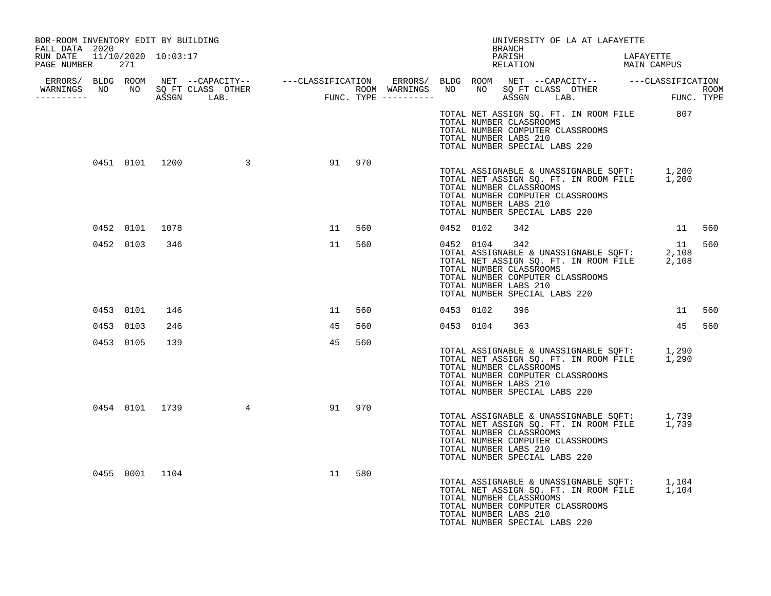BOR-ROOM INVENTORY EDIT BY BUILDING
FALL DATA 2020
RUN DATE 11/10/2020 10:03:17
PAGE NUMBER 271

UNIVERSITY OF LA AT LAFAYETTE
BRANCH
PARISH LAFAYETTE
RELATION MAIN CAMPUS

| ERRORS/ WARNINGS | BLDG NO | ROOM NO | NET SQ FT ASSGN | CAPACITY CLASS | CAPACITY LAB. | CAPACITY OTHER | CLASSIFICATION FUNC. | ROOM TYPE | ERRORS/ WARNINGS | BLDG NO | ROOM NO | NET SQ FT ASSGN | CAPACITY CLASS | CAPACITY LAB. | CAPACITY OTHER | CLASSIFICATION FUNC. | ROOM TYPE |
|---|---|---|---|---|---|---|---|---|---|---|---|---|---|---|---|---|---|
| | | | | | | | | | | | | | | | | | |
| | 0451 | 0101 | 1200 | | | 3 | 91 | 970 | | | | | | | | | |
| | 0452 | 0101 | 1078 | | | | 11 | 560 | | 0452 | 0102 | 342 | | | | 11 | 560 |
| | 0452 | 0103 | 346 | | | | 11 | 560 | | 0452 | 0104 | 342 | | | | 11 | 560 |
| | 0453 | 0101 | 146 | | | | 11 | 560 | | 0453 | 0102 | 396 | | | | 11 | 560 |
| | 0453 | 0103 | 246 | | | | 45 | 560 | | 0453 | 0104 | 363 | | | | 45 | 560 |
| | 0453 | 0105 | 139 | | | | 45 | 560 | | | | | | | | | |
| | 0454 | 0101 | 1739 | | | 4 | 91 | 970 | | | | | | | | | |
| | 0455 | 0001 | 1104 | | | | 11 | 580 | | | | | | | | | |

(Preceding building totals)
TOTAL NET ASSIGN SQ. FT. IN ROOM FILE 807
TOTAL NUMBER CLASSROOMS
TOTAL NUMBER COMPUTER CLASSROOMS
TOTAL NUMBER LABS 210
TOTAL NUMBER SPECIAL LABS 220

(Building 0451 totals)
TOTAL ASSIGNABLE & UNASSIGNABLE SQFT: 1,200
TOTAL NET ASSIGN SQ. FT. IN ROOM FILE 1,200
TOTAL NUMBER CLASSROOMS
TOTAL NUMBER COMPUTER CLASSROOMS
TOTAL NUMBER LABS 210
TOTAL NUMBER SPECIAL LABS 220

(Building 0452 totals)
TOTAL ASSIGNABLE & UNASSIGNABLE SQFT: 2,108
TOTAL NET ASSIGN SQ. FT. IN ROOM FILE 2,108
TOTAL NUMBER CLASSROOMS
TOTAL NUMBER COMPUTER CLASSROOMS
TOTAL NUMBER LABS 210
TOTAL NUMBER SPECIAL LABS 220

(Building 0453 totals)
TOTAL ASSIGNABLE & UNASSIGNABLE SQFT: 1,290
TOTAL NET ASSIGN SQ. FT. IN ROOM FILE 1,290
TOTAL NUMBER CLASSROOMS
TOTAL NUMBER COMPUTER CLASSROOMS
TOTAL NUMBER LABS 210
TOTAL NUMBER SPECIAL LABS 220

(Building 0454 totals)
TOTAL ASSIGNABLE & UNASSIGNABLE SQFT: 1,739
TOTAL NET ASSIGN SQ. FT. IN ROOM FILE 1,739
TOTAL NUMBER CLASSROOMS
TOTAL NUMBER COMPUTER CLASSROOMS
TOTAL NUMBER LABS 210
TOTAL NUMBER SPECIAL LABS 220

(Building 0455 totals)
TOTAL ASSIGNABLE & UNASSIGNABLE SQFT: 1,104
TOTAL NET ASSIGN SQ. FT. IN ROOM FILE 1,104
TOTAL NUMBER CLASSROOMS
TOTAL NUMBER COMPUTER CLASSROOMS
TOTAL NUMBER LABS 210
TOTAL NUMBER SPECIAL LABS 220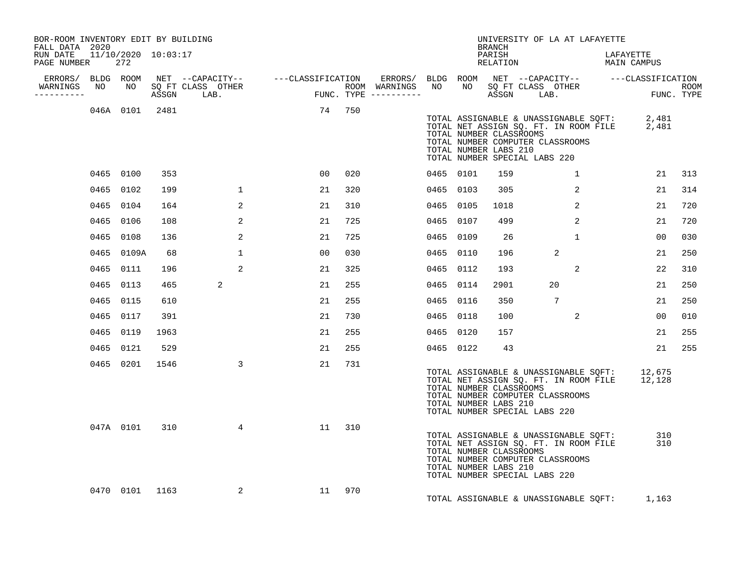BOR-ROOM INVENTORY EDIT BY BUILDING
FALL DATA 2020
RUN DATE 11/10/2020 10:03:17
PAGE NUMBER 272

UNIVERSITY OF LA AT LAFAYETTE
BRANCH
PARISH LAFAYETTE
RELATION MAIN CAMPUS

| ERRORS/ WARNINGS | BLDG NO | ROOM NO | NET SQ FT ASSGN | CAPACITY CLASS | CAPACITY OTHER LAB. | CLASSIFICATION FUNC. | ROOM TYPE | ERRORS/ WARNINGS | BLDG NO | ROOM NO | NET SQ FT ASSGN | CAPACITY CLASS | CAPACITY OTHER LAB. | CLASSIFICATION FUNC. | ROOM TYPE |
|---|---|---|---|---|---|---|---|---|---|---|---|---|---|---|---|
| | 046A | 0101 | 2481 | | | 74 | 750 | | | | | | | | |

TOTAL ASSIGNABLE & UNASSIGNABLE SQFT: 2,481
TOTAL NET ASSIGN SQ. FT. IN ROOM FILE 2,481
TOTAL NUMBER CLASSROOMS
TOTAL NUMBER COMPUTER CLASSROOMS
TOTAL NUMBER LABS 210
TOTAL NUMBER SPECIAL LABS 220

| ERRORS/ WARNINGS | BLDG NO | ROOM NO | NET SQ FT ASSGN | CAPACITY CLASS | CAPACITY OTHER LAB. | CLASSIFICATION FUNC. | ROOM TYPE | ERRORS/ WARNINGS | BLDG NO | ROOM NO | NET SQ FT ASSGN | CAPACITY CLASS | CAPACITY OTHER LAB. | CLASSIFICATION FUNC. | ROOM TYPE |
|---|---|---|---|---|---|---|---|---|---|---|---|---|---|---|---|
| | 0465 | 0100 | 353 | | | 00 | 020 | | 0465 | 0101 | 159 | | 1 | 21 | 313 |
| | 0465 | 0102 | 199 | | 1 | 21 | 320 | | 0465 | 0103 | 305 | | 2 | 21 | 314 |
| | 0465 | 0104 | 164 | | 2 | 21 | 310 | | 0465 | 0105 | 1018 | | 2 | 21 | 720 |
| | 0465 | 0106 | 108 | | 2 | 21 | 725 | | 0465 | 0107 | 499 | | 2 | 21 | 720 |
| | 0465 | 0108 | 136 | | 2 | 21 | 725 | | 0465 | 0109 | 26 | | 1 | 00 | 030 |
| | 0465 | 0109A | 68 | | 1 | 00 | 030 | | 0465 | 0110 | 196 | 2 | | 21 | 250 |
| | 0465 | 0111 | 196 | | 2 | 21 | 325 | | 0465 | 0112 | 193 | | 2 | 22 | 310 |
| | 0465 | 0113 | 465 | 2 | | 21 | 255 | | 0465 | 0114 | 2901 | 20 | | 21 | 250 |
| | 0465 | 0115 | 610 | | | 21 | 255 | | 0465 | 0116 | 350 | 7 | | 21 | 250 |
| | 0465 | 0117 | 391 | | | 21 | 730 | | 0465 | 0118 | 100 | | 2 | 00 | 010 |
| | 0465 | 0119 | 1963 | | | 21 | 255 | | 0465 | 0120 | 157 | | | 21 | 255 |
| | 0465 | 0121 | 529 | | | 21 | 255 | | 0465 | 0122 | 43 | | | 21 | 255 |
| | 0465 | 0201 | 1546 | | 3 | 21 | 731 | | | | | | | | |

TOTAL ASSIGNABLE & UNASSIGNABLE SQFT: 12,675
TOTAL NET ASSIGN SQ. FT. IN ROOM FILE 12,128
TOTAL NUMBER CLASSROOMS
TOTAL NUMBER COMPUTER CLASSROOMS
TOTAL NUMBER LABS 210
TOTAL NUMBER SPECIAL LABS 220

| ERRORS/ WARNINGS | BLDG NO | ROOM NO | NET SQ FT ASSGN | CAPACITY CLASS | CAPACITY OTHER LAB. | CLASSIFICATION FUNC. | ROOM TYPE |
|---|---|---|---|---|---|---|---|
| | 047A | 0101 | 310 | | 4 | 11 | 310 |

TOTAL ASSIGNABLE & UNASSIGNABLE SQFT: 310
TOTAL NET ASSIGN SQ. FT. IN ROOM FILE 310
TOTAL NUMBER CLASSROOMS
TOTAL NUMBER COMPUTER CLASSROOMS
TOTAL NUMBER LABS 210
TOTAL NUMBER SPECIAL LABS 220

| ERRORS/ WARNINGS | BLDG NO | ROOM NO | NET SQ FT ASSGN | CAPACITY CLASS | CAPACITY OTHER LAB. | CLASSIFICATION FUNC. | ROOM TYPE |
|---|---|---|---|---|---|---|---|
| | 0470 | 0101 | 1163 | | 2 | 11 | 970 |

TOTAL ASSIGNABLE & UNASSIGNABLE SQFT: 1,163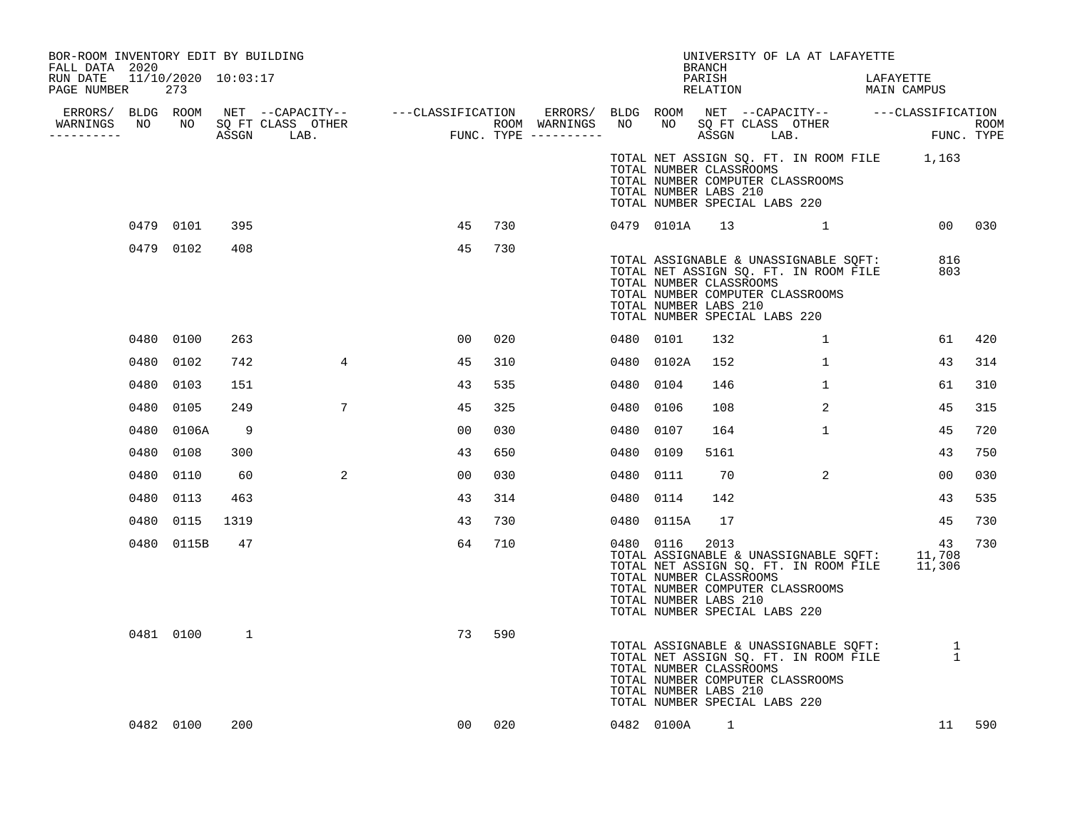BOR-ROOM INVENTORY EDIT BY BUILDING
FALL DATA 2020
RUN DATE 11/10/2020 10:03:17
PAGE NUMBER 273

UNIVERSITY OF LA AT LAFAYETTE
BRANCH
PARISH LAFAYETTE
RELATION MAIN CAMPUS

| ERRORS/ WARNINGS | BLDG NO | ROOM NO | NET SQ FT ASSGN | CAPACITY CLASS | CAPACITY OTHER LAB. | CLASSIFICATION FUNC. | ROOM TYPE | ERRORS/ WARNINGS | BLDG NO | ROOM NO | NET SQ FT ASSGN | CAPACITY CLASS | CAPACITY OTHER LAB. | CLASSIFICATION FUNC. | ROOM TYPE |
|---|---|---|---|---|---|---|---|---|---|---|---|---|---|---|---|
| | | | | | | | | | TOTAL NET ASSIGN SQ. FT. IN ROOM FILE | | 1,163 | | | | |
| | | | | | | | | | TOTAL NUMBER CLASSROOMS | | | | | | |
| | | | | | | | | | TOTAL NUMBER COMPUTER CLASSROOMS | | | | | | |
| | | | | | | | | | TOTAL NUMBER LABS 210 | | | | | | |
| | | | | | | | | | TOTAL NUMBER SPECIAL LABS 220 | | | | | | |
| | 0479 | 0101 | 395 | | | 45 | 730 | | 0479 | 0101A | 13 | | 1 | 00 | 030 |
| | 0479 | 0102 | 408 | | | 45 | 730 | | | | | | | | |
| | | | | | | | | | TOTAL ASSIGNABLE & UNASSIGNABLE SQFT: | | 816 | | | | |
| | | | | | | | | | TOTAL NET ASSIGN SQ. FT. IN ROOM FILE | | 803 | | | | |
| | | | | | | | | | TOTAL NUMBER CLASSROOMS | | | | | | |
| | | | | | | | | | TOTAL NUMBER COMPUTER CLASSROOMS | | | | | | |
| | | | | | | | | | TOTAL NUMBER LABS 210 | | | | | | |
| | | | | | | | | | TOTAL NUMBER SPECIAL LABS 220 | | | | | | |
| | 0480 | 0100 | 263 | | | 00 | 020 | | 0480 | 0101 | 132 | | 1 | 61 | 420 |
| | 0480 | 0102 | 742 | | 4 | 45 | 310 | | 0480 | 0102A | 152 | | 1 | 43 | 314 |
| | 0480 | 0103 | 151 | | | 43 | 535 | | 0480 | 0104 | 146 | | 1 | 61 | 310 |
| | 0480 | 0105 | 249 | | 7 | 45 | 325 | | 0480 | 0106 | 108 | | 2 | 45 | 315 |
| | 0480 | 0106A | 9 | | | 00 | 030 | | 0480 | 0107 | 164 | | 1 | 45 | 720 |
| | 0480 | 0108 | 300 | | | 43 | 650 | | 0480 | 0109 | 5161 | | | 43 | 750 |
| | 0480 | 0110 | 60 | | 2 | 00 | 030 | | 0480 | 0111 | 70 | | 2 | 00 | 030 |
| | 0480 | 0113 | 463 | | | 43 | 314 | | 0480 | 0114 | 142 | | | 43 | 535 |
| | 0480 | 0115 | 1319 | | | 43 | 730 | | 0480 | 0115A | 17 | | | 45 | 730 |
| | 0480 | 0115B | 47 | | | 64 | 710 | | 0480 | 0116 | 2013 | | | 43 | 730 |
| | | | | | | | | | TOTAL ASSIGNABLE & UNASSIGNABLE SQFT: | | 11,708 | | | | |
| | | | | | | | | | TOTAL NET ASSIGN SQ. FT. IN ROOM FILE | | 11,306 | | | | |
| | | | | | | | | | TOTAL NUMBER CLASSROOMS | | | | | | |
| | | | | | | | | | TOTAL NUMBER COMPUTER CLASSROOMS | | | | | | |
| | | | | | | | | | TOTAL NUMBER LABS 210 | | | | | | |
| | | | | | | | | | TOTAL NUMBER SPECIAL LABS 220 | | | | | | |
| | 0481 | 0100 | 1 | | | 73 | 590 | | | | | | | | |
| | | | | | | | | | TOTAL ASSIGNABLE & UNASSIGNABLE SQFT: | | 1 | | | | |
| | | | | | | | | | TOTAL NET ASSIGN SQ. FT. IN ROOM FILE | | 1 | | | | |
| | | | | | | | | | TOTAL NUMBER CLASSROOMS | | | | | | |
| | | | | | | | | | TOTAL NUMBER COMPUTER CLASSROOMS | | | | | | |
| | | | | | | | | | TOTAL NUMBER LABS 210 | | | | | | |
| | | | | | | | | | TOTAL NUMBER SPECIAL LABS 220 | | | | | | |
| | 0482 | 0100 | 200 | | | 00 | 020 | | 0482 | 0100A | 1 | | | 11 | 590 |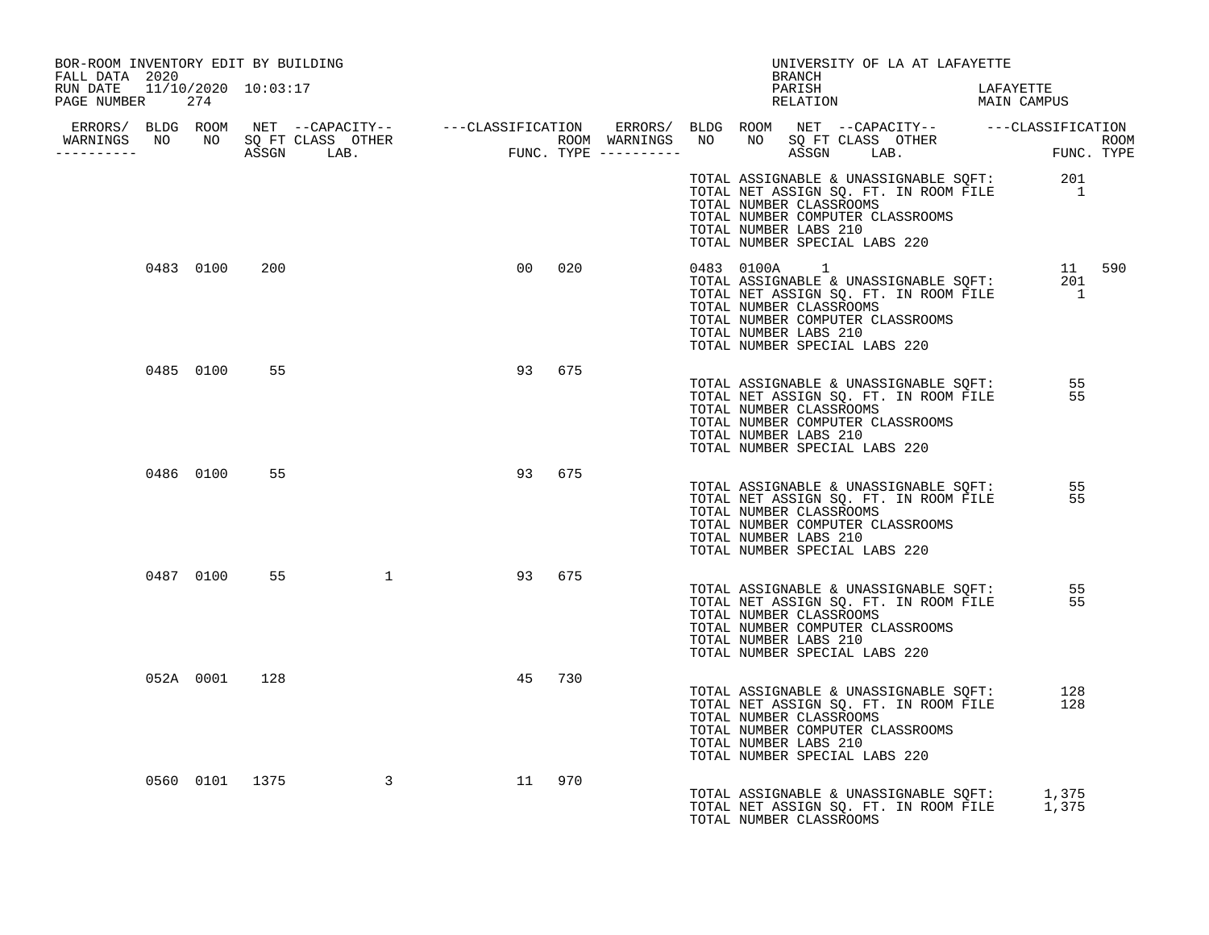BOR-ROOM INVENTORY EDIT BY BUILDING
FALL DATA 2020
RUN DATE 11/10/2020 10:03:17
PAGE NUMBER 274

UNIVERSITY OF LA AT LAFAYETTE
BRANCH
PARISH LAFAYETTE
RELATION MAIN CAMPUS

| ERRORS/ WARNINGS | BLDG NO | ROOM NO | NET SQ FT ASSGN | CAPACITY CLASS LAB. | CAPACITY OTHER | CLASSIFICATION FUNC. | ROOM TYPE | ERRORS/ WARNINGS | BLDG NO | ROOM NO | NET SQ FT ASSGN | CAPACITY CLASS LAB. | CAPACITY OTHER | CLASSIFICATION FUNC. | ROOM TYPE |
|---|---|---|---|---|---|---|---|---|---|---|---|---|---|---|---|
| | | | | | | | | | | | | | | | |

TOTAL ASSIGNABLE & UNASSIGNABLE SQFT: 201
TOTAL NET ASSIGN SQ. FT. IN ROOM FILE 1
TOTAL NUMBER CLASSROOMS
TOTAL NUMBER COMPUTER CLASSROOMS
TOTAL NUMBER LABS 210
TOTAL NUMBER SPECIAL LABS 220

| ERRORS/ WARNINGS | BLDG NO | ROOM NO | NET SQ FT ASSGN | CAPACITY CLASS LAB. | CAPACITY OTHER | CLASSIFICATION FUNC. | ROOM TYPE | ERRORS/ WARNINGS | BLDG NO | ROOM NO | NET SQ FT ASSGN | CAPACITY CLASS LAB. | CAPACITY OTHER | CLASSIFICATION FUNC. | ROOM TYPE |
|---|---|---|---|---|---|---|---|---|---|---|---|---|---|---|---|
| | 0483 | 0100 | 200 | | | 00 | 020 | | 0483 | 0100A | 1 | | | 11 | 590 |

TOTAL ASSIGNABLE & UNASSIGNABLE SQFT: 201
TOTAL NET ASSIGN SQ. FT. IN ROOM FILE 1
TOTAL NUMBER CLASSROOMS
TOTAL NUMBER COMPUTER CLASSROOMS
TOTAL NUMBER LABS 210
TOTAL NUMBER SPECIAL LABS 220

| ERRORS/ WARNINGS | BLDG NO | ROOM NO | NET SQ FT ASSGN | CAPACITY CLASS LAB. | CAPACITY OTHER | CLASSIFICATION FUNC. | ROOM TYPE |
|---|---|---|---|---|---|---|---|
| | 0485 | 0100 | 55 | | | 93 | 675 |

TOTAL ASSIGNABLE & UNASSIGNABLE SQFT: 55
TOTAL NET ASSIGN SQ. FT. IN ROOM FILE 55
TOTAL NUMBER CLASSROOMS
TOTAL NUMBER COMPUTER CLASSROOMS
TOTAL NUMBER LABS 210
TOTAL NUMBER SPECIAL LABS 220

| ERRORS/ WARNINGS | BLDG NO | ROOM NO | NET SQ FT ASSGN | CAPACITY CLASS LAB. | CAPACITY OTHER | CLASSIFICATION FUNC. | ROOM TYPE |
|---|---|---|---|---|---|---|---|
| | 0486 | 0100 | 55 | | | 93 | 675 |

TOTAL ASSIGNABLE & UNASSIGNABLE SQFT: 55
TOTAL NET ASSIGN SQ. FT. IN ROOM FILE 55
TOTAL NUMBER CLASSROOMS
TOTAL NUMBER COMPUTER CLASSROOMS
TOTAL NUMBER LABS 210
TOTAL NUMBER SPECIAL LABS 220

| ERRORS/ WARNINGS | BLDG NO | ROOM NO | NET SQ FT ASSGN | CAPACITY CLASS LAB. | CAPACITY OTHER | CLASSIFICATION FUNC. | ROOM TYPE |
|---|---|---|---|---|---|---|---|
| | 0487 | 0100 | 55 | | 1 | 93 | 675 |

TOTAL ASSIGNABLE & UNASSIGNABLE SQFT: 55
TOTAL NET ASSIGN SQ. FT. IN ROOM FILE 55
TOTAL NUMBER CLASSROOMS
TOTAL NUMBER COMPUTER CLASSROOMS
TOTAL NUMBER LABS 210
TOTAL NUMBER SPECIAL LABS 220

| ERRORS/ WARNINGS | BLDG NO | ROOM NO | NET SQ FT ASSGN | CAPACITY CLASS LAB. | CAPACITY OTHER | CLASSIFICATION FUNC. | ROOM TYPE |
|---|---|---|---|---|---|---|---|
| | 052A | 0001 | 128 | | | 45 | 730 |

TOTAL ASSIGNABLE & UNASSIGNABLE SQFT: 128
TOTAL NET ASSIGN SQ. FT. IN ROOM FILE 128
TOTAL NUMBER CLASSROOMS
TOTAL NUMBER COMPUTER CLASSROOMS
TOTAL NUMBER LABS 210
TOTAL NUMBER SPECIAL LABS 220

| ERRORS/ WARNINGS | BLDG NO | ROOM NO | NET SQ FT ASSGN | CAPACITY CLASS LAB. | CAPACITY OTHER | CLASSIFICATION FUNC. | ROOM TYPE |
|---|---|---|---|---|---|---|---|
| | 0560 | 0101 | 1375 | | 3 | 11 | 970 |

TOTAL ASSIGNABLE & UNASSIGNABLE SQFT: 1,375
TOTAL NET ASSIGN SQ. FT. IN ROOM FILE 1,375
TOTAL NUMBER CLASSROOMS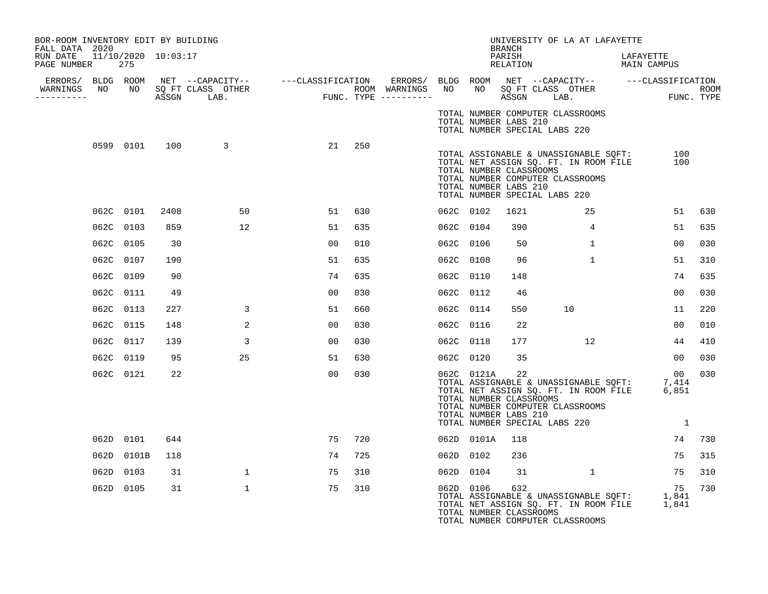BOR-ROOM INVENTORY EDIT BY BUILDING
FALL DATA 2020
RUN DATE 11/10/2020 10:03:17
PAGE NUMBER 275

UNIVERSITY OF LA AT LAFAYETTE
BRANCH
PARISH LAFAYETTE
RELATION MAIN CAMPUS

| ERRORS/ WARNINGS | BLDG NO | ROOM NO | NET SQ FT ASSGN | CAPACITY CLASS LAB. | CAPACITY OTHER | CLASSIFICATION FUNC. | ROOM TYPE | ERRORS/ WARNINGS | BLDG NO | ROOM NO | NET SQ FT ASSGN | CAPACITY CLASS LAB. | CAPACITY OTHER | CLASSIFICATION FUNC. | ROOM TYPE |
|---|---|---|---|---|---|---|---|---|---|---|---|---|---|---|---|
| | | | | | | | | | TOTAL NUMBER COMPUTER CLASSROOMS | | | | | | |
| | | | | | | | | | TOTAL NUMBER LABS 210 | | | | | | |
| | | | | | | | | | TOTAL NUMBER SPECIAL LABS 220 | | | | | | |
| | 0599 | 0101 | 100 | 3 | | 21 | 250 | | | | | | | | |
| | | | | | | | | | TOTAL ASSIGNABLE & UNASSIGNABLE SQFT: | | | | | 100 | |
| | | | | | | | | | TOTAL NET ASSIGN SQ. FT. IN ROOM FILE | | | | | 100 | |
| | | | | | | | | | TOTAL NUMBER CLASSROOMS | | | | | | |
| | | | | | | | | | TOTAL NUMBER COMPUTER CLASSROOMS | | | | | | |
| | | | | | | | | | TOTAL NUMBER LABS 210 | | | | | | |
| | | | | | | | | | TOTAL NUMBER SPECIAL LABS 220 | | | | | | |
| | 062C | 0101 | 2408 | | 50 | 51 | 630 | | 062C | 0102 | 1621 | | 25 | 51 | 630 |
| | 062C | 0103 | 859 | | 12 | 51 | 635 | | 062C | 0104 | 390 | | 4 | 51 | 635 |
| | 062C | 0105 | 30 | | | 00 | 010 | | 062C | 0106 | 50 | | 1 | 00 | 030 |
| | 062C | 0107 | 190 | | | 51 | 635 | | 062C | 0108 | 96 | | 1 | 51 | 310 |
| | 062C | 0109 | 90 | | | 74 | 635 | | 062C | 0110 | 148 | | | 74 | 635 |
| | 062C | 0111 | 49 | | | 00 | 030 | | 062C | 0112 | 46 | | | 00 | 030 |
| | 062C | 0113 | 227 | | 3 | 51 | 660 | | 062C | 0114 | 550 | 10 | | 11 | 220 |
| | 062C | 0115 | 148 | | 2 | 00 | 030 | | 062C | 0116 | 22 | | | 00 | 010 |
| | 062C | 0117 | 139 | | 3 | 00 | 030 | | 062C | 0118 | 177 | | 12 | 44 | 410 |
| | 062C | 0119 | 95 | | 25 | 51 | 630 | | 062C | 0120 | 35 | | | 00 | 030 |
| | 062C | 0121 | 22 | | | 00 | 030 | | 062C | 0121A | 22 | | | 00 | 030 |
| | | | | | | | | | TOTAL ASSIGNABLE & UNASSIGNABLE SQFT: | | | | | 7,414 | |
| | | | | | | | | | TOTAL NET ASSIGN SQ. FT. IN ROOM FILE | | | | | 6,851 | |
| | | | | | | | | | TOTAL NUMBER CLASSROOMS | | | | | | |
| | | | | | | | | | TOTAL NUMBER COMPUTER CLASSROOMS | | | | | | |
| | | | | | | | | | TOTAL NUMBER LABS 210 | | | | | | |
| | | | | | | | | | TOTAL NUMBER SPECIAL LABS 220 | | | | | 1 | |
| | 062D | 0101 | 644 | | | 75 | 720 | | 062D | 0101A | 118 | | | 74 | 730 |
| | 062D | 0101B | 118 | | | 74 | 725 | | 062D | 0102 | 236 | | | 75 | 315 |
| | 062D | 0103 | 31 | | 1 | 75 | 310 | | 062D | 0104 | 31 | | 1 | 75 | 310 |
| | 062D | 0105 | 31 | | 1 | 75 | 310 | | 062D | 0106 | 632 | | | 75 | 730 |
| | | | | | | | | | TOTAL ASSIGNABLE & UNASSIGNABLE SQFT: | | | | | 1,841 | |
| | | | | | | | | | TOTAL NET ASSIGN SQ. FT. IN ROOM FILE | | | | | 1,841 | |
| | | | | | | | | | TOTAL NUMBER CLASSROOMS | | | | | | |
| | | | | | | | | | TOTAL NUMBER COMPUTER CLASSROOMS | | | | | | |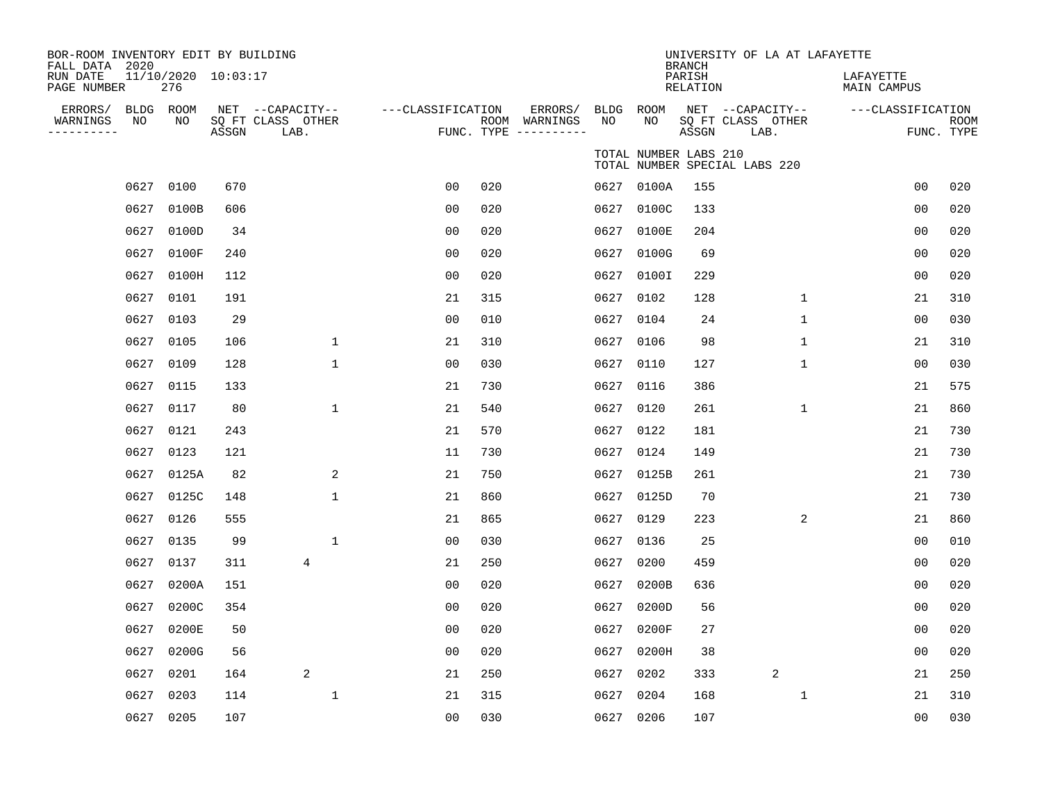BOR-ROOM INVENTORY EDIT BY BUILDING
FALL DATA 2020
RUN DATE 11/10/2020 10:03:17
PAGE NUMBER 276

UNIVERSITY OF LA AT LAFAYETTE
BRANCH
PARISH LAFAYETTE
RELATION MAIN CAMPUS

TOTAL NUMBER LABS 210
TOTAL NUMBER SPECIAL LABS 220

| ERRORS/ WARNINGS | BLDG NO | ROOM NO | NET SQ FT ASSGN | CAPACITY CLASS LAB. | CAPACITY OTHER | CLASSIFICATION FUNC. | ROOM TYPE | ERRORS/ WARNINGS | BLDG NO | ROOM NO | NET SQ FT ASSGN | CAPACITY CLASS LAB. | CAPACITY OTHER | CLASSIFICATION FUNC. | ROOM TYPE |
|---|---|---|---|---|---|---|---|---|---|---|---|---|---|---|---|
| | 0627 | 0100 | 670 | | | 00 | 020 | | 0627 | 0100A | 155 | | | 00 | 020 |
| | 0627 | 0100B | 606 | | | 00 | 020 | | 0627 | 0100C | 133 | | | 00 | 020 |
| | 0627 | 0100D | 34 | | | 00 | 020 | | 0627 | 0100E | 204 | | | 00 | 020 |
| | 0627 | 0100F | 240 | | | 00 | 020 | | 0627 | 0100G | 69 | | | 00 | 020 |
| | 0627 | 0100H | 112 | | | 00 | 020 | | 0627 | 0100I | 229 | | | 00 | 020 |
| | 0627 | 0101 | 191 | | | 21 | 315 | | 0627 | 0102 | 128 | | 1 | 21 | 310 |
| | 0627 | 0103 | 29 | | | 00 | 010 | | 0627 | 0104 | 24 | | 1 | 00 | 030 |
| | 0627 | 0105 | 106 | | 1 | 21 | 310 | | 0627 | 0106 | 98 | | 1 | 21 | 310 |
| | 0627 | 0109 | 128 | | 1 | 00 | 030 | | 0627 | 0110 | 127 | | 1 | 00 | 030 |
| | 0627 | 0115 | 133 | | | 21 | 730 | | 0627 | 0116 | 386 | | | 21 | 575 |
| | 0627 | 0117 | 80 | | 1 | 21 | 540 | | 0627 | 0120 | 261 | | 1 | 21 | 860 |
| | 0627 | 0121 | 243 | | | 21 | 570 | | 0627 | 0122 | 181 | | | 21 | 730 |
| | 0627 | 0123 | 121 | | | 11 | 730 | | 0627 | 0124 | 149 | | | 21 | 730 |
| | 0627 | 0125A | 82 | | 2 | 21 | 750 | | 0627 | 0125B | 261 | | | 21 | 730 |
| | 0627 | 0125C | 148 | | 1 | 21 | 860 | | 0627 | 0125D | 70 | | | 21 | 730 |
| | 0627 | 0126 | 555 | | | 21 | 865 | | 0627 | 0129 | 223 | | 2 | 21 | 860 |
| | 0627 | 0135 | 99 | | 1 | 00 | 030 | | 0627 | 0136 | 25 | | | 00 | 010 |
| | 0627 | 0137 | 311 | 4 | | 21 | 250 | | 0627 | 0200 | 459 | | | 00 | 020 |
| | 0627 | 0200A | 151 | | | 00 | 020 | | 0627 | 0200B | 636 | | | 00 | 020 |
| | 0627 | 0200C | 354 | | | 00 | 020 | | 0627 | 0200D | 56 | | | 00 | 020 |
| | 0627 | 0200E | 50 | | | 00 | 020 | | 0627 | 0200F | 27 | | | 00 | 020 |
| | 0627 | 0200G | 56 | | | 00 | 020 | | 0627 | 0200H | 38 | | | 00 | 020 |
| | 0627 | 0201 | 164 | 2 | | 21 | 250 | | 0627 | 0202 | 333 | 2 | | 21 | 250 |
| | 0627 | 0203 | 114 | | 1 | 21 | 315 | | 0627 | 0204 | 168 | | 1 | 21 | 310 |
| | 0627 | 0205 | 107 | | | 00 | 030 | | 0627 | 0206 | 107 | | | 00 | 030 |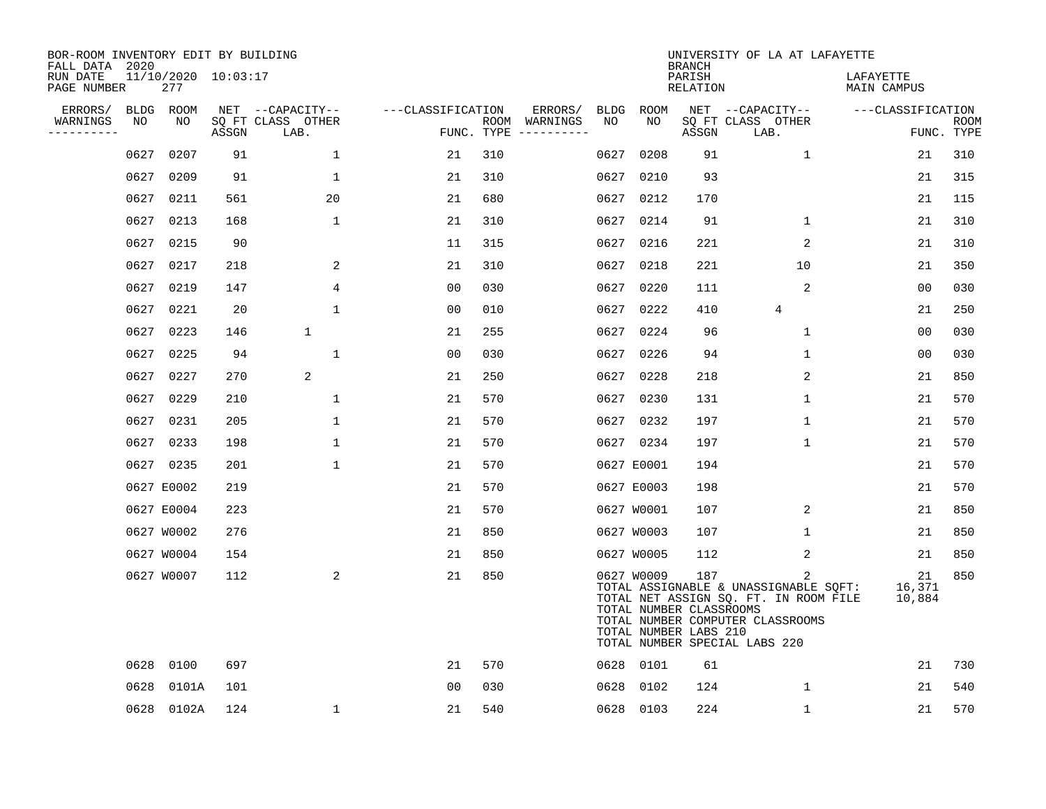BOR-ROOM INVENTORY EDIT BY BUILDING
FALL DATA 2020
RUN DATE 11/10/2020 10:03:17
PAGE NUMBER 277

UNIVERSITY OF LA AT LAFAYETTE
BRANCH
PARISH LAFAYETTE
RELATION MAIN CAMPUS

| ERRORS/ WARNINGS | BLDG NO | ROOM NO | NET SQ FT ASSGN | CAPACITY CLASS LAB. | CAPACITY OTHER | CLASSIFICATION FUNC. | ROOM TYPE | ERRORS/ WARNINGS | BLDG NO | ROOM NO | NET SQ FT ASSGN | CAPACITY CLASS LAB. | CAPACITY OTHER | CLASSIFICATION FUNC. | ROOM TYPE |
|---|---|---|---|---|---|---|---|---|---|---|---|---|---|---|---|
| | 0627 | 0207 | 91 | | 1 | 21 | 310 | | 0627 | 0208 | 91 | | 1 | 21 | 310 |
| | 0627 | 0209 | 91 | | 1 | 21 | 310 | | 0627 | 0210 | 93 | | | 21 | 315 |
| | 0627 | 0211 | 561 | | 20 | 21 | 680 | | 0627 | 0212 | 170 | | | 21 | 115 |
| | 0627 | 0213 | 168 | | 1 | 21 | 310 | | 0627 | 0214 | 91 | | 1 | 21 | 310 |
| | 0627 | 0215 | 90 | | | 11 | 315 | | 0627 | 0216 | 221 | | 2 | 21 | 310 |
| | 0627 | 0217 | 218 | | 2 | 21 | 310 | | 0627 | 0218 | 221 | | 10 | 21 | 350 |
| | 0627 | 0219 | 147 | | 4 | 00 | 030 | | 0627 | 0220 | 111 | | 2 | 00 | 030 |
| | 0627 | 0221 | 20 | | 1 | 00 | 010 | | 0627 | 0222 | 410 | 4 | | 21 | 250 |
| | 0627 | 0223 | 146 | 1 | | 21 | 255 | | 0627 | 0224 | 96 | | 1 | 00 | 030 |
| | 0627 | 0225 | 94 | | 1 | 00 | 030 | | 0627 | 0226 | 94 | | 1 | 00 | 030 |
| | 0627 | 0227 | 270 | 2 | | 21 | 250 | | 0627 | 0228 | 218 | | 2 | 21 | 850 |
| | 0627 | 0229 | 210 | | 1 | 21 | 570 | | 0627 | 0230 | 131 | | 1 | 21 | 570 |
| | 0627 | 0231 | 205 | | 1 | 21 | 570 | | 0627 | 0232 | 197 | | 1 | 21 | 570 |
| | 0627 | 0233 | 198 | | 1 | 21 | 570 | | 0627 | 0234 | 197 | | 1 | 21 | 570 |
| | 0627 | 0235 | 201 | | 1 | 21 | 570 | | 0627 | E0001 | 194 | | | 21 | 570 |
| | 0627 | E0002 | 219 | | | 21 | 570 | | 0627 | E0003 | 198 | | | 21 | 570 |
| | 0627 | E0004 | 223 | | | 21 | 570 | | 0627 | W0001 | 107 | | 2 | 21 | 850 |
| | 0627 | W0002 | 276 | | | 21 | 850 | | 0627 | W0003 | 107 | | 1 | 21 | 850 |
| | 0627 | W0004 | 154 | | | 21 | 850 | | 0627 | W0005 | 112 | | 2 | 21 | 850 |
| | 0627 | W0007 | 112 | | 2 | 21 | 850 | | 0627 | W0009 | 187 | | 2 | 21 | 850 |

TOTAL ASSIGNABLE & UNASSIGNABLE SQFT: 16,371
TOTAL NET ASSIGN SQ. FT. IN ROOM FILE 10,884
TOTAL NUMBER CLASSROOMS
TOTAL NUMBER COMPUTER CLASSROOMS
TOTAL NUMBER LABS 210
TOTAL NUMBER SPECIAL LABS 220

| ERRORS/ WARNINGS | BLDG NO | ROOM NO | NET SQ FT ASSGN | CAPACITY CLASS LAB. | CAPACITY OTHER | CLASSIFICATION FUNC. | ROOM TYPE | ERRORS/ WARNINGS | BLDG NO | ROOM NO | NET SQ FT ASSGN | CAPACITY CLASS LAB. | CAPACITY OTHER | CLASSIFICATION FUNC. | ROOM TYPE |
|---|---|---|---|---|---|---|---|---|---|---|---|---|---|---|---|
| | 0628 | 0100 | 697 | | | 21 | 570 | | 0628 | 0101 | 61 | | | 21 | 730 |
| | 0628 | 0101A | 101 | | | 00 | 030 | | 0628 | 0102 | 124 | | 1 | 21 | 540 |
| | 0628 | 0102A | 124 | | 1 | 21 | 540 | | 0628 | 0103 | 224 | | 1 | 21 | 570 |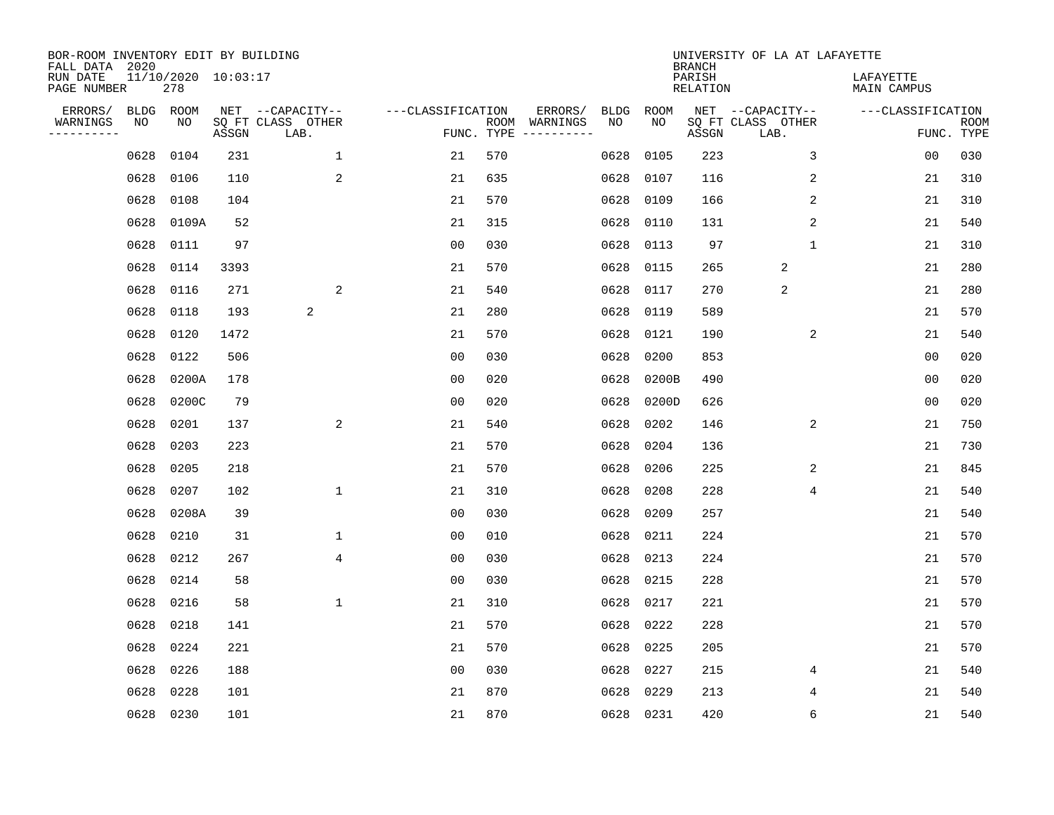BOR-ROOM INVENTORY EDIT BY BUILDING
FALL DATA 2020
RUN DATE 11/10/2020 10:03:17
PAGE NUMBER 278

UNIVERSITY OF LA AT LAFAYETTE
BRANCH
PARISH LAFAYETTE
RELATION MAIN CAMPUS

| ERRORS/ WARNINGS | BLDG NO | ROOM NO | NET SQ FT ASSGN | CAPACITY CLASS | CAPACITY OTHER LAB. | CLASSIFICATION FUNC. | ROOM TYPE | ERRORS/ WARNINGS | BLDG NO | ROOM NO | NET SQ FT ASSGN | CAPACITY CLASS | CAPACITY OTHER LAB. | CLASSIFICATION FUNC. | ROOM TYPE |
|---|---|---|---|---|---|---|---|---|---|---|---|---|---|---|---|
| | 0628 | 0104 | 231 | | 1 | 21 | 570 | | 0628 | 0105 | 223 | | 3 | 00 | 030 |
| | 0628 | 0106 | 110 | | 2 | 21 | 635 | | 0628 | 0107 | 116 | | 2 | 21 | 310 |
| | 0628 | 0108 | 104 | | | 21 | 570 | | 0628 | 0109 | 166 | | 2 | 21 | 310 |
| | 0628 | 0109A | 52 | | | 21 | 315 | | 0628 | 0110 | 131 | | 2 | 21 | 540 |
| | 0628 | 0111 | 97 | | | 00 | 030 | | 0628 | 0113 | 97 | | 1 | 21 | 310 |
| | 0628 | 0114 | 3393 | | | 21 | 570 | | 0628 | 0115 | 265 | 2 | | 21 | 280 |
| | 0628 | 0116 | 271 | | 2 | 21 | 540 | | 0628 | 0117 | 270 | 2 | | 21 | 280 |
| | 0628 | 0118 | 193 | 2 | | 21 | 280 | | 0628 | 0119 | 589 | | | 21 | 570 |
| | 0628 | 0120 | 1472 | | | 21 | 570 | | 0628 | 0121 | 190 | | 2 | 21 | 540 |
| | 0628 | 0122 | 506 | | | 00 | 030 | | 0628 | 0200 | 853 | | | 00 | 020 |
| | 0628 | 0200A | 178 | | | 00 | 020 | | 0628 | 0200B | 490 | | | 00 | 020 |
| | 0628 | 0200C | 79 | | | 00 | 020 | | 0628 | 0200D | 626 | | | 00 | 020 |
| | 0628 | 0201 | 137 | | 2 | 21 | 540 | | 0628 | 0202 | 146 | | 2 | 21 | 750 |
| | 0628 | 0203 | 223 | | | 21 | 570 | | 0628 | 0204 | 136 | | | 21 | 730 |
| | 0628 | 0205 | 218 | | | 21 | 570 | | 0628 | 0206 | 225 | | 2 | 21 | 845 |
| | 0628 | 0207 | 102 | | 1 | 21 | 310 | | 0628 | 0208 | 228 | | 4 | 21 | 540 |
| | 0628 | 0208A | 39 | | | 00 | 030 | | 0628 | 0209 | 257 | | | 21 | 540 |
| | 0628 | 0210 | 31 | | 1 | 00 | 010 | | 0628 | 0211 | 224 | | | 21 | 570 |
| | 0628 | 0212 | 267 | | 4 | 00 | 030 | | 0628 | 0213 | 224 | | | 21 | 570 |
| | 0628 | 0214 | 58 | | | 00 | 030 | | 0628 | 0215 | 228 | | | 21 | 570 |
| | 0628 | 0216 | 58 | | 1 | 21 | 310 | | 0628 | 0217 | 221 | | | 21 | 570 |
| | 0628 | 0218 | 141 | | | 21 | 570 | | 0628 | 0222 | 228 | | | 21 | 570 |
| | 0628 | 0224 | 221 | | | 21 | 570 | | 0628 | 0225 | 205 | | | 21 | 570 |
| | 0628 | 0226 | 188 | | | 00 | 030 | | 0628 | 0227 | 215 | | 4 | 21 | 540 |
| | 0628 | 0228 | 101 | | | 21 | 870 | | 0628 | 0229 | 213 | | 4 | 21 | 540 |
| | 0628 | 0230 | 101 | | | 21 | 870 | | 0628 | 0231 | 420 | | 6 | 21 | 540 |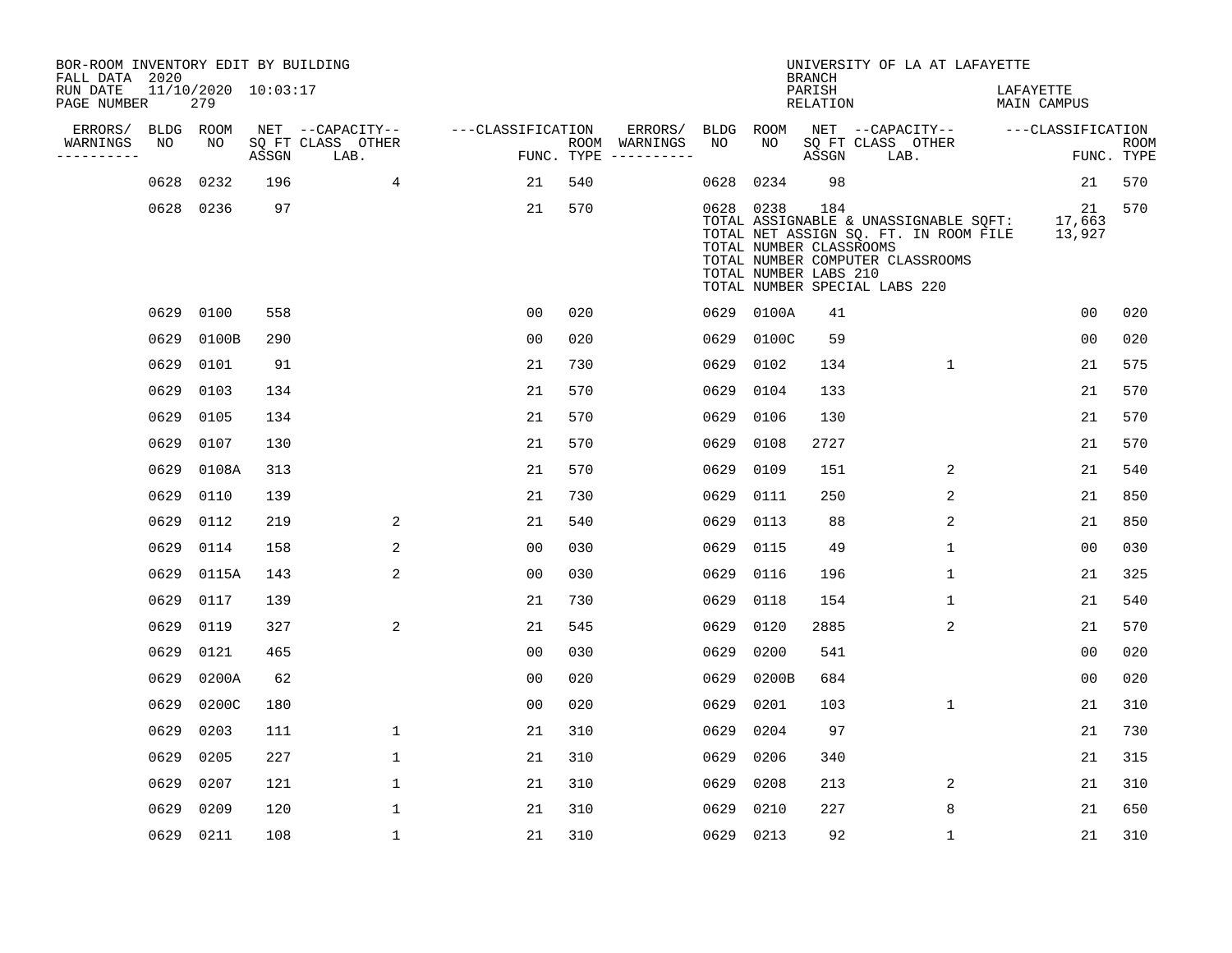BOR-ROOM INVENTORY EDIT BY BUILDING
FALL DATA 2020
RUN DATE 11/10/2020 10:03:17
PAGE NUMBER 279

UNIVERSITY OF LA AT LAFAYETTE
BRANCH
PARISH LAFAYETTE
RELATION MAIN CAMPUS

| ERRORS/ WARNINGS | BLDG NO | ROOM NO | NET SQ FT ASSGN | CAPACITY CLASS LAB. | CAPACITY OTHER | CLASSIFICATION FUNC. | ROOM TYPE | ERRORS/ WARNINGS | BLDG NO | ROOM NO | NET SQ FT ASSGN | CAPACITY CLASS LAB. | CAPACITY OTHER | CLASSIFICATION FUNC. | ROOM TYPE |
|---|---|---|---|---|---|---|---|---|---|---|---|---|---|---|---|
| | 0628 | 0232 | 196 | | 4 | 21 | 540 | | 0628 | 0234 | 98 | | | 21 | 570 |
| | 0628 | 0236 | 97 | | | 21 | 570 | | 0628 | 0238 | 184 | | | 21 | 570 |

TOTAL ASSIGNABLE & UNASSIGNABLE SQFT: 17,663
TOTAL NET ASSIGN SQ. FT. IN ROOM FILE 13,927
TOTAL NUMBER CLASSROOMS
TOTAL NUMBER COMPUTER CLASSROOMS
TOTAL NUMBER LABS 210
TOTAL NUMBER SPECIAL LABS 220

| ERRORS/ WARNINGS | BLDG NO | ROOM NO | NET SQ FT ASSGN | CAPACITY CLASS LAB. | CAPACITY OTHER | CLASSIFICATION FUNC. | ROOM TYPE | ERRORS/ WARNINGS | BLDG NO | ROOM NO | NET SQ FT ASSGN | CAPACITY CLASS LAB. | CAPACITY OTHER | CLASSIFICATION FUNC. | ROOM TYPE |
|---|---|---|---|---|---|---|---|---|---|---|---|---|---|---|---|
| | 0629 | 0100 | 558 | | | 00 | 020 | | 0629 | 0100A | 41 | | | 00 | 020 |
| | 0629 | 0100B | 290 | | | 00 | 020 | | 0629 | 0100C | 59 | | | 00 | 020 |
| | 0629 | 0101 | 91 | | | 21 | 730 | | 0629 | 0102 | 134 | | 1 | 21 | 575 |
| | 0629 | 0103 | 134 | | | 21 | 570 | | 0629 | 0104 | 133 | | | 21 | 570 |
| | 0629 | 0105 | 134 | | | 21 | 570 | | 0629 | 0106 | 130 | | | 21 | 570 |
| | 0629 | 0107 | 130 | | | 21 | 570 | | 0629 | 0108 | 2727 | | | 21 | 570 |
| | 0629 | 0108A | 313 | | | 21 | 570 | | 0629 | 0109 | 151 | | 2 | 21 | 540 |
| | 0629 | 0110 | 139 | | | 21 | 730 | | 0629 | 0111 | 250 | | 2 | 21 | 850 |
| | 0629 | 0112 | 219 | | 2 | 21 | 540 | | 0629 | 0113 | 88 | | 2 | 21 | 850 |
| | 0629 | 0114 | 158 | | 2 | 00 | 030 | | 0629 | 0115 | 49 | | 1 | 00 | 030 |
| | 0629 | 0115A | 143 | | 2 | 00 | 030 | | 0629 | 0116 | 196 | | 1 | 21 | 325 |
| | 0629 | 0117 | 139 | | | 21 | 730 | | 0629 | 0118 | 154 | | 1 | 21 | 540 |
| | 0629 | 0119 | 327 | | 2 | 21 | 545 | | 0629 | 0120 | 2885 | | 2 | 21 | 570 |
| | 0629 | 0121 | 465 | | | 00 | 030 | | 0629 | 0200 | 541 | | | 00 | 020 |
| | 0629 | 0200A | 62 | | | 00 | 020 | | 0629 | 0200B | 684 | | | 00 | 020 |
| | 0629 | 0200C | 180 | | | 00 | 020 | | 0629 | 0201 | 103 | | 1 | 21 | 310 |
| | 0629 | 0203 | 111 | | 1 | 21 | 310 | | 0629 | 0204 | 97 | | | 21 | 730 |
| | 0629 | 0205 | 227 | | 1 | 21 | 310 | | 0629 | 0206 | 340 | | | 21 | 315 |
| | 0629 | 0207 | 121 | | 1 | 21 | 310 | | 0629 | 0208 | 213 | | 2 | 21 | 310 |
| | 0629 | 0209 | 120 | | 1 | 21 | 310 | | 0629 | 0210 | 227 | | 8 | 21 | 650 |
| | 0629 | 0211 | 108 | | 1 | 21 | 310 | | 0629 | 0213 | 92 | | 1 | 21 | 310 |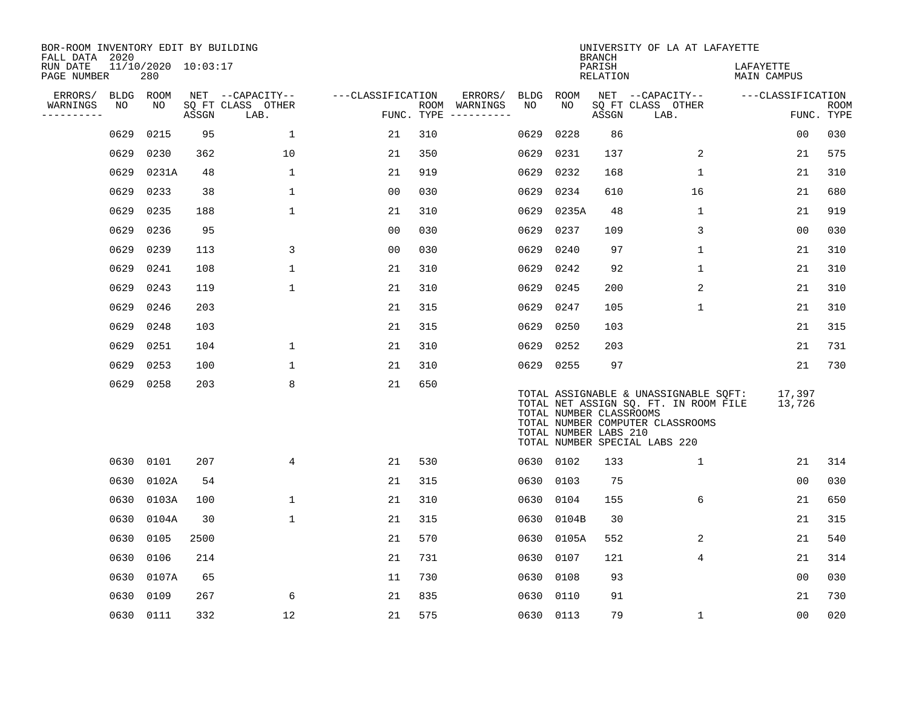BOR-ROOM INVENTORY EDIT BY BUILDING
FALL DATA 2020
RUN DATE 11/10/2020 10:03:17
PAGE NUMBER 280

UNIVERSITY OF LA AT LAFAYETTE
BRANCH
PARISH LAFAYETTE
RELATION MAIN CAMPUS

| ERRORS/ WARNINGS | BLDG NO | ROOM NO | NET SQ FT ASSGN | CAPACITY CLASS LAB. | CAPACITY OTHER | CLASSIFICATION FUNC. | ROOM TYPE | ERRORS/ WARNINGS | BLDG NO | ROOM NO | NET SQ FT ASSGN | CAPACITY CLASS LAB. | CAPACITY OTHER | CLASSIFICATION FUNC. | ROOM TYPE |
|---|---|---|---|---|---|---|---|---|---|---|---|---|---|---|---|
| | 0629 | 0215 | 95 | | 1 | 21 | 310 | | 0629 | 0228 | 86 | | | 00 | 030 |
| | 0629 | 0230 | 362 | | 10 | 21 | 350 | | 0629 | 0231 | 137 | | 2 | 21 | 575 |
| | 0629 | 0231A | 48 | | 1 | 21 | 919 | | 0629 | 0232 | 168 | | 1 | 21 | 310 |
| | 0629 | 0233 | 38 | | 1 | 00 | 030 | | 0629 | 0234 | 610 | | 16 | 21 | 680 |
| | 0629 | 0235 | 188 | | 1 | 21 | 310 | | 0629 | 0235A | 48 | | 1 | 21 | 919 |
| | 0629 | 0236 | 95 | | | 00 | 030 | | 0629 | 0237 | 109 | | 3 | 00 | 030 |
| | 0629 | 0239 | 113 | | 3 | 00 | 030 | | 0629 | 0240 | 97 | | 1 | 21 | 310 |
| | 0629 | 0241 | 108 | | 1 | 21 | 310 | | 0629 | 0242 | 92 | | 1 | 21 | 310 |
| | 0629 | 0243 | 119 | | 1 | 21 | 310 | | 0629 | 0245 | 200 | | 2 | 21 | 310 |
| | 0629 | 0246 | 203 | | | 21 | 315 | | 0629 | 0247 | 105 | | 1 | 21 | 310 |
| | 0629 | 0248 | 103 | | | 21 | 315 | | 0629 | 0250 | 103 | | | 21 | 315 |
| | 0629 | 0251 | 104 | | 1 | 21 | 310 | | 0629 | 0252 | 203 | | | 21 | 731 |
| | 0629 | 0253 | 100 | | 1 | 21 | 310 | | 0629 | 0255 | 97 | | | 21 | 730 |
| | 0629 | 0258 | 203 | | 8 | 21 | 650 | | | | | | | | |

TOTAL ASSIGNABLE & UNASSIGNABLE SQFT: 17,397
TOTAL NET ASSIGN SQ. FT. IN ROOM FILE 13,726
TOTAL NUMBER CLASSROOMS
TOTAL NUMBER COMPUTER CLASSROOMS
TOTAL NUMBER LABS 210
TOTAL NUMBER SPECIAL LABS 220

| ERRORS/ WARNINGS | BLDG NO | ROOM NO | NET SQ FT ASSGN | CAPACITY CLASS LAB. | CAPACITY OTHER | CLASSIFICATION FUNC. | ROOM TYPE | ERRORS/ WARNINGS | BLDG NO | ROOM NO | NET SQ FT ASSGN | CAPACITY CLASS LAB. | CAPACITY OTHER | CLASSIFICATION FUNC. | ROOM TYPE |
|---|---|---|---|---|---|---|---|---|---|---|---|---|---|---|---|
| | 0630 | 0101 | 207 | | 4 | 21 | 530 | | 0630 | 0102 | 133 | | 1 | 21 | 314 |
| | 0630 | 0102A | 54 | | | 21 | 315 | | 0630 | 0103 | 75 | | | 00 | 030 |
| | 0630 | 0103A | 100 | | 1 | 21 | 310 | | 0630 | 0104 | 155 | | 6 | 21 | 650 |
| | 0630 | 0104A | 30 | | 1 | 21 | 315 | | 0630 | 0104B | 30 | | | 21 | 315 |
| | 0630 | 0105 | 2500 | | | 21 | 570 | | 0630 | 0105A | 552 | | 2 | 21 | 540 |
| | 0630 | 0106 | 214 | | | 21 | 731 | | 0630 | 0107 | 121 | | 4 | 21 | 314 |
| | 0630 | 0107A | 65 | | | 11 | 730 | | 0630 | 0108 | 93 | | | 00 | 030 |
| | 0630 | 0109 | 267 | | 6 | 21 | 835 | | 0630 | 0110 | 91 | | | 21 | 730 |
| | 0630 | 0111 | 332 | | 12 | 21 | 575 | | 0630 | 0113 | 79 | | 1 | 00 | 020 |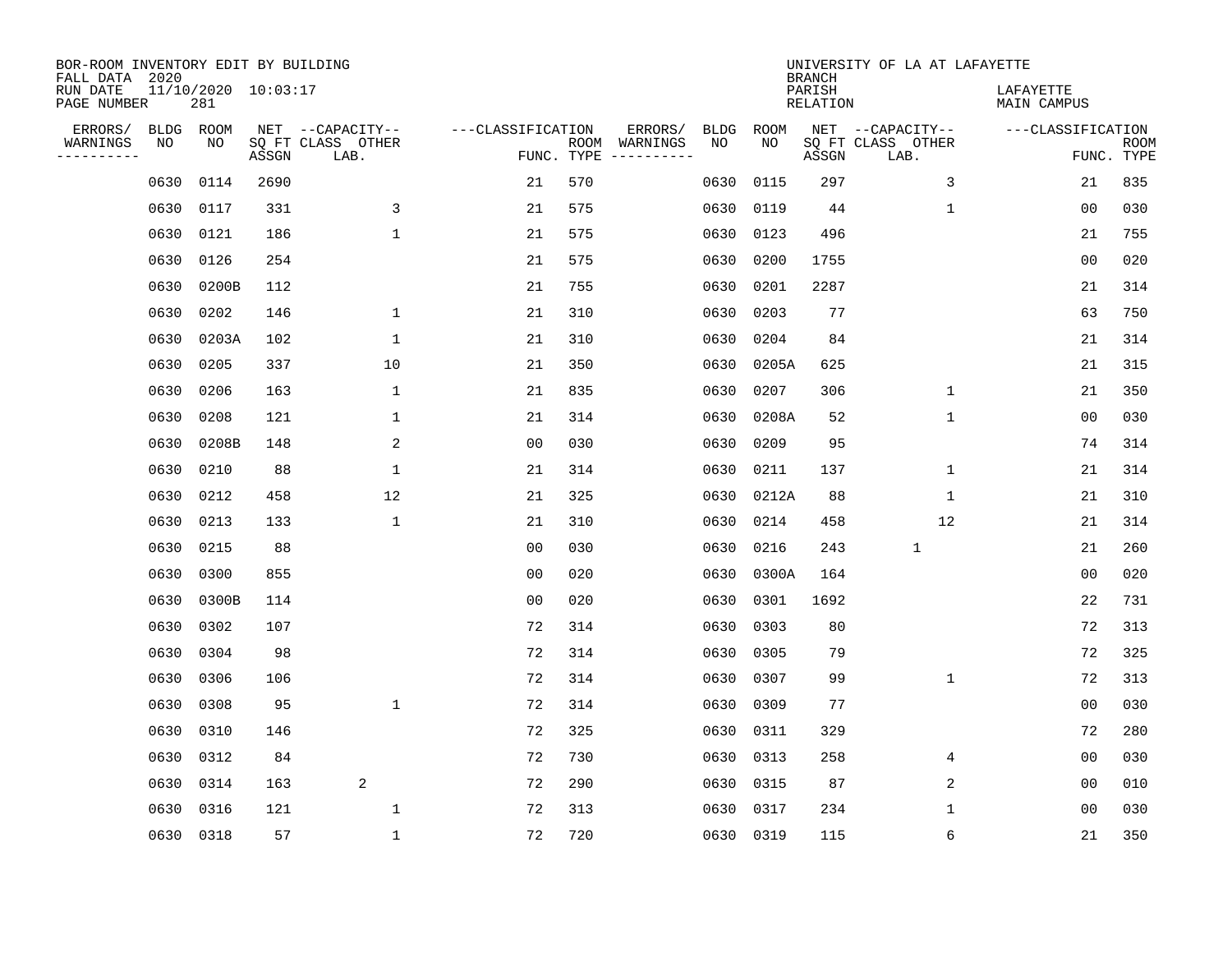BOR-ROOM INVENTORY EDIT BY BUILDING
FALL DATA 2020
RUN DATE 11/10/2020 10:03:17
PAGE NUMBER 281

UNIVERSITY OF LA AT LAFAYETTE
BRANCH
PARISH LAFAYETTE
RELATION MAIN CAMPUS

| ERRORS/ WARNINGS | BLDG NO | ROOM NO | NET SQ FT ASSGN | CAPACITY CLASS LAB. | CAPACITY OTHER | CLASSIFICATION FUNC. | ROOM TYPE | ERRORS/ WARNINGS | BLDG NO | ROOM NO | NET SQ FT ASSGN | CAPACITY CLASS LAB. | CAPACITY OTHER | CLASSIFICATION FUNC. | ROOM TYPE |
|---|---|---|---|---|---|---|---|---|---|---|---|---|---|---|---|
| | 0630 | 0114 | 2690 | | | 21 | 570 | | 0630 | 0115 | 297 | | 3 | 21 | 835 |
| | 0630 | 0117 | 331 | | 3 | 21 | 575 | | 0630 | 0119 | 44 | | 1 | 00 | 030 |
| | 0630 | 0121 | 186 | | 1 | 21 | 575 | | 0630 | 0123 | 496 | | | 21 | 755 |
| | 0630 | 0126 | 254 | | | 21 | 575 | | 0630 | 0200 | 1755 | | | 00 | 020 |
| | 0630 | 0200B | 112 | | | 21 | 755 | | 0630 | 0201 | 2287 | | | 21 | 314 |
| | 0630 | 0202 | 146 | | 1 | 21 | 310 | | 0630 | 0203 | 77 | | | 63 | 750 |
| | 0630 | 0203A | 102 | | 1 | 21 | 310 | | 0630 | 0204 | 84 | | | 21 | 314 |
| | 0630 | 0205 | 337 | | 10 | 21 | 350 | | 0630 | 0205A | 625 | | | 21 | 315 |
| | 0630 | 0206 | 163 | | 1 | 21 | 835 | | 0630 | 0207 | 306 | | 1 | 21 | 350 |
| | 0630 | 0208 | 121 | | 1 | 21 | 314 | | 0630 | 0208A | 52 | | 1 | 00 | 030 |
| | 0630 | 0208B | 148 | | 2 | 00 | 030 | | 0630 | 0209 | 95 | | | 74 | 314 |
| | 0630 | 0210 | 88 | | 1 | 21 | 314 | | 0630 | 0211 | 137 | | 1 | 21 | 314 |
| | 0630 | 0212 | 458 | | 12 | 21 | 325 | | 0630 | 0212A | 88 | | 1 | 21 | 310 |
| | 0630 | 0213 | 133 | | 1 | 21 | 310 | | 0630 | 0214 | 458 | | 12 | 21 | 314 |
| | 0630 | 0215 | 88 | | | 00 | 030 | | 0630 | 0216 | 243 | 1 | | 21 | 260 |
| | 0630 | 0300 | 855 | | | 00 | 020 | | 0630 | 0300A | 164 | | | 00 | 020 |
| | 0630 | 0300B | 114 | | | 00 | 020 | | 0630 | 0301 | 1692 | | | 22 | 731 |
| | 0630 | 0302 | 107 | | | 72 | 314 | | 0630 | 0303 | 80 | | | 72 | 313 |
| | 0630 | 0304 | 98 | | | 72 | 314 | | 0630 | 0305 | 79 | | | 72 | 325 |
| | 0630 | 0306 | 106 | | | 72 | 314 | | 0630 | 0307 | 99 | | 1 | 72 | 313 |
| | 0630 | 0308 | 95 | | 1 | 72 | 314 | | 0630 | 0309 | 77 | | | 00 | 030 |
| | 0630 | 0310 | 146 | | | 72 | 325 | | 0630 | 0311 | 329 | | | 72 | 280 |
| | 0630 | 0312 | 84 | | | 72 | 730 | | 0630 | 0313 | 258 | | 4 | 00 | 030 |
| | 0630 | 0314 | 163 | 2 | | 72 | 290 | | 0630 | 0315 | 87 | | 2 | 00 | 010 |
| | 0630 | 0316 | 121 | | 1 | 72 | 313 | | 0630 | 0317 | 234 | | 1 | 00 | 030 |
| | 0630 | 0318 | 57 | | 1 | 72 | 720 | | 0630 | 0319 | 115 | | 6 | 21 | 350 |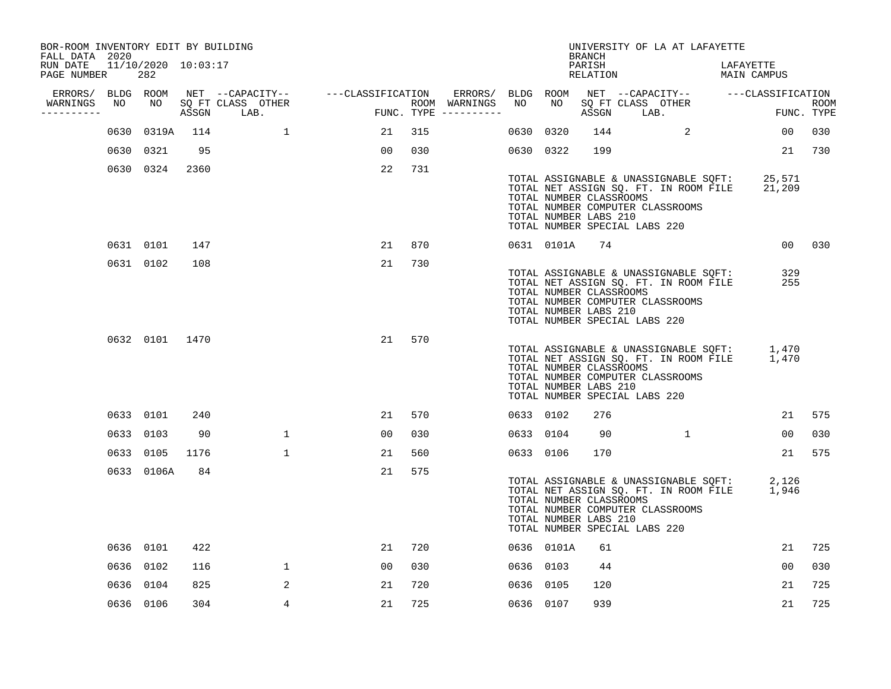BOR-ROOM INVENTORY EDIT BY BUILDING
FALL DATA 2020
RUN DATE 11/10/2020 10:03:17
PAGE NUMBER 282

UNIVERSITY OF LA AT LAFAYETTE
BRANCH
PARISH LAFAYETTE
RELATION MAIN CAMPUS

| ERRORS/ WARNINGS | BLDG NO | ROOM NO | NET SQ FT ASSGN | CAPACITY CLASS | CAPACITY OTHER LAB. | FUNC. | ROOM TYPE | ERRORS/ WARNINGS | BLDG NO | ROOM NO | NET SQ FT ASSGN | CAPACITY CLASS | CAPACITY OTHER LAB. | FUNC. | ROOM TYPE |
|---|---|---|---|---|---|---|---|---|---|---|---|---|---|---|---|
| | 0630 | 0319A | 114 | | 1 | 21 | 315 | | 0630 | 0320 | 144 | | 2 | 00 | 030 |
| | 0630 | 0321 | 95 | | | 00 | 030 | | 0630 | 0322 | 199 | | | 21 | 730 |
| | 0630 | 0324 | 2360 | | | 22 | 731 | | | | | | | | |

TOTAL ASSIGNABLE & UNASSIGNABLE SQFT: 25,571
TOTAL NET ASSIGN SQ. FT. IN ROOM FILE 21,209
TOTAL NUMBER CLASSROOMS
TOTAL NUMBER COMPUTER CLASSROOMS
TOTAL NUMBER LABS 210
TOTAL NUMBER SPECIAL LABS 220

| ERRORS/ WARNINGS | BLDG NO | ROOM NO | NET SQ FT ASSGN | CAPACITY CLASS | CAPACITY OTHER LAB. | FUNC. | ROOM TYPE | ERRORS/ WARNINGS | BLDG NO | ROOM NO | NET SQ FT ASSGN | CAPACITY CLASS | CAPACITY OTHER LAB. | FUNC. | ROOM TYPE |
|---|---|---|---|---|---|---|---|---|---|---|---|---|---|---|---|
| | 0631 | 0101 | 147 | | | 21 | 870 | | 0631 | 0101A | 74 | | | 00 | 030 |
| | 0631 | 0102 | 108 | | | 21 | 730 | | | | | | | | |

TOTAL ASSIGNABLE & UNASSIGNABLE SQFT: 329
TOTAL NET ASSIGN SQ. FT. IN ROOM FILE 255
TOTAL NUMBER CLASSROOMS
TOTAL NUMBER COMPUTER CLASSROOMS
TOTAL NUMBER LABS 210
TOTAL NUMBER SPECIAL LABS 220

| ERRORS/ WARNINGS | BLDG NO | ROOM NO | NET SQ FT ASSGN | CAPACITY CLASS | CAPACITY OTHER LAB. | FUNC. | ROOM TYPE | ERRORS/ WARNINGS | BLDG NO | ROOM NO | NET SQ FT ASSGN | CAPACITY CLASS | CAPACITY OTHER LAB. | FUNC. | ROOM TYPE |
|---|---|---|---|---|---|---|---|---|---|---|---|---|---|---|---|
| | 0632 | 0101 | 1470 | | | 21 | 570 | | | | | | | | |

TOTAL ASSIGNABLE & UNASSIGNABLE SQFT: 1,470
TOTAL NET ASSIGN SQ. FT. IN ROOM FILE 1,470
TOTAL NUMBER CLASSROOMS
TOTAL NUMBER COMPUTER CLASSROOMS
TOTAL NUMBER LABS 210
TOTAL NUMBER SPECIAL LABS 220

| ERRORS/ WARNINGS | BLDG NO | ROOM NO | NET SQ FT ASSGN | CAPACITY CLASS | CAPACITY OTHER LAB. | FUNC. | ROOM TYPE | ERRORS/ WARNINGS | BLDG NO | ROOM NO | NET SQ FT ASSGN | CAPACITY CLASS | CAPACITY OTHER LAB. | FUNC. | ROOM TYPE |
|---|---|---|---|---|---|---|---|---|---|---|---|---|---|---|---|
| | 0633 | 0101 | 240 | | | 21 | 570 | | 0633 | 0102 | 276 | | | 21 | 575 |
| | 0633 | 0103 | 90 | | 1 | 00 | 030 | | 0633 | 0104 | 90 | | 1 | 00 | 030 |
| | 0633 | 0105 | 1176 | | 1 | 21 | 560 | | 0633 | 0106 | 170 | | | 21 | 575 |
| | 0633 | 0106A | 84 | | | 21 | 575 | | | | | | | | |

TOTAL ASSIGNABLE & UNASSIGNABLE SQFT: 2,126
TOTAL NET ASSIGN SQ. FT. IN ROOM FILE 1,946
TOTAL NUMBER CLASSROOMS
TOTAL NUMBER COMPUTER CLASSROOMS
TOTAL NUMBER LABS 210
TOTAL NUMBER SPECIAL LABS 220

| ERRORS/ WARNINGS | BLDG NO | ROOM NO | NET SQ FT ASSGN | CAPACITY CLASS | CAPACITY OTHER LAB. | FUNC. | ROOM TYPE | ERRORS/ WARNINGS | BLDG NO | ROOM NO | NET SQ FT ASSGN | CAPACITY CLASS | CAPACITY OTHER LAB. | FUNC. | ROOM TYPE |
|---|---|---|---|---|---|---|---|---|---|---|---|---|---|---|---|
| | 0636 | 0101 | 422 | | | 21 | 720 | | 0636 | 0101A | 61 | | | 21 | 725 |
| | 0636 | 0102 | 116 | | 1 | 00 | 030 | | 0636 | 0103 | 44 | | | 00 | 030 |
| | 0636 | 0104 | 825 | | 2 | 21 | 720 | | 0636 | 0105 | 120 | | | 21 | 725 |
| | 0636 | 0106 | 304 | | 4 | 21 | 725 | | 0636 | 0107 | 939 | | | 21 | 725 |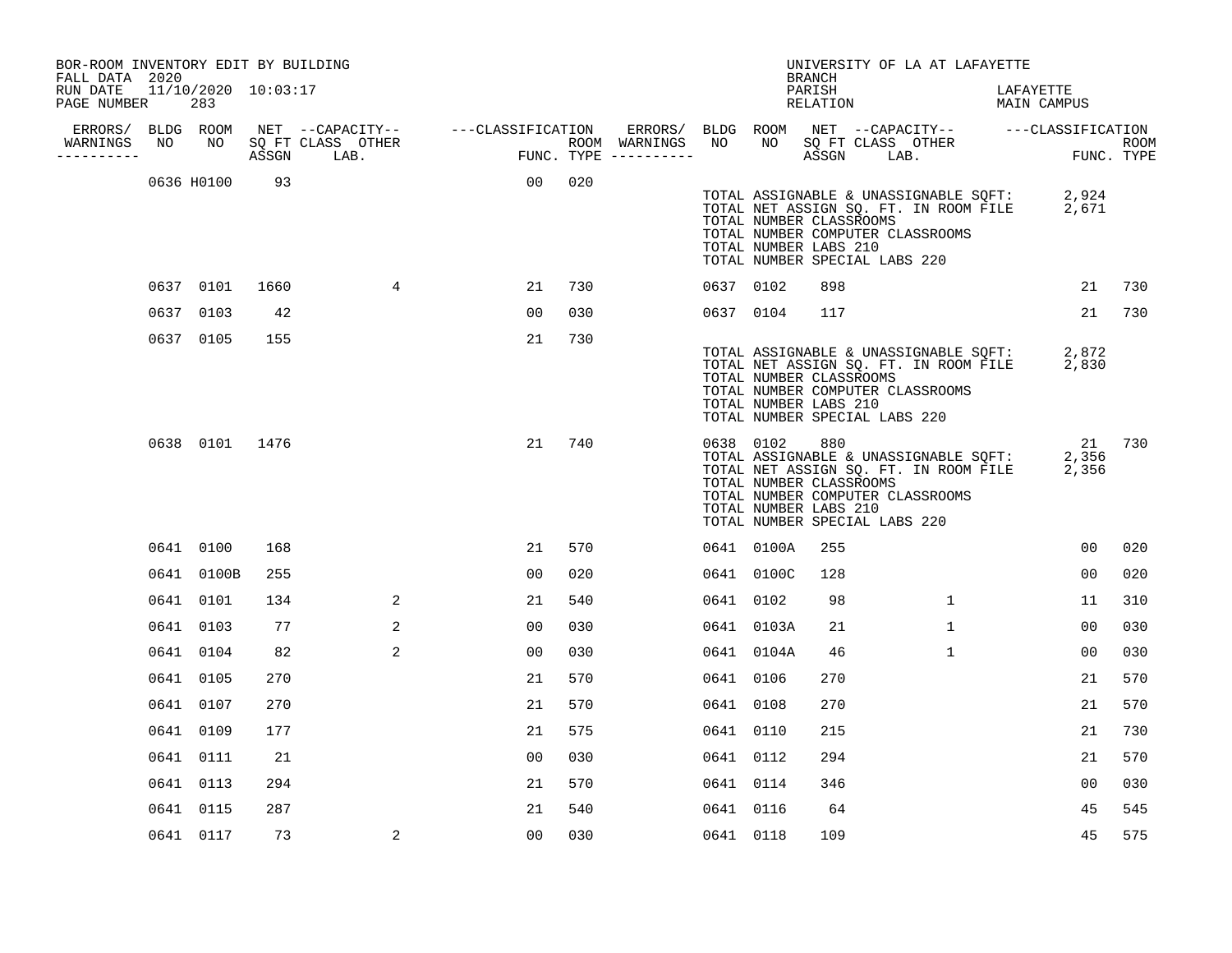BOR-ROOM INVENTORY EDIT BY BUILDING
FALL DATA 2020
RUN DATE 11/10/2020 10:03:17
PAGE NUMBER 283

UNIVERSITY OF LA AT LAFAYETTE
BRANCH
PARISH LAFAYETTE
RELATION MAIN CAMPUS

| ERRORS/ WARNINGS | BLDG NO | ROOM NO | NET SQ FT ASSGN | CAPACITY CLASS LAB. | CAPACITY OTHER | CLASSIFICATION FUNC. | ROOM TYPE | ERRORS/ WARNINGS | BLDG NO | ROOM NO | NET SQ FT ASSGN | CAPACITY CLASS LAB. | CAPACITY OTHER | CLASSIFICATION FUNC. | ROOM TYPE |
|---|---|---|---|---|---|---|---|---|---|---|---|---|---|---|---|
| | 0636 | H0100 | 93 | | | 00 | 020 | | | | | | | | |

TOTAL ASSIGNABLE & UNASSIGNABLE SQFT: 2,924
TOTAL NET ASSIGN SQ. FT. IN ROOM FILE 2,671
TOTAL NUMBER CLASSROOMS
TOTAL NUMBER COMPUTER CLASSROOMS
TOTAL NUMBER LABS 210
TOTAL NUMBER SPECIAL LABS 220

| ERRORS/ WARNINGS | BLDG NO | ROOM NO | NET SQ FT ASSGN | CAPACITY CLASS LAB. | CAPACITY OTHER | CLASSIFICATION FUNC. | ROOM TYPE | ERRORS/ WARNINGS | BLDG NO | ROOM NO | NET SQ FT ASSGN | CAPACITY CLASS LAB. | CAPACITY OTHER | CLASSIFICATION FUNC. | ROOM TYPE |
|---|---|---|---|---|---|---|---|---|---|---|---|---|---|---|---|
| | 0637 | 0101 | 1660 | | 4 | 21 | 730 | | 0637 | 0102 | 898 | | | 21 | 730 |
| | 0637 | 0103 | 42 | | | 00 | 030 | | 0637 | 0104 | 117 | | | 21 | 730 |
| | 0637 | 0105 | 155 | | | 21 | 730 | | | | | | | | |

TOTAL ASSIGNABLE & UNASSIGNABLE SQFT: 2,872
TOTAL NET ASSIGN SQ. FT. IN ROOM FILE 2,830
TOTAL NUMBER CLASSROOMS
TOTAL NUMBER COMPUTER CLASSROOMS
TOTAL NUMBER LABS 210
TOTAL NUMBER SPECIAL LABS 220

| ERRORS/ WARNINGS | BLDG NO | ROOM NO | NET SQ FT ASSGN | CAPACITY CLASS LAB. | CAPACITY OTHER | CLASSIFICATION FUNC. | ROOM TYPE | ERRORS/ WARNINGS | BLDG NO | ROOM NO | NET SQ FT ASSGN | CAPACITY CLASS LAB. | CAPACITY OTHER | CLASSIFICATION FUNC. | ROOM TYPE |
|---|---|---|---|---|---|---|---|---|---|---|---|---|---|---|---|
| | 0638 | 0101 | 1476 | | | 21 | 740 | | 0638 | 0102 | 880 | | | 21 | 730 |

TOTAL ASSIGNABLE & UNASSIGNABLE SQFT: 2,356
TOTAL NET ASSIGN SQ. FT. IN ROOM FILE 2,356
TOTAL NUMBER CLASSROOMS
TOTAL NUMBER COMPUTER CLASSROOMS
TOTAL NUMBER LABS 210
TOTAL NUMBER SPECIAL LABS 220

| ERRORS/ WARNINGS | BLDG NO | ROOM NO | NET SQ FT ASSGN | CAPACITY CLASS LAB. | CAPACITY OTHER | CLASSIFICATION FUNC. | ROOM TYPE | ERRORS/ WARNINGS | BLDG NO | ROOM NO | NET SQ FT ASSGN | CAPACITY CLASS LAB. | CAPACITY OTHER | CLASSIFICATION FUNC. | ROOM TYPE |
|---|---|---|---|---|---|---|---|---|---|---|---|---|---|---|---|
| | 0641 | 0100 | 168 | | | 21 | 570 | | 0641 | 0100A | 255 | | | 00 | 020 |
| | 0641 | 0100B | 255 | | | 00 | 020 | | 0641 | 0100C | 128 | | | 00 | 020 |
| | 0641 | 0101 | 134 | | 2 | 21 | 540 | | 0641 | 0102 | 98 | | 1 | 11 | 310 |
| | 0641 | 0103 | 77 | | 2 | 00 | 030 | | 0641 | 0103A | 21 | | 1 | 00 | 030 |
| | 0641 | 0104 | 82 | | 2 | 00 | 030 | | 0641 | 0104A | 46 | | 1 | 00 | 030 |
| | 0641 | 0105 | 270 | | | 21 | 570 | | 0641 | 0106 | 270 | | | 21 | 570 |
| | 0641 | 0107 | 270 | | | 21 | 570 | | 0641 | 0108 | 270 | | | 21 | 570 |
| | 0641 | 0109 | 177 | | | 21 | 575 | | 0641 | 0110 | 215 | | | 21 | 730 |
| | 0641 | 0111 | 21 | | | 00 | 030 | | 0641 | 0112 | 294 | | | 21 | 570 |
| | 0641 | 0113 | 294 | | | 21 | 570 | | 0641 | 0114 | 346 | | | 00 | 030 |
| | 0641 | 0115 | 287 | | | 21 | 540 | | 0641 | 0116 | 64 | | | 45 | 545 |
| | 0641 | 0117 | 73 | | 2 | 00 | 030 | | 0641 | 0118 | 109 | | | 45 | 575 |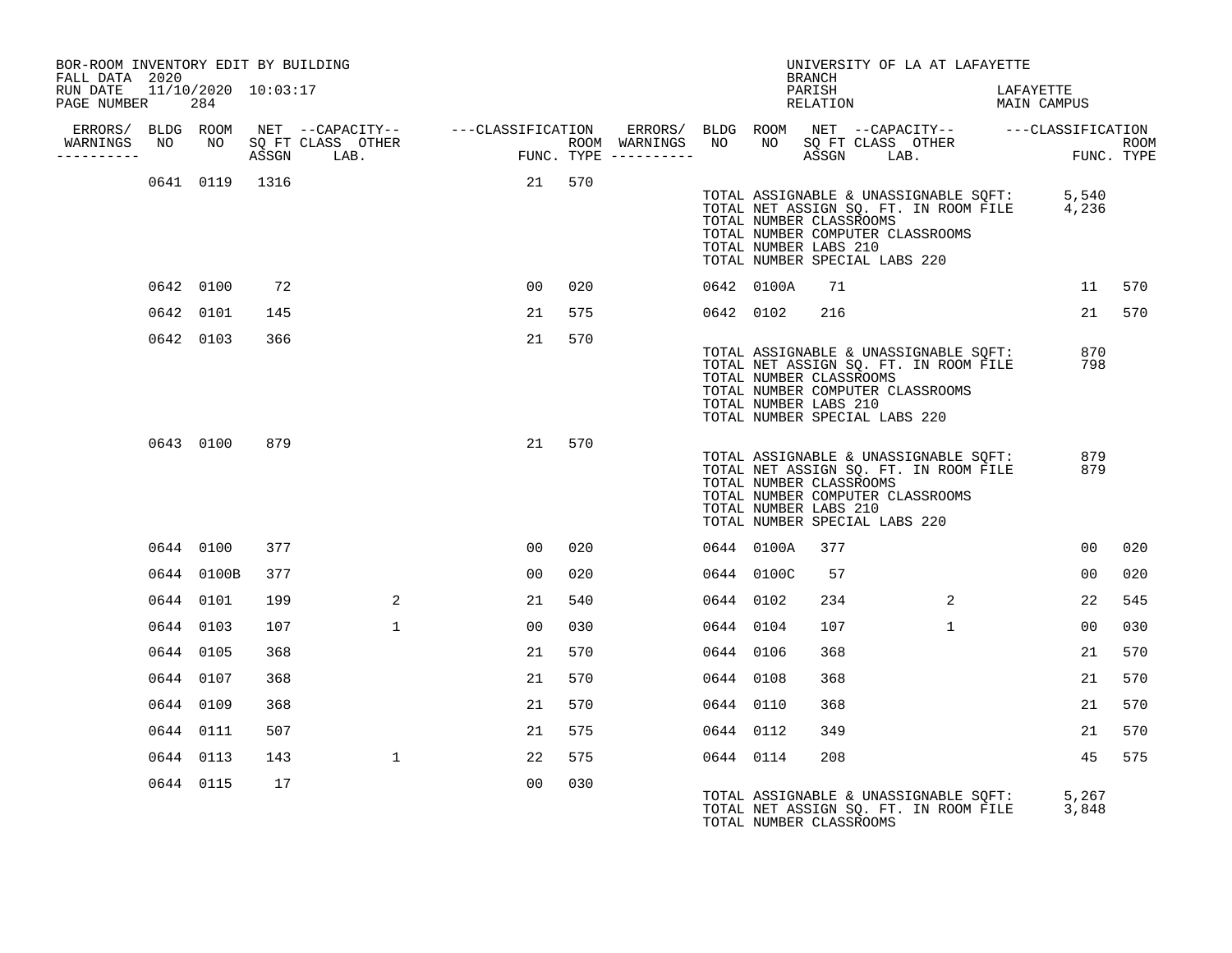BOR-ROOM INVENTORY EDIT BY BUILDING
FALL DATA 2020
RUN DATE 11/10/2020 10:03:17
PAGE NUMBER 284

UNIVERSITY OF LA AT LAFAYETTE
BRANCH
PARISH LAFAYETTE
RELATION MAIN CAMPUS

| ERRORS/ WARNINGS | BLDG NO | ROOM NO | NET SQ FT ASSGN | CAPACITY CLASS LAB. | CAPACITY OTHER | CLASSIFICATION FUNC. | ROOM TYPE | ERRORS/ WARNINGS | BLDG NO | ROOM NO | NET SQ FT ASSGN | CAPACITY CLASS LAB. | CAPACITY OTHER | CLASSIFICATION FUNC. | ROOM TYPE |
|---|---|---|---|---|---|---|---|---|---|---|---|---|---|---|---|
| | 0641 | 0119 | 1316 | | | 21 | 570 | | | | | | | | |

TOTAL ASSIGNABLE & UNASSIGNABLE SQFT: 5,540
TOTAL NET ASSIGN SQ. FT. IN ROOM FILE 4,236
TOTAL NUMBER CLASSROOMS
TOTAL NUMBER COMPUTER CLASSROOMS
TOTAL NUMBER LABS 210
TOTAL NUMBER SPECIAL LABS 220

| ERRORS/ WARNINGS | BLDG NO | ROOM NO | NET SQ FT ASSGN | CAPACITY CLASS LAB. | CAPACITY OTHER | CLASSIFICATION FUNC. | ROOM TYPE | ERRORS/ WARNINGS | BLDG NO | ROOM NO | NET SQ FT ASSGN | CAPACITY CLASS LAB. | CAPACITY OTHER | CLASSIFICATION FUNC. | ROOM TYPE |
|---|---|---|---|---|---|---|---|---|---|---|---|---|---|---|---|
| | 0642 | 0100 | 72 | | | 00 | 020 | | 0642 | 0100A | 71 | | | 11 | 570 |
| | 0642 | 0101 | 145 | | | 21 | 575 | | 0642 | 0102 | 216 | | | 21 | 570 |
| | 0642 | 0103 | 366 | | | 21 | 570 | | | | | | | | |

TOTAL ASSIGNABLE & UNASSIGNABLE SQFT: 870
TOTAL NET ASSIGN SQ. FT. IN ROOM FILE 798
TOTAL NUMBER CLASSROOMS
TOTAL NUMBER COMPUTER CLASSROOMS
TOTAL NUMBER LABS 210
TOTAL NUMBER SPECIAL LABS 220

| ERRORS/ WARNINGS | BLDG NO | ROOM NO | NET SQ FT ASSGN | CAPACITY CLASS LAB. | CAPACITY OTHER | CLASSIFICATION FUNC. | ROOM TYPE | ERRORS/ WARNINGS | BLDG NO | ROOM NO | NET SQ FT ASSGN | CAPACITY CLASS LAB. | CAPACITY OTHER | CLASSIFICATION FUNC. | ROOM TYPE |
|---|---|---|---|---|---|---|---|---|---|---|---|---|---|---|---|
| | 0643 | 0100 | 879 | | | 21 | 570 | | | | | | | | |

TOTAL ASSIGNABLE & UNASSIGNABLE SQFT: 879
TOTAL NET ASSIGN SQ. FT. IN ROOM FILE 879
TOTAL NUMBER CLASSROOMS
TOTAL NUMBER COMPUTER CLASSROOMS
TOTAL NUMBER LABS 210
TOTAL NUMBER SPECIAL LABS 220

| ERRORS/ WARNINGS | BLDG NO | ROOM NO | NET SQ FT ASSGN | CAPACITY CLASS LAB. | CAPACITY OTHER | CLASSIFICATION FUNC. | ROOM TYPE | ERRORS/ WARNINGS | BLDG NO | ROOM NO | NET SQ FT ASSGN | CAPACITY CLASS LAB. | CAPACITY OTHER | CLASSIFICATION FUNC. | ROOM TYPE |
|---|---|---|---|---|---|---|---|---|---|---|---|---|---|---|---|
| | 0644 | 0100 | 377 | | | 00 | 020 | | 0644 | 0100A | 377 | | | 00 | 020 |
| | 0644 | 0100B | 377 | | | 00 | 020 | | 0644 | 0100C | 57 | | | 00 | 020 |
| | 0644 | 0101 | 199 | | 2 | 21 | 540 | | 0644 | 0102 | 234 | | 2 | 22 | 545 |
| | 0644 | 0103 | 107 | | 1 | 00 | 030 | | 0644 | 0104 | 107 | | 1 | 00 | 030 |
| | 0644 | 0105 | 368 | | | 21 | 570 | | 0644 | 0106 | 368 | | | 21 | 570 |
| | 0644 | 0107 | 368 | | | 21 | 570 | | 0644 | 0108 | 368 | | | 21 | 570 |
| | 0644 | 0109 | 368 | | | 21 | 570 | | 0644 | 0110 | 368 | | | 21 | 570 |
| | 0644 | 0111 | 507 | | | 21 | 575 | | 0644 | 0112 | 349 | | | 21 | 570 |
| | 0644 | 0113 | 143 | | 1 | 22 | 575 | | 0644 | 0114 | 208 | | | 45 | 575 |
| | 0644 | 0115 | 17 | | | 00 | 030 | | | | | | | | |

TOTAL ASSIGNABLE & UNASSIGNABLE SQFT: 5,267
TOTAL NET ASSIGN SQ. FT. IN ROOM FILE 3,848
TOTAL NUMBER CLASSROOMS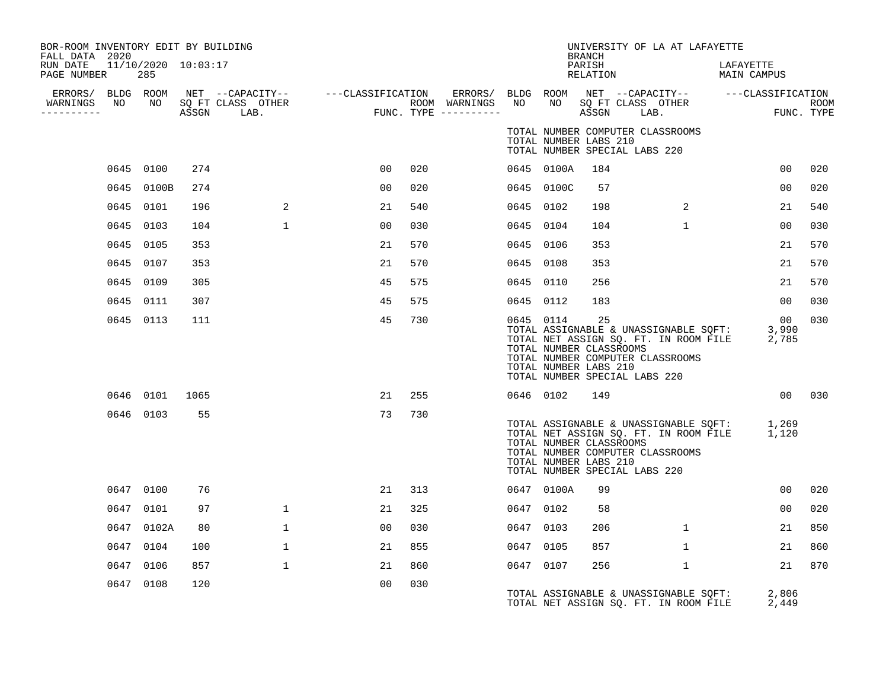BOR-ROOM INVENTORY EDIT BY BUILDING
FALL DATA 2020
RUN DATE 11/10/2020 10:03:17
PAGE NUMBER 285

UNIVERSITY OF LA AT LAFAYETTE
BRANCH
PARISH LAFAYETTE
RELATION MAIN CAMPUS

| ERRORS/ WARNINGS | BLDG NO | ROOM NO | NET SQ FT ASSGN | CAPACITY CLASS LAB. | CAPACITY OTHER | CLASSIFICATION FUNC. | ROOM TYPE | ERRORS/ WARNINGS | BLDG NO | ROOM NO | NET SQ FT ASSGN | CAPACITY CLASS LAB. | CAPACITY OTHER | CLASSIFICATION FUNC. | ROOM TYPE |
|---|---|---|---|---|---|---|---|---|---|---|---|---|---|---|---|
| | | | | | | | | | TOTAL NUMBER COMPUTER CLASSROOMS | | | | | | |
| | | | | | | | | | TOTAL NUMBER LABS 210 | | | | | | |
| | | | | | | | | | TOTAL NUMBER SPECIAL LABS 220 | | | | | | |
| | 0645 | 0100 | 274 | | | 00 | 020 | | 0645 | 0100A | 184 | | | 00 | 020 |
| | 0645 | 0100B | 274 | | | 00 | 020 | | 0645 | 0100C | 57 | | | 00 | 020 |
| | 0645 | 0101 | 196 | | 2 | 21 | 540 | | 0645 | 0102 | 198 | | 2 | 21 | 540 |
| | 0645 | 0103 | 104 | | 1 | 00 | 030 | | 0645 | 0104 | 104 | | 1 | 00 | 030 |
| | 0645 | 0105 | 353 | | | 21 | 570 | | 0645 | 0106 | 353 | | | 21 | 570 |
| | 0645 | 0107 | 353 | | | 21 | 570 | | 0645 | 0108 | 353 | | | 21 | 570 |
| | 0645 | 0109 | 305 | | | 45 | 575 | | 0645 | 0110 | 256 | | | 21 | 570 |
| | 0645 | 0111 | 307 | | | 45 | 575 | | 0645 | 0112 | 183 | | | 00 | 030 |
| | 0645 | 0113 | 111 | | | 45 | 730 | | 0645 | 0114 | 25 | | | 00 | 030 |
| | | | | | | | | | TOTAL ASSIGNABLE & UNASSIGNABLE SQFT: | | | | | 3,990 | |
| | | | | | | | | | TOTAL NET ASSIGN SQ. FT. IN ROOM FILE | | | | | 2,785 | |
| | | | | | | | | | TOTAL NUMBER CLASSROOMS | | | | | | |
| | | | | | | | | | TOTAL NUMBER COMPUTER CLASSROOMS | | | | | | |
| | | | | | | | | | TOTAL NUMBER LABS 210 | | | | | | |
| | | | | | | | | | TOTAL NUMBER SPECIAL LABS 220 | | | | | | |
| | 0646 | 0101 | 1065 | | | 21 | 255 | | 0646 | 0102 | 149 | | | 00 | 030 |
| | 0646 | 0103 | 55 | | | 73 | 730 | | | | | | | | |
| | | | | | | | | | TOTAL ASSIGNABLE & UNASSIGNABLE SQFT: | | | | | 1,269 | |
| | | | | | | | | | TOTAL NET ASSIGN SQ. FT. IN ROOM FILE | | | | | 1,120 | |
| | | | | | | | | | TOTAL NUMBER CLASSROOMS | | | | | | |
| | | | | | | | | | TOTAL NUMBER COMPUTER CLASSROOMS | | | | | | |
| | | | | | | | | | TOTAL NUMBER LABS 210 | | | | | | |
| | | | | | | | | | TOTAL NUMBER SPECIAL LABS 220 | | | | | | |
| | 0647 | 0100 | 76 | | | 21 | 313 | | 0647 | 0100A | 99 | | | 00 | 020 |
| | 0647 | 0101 | 97 | | 1 | 21 | 325 | | 0647 | 0102 | 58 | | | 00 | 020 |
| | 0647 | 0102A | 80 | | 1 | 00 | 030 | | 0647 | 0103 | 206 | | 1 | 21 | 850 |
| | 0647 | 0104 | 100 | | 1 | 21 | 855 | | 0647 | 0105 | 857 | | 1 | 21 | 860 |
| | 0647 | 0106 | 857 | | 1 | 21 | 860 | | 0647 | 0107 | 256 | | 1 | 21 | 870 |
| | 0647 | 0108 | 120 | | | 00 | 030 | | | | | | | | |
| | | | | | | | | | TOTAL ASSIGNABLE & UNASSIGNABLE SQFT: | | | | | 2,806 | |
| | | | | | | | | | TOTAL NET ASSIGN SQ. FT. IN ROOM FILE | | | | | 2,449 | |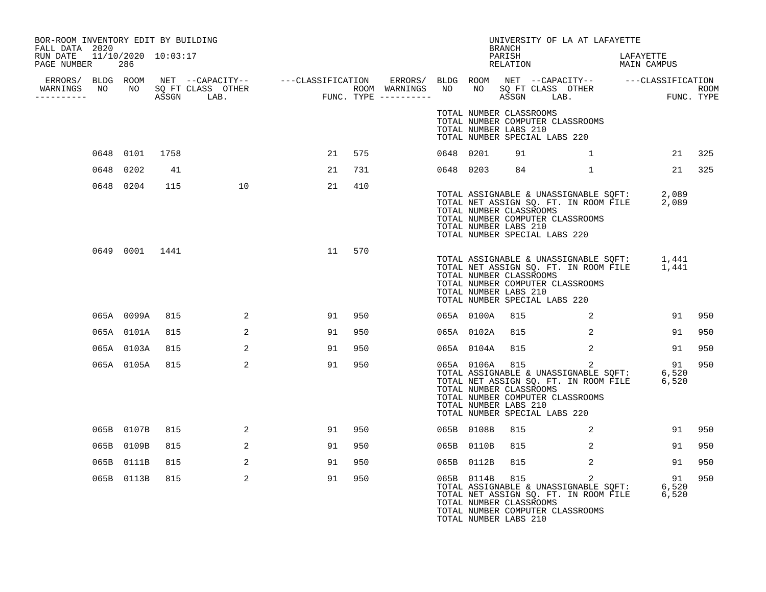BOR-ROOM INVENTORY EDIT BY BUILDING
FALL DATA 2020
RUN DATE 11/10/2020 10:03:17
PAGE NUMBER 286

UNIVERSITY OF LA AT LAFAYETTE
BRANCH
PARISH LAFAYETTE
RELATION MAIN CAMPUS

| ERRORS/ WARNINGS | BLDG NO | ROOM NO | NET SQ FT ASSGN | CAPACITY CLASS | CAPACITY LAB. | CAPACITY OTHER | CLASSIFICATION FUNC. | ROOM TYPE | ERRORS/ WARNINGS | BLDG NO | ROOM NO | NET SQ FT ASSGN | CAPACITY CLASS | CAPACITY LAB. | CAPACITY OTHER | CLASSIFICATION FUNC. | ROOM TYPE |
|---|---|---|---|---|---|---|---|---|---|---|---|---|---|---|---|---|---|
| | | | | | | | | | | TOTAL NUMBER CLASSROOMS | | | | | | | |
| | | | | | | | | | | TOTAL NUMBER COMPUTER CLASSROOMS | | | | | | | |
| | | | | | | | | | | TOTAL NUMBER LABS 210 | | | | | | | |
| | | | | | | | | | | TOTAL NUMBER SPECIAL LABS 220 | | | | | | | |
| | 0648 | 0101 | 1758 | | | | 21 | 575 | | 0648 | 0201 | 91 | | | 1 | 21 | 325 |
| | 0648 | 0202 | 41 | | | | 21 | 731 | | 0648 | 0203 | 84 | | | 1 | 21 | 325 |
| | 0648 | 0204 | 115 | | | 10 | 21 | 410 | | | | | | | | | |
| | | | | | | | | | | TOTAL ASSIGNABLE & UNASSIGNABLE SQFT: | | | | | | 2,089 | |
| | | | | | | | | | | TOTAL NET ASSIGN SQ. FT. IN ROOM FILE | | | | | | 2,089 | |
| | | | | | | | | | | TOTAL NUMBER CLASSROOMS | | | | | | | |
| | | | | | | | | | | TOTAL NUMBER COMPUTER CLASSROOMS | | | | | | | |
| | | | | | | | | | | TOTAL NUMBER LABS 210 | | | | | | | |
| | | | | | | | | | | TOTAL NUMBER SPECIAL LABS 220 | | | | | | | |
| | 0649 | 0001 | 1441 | | | | 11 | 570 | | | | | | | | | |
| | | | | | | | | | | TOTAL ASSIGNABLE & UNASSIGNABLE SQFT: | | | | | | 1,441 | |
| | | | | | | | | | | TOTAL NET ASSIGN SQ. FT. IN ROOM FILE | | | | | | 1,441 | |
| | | | | | | | | | | TOTAL NUMBER CLASSROOMS | | | | | | | |
| | | | | | | | | | | TOTAL NUMBER COMPUTER CLASSROOMS | | | | | | | |
| | | | | | | | | | | TOTAL NUMBER LABS 210 | | | | | | | |
| | | | | | | | | | | TOTAL NUMBER SPECIAL LABS 220 | | | | | | | |
| | 065A | 0099A | 815 | | | 2 | 91 | 950 | | 065A | 0100A | 815 | | | 2 | 91 | 950 |
| | 065A | 0101A | 815 | | | 2 | 91 | 950 | | 065A | 0102A | 815 | | | 2 | 91 | 950 |
| | 065A | 0103A | 815 | | | 2 | 91 | 950 | | 065A | 0104A | 815 | | | 2 | 91 | 950 |
| | 065A | 0105A | 815 | | | 2 | 91 | 950 | | 065A | 0106A | 815 | | | 2 | 91 | 950 |
| | | | | | | | | | | TOTAL ASSIGNABLE & UNASSIGNABLE SQFT: | | | | | | 6,520 | |
| | | | | | | | | | | TOTAL NET ASSIGN SQ. FT. IN ROOM FILE | | | | | | 6,520 | |
| | | | | | | | | | | TOTAL NUMBER CLASSROOMS | | | | | | | |
| | | | | | | | | | | TOTAL NUMBER COMPUTER CLASSROOMS | | | | | | | |
| | | | | | | | | | | TOTAL NUMBER LABS 210 | | | | | | | |
| | | | | | | | | | | TOTAL NUMBER SPECIAL LABS 220 | | | | | | | |
| | 065B | 0107B | 815 | | | 2 | 91 | 950 | | 065B | 0108B | 815 | | | 2 | 91 | 950 |
| | 065B | 0109B | 815 | | | 2 | 91 | 950 | | 065B | 0110B | 815 | | | 2 | 91 | 950 |
| | 065B | 0111B | 815 | | | 2 | 91 | 950 | | 065B | 0112B | 815 | | | 2 | 91 | 950 |
| | 065B | 0113B | 815 | | | 2 | 91 | 950 | | 065B | 0114B | 815 | | | 2 | 91 | 950 |
| | | | | | | | | | | TOTAL ASSIGNABLE & UNASSIGNABLE SQFT: | | | | | | 6,520 | |
| | | | | | | | | | | TOTAL NET ASSIGN SQ. FT. IN ROOM FILE | | | | | | 6,520 | |
| | | | | | | | | | | TOTAL NUMBER CLASSROOMS | | | | | | | |
| | | | | | | | | | | TOTAL NUMBER COMPUTER CLASSROOMS | | | | | | | |
| | | | | | | | | | | TOTAL NUMBER LABS 210 | | | | | | | |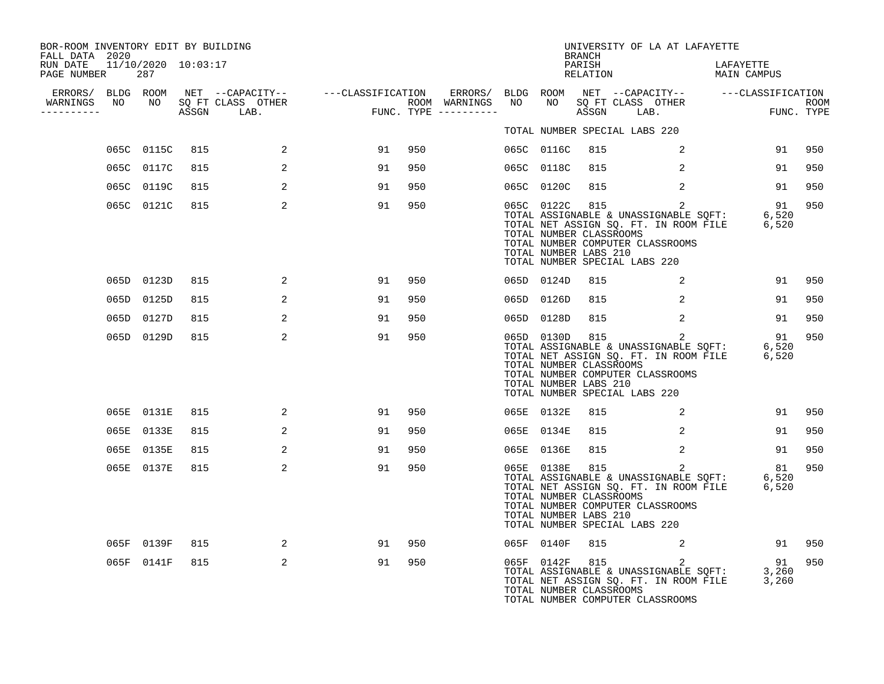BOR-ROOM INVENTORY EDIT BY BUILDING
FALL DATA 2020
RUN DATE 11/10/2020 10:03:17
PAGE NUMBER 287

UNIVERSITY OF LA AT LAFAYETTE
BRANCH
PARISH LAFAYETTE
RELATION MAIN CAMPUS

| ERRORS/ WARNINGS | BLDG NO | ROOM NO | NET SQ FT ASSGN | CAPACITY CLASS | CAPACITY OTHER LAB. | CLASSIFICATION FUNC. | ROOM TYPE | ERRORS/ WARNINGS | BLDG NO | ROOM NO | NET SQ FT ASSGN | CAPACITY CLASS | CAPACITY OTHER LAB. | CLASSIFICATION FUNC. | ROOM TYPE |
|---|---|---|---|---|---|---|---|---|---|---|---|---|---|---|---|
| | | | | | | | | | TOTAL NUMBER SPECIAL LABS 220 | | | | | | |
| | 065C | 0115C | 815 | | 2 | 91 | 950 | | 065C | 0116C | 815 | | 2 | 91 | 950 |
| | 065C | 0117C | 815 | | 2 | 91 | 950 | | 065C | 0118C | 815 | | 2 | 91 | 950 |
| | 065C | 0119C | 815 | | 2 | 91 | 950 | | 065C | 0120C | 815 | | 2 | 91 | 950 |
| | 065C | 0121C | 815 | | 2 | 91 | 950 | | 065C | 0122C | 815 | | 2 | 91 | 950 |
| | | | | | | | | | TOTAL ASSIGNABLE & UNASSIGNABLE SQFT: | | | | | 6,520 | |
| | | | | | | | | | TOTAL NET ASSIGN SQ. FT. IN ROOM FILE | | | | | 6,520 | |
| | | | | | | | | | TOTAL NUMBER CLASSROOMS | | | | | | |
| | | | | | | | | | TOTAL NUMBER COMPUTER CLASSROOMS | | | | | | |
| | | | | | | | | | TOTAL NUMBER LABS 210 | | | | | | |
| | | | | | | | | | TOTAL NUMBER SPECIAL LABS 220 | | | | | | |
| | 065D | 0123D | 815 | | 2 | 91 | 950 | | 065D | 0124D | 815 | | 2 | 91 | 950 |
| | 065D | 0125D | 815 | | 2 | 91 | 950 | | 065D | 0126D | 815 | | 2 | 91 | 950 |
| | 065D | 0127D | 815 | | 2 | 91 | 950 | | 065D | 0128D | 815 | | 2 | 91 | 950 |
| | 065D | 0129D | 815 | | 2 | 91 | 950 | | 065D | 0130D | 815 | | 2 | 91 | 950 |
| | | | | | | | | | TOTAL ASSIGNABLE & UNASSIGNABLE SQFT: | | | | | 6,520 | |
| | | | | | | | | | TOTAL NET ASSIGN SQ. FT. IN ROOM FILE | | | | | 6,520 | |
| | | | | | | | | | TOTAL NUMBER CLASSROOMS | | | | | | |
| | | | | | | | | | TOTAL NUMBER COMPUTER CLASSROOMS | | | | | | |
| | | | | | | | | | TOTAL NUMBER LABS 210 | | | | | | |
| | | | | | | | | | TOTAL NUMBER SPECIAL LABS 220 | | | | | | |
| | 065E | 0131E | 815 | | 2 | 91 | 950 | | 065E | 0132E | 815 | | 2 | 91 | 950 |
| | 065E | 0133E | 815 | | 2 | 91 | 950 | | 065E | 0134E | 815 | | 2 | 91 | 950 |
| | 065E | 0135E | 815 | | 2 | 91 | 950 | | 065E | 0136E | 815 | | 2 | 91 | 950 |
| | 065E | 0137E | 815 | | 2 | 91 | 950 | | 065E | 0138E | 815 | | 2 | 81 | 950 |
| | | | | | | | | | TOTAL ASSIGNABLE & UNASSIGNABLE SQFT: | | | | | 6,520 | |
| | | | | | | | | | TOTAL NET ASSIGN SQ. FT. IN ROOM FILE | | | | | 6,520 | |
| | | | | | | | | | TOTAL NUMBER CLASSROOMS | | | | | | |
| | | | | | | | | | TOTAL NUMBER COMPUTER CLASSROOMS | | | | | | |
| | | | | | | | | | TOTAL NUMBER LABS 210 | | | | | | |
| | | | | | | | | | TOTAL NUMBER SPECIAL LABS 220 | | | | | | |
| | 065F | 0139F | 815 | | 2 | 91 | 950 | | 065F | 0140F | 815 | | 2 | 91 | 950 |
| | 065F | 0141F | 815 | | 2 | 91 | 950 | | 065F | 0142F | 815 | | 2 | 91 | 950 |
| | | | | | | | | | TOTAL ASSIGNABLE & UNASSIGNABLE SQFT: | | | | | 3,260 | |
| | | | | | | | | | TOTAL NET ASSIGN SQ. FT. IN ROOM FILE | | | | | 3,260 | |
| | | | | | | | | | TOTAL NUMBER CLASSROOMS | | | | | | |
| | | | | | | | | | TOTAL NUMBER COMPUTER CLASSROOMS | | | | | | |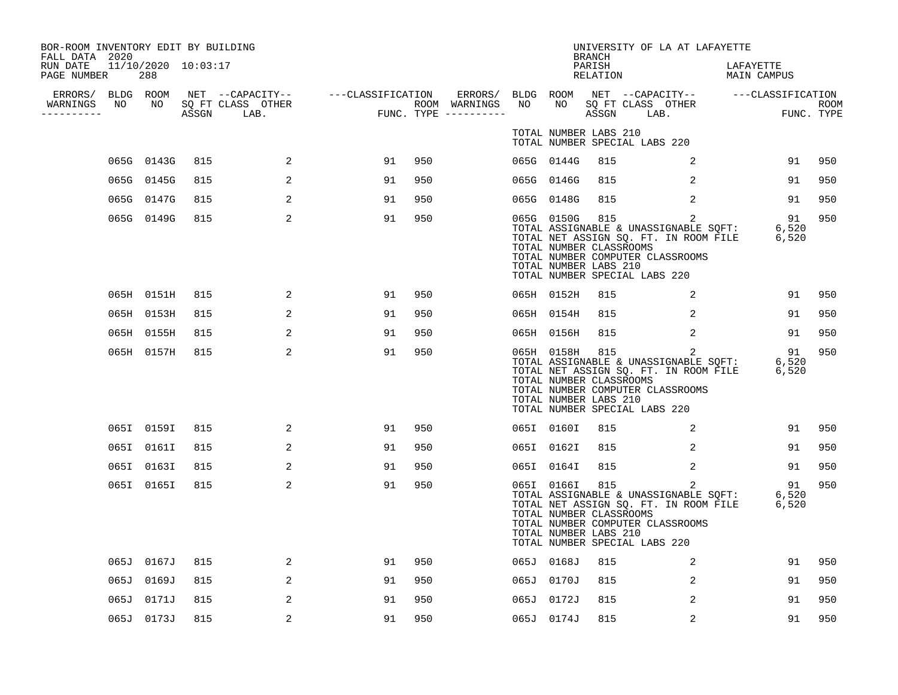BOR-ROOM INVENTORY EDIT BY BUILDING
FALL DATA 2020
RUN DATE 11/10/2020 10:03:17
PAGE NUMBER 288

UNIVERSITY OF LA AT LAFAYETTE
BRANCH
PARISH LAFAYETTE
RELATION MAIN CAMPUS

| ERRORS/ WARNINGS | BLDG NO | ROOM NO | NET SQ FT ASSGN | CAPACITY CLASS LAB. | CAPACITY OTHER | CLASSIFICATION FUNC. | ROOM TYPE | ERRORS/ WARNINGS | BLDG NO | ROOM NO | NET SQ FT ASSGN | CAPACITY CLASS LAB. | CAPACITY OTHER | CLASSIFICATION FUNC. | ROOM TYPE |
|---|---|---|---|---|---|---|---|---|---|---|---|---|---|---|---|
| | | | | | | | | | TOTAL NUMBER LABS 210 | | | | | | |
| | | | | | | | | | TOTAL NUMBER SPECIAL LABS 220 | | | | | | |
| | 065G | 0143G | 815 | | 2 | 91 | 950 | | 065G | 0144G | 815 | | 2 | 91 | 950 |
| | 065G | 0145G | 815 | | 2 | 91 | 950 | | 065G | 0146G | 815 | | 2 | 91 | 950 |
| | 065G | 0147G | 815 | | 2 | 91 | 950 | | 065G | 0148G | 815 | | 2 | 91 | 950 |
| | 065G | 0149G | 815 | | 2 | 91 | 950 | | 065G | 0150G | 815 | | 2 | 91 | 950 |
| | | | | | | | | | TOTAL ASSIGNABLE & UNASSIGNABLE SQFT: | | | | | 6,520 | |
| | | | | | | | | | TOTAL NET ASSIGN SQ. FT. IN ROOM FILE | | | | | 6,520 | |
| | | | | | | | | | TOTAL NUMBER CLASSROOMS | | | | | | |
| | | | | | | | | | TOTAL NUMBER COMPUTER CLASSROOMS | | | | | | |
| | | | | | | | | | TOTAL NUMBER LABS 210 | | | | | | |
| | | | | | | | | | TOTAL NUMBER SPECIAL LABS 220 | | | | | | |
| | 065H | 0151H | 815 | | 2 | 91 | 950 | | 065H | 0152H | 815 | | 2 | 91 | 950 |
| | 065H | 0153H | 815 | | 2 | 91 | 950 | | 065H | 0154H | 815 | | 2 | 91 | 950 |
| | 065H | 0155H | 815 | | 2 | 91 | 950 | | 065H | 0156H | 815 | | 2 | 91 | 950 |
| | 065H | 0157H | 815 | | 2 | 91 | 950 | | 065H | 0158H | 815 | | 2 | 91 | 950 |
| | | | | | | | | | TOTAL ASSIGNABLE & UNASSIGNABLE SQFT: | | | | | 6,520 | |
| | | | | | | | | | TOTAL NET ASSIGN SQ. FT. IN ROOM FILE | | | | | 6,520 | |
| | | | | | | | | | TOTAL NUMBER CLASSROOMS | | | | | | |
| | | | | | | | | | TOTAL NUMBER COMPUTER CLASSROOMS | | | | | | |
| | | | | | | | | | TOTAL NUMBER LABS 210 | | | | | | |
| | | | | | | | | | TOTAL NUMBER SPECIAL LABS 220 | | | | | | |
| | 065I | 0159I | 815 | | 2 | 91 | 950 | | 065I | 0160I | 815 | | 2 | 91 | 950 |
| | 065I | 0161I | 815 | | 2 | 91 | 950 | | 065I | 0162I | 815 | | 2 | 91 | 950 |
| | 065I | 0163I | 815 | | 2 | 91 | 950 | | 065I | 0164I | 815 | | 2 | 91 | 950 |
| | 065I | 0165I | 815 | | 2 | 91 | 950 | | 065I | 0166I | 815 | | 2 | 91 | 950 |
| | | | | | | | | | TOTAL ASSIGNABLE & UNASSIGNABLE SQFT: | | | | | 6,520 | |
| | | | | | | | | | TOTAL NET ASSIGN SQ. FT. IN ROOM FILE | | | | | 6,520 | |
| | | | | | | | | | TOTAL NUMBER CLASSROOMS | | | | | | |
| | | | | | | | | | TOTAL NUMBER COMPUTER CLASSROOMS | | | | | | |
| | | | | | | | | | TOTAL NUMBER LABS 210 | | | | | | |
| | | | | | | | | | TOTAL NUMBER SPECIAL LABS 220 | | | | | | |
| | 065J | 0167J | 815 | | 2 | 91 | 950 | | 065J | 0168J | 815 | | 2 | 91 | 950 |
| | 065J | 0169J | 815 | | 2 | 91 | 950 | | 065J | 0170J | 815 | | 2 | 91 | 950 |
| | 065J | 0171J | 815 | | 2 | 91 | 950 | | 065J | 0172J | 815 | | 2 | 91 | 950 |
| | 065J | 0173J | 815 | | 2 | 91 | 950 | | 065J | 0174J | 815 | | 2 | 91 | 950 |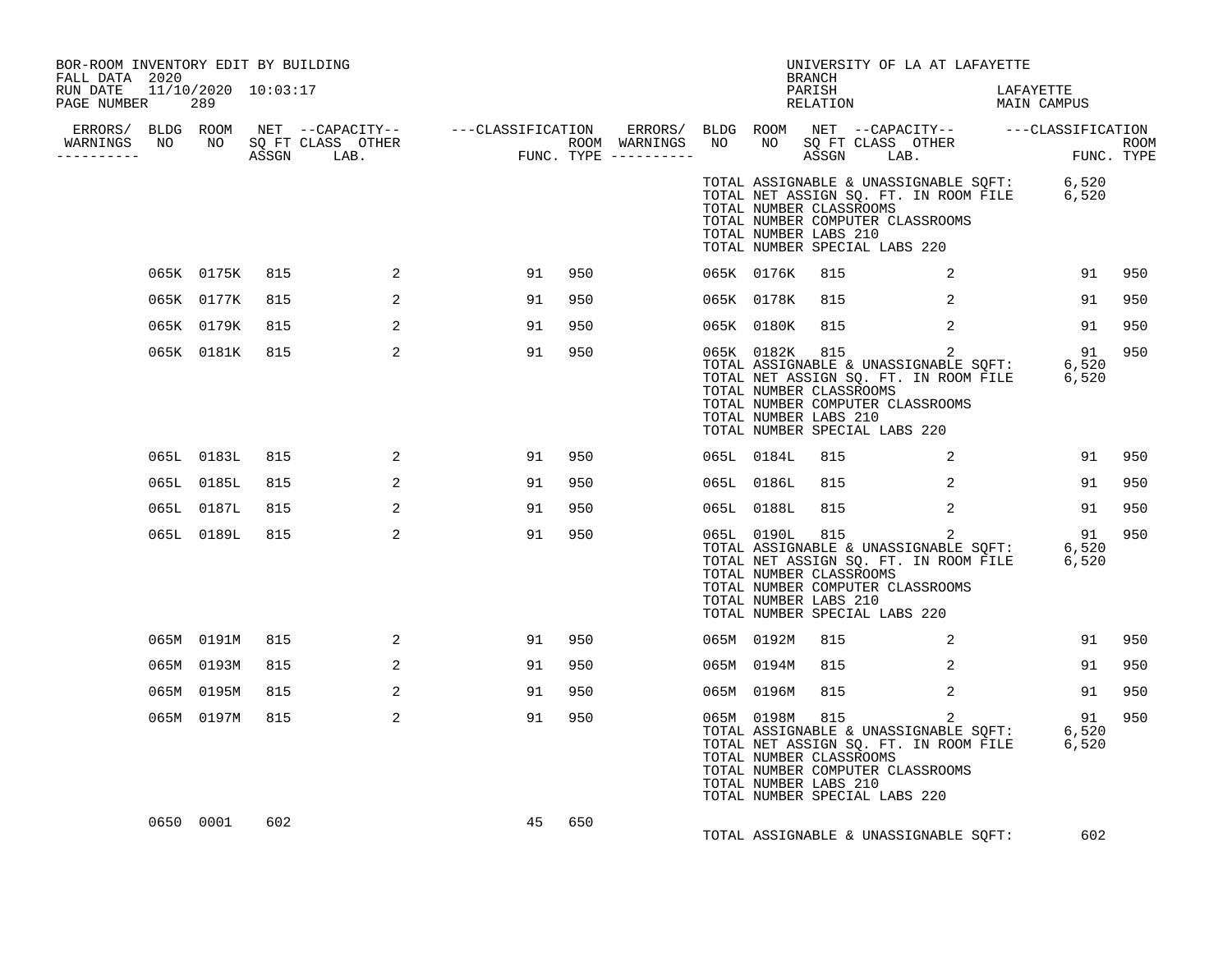BOR-ROOM INVENTORY EDIT BY BUILDING
FALL DATA 2020
RUN DATE 11/10/2020 10:03:17
PAGE NUMBER 289

UNIVERSITY OF LA AT LAFAYETTE
BRANCH
PARISH LAFAYETTE
RELATION MAIN CAMPUS

| ERRORS/ WARNINGS | BLDG NO | ROOM NO | NET SQ FT ASSGN | CAPACITY CLASS LAB. | CAPACITY OTHER | CLASSIFICATION FUNC. | ROOM TYPE | ERRORS/ WARNINGS | BLDG NO | ROOM NO | NET SQ FT ASSGN | CAPACITY CLASS LAB. | CAPACITY OTHER | CLASSIFICATION FUNC. | ROOM TYPE |
|---|---|---|---|---|---|---|---|---|---|---|---|---|---|---|---|
| | | | | | | | | | TOTAL ASSIGNABLE & UNASSIGNABLE SQFT: | | | | | 6,520 | |
| | | | | | | | | | TOTAL NET ASSIGN SQ. FT. IN ROOM FILE | | | | | 6,520 | |
| | | | | | | | | | TOTAL NUMBER CLASSROOMS | | | | | | |
| | | | | | | | | | TOTAL NUMBER COMPUTER CLASSROOMS | | | | | | |
| | | | | | | | | | TOTAL NUMBER LABS 210 | | | | | | |
| | | | | | | | | | TOTAL NUMBER SPECIAL LABS 220 | | | | | | |
| | 065K | 0175K | 815 | | 2 | 91 | 950 | | 065K | 0176K | 815 | | 2 | 91 | 950 |
| | 065K | 0177K | 815 | | 2 | 91 | 950 | | 065K | 0178K | 815 | | 2 | 91 | 950 |
| | 065K | 0179K | 815 | | 2 | 91 | 950 | | 065K | 0180K | 815 | | 2 | 91 | 950 |
| | 065K | 0181K | 815 | | 2 | 91 | 950 | | 065K | 0182K | 815 | | 2 | 91 | 950 |
| | | | | | | | | | TOTAL ASSIGNABLE & UNASSIGNABLE SQFT: | | | | | 6,520 | |
| | | | | | | | | | TOTAL NET ASSIGN SQ. FT. IN ROOM FILE | | | | | 6,520 | |
| | | | | | | | | | TOTAL NUMBER CLASSROOMS | | | | | | |
| | | | | | | | | | TOTAL NUMBER COMPUTER CLASSROOMS | | | | | | |
| | | | | | | | | | TOTAL NUMBER LABS 210 | | | | | | |
| | | | | | | | | | TOTAL NUMBER SPECIAL LABS 220 | | | | | | |
| | 065L | 0183L | 815 | | 2 | 91 | 950 | | 065L | 0184L | 815 | | 2 | 91 | 950 |
| | 065L | 0185L | 815 | | 2 | 91 | 950 | | 065L | 0186L | 815 | | 2 | 91 | 950 |
| | 065L | 0187L | 815 | | 2 | 91 | 950 | | 065L | 0188L | 815 | | 2 | 91 | 950 |
| | 065L | 0189L | 815 | | 2 | 91 | 950 | | 065L | 0190L | 815 | | 2 | 91 | 950 |
| | | | | | | | | | TOTAL ASSIGNABLE & UNASSIGNABLE SQFT: | | | | | 6,520 | |
| | | | | | | | | | TOTAL NET ASSIGN SQ. FT. IN ROOM FILE | | | | | 6,520 | |
| | | | | | | | | | TOTAL NUMBER CLASSROOMS | | | | | | |
| | | | | | | | | | TOTAL NUMBER COMPUTER CLASSROOMS | | | | | | |
| | | | | | | | | | TOTAL NUMBER LABS 210 | | | | | | |
| | | | | | | | | | TOTAL NUMBER SPECIAL LABS 220 | | | | | | |
| | 065M | 0191M | 815 | | 2 | 91 | 950 | | 065M | 0192M | 815 | | 2 | 91 | 950 |
| | 065M | 0193M | 815 | | 2 | 91 | 950 | | 065M | 0194M | 815 | | 2 | 91 | 950 |
| | 065M | 0195M | 815 | | 2 | 91 | 950 | | 065M | 0196M | 815 | | 2 | 91 | 950 |
| | 065M | 0197M | 815 | | 2 | 91 | 950 | | 065M | 0198M | 815 | | 2 | 91 | 950 |
| | | | | | | | | | TOTAL ASSIGNABLE & UNASSIGNABLE SQFT: | | | | | 6,520 | |
| | | | | | | | | | TOTAL NET ASSIGN SQ. FT. IN ROOM FILE | | | | | 6,520 | |
| | | | | | | | | | TOTAL NUMBER CLASSROOMS | | | | | | |
| | | | | | | | | | TOTAL NUMBER COMPUTER CLASSROOMS | | | | | | |
| | | | | | | | | | TOTAL NUMBER LABS 210 | | | | | | |
| | | | | | | | | | TOTAL NUMBER SPECIAL LABS 220 | | | | | | |
| | 0650 | 0001 | 602 | | | 45 | 650 | | | | | | | | |
| | | | | | | | | | TOTAL ASSIGNABLE & UNASSIGNABLE SQFT: | | | | | 602 | |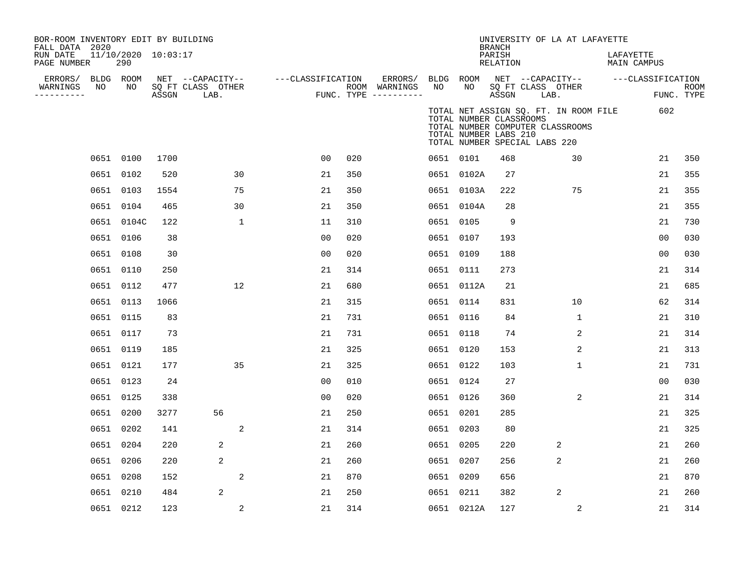BOR-ROOM INVENTORY EDIT BY BUILDING
FALL DATA 2020
RUN DATE 11/10/2020 10:03:17
PAGE NUMBER 290

UNIVERSITY OF LA AT LAFAYETTE
BRANCH
PARISH LAFAYETTE
RELATION MAIN CAMPUS

TOTAL NET ASSIGN SQ. FT. IN ROOM FILE 602
TOTAL NUMBER CLASSROOMS
TOTAL NUMBER COMPUTER CLASSROOMS
TOTAL NUMBER LABS 210
TOTAL NUMBER SPECIAL LABS 220

| ERRORS/ WARNINGS | BLDG NO | ROOM NO | NET SQ FT ASSGN | CAPACITY CLASS | CAPACITY LAB. | CAPACITY OTHER | FUNC. | ROOM TYPE | ERRORS/ WARNINGS | BLDG NO | ROOM NO | NET SQ FT ASSGN | CAPACITY CLASS | CAPACITY LAB. | CAPACITY OTHER | FUNC. | ROOM TYPE |
|---|---|---|---|---|---|---|---|---|---|---|---|---|---|---|---|---|---|
| | 0651 | 0100 | 1700 | | | | 00 | 020 | | 0651 | 0101 | 468 | | | 30 | 21 | 350 |
| | 0651 | 0102 | 520 | | | 30 | 21 | 350 | | 0651 | 0102A | 27 | | | | 21 | 355 |
| | 0651 | 0103 | 1554 | | | 75 | 21 | 350 | | 0651 | 0103A | 222 | | | 75 | 21 | 355 |
| | 0651 | 0104 | 465 | | | 30 | 21 | 350 | | 0651 | 0104A | 28 | | | | 21 | 355 |
| | 0651 | 0104C | 122 | | | 1 | 11 | 310 | | 0651 | 0105 | 9 | | | | 21 | 730 |
| | 0651 | 0106 | 38 | | | | 00 | 020 | | 0651 | 0107 | 193 | | | | 00 | 030 |
| | 0651 | 0108 | 30 | | | | 00 | 020 | | 0651 | 0109 | 188 | | | | 00 | 030 |
| | 0651 | 0110 | 250 | | | | 21 | 314 | | 0651 | 0111 | 273 | | | | 21 | 314 |
| | 0651 | 0112 | 477 | | | 12 | 21 | 680 | | 0651 | 0112A | 21 | | | | 21 | 685 |
| | 0651 | 0113 | 1066 | | | | 21 | 315 | | 0651 | 0114 | 831 | | | 10 | 62 | 314 |
| | 0651 | 0115 | 83 | | | | 21 | 731 | | 0651 | 0116 | 84 | | | 1 | 21 | 310 |
| | 0651 | 0117 | 73 | | | | 21 | 731 | | 0651 | 0118 | 74 | | | 2 | 21 | 314 |
| | 0651 | 0119 | 185 | | | | 21 | 325 | | 0651 | 0120 | 153 | | | 2 | 21 | 313 |
| | 0651 | 0121 | 177 | | | 35 | 21 | 325 | | 0651 | 0122 | 103 | | | 1 | 21 | 731 |
| | 0651 | 0123 | 24 | | | | 00 | 010 | | 0651 | 0124 | 27 | | | | 00 | 030 |
| | 0651 | 0125 | 338 | | | | 00 | 020 | | 0651 | 0126 | 360 | | | 2 | 21 | 314 |
| | 0651 | 0200 | 3277 | | 56 | | 21 | 250 | | 0651 | 0201 | 285 | | | | 21 | 325 |
| | 0651 | 0202 | 141 | | | 2 | 21 | 314 | | 0651 | 0203 | 80 | | | | 21 | 325 |
| | 0651 | 0204 | 220 | | 2 | | 21 | 260 | | 0651 | 0205 | 220 | | 2 | | 21 | 260 |
| | 0651 | 0206 | 220 | | 2 | | 21 | 260 | | 0651 | 0207 | 256 | | 2 | | 21 | 260 |
| | 0651 | 0208 | 152 | | | 2 | 21 | 870 | | 0651 | 0209 | 656 | | | | 21 | 870 |
| | 0651 | 0210 | 484 | | 2 | | 21 | 250 | | 0651 | 0211 | 382 | | 2 | | 21 | 260 |
| | 0651 | 0212 | 123 | | | 2 | 21 | 314 | | 0651 | 0212A | 127 | | | 2 | 21 | 314 |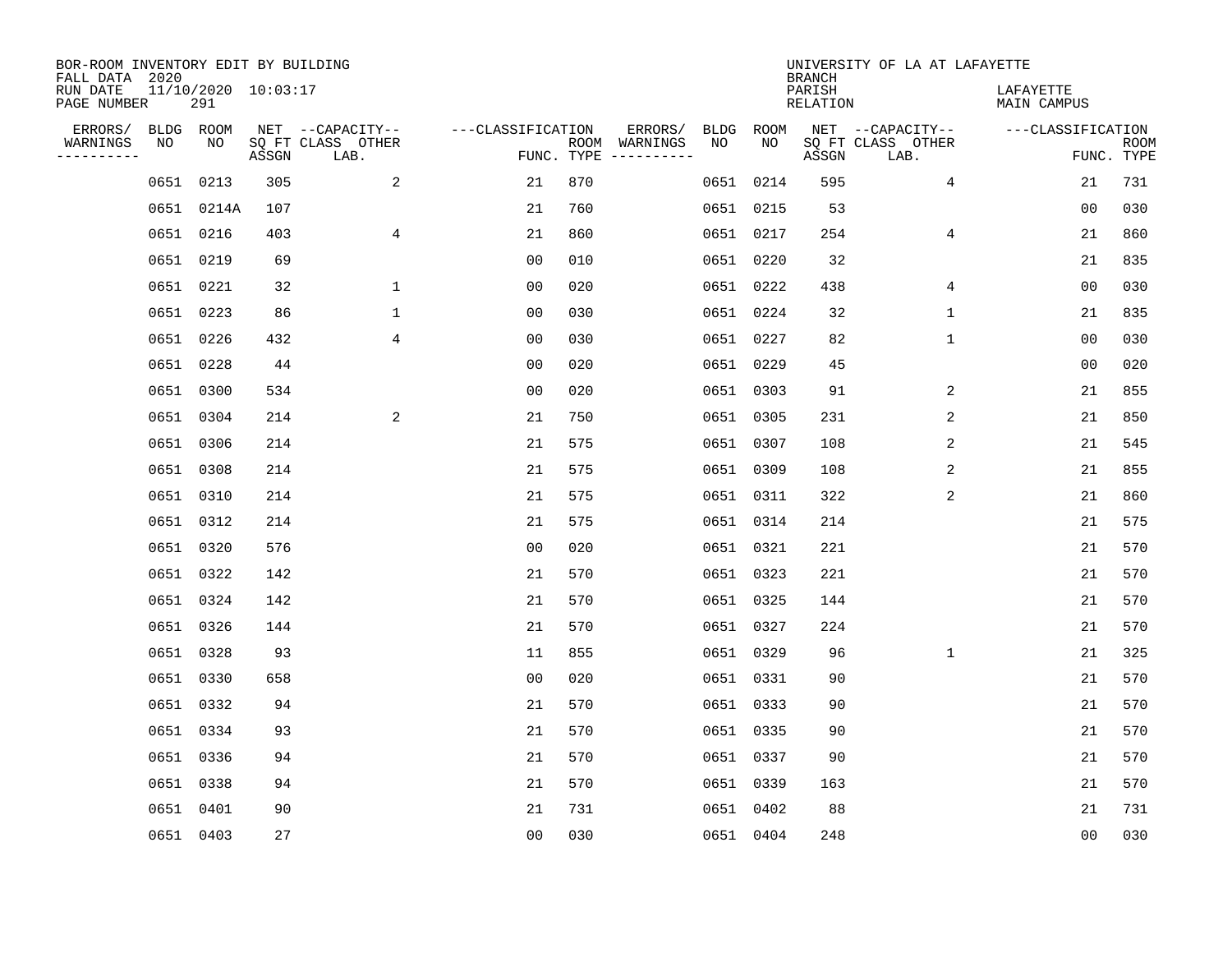BOR-ROOM INVENTORY EDIT BY BUILDING
FALL DATA 2020
RUN DATE 11/10/2020 10:03:17
PAGE NUMBER 291

UNIVERSITY OF LA AT LAFAYETTE
BRANCH
PARISH LAFAYETTE
RELATION MAIN CAMPUS

| ERRORS/ WARNINGS | BLDG NO | ROOM NO | NET SQ FT ASSGN | CAPACITY-- CLASS | OTHER LAB. | FUNC. | ROOM TYPE | ERRORS/ WARNINGS | BLDG NO | ROOM NO | NET SQ FT ASSGN | CAPACITY-- CLASS | OTHER LAB. | FUNC. | ROOM TYPE |
|---|---|---|---|---|---|---|---|---|---|---|---|---|---|---|---|
| | 0651 | 0213 | 305 | | 2 | 21 | 870 | | 0651 | 0214 | 595 | | 4 | 21 | 731 |
| | 0651 | 0214A | 107 | | | 21 | 760 | | 0651 | 0215 | 53 | | | 00 | 030 |
| | 0651 | 0216 | 403 | | 4 | 21 | 860 | | 0651 | 0217 | 254 | | 4 | 21 | 860 |
| | 0651 | 0219 | 69 | | | 00 | 010 | | 0651 | 0220 | 32 | | | 21 | 835 |
| | 0651 | 0221 | 32 | | 1 | 00 | 020 | | 0651 | 0222 | 438 | | 4 | 00 | 030 |
| | 0651 | 0223 | 86 | | 1 | 00 | 030 | | 0651 | 0224 | 32 | | 1 | 21 | 835 |
| | 0651 | 0226 | 432 | | 4 | 00 | 030 | | 0651 | 0227 | 82 | | 1 | 00 | 030 |
| | 0651 | 0228 | 44 | | | 00 | 020 | | 0651 | 0229 | 45 | | | 00 | 020 |
| | 0651 | 0300 | 534 | | | 00 | 020 | | 0651 | 0303 | 91 | | 2 | 21 | 855 |
| | 0651 | 0304 | 214 | | 2 | 21 | 750 | | 0651 | 0305 | 231 | | 2 | 21 | 850 |
| | 0651 | 0306 | 214 | | | 21 | 575 | | 0651 | 0307 | 108 | | 2 | 21 | 545 |
| | 0651 | 0308 | 214 | | | 21 | 575 | | 0651 | 0309 | 108 | | 2 | 21 | 855 |
| | 0651 | 0310 | 214 | | | 21 | 575 | | 0651 | 0311 | 322 | | 2 | 21 | 860 |
| | 0651 | 0312 | 214 | | | 21 | 575 | | 0651 | 0314 | 214 | | | 21 | 575 |
| | 0651 | 0320 | 576 | | | 00 | 020 | | 0651 | 0321 | 221 | | | 21 | 570 |
| | 0651 | 0322 | 142 | | | 21 | 570 | | 0651 | 0323 | 221 | | | 21 | 570 |
| | 0651 | 0324 | 142 | | | 21 | 570 | | 0651 | 0325 | 144 | | | 21 | 570 |
| | 0651 | 0326 | 144 | | | 21 | 570 | | 0651 | 0327 | 224 | | | 21 | 570 |
| | 0651 | 0328 | 93 | | | 11 | 855 | | 0651 | 0329 | 96 | | 1 | 21 | 325 |
| | 0651 | 0330 | 658 | | | 00 | 020 | | 0651 | 0331 | 90 | | | 21 | 570 |
| | 0651 | 0332 | 94 | | | 21 | 570 | | 0651 | 0333 | 90 | | | 21 | 570 |
| | 0651 | 0334 | 93 | | | 21 | 570 | | 0651 | 0335 | 90 | | | 21 | 570 |
| | 0651 | 0336 | 94 | | | 21 | 570 | | 0651 | 0337 | 90 | | | 21 | 570 |
| | 0651 | 0338 | 94 | | | 21 | 570 | | 0651 | 0339 | 163 | | | 21 | 570 |
| | 0651 | 0401 | 90 | | | 21 | 731 | | 0651 | 0402 | 88 | | | 21 | 731 |
| | 0651 | 0403 | 27 | | | 00 | 030 | | 0651 | 0404 | 248 | | | 00 | 030 |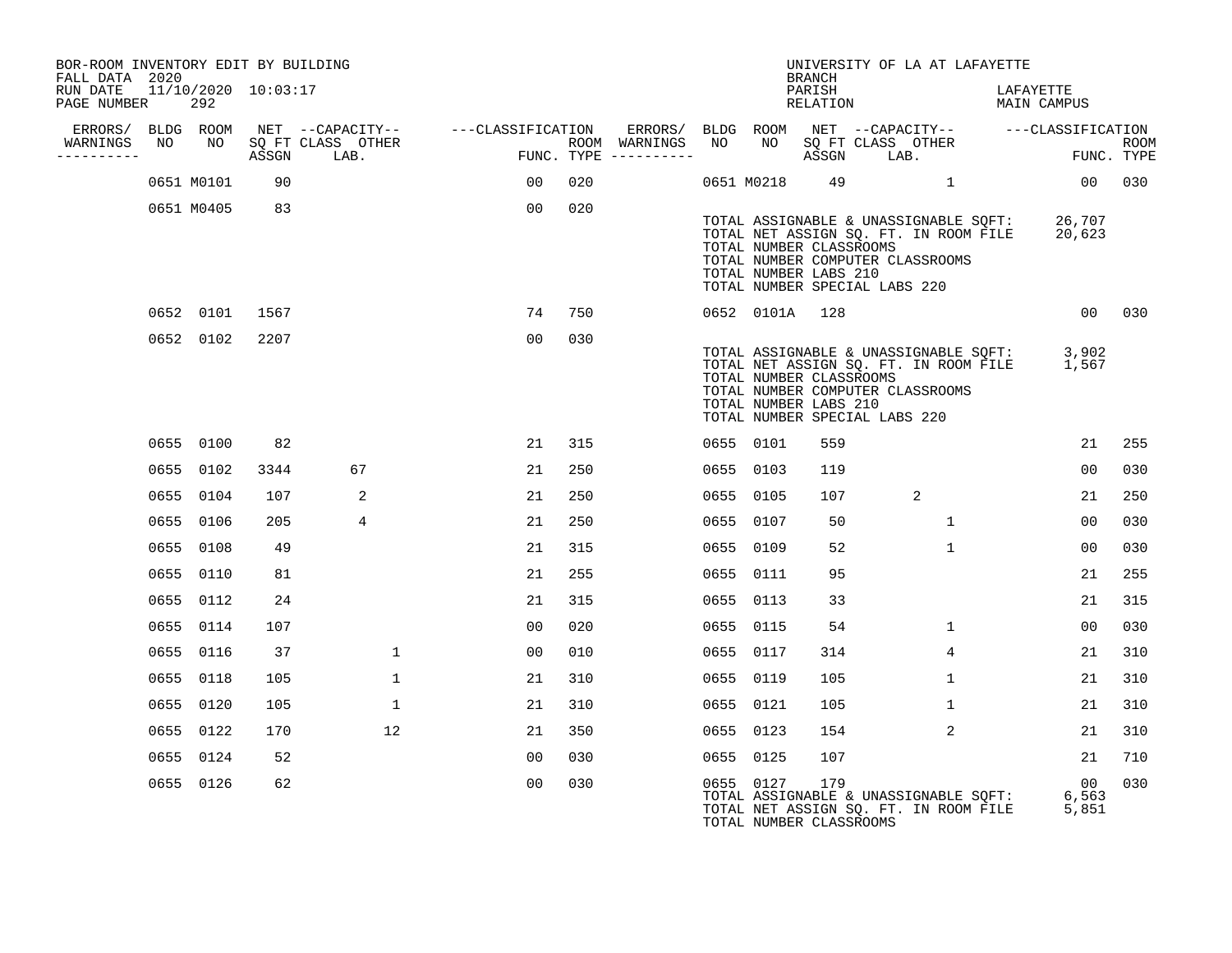BOR-ROOM INVENTORY EDIT BY BUILDING
FALL DATA 2020
RUN DATE 11/10/2020 10:03:17
PAGE NUMBER 292

UNIVERSITY OF LA AT LAFAYETTE
BRANCH
PARISH LAFAYETTE
RELATION MAIN CAMPUS

| ERRORS/ WARNINGS | BLDG NO | ROOM NO | NET SQ FT ASSGN | CAPACITY CLASS LAB. | CAPACITY OTHER | CLASSIFICATION FUNC. | ROOM TYPE | ERRORS/ WARNINGS | BLDG NO | ROOM NO | NET SQ FT ASSGN | CAPACITY CLASS LAB. | CAPACITY OTHER | CLASSIFICATION FUNC. | ROOM TYPE |
|---|---|---|---|---|---|---|---|---|---|---|---|---|---|---|---|
| | 0651 | M0101 | 90 | | | 00 | 020 | | 0651 | M0218 | 49 | | 1 | 00 | 030 |
| | 0651 | M0405 | 83 | | | 00 | 020 | | | | | | | | |

TOTAL ASSIGNABLE & UNASSIGNABLE SQFT: 26,707
TOTAL NET ASSIGN SQ. FT. IN ROOM FILE 20,623
TOTAL NUMBER CLASSROOMS
TOTAL NUMBER COMPUTER CLASSROOMS
TOTAL NUMBER LABS 210
TOTAL NUMBER SPECIAL LABS 220

| ERRORS/ WARNINGS | BLDG NO | ROOM NO | NET SQ FT ASSGN | CAPACITY CLASS LAB. | CAPACITY OTHER | CLASSIFICATION FUNC. | ROOM TYPE | ERRORS/ WARNINGS | BLDG NO | ROOM NO | NET SQ FT ASSGN | CAPACITY CLASS LAB. | CAPACITY OTHER | CLASSIFICATION FUNC. | ROOM TYPE |
|---|---|---|---|---|---|---|---|---|---|---|---|---|---|---|---|
| | 0652 | 0101 | 1567 | | | 74 | 750 | | 0652 | 0101A | 128 | | | 00 | 030 |
| | 0652 | 0102 | 2207 | | | 00 | 030 | | | | | | | | |

TOTAL ASSIGNABLE & UNASSIGNABLE SQFT: 3,902
TOTAL NET ASSIGN SQ. FT. IN ROOM FILE 1,567
TOTAL NUMBER CLASSROOMS
TOTAL NUMBER COMPUTER CLASSROOMS
TOTAL NUMBER LABS 210
TOTAL NUMBER SPECIAL LABS 220

| ERRORS/ WARNINGS | BLDG NO | ROOM NO | NET SQ FT ASSGN | CAPACITY CLASS LAB. | CAPACITY OTHER | CLASSIFICATION FUNC. | ROOM TYPE | ERRORS/ WARNINGS | BLDG NO | ROOM NO | NET SQ FT ASSGN | CAPACITY CLASS LAB. | CAPACITY OTHER | CLASSIFICATION FUNC. | ROOM TYPE |
|---|---|---|---|---|---|---|---|---|---|---|---|---|---|---|---|
| | 0655 | 0100 | 82 | | | 21 | 315 | | 0655 | 0101 | 559 | | | 21 | 255 |
| | 0655 | 0102 | 3344 | 67 | | 21 | 250 | | 0655 | 0103 | 119 | | | 00 | 030 |
| | 0655 | 0104 | 107 | 2 | | 21 | 250 | | 0655 | 0105 | 107 | 2 | | 21 | 250 |
| | 0655 | 0106 | 205 | 4 | | 21 | 250 | | 0655 | 0107 | 50 | | 1 | 00 | 030 |
| | 0655 | 0108 | 49 | | | 21 | 315 | | 0655 | 0109 | 52 | | 1 | 00 | 030 |
| | 0655 | 0110 | 81 | | | 21 | 255 | | 0655 | 0111 | 95 | | | 21 | 255 |
| | 0655 | 0112 | 24 | | | 21 | 315 | | 0655 | 0113 | 33 | | | 21 | 315 |
| | 0655 | 0114 | 107 | | | 00 | 020 | | 0655 | 0115 | 54 | | 1 | 00 | 030 |
| | 0655 | 0116 | 37 | | 1 | 00 | 010 | | 0655 | 0117 | 314 | | 4 | 21 | 310 |
| | 0655 | 0118 | 105 | | 1 | 21 | 310 | | 0655 | 0119 | 105 | | 1 | 21 | 310 |
| | 0655 | 0120 | 105 | | 1 | 21 | 310 | | 0655 | 0121 | 105 | | 1 | 21 | 310 |
| | 0655 | 0122 | 170 | | 12 | 21 | 350 | | 0655 | 0123 | 154 | | 2 | 21 | 310 |
| | 0655 | 0124 | 52 | | | 00 | 030 | | 0655 | 0125 | 107 | | | 21 | 710 |
| | 0655 | 0126 | 62 | | | 00 | 030 | | 0655 | 0127 | 179 | | | 00 | 030 |

TOTAL ASSIGNABLE & UNASSIGNABLE SQFT: 6,563
TOTAL NET ASSIGN SQ. FT. IN ROOM FILE 5,851
TOTAL NUMBER CLASSROOMS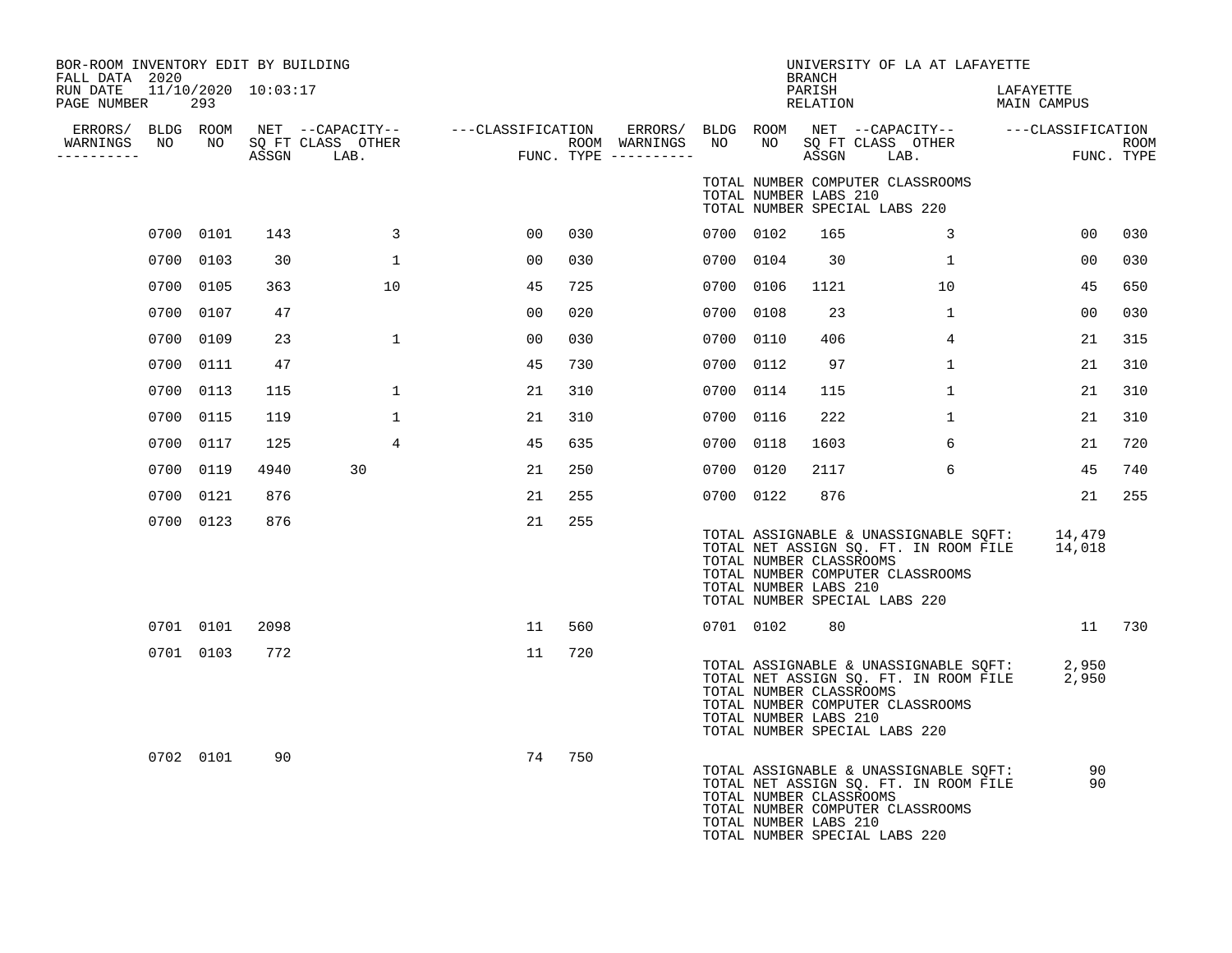BOR-ROOM INVENTORY EDIT BY BUILDING
FALL DATA 2020
RUN DATE 11/10/2020 10:03:17
PAGE NUMBER 293

UNIVERSITY OF LA AT LAFAYETTE
BRANCH
PARISH LAFAYETTE
RELATION MAIN CAMPUS

| ERRORS/ WARNINGS | BLDG NO | ROOM NO | NET SQ FT ASSGN | CAPACITY CLASS LAB. | CAPACITY OTHER | CLASSIFICATION FUNC. | ROOM TYPE | ERRORS/ WARNINGS | BLDG NO | ROOM NO | NET SQ FT ASSGN | CAPACITY CLASS LAB. | CAPACITY OTHER | CLASSIFICATION FUNC. | ROOM TYPE |
|---|---|---|---|---|---|---|---|---|---|---|---|---|---|---|---|
| | | | | | | | | | TOTAL NUMBER COMPUTER CLASSROOMS | | | | | | |
| | | | | | | | | | TOTAL NUMBER LABS 210 | | | | | | |
| | | | | | | | | | TOTAL NUMBER SPECIAL LABS 220 | | | | | | |
| | 0700 | 0101 | 143 | | 3 | 00 | 030 | | 0700 | 0102 | 165 | | 3 | 00 | 030 |
| | 0700 | 0103 | 30 | | 1 | 00 | 030 | | 0700 | 0104 | 30 | | 1 | 00 | 030 |
| | 0700 | 0105 | 363 | | 10 | 45 | 725 | | 0700 | 0106 | 1121 | | 10 | 45 | 650 |
| | 0700 | 0107 | 47 | | | 00 | 020 | | 0700 | 0108 | 23 | | 1 | 00 | 030 |
| | 0700 | 0109 | 23 | | 1 | 00 | 030 | | 0700 | 0110 | 406 | | 4 | 21 | 315 |
| | 0700 | 0111 | 47 | | | 45 | 730 | | 0700 | 0112 | 97 | | 1 | 21 | 310 |
| | 0700 | 0113 | 115 | | 1 | 21 | 310 | | 0700 | 0114 | 115 | | 1 | 21 | 310 |
| | 0700 | 0115 | 119 | | 1 | 21 | 310 | | 0700 | 0116 | 222 | | 1 | 21 | 310 |
| | 0700 | 0117 | 125 | | 4 | 45 | 635 | | 0700 | 0118 | 1603 | | 6 | 21 | 720 |
| | 0700 | 0119 | 4940 | 30 | | 21 | 250 | | 0700 | 0120 | 2117 | | 6 | 45 | 740 |
| | 0700 | 0121 | 876 | | | 21 | 255 | | 0700 | 0122 | 876 | | | 21 | 255 |
| | 0700 | 0123 | 876 | | | 21 | 255 | | | | | | | | |

TOTAL ASSIGNABLE & UNASSIGNABLE SQFT: 14,479
TOTAL NET ASSIGN SQ. FT. IN ROOM FILE 14,018
TOTAL NUMBER CLASSROOMS
TOTAL NUMBER COMPUTER CLASSROOMS
TOTAL NUMBER LABS 210
TOTAL NUMBER SPECIAL LABS 220

| ERRORS/ WARNINGS | BLDG NO | ROOM NO | NET SQ FT ASSGN | CAPACITY CLASS LAB. | CAPACITY OTHER | CLASSIFICATION FUNC. | ROOM TYPE | ERRORS/ WARNINGS | BLDG NO | ROOM NO | NET SQ FT ASSGN | CAPACITY CLASS LAB. | CAPACITY OTHER | CLASSIFICATION FUNC. | ROOM TYPE |
|---|---|---|---|---|---|---|---|---|---|---|---|---|---|---|---|
| | 0701 | 0101 | 2098 | | | 11 | 560 | | 0701 | 0102 | 80 | | | 11 | 730 |
| | 0701 | 0103 | 772 | | | 11 | 720 | | | | | | | | |

TOTAL ASSIGNABLE & UNASSIGNABLE SQFT: 2,950
TOTAL NET ASSIGN SQ. FT. IN ROOM FILE 2,950
TOTAL NUMBER CLASSROOMS
TOTAL NUMBER COMPUTER CLASSROOMS
TOTAL NUMBER LABS 210
TOTAL NUMBER SPECIAL LABS 220

| ERRORS/ WARNINGS | BLDG NO | ROOM NO | NET SQ FT ASSGN | CAPACITY CLASS LAB. | CAPACITY OTHER | CLASSIFICATION FUNC. | ROOM TYPE |
|---|---|---|---|---|---|---|---|
| | 0702 | 0101 | 90 | | | 74 | 750 |

TOTAL ASSIGNABLE & UNASSIGNABLE SQFT: 90
TOTAL NET ASSIGN SQ. FT. IN ROOM FILE 90
TOTAL NUMBER CLASSROOMS
TOTAL NUMBER COMPUTER CLASSROOMS
TOTAL NUMBER LABS 210
TOTAL NUMBER SPECIAL LABS 220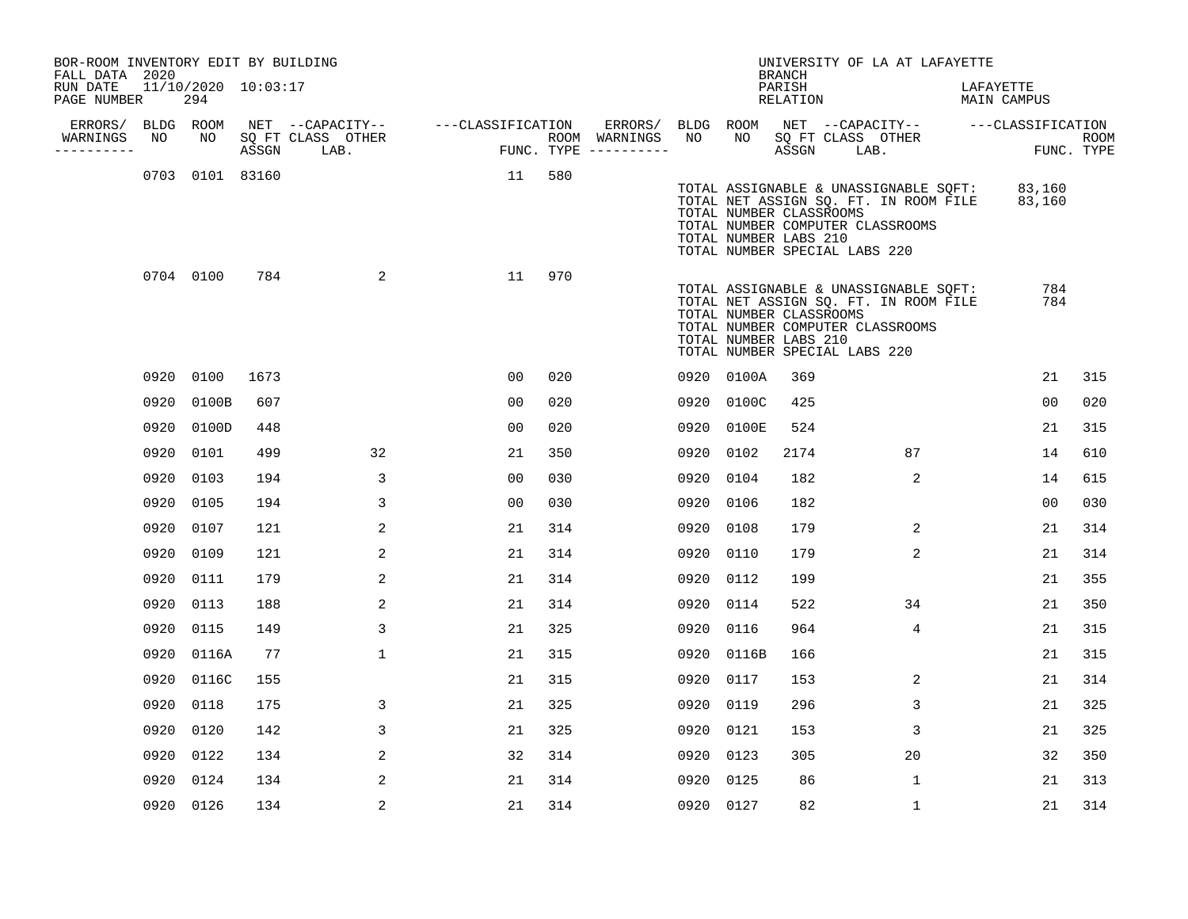BOR-ROOM INVENTORY EDIT BY BUILDING
FALL DATA 2020
RUN DATE 11/10/2020 10:03:17
PAGE NUMBER 294

UNIVERSITY OF LA AT LAFAYETTE
BRANCH
PARISH LAFAYETTE
RELATION MAIN CAMPUS

| ERRORS/ WARNINGS | BLDG NO | ROOM NO | NET SQ FT ASSGN | CAPACITY CLASS LAB. | CAPACITY OTHER | CLASSIFICATION FUNC. | ROOM TYPE | ERRORS/ WARNINGS | BLDG NO | ROOM NO | NET SQ FT ASSGN | CAPACITY CLASS LAB. | CAPACITY OTHER | CLASSIFICATION FUNC. | ROOM TYPE |
|---|---|---|---|---|---|---|---|---|---|---|---|---|---|---|---|
| | 0703 | 0101 | 83160 | | | 11 | 580 | | | | | | | | |

TOTAL ASSIGNABLE & UNASSIGNABLE SQFT: 83,160
TOTAL NET ASSIGN SQ. FT. IN ROOM FILE 83,160
TOTAL NUMBER CLASSROOMS
TOTAL NUMBER COMPUTER CLASSROOMS
TOTAL NUMBER LABS 210
TOTAL NUMBER SPECIAL LABS 220

| ERRORS/ WARNINGS | BLDG NO | ROOM NO | NET SQ FT ASSGN | CAPACITY CLASS LAB. | CAPACITY OTHER | CLASSIFICATION FUNC. | ROOM TYPE | ERRORS/ WARNINGS | BLDG NO | ROOM NO | NET SQ FT ASSGN | CAPACITY CLASS LAB. | CAPACITY OTHER | CLASSIFICATION FUNC. | ROOM TYPE |
|---|---|---|---|---|---|---|---|---|---|---|---|---|---|---|---|
| | 0704 | 0100 | 784 | | 2 | 11 | 970 | | | | | | | | |

TOTAL ASSIGNABLE & UNASSIGNABLE SQFT: 784
TOTAL NET ASSIGN SQ. FT. IN ROOM FILE 784
TOTAL NUMBER CLASSROOMS
TOTAL NUMBER COMPUTER CLASSROOMS
TOTAL NUMBER LABS 210
TOTAL NUMBER SPECIAL LABS 220

| ERRORS/ WARNINGS | BLDG NO | ROOM NO | NET SQ FT ASSGN | CAPACITY CLASS LAB. | CAPACITY OTHER | CLASSIFICATION FUNC. | ROOM TYPE | ERRORS/ WARNINGS | BLDG NO | ROOM NO | NET SQ FT ASSGN | CAPACITY CLASS LAB. | CAPACITY OTHER | CLASSIFICATION FUNC. | ROOM TYPE |
|---|---|---|---|---|---|---|---|---|---|---|---|---|---|---|---|
| | 0920 | 0100 | 1673 | | | 00 | 020 | | 0920 | 0100A | 369 | | | 21 | 315 |
| | 0920 | 0100B | 607 | | | 00 | 020 | | 0920 | 0100C | 425 | | | 00 | 020 |
| | 0920 | 0100D | 448 | | | 00 | 020 | | 0920 | 0100E | 524 | | | 21 | 315 |
| | 0920 | 0101 | 499 | | 32 | 21 | 350 | | 0920 | 0102 | 2174 | | 87 | 14 | 610 |
| | 0920 | 0103 | 194 | | 3 | 00 | 030 | | 0920 | 0104 | 182 | | 2 | 14 | 615 |
| | 0920 | 0105 | 194 | | 3 | 00 | 030 | | 0920 | 0106 | 182 | | | 00 | 030 |
| | 0920 | 0107 | 121 | | 2 | 21 | 314 | | 0920 | 0108 | 179 | | 2 | 21 | 314 |
| | 0920 | 0109 | 121 | | 2 | 21 | 314 | | 0920 | 0110 | 179 | | 2 | 21 | 314 |
| | 0920 | 0111 | 179 | | 2 | 21 | 314 | | 0920 | 0112 | 199 | | | 21 | 355 |
| | 0920 | 0113 | 188 | | 2 | 21 | 314 | | 0920 | 0114 | 522 | | 34 | 21 | 350 |
| | 0920 | 0115 | 149 | | 3 | 21 | 325 | | 0920 | 0116 | 964 | | 4 | 21 | 315 |
| | 0920 | 0116A | 77 | | 1 | 21 | 315 | | 0920 | 0116B | 166 | | | 21 | 315 |
| | 0920 | 0116C | 155 | | | 21 | 315 | | 0920 | 0117 | 153 | | 2 | 21 | 314 |
| | 0920 | 0118 | 175 | | 3 | 21 | 325 | | 0920 | 0119 | 296 | | 3 | 21 | 325 |
| | 0920 | 0120 | 142 | | 3 | 21 | 325 | | 0920 | 0121 | 153 | | 3 | 21 | 325 |
| | 0920 | 0122 | 134 | | 2 | 32 | 314 | | 0920 | 0123 | 305 | | 20 | 32 | 350 |
| | 0920 | 0124 | 134 | | 2 | 21 | 314 | | 0920 | 0125 | 86 | | 1 | 21 | 313 |
| | 0920 | 0126 | 134 | | 2 | 21 | 314 | | 0920 | 0127 | 82 | | 1 | 21 | 314 |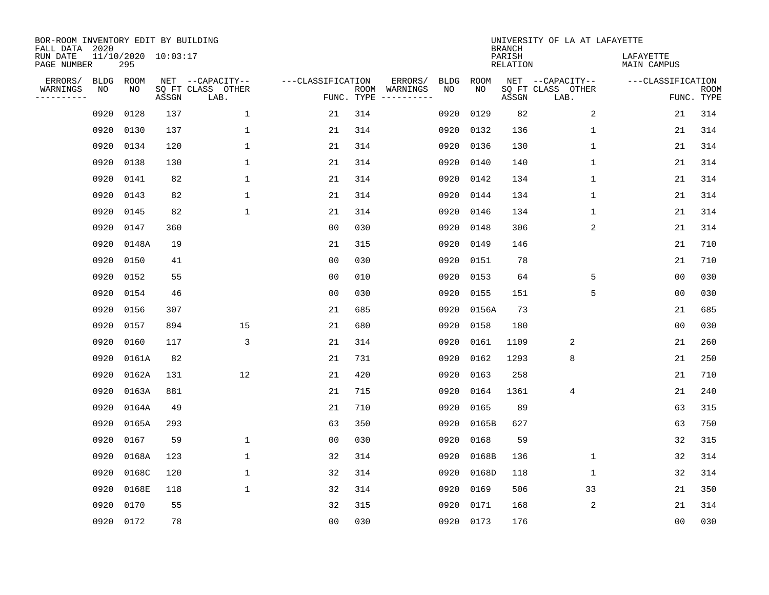BOR-ROOM INVENTORY EDIT BY BUILDING
FALL DATA 2020
RUN DATE 11/10/2020 10:03:17
PAGE NUMBER 295

UNIVERSITY OF LA AT LAFAYETTE
BRANCH
PARISH LAFAYETTE
RELATION MAIN CAMPUS

| ERRORS/ WARNINGS | BLDG NO | ROOM NO | NET SQ FT ASSGN | CAPACITY CLASS LAB. | CAPACITY OTHER | CLASSIFICATION FUNC. | ROOM TYPE | ERRORS/ WARNINGS | BLDG NO | ROOM NO | NET SQ FT ASSGN | CAPACITY CLASS LAB. | CAPACITY OTHER | CLASSIFICATION FUNC. | ROOM TYPE |
|---|---|---|---|---|---|---|---|---|---|---|---|---|---|---|---|
| | 0920 | 0128 | 137 | | 1 | 21 | 314 | | 0920 | 0129 | 82 | | 2 | 21 | 314 |
| | 0920 | 0130 | 137 | | 1 | 21 | 314 | | 0920 | 0132 | 136 | | 1 | 21 | 314 |
| | 0920 | 0134 | 120 | | 1 | 21 | 314 | | 0920 | 0136 | 130 | | 1 | 21 | 314 |
| | 0920 | 0138 | 130 | | 1 | 21 | 314 | | 0920 | 0140 | 140 | | 1 | 21 | 314 |
| | 0920 | 0141 | 82 | | 1 | 21 | 314 | | 0920 | 0142 | 134 | | 1 | 21 | 314 |
| | 0920 | 0143 | 82 | | 1 | 21 | 314 | | 0920 | 0144 | 134 | | 1 | 21 | 314 |
| | 0920 | 0145 | 82 | | 1 | 21 | 314 | | 0920 | 0146 | 134 | | 1 | 21 | 314 |
| | 0920 | 0147 | 360 | | | 00 | 030 | | 0920 | 0148 | 306 | | 2 | 21 | 314 |
| | 0920 | 0148A | 19 | | | 21 | 315 | | 0920 | 0149 | 146 | | | 21 | 710 |
| | 0920 | 0150 | 41 | | | 00 | 030 | | 0920 | 0151 | 78 | | | 21 | 710 |
| | 0920 | 0152 | 55 | | | 00 | 010 | | 0920 | 0153 | 64 | | 5 | 00 | 030 |
| | 0920 | 0154 | 46 | | | 00 | 030 | | 0920 | 0155 | 151 | | 5 | 00 | 030 |
| | 0920 | 0156 | 307 | | | 21 | 685 | | 0920 | 0156A | 73 | | | 21 | 685 |
| | 0920 | 0157 | 894 | | 15 | 21 | 680 | | 0920 | 0158 | 180 | | | 00 | 030 |
| | 0920 | 0160 | 117 | | 3 | 21 | 314 | | 0920 | 0161 | 1109 | 2 | | 21 | 260 |
| | 0920 | 0161A | 82 | | | 21 | 731 | | 0920 | 0162 | 1293 | 8 | | 21 | 250 |
| | 0920 | 0162A | 131 | | 12 | 21 | 420 | | 0920 | 0163 | 258 | | | 21 | 710 |
| | 0920 | 0163A | 881 | | | 21 | 715 | | 0920 | 0164 | 1361 | 4 | | 21 | 240 |
| | 0920 | 0164A | 49 | | | 21 | 710 | | 0920 | 0165 | 89 | | | 63 | 315 |
| | 0920 | 0165A | 293 | | | 63 | 350 | | 0920 | 0165B | 627 | | | 63 | 750 |
| | 0920 | 0167 | 59 | | 1 | 00 | 030 | | 0920 | 0168 | 59 | | | 32 | 315 |
| | 0920 | 0168A | 123 | | 1 | 32 | 314 | | 0920 | 0168B | 136 | | 1 | 32 | 314 |
| | 0920 | 0168C | 120 | | 1 | 32 | 314 | | 0920 | 0168D | 118 | | 1 | 32 | 314 |
| | 0920 | 0168E | 118 | | 1 | 32 | 314 | | 0920 | 0169 | 506 | | 33 | 21 | 350 |
| | 0920 | 0170 | 55 | | | 32 | 315 | | 0920 | 0171 | 168 | | 2 | 21 | 314 |
| | 0920 | 0172 | 78 | | | 00 | 030 | | 0920 | 0173 | 176 | | | 00 | 030 |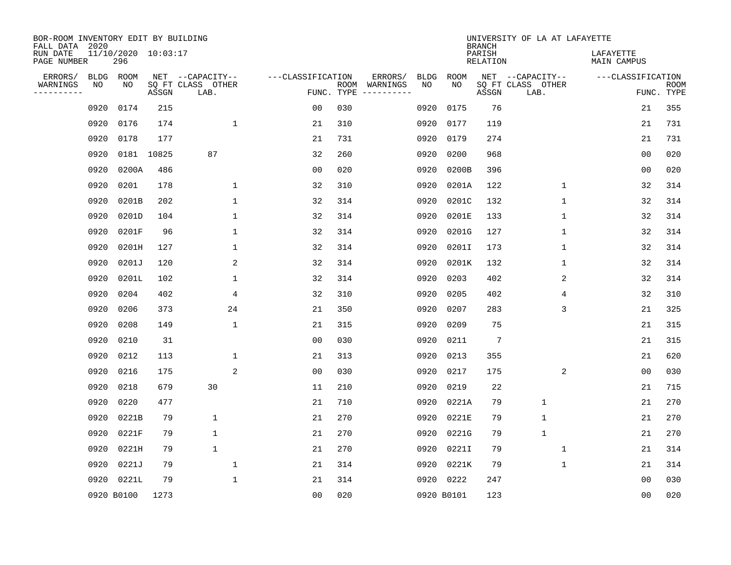BOR-ROOM INVENTORY EDIT BY BUILDING
FALL DATA 2020
RUN DATE 11/10/2020 10:03:17
PAGE NUMBER 296

UNIVERSITY OF LA AT LAFAYETTE
BRANCH
PARISH LAFAYETTE
RELATION MAIN CAMPUS

| ERRORS/ WARNINGS | BLDG NO | ROOM NO | NET SQ FT ASSGN | CAPACITY CLASS LAB. | CAPACITY OTHER | CLASSIFICATION FUNC. | ROOM TYPE | ERRORS/ WARNINGS | BLDG NO | ROOM NO | NET SQ FT ASSGN | CAPACITY CLASS LAB. | CAPACITY OTHER | CLASSIFICATION FUNC. | ROOM TYPE |
|---|---|---|---|---|---|---|---|---|---|---|---|---|---|---|---|
| | 0920 | 0174 | 215 | | | 00 | 030 | | 0920 | 0175 | 76 | | | 21 | 355 |
| | 0920 | 0176 | 174 | | 1 | 21 | 310 | | 0920 | 0177 | 119 | | | 21 | 731 |
| | 0920 | 0178 | 177 | | | 21 | 731 | | 0920 | 0179 | 274 | | | 21 | 731 |
| | 0920 | 0181 | 10825 | 87 | | 32 | 260 | | 0920 | 0200 | 968 | | | 00 | 020 |
| | 0920 | 0200A | 486 | | | 00 | 020 | | 0920 | 0200B | 396 | | | 00 | 020 |
| | 0920 | 0201 | 178 | | 1 | 32 | 310 | | 0920 | 0201A | 122 | | 1 | 32 | 314 |
| | 0920 | 0201B | 202 | | 1 | 32 | 314 | | 0920 | 0201C | 132 | | 1 | 32 | 314 |
| | 0920 | 0201D | 104 | | 1 | 32 | 314 | | 0920 | 0201E | 133 | | 1 | 32 | 314 |
| | 0920 | 0201F | 96 | | 1 | 32 | 314 | | 0920 | 0201G | 127 | | 1 | 32 | 314 |
| | 0920 | 0201H | 127 | | 1 | 32 | 314 | | 0920 | 0201I | 173 | | 1 | 32 | 314 |
| | 0920 | 0201J | 120 | | 2 | 32 | 314 | | 0920 | 0201K | 132 | | 1 | 32 | 314 |
| | 0920 | 0201L | 102 | | 1 | 32 | 314 | | 0920 | 0203 | 402 | | 2 | 32 | 314 |
| | 0920 | 0204 | 402 | | 4 | 32 | 310 | | 0920 | 0205 | 402 | | 4 | 32 | 310 |
| | 0920 | 0206 | 373 | | 24 | 21 | 350 | | 0920 | 0207 | 283 | | 3 | 21 | 325 |
| | 0920 | 0208 | 149 | | 1 | 21 | 315 | | 0920 | 0209 | 75 | | | 21 | 315 |
| | 0920 | 0210 | 31 | | | 00 | 030 | | 0920 | 0211 | 7 | | | 21 | 315 |
| | 0920 | 0212 | 113 | | 1 | 21 | 313 | | 0920 | 0213 | 355 | | | 21 | 620 |
| | 0920 | 0216 | 175 | | 2 | 00 | 030 | | 0920 | 0217 | 175 | | 2 | 00 | 030 |
| | 0920 | 0218 | 679 | 30 | | 11 | 210 | | 0920 | 0219 | 22 | | | 21 | 715 |
| | 0920 | 0220 | 477 | | | 21 | 710 | | 0920 | 0221A | 79 | 1 | | 21 | 270 |
| | 0920 | 0221B | 79 | 1 | | 21 | 270 | | 0920 | 0221E | 79 | 1 | | 21 | 270 |
| | 0920 | 0221F | 79 | 1 | | 21 | 270 | | 0920 | 0221G | 79 | 1 | | 21 | 270 |
| | 0920 | 0221H | 79 | 1 | | 21 | 270 | | 0920 | 0221I | 79 | | 1 | 21 | 314 |
| | 0920 | 0221J | 79 | | 1 | 21 | 314 | | 0920 | 0221K | 79 | | 1 | 21 | 314 |
| | 0920 | 0221L | 79 | | 1 | 21 | 314 | | 0920 | 0222 | 247 | | | 00 | 030 |
| | 0920 | B0100 | 1273 | | | 00 | 020 | | 0920 | B0101 | 123 | | | 00 | 020 |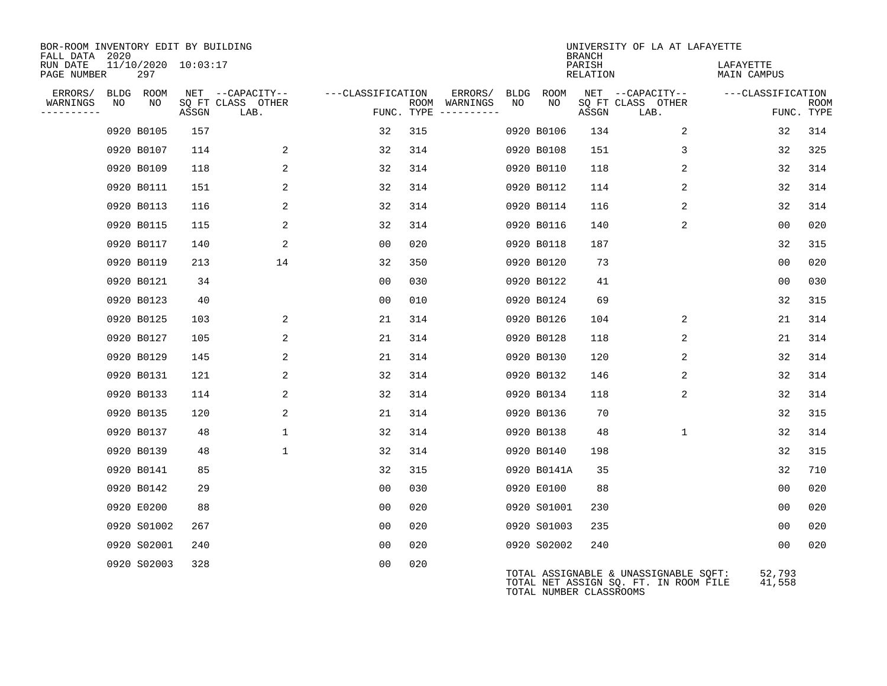BOR-ROOM INVENTORY EDIT BY BUILDING
FALL DATA 2020
RUN DATE 11/10/2020 10:03:17
PAGE NUMBER 297

UNIVERSITY OF LA AT LAFAYETTE
BRANCH
PARISH LAFAYETTE
RELATION MAIN CAMPUS

| ERRORS/ WARNINGS | BLDG NO | ROOM NO | NET SQ FT ASSGN | CAPACITY CLASS LAB. | CAPACITY OTHER | CLASSIFICATION FUNC. | ROOM TYPE | ERRORS/ WARNINGS | BLDG NO | ROOM NO | NET SQ FT ASSGN | CAPACITY CLASS LAB. | CAPACITY OTHER | CLASSIFICATION FUNC. | ROOM TYPE |
|---|---|---|---|---|---|---|---|---|---|---|---|---|---|---|---|
| | 0920 | B0105 | 157 | | | 32 | 315 | | 0920 | B0106 | 134 | | 2 | 32 | 314 |
| | 0920 | B0107 | 114 | | 2 | 32 | 314 | | 0920 | B0108 | 151 | | 3 | 32 | 325 |
| | 0920 | B0109 | 118 | | 2 | 32 | 314 | | 0920 | B0110 | 118 | | 2 | 32 | 314 |
| | 0920 | B0111 | 151 | | 2 | 32 | 314 | | 0920 | B0112 | 114 | | 2 | 32 | 314 |
| | 0920 | B0113 | 116 | | 2 | 32 | 314 | | 0920 | B0114 | 116 | | 2 | 32 | 314 |
| | 0920 | B0115 | 115 | | 2 | 32 | 314 | | 0920 | B0116 | 140 | | 2 | 00 | 020 |
| | 0920 | B0117 | 140 | | 2 | 00 | 020 | | 0920 | B0118 | 187 | | | 32 | 315 |
| | 0920 | B0119 | 213 | | 14 | 32 | 350 | | 0920 | B0120 | 73 | | | 00 | 020 |
| | 0920 | B0121 | 34 | | | 00 | 030 | | 0920 | B0122 | 41 | | | 00 | 030 |
| | 0920 | B0123 | 40 | | | 00 | 010 | | 0920 | B0124 | 69 | | | 32 | 315 |
| | 0920 | B0125 | 103 | | 2 | 21 | 314 | | 0920 | B0126 | 104 | | 2 | 21 | 314 |
| | 0920 | B0127 | 105 | | 2 | 21 | 314 | | 0920 | B0128 | 118 | | 2 | 21 | 314 |
| | 0920 | B0129 | 145 | | 2 | 21 | 314 | | 0920 | B0130 | 120 | | 2 | 32 | 314 |
| | 0920 | B0131 | 121 | | 2 | 32 | 314 | | 0920 | B0132 | 146 | | 2 | 32 | 314 |
| | 0920 | B0133 | 114 | | 2 | 32 | 314 | | 0920 | B0134 | 118 | | 2 | 32 | 314 |
| | 0920 | B0135 | 120 | | 2 | 21 | 314 | | 0920 | B0136 | 70 | | | 32 | 315 |
| | 0920 | B0137 | 48 | | 1 | 32 | 314 | | 0920 | B0138 | 48 | | 1 | 32 | 314 |
| | 0920 | B0139 | 48 | | 1 | 32 | 314 | | 0920 | B0140 | 198 | | | 32 | 315 |
| | 0920 | B0141 | 85 | | | 32 | 315 | | 0920 | B0141A | 35 | | | 32 | 710 |
| | 0920 | B0142 | 29 | | | 00 | 030 | | 0920 | E0100 | 88 | | | 00 | 020 |
| | 0920 | E0200 | 88 | | | 00 | 020 | | 0920 | S01001 | 230 | | | 00 | 020 |
| | 0920 | S01002 | 267 | | | 00 | 020 | | 0920 | S01003 | 235 | | | 00 | 020 |
| | 0920 | S02001 | 240 | | | 00 | 020 | | 0920 | S02002 | 240 | | | 00 | 020 |
| | 0920 | S02003 | 328 | | | 00 | 020 | | | | | | | | |

TOTAL ASSIGNABLE & UNASSIGNABLE SQFT: 52,793
TOTAL NET ASSIGN SQ. FT. IN ROOM FILE 41,558
TOTAL NUMBER CLASSROOMS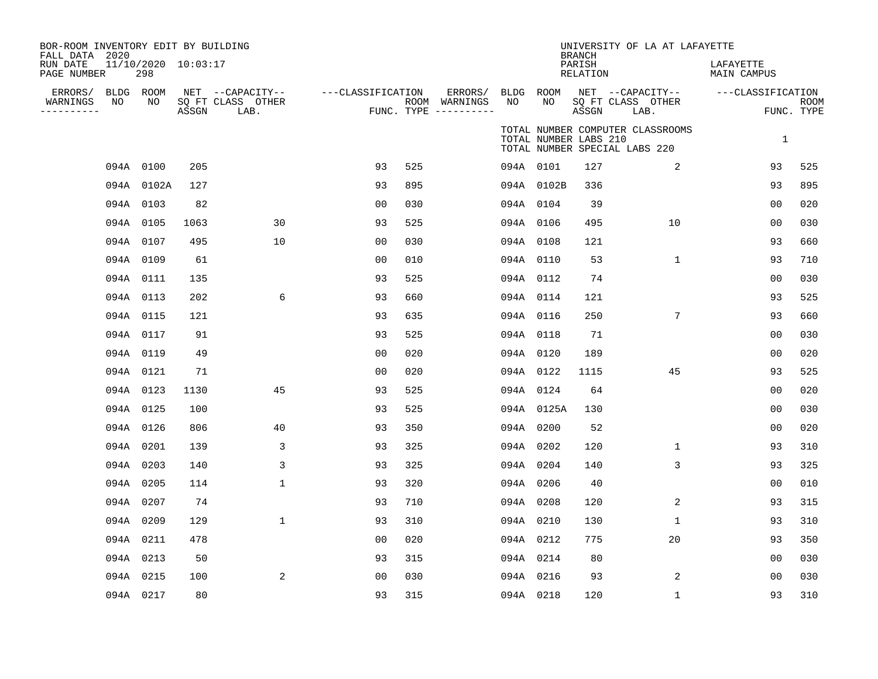BOR-ROOM INVENTORY EDIT BY BUILDING
FALL DATA 2020
RUN DATE 11/10/2020 10:03:17
PAGE NUMBER 298

UNIVERSITY OF LA AT LAFAYETTE
BRANCH
PARISH LAFAYETTE
RELATION MAIN CAMPUS

TOTAL NUMBER COMPUTER CLASSROOMS
TOTAL NUMBER LABS 210 1
TOTAL NUMBER SPECIAL LABS 220

| ERRORS/ WARNINGS | BLDG NO | ROOM NO | NET SQ FT ASSGN | CAPACITY CLASS LAB. | CAPACITY OTHER | CLASSIFICATION FUNC. | ROOM TYPE | ERRORS/ WARNINGS | BLDG NO | ROOM NO | NET SQ FT ASSGN | CAPACITY CLASS LAB. | CAPACITY OTHER | CLASSIFICATION FUNC. | ROOM TYPE |
|---|---|---|---|---|---|---|---|---|---|---|---|---|---|---|---|
| | 094A | 0100 | 205 | | | 93 | 525 | | 094A | 0101 | 127 | | 2 | 93 | 525 |
| | 094A | 0102A | 127 | | | 93 | 895 | | 094A | 0102B | 336 | | | 93 | 895 |
| | 094A | 0103 | 82 | | | 00 | 030 | | 094A | 0104 | 39 | | | 00 | 020 |
| | 094A | 0105 | 1063 | | 30 | 93 | 525 | | 094A | 0106 | 495 | | 10 | 00 | 030 |
| | 094A | 0107 | 495 | | 10 | 00 | 030 | | 094A | 0108 | 121 | | | 93 | 660 |
| | 094A | 0109 | 61 | | | 00 | 010 | | 094A | 0110 | 53 | | 1 | 93 | 710 |
| | 094A | 0111 | 135 | | | 93 | 525 | | 094A | 0112 | 74 | | | 00 | 030 |
| | 094A | 0113 | 202 | | 6 | 93 | 660 | | 094A | 0114 | 121 | | | 93 | 525 |
| | 094A | 0115 | 121 | | | 93 | 635 | | 094A | 0116 | 250 | | 7 | 93 | 660 |
| | 094A | 0117 | 91 | | | 93 | 525 | | 094A | 0118 | 71 | | | 00 | 030 |
| | 094A | 0119 | 49 | | | 00 | 020 | | 094A | 0120 | 189 | | | 00 | 020 |
| | 094A | 0121 | 71 | | | 00 | 020 | | 094A | 0122 | 1115 | | 45 | 93 | 525 |
| | 094A | 0123 | 1130 | | 45 | 93 | 525 | | 094A | 0124 | 64 | | | 00 | 020 |
| | 094A | 0125 | 100 | | | 93 | 525 | | 094A | 0125A | 130 | | | 00 | 030 |
| | 094A | 0126 | 806 | | 40 | 93 | 350 | | 094A | 0200 | 52 | | | 00 | 020 |
| | 094A | 0201 | 139 | | 3 | 93 | 325 | | 094A | 0202 | 120 | | 1 | 93 | 310 |
| | 094A | 0203 | 140 | | 3 | 93 | 325 | | 094A | 0204 | 140 | | 3 | 93 | 325 |
| | 094A | 0205 | 114 | | 1 | 93 | 320 | | 094A | 0206 | 40 | | | 00 | 010 |
| | 094A | 0207 | 74 | | | 93 | 710 | | 094A | 0208 | 120 | | 2 | 93 | 315 |
| | 094A | 0209 | 129 | | 1 | 93 | 310 | | 094A | 0210 | 130 | | 1 | 93 | 310 |
| | 094A | 0211 | 478 | | | 00 | 020 | | 094A | 0212 | 775 | | 20 | 93 | 350 |
| | 094A | 0213 | 50 | | | 93 | 315 | | 094A | 0214 | 80 | | | 00 | 030 |
| | 094A | 0215 | 100 | | 2 | 00 | 030 | | 094A | 0216 | 93 | | 2 | 00 | 030 |
| | 094A | 0217 | 80 | | | 93 | 315 | | 094A | 0218 | 120 | | 1 | 93 | 310 |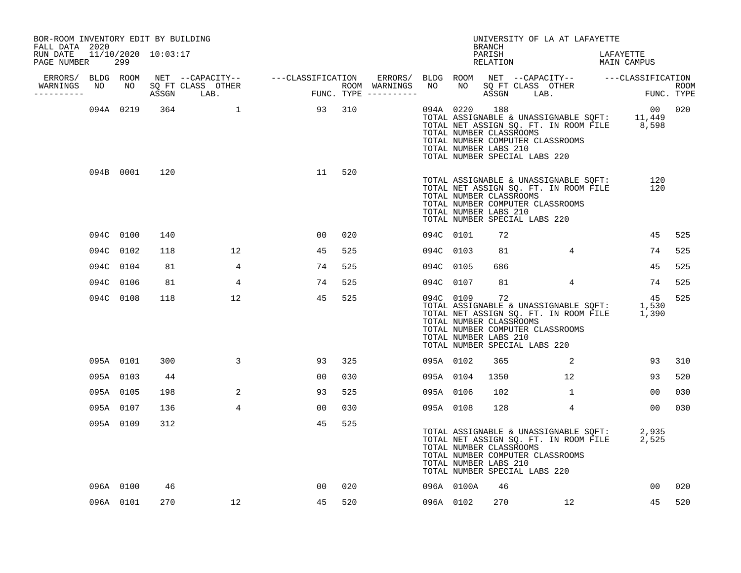BOR-ROOM INVENTORY EDIT BY BUILDING
FALL DATA 2020
RUN DATE 11/10/2020 10:03:17
PAGE NUMBER 299

UNIVERSITY OF LA AT LAFAYETTE
BRANCH
PARISH LAFAYETTE
RELATION MAIN CAMPUS

| ERRORS/ WARNINGS | BLDG NO | ROOM NO | NET SQ FT ASSGN | CAPACITY CLASS LAB. | CAPACITY OTHER | CLASSIFICATION FUNC. | ROOM TYPE | ERRORS/ WARNINGS | BLDG NO | ROOM NO | NET SQ FT ASSGN | CAPACITY CLASS LAB. | CAPACITY OTHER | CLASSIFICATION FUNC. | ROOM TYPE |
|---|---|---|---|---|---|---|---|---|---|---|---|---|---|---|---|
| | 094A | 0219 | 364 | | 1 | 93 | 310 | | 094A | 0220 | 188 | | | 00 | 020 |

TOTAL ASSIGNABLE & UNASSIGNABLE SQFT: 11,449
TOTAL NET ASSIGN SQ. FT. IN ROOM FILE 8,598
TOTAL NUMBER CLASSROOMS
TOTAL NUMBER COMPUTER CLASSROOMS
TOTAL NUMBER LABS 210
TOTAL NUMBER SPECIAL LABS 220

| ERRORS/ WARNINGS | BLDG NO | ROOM NO | NET SQ FT ASSGN | CAPACITY CLASS LAB. | CAPACITY OTHER | CLASSIFICATION FUNC. | ROOM TYPE | ERRORS/ WARNINGS | BLDG NO | ROOM NO | NET SQ FT ASSGN | CAPACITY CLASS LAB. | CAPACITY OTHER | CLASSIFICATION FUNC. | ROOM TYPE |
|---|---|---|---|---|---|---|---|---|---|---|---|---|---|---|---|
| | 094B | 0001 | 120 | | | 11 | 520 | | | | | | | | |

TOTAL ASSIGNABLE & UNASSIGNABLE SQFT: 120
TOTAL NET ASSIGN SQ. FT. IN ROOM FILE 120
TOTAL NUMBER CLASSROOMS
TOTAL NUMBER COMPUTER CLASSROOMS
TOTAL NUMBER LABS 210
TOTAL NUMBER SPECIAL LABS 220

| ERRORS/ WARNINGS | BLDG NO | ROOM NO | NET SQ FT ASSGN | CAPACITY CLASS LAB. | CAPACITY OTHER | CLASSIFICATION FUNC. | ROOM TYPE | ERRORS/ WARNINGS | BLDG NO | ROOM NO | NET SQ FT ASSGN | CAPACITY CLASS LAB. | CAPACITY OTHER | CLASSIFICATION FUNC. | ROOM TYPE |
|---|---|---|---|---|---|---|---|---|---|---|---|---|---|---|---|
| | 094C | 0100 | 140 | | | 00 | 020 | | 094C | 0101 | 72 | | | 45 | 525 |
| | 094C | 0102 | 118 | | 12 | 45 | 525 | | 094C | 0103 | 81 | | 4 | 74 | 525 |
| | 094C | 0104 | 81 | | 4 | 74 | 525 | | 094C | 0105 | 686 | | | 45 | 525 |
| | 094C | 0106 | 81 | | 4 | 74 | 525 | | 094C | 0107 | 81 | | 4 | 74 | 525 |
| | 094C | 0108 | 118 | | 12 | 45 | 525 | | 094C | 0109 | 72 | | | 45 | 525 |

TOTAL ASSIGNABLE & UNASSIGNABLE SQFT: 1,530
TOTAL NET ASSIGN SQ. FT. IN ROOM FILE 1,390
TOTAL NUMBER CLASSROOMS
TOTAL NUMBER COMPUTER CLASSROOMS
TOTAL NUMBER LABS 210
TOTAL NUMBER SPECIAL LABS 220

| ERRORS/ WARNINGS | BLDG NO | ROOM NO | NET SQ FT ASSGN | CAPACITY CLASS LAB. | CAPACITY OTHER | CLASSIFICATION FUNC. | ROOM TYPE | ERRORS/ WARNINGS | BLDG NO | ROOM NO | NET SQ FT ASSGN | CAPACITY CLASS LAB. | CAPACITY OTHER | CLASSIFICATION FUNC. | ROOM TYPE |
|---|---|---|---|---|---|---|---|---|---|---|---|---|---|---|---|
| | 095A | 0101 | 300 | | 3 | 93 | 325 | | 095A | 0102 | 365 | | 2 | 93 | 310 |
| | 095A | 0103 | 44 | | | 00 | 030 | | 095A | 0104 | 1350 | | 12 | 93 | 520 |
| | 095A | 0105 | 198 | | 2 | 93 | 525 | | 095A | 0106 | 102 | | 1 | 00 | 030 |
| | 095A | 0107 | 136 | | 4 | 00 | 030 | | 095A | 0108 | 128 | | 4 | 00 | 030 |
| | 095A | 0109 | 312 | | | 45 | 525 | | | | | | | | |

TOTAL ASSIGNABLE & UNASSIGNABLE SQFT: 2,935
TOTAL NET ASSIGN SQ. FT. IN ROOM FILE 2,525
TOTAL NUMBER CLASSROOMS
TOTAL NUMBER COMPUTER CLASSROOMS
TOTAL NUMBER LABS 210
TOTAL NUMBER SPECIAL LABS 220

| ERRORS/ WARNINGS | BLDG NO | ROOM NO | NET SQ FT ASSGN | CAPACITY CLASS LAB. | CAPACITY OTHER | CLASSIFICATION FUNC. | ROOM TYPE | ERRORS/ WARNINGS | BLDG NO | ROOM NO | NET SQ FT ASSGN | CAPACITY CLASS LAB. | CAPACITY OTHER | CLASSIFICATION FUNC. | ROOM TYPE |
|---|---|---|---|---|---|---|---|---|---|---|---|---|---|---|---|
| | 096A | 0100 | 46 | | | 00 | 020 | | 096A | 0100A | 46 | | | 00 | 020 |
| | 096A | 0101 | 270 | | 12 | 45 | 520 | | 096A | 0102 | 270 | | 12 | 45 | 520 |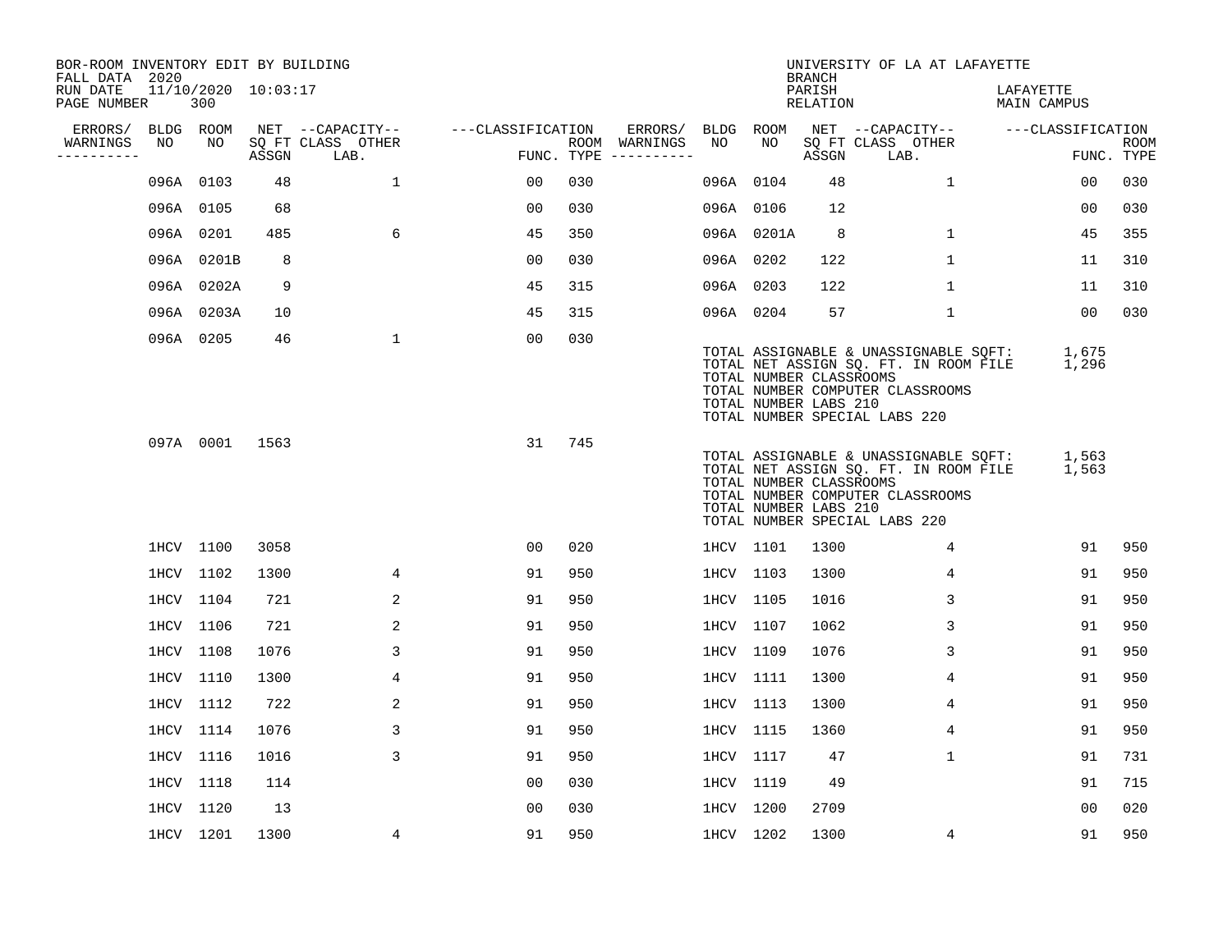BOR-ROOM INVENTORY EDIT BY BUILDING
FALL DATA 2020
RUN DATE 11/10/2020 10:03:17
PAGE NUMBER 300

UNIVERSITY OF LA AT LAFAYETTE
BRANCH
PARISH LAFAYETTE
RELATION MAIN CAMPUS

| ERRORS/ WARNINGS | BLDG NO | ROOM NO | NET SQ FT ASSGN | CAPACITY CLASS LAB. | CAPACITY OTHER | CLASSIFICATION FUNC. | ROOM TYPE | ERRORS/ WARNINGS | BLDG NO | ROOM NO | NET SQ FT ASSGN | CAPACITY CLASS LAB. | CAPACITY OTHER | CLASSIFICATION FUNC. | ROOM TYPE |
|---|---|---|---|---|---|---|---|---|---|---|---|---|---|---|---|
| | 096A | 0103 | 48 | | 1 | 00 | 030 | | 096A | 0104 | 48 | | 1 | 00 | 030 |
| | 096A | 0105 | 68 | | | 00 | 030 | | 096A | 0106 | 12 | | | 00 | 030 |
| | 096A | 0201 | 485 | | 6 | 45 | 350 | | 096A | 0201A | 8 | | 1 | 45 | 355 |
| | 096A | 0201B | 8 | | | 00 | 030 | | 096A | 0202 | 122 | | 1 | 11 | 310 |
| | 096A | 0202A | 9 | | | 45 | 315 | | 096A | 0203 | 122 | | 1 | 11 | 310 |
| | 096A | 0203A | 10 | | | 45 | 315 | | 096A | 0204 | 57 | | 1 | 00 | 030 |
| | 096A | 0205 | 46 | | 1 | 00 | 030 | | | | | | | | |

TOTAL ASSIGNABLE & UNASSIGNABLE SQFT: 1,675
TOTAL NET ASSIGN SQ. FT. IN ROOM FILE 1,296
TOTAL NUMBER CLASSROOMS
TOTAL NUMBER COMPUTER CLASSROOMS
TOTAL NUMBER LABS 210
TOTAL NUMBER SPECIAL LABS 220

| ERRORS/ WARNINGS | BLDG NO | ROOM NO | NET SQ FT ASSGN | CAPACITY CLASS LAB. | CAPACITY OTHER | CLASSIFICATION FUNC. | ROOM TYPE |
|---|---|---|---|---|---|---|---|
| | 097A | 0001 | 1563 | | | 31 | 745 |

TOTAL ASSIGNABLE & UNASSIGNABLE SQFT: 1,563
TOTAL NET ASSIGN SQ. FT. IN ROOM FILE 1,563
TOTAL NUMBER CLASSROOMS
TOTAL NUMBER COMPUTER CLASSROOMS
TOTAL NUMBER LABS 210
TOTAL NUMBER SPECIAL LABS 220

| ERRORS/ WARNINGS | BLDG NO | ROOM NO | NET SQ FT ASSGN | CAPACITY CLASS LAB. | CAPACITY OTHER | CLASSIFICATION FUNC. | ROOM TYPE | ERRORS/ WARNINGS | BLDG NO | ROOM NO | NET SQ FT ASSGN | CAPACITY CLASS LAB. | CAPACITY OTHER | CLASSIFICATION FUNC. | ROOM TYPE |
|---|---|---|---|---|---|---|---|---|---|---|---|---|---|---|---|
| | 1HCV | 1100 | 3058 | | | 00 | 020 | | 1HCV | 1101 | 1300 | | 4 | 91 | 950 |
| | 1HCV | 1102 | 1300 | | 4 | 91 | 950 | | 1HCV | 1103 | 1300 | | 4 | 91 | 950 |
| | 1HCV | 1104 | 721 | | 2 | 91 | 950 | | 1HCV | 1105 | 1016 | | 3 | 91 | 950 |
| | 1HCV | 1106 | 721 | | 2 | 91 | 950 | | 1HCV | 1107 | 1062 | | 3 | 91 | 950 |
| | 1HCV | 1108 | 1076 | | 3 | 91 | 950 | | 1HCV | 1109 | 1076 | | 3 | 91 | 950 |
| | 1HCV | 1110 | 1300 | | 4 | 91 | 950 | | 1HCV | 1111 | 1300 | | 4 | 91 | 950 |
| | 1HCV | 1112 | 722 | | 2 | 91 | 950 | | 1HCV | 1113 | 1300 | | 4 | 91 | 950 |
| | 1HCV | 1114 | 1076 | | 3 | 91 | 950 | | 1HCV | 1115 | 1360 | | 4 | 91 | 950 |
| | 1HCV | 1116 | 1016 | | 3 | 91 | 950 | | 1HCV | 1117 | 47 | | 1 | 91 | 731 |
| | 1HCV | 1118 | 114 | | | 00 | 030 | | 1HCV | 1119 | 49 | | | 91 | 715 |
| | 1HCV | 1120 | 13 | | | 00 | 030 | | 1HCV | 1200 | 2709 | | | 00 | 020 |
| | 1HCV | 1201 | 1300 | | 4 | 91 | 950 | | 1HCV | 1202 | 1300 | | 4 | 91 | 950 |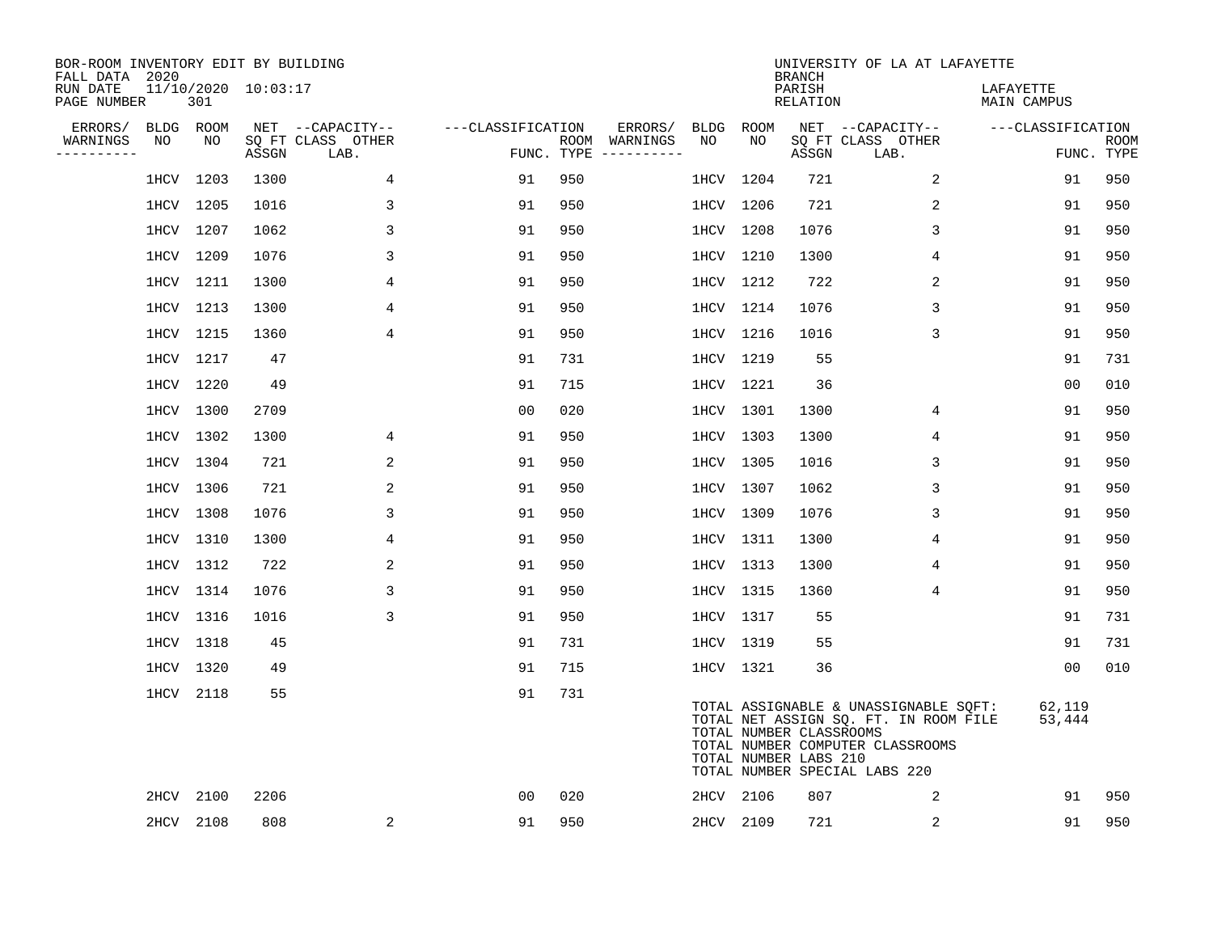BOR-ROOM INVENTORY EDIT BY BUILDING
FALL DATA 2020
RUN DATE 11/10/2020 10:03:17
PAGE NUMBER 301

UNIVERSITY OF LA AT LAFAYETTE
BRANCH
PARISH LAFAYETTE
RELATION MAIN CAMPUS

| ERRORS/ WARNINGS | BLDG NO | ROOM NO | NET SQ FT ASSGN | --CAPACITY-- CLASS LAB. | OTHER | ---CLASSIFICATION FUNC. | ROOM TYPE | ERRORS/ WARNINGS | BLDG NO | ROOM NO | NET SQ FT ASSGN | --CAPACITY-- CLASS LAB. | OTHER | ---CLASSIFICATION FUNC. | ROOM TYPE |
|---|---|---|---|---|---|---|---|---|---|---|---|---|---|---|---|
| | 1HCV | 1203 | 1300 | | 4 | 91 | 950 | | 1HCV | 1204 | 721 | | 2 | 91 | 950 |
| | 1HCV | 1205 | 1016 | | 3 | 91 | 950 | | 1HCV | 1206 | 721 | | 2 | 91 | 950 |
| | 1HCV | 1207 | 1062 | | 3 | 91 | 950 | | 1HCV | 1208 | 1076 | | 3 | 91 | 950 |
| | 1HCV | 1209 | 1076 | | 3 | 91 | 950 | | 1HCV | 1210 | 1300 | | 4 | 91 | 950 |
| | 1HCV | 1211 | 1300 | | 4 | 91 | 950 | | 1HCV | 1212 | 722 | | 2 | 91 | 950 |
| | 1HCV | 1213 | 1300 | | 4 | 91 | 950 | | 1HCV | 1214 | 1076 | | 3 | 91 | 950 |
| | 1HCV | 1215 | 1360 | | 4 | 91 | 950 | | 1HCV | 1216 | 1016 | | 3 | 91 | 950 |
| | 1HCV | 1217 | 47 | | | 91 | 731 | | 1HCV | 1219 | 55 | | | 91 | 731 |
| | 1HCV | 1220 | 49 | | | 91 | 715 | | 1HCV | 1221 | 36 | | | 00 | 010 |
| | 1HCV | 1300 | 2709 | | | 00 | 020 | | 1HCV | 1301 | 1300 | | 4 | 91 | 950 |
| | 1HCV | 1302 | 1300 | | 4 | 91 | 950 | | 1HCV | 1303 | 1300 | | 4 | 91 | 950 |
| | 1HCV | 1304 | 721 | | 2 | 91 | 950 | | 1HCV | 1305 | 1016 | | 3 | 91 | 950 |
| | 1HCV | 1306 | 721 | | 2 | 91 | 950 | | 1HCV | 1307 | 1062 | | 3 | 91 | 950 |
| | 1HCV | 1308 | 1076 | | 3 | 91 | 950 | | 1HCV | 1309 | 1076 | | 3 | 91 | 950 |
| | 1HCV | 1310 | 1300 | | 4 | 91 | 950 | | 1HCV | 1311 | 1300 | | 4 | 91 | 950 |
| | 1HCV | 1312 | 722 | | 2 | 91 | 950 | | 1HCV | 1313 | 1300 | | 4 | 91 | 950 |
| | 1HCV | 1314 | 1076 | | 3 | 91 | 950 | | 1HCV | 1315 | 1360 | | 4 | 91 | 950 |
| | 1HCV | 1316 | 1016 | | 3 | 91 | 950 | | 1HCV | 1317 | 55 | | | 91 | 731 |
| | 1HCV | 1318 | 45 | | | 91 | 731 | | 1HCV | 1319 | 55 | | | 91 | 731 |
| | 1HCV | 1320 | 49 | | | 91 | 715 | | 1HCV | 1321 | 36 | | | 00 | 010 |
| | 1HCV | 2118 | 55 | | | 91 | 731 | | | | | | | | |

TOTAL ASSIGNABLE & UNASSIGNABLE SQFT: 62,119
TOTAL NET ASSIGN SQ. FT. IN ROOM FILE 53,444
TOTAL NUMBER CLASSROOMS
TOTAL NUMBER COMPUTER CLASSROOMS
TOTAL NUMBER LABS 210
TOTAL NUMBER SPECIAL LABS 220

| ERRORS/ WARNINGS | BLDG NO | ROOM NO | NET SQ FT ASSGN | --CAPACITY-- CLASS LAB. | OTHER | ---CLASSIFICATION FUNC. | ROOM TYPE | ERRORS/ WARNINGS | BLDG NO | ROOM NO | NET SQ FT ASSGN | --CAPACITY-- CLASS LAB. | OTHER | ---CLASSIFICATION FUNC. | ROOM TYPE |
|---|---|---|---|---|---|---|---|---|---|---|---|---|---|---|---|
| | 2HCV | 2100 | 2206 | | | 00 | 020 | | 2HCV | 2106 | 807 | | 2 | 91 | 950 |
| | 2HCV | 2108 | 808 | | 2 | 91 | 950 | | 2HCV | 2109 | 721 | | 2 | 91 | 950 |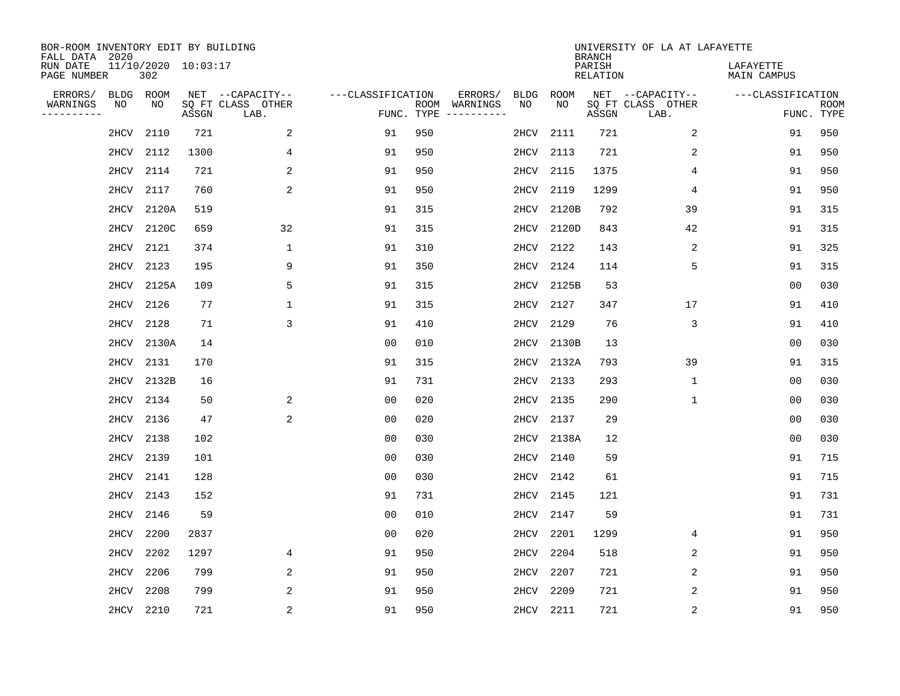BOR-ROOM INVENTORY EDIT BY BUILDING
FALL DATA 2020
RUN DATE 11/10/2020 10:03:17
PAGE NUMBER 302

UNIVERSITY OF LA AT LAFAYETTE
BRANCH
PARISH LAFAYETTE
RELATION MAIN CAMPUS

| ERRORS/ WARNINGS | BLDG NO | ROOM NO | NET SQ FT ASSGN | CAPACITY CLASS | OTHER LAB. | FUNC. | ROOM TYPE | ERRORS/ WARNINGS | BLDG NO | ROOM NO | NET SQ FT ASSGN | CAPACITY CLASS | OTHER LAB. | FUNC. | ROOM TYPE |
|---|---|---|---|---|---|---|---|---|---|---|---|---|---|---|---|
| | 2HCV | 2110 | 721 | | 2 | 91 | 950 | | 2HCV | 2111 | 721 | | 2 | 91 | 950 |
| | 2HCV | 2112 | 1300 | | 4 | 91 | 950 | | 2HCV | 2113 | 721 | | 2 | 91 | 950 |
| | 2HCV | 2114 | 721 | | 2 | 91 | 950 | | 2HCV | 2115 | 1375 | | 4 | 91 | 950 |
| | 2HCV | 2117 | 760 | | 2 | 91 | 950 | | 2HCV | 2119 | 1299 | | 4 | 91 | 950 |
| | 2HCV | 2120A | 519 | | | 91 | 315 | | 2HCV | 2120B | 792 | | 39 | 91 | 315 |
| | 2HCV | 2120C | 659 | | 32 | 91 | 315 | | 2HCV | 2120D | 843 | | 42 | 91 | 315 |
| | 2HCV | 2121 | 374 | | 1 | 91 | 310 | | 2HCV | 2122 | 143 | | 2 | 91 | 325 |
| | 2HCV | 2123 | 195 | | 9 | 91 | 350 | | 2HCV | 2124 | 114 | | 5 | 91 | 315 |
| | 2HCV | 2125A | 109 | | 5 | 91 | 315 | | 2HCV | 2125B | 53 | | | 00 | 030 |
| | 2HCV | 2126 | 77 | | 1 | 91 | 315 | | 2HCV | 2127 | 347 | | 17 | 91 | 410 |
| | 2HCV | 2128 | 71 | | 3 | 91 | 410 | | 2HCV | 2129 | 76 | | 3 | 91 | 410 |
| | 2HCV | 2130A | 14 | | | 00 | 010 | | 2HCV | 2130B | 13 | | | 00 | 030 |
| | 2HCV | 2131 | 170 | | | 91 | 315 | | 2HCV | 2132A | 793 | | 39 | 91 | 315 |
| | 2HCV | 2132B | 16 | | | 91 | 731 | | 2HCV | 2133 | 293 | | 1 | 00 | 030 |
| | 2HCV | 2134 | 50 | | 2 | 00 | 020 | | 2HCV | 2135 | 290 | | 1 | 00 | 030 |
| | 2HCV | 2136 | 47 | | 2 | 00 | 020 | | 2HCV | 2137 | 29 | | | 00 | 030 |
| | 2HCV | 2138 | 102 | | | 00 | 030 | | 2HCV | 2138A | 12 | | | 00 | 030 |
| | 2HCV | 2139 | 101 | | | 00 | 030 | | 2HCV | 2140 | 59 | | | 91 | 715 |
| | 2HCV | 2141 | 128 | | | 00 | 030 | | 2HCV | 2142 | 61 | | | 91 | 715 |
| | 2HCV | 2143 | 152 | | | 91 | 731 | | 2HCV | 2145 | 121 | | | 91 | 731 |
| | 2HCV | 2146 | 59 | | | 00 | 010 | | 2HCV | 2147 | 59 | | | 91 | 731 |
| | 2HCV | 2200 | 2837 | | | 00 | 020 | | 2HCV | 2201 | 1299 | | 4 | 91 | 950 |
| | 2HCV | 2202 | 1297 | | 4 | 91 | 950 | | 2HCV | 2204 | 518 | | 2 | 91 | 950 |
| | 2HCV | 2206 | 799 | | 2 | 91 | 950 | | 2HCV | 2207 | 721 | | 2 | 91 | 950 |
| | 2HCV | 2208 | 799 | | 2 | 91 | 950 | | 2HCV | 2209 | 721 | | 2 | 91 | 950 |
| | 2HCV | 2210 | 721 | | 2 | 91 | 950 | | 2HCV | 2211 | 721 | | 2 | 91 | 950 |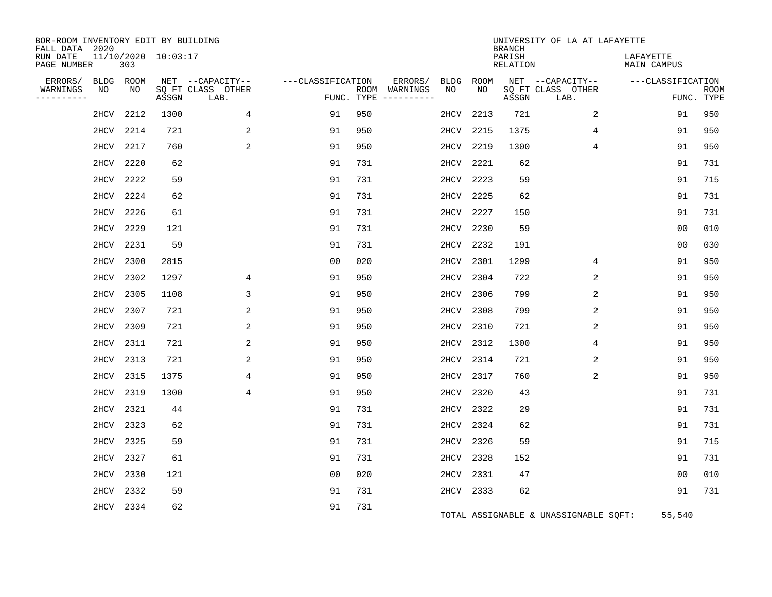BOR-ROOM INVENTORY EDIT BY BUILDING
FALL DATA 2020
RUN DATE 11/10/2020 10:03:17
PAGE NUMBER 303

UNIVERSITY OF LA AT LAFAYETTE
BRANCH
PARISH LAFAYETTE
RELATION MAIN CAMPUS

| ERRORS/ WARNINGS | BLDG NO | ROOM NO | NET SQ FT ASSGN | CAPACITY CLASS LAB. | CAPACITY OTHER | CLASSIFICATION FUNC. | ROOM TYPE | ERRORS/ WARNINGS | BLDG NO | ROOM NO | NET SQ FT ASSGN | CAPACITY CLASS LAB. | CAPACITY OTHER | CLASSIFICATION FUNC. | ROOM TYPE |
|---|---|---|---|---|---|---|---|---|---|---|---|---|---|---|---|
| | 2HCV | 2212 | 1300 | | 4 | 91 | 950 | | 2HCV | 2213 | 721 | | 2 | 91 | 950 |
| | 2HCV | 2214 | 721 | | 2 | 91 | 950 | | 2HCV | 2215 | 1375 | | 4 | 91 | 950 |
| | 2HCV | 2217 | 760 | | 2 | 91 | 950 | | 2HCV | 2219 | 1300 | | 4 | 91 | 950 |
| | 2HCV | 2220 | 62 | | | 91 | 731 | | 2HCV | 2221 | 62 | | | 91 | 731 |
| | 2HCV | 2222 | 59 | | | 91 | 731 | | 2HCV | 2223 | 59 | | | 91 | 715 |
| | 2HCV | 2224 | 62 | | | 91 | 731 | | 2HCV | 2225 | 62 | | | 91 | 731 |
| | 2HCV | 2226 | 61 | | | 91 | 731 | | 2HCV | 2227 | 150 | | | 91 | 731 |
| | 2HCV | 2229 | 121 | | | 91 | 731 | | 2HCV | 2230 | 59 | | | 00 | 010 |
| | 2HCV | 2231 | 59 | | | 91 | 731 | | 2HCV | 2232 | 191 | | | 00 | 030 |
| | 2HCV | 2300 | 2815 | | | 00 | 020 | | 2HCV | 2301 | 1299 | | 4 | 91 | 950 |
| | 2HCV | 2302 | 1297 | | 4 | 91 | 950 | | 2HCV | 2304 | 722 | | 2 | 91 | 950 |
| | 2HCV | 2305 | 1108 | | 3 | 91 | 950 | | 2HCV | 2306 | 799 | | 2 | 91 | 950 |
| | 2HCV | 2307 | 721 | | 2 | 91 | 950 | | 2HCV | 2308 | 799 | | 2 | 91 | 950 |
| | 2HCV | 2309 | 721 | | 2 | 91 | 950 | | 2HCV | 2310 | 721 | | 2 | 91 | 950 |
| | 2HCV | 2311 | 721 | | 2 | 91 | 950 | | 2HCV | 2312 | 1300 | | 4 | 91 | 950 |
| | 2HCV | 2313 | 721 | | 2 | 91 | 950 | | 2HCV | 2314 | 721 | | 2 | 91 | 950 |
| | 2HCV | 2315 | 1375 | | 4 | 91 | 950 | | 2HCV | 2317 | 760 | | 2 | 91 | 950 |
| | 2HCV | 2319 | 1300 | | 4 | 91 | 950 | | 2HCV | 2320 | 43 | | | 91 | 731 |
| | 2HCV | 2321 | 44 | | | 91 | 731 | | 2HCV | 2322 | 29 | | | 91 | 731 |
| | 2HCV | 2323 | 62 | | | 91 | 731 | | 2HCV | 2324 | 62 | | | 91 | 731 |
| | 2HCV | 2325 | 59 | | | 91 | 731 | | 2HCV | 2326 | 59 | | | 91 | 715 |
| | 2HCV | 2327 | 61 | | | 91 | 731 | | 2HCV | 2328 | 152 | | | 91 | 731 |
| | 2HCV | 2330 | 121 | | | 00 | 020 | | 2HCV | 2331 | 47 | | | 00 | 010 |
| | 2HCV | 2332 | 59 | | | 91 | 731 | | 2HCV | 2333 | 62 | | | 91 | 731 |
| | 2HCV | 2334 | 62 | | | 91 | 731 | | | | | | | | |

TOTAL ASSIGNABLE & UNASSIGNABLE SQFT: 55,540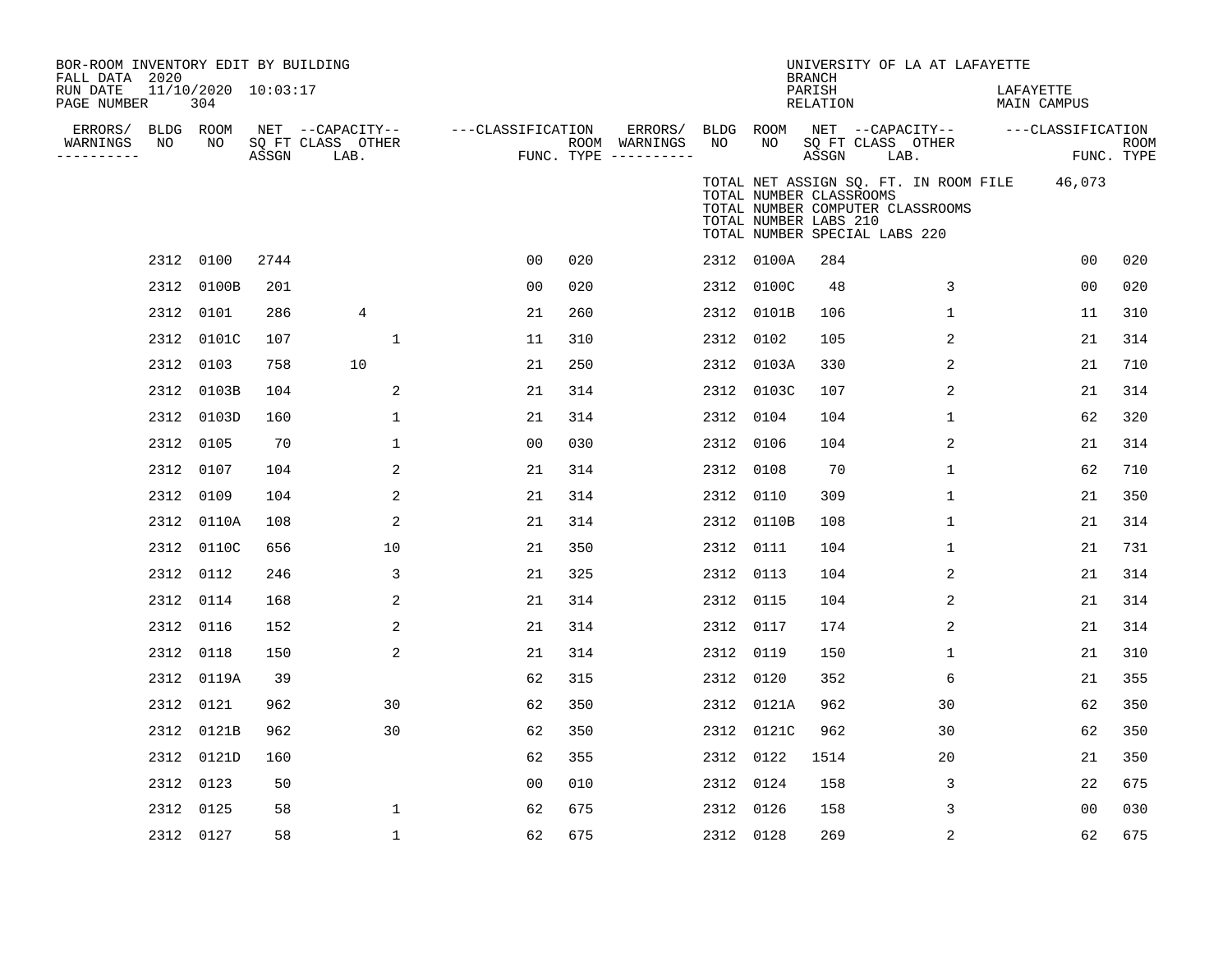BOR-ROOM INVENTORY EDIT BY BUILDING
FALL DATA 2020
RUN DATE 11/10/2020 10:03:17
PAGE NUMBER 304

UNIVERSITY OF LA AT LAFAYETTE
BRANCH
PARISH LAFAYETTE
RELATION MAIN CAMPUS

TOTAL NET ASSIGN SQ. FT. IN ROOM FILE 46,073
TOTAL NUMBER CLASSROOMS
TOTAL NUMBER COMPUTER CLASSROOMS
TOTAL NUMBER LABS 210
TOTAL NUMBER SPECIAL LABS 220

| ERRORS/ WARNINGS | BLDG NO | ROOM NO | NET SQ FT ASSGN | CAPACITY CLASS LAB. | CAPACITY OTHER | CLASSIFICATION FUNC. | ROOM TYPE | ERRORS/ WARNINGS | BLDG NO | ROOM NO | NET SQ FT ASSGN | CAPACITY CLASS LAB. | CAPACITY OTHER | CLASSIFICATION FUNC. | ROOM TYPE |
|---|---|---|---|---|---|---|---|---|---|---|---|---|---|---|---|
| | 2312 | 0100 | 2744 | | | 00 | 020 | | 2312 | 0100A | 284 | | | 00 | 020 |
| | 2312 | 0100B | 201 | | | 00 | 020 | | 2312 | 0100C | 48 | | 3 | 00 | 020 |
| | 2312 | 0101 | 286 | 4 | | 21 | 260 | | 2312 | 0101B | 106 | | 1 | 11 | 310 |
| | 2312 | 0101C | 107 | | 1 | 11 | 310 | | 2312 | 0102 | 105 | | 2 | 21 | 314 |
| | 2312 | 0103 | 758 | 10 | | 21 | 250 | | 2312 | 0103A | 330 | | 2 | 21 | 710 |
| | 2312 | 0103B | 104 | | 2 | 21 | 314 | | 2312 | 0103C | 107 | | 2 | 21 | 314 |
| | 2312 | 0103D | 160 | | 1 | 21 | 314 | | 2312 | 0104 | 104 | | 1 | 62 | 320 |
| | 2312 | 0105 | 70 | | 1 | 00 | 030 | | 2312 | 0106 | 104 | | 2 | 21 | 314 |
| | 2312 | 0107 | 104 | | 2 | 21 | 314 | | 2312 | 0108 | 70 | | 1 | 62 | 710 |
| | 2312 | 0109 | 104 | | 2 | 21 | 314 | | 2312 | 0110 | 309 | | 1 | 21 | 350 |
| | 2312 | 0110A | 108 | | 2 | 21 | 314 | | 2312 | 0110B | 108 | | 1 | 21 | 314 |
| | 2312 | 0110C | 656 | | 10 | 21 | 350 | | 2312 | 0111 | 104 | | 1 | 21 | 731 |
| | 2312 | 0112 | 246 | | 3 | 21 | 325 | | 2312 | 0113 | 104 | | 2 | 21 | 314 |
| | 2312 | 0114 | 168 | | 2 | 21 | 314 | | 2312 | 0115 | 104 | | 2 | 21 | 314 |
| | 2312 | 0116 | 152 | | 2 | 21 | 314 | | 2312 | 0117 | 174 | | 2 | 21 | 314 |
| | 2312 | 0118 | 150 | | 2 | 21 | 314 | | 2312 | 0119 | 150 | | 1 | 21 | 310 |
| | 2312 | 0119A | 39 | | | 62 | 315 | | 2312 | 0120 | 352 | | 6 | 21 | 355 |
| | 2312 | 0121 | 962 | | 30 | 62 | 350 | | 2312 | 0121A | 962 | | 30 | 62 | 350 |
| | 2312 | 0121B | 962 | | 30 | 62 | 350 | | 2312 | 0121C | 962 | | 30 | 62 | 350 |
| | 2312 | 0121D | 160 | | | 62 | 355 | | 2312 | 0122 | 1514 | | 20 | 21 | 350 |
| | 2312 | 0123 | 50 | | | 00 | 010 | | 2312 | 0124 | 158 | | 3 | 22 | 675 |
| | 2312 | 0125 | 58 | | 1 | 62 | 675 | | 2312 | 0126 | 158 | | 3 | 00 | 030 |
| | 2312 | 0127 | 58 | | 1 | 62 | 675 | | 2312 | 0128 | 269 | | 2 | 62 | 675 |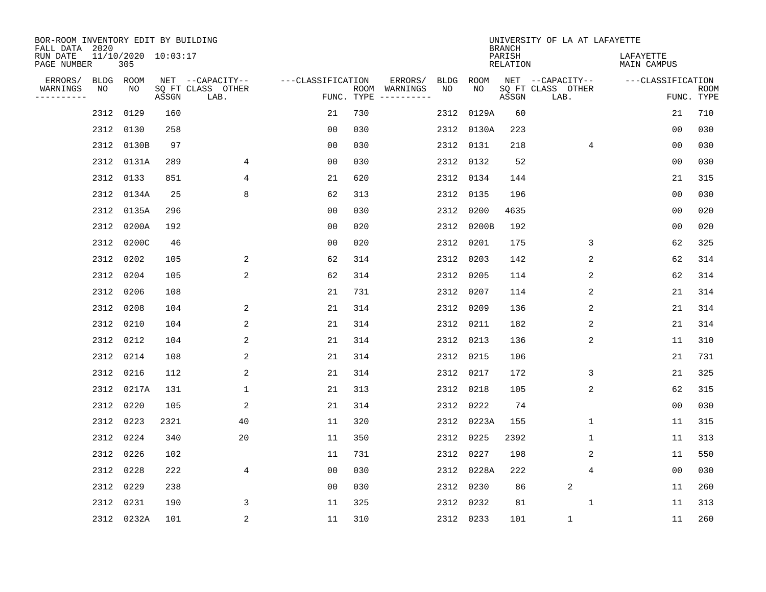BOR-ROOM INVENTORY EDIT BY BUILDING
FALL DATA 2020
RUN DATE 11/10/2020 10:03:17
PAGE NUMBER 305

UNIVERSITY OF LA AT LAFAYETTE
BRANCH
PARISH LAFAYETTE
RELATION MAIN CAMPUS

| ERRORS/ WARNINGS | BLDG NO | ROOM NO | NET SQ FT ASSGN | CAPACITY CLASS LAB. | CAPACITY OTHER | CLASSIFICATION FUNC. | ROOM TYPE | ERRORS/ WARNINGS | BLDG NO | ROOM NO | NET SQ FT ASSGN | CAPACITY CLASS LAB. | CAPACITY OTHER | CLASSIFICATION FUNC. | ROOM TYPE |
|---|---|---|---|---|---|---|---|---|---|---|---|---|---|---|---|
| | 2312 | 0129 | 160 | | | 21 | 730 | | 2312 | 0129A | 60 | | | 21 | 710 |
| | 2312 | 0130 | 258 | | | 00 | 030 | | 2312 | 0130A | 223 | | | 00 | 030 |
| | 2312 | 0130B | 97 | | | 00 | 030 | | 2312 | 0131 | 218 | | 4 | 00 | 030 |
| | 2312 | 0131A | 289 | | 4 | 00 | 030 | | 2312 | 0132 | 52 | | | 00 | 030 |
| | 2312 | 0133 | 851 | | 4 | 21 | 620 | | 2312 | 0134 | 144 | | | 21 | 315 |
| | 2312 | 0134A | 25 | | 8 | 62 | 313 | | 2312 | 0135 | 196 | | | 00 | 030 |
| | 2312 | 0135A | 296 | | | 00 | 030 | | 2312 | 0200 | 4635 | | | 00 | 020 |
| | 2312 | 0200A | 192 | | | 00 | 020 | | 2312 | 0200B | 192 | | | 00 | 020 |
| | 2312 | 0200C | 46 | | | 00 | 020 | | 2312 | 0201 | 175 | | 3 | 62 | 325 |
| | 2312 | 0202 | 105 | | 2 | 62 | 314 | | 2312 | 0203 | 142 | | 2 | 62 | 314 |
| | 2312 | 0204 | 105 | | 2 | 62 | 314 | | 2312 | 0205 | 114 | | 2 | 62 | 314 |
| | 2312 | 0206 | 108 | | | 21 | 731 | | 2312 | 0207 | 114 | | 2 | 21 | 314 |
| | 2312 | 0208 | 104 | | 2 | 21 | 314 | | 2312 | 0209 | 136 | | 2 | 21 | 314 |
| | 2312 | 0210 | 104 | | 2 | 21 | 314 | | 2312 | 0211 | 182 | | 2 | 21 | 314 |
| | 2312 | 0212 | 104 | | 2 | 21 | 314 | | 2312 | 0213 | 136 | | 2 | 11 | 310 |
| | 2312 | 0214 | 108 | | 2 | 21 | 314 | | 2312 | 0215 | 106 | | | 21 | 731 |
| | 2312 | 0216 | 112 | | 2 | 21 | 314 | | 2312 | 0217 | 172 | | 3 | 21 | 325 |
| | 2312 | 0217A | 131 | | 1 | 21 | 313 | | 2312 | 0218 | 105 | | 2 | 62 | 315 |
| | 2312 | 0220 | 105 | | 2 | 21 | 314 | | 2312 | 0222 | 74 | | | 00 | 030 |
| | 2312 | 0223 | 2321 | | 40 | 11 | 320 | | 2312 | 0223A | 155 | | 1 | 11 | 315 |
| | 2312 | 0224 | 340 | | 20 | 11 | 350 | | 2312 | 0225 | 2392 | | 1 | 11 | 313 |
| | 2312 | 0226 | 102 | | | 11 | 731 | | 2312 | 0227 | 198 | | 2 | 11 | 550 |
| | 2312 | 0228 | 222 | | 4 | 00 | 030 | | 2312 | 0228A | 222 | | 4 | 00 | 030 |
| | 2312 | 0229 | 238 | | | 00 | 030 | | 2312 | 0230 | 86 | 2 | | 11 | 260 |
| | 2312 | 0231 | 190 | | 3 | 11 | 325 | | 2312 | 0232 | 81 | | 1 | 11 | 313 |
| | 2312 | 0232A | 101 | | 2 | 11 | 310 | | 2312 | 0233 | 101 | 1 | | 11 | 260 |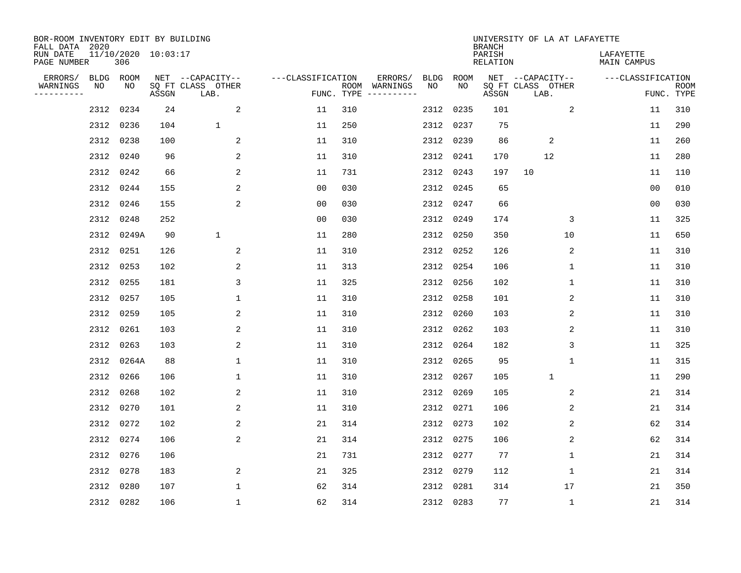BOR-ROOM INVENTORY EDIT BY BUILDING
FALL DATA 2020
RUN DATE 11/10/2020 10:03:17
PAGE NUMBER 306

UNIVERSITY OF LA AT LAFAYETTE
BRANCH
PARISH LAFAYETTE
RELATION MAIN CAMPUS

| ERRORS/ WARNINGS | BLDG NO | ROOM NO | NET SQ FT ASSGN | CAPACITY CLASS LAB. | CAPACITY OTHER | CLASSIFICATION FUNC. | ROOM TYPE | ERRORS/ WARNINGS | BLDG NO | ROOM NO | NET SQ FT ASSGN | CAPACITY CLASS LAB. | CAPACITY OTHER | CLASSIFICATION FUNC. | ROOM TYPE |
|---|---|---|---|---|---|---|---|---|---|---|---|---|---|---|---|
| | 2312 | 0234 | 24 | | 2 | 11 | 310 | | 2312 | 0235 | 101 | | 2 | 11 | 310 |
| | 2312 | 0236 | 104 | 1 | | 11 | 250 | | 2312 | 0237 | 75 | | | 11 | 290 |
| | 2312 | 0238 | 100 | | 2 | 11 | 310 | | 2312 | 0239 | 86 | 2 | | 11 | 260 |
| | 2312 | 0240 | 96 | | 2 | 11 | 310 | | 2312 | 0241 | 170 | 12 | | 11 | 280 |
| | 2312 | 0242 | 66 | | 2 | 11 | 731 | | 2312 | 0243 | 197 | 10 | | 11 | 110 |
| | 2312 | 0244 | 155 | | 2 | 00 | 030 | | 2312 | 0245 | 65 | | | 00 | 010 |
| | 2312 | 0246 | 155 | | 2 | 00 | 030 | | 2312 | 0247 | 66 | | | 00 | 030 |
| | 2312 | 0248 | 252 | | | 00 | 030 | | 2312 | 0249 | 174 | | 3 | 11 | 325 |
| | 2312 | 0249A | 90 | 1 | | 11 | 280 | | 2312 | 0250 | 350 | | 10 | 11 | 650 |
| | 2312 | 0251 | 126 | | 2 | 11 | 310 | | 2312 | 0252 | 126 | | 2 | 11 | 310 |
| | 2312 | 0253 | 102 | | 2 | 11 | 313 | | 2312 | 0254 | 106 | | 1 | 11 | 310 |
| | 2312 | 0255 | 181 | | 3 | 11 | 325 | | 2312 | 0256 | 102 | | 1 | 11 | 310 |
| | 2312 | 0257 | 105 | | 1 | 11 | 310 | | 2312 | 0258 | 101 | | 2 | 11 | 310 |
| | 2312 | 0259 | 105 | | 2 | 11 | 310 | | 2312 | 0260 | 103 | | 2 | 11 | 310 |
| | 2312 | 0261 | 103 | | 2 | 11 | 310 | | 2312 | 0262 | 103 | | 2 | 11 | 310 |
| | 2312 | 0263 | 103 | | 2 | 11 | 310 | | 2312 | 0264 | 182 | | 3 | 11 | 325 |
| | 2312 | 0264A | 88 | | 1 | 11 | 310 | | 2312 | 0265 | 95 | | 1 | 11 | 315 |
| | 2312 | 0266 | 106 | | 1 | 11 | 310 | | 2312 | 0267 | 105 | 1 | | 11 | 290 |
| | 2312 | 0268 | 102 | | 2 | 11 | 310 | | 2312 | 0269 | 105 | | 2 | 21 | 314 |
| | 2312 | 0270 | 101 | | 2 | 11 | 310 | | 2312 | 0271 | 106 | | 2 | 21 | 314 |
| | 2312 | 0272 | 102 | | 2 | 21 | 314 | | 2312 | 0273 | 102 | | 2 | 62 | 314 |
| | 2312 | 0274 | 106 | | 2 | 21 | 314 | | 2312 | 0275 | 106 | | 2 | 62 | 314 |
| | 2312 | 0276 | 106 | | | 21 | 731 | | 2312 | 0277 | 77 | | 1 | 21 | 314 |
| | 2312 | 0278 | 183 | | 2 | 21 | 325 | | 2312 | 0279 | 112 | | 1 | 21 | 314 |
| | 2312 | 0280 | 107 | | 1 | 62 | 314 | | 2312 | 0281 | 314 | | 17 | 21 | 350 |
| | 2312 | 0282 | 106 | | 1 | 62 | 314 | | 2312 | 0283 | 77 | | 1 | 21 | 314 |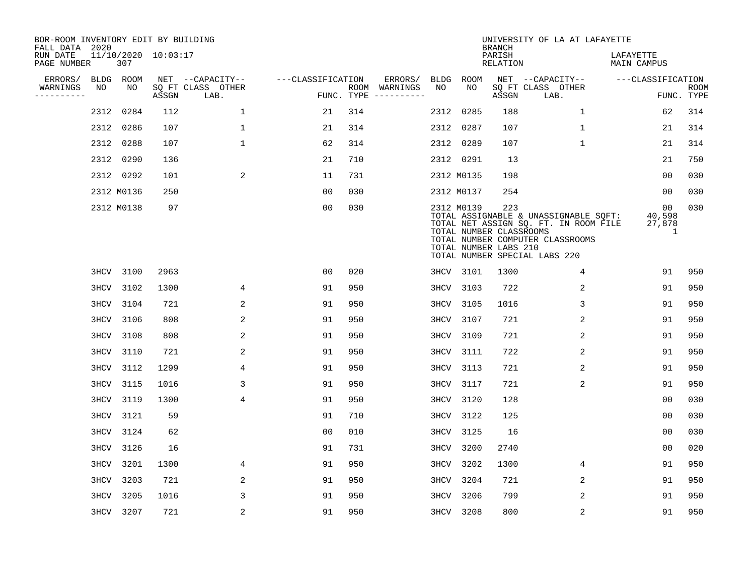BOR-ROOM INVENTORY EDIT BY BUILDING
FALL DATA 2020
RUN DATE 11/10/2020 10:03:17
PAGE NUMBER 307

UNIVERSITY OF LA AT LAFAYETTE
BRANCH
PARISH LAFAYETTE
RELATION MAIN CAMPUS

| ERRORS/ WARNINGS | BLDG NO | ROOM NO | NET SQ FT ASSGN | CAPACITY-- CLASS LAB. | OTHER | FUNC. | ROOM TYPE | ERRORS/ WARNINGS | BLDG NO | ROOM NO | NET SQ FT ASSGN | CAPACITY-- CLASS LAB. | OTHER | FUNC. | ROOM TYPE |
|---|---|---|---|---|---|---|---|---|---|---|---|---|---|---|---|
| | 2312 | 0284 | 112 | | 1 | 21 | 314 | | 2312 | 0285 | 188 | | 1 | 62 | 314 |
| | 2312 | 0286 | 107 | | 1 | 21 | 314 | | 2312 | 0287 | 107 | | 1 | 21 | 314 |
| | 2312 | 0288 | 107 | | 1 | 62 | 314 | | 2312 | 0289 | 107 | | 1 | 21 | 314 |
| | 2312 | 0290 | 136 | | | 21 | 710 | | 2312 | 0291 | 13 | | | 21 | 750 |
| | 2312 | 0292 | 101 | | 2 | 11 | 731 | | 2312 | M0135 | 198 | | | 00 | 030 |
| | 2312 | M0136 | 250 | | | 00 | 030 | | 2312 | M0137 | 254 | | | 00 | 030 |
| | 2312 | M0138 | 97 | | | 00 | 030 | | 2312 | M0139 | 223 | | | 00 | 030 |

TOTAL ASSIGNABLE & UNASSIGNABLE SQFT: 40,598
TOTAL NET ASSIGN SQ. FT. IN ROOM FILE 27,878
TOTAL NUMBER CLASSROOMS 1
TOTAL NUMBER COMPUTER CLASSROOMS
TOTAL NUMBER LABS 210
TOTAL NUMBER SPECIAL LABS 220

| ERRORS/ WARNINGS | BLDG NO | ROOM NO | NET SQ FT ASSGN | CAPACITY-- CLASS LAB. | OTHER | FUNC. | ROOM TYPE | ERRORS/ WARNINGS | BLDG NO | ROOM NO | NET SQ FT ASSGN | CAPACITY-- CLASS LAB. | OTHER | FUNC. | ROOM TYPE |
|---|---|---|---|---|---|---|---|---|---|---|---|---|---|---|---|
| | 3HCV | 3100 | 2963 | | | 00 | 020 | | 3HCV | 3101 | 1300 | | 4 | 91 | 950 |
| | 3HCV | 3102 | 1300 | | 4 | 91 | 950 | | 3HCV | 3103 | 722 | | 2 | 91 | 950 |
| | 3HCV | 3104 | 721 | | 2 | 91 | 950 | | 3HCV | 3105 | 1016 | | 3 | 91 | 950 |
| | 3HCV | 3106 | 808 | | 2 | 91 | 950 | | 3HCV | 3107 | 721 | | 2 | 91 | 950 |
| | 3HCV | 3108 | 808 | | 2 | 91 | 950 | | 3HCV | 3109 | 721 | | 2 | 91 | 950 |
| | 3HCV | 3110 | 721 | | 2 | 91 | 950 | | 3HCV | 3111 | 722 | | 2 | 91 | 950 |
| | 3HCV | 3112 | 1299 | | 4 | 91 | 950 | | 3HCV | 3113 | 721 | | 2 | 91 | 950 |
| | 3HCV | 3115 | 1016 | | 3 | 91 | 950 | | 3HCV | 3117 | 721 | | 2 | 91 | 950 |
| | 3HCV | 3119 | 1300 | | 4 | 91 | 950 | | 3HCV | 3120 | 128 | | | 00 | 030 |
| | 3HCV | 3121 | 59 | | | 91 | 710 | | 3HCV | 3122 | 125 | | | 00 | 030 |
| | 3HCV | 3124 | 62 | | | 00 | 010 | | 3HCV | 3125 | 16 | | | 00 | 030 |
| | 3HCV | 3126 | 16 | | | 91 | 731 | | 3HCV | 3200 | 2740 | | | 00 | 020 |
| | 3HCV | 3201 | 1300 | | 4 | 91 | 950 | | 3HCV | 3202 | 1300 | | 4 | 91 | 950 |
| | 3HCV | 3203 | 721 | | 2 | 91 | 950 | | 3HCV | 3204 | 721 | | 2 | 91 | 950 |
| | 3HCV | 3205 | 1016 | | 3 | 91 | 950 | | 3HCV | 3206 | 799 | | 2 | 91 | 950 |
| | 3HCV | 3207 | 721 | | 2 | 91 | 950 | | 3HCV | 3208 | 800 | | 2 | 91 | 950 |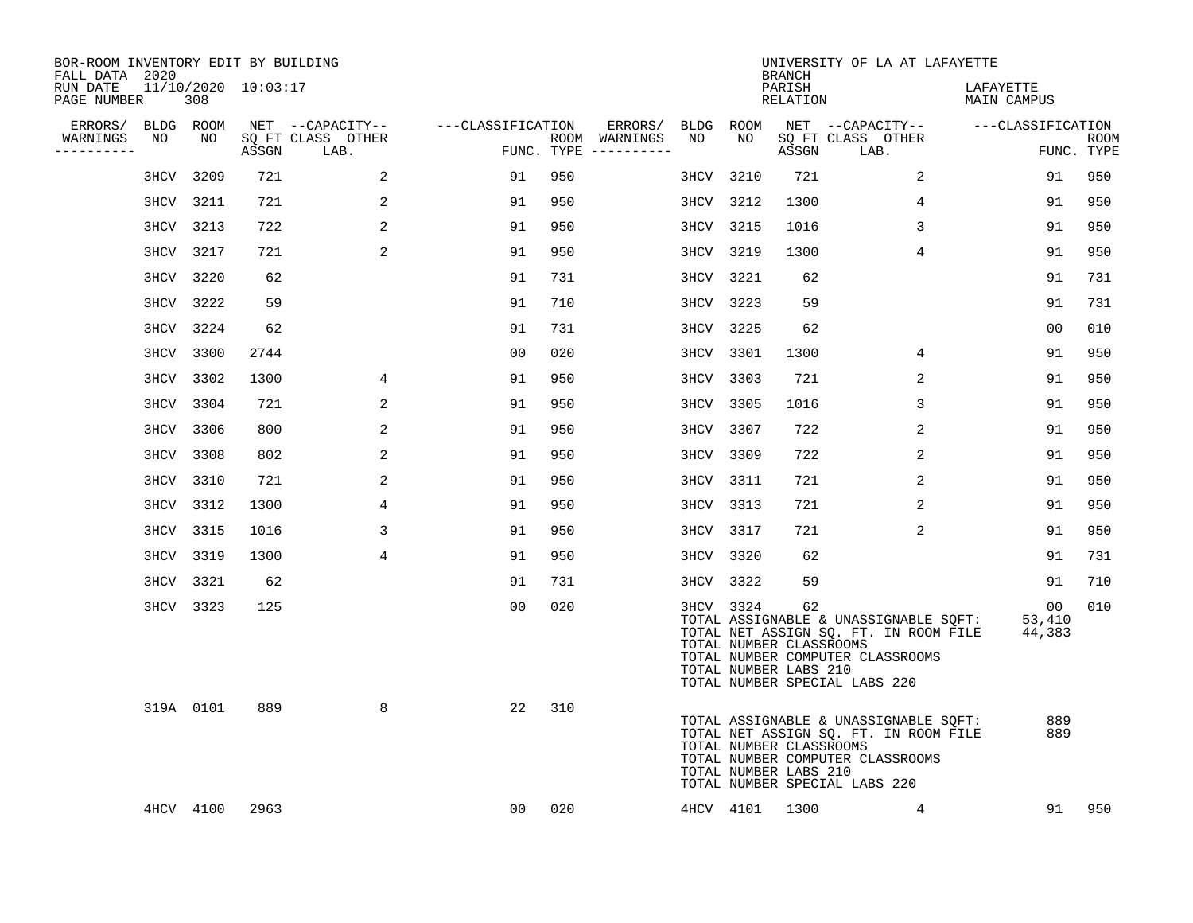BOR-ROOM INVENTORY EDIT BY BUILDING
FALL DATA 2020
RUN DATE 11/10/2020 10:03:17
PAGE NUMBER 308

UNIVERSITY OF LA AT LAFAYETTE
BRANCH
PARISH LAFAYETTE
RELATION MAIN CAMPUS

| ERRORS/ WARNINGS | BLDG NO | ROOM NO | NET SQ FT ASSGN | CAPACITY CLASS LAB. | CAPACITY OTHER | CLASSIFICATION FUNC. | ROOM TYPE | ERRORS/ WARNINGS | BLDG NO | ROOM NO | NET SQ FT ASSGN | CAPACITY CLASS LAB. | CAPACITY OTHER | CLASSIFICATION FUNC. | ROOM TYPE |
|---|---|---|---|---|---|---|---|---|---|---|---|---|---|---|---|
| | 3HCV | 3209 | 721 | | 2 | 91 | 950 | | 3HCV | 3210 | 721 | | 2 | 91 | 950 |
| | 3HCV | 3211 | 721 | | 2 | 91 | 950 | | 3HCV | 3212 | 1300 | | 4 | 91 | 950 |
| | 3HCV | 3213 | 722 | | 2 | 91 | 950 | | 3HCV | 3215 | 1016 | | 3 | 91 | 950 |
| | 3HCV | 3217 | 721 | | 2 | 91 | 950 | | 3HCV | 3219 | 1300 | | 4 | 91 | 950 |
| | 3HCV | 3220 | 62 | | | 91 | 731 | | 3HCV | 3221 | 62 | | | 91 | 731 |
| | 3HCV | 3222 | 59 | | | 91 | 710 | | 3HCV | 3223 | 59 | | | 91 | 731 |
| | 3HCV | 3224 | 62 | | | 91 | 731 | | 3HCV | 3225 | 62 | | | 00 | 010 |
| | 3HCV | 3300 | 2744 | | | 00 | 020 | | 3HCV | 3301 | 1300 | | 4 | 91 | 950 |
| | 3HCV | 3302 | 1300 | | 4 | 91 | 950 | | 3HCV | 3303 | 721 | | 2 | 91 | 950 |
| | 3HCV | 3304 | 721 | | 2 | 91 | 950 | | 3HCV | 3305 | 1016 | | 3 | 91 | 950 |
| | 3HCV | 3306 | 800 | | 2 | 91 | 950 | | 3HCV | 3307 | 722 | | 2 | 91 | 950 |
| | 3HCV | 3308 | 802 | | 2 | 91 | 950 | | 3HCV | 3309 | 722 | | 2 | 91 | 950 |
| | 3HCV | 3310 | 721 | | 2 | 91 | 950 | | 3HCV | 3311 | 721 | | 2 | 91 | 950 |
| | 3HCV | 3312 | 1300 | | 4 | 91 | 950 | | 3HCV | 3313 | 721 | | 2 | 91 | 950 |
| | 3HCV | 3315 | 1016 | | 3 | 91 | 950 | | 3HCV | 3317 | 721 | | 2 | 91 | 950 |
| | 3HCV | 3319 | 1300 | | 4 | 91 | 950 | | 3HCV | 3320 | 62 | | | 91 | 731 |
| | 3HCV | 3321 | 62 | | | 91 | 731 | | 3HCV | 3322 | 59 | | | 91 | 710 |
| | 3HCV | 3323 | 125 | | | 00 | 020 | | 3HCV | 3324 | 62 | | | 00 | 010 |

TOTAL ASSIGNABLE & UNASSIGNABLE SQFT: 53,410
TOTAL NET ASSIGN SQ. FT. IN ROOM FILE 44,383
TOTAL NUMBER CLASSROOMS
TOTAL NUMBER COMPUTER CLASSROOMS
TOTAL NUMBER LABS 210
TOTAL NUMBER SPECIAL LABS 220

| ERRORS/ WARNINGS | BLDG NO | ROOM NO | NET SQ FT ASSGN | CAPACITY CLASS LAB. | CAPACITY OTHER | CLASSIFICATION FUNC. | ROOM TYPE |
|---|---|---|---|---|---|---|---|
| | 319A | 0101 | 889 | | 8 | 22 | 310 |

TOTAL ASSIGNABLE & UNASSIGNABLE SQFT: 889
TOTAL NET ASSIGN SQ. FT. IN ROOM FILE 889
TOTAL NUMBER CLASSROOMS
TOTAL NUMBER COMPUTER CLASSROOMS
TOTAL NUMBER LABS 210
TOTAL NUMBER SPECIAL LABS 220

| ERRORS/ WARNINGS | BLDG NO | ROOM NO | NET SQ FT ASSGN | CAPACITY CLASS LAB. | CAPACITY OTHER | CLASSIFICATION FUNC. | ROOM TYPE | ERRORS/ WARNINGS | BLDG NO | ROOM NO | NET SQ FT ASSGN | CAPACITY CLASS LAB. | CAPACITY OTHER | CLASSIFICATION FUNC. | ROOM TYPE |
|---|---|---|---|---|---|---|---|---|---|---|---|---|---|---|---|
| | 4HCV | 4100 | 2963 | | | 00 | 020 | | 4HCV | 4101 | 1300 | | 4 | 91 | 950 |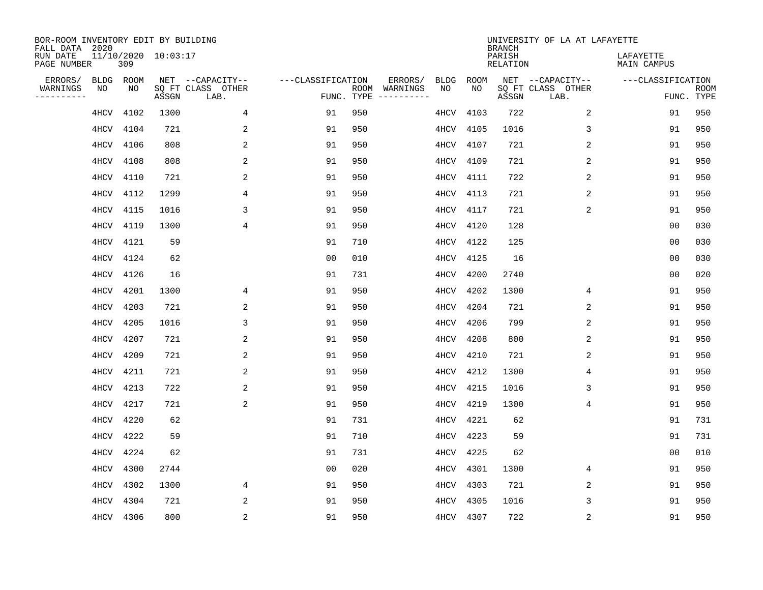BOR-ROOM INVENTORY EDIT BY BUILDING
FALL DATA 2020
RUN DATE 11/10/2020 10:03:17
PAGE NUMBER 309

UNIVERSITY OF LA AT LAFAYETTE
BRANCH
PARISH LAFAYETTE
RELATION MAIN CAMPUS

| ERRORS/ WARNINGS | BLDG NO | ROOM NO | NET SQ FT ASSGN | --CAPACITY-- CLASS LAB. | OTHER | ---CLASSIFICATION FUNC. | ROOM TYPE | ERRORS/ WARNINGS | BLDG NO | ROOM NO | NET SQ FT ASSGN | --CAPACITY-- CLASS LAB. | OTHER | ---CLASSIFICATION FUNC. | ROOM TYPE |
|---|---|---|---|---|---|---|---|---|---|---|---|---|---|---|---|
| | 4HCV | 4102 | 1300 | | 4 | 91 | 950 | | 4HCV | 4103 | 722 | | 2 | 91 | 950 |
| | 4HCV | 4104 | 721 | | 2 | 91 | 950 | | 4HCV | 4105 | 1016 | | 3 | 91 | 950 |
| | 4HCV | 4106 | 808 | | 2 | 91 | 950 | | 4HCV | 4107 | 721 | | 2 | 91 | 950 |
| | 4HCV | 4108 | 808 | | 2 | 91 | 950 | | 4HCV | 4109 | 721 | | 2 | 91 | 950 |
| | 4HCV | 4110 | 721 | | 2 | 91 | 950 | | 4HCV | 4111 | 722 | | 2 | 91 | 950 |
| | 4HCV | 4112 | 1299 | | 4 | 91 | 950 | | 4HCV | 4113 | 721 | | 2 | 91 | 950 |
| | 4HCV | 4115 | 1016 | | 3 | 91 | 950 | | 4HCV | 4117 | 721 | | 2 | 91 | 950 |
| | 4HCV | 4119 | 1300 | | 4 | 91 | 950 | | 4HCV | 4120 | 128 | | | 00 | 030 |
| | 4HCV | 4121 | 59 | | | 91 | 710 | | 4HCV | 4122 | 125 | | | 00 | 030 |
| | 4HCV | 4124 | 62 | | | 00 | 010 | | 4HCV | 4125 | 16 | | | 00 | 030 |
| | 4HCV | 4126 | 16 | | | 91 | 731 | | 4HCV | 4200 | 2740 | | | 00 | 020 |
| | 4HCV | 4201 | 1300 | | 4 | 91 | 950 | | 4HCV | 4202 | 1300 | | 4 | 91 | 950 |
| | 4HCV | 4203 | 721 | | 2 | 91 | 950 | | 4HCV | 4204 | 721 | | 2 | 91 | 950 |
| | 4HCV | 4205 | 1016 | | 3 | 91 | 950 | | 4HCV | 4206 | 799 | | 2 | 91 | 950 |
| | 4HCV | 4207 | 721 | | 2 | 91 | 950 | | 4HCV | 4208 | 800 | | 2 | 91 | 950 |
| | 4HCV | 4209 | 721 | | 2 | 91 | 950 | | 4HCV | 4210 | 721 | | 2 | 91 | 950 |
| | 4HCV | 4211 | 721 | | 2 | 91 | 950 | | 4HCV | 4212 | 1300 | | 4 | 91 | 950 |
| | 4HCV | 4213 | 722 | | 2 | 91 | 950 | | 4HCV | 4215 | 1016 | | 3 | 91 | 950 |
| | 4HCV | 4217 | 721 | | 2 | 91 | 950 | | 4HCV | 4219 | 1300 | | 4 | 91 | 950 |
| | 4HCV | 4220 | 62 | | | 91 | 731 | | 4HCV | 4221 | 62 | | | 91 | 731 |
| | 4HCV | 4222 | 59 | | | 91 | 710 | | 4HCV | 4223 | 59 | | | 91 | 731 |
| | 4HCV | 4224 | 62 | | | 91 | 731 | | 4HCV | 4225 | 62 | | | 00 | 010 |
| | 4HCV | 4300 | 2744 | | | 00 | 020 | | 4HCV | 4301 | 1300 | | 4 | 91 | 950 |
| | 4HCV | 4302 | 1300 | | 4 | 91 | 950 | | 4HCV | 4303 | 721 | | 2 | 91 | 950 |
| | 4HCV | 4304 | 721 | | 2 | 91 | 950 | | 4HCV | 4305 | 1016 | | 3 | 91 | 950 |
| | 4HCV | 4306 | 800 | | 2 | 91 | 950 | | 4HCV | 4307 | 722 | | 2 | 91 | 950 |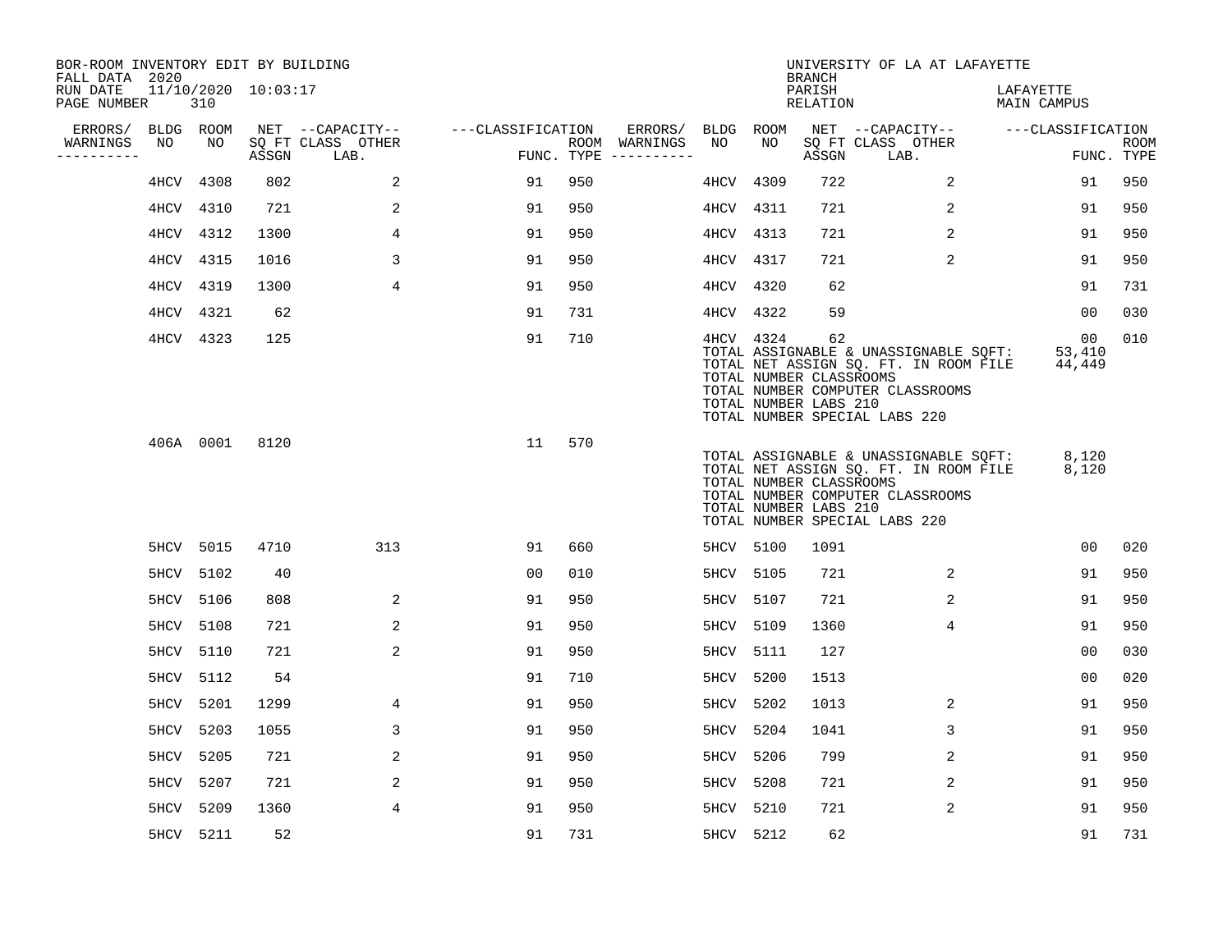BOR-ROOM INVENTORY EDIT BY BUILDING
FALL DATA 2020
RUN DATE 11/10/2020 10:03:17

UNIVERSITY OF LA AT LAFAYETTE
BRANCH
PARISH LAFAYETTE
RELATION MAIN CAMPUS

| ERRORS/ WARNINGS | BLDG NO | ROOM NO | NET SQ FT ASSGN | CAPACITY CLASS LAB. | CAPACITY OTHER | CLASSIFICATION FUNC. | ROOM TYPE | ERRORS/ WARNINGS | BLDG NO | ROOM NO | NET SQ FT ASSGN | CAPACITY CLASS LAB. | CAPACITY OTHER | CLASSIFICATION FUNC. | ROOM TYPE |
|---|---|---|---|---|---|---|---|---|---|---|---|---|---|---|---|
| | 4HCV | 4308 | 802 | | 2 | 91 | 950 | | 4HCV | 4309 | 722 | | 2 | 91 | 950 |
| | 4HCV | 4310 | 721 | | 2 | 91 | 950 | | 4HCV | 4311 | 721 | | 2 | 91 | 950 |
| | 4HCV | 4312 | 1300 | | 4 | 91 | 950 | | 4HCV | 4313 | 721 | | 2 | 91 | 950 |
| | 4HCV | 4315 | 1016 | | 3 | 91 | 950 | | 4HCV | 4317 | 721 | | 2 | 91 | 950 |
| | 4HCV | 4319 | 1300 | | 4 | 91 | 950 | | 4HCV | 4320 | 62 | | | 91 | 731 |
| | 4HCV | 4321 | 62 | | | 91 | 731 | | 4HCV | 4322 | 59 | | | 00 | 030 |
| | 4HCV | 4323 | 125 | | | 91 | 710 | | 4HCV | 4324 | 62 | | | 00 | 010 |

TOTAL ASSIGNABLE & UNASSIGNABLE SQFT: 53,410
TOTAL NET ASSIGN SQ. FT. IN ROOM FILE 44,449
TOTAL NUMBER CLASSROOMS
TOTAL NUMBER COMPUTER CLASSROOMS
TOTAL NUMBER LABS 210
TOTAL NUMBER SPECIAL LABS 220

| ERRORS/ WARNINGS | BLDG NO | ROOM NO | NET SQ FT ASSGN | CAPACITY CLASS LAB. | CAPACITY OTHER | CLASSIFICATION FUNC. | ROOM TYPE |
|---|---|---|---|---|---|---|---|
| | 406A | 0001 | 8120 | | | 11 | 570 |

TOTAL ASSIGNABLE & UNASSIGNABLE SQFT: 8,120
TOTAL NET ASSIGN SQ. FT. IN ROOM FILE 8,120
TOTAL NUMBER CLASSROOMS
TOTAL NUMBER COMPUTER CLASSROOMS
TOTAL NUMBER LABS 210
TOTAL NUMBER SPECIAL LABS 220

| ERRORS/ WARNINGS | BLDG NO | ROOM NO | NET SQ FT ASSGN | CAPACITY CLASS LAB. | CAPACITY OTHER | CLASSIFICATION FUNC. | ROOM TYPE | ERRORS/ WARNINGS | BLDG NO | ROOM NO | NET SQ FT ASSGN | CAPACITY CLASS LAB. | CAPACITY OTHER | CLASSIFICATION FUNC. | ROOM TYPE |
|---|---|---|---|---|---|---|---|---|---|---|---|---|---|---|---|
| | 5HCV | 5015 | 4710 | | 313 | 91 | 660 | | 5HCV | 5100 | 1091 | | | 00 | 020 |
| | 5HCV | 5102 | 40 | | | 00 | 010 | | 5HCV | 5105 | 721 | | 2 | 91 | 950 |
| | 5HCV | 5106 | 808 | | 2 | 91 | 950 | | 5HCV | 5107 | 721 | | 2 | 91 | 950 |
| | 5HCV | 5108 | 721 | | 2 | 91 | 950 | | 5HCV | 5109 | 1360 | | 4 | 91 | 950 |
| | 5HCV | 5110 | 721 | | 2 | 91 | 950 | | 5HCV | 5111 | 127 | | | 00 | 030 |
| | 5HCV | 5112 | 54 | | | 91 | 710 | | 5HCV | 5200 | 1513 | | | 00 | 020 |
| | 5HCV | 5201 | 1299 | | 4 | 91 | 950 | | 5HCV | 5202 | 1013 | | 2 | 91 | 950 |
| | 5HCV | 5203 | 1055 | | 3 | 91 | 950 | | 5HCV | 5204 | 1041 | | 3 | 91 | 950 |
| | 5HCV | 5205 | 721 | | 2 | 91 | 950 | | 5HCV | 5206 | 799 | | 2 | 91 | 950 |
| | 5HCV | 5207 | 721 | | 2 | 91 | 950 | | 5HCV | 5208 | 721 | | 2 | 91 | 950 |
| | 5HCV | 5209 | 1360 | | 4 | 91 | 950 | | 5HCV | 5210 | 721 | | 2 | 91 | 950 |
| | 5HCV | 5211 | 52 | | | 91 | 731 | | 5HCV | 5212 | 62 | | | 91 | 731 |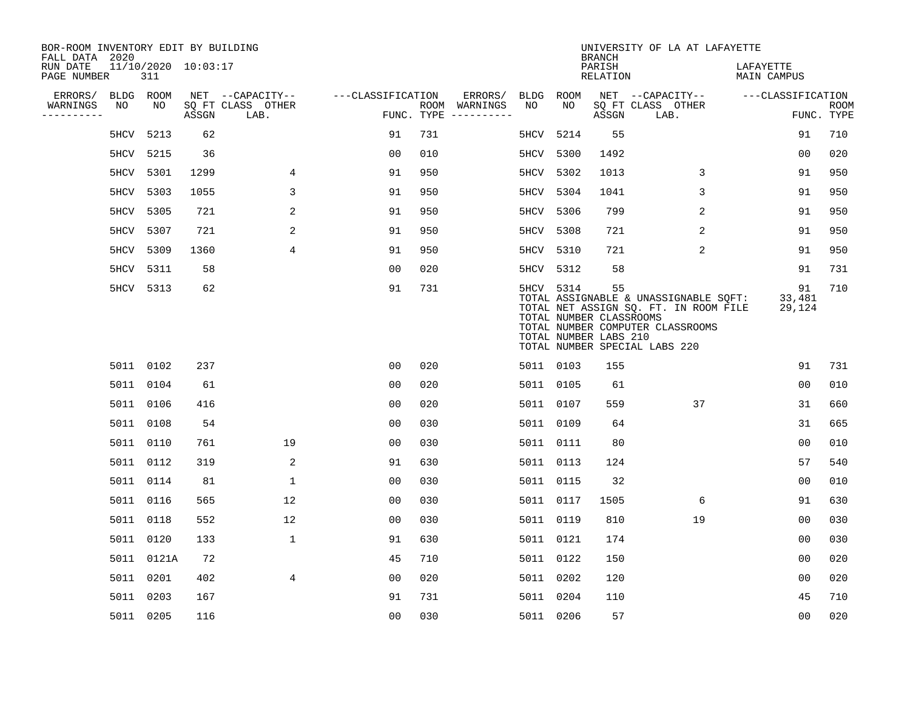BOR-ROOM INVENTORY EDIT BY BUILDING
FALL DATA 2020
RUN DATE 11/10/2020 10:03:17
PAGE NUMBER 311

UNIVERSITY OF LA AT LAFAYETTE
BRANCH
PARISH LAFAYETTE
RELATION MAIN CAMPUS

| ERRORS/ WARNINGS | BLDG NO | ROOM NO | NET SQ FT ASSGN | CAPACITY CLASS LAB. | CAPACITY OTHER | CLASSIFICATION FUNC. | ROOM TYPE | ERRORS/ WARNINGS | BLDG NO | ROOM NO | NET SQ FT ASSGN | CAPACITY CLASS LAB. | CAPACITY OTHER | CLASSIFICATION FUNC. | ROOM TYPE |
|---|---|---|---|---|---|---|---|---|---|---|---|---|---|---|---|
| | 5HCV | 5213 | 62 | | | 91 | 731 | | 5HCV | 5214 | 55 | | | 91 | 710 |
| | 5HCV | 5215 | 36 | | | 00 | 010 | | 5HCV | 5300 | 1492 | | | 00 | 020 |
| | 5HCV | 5301 | 1299 | | 4 | 91 | 950 | | 5HCV | 5302 | 1013 | | 3 | 91 | 950 |
| | 5HCV | 5303 | 1055 | | 3 | 91 | 950 | | 5HCV | 5304 | 1041 | | 3 | 91 | 950 |
| | 5HCV | 5305 | 721 | | 2 | 91 | 950 | | 5HCV | 5306 | 799 | | 2 | 91 | 950 |
| | 5HCV | 5307 | 721 | | 2 | 91 | 950 | | 5HCV | 5308 | 721 | | 2 | 91 | 950 |
| | 5HCV | 5309 | 1360 | | 4 | 91 | 950 | | 5HCV | 5310 | 721 | | 2 | 91 | 950 |
| | 5HCV | 5311 | 58 | | | 00 | 020 | | 5HCV | 5312 | 58 | | | 91 | 731 |
| | 5HCV | 5313 | 62 | | | 91 | 731 | | 5HCV | 5314 | 55 | | | 91 | 710 |

TOTAL ASSIGNABLE & UNASSIGNABLE SQFT: 33,481
TOTAL NET ASSIGN SQ. FT. IN ROOM FILE 29,124
TOTAL NUMBER CLASSROOMS
TOTAL NUMBER COMPUTER CLASSROOMS
TOTAL NUMBER LABS 210
TOTAL NUMBER SPECIAL LABS 220

| ERRORS/ WARNINGS | BLDG NO | ROOM NO | NET SQ FT ASSGN | CAPACITY CLASS LAB. | CAPACITY OTHER | CLASSIFICATION FUNC. | ROOM TYPE | ERRORS/ WARNINGS | BLDG NO | ROOM NO | NET SQ FT ASSGN | CAPACITY CLASS LAB. | CAPACITY OTHER | CLASSIFICATION FUNC. | ROOM TYPE |
|---|---|---|---|---|---|---|---|---|---|---|---|---|---|---|---|
| | 5011 | 0102 | 237 | | | 00 | 020 | | 5011 | 0103 | 155 | | | 91 | 731 |
| | 5011 | 0104 | 61 | | | 00 | 020 | | 5011 | 0105 | 61 | | | 00 | 010 |
| | 5011 | 0106 | 416 | | | 00 | 020 | | 5011 | 0107 | 559 | | 37 | 31 | 660 |
| | 5011 | 0108 | 54 | | | 00 | 030 | | 5011 | 0109 | 64 | | | 31 | 665 |
| | 5011 | 0110 | 761 | | 19 | 00 | 030 | | 5011 | 0111 | 80 | | | 00 | 010 |
| | 5011 | 0112 | 319 | | 2 | 91 | 630 | | 5011 | 0113 | 124 | | | 57 | 540 |
| | 5011 | 0114 | 81 | | 1 | 00 | 030 | | 5011 | 0115 | 32 | | | 00 | 010 |
| | 5011 | 0116 | 565 | | 12 | 00 | 030 | | 5011 | 0117 | 1505 | | 6 | 91 | 630 |
| | 5011 | 0118 | 552 | | 12 | 00 | 030 | | 5011 | 0119 | 810 | | 19 | 00 | 030 |
| | 5011 | 0120 | 133 | | 1 | 91 | 630 | | 5011 | 0121 | 174 | | | 00 | 030 |
| | 5011 | 0121A | 72 | | | 45 | 710 | | 5011 | 0122 | 150 | | | 00 | 020 |
| | 5011 | 0201 | 402 | | 4 | 00 | 020 | | 5011 | 0202 | 120 | | | 00 | 020 |
| | 5011 | 0203 | 167 | | | 91 | 731 | | 5011 | 0204 | 110 | | | 45 | 710 |
| | 5011 | 0205 | 116 | | | 00 | 030 | | 5011 | 0206 | 57 | | | 00 | 020 |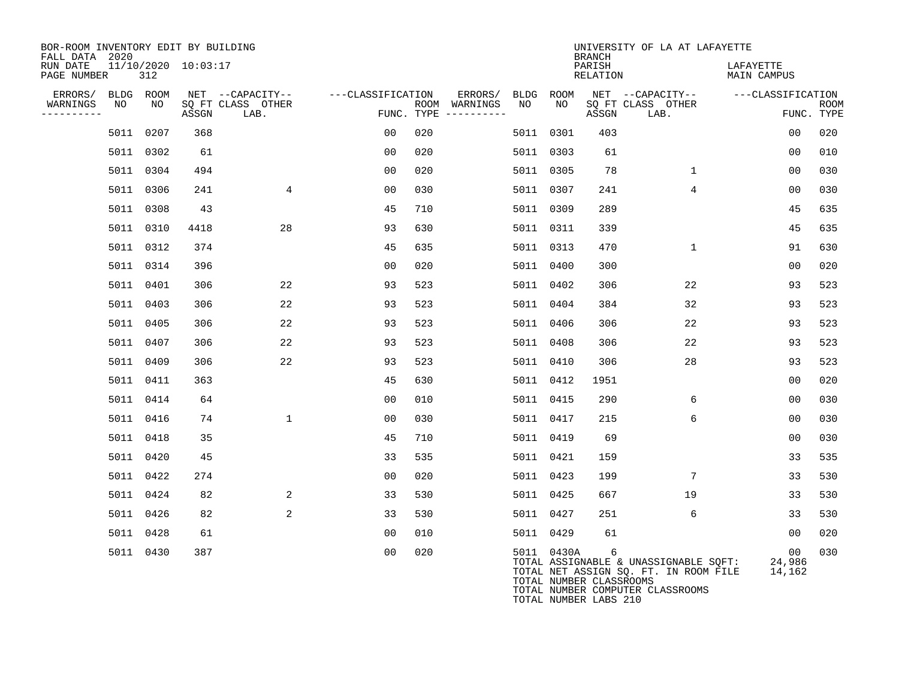BOR-ROOM INVENTORY EDIT BY BUILDING
FALL DATA 2020
RUN DATE 11/10/2020 10:03:17
PAGE NUMBER 312

UNIVERSITY OF LA AT LAFAYETTE
BRANCH
PARISH LAFAYETTE
RELATION MAIN CAMPUS

| ERRORS/ WARNINGS | BLDG NO | ROOM NO | NET SQ FT ASSGN | --CAPACITY-- CLASS LAB. | OTHER | ---CLASSIFICATION FUNC. | ROOM TYPE | ERRORS/ WARNINGS | BLDG NO | ROOM NO | NET SQ FT ASSGN | --CAPACITY-- CLASS LAB. | OTHER | ---CLASSIFICATION FUNC. | ROOM TYPE |
|---|---|---|---|---|---|---|---|---|---|---|---|---|---|---|---|
| | 5011 | 0207 | 368 | | | 00 | 020 | | 5011 | 0301 | 403 | | | 00 | 020 |
| | 5011 | 0302 | 61 | | | 00 | 020 | | 5011 | 0303 | 61 | | | 00 | 010 |
| | 5011 | 0304 | 494 | | | 00 | 020 | | 5011 | 0305 | 78 | | 1 | 00 | 030 |
| | 5011 | 0306 | 241 | | 4 | 00 | 030 | | 5011 | 0307 | 241 | | 4 | 00 | 030 |
| | 5011 | 0308 | 43 | | | 45 | 710 | | 5011 | 0309 | 289 | | | 45 | 635 |
| | 5011 | 0310 | 4418 | | 28 | 93 | 630 | | 5011 | 0311 | 339 | | | 45 | 635 |
| | 5011 | 0312 | 374 | | | 45 | 635 | | 5011 | 0313 | 470 | | 1 | 91 | 630 |
| | 5011 | 0314 | 396 | | | 00 | 020 | | 5011 | 0400 | 300 | | | 00 | 020 |
| | 5011 | 0401 | 306 | | 22 | 93 | 523 | | 5011 | 0402 | 306 | | 22 | 93 | 523 |
| | 5011 | 0403 | 306 | | 22 | 93 | 523 | | 5011 | 0404 | 384 | | 32 | 93 | 523 |
| | 5011 | 0405 | 306 | | 22 | 93 | 523 | | 5011 | 0406 | 306 | | 22 | 93 | 523 |
| | 5011 | 0407 | 306 | | 22 | 93 | 523 | | 5011 | 0408 | 306 | | 22 | 93 | 523 |
| | 5011 | 0409 | 306 | | 22 | 93 | 523 | | 5011 | 0410 | 306 | | 28 | 93 | 523 |
| | 5011 | 0411 | 363 | | | 45 | 630 | | 5011 | 0412 | 1951 | | | 00 | 020 |
| | 5011 | 0414 | 64 | | | 00 | 010 | | 5011 | 0415 | 290 | | 6 | 00 | 030 |
| | 5011 | 0416 | 74 | | 1 | 00 | 030 | | 5011 | 0417 | 215 | | 6 | 00 | 030 |
| | 5011 | 0418 | 35 | | | 45 | 710 | | 5011 | 0419 | 69 | | | 00 | 030 |
| | 5011 | 0420 | 45 | | | 33 | 535 | | 5011 | 0421 | 159 | | | 33 | 535 |
| | 5011 | 0422 | 274 | | | 00 | 020 | | 5011 | 0423 | 199 | | 7 | 33 | 530 |
| | 5011 | 0424 | 82 | | 2 | 33 | 530 | | 5011 | 0425 | 667 | | 19 | 33 | 530 |
| | 5011 | 0426 | 82 | | 2 | 33 | 530 | | 5011 | 0427 | 251 | | 6 | 33 | 530 |
| | 5011 | 0428 | 61 | | | 00 | 010 | | 5011 | 0429 | 61 | | | 00 | 020 |
| | 5011 | 0430 | 387 | | | 00 | 020 | | 5011 | 0430A | 6 | | | 00 | 030 |

TOTAL ASSIGNABLE & UNASSIGNABLE SQFT: 24,986
TOTAL NET ASSIGN SQ. FT. IN ROOM FILE 14,162
TOTAL NUMBER CLASSROOMS
TOTAL NUMBER COMPUTER CLASSROOMS
TOTAL NUMBER LABS 210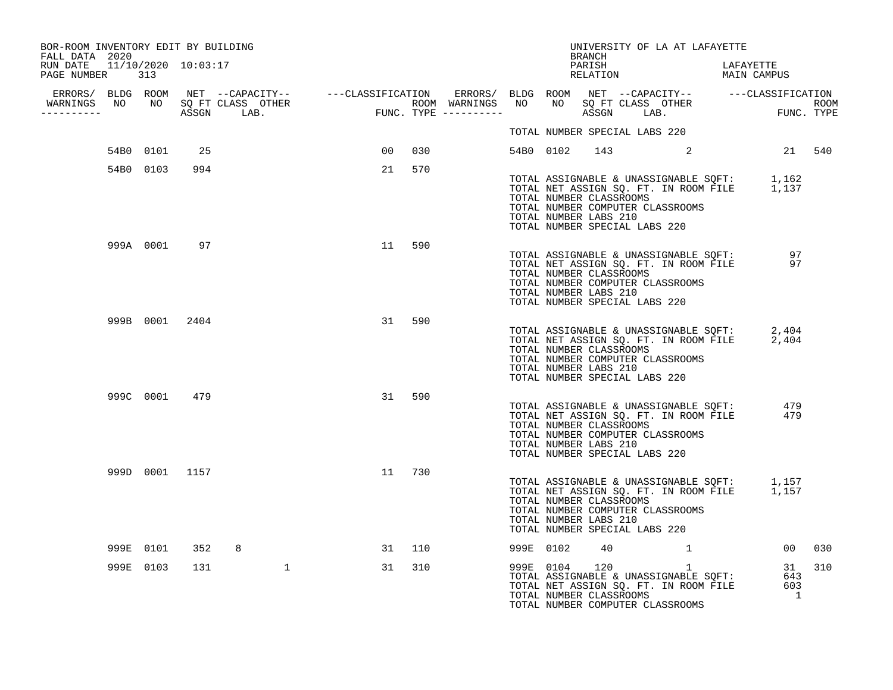BOR-ROOM INVENTORY EDIT BY BUILDING
FALL DATA 2020
RUN DATE 11/10/2020 10:03:17
PAGE NUMBER 313

UNIVERSITY OF LA AT LAFAYETTE
BRANCH
PARISH LAFAYETTE
RELATION MAIN CAMPUS

| ERRORS/ WARNINGS | BLDG NO | ROOM NO | NET SQ FT ASSGN | CAPACITY CLASS | CAPACITY LAB. | CAPACITY OTHER | CLASSIFICATION FUNC. | ROOM TYPE | ERRORS/ WARNINGS | BLDG NO | ROOM NO | NET SQ FT ASSGN | CAPACITY CLASS | CAPACITY LAB. | CAPACITY OTHER | CLASSIFICATION FUNC. | ROOM TYPE |
|---|---|---|---|---|---|---|---|---|---|---|---|---|---|---|---|---|---|
| | | | | | | | | | | TOTAL NUMBER SPECIAL LABS 220 | | | | | | | |
| | 54B0 | 0101 | 25 | | | | 00 | 030 | | 54B0 | 0102 | 143 | | | 2 | 21 | 540 |
| | 54B0 | 0103 | 994 | | | | 21 | 570 | | | | | | | | | |

TOTAL ASSIGNABLE & UNASSIGNABLE SQFT: 1,162
TOTAL NET ASSIGN SQ. FT. IN ROOM FILE 1,137
TOTAL NUMBER CLASSROOMS
TOTAL NUMBER COMPUTER CLASSROOMS
TOTAL NUMBER LABS 210
TOTAL NUMBER SPECIAL LABS 220

| ERRORS/ WARNINGS | BLDG NO | ROOM NO | NET SQ FT ASSGN | CAPACITY CLASS | CAPACITY LAB. | CAPACITY OTHER | CLASSIFICATION FUNC. | ROOM TYPE |
|---|---|---|---|---|---|---|---|---|
| | 999A | 0001 | 97 | | | | 11 | 590 |

TOTAL ASSIGNABLE & UNASSIGNABLE SQFT: 97
TOTAL NET ASSIGN SQ. FT. IN ROOM FILE 97
TOTAL NUMBER CLASSROOMS
TOTAL NUMBER COMPUTER CLASSROOMS
TOTAL NUMBER LABS 210
TOTAL NUMBER SPECIAL LABS 220

| ERRORS/ WARNINGS | BLDG NO | ROOM NO | NET SQ FT ASSGN | CAPACITY CLASS | CAPACITY LAB. | CAPACITY OTHER | CLASSIFICATION FUNC. | ROOM TYPE |
|---|---|---|---|---|---|---|---|---|
| | 999B | 0001 | 2404 | | | | 31 | 590 |

TOTAL ASSIGNABLE & UNASSIGNABLE SQFT: 2,404
TOTAL NET ASSIGN SQ. FT. IN ROOM FILE 2,404
TOTAL NUMBER CLASSROOMS
TOTAL NUMBER COMPUTER CLASSROOMS
TOTAL NUMBER LABS 210
TOTAL NUMBER SPECIAL LABS 220

| ERRORS/ WARNINGS | BLDG NO | ROOM NO | NET SQ FT ASSGN | CAPACITY CLASS | CAPACITY LAB. | CAPACITY OTHER | CLASSIFICATION FUNC. | ROOM TYPE |
|---|---|---|---|---|---|---|---|---|
| | 999C | 0001 | 479 | | | | 31 | 590 |

TOTAL ASSIGNABLE & UNASSIGNABLE SQFT: 479
TOTAL NET ASSIGN SQ. FT. IN ROOM FILE 479
TOTAL NUMBER CLASSROOMS
TOTAL NUMBER COMPUTER CLASSROOMS
TOTAL NUMBER LABS 210
TOTAL NUMBER SPECIAL LABS 220

| ERRORS/ WARNINGS | BLDG NO | ROOM NO | NET SQ FT ASSGN | CAPACITY CLASS | CAPACITY LAB. | CAPACITY OTHER | CLASSIFICATION FUNC. | ROOM TYPE |
|---|---|---|---|---|---|---|---|---|
| | 999D | 0001 | 1157 | | | | 11 | 730 |

TOTAL ASSIGNABLE & UNASSIGNABLE SQFT: 1,157
TOTAL NET ASSIGN SQ. FT. IN ROOM FILE 1,157
TOTAL NUMBER CLASSROOMS
TOTAL NUMBER COMPUTER CLASSROOMS
TOTAL NUMBER LABS 210
TOTAL NUMBER SPECIAL LABS 220

| ERRORS/ WARNINGS | BLDG NO | ROOM NO | NET SQ FT ASSGN | CAPACITY CLASS | CAPACITY LAB. | CAPACITY OTHER | CLASSIFICATION FUNC. | ROOM TYPE | ERRORS/ WARNINGS | BLDG NO | ROOM NO | NET SQ FT ASSGN | CAPACITY CLASS | CAPACITY LAB. | CAPACITY OTHER | CLASSIFICATION FUNC. | ROOM TYPE |
|---|---|---|---|---|---|---|---|---|---|---|---|---|---|---|---|---|---|
| | 999E | 0101 | 352 | 8 | | | 31 | 110 | | 999E | 0102 | 40 | | | 1 | 00 | 030 |
| | 999E | 0103 | 131 | | | 1 | 31 | 310 | | 999E | 0104 | 120 | | | 1 | 31 | 310 |

TOTAL ASSIGNABLE & UNASSIGNABLE SQFT: 643
TOTAL NET ASSIGN SQ. FT. IN ROOM FILE 603
TOTAL NUMBER CLASSROOMS 1
TOTAL NUMBER COMPUTER CLASSROOMS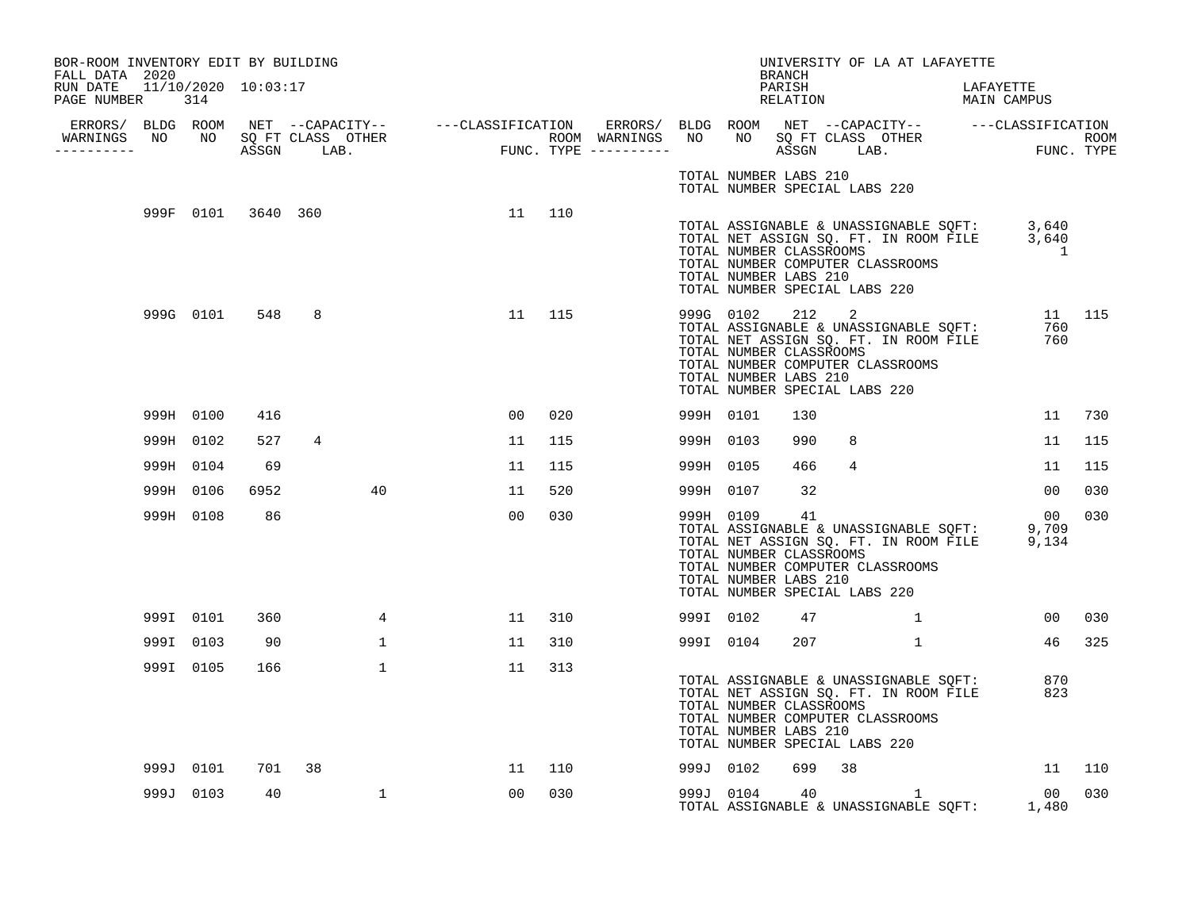BOR-ROOM INVENTORY EDIT BY BUILDING
FALL DATA 2020
RUN DATE 11/10/2020 10:03:17

UNIVERSITY OF LA AT LAFAYETTE
BRANCH
PARISH LAFAYETTE
RELATION MAIN CAMPUS

| ERRORS/ WARNINGS | BLDG NO | ROOM NO | NET SQ FT ASSGN | CAPACITY CLASS | LAB. | OTHER | CLASSIFICATION FUNC. | ROOM TYPE | ERRORS/ WARNINGS | BLDG NO | ROOM NO | NET SQ FT ASSGN | CAPACITY CLASS | LAB. | OTHER | CLASSIFICATION FUNC. | ROOM TYPE |
|---|---|---|---|---|---|---|---|---|---|---|---|---|---|---|---|---|---|
| | | | | | | | | | | TOTAL NUMBER LABS 210 | | | | | | | |
| | | | | | | | | | | TOTAL NUMBER SPECIAL LABS 220 | | | | | | | |
| | 999F | 0101 | 3640 | 360 | | | 11 | 110 | | | | | | | | | |
| | | | | | | | | | | TOTAL ASSIGNABLE & UNASSIGNABLE SQFT: | | | | | | 3,640 | |
| | | | | | | | | | | TOTAL NET ASSIGN SQ. FT. IN ROOM FILE | | | | | | 3,640 | |
| | | | | | | | | | | TOTAL NUMBER CLASSROOMS | | | | | | 1 | |
| | | | | | | | | | | TOTAL NUMBER COMPUTER CLASSROOMS | | | | | | | |
| | | | | | | | | | | TOTAL NUMBER LABS 210 | | | | | | | |
| | | | | | | | | | | TOTAL NUMBER SPECIAL LABS 220 | | | | | | | |
| | 999G | 0101 | 548 | 8 | | | 11 | 115 | | 999G | 0102 | 212 | 2 | | | 11 | 115 |
| | | | | | | | | | | TOTAL ASSIGNABLE & UNASSIGNABLE SQFT: | | | | | | 760 | |
| | | | | | | | | | | TOTAL NET ASSIGN SQ. FT. IN ROOM FILE | | | | | | 760 | |
| | | | | | | | | | | TOTAL NUMBER CLASSROOMS | | | | | | | |
| | | | | | | | | | | TOTAL NUMBER COMPUTER CLASSROOMS | | | | | | | |
| | | | | | | | | | | TOTAL NUMBER LABS 210 | | | | | | | |
| | | | | | | | | | | TOTAL NUMBER SPECIAL LABS 220 | | | | | | | |
| | 999H | 0100 | 416 | | | | 00 | 020 | | 999H | 0101 | 130 | | | | 11 | 730 |
| | 999H | 0102 | 527 | 4 | | | 11 | 115 | | 999H | 0103 | 990 | 8 | | | 11 | 115 |
| | 999H | 0104 | 69 | | | | 11 | 115 | | 999H | 0105 | 466 | 4 | | | 11 | 115 |
| | 999H | 0106 | 6952 | | | 40 | 11 | 520 | | 999H | 0107 | 32 | | | | 00 | 030 |
| | 999H | 0108 | 86 | | | | 00 | 030 | | 999H | 0109 | 41 | | | | 00 | 030 |
| | | | | | | | | | | TOTAL ASSIGNABLE & UNASSIGNABLE SQFT: | | | | | | 9,709 | |
| | | | | | | | | | | TOTAL NET ASSIGN SQ. FT. IN ROOM FILE | | | | | | 9,134 | |
| | | | | | | | | | | TOTAL NUMBER CLASSROOMS | | | | | | | |
| | | | | | | | | | | TOTAL NUMBER COMPUTER CLASSROOMS | | | | | | | |
| | | | | | | | | | | TOTAL NUMBER LABS 210 | | | | | | | |
| | | | | | | | | | | TOTAL NUMBER SPECIAL LABS 220 | | | | | | | |
| | 999I | 0101 | 360 | | | 4 | 11 | 310 | | 999I | 0102 | 47 | | | 1 | 00 | 030 |
| | 999I | 0103 | 90 | | | 1 | 11 | 310 | | 999I | 0104 | 207 | | | 1 | 46 | 325 |
| | 999I | 0105 | 166 | | | 1 | 11 | 313 | | | | | | | | | |
| | | | | | | | | | | TOTAL ASSIGNABLE & UNASSIGNABLE SQFT: | | | | | | 870 | |
| | | | | | | | | | | TOTAL NET ASSIGN SQ. FT. IN ROOM FILE | | | | | | 823 | |
| | | | | | | | | | | TOTAL NUMBER CLASSROOMS | | | | | | | |
| | | | | | | | | | | TOTAL NUMBER COMPUTER CLASSROOMS | | | | | | | |
| | | | | | | | | | | TOTAL NUMBER LABS 210 | | | | | | | |
| | | | | | | | | | | TOTAL NUMBER SPECIAL LABS 220 | | | | | | | |
| | 999J | 0101 | 701 | 38 | | | 11 | 110 | | 999J | 0102 | 699 | 38 | | | 11 | 110 |
| | 999J | 0103 | 40 | | | 1 | 00 | 030 | | 999J | 0104 | 40 | | | 1 | 00 | 030 |
| | | | | | | | | | | TOTAL ASSIGNABLE & UNASSIGNABLE SQFT: | | | | | | 1,480 | |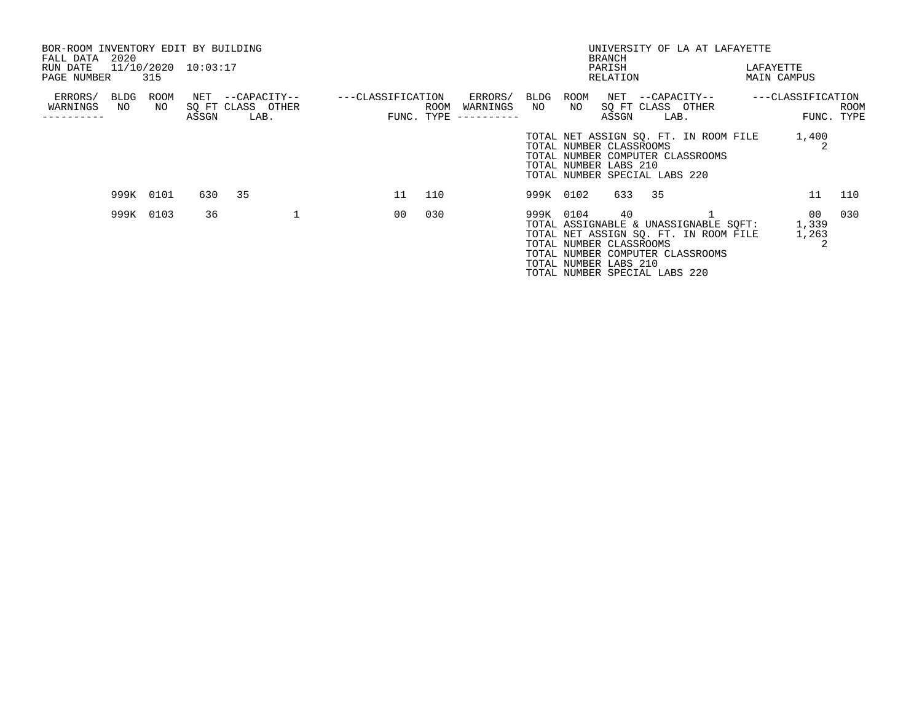BOR-ROOM INVENTORY EDIT BY BUILDING
FALL DATA 2020
RUN DATE 11/10/2020 10:03:17
PAGE NUMBER 315

UNIVERSITY OF LA AT LAFAYETTE
BRANCH
PARISH LAFAYETTE
RELATION MAIN CAMPUS

| ERRORS/ WARNINGS | BLDG NO | ROOM NO | NET SQ FT ASSGN | CAPACITY CLASS LAB. | CAPACITY OTHER | CLASSIFICATION FUNC. | ROOM TYPE | ERRORS/ WARNINGS | BLDG NO | ROOM NO | NET SQ FT ASSGN | CAPACITY CLASS LAB. | CAPACITY OTHER | CLASSIFICATION FUNC. | ROOM TYPE |
|---|---|---|---|---|---|---|---|---|---|---|---|---|---|---|---|
| | | | | | | | | | TOTAL NET ASSIGN SQ. FT. IN ROOM FILE | | | | | 1,400 | |
| | | | | | | | | | TOTAL NUMBER CLASSROOMS | | | | | 2 | |
| | | | | | | | | | TOTAL NUMBER COMPUTER CLASSROOMS | | | | | | |
| | | | | | | | | | TOTAL NUMBER LABS 210 | | | | | | |
| | | | | | | | | | TOTAL NUMBER SPECIAL LABS 220 | | | | | | |
| | 999K | 0101 | 630 | 35 | | 11 | 110 | | 999K | 0102 | 633 | 35 | | 11 | 110 |
| | 999K | 0103 | 36 | | 1 | 00 | 030 | | 999K | 0104 | 40 | | 1 | 00 | 030 |
| | | | | | | | | | TOTAL ASSIGNABLE & UNASSIGNABLE SQFT: | | | | | 1,339 | |
| | | | | | | | | | TOTAL NET ASSIGN SQ. FT. IN ROOM FILE | | | | | 1,263 | |
| | | | | | | | | | TOTAL NUMBER CLASSROOMS | | | | | 2 | |
| | | | | | | | | | TOTAL NUMBER COMPUTER CLASSROOMS | | | | | | |
| | | | | | | | | | TOTAL NUMBER LABS 210 | | | | | | |
| | | | | | | | | | TOTAL NUMBER SPECIAL LABS 220 | | | | | | |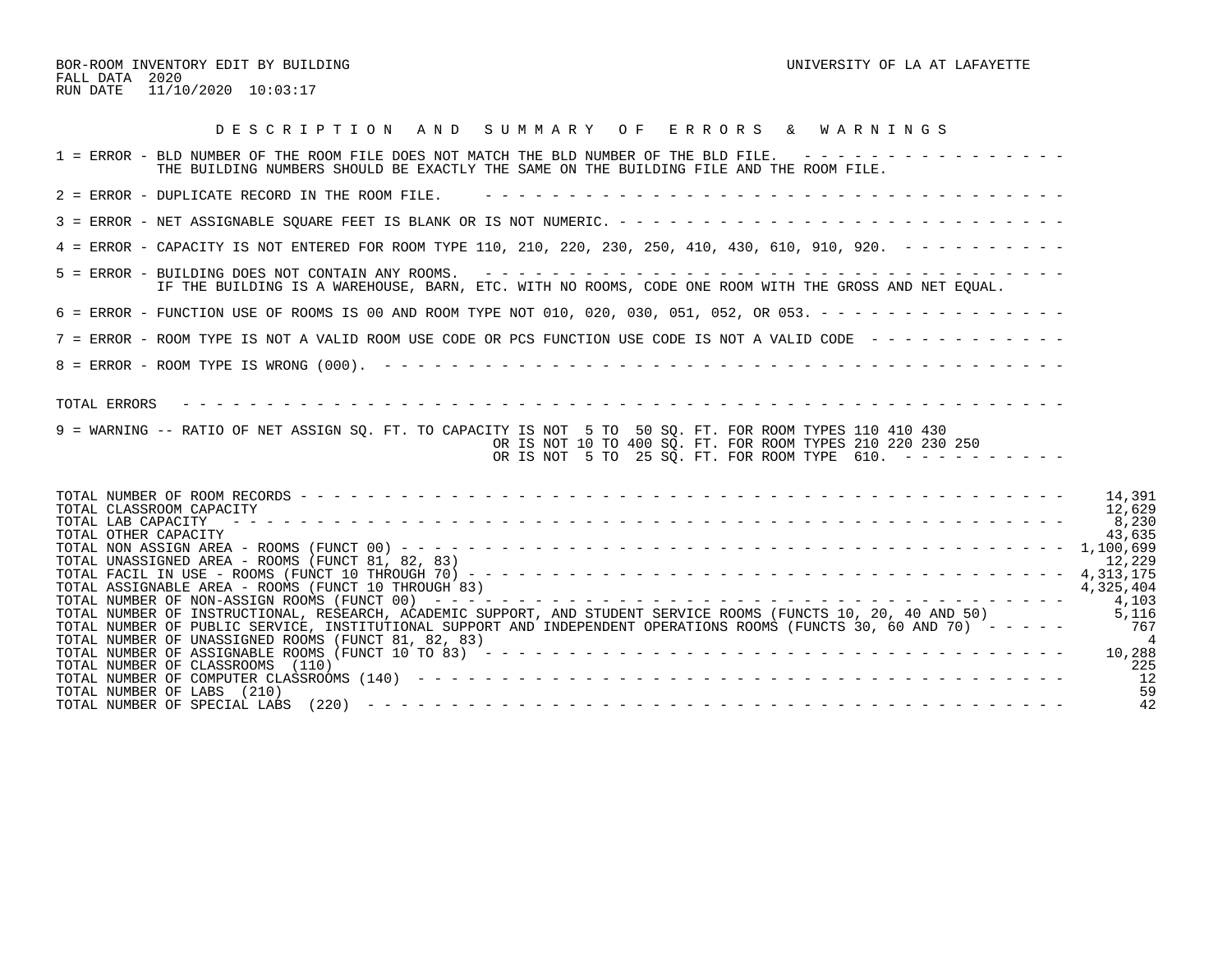BOR-ROOM INVENTORY EDIT BY BUILDING
FALL DATA 2020
RUN DATE 11/10/2020 10:03:17

UNIVERSITY OF LA AT LAFAYETTE

## D E S C R I P T I O N   A N D   S U M M A R Y   O F   E R R O R S   &   W A R N I N G S

1 = ERROR - BLD NUMBER OF THE ROOM FILE DOES NOT MATCH THE BLD NUMBER OF THE BLD FILE.
THE BUILDING NUMBERS SHOULD BE EXACTLY THE SAME ON THE BUILDING FILE AND THE ROOM FILE.

2 = ERROR - DUPLICATE RECORD IN THE ROOM FILE.

3 = ERROR - NET ASSIGNABLE SQUARE FEET IS BLANK OR IS NOT NUMERIC.

4 = ERROR - CAPACITY IS NOT ENTERED FOR ROOM TYPE 110, 210, 220, 230, 250, 410, 430, 610, 910, 920.

5 = ERROR - BUILDING DOES NOT CONTAIN ANY ROOMS.
IF THE BUILDING IS A WAREHOUSE, BARN, ETC. WITH NO ROOMS, CODE ONE ROOM WITH THE GROSS AND NET EQUAL.

6 = ERROR - FUNCTION USE OF ROOMS IS 00 AND ROOM TYPE NOT 010, 020, 030, 051, 052, OR 053.

7 = ERROR - ROOM TYPE IS NOT A VALID ROOM USE CODE OR PCS FUNCTION USE CODE IS NOT A VALID CODE

8 = ERROR - ROOM TYPE IS WRONG (000).

TOTAL ERRORS

9 = WARNING -- RATIO OF NET ASSIGN SQ. FT. TO CAPACITY IS NOT 5 TO 50 SQ. FT. FOR ROOM TYPES 110 410 430
OR IS NOT 10 TO 400 SQ. FT. FOR ROOM TYPES 210 220 230 250
OR IS NOT 5 TO 25 SQ. FT. FOR ROOM TYPE 610.

| | |
|---|---|
| TOTAL NUMBER OF ROOM RECORDS | 14,391 |
| TOTAL CLASSROOM CAPACITY | 12,629 |
| TOTAL LAB CAPACITY | 8,230 |
| TOTAL OTHER CAPACITY | 43,635 |
| TOTAL NON ASSIGN AREA - ROOMS (FUNCT 00) | 1,100,699 |
| TOTAL UNASSIGNED AREA - ROOMS (FUNCT 81, 82, 83) | 12,229 |
| TOTAL FACIL IN USE - ROOMS (FUNCT 10 THROUGH 70) | 4,313,175 |
| TOTAL ASSIGNABLE AREA - ROOMS (FUNCT 10 THROUGH 83) | 4,325,404 |
| TOTAL NUMBER OF NON-ASSIGN ROOMS (FUNCT 00) | 4,103 |
| TOTAL NUMBER OF INSTRUCTIONAL, RESEARCH, ACADEMIC SUPPORT, AND STUDENT SERVICE ROOMS (FUNCTS 10, 20, 40 AND 50) | 5,116 |
| TOTAL NUMBER OF PUBLIC SERVICE, INSTITUTIONAL SUPPORT AND INDEPENDENT OPERATIONS ROOMS (FUNCTS 30, 60 AND 70) | 767 |
| TOTAL NUMBER OF UNASSIGNED ROOMS (FUNCT 81, 82, 83) | 4 |
| TOTAL NUMBER OF ASSIGNABLE ROOMS (FUNCT 10 TO 83) | 10,288 |
| TOTAL NUMBER OF CLASSROOMS (110) | 225 |
| TOTAL NUMBER OF COMPUTER CLASSROOMS (140) | 12 |
| TOTAL NUMBER OF LABS (210) | 59 |
| TOTAL NUMBER OF SPECIAL LABS (220) | 42 |